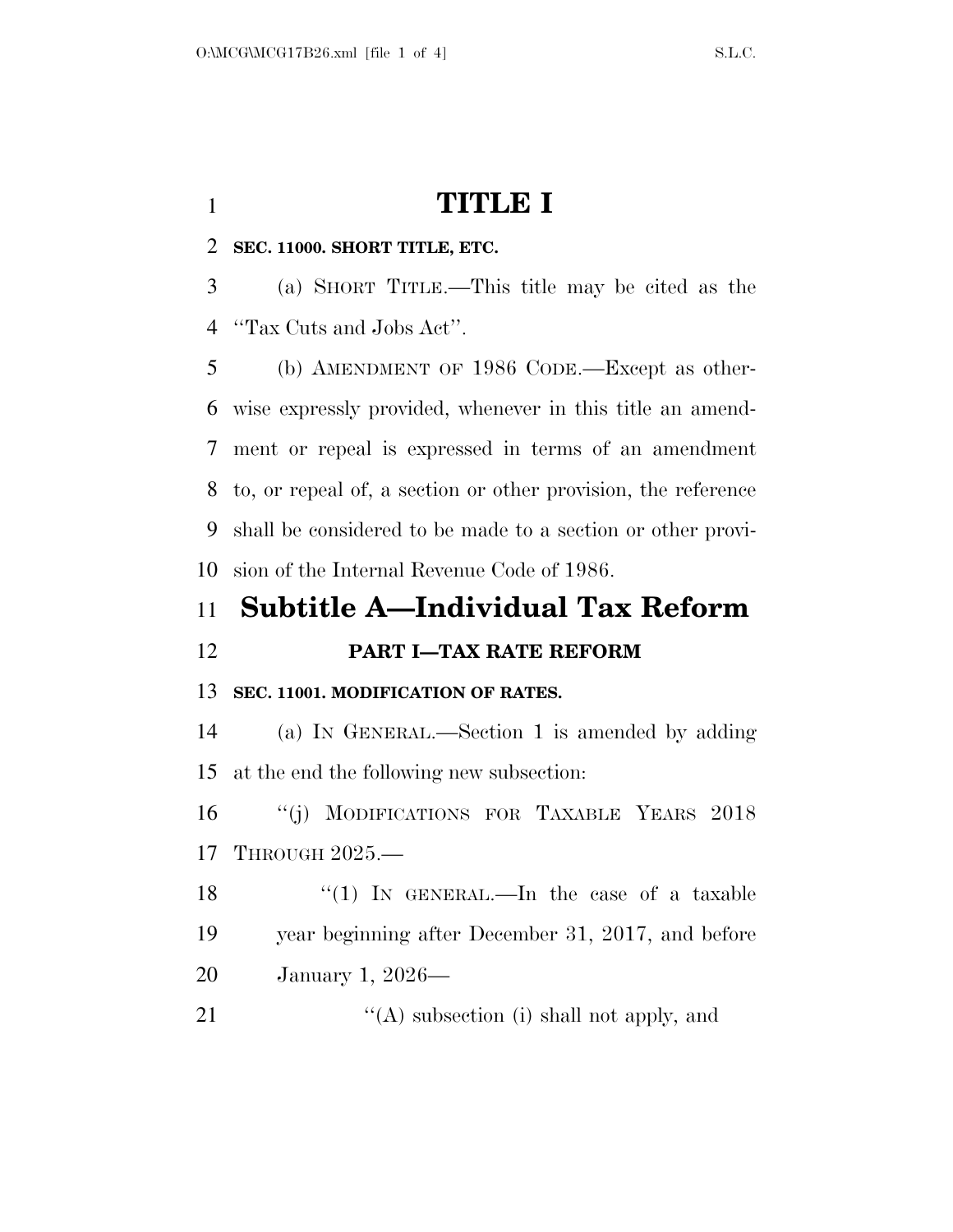# TITLE I

**SEC. 11000. SHORT TITLE, ETC.**

(a) SHORT TITLE.—This title may be cited as the "Tax Cuts and Jobs Act".

(b) AMENDMENT OF 1986 CODE.—Except as otherwise expressly provided, whenever in this title an amendment or repeal is expressed in terms of an amendment to, or repeal of, a section or other provision, the reference shall be considered to be made to a section or other provision of the Internal Revenue Code of 1986.

## Subtitle A—Individual Tax Reform

### PART I—TAX RATE REFORM

**SEC. 11001. MODIFICATION OF RATES.**

(a) IN GENERAL.—Section 1 is amended by adding at the end the following new subsection:

"(j) MODIFICATIONS FOR TAXABLE YEARS 2018 THROUGH 2025.—

"(1) IN GENERAL.—In the case of a taxable year beginning after December 31, 2017, and before January 1, 2026—

"(A) subsection (i) shall not apply, and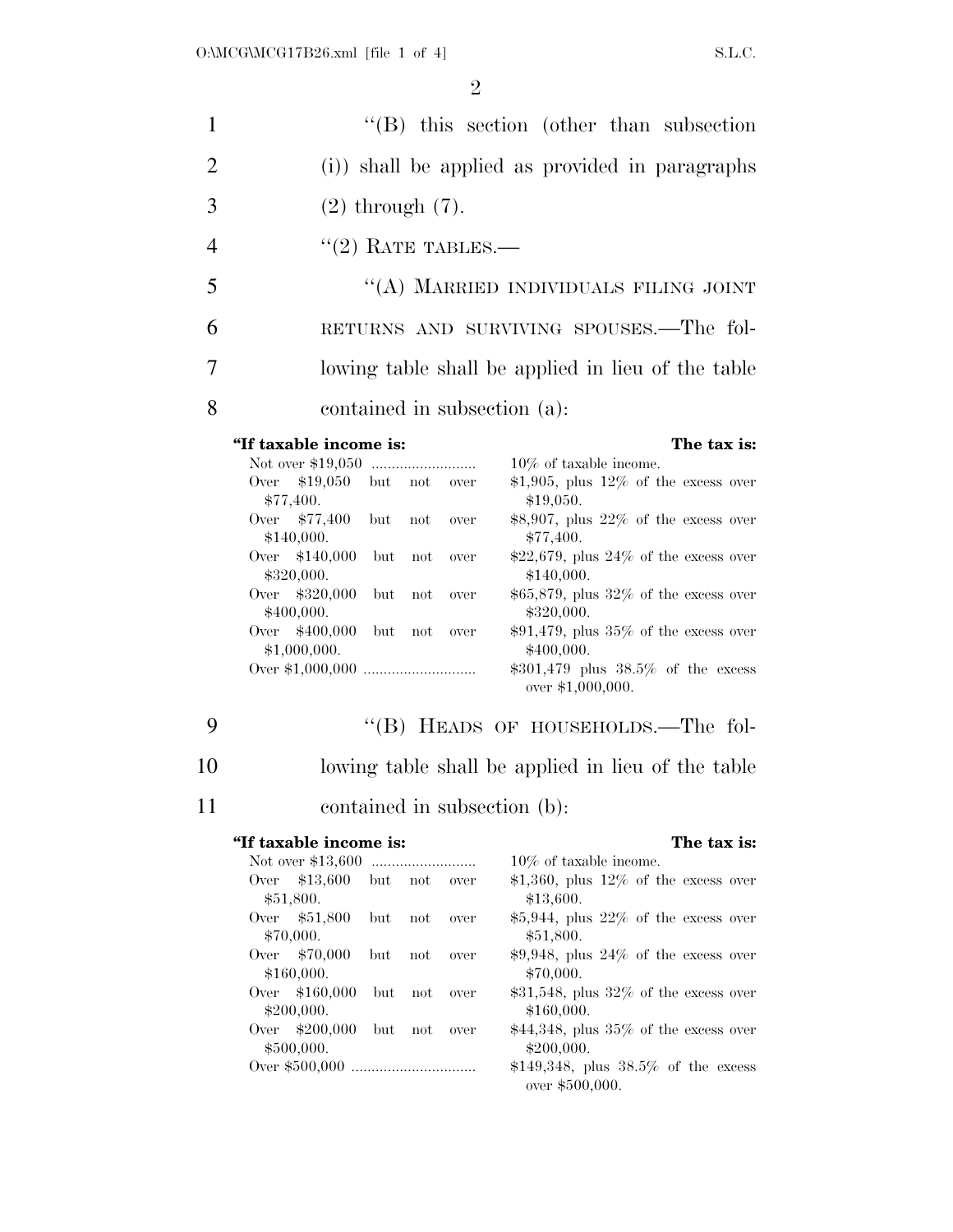"(B) this section (other than subsection (i)) shall be applied as provided in paragraphs (2) through (7).

"(2) RATE TABLES.—

"(A) MARRIED INDIVIDUALS FILING JOINT RETURNS AND SURVIVING SPOUSES.—The following table shall be applied in lieu of the table contained in subsection (a):

| "If taxable income is: | The tax is: |
|---|---|
| Not over $19,050 | 10% of taxable income. |
| Over $19,050 but not over $77,400. | $1,905, plus 12% of the excess over $19,050. |
| Over $77,400 but not over $140,000. | $8,907, plus 22% of the excess over $77,400. |
| Over $140,000 but not over $320,000. | $22,679, plus 24% of the excess over $140,000. |
| Over $320,000 but not over $400,000. | $65,879, plus 32% of the excess over $320,000. |
| Over $400,000 but not over $1,000,000. | $91,479, plus 35% of the excess over $400,000. |
| Over $1,000,000 | $301,479 plus 38.5% of the excess over $1,000,000. |

"(B) HEADS OF HOUSEHOLDS.—The following table shall be applied in lieu of the table contained in subsection (b):

| "If taxable income is: | The tax is: |
|---|---|
| Not over $13,600 | 10% of taxable income. |
| Over $13,600 but not over $51,800. | $1,360, plus 12% of the excess over $13,600. |
| Over $51,800 but not over $70,000. | $5,944, plus 22% of the excess over $51,800. |
| Over $70,000 but not over $160,000. | $9,948, plus 24% of the excess over $70,000. |
| Over $160,000 but not over $200,000. | $31,548, plus 32% of the excess over $160,000. |
| Over $200,000 but not over $500,000. | $44,348, plus 35% of the excess over $200,000. |
| Over $500,000 | $149,348, plus 38.5% of the excess over $500,000. |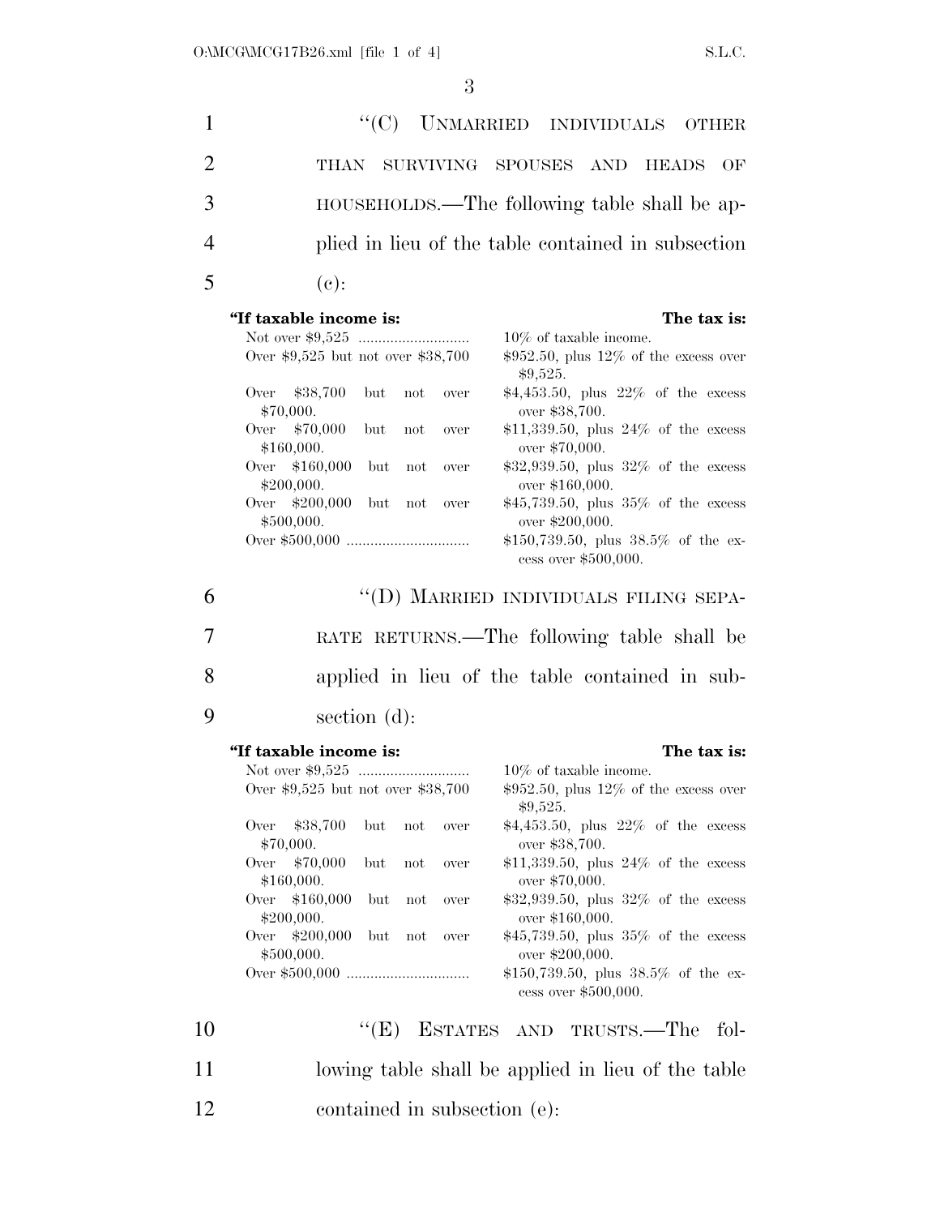"(C) UNMARRIED INDIVIDUALS OTHER THAN SURVIVING SPOUSES AND HEADS OF HOUSEHOLDS.—The following table shall be applied in lieu of the table contained in subsection (c):

| "If taxable income is: | The tax is: |
|---|---|
| Not over $9,525 | 10% of taxable income. |
| Over $9,525 but not over $38,700 | $952.50, plus 12% of the excess over $9,525. |
| Over $38,700 but not over $70,000. | $4,453.50, plus 22% of the excess over $38,700. |
| Over $70,000 but not over $160,000. | $11,339.50, plus 24% of the excess over $70,000. |
| Over $160,000 but not over $200,000. | $32,939.50, plus 32% of the excess over $160,000. |
| Over $200,000 but not over $500,000. | $45,739.50, plus 35% of the excess over $200,000. |
| Over $500,000 | $150,739.50, plus 38.5% of the excess over $500,000. |

"(D) MARRIED INDIVIDUALS FILING SEPARATE RETURNS.—The following table shall be applied in lieu of the table contained in subsection (d):

| "If taxable income is: | The tax is: |
|---|---|
| Not over $9,525 | 10% of taxable income. |
| Over $9,525 but not over $38,700 | $952.50, plus 12% of the excess over $9,525. |
| Over $38,700 but not over $70,000. | $4,453.50, plus 22% of the excess over $38,700. |
| Over $70,000 but not over $160,000. | $11,339.50, plus 24% of the excess over $70,000. |
| Over $160,000 but not over $200,000. | $32,939.50, plus 32% of the excess over $160,000. |
| Over $200,000 but not over $500,000. | $45,739.50, plus 35% of the excess over $200,000. |
| Over $500,000 | $150,739.50, plus 38.5% of the excess over $500,000. |

"(E) ESTATES AND TRUSTS.—The following table shall be applied in lieu of the table contained in subsection (e):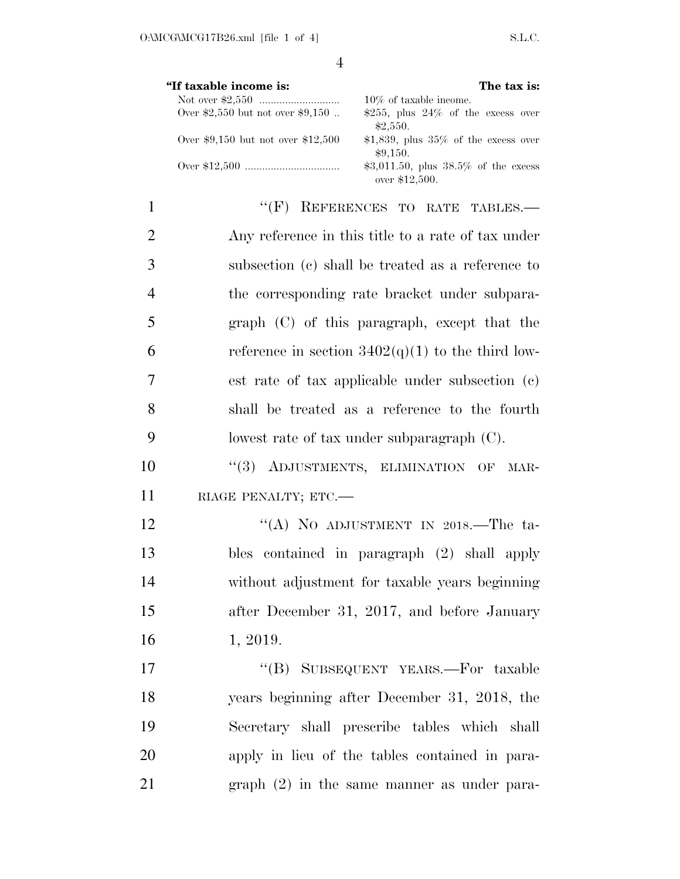| "If taxable income is: | The tax is: |
| --- | --- |
| Not over $2,550 | 10% of taxable income. |
| Over $2,550 but not over $9,150 | $255, plus 24% of the excess over $2,550. |
| Over $9,150 but not over $12,500 | $1,839, plus 35% of the excess over $9,150. |
| Over $12,500 | $3,011.50, plus 38.5% of the excess over $12,500. |

"(F) REFERENCES TO RATE TABLES.—Any reference in this title to a rate of tax under subsection (c) shall be treated as a reference to the corresponding rate bracket under subparagraph (C) of this paragraph, except that the reference in section 3402(q)(1) to the third lowest rate of tax applicable under subsection (c) shall be treated as a reference to the fourth lowest rate of tax under subparagraph (C).

"(3) ADJUSTMENTS, ELIMINATION OF MARRIAGE PENALTY; ETC.—

"(A) NO ADJUSTMENT IN 2018.—The tables contained in paragraph (2) shall apply without adjustment for taxable years beginning after December 31, 2017, and before January 1, 2019.

"(B) SUBSEQUENT YEARS.—For taxable years beginning after December 31, 2018, the Secretary shall prescribe tables which shall apply in lieu of the tables contained in paragraph (2) in the same manner as under para-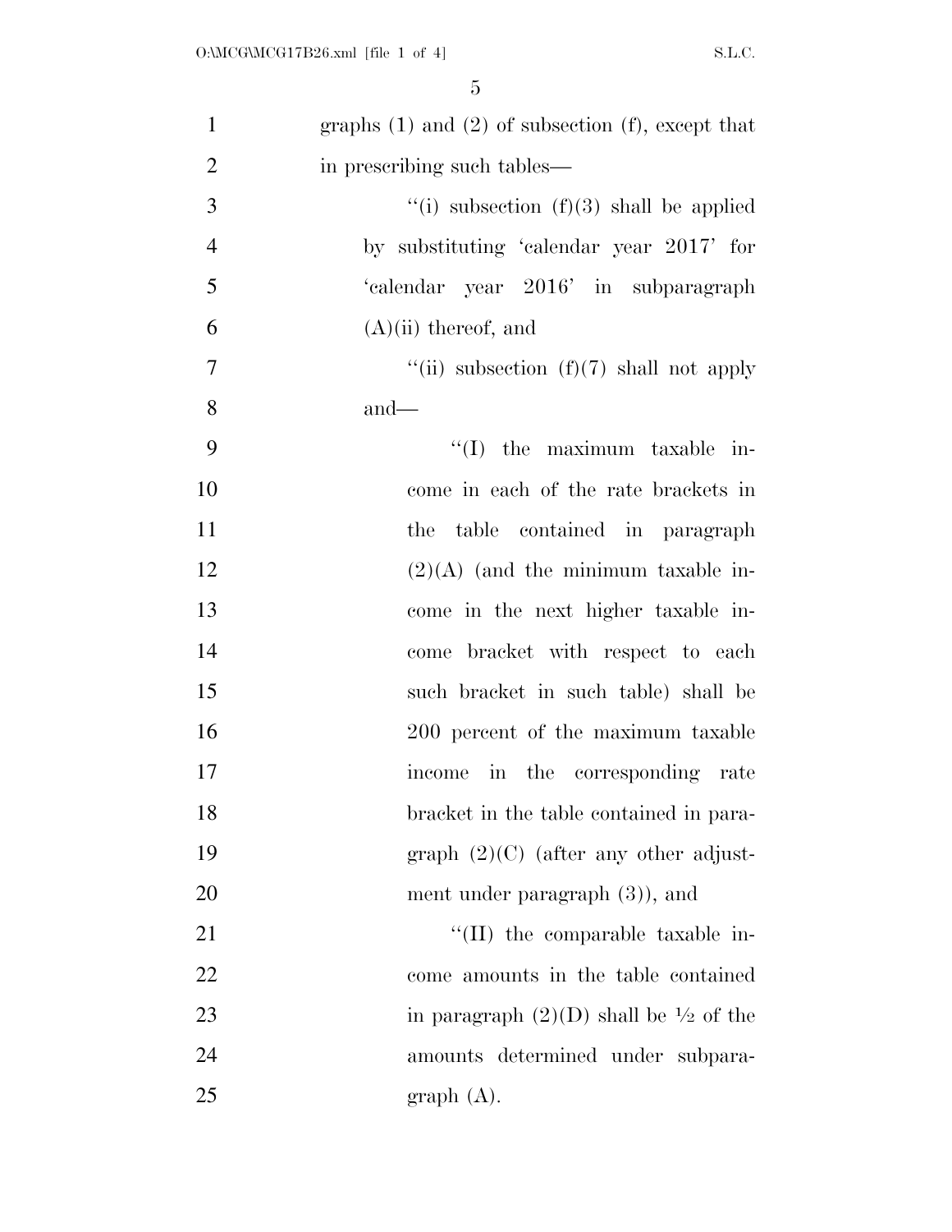graphs (1) and (2) of subsection (f), except that in prescribing such tables—

“(i) subsection (f)(3) shall be applied by substituting ‘calendar year 2017’ for ‘calendar year 2016’ in subparagraph (A)(ii) thereof, and

“(ii) subsection (f)(7) shall not apply and—

“(I) the maximum taxable income in each of the rate brackets in the table contained in paragraph (2)(A) (and the minimum taxable income in the next higher taxable income bracket with respect to each such bracket in such table) shall be 200 percent of the maximum taxable income in the corresponding rate bracket in the table contained in paragraph (2)(C) (after any other adjustment under paragraph (3)), and

“(II) the comparable taxable income amounts in the table contained in paragraph (2)(D) shall be ½ of the amounts determined under subparagraph (A).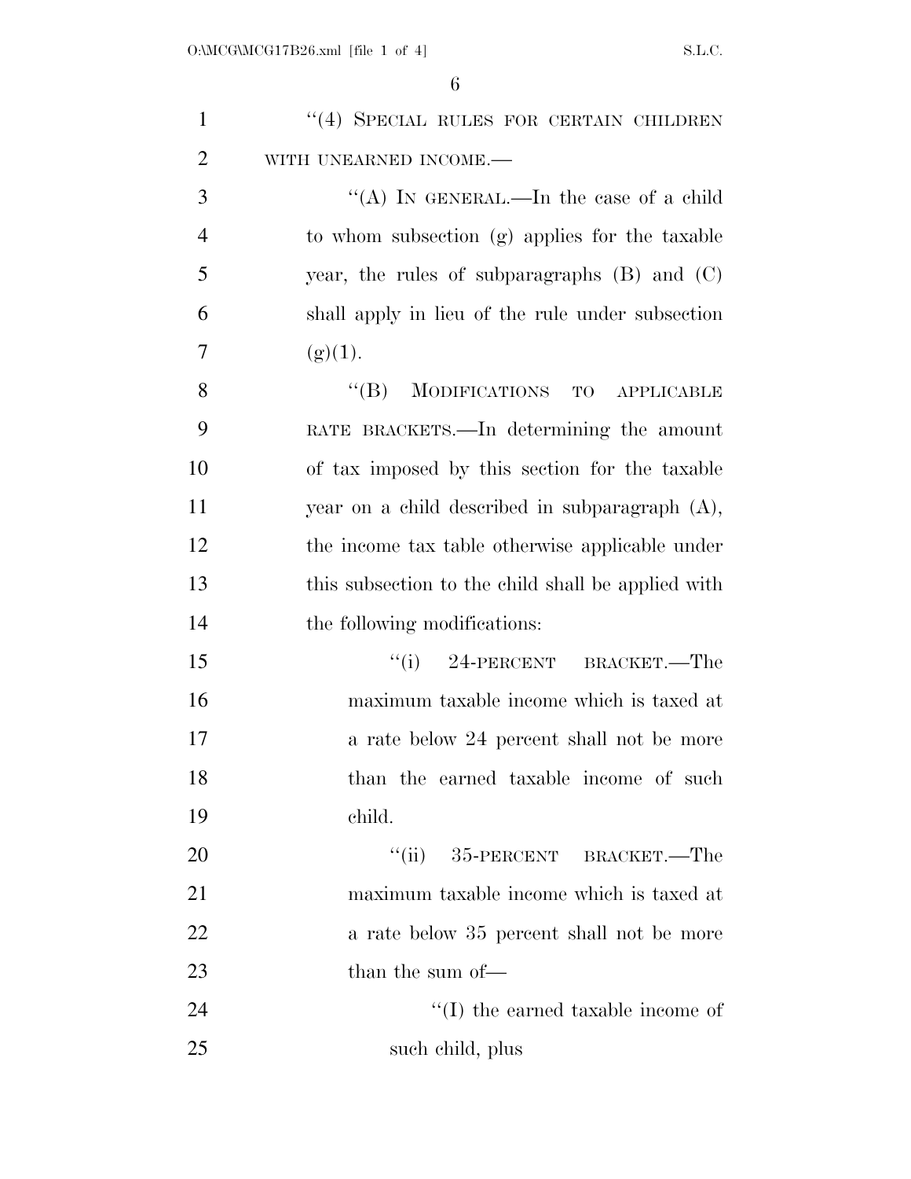''(4) SPECIAL RULES FOR CERTAIN CHILDREN WITH UNEARNED INCOME.—

''(A) IN GENERAL.—In the case of a child to whom subsection (g) applies for the taxable year, the rules of subparagraphs (B) and (C) shall apply in lieu of the rule under subsection (g)(1).

''(B) MODIFICATIONS TO APPLICABLE RATE BRACKETS.—In determining the amount of tax imposed by this section for the taxable year on a child described in subparagraph (A), the income tax table otherwise applicable under this subsection to the child shall be applied with the following modifications:

''(i) 24-PERCENT BRACKET.—The maximum taxable income which is taxed at a rate below 24 percent shall not be more than the earned taxable income of such child.

''(ii) 35-PERCENT BRACKET.—The maximum taxable income which is taxed at a rate below 35 percent shall not be more than the sum of—

''(I) the earned taxable income of such child, plus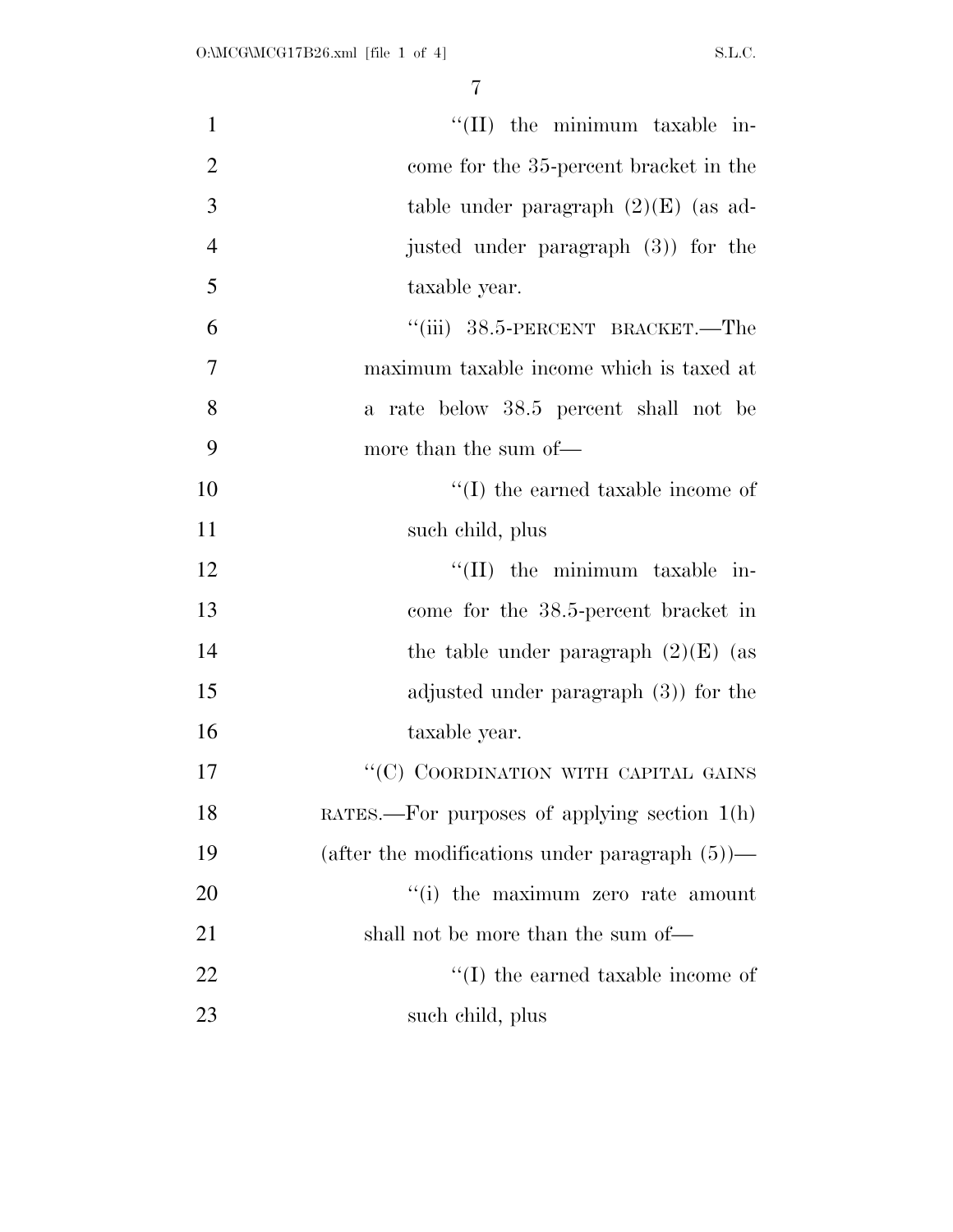"(II) the minimum taxable income for the 35-percent bracket in the table under paragraph (2)(E) (as adjusted under paragraph (3)) for the taxable year.

"(iii) 38.5-PERCENT BRACKET.—The maximum taxable income which is taxed at a rate below 38.5 percent shall not be more than the sum of—

"(I) the earned taxable income of such child, plus

"(II) the minimum taxable income for the 38.5-percent bracket in the table under paragraph (2)(E) (as adjusted under paragraph (3)) for the taxable year.

"(C) COORDINATION WITH CAPITAL GAINS RATES.—For purposes of applying section 1(h) (after the modifications under paragraph (5))—

"(i) the maximum zero rate amount shall not be more than the sum of—

"(I) the earned taxable income of such child, plus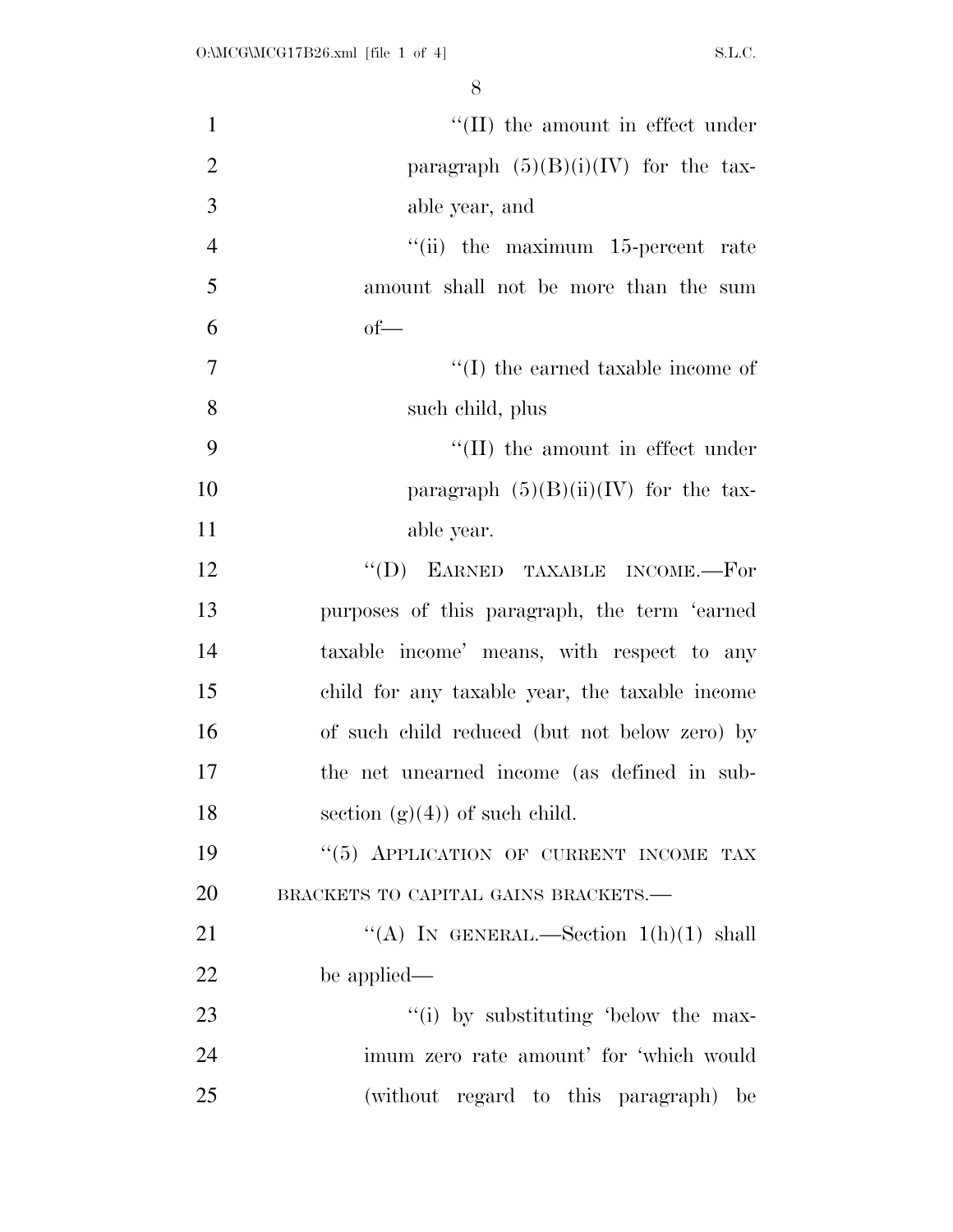"(II) the amount in effect under paragraph (5)(B)(i)(IV) for the taxable year, and

"(ii) the maximum 15-percent rate amount shall not be more than the sum of—

"(I) the earned taxable income of such child, plus

"(II) the amount in effect under paragraph (5)(B)(ii)(IV) for the taxable year.

"(D) EARNED TAXABLE INCOME.—For purposes of this paragraph, the term 'earned taxable income' means, with respect to any child for any taxable year, the taxable income of such child reduced (but not below zero) by the net unearned income (as defined in subsection (g)(4)) of such child.

"(5) APPLICATION OF CURRENT INCOME TAX BRACKETS TO CAPITAL GAINS BRACKETS.—

"(A) IN GENERAL.—Section 1(h)(1) shall be applied—

"(i) by substituting 'below the maximum zero rate amount' for 'which would (without regard to this paragraph) be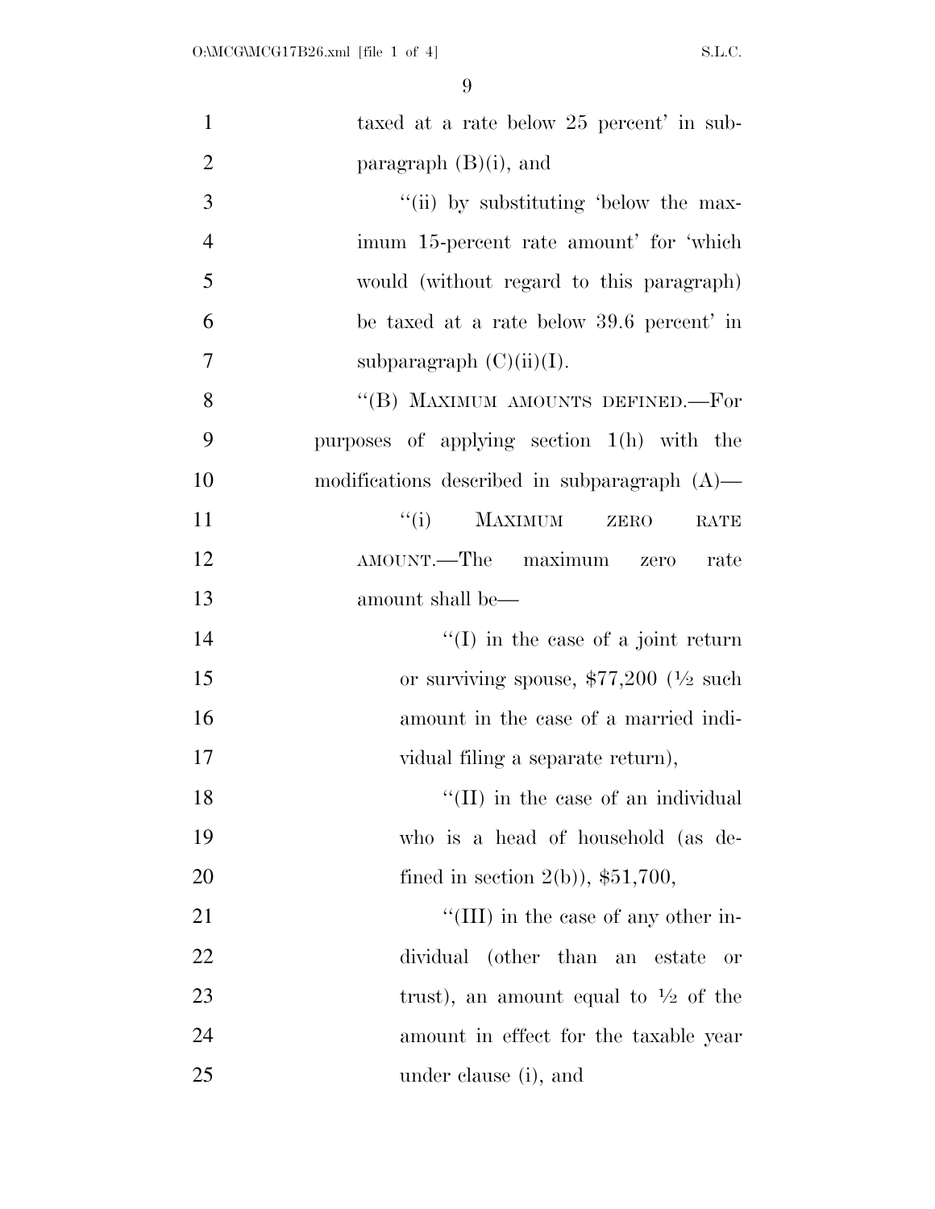taxed at a rate below 25 percent' in subparagraph (B)(i), and

''(ii) by substituting 'below the maximum 15-percent rate amount' for 'which would (without regard to this paragraph) be taxed at a rate below 39.6 percent' in subparagraph (C)(ii)(I).

''(B) MAXIMUM AMOUNTS DEFINED.—For purposes of applying section 1(h) with the modifications described in subparagraph (A)—

''(i) MAXIMUM ZERO RATE AMOUNT.—The maximum zero rate amount shall be—

''(I) in the case of a joint return or surviving spouse, $77,200 (½ such amount in the case of a married individual filing a separate return),

''(II) in the case of an individual who is a head of household (as defined in section 2(b)), $51,700,

''(III) in the case of any other individual (other than an estate or trust), an amount equal to ½ of the amount in effect for the taxable year under clause (i), and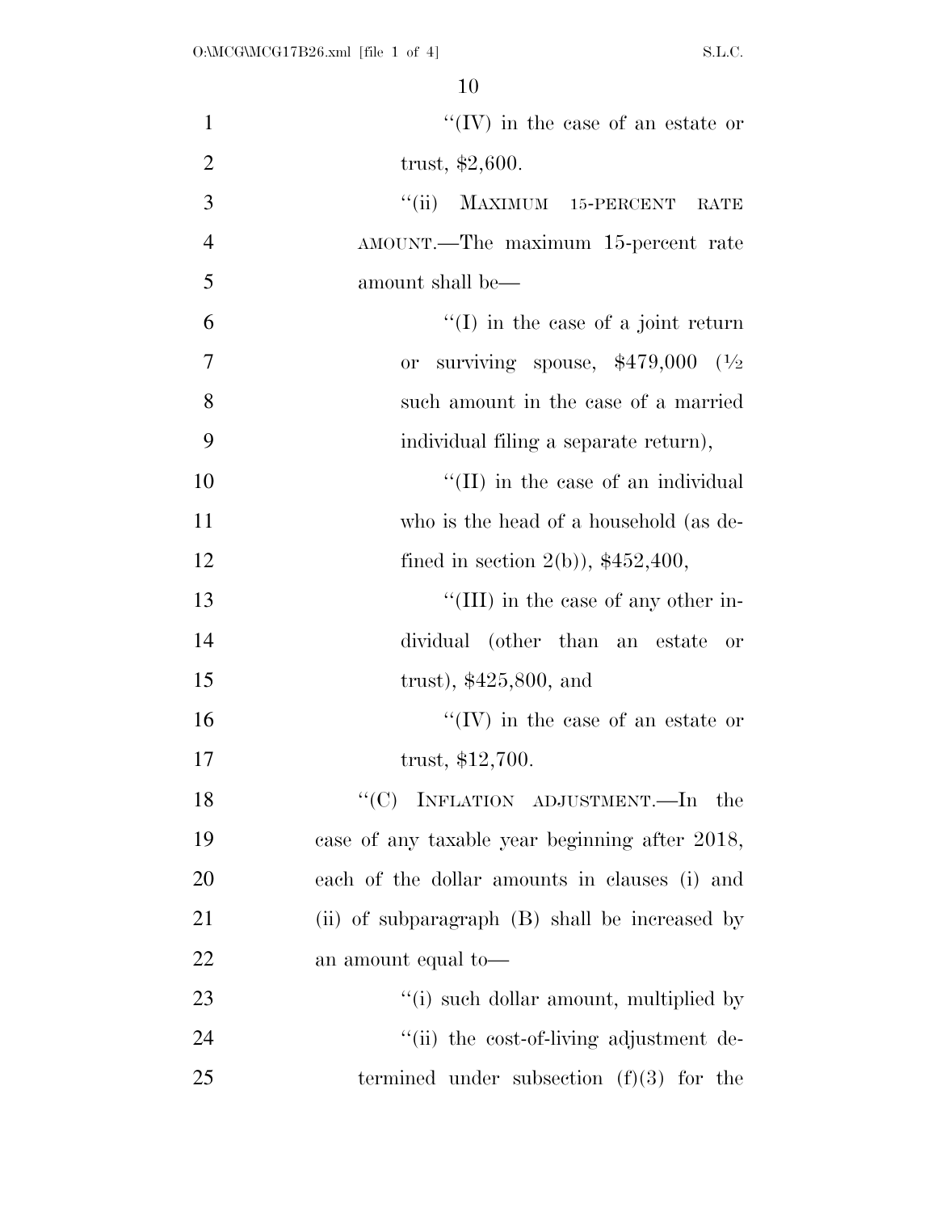"(IV) in the case of an estate or trust, $2,600.

"(ii) MAXIMUM 15-PERCENT RATE AMOUNT.—The maximum 15-percent rate amount shall be—

"(I) in the case of a joint return or surviving spouse, $479,000 (½ such amount in the case of a married individual filing a separate return),

"(II) in the case of an individual who is the head of a household (as defined in section 2(b)), $452,400,

"(III) in the case of any other individual (other than an estate or trust), $425,800, and

"(IV) in the case of an estate or trust, $12,700.

"(C) INFLATION ADJUSTMENT.—In the case of any taxable year beginning after 2018, each of the dollar amounts in clauses (i) and (ii) of subparagraph (B) shall be increased by an amount equal to—

"(i) such dollar amount, multiplied by

"(ii) the cost-of-living adjustment determined under subsection (f)(3) for the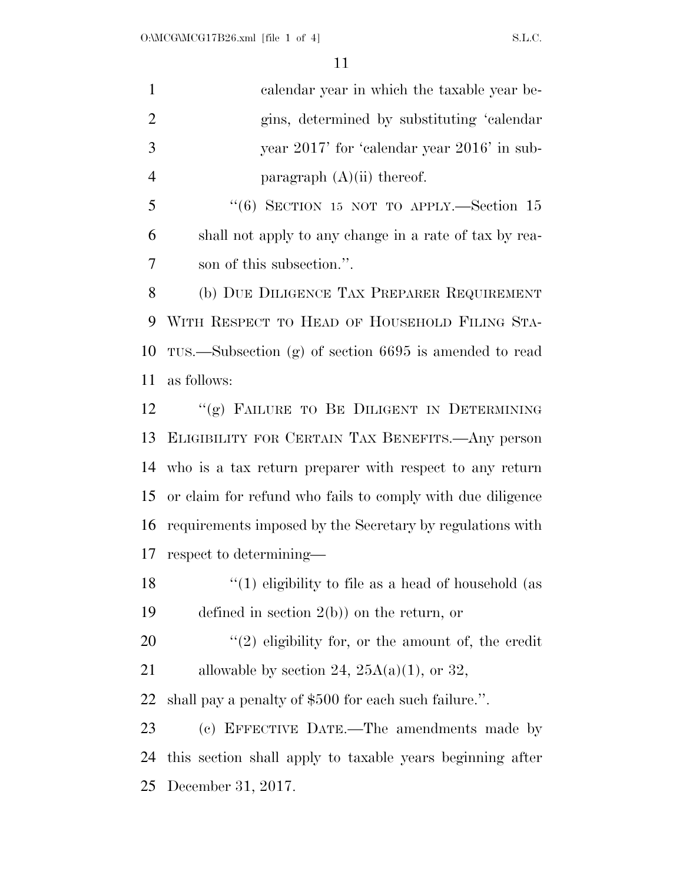calendar year in which the taxable year begins, determined by substituting 'calendar year 2017' for 'calendar year 2016' in subparagraph (A)(ii) thereof.

"(6) SECTION 15 NOT TO APPLY.—Section 15 shall not apply to any change in a rate of tax by reason of this subsection.".

(b) DUE DILIGENCE TAX PREPARER REQUIREMENT WITH RESPECT TO HEAD OF HOUSEHOLD FILING STATUS.—Subsection (g) of section 6695 is amended to read as follows:

"(g) FAILURE TO BE DILIGENT IN DETERMINING ELIGIBILITY FOR CERTAIN TAX BENEFITS.—Any person who is a tax return preparer with respect to any return or claim for refund who fails to comply with due diligence requirements imposed by the Secretary by regulations with respect to determining—

"(1) eligibility to file as a head of household (as defined in section 2(b)) on the return, or

"(2) eligibility for, or the amount of, the credit allowable by section 24, 25A(a)(1), or 32,

shall pay a penalty of $500 for each such failure.".

(c) EFFECTIVE DATE.—The amendments made by this section shall apply to taxable years beginning after December 31, 2017.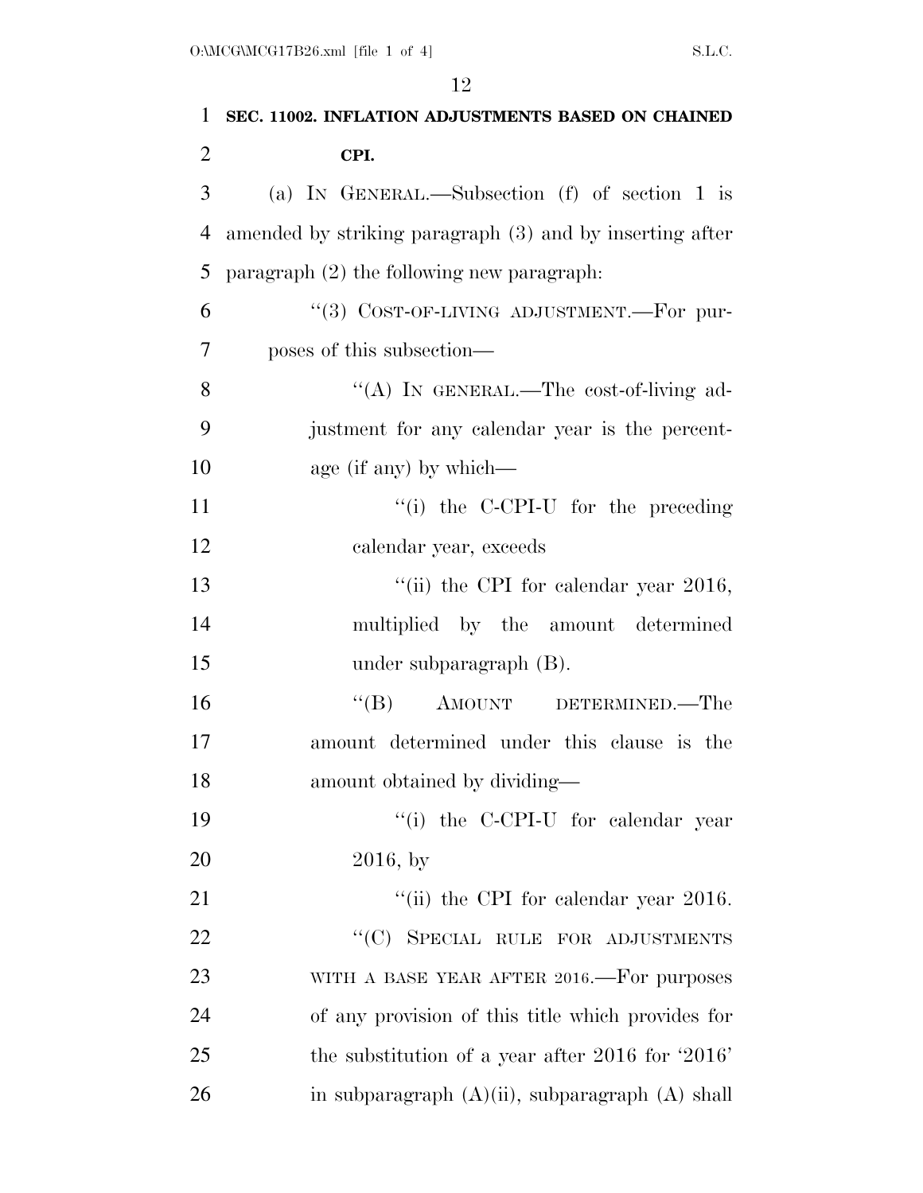**SEC. 11002. INFLATION ADJUSTMENTS BASED ON CHAINED CPI.**

(a) IN GENERAL.—Subsection (f) of section 1 is amended by striking paragraph (3) and by inserting after paragraph (2) the following new paragraph:

"(3) COST-OF-LIVING ADJUSTMENT.—For purposes of this subsection—

"(A) IN GENERAL.—The cost-of-living adjustment for any calendar year is the percentage (if any) by which—

"(i) the C-CPI-U for the preceding calendar year, exceeds

"(ii) the CPI for calendar year 2016, multiplied by the amount determined under subparagraph (B).

"(B) AMOUNT DETERMINED.—The amount determined under this clause is the amount obtained by dividing—

"(i) the C-CPI-U for calendar year 2016, by

"(ii) the CPI for calendar year 2016.

"(C) SPECIAL RULE FOR ADJUSTMENTS WITH A BASE YEAR AFTER 2016.—For purposes of any provision of this title which provides for the substitution of a year after 2016 for '2016' in subparagraph (A)(ii), subparagraph (A) shall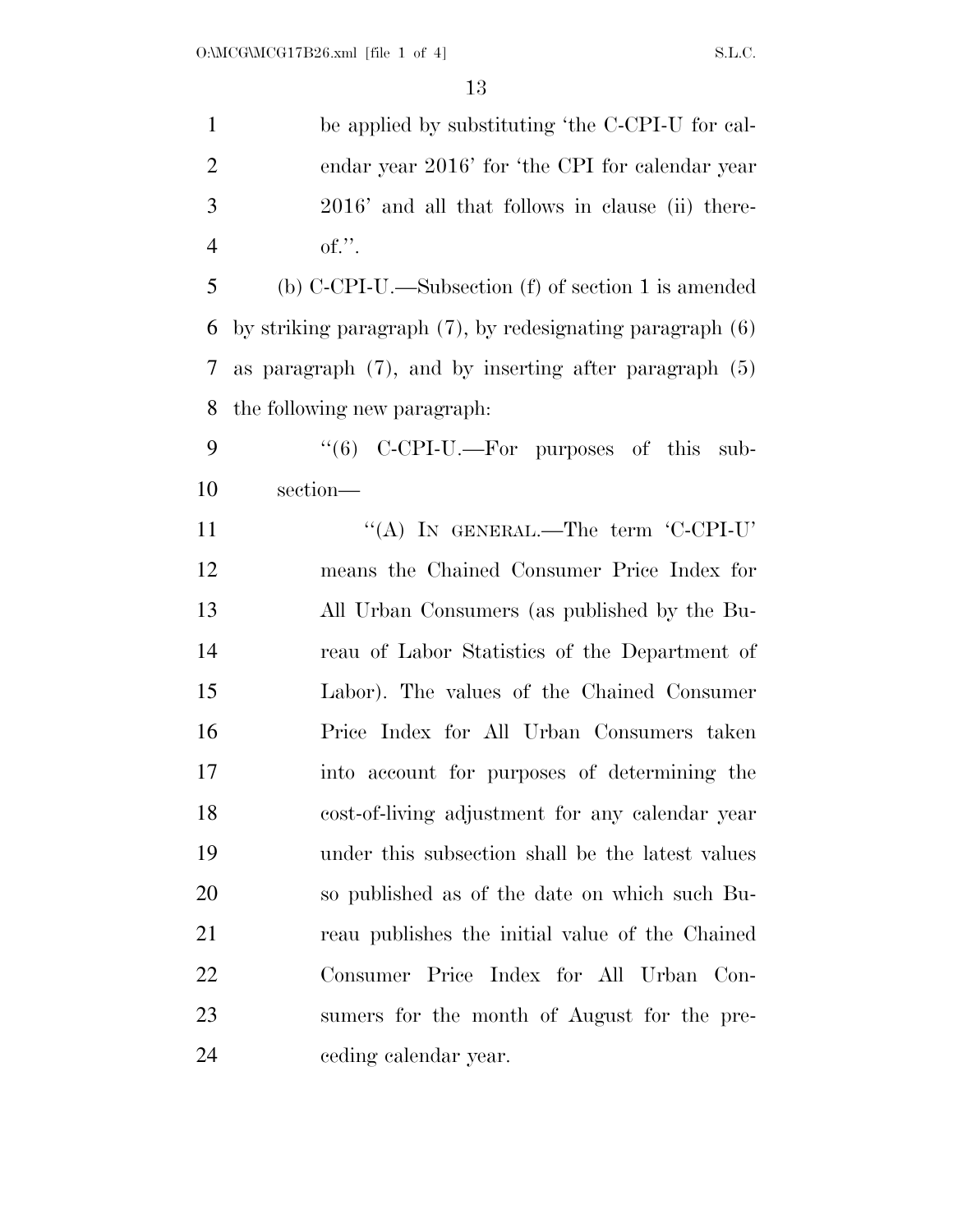be applied by substituting 'the C-CPI-U for calendar year 2016' for 'the CPI for calendar year 2016' and all that follows in clause (ii) thereof.''.

(b) C-CPI-U.—Subsection (f) of section 1 is amended by striking paragraph (7), by redesignating paragraph (6) as paragraph (7), and by inserting after paragraph (5) the following new paragraph:

''(6) C-CPI-U.—For purposes of this subsection—

''(A) IN GENERAL.—The term 'C-CPI-U' means the Chained Consumer Price Index for All Urban Consumers (as published by the Bureau of Labor Statistics of the Department of Labor). The values of the Chained Consumer Price Index for All Urban Consumers taken into account for purposes of determining the cost-of-living adjustment for any calendar year under this subsection shall be the latest values so published as of the date on which such Bureau publishes the initial value of the Chained Consumer Price Index for All Urban Consumers for the month of August for the preceding calendar year.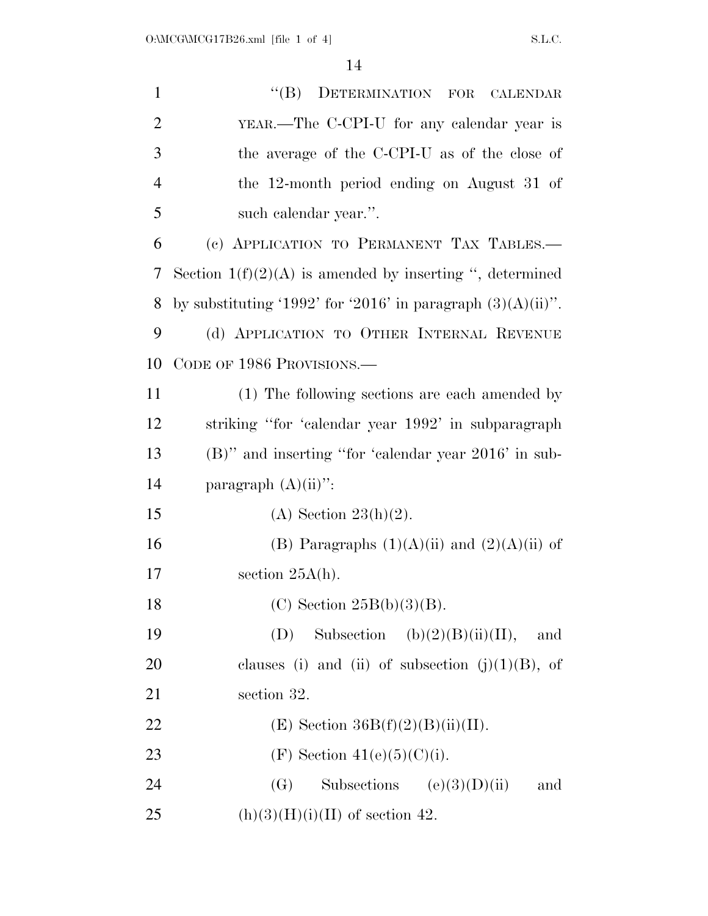"(B) DETERMINATION FOR CALENDAR YEAR.—The C-CPI-U for any calendar year is the average of the C-CPI-U as of the close of the 12-month period ending on August 31 of such calendar year.".

(c) APPLICATION TO PERMANENT TAX TABLES.— Section 1(f)(2)(A) is amended by inserting ", determined by substituting '1992' for '2016' in paragraph (3)(A)(ii)".

(d) APPLICATION TO OTHER INTERNAL REVENUE CODE OF 1986 PROVISIONS.—

(1) The following sections are each amended by striking "for 'calendar year 1992' in subparagraph (B)" and inserting "for 'calendar year 2016' in subparagraph (A)(ii)":

(A) Section 23(h)(2).

(B) Paragraphs (1)(A)(ii) and (2)(A)(ii) of section 25A(h).

(C) Section 25B(b)(3)(B).

(D) Subsection (b)(2)(B)(ii)(II), and clauses (i) and (ii) of subsection (j)(1)(B), of section 32.

(E) Section 36B(f)(2)(B)(ii)(II).

(F) Section 41(e)(5)(C)(i).

(G) Subsections (e)(3)(D)(ii) and (h)(3)(H)(i)(II) of section 42.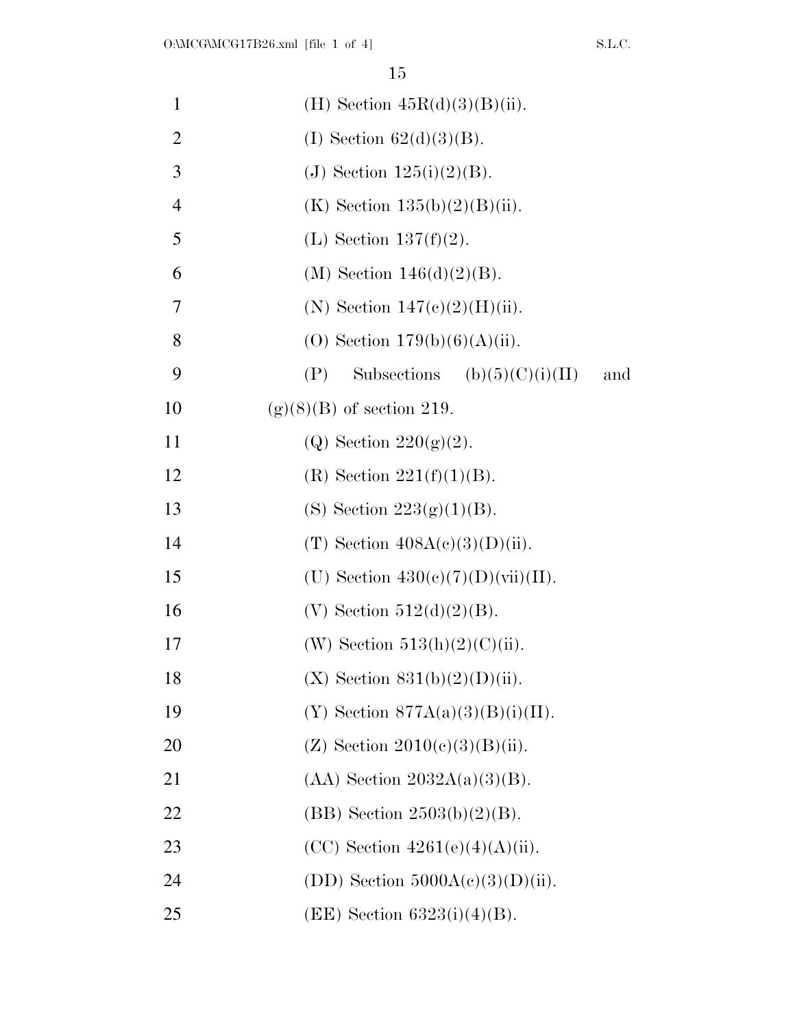(H) Section 45R(d)(3)(B)(ii).

(I) Section 62(d)(3)(B).

(J) Section 125(i)(2)(B).

(K) Section 135(b)(2)(B)(ii).

(L) Section 137(f)(2).

(M) Section 146(d)(2)(B).

(N) Section 147(c)(2)(H)(ii).

(O) Section 179(b)(6)(A)(ii).

(P) Subsections (b)(5)(C)(i)(II) and (g)(8)(B) of section 219.

(Q) Section 220(g)(2).

(R) Section 221(f)(1)(B).

(S) Section 223(g)(1)(B).

(T) Section 408A(c)(3)(D)(ii).

(U) Section 430(c)(7)(D)(vii)(II).

(V) Section 512(d)(2)(B).

(W) Section 513(h)(2)(C)(ii).

(X) Section 831(b)(2)(D)(ii).

(Y) Section 877A(a)(3)(B)(i)(II).

(Z) Section 2010(c)(3)(B)(ii).

(AA) Section 2032A(a)(3)(B).

(BB) Section 2503(b)(2)(B).

(CC) Section 4261(e)(4)(A)(ii).

(DD) Section 5000A(c)(3)(D)(ii).

(EE) Section 6323(i)(4)(B).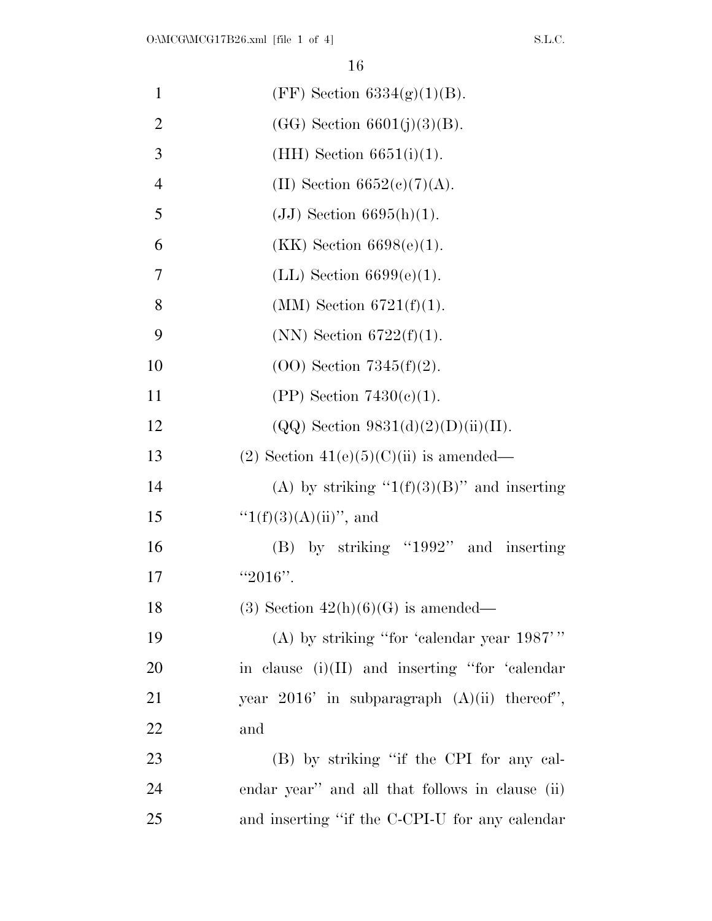(FF) Section 6334(g)(1)(B).

(GG) Section 6601(j)(3)(B).

(HH) Section 6651(i)(1).

(II) Section 6652(c)(7)(A).

(JJ) Section 6695(h)(1).

(KK) Section 6698(e)(1).

(LL) Section 6699(e)(1).

(MM) Section 6721(f)(1).

(NN) Section 6722(f)(1).

(OO) Section 7345(f)(2).

(PP) Section 7430(c)(1).

(QQ) Section 9831(d)(2)(D)(ii)(II).

(2) Section 41(e)(5)(C)(ii) is amended—

(A) by striking "1(f)(3)(B)" and inserting "1(f)(3)(A)(ii)", and

(B) by striking "1992" and inserting "2016".

(3) Section 42(h)(6)(G) is amended—

(A) by striking "for 'calendar year 1987'" in clause (i)(II) and inserting "for 'calendar year 2016' in subparagraph (A)(ii) thereof", and

(B) by striking "if the CPI for any calendar year" and all that follows in clause (ii) and inserting "if the C-CPI-U for any calendar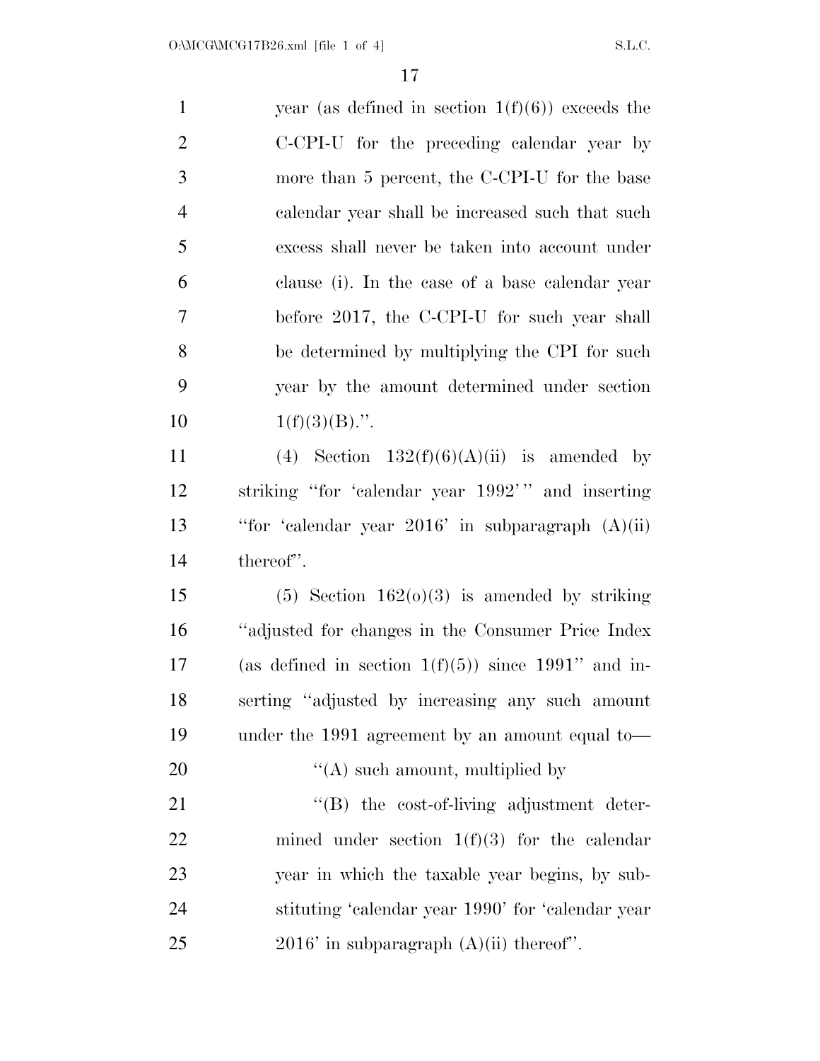year (as defined in section 1(f)(6)) exceeds the C-CPI-U for the preceding calendar year by more than 5 percent, the C-CPI-U for the base calendar year shall be increased such that such excess shall never be taken into account under clause (i). In the case of a base calendar year before 2017, the C-CPI-U for such year shall be determined by multiplying the CPI for such year by the amount determined under section 1(f)(3)(B).''.

(4) Section 132(f)(6)(A)(ii) is amended by striking ''for 'calendar year 1992''' and inserting ''for 'calendar year 2016' in subparagraph (A)(ii) thereof''.

(5) Section 162(o)(3) is amended by striking ''adjusted for changes in the Consumer Price Index (as defined in section 1(f)(5)) since 1991'' and inserting ''adjusted by increasing any such amount under the 1991 agreement by an amount equal to—

''(A) such amount, multiplied by

''(B) the cost-of-living adjustment determined under section 1(f)(3) for the calendar year in which the taxable year begins, by substituting 'calendar year 1990' for 'calendar year 2016' in subparagraph (A)(ii) thereof''.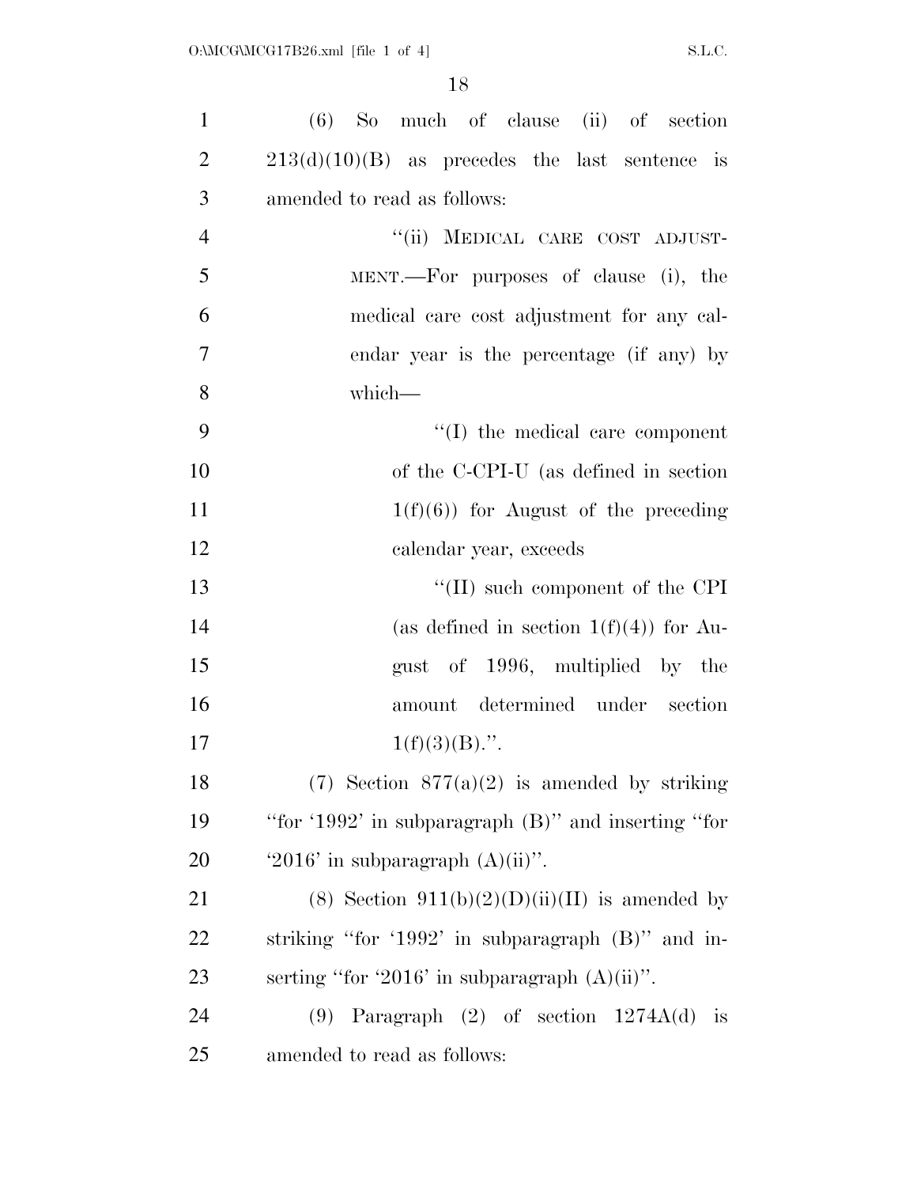(6) So much of clause (ii) of section 213(d)(10)(B) as precedes the last sentence is amended to read as follows:

"(ii) MEDICAL CARE COST ADJUSTMENT.—For purposes of clause (i), the medical care cost adjustment for any calendar year is the percentage (if any) by which—

"(I) the medical care component of the C-CPI-U (as defined in section 1(f)(6)) for August of the preceding calendar year, exceeds

"(II) such component of the CPI (as defined in section 1(f)(4)) for August of 1996, multiplied by the amount determined under section 1(f)(3)(B).".

(7) Section 877(a)(2) is amended by striking "for '1992' in subparagraph (B)" and inserting "for '2016' in subparagraph (A)(ii)".

(8) Section 911(b)(2)(D)(ii)(II) is amended by striking "for '1992' in subparagraph (B)" and inserting "for '2016' in subparagraph (A)(ii)".

(9) Paragraph (2) of section 1274A(d) is amended to read as follows: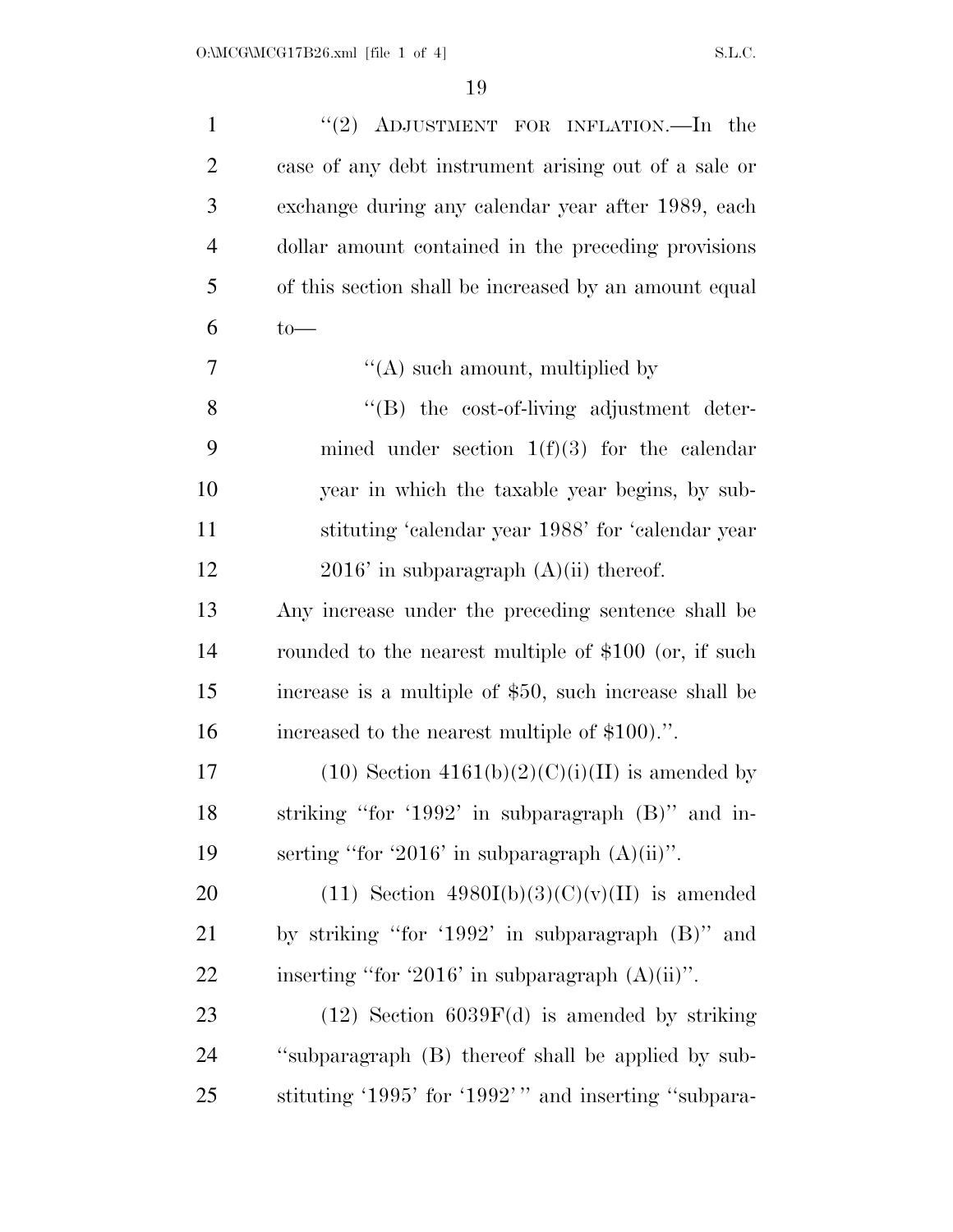"(2) ADJUSTMENT FOR INFLATION.—In the case of any debt instrument arising out of a sale or exchange during any calendar year after 1989, each dollar amount contained in the preceding provisions of this section shall be increased by an amount equal to—

"(A) such amount, multiplied by

"(B) the cost-of-living adjustment determined under section 1(f)(3) for the calendar year in which the taxable year begins, by substituting 'calendar year 1988' for 'calendar year 2016' in subparagraph (A)(ii) thereof.

Any increase under the preceding sentence shall be rounded to the nearest multiple of $100 (or, if such increase is a multiple of $50, such increase shall be increased to the nearest multiple of $100).".

(10) Section 4161(b)(2)(C)(i)(II) is amended by striking "for '1992' in subparagraph (B)" and inserting "for '2016' in subparagraph (A)(ii)".

(11) Section 4980I(b)(3)(C)(v)(II) is amended by striking "for '1992' in subparagraph (B)" and inserting "for '2016' in subparagraph (A)(ii)".

(12) Section 6039F(d) is amended by striking "subparagraph (B) thereof shall be applied by substituting '1995' for '1992'" and inserting "subpara-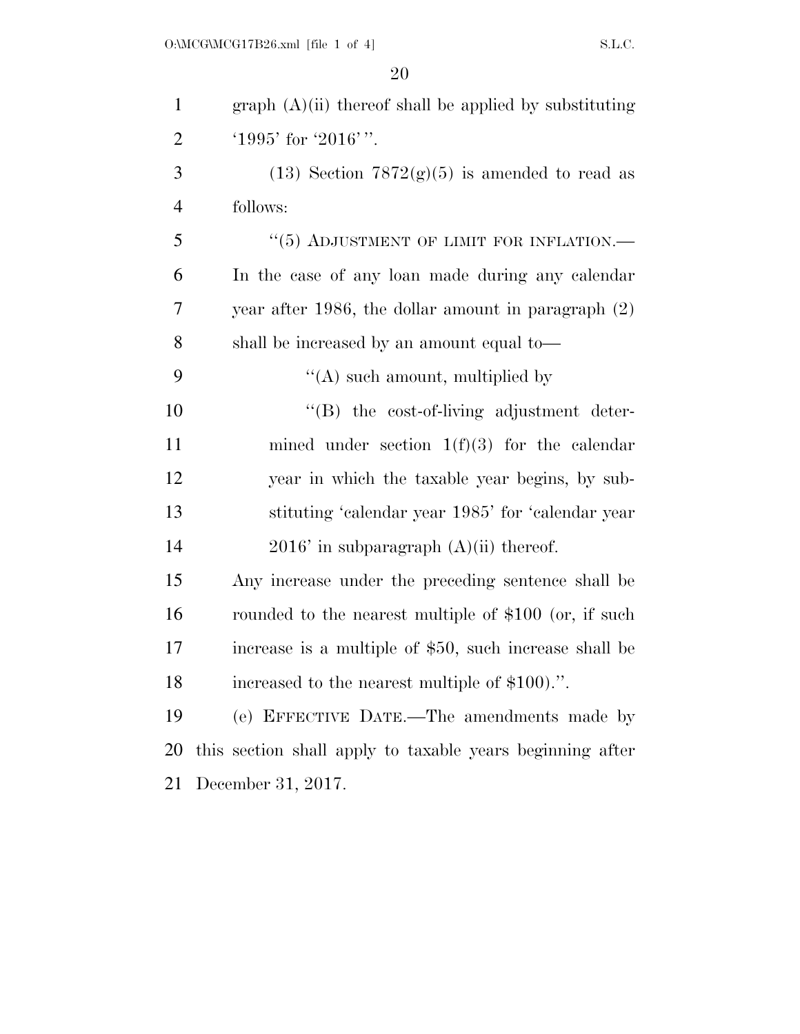graph (A)(ii) thereof shall be applied by substituting '1995' for '2016' ".

(13) Section 7872(g)(5) is amended to read as follows:

"(5) ADJUSTMENT OF LIMIT FOR INFLATION.— In the case of any loan made during any calendar year after 1986, the dollar amount in paragraph (2) shall be increased by an amount equal to—

"(A) such amount, multiplied by

"(B) the cost-of-living adjustment determined under section 1(f)(3) for the calendar year in which the taxable year begins, by substituting 'calendar year 1985' for 'calendar year 2016' in subparagraph (A)(ii) thereof.

Any increase under the preceding sentence shall be rounded to the nearest multiple of $100 (or, if such increase is a multiple of $50, such increase shall be increased to the nearest multiple of $100).".

(e) EFFECTIVE DATE.—The amendments made by this section shall apply to taxable years beginning after December 31, 2017.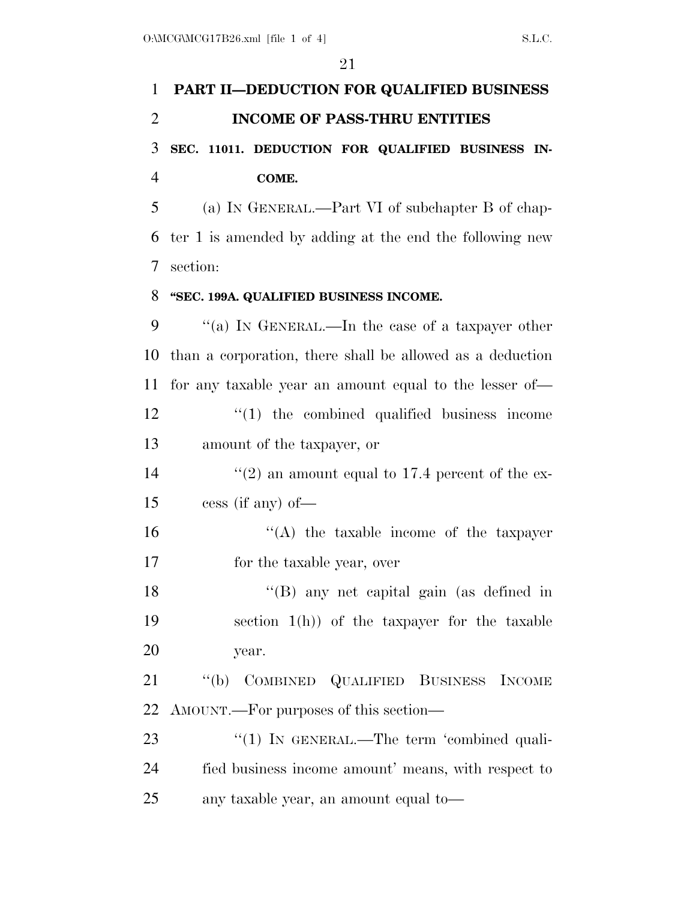# PART II—DEDUCTION FOR QUALIFIED BUSINESS INCOME OF PASS-THRU ENTITIES

## SEC. 11011. DEDUCTION FOR QUALIFIED BUSINESS INCOME.

(a) IN GENERAL.—Part VI of subchapter B of chapter 1 is amended by adding at the end the following new section:

### "SEC. 199A. QUALIFIED BUSINESS INCOME.

"(a) IN GENERAL.—In the case of a taxpayer other than a corporation, there shall be allowed as a deduction for any taxable year an amount equal to the lesser of—

"(1) the combined qualified business income amount of the taxpayer, or

"(2) an amount equal to 17.4 percent of the excess (if any) of—

"(A) the taxable income of the taxpayer for the taxable year, over

"(B) any net capital gain (as defined in section 1(h)) of the taxpayer for the taxable year.

"(b) COMBINED QUALIFIED BUSINESS INCOME AMOUNT.—For purposes of this section—

"(1) IN GENERAL.—The term 'combined qualified business income amount' means, with respect to any taxable year, an amount equal to—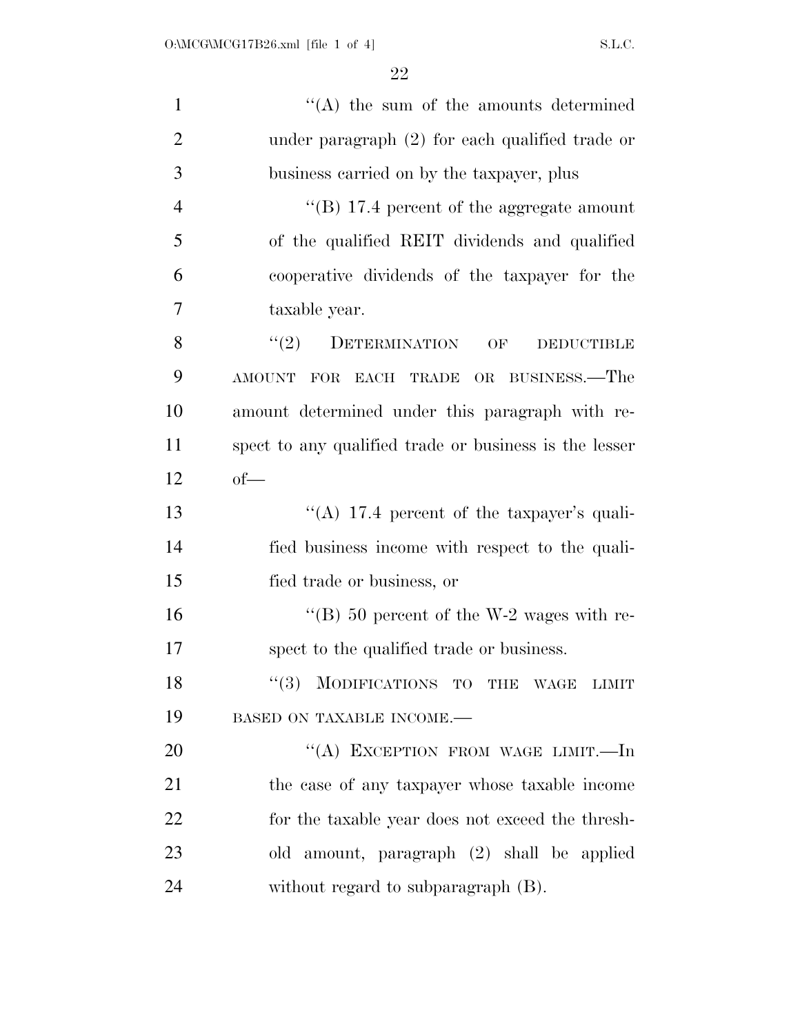"(A) the sum of the amounts determined under paragraph (2) for each qualified trade or business carried on by the taxpayer, plus

"(B) 17.4 percent of the aggregate amount of the qualified REIT dividends and qualified cooperative dividends of the taxpayer for the taxable year.

"(2) DETERMINATION OF DEDUCTIBLE AMOUNT FOR EACH TRADE OR BUSINESS.—The amount determined under this paragraph with respect to any qualified trade or business is the lesser of—

"(A) 17.4 percent of the taxpayer's qualified business income with respect to the qualified trade or business, or

"(B) 50 percent of the W-2 wages with respect to the qualified trade or business.

"(3) MODIFICATIONS TO THE WAGE LIMIT BASED ON TAXABLE INCOME.—

"(A) EXCEPTION FROM WAGE LIMIT.—In the case of any taxpayer whose taxable income for the taxable year does not exceed the threshold amount, paragraph (2) shall be applied without regard to subparagraph (B).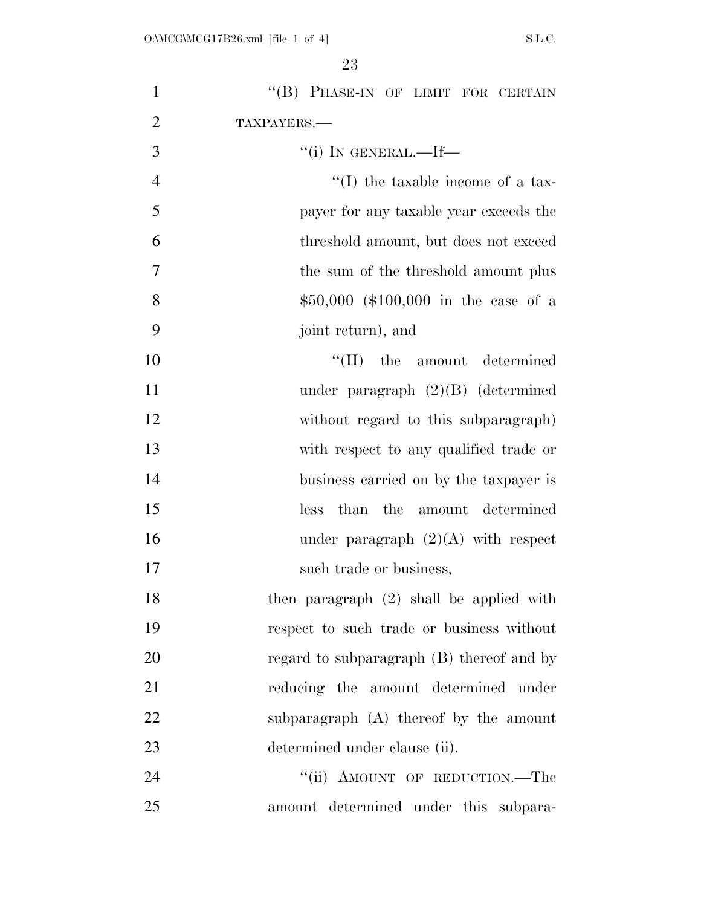"(B) PHASE-IN OF LIMIT FOR CERTAIN TAXPAYERS.—

"(i) IN GENERAL.—If—

"(I) the taxable income of a taxpayer for any taxable year exceeds the threshold amount, but does not exceed the sum of the threshold amount plus $50,000 ($100,000 in the case of a joint return), and

"(II) the amount determined under paragraph (2)(B) (determined without regard to this subparagraph) with respect to any qualified trade or business carried on by the taxpayer is less than the amount determined under paragraph (2)(A) with respect such trade or business,

then paragraph (2) shall be applied with respect to such trade or business without regard to subparagraph (B) thereof and by reducing the amount determined under subparagraph (A) thereof by the amount determined under clause (ii).

"(ii) AMOUNT OF REDUCTION.—The amount determined under this subpara-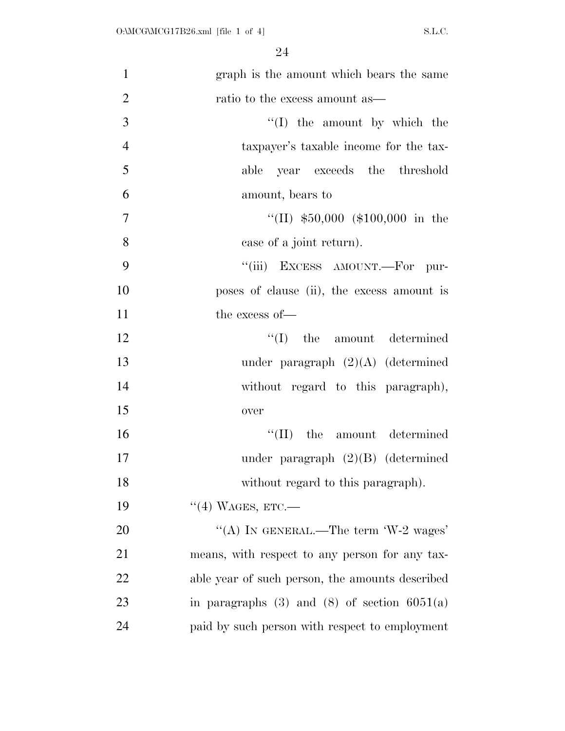graph is the amount which bears the same ratio to the excess amount as—

''(I) the amount by which the taxpayer's taxable income for the taxable year exceeds the threshold amount, bears to

''(II) $50,000 ($100,000 in the case of a joint return).

''(iii) EXCESS AMOUNT.—For purposes of clause (ii), the excess amount is the excess of—

''(I) the amount determined under paragraph (2)(A) (determined without regard to this paragraph), over

''(II) the amount determined under paragraph (2)(B) (determined without regard to this paragraph).

''(4) WAGES, ETC.—

''(A) IN GENERAL.—The term 'W-2 wages' means, with respect to any person for any taxable year of such person, the amounts described in paragraphs (3) and (8) of section 6051(a) paid by such person with respect to employment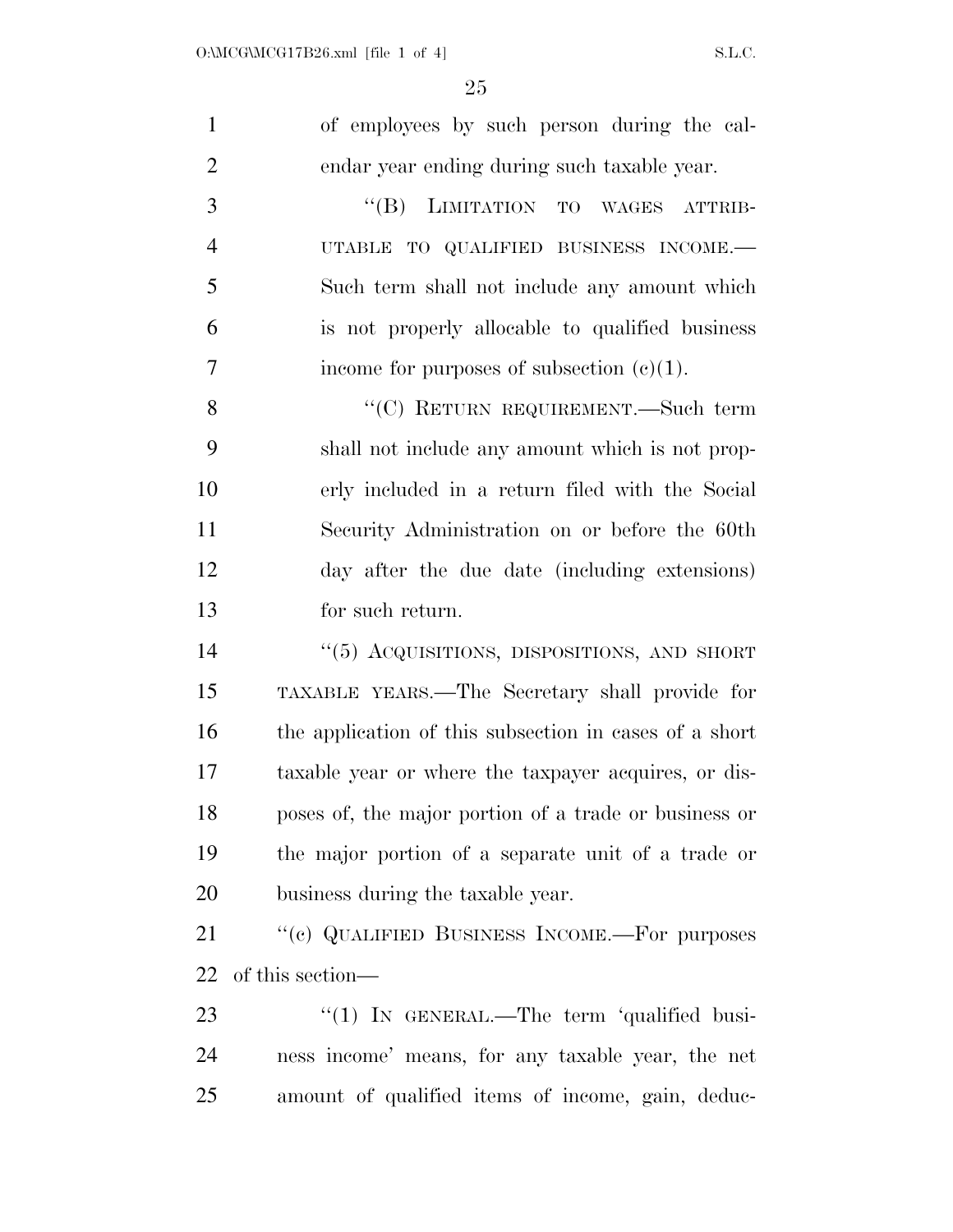of employees by such person during the calendar year ending during such taxable year.

"(B) LIMITATION TO WAGES ATTRIBUTABLE TO QUALIFIED BUSINESS INCOME.—Such term shall not include any amount which is not properly allocable to qualified business income for purposes of subsection (c)(1).

"(C) RETURN REQUIREMENT.—Such term shall not include any amount which is not properly included in a return filed with the Social Security Administration on or before the 60th day after the due date (including extensions) for such return.

"(5) ACQUISITIONS, DISPOSITIONS, AND SHORT TAXABLE YEARS.—The Secretary shall provide for the application of this subsection in cases of a short taxable year or where the taxpayer acquires, or disposes of, the major portion of a trade or business or the major portion of a separate unit of a trade or business during the taxable year.

"(c) QUALIFIED BUSINESS INCOME.—For purposes of this section—

"(1) IN GENERAL.—The term 'qualified business income' means, for any taxable year, the net amount of qualified items of income, gain, deduc-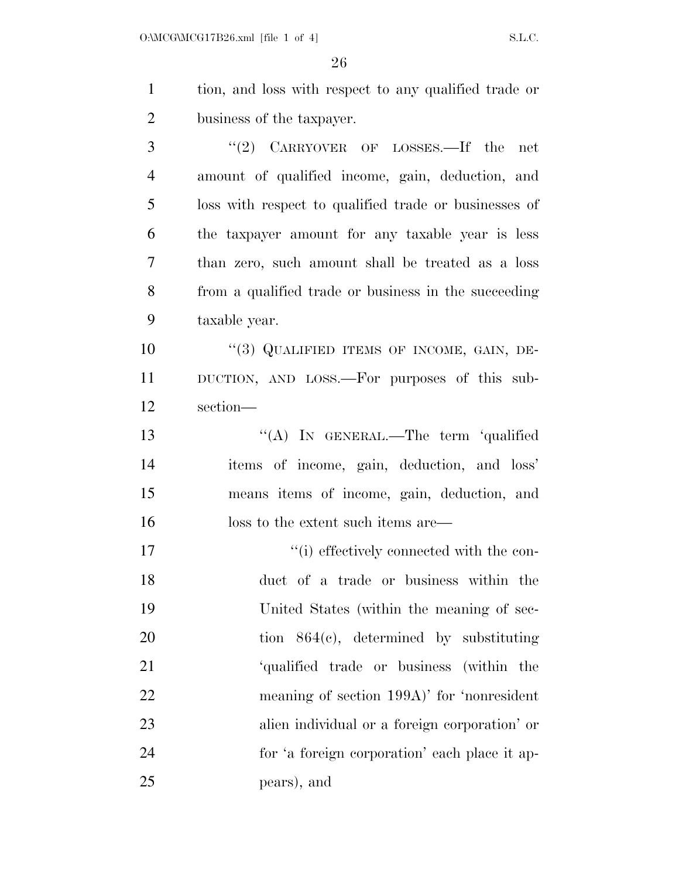tion, and loss with respect to any qualified trade or business of the taxpayer.

"(2) CARRYOVER OF LOSSES.—If the net amount of qualified income, gain, deduction, and loss with respect to qualified trade or businesses of the taxpayer amount for any taxable year is less than zero, such amount shall be treated as a loss from a qualified trade or business in the succeeding taxable year.

"(3) QUALIFIED ITEMS OF INCOME, GAIN, DEDUCTION, AND LOSS.—For purposes of this subsection—

"(A) IN GENERAL.—The term 'qualified items of income, gain, deduction, and loss' means items of income, gain, deduction, and loss to the extent such items are—

"(i) effectively connected with the conduct of a trade or business within the United States (within the meaning of section 864(c), determined by substituting 'qualified trade or business (within the meaning of section 199A)' for 'nonresident alien individual or a foreign corporation' or for 'a foreign corporation' each place it appears), and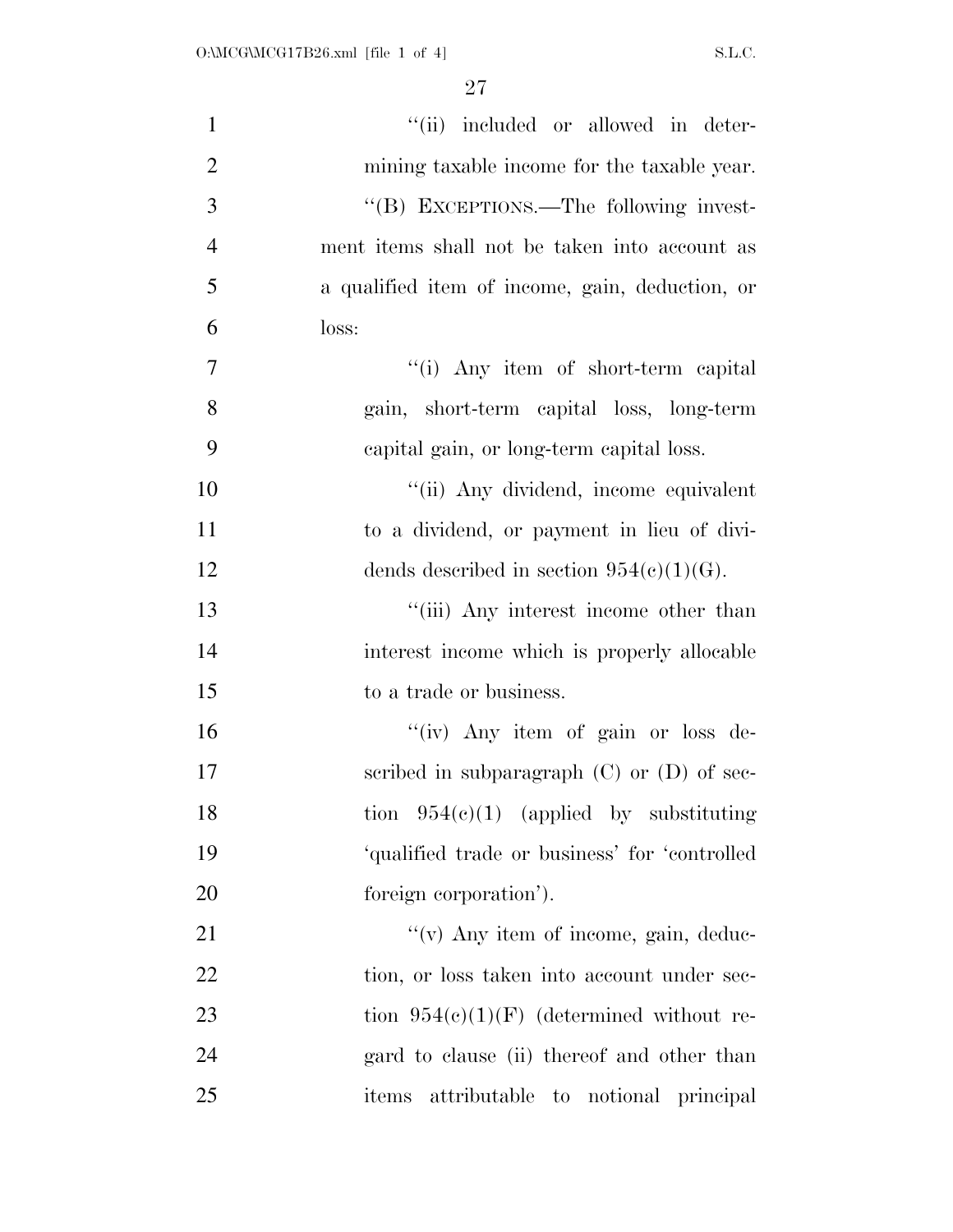''(ii) included or allowed in determining taxable income for the taxable year.

''(B) EXCEPTIONS.—The following investment items shall not be taken into account as a qualified item of income, gain, deduction, or loss:

''(i) Any item of short-term capital gain, short-term capital loss, long-term capital gain, or long-term capital loss.

''(ii) Any dividend, income equivalent to a dividend, or payment in lieu of dividends described in section 954(c)(1)(G).

''(iii) Any interest income other than interest income which is properly allocable to a trade or business.

''(iv) Any item of gain or loss described in subparagraph (C) or (D) of section 954(c)(1) (applied by substituting 'qualified trade or business' for 'controlled foreign corporation').

''(v) Any item of income, gain, deduction, or loss taken into account under section 954(c)(1)(F) (determined without regard to clause (ii) thereof and other than items attributable to notional principal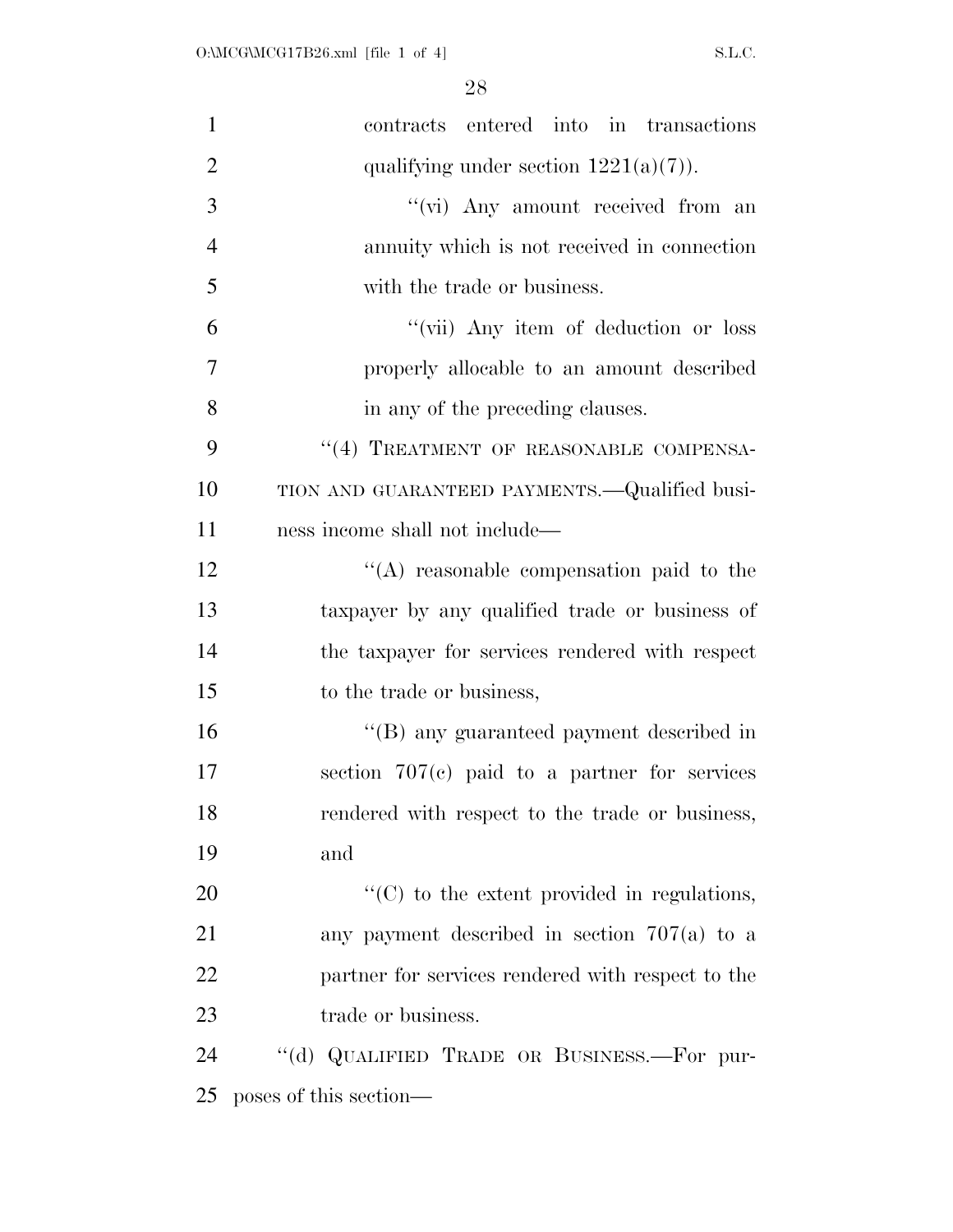contracts entered into in transactions qualifying under section 1221(a)(7)).

''(vi) Any amount received from an annuity which is not received in connection with the trade or business.

''(vii) Any item of deduction or loss properly allocable to an amount described in any of the preceding clauses.

''(4) TREATMENT OF REASONABLE COMPENSATION AND GUARANTEED PAYMENTS.—Qualified business income shall not include—

''(A) reasonable compensation paid to the taxpayer by any qualified trade or business of the taxpayer for services rendered with respect to the trade or business,

''(B) any guaranteed payment described in section 707(c) paid to a partner for services rendered with respect to the trade or business, and

''(C) to the extent provided in regulations, any payment described in section 707(a) to a partner for services rendered with respect to the trade or business.

''(d) QUALIFIED TRADE OR BUSINESS.—For purposes of this section—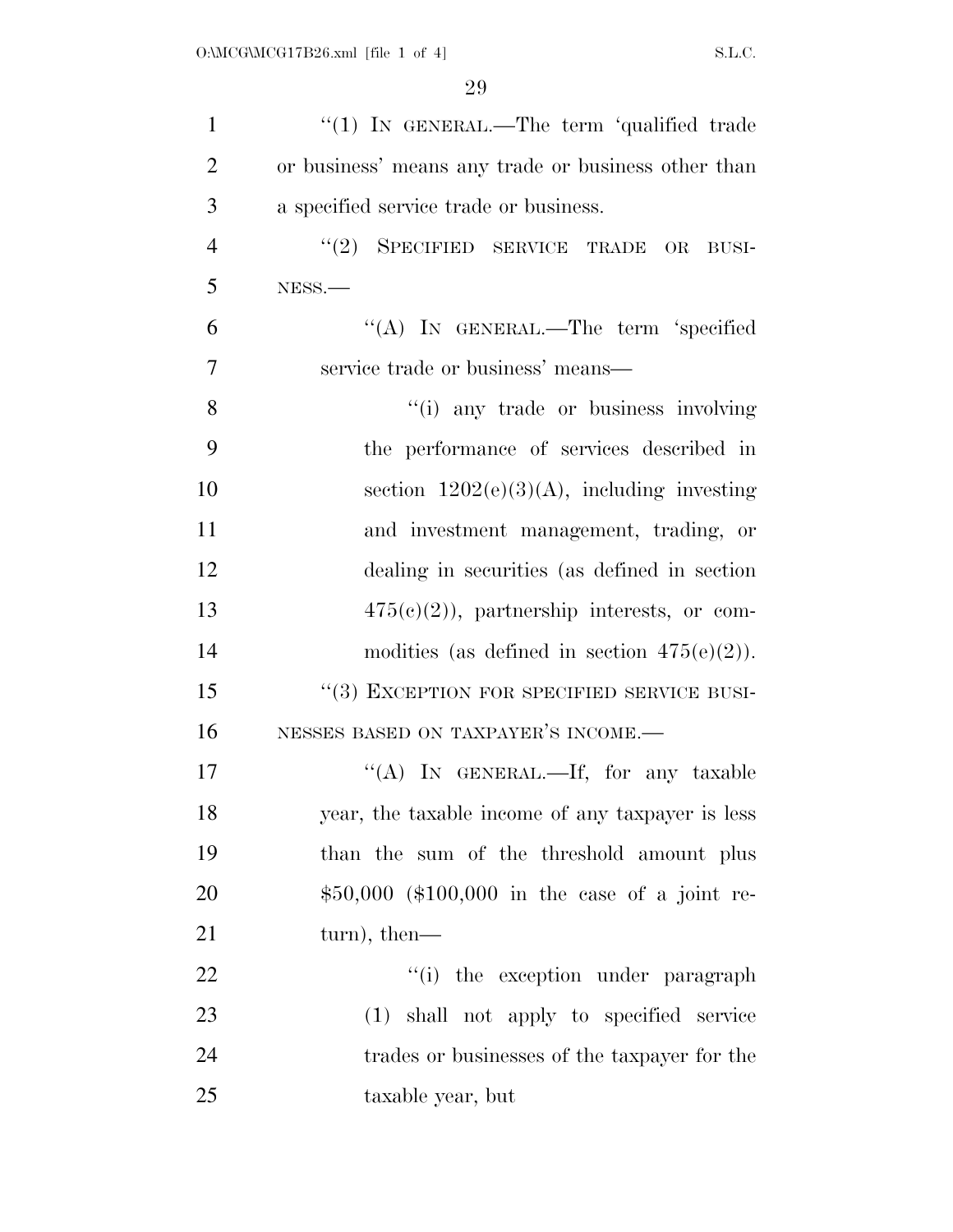"(1) IN GENERAL.—The term 'qualified trade or business' means any trade or business other than a specified service trade or business.

"(2) SPECIFIED SERVICE TRADE OR BUSINESS.—

"(A) IN GENERAL.—The term 'specified service trade or business' means—

"(i) any trade or business involving the performance of services described in section 1202(e)(3)(A), including investing and investment management, trading, or dealing in securities (as defined in section 475(c)(2)), partnership interests, or commodities (as defined in section 475(e)(2)).

"(3) EXCEPTION FOR SPECIFIED SERVICE BUSINESSES BASED ON TAXPAYER'S INCOME.—

"(A) IN GENERAL.—If, for any taxable year, the taxable income of any taxpayer is less than the sum of the threshold amount plus $50,000 ($100,000 in the case of a joint return), then—

"(i) the exception under paragraph (1) shall not apply to specified service trades or businesses of the taxpayer for the taxable year, but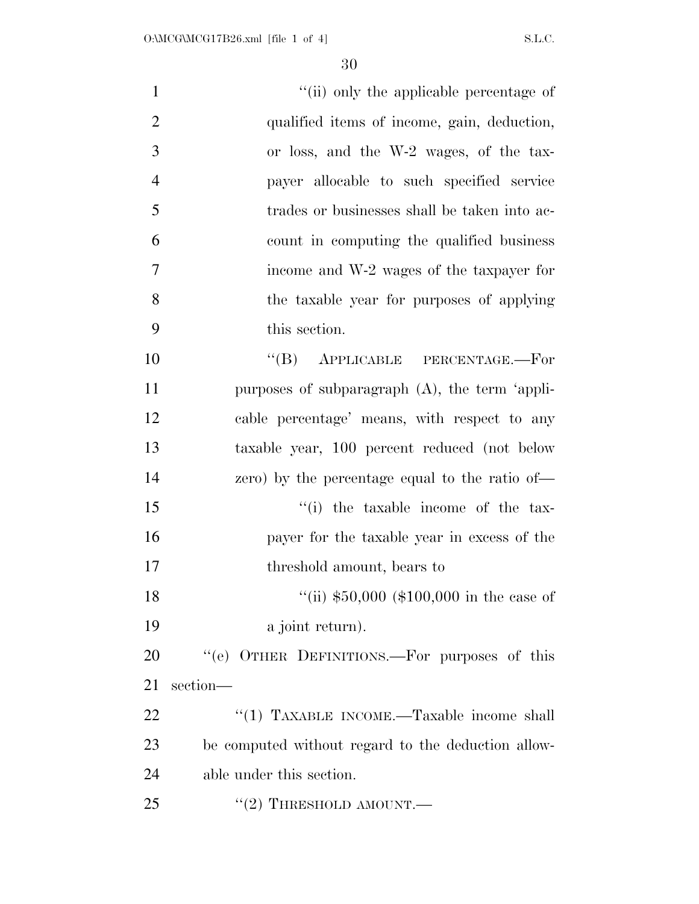"(ii) only the applicable percentage of qualified items of income, gain, deduction, or loss, and the W-2 wages, of the taxpayer allocable to such specified service trades or businesses shall be taken into account in computing the qualified business income and W-2 wages of the taxpayer for the taxable year for purposes of applying this section.

"(B) APPLICABLE PERCENTAGE.—For purposes of subparagraph (A), the term 'applicable percentage' means, with respect to any taxable year, 100 percent reduced (not below zero) by the percentage equal to the ratio of—

"(i) the taxable income of the taxpayer for the taxable year in excess of the threshold amount, bears to

"(ii) $50,000 ($100,000 in the case of a joint return).

"(e) OTHER DEFINITIONS.—For purposes of this section—

"(1) TAXABLE INCOME.—Taxable income shall be computed without regard to the deduction allowable under this section.

"(2) THRESHOLD AMOUNT.—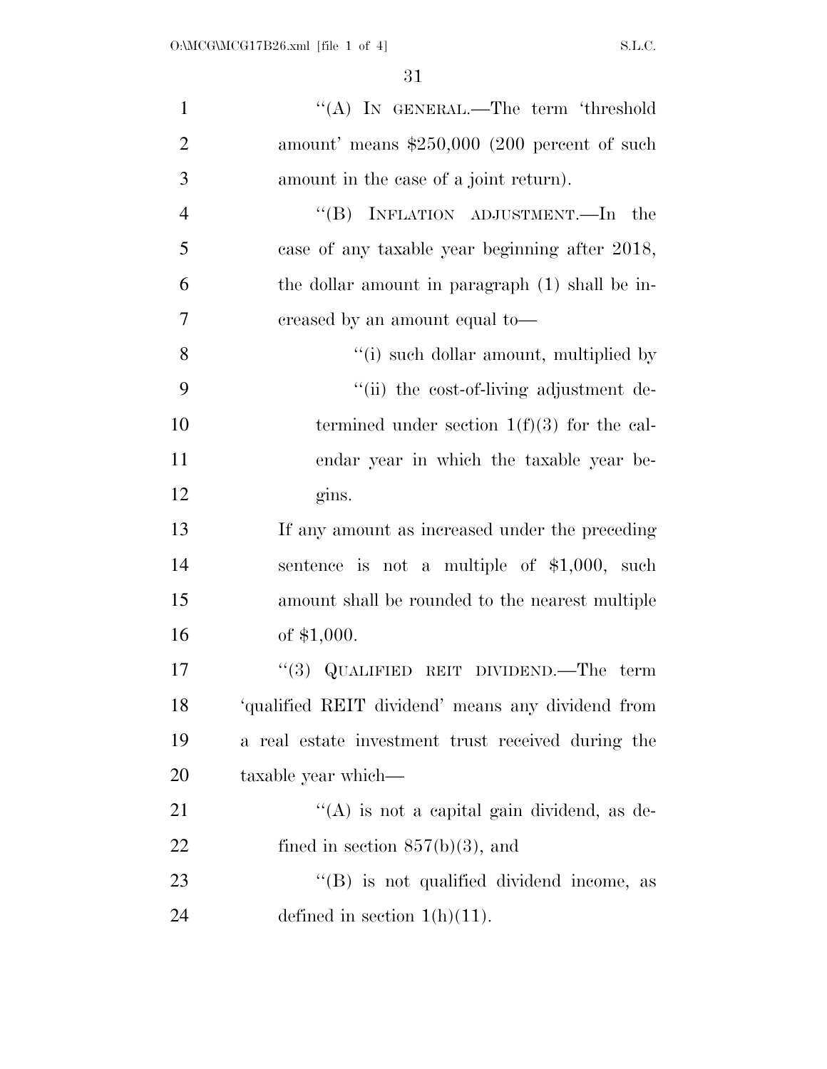"(A) IN GENERAL.—The term 'threshold amount' means $250,000 (200 percent of such amount in the case of a joint return).

"(B) INFLATION ADJUSTMENT.—In the case of any taxable year beginning after 2018, the dollar amount in paragraph (1) shall be increased by an amount equal to—

"(i) such dollar amount, multiplied by

"(ii) the cost-of-living adjustment determined under section 1(f)(3) for the calendar year in which the taxable year begins.

If any amount as increased under the preceding sentence is not a multiple of $1,000, such amount shall be rounded to the nearest multiple of $1,000.

"(3) QUALIFIED REIT DIVIDEND.—The term 'qualified REIT dividend' means any dividend from a real estate investment trust received during the taxable year which—

"(A) is not a capital gain dividend, as defined in section 857(b)(3), and

"(B) is not qualified dividend income, as defined in section 1(h)(11).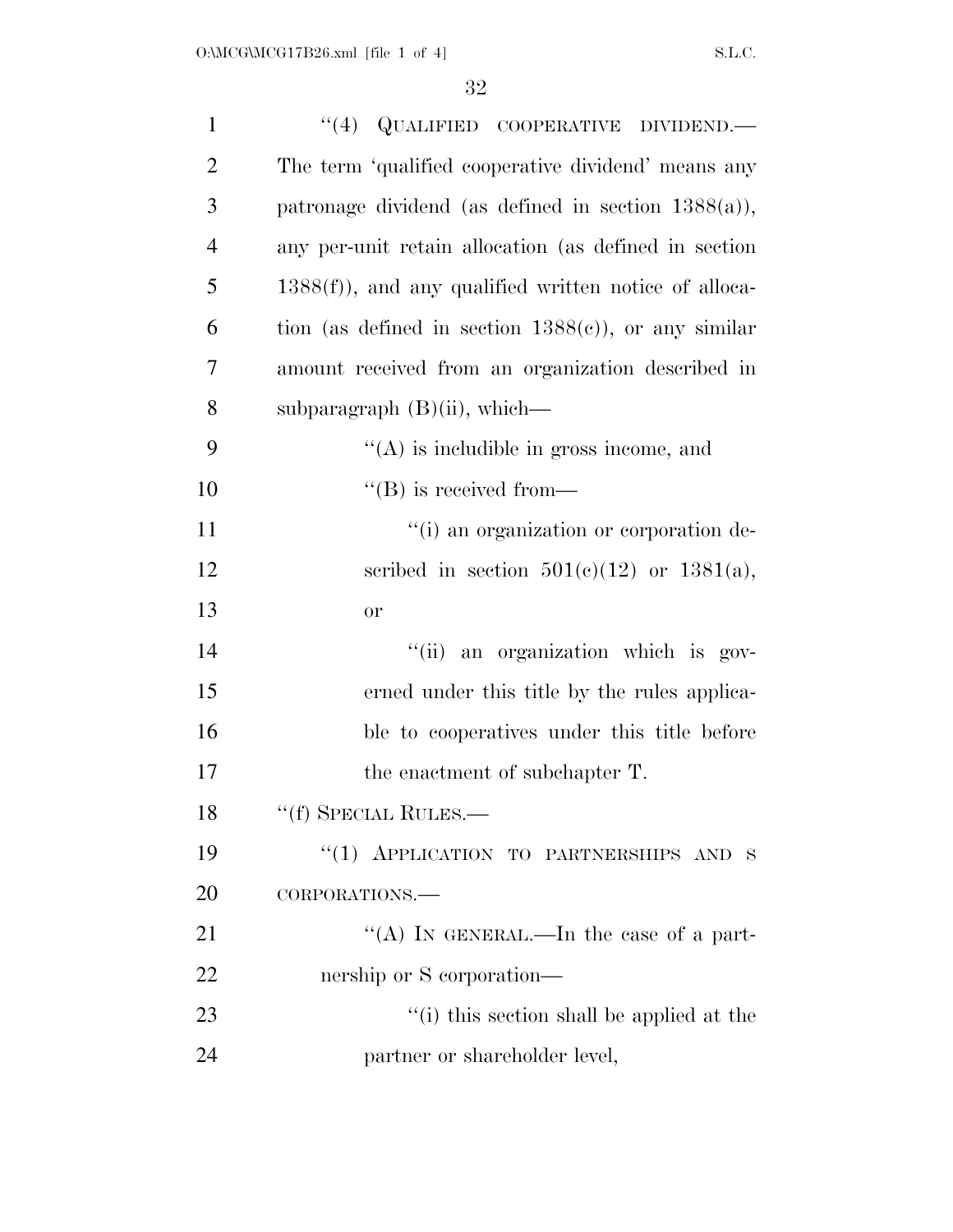“(4) QUALIFIED COOPERATIVE DIVIDEND.—The term ‘qualified cooperative dividend’ means any patronage dividend (as defined in section 1388(a)), any per-unit retain allocation (as defined in section 1388(f)), and any qualified written notice of allocation (as defined in section 1388(c)), or any similar amount received from an organization described in subparagraph (B)(ii), which—

“(A) is includible in gross income, and

“(B) is received from—

“(i) an organization or corporation described in section 501(c)(12) or 1381(a), or

“(ii) an organization which is governed under this title by the rules applicable to cooperatives under this title before the enactment of subchapter T.

“(f) SPECIAL RULES.—

“(1) APPLICATION TO PARTNERSHIPS AND S CORPORATIONS.—

“(A) IN GENERAL.—In the case of a partnership or S corporation—

“(i) this section shall be applied at the partner or shareholder level,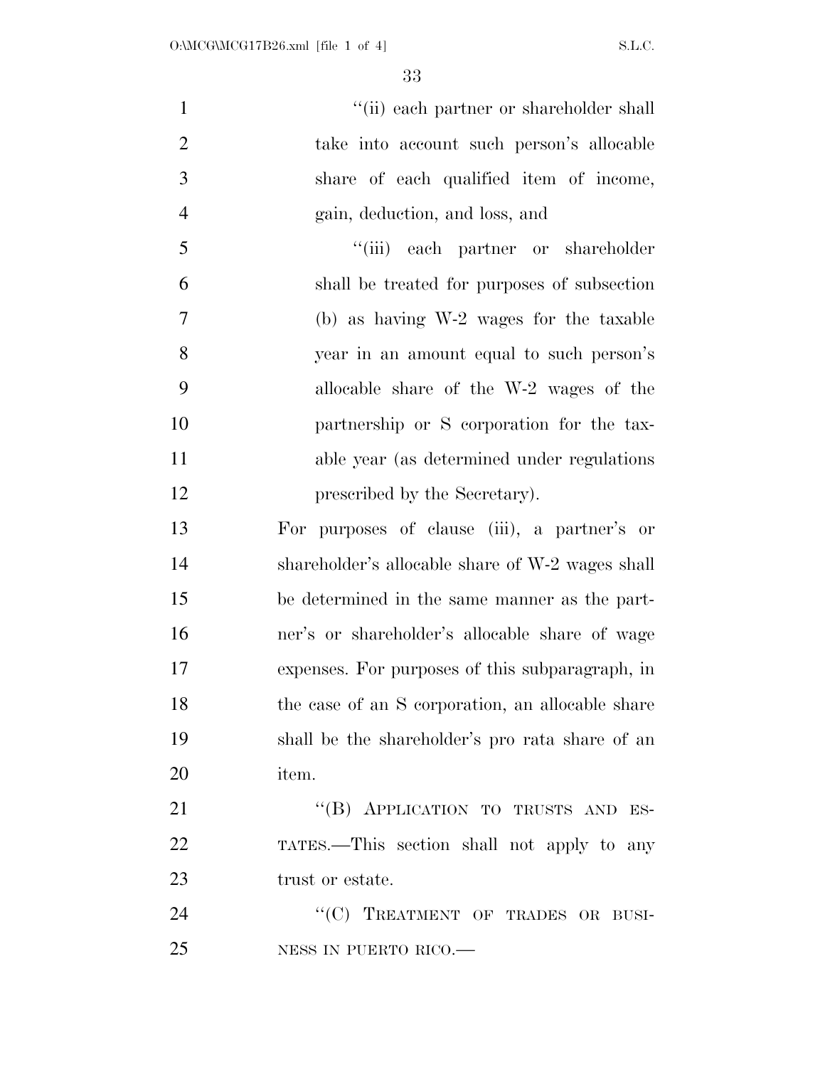"(ii) each partner or shareholder shall take into account such person's allocable share of each qualified item of income, gain, deduction, and loss, and

"(iii) each partner or shareholder shall be treated for purposes of subsection (b) as having W-2 wages for the taxable year in an amount equal to such person's allocable share of the W-2 wages of the partnership or S corporation for the taxable year (as determined under regulations prescribed by the Secretary).

For purposes of clause (iii), a partner's or shareholder's allocable share of W-2 wages shall be determined in the same manner as the partner's or shareholder's allocable share of wage expenses. For purposes of this subparagraph, in the case of an S corporation, an allocable share shall be the shareholder's pro rata share of an item.

"(B) APPLICATION TO TRUSTS AND ESTATES.—This section shall not apply to any trust or estate.

"(C) TREATMENT OF TRADES OR BUSINESS IN PUERTO RICO.—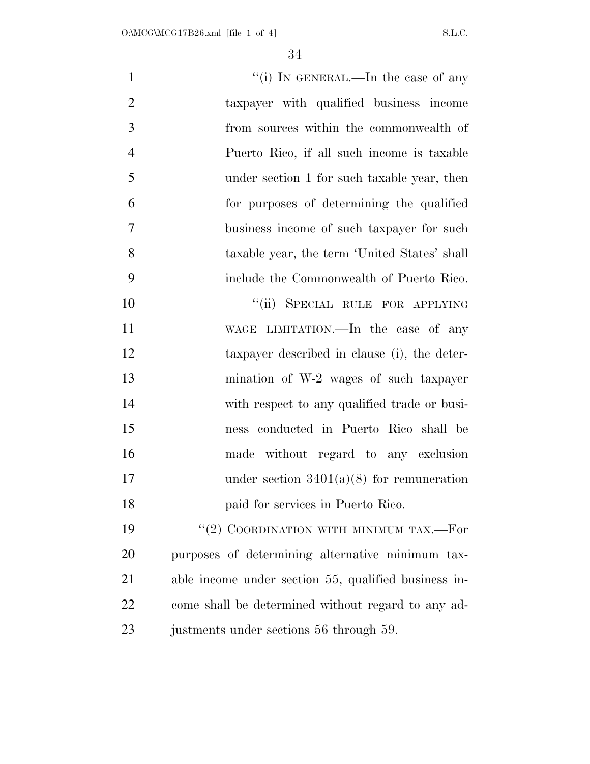"(i) IN GENERAL.—In the case of any taxpayer with qualified business income from sources within the commonwealth of Puerto Rico, if all such income is taxable under section 1 for such taxable year, then for purposes of determining the qualified business income of such taxpayer for such taxable year, the term 'United States' shall include the Commonwealth of Puerto Rico.

"(ii) SPECIAL RULE FOR APPLYING WAGE LIMITATION.—In the case of any taxpayer described in clause (i), the determination of W-2 wages of such taxpayer with respect to any qualified trade or business conducted in Puerto Rico shall be made without regard to any exclusion under section 3401(a)(8) for remuneration paid for services in Puerto Rico.

"(2) COORDINATION WITH MINIMUM TAX.—For purposes of determining alternative minimum taxable income under section 55, qualified business income shall be determined without regard to any adjustments under sections 56 through 59.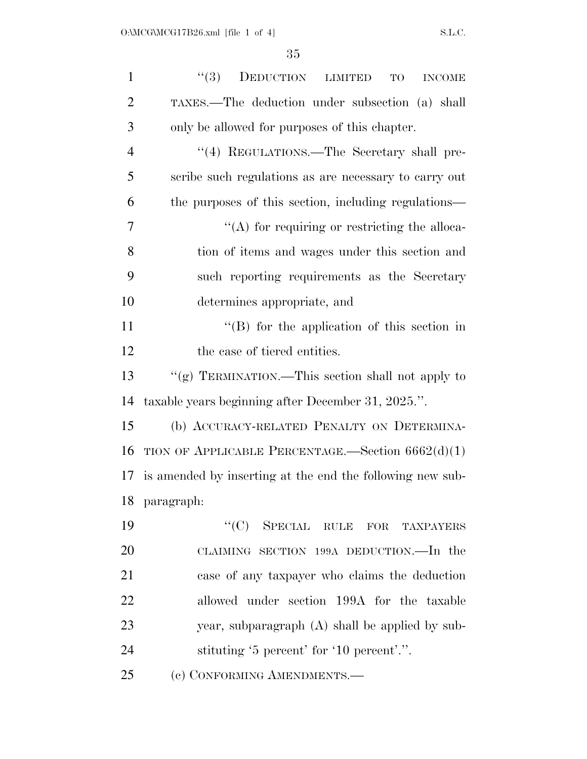"(3) DEDUCTION LIMITED TO INCOME TAXES.—The deduction under subsection (a) shall only be allowed for purposes of this chapter.

"(4) REGULATIONS.—The Secretary shall prescribe such regulations as are necessary to carry out the purposes of this section, including regulations—

"(A) for requiring or restricting the allocation of items and wages under this section and such reporting requirements as the Secretary determines appropriate, and

"(B) for the application of this section in the case of tiered entities.

"(g) TERMINATION.—This section shall not apply to taxable years beginning after December 31, 2025.".

(b) ACCURACY-RELATED PENALTY ON DETERMINATION OF APPLICABLE PERCENTAGE.—Section 6662(d)(1) is amended by inserting at the end the following new subparagraph:

"(C) SPECIAL RULE FOR TAXPAYERS CLAIMING SECTION 199A DEDUCTION.—In the case of any taxpayer who claims the deduction allowed under section 199A for the taxable year, subparagraph (A) shall be applied by substituting '5 percent' for '10 percent'.".

(c) CONFORMING AMENDMENTS.—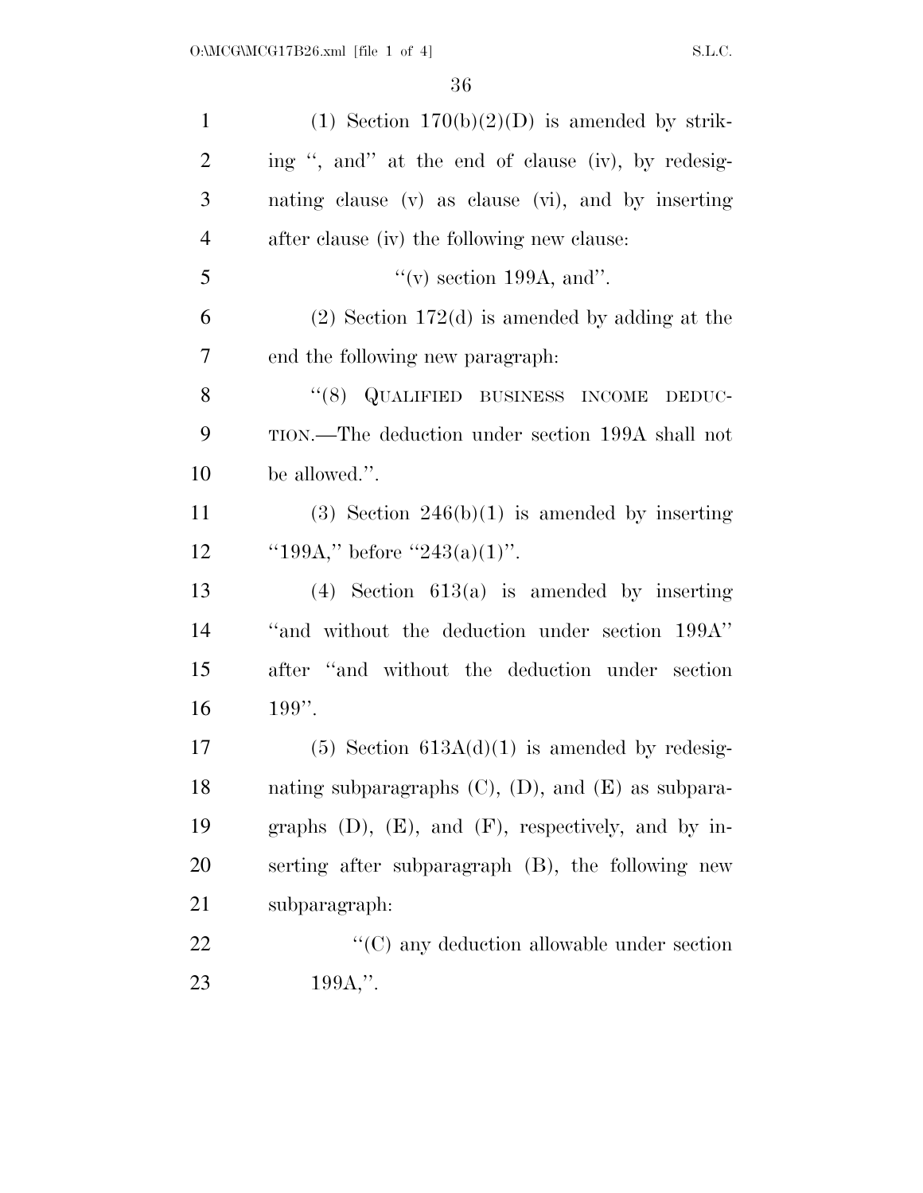(1) Section 170(b)(2)(D) is amended by striking ", and" at the end of clause (iv), by redesignating clause (v) as clause (vi), and by inserting after clause (iv) the following new clause:

"(v) section 199A, and".

(2) Section 172(d) is amended by adding at the end the following new paragraph:

"(8) QUALIFIED BUSINESS INCOME DEDUCTION.—The deduction under section 199A shall not be allowed.".

(3) Section 246(b)(1) is amended by inserting "199A," before "243(a)(1)".

(4) Section 613(a) is amended by inserting "and without the deduction under section 199A" after "and without the deduction under section 199".

(5) Section 613A(d)(1) is amended by redesignating subparagraphs (C), (D), and (E) as subparagraphs (D), (E), and (F), respectively, and by inserting after subparagraph (B), the following new subparagraph:

"(C) any deduction allowable under section 199A,".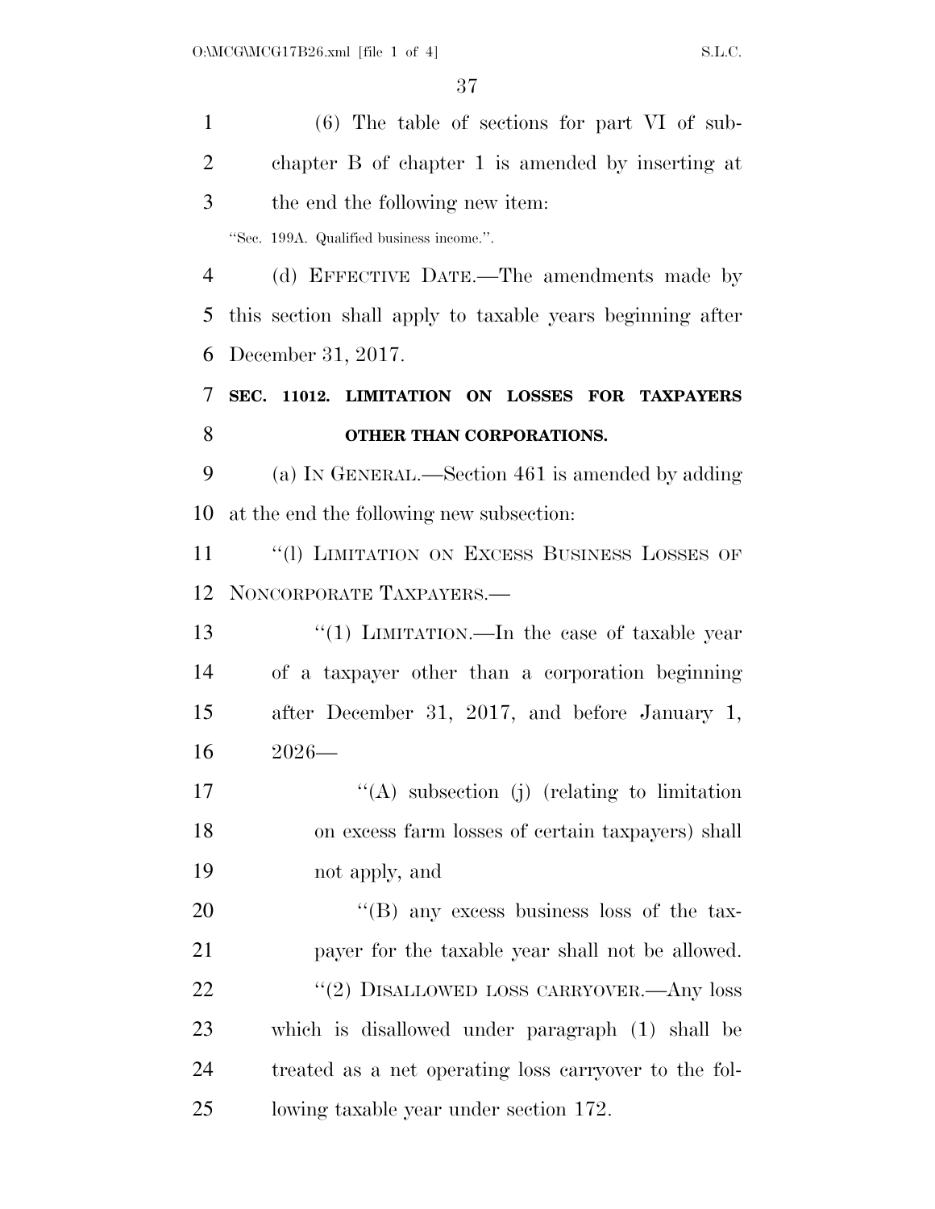(6) The table of sections for part VI of subchapter B of chapter 1 is amended by inserting at the end the following new item:

"Sec. 199A. Qualified business income.".

(d) EFFECTIVE DATE.—The amendments made by this section shall apply to taxable years beginning after December 31, 2017.

**SEC. 11012. LIMITATION ON LOSSES FOR TAXPAYERS OTHER THAN CORPORATIONS.**

(a) IN GENERAL.—Section 461 is amended by adding at the end the following new subsection:

"(l) LIMITATION ON EXCESS BUSINESS LOSSES OF NONCORPORATE TAXPAYERS.—

"(1) LIMITATION.—In the case of taxable year of a taxpayer other than a corporation beginning after December 31, 2017, and before January 1, 2026—

"(A) subsection (j) (relating to limitation on excess farm losses of certain taxpayers) shall not apply, and

"(B) any excess business loss of the taxpayer for the taxable year shall not be allowed.

"(2) DISALLOWED LOSS CARRYOVER.—Any loss which is disallowed under paragraph (1) shall be treated as a net operating loss carryover to the following taxable year under section 172.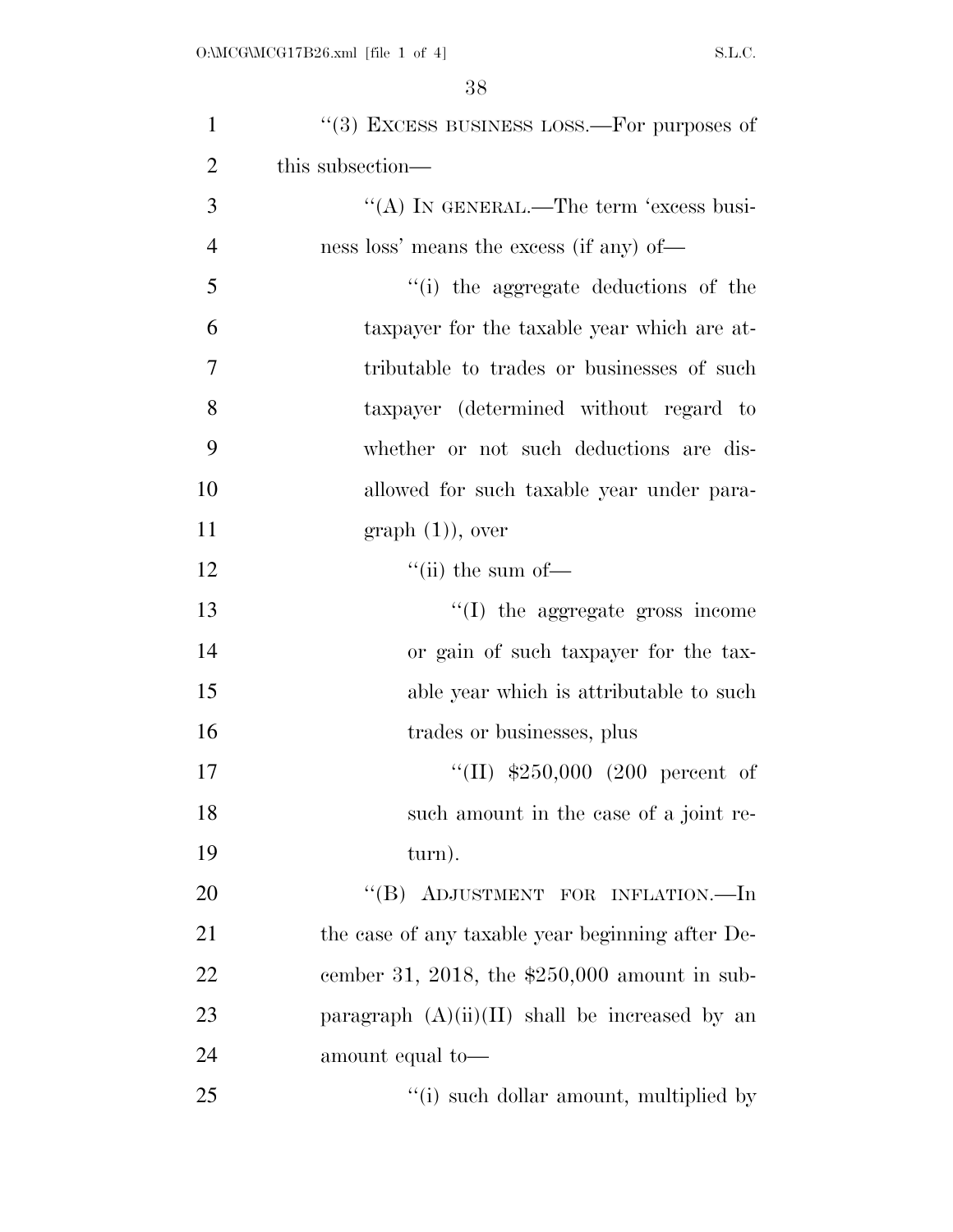"(3) EXCESS BUSINESS LOSS.—For purposes of this subsection—

"(A) IN GENERAL.—The term 'excess business loss' means the excess (if any) of—

"(i) the aggregate deductions of the taxpayer for the taxable year which are attributable to trades or businesses of such taxpayer (determined without regard to whether or not such deductions are disallowed for such taxable year under paragraph (1)), over

"(ii) the sum of—

"(I) the aggregate gross income or gain of such taxpayer for the taxable year which is attributable to such trades or businesses, plus

"(II) $250,000 (200 percent of such amount in the case of a joint return).

"(B) ADJUSTMENT FOR INFLATION.—In the case of any taxable year beginning after December 31, 2018, the $250,000 amount in subparagraph (A)(ii)(II) shall be increased by an amount equal to—

"(i) such dollar amount, multiplied by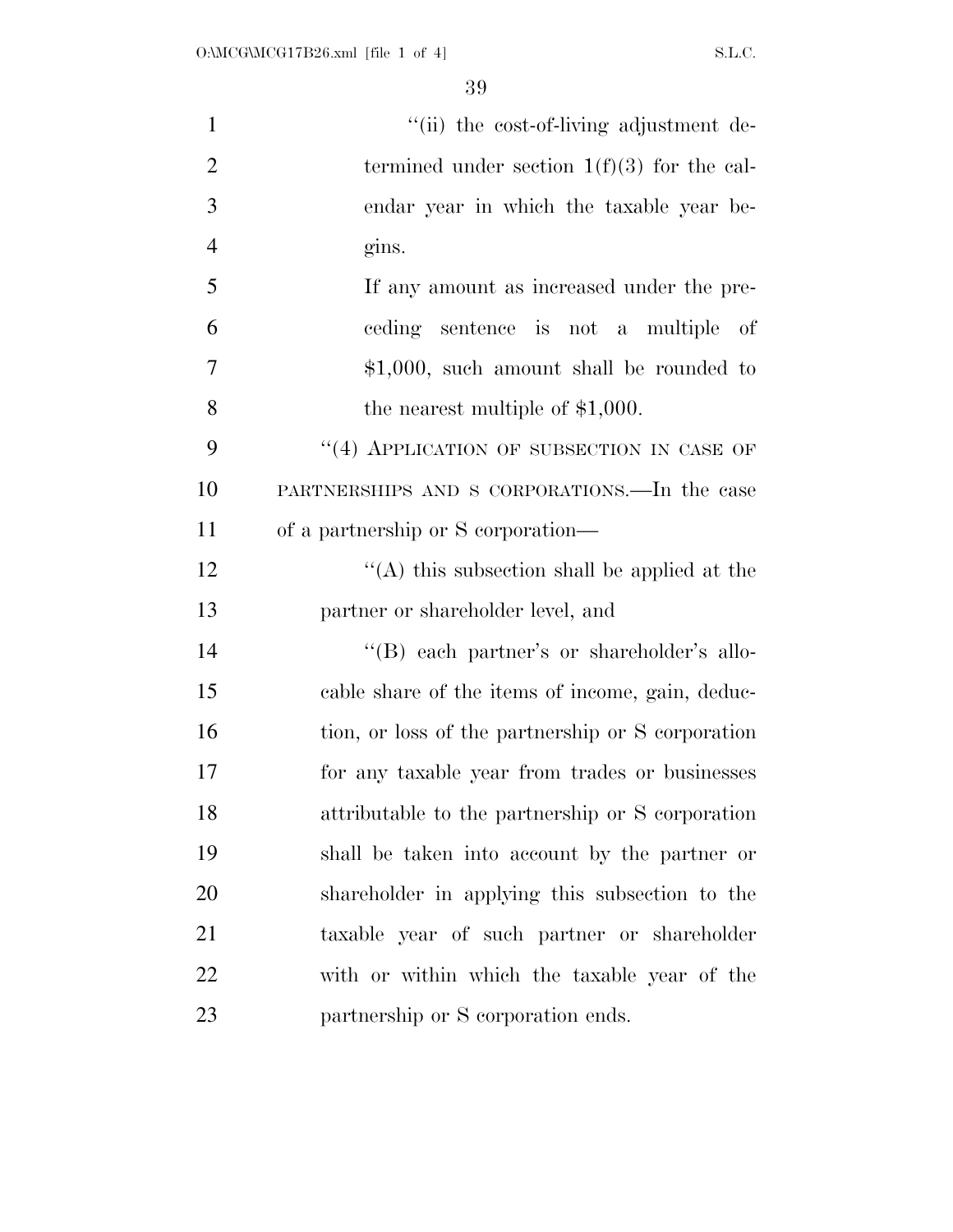''(ii) the cost-of-living adjustment determined under section 1(f)(3) for the calendar year in which the taxable year begins.

If any amount as increased under the preceding sentence is not a multiple of $1,000, such amount shall be rounded to the nearest multiple of $1,000.

''(4) APPLICATION OF SUBSECTION IN CASE OF PARTNERSHIPS AND S CORPORATIONS.—In the case of a partnership or S corporation—

''(A) this subsection shall be applied at the partner or shareholder level, and

''(B) each partner's or shareholder's allocable share of the items of income, gain, deduction, or loss of the partnership or S corporation for any taxable year from trades or businesses attributable to the partnership or S corporation shall be taken into account by the partner or shareholder in applying this subsection to the taxable year of such partner or shareholder with or within which the taxable year of the partnership or S corporation ends.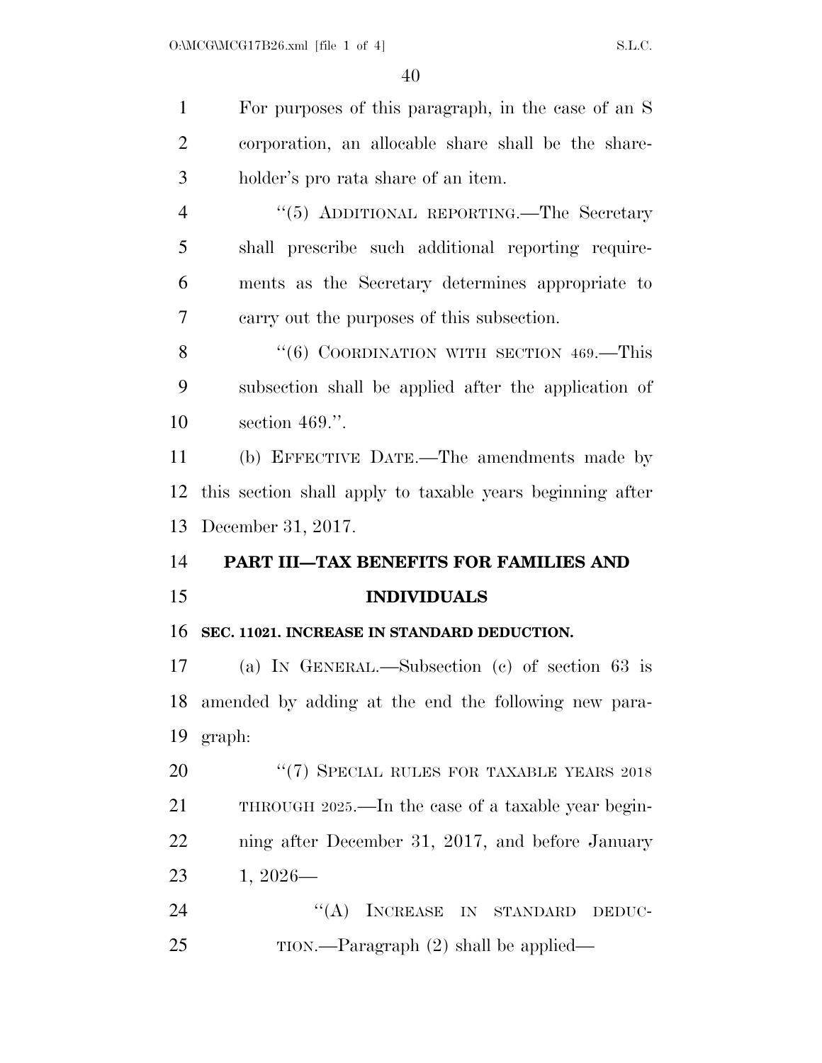For purposes of this paragraph, in the case of an S corporation, an allocable share shall be the shareholder's pro rata share of an item.

"(5) ADDITIONAL REPORTING.—The Secretary shall prescribe such additional reporting requirements as the Secretary determines appropriate to carry out the purposes of this subsection.

"(6) COORDINATION WITH SECTION 469.—This subsection shall be applied after the application of section 469.".

(b) EFFECTIVE DATE.—The amendments made by this section shall apply to taxable years beginning after December 31, 2017.

## PART III—TAX BENEFITS FOR FAMILIES AND INDIVIDUALS

### SEC. 11021. INCREASE IN STANDARD DEDUCTION.

(a) IN GENERAL.—Subsection (c) of section 63 is amended by adding at the end the following new paragraph:

"(7) SPECIAL RULES FOR TAXABLE YEARS 2018 THROUGH 2025.—In the case of a taxable year beginning after December 31, 2017, and before January 1, 2026—

"(A) INCREASE IN STANDARD DEDUCTION.—Paragraph (2) shall be applied—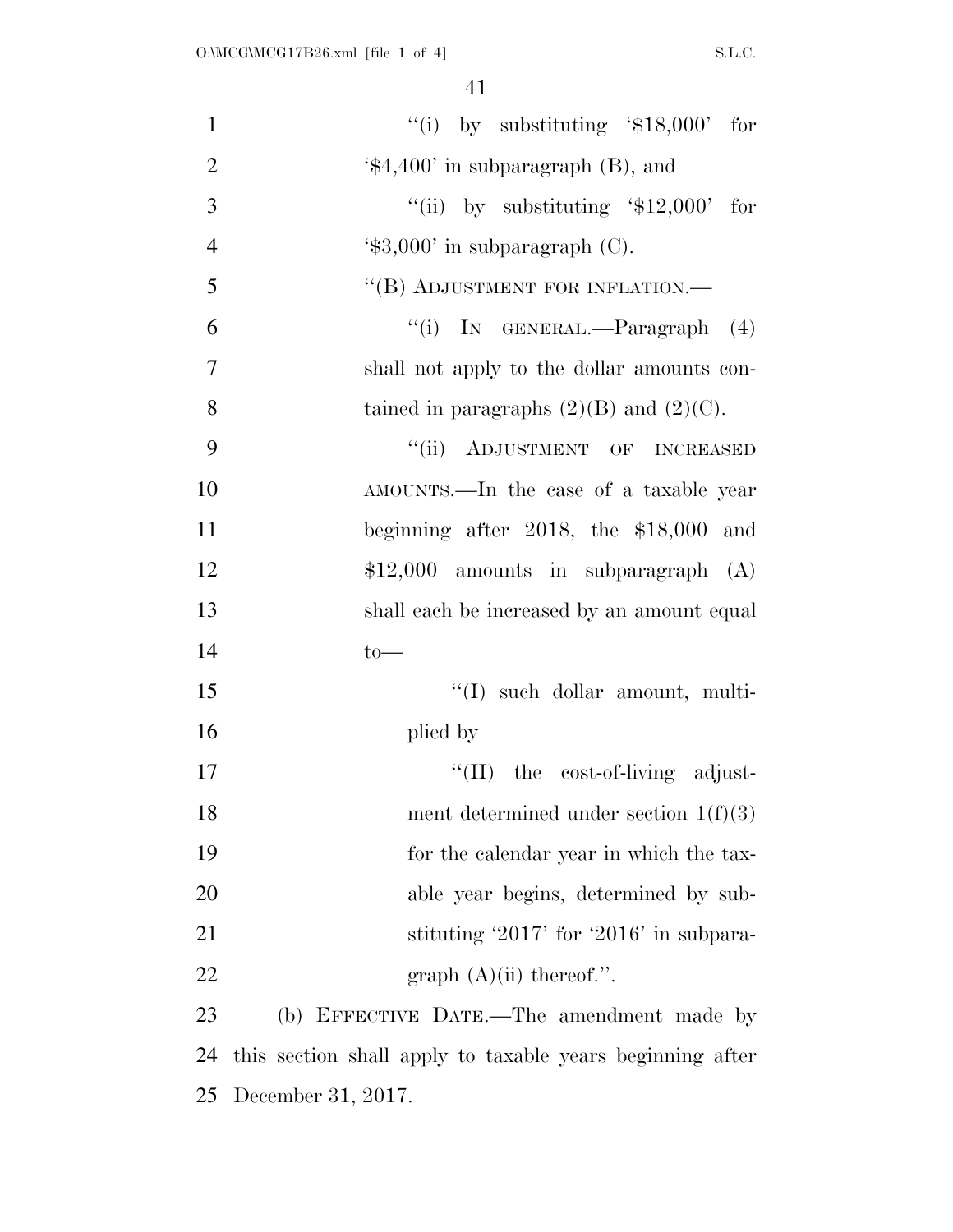"(i) by substituting '$18,000' for '$4,400' in subparagraph (B), and

"(ii) by substituting '$12,000' for '$3,000' in subparagraph (C).

"(B) ADJUSTMENT FOR INFLATION.—

"(i) IN GENERAL.—Paragraph (4) shall not apply to the dollar amounts contained in paragraphs (2)(B) and (2)(C).

"(ii) ADJUSTMENT OF INCREASED AMOUNTS.—In the case of a taxable year beginning after 2018, the $18,000 and $12,000 amounts in subparagraph (A) shall each be increased by an amount equal to—

"(I) such dollar amount, multiplied by

"(II) the cost-of-living adjustment determined under section 1(f)(3) for the calendar year in which the taxable year begins, determined by substituting '2017' for '2016' in subparagraph (A)(ii) thereof.".

(b) EFFECTIVE DATE.—The amendment made by this section shall apply to taxable years beginning after December 31, 2017.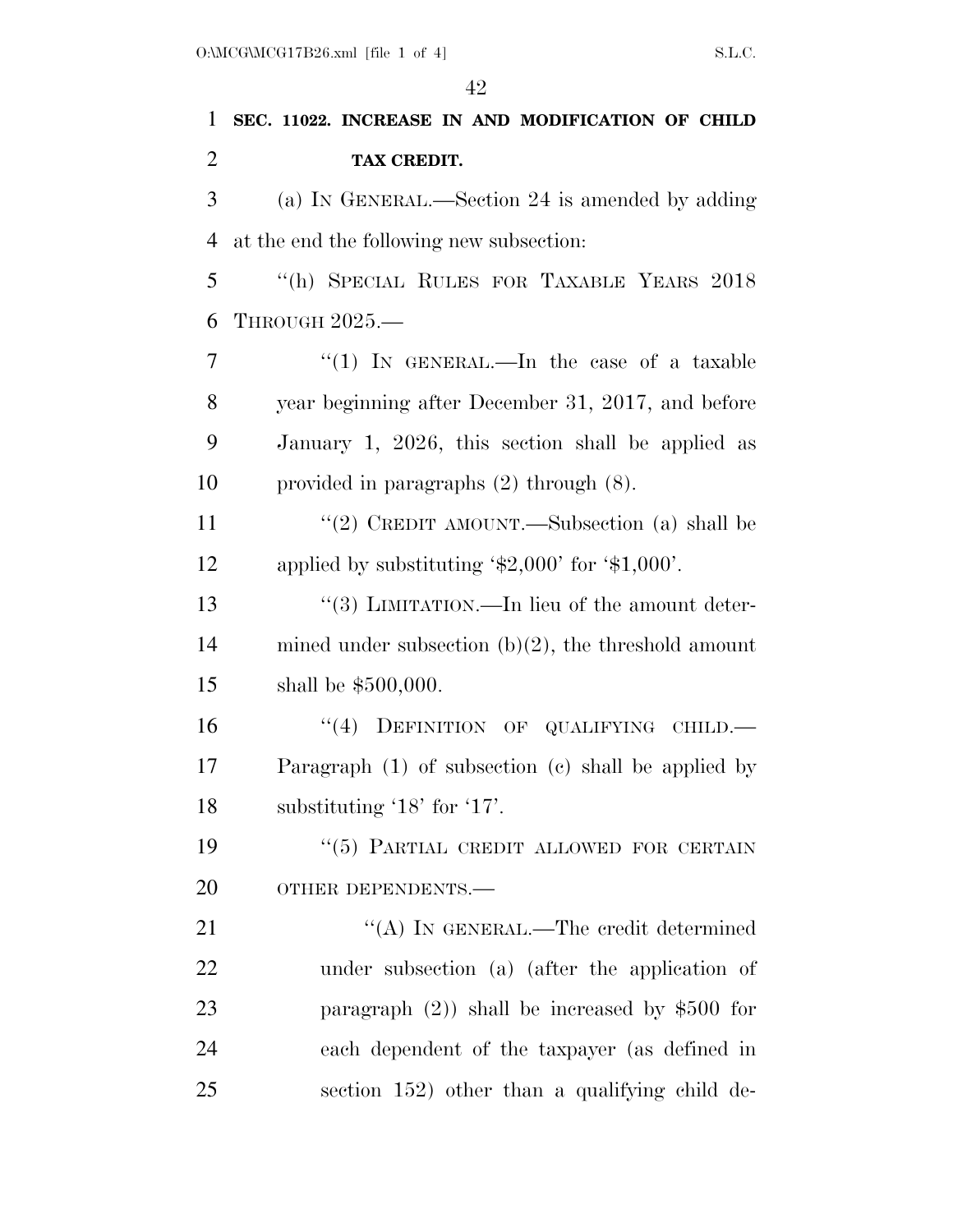**SEC. 11022. INCREASE IN AND MODIFICATION OF CHILD TAX CREDIT.**

(a) IN GENERAL.—Section 24 is amended by adding at the end the following new subsection:

"(h) SPECIAL RULES FOR TAXABLE YEARS 2018 THROUGH 2025.—

"(1) IN GENERAL.—In the case of a taxable year beginning after December 31, 2017, and before January 1, 2026, this section shall be applied as provided in paragraphs (2) through (8).

"(2) CREDIT AMOUNT.—Subsection (a) shall be applied by substituting '$2,000' for '$1,000'.

"(3) LIMITATION.—In lieu of the amount determined under subsection (b)(2), the threshold amount shall be $500,000.

"(4) DEFINITION OF QUALIFYING CHILD.—Paragraph (1) of subsection (c) shall be applied by substituting '18' for '17'.

"(5) PARTIAL CREDIT ALLOWED FOR CERTAIN OTHER DEPENDENTS.—

"(A) IN GENERAL.—The credit determined under subsection (a) (after the application of paragraph (2)) shall be increased by $500 for each dependent of the taxpayer (as defined in section 152) other than a qualifying child de-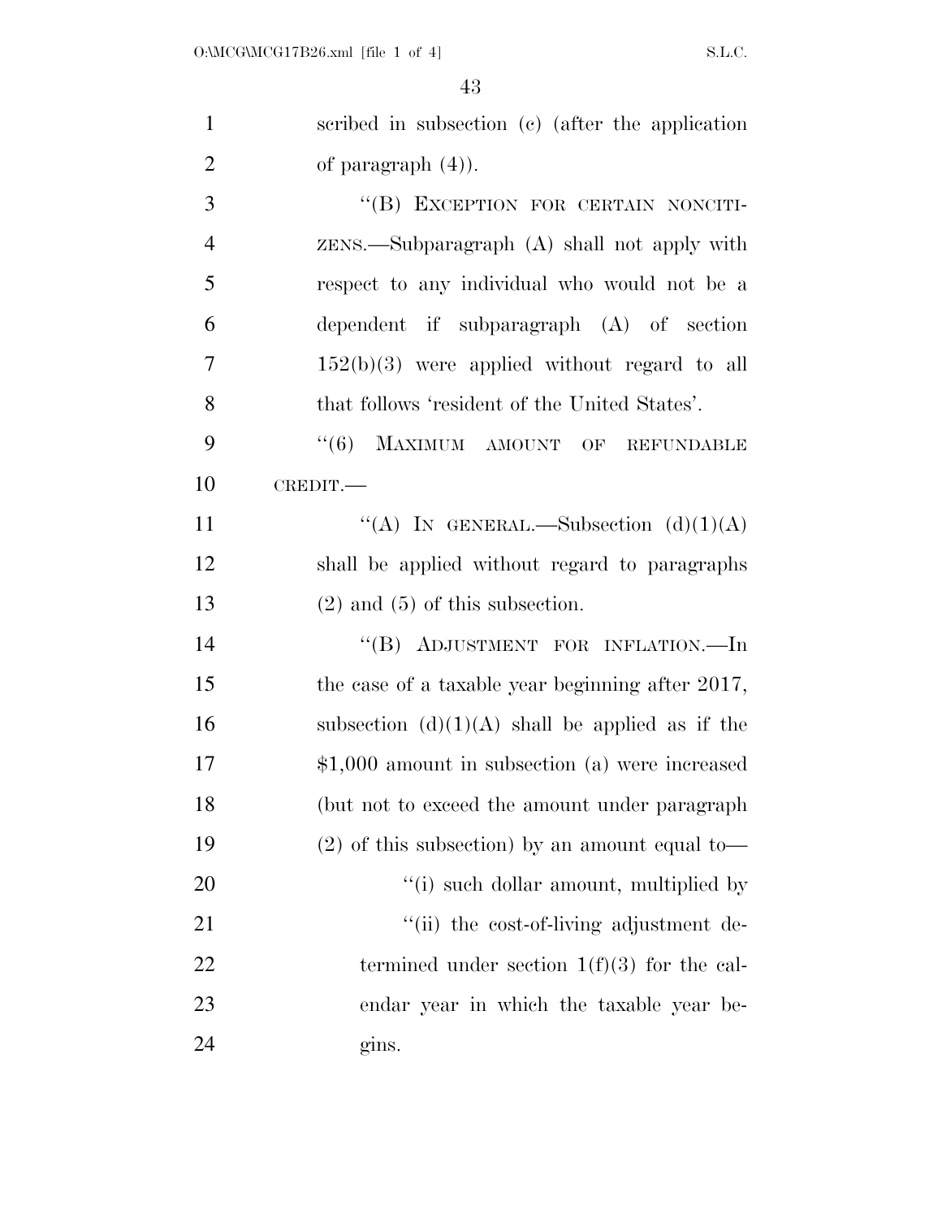scribed in subsection (c) (after the application of paragraph (4)).

"(B) EXCEPTION FOR CERTAIN NONCITIZENS.—Subparagraph (A) shall not apply with respect to any individual who would not be a dependent if subparagraph (A) of section 152(b)(3) were applied without regard to all that follows 'resident of the United States'.

"(6) MAXIMUM AMOUNT OF REFUNDABLE CREDIT.—

"(A) IN GENERAL.—Subsection (d)(1)(A) shall be applied without regard to paragraphs (2) and (5) of this subsection.

"(B) ADJUSTMENT FOR INFLATION.—In the case of a taxable year beginning after 2017, subsection (d)(1)(A) shall be applied as if the $1,000 amount in subsection (a) were increased (but not to exceed the amount under paragraph (2) of this subsection) by an amount equal to—

"(i) such dollar amount, multiplied by

"(ii) the cost-of-living adjustment determined under section 1(f)(3) for the calendar year in which the taxable year begins.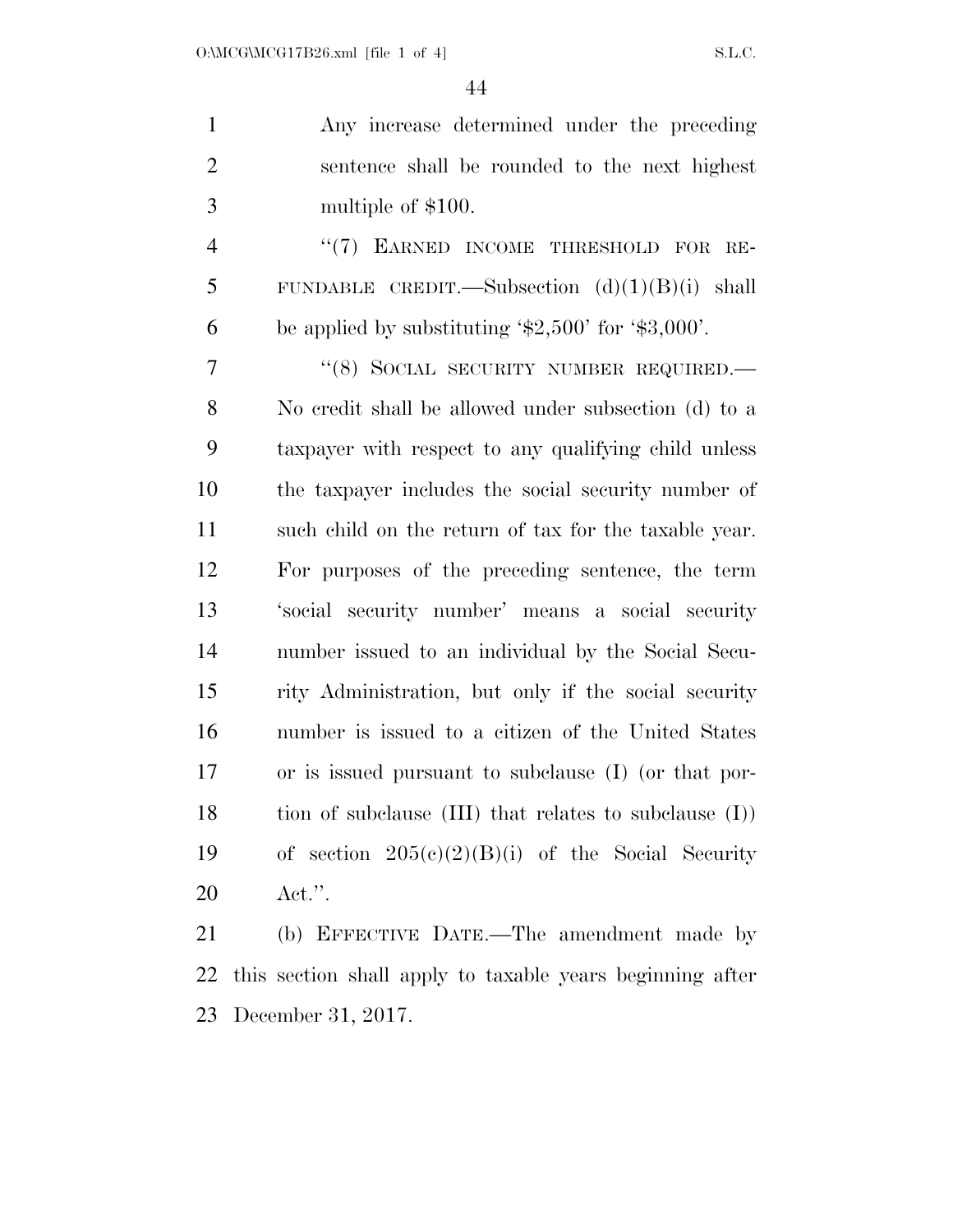Any increase determined under the preceding sentence shall be rounded to the next highest multiple of $100.

"(7) EARNED INCOME THRESHOLD FOR REFUNDABLE CREDIT.—Subsection (d)(1)(B)(i) shall be applied by substituting '$2,500' for '$3,000'.

"(8) SOCIAL SECURITY NUMBER REQUIRED.—No credit shall be allowed under subsection (d) to a taxpayer with respect to any qualifying child unless the taxpayer includes the social security number of such child on the return of tax for the taxable year. For purposes of the preceding sentence, the term 'social security number' means a social security number issued to an individual by the Social Security Administration, but only if the social security number is issued to a citizen of the United States or is issued pursuant to subclause (I) (or that portion of subclause (III) that relates to subclause (I)) of section 205(c)(2)(B)(i) of the Social Security Act.".

(b) EFFECTIVE DATE.—The amendment made by this section shall apply to taxable years beginning after December 31, 2017.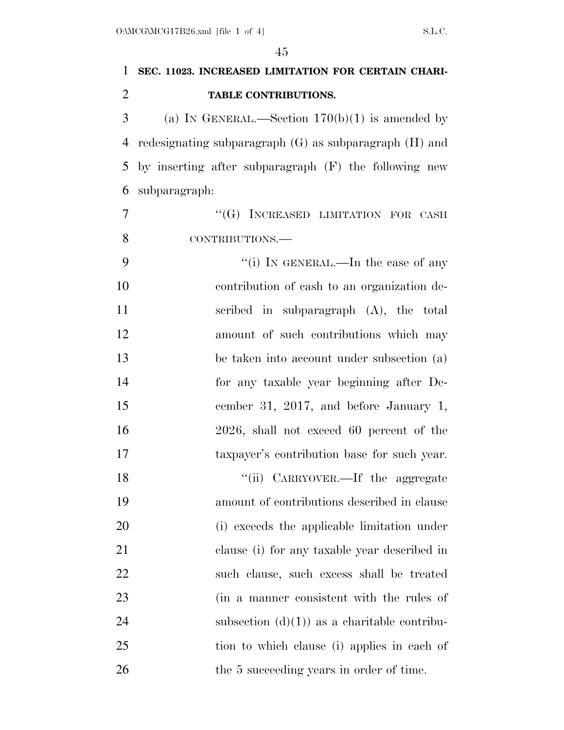**SEC. 11023. INCREASED LIMITATION FOR CERTAIN CHARITABLE CONTRIBUTIONS.**

(a) IN GENERAL.—Section 170(b)(1) is amended by redesignating subparagraph (G) as subparagraph (H) and by inserting after subparagraph (F) the following new subparagraph:

"(G) INCREASED LIMITATION FOR CASH CONTRIBUTIONS.—

"(i) IN GENERAL.—In the case of any contribution of cash to an organization described in subparagraph (A), the total amount of such contributions which may be taken into account under subsection (a) for any taxable year beginning after December 31, 2017, and before January 1, 2026, shall not exceed 60 percent of the taxpayer's contribution base for such year.

"(ii) CARRYOVER.—If the aggregate amount of contributions described in clause (i) exceeds the applicable limitation under clause (i) for any taxable year described in such clause, such excess shall be treated (in a manner consistent with the rules of subsection (d)(1)) as a charitable contribution to which clause (i) applies in each of the 5 succeeding years in order of time.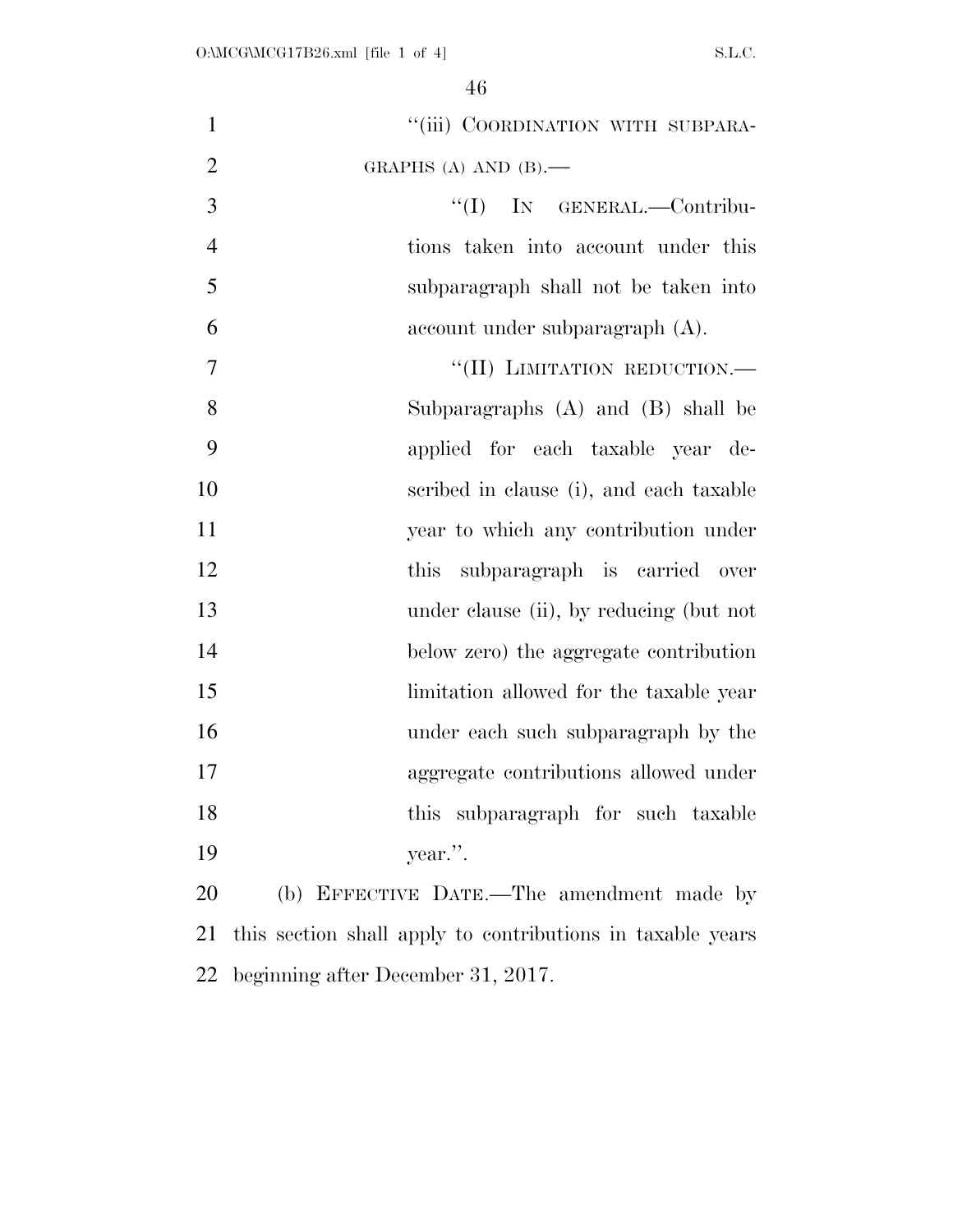"(iii) COORDINATION WITH SUBPARAGRAPHS (A) AND (B).—

"(I) IN GENERAL.—Contributions taken into account under this subparagraph shall not be taken into account under subparagraph (A).

"(II) LIMITATION REDUCTION.—Subparagraphs (A) and (B) shall be applied for each taxable year described in clause (i), and each taxable year to which any contribution under this subparagraph is carried over under clause (ii), by reducing (but not below zero) the aggregate contribution limitation allowed for the taxable year under each such subparagraph by the aggregate contributions allowed under this subparagraph for such taxable year.".

(b) EFFECTIVE DATE.—The amendment made by this section shall apply to contributions in taxable years beginning after December 31, 2017.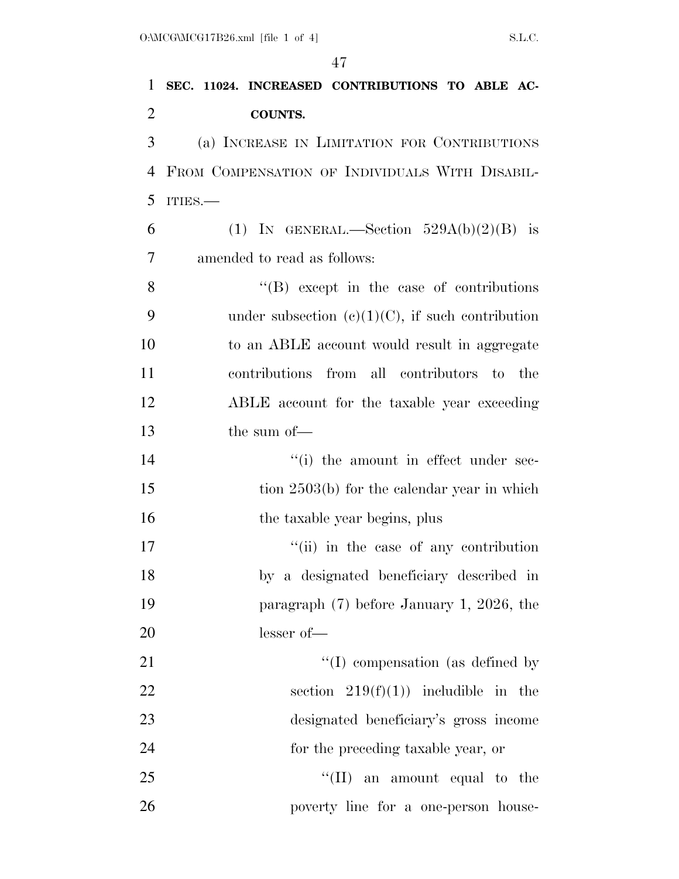**SEC. 11024. INCREASED CONTRIBUTIONS TO ABLE ACCOUNTS.**

(a) INCREASE IN LIMITATION FOR CONTRIBUTIONS FROM COMPENSATION OF INDIVIDUALS WITH DISABILITIES.—

(1) IN GENERAL.—Section 529A(b)(2)(B) is amended to read as follows:

"(B) except in the case of contributions under subsection (c)(1)(C), if such contribution to an ABLE account would result in aggregate contributions from all contributors to the ABLE account for the taxable year exceeding the sum of—

"(i) the amount in effect under section 2503(b) for the calendar year in which the taxable year begins, plus

"(ii) in the case of any contribution by a designated beneficiary described in paragraph (7) before January 1, 2026, the lesser of—

"(I) compensation (as defined by section 219(f)(1)) includible in the designated beneficiary's gross income for the preceding taxable year, or

"(II) an amount equal to the poverty line for a one-person house-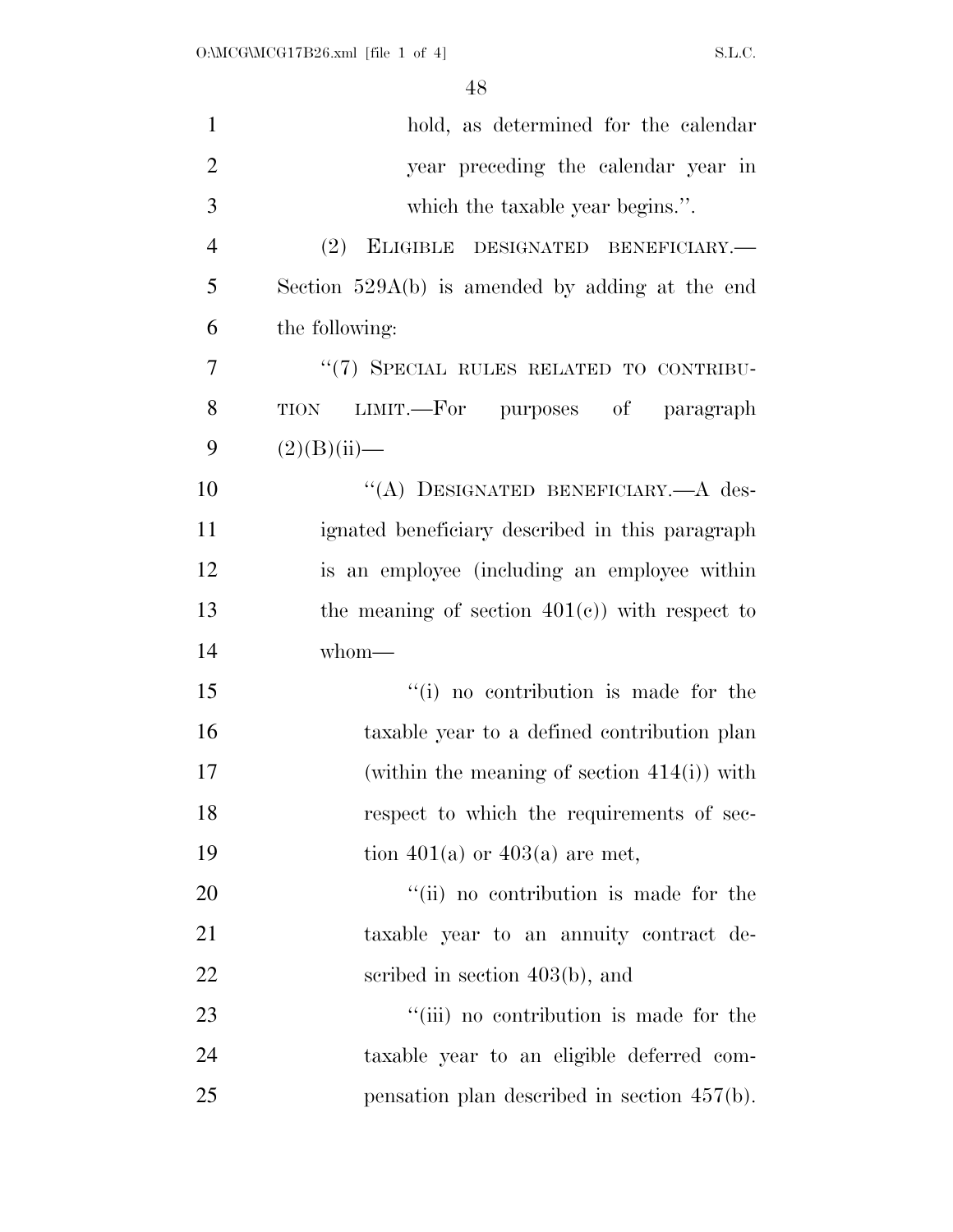hold, as determined for the calendar year preceding the calendar year in which the taxable year begins.''.

(2) ELIGIBLE DESIGNATED BENEFICIARY.—Section 529A(b) is amended by adding at the end the following:

''(7) SPECIAL RULES RELATED TO CONTRIBUTION LIMIT.—For purposes of paragraph (2)(B)(ii)—

''(A) DESIGNATED BENEFICIARY.—A designated beneficiary described in this paragraph is an employee (including an employee within the meaning of section 401(c)) with respect to whom—

''(i) no contribution is made for the taxable year to a defined contribution plan (within the meaning of section 414(i)) with respect to which the requirements of section 401(a) or 403(a) are met,

''(ii) no contribution is made for the taxable year to an annuity contract described in section 403(b), and

''(iii) no contribution is made for the taxable year to an eligible deferred compensation plan described in section 457(b).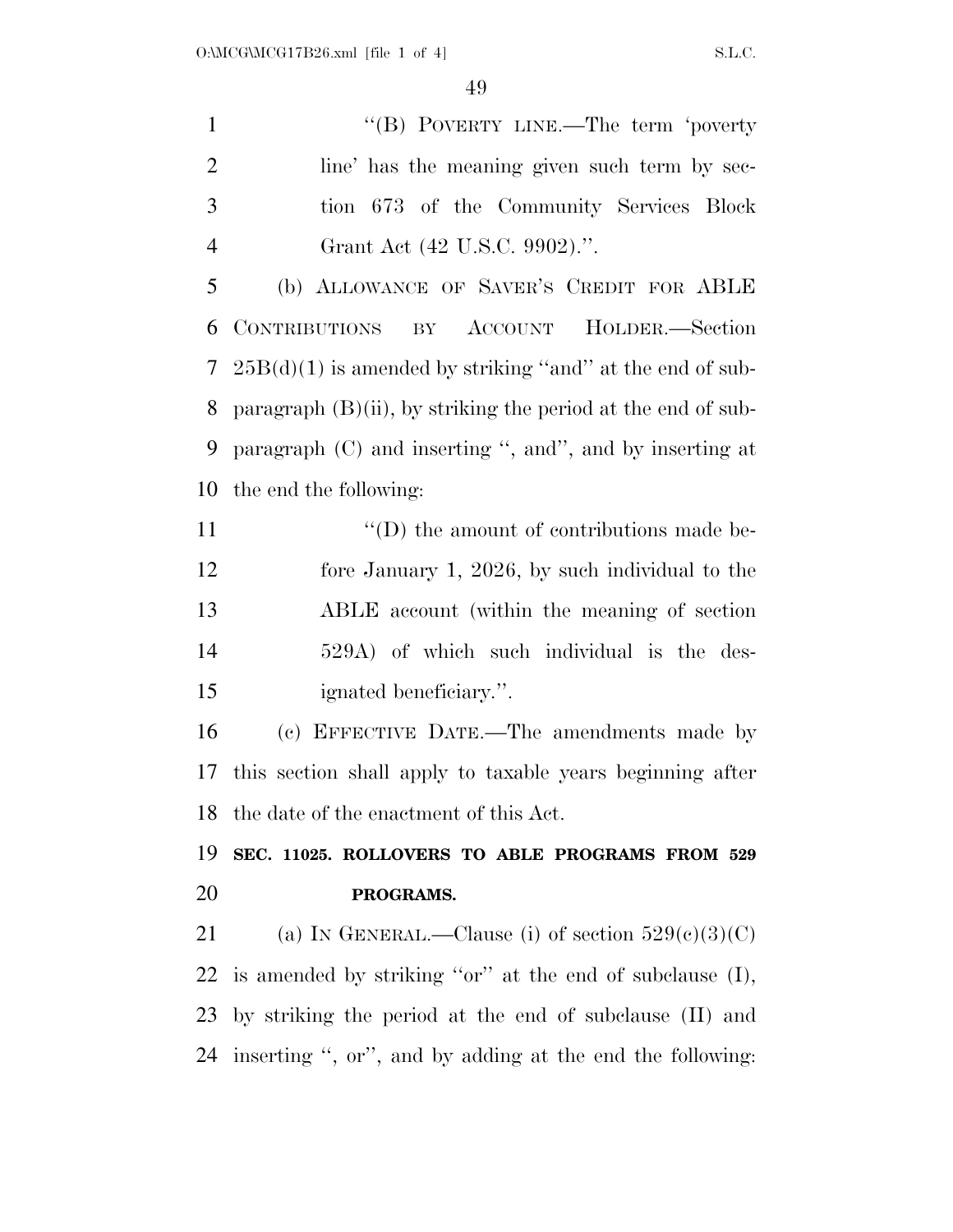"(B) POVERTY LINE.—The term 'poverty line' has the meaning given such term by section 673 of the Community Services Block Grant Act (42 U.S.C. 9902).".

(b) ALLOWANCE OF SAVER'S CREDIT FOR ABLE CONTRIBUTIONS BY ACCOUNT HOLDER.—Section 25B(d)(1) is amended by striking "and" at the end of subparagraph (B)(ii), by striking the period at the end of subparagraph (C) and inserting ", and", and by inserting at the end the following:

"(D) the amount of contributions made before January 1, 2026, by such individual to the ABLE account (within the meaning of section 529A) of which such individual is the designated beneficiary.".

(c) EFFECTIVE DATE.—The amendments made by this section shall apply to taxable years beginning after the date of the enactment of this Act.

**SEC. 11025. ROLLOVERS TO ABLE PROGRAMS FROM 529 PROGRAMS.**

(a) IN GENERAL.—Clause (i) of section 529(c)(3)(C) is amended by striking "or" at the end of subclause (I), by striking the period at the end of subclause (II) and inserting ", or", and by adding at the end the following: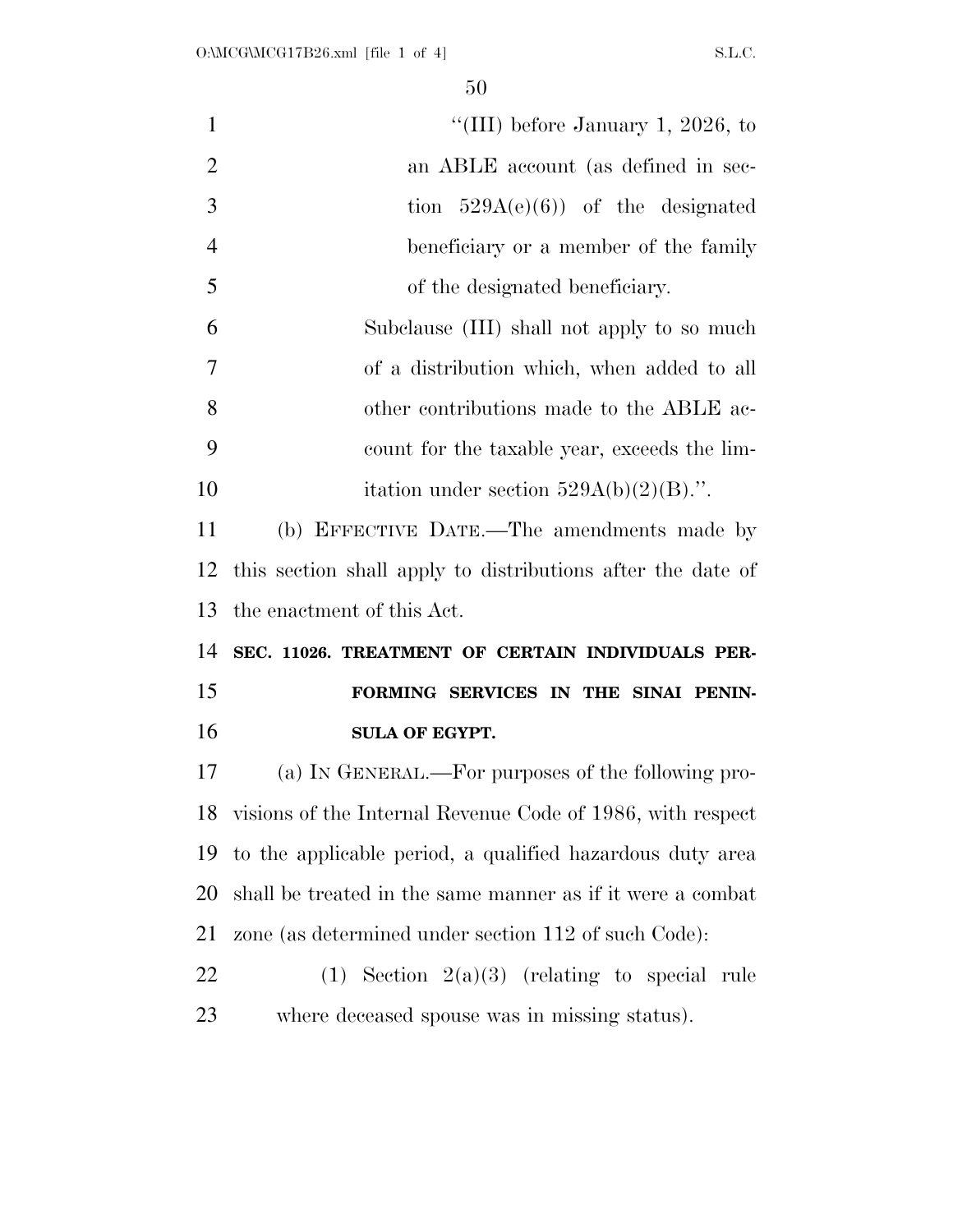"(III) before January 1, 2026, to an ABLE account (as defined in section 529A(e)(6)) of the designated beneficiary or a member of the family of the designated beneficiary.

Subclause (III) shall not apply to so much of a distribution which, when added to all other contributions made to the ABLE account for the taxable year, exceeds the limitation under section 529A(b)(2)(B).".

(b) EFFECTIVE DATE.—The amendments made by this section shall apply to distributions after the date of the enactment of this Act.

**SEC. 11026. TREATMENT OF CERTAIN INDIVIDUALS PERFORMING SERVICES IN THE SINAI PENINSULA OF EGYPT.**

(a) IN GENERAL.—For purposes of the following provisions of the Internal Revenue Code of 1986, with respect to the applicable period, a qualified hazardous duty area shall be treated in the same manner as if it were a combat zone (as determined under section 112 of such Code):

(1) Section 2(a)(3) (relating to special rule where deceased spouse was in missing status).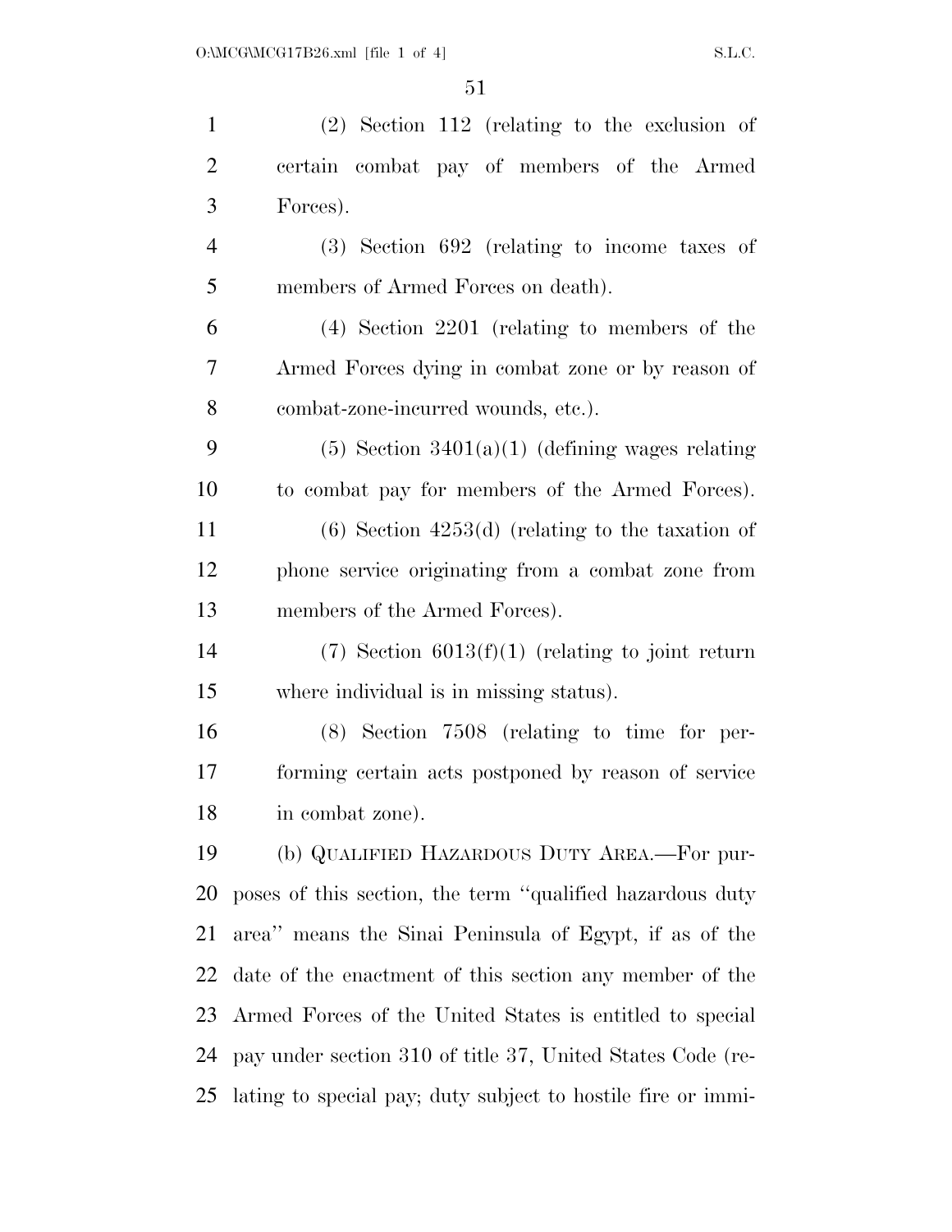(2) Section 112 (relating to the exclusion of certain combat pay of members of the Armed Forces).

(3) Section 692 (relating to income taxes of members of Armed Forces on death).

(4) Section 2201 (relating to members of the Armed Forces dying in combat zone or by reason of combat-zone-incurred wounds, etc.).

(5) Section 3401(a)(1) (defining wages relating to combat pay for members of the Armed Forces).

(6) Section 4253(d) (relating to the taxation of phone service originating from a combat zone from members of the Armed Forces).

(7) Section 6013(f)(1) (relating to joint return where individual is in missing status).

(8) Section 7508 (relating to time for performing certain acts postponed by reason of service in combat zone).

(b) QUALIFIED HAZARDOUS DUTY AREA.—For purposes of this section, the term ''qualified hazardous duty area'' means the Sinai Peninsula of Egypt, if as of the date of the enactment of this section any member of the Armed Forces of the United States is entitled to special pay under section 310 of title 37, United States Code (relating to special pay; duty subject to hostile fire or immi-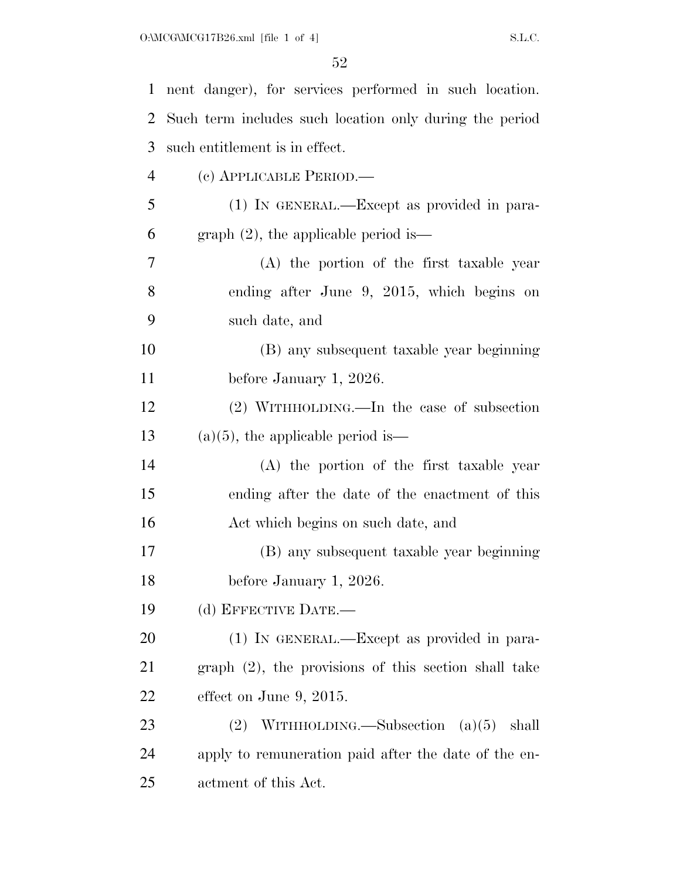nent danger), for services performed in such location. Such term includes such location only during the period such entitlement is in effect.

(c) APPLICABLE PERIOD.—

(1) IN GENERAL.—Except as provided in paragraph (2), the applicable period is—

(A) the portion of the first taxable year ending after June 9, 2015, which begins on such date, and

(B) any subsequent taxable year beginning before January 1, 2026.

(2) WITHHOLDING.—In the case of subsection (a)(5), the applicable period is—

(A) the portion of the first taxable year ending after the date of the enactment of this Act which begins on such date, and

(B) any subsequent taxable year beginning before January 1, 2026.

(d) EFFECTIVE DATE.—

(1) IN GENERAL.—Except as provided in paragraph (2), the provisions of this section shall take effect on June 9, 2015.

(2) WITHHOLDING.—Subsection (a)(5) shall apply to remuneration paid after the date of the enactment of this Act.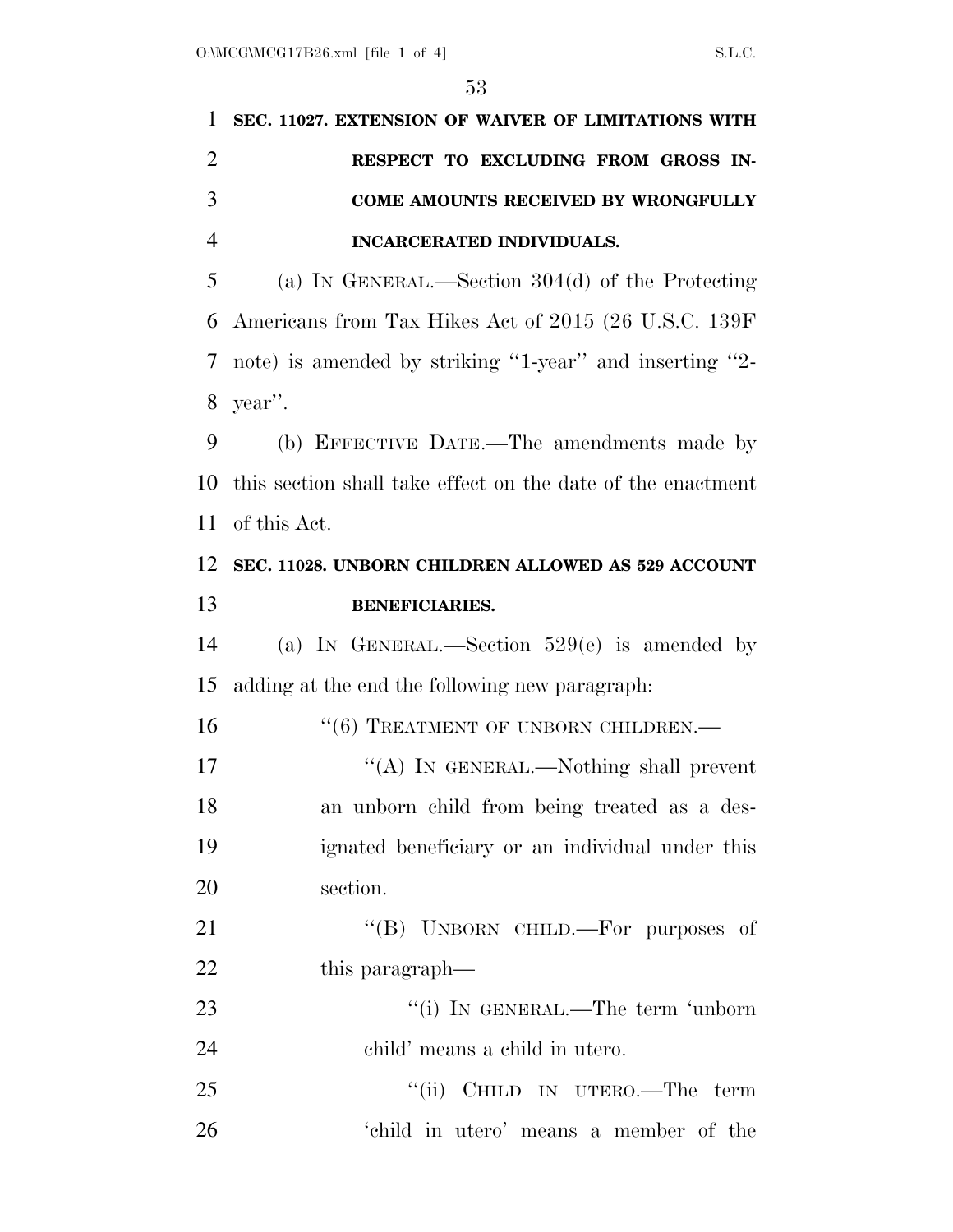**SEC. 11027. EXTENSION OF WAIVER OF LIMITATIONS WITH RESPECT TO EXCLUDING FROM GROSS INCOME AMOUNTS RECEIVED BY WRONGFULLY INCARCERATED INDIVIDUALS.**

(a) IN GENERAL.—Section 304(d) of the Protecting Americans from Tax Hikes Act of 2015 (26 U.S.C. 139F note) is amended by striking ''1-year'' and inserting ''2-year''.

(b) EFFECTIVE DATE.—The amendments made by this section shall take effect on the date of the enactment of this Act.

**SEC. 11028. UNBORN CHILDREN ALLOWED AS 529 ACCOUNT BENEFICIARIES.**

(a) IN GENERAL.—Section 529(e) is amended by adding at the end the following new paragraph:

''(6) TREATMENT OF UNBORN CHILDREN.—

''(A) IN GENERAL.—Nothing shall prevent an unborn child from being treated as a designated beneficiary or an individual under this section.

''(B) UNBORN CHILD.—For purposes of this paragraph—

''(i) IN GENERAL.—The term 'unborn child' means a child in utero.

''(ii) CHILD IN UTERO.—The term 'child in utero' means a member of the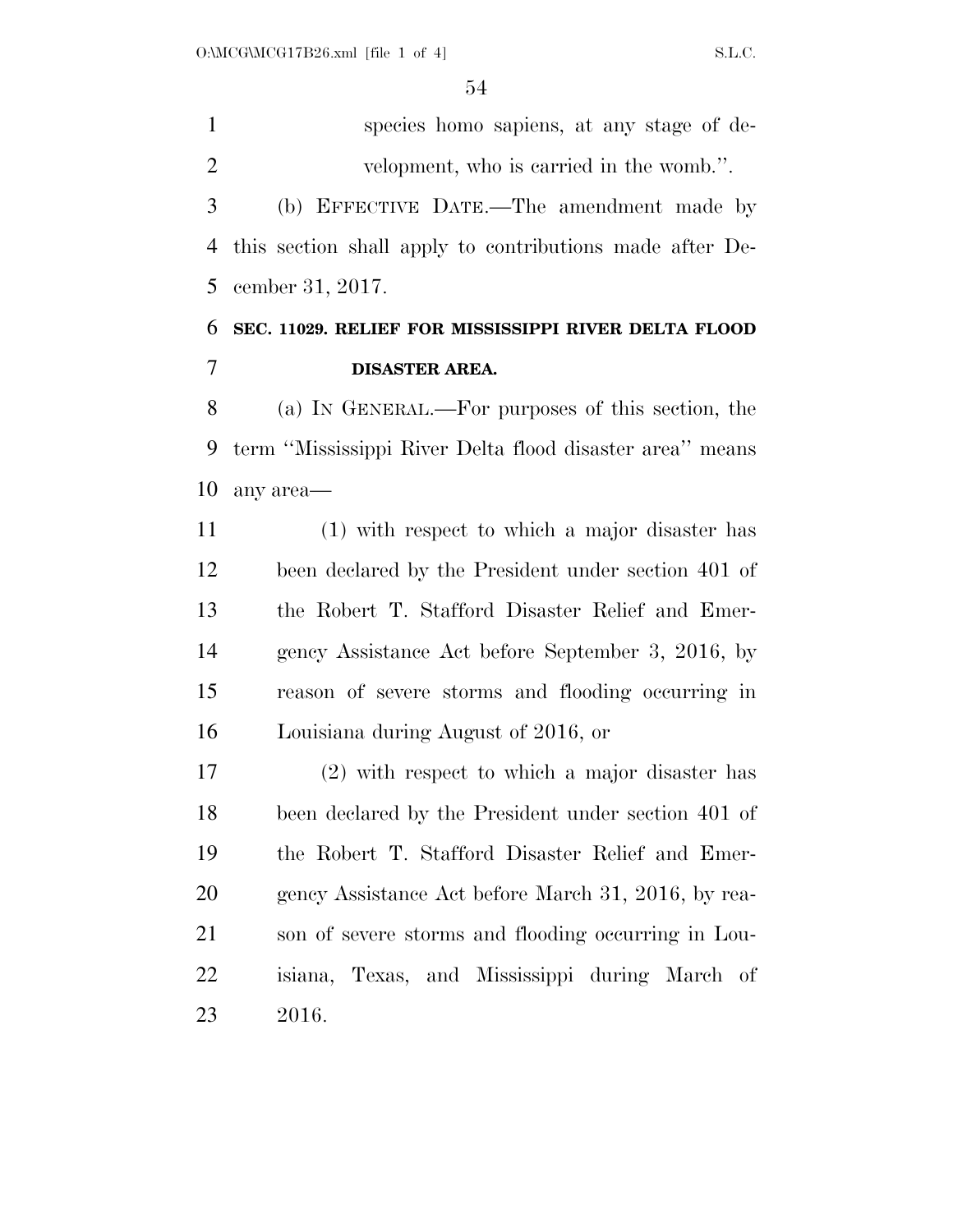species homo sapiens, at any stage of development, who is carried in the womb.''.

(b) EFFECTIVE DATE.—The amendment made by this section shall apply to contributions made after December 31, 2017.

**SEC. 11029. RELIEF FOR MISSISSIPPI RIVER DELTA FLOOD DISASTER AREA.**

(a) IN GENERAL.—For purposes of this section, the term ''Mississippi River Delta flood disaster area'' means any area—

(1) with respect to which a major disaster has been declared by the President under section 401 of the Robert T. Stafford Disaster Relief and Emergency Assistance Act before September 3, 2016, by reason of severe storms and flooding occurring in Louisiana during August of 2016, or

(2) with respect to which a major disaster has been declared by the President under section 401 of the Robert T. Stafford Disaster Relief and Emergency Assistance Act before March 31, 2016, by reason of severe storms and flooding occurring in Louisiana, Texas, and Mississippi during March of 2016.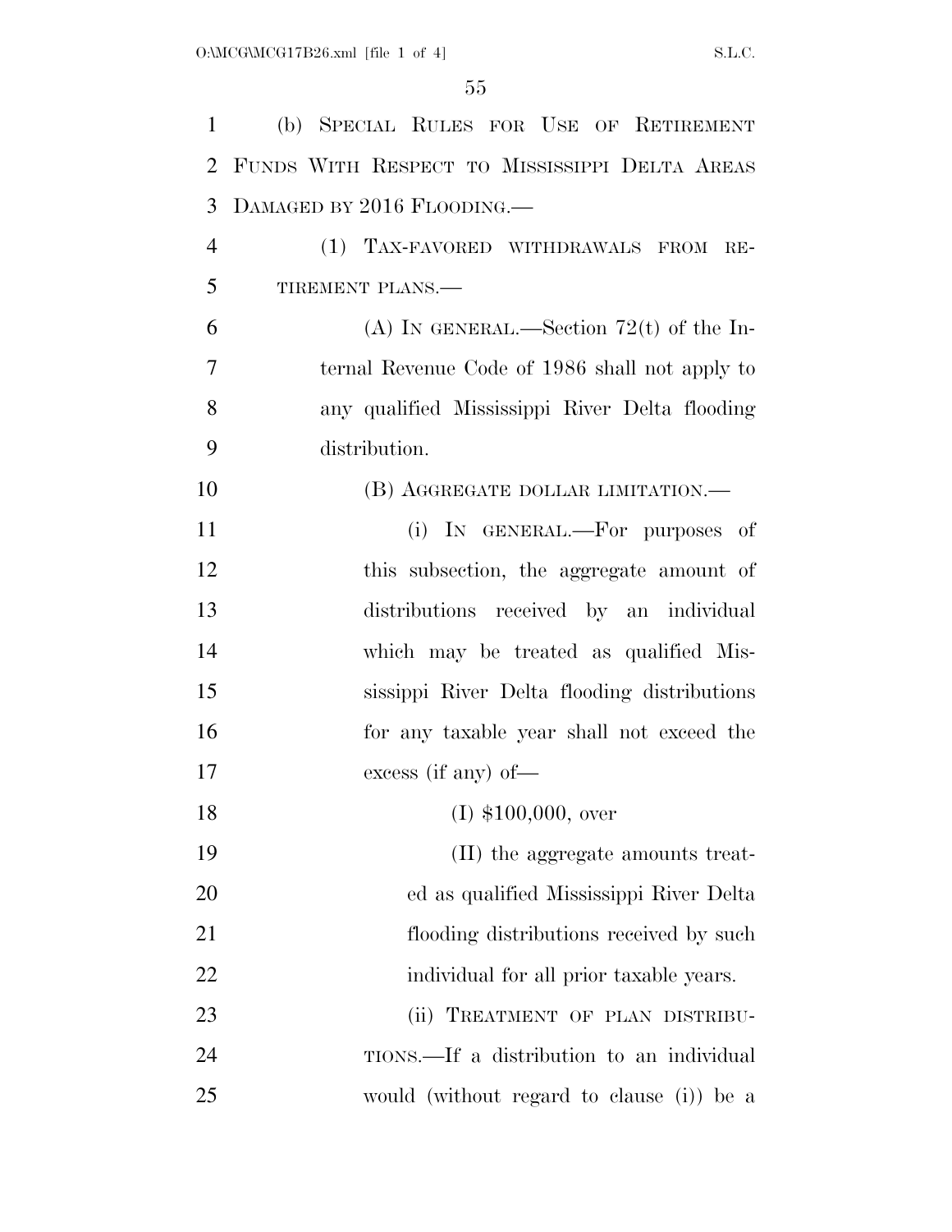(b) SPECIAL RULES FOR USE OF RETIREMENT FUNDS WITH RESPECT TO MISSISSIPPI DELTA AREAS DAMAGED BY 2016 FLOODING.—

(1) TAX-FAVORED WITHDRAWALS FROM RETIREMENT PLANS.—

(A) IN GENERAL.—Section 72(t) of the Internal Revenue Code of 1986 shall not apply to any qualified Mississippi River Delta flooding distribution.

(B) AGGREGATE DOLLAR LIMITATION.—

(i) IN GENERAL.—For purposes of this subsection, the aggregate amount of distributions received by an individual which may be treated as qualified Mississippi River Delta flooding distributions for any taxable year shall not exceed the excess (if any) of—

(I) $100,000, over

(II) the aggregate amounts treated as qualified Mississippi River Delta flooding distributions received by such individual for all prior taxable years.

(ii) TREATMENT OF PLAN DISTRIBUTIONS.—If a distribution to an individual would (without regard to clause (i)) be a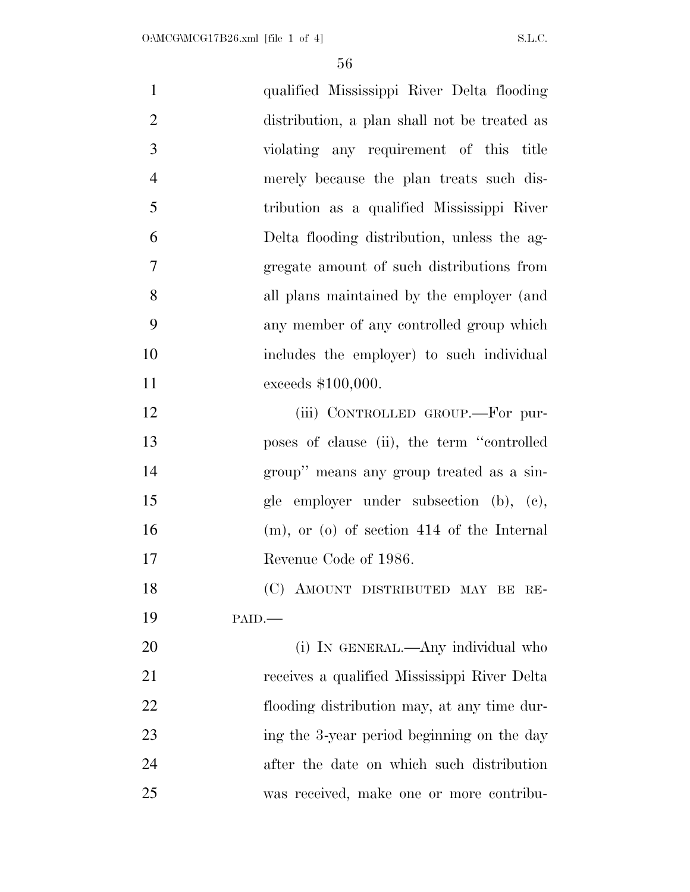qualified Mississippi River Delta flooding distribution, a plan shall not be treated as violating any requirement of this title merely because the plan treats such distribution as a qualified Mississippi River Delta flooding distribution, unless the aggregate amount of such distributions from all plans maintained by the employer (and any member of any controlled group which includes the employer) to such individual exceeds $100,000.

(iii) CONTROLLED GROUP.—For purposes of clause (ii), the term ''controlled group'' means any group treated as a single employer under subsection (b), (c), (m), or (o) of section 414 of the Internal Revenue Code of 1986.

(C) AMOUNT DISTRIBUTED MAY BE REPAID.—

(i) IN GENERAL.—Any individual who receives a qualified Mississippi River Delta flooding distribution may, at any time during the 3-year period beginning on the day after the date on which such distribution was received, make one or more contribu-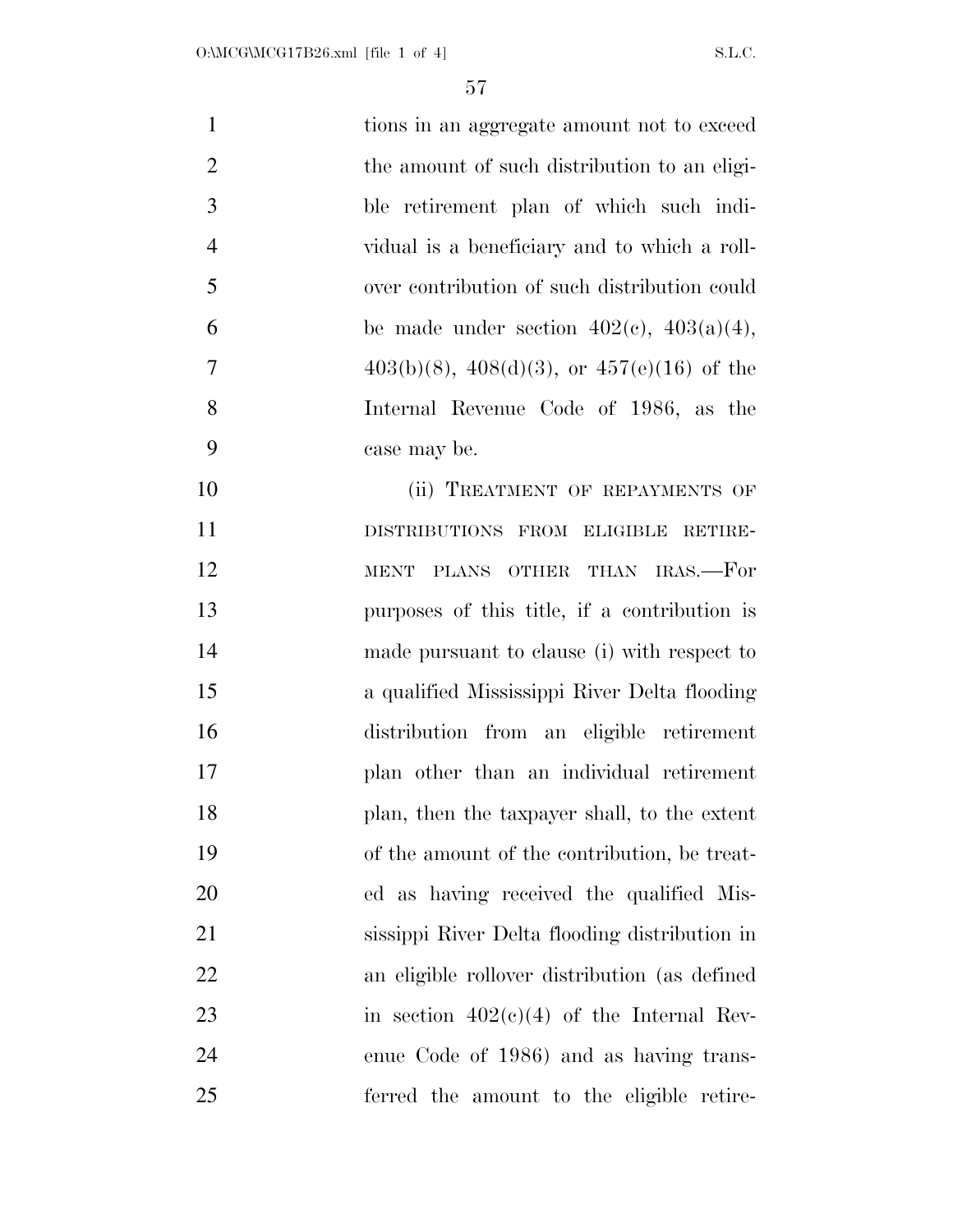tions in an aggregate amount not to exceed the amount of such distribution to an eligible retirement plan of which such individual is a beneficiary and to which a rollover contribution of such distribution could be made under section 402(c), 403(a)(4), 403(b)(8), 408(d)(3), or 457(e)(16) of the Internal Revenue Code of 1986, as the case may be.

(ii) TREATMENT OF REPAYMENTS OF DISTRIBUTIONS FROM ELIGIBLE RETIREMENT PLANS OTHER THAN IRAS.—For purposes of this title, if a contribution is made pursuant to clause (i) with respect to a qualified Mississippi River Delta flooding distribution from an eligible retirement plan other than an individual retirement plan, then the taxpayer shall, to the extent of the amount of the contribution, be treated as having received the qualified Mississippi River Delta flooding distribution in an eligible rollover distribution (as defined in section 402(c)(4) of the Internal Revenue Code of 1986) and as having transferred the amount to the eligible retire-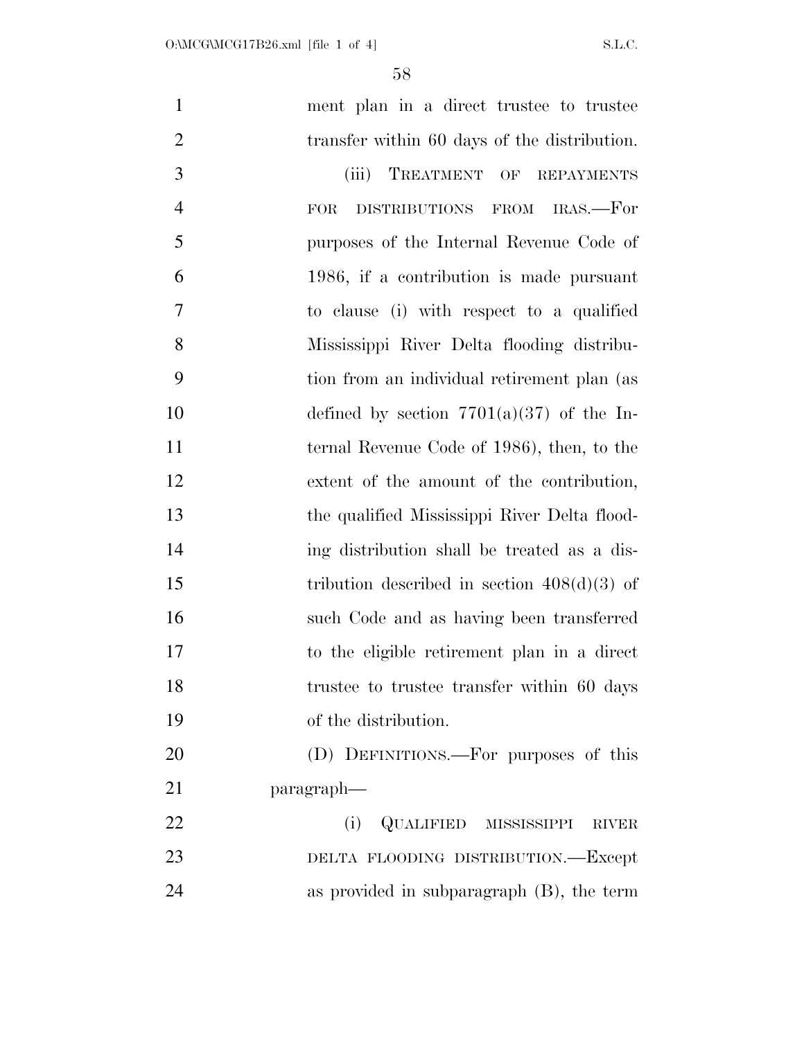ment plan in a direct trustee to trustee transfer within 60 days of the distribution.

(iii) TREATMENT OF REPAYMENTS FOR DISTRIBUTIONS FROM IRAS.—For purposes of the Internal Revenue Code of 1986, if a contribution is made pursuant to clause (i) with respect to a qualified Mississippi River Delta flooding distribution from an individual retirement plan (as defined by section 7701(a)(37) of the Internal Revenue Code of 1986), then, to the extent of the amount of the contribution, the qualified Mississippi River Delta flooding distribution shall be treated as a distribution described in section 408(d)(3) of such Code and as having been transferred to the eligible retirement plan in a direct trustee to trustee transfer within 60 days of the distribution.

(D) DEFINITIONS.—For purposes of this paragraph—

(i) QUALIFIED MISSISSIPPI RIVER DELTA FLOODING DISTRIBUTION.—Except as provided in subparagraph (B), the term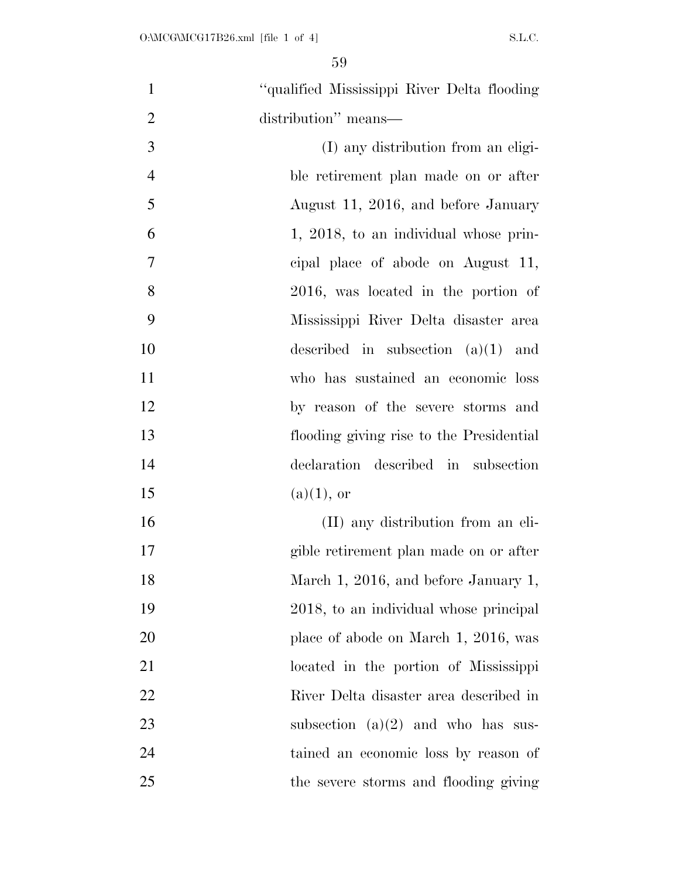"qualified Mississippi River Delta flooding distribution" means—

(I) any distribution from an eligible retirement plan made on or after August 11, 2016, and before January 1, 2018, to an individual whose principal place of abode on August 11, 2016, was located in the portion of Mississippi River Delta disaster area described in subsection (a)(1) and who has sustained an economic loss by reason of the severe storms and flooding giving rise to the Presidential declaration described in subsection (a)(1), or

(II) any distribution from an eligible retirement plan made on or after March 1, 2016, and before January 1, 2018, to an individual whose principal place of abode on March 1, 2016, was located in the portion of Mississippi River Delta disaster area described in subsection (a)(2) and who has sustained an economic loss by reason of the severe storms and flooding giving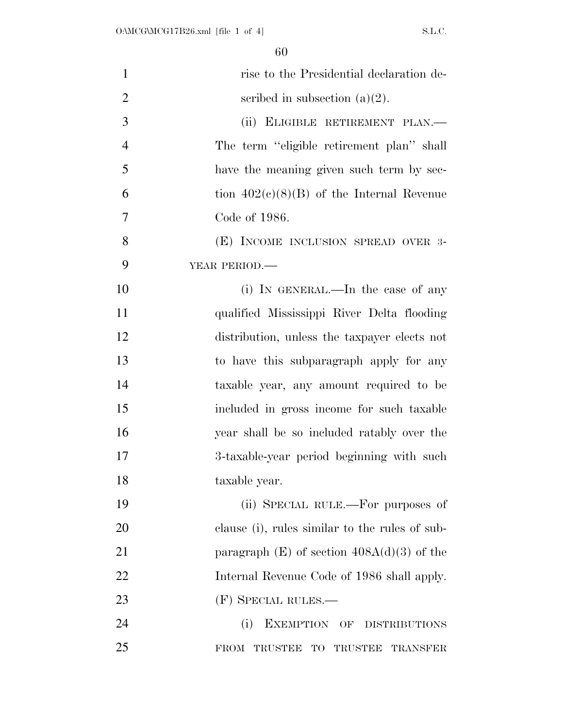rise to the Presidential declaration described in subsection (a)(2).

(ii) ELIGIBLE RETIREMENT PLAN.—The term ''eligible retirement plan'' shall have the meaning given such term by section 402(c)(8)(B) of the Internal Revenue Code of 1986.

(E) INCOME INCLUSION SPREAD OVER 3-YEAR PERIOD.—

(i) IN GENERAL.—In the case of any qualified Mississippi River Delta flooding distribution, unless the taxpayer elects not to have this subparagraph apply for any taxable year, any amount required to be included in gross income for such taxable year shall be so included ratably over the 3-taxable-year period beginning with such taxable year.

(ii) SPECIAL RULE.—For purposes of clause (i), rules similar to the rules of subparagraph (E) of section 408A(d)(3) of the Internal Revenue Code of 1986 shall apply.

(F) SPECIAL RULES.—

(i) EXEMPTION OF DISTRIBUTIONS FROM TRUSTEE TO TRUSTEE TRANSFER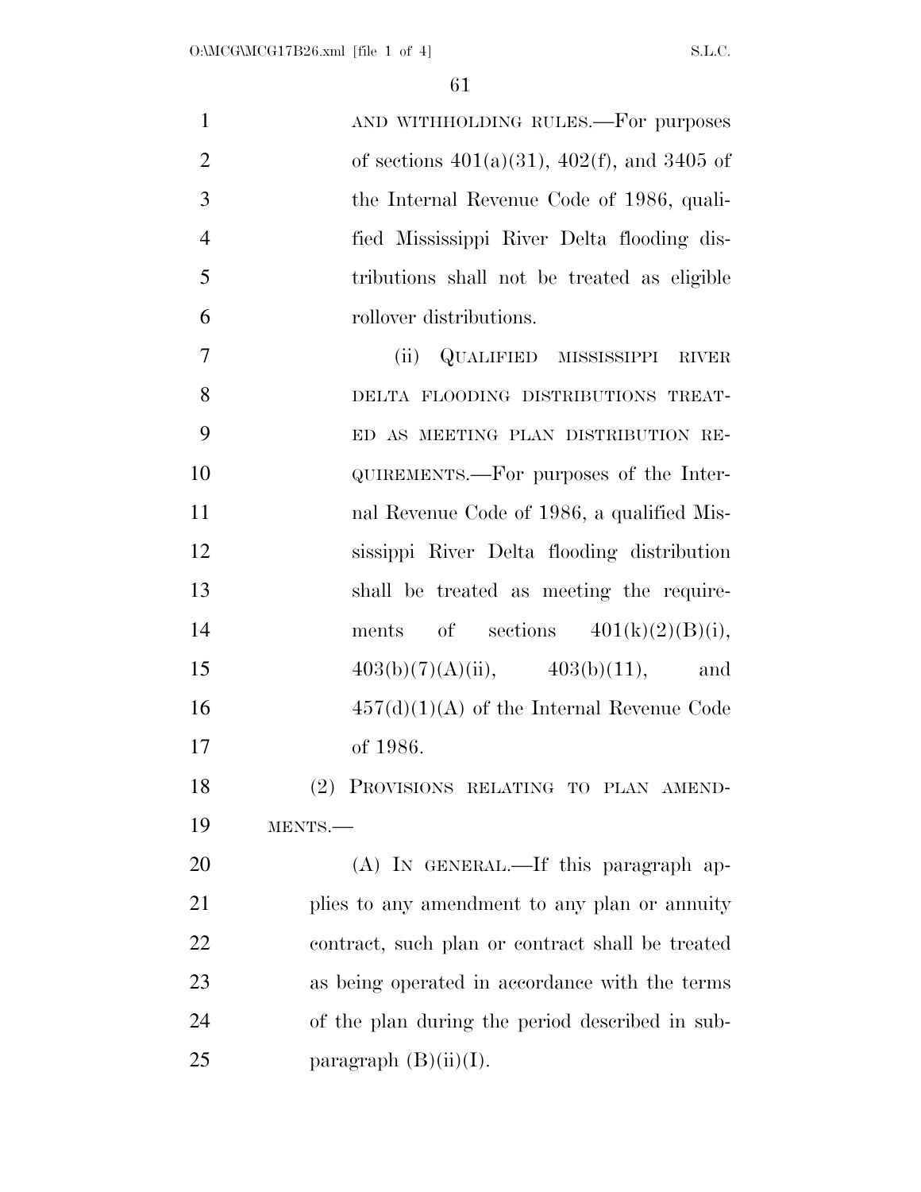AND WITHHOLDING RULES.—For purposes of sections 401(a)(31), 402(f), and 3405 of the Internal Revenue Code of 1986, qualified Mississippi River Delta flooding distributions shall not be treated as eligible rollover distributions.

(ii) QUALIFIED MISSISSIPPI RIVER DELTA FLOODING DISTRIBUTIONS TREATED AS MEETING PLAN DISTRIBUTION REQUIREMENTS.—For purposes of the Internal Revenue Code of 1986, a qualified Mississippi River Delta flooding distribution shall be treated as meeting the requirements of sections 401(k)(2)(B)(i), 403(b)(7)(A)(ii), 403(b)(11), and 457(d)(1)(A) of the Internal Revenue Code of 1986.

(2) PROVISIONS RELATING TO PLAN AMENDMENTS.—

(A) IN GENERAL.—If this paragraph applies to any amendment to any plan or annuity contract, such plan or contract shall be treated as being operated in accordance with the terms of the plan during the period described in subparagraph (B)(ii)(I).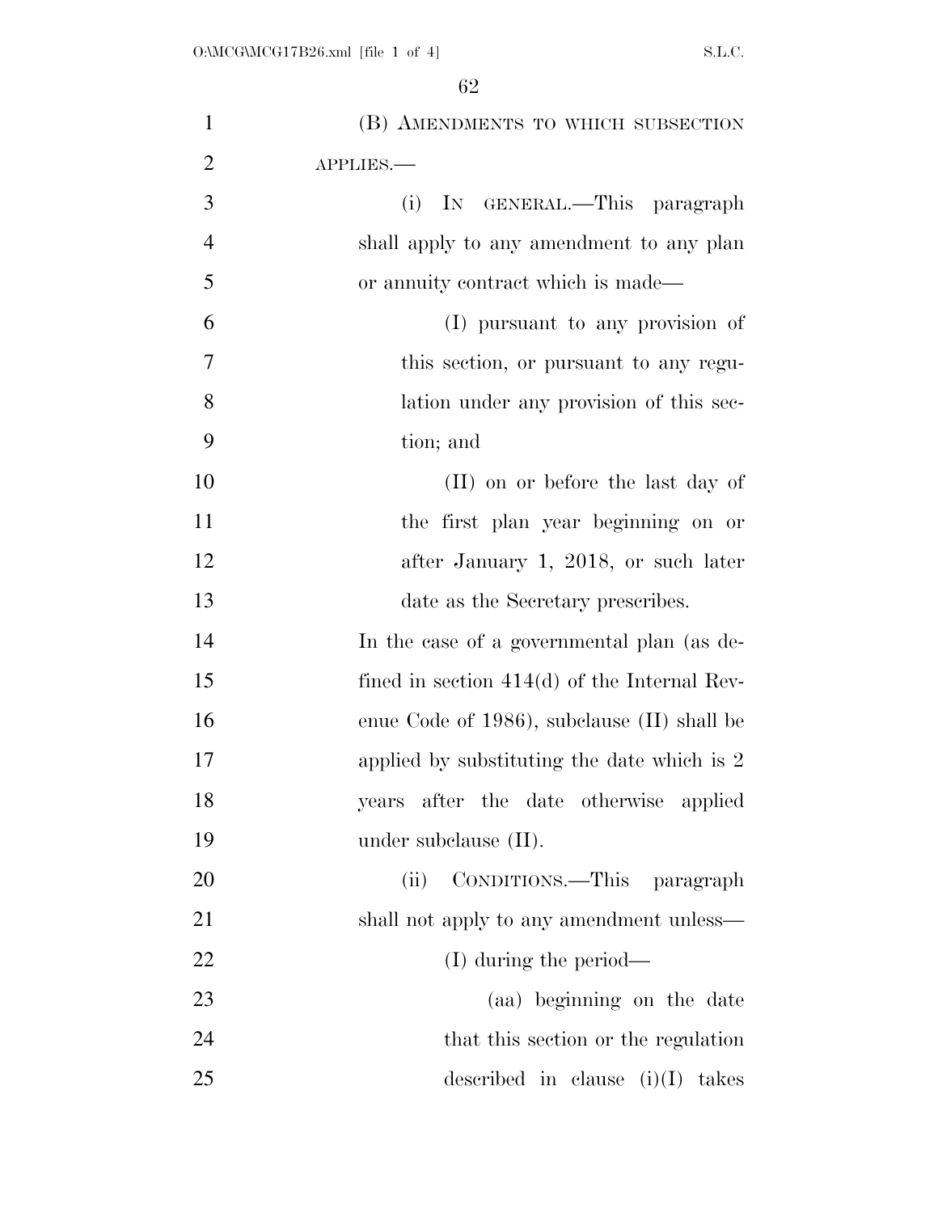(B) AMENDMENTS TO WHICH SUBSECTION APPLIES.—

(i) IN GENERAL.—This paragraph shall apply to any amendment to any plan or annuity contract which is made—

(I) pursuant to any provision of this section, or pursuant to any regulation under any provision of this section; and

(II) on or before the last day of the first plan year beginning on or after January 1, 2018, or such later date as the Secretary prescribes.

In the case of a governmental plan (as defined in section 414(d) of the Internal Revenue Code of 1986), subclause (II) shall be applied by substituting the date which is 2 years after the date otherwise applied under subclause (II).

(ii) CONDITIONS.—This paragraph shall not apply to any amendment unless—

(I) during the period—

(aa) beginning on the date that this section or the regulation described in clause (i)(I) takes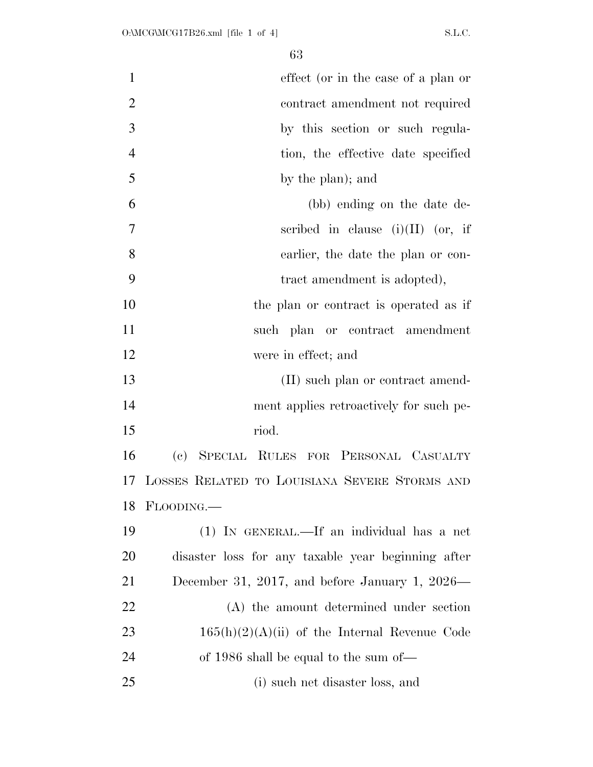effect (or in the case of a plan or contract amendment not required by this section or such regulation, the effective date specified by the plan); and

(bb) ending on the date described in clause (i)(II) (or, if earlier, the date the plan or contract amendment is adopted),

the plan or contract is operated as if such plan or contract amendment were in effect; and

(II) such plan or contract amendment applies retroactively for such period.

(c) SPECIAL RULES FOR PERSONAL CASUALTY LOSSES RELATED TO LOUISIANA SEVERE STORMS AND FLOODING.—

(1) IN GENERAL.—If an individual has a net disaster loss for any taxable year beginning after December 31, 2017, and before January 1, 2026—

(A) the amount determined under section 165(h)(2)(A)(ii) of the Internal Revenue Code of 1986 shall be equal to the sum of—

(i) such net disaster loss, and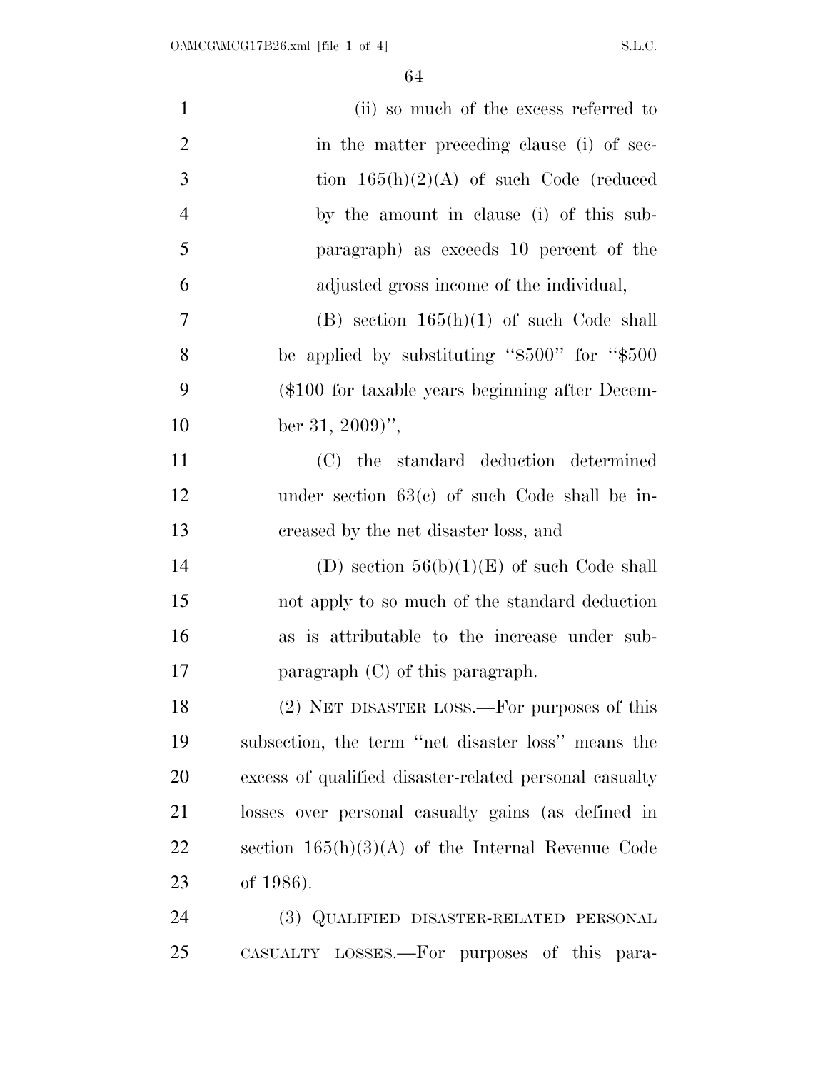(ii) so much of the excess referred to in the matter preceding clause (i) of section 165(h)(2)(A) of such Code (reduced by the amount in clause (i) of this subparagraph) as exceeds 10 percent of the adjusted gross income of the individual,

(B) section 165(h)(1) of such Code shall be applied by substituting "$500" for "$500 ($100 for taxable years beginning after December 31, 2009)",

(C) the standard deduction determined under section 63(c) of such Code shall be increased by the net disaster loss, and

(D) section 56(b)(1)(E) of such Code shall not apply to so much of the standard deduction as is attributable to the increase under subparagraph (C) of this paragraph.

(2) NET DISASTER LOSS.—For purposes of this subsection, the term "net disaster loss" means the excess of qualified disaster-related personal casualty losses over personal casualty gains (as defined in section 165(h)(3)(A) of the Internal Revenue Code of 1986).

(3) QUALIFIED DISASTER-RELATED PERSONAL CASUALTY LOSSES.—For purposes of this para-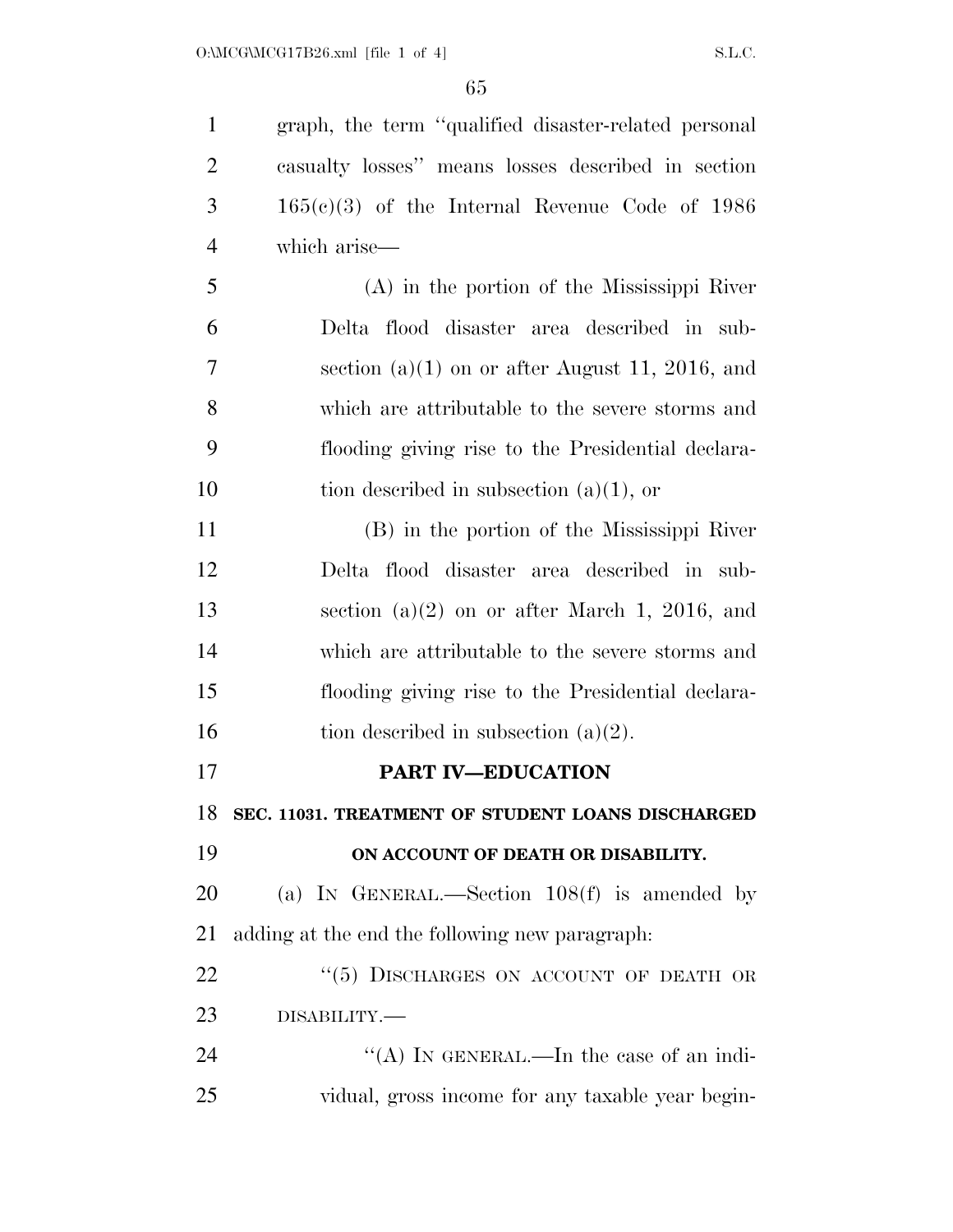graph, the term "qualified disaster-related personal casualty losses" means losses described in section 165(c)(3) of the Internal Revenue Code of 1986 which arise—

(A) in the portion of the Mississippi River Delta flood disaster area described in subsection (a)(1) on or after August 11, 2016, and which are attributable to the severe storms and flooding giving rise to the Presidential declaration described in subsection (a)(1), or

(B) in the portion of the Mississippi River Delta flood disaster area described in subsection (a)(2) on or after March 1, 2016, and which are attributable to the severe storms and flooding giving rise to the Presidential declaration described in subsection (a)(2).

## PART IV—EDUCATION

### SEC. 11031. TREATMENT OF STUDENT LOANS DISCHARGED ON ACCOUNT OF DEATH OR DISABILITY.

(a) IN GENERAL.—Section 108(f) is amended by adding at the end the following new paragraph:

"(5) DISCHARGES ON ACCOUNT OF DEATH OR DISABILITY.—

"(A) IN GENERAL.—In the case of an individual, gross income for any taxable year begin-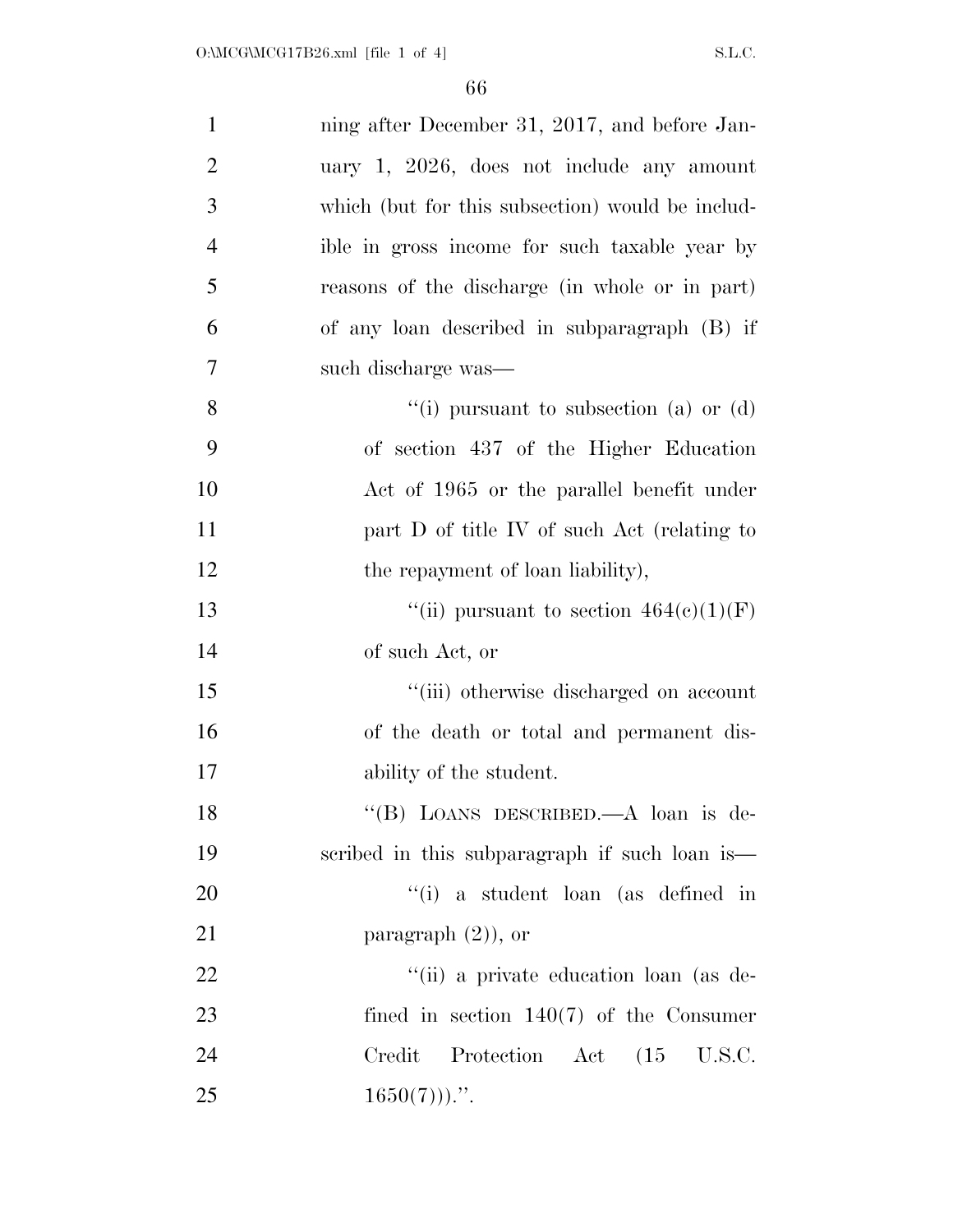ning after December 31, 2017, and before January 1, 2026, does not include any amount which (but for this subsection) would be includible in gross income for such taxable year by reasons of the discharge (in whole or in part) of any loan described in subparagraph (B) if such discharge was—

"(i) pursuant to subsection (a) or (d) of section 437 of the Higher Education Act of 1965 or the parallel benefit under part D of title IV of such Act (relating to the repayment of loan liability),

"(ii) pursuant to section 464(c)(1)(F) of such Act, or

"(iii) otherwise discharged on account of the death or total and permanent disability of the student.

"(B) LOANS DESCRIBED.—A loan is described in this subparagraph if such loan is—

"(i) a student loan (as defined in paragraph (2)), or

"(ii) a private education loan (as defined in section 140(7) of the Consumer Credit Protection Act (15 U.S.C. 1650(7)))."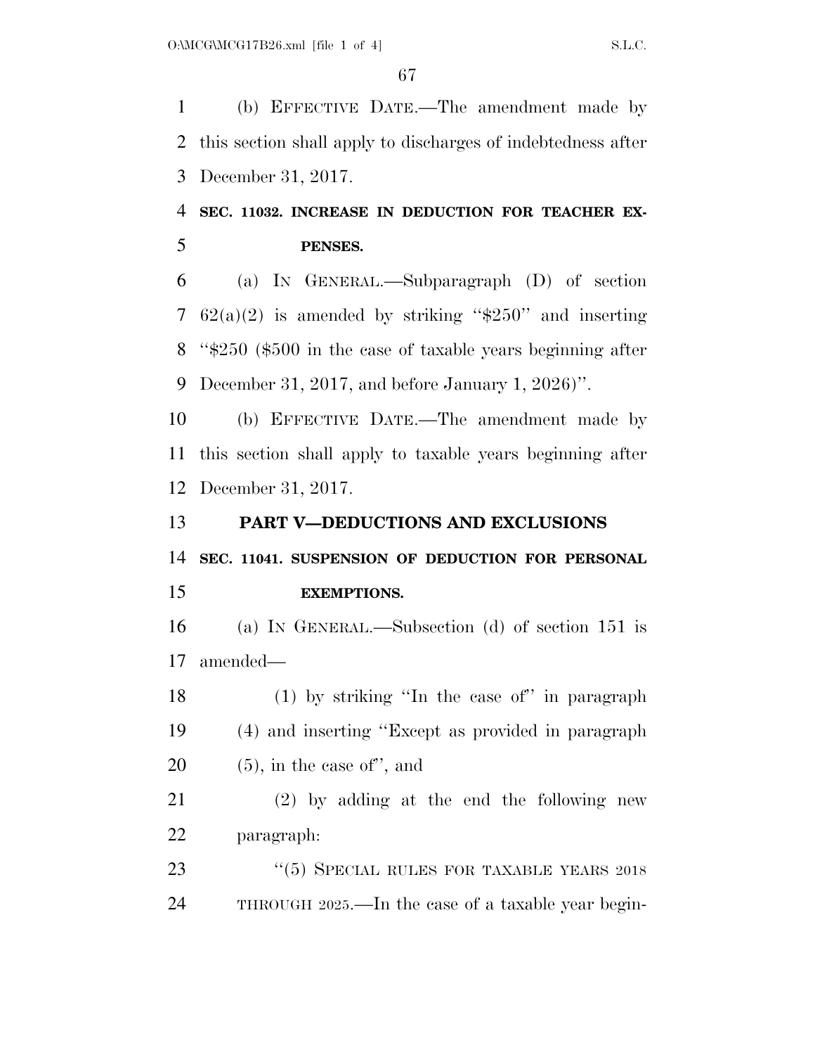(b) EFFECTIVE DATE.—The amendment made by this section shall apply to discharges of indebtedness after December 31, 2017.

**SEC. 11032. INCREASE IN DEDUCTION FOR TEACHER EXPENSES.**

(a) IN GENERAL.—Subparagraph (D) of section 62(a)(2) is amended by striking "$250" and inserting "$250 ($500 in the case of taxable years beginning after December 31, 2017, and before January 1, 2026)".

(b) EFFECTIVE DATE.—The amendment made by this section shall apply to taxable years beginning after December 31, 2017.

## PART V—DEDUCTIONS AND EXCLUSIONS

**SEC. 11041. SUSPENSION OF DEDUCTION FOR PERSONAL EXEMPTIONS.**

(a) IN GENERAL.—Subsection (d) of section 151 is amended—

(1) by striking "In the case of" in paragraph (4) and inserting "Except as provided in paragraph (5), in the case of", and

(2) by adding at the end the following new paragraph:

"(5) SPECIAL RULES FOR TAXABLE YEARS 2018 THROUGH 2025.—In the case of a taxable year begin-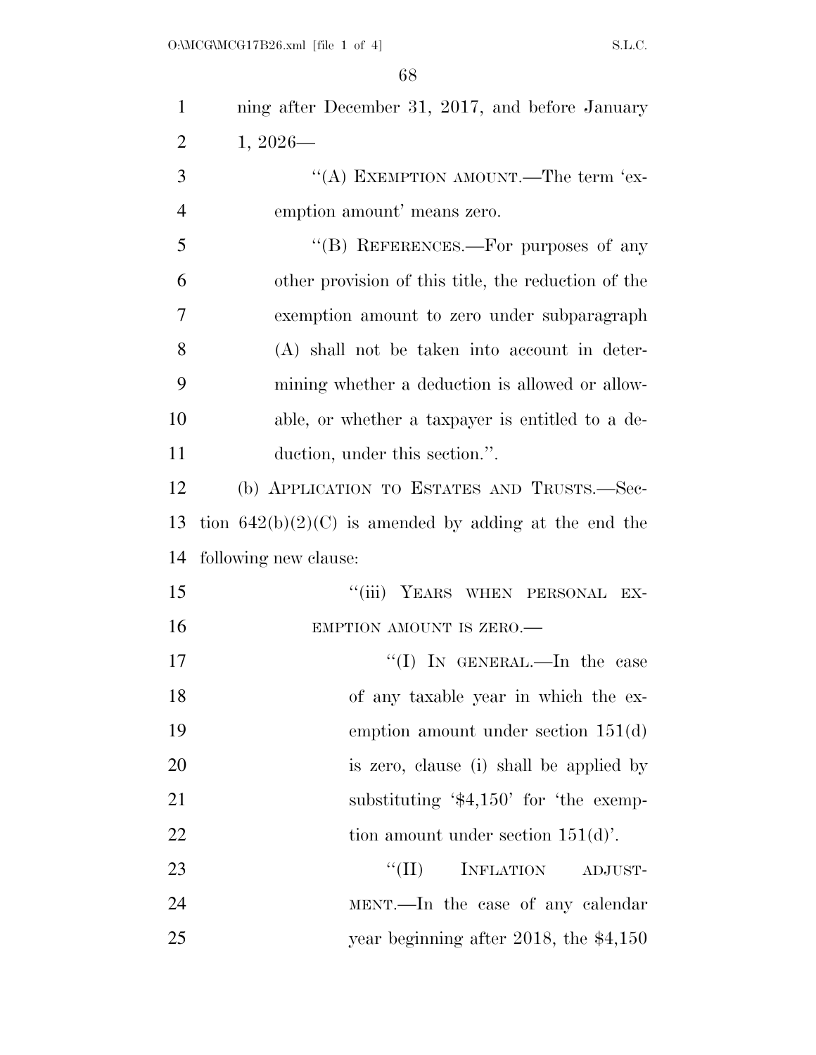ning after December 31, 2017, and before January 1, 2026—

"(A) EXEMPTION AMOUNT.—The term 'exemption amount' means zero.

"(B) REFERENCES.—For purposes of any other provision of this title, the reduction of the exemption amount to zero under subparagraph (A) shall not be taken into account in determining whether a deduction is allowed or allowable, or whether a taxpayer is entitled to a deduction, under this section.".

(b) APPLICATION TO ESTATES AND TRUSTS.—Section 642(b)(2)(C) is amended by adding at the end the following new clause:

"(iii) YEARS WHEN PERSONAL EXEMPTION AMOUNT IS ZERO.—

"(I) IN GENERAL.—In the case of any taxable year in which the exemption amount under section 151(d) is zero, clause (i) shall be applied by substituting '$4,150' for 'the exemption amount under section 151(d)'.

"(II) INFLATION ADJUSTMENT.—In the case of any calendar year beginning after 2018, the $4,150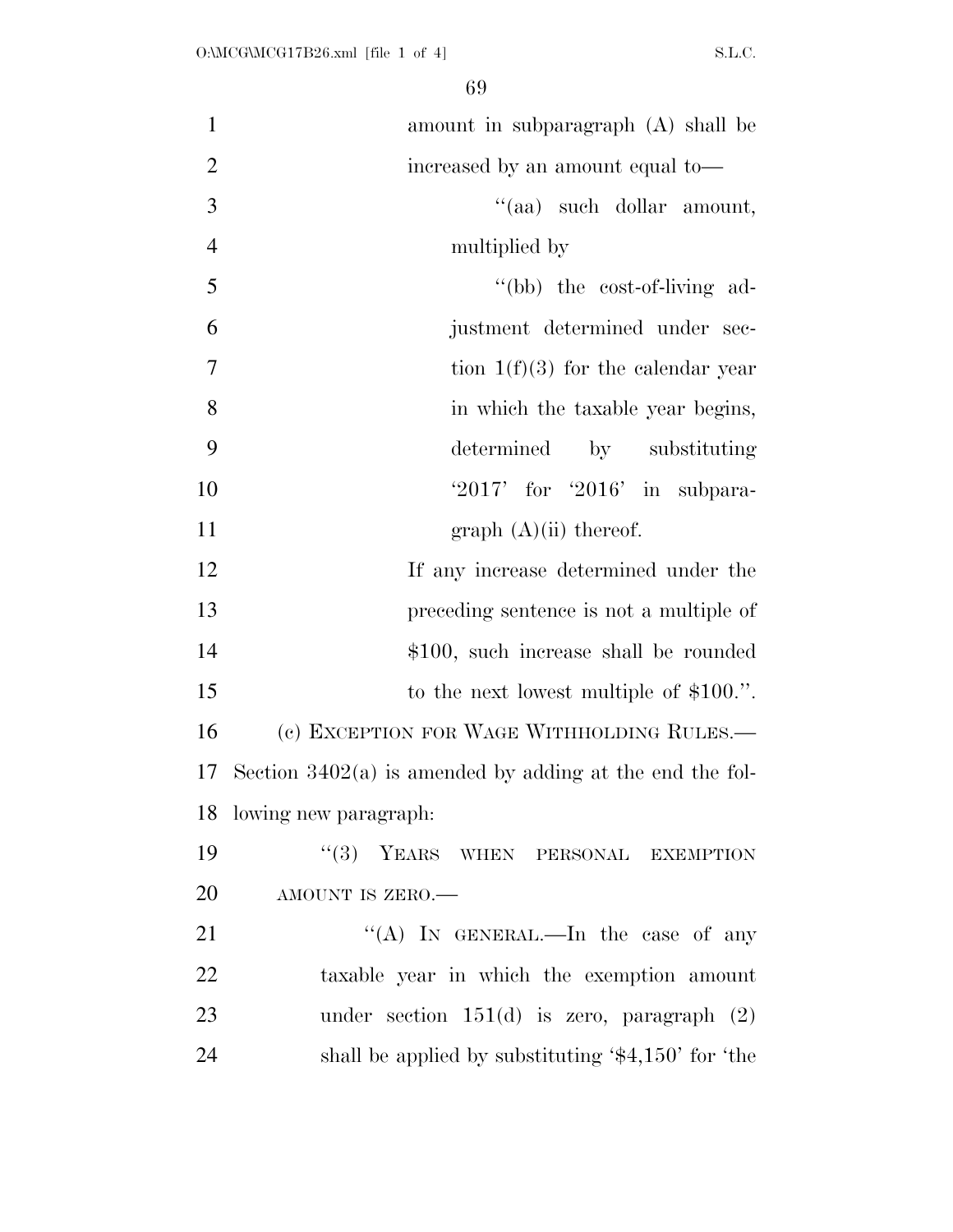amount in subparagraph (A) shall be increased by an amount equal to—

''(aa) such dollar amount, multiplied by

''(bb) the cost-of-living adjustment determined under section 1(f)(3) for the calendar year in which the taxable year begins, determined by substituting '2017' for '2016' in subparagraph (A)(ii) thereof.

If any increase determined under the preceding sentence is not a multiple of $100, such increase shall be rounded to the next lowest multiple of $100.''.

(c) EXCEPTION FOR WAGE WITHHOLDING RULES.—Section 3402(a) is amended by adding at the end the following new paragraph:

''(3) YEARS WHEN PERSONAL EXEMPTION AMOUNT IS ZERO.—

''(A) IN GENERAL.—In the case of any taxable year in which the exemption amount under section 151(d) is zero, paragraph (2) shall be applied by substituting '$4,150' for 'the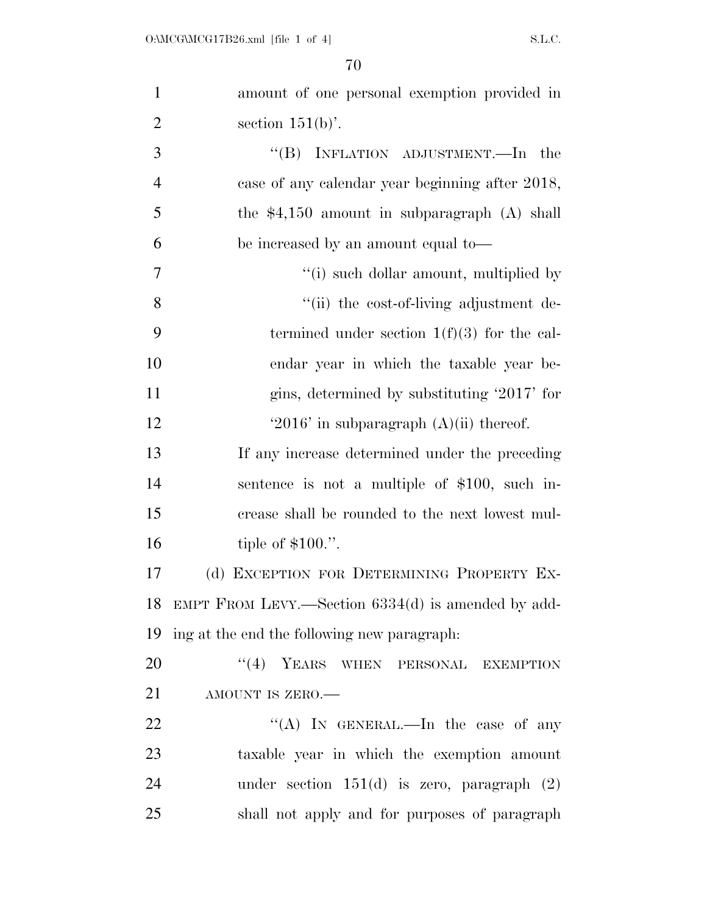amount of one personal exemption provided in section 151(b)'.

''(B) INFLATION ADJUSTMENT.—In the case of any calendar year beginning after 2018, the $4,150 amount in subparagraph (A) shall be increased by an amount equal to—

''(i) such dollar amount, multiplied by

''(ii) the cost-of-living adjustment determined under section 1(f)(3) for the calendar year in which the taxable year begins, determined by substituting '2017' for '2016' in subparagraph (A)(ii) thereof.

If any increase determined under the preceding sentence is not a multiple of $100, such increase shall be rounded to the next lowest multiple of $100.''.

(d) EXCEPTION FOR DETERMINING PROPERTY EXEMPT FROM LEVY.—Section 6334(d) is amended by adding at the end the following new paragraph:

''(4) YEARS WHEN PERSONAL EXEMPTION AMOUNT IS ZERO.—

''(A) IN GENERAL.—In the case of any taxable year in which the exemption amount under section 151(d) is zero, paragraph (2) shall not apply and for purposes of paragraph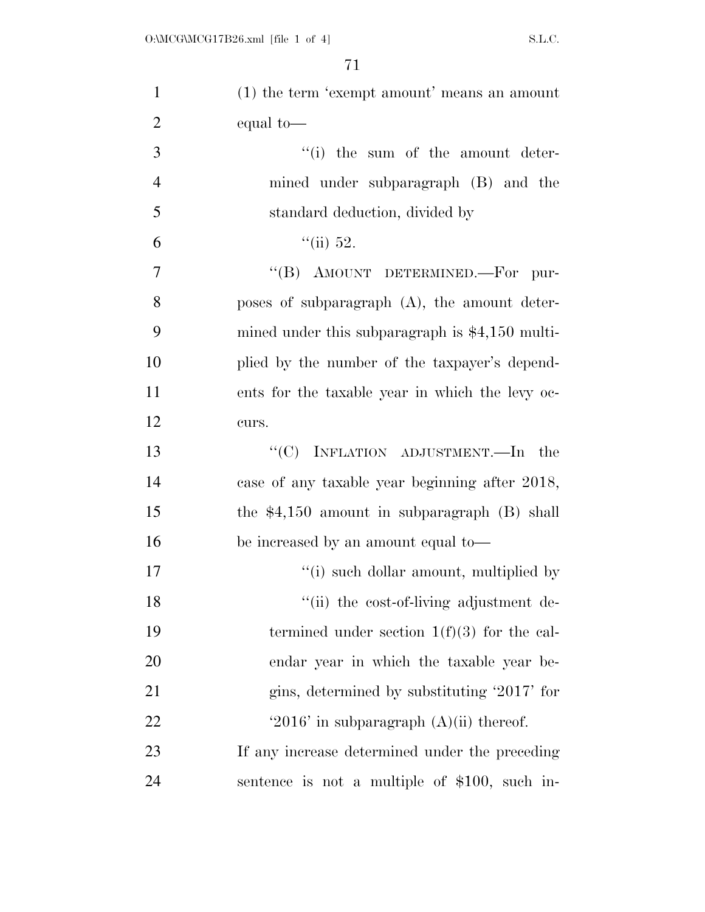(1) the term 'exempt amount' means an amount equal to—

"(i) the sum of the amount determined under subparagraph (B) and the standard deduction, divided by

"(ii) 52.

"(B) AMOUNT DETERMINED.—For purposes of subparagraph (A), the amount determined under this subparagraph is $4,150 multiplied by the number of the taxpayer's dependents for the taxable year in which the levy occurs.

"(C) INFLATION ADJUSTMENT.—In the case of any taxable year beginning after 2018, the $4,150 amount in subparagraph (B) shall be increased by an amount equal to—

"(i) such dollar amount, multiplied by

"(ii) the cost-of-living adjustment determined under section 1(f)(3) for the calendar year in which the taxable year begins, determined by substituting '2017' for '2016' in subparagraph (A)(ii) thereof.

If any increase determined under the preceding sentence is not a multiple of $100, such in-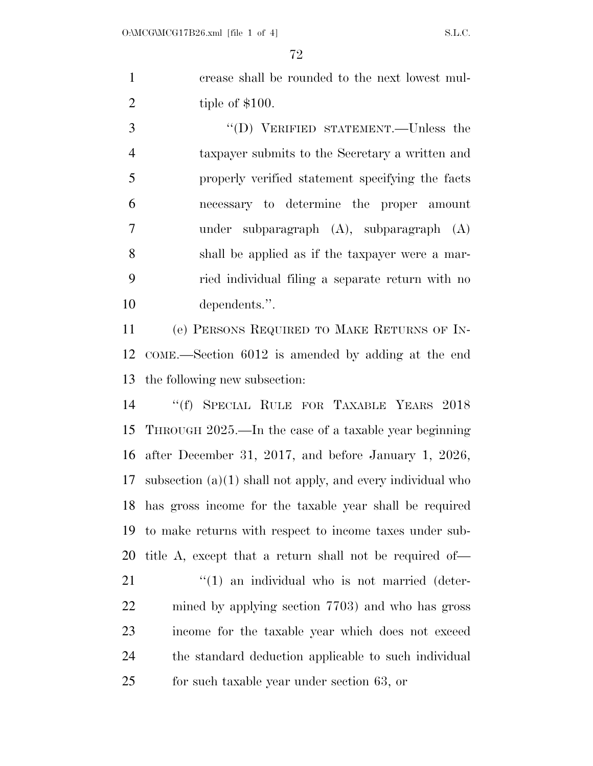crease shall be rounded to the next lowest multiple of $100.

"(D) VERIFIED STATEMENT.—Unless the taxpayer submits to the Secretary a written and properly verified statement specifying the facts necessary to determine the proper amount under subparagraph (A), subparagraph (A) shall be applied as if the taxpayer were a married individual filing a separate return with no dependents.".

(e) PERSONS REQUIRED TO MAKE RETURNS OF INCOME.—Section 6012 is amended by adding at the end the following new subsection:

"(f) SPECIAL RULE FOR TAXABLE YEARS 2018 THROUGH 2025.—In the case of a taxable year beginning after December 31, 2017, and before January 1, 2026, subsection (a)(1) shall not apply, and every individual who has gross income for the taxable year shall be required to make returns with respect to income taxes under subtitle A, except that a return shall not be required of—

"(1) an individual who is not married (determined by applying section 7703) and who has gross income for the taxable year which does not exceed the standard deduction applicable to such individual for such taxable year under section 63, or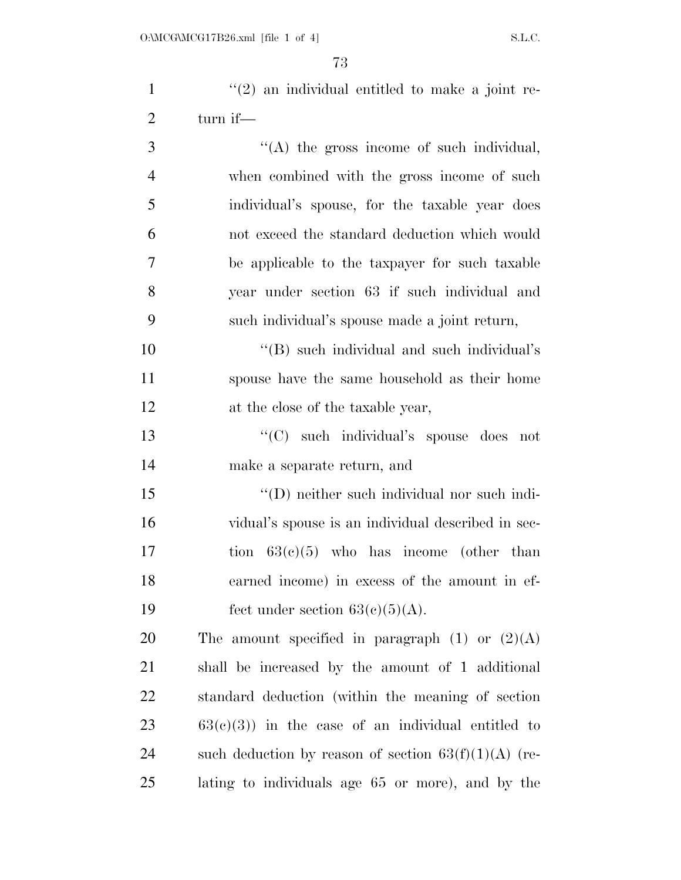''(2) an individual entitled to make a joint return if—

''(A) the gross income of such individual, when combined with the gross income of such individual's spouse, for the taxable year does not exceed the standard deduction which would be applicable to the taxpayer for such taxable year under section 63 if such individual and such individual's spouse made a joint return,

''(B) such individual and such individual's spouse have the same household as their home at the close of the taxable year,

''(C) such individual's spouse does not make a separate return, and

''(D) neither such individual nor such individual's spouse is an individual described in section 63(c)(5) who has income (other than earned income) in excess of the amount in effect under section 63(c)(5)(A).

The amount specified in paragraph (1) or (2)(A) shall be increased by the amount of 1 additional standard deduction (within the meaning of section 63(c)(3)) in the case of an individual entitled to such deduction by reason of section 63(f)(1)(A) (relating to individuals age 65 or more), and by the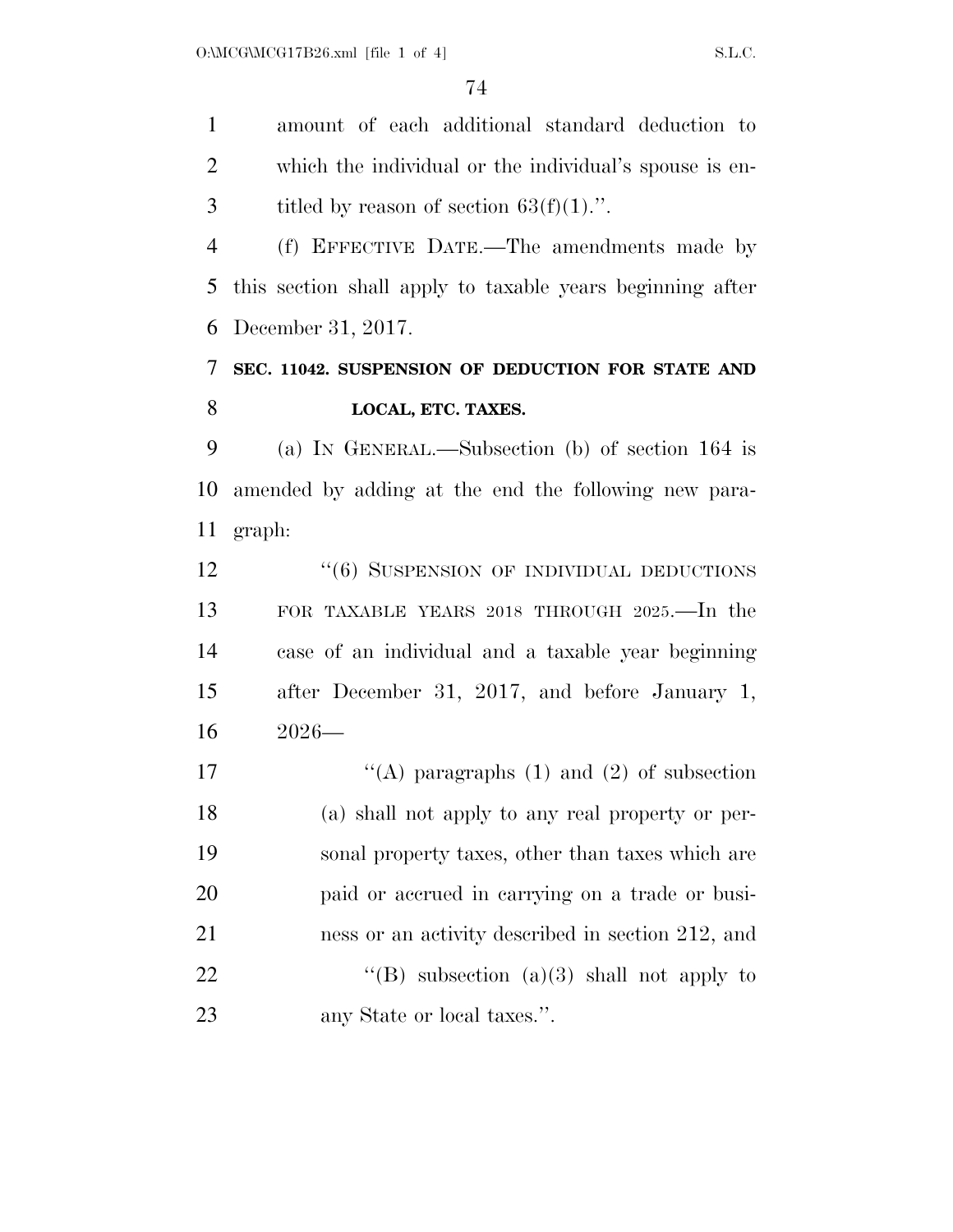amount of each additional standard deduction to which the individual or the individual's spouse is entitled by reason of section 63(f)(1).''.

(f) EFFECTIVE DATE.—The amendments made by this section shall apply to taxable years beginning after December 31, 2017.

**SEC. 11042. SUSPENSION OF DEDUCTION FOR STATE AND LOCAL, ETC. TAXES.**

(a) IN GENERAL.—Subsection (b) of section 164 is amended by adding at the end the following new paragraph:

''(6) SUSPENSION OF INDIVIDUAL DEDUCTIONS FOR TAXABLE YEARS 2018 THROUGH 2025.—In the case of an individual and a taxable year beginning after December 31, 2017, and before January 1, 2026—

''(A) paragraphs (1) and (2) of subsection (a) shall not apply to any real property or personal property taxes, other than taxes which are paid or accrued in carrying on a trade or business or an activity described in section 212, and

''(B) subsection (a)(3) shall not apply to any State or local taxes.''.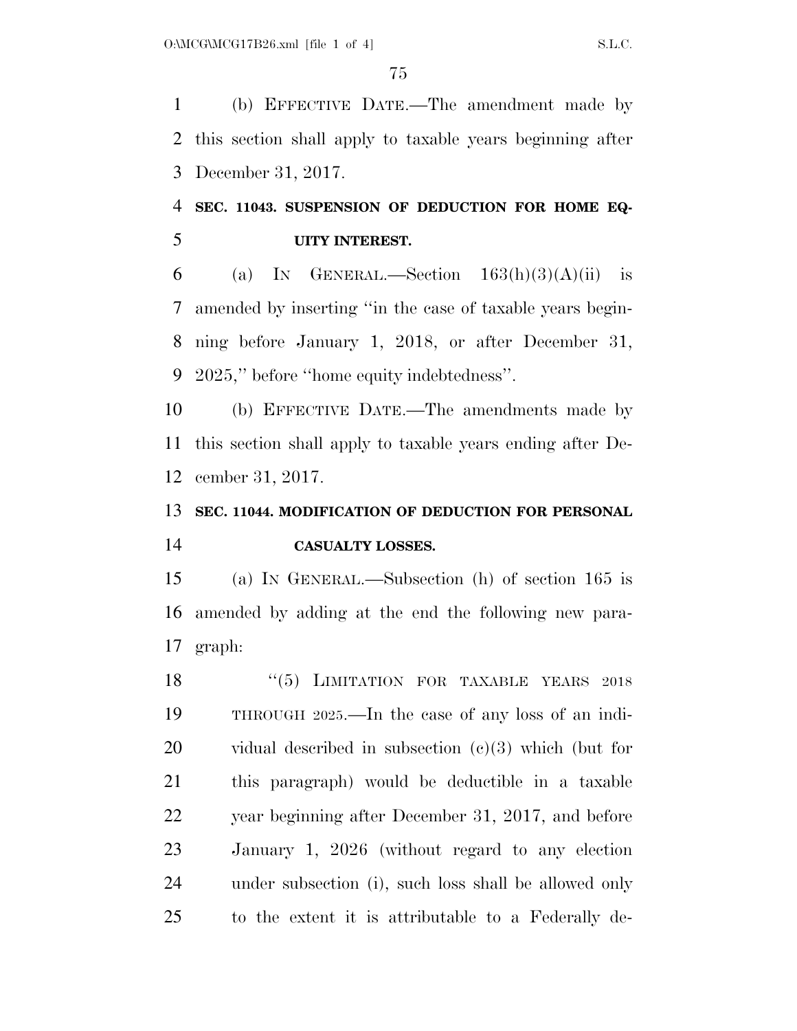(b) EFFECTIVE DATE.—The amendment made by this section shall apply to taxable years beginning after December 31, 2017.

**SEC. 11043. SUSPENSION OF DEDUCTION FOR HOME EQUITY INTEREST.**

(a) IN GENERAL.—Section 163(h)(3)(A)(ii) is amended by inserting ''in the case of taxable years beginning before January 1, 2018, or after December 31, 2025,'' before ''home equity indebtedness''.

(b) EFFECTIVE DATE.—The amendments made by this section shall apply to taxable years ending after December 31, 2017.

**SEC. 11044. MODIFICATION OF DEDUCTION FOR PERSONAL CASUALTY LOSSES.**

(a) IN GENERAL.—Subsection (h) of section 165 is amended by adding at the end the following new paragraph:

''(5) LIMITATION FOR TAXABLE YEARS 2018 THROUGH 2025.—In the case of any loss of an individual described in subsection (c)(3) which (but for this paragraph) would be deductible in a taxable year beginning after December 31, 2017, and before January 1, 2026 (without regard to any election under subsection (i), such loss shall be allowed only to the extent it is attributable to a Federally de-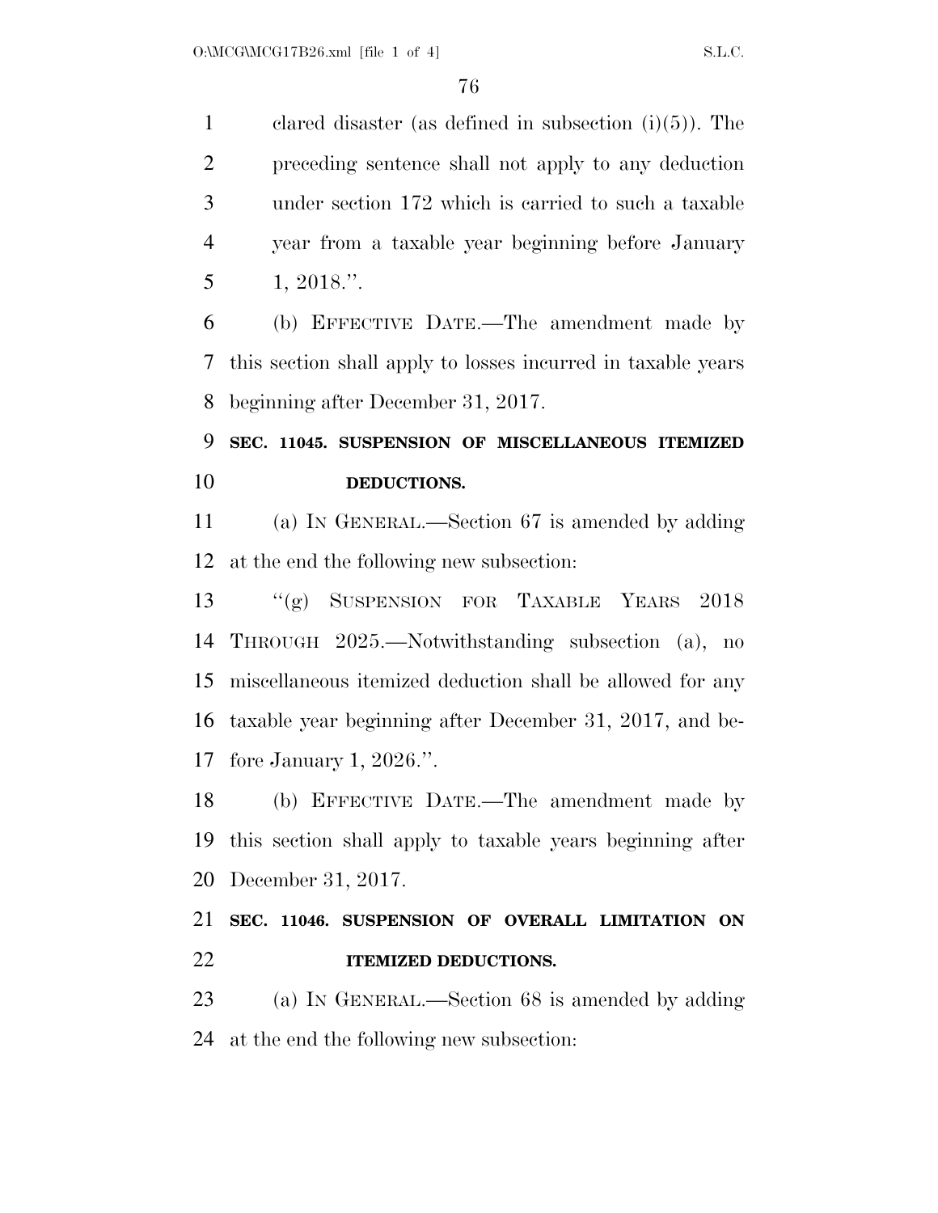clared disaster (as defined in subsection (i)(5)). The preceding sentence shall not apply to any deduction under section 172 which is carried to such a taxable year from a taxable year beginning before January 1, 2018.''.

(b) EFFECTIVE DATE.—The amendment made by this section shall apply to losses incurred in taxable years beginning after December 31, 2017.

**SEC. 11045. SUSPENSION OF MISCELLANEOUS ITEMIZED DEDUCTIONS.**

(a) IN GENERAL.—Section 67 is amended by adding at the end the following new subsection:

''(g) SUSPENSION FOR TAXABLE YEARS 2018 THROUGH 2025.—Notwithstanding subsection (a), no miscellaneous itemized deduction shall be allowed for any taxable year beginning after December 31, 2017, and before January 1, 2026.''.

(b) EFFECTIVE DATE.—The amendment made by this section shall apply to taxable years beginning after December 31, 2017.

**SEC. 11046. SUSPENSION OF OVERALL LIMITATION ON ITEMIZED DEDUCTIONS.**

(a) IN GENERAL.—Section 68 is amended by adding at the end the following new subsection: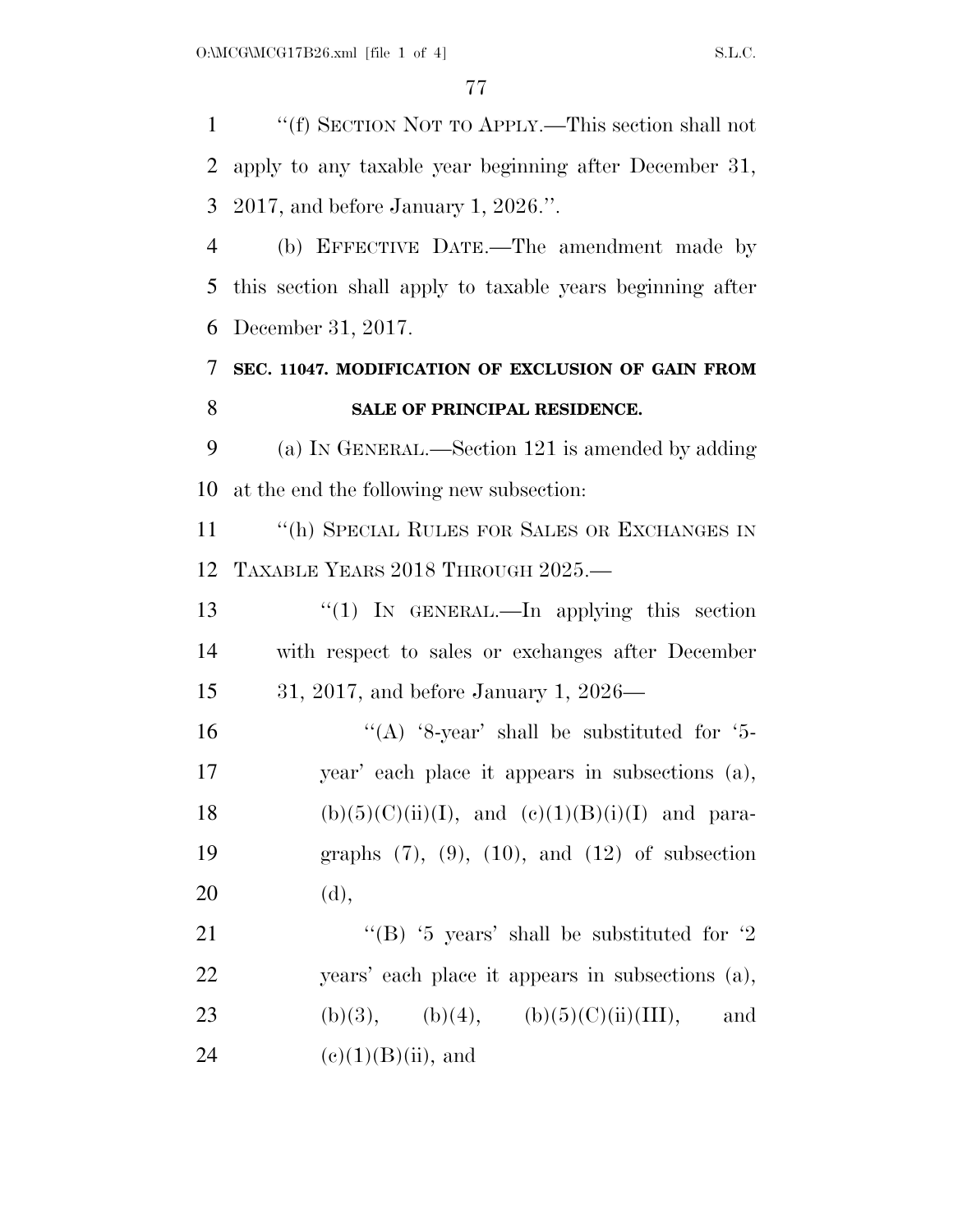"(f) SECTION NOT TO APPLY.—This section shall not apply to any taxable year beginning after December 31, 2017, and before January 1, 2026.".

(b) EFFECTIVE DATE.—The amendment made by this section shall apply to taxable years beginning after December 31, 2017.

**SEC. 11047. MODIFICATION OF EXCLUSION OF GAIN FROM SALE OF PRINCIPAL RESIDENCE.**

(a) IN GENERAL.—Section 121 is amended by adding at the end the following new subsection:

"(h) SPECIAL RULES FOR SALES OR EXCHANGES IN TAXABLE YEARS 2018 THROUGH 2025.—

"(1) IN GENERAL.—In applying this section with respect to sales or exchanges after December 31, 2017, and before January 1, 2026—

"(A) '8-year' shall be substituted for '5-year' each place it appears in subsections (a), (b)(5)(C)(ii)(I), and (c)(1)(B)(i)(I) and paragraphs (7), (9), (10), and (12) of subsection (d),

"(B) '5 years' shall be substituted for '2 years' each place it appears in subsections (a), (b)(3), (b)(4), (b)(5)(C)(ii)(III), and (c)(1)(B)(ii), and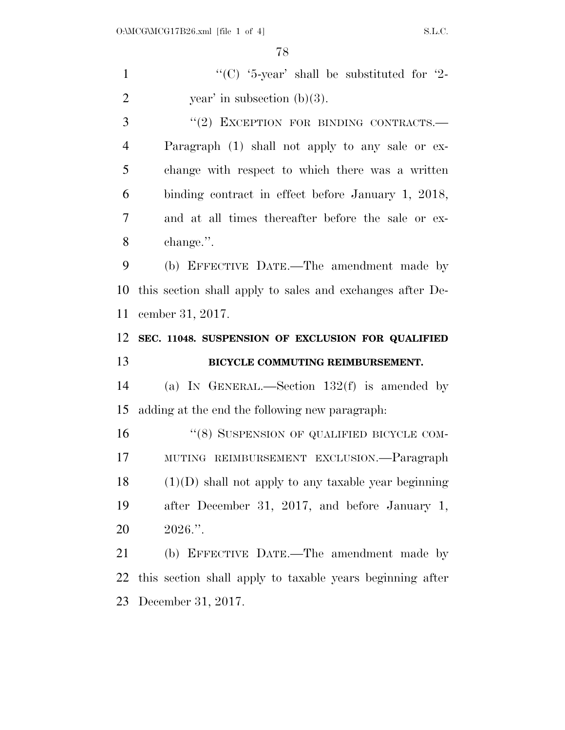"(C) '5-year' shall be substituted for '2-year' in subsection (b)(3).

"(2) EXCEPTION FOR BINDING CONTRACTS.—Paragraph (1) shall not apply to any sale or exchange with respect to which there was a written binding contract in effect before January 1, 2018, and at all times thereafter before the sale or exchange.".

(b) EFFECTIVE DATE.—The amendment made by this section shall apply to sales and exchanges after December 31, 2017.

**SEC. 11048. SUSPENSION OF EXCLUSION FOR QUALIFIED BICYCLE COMMUTING REIMBURSEMENT.**

(a) IN GENERAL.—Section 132(f) is amended by adding at the end the following new paragraph:

"(8) SUSPENSION OF QUALIFIED BICYCLE COMMUTING REIMBURSEMENT EXCLUSION.—Paragraph (1)(D) shall not apply to any taxable year beginning after December 31, 2017, and before January 1, 2026.".

(b) EFFECTIVE DATE.—The amendment made by this section shall apply to taxable years beginning after December 31, 2017.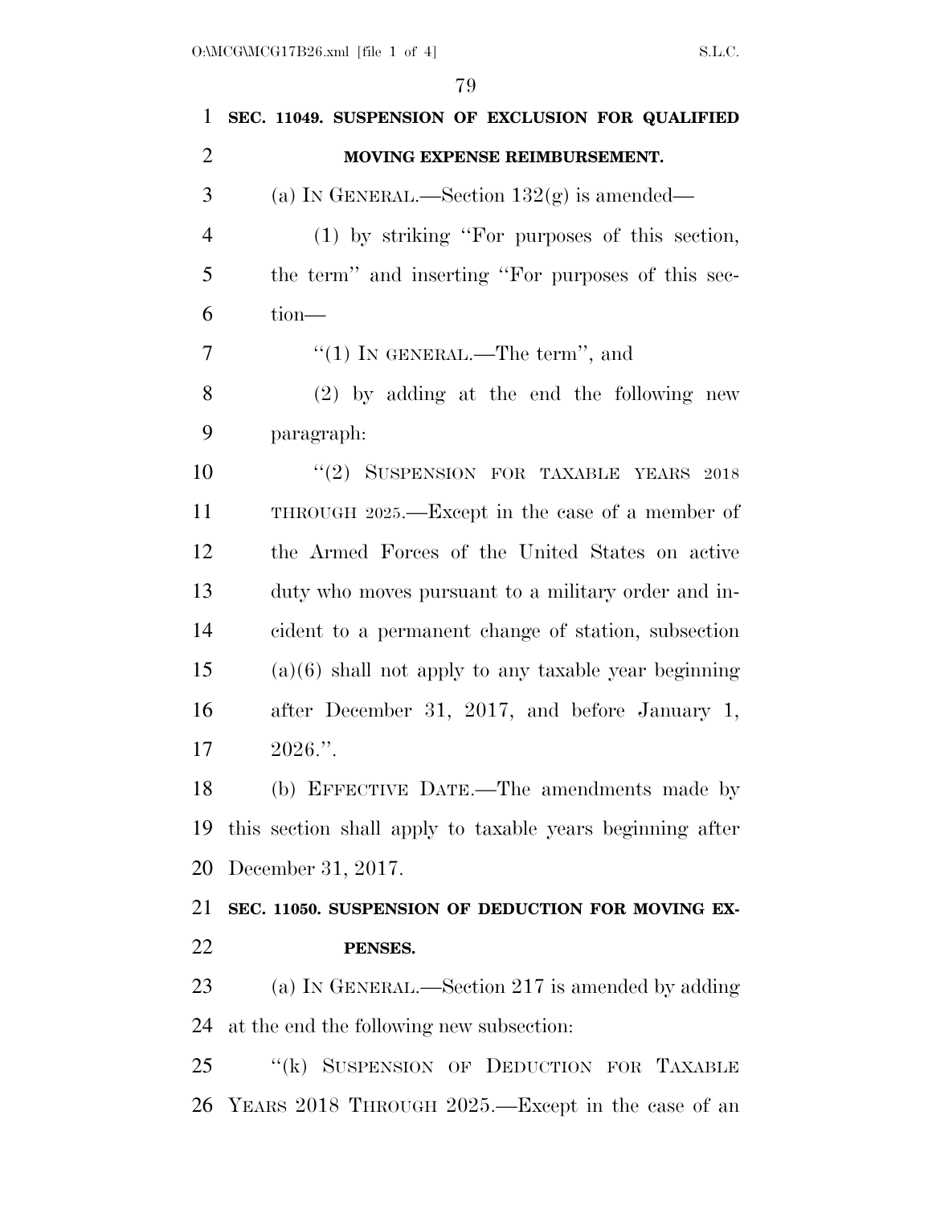**SEC. 11049. SUSPENSION OF EXCLUSION FOR QUALIFIED MOVING EXPENSE REIMBURSEMENT.**

(a) IN GENERAL.—Section 132(g) is amended—

(1) by striking "For purposes of this section, the term" and inserting "For purposes of this section—

"(1) IN GENERAL.—The term", and

(2) by adding at the end the following new paragraph:

"(2) SUSPENSION FOR TAXABLE YEARS 2018 THROUGH 2025.—Except in the case of a member of the Armed Forces of the United States on active duty who moves pursuant to a military order and incident to a permanent change of station, subsection (a)(6) shall not apply to any taxable year beginning after December 31, 2017, and before January 1, 2026.".

(b) EFFECTIVE DATE.—The amendments made by this section shall apply to taxable years beginning after December 31, 2017.

**SEC. 11050. SUSPENSION OF DEDUCTION FOR MOVING EXPENSES.**

(a) IN GENERAL.—Section 217 is amended by adding at the end the following new subsection:

"(k) SUSPENSION OF DEDUCTION FOR TAXABLE YEARS 2018 THROUGH 2025.—Except in the case of an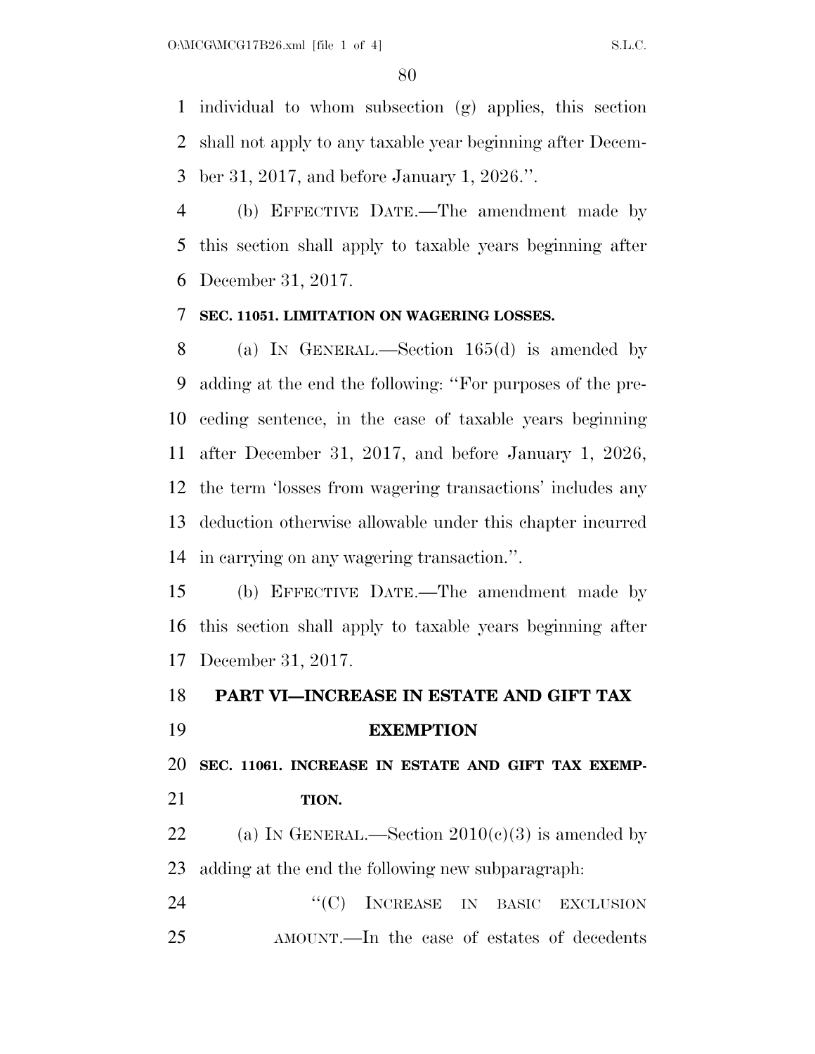individual to whom subsection (g) applies, this section shall not apply to any taxable year beginning after December 31, 2017, and before January 1, 2026.''.

(b) EFFECTIVE DATE.—The amendment made by this section shall apply to taxable years beginning after December 31, 2017.

**SEC. 11051. LIMITATION ON WAGERING LOSSES.**

(a) IN GENERAL.—Section 165(d) is amended by adding at the end the following: ''For purposes of the preceding sentence, in the case of taxable years beginning after December 31, 2017, and before January 1, 2026, the term 'losses from wagering transactions' includes any deduction otherwise allowable under this chapter incurred in carrying on any wagering transaction.''.

(b) EFFECTIVE DATE.—The amendment made by this section shall apply to taxable years beginning after December 31, 2017.

## PART VI—INCREASE IN ESTATE AND GIFT TAX EXEMPTION

**SEC. 11061. INCREASE IN ESTATE AND GIFT TAX EXEMPTION.**

(a) IN GENERAL.—Section 2010(c)(3) is amended by adding at the end the following new subparagraph:

''(C) INCREASE IN BASIC EXCLUSION AMOUNT.—In the case of estates of decedents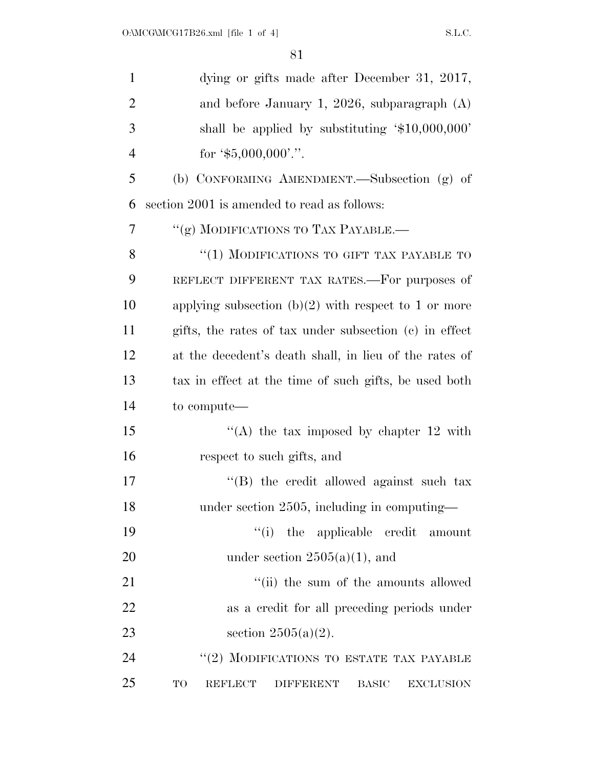dying or gifts made after December 31, 2017, and before January 1, 2026, subparagraph (A) shall be applied by substituting '$10,000,000' for '$5,000,000'.''.

(b) CONFORMING AMENDMENT.—Subsection (g) of section 2001 is amended to read as follows:

''(g) MODIFICATIONS TO TAX PAYABLE.—

''(1) MODIFICATIONS TO GIFT TAX PAYABLE TO REFLECT DIFFERENT TAX RATES.—For purposes of applying subsection (b)(2) with respect to 1 or more gifts, the rates of tax under subsection (c) in effect at the decedent's death shall, in lieu of the rates of tax in effect at the time of such gifts, be used both to compute—

''(A) the tax imposed by chapter 12 with respect to such gifts, and

''(B) the credit allowed against such tax under section 2505, including in computing—

''(i) the applicable credit amount under section 2505(a)(1), and

''(ii) the sum of the amounts allowed as a credit for all preceding periods under section 2505(a)(2).

''(2) MODIFICATIONS TO ESTATE TAX PAYABLE TO REFLECT DIFFERENT BASIC EXCLUSION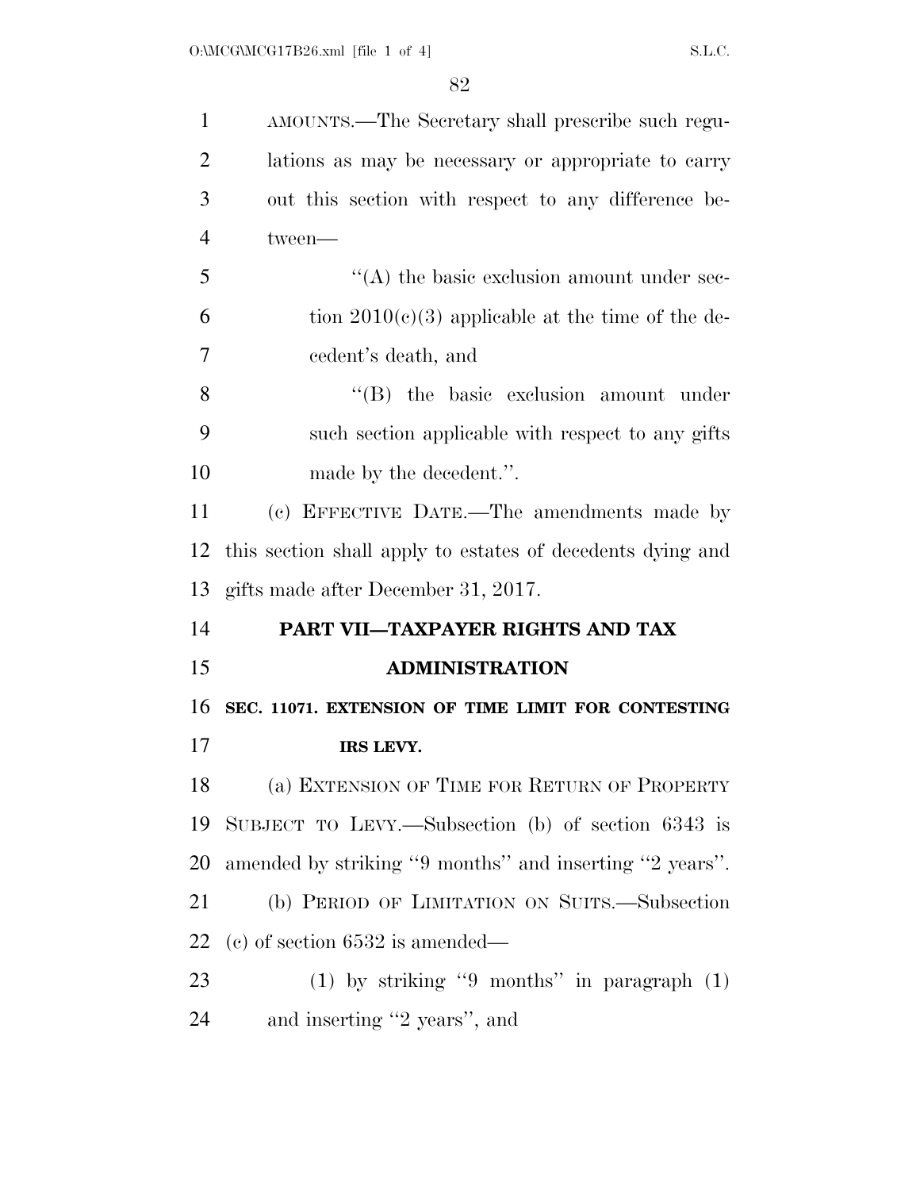AMOUNTS.—The Secretary shall prescribe such regulations as may be necessary or appropriate to carry out this section with respect to any difference between—

"(A) the basic exclusion amount under section 2010(c)(3) applicable at the time of the decedent's death, and

"(B) the basic exclusion amount under such section applicable with respect to any gifts made by the decedent.".

(c) EFFECTIVE DATE.—The amendments made by this section shall apply to estates of decedents dying and gifts made after December 31, 2017.

## PART VII—TAXPAYER RIGHTS AND TAX ADMINISTRATION

### SEC. 11071. EXTENSION OF TIME LIMIT FOR CONTESTING IRS LEVY.

(a) EXTENSION OF TIME FOR RETURN OF PROPERTY SUBJECT TO LEVY.—Subsection (b) of section 6343 is amended by striking "9 months" and inserting "2 years".

(b) PERIOD OF LIMITATION ON SUITS.—Subsection (c) of section 6532 is amended—

(1) by striking "9 months" in paragraph (1) and inserting "2 years", and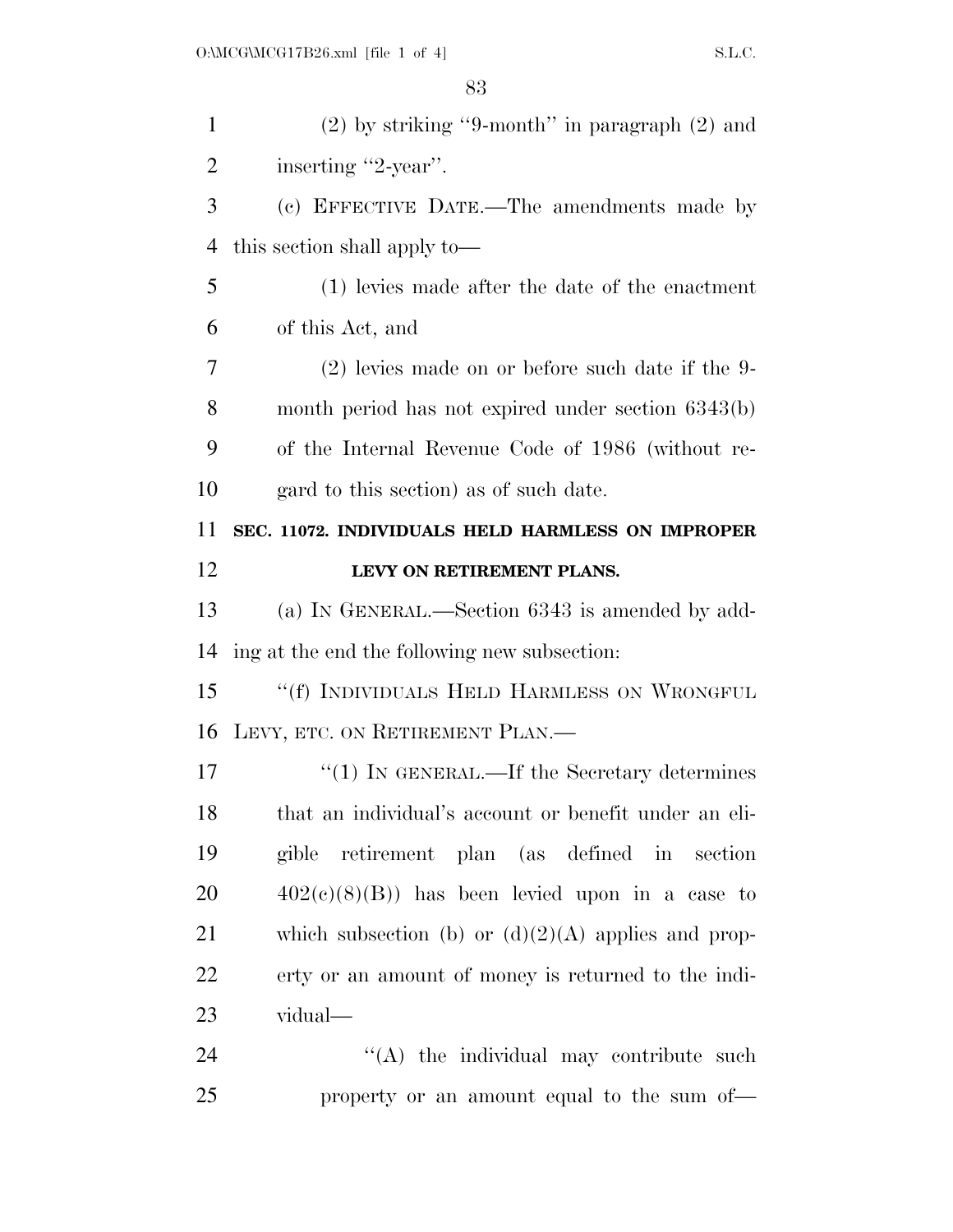(2) by striking "9-month" in paragraph (2) and inserting "2-year".

(c) EFFECTIVE DATE.—The amendments made by this section shall apply to—

(1) levies made after the date of the enactment of this Act, and

(2) levies made on or before such date if the 9-month period has not expired under section 6343(b) of the Internal Revenue Code of 1986 (without regard to this section) as of such date.

**SEC. 11072. INDIVIDUALS HELD HARMLESS ON IMPROPER LEVY ON RETIREMENT PLANS.**

(a) IN GENERAL.—Section 6343 is amended by adding at the end the following new subsection:

"(f) INDIVIDUALS HELD HARMLESS ON WRONGFUL LEVY, ETC. ON RETIREMENT PLAN.—

"(1) IN GENERAL.—If the Secretary determines that an individual's account or benefit under an eligible retirement plan (as defined in section 402(c)(8)(B)) has been levied upon in a case to which subsection (b) or (d)(2)(A) applies and property or an amount of money is returned to the individual—

"(A) the individual may contribute such property or an amount equal to the sum of—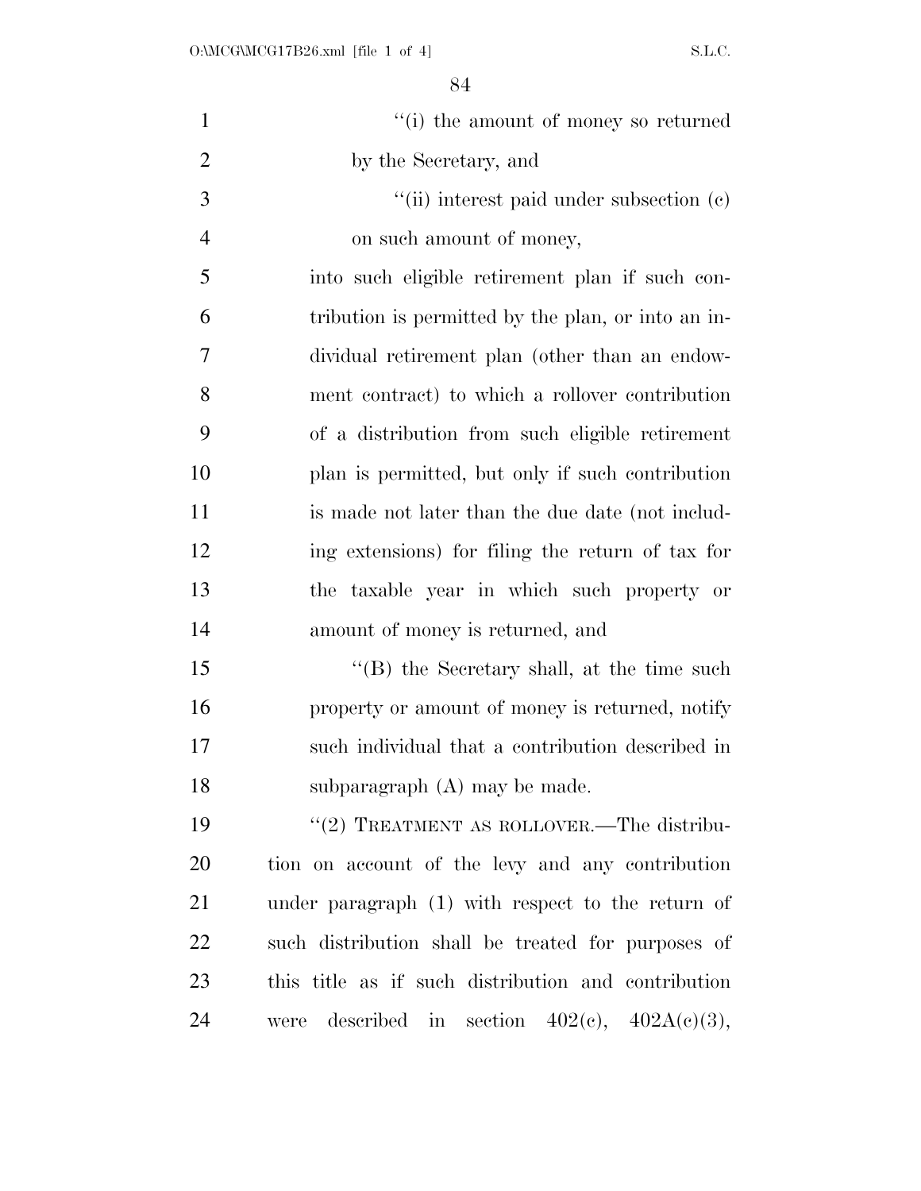"(i) the amount of money so returned by the Secretary, and

"(ii) interest paid under subsection (c) on such amount of money,

into such eligible retirement plan if such contribution is permitted by the plan, or into an individual retirement plan (other than an endowment contract) to which a rollover contribution of a distribution from such eligible retirement plan is permitted, but only if such contribution is made not later than the due date (not including extensions) for filing the return of tax for the taxable year in which such property or amount of money is returned, and

"(B) the Secretary shall, at the time such property or amount of money is returned, notify such individual that a contribution described in subparagraph (A) may be made.

"(2) TREATMENT AS ROLLOVER.—The distribution on account of the levy and any contribution under paragraph (1) with respect to the return of such distribution shall be treated for purposes of this title as if such distribution and contribution were described in section 402(c), 402A(c)(3),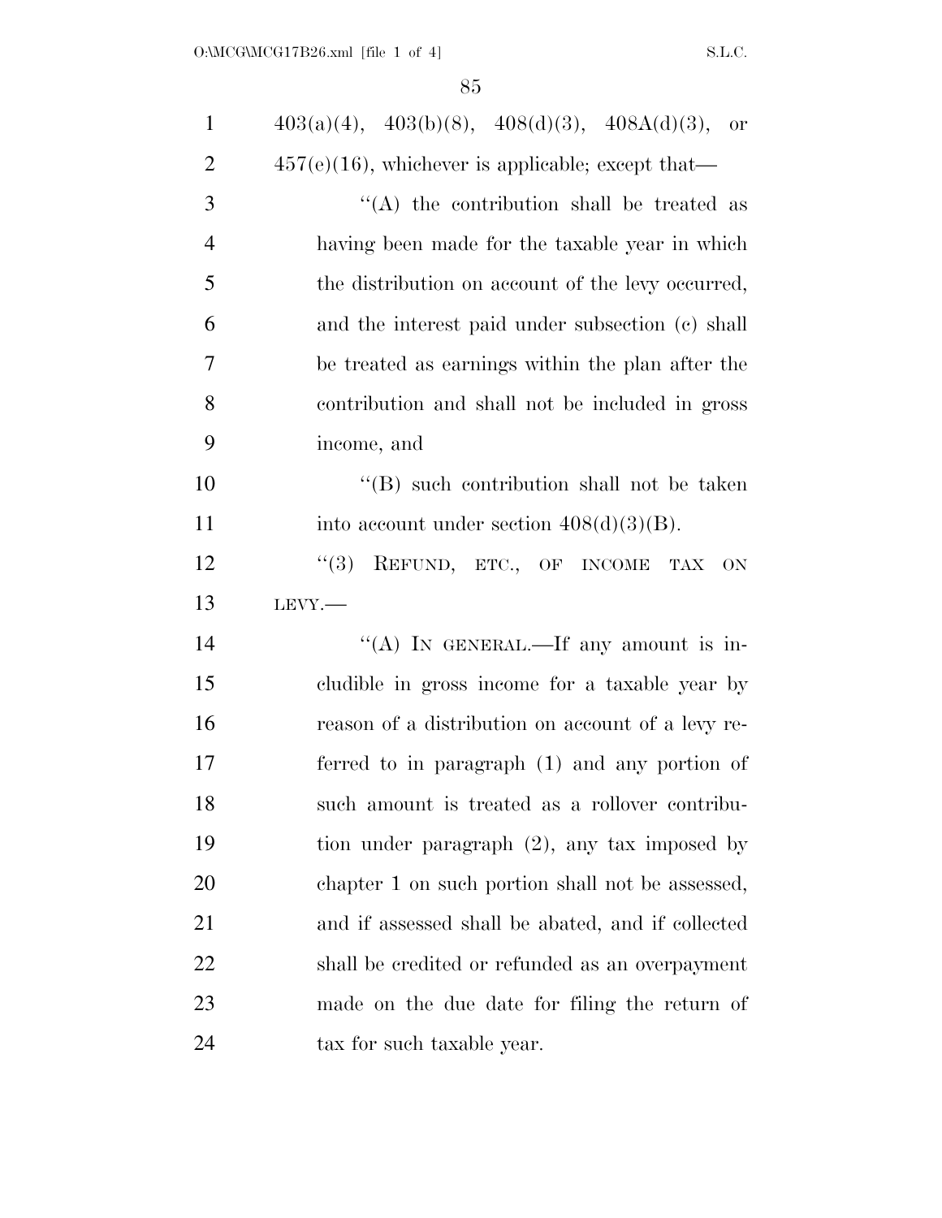403(a)(4), 403(b)(8), 408(d)(3), 408A(d)(3), or 457(e)(16), whichever is applicable; except that—

"(A) the contribution shall be treated as having been made for the taxable year in which the distribution on account of the levy occurred, and the interest paid under subsection (c) shall be treated as earnings within the plan after the contribution and shall not be included in gross income, and

"(B) such contribution shall not be taken into account under section 408(d)(3)(B).

"(3) REFUND, ETC., OF INCOME TAX ON LEVY.—

"(A) IN GENERAL.—If any amount is includible in gross income for a taxable year by reason of a distribution on account of a levy referred to in paragraph (1) and any portion of such amount is treated as a rollover contribution under paragraph (2), any tax imposed by chapter 1 on such portion shall not be assessed, and if assessed shall be abated, and if collected shall be credited or refunded as an overpayment made on the due date for filing the return of tax for such taxable year.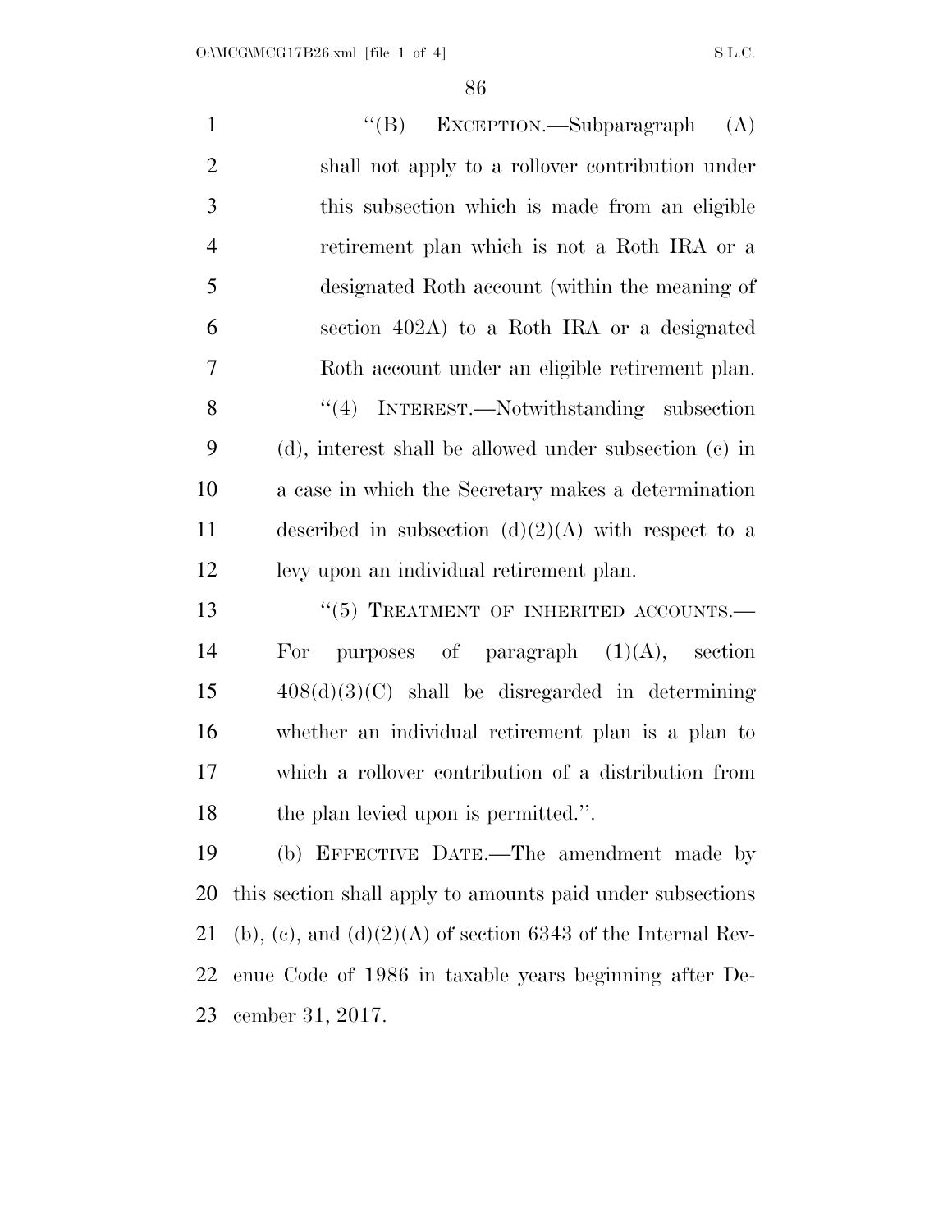"(B) EXCEPTION.—Subparagraph (A) shall not apply to a rollover contribution under this subsection which is made from an eligible retirement plan which is not a Roth IRA or a designated Roth account (within the meaning of section 402A) to a Roth IRA or a designated Roth account under an eligible retirement plan.

"(4) INTEREST.—Notwithstanding subsection (d), interest shall be allowed under subsection (c) in a case in which the Secretary makes a determination described in subsection (d)(2)(A) with respect to a levy upon an individual retirement plan.

"(5) TREATMENT OF INHERITED ACCOUNTS.— For purposes of paragraph (1)(A), section 408(d)(3)(C) shall be disregarded in determining whether an individual retirement plan is a plan to which a rollover contribution of a distribution from the plan levied upon is permitted.".

(b) EFFECTIVE DATE.—The amendment made by this section shall apply to amounts paid under subsections (b), (c), and (d)(2)(A) of section 6343 of the Internal Revenue Code of 1986 in taxable years beginning after December 31, 2017.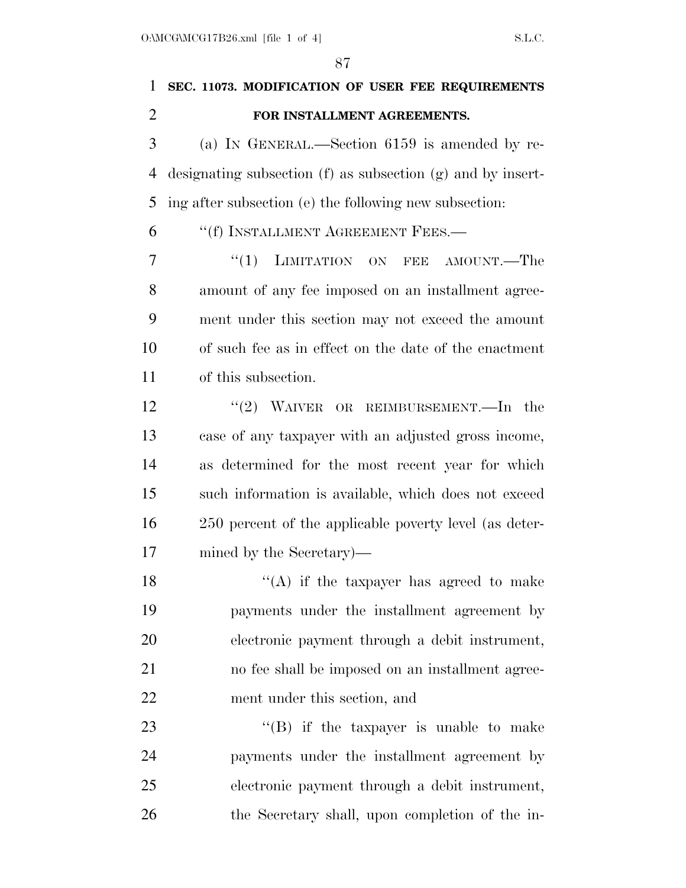**SEC. 11073. MODIFICATION OF USER FEE REQUIREMENTS FOR INSTALLMENT AGREEMENTS.**

(a) IN GENERAL.—Section 6159 is amended by redesignating subsection (f) as subsection (g) and by inserting after subsection (e) the following new subsection:

"(f) INSTALLMENT AGREEMENT FEES.—

"(1) LIMITATION ON FEE AMOUNT.—The amount of any fee imposed on an installment agreement under this section may not exceed the amount of such fee as in effect on the date of the enactment of this subsection.

"(2) WAIVER OR REIMBURSEMENT.—In the case of any taxpayer with an adjusted gross income, as determined for the most recent year for which such information is available, which does not exceed 250 percent of the applicable poverty level (as determined by the Secretary)—

"(A) if the taxpayer has agreed to make payments under the installment agreement by electronic payment through a debit instrument, no fee shall be imposed on an installment agreement under this section, and

"(B) if the taxpayer is unable to make payments under the installment agreement by electronic payment through a debit instrument, the Secretary shall, upon completion of the in-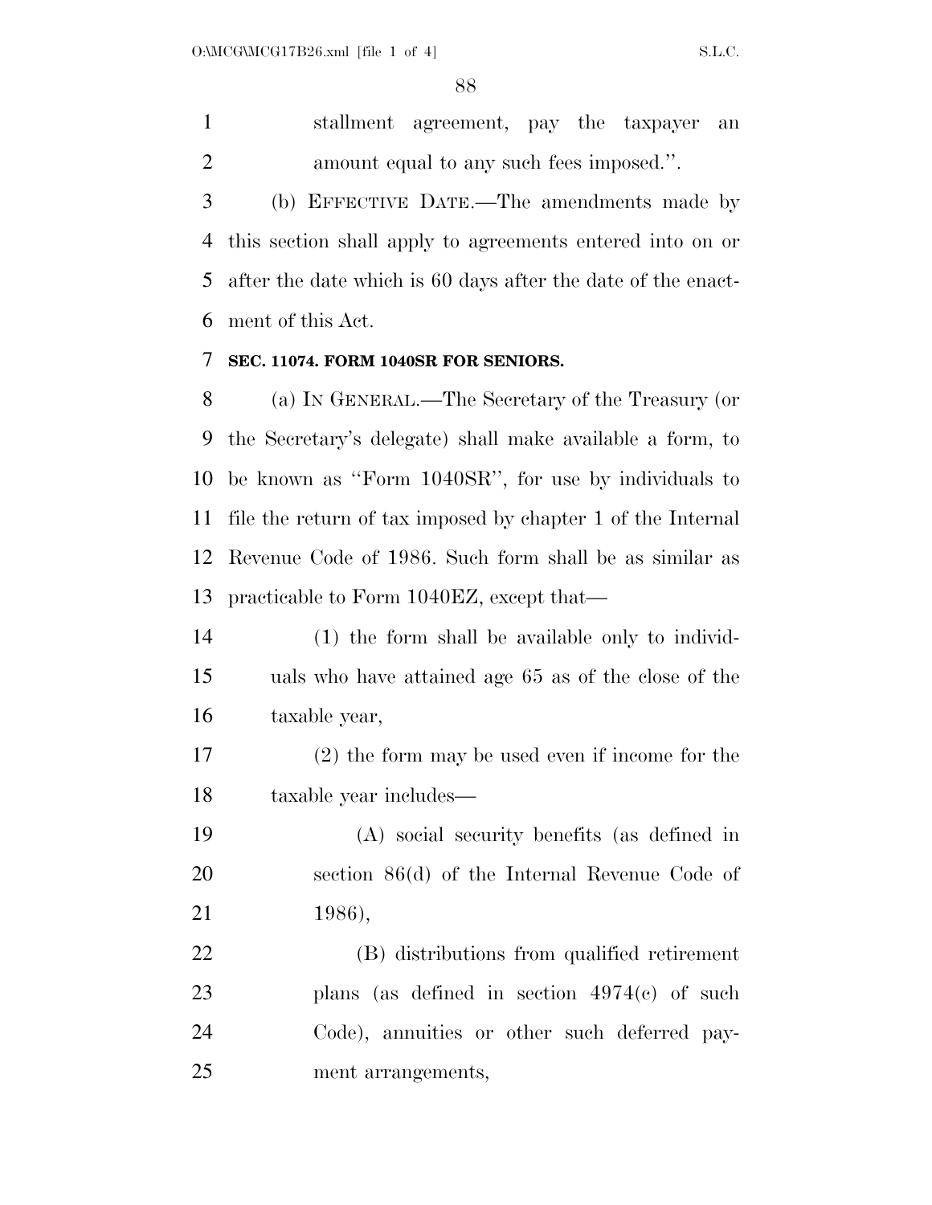stallment agreement, pay the taxpayer an amount equal to any such fees imposed.''.

(b) EFFECTIVE DATE.—The amendments made by this section shall apply to agreements entered into on or after the date which is 60 days after the date of the enactment of this Act.

**SEC. 11074. FORM 1040SR FOR SENIORS.**

(a) IN GENERAL.—The Secretary of the Treasury (or the Secretary's delegate) shall make available a form, to be known as ''Form 1040SR'', for use by individuals to file the return of tax imposed by chapter 1 of the Internal Revenue Code of 1986. Such form shall be as similar as practicable to Form 1040EZ, except that—

(1) the form shall be available only to individuals who have attained age 65 as of the close of the taxable year,

(2) the form may be used even if income for the taxable year includes—

(A) social security benefits (as defined in section 86(d) of the Internal Revenue Code of 1986),

(B) distributions from qualified retirement plans (as defined in section 4974(c) of such Code), annuities or other such deferred payment arrangements,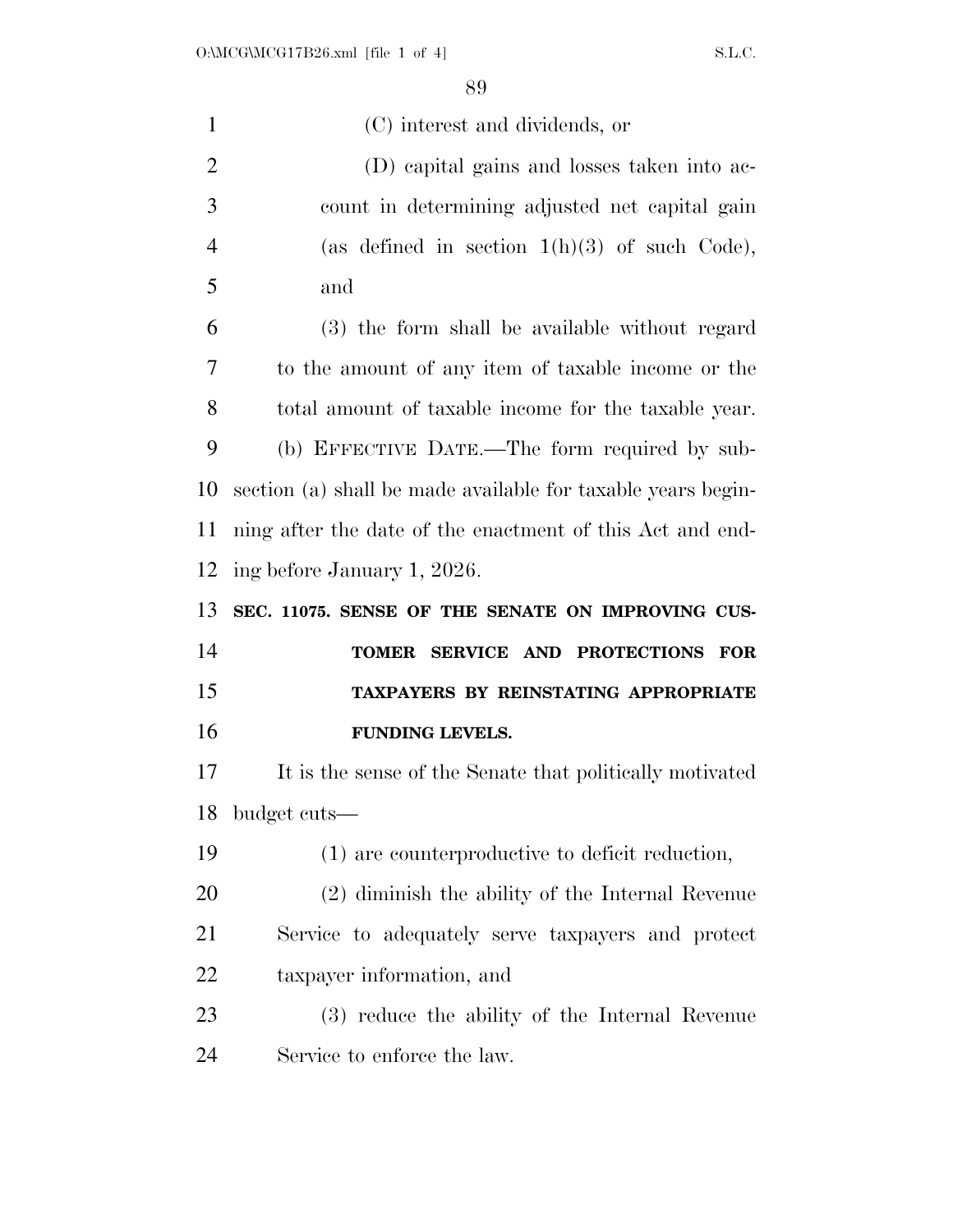(C) interest and dividends, or

(D) capital gains and losses taken into account in determining adjusted net capital gain (as defined in section 1(h)(3) of such Code), and

(3) the form shall be available without regard to the amount of any item of taxable income or the total amount of taxable income for the taxable year.

(b) EFFECTIVE DATE.—The form required by subsection (a) shall be made available for taxable years beginning after the date of the enactment of this Act and ending before January 1, 2026.

**SEC. 11075. SENSE OF THE SENATE ON IMPROVING CUSTOMER SERVICE AND PROTECTIONS FOR TAXPAYERS BY REINSTATING APPROPRIATE FUNDING LEVELS.**

It is the sense of the Senate that politically motivated budget cuts—

(1) are counterproductive to deficit reduction,

(2) diminish the ability of the Internal Revenue Service to adequately serve taxpayers and protect taxpayer information, and

(3) reduce the ability of the Internal Revenue Service to enforce the law.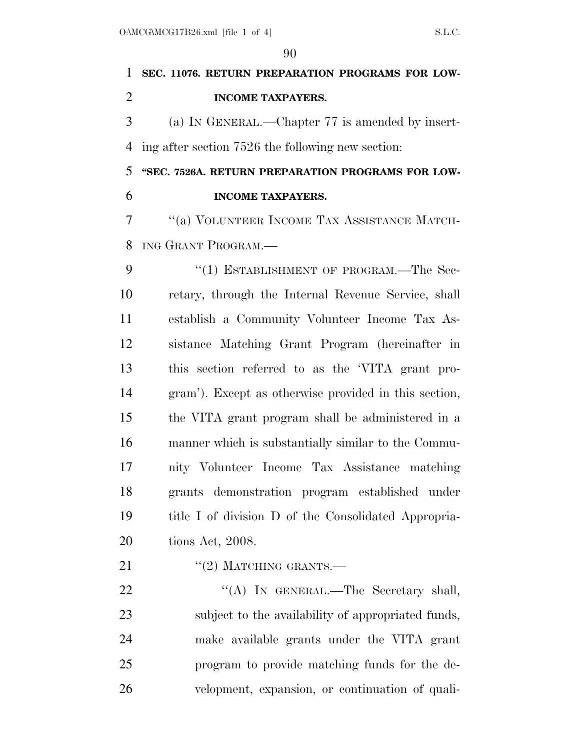**SEC. 11076. RETURN PREPARATION PROGRAMS FOR LOW-INCOME TAXPAYERS.**

(a) IN GENERAL.—Chapter 77 is amended by inserting after section 7526 the following new section:

**"SEC. 7526A. RETURN PREPARATION PROGRAMS FOR LOW-INCOME TAXPAYERS.**

"(a) VOLUNTEER INCOME TAX ASSISTANCE MATCHING GRANT PROGRAM.—

"(1) ESTABLISHMENT OF PROGRAM.—The Secretary, through the Internal Revenue Service, shall establish a Community Volunteer Income Tax Assistance Matching Grant Program (hereinafter in this section referred to as the 'VITA grant program'). Except as otherwise provided in this section, the VITA grant program shall be administered in a manner which is substantially similar to the Community Volunteer Income Tax Assistance matching grants demonstration program established under title I of division D of the Consolidated Appropriations Act, 2008.

"(2) MATCHING GRANTS.—

"(A) IN GENERAL.—The Secretary shall, subject to the availability of appropriated funds, make available grants under the VITA grant program to provide matching funds for the development, expansion, or continuation of quali-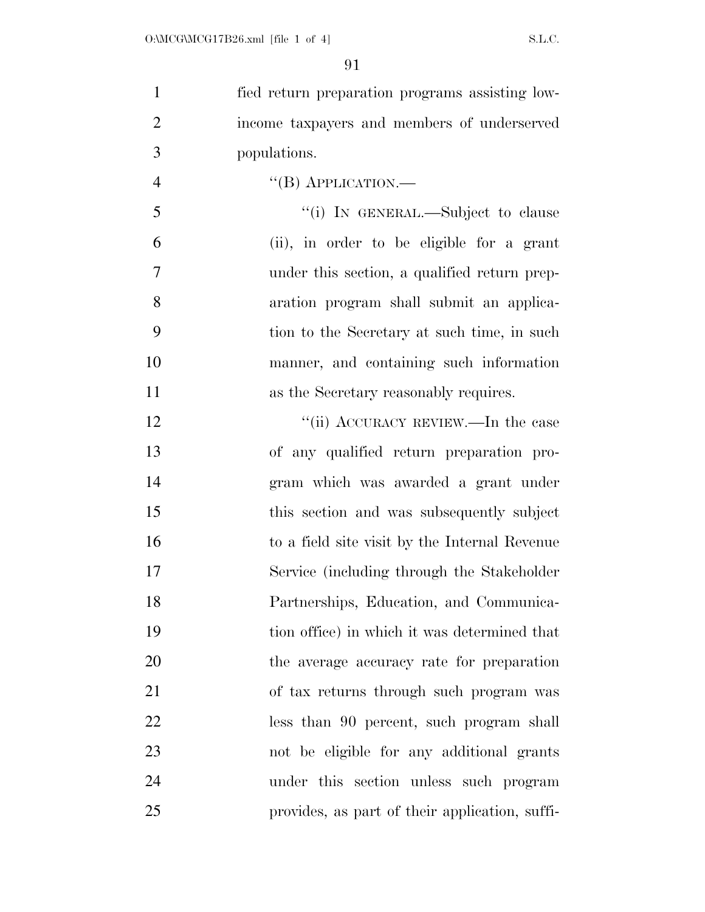fied return preparation programs assisting low-income taxpayers and members of underserved populations.

''(B) APPLICATION.—

''(i) IN GENERAL.—Subject to clause (ii), in order to be eligible for a grant under this section, a qualified return preparation program shall submit an application to the Secretary at such time, in such manner, and containing such information as the Secretary reasonably requires.

''(ii) ACCURACY REVIEW.—In the case of any qualified return preparation program which was awarded a grant under this section and was subsequently subject to a field site visit by the Internal Revenue Service (including through the Stakeholder Partnerships, Education, and Communication office) in which it was determined that the average accuracy rate for preparation of tax returns through such program was less than 90 percent, such program shall not be eligible for any additional grants under this section unless such program provides, as part of their application, suffi-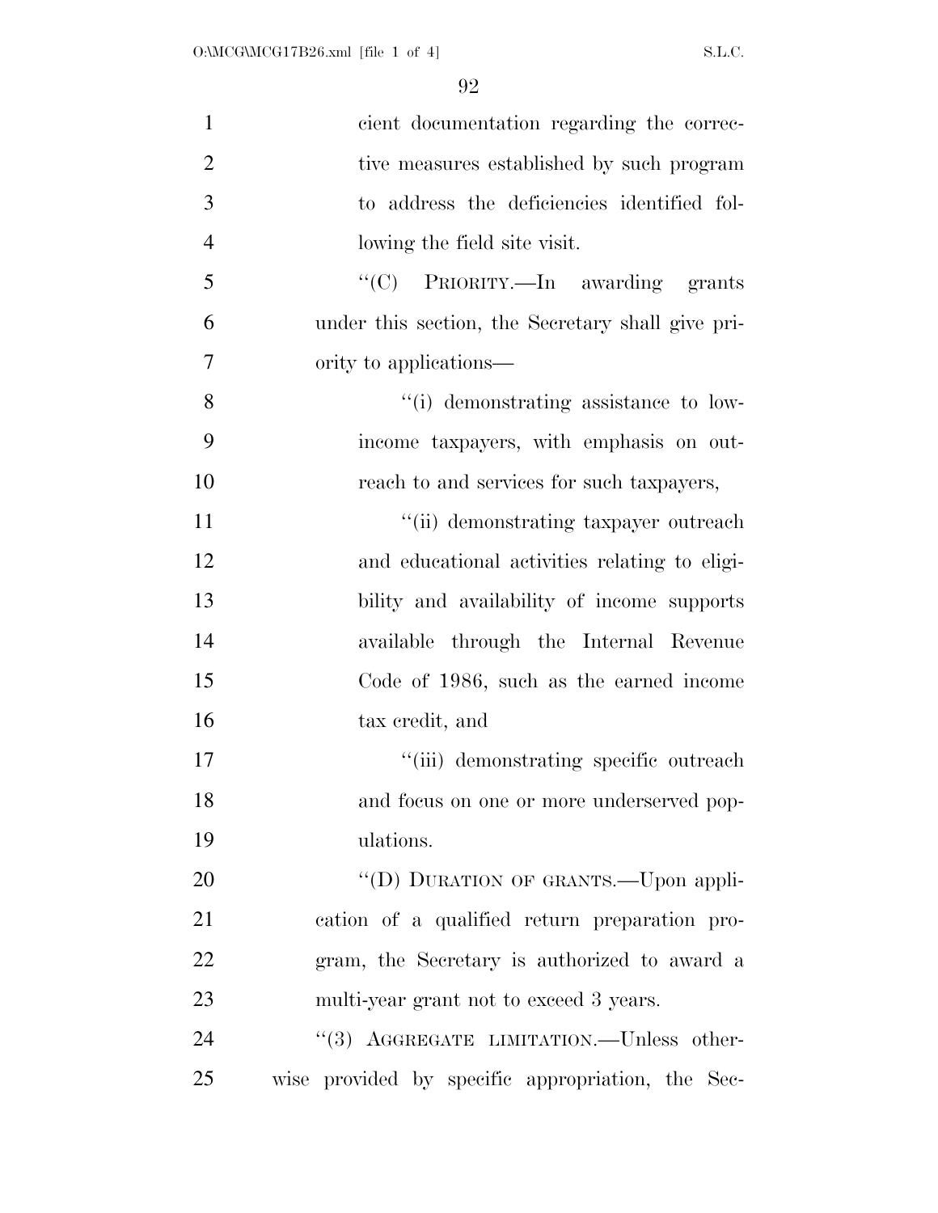cient documentation regarding the corrective measures established by such program to address the deficiencies identified following the field site visit.

"(C) PRIORITY.—In awarding grants under this section, the Secretary shall give priority to applications—

"(i) demonstrating assistance to low-income taxpayers, with emphasis on outreach to and services for such taxpayers,

"(ii) demonstrating taxpayer outreach and educational activities relating to eligibility and availability of income supports available through the Internal Revenue Code of 1986, such as the earned income tax credit, and

"(iii) demonstrating specific outreach and focus on one or more underserved populations.

"(D) DURATION OF GRANTS.—Upon application of a qualified return preparation program, the Secretary is authorized to award a multi-year grant not to exceed 3 years.

"(3) AGGREGATE LIMITATION.—Unless otherwise provided by specific appropriation, the Sec-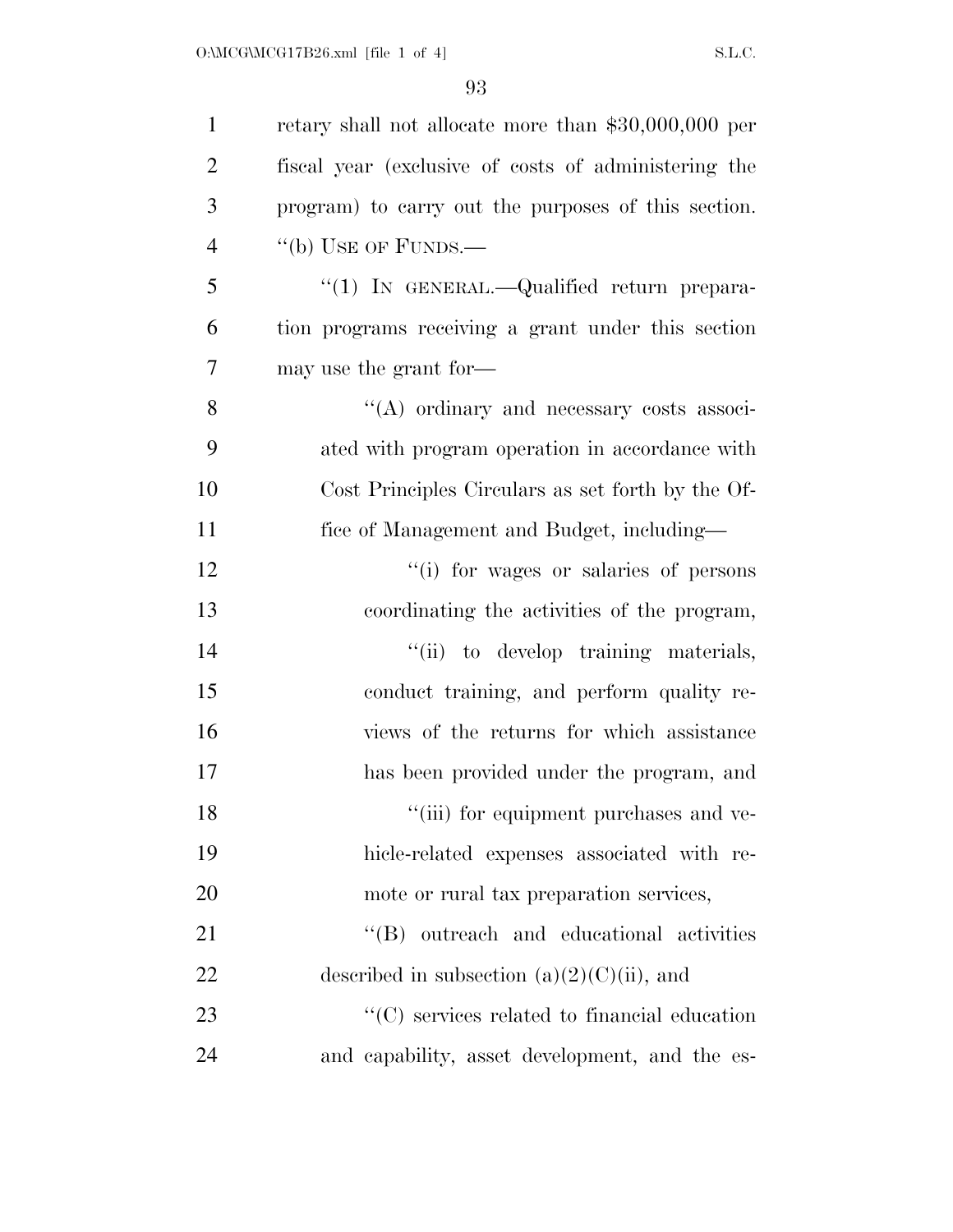retary shall not allocate more than $30,000,000 per fiscal year (exclusive of costs of administering the program) to carry out the purposes of this section.

''(b) USE OF FUNDS.—

''(1) IN GENERAL.—Qualified return preparation programs receiving a grant under this section may use the grant for—

''(A) ordinary and necessary costs associated with program operation in accordance with Cost Principles Circulars as set forth by the Office of Management and Budget, including—

''(i) for wages or salaries of persons coordinating the activities of the program,

''(ii) to develop training materials, conduct training, and perform quality reviews of the returns for which assistance has been provided under the program, and

''(iii) for equipment purchases and vehicle-related expenses associated with remote or rural tax preparation services,

''(B) outreach and educational activities described in subsection (a)(2)(C)(ii), and

''(C) services related to financial education and capability, asset development, and the es-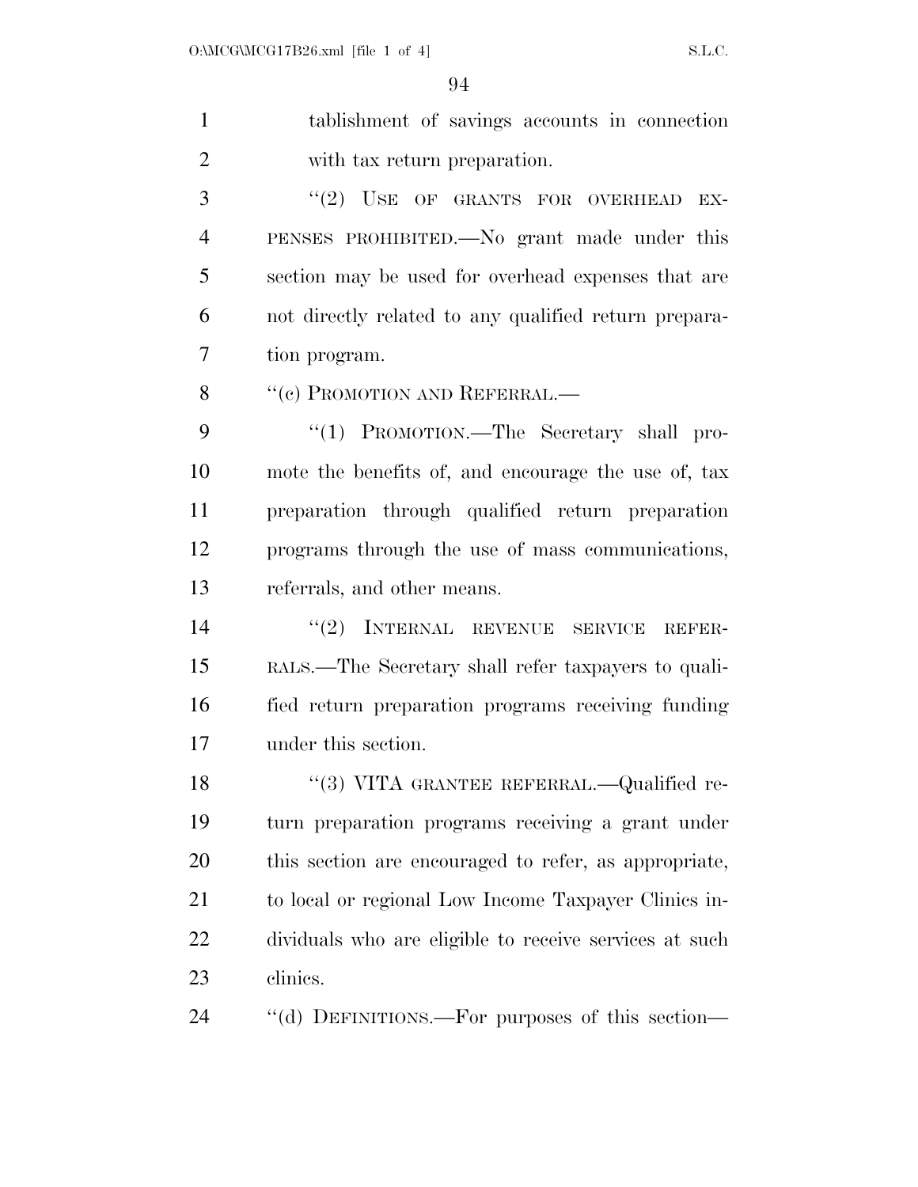tablishment of savings accounts in connection with tax return preparation.

''(2) USE OF GRANTS FOR OVERHEAD EXPENSES PROHIBITED.—No grant made under this section may be used for overhead expenses that are not directly related to any qualified return preparation program.

''(c) PROMOTION AND REFERRAL.—

''(1) PROMOTION.—The Secretary shall promote the benefits of, and encourage the use of, tax preparation through qualified return preparation programs through the use of mass communications, referrals, and other means.

''(2) INTERNAL REVENUE SERVICE REFERRALS.—The Secretary shall refer taxpayers to qualified return preparation programs receiving funding under this section.

''(3) VITA GRANTEE REFERRAL.—Qualified return preparation programs receiving a grant under this section are encouraged to refer, as appropriate, to local or regional Low Income Taxpayer Clinics individuals who are eligible to receive services at such clinics.

''(d) DEFINITIONS.—For purposes of this section—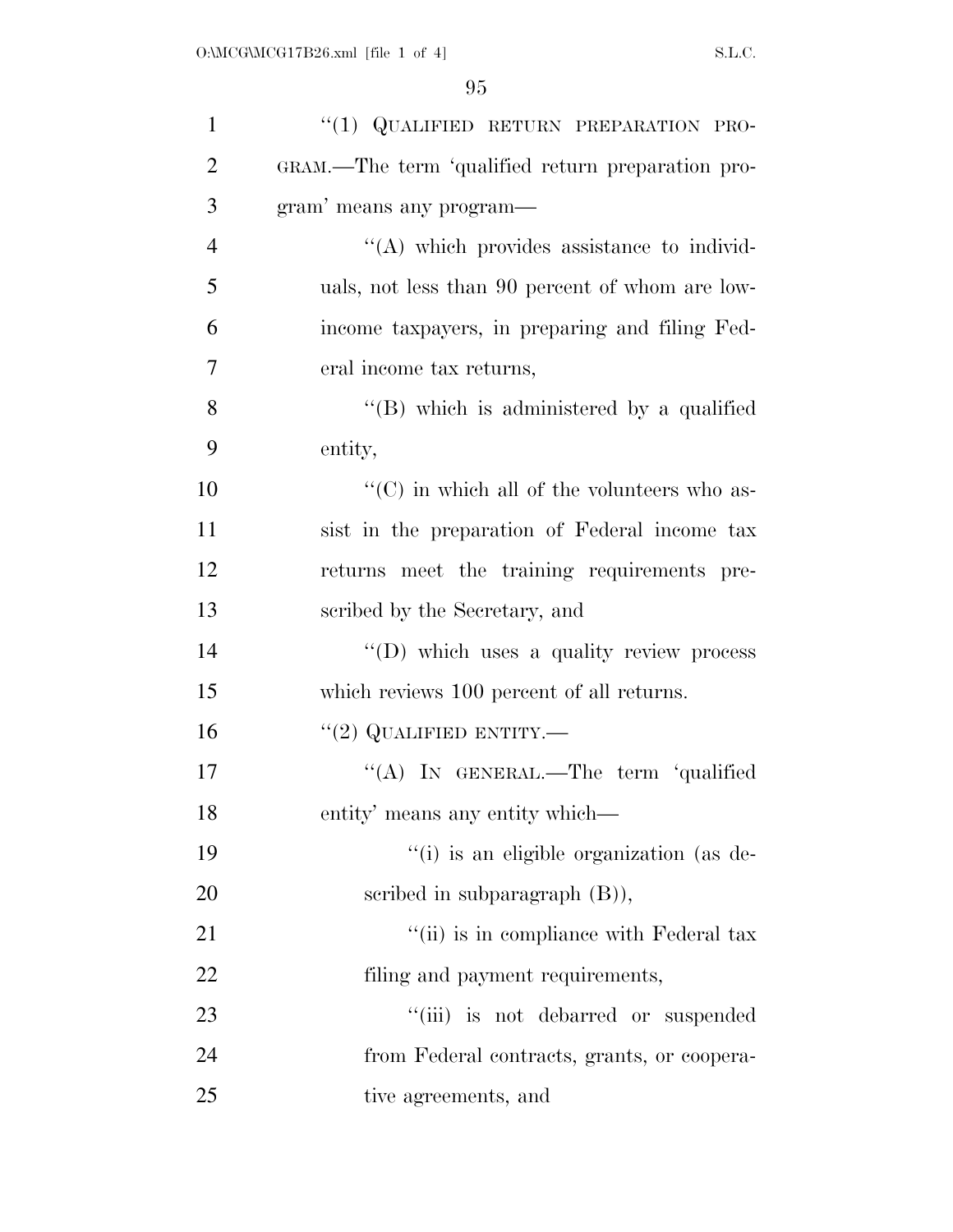''(1) QUALIFIED RETURN PREPARATION PROGRAM.—The term 'qualified return preparation program' means any program—

''(A) which provides assistance to individuals, not less than 90 percent of whom are low-income taxpayers, in preparing and filing Federal income tax returns,

''(B) which is administered by a qualified entity,

''(C) in which all of the volunteers who assist in the preparation of Federal income tax returns meet the training requirements prescribed by the Secretary, and

''(D) which uses a quality review process which reviews 100 percent of all returns.

''(2) QUALIFIED ENTITY.—

''(A) IN GENERAL.—The term 'qualified entity' means any entity which—

''(i) is an eligible organization (as described in subparagraph (B)),

''(ii) is in compliance with Federal tax filing and payment requirements,

''(iii) is not debarred or suspended from Federal contracts, grants, or cooperative agreements, and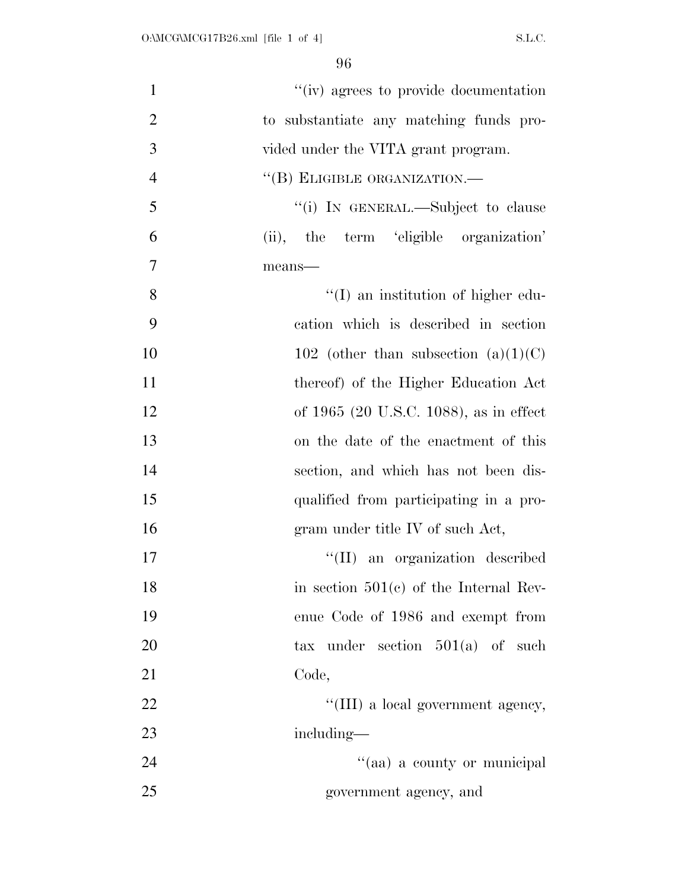''(iv) agrees to provide documentation to substantiate any matching funds provided under the VITA grant program.

''(B) ELIGIBLE ORGANIZATION.—

''(i) IN GENERAL.—Subject to clause (ii), the term 'eligible organization' means—

''(I) an institution of higher education which is described in section 102 (other than subsection (a)(1)(C) thereof) of the Higher Education Act of 1965 (20 U.S.C. 1088), as in effect on the date of the enactment of this section, and which has not been disqualified from participating in a program under title IV of such Act,

''(II) an organization described in section 501(c) of the Internal Revenue Code of 1986 and exempt from tax under section 501(a) of such Code,

''(III) a local government agency, including—

''(aa) a county or municipal government agency, and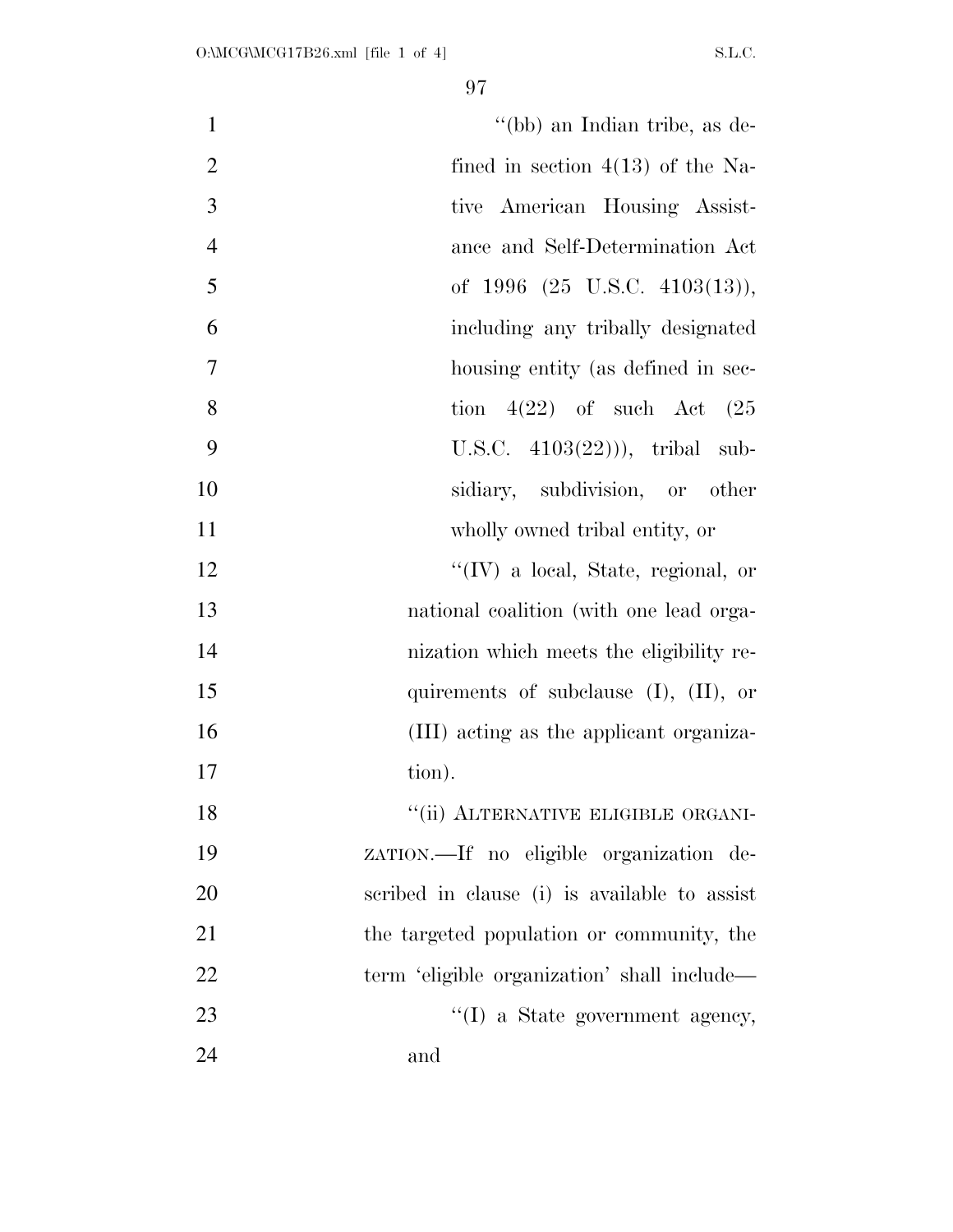"(bb) an Indian tribe, as defined in section 4(13) of the Native American Housing Assistance and Self-Determination Act of 1996 (25 U.S.C. 4103(13)), including any tribally designated housing entity (as defined in section 4(22) of such Act (25 U.S.C. 4103(22))), tribal subsidiary, subdivision, or other wholly owned tribal entity, or

"(IV) a local, State, regional, or national coalition (with one lead organization which meets the eligibility requirements of subclause (I), (II), or (III) acting as the applicant organization).

"(ii) ALTERNATIVE ELIGIBLE ORGANIZATION.—If no eligible organization described in clause (i) is available to assist the targeted population or community, the term 'eligible organization' shall include—

"(I) a State government agency, and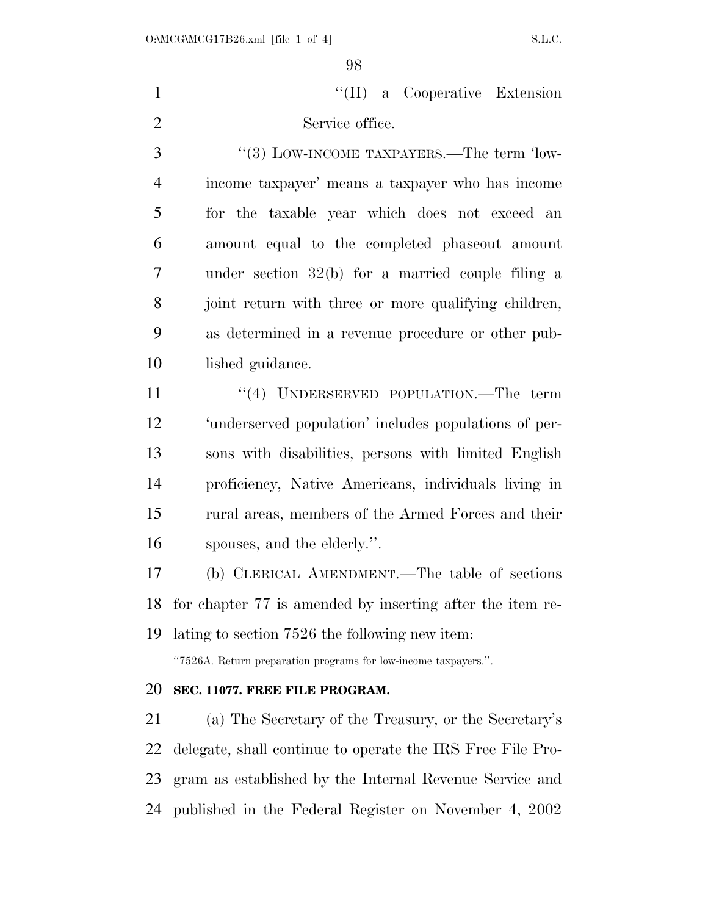''(II) a Cooperative Extension Service office.

''(3) LOW-INCOME TAXPAYERS.—The term 'low-income taxpayer' means a taxpayer who has income for the taxable year which does not exceed an amount equal to the completed phaseout amount under section 32(b) for a married couple filing a joint return with three or more qualifying children, as determined in a revenue procedure or other published guidance.

''(4) UNDERSERVED POPULATION.—The term 'underserved population' includes populations of persons with disabilities, persons with limited English proficiency, Native Americans, individuals living in rural areas, members of the Armed Forces and their spouses, and the elderly.''.

(b) CLERICAL AMENDMENT.—The table of sections for chapter 77 is amended by inserting after the item relating to section 7526 the following new item:

''7526A. Return preparation programs for low-income taxpayers.''.

**SEC. 11077. FREE FILE PROGRAM.**

(a) The Secretary of the Treasury, or the Secretary's delegate, shall continue to operate the IRS Free File Program as established by the Internal Revenue Service and published in the Federal Register on November 4, 2002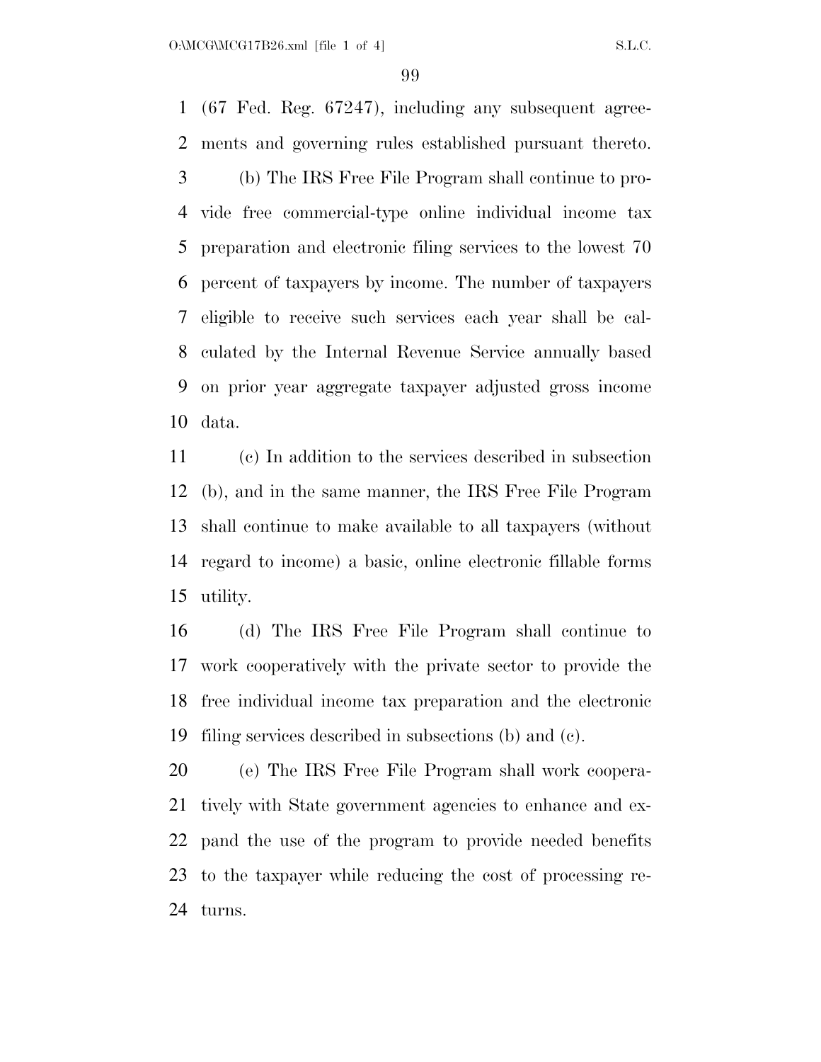(67 Fed. Reg. 67247), including any subsequent agreements and governing rules established pursuant thereto.

(b) The IRS Free File Program shall continue to provide free commercial-type online individual income tax preparation and electronic filing services to the lowest 70 percent of taxpayers by income. The number of taxpayers eligible to receive such services each year shall be calculated by the Internal Revenue Service annually based on prior year aggregate taxpayer adjusted gross income data.

(c) In addition to the services described in subsection (b), and in the same manner, the IRS Free File Program shall continue to make available to all taxpayers (without regard to income) a basic, online electronic fillable forms utility.

(d) The IRS Free File Program shall continue to work cooperatively with the private sector to provide the free individual income tax preparation and the electronic filing services described in subsections (b) and (c).

(e) The IRS Free File Program shall work cooperatively with State government agencies to enhance and expand the use of the program to provide needed benefits to the taxpayer while reducing the cost of processing returns.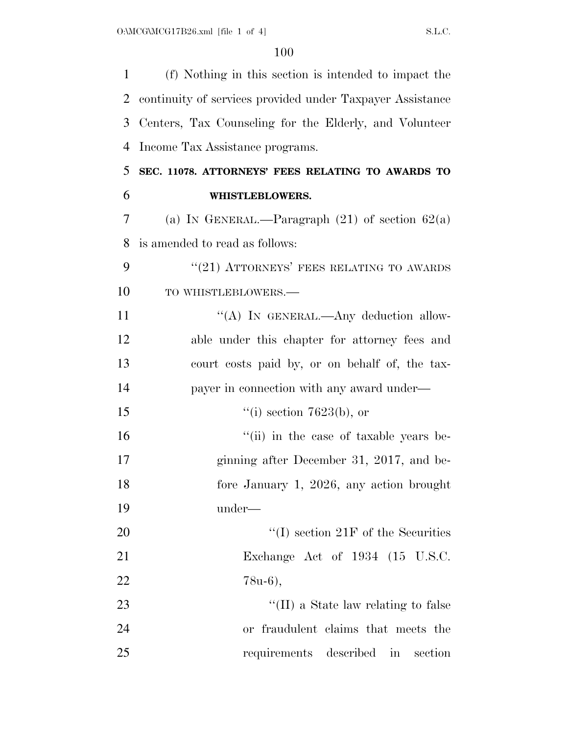(f) Nothing in this section is intended to impact the continuity of services provided under Taxpayer Assistance Centers, Tax Counseling for the Elderly, and Volunteer Income Tax Assistance programs.

**SEC. 11078. ATTORNEYS' FEES RELATING TO AWARDS TO WHISTLEBLOWERS.**

(a) IN GENERAL.—Paragraph (21) of section 62(a) is amended to read as follows:

"(21) ATTORNEYS' FEES RELATING TO AWARDS TO WHISTLEBLOWERS.—

"(A) IN GENERAL.—Any deduction allowable under this chapter for attorney fees and court costs paid by, or on behalf of, the taxpayer in connection with any award under—

"(i) section 7623(b), or

"(ii) in the case of taxable years beginning after December 31, 2017, and before January 1, 2026, any action brought under—

"(I) section 21F of the Securities Exchange Act of 1934 (15 U.S.C. 78u-6),

"(II) a State law relating to false or fraudulent claims that meets the requirements described in section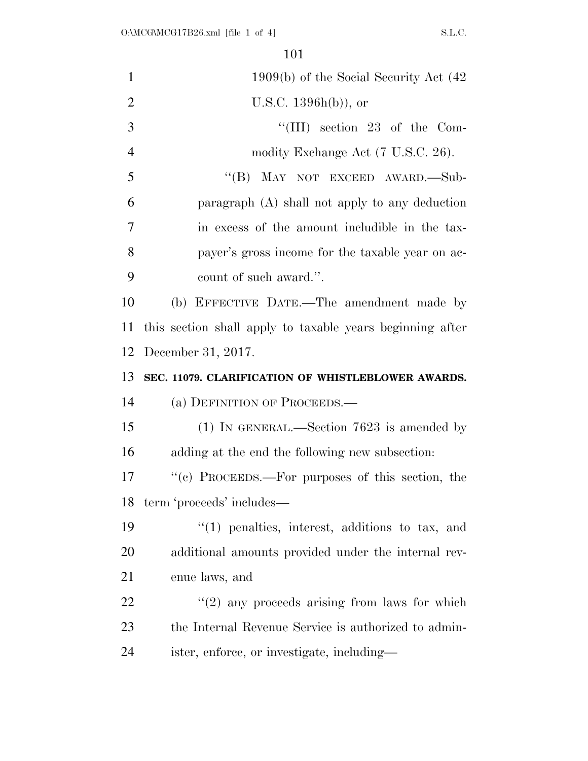1909(b) of the Social Security Act (42 U.S.C. 1396h(b)), or

"(III) section 23 of the Commodity Exchange Act (7 U.S.C. 26).

"(B) MAY NOT EXCEED AWARD.—Subparagraph (A) shall not apply to any deduction in excess of the amount includible in the taxpayer's gross income for the taxable year on account of such award.".

(b) EFFECTIVE DATE.—The amendment made by this section shall apply to taxable years beginning after December 31, 2017.

**SEC. 11079. CLARIFICATION OF WHISTLEBLOWER AWARDS.**

(a) DEFINITION OF PROCEEDS.—

(1) IN GENERAL.—Section 7623 is amended by adding at the end the following new subsection:

"(c) PROCEEDS.—For purposes of this section, the term 'proceeds' includes—

"(1) penalties, interest, additions to tax, and additional amounts provided under the internal revenue laws, and

"(2) any proceeds arising from laws for which the Internal Revenue Service is authorized to administer, enforce, or investigate, including—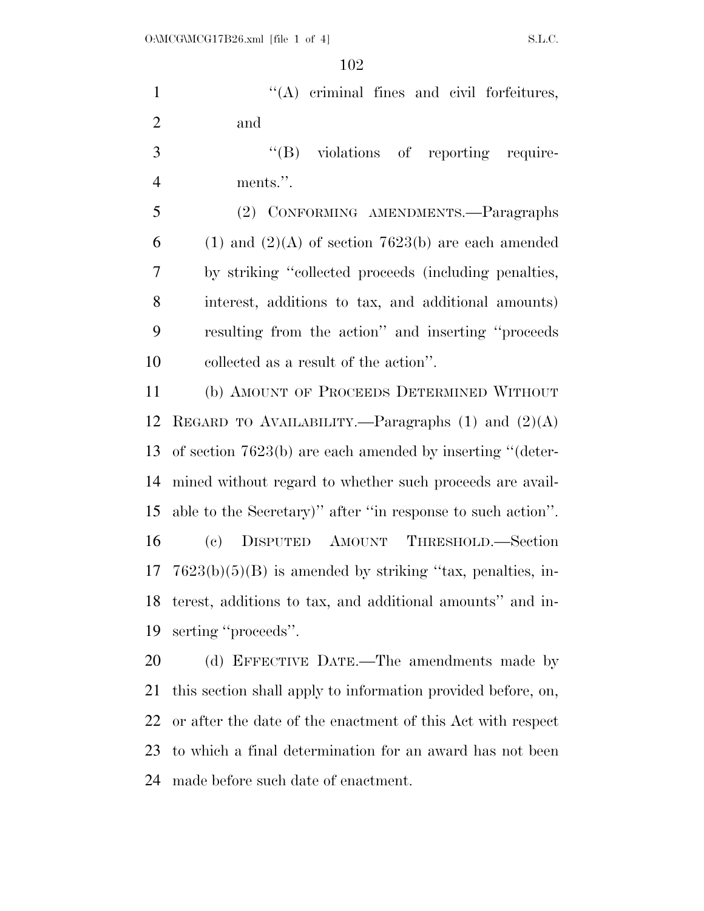''(A) criminal fines and civil forfeitures, and

''(B) violations of reporting requirements.''.

(2) CONFORMING AMENDMENTS.—Paragraphs (1) and (2)(A) of section 7623(b) are each amended by striking ''collected proceeds (including penalties, interest, additions to tax, and additional amounts) resulting from the action'' and inserting ''proceeds collected as a result of the action''.

(b) AMOUNT OF PROCEEDS DETERMINED WITHOUT REGARD TO AVAILABILITY.—Paragraphs (1) and (2)(A) of section 7623(b) are each amended by inserting ''(determined without regard to whether such proceeds are available to the Secretary)'' after ''in response to such action''.

(c) DISPUTED AMOUNT THRESHOLD.—Section 7623(b)(5)(B) is amended by striking ''tax, penalties, interest, additions to tax, and additional amounts'' and inserting ''proceeds''.

(d) EFFECTIVE DATE.—The amendments made by this section shall apply to information provided before, on, or after the date of the enactment of this Act with respect to which a final determination for an award has not been made before such date of enactment.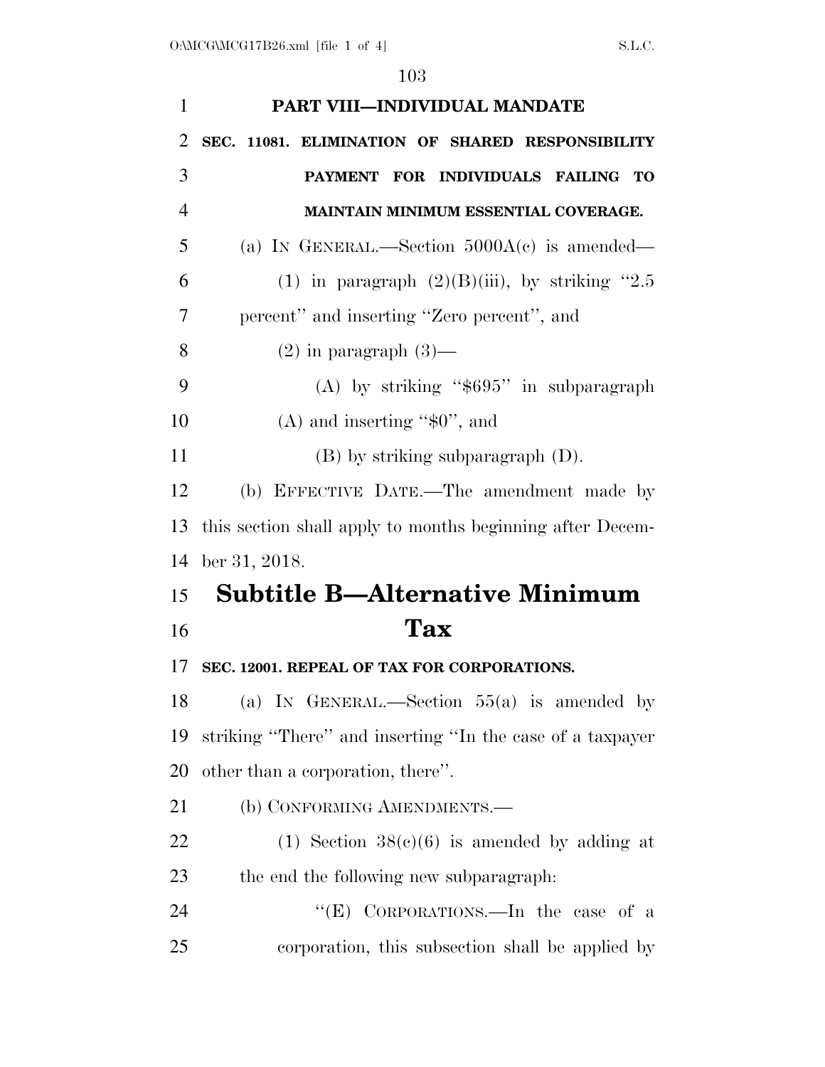**PART VIII—INDIVIDUAL MANDATE**

**SEC. 11081. ELIMINATION OF SHARED RESPONSIBILITY PAYMENT FOR INDIVIDUALS FAILING TO MAINTAIN MINIMUM ESSENTIAL COVERAGE.**

(a) IN GENERAL.—Section 5000A(c) is amended—

(1) in paragraph (2)(B)(iii), by striking "2.5 percent" and inserting "Zero percent", and

(2) in paragraph (3)—

(A) by striking "$695" in subparagraph (A) and inserting "$0", and

(B) by striking subparagraph (D).

(b) EFFECTIVE DATE.—The amendment made by this section shall apply to months beginning after December 31, 2018.

# Subtitle B—Alternative Minimum Tax

**SEC. 12001. REPEAL OF TAX FOR CORPORATIONS.**

(a) IN GENERAL.—Section 55(a) is amended by striking "There" and inserting "In the case of a taxpayer other than a corporation, there".

(b) CONFORMING AMENDMENTS.—

(1) Section 38(c)(6) is amended by adding at the end the following new subparagraph:

"(E) CORPORATIONS.—In the case of a corporation, this subsection shall be applied by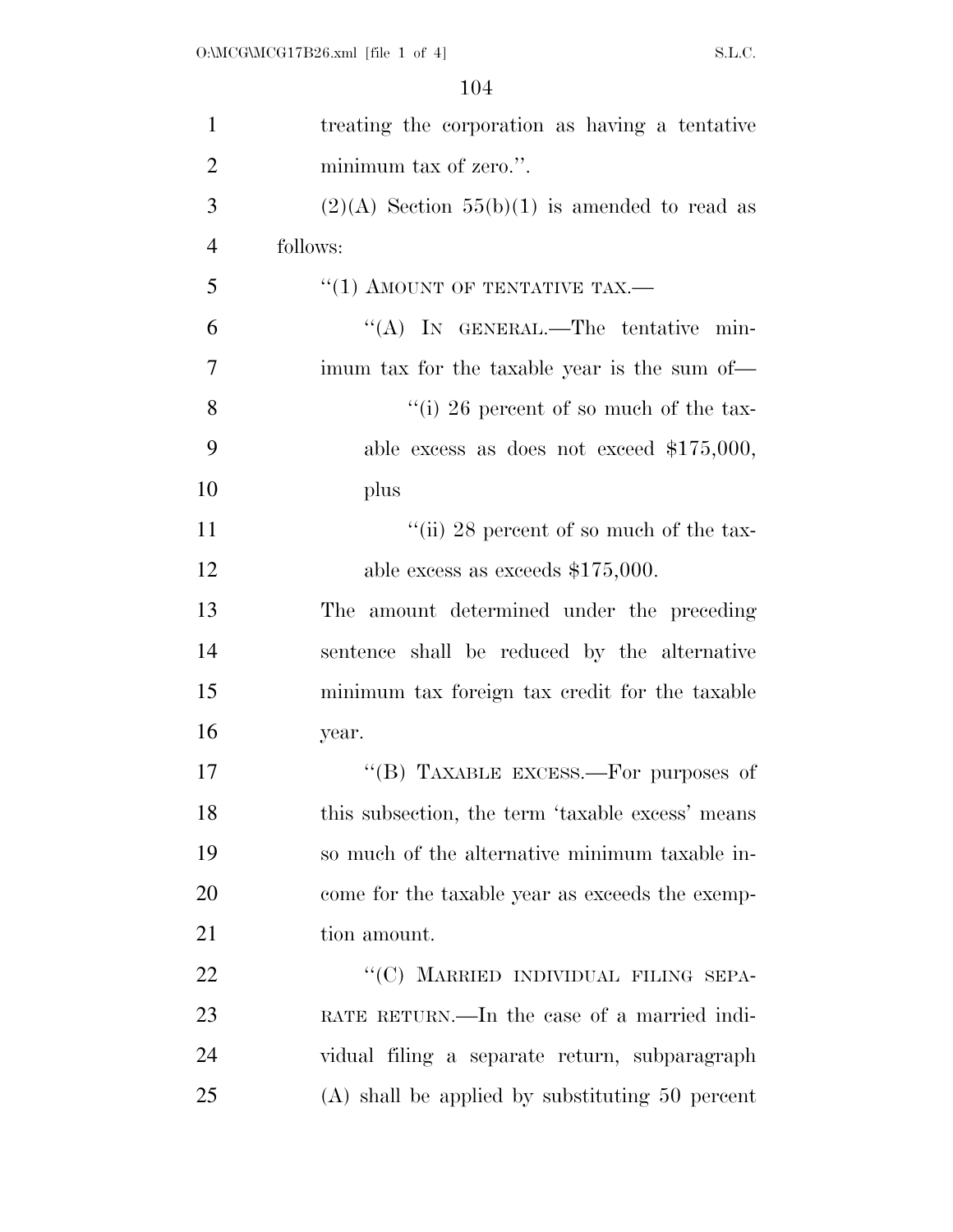treating the corporation as having a tentative minimum tax of zero.''.

(2)(A) Section 55(b)(1) is amended to read as follows:

''(1) AMOUNT OF TENTATIVE TAX.—

''(A) IN GENERAL.—The tentative minimum tax for the taxable year is the sum of—

''(i) 26 percent of so much of the taxable excess as does not exceed $175,000, plus

''(ii) 28 percent of so much of the taxable excess as exceeds $175,000.

The amount determined under the preceding sentence shall be reduced by the alternative minimum tax foreign tax credit for the taxable year.

''(B) TAXABLE EXCESS.—For purposes of this subsection, the term 'taxable excess' means so much of the alternative minimum taxable income for the taxable year as exceeds the exemption amount.

''(C) MARRIED INDIVIDUAL FILING SEPARATE RETURN.—In the case of a married individual filing a separate return, subparagraph (A) shall be applied by substituting 50 percent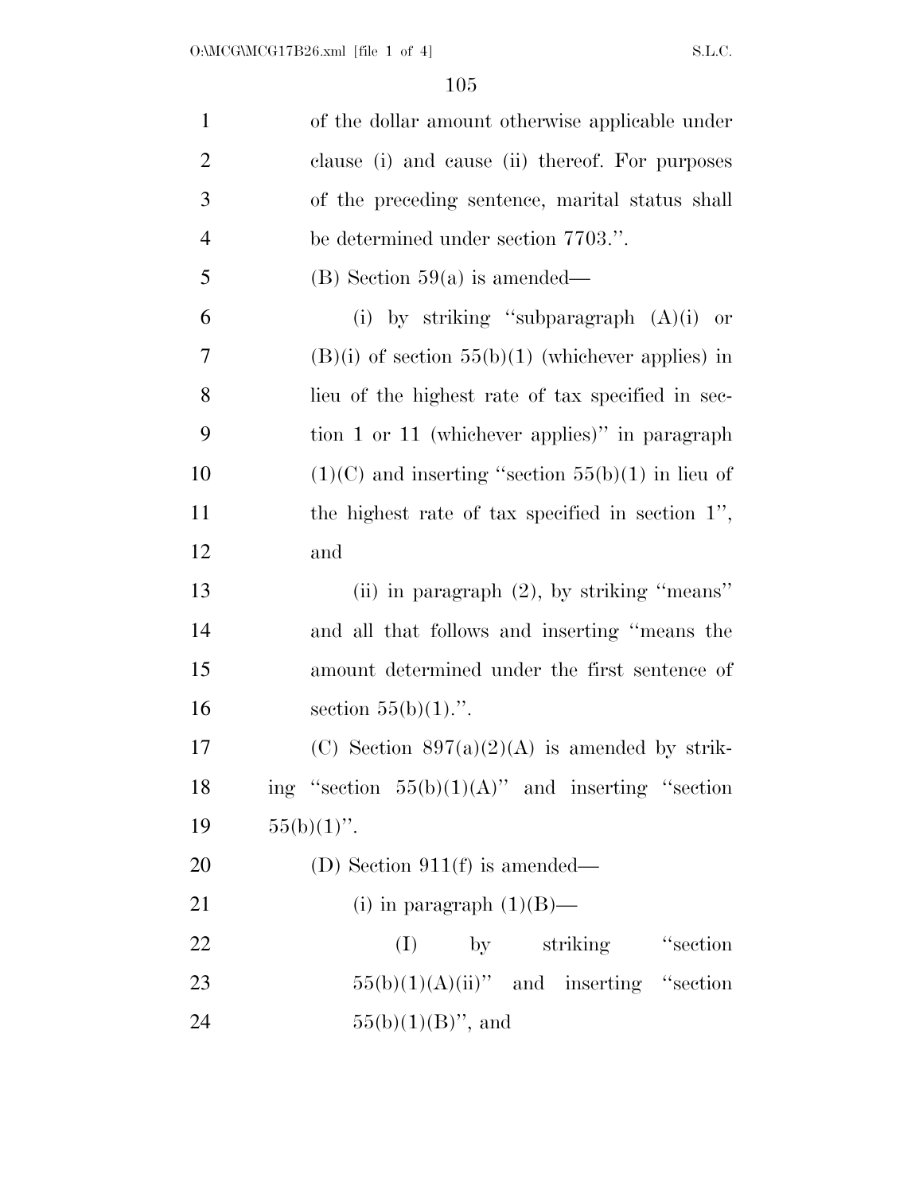of the dollar amount otherwise applicable under clause (i) and cause (ii) thereof. For purposes of the preceding sentence, marital status shall be determined under section 7703.''.

(B) Section 59(a) is amended—

(i) by striking ''subparagraph (A)(i) or (B)(i) of section 55(b)(1) (whichever applies) in lieu of the highest rate of tax specified in section 1 or 11 (whichever applies)'' in paragraph (1)(C) and inserting ''section 55(b)(1) in lieu of the highest rate of tax specified in section 1'', and

(ii) in paragraph (2), by striking ''means'' and all that follows and inserting ''means the amount determined under the first sentence of section 55(b)(1).''.

(C) Section 897(a)(2)(A) is amended by striking ''section 55(b)(1)(A)'' and inserting ''section 55(b)(1)''.

(D) Section 911(f) is amended—

(i) in paragraph (1)(B)—

(I) by striking ''section 55(b)(1)(A)(ii)'' and inserting ''section 55(b)(1)(B)'', and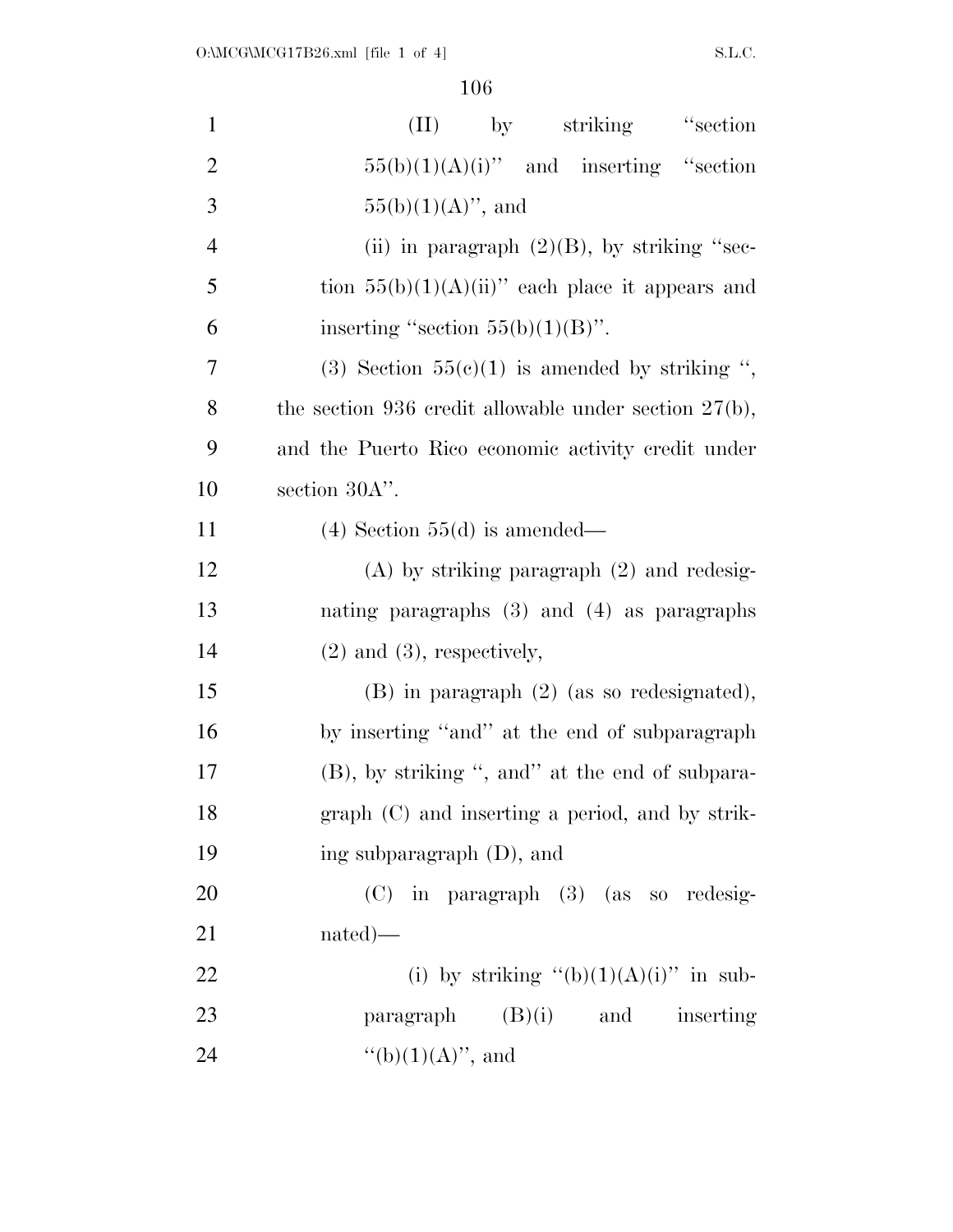(II) by striking "section 55(b)(1)(A)(i)" and inserting "section 55(b)(1)(A)", and

(ii) in paragraph (2)(B), by striking "section 55(b)(1)(A)(ii)" each place it appears and inserting "section 55(b)(1)(B)".

(3) Section 55(c)(1) is amended by striking ", the section 936 credit allowable under section 27(b), and the Puerto Rico economic activity credit under section 30A".

(4) Section 55(d) is amended—

(A) by striking paragraph (2) and redesignating paragraphs (3) and (4) as paragraphs (2) and (3), respectively,

(B) in paragraph (2) (as so redesignated), by inserting "and" at the end of subparagraph (B), by striking ", and" at the end of subparagraph (C) and inserting a period, and by striking subparagraph (D), and

(C) in paragraph (3) (as so redesignated)—

(i) by striking "(b)(1)(A)(i)" in subparagraph (B)(i) and inserting "(b)(1)(A)", and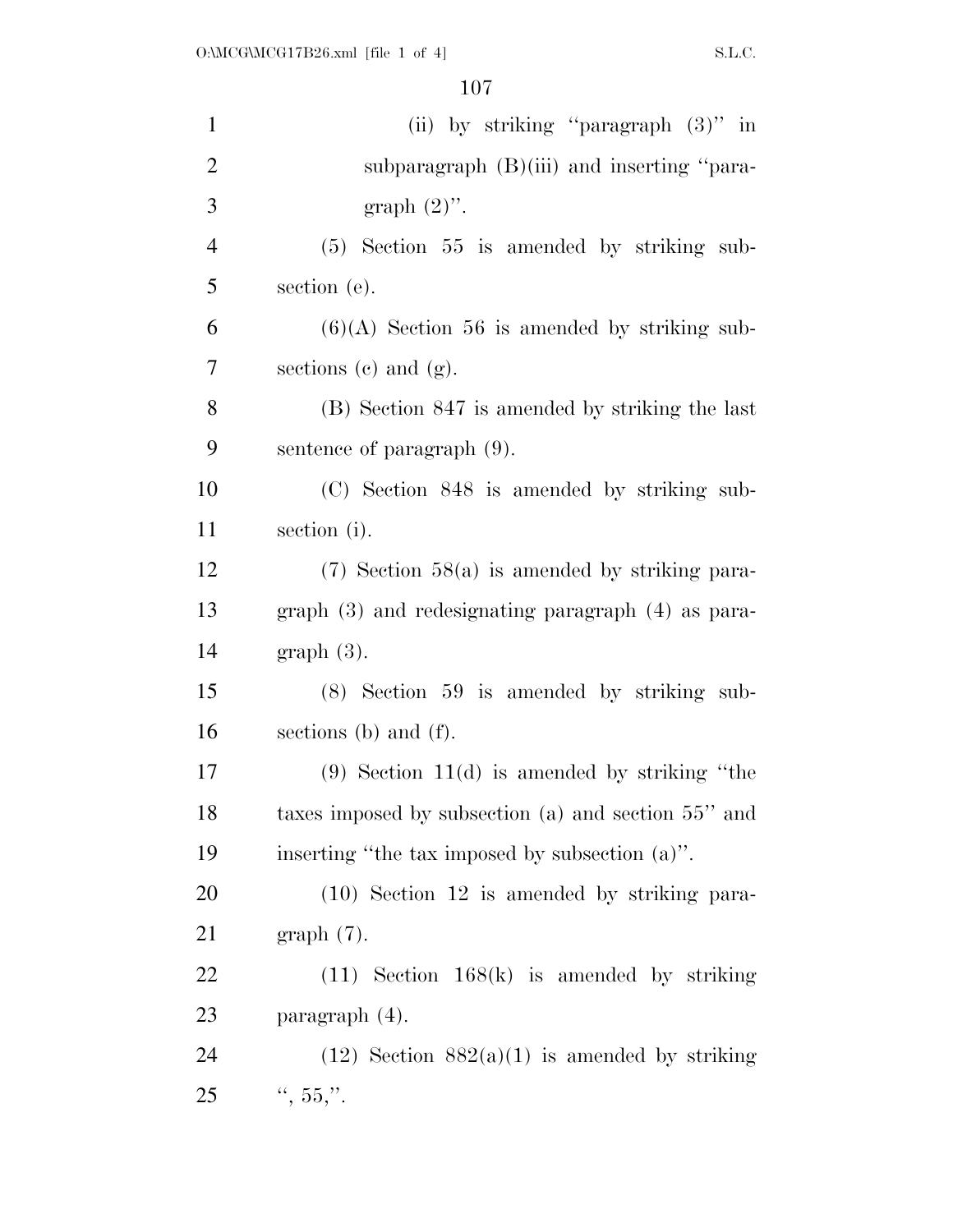(ii) by striking "paragraph (3)" in subparagraph (B)(iii) and inserting "paragraph (2)".

(5) Section 55 is amended by striking subsection (e).

(6)(A) Section 56 is amended by striking subsections (c) and (g).

(B) Section 847 is amended by striking the last sentence of paragraph (9).

(C) Section 848 is amended by striking subsection (i).

(7) Section 58(a) is amended by striking paragraph (3) and redesignating paragraph (4) as paragraph (3).

(8) Section 59 is amended by striking subsections (b) and (f).

(9) Section 11(d) is amended by striking "the taxes imposed by subsection (a) and section 55" and inserting "the tax imposed by subsection (a)".

(10) Section 12 is amended by striking paragraph (7).

(11) Section 168(k) is amended by striking paragraph (4).

(12) Section 882(a)(1) is amended by striking ", 55,".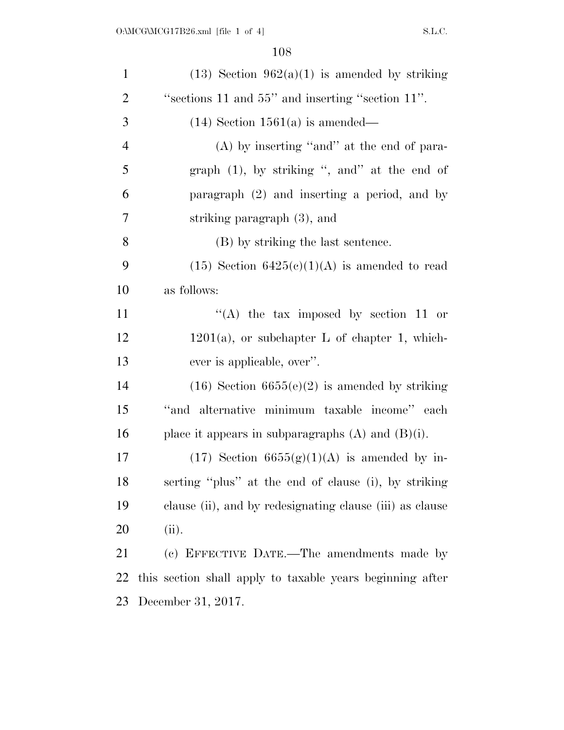(13) Section 962(a)(1) is amended by striking ''sections 11 and 55'' and inserting ''section 11''.

(14) Section 1561(a) is amended—

(A) by inserting ''and'' at the end of paragraph (1), by striking '', and'' at the end of paragraph (2) and inserting a period, and by striking paragraph (3), and

(B) by striking the last sentence.

(15) Section 6425(c)(1)(A) is amended to read as follows:

''(A) the tax imposed by section 11 or 1201(a), or subchapter L of chapter 1, whichever is applicable, over''.

(16) Section 6655(e)(2) is amended by striking ''and alternative minimum taxable income'' each place it appears in subparagraphs (A) and (B)(i).

(17) Section 6655(g)(1)(A) is amended by inserting ''plus'' at the end of clause (i), by striking clause (ii), and by redesignating clause (iii) as clause (ii).

(c) EFFECTIVE DATE.—The amendments made by this section shall apply to taxable years beginning after December 31, 2017.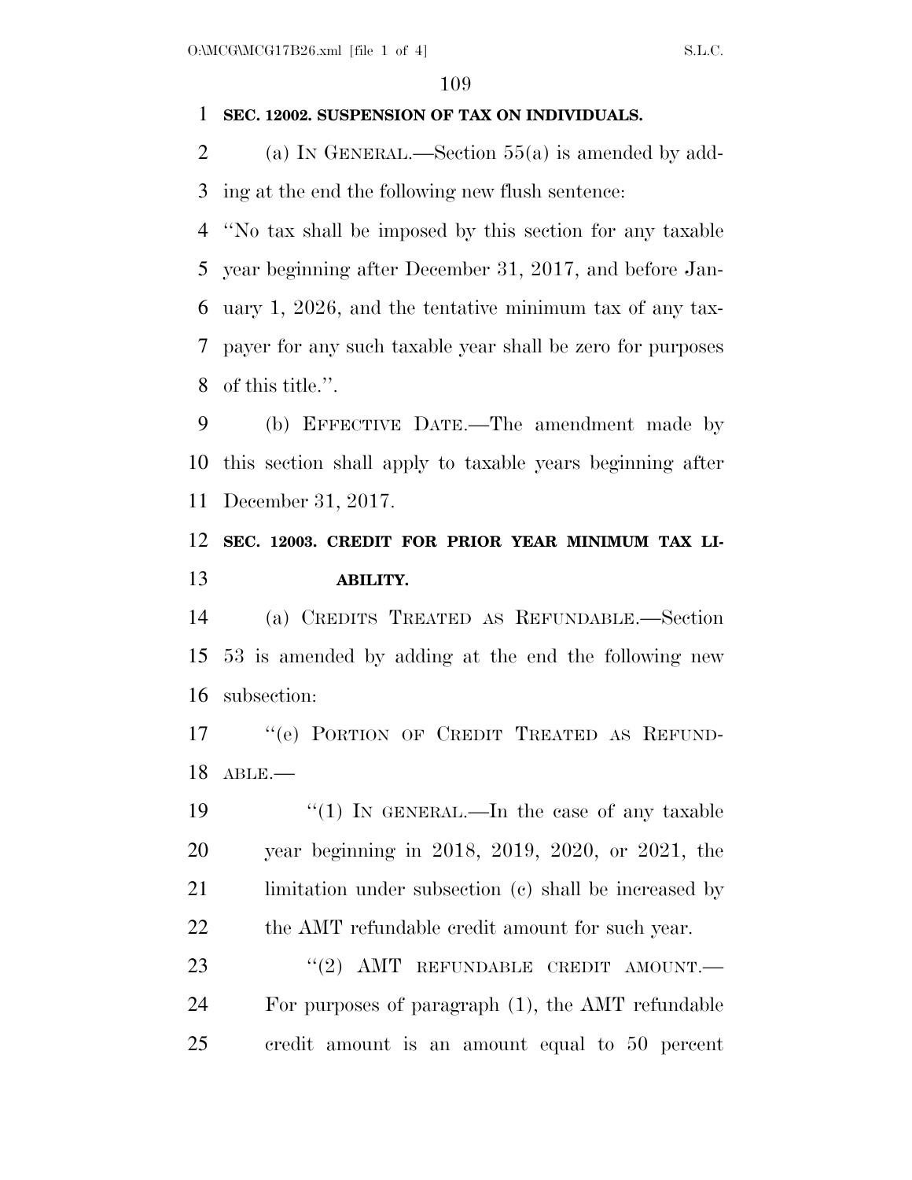**SEC. 12002. SUSPENSION OF TAX ON INDIVIDUALS.**

(a) IN GENERAL.—Section 55(a) is amended by adding at the end the following new flush sentence:

"No tax shall be imposed by this section for any taxable year beginning after December 31, 2017, and before January 1, 2026, and the tentative minimum tax of any taxpayer for any such taxable year shall be zero for purposes of this title.".

(b) EFFECTIVE DATE.—The amendment made by this section shall apply to taxable years beginning after December 31, 2017.

**SEC. 12003. CREDIT FOR PRIOR YEAR MINIMUM TAX LIABILITY.**

(a) CREDITS TREATED AS REFUNDABLE.—Section 53 is amended by adding at the end the following new subsection:

"(e) PORTION OF CREDIT TREATED AS REFUNDABLE.—

"(1) IN GENERAL.—In the case of any taxable year beginning in 2018, 2019, 2020, or 2021, the limitation under subsection (c) shall be increased by the AMT refundable credit amount for such year.

"(2) AMT REFUNDABLE CREDIT AMOUNT.—For purposes of paragraph (1), the AMT refundable credit amount is an amount equal to 50 percent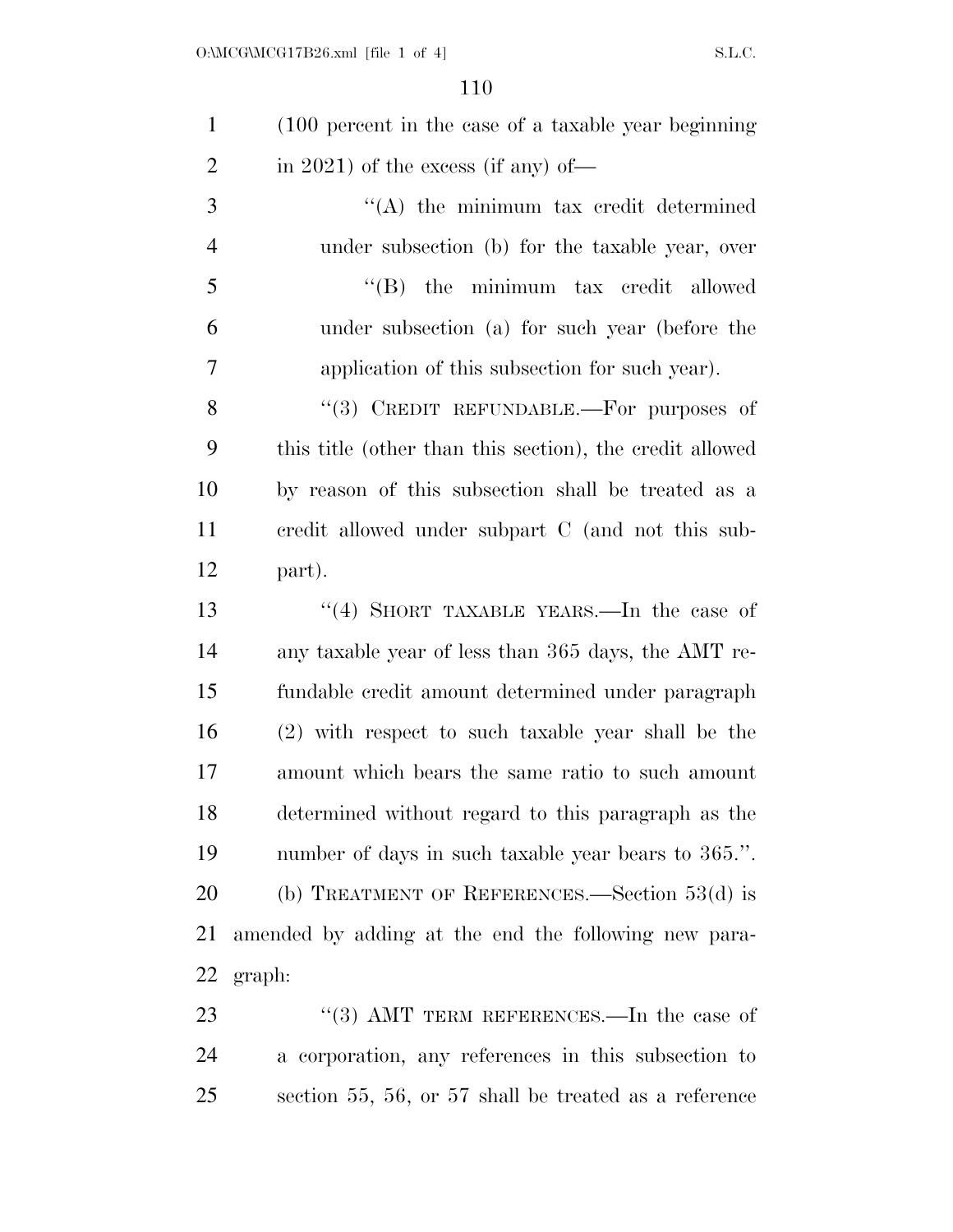(100 percent in the case of a taxable year beginning in 2021) of the excess (if any) of—

''(A) the minimum tax credit determined under subsection (b) for the taxable year, over

''(B) the minimum tax credit allowed under subsection (a) for such year (before the application of this subsection for such year).

''(3) CREDIT REFUNDABLE.—For purposes of this title (other than this section), the credit allowed by reason of this subsection shall be treated as a credit allowed under subpart C (and not this subpart).

''(4) SHORT TAXABLE YEARS.—In the case of any taxable year of less than 365 days, the AMT refundable credit amount determined under paragraph (2) with respect to such taxable year shall be the amount which bears the same ratio to such amount determined without regard to this paragraph as the number of days in such taxable year bears to 365.''.

(b) TREATMENT OF REFERENCES.—Section 53(d) is amended by adding at the end the following new paragraph:

''(3) AMT TERM REFERENCES.—In the case of a corporation, any references in this subsection to section 55, 56, or 57 shall be treated as a reference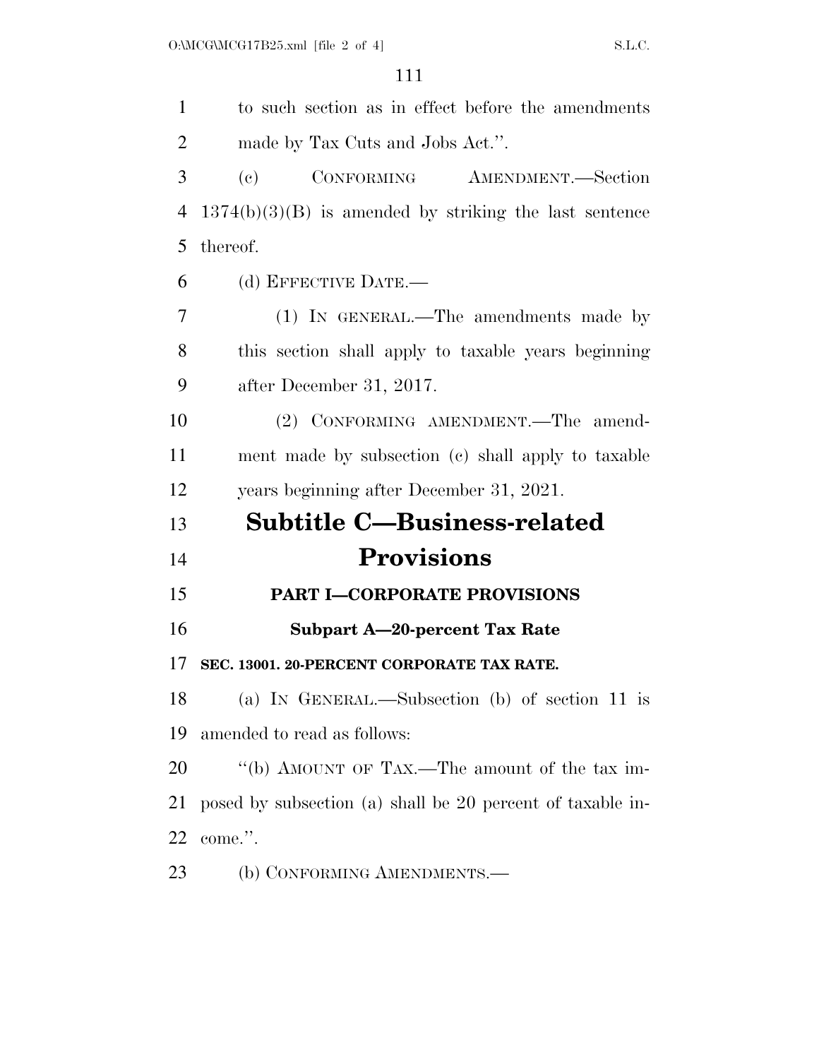to such section as in effect before the amendments made by Tax Cuts and Jobs Act.''.

(c) CONFORMING AMENDMENT.—Section 1374(b)(3)(B) is amended by striking the last sentence thereof.

(d) EFFECTIVE DATE.—

(1) IN GENERAL.—The amendments made by this section shall apply to taxable years beginning after December 31, 2017.

(2) CONFORMING AMENDMENT.—The amendment made by subsection (c) shall apply to taxable years beginning after December 31, 2021.

# Subtitle C—Business-related Provisions

## PART I—CORPORATE PROVISIONS

### Subpart A—20-percent Tax Rate

**SEC. 13001. 20-PERCENT CORPORATE TAX RATE.**

(a) IN GENERAL.—Subsection (b) of section 11 is amended to read as follows:

''(b) AMOUNT OF TAX.—The amount of the tax imposed by subsection (a) shall be 20 percent of taxable income.''.

(b) CONFORMING AMENDMENTS.—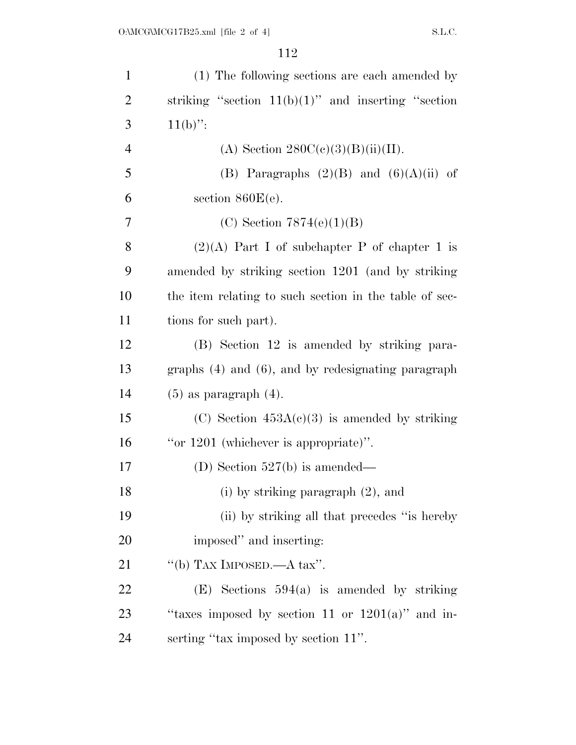(1) The following sections are each amended by striking "section 11(b)(1)" and inserting "section 11(b)":

(A) Section 280C(c)(3)(B)(ii)(II).

(B) Paragraphs (2)(B) and (6)(A)(ii) of section 860E(e).

(C) Section 7874(e)(1)(B)

(2)(A) Part I of subchapter P of chapter 1 is amended by striking section 1201 (and by striking the item relating to such section in the table of sections for such part).

(B) Section 12 is amended by striking paragraphs (4) and (6), and by redesignating paragraph (5) as paragraph (4).

(C) Section 453A(c)(3) is amended by striking "or 1201 (whichever is appropriate)".

(D) Section 527(b) is amended—

(i) by striking paragraph (2), and

(ii) by striking all that precedes "is hereby imposed" and inserting:

"(b) TAX IMPOSED.—A tax".

(E) Sections 594(a) is amended by striking "taxes imposed by section 11 or 1201(a)" and inserting "tax imposed by section 11".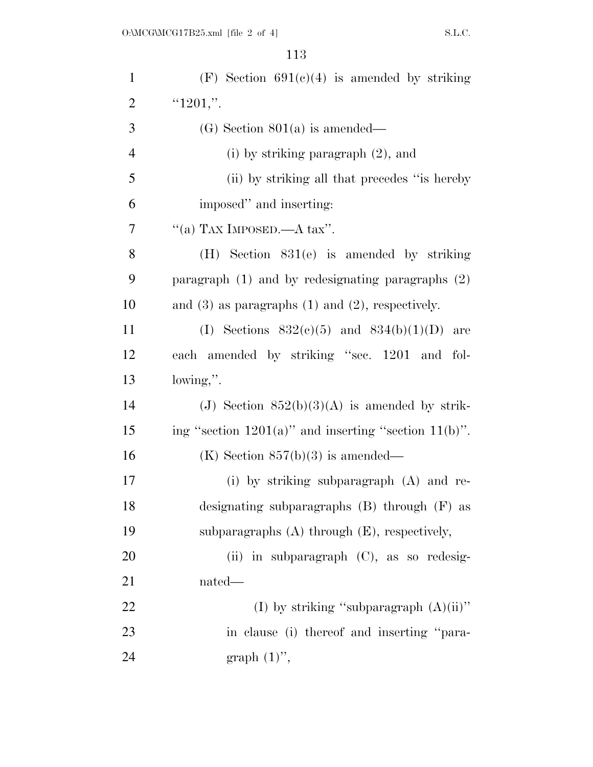(F) Section 691(c)(4) is amended by striking "1201,".

(G) Section 801(a) is amended—

(i) by striking paragraph (2), and

(ii) by striking all that precedes "is hereby imposed" and inserting:

"(a) TAX IMPOSED.—A tax".

(H) Section 831(e) is amended by striking paragraph (1) and by redesignating paragraphs (2) and (3) as paragraphs (1) and (2), respectively.

(I) Sections 832(c)(5) and 834(b)(1)(D) are each amended by striking "sec. 1201 and following,".

(J) Section 852(b)(3)(A) is amended by striking "section 1201(a)" and inserting "section 11(b)".

(K) Section 857(b)(3) is amended—

(i) by striking subparagraph (A) and redesignating subparagraphs (B) through (F) as subparagraphs (A) through (E), respectively,

(ii) in subparagraph (C), as so redesignated—

(I) by striking "subparagraph (A)(ii)" in clause (i) thereof and inserting "paragraph (1)",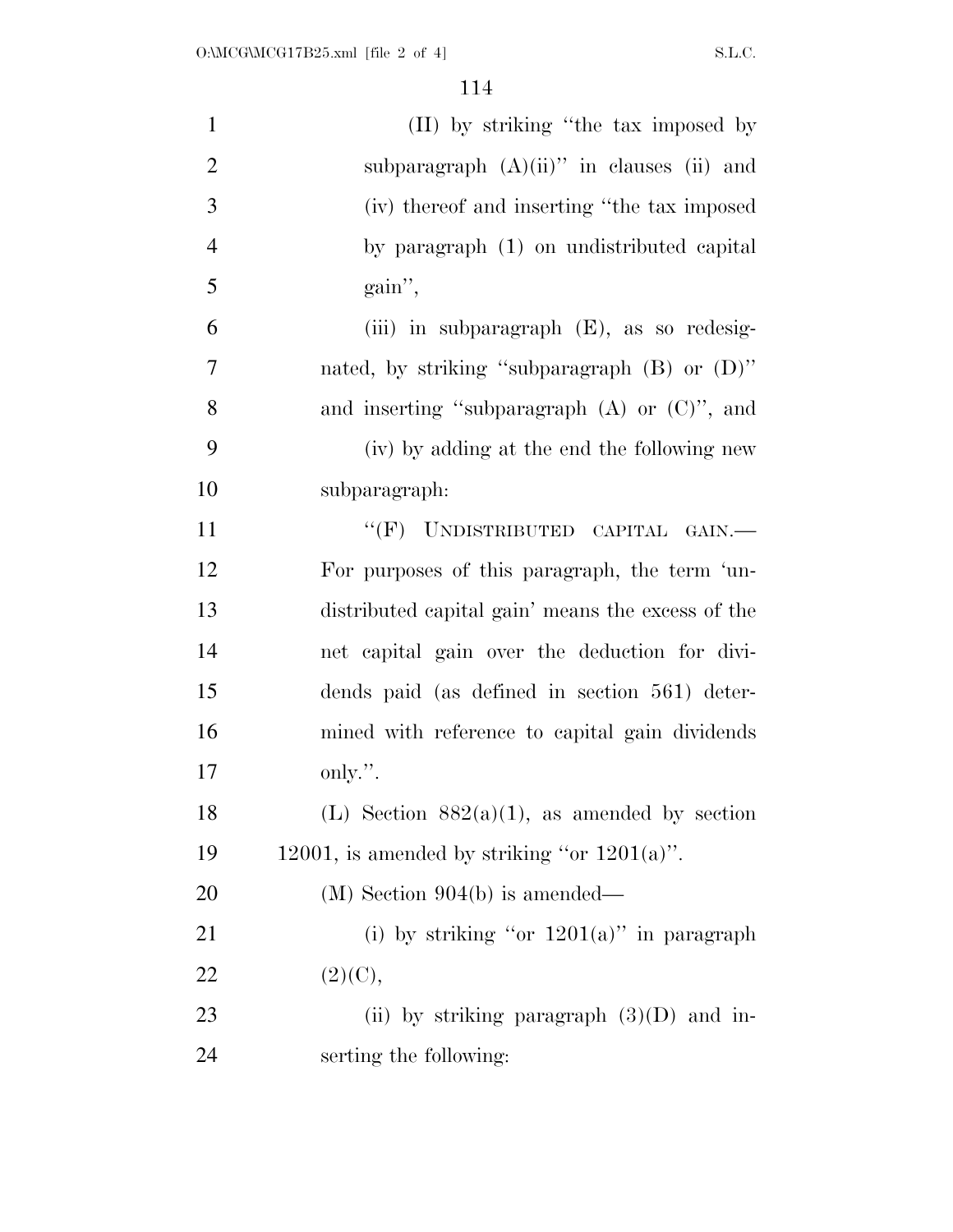(II) by striking "the tax imposed by subparagraph (A)(ii)" in clauses (ii) and (iv) thereof and inserting "the tax imposed by paragraph (1) on undistributed capital gain",

(iii) in subparagraph (E), as so redesignated, by striking "subparagraph (B) or (D)" and inserting "subparagraph (A) or (C)", and

(iv) by adding at the end the following new subparagraph:

"(F) UNDISTRIBUTED CAPITAL GAIN.— For purposes of this paragraph, the term 'undistributed capital gain' means the excess of the net capital gain over the deduction for dividends paid (as defined in section 561) determined with reference to capital gain dividends only.".

(L) Section 882(a)(1), as amended by section 12001, is amended by striking "or 1201(a)".

(M) Section 904(b) is amended—

(i) by striking "or 1201(a)" in paragraph (2)(C),

(ii) by striking paragraph (3)(D) and inserting the following: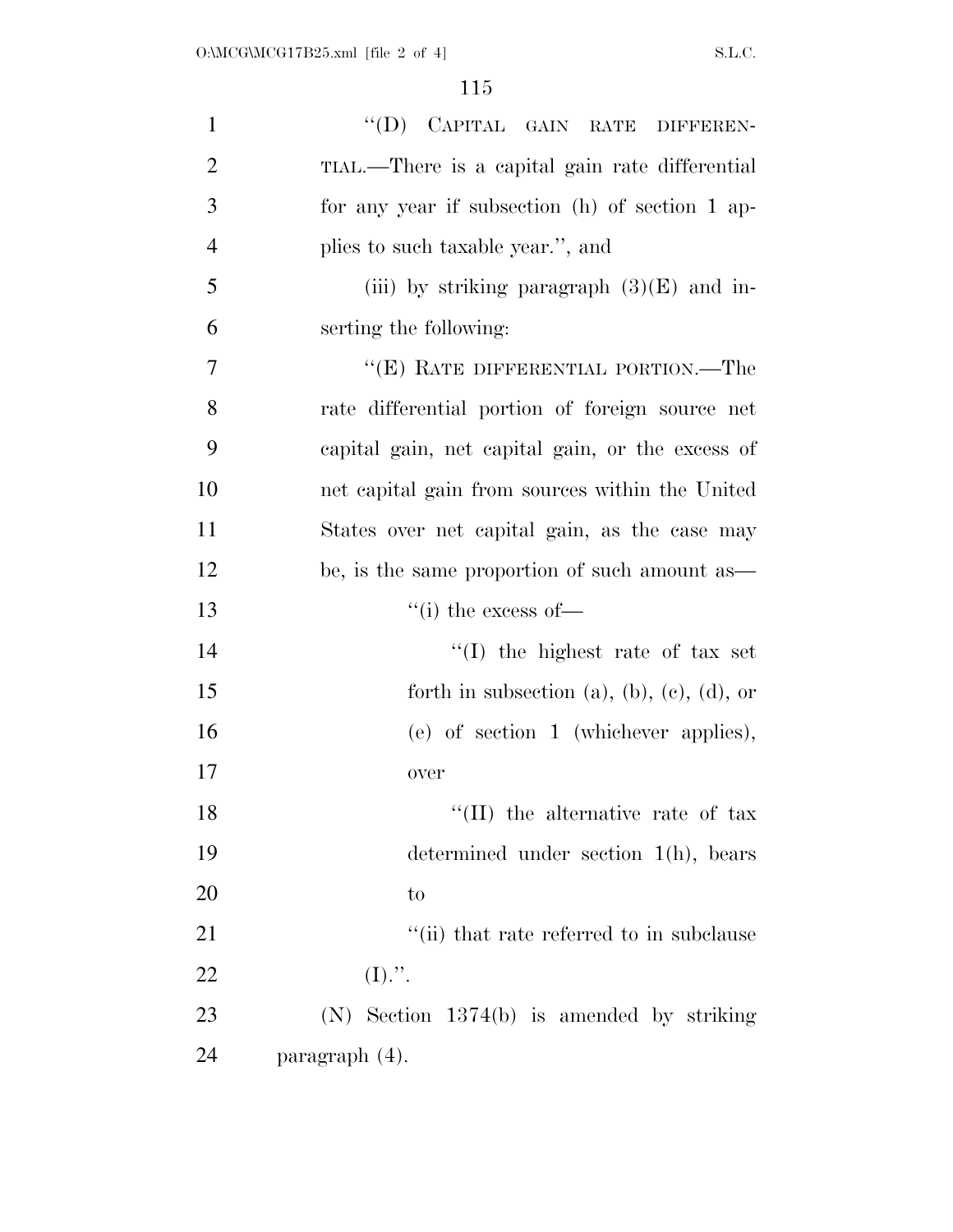"(D) CAPITAL GAIN RATE DIFFERENTIAL.—There is a capital gain rate differential for any year if subsection (h) of section 1 applies to such taxable year.", and

(iii) by striking paragraph (3)(E) and inserting the following:

"(E) RATE DIFFERENTIAL PORTION.—The rate differential portion of foreign source net capital gain, net capital gain, or the excess of net capital gain from sources within the United States over net capital gain, as the case may be, is the same proportion of such amount as—

"(i) the excess of—

"(I) the highest rate of tax set forth in subsection (a), (b), (c), (d), or (e) of section 1 (whichever applies), over

"(II) the alternative rate of tax determined under section 1(h), bears to

"(ii) that rate referred to in subclause (I).".

(N) Section 1374(b) is amended by striking paragraph (4).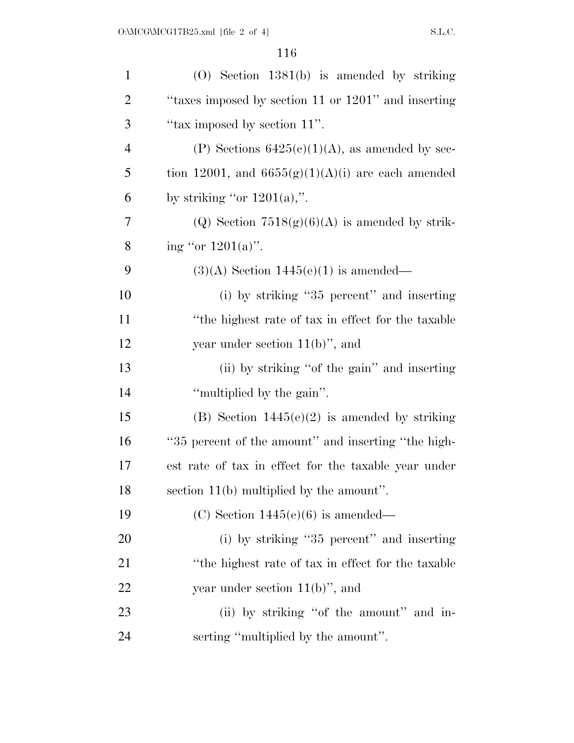(O) Section 1381(b) is amended by striking "taxes imposed by section 11 or 1201" and inserting "tax imposed by section 11".

(P) Sections 6425(c)(1)(A), as amended by section 12001, and 6655(g)(1)(A)(i) are each amended by striking "or 1201(a),".

(Q) Section 7518(g)(6)(A) is amended by striking "or 1201(a)".

(3)(A) Section 1445(e)(1) is amended—

(i) by striking "35 percent" and inserting "the highest rate of tax in effect for the taxable year under section 11(b)", and

(ii) by striking "of the gain" and inserting "multiplied by the gain".

(B) Section 1445(e)(2) is amended by striking "35 percent of the amount" and inserting "the highest rate of tax in effect for the taxable year under section 11(b) multiplied by the amount".

(C) Section 1445(e)(6) is amended—

(i) by striking "35 percent" and inserting "the highest rate of tax in effect for the taxable year under section 11(b)", and

(ii) by striking "of the amount" and inserting "multiplied by the amount".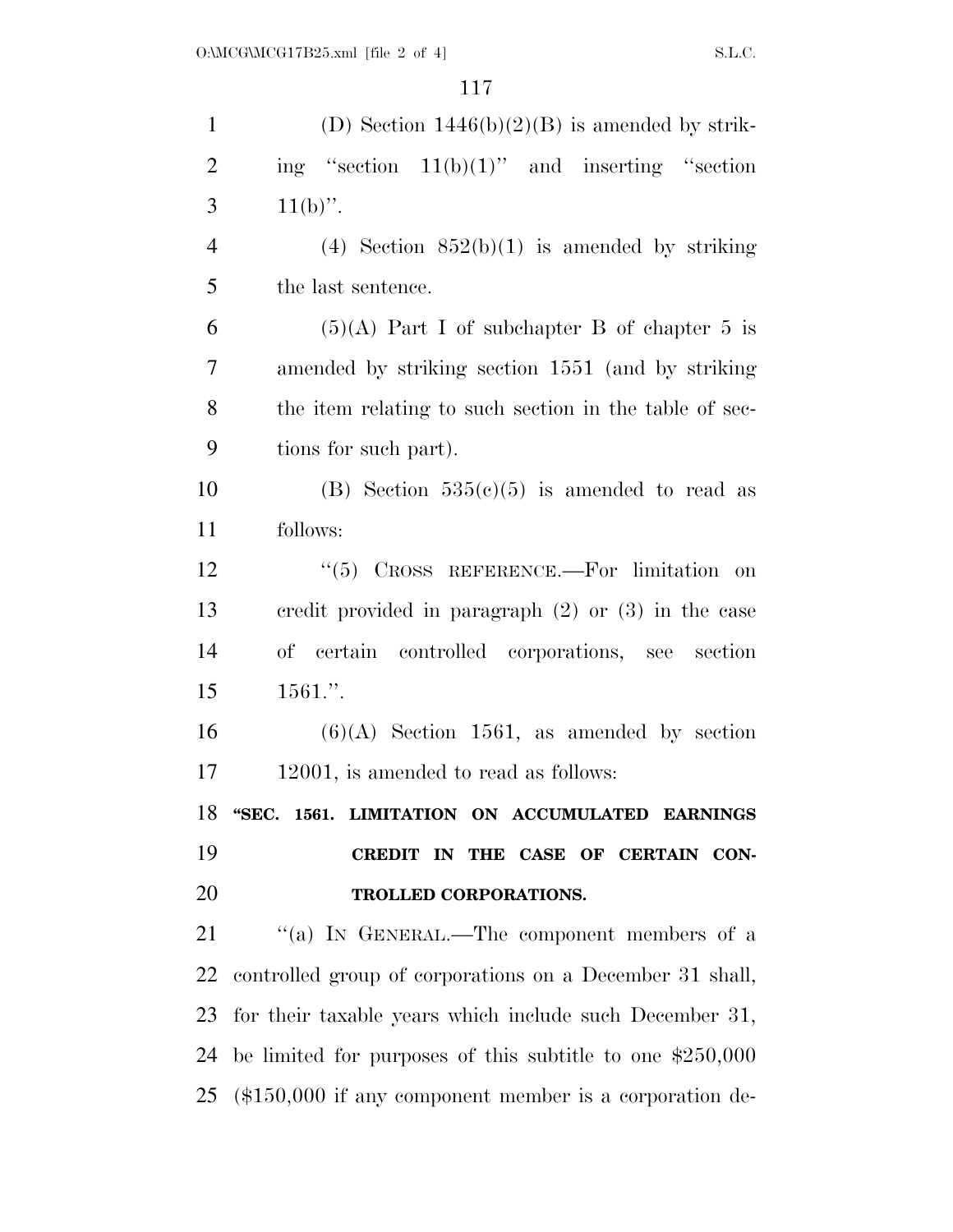(D) Section 1446(b)(2)(B) is amended by striking "section 11(b)(1)" and inserting "section 11(b)".

(4) Section 852(b)(1) is amended by striking the last sentence.

(5)(A) Part I of subchapter B of chapter 5 is amended by striking section 1551 (and by striking the item relating to such section in the table of sections for such part).

(B) Section 535(c)(5) is amended to read as follows:

"(5) CROSS REFERENCE.—For limitation on credit provided in paragraph (2) or (3) in the case of certain controlled corporations, see section 1561.".

(6)(A) Section 1561, as amended by section 12001, is amended to read as follows:

**"SEC. 1561. LIMITATION ON ACCUMULATED EARNINGS CREDIT IN THE CASE OF CERTAIN CONTROLLED CORPORATIONS.**

"(a) IN GENERAL.—The component members of a controlled group of corporations on a December 31 shall, for their taxable years which include such December 31, be limited for purposes of this subtitle to one $250,000 ($150,000 if any component member is a corporation de-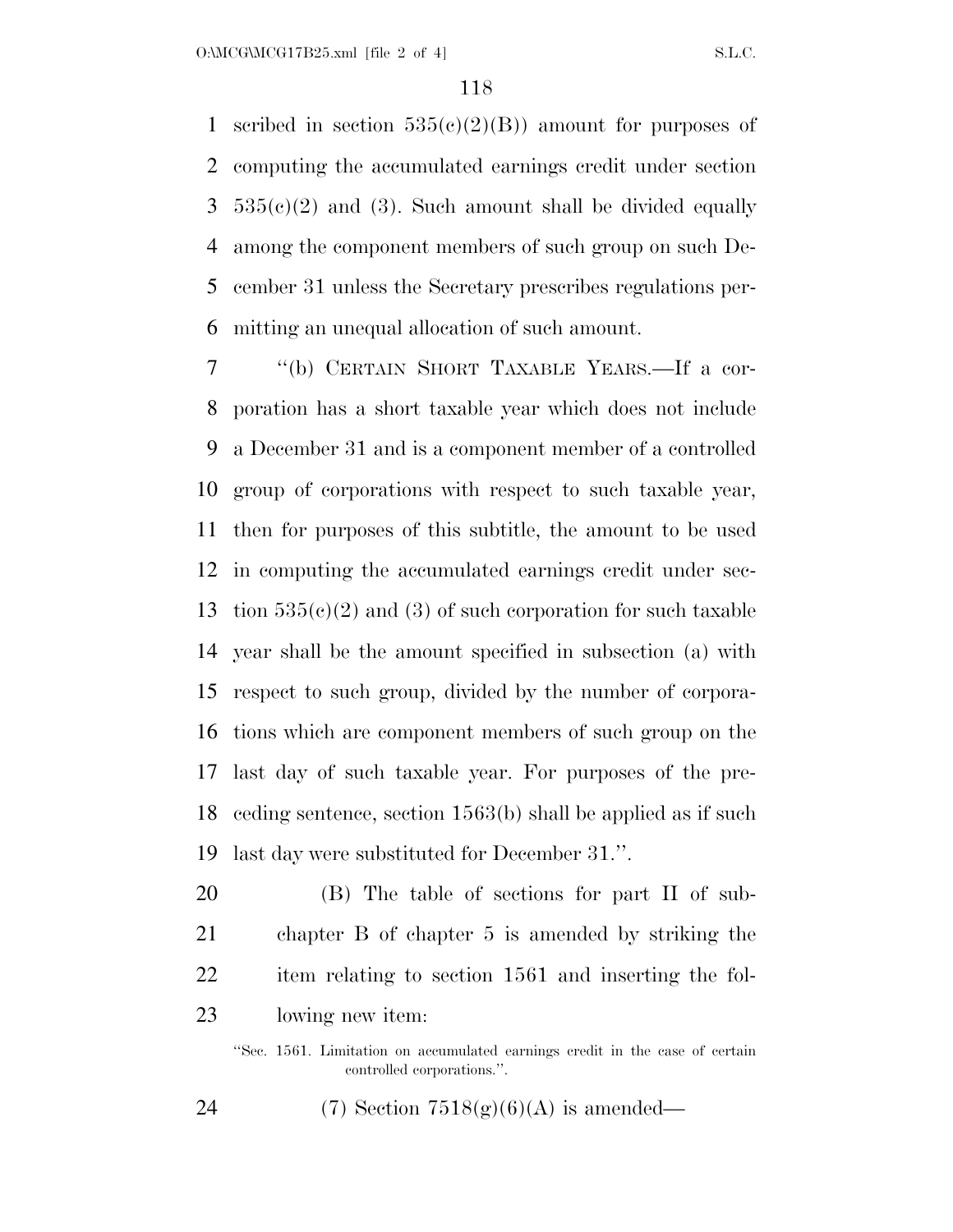scribed in section 535(c)(2)(B)) amount for purposes of computing the accumulated earnings credit under section 535(c)(2) and (3). Such amount shall be divided equally among the component members of such group on such December 31 unless the Secretary prescribes regulations permitting an unequal allocation of such amount.

"(b) CERTAIN SHORT TAXABLE YEARS.—If a corporation has a short taxable year which does not include a December 31 and is a component member of a controlled group of corporations with respect to such taxable year, then for purposes of this subtitle, the amount to be used in computing the accumulated earnings credit under section 535(c)(2) and (3) of such corporation for such taxable year shall be the amount specified in subsection (a) with respect to such group, divided by the number of corporations which are component members of such group on the last day of such taxable year. For purposes of the preceding sentence, section 1563(b) shall be applied as if such last day were substituted for December 31.".

(B) The table of sections for part II of subchapter B of chapter 5 is amended by striking the item relating to section 1561 and inserting the following new item:

"Sec. 1561. Limitation on accumulated earnings credit in the case of certain controlled corporations.".

(7) Section 7518(g)(6)(A) is amended—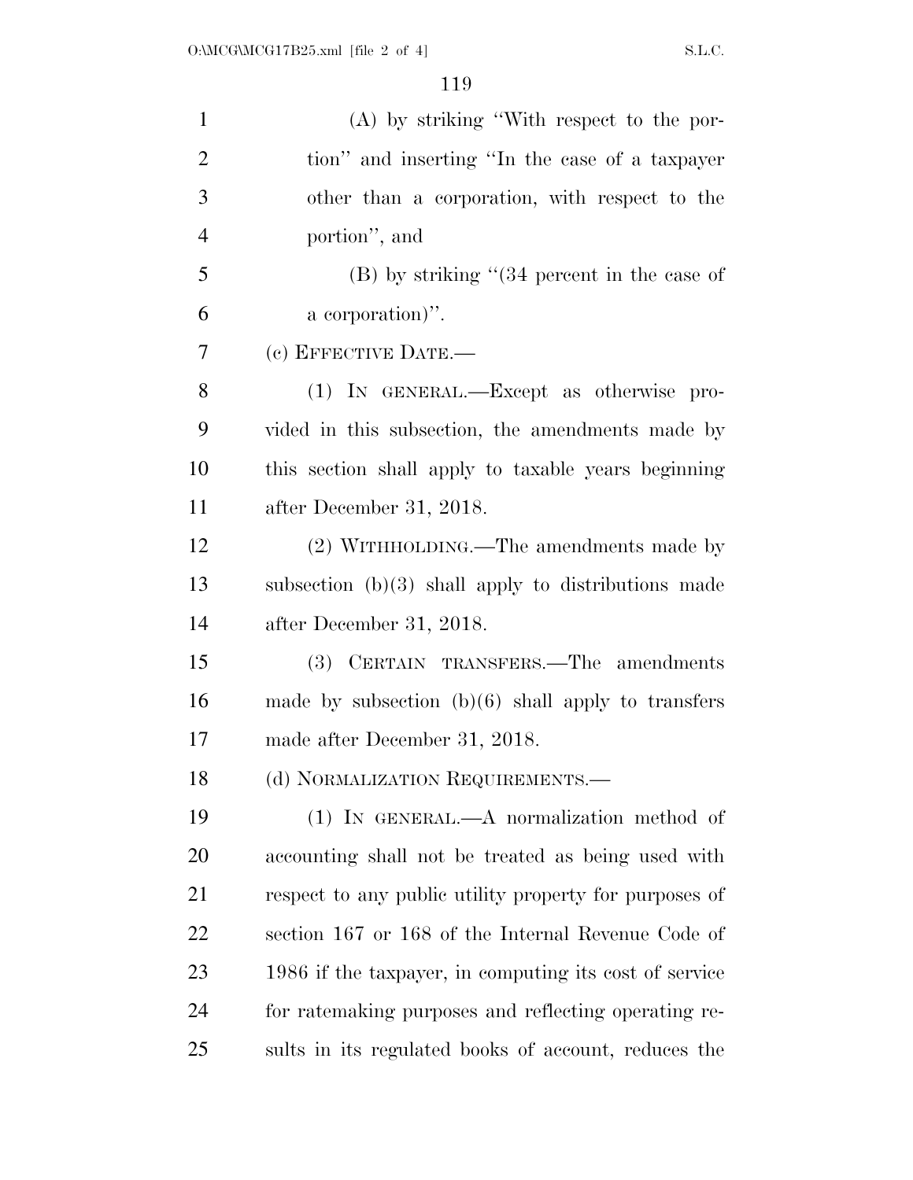(A) by striking "With respect to the portion" and inserting "In the case of a taxpayer other than a corporation, with respect to the portion", and

(B) by striking "(34 percent in the case of a corporation)".

(c) EFFECTIVE DATE.—

(1) IN GENERAL.—Except as otherwise provided in this subsection, the amendments made by this section shall apply to taxable years beginning after December 31, 2018.

(2) WITHHOLDING.—The amendments made by subsection (b)(3) shall apply to distributions made after December 31, 2018.

(3) CERTAIN TRANSFERS.—The amendments made by subsection (b)(6) shall apply to transfers made after December 31, 2018.

(d) NORMALIZATION REQUIREMENTS.—

(1) IN GENERAL.—A normalization method of accounting shall not be treated as being used with respect to any public utility property for purposes of section 167 or 168 of the Internal Revenue Code of 1986 if the taxpayer, in computing its cost of service for ratemaking purposes and reflecting operating results in its regulated books of account, reduces the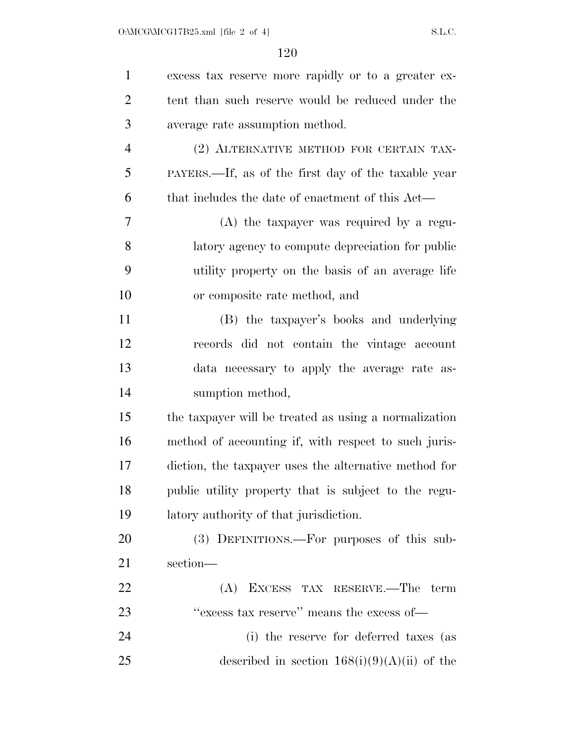excess tax reserve more rapidly or to a greater extent than such reserve would be reduced under the average rate assumption method.

(2) ALTERNATIVE METHOD FOR CERTAIN TAXPAYERS.—If, as of the first day of the taxable year that includes the date of enactment of this Act—

(A) the taxpayer was required by a regulatory agency to compute depreciation for public utility property on the basis of an average life or composite rate method, and

(B) the taxpayer's books and underlying records did not contain the vintage account data necessary to apply the average rate assumption method,

the taxpayer will be treated as using a normalization method of accounting if, with respect to such jurisdiction, the taxpayer uses the alternative method for public utility property that is subject to the regulatory authority of that jurisdiction.

(3) DEFINITIONS.—For purposes of this subsection—

(A) EXCESS TAX RESERVE.—The term "excess tax reserve" means the excess of—

(i) the reserve for deferred taxes (as described in section 168(i)(9)(A)(ii) of the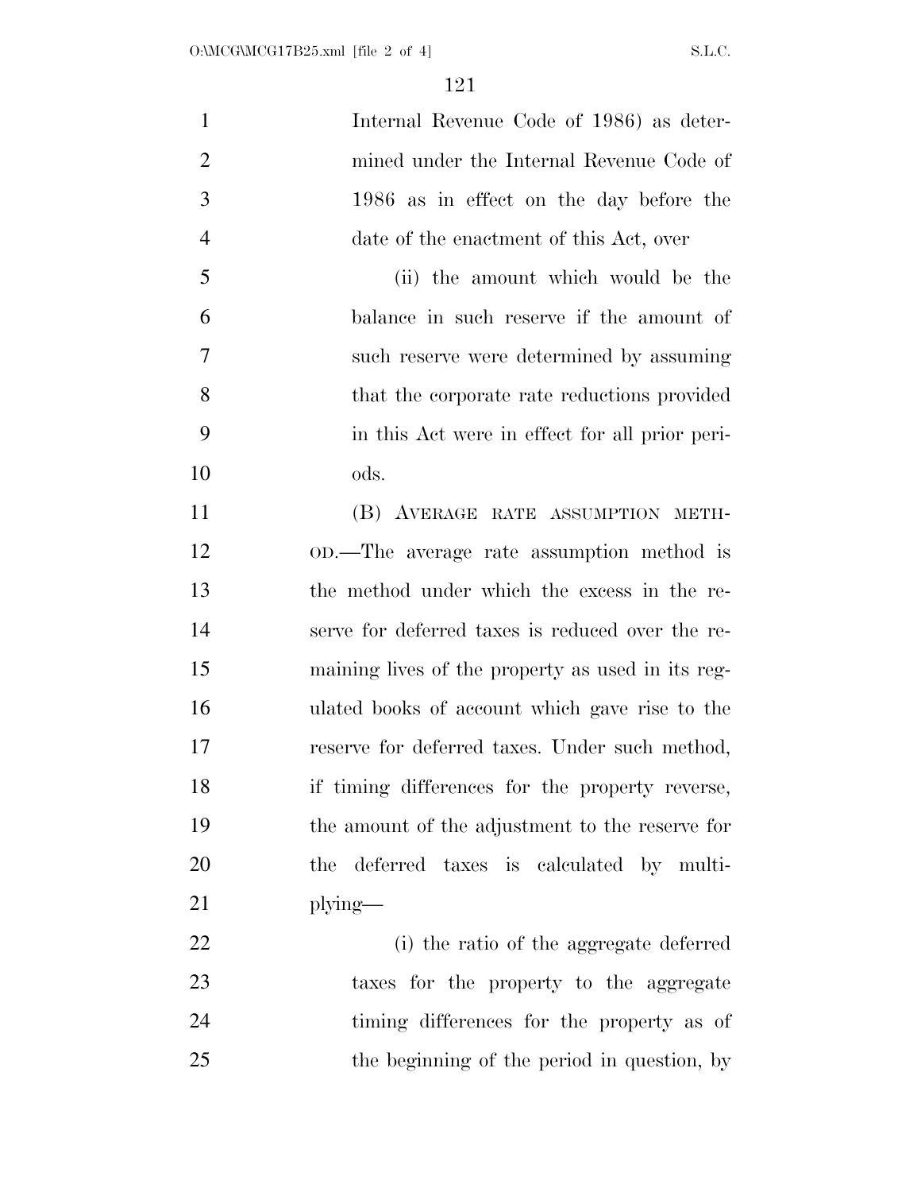Internal Revenue Code of 1986) as determined under the Internal Revenue Code of 1986 as in effect on the day before the date of the enactment of this Act, over

(ii) the amount which would be the balance in such reserve if the amount of such reserve were determined by assuming that the corporate rate reductions provided in this Act were in effect for all prior periods.

(B) AVERAGE RATE ASSUMPTION METHOD.—The average rate assumption method is the method under which the excess in the reserve for deferred taxes is reduced over the remaining lives of the property as used in its regulated books of account which gave rise to the reserve for deferred taxes. Under such method, if timing differences for the property reverse, the amount of the adjustment to the reserve for the deferred taxes is calculated by multiplying—

(i) the ratio of the aggregate deferred taxes for the property to the aggregate timing differences for the property as of the beginning of the period in question, by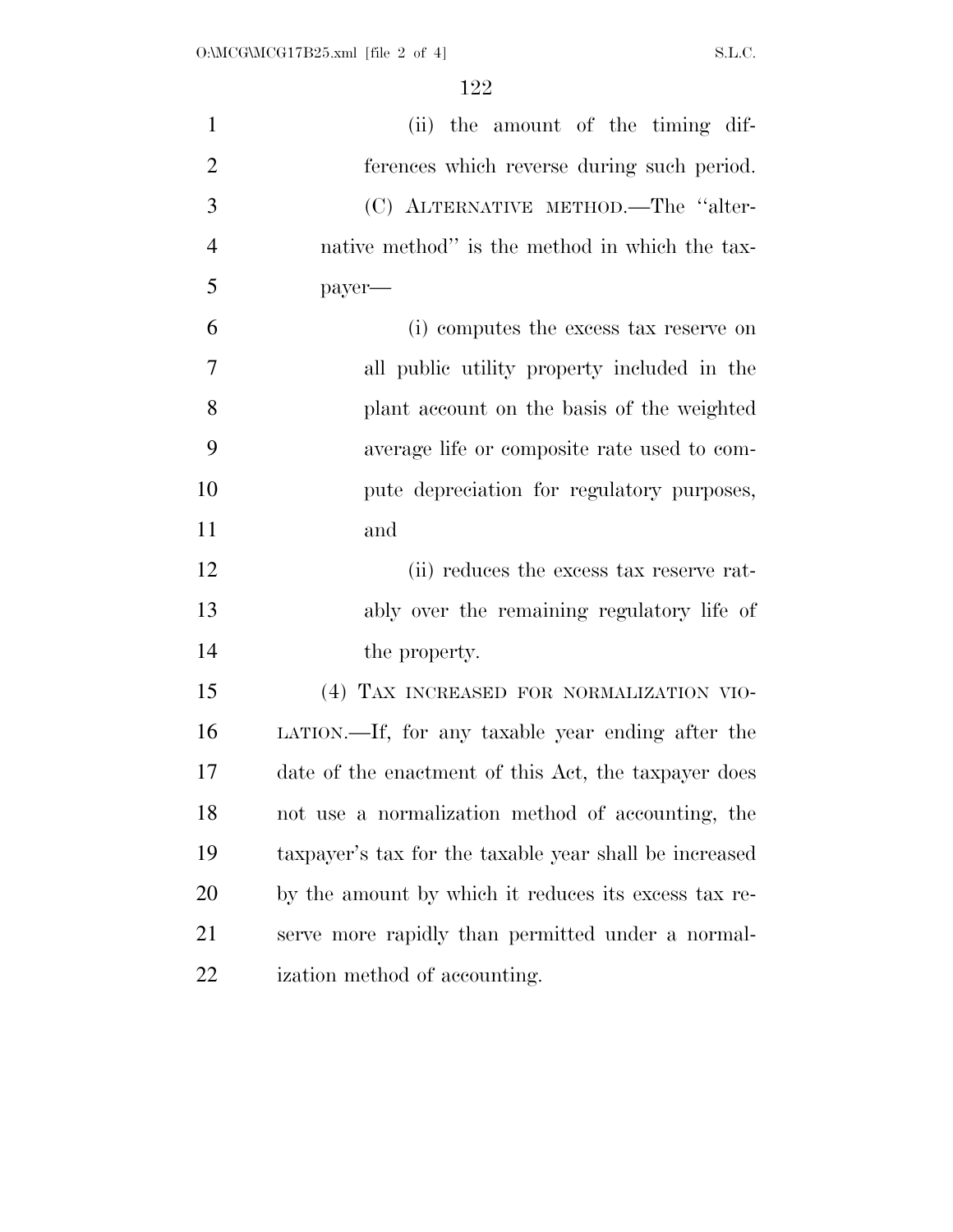(ii) the amount of the timing differences which reverse during such period.

(C) ALTERNATIVE METHOD.—The "alternative method" is the method in which the taxpayer—

(i) computes the excess tax reserve on all public utility property included in the plant account on the basis of the weighted average life or composite rate used to compute depreciation for regulatory purposes, and

(ii) reduces the excess tax reserve ratably over the remaining regulatory life of the property.

(4) TAX INCREASED FOR NORMALIZATION VIOLATION.—If, for any taxable year ending after the date of the enactment of this Act, the taxpayer does not use a normalization method of accounting, the taxpayer's tax for the taxable year shall be increased by the amount by which it reduces its excess tax reserve more rapidly than permitted under a normalization method of accounting.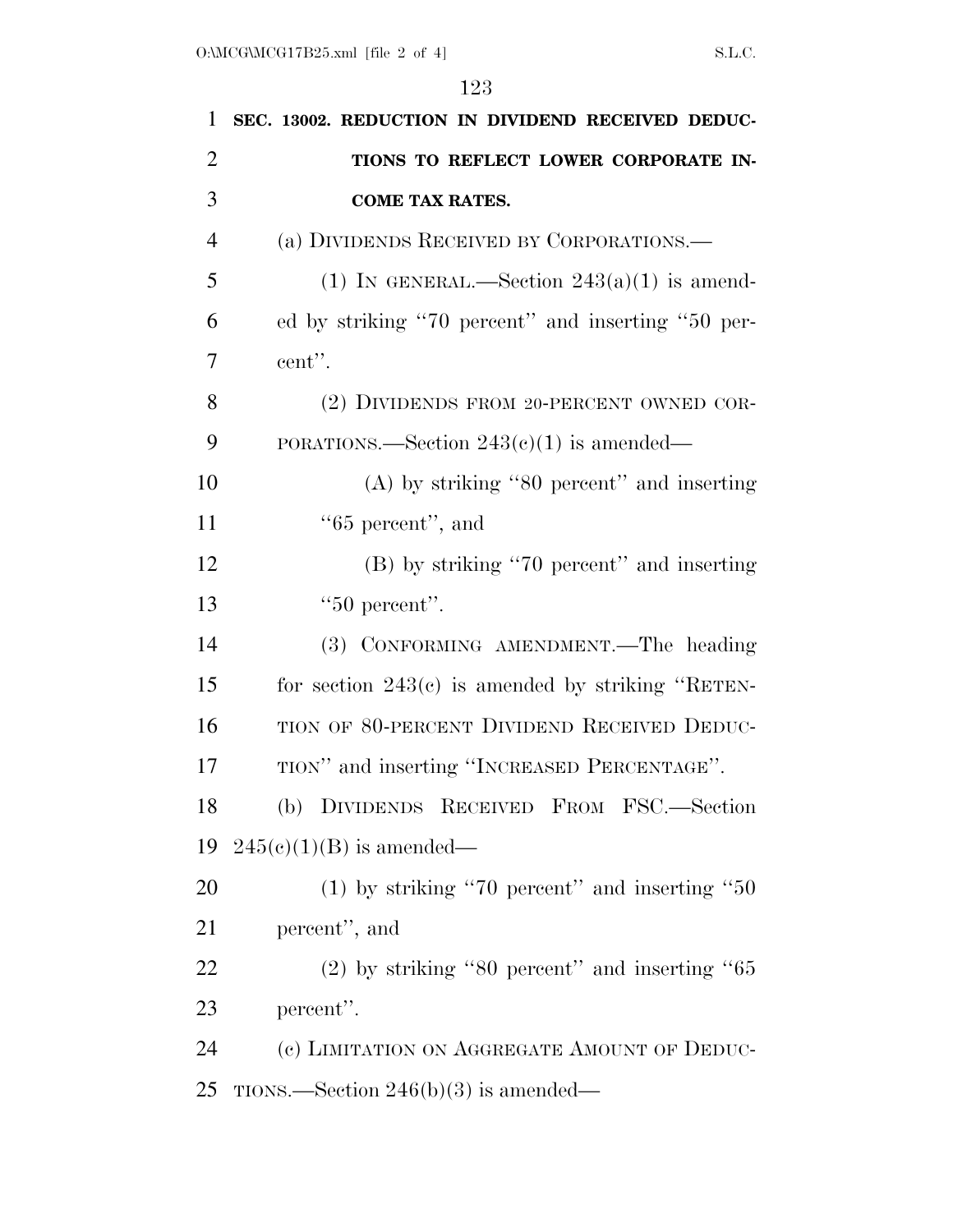**SEC. 13002. REDUCTION IN DIVIDEND RECEIVED DEDUCTIONS TO REFLECT LOWER CORPORATE INCOME TAX RATES.**

(a) DIVIDENDS RECEIVED BY CORPORATIONS.—

(1) IN GENERAL.—Section 243(a)(1) is amended by striking ''70 percent'' and inserting ''50 percent''.

(2) DIVIDENDS FROM 20-PERCENT OWNED CORPORATIONS.—Section 243(c)(1) is amended—

(A) by striking ''80 percent'' and inserting ''65 percent'', and

(B) by striking ''70 percent'' and inserting ''50 percent''.

(3) CONFORMING AMENDMENT.—The heading for section 243(c) is amended by striking ''RETENTION OF 80-PERCENT DIVIDEND RECEIVED DEDUCTION'' and inserting ''INCREASED PERCENTAGE''.

(b) DIVIDENDS RECEIVED FROM FSC.—Section 245(c)(1)(B) is amended—

(1) by striking ''70 percent'' and inserting ''50 percent'', and

(2) by striking ''80 percent'' and inserting ''65 percent''.

(c) LIMITATION ON AGGREGATE AMOUNT OF DEDUCTIONS.—Section 246(b)(3) is amended—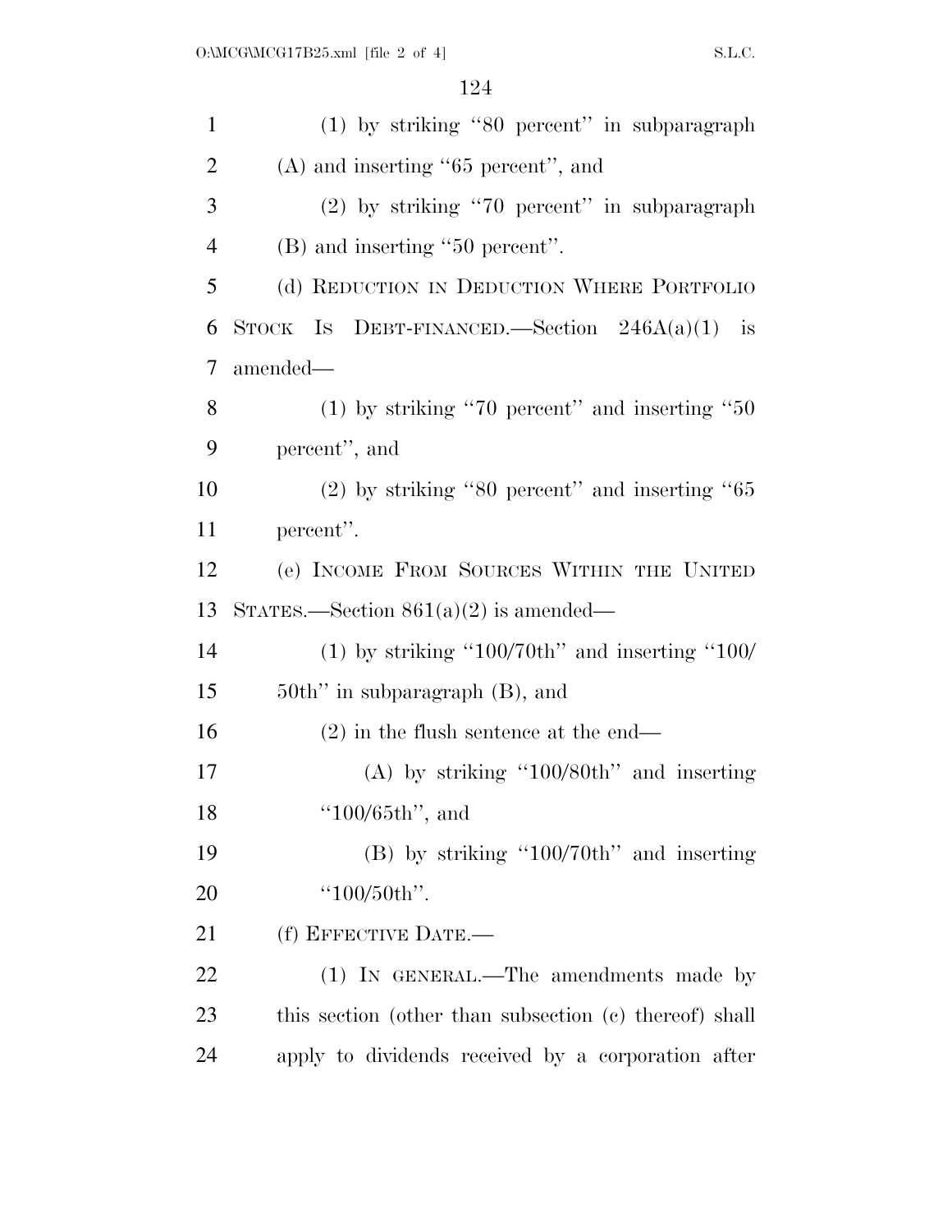(1) by striking "80 percent" in subparagraph (A) and inserting "65 percent", and

(2) by striking "70 percent" in subparagraph (B) and inserting "50 percent".

(d) REDUCTION IN DEDUCTION WHERE PORTFOLIO STOCK IS DEBT-FINANCED.—Section 246A(a)(1) is amended—

(1) by striking "70 percent" and inserting "50 percent", and

(2) by striking "80 percent" and inserting "65 percent".

(e) INCOME FROM SOURCES WITHIN THE UNITED STATES.—Section 861(a)(2) is amended—

(1) by striking "100/70th" and inserting "100/50th" in subparagraph (B), and

(2) in the flush sentence at the end—

(A) by striking "100/80th" and inserting "100/65th", and

(B) by striking "100/70th" and inserting "100/50th".

(f) EFFECTIVE DATE.—

(1) IN GENERAL.—The amendments made by this section (other than subsection (c) thereof) shall apply to dividends received by a corporation after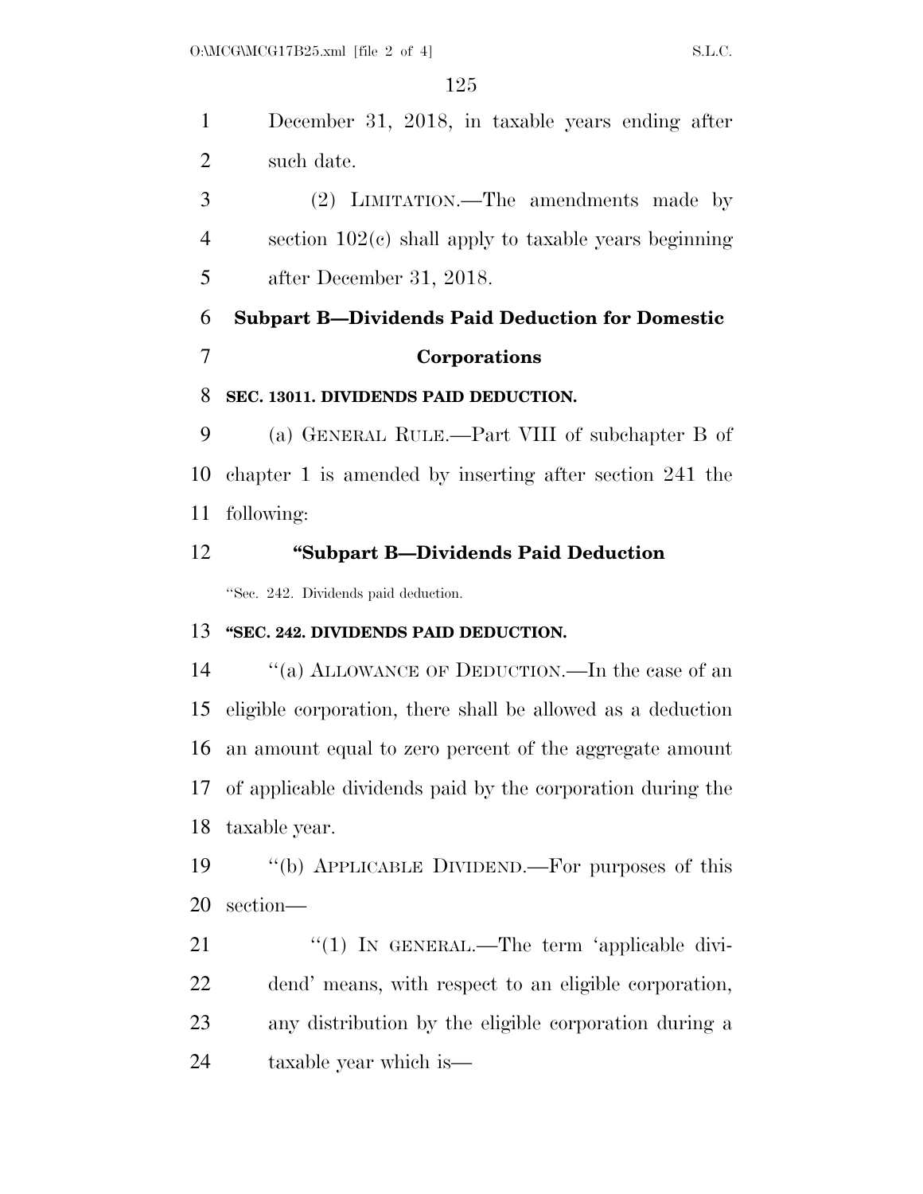December 31, 2018, in taxable years ending after such date.

(2) LIMITATION.—The amendments made by section 102(c) shall apply to taxable years beginning after December 31, 2018.

## Subpart B—Dividends Paid Deduction for Domestic Corporations

**SEC. 13011. DIVIDENDS PAID DEDUCTION.**

(a) GENERAL RULE.—Part VIII of subchapter B of chapter 1 is amended by inserting after section 241 the following:

## "Subpart B—Dividends Paid Deduction

"Sec. 242. Dividends paid deduction.

**"SEC. 242. DIVIDENDS PAID DEDUCTION.**

"(a) ALLOWANCE OF DEDUCTION.—In the case of an eligible corporation, there shall be allowed as a deduction an amount equal to zero percent of the aggregate amount of applicable dividends paid by the corporation during the taxable year.

"(b) APPLICABLE DIVIDEND.—For purposes of this section—

"(1) IN GENERAL.—The term 'applicable dividend' means, with respect to an eligible corporation, any distribution by the eligible corporation during a taxable year which is—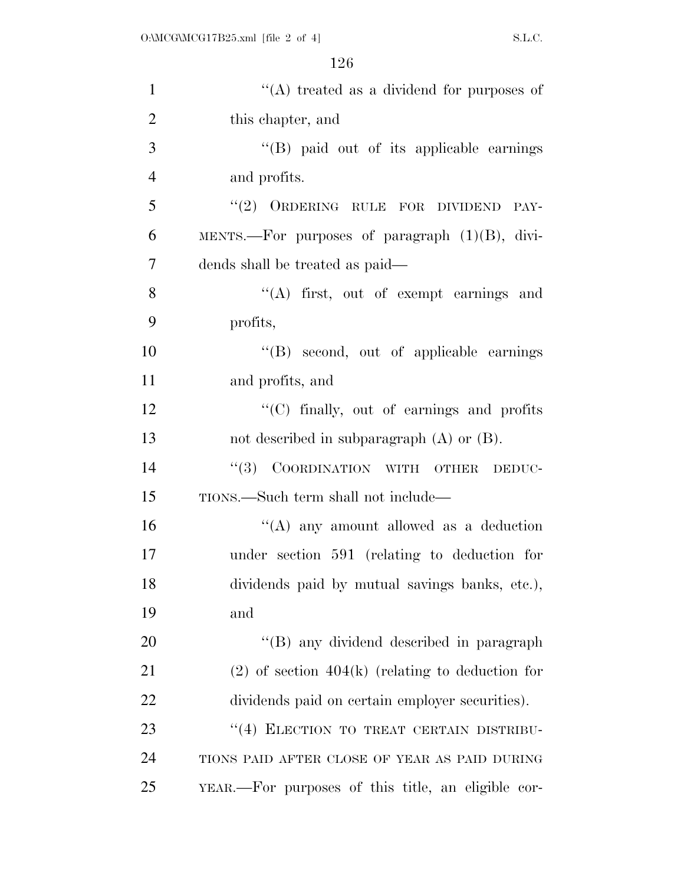"(A) treated as a dividend for purposes of this chapter, and

"(B) paid out of its applicable earnings and profits.

"(2) ORDERING RULE FOR DIVIDEND PAYMENTS.—For purposes of paragraph (1)(B), dividends shall be treated as paid—

"(A) first, out of exempt earnings and profits,

"(B) second, out of applicable earnings and profits, and

"(C) finally, out of earnings and profits not described in subparagraph (A) or (B).

"(3) COORDINATION WITH OTHER DEDUCTIONS.—Such term shall not include—

"(A) any amount allowed as a deduction under section 591 (relating to deduction for dividends paid by mutual savings banks, etc.), and

"(B) any dividend described in paragraph (2) of section 404(k) (relating to deduction for dividends paid on certain employer securities).

"(4) ELECTION TO TREAT CERTAIN DISTRIBUTIONS PAID AFTER CLOSE OF YEAR AS PAID DURING YEAR.—For purposes of this title, an eligible cor-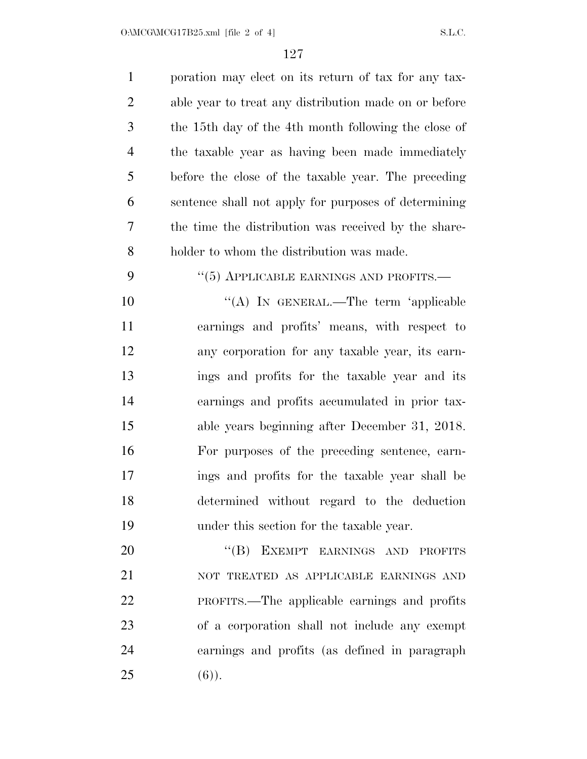poration may elect on its return of tax for any taxable year to treat any distribution made on or before the 15th day of the 4th month following the close of the taxable year as having been made immediately before the close of the taxable year. The preceding sentence shall not apply for purposes of determining the time the distribution was received by the shareholder to whom the distribution was made.

"(5) APPLICABLE EARNINGS AND PROFITS.—

"(A) IN GENERAL.—The term 'applicable earnings and profits' means, with respect to any corporation for any taxable year, its earnings and profits for the taxable year and its earnings and profits accumulated in prior taxable years beginning after December 31, 2018. For purposes of the preceding sentence, earnings and profits for the taxable year shall be determined without regard to the deduction under this section for the taxable year.

"(B) EXEMPT EARNINGS AND PROFITS NOT TREATED AS APPLICABLE EARNINGS AND PROFITS.—The applicable earnings and profits of a corporation shall not include any exempt earnings and profits (as defined in paragraph (6)).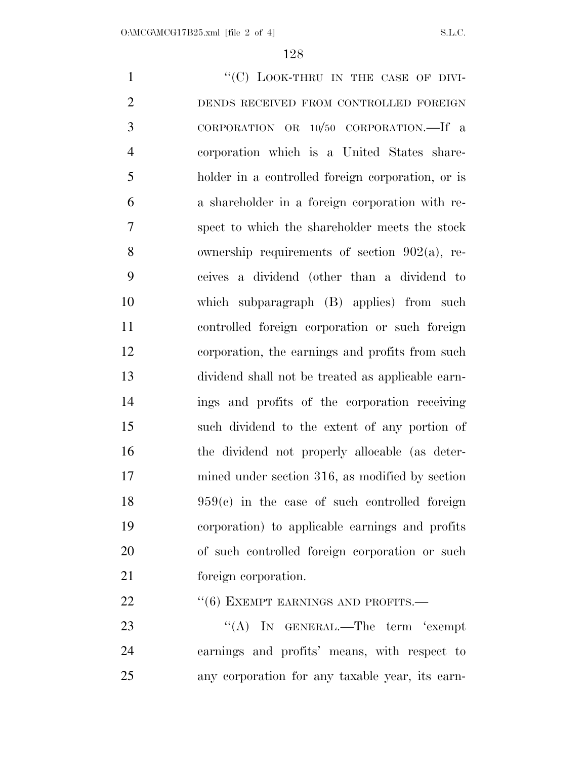"(C) LOOK-THRU IN THE CASE OF DIVIDENDS RECEIVED FROM CONTROLLED FOREIGN CORPORATION OR 10/50 CORPORATION.—If a corporation which is a United States shareholder in a controlled foreign corporation, or is a shareholder in a foreign corporation with respect to which the shareholder meets the stock ownership requirements of section 902(a), receives a dividend (other than a dividend to which subparagraph (B) applies) from such controlled foreign corporation or such foreign corporation, the earnings and profits from such dividend shall not be treated as applicable earnings and profits of the corporation receiving such dividend to the extent of any portion of the dividend not properly allocable (as determined under section 316, as modified by section 959(c) in the case of such controlled foreign corporation) to applicable earnings and profits of such controlled foreign corporation or such foreign corporation.

"(6) EXEMPT EARNINGS AND PROFITS.—

"(A) IN GENERAL.—The term 'exempt earnings and profits' means, with respect to any corporation for any taxable year, its earn-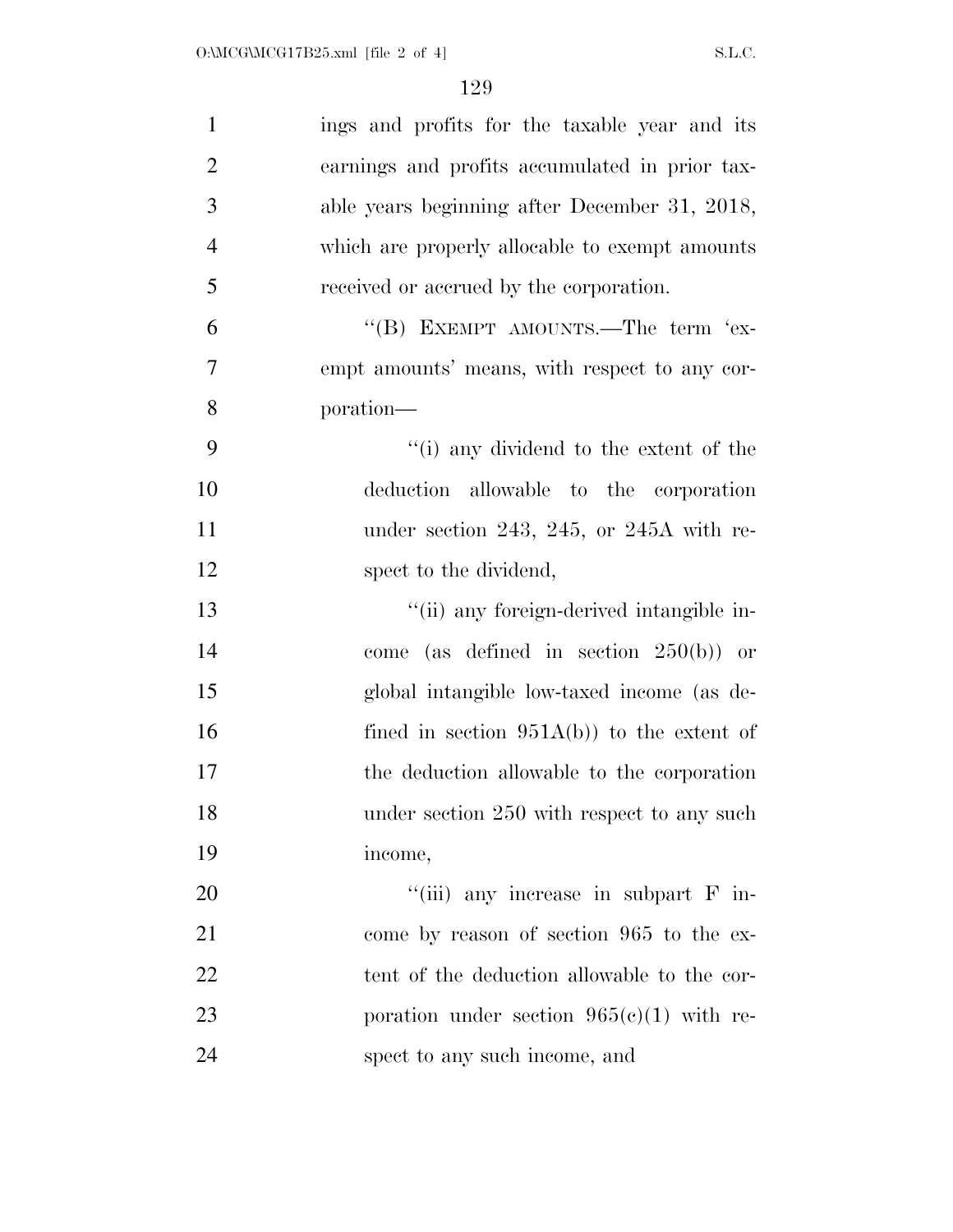ings and profits for the taxable year and its earnings and profits accumulated in prior taxable years beginning after December 31, 2018, which are properly allocable to exempt amounts received or accrued by the corporation.

"(B) EXEMPT AMOUNTS.—The term 'exempt amounts' means, with respect to any corporation—

"(i) any dividend to the extent of the deduction allowable to the corporation under section 243, 245, or 245A with respect to the dividend,

"(ii) any foreign-derived intangible income (as defined in section 250(b)) or global intangible low-taxed income (as defined in section 951A(b)) to the extent of the deduction allowable to the corporation under section 250 with respect to any such income,

"(iii) any increase in subpart F income by reason of section 965 to the extent of the deduction allowable to the corporation under section 965(c)(1) with respect to any such income, and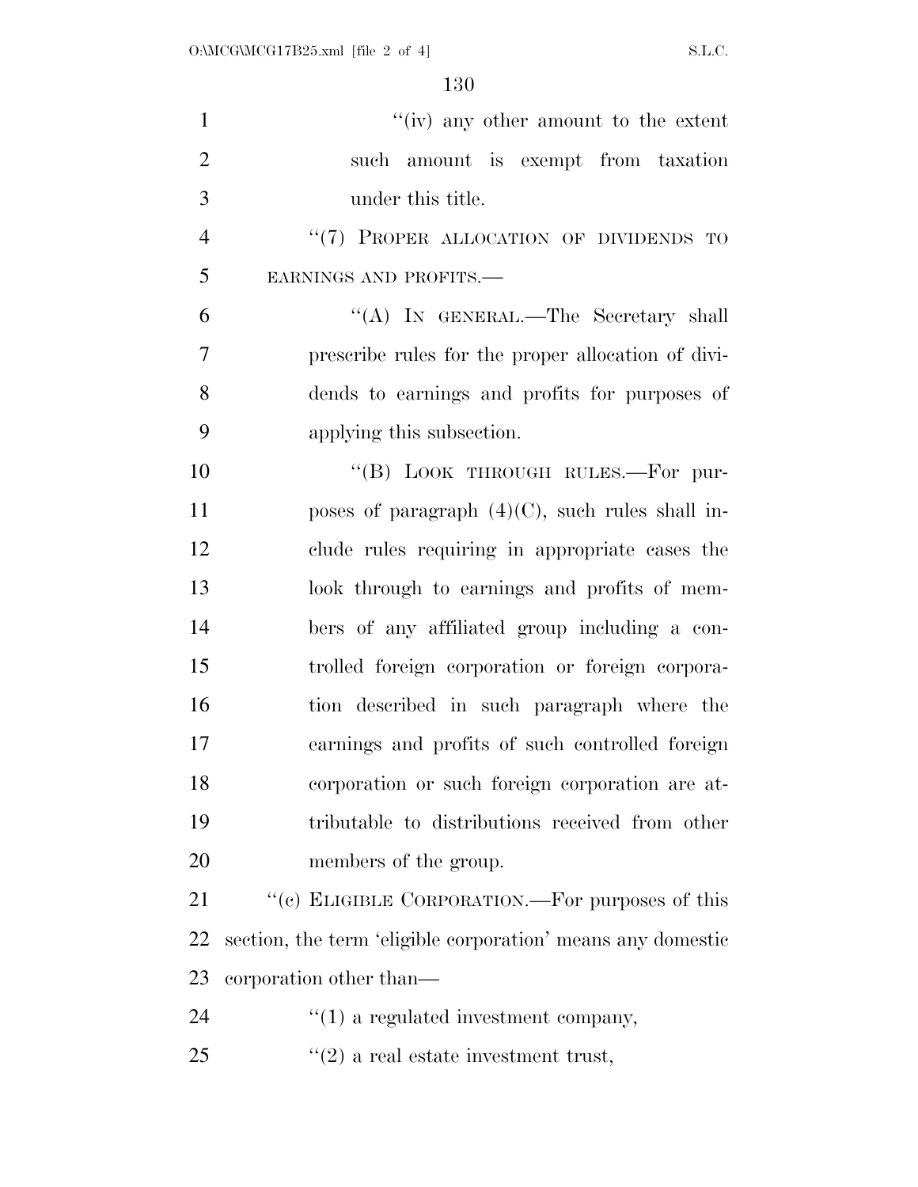"(iv) any other amount to the extent such amount is exempt from taxation under this title.

"(7) PROPER ALLOCATION OF DIVIDENDS TO EARNINGS AND PROFITS.—

"(A) IN GENERAL.—The Secretary shall prescribe rules for the proper allocation of dividends to earnings and profits for purposes of applying this subsection.

"(B) LOOK THROUGH RULES.—For purposes of paragraph (4)(C), such rules shall include rules requiring in appropriate cases the look through to earnings and profits of members of any affiliated group including a controlled foreign corporation or foreign corporation described in such paragraph where the earnings and profits of such controlled foreign corporation or such foreign corporation are attributable to distributions received from other members of the group.

"(c) ELIGIBLE CORPORATION.—For purposes of this section, the term 'eligible corporation' means any domestic corporation other than—

"(1) a regulated investment company,

"(2) a real estate investment trust,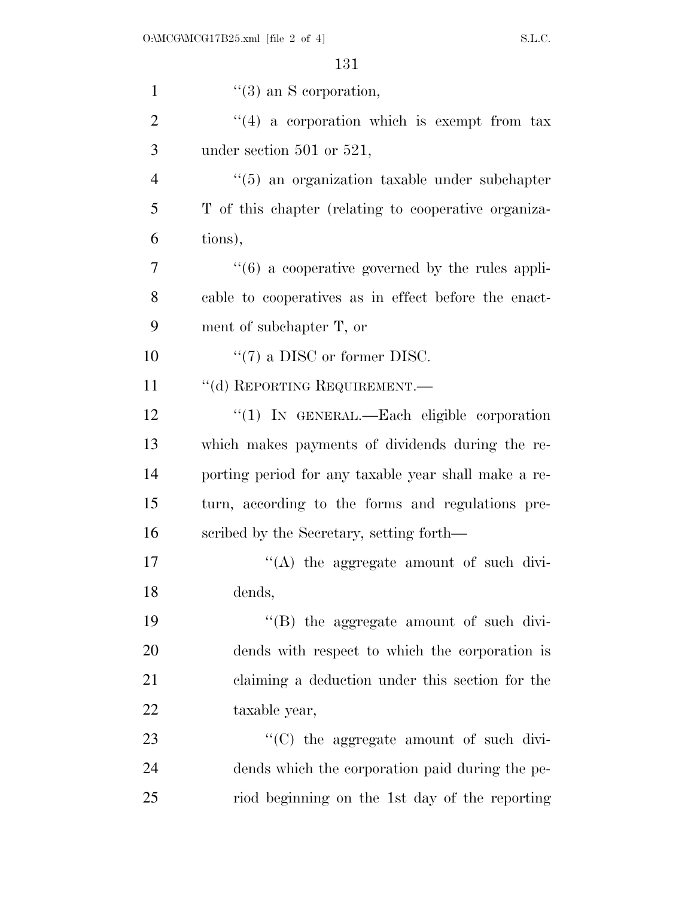''(3) an S corporation,

''(4) a corporation which is exempt from tax under section 501 or 521,

''(5) an organization taxable under subchapter T of this chapter (relating to cooperative organizations),

''(6) a cooperative governed by the rules applicable to cooperatives as in effect before the enactment of subchapter T, or

''(7) a DISC or former DISC.

''(d) REPORTING REQUIREMENT.—

''(1) IN GENERAL.—Each eligible corporation which makes payments of dividends during the reporting period for any taxable year shall make a return, according to the forms and regulations prescribed by the Secretary, setting forth—

''(A) the aggregate amount of such dividends,

''(B) the aggregate amount of such dividends with respect to which the corporation is claiming a deduction under this section for the taxable year,

''(C) the aggregate amount of such dividends which the corporation paid during the period beginning on the 1st day of the reporting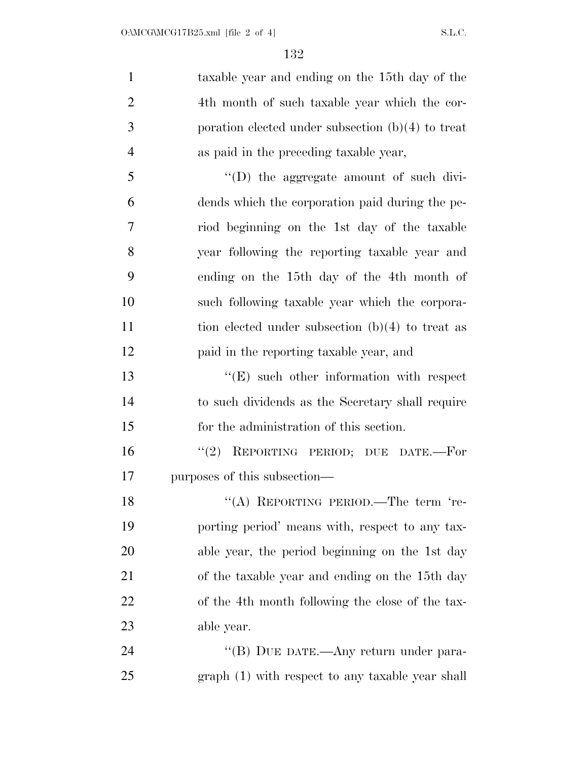taxable year and ending on the 15th day of the 4th month of such taxable year which the corporation elected under subsection (b)(4) to treat as paid in the preceding taxable year,

''(D) the aggregate amount of such dividends which the corporation paid during the period beginning on the 1st day of the taxable year following the reporting taxable year and ending on the 15th day of the 4th month of such following taxable year which the corporation elected under subsection (b)(4) to treat as paid in the reporting taxable year, and

''(E) such other information with respect to such dividends as the Secretary shall require for the administration of this section.

''(2) REPORTING PERIOD; DUE DATE.—For purposes of this subsection—

''(A) REPORTING PERIOD.—The term 'reporting period' means with, respect to any taxable year, the period beginning on the 1st day of the taxable year and ending on the 15th day of the 4th month following the close of the taxable year.

''(B) DUE DATE.—Any return under paragraph (1) with respect to any taxable year shall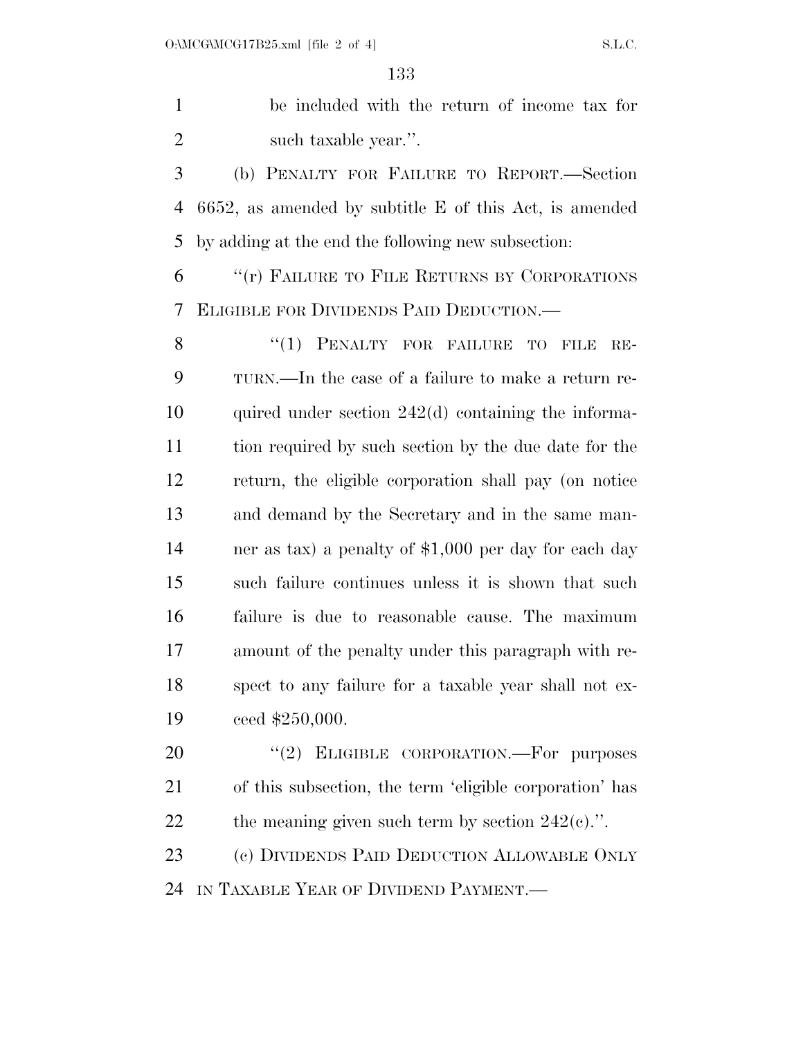be included with the return of income tax for such taxable year.''.

(b) PENALTY FOR FAILURE TO REPORT.—Section 6652, as amended by subtitle E of this Act, is amended by adding at the end the following new subsection:

''(r) FAILURE TO FILE RETURNS BY CORPORATIONS ELIGIBLE FOR DIVIDENDS PAID DEDUCTION.—

''(1) PENALTY FOR FAILURE TO FILE RETURN.—In the case of a failure to make a return required under section 242(d) containing the information required by such section by the due date for the return, the eligible corporation shall pay (on notice and demand by the Secretary and in the same manner as tax) a penalty of $1,000 per day for each day such failure continues unless it is shown that such failure is due to reasonable cause. The maximum amount of the penalty under this paragraph with respect to any failure for a taxable year shall not exceed $250,000.

''(2) ELIGIBLE CORPORATION.—For purposes of this subsection, the term 'eligible corporation' has the meaning given such term by section 242(c).''.

(c) DIVIDENDS PAID DEDUCTION ALLOWABLE ONLY IN TAXABLE YEAR OF DIVIDEND PAYMENT.—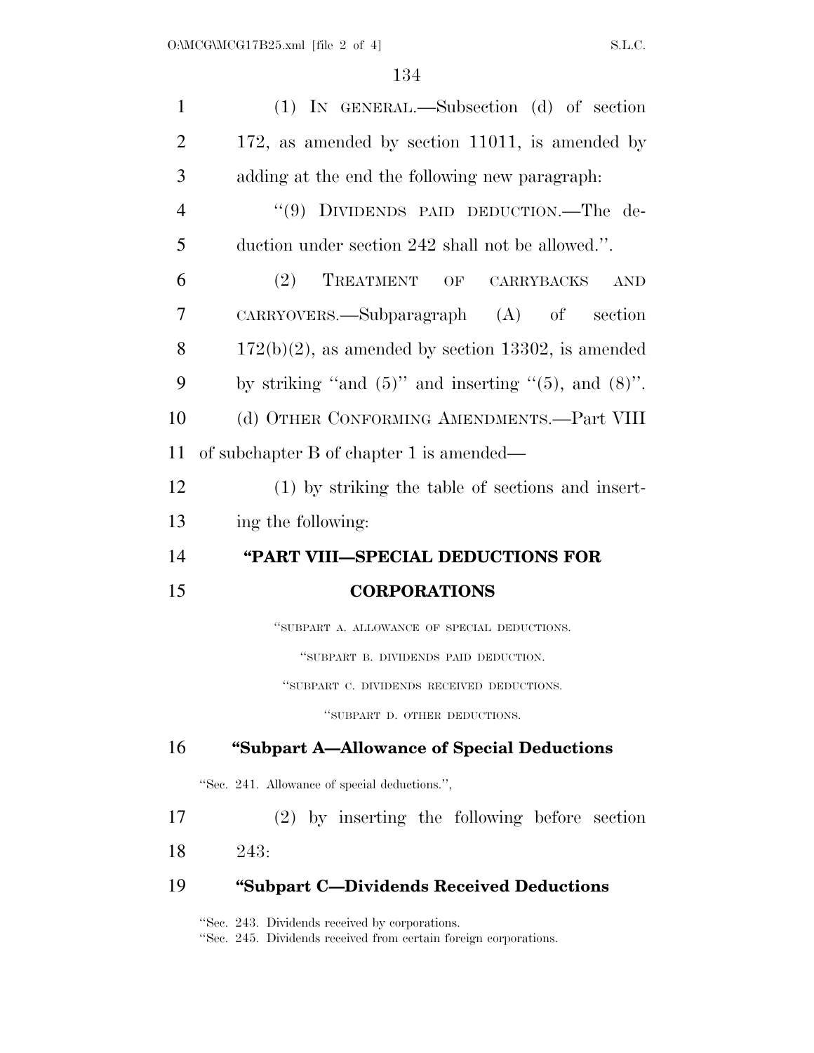(1) IN GENERAL.—Subsection (d) of section 172, as amended by section 11011, is amended by adding at the end the following new paragraph:

"(9) DIVIDENDS PAID DEDUCTION.—The deduction under section 242 shall not be allowed.".

(2) TREATMENT OF CARRYBACKS AND CARRYOVERS.—Subparagraph (A) of section 172(b)(2), as amended by section 13302, is amended by striking "and (5)" and inserting "(5), and (8)".

(d) OTHER CONFORMING AMENDMENTS.—Part VIII of subchapter B of chapter 1 is amended—

(1) by striking the table of sections and inserting the following:

**"PART VIII—SPECIAL DEDUCTIONS FOR CORPORATIONS**

"SUBPART A. ALLOWANCE OF SPECIAL DEDUCTIONS.

"SUBPART B. DIVIDENDS PAID DEDUCTION.

"SUBPART C. DIVIDENDS RECEIVED DEDUCTIONS.

"SUBPART D. OTHER DEDUCTIONS.

**"Subpart A—Allowance of Special Deductions**

"Sec. 241. Allowance of special deductions.",

(2) by inserting the following before section 243:

**"Subpart C—Dividends Received Deductions**

"Sec. 243. Dividends received by corporations.
"Sec. 245. Dividends received from certain foreign corporations.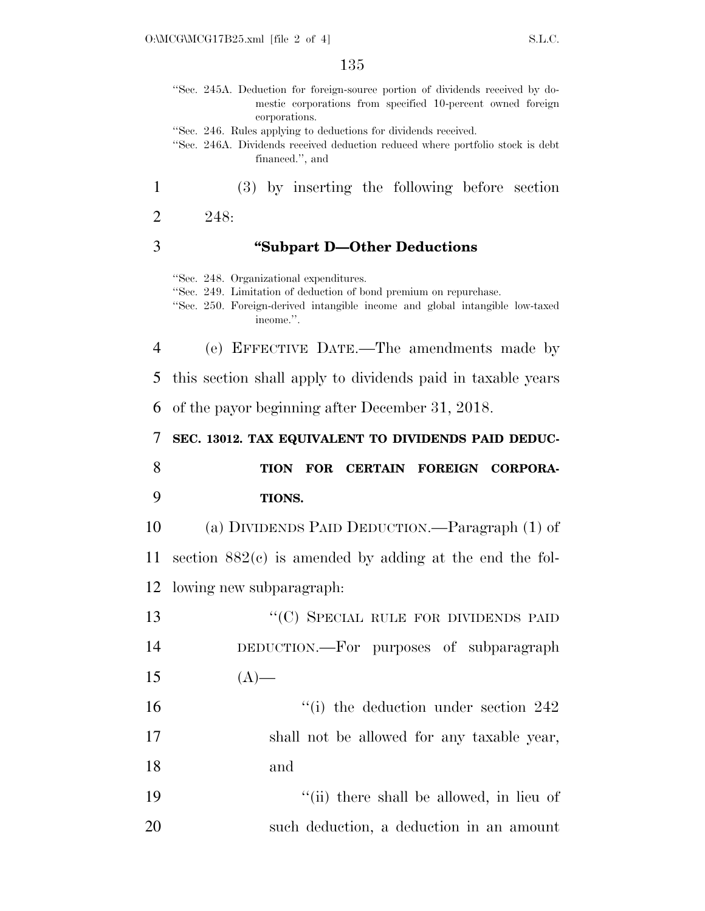"Sec. 245A. Deduction for foreign-source portion of dividends received by domestic corporations from specified 10-percent owned foreign corporations.

"Sec. 246. Rules applying to deductions for dividends received.

"Sec. 246A. Dividends received deduction reduced where portfolio stock is debt financed.", and

(3) by inserting the following before section 248:

**"Subpart D—Other Deductions**

"Sec. 248. Organizational expenditures.

"Sec. 249. Limitation of deduction of bond premium on repurchase.

"Sec. 250. Foreign-derived intangible income and global intangible low-taxed income.".

(e) EFFECTIVE DATE.—The amendments made by this section shall apply to dividends paid in taxable years of the payor beginning after December 31, 2018.

**SEC. 13012. TAX EQUIVALENT TO DIVIDENDS PAID DEDUCTION FOR CERTAIN FOREIGN CORPORATIONS.**

(a) DIVIDENDS PAID DEDUCTION.—Paragraph (1) of section 882(c) is amended by adding at the end the following new subparagraph:

"(C) SPECIAL RULE FOR DIVIDENDS PAID DEDUCTION.—For purposes of subparagraph (A)—

"(i) the deduction under section 242 shall not be allowed for any taxable year, and

"(ii) there shall be allowed, in lieu of such deduction, a deduction in an amount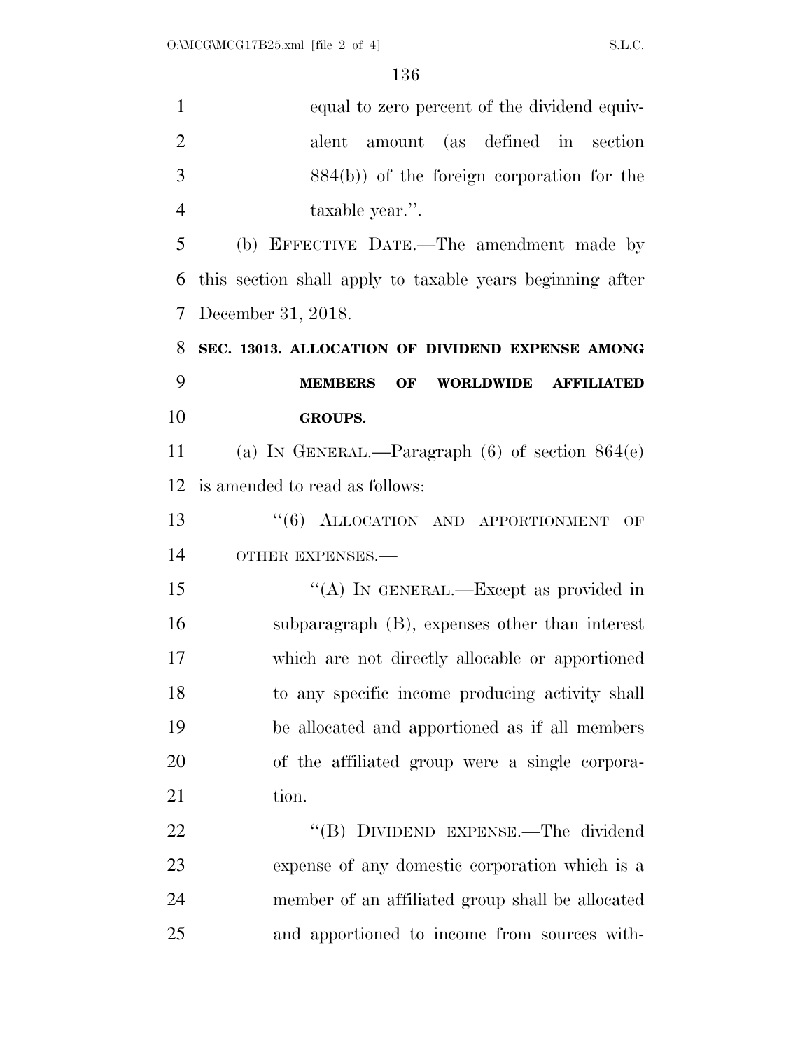equal to zero percent of the dividend equivalent amount (as defined in section 884(b)) of the foreign corporation for the taxable year.''.

(b) EFFECTIVE DATE.—The amendment made by this section shall apply to taxable years beginning after December 31, 2018.

**SEC. 13013. ALLOCATION OF DIVIDEND EXPENSE AMONG MEMBERS OF WORLDWIDE AFFILIATED GROUPS.**

(a) IN GENERAL.—Paragraph (6) of section 864(e) is amended to read as follows:

''(6) ALLOCATION AND APPORTIONMENT OF OTHER EXPENSES.—

''(A) IN GENERAL.—Except as provided in subparagraph (B), expenses other than interest which are not directly allocable or apportioned to any specific income producing activity shall be allocated and apportioned as if all members of the affiliated group were a single corporation.

''(B) DIVIDEND EXPENSE.—The dividend expense of any domestic corporation which is a member of an affiliated group shall be allocated and apportioned to income from sources with-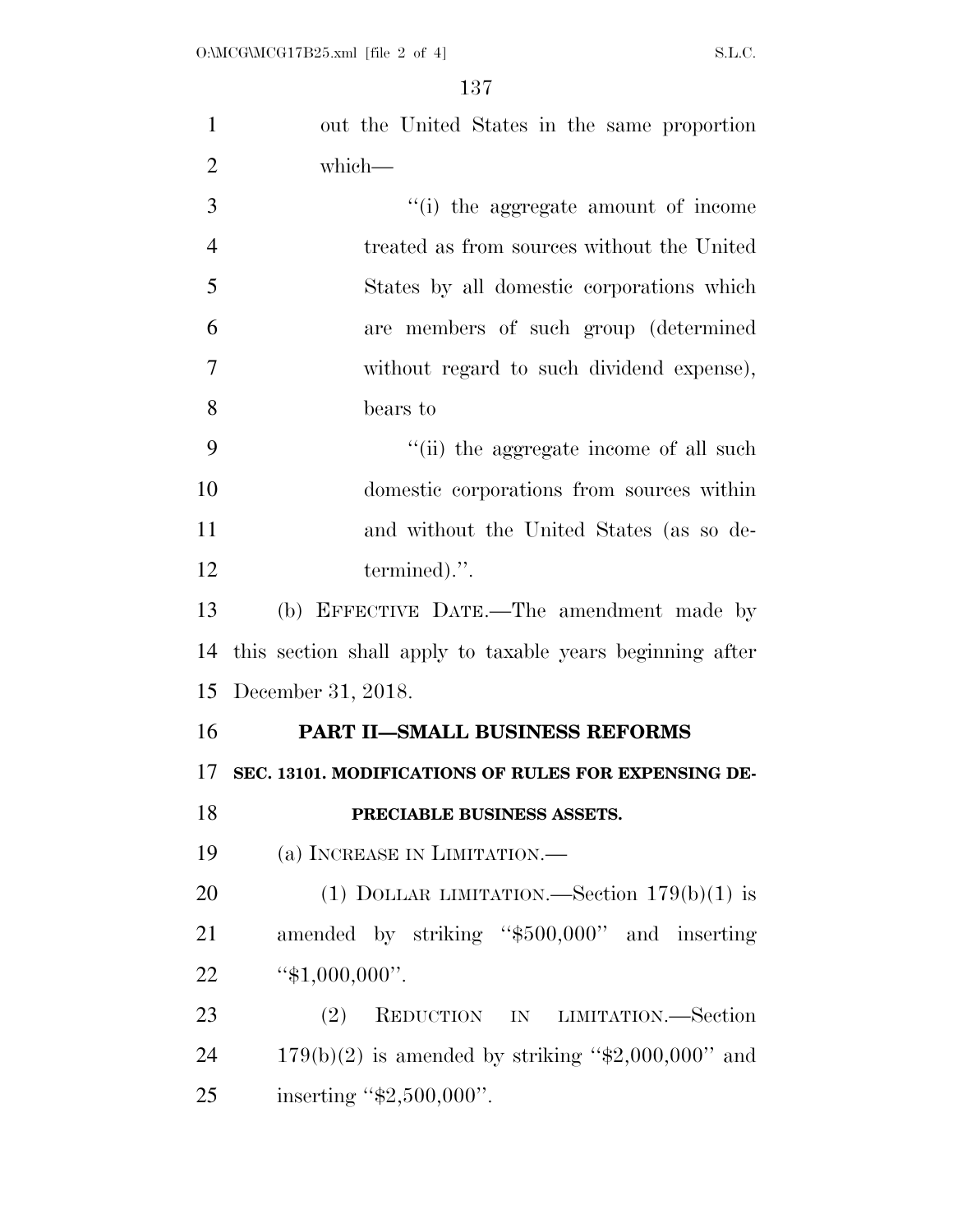out the United States in the same proportion which—

"(i) the aggregate amount of income treated as from sources without the United States by all domestic corporations which are members of such group (determined without regard to such dividend expense), bears to

"(ii) the aggregate income of all such domestic corporations from sources within and without the United States (as so determined).".

(b) EFFECTIVE DATE.—The amendment made by this section shall apply to taxable years beginning after December 31, 2018.

## PART II—SMALL BUSINESS REFORMS

### SEC. 13101. MODIFICATIONS OF RULES FOR EXPENSING DEPRECIABLE BUSINESS ASSETS.

(a) INCREASE IN LIMITATION.—

(1) DOLLAR LIMITATION.—Section 179(b)(1) is amended by striking "$500,000" and inserting "$1,000,000".

(2) REDUCTION IN LIMITATION.—Section 179(b)(2) is amended by striking "$2,000,000" and inserting "$2,500,000".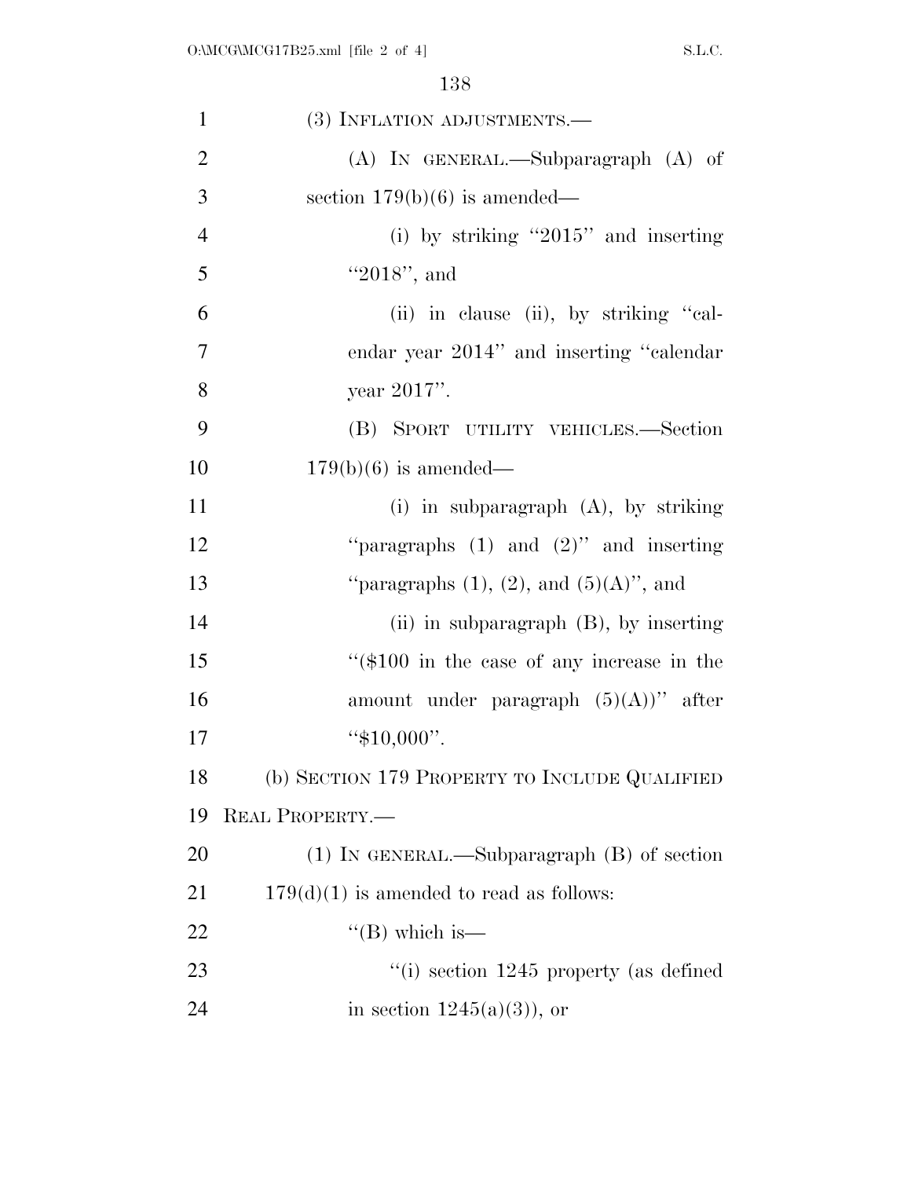(3) INFLATION ADJUSTMENTS.—

(A) IN GENERAL.—Subparagraph (A) of section 179(b)(6) is amended—

(i) by striking "2015" and inserting "2018", and

(ii) in clause (ii), by striking "calendar year 2014" and inserting "calendar year 2017".

(B) SPORT UTILITY VEHICLES.—Section 179(b)(6) is amended—

(i) in subparagraph (A), by striking "paragraphs (1) and (2)" and inserting "paragraphs (1), (2), and (5)(A)", and

(ii) in subparagraph (B), by inserting "($100 in the case of any increase in the amount under paragraph (5)(A))" after "$10,000".

(b) SECTION 179 PROPERTY TO INCLUDE QUALIFIED REAL PROPERTY.—

(1) IN GENERAL.—Subparagraph (B) of section 179(d)(1) is amended to read as follows:

"(B) which is—

"(i) section 1245 property (as defined in section 1245(a)(3)), or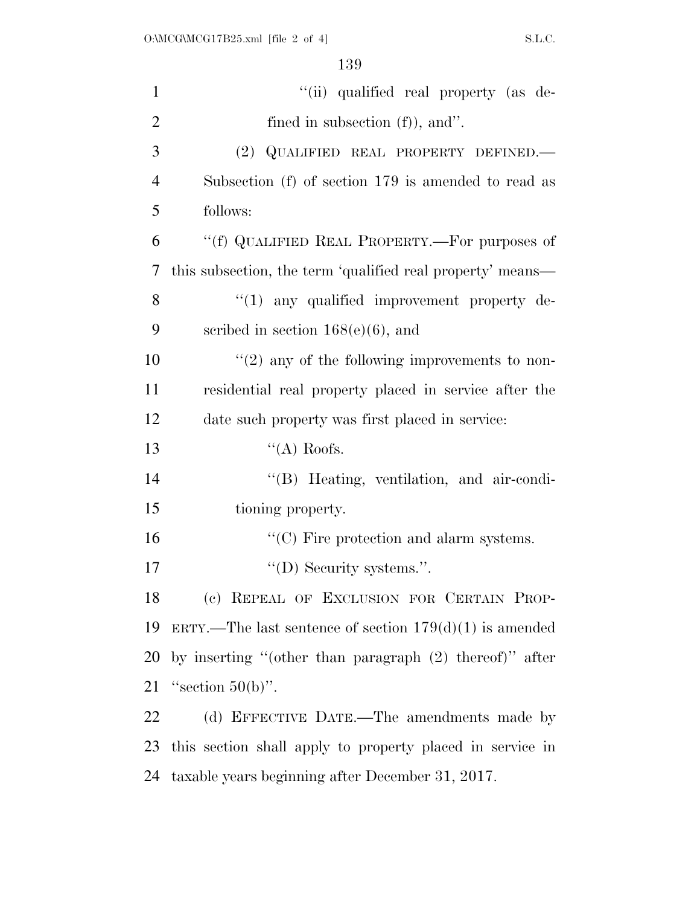''(ii) qualified real property (as defined in subsection (f)), and''.

(2) QUALIFIED REAL PROPERTY DEFINED.—Subsection (f) of section 179 is amended to read as follows:

''(f) QUALIFIED REAL PROPERTY.—For purposes of this subsection, the term 'qualified real property' means—

''(1) any qualified improvement property described in section 168(e)(6), and

''(2) any of the following improvements to nonresidential real property placed in service after the date such property was first placed in service:

''(A) Roofs.

''(B) Heating, ventilation, and air-conditioning property.

''(C) Fire protection and alarm systems.

''(D) Security systems.''.

(c) REPEAL OF EXCLUSION FOR CERTAIN PROPERTY.—The last sentence of section 179(d)(1) is amended by inserting ''(other than paragraph (2) thereof)'' after ''section 50(b)''.

(d) EFFECTIVE DATE.—The amendments made by this section shall apply to property placed in service in taxable years beginning after December 31, 2017.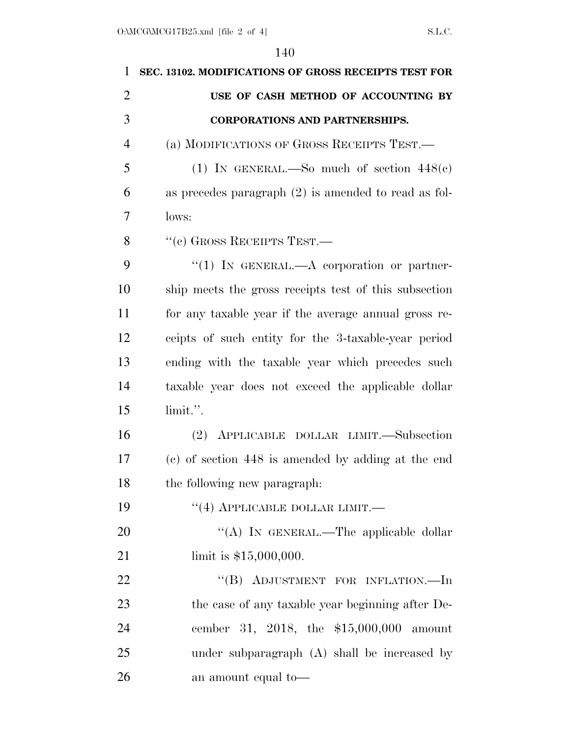**SEC. 13102. MODIFICATIONS OF GROSS RECEIPTS TEST FOR USE OF CASH METHOD OF ACCOUNTING BY CORPORATIONS AND PARTNERSHIPS.**

(a) MODIFICATIONS OF GROSS RECEIPTS TEST.—

(1) IN GENERAL.—So much of section 448(c) as precedes paragraph (2) is amended to read as follows:

"(c) GROSS RECEIPTS TEST.—

"(1) IN GENERAL.—A corporation or partnership meets the gross receipts test of this subsection for any taxable year if the average annual gross receipts of such entity for the 3-taxable-year period ending with the taxable year which precedes such taxable year does not exceed the applicable dollar limit.".

(2) APPLICABLE DOLLAR LIMIT.—Subsection (c) of section 448 is amended by adding at the end the following new paragraph:

"(4) APPLICABLE DOLLAR LIMIT.—

"(A) IN GENERAL.—The applicable dollar limit is $15,000,000.

"(B) ADJUSTMENT FOR INFLATION.—In the case of any taxable year beginning after December 31, 2018, the $15,000,000 amount under subparagraph (A) shall be increased by an amount equal to—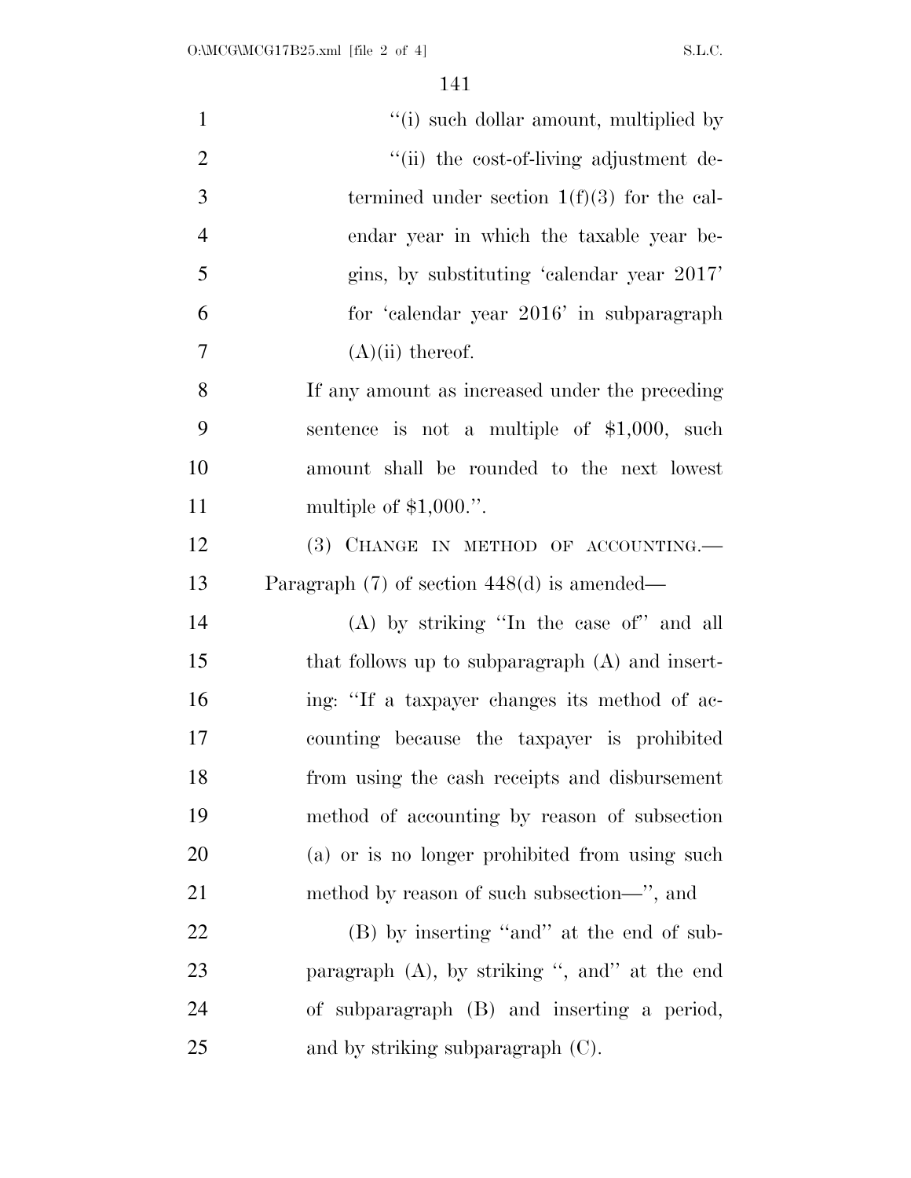"(i) such dollar amount, multiplied by

"(ii) the cost-of-living adjustment determined under section 1(f)(3) for the calendar year in which the taxable year begins, by substituting 'calendar year 2017' for 'calendar year 2016' in subparagraph (A)(ii) thereof.

If any amount as increased under the preceding sentence is not a multiple of $1,000, such amount shall be rounded to the next lowest multiple of $1,000.".

(3) CHANGE IN METHOD OF ACCOUNTING.—Paragraph (7) of section 448(d) is amended—

(A) by striking "In the case of" and all that follows up to subparagraph (A) and inserting: "If a taxpayer changes its method of accounting because the taxpayer is prohibited from using the cash receipts and disbursement method of accounting by reason of subsection (a) or is no longer prohibited from using such method by reason of such subsection—", and

(B) by inserting "and" at the end of subparagraph (A), by striking ", and" at the end of subparagraph (B) and inserting a period, and by striking subparagraph (C).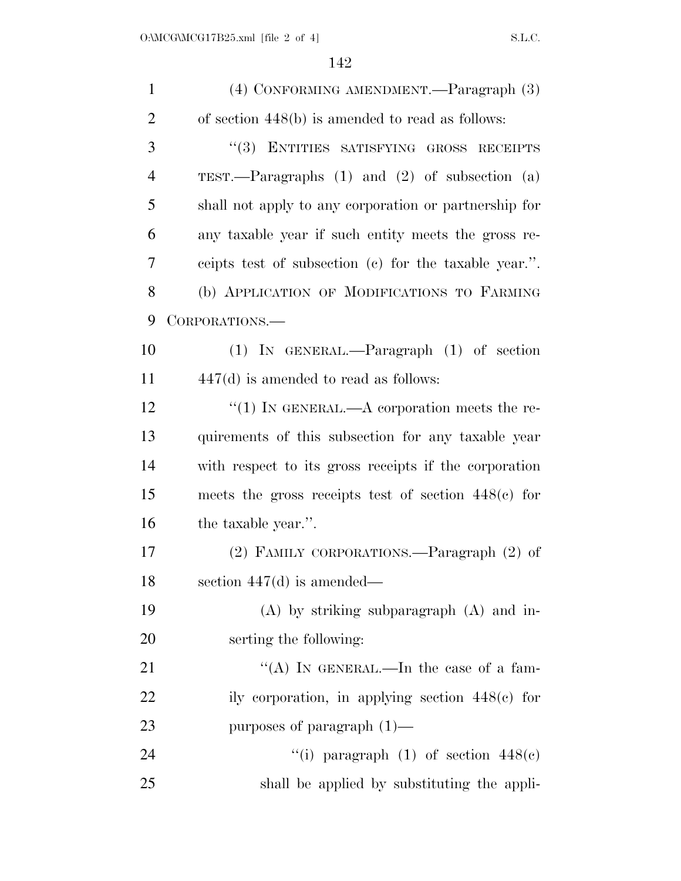(4) CONFORMING AMENDMENT.—Paragraph (3) of section 448(b) is amended to read as follows:

"(3) ENTITIES SATISFYING GROSS RECEIPTS TEST.—Paragraphs (1) and (2) of subsection (a) shall not apply to any corporation or partnership for any taxable year if such entity meets the gross receipts test of subsection (c) for the taxable year.".

(b) APPLICATION OF MODIFICATIONS TO FARMING CORPORATIONS.—

(1) IN GENERAL.—Paragraph (1) of section 447(d) is amended to read as follows:

"(1) IN GENERAL.—A corporation meets the requirements of this subsection for any taxable year with respect to its gross receipts if the corporation meets the gross receipts test of section 448(c) for the taxable year.".

(2) FAMILY CORPORATIONS.—Paragraph (2) of section 447(d) is amended—

(A) by striking subparagraph (A) and inserting the following:

"(A) IN GENERAL.—In the case of a family corporation, in applying section 448(c) for purposes of paragraph (1)—

"(i) paragraph (1) of section 448(c) shall be applied by substituting the appli-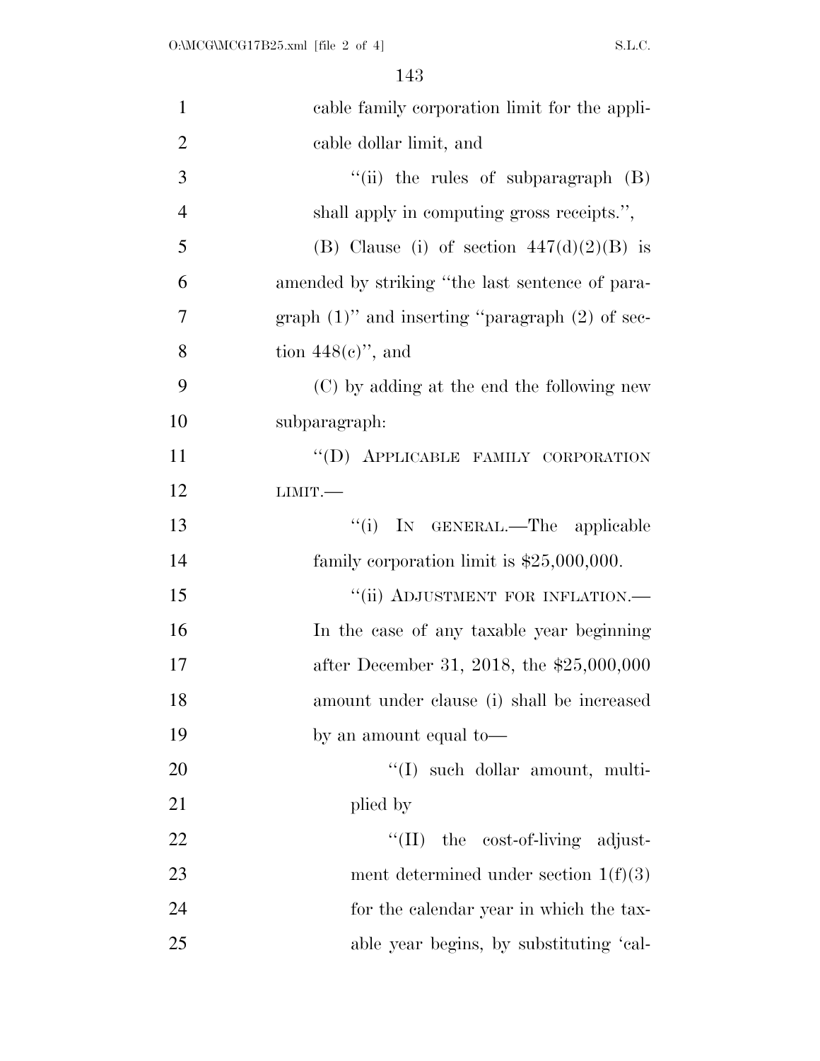cable family corporation limit for the applicable dollar limit, and

"(ii) the rules of subparagraph (B) shall apply in computing gross receipts.",

(B) Clause (i) of section 447(d)(2)(B) is amended by striking "the last sentence of paragraph (1)" and inserting "paragraph (2) of section 448(c)", and

(C) by adding at the end the following new subparagraph:

"(D) APPLICABLE FAMILY CORPORATION LIMIT.—

"(i) IN GENERAL.—The applicable family corporation limit is $25,000,000.

"(ii) ADJUSTMENT FOR INFLATION.— In the case of any taxable year beginning after December 31, 2018, the $25,000,000 amount under clause (i) shall be increased by an amount equal to—

"(I) such dollar amount, multiplied by

"(II) the cost-of-living adjustment determined under section 1(f)(3) for the calendar year in which the taxable year begins, by substituting 'cal-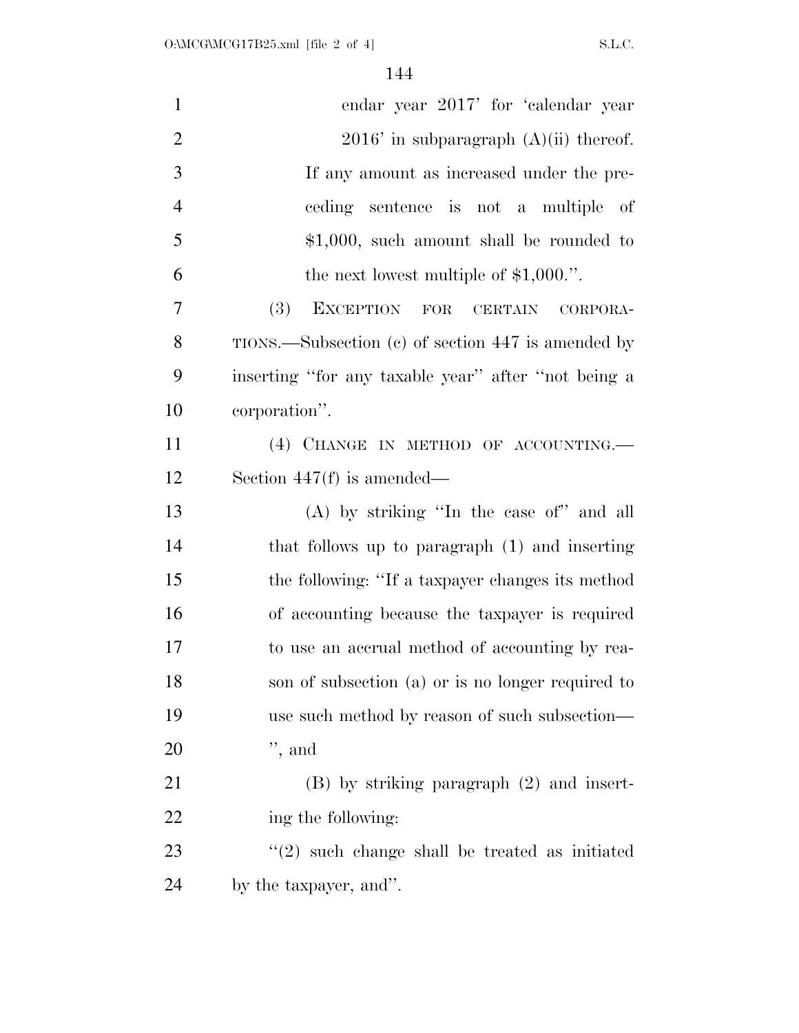endar year 2017' for 'calendar year 2016' in subparagraph (A)(ii) thereof. If any amount as increased under the preceding sentence is not a multiple of $1,000, such amount shall be rounded to the next lowest multiple of $1,000.''.

(3) EXCEPTION FOR CERTAIN CORPORATIONS.—Subsection (c) of section 447 is amended by inserting ''for any taxable year'' after ''not being a corporation''.

(4) CHANGE IN METHOD OF ACCOUNTING.—Section 447(f) is amended—

(A) by striking ''In the case of'' and all that follows up to paragraph (1) and inserting the following: ''If a taxpayer changes its method of accounting because the taxpayer is required to use an accrual method of accounting by reason of subsection (a) or is no longer required to use such method by reason of such subsection—'', and

(B) by striking paragraph (2) and inserting the following:

''(2) such change shall be treated as initiated by the taxpayer, and''.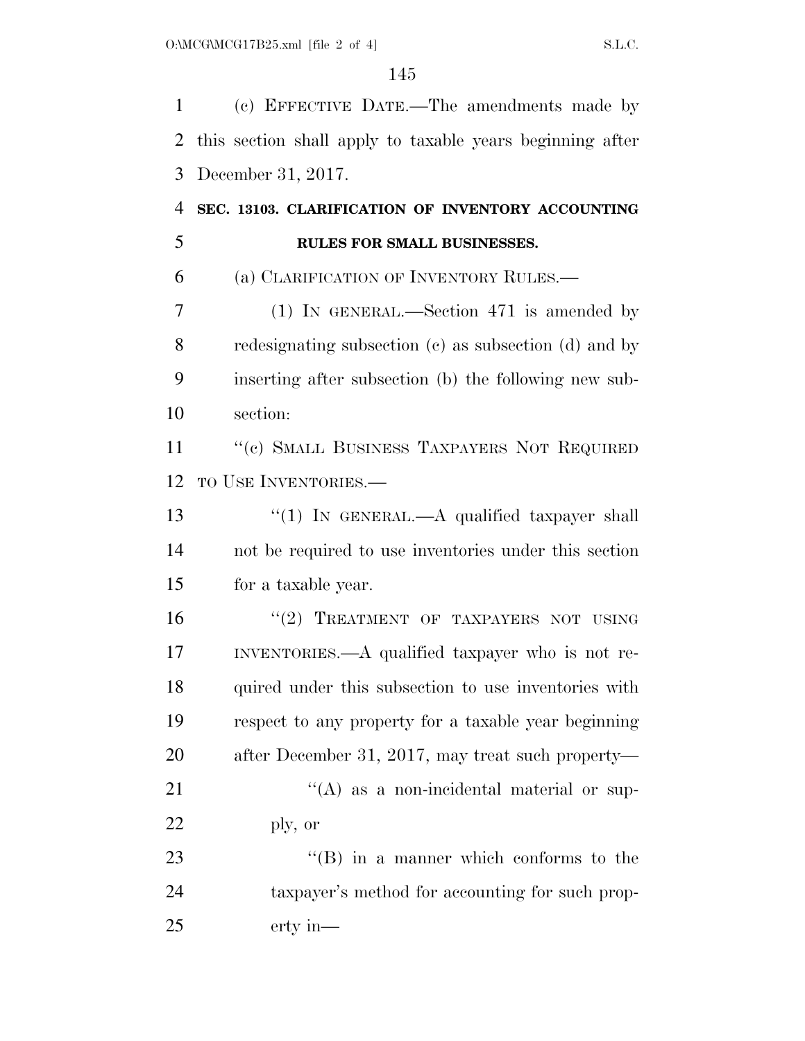(c) EFFECTIVE DATE.—The amendments made by this section shall apply to taxable years beginning after December 31, 2017.

**SEC. 13103. CLARIFICATION OF INVENTORY ACCOUNTING RULES FOR SMALL BUSINESSES.**

(a) CLARIFICATION OF INVENTORY RULES.—

(1) IN GENERAL.—Section 471 is amended by redesignating subsection (c) as subsection (d) and by inserting after subsection (b) the following new subsection:

"(c) SMALL BUSINESS TAXPAYERS NOT REQUIRED TO USE INVENTORIES.—

"(1) IN GENERAL.—A qualified taxpayer shall not be required to use inventories under this section for a taxable year.

"(2) TREATMENT OF TAXPAYERS NOT USING INVENTORIES.—A qualified taxpayer who is not required under this subsection to use inventories with respect to any property for a taxable year beginning after December 31, 2017, may treat such property—

"(A) as a non-incidental material or supply, or

"(B) in a manner which conforms to the taxpayer's method for accounting for such property in—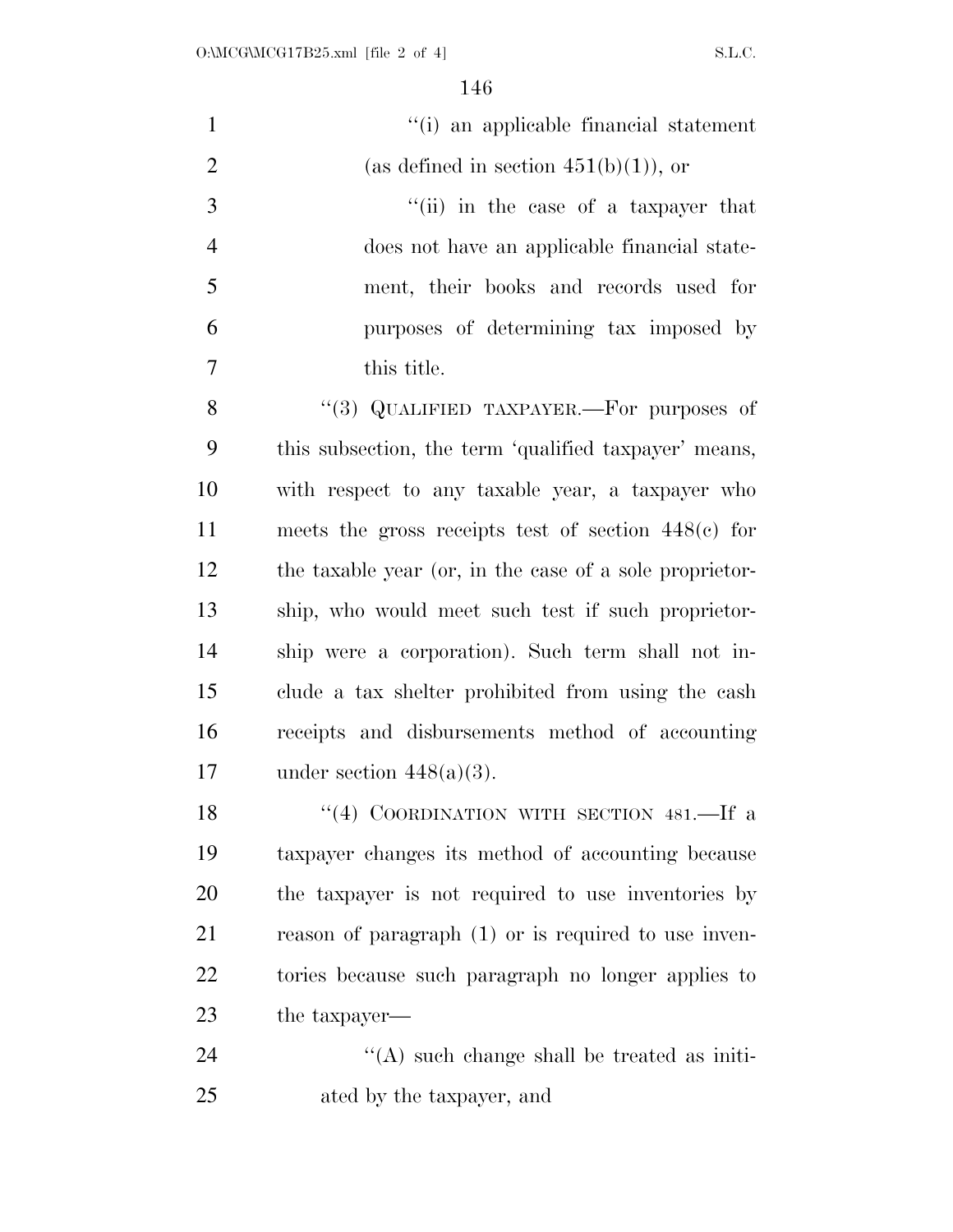"(i) an applicable financial statement (as defined in section 451(b)(1)), or

"(ii) in the case of a taxpayer that does not have an applicable financial statement, their books and records used for purposes of determining tax imposed by this title.

"(3) QUALIFIED TAXPAYER.—For purposes of this subsection, the term 'qualified taxpayer' means, with respect to any taxable year, a taxpayer who meets the gross receipts test of section 448(c) for the taxable year (or, in the case of a sole proprietorship, who would meet such test if such proprietorship were a corporation). Such term shall not include a tax shelter prohibited from using the cash receipts and disbursements method of accounting under section 448(a)(3).

"(4) COORDINATION WITH SECTION 481.—If a taxpayer changes its method of accounting because the taxpayer is not required to use inventories by reason of paragraph (1) or is required to use inventories because such paragraph no longer applies to the taxpayer—

"(A) such change shall be treated as initiated by the taxpayer, and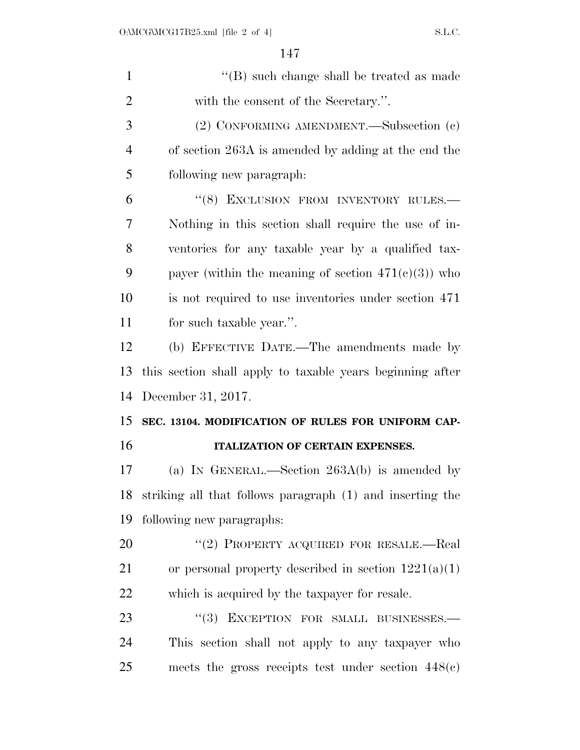''(B) such change shall be treated as made with the consent of the Secretary.''.

(2) CONFORMING AMENDMENT.—Subsection (c) of section 263A is amended by adding at the end the following new paragraph:

''(8) EXCLUSION FROM INVENTORY RULES.—Nothing in this section shall require the use of inventories for any taxable year by a qualified taxpayer (within the meaning of section 471(c)(3)) who is not required to use inventories under section 471 for such taxable year.''.

(b) EFFECTIVE DATE.—The amendments made by this section shall apply to taxable years beginning after December 31, 2017.

**SEC. 13104. MODIFICATION OF RULES FOR UNIFORM CAPITALIZATION OF CERTAIN EXPENSES.**

(a) IN GENERAL.—Section 263A(b) is amended by striking all that follows paragraph (1) and inserting the following new paragraphs:

''(2) PROPERTY ACQUIRED FOR RESALE.—Real or personal property described in section 1221(a)(1) which is acquired by the taxpayer for resale.

''(3) EXCEPTION FOR SMALL BUSINESSES.—This section shall not apply to any taxpayer who meets the gross receipts test under section 448(c)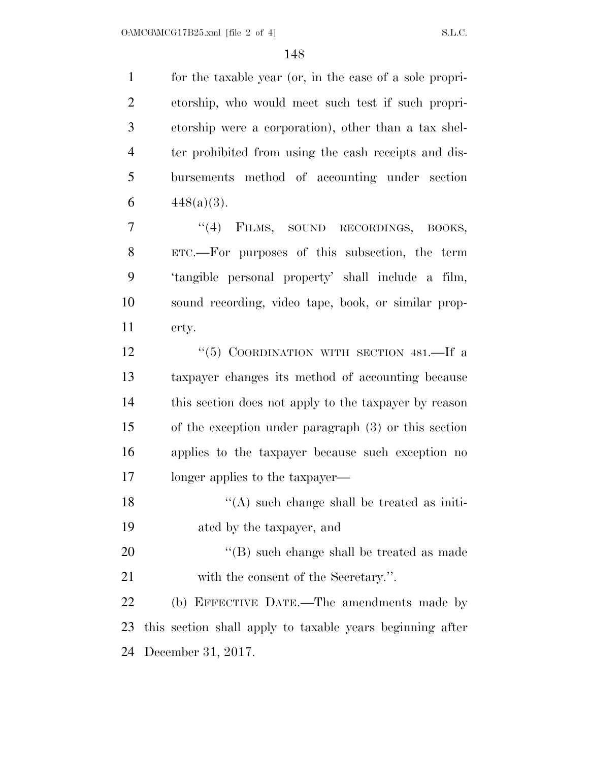for the taxable year (or, in the case of a sole proprietorship, who would meet such test if such proprietorship were a corporation), other than a tax shelter prohibited from using the cash receipts and disbursements method of accounting under section 448(a)(3).

"(4) FILMS, SOUND RECORDINGS, BOOKS, ETC.—For purposes of this subsection, the term 'tangible personal property' shall include a film, sound recording, video tape, book, or similar property.

"(5) COORDINATION WITH SECTION 481.—If a taxpayer changes its method of accounting because this section does not apply to the taxpayer by reason of the exception under paragraph (3) or this section applies to the taxpayer because such exception no longer applies to the taxpayer—

"(A) such change shall be treated as initiated by the taxpayer, and

"(B) such change shall be treated as made with the consent of the Secretary.".

(b) EFFECTIVE DATE.—The amendments made by this section shall apply to taxable years beginning after December 31, 2017.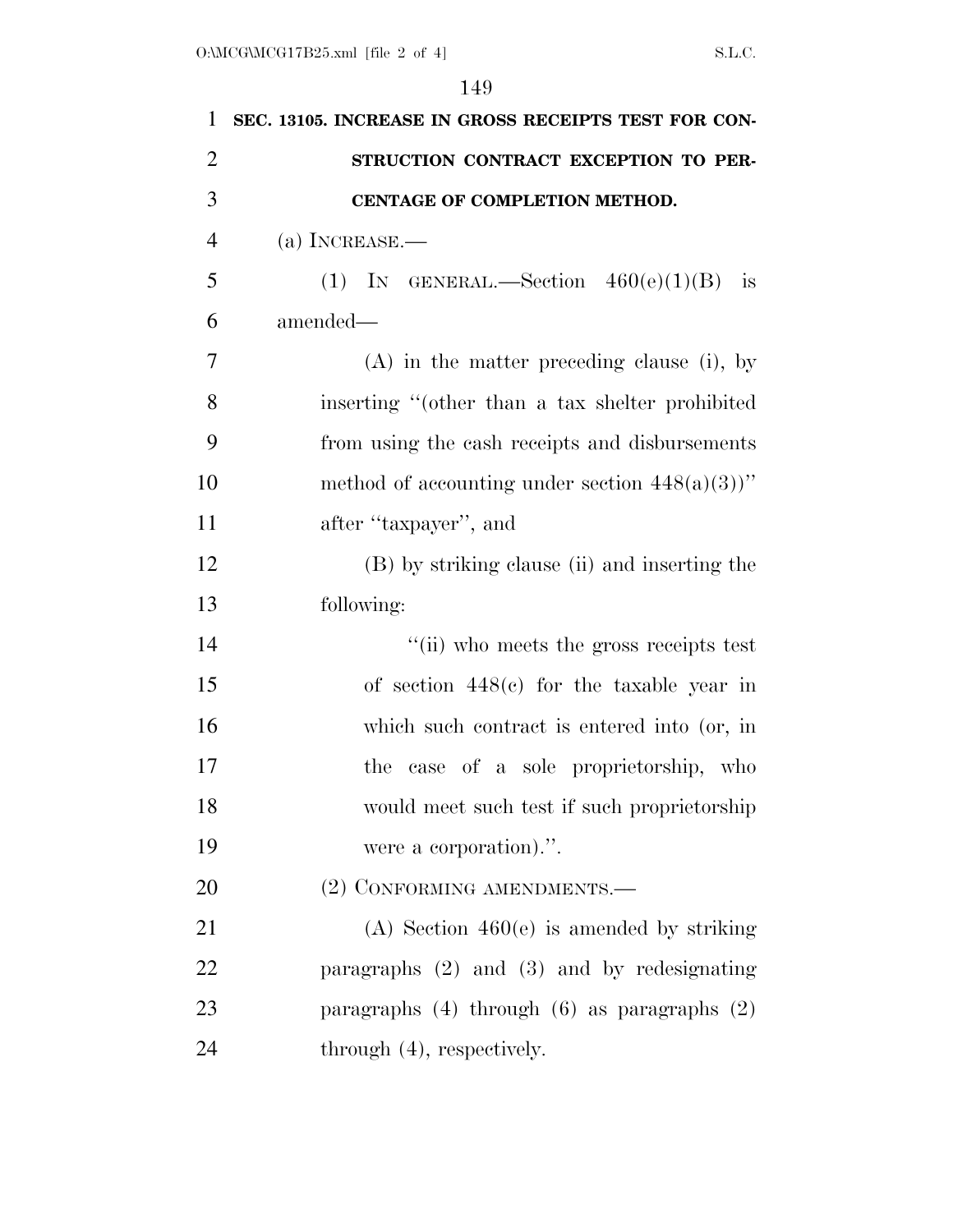**SEC. 13105. INCREASE IN GROSS RECEIPTS TEST FOR CONSTRUCTION CONTRACT EXCEPTION TO PERCENTAGE OF COMPLETION METHOD.**

(a) INCREASE.—

(1) IN GENERAL.—Section 460(e)(1)(B) is amended—

(A) in the matter preceding clause (i), by inserting "(other than a tax shelter prohibited from using the cash receipts and disbursements method of accounting under section 448(a)(3))" after "taxpayer", and

(B) by striking clause (ii) and inserting the following:

"(ii) who meets the gross receipts test of section 448(c) for the taxable year in which such contract is entered into (or, in the case of a sole proprietorship, who would meet such test if such proprietorship were a corporation).".

(2) CONFORMING AMENDMENTS.—

(A) Section 460(e) is amended by striking paragraphs (2) and (3) and by redesignating paragraphs (4) through (6) as paragraphs (2) through (4), respectively.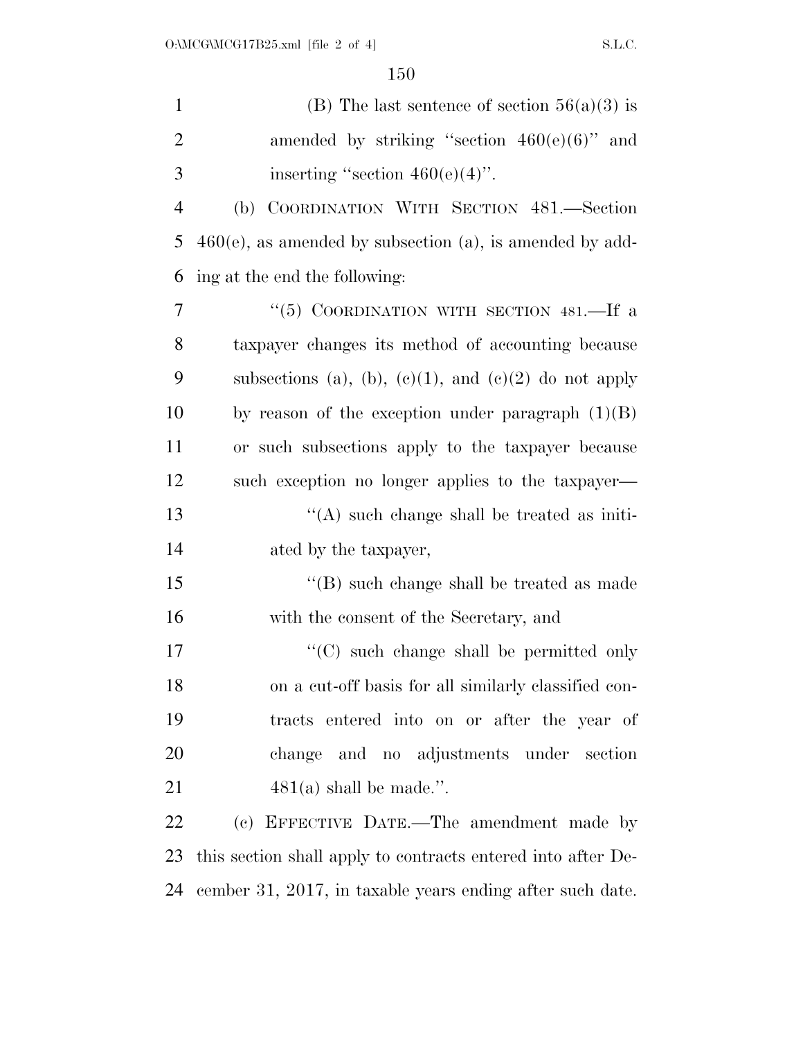(B) The last sentence of section 56(a)(3) is amended by striking "section 460(e)(6)" and inserting "section 460(e)(4)".

(b) COORDINATION WITH SECTION 481.—Section 460(e), as amended by subsection (a), is amended by adding at the end the following:

"(5) COORDINATION WITH SECTION 481.—If a taxpayer changes its method of accounting because subsections (a), (b), (c)(1), and (c)(2) do not apply by reason of the exception under paragraph (1)(B) or such subsections apply to the taxpayer because such exception no longer applies to the taxpayer—

"(A) such change shall be treated as initiated by the taxpayer,

"(B) such change shall be treated as made with the consent of the Secretary, and

"(C) such change shall be permitted only on a cut-off basis for all similarly classified contracts entered into on or after the year of change and no adjustments under section 481(a) shall be made.".

(c) EFFECTIVE DATE.—The amendment made by this section shall apply to contracts entered into after December 31, 2017, in taxable years ending after such date.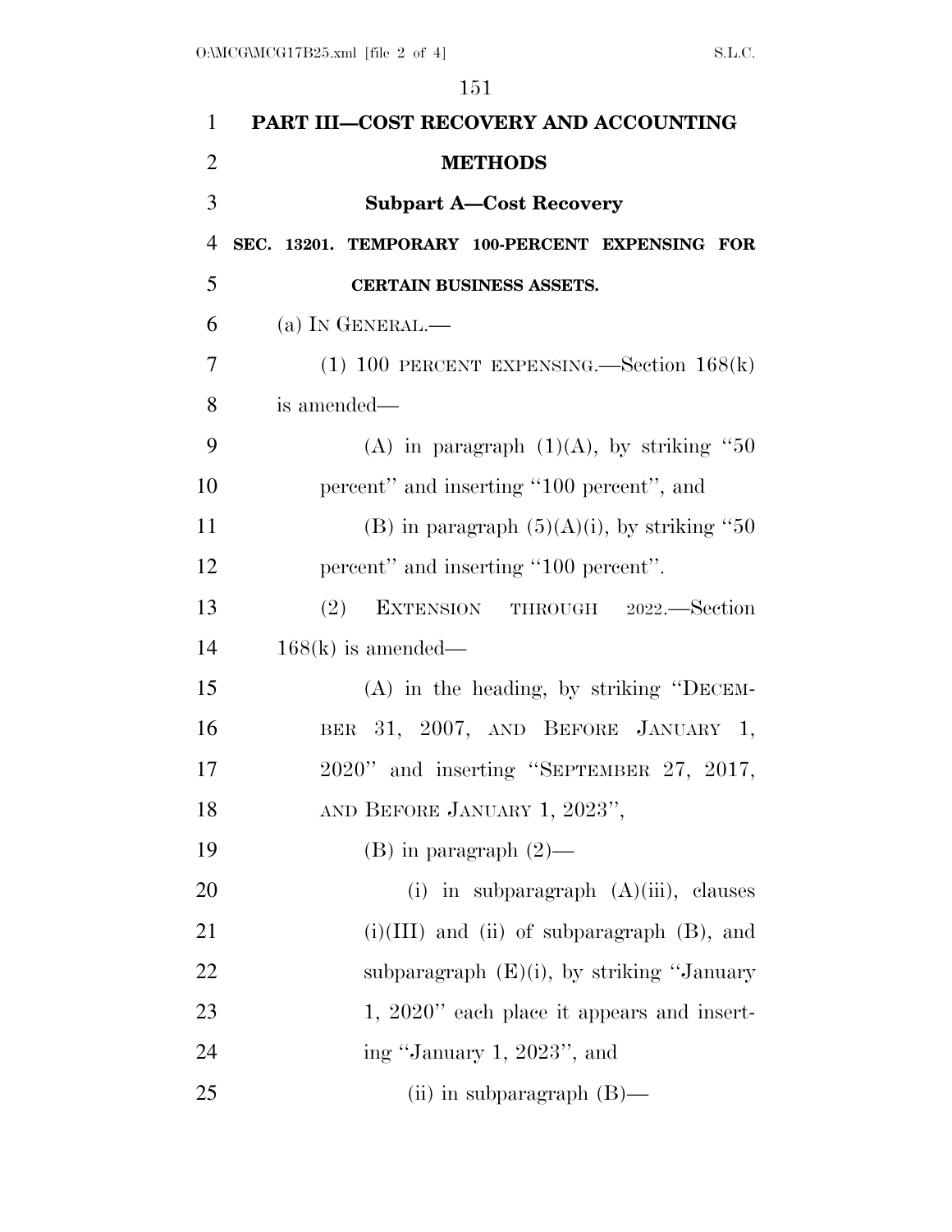## PART III—COST RECOVERY AND ACCOUNTING METHODS

### Subpart A—Cost Recovery

**SEC. 13201. TEMPORARY 100-PERCENT EXPENSING FOR CERTAIN BUSINESS ASSETS.**

(a) IN GENERAL.—

(1) 100 PERCENT EXPENSING.—Section 168(k) is amended—

(A) in paragraph (1)(A), by striking "50 percent" and inserting "100 percent", and

(B) in paragraph (5)(A)(i), by striking "50 percent" and inserting "100 percent".

(2) EXTENSION THROUGH 2022.—Section 168(k) is amended—

(A) in the heading, by striking "DECEMBER 31, 2007, AND BEFORE JANUARY 1, 2020" and inserting "SEPTEMBER 27, 2017, AND BEFORE JANUARY 1, 2023",

(B) in paragraph (2)—

(i) in subparagraph (A)(iii), clauses (i)(III) and (ii) of subparagraph (B), and subparagraph (E)(i), by striking "January 1, 2020" each place it appears and inserting "January 1, 2023", and

(ii) in subparagraph (B)—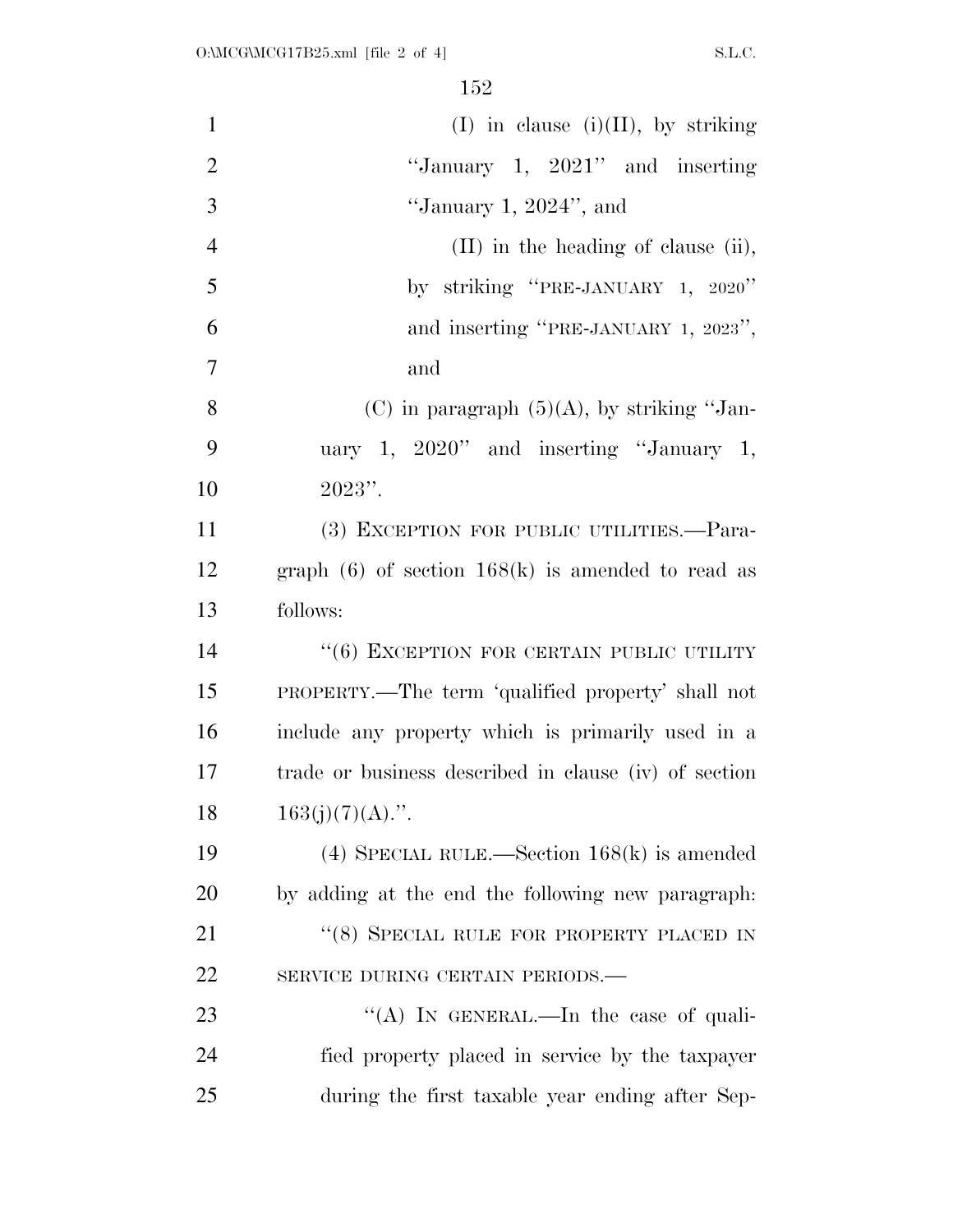(I) in clause (i)(II), by striking "January 1, 2021" and inserting "January 1, 2024", and

(II) in the heading of clause (ii), by striking "PRE-JANUARY 1, 2020" and inserting "PRE-JANUARY 1, 2023", and

(C) in paragraph (5)(A), by striking "January 1, 2020" and inserting "January 1, 2023".

(3) EXCEPTION FOR PUBLIC UTILITIES.—Paragraph (6) of section 168(k) is amended to read as follows:

"(6) EXCEPTION FOR CERTAIN PUBLIC UTILITY PROPERTY.—The term 'qualified property' shall not include any property which is primarily used in a trade or business described in clause (iv) of section 163(j)(7)(A).".

(4) SPECIAL RULE.—Section 168(k) is amended by adding at the end the following new paragraph:

"(8) SPECIAL RULE FOR PROPERTY PLACED IN SERVICE DURING CERTAIN PERIODS.—

"(A) IN GENERAL.—In the case of qualified property placed in service by the taxpayer during the first taxable year ending after Sep-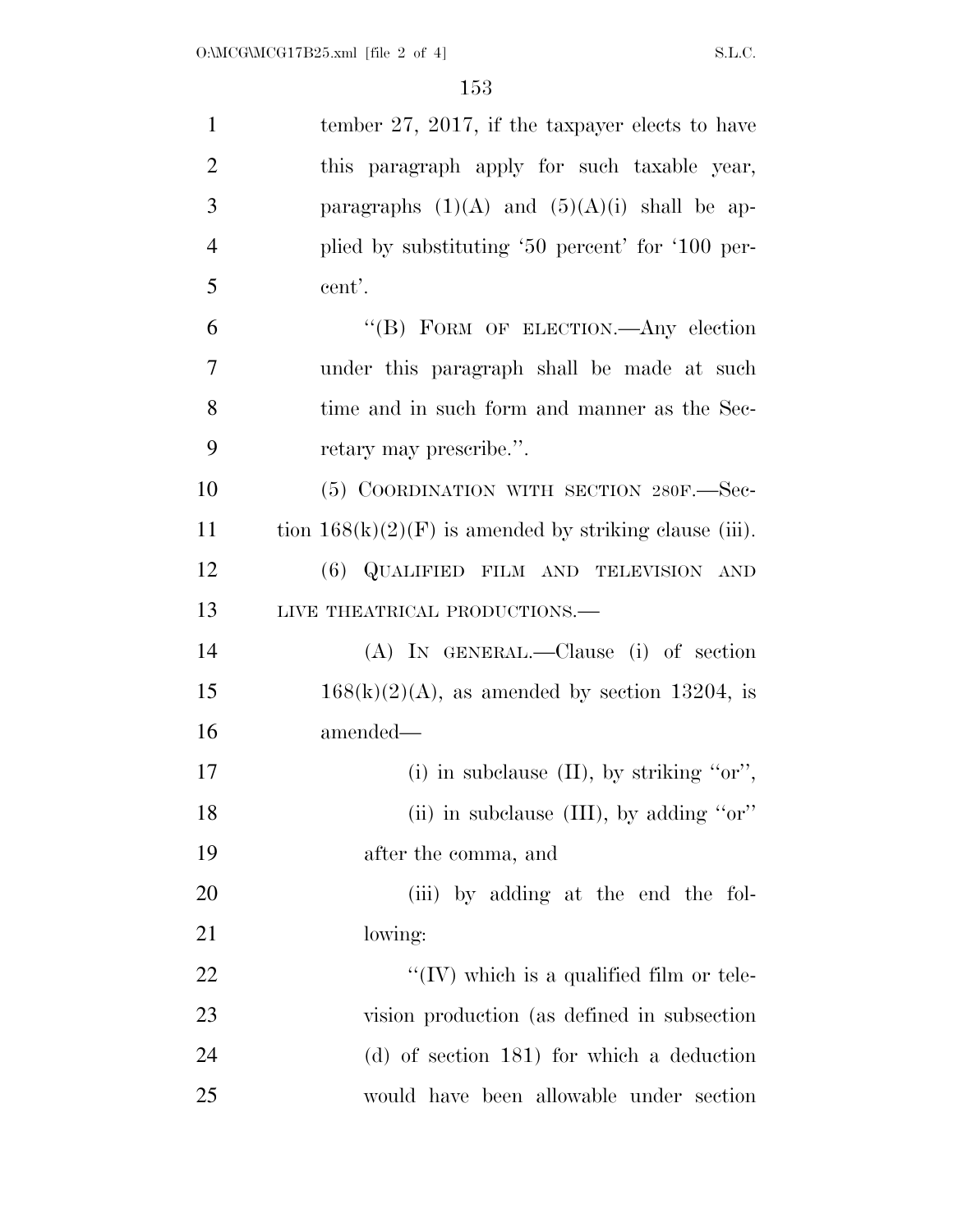tember 27, 2017, if the taxpayer elects to have this paragraph apply for such taxable year, paragraphs (1)(A) and (5)(A)(i) shall be applied by substituting '50 percent' for '100 percent'.

"(B) FORM OF ELECTION.—Any election under this paragraph shall be made at such time and in such form and manner as the Secretary may prescribe.".

(5) COORDINATION WITH SECTION 280F.—Section 168(k)(2)(F) is amended by striking clause (iii).

(6) QUALIFIED FILM AND TELEVISION AND LIVE THEATRICAL PRODUCTIONS.—

(A) IN GENERAL.—Clause (i) of section 168(k)(2)(A), as amended by section 13204, is amended—

(i) in subclause (II), by striking "or",

(ii) in subclause (III), by adding "or" after the comma, and

(iii) by adding at the end the following:

"(IV) which is a qualified film or television production (as defined in subsection (d) of section 181) for which a deduction would have been allowable under section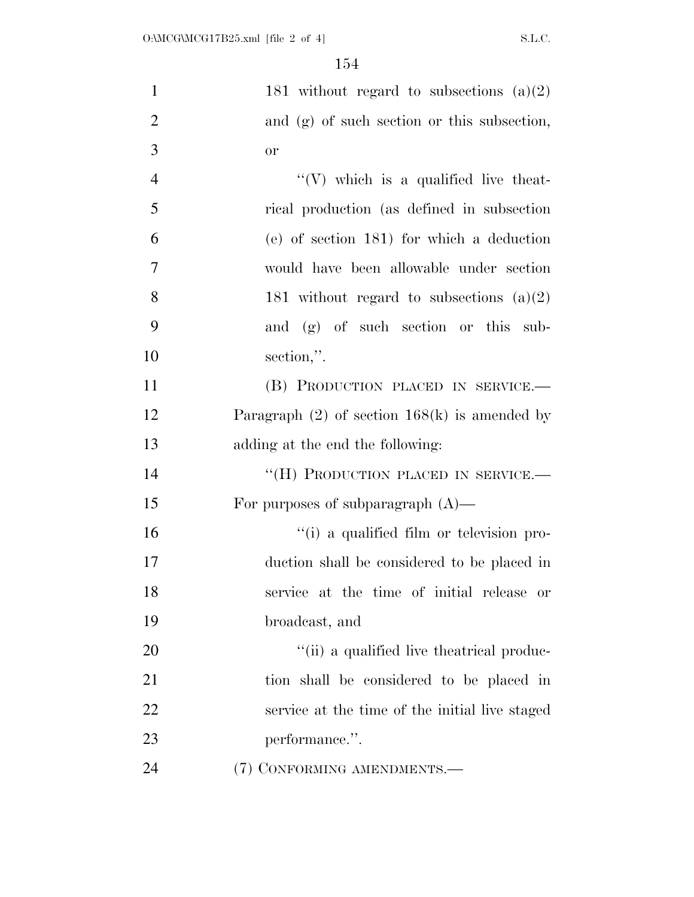181 without regard to subsections (a)(2) and (g) of such section or this subsection, or

"(V) which is a qualified live theatrical production (as defined in subsection (e) of section 181) for which a deduction would have been allowable under section 181 without regard to subsections (a)(2) and (g) of such section or this subsection,".

(B) PRODUCTION PLACED IN SERVICE.— Paragraph (2) of section 168(k) is amended by adding at the end the following:

"(H) PRODUCTION PLACED IN SERVICE.— For purposes of subparagraph (A)—

"(i) a qualified film or television production shall be considered to be placed in service at the time of initial release or broadcast, and

"(ii) a qualified live theatrical production shall be considered to be placed in service at the time of the initial live staged performance.".

(7) CONFORMING AMENDMENTS.—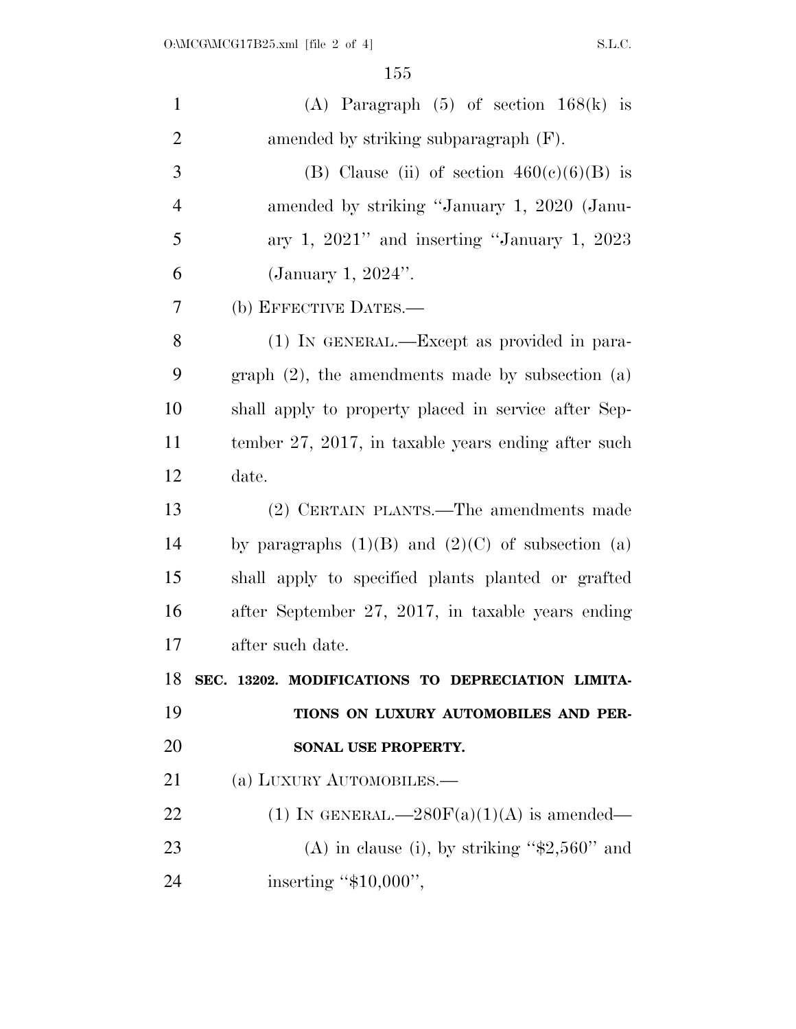(A) Paragraph (5) of section 168(k) is amended by striking subparagraph (F).

(B) Clause (ii) of section 460(c)(6)(B) is amended by striking "January 1, 2020 (January 1, 2021" and inserting "January 1, 2023 (January 1, 2024".

(b) EFFECTIVE DATES.—

(1) IN GENERAL.—Except as provided in paragraph (2), the amendments made by subsection (a) shall apply to property placed in service after September 27, 2017, in taxable years ending after such date.

(2) CERTAIN PLANTS.—The amendments made by paragraphs (1)(B) and (2)(C) of subsection (a) shall apply to specified plants planted or grafted after September 27, 2017, in taxable years ending after such date.

**SEC. 13202. MODIFICATIONS TO DEPRECIATION LIMITATIONS ON LUXURY AUTOMOBILES AND PERSONAL USE PROPERTY.**

(a) LUXURY AUTOMOBILES.—

(1) IN GENERAL.—280F(a)(1)(A) is amended—

(A) in clause (i), by striking "$2,560" and inserting "$10,000",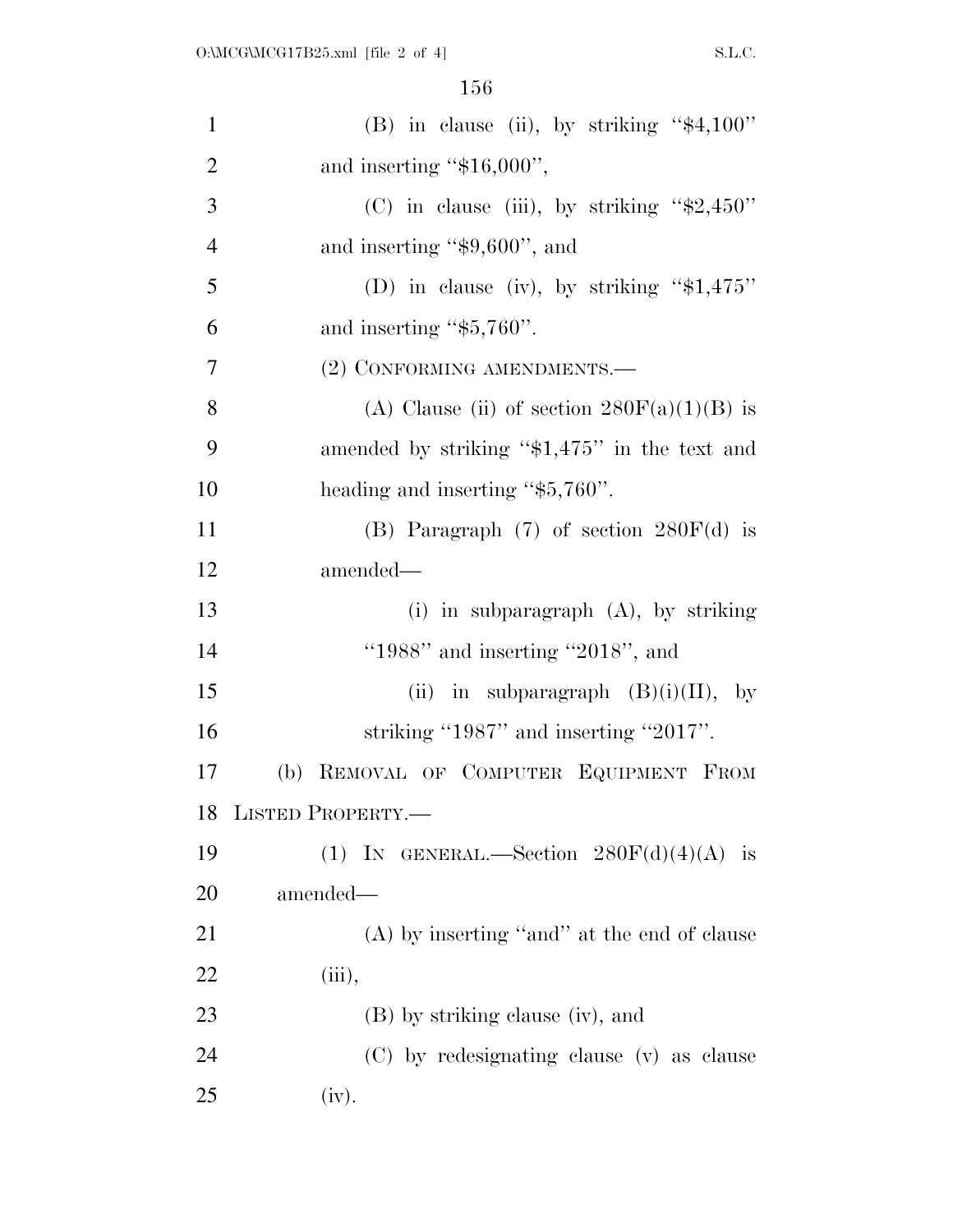(B) in clause (ii), by striking ''$4,100'' and inserting ''$16,000'',

(C) in clause (iii), by striking ''$2,450'' and inserting ''$9,600'', and

(D) in clause (iv), by striking ''$1,475'' and inserting ''$5,760''.

(2) CONFORMING AMENDMENTS.—

(A) Clause (ii) of section 280F(a)(1)(B) is amended by striking ''$1,475'' in the text and heading and inserting ''$5,760''.

(B) Paragraph (7) of section 280F(d) is amended—

(i) in subparagraph (A), by striking ''1988'' and inserting ''2018'', and

(ii) in subparagraph (B)(i)(II), by striking ''1987'' and inserting ''2017''.

(b) REMOVAL OF COMPUTER EQUIPMENT FROM LISTED PROPERTY.—

(1) IN GENERAL.—Section 280F(d)(4)(A) is amended—

(A) by inserting ''and'' at the end of clause (iii),

(B) by striking clause (iv), and

(C) by redesignating clause (v) as clause (iv).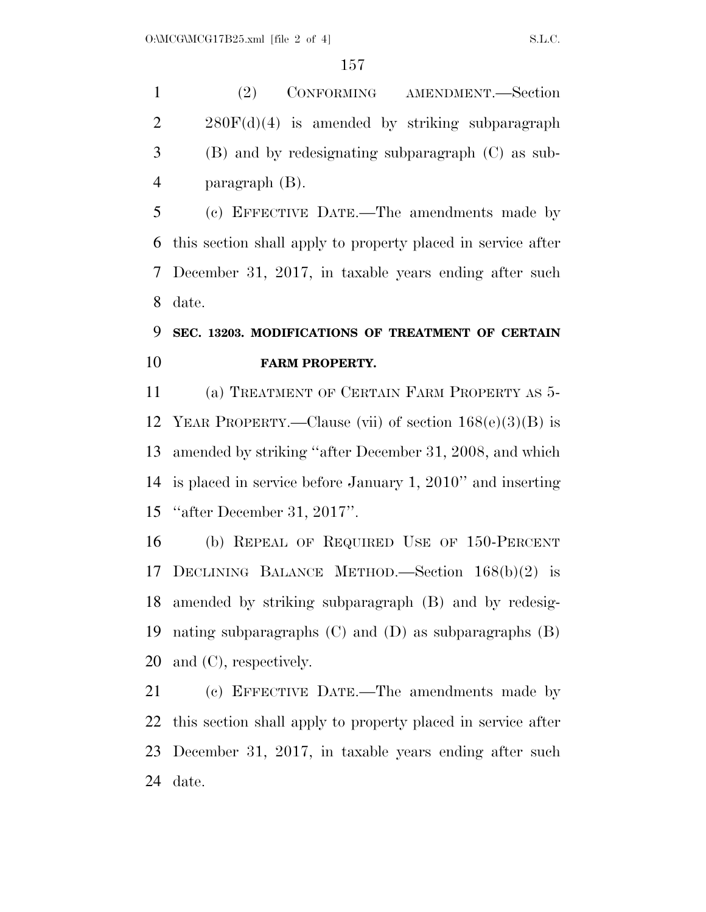(2) CONFORMING AMENDMENT.—Section 280F(d)(4) is amended by striking subparagraph (B) and by redesignating subparagraph (C) as subparagraph (B).

(c) EFFECTIVE DATE.—The amendments made by this section shall apply to property placed in service after December 31, 2017, in taxable years ending after such date.

### SEC. 13203. MODIFICATIONS OF TREATMENT OF CERTAIN FARM PROPERTY.

(a) TREATMENT OF CERTAIN FARM PROPERTY AS 5-YEAR PROPERTY.—Clause (vii) of section 168(e)(3)(B) is amended by striking ''after December 31, 2008, and which is placed in service before January 1, 2010'' and inserting ''after December 31, 2017''.

(b) REPEAL OF REQUIRED USE OF 150-PERCENT DECLINING BALANCE METHOD.—Section 168(b)(2) is amended by striking subparagraph (B) and by redesignating subparagraphs (C) and (D) as subparagraphs (B) and (C), respectively.

(c) EFFECTIVE DATE.—The amendments made by this section shall apply to property placed in service after December 31, 2017, in taxable years ending after such date.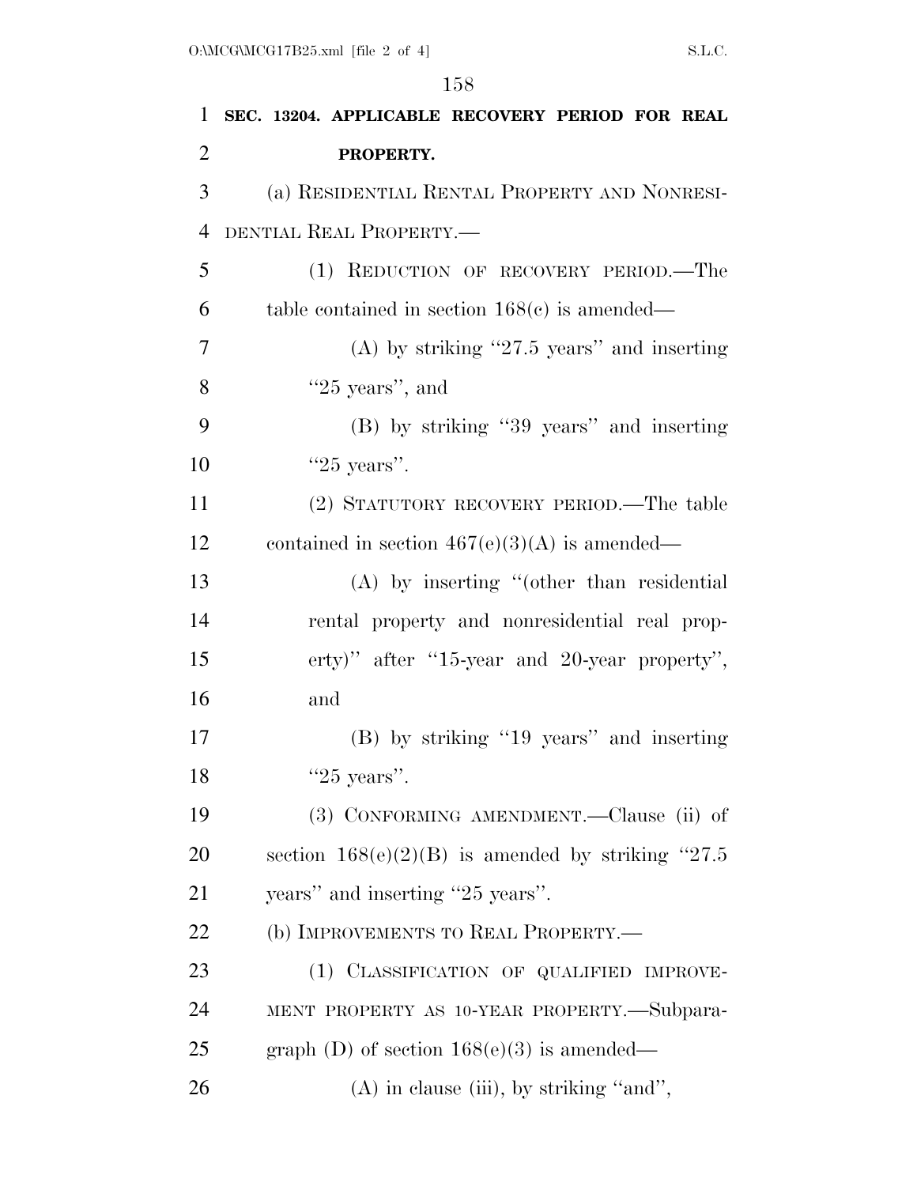**SEC. 13204. APPLICABLE RECOVERY PERIOD FOR REAL PROPERTY.**

(a) RESIDENTIAL RENTAL PROPERTY AND NONRESIDENTIAL REAL PROPERTY.—

(1) REDUCTION OF RECOVERY PERIOD.—The table contained in section 168(c) is amended—

(A) by striking "27.5 years" and inserting "25 years", and

(B) by striking "39 years" and inserting "25 years".

(2) STATUTORY RECOVERY PERIOD.—The table contained in section 467(e)(3)(A) is amended—

(A) by inserting "(other than residential rental property and nonresidential real property)" after "15-year and 20-year property", and

(B) by striking "19 years" and inserting "25 years".

(3) CONFORMING AMENDMENT.—Clause (ii) of section 168(e)(2)(B) is amended by striking "27.5 years" and inserting "25 years".

(b) IMPROVEMENTS TO REAL PROPERTY.—

(1) CLASSIFICATION OF QUALIFIED IMPROVEMENT PROPERTY AS 10-YEAR PROPERTY.—Subparagraph (D) of section 168(e)(3) is amended—

(A) in clause (iii), by striking "and",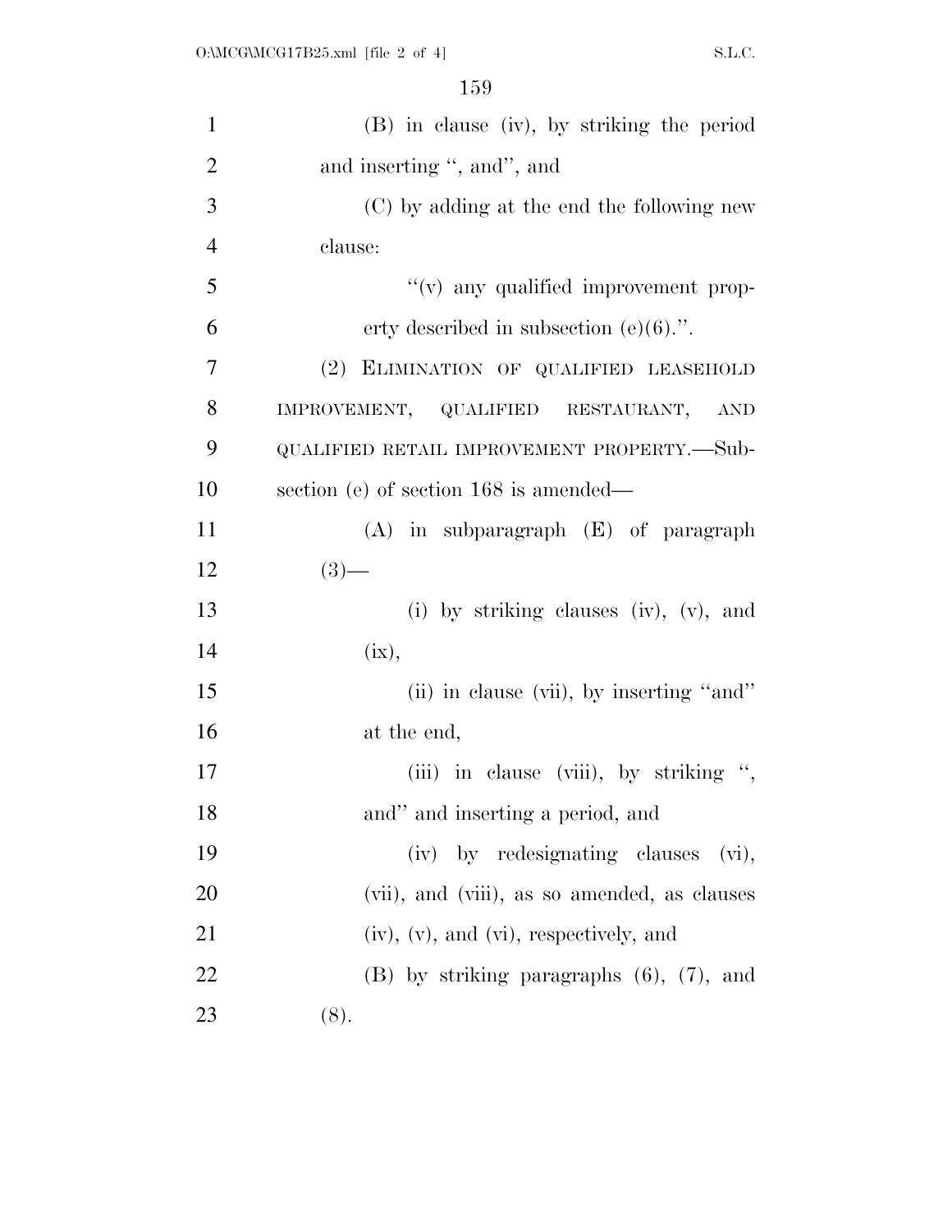(B) in clause (iv), by striking the period and inserting ", and", and

(C) by adding at the end the following new clause:

"(v) any qualified improvement property described in subsection (e)(6).".

(2) ELIMINATION OF QUALIFIED LEASEHOLD IMPROVEMENT, QUALIFIED RESTAURANT, AND QUALIFIED RETAIL IMPROVEMENT PROPERTY.—Subsection (e) of section 168 is amended—

(A) in subparagraph (E) of paragraph (3)—

(i) by striking clauses (iv), (v), and (ix),

(ii) in clause (vii), by inserting "and" at the end,

(iii) in clause (viii), by striking ", and" and inserting a period, and

(iv) by redesignating clauses (vi), (vii), and (viii), as so amended, as clauses (iv), (v), and (vi), respectively, and

(B) by striking paragraphs (6), (7), and (8).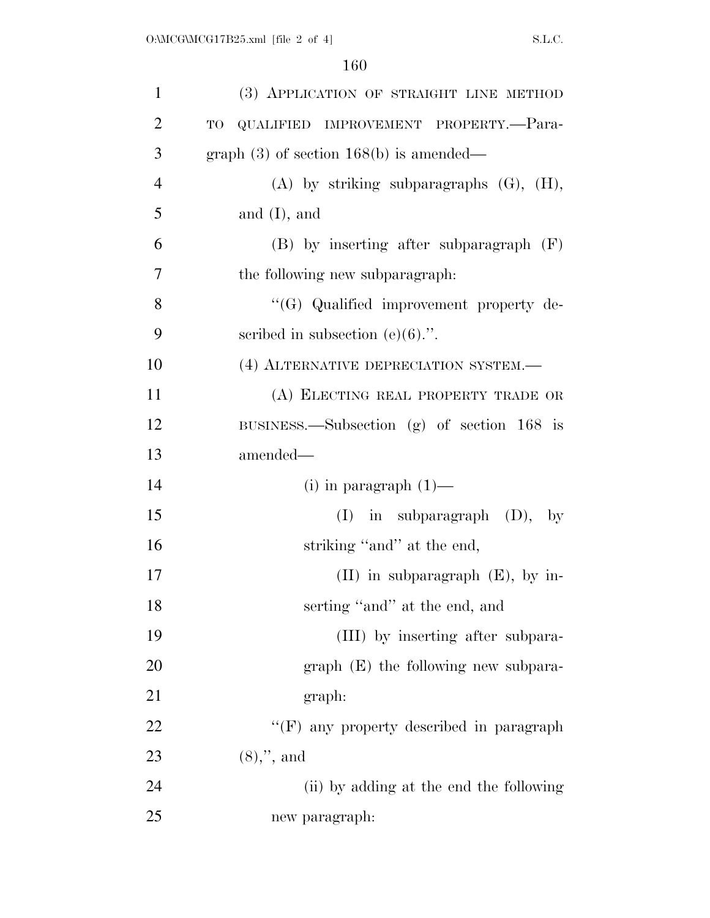(3) APPLICATION OF STRAIGHT LINE METHOD TO QUALIFIED IMPROVEMENT PROPERTY.—Paragraph (3) of section 168(b) is amended—

(A) by striking subparagraphs (G), (H), and (I), and

(B) by inserting after subparagraph (F) the following new subparagraph:

"(G) Qualified improvement property described in subsection (e)(6).".

(4) ALTERNATIVE DEPRECIATION SYSTEM.—

(A) ELECTING REAL PROPERTY TRADE OR BUSINESS.—Subsection (g) of section 168 is amended—

(i) in paragraph (1)—

(I) in subparagraph (D), by striking "and" at the end,

(II) in subparagraph (E), by inserting "and" at the end, and

(III) by inserting after subparagraph (E) the following new subparagraph:

"(F) any property described in paragraph (8),", and

(ii) by adding at the end the following new paragraph: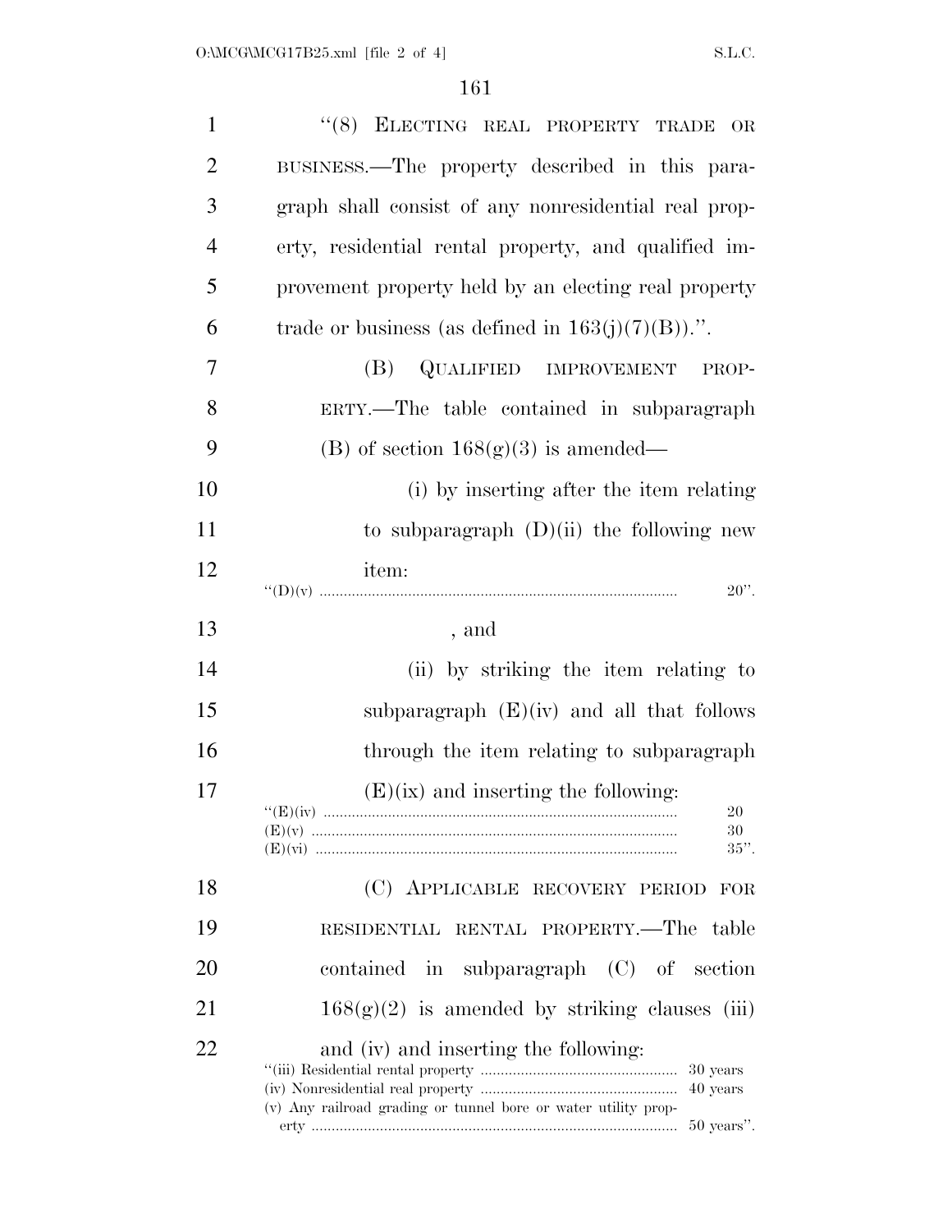"(8) ELECTING REAL PROPERTY TRADE OR BUSINESS.—The property described in this paragraph shall consist of any nonresidential real property, residential rental property, and qualified improvement property held by an electing real property trade or business (as defined in 163(j)(7)(B)).".

(B) QUALIFIED IMPROVEMENT PROPERTY.—The table contained in subparagraph (B) of section 168(g)(3) is amended—

(i) by inserting after the item relating to subparagraph (D)(ii) the following new item:

| | |
|---|---|
| "(D)(v) | 20". |

, and

(ii) by striking the item relating to subparagraph (E)(iv) and all that follows through the item relating to subparagraph (E)(ix) and inserting the following:

| | |
|---|---|
| "(E)(iv) | 20 |
| (E)(v) | 30 |
| (E)(vi) | 35". |

(C) APPLICABLE RECOVERY PERIOD FOR RESIDENTIAL RENTAL PROPERTY.—The table contained in subparagraph (C) of section 168(g)(2) is amended by striking clauses (iii) and (iv) and inserting the following:

| | |
|---|---|
| "(iii) Residential rental property | 30 years |
| (iv) Nonresidential real property | 40 years |
| (v) Any railroad grading or tunnel bore or water utility property | 50 years". |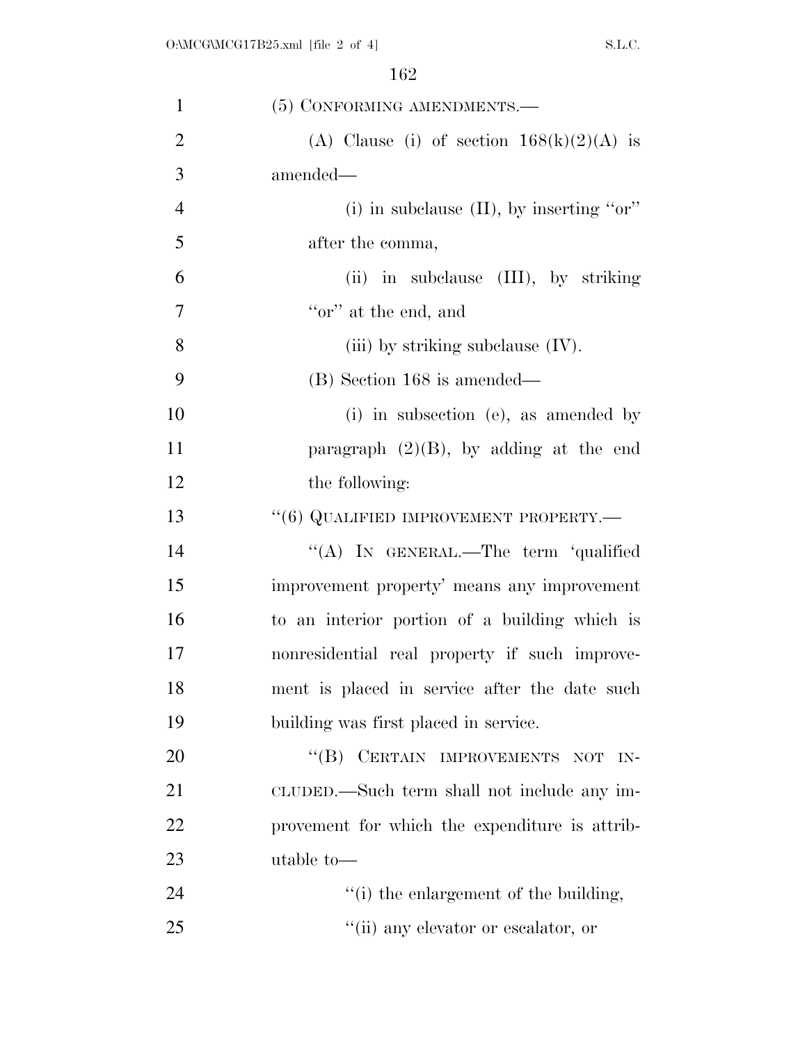(5) CONFORMING AMENDMENTS.—

(A) Clause (i) of section 168(k)(2)(A) is amended—

(i) in subclause (II), by inserting "or" after the comma,

(ii) in subclause (III), by striking "or" at the end, and

(iii) by striking subclause (IV).

(B) Section 168 is amended—

(i) in subsection (e), as amended by paragraph (2)(B), by adding at the end the following:

"(6) QUALIFIED IMPROVEMENT PROPERTY.—

"(A) IN GENERAL.—The term 'qualified improvement property' means any improvement to an interior portion of a building which is nonresidential real property if such improvement is placed in service after the date such building was first placed in service.

"(B) CERTAIN IMPROVEMENTS NOT INCLUDED.—Such term shall not include any improvement for which the expenditure is attributable to—

"(i) the enlargement of the building,

"(ii) any elevator or escalator, or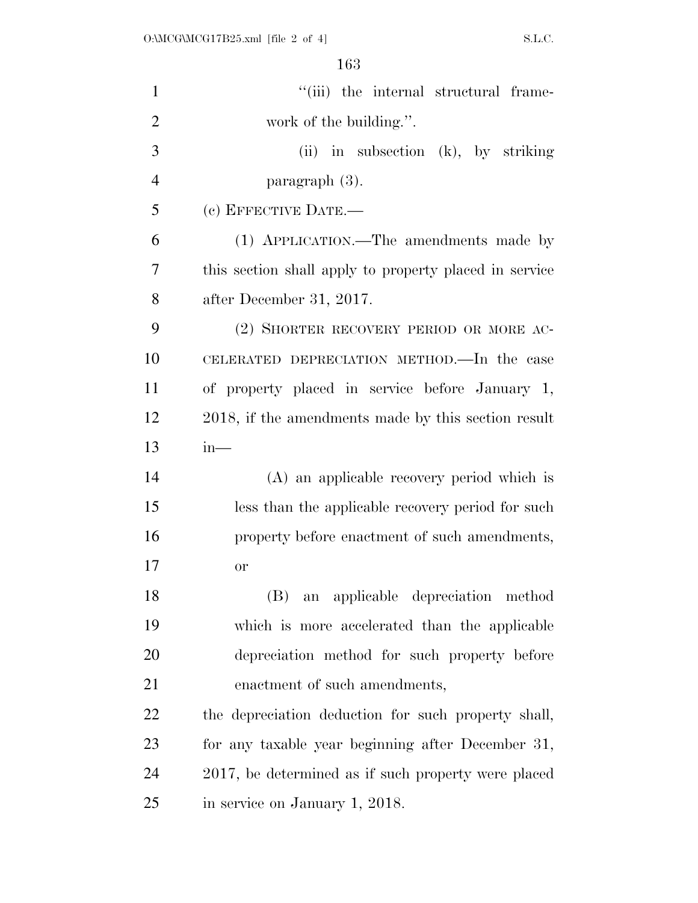"(iii) the internal structural framework of the building.".

(ii) in subsection (k), by striking paragraph (3).

(c) EFFECTIVE DATE.—

(1) APPLICATION.—The amendments made by this section shall apply to property placed in service after December 31, 2017.

(2) SHORTER RECOVERY PERIOD OR MORE ACCELERATED DEPRECIATION METHOD.—In the case of property placed in service before January 1, 2018, if the amendments made by this section result in—

(A) an applicable recovery period which is less than the applicable recovery period for such property before enactment of such amendments, or

(B) an applicable depreciation method which is more accelerated than the applicable depreciation method for such property before enactment of such amendments,

the depreciation deduction for such property shall, for any taxable year beginning after December 31, 2017, be determined as if such property were placed in service on January 1, 2018.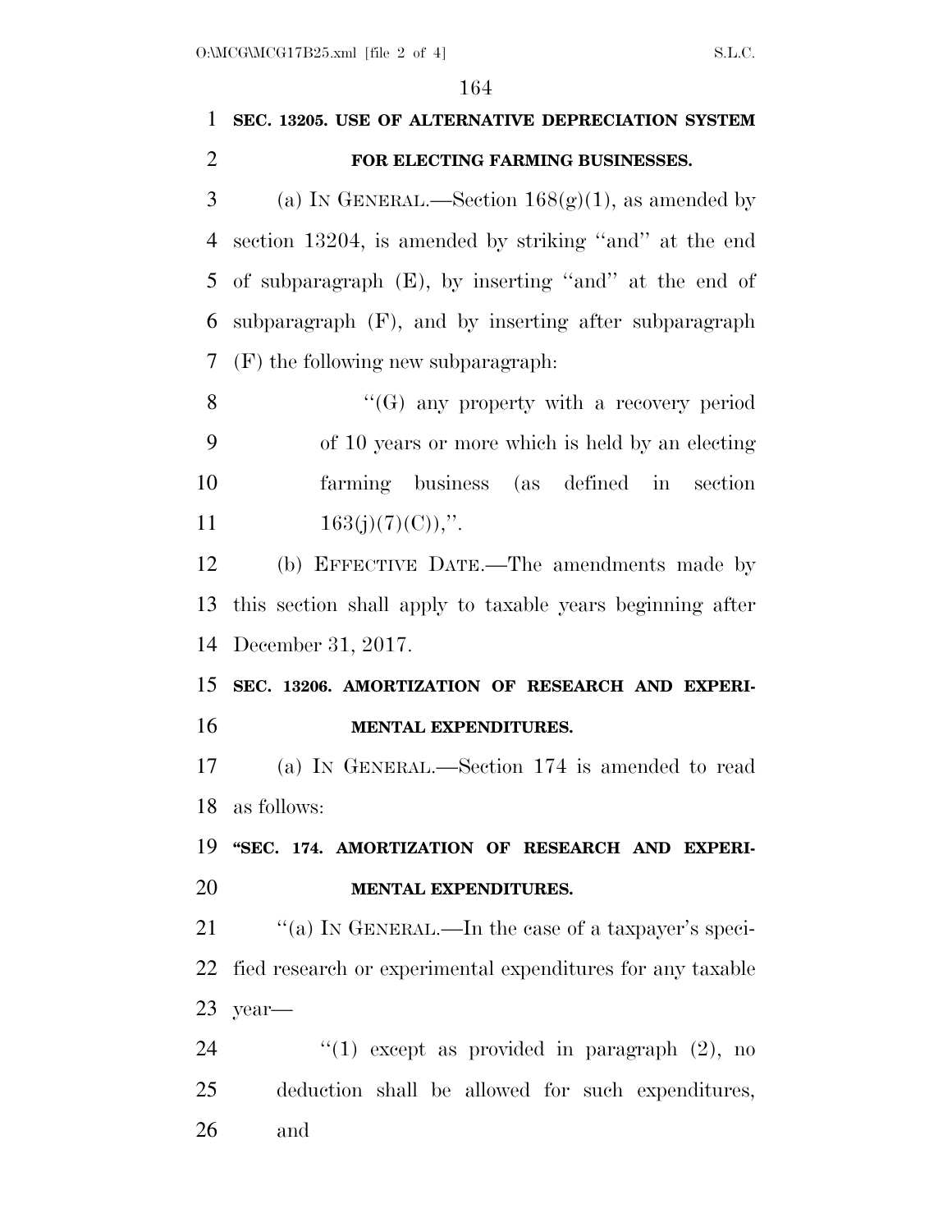**SEC. 13205. USE OF ALTERNATIVE DEPRECIATION SYSTEM FOR ELECTING FARMING BUSINESSES.**

(a) IN GENERAL.—Section 168(g)(1), as amended by section 13204, is amended by striking ''and'' at the end of subparagraph (E), by inserting ''and'' at the end of subparagraph (F), and by inserting after subparagraph (F) the following new subparagraph:

> ''(G) any property with a recovery period of 10 years or more which is held by an electing farming business (as defined in section 163(j)(7)(C)),''.

(b) EFFECTIVE DATE.—The amendments made by this section shall apply to taxable years beginning after December 31, 2017.

**SEC. 13206. AMORTIZATION OF RESEARCH AND EXPERIMENTAL EXPENDITURES.**

(a) IN GENERAL.—Section 174 is amended to read as follows:

**''SEC. 174. AMORTIZATION OF RESEARCH AND EXPERIMENTAL EXPENDITURES.**

''(a) IN GENERAL.—In the case of a taxpayer's specified research or experimental expenditures for any taxable year—

> ''(1) except as provided in paragraph (2), no deduction shall be allowed for such expenditures, and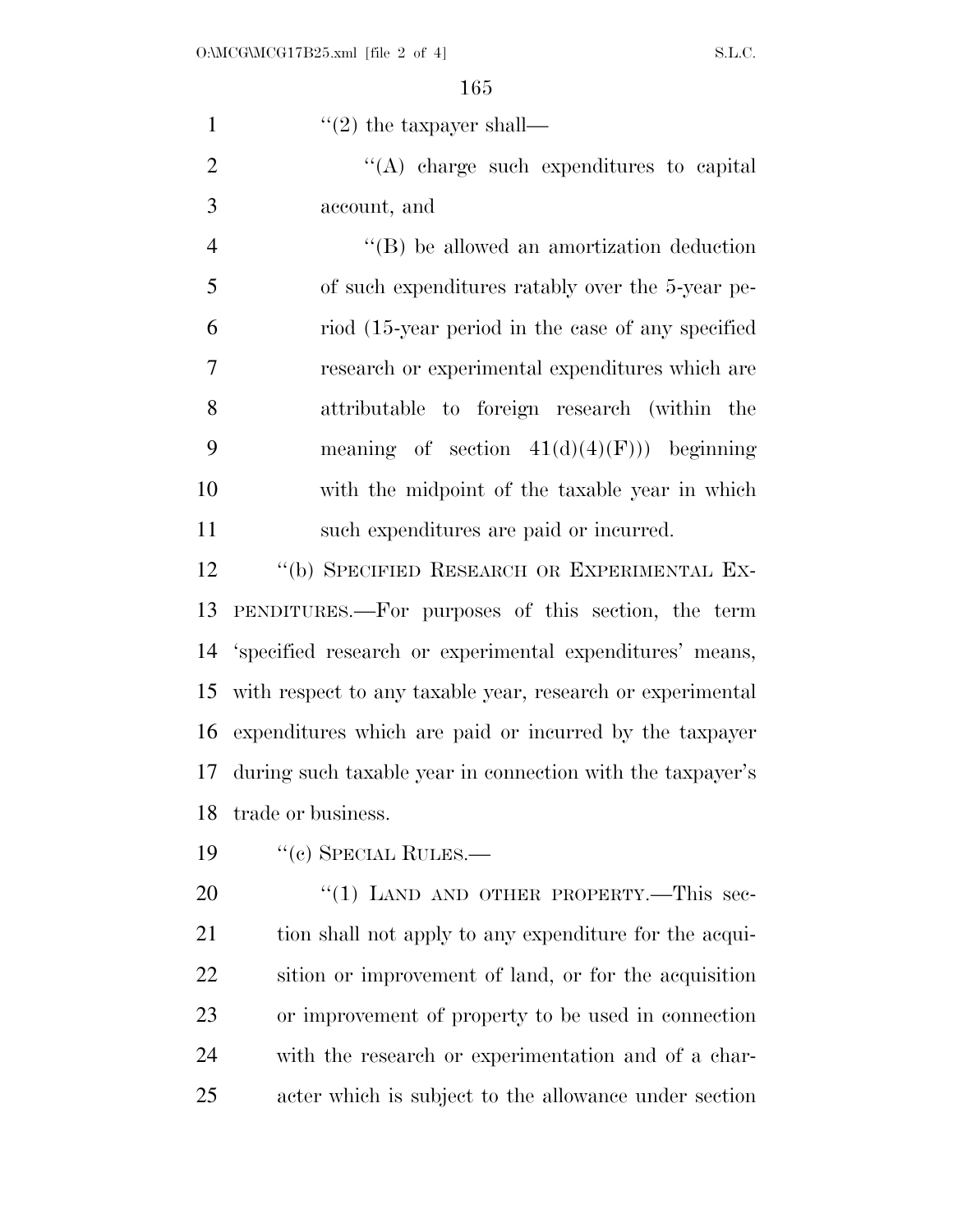"(2) the taxpayer shall—

"(A) charge such expenditures to capital account, and

"(B) be allowed an amortization deduction of such expenditures ratably over the 5-year period (15-year period in the case of any specified research or experimental expenditures which are attributable to foreign research (within the meaning of section 41(d)(4)(F))) beginning with the midpoint of the taxable year in which such expenditures are paid or incurred.

"(b) SPECIFIED RESEARCH OR EXPERIMENTAL EXPENDITURES.—For purposes of this section, the term 'specified research or experimental expenditures' means, with respect to any taxable year, research or experimental expenditures which are paid or incurred by the taxpayer during such taxable year in connection with the taxpayer's trade or business.

"(c) SPECIAL RULES.—

"(1) LAND AND OTHER PROPERTY.—This section shall not apply to any expenditure for the acquisition or improvement of land, or for the acquisition or improvement of property to be used in connection with the research or experimentation and of a character which is subject to the allowance under section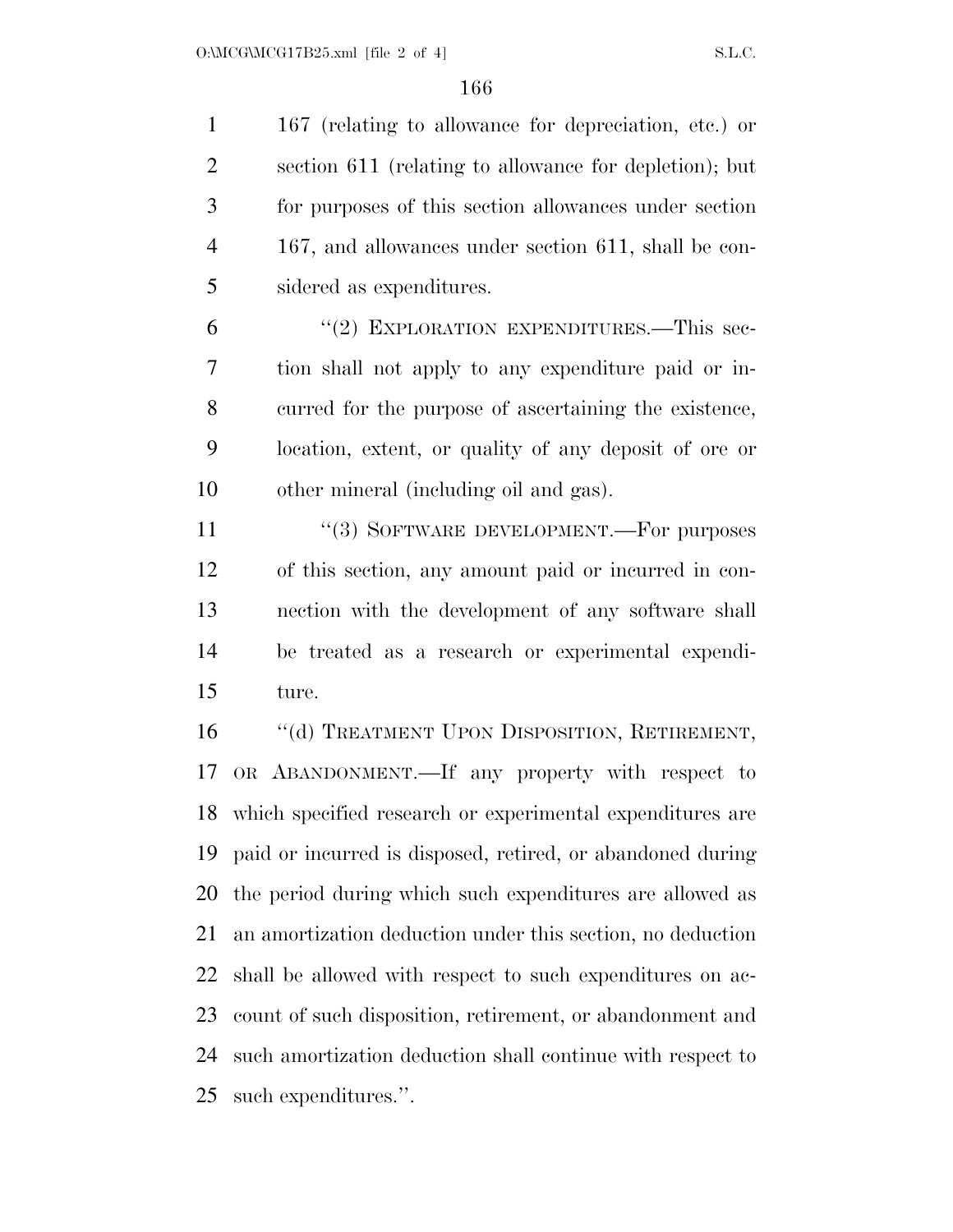167 (relating to allowance for depreciation, etc.) or section 611 (relating to allowance for depletion); but for purposes of this section allowances under section 167, and allowances under section 611, shall be considered as expenditures.

"(2) EXPLORATION EXPENDITURES.—This section shall not apply to any expenditure paid or incurred for the purpose of ascertaining the existence, location, extent, or quality of any deposit of ore or other mineral (including oil and gas).

"(3) SOFTWARE DEVELOPMENT.—For purposes of this section, any amount paid or incurred in connection with the development of any software shall be treated as a research or experimental expenditure.

"(d) TREATMENT UPON DISPOSITION, RETIREMENT, OR ABANDONMENT.—If any property with respect to which specified research or experimental expenditures are paid or incurred is disposed, retired, or abandoned during the period during which such expenditures are allowed as an amortization deduction under this section, no deduction shall be allowed with respect to such expenditures on account of such disposition, retirement, or abandonment and such amortization deduction shall continue with respect to such expenditures.".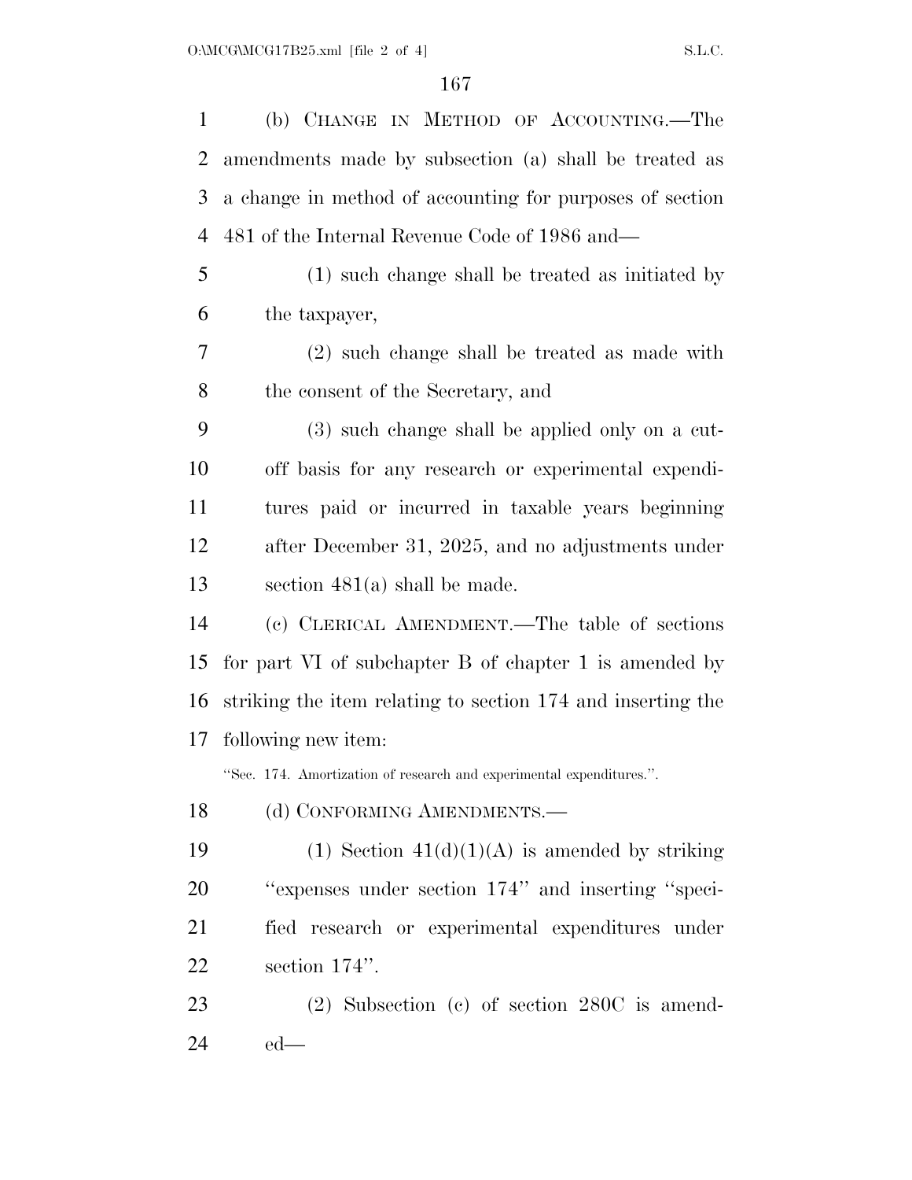(b) CHANGE IN METHOD OF ACCOUNTING.—The amendments made by subsection (a) shall be treated as a change in method of accounting for purposes of section 481 of the Internal Revenue Code of 1986 and—

(1) such change shall be treated as initiated by the taxpayer,

(2) such change shall be treated as made with the consent of the Secretary, and

(3) such change shall be applied only on a cut-off basis for any research or experimental expenditures paid or incurred in taxable years beginning after December 31, 2025, and no adjustments under section 481(a) shall be made.

(c) CLERICAL AMENDMENT.—The table of sections for part VI of subchapter B of chapter 1 is amended by striking the item relating to section 174 and inserting the following new item:

"Sec. 174. Amortization of research and experimental expenditures.".

(d) CONFORMING AMENDMENTS.—

(1) Section 41(d)(1)(A) is amended by striking "expenses under section 174" and inserting "specified research or experimental expenditures under section 174".

(2) Subsection (c) of section 280C is amended—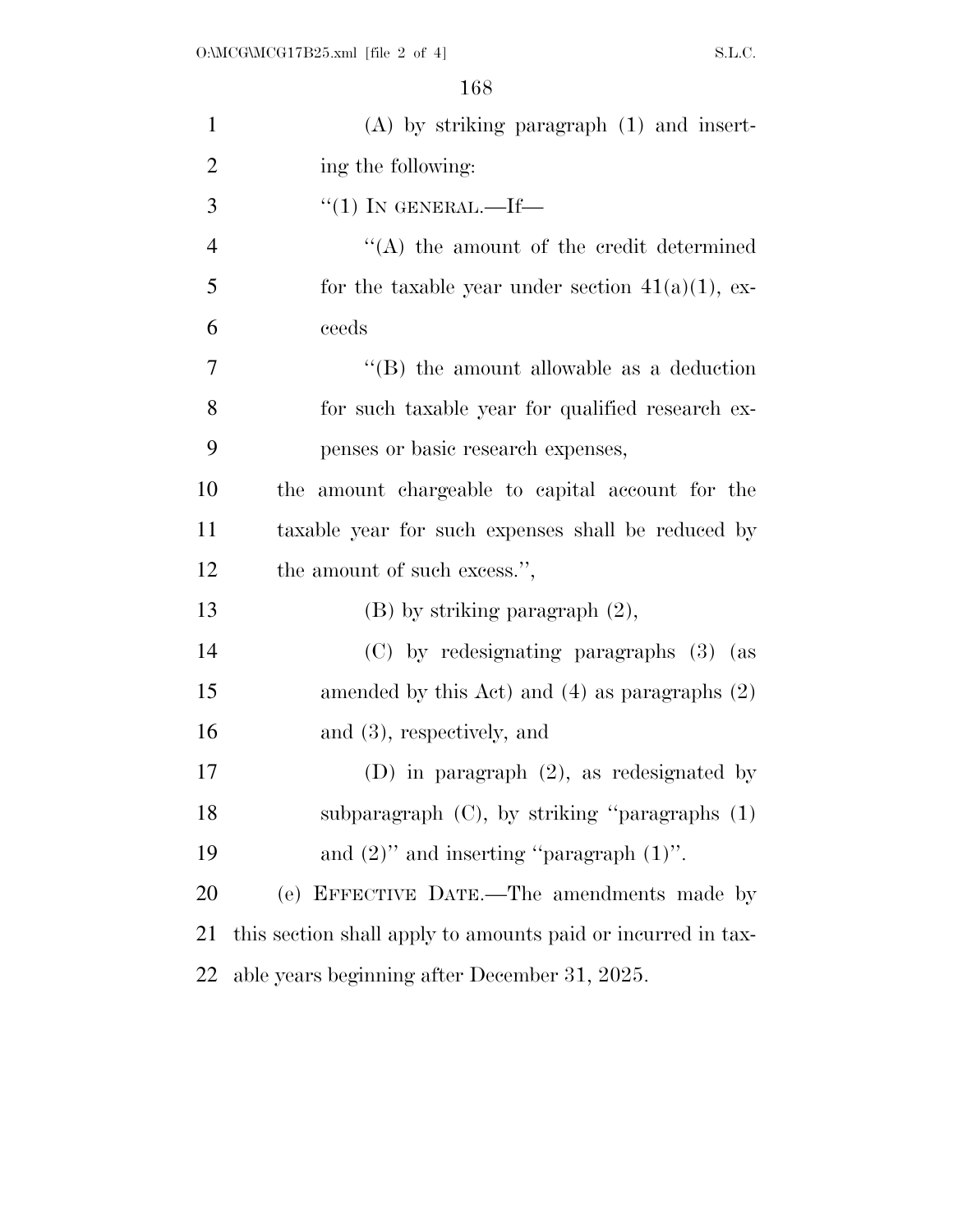(A) by striking paragraph (1) and inserting the following:

"(1) IN GENERAL.—If—

"(A) the amount of the credit determined for the taxable year under section 41(a)(1), exceeds

"(B) the amount allowable as a deduction for such taxable year for qualified research expenses or basic research expenses,

the amount chargeable to capital account for the taxable year for such expenses shall be reduced by the amount of such excess.",

(B) by striking paragraph (2),

(C) by redesignating paragraphs (3) (as amended by this Act) and (4) as paragraphs (2) and (3), respectively, and

(D) in paragraph (2), as redesignated by subparagraph (C), by striking "paragraphs (1) and (2)" and inserting "paragraph (1)".

(e) EFFECTIVE DATE.—The amendments made by this section shall apply to amounts paid or incurred in taxable years beginning after December 31, 2025.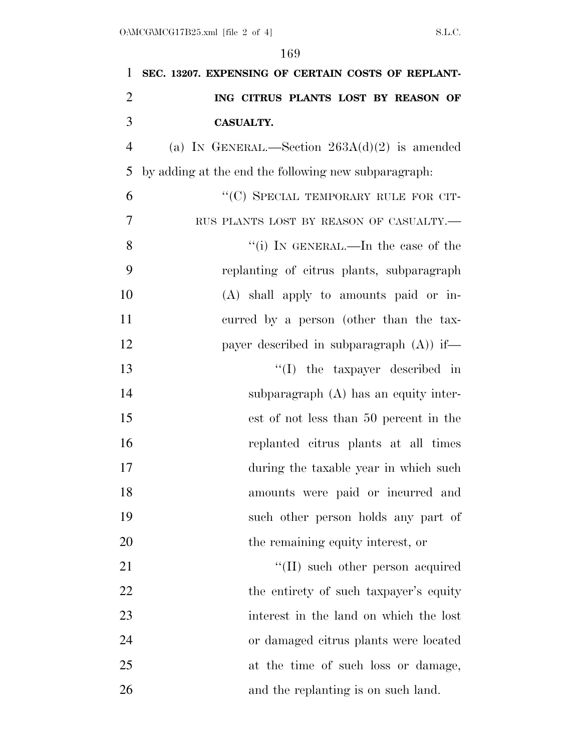**SEC. 13207. EXPENSING OF CERTAIN COSTS OF REPLANTING CITRUS PLANTS LOST BY REASON OF CASUALTY.**

(a) IN GENERAL.—Section 263A(d)(2) is amended by adding at the end the following new subparagraph:

"(C) SPECIAL TEMPORARY RULE FOR CITRUS PLANTS LOST BY REASON OF CASUALTY.—

"(i) IN GENERAL.—In the case of the replanting of citrus plants, subparagraph (A) shall apply to amounts paid or incurred by a person (other than the taxpayer described in subparagraph (A)) if—

"(I) the taxpayer described in subparagraph (A) has an equity interest of not less than 50 percent in the replanted citrus plants at all times during the taxable year in which such amounts were paid or incurred and such other person holds any part of the remaining equity interest, or

"(II) such other person acquired the entirety of such taxpayer's equity interest in the land on which the lost or damaged citrus plants were located at the time of such loss or damage, and the replanting is on such land.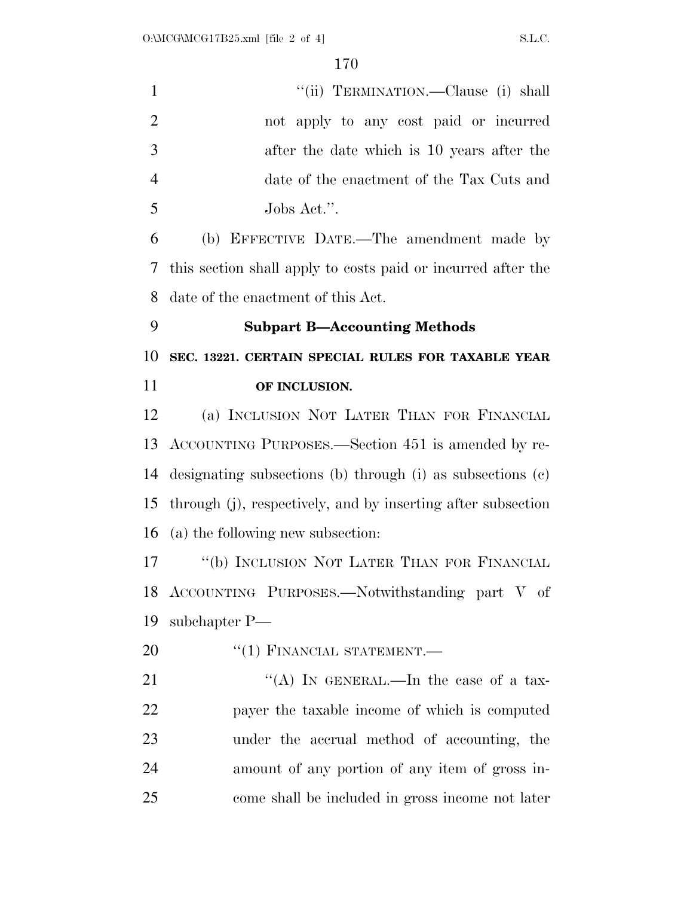"(ii) TERMINATION.—Clause (i) shall not apply to any cost paid or incurred after the date which is 10 years after the date of the enactment of the Tax Cuts and Jobs Act.".

(b) EFFECTIVE DATE.—The amendment made by this section shall apply to costs paid or incurred after the date of the enactment of this Act.

**Subpart B—Accounting Methods**

**SEC. 13221. CERTAIN SPECIAL RULES FOR TAXABLE YEAR OF INCLUSION.**

(a) INCLUSION NOT LATER THAN FOR FINANCIAL ACCOUNTING PURPOSES.—Section 451 is amended by redesignating subsections (b) through (i) as subsections (c) through (j), respectively, and by inserting after subsection (a) the following new subsection:

"(b) INCLUSION NOT LATER THAN FOR FINANCIAL ACCOUNTING PURPOSES.—Notwithstanding part V of subchapter P—

"(1) FINANCIAL STATEMENT.—

"(A) IN GENERAL.—In the case of a taxpayer the taxable income of which is computed under the accrual method of accounting, the amount of any portion of any item of gross income shall be included in gross income not later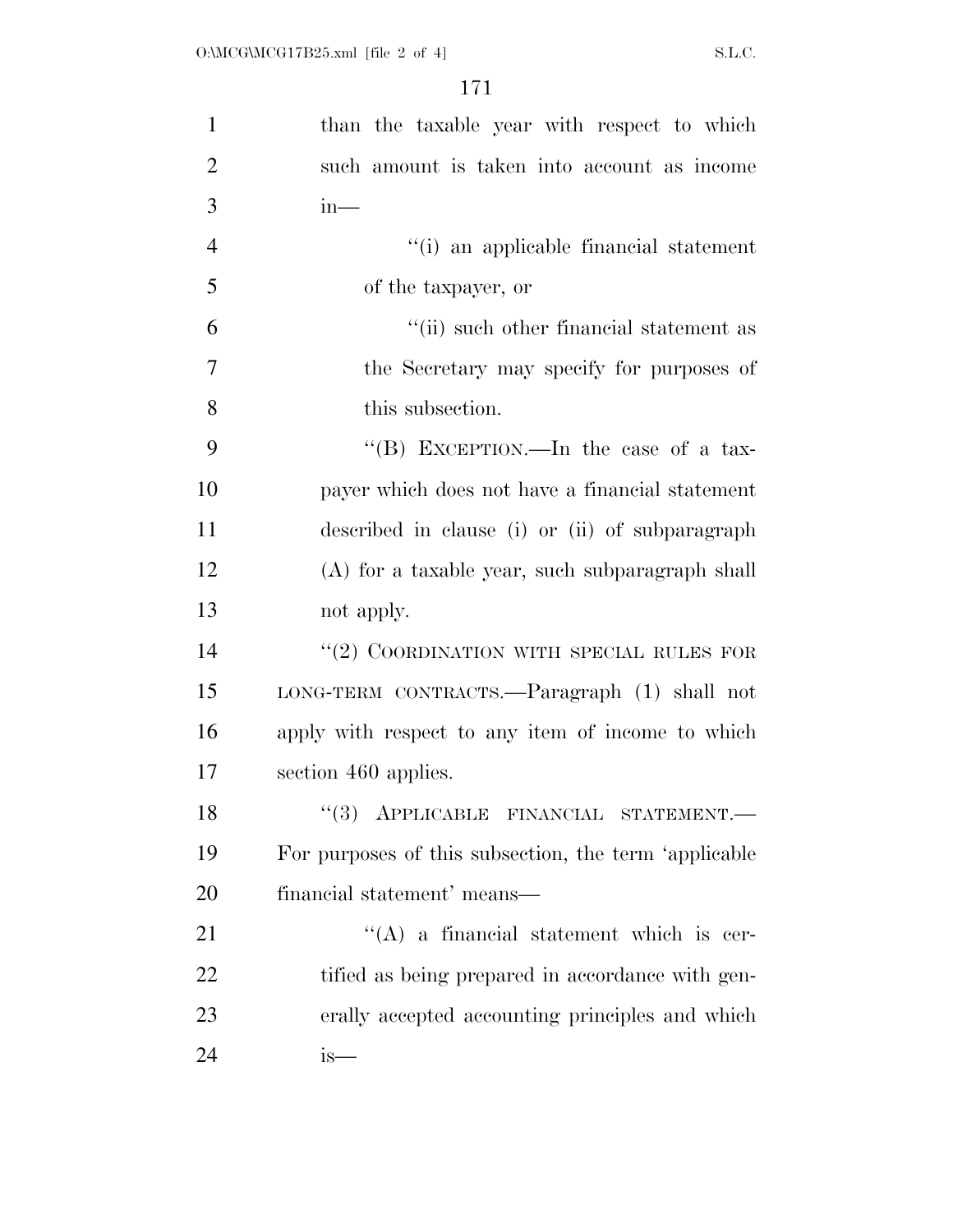than the taxable year with respect to which such amount is taken into account as income in—

''(i) an applicable financial statement of the taxpayer, or

''(ii) such other financial statement as the Secretary may specify for purposes of this subsection.

''(B) EXCEPTION.—In the case of a taxpayer which does not have a financial statement described in clause (i) or (ii) of subparagraph (A) for a taxable year, such subparagraph shall not apply.

''(2) COORDINATION WITH SPECIAL RULES FOR LONG-TERM CONTRACTS.—Paragraph (1) shall not apply with respect to any item of income to which section 460 applies.

''(3) APPLICABLE FINANCIAL STATEMENT.—For purposes of this subsection, the term 'applicable financial statement' means—

''(A) a financial statement which is certified as being prepared in accordance with generally accepted accounting principles and which is—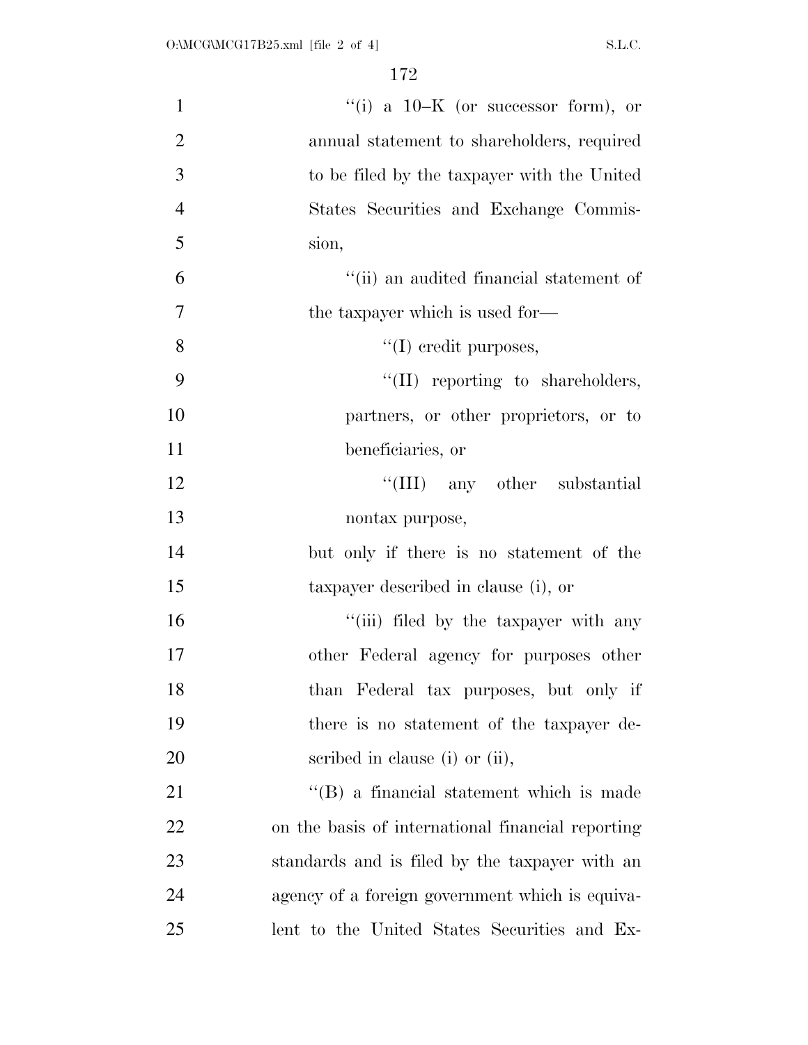''(i) a 10–K (or successor form), or annual statement to shareholders, required to be filed by the taxpayer with the United States Securities and Exchange Commission,

''(ii) an audited financial statement of the taxpayer which is used for—

''(I) credit purposes,

''(II) reporting to shareholders, partners, or other proprietors, or to beneficiaries, or

''(III) any other substantial nontax purpose,

but only if there is no statement of the taxpayer described in clause (i), or

''(iii) filed by the taxpayer with any other Federal agency for purposes other than Federal tax purposes, but only if there is no statement of the taxpayer described in clause (i) or (ii),

''(B) a financial statement which is made on the basis of international financial reporting standards and is filed by the taxpayer with an agency of a foreign government which is equivalent to the United States Securities and Ex-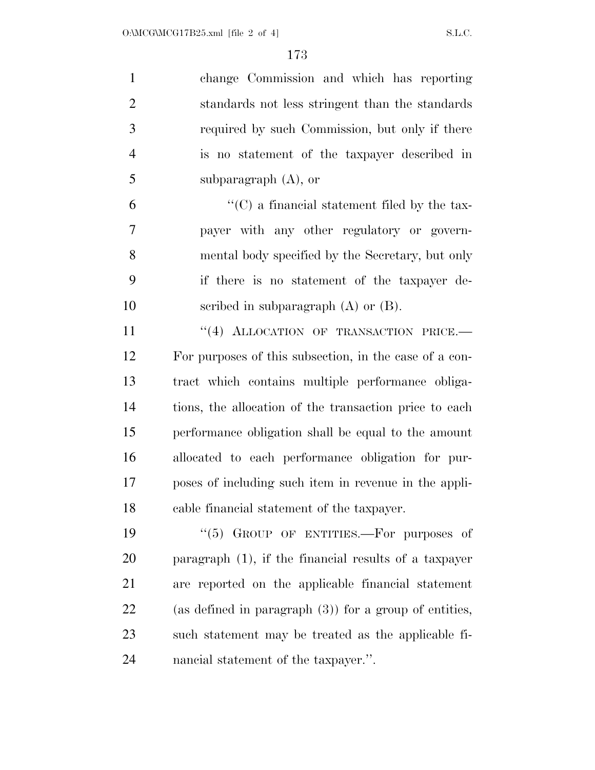change Commission and which has reporting standards not less stringent than the standards required by such Commission, but only if there is no statement of the taxpayer described in subparagraph (A), or

"(C) a financial statement filed by the taxpayer with any other regulatory or governmental body specified by the Secretary, but only if there is no statement of the taxpayer described in subparagraph (A) or (B).

"(4) ALLOCATION OF TRANSACTION PRICE.—For purposes of this subsection, in the case of a contract which contains multiple performance obligations, the allocation of the transaction price to each performance obligation shall be equal to the amount allocated to each performance obligation for purposes of including such item in revenue in the applicable financial statement of the taxpayer.

"(5) GROUP OF ENTITIES.—For purposes of paragraph (1), if the financial results of a taxpayer are reported on the applicable financial statement (as defined in paragraph (3)) for a group of entities, such statement may be treated as the applicable financial statement of the taxpayer.".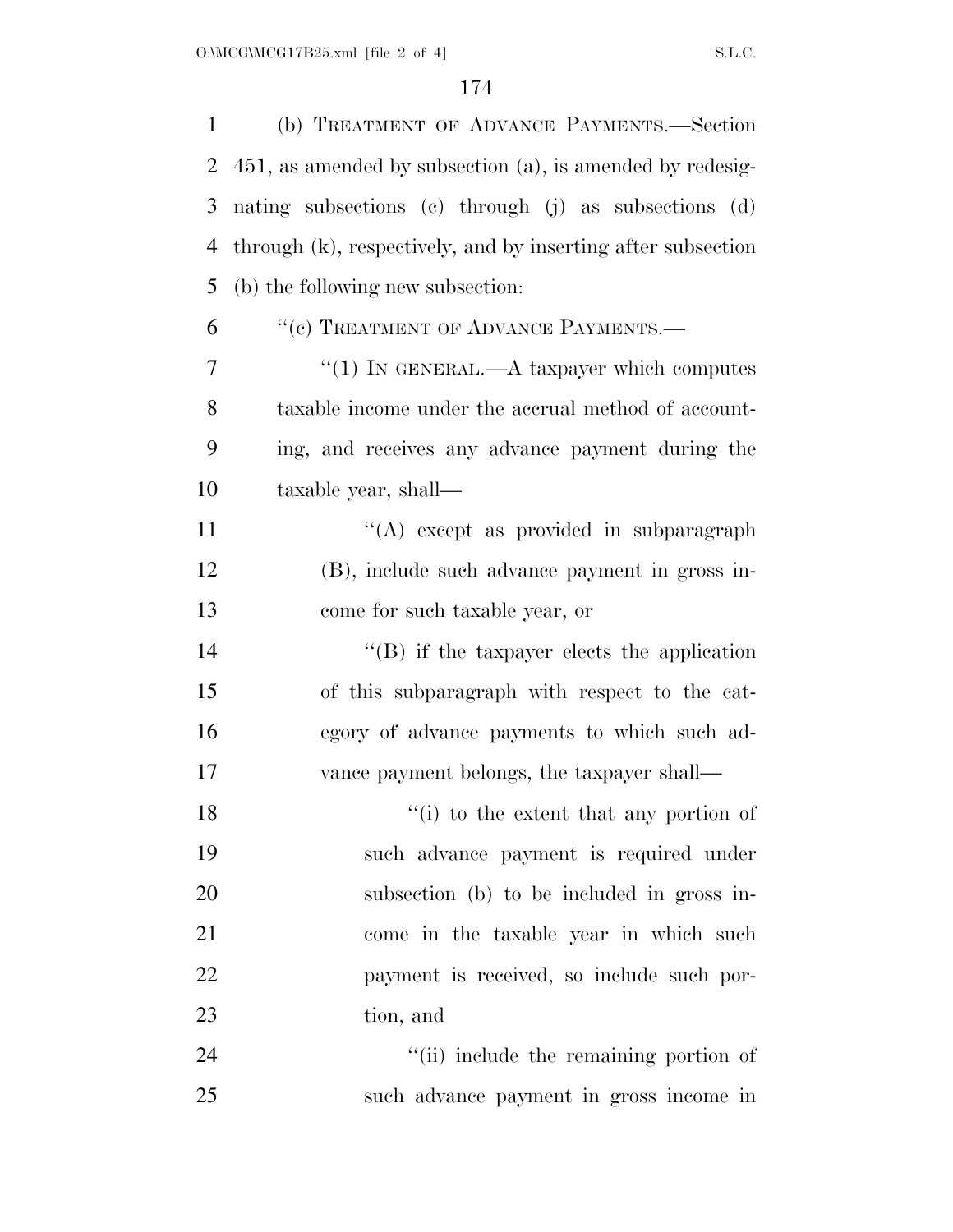(b) TREATMENT OF ADVANCE PAYMENTS.—Section 451, as amended by subsection (a), is amended by redesignating subsections (c) through (j) as subsections (d) through (k), respectively, and by inserting after subsection (b) the following new subsection:

"(c) TREATMENT OF ADVANCE PAYMENTS.—

"(1) IN GENERAL.—A taxpayer which computes taxable income under the accrual method of accounting, and receives any advance payment during the taxable year, shall—

"(A) except as provided in subparagraph (B), include such advance payment in gross income for such taxable year, or

"(B) if the taxpayer elects the application of this subparagraph with respect to the category of advance payments to which such advance payment belongs, the taxpayer shall—

"(i) to the extent that any portion of such advance payment is required under subsection (b) to be included in gross income in the taxable year in which such payment is received, so include such portion, and

"(ii) include the remaining portion of such advance payment in gross income in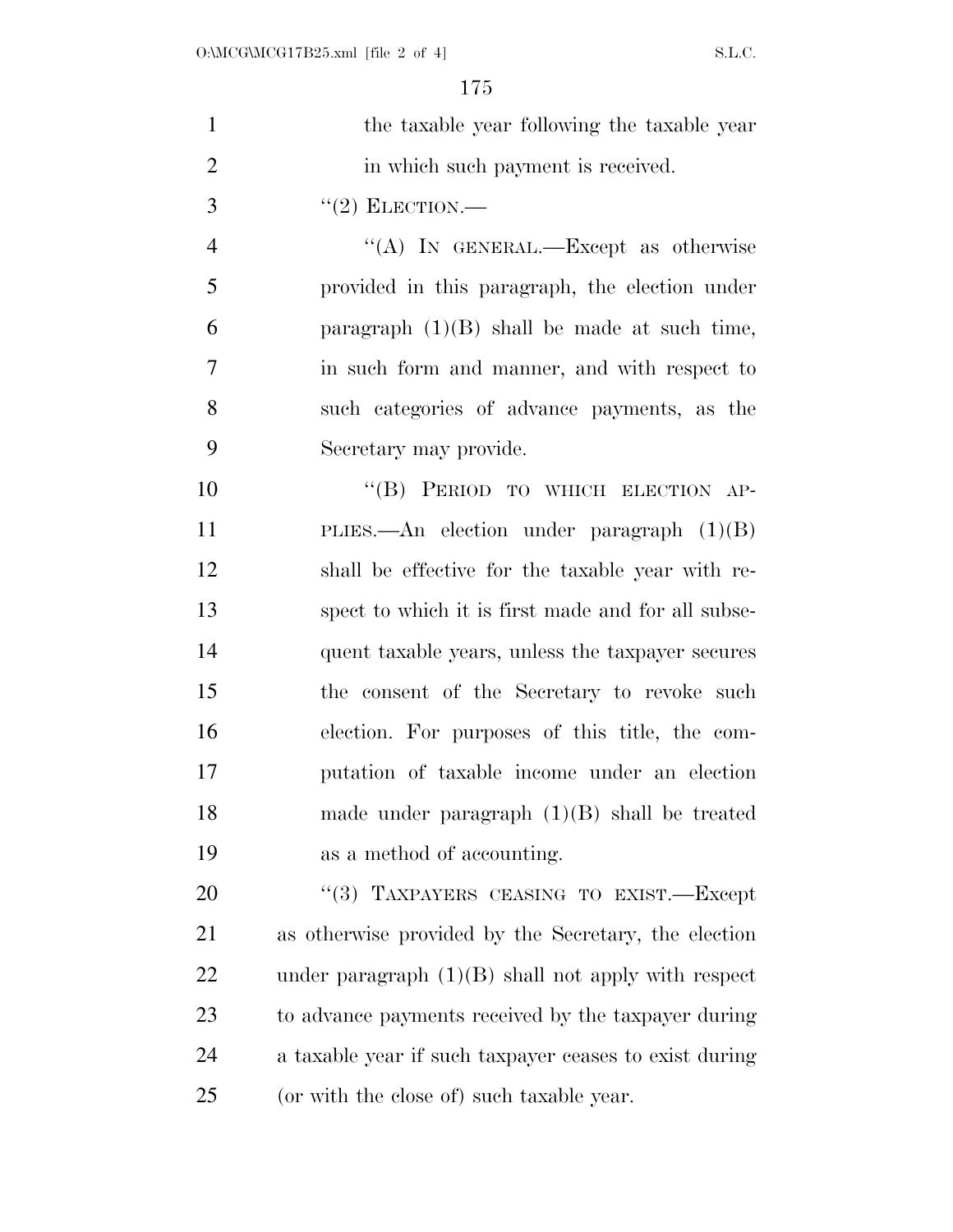the taxable year following the taxable year in which such payment is received.

"(2) ELECTION.—

"(A) IN GENERAL.—Except as otherwise provided in this paragraph, the election under paragraph (1)(B) shall be made at such time, in such form and manner, and with respect to such categories of advance payments, as the Secretary may provide.

"(B) PERIOD TO WHICH ELECTION APPLIES.—An election under paragraph (1)(B) shall be effective for the taxable year with respect to which it is first made and for all subsequent taxable years, unless the taxpayer secures the consent of the Secretary to revoke such election. For purposes of this title, the computation of taxable income under an election made under paragraph (1)(B) shall be treated as a method of accounting.

"(3) TAXPAYERS CEASING TO EXIST.—Except as otherwise provided by the Secretary, the election under paragraph (1)(B) shall not apply with respect to advance payments received by the taxpayer during a taxable year if such taxpayer ceases to exist during (or with the close of) such taxable year.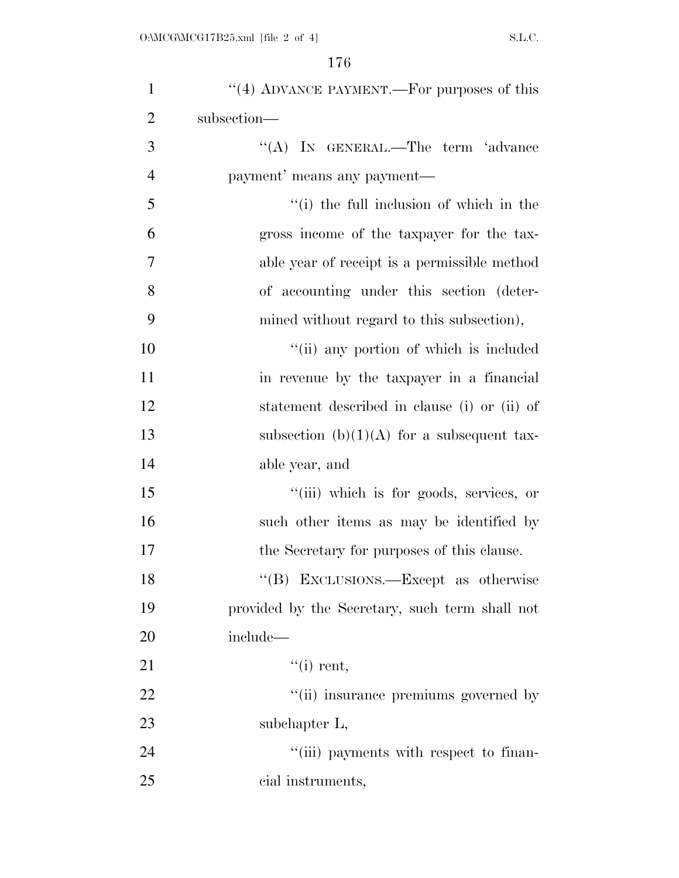"(4) ADVANCE PAYMENT.—For purposes of this subsection—

"(A) IN GENERAL.—The term 'advance payment' means any payment—

"(i) the full inclusion of which in the gross income of the taxpayer for the taxable year of receipt is a permissible method of accounting under this section (determined without regard to this subsection),

"(ii) any portion of which is included in revenue by the taxpayer in a financial statement described in clause (i) or (ii) of subsection (b)(1)(A) for a subsequent taxable year, and

"(iii) which is for goods, services, or such other items as may be identified by the Secretary for purposes of this clause.

"(B) EXCLUSIONS.—Except as otherwise provided by the Secretary, such term shall not include—

"(i) rent,

"(ii) insurance premiums governed by subchapter L,

"(iii) payments with respect to financial instruments,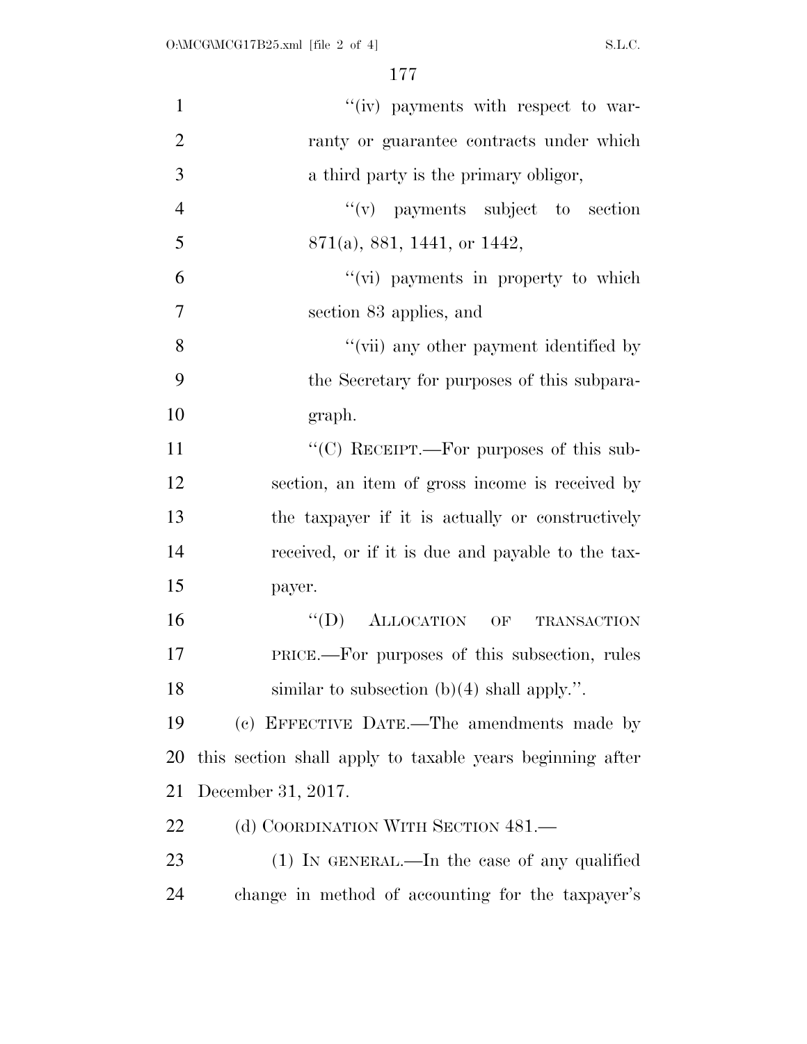"(iv) payments with respect to warranty or guarantee contracts under which a third party is the primary obligor,

"(v) payments subject to section 871(a), 881, 1441, or 1442,

"(vi) payments in property to which section 83 applies, and

"(vii) any other payment identified by the Secretary for purposes of this subparagraph.

"(C) RECEIPT.—For purposes of this subsection, an item of gross income is received by the taxpayer if it is actually or constructively received, or if it is due and payable to the taxpayer.

"(D) ALLOCATION OF TRANSACTION PRICE.—For purposes of this subsection, rules similar to subsection (b)(4) shall apply.".

(c) EFFECTIVE DATE.—The amendments made by this section shall apply to taxable years beginning after December 31, 2017.

(d) COORDINATION WITH SECTION 481.—

(1) IN GENERAL.—In the case of any qualified change in method of accounting for the taxpayer's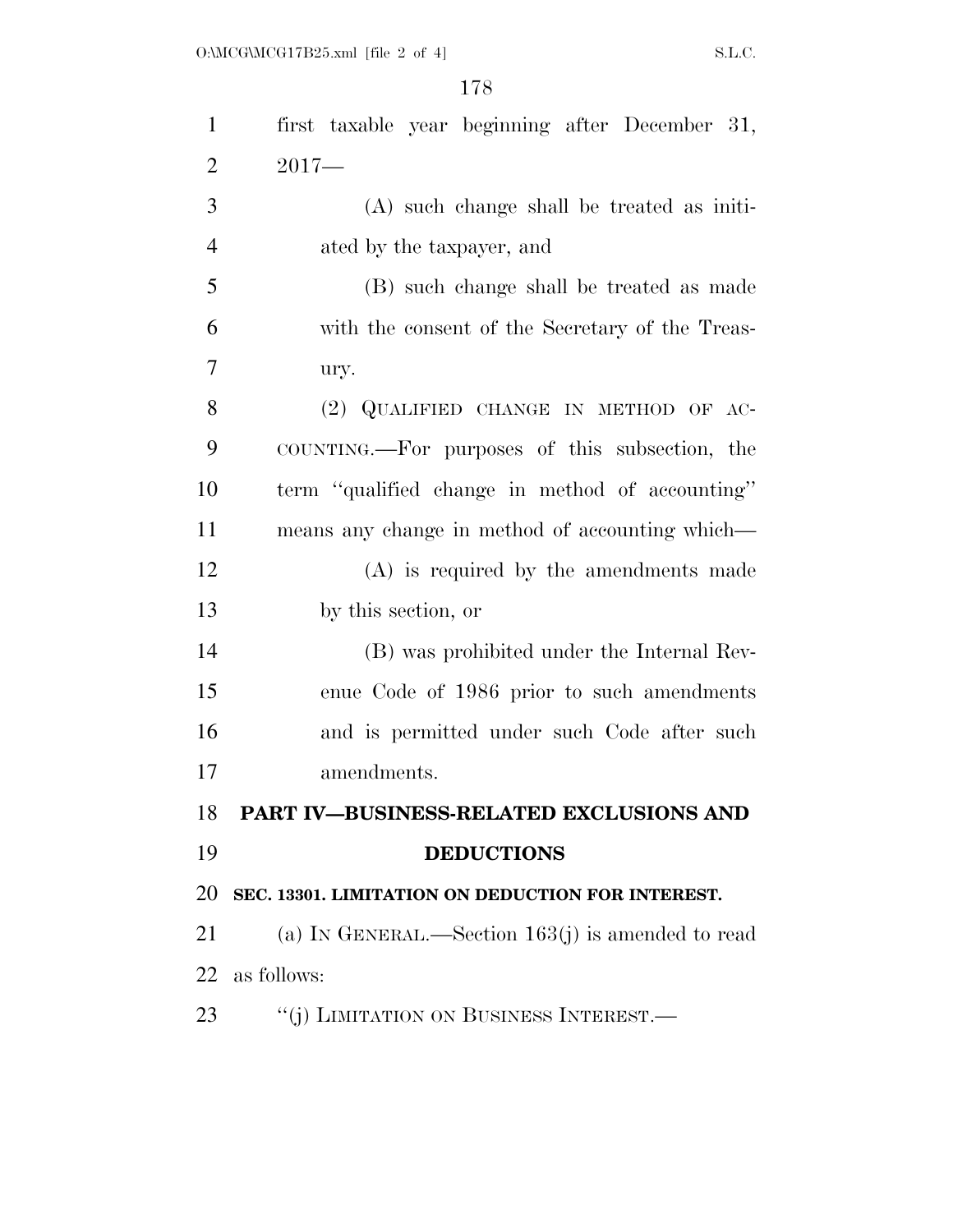first taxable year beginning after December 31, 2017—

(A) such change shall be treated as initiated by the taxpayer, and

(B) such change shall be treated as made with the consent of the Secretary of the Treasury.

(2) QUALIFIED CHANGE IN METHOD OF ACCOUNTING.—For purposes of this subsection, the term ''qualified change in method of accounting'' means any change in method of accounting which—

(A) is required by the amendments made by this section, or

(B) was prohibited under the Internal Revenue Code of 1986 prior to such amendments and is permitted under such Code after such amendments.

## PART IV—BUSINESS-RELATED EXCLUSIONS AND DEDUCTIONS

### SEC. 13301. LIMITATION ON DEDUCTION FOR INTEREST.

(a) IN GENERAL.—Section 163(j) is amended to read as follows:

''(j) LIMITATION ON BUSINESS INTEREST.—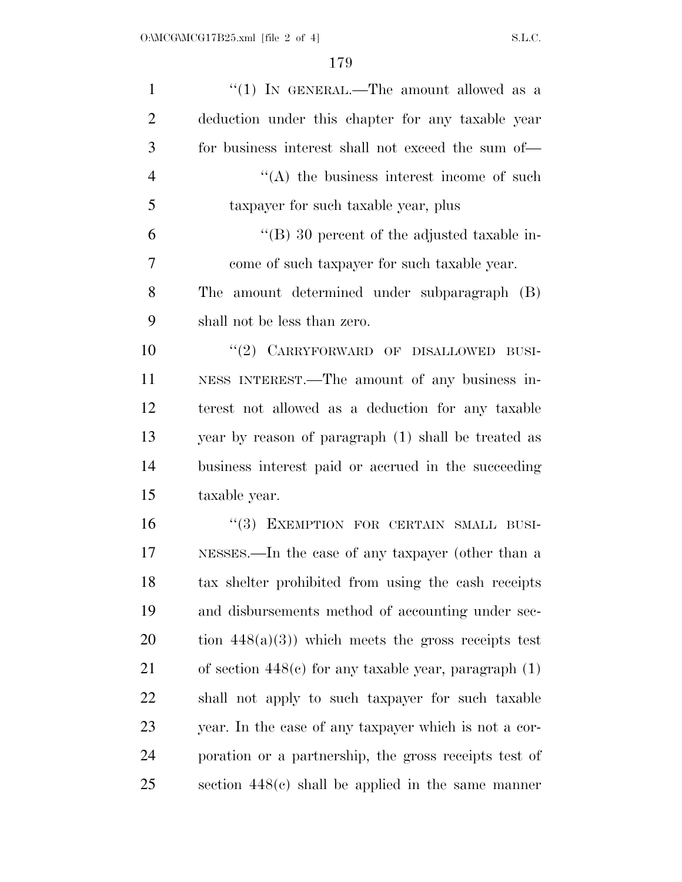"(1) IN GENERAL.—The amount allowed as a deduction under this chapter for any taxable year for business interest shall not exceed the sum of—

"(A) the business interest income of such taxpayer for such taxable year, plus

"(B) 30 percent of the adjusted taxable income of such taxpayer for such taxable year.

The amount determined under subparagraph (B) shall not be less than zero.

"(2) CARRYFORWARD OF DISALLOWED BUSINESS INTEREST.—The amount of any business interest not allowed as a deduction for any taxable year by reason of paragraph (1) shall be treated as business interest paid or accrued in the succeeding taxable year.

"(3) EXEMPTION FOR CERTAIN SMALL BUSINESSES.—In the case of any taxpayer (other than a tax shelter prohibited from using the cash receipts and disbursements method of accounting under section 448(a)(3)) which meets the gross receipts test of section 448(c) for any taxable year, paragraph (1) shall not apply to such taxpayer for such taxable year. In the case of any taxpayer which is not a corporation or a partnership, the gross receipts test of section 448(c) shall be applied in the same manner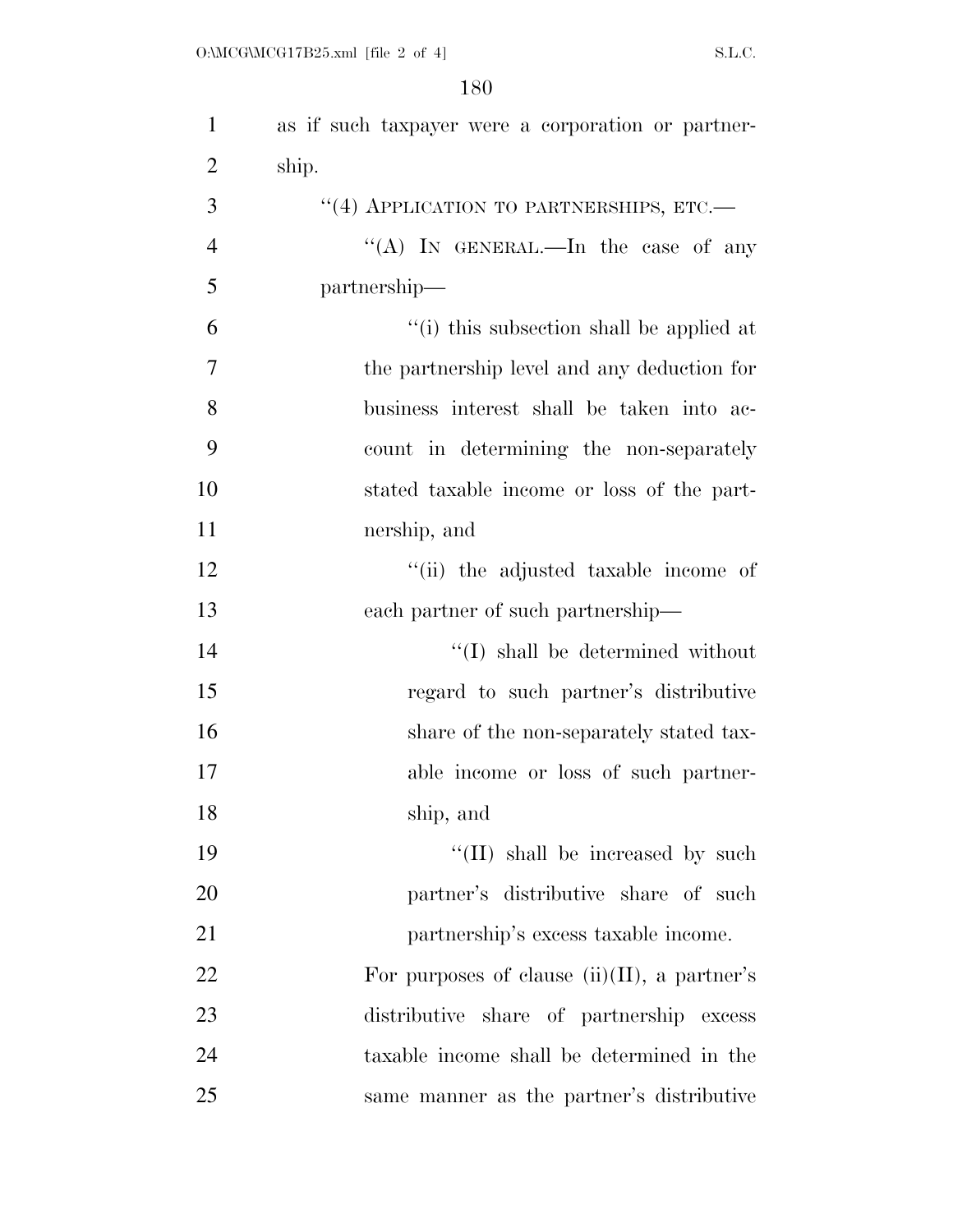as if such taxpayer were a corporation or partnership.

"(4) APPLICATION TO PARTNERSHIPS, ETC.—

"(A) IN GENERAL.—In the case of any partnership—

"(i) this subsection shall be applied at the partnership level and any deduction for business interest shall be taken into account in determining the non-separately stated taxable income or loss of the partnership, and

"(ii) the adjusted taxable income of each partner of such partnership—

"(I) shall be determined without regard to such partner's distributive share of the non-separately stated taxable income or loss of such partnership, and

"(II) shall be increased by such partner's distributive share of such partnership's excess taxable income.

For purposes of clause (ii)(II), a partner's distributive share of partnership excess taxable income shall be determined in the same manner as the partner's distributive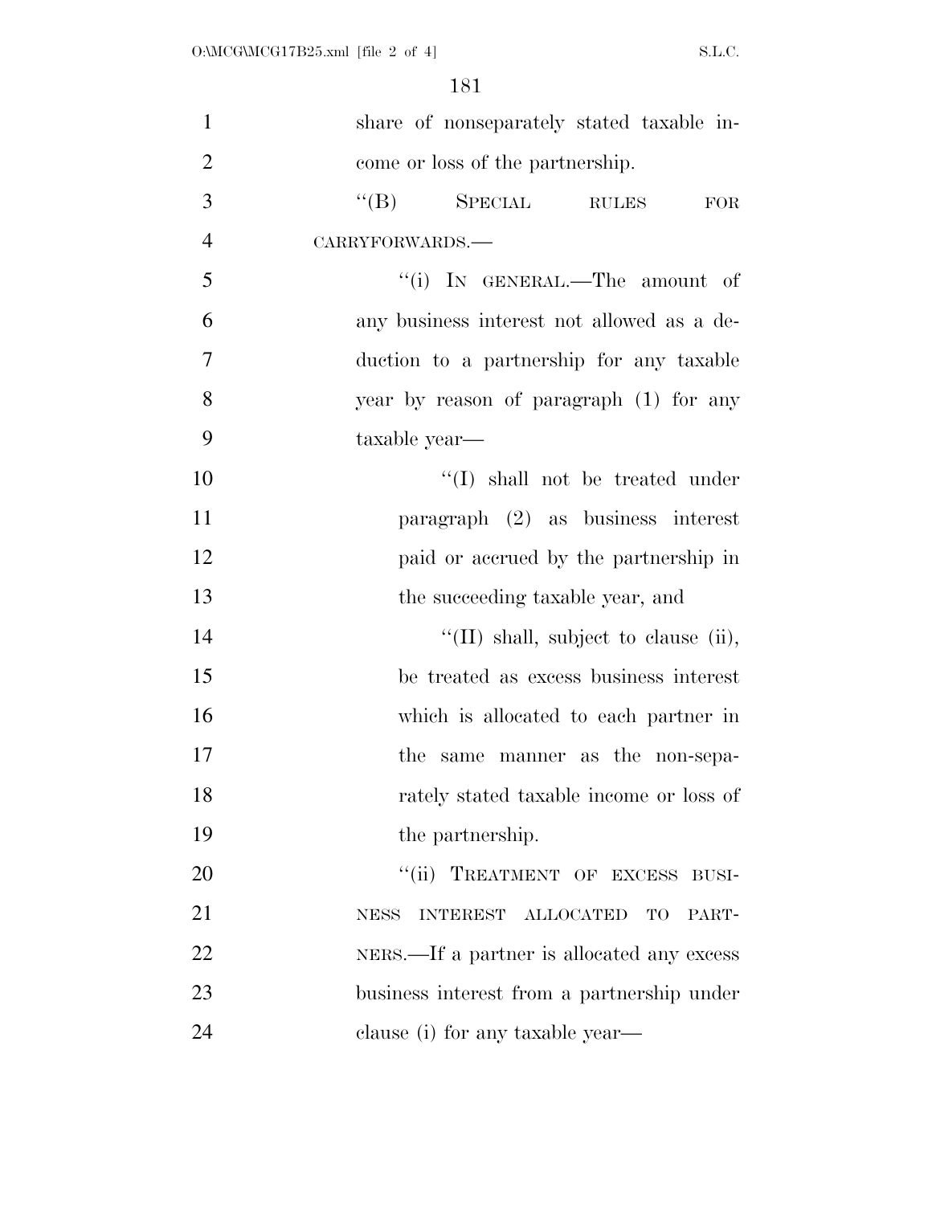share of nonseparately stated taxable income or loss of the partnership.

"(B) SPECIAL RULES FOR CARRYFORWARDS.—

"(i) IN GENERAL.—The amount of any business interest not allowed as a deduction to a partnership for any taxable year by reason of paragraph (1) for any taxable year—

"(I) shall not be treated under paragraph (2) as business interest paid or accrued by the partnership in the succeeding taxable year, and

"(II) shall, subject to clause (ii), be treated as excess business interest which is allocated to each partner in the same manner as the non-separately stated taxable income or loss of the partnership.

"(ii) TREATMENT OF EXCESS BUSINESS INTEREST ALLOCATED TO PARTNERS.—If a partner is allocated any excess business interest from a partnership under clause (i) for any taxable year—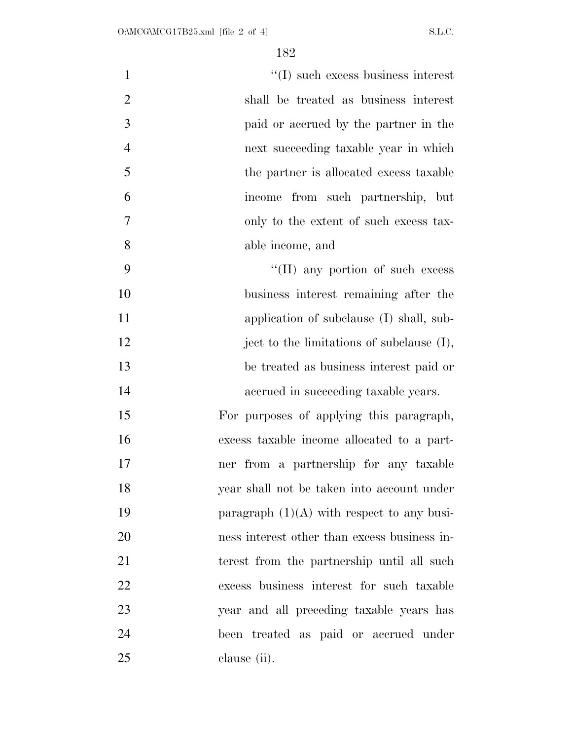"(I) such excess business interest shall be treated as business interest paid or accrued by the partner in the next succeeding taxable year in which the partner is allocated excess taxable income from such partnership, but only to the extent of such excess taxable income, and

"(II) any portion of such excess business interest remaining after the application of subclause (I) shall, subject to the limitations of subclause (I), be treated as business interest paid or accrued in succeeding taxable years.

For purposes of applying this paragraph, excess taxable income allocated to a partner from a partnership for any taxable year shall not be taken into account under paragraph (1)(A) with respect to any business interest other than excess business interest from the partnership until all such excess business interest for such taxable year and all preceding taxable years has been treated as paid or accrued under clause (ii).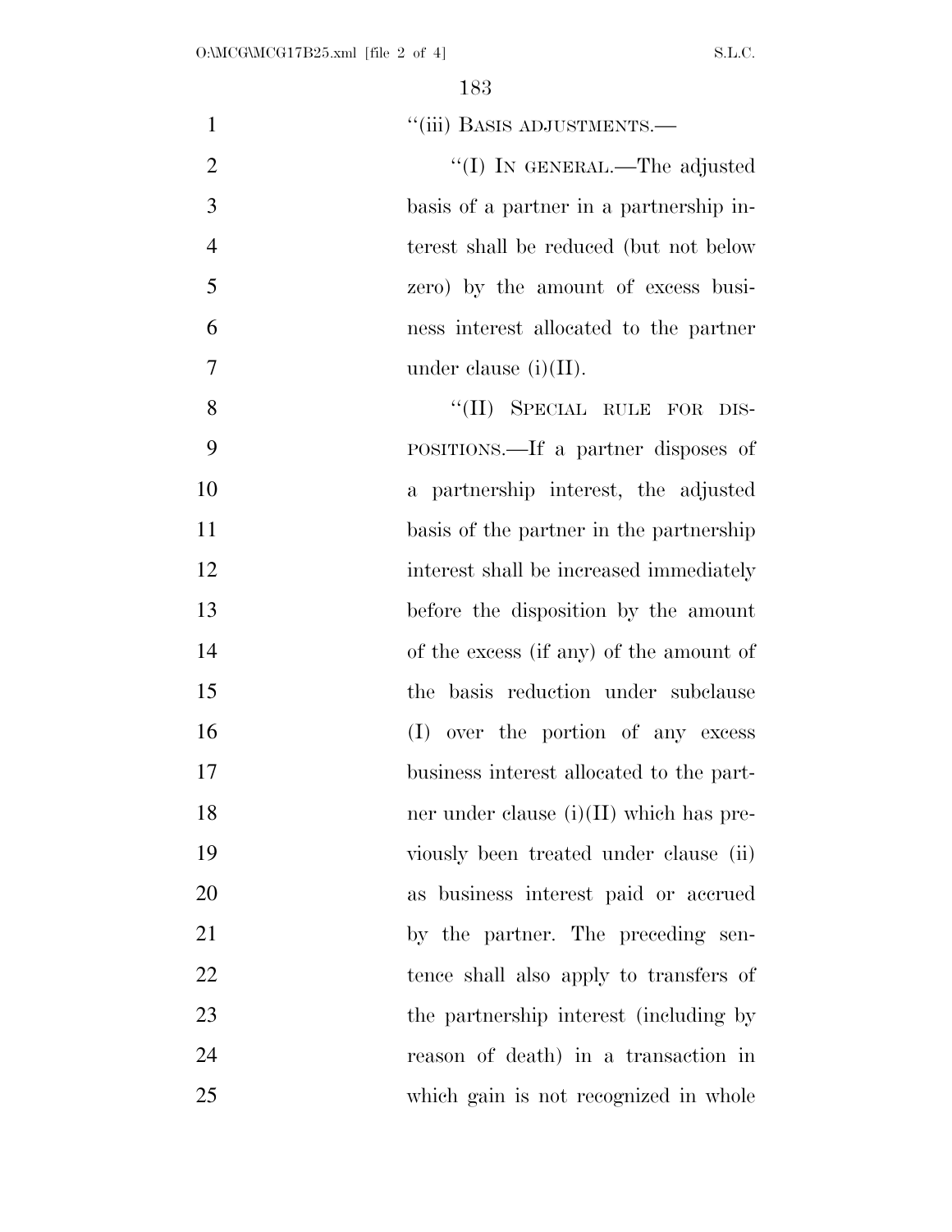"(iii) BASIS ADJUSTMENTS.—

"(I) IN GENERAL.—The adjusted basis of a partner in a partnership interest shall be reduced (but not below zero) by the amount of excess business interest allocated to the partner under clause (i)(II).

"(II) SPECIAL RULE FOR DISPOSITIONS.—If a partner disposes of a partnership interest, the adjusted basis of the partner in the partnership interest shall be increased immediately before the disposition by the amount of the excess (if any) of the amount of the basis reduction under subclause (I) over the portion of any excess business interest allocated to the partner under clause (i)(II) which has previously been treated under clause (ii) as business interest paid or accrued by the partner. The preceding sentence shall also apply to transfers of the partnership interest (including by reason of death) in a transaction in which gain is not recognized in whole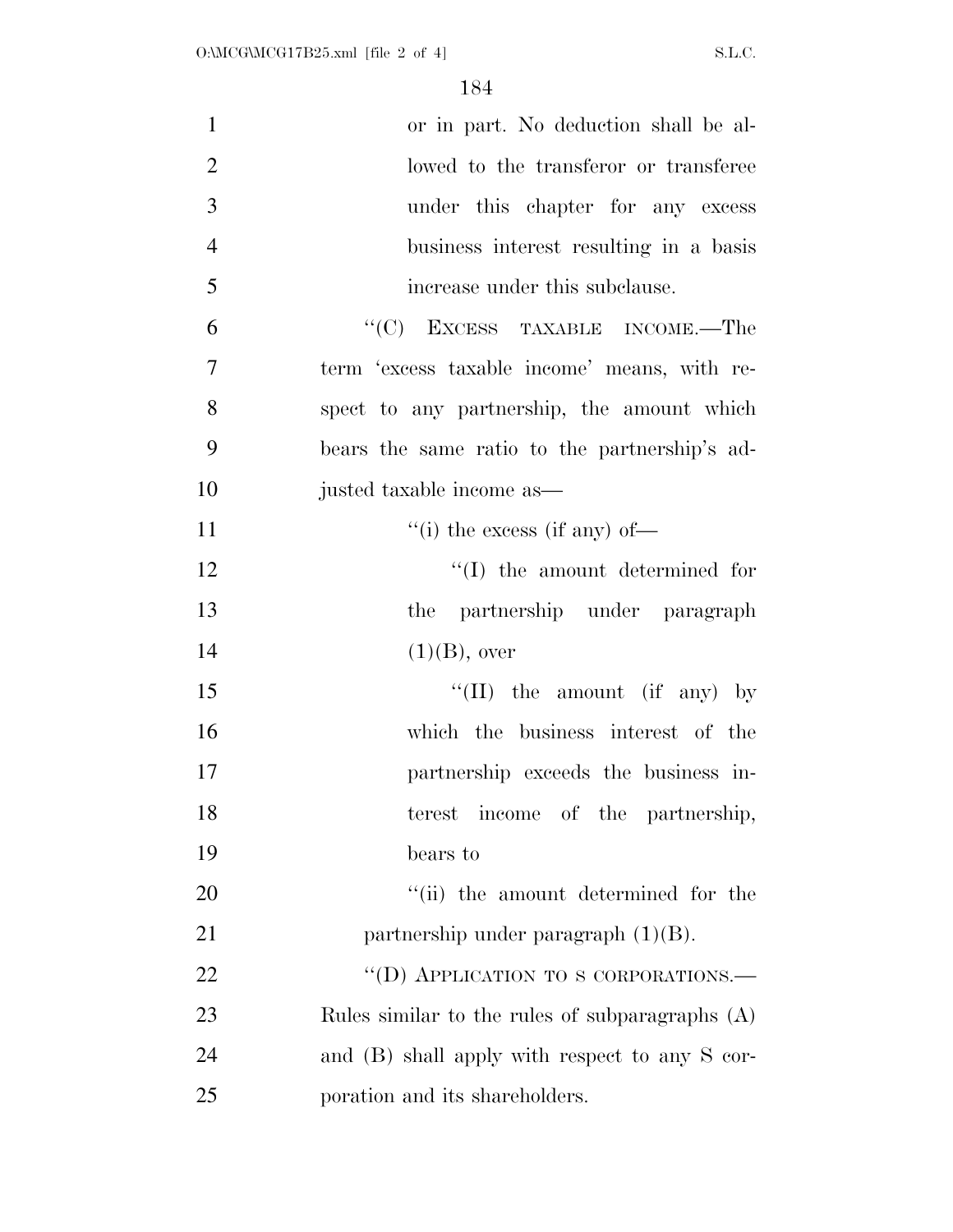or in part. No deduction shall be allowed to the transferor or transferee under this chapter for any excess business interest resulting in a basis increase under this subclause.

"(C) EXCESS TAXABLE INCOME.—The term 'excess taxable income' means, with respect to any partnership, the amount which bears the same ratio to the partnership's adjusted taxable income as—

"(i) the excess (if any) of—

"(I) the amount determined for the partnership under paragraph (1)(B), over

"(II) the amount (if any) by which the business interest of the partnership exceeds the business interest income of the partnership, bears to

"(ii) the amount determined for the partnership under paragraph (1)(B).

"(D) APPLICATION TO S CORPORATIONS.—Rules similar to the rules of subparagraphs (A) and (B) shall apply with respect to any S corporation and its shareholders.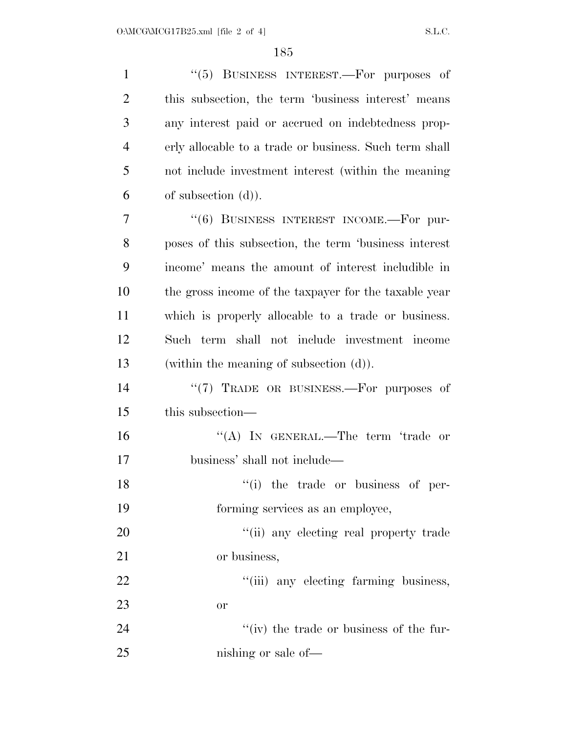"(5) BUSINESS INTEREST.—For purposes of this subsection, the term 'business interest' means any interest paid or accrued on indebtedness properly allocable to a trade or business. Such term shall not include investment interest (within the meaning of subsection (d)).

"(6) BUSINESS INTEREST INCOME.—For purposes of this subsection, the term 'business interest income' means the amount of interest includible in the gross income of the taxpayer for the taxable year which is properly allocable to a trade or business. Such term shall not include investment income (within the meaning of subsection (d)).

"(7) TRADE OR BUSINESS.—For purposes of this subsection—

"(A) IN GENERAL.—The term 'trade or business' shall not include—

"(i) the trade or business of performing services as an employee,

"(ii) any electing real property trade or business,

"(iii) any electing farming business, or

"(iv) the trade or business of the furnishing or sale of—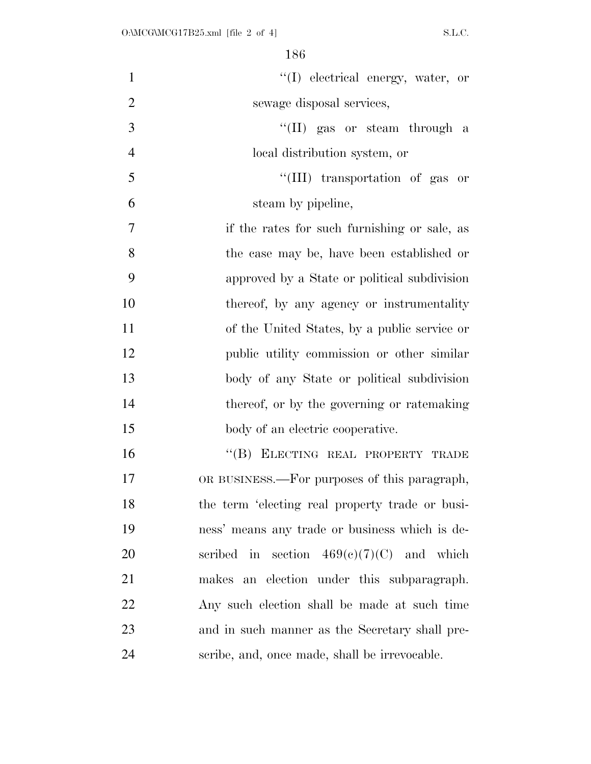''(I) electrical energy, water, or sewage disposal services,

''(II) gas or steam through a local distribution system, or

''(III) transportation of gas or steam by pipeline,

if the rates for such furnishing or sale, as the case may be, have been established or approved by a State or political subdivision thereof, by any agency or instrumentality of the United States, by a public service or public utility commission or other similar body of any State or political subdivision thereof, or by the governing or ratemaking body of an electric cooperative.

''(B) ELECTING REAL PROPERTY TRADE OR BUSINESS.—For purposes of this paragraph, the term 'electing real property trade or business' means any trade or business which is described in section 469(c)(7)(C) and which makes an election under this subparagraph. Any such election shall be made at such time and in such manner as the Secretary shall prescribe, and, once made, shall be irrevocable.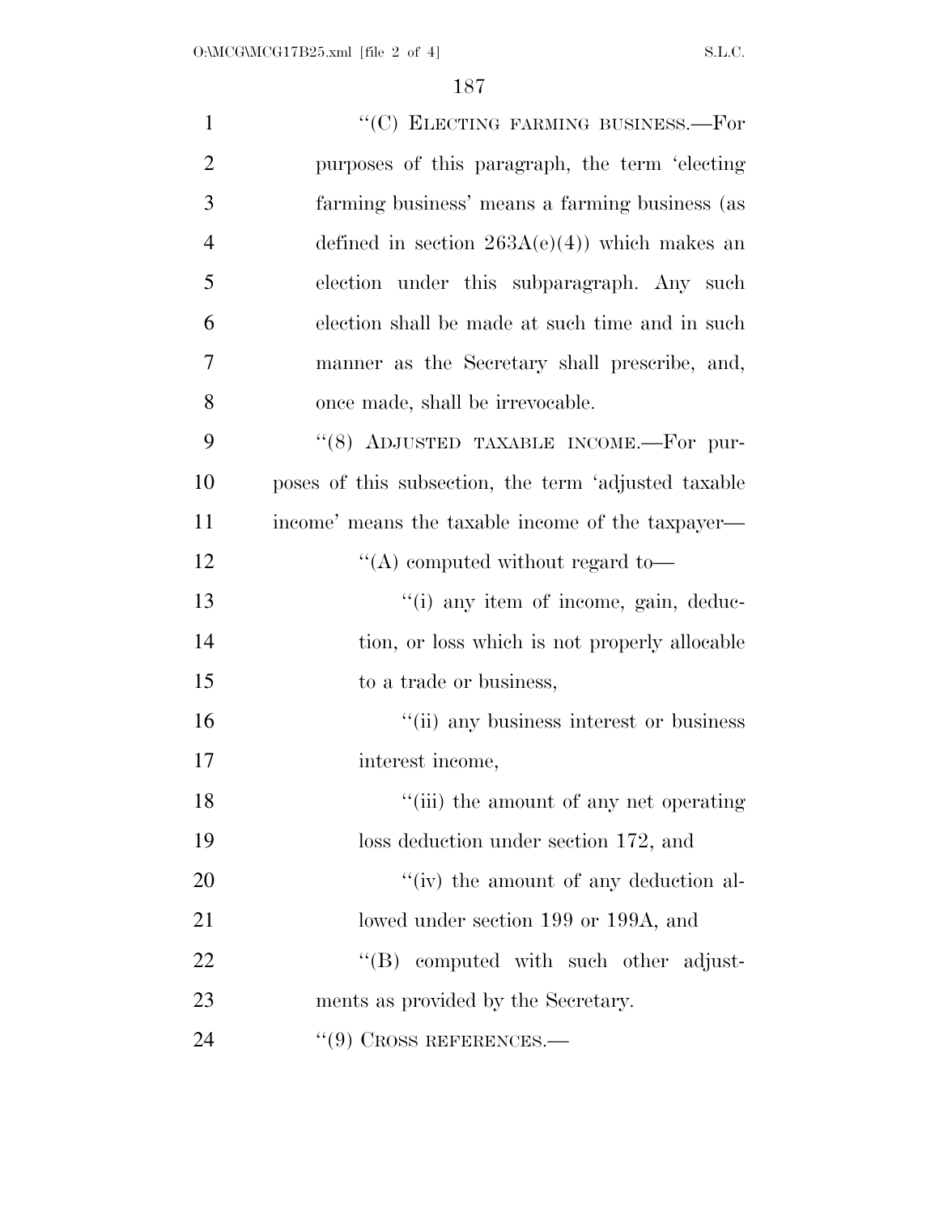"(C) ELECTING FARMING BUSINESS.—For purposes of this paragraph, the term 'electing farming business' means a farming business (as defined in section 263A(e)(4)) which makes an election under this subparagraph. Any such election shall be made at such time and in such manner as the Secretary shall prescribe, and, once made, shall be irrevocable.

"(8) ADJUSTED TAXABLE INCOME.—For purposes of this subsection, the term 'adjusted taxable income' means the taxable income of the taxpayer—

"(A) computed without regard to—

"(i) any item of income, gain, deduction, or loss which is not properly allocable to a trade or business,

"(ii) any business interest or business interest income,

"(iii) the amount of any net operating loss deduction under section 172, and

"(iv) the amount of any deduction allowed under section 199 or 199A, and

"(B) computed with such other adjustments as provided by the Secretary.

"(9) CROSS REFERENCES.—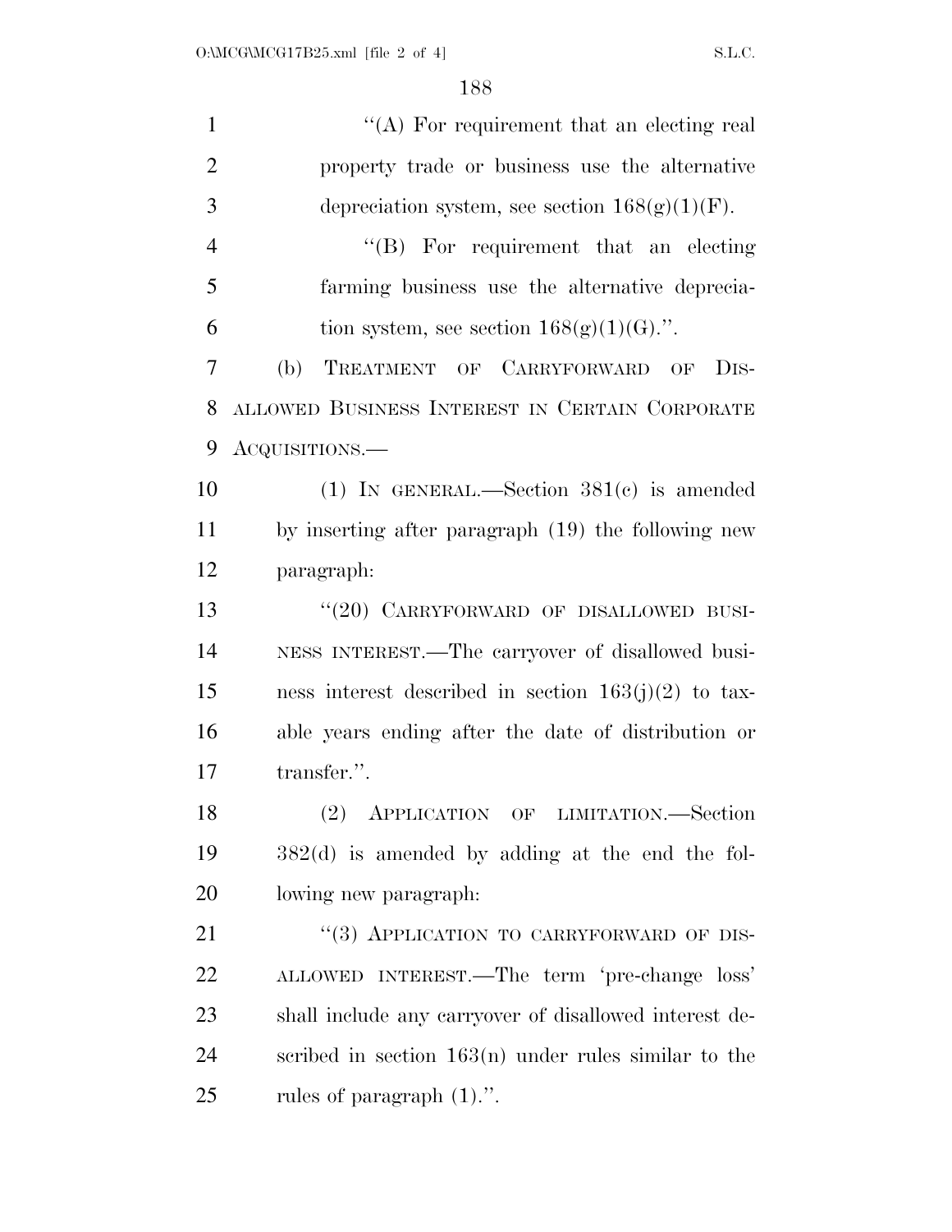''(A) For requirement that an electing real property trade or business use the alternative depreciation system, see section 168(g)(1)(F).

''(B) For requirement that an electing farming business use the alternative depreciation system, see section 168(g)(1)(G).''.

(b) TREATMENT OF CARRYFORWARD OF DISALLOWED BUSINESS INTEREST IN CERTAIN CORPORATE ACQUISITIONS.—

(1) IN GENERAL.—Section 381(c) is amended by inserting after paragraph (19) the following new paragraph:

''(20) CARRYFORWARD OF DISALLOWED BUSINESS INTEREST.—The carryover of disallowed business interest described in section 163(j)(2) to taxable years ending after the date of distribution or transfer.''.

(2) APPLICATION OF LIMITATION.—Section 382(d) is amended by adding at the end the following new paragraph:

''(3) APPLICATION TO CARRYFORWARD OF DISALLOWED INTEREST.—The term 'pre-change loss' shall include any carryover of disallowed interest described in section 163(n) under rules similar to the rules of paragraph (1).''.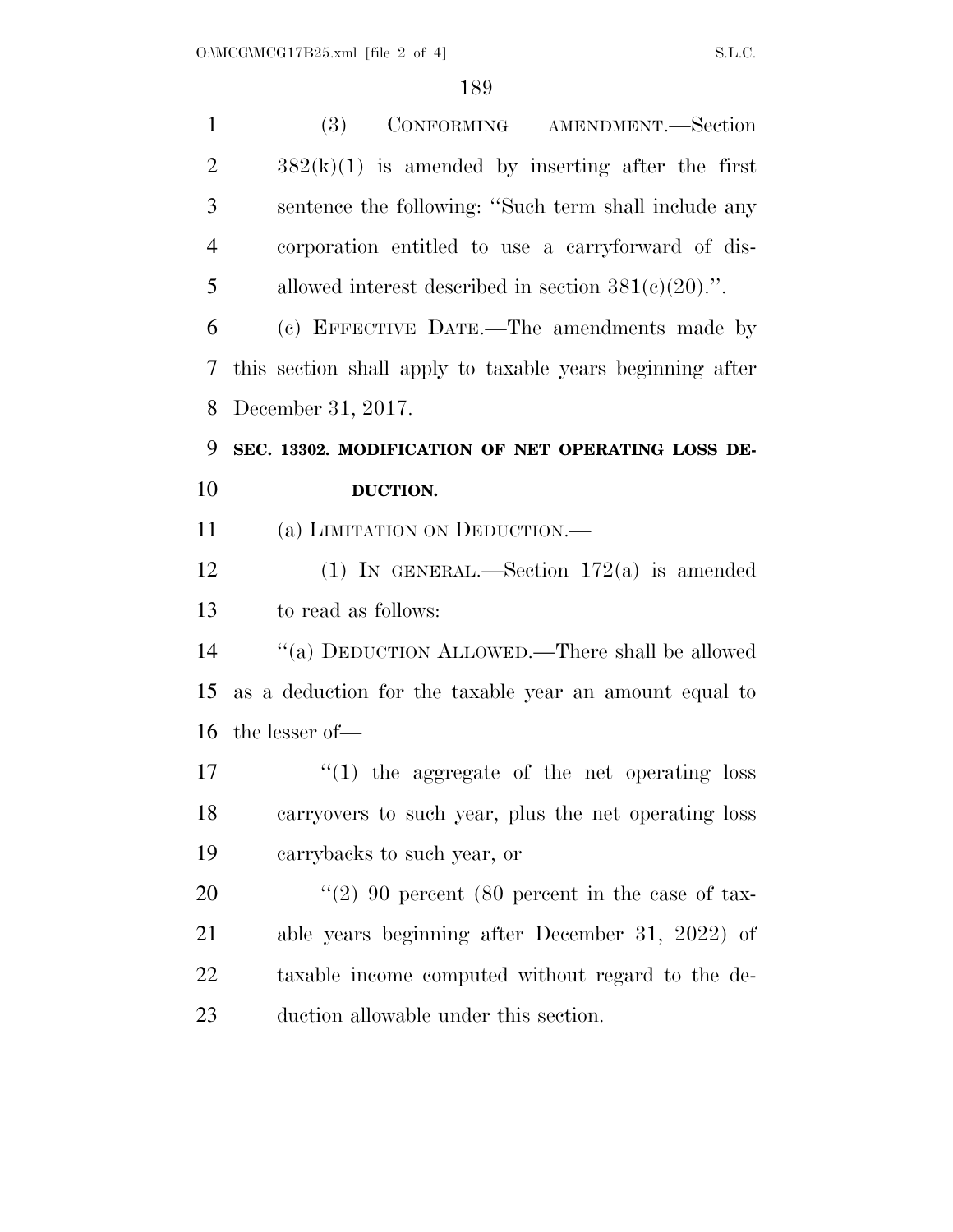(3) CONFORMING AMENDMENT.—Section 382(k)(1) is amended by inserting after the first sentence the following: ''Such term shall include any corporation entitled to use a carryforward of disallowed interest described in section 381(c)(20).''.

(c) EFFECTIVE DATE.—The amendments made by this section shall apply to taxable years beginning after December 31, 2017.

**SEC. 13302. MODIFICATION OF NET OPERATING LOSS DEDUCTION.**

(a) LIMITATION ON DEDUCTION.—

(1) IN GENERAL.—Section 172(a) is amended to read as follows:

''(a) DEDUCTION ALLOWED.—There shall be allowed as a deduction for the taxable year an amount equal to the lesser of—

''(1) the aggregate of the net operating loss carryovers to such year, plus the net operating loss carrybacks to such year, or

''(2) 90 percent (80 percent in the case of taxable years beginning after December 31, 2022) of taxable income computed without regard to the deduction allowable under this section.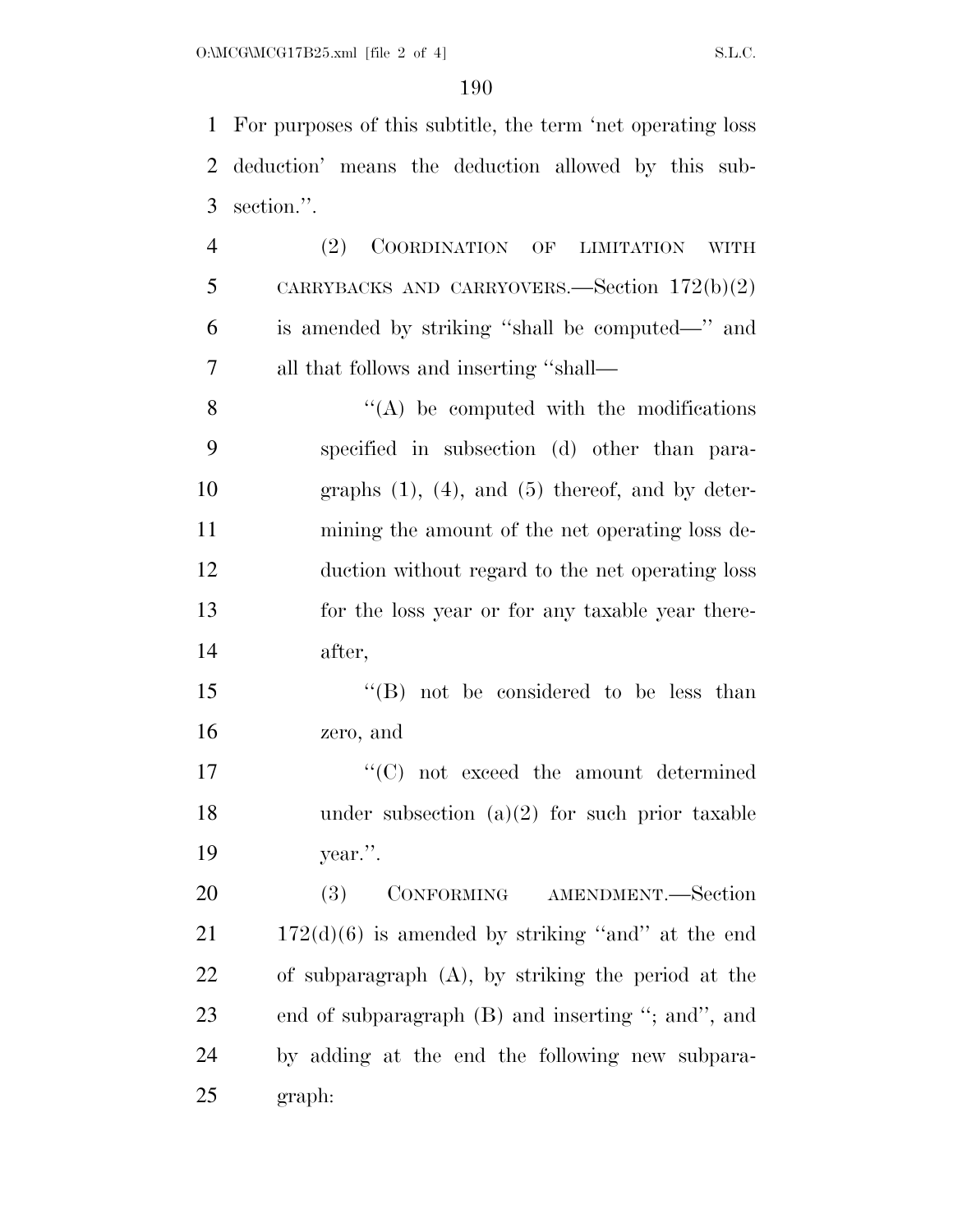For purposes of this subtitle, the term 'net operating loss deduction' means the deduction allowed by this subsection.''.

(2) COORDINATION OF LIMITATION WITH CARRYBACKS AND CARRYOVERS.—Section 172(b)(2) is amended by striking ''shall be computed—'' and all that follows and inserting ''shall—

''(A) be computed with the modifications specified in subsection (d) other than paragraphs (1), (4), and (5) thereof, and by determining the amount of the net operating loss deduction without regard to the net operating loss for the loss year or for any taxable year thereafter,

''(B) not be considered to be less than zero, and

''(C) not exceed the amount determined under subsection (a)(2) for such prior taxable year.''.

(3) CONFORMING AMENDMENT.—Section 172(d)(6) is amended by striking ''and'' at the end of subparagraph (A), by striking the period at the end of subparagraph (B) and inserting ''; and'', and by adding at the end the following new subparagraph: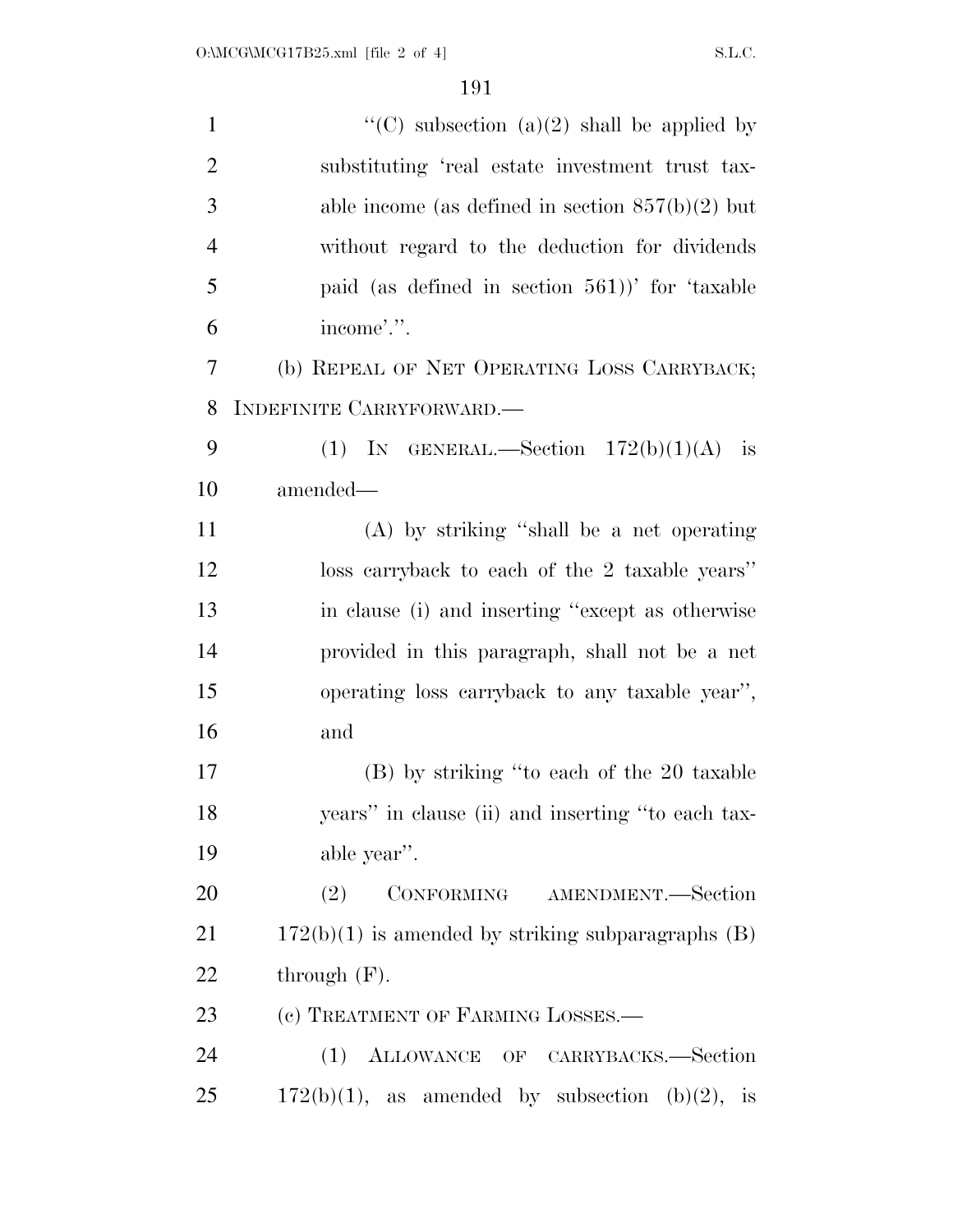"(C) subsection (a)(2) shall be applied by substituting 'real estate investment trust taxable income (as defined in section 857(b)(2) but without regard to the deduction for dividends paid (as defined in section 561))' for 'taxable income'.".

(b) REPEAL OF NET OPERATING LOSS CARRYBACK; INDEFINITE CARRYFORWARD.—

(1) IN GENERAL.—Section 172(b)(1)(A) is amended—

(A) by striking "shall be a net operating loss carryback to each of the 2 taxable years" in clause (i) and inserting "except as otherwise provided in this paragraph, shall not be a net operating loss carryback to any taxable year", and

(B) by striking "to each of the 20 taxable years" in clause (ii) and inserting "to each taxable year".

(2) CONFORMING AMENDMENT.—Section 172(b)(1) is amended by striking subparagraphs (B) through (F).

(c) TREATMENT OF FARMING LOSSES.—

(1) ALLOWANCE OF CARRYBACKS.—Section 172(b)(1), as amended by subsection (b)(2), is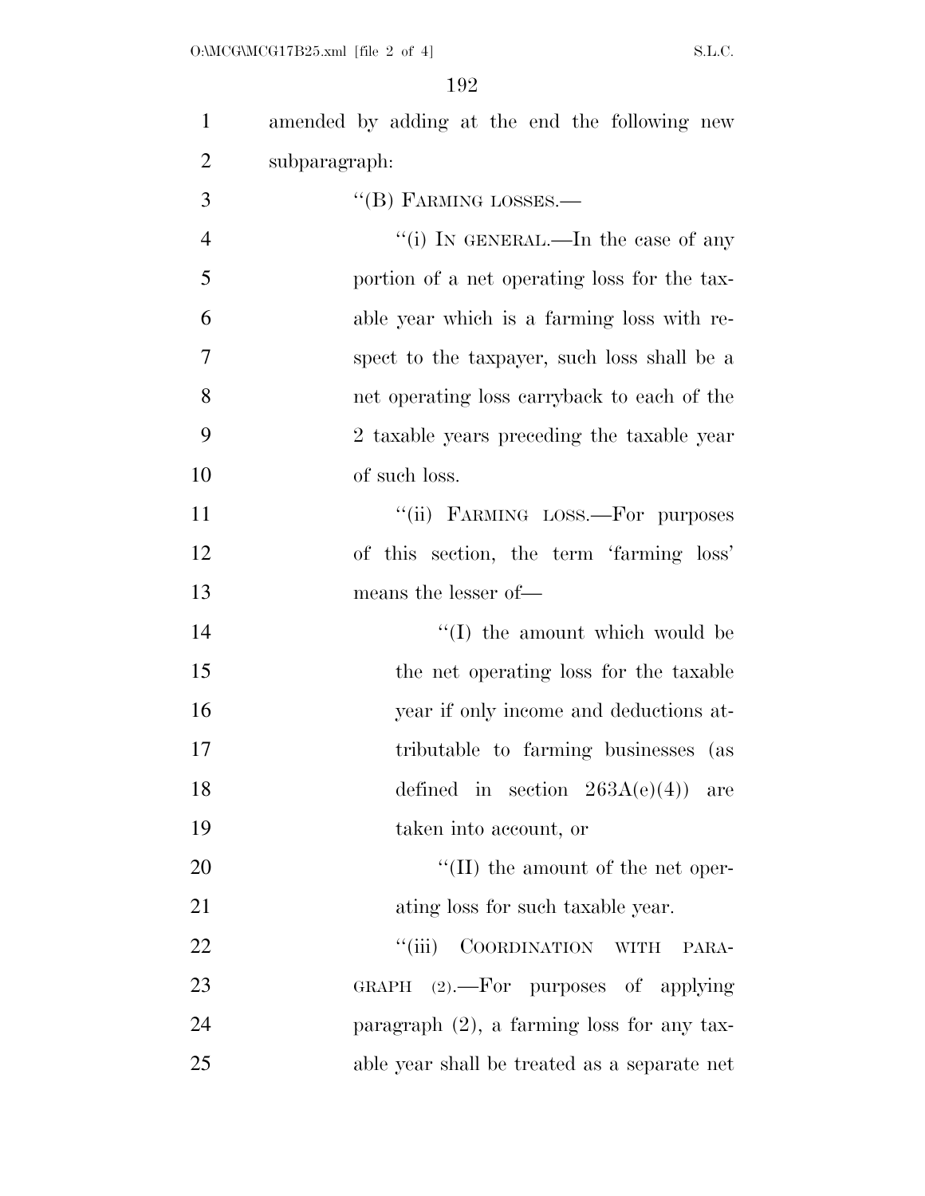amended by adding at the end the following new subparagraph:

"(B) FARMING LOSSES.—

"(i) IN GENERAL.—In the case of any portion of a net operating loss for the taxable year which is a farming loss with respect to the taxpayer, such loss shall be a net operating loss carryback to each of the 2 taxable years preceding the taxable year of such loss.

"(ii) FARMING LOSS.—For purposes of this section, the term 'farming loss' means the lesser of—

"(I) the amount which would be the net operating loss for the taxable year if only income and deductions attributable to farming businesses (as defined in section 263A(e)(4)) are taken into account, or

"(II) the amount of the net operating loss for such taxable year.

"(iii) COORDINATION WITH PARAGRAPH (2).—For purposes of applying paragraph (2), a farming loss for any taxable year shall be treated as a separate net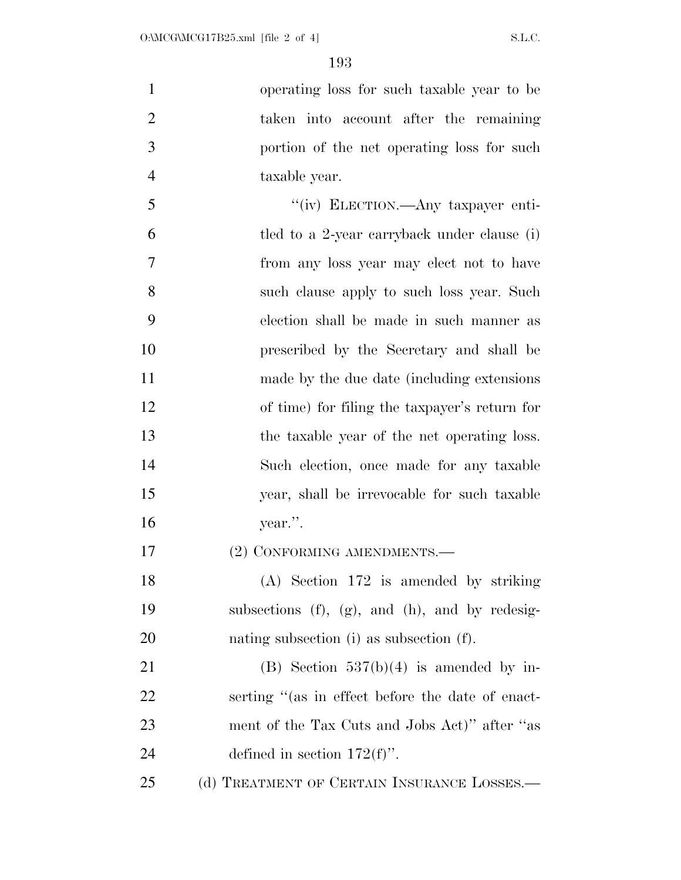operating loss for such taxable year to be taken into account after the remaining portion of the net operating loss for such taxable year.

"(iv) ELECTION.—Any taxpayer entitled to a 2-year carryback under clause (i) from any loss year may elect not to have such clause apply to such loss year. Such election shall be made in such manner as prescribed by the Secretary and shall be made by the due date (including extensions of time) for filing the taxpayer's return for the taxable year of the net operating loss. Such election, once made for any taxable year, shall be irrevocable for such taxable year.".

(2) CONFORMING AMENDMENTS.—

(A) Section 172 is amended by striking subsections (f), (g), and (h), and by redesignating subsection (i) as subsection (f).

(B) Section 537(b)(4) is amended by inserting "(as in effect before the date of enactment of the Tax Cuts and Jobs Act)" after "as defined in section 172(f)".

(d) TREATMENT OF CERTAIN INSURANCE LOSSES.—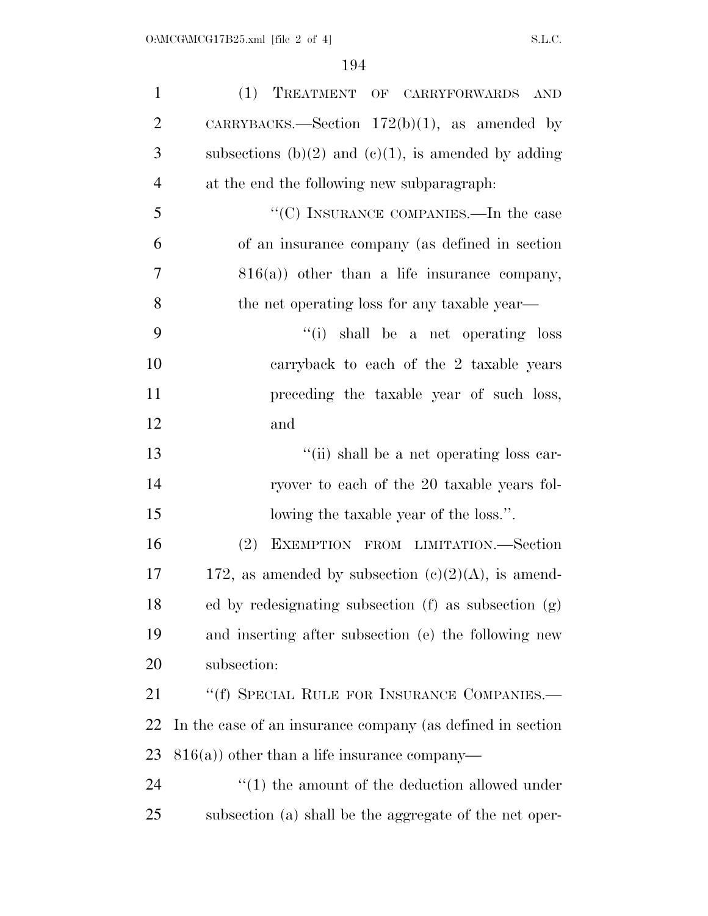(1) TREATMENT OF CARRYFORWARDS AND CARRYBACKS.—Section 172(b)(1), as amended by subsections (b)(2) and (c)(1), is amended by adding at the end the following new subparagraph:

"(C) INSURANCE COMPANIES.—In the case of an insurance company (as defined in section 816(a)) other than a life insurance company, the net operating loss for any taxable year—

"(i) shall be a net operating loss carryback to each of the 2 taxable years preceding the taxable year of such loss, and

"(ii) shall be a net operating loss carryover to each of the 20 taxable years following the taxable year of the loss.".

(2) EXEMPTION FROM LIMITATION.—Section 172, as amended by subsection (c)(2)(A), is amended by redesignating subsection (f) as subsection (g) and inserting after subsection (e) the following new subsection:

"(f) SPECIAL RULE FOR INSURANCE COMPANIES.— In the case of an insurance company (as defined in section 816(a)) other than a life insurance company—

"(1) the amount of the deduction allowed under subsection (a) shall be the aggregate of the net oper-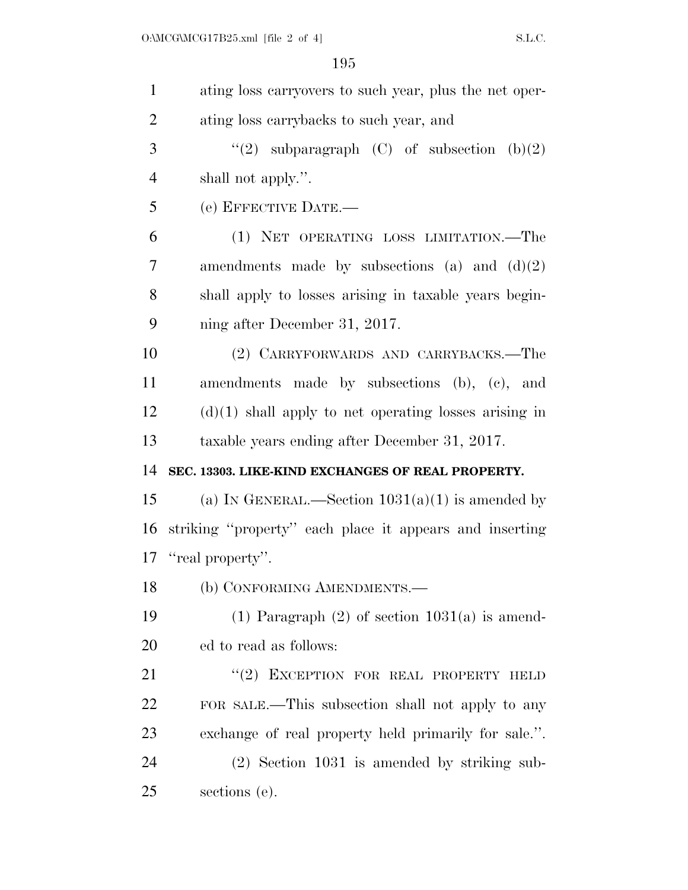ating loss carryovers to such year, plus the net operating loss carrybacks to such year, and

"(2) subparagraph (C) of subsection (b)(2) shall not apply.".

(e) EFFECTIVE DATE.—

(1) NET OPERATING LOSS LIMITATION.—The amendments made by subsections (a) and (d)(2) shall apply to losses arising in taxable years beginning after December 31, 2017.

(2) CARRYFORWARDS AND CARRYBACKS.—The amendments made by subsections (b), (c), and (d)(1) shall apply to net operating losses arising in taxable years ending after December 31, 2017.

**SEC. 13303. LIKE-KIND EXCHANGES OF REAL PROPERTY.**

(a) IN GENERAL.—Section 1031(a)(1) is amended by striking "property" each place it appears and inserting "real property".

(b) CONFORMING AMENDMENTS.—

(1) Paragraph (2) of section 1031(a) is amended to read as follows:

"(2) EXCEPTION FOR REAL PROPERTY HELD FOR SALE.—This subsection shall not apply to any exchange of real property held primarily for sale.".

(2) Section 1031 is amended by striking subsections (e).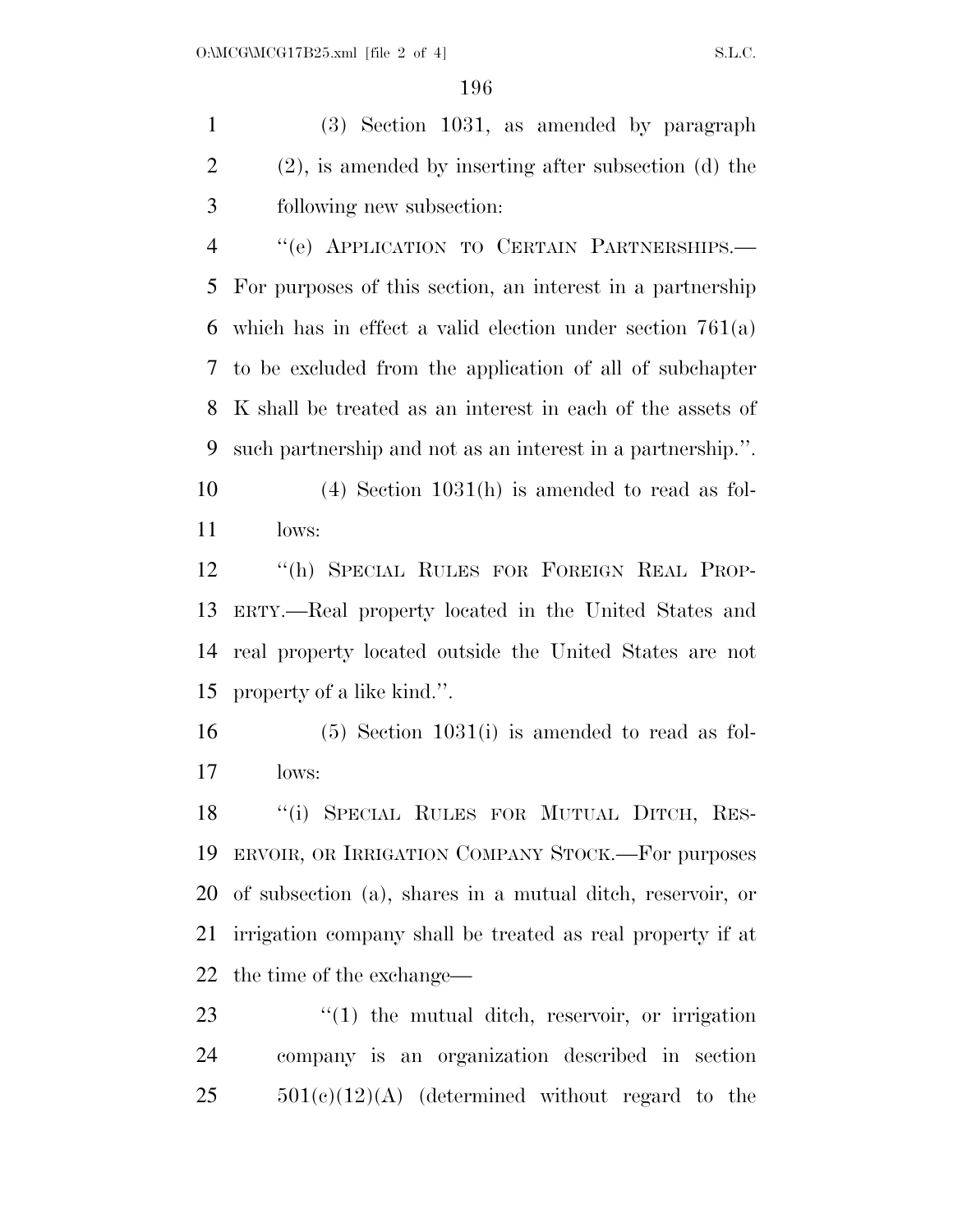(3) Section 1031, as amended by paragraph (2), is amended by inserting after subsection (d) the following new subsection:

"(e) APPLICATION TO CERTAIN PARTNERSHIPS.—For purposes of this section, an interest in a partnership which has in effect a valid election under section 761(a) to be excluded from the application of all of subchapter K shall be treated as an interest in each of the assets of such partnership and not as an interest in a partnership.".

(4) Section 1031(h) is amended to read as follows:

"(h) SPECIAL RULES FOR FOREIGN REAL PROPERTY.—Real property located in the United States and real property located outside the United States are not property of a like kind.".

(5) Section 1031(i) is amended to read as follows:

"(i) SPECIAL RULES FOR MUTUAL DITCH, RESERVOIR, OR IRRIGATION COMPANY STOCK.—For purposes of subsection (a), shares in a mutual ditch, reservoir, or irrigation company shall be treated as real property if at the time of the exchange—

"(1) the mutual ditch, reservoir, or irrigation company is an organization described in section 501(c)(12)(A) (determined without regard to the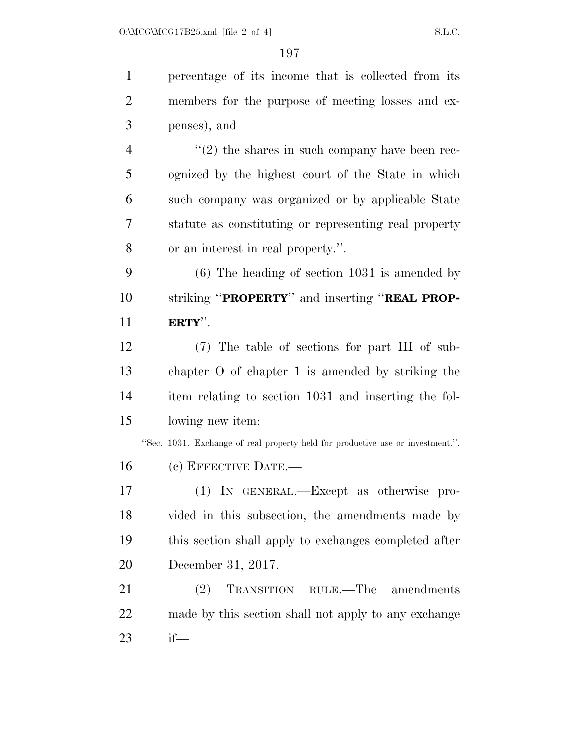percentage of its income that is collected from its members for the purpose of meeting losses and expenses), and

"(2) the shares in such company have been recognized by the highest court of the State in which such company was organized or by applicable State statute as constituting or representing real property or an interest in real property.".

(6) The heading of section 1031 is amended by striking "**PROPERTY**" and inserting "**REAL PROPERTY**".

(7) The table of sections for part III of subchapter O of chapter 1 is amended by striking the item relating to section 1031 and inserting the following new item:

"Sec. 1031. Exchange of real property held for productive use or investment.".

(c) EFFECTIVE DATE.—

(1) IN GENERAL.—Except as otherwise provided in this subsection, the amendments made by this section shall apply to exchanges completed after December 31, 2017.

(2) TRANSITION RULE.—The amendments made by this section shall not apply to any exchange if—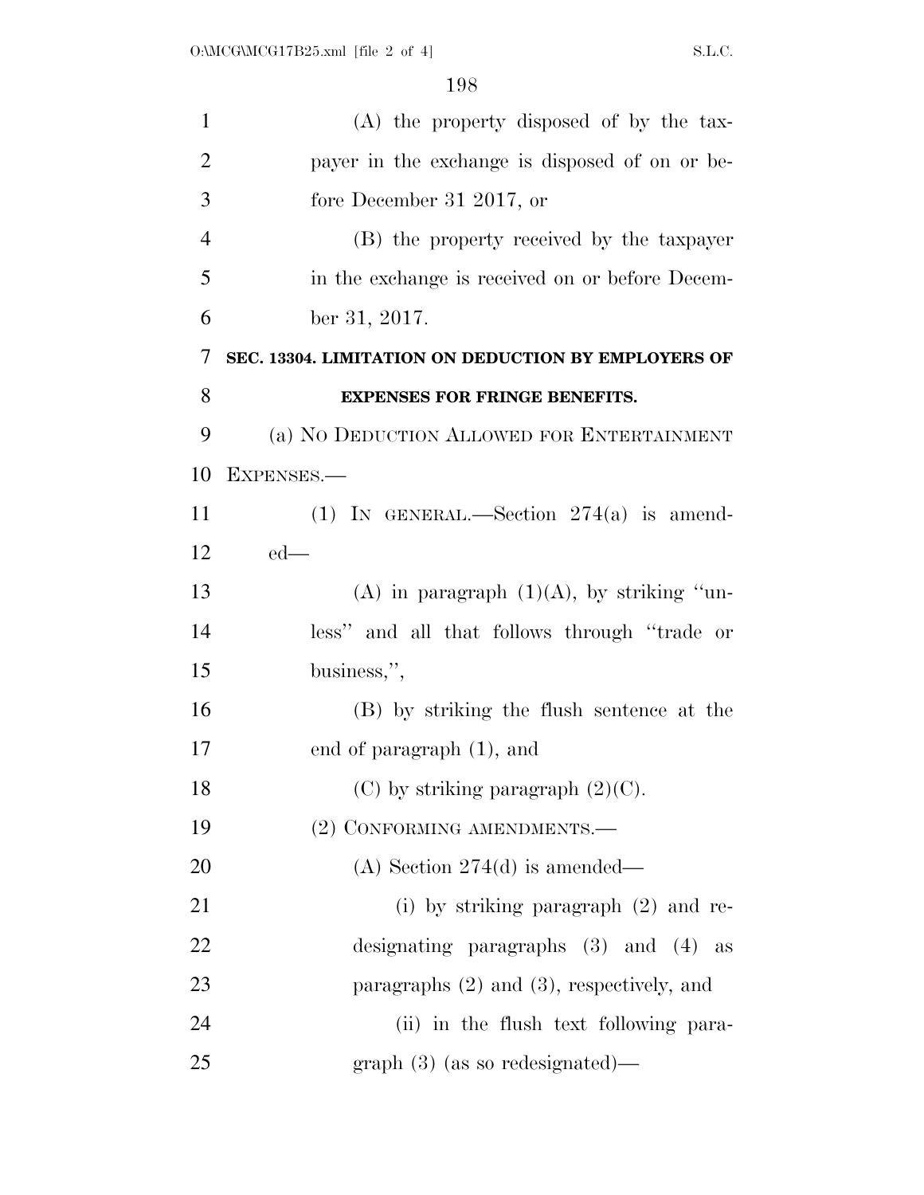(A) the property disposed of by the taxpayer in the exchange is disposed of on or before December 31 2017, or

(B) the property received by the taxpayer in the exchange is received on or before December 31, 2017.

**SEC. 13304. LIMITATION ON DEDUCTION BY EMPLOYERS OF EXPENSES FOR FRINGE BENEFITS.**

(a) NO DEDUCTION ALLOWED FOR ENTERTAINMENT EXPENSES.—

(1) IN GENERAL.—Section 274(a) is amended—

(A) in paragraph (1)(A), by striking "unless" and all that follows through "trade or business,",

(B) by striking the flush sentence at the end of paragraph (1), and

(C) by striking paragraph (2)(C).

(2) CONFORMING AMENDMENTS.—

(A) Section 274(d) is amended—

(i) by striking paragraph (2) and redesignating paragraphs (3) and (4) as paragraphs (2) and (3), respectively, and

(ii) in the flush text following paragraph (3) (as so redesignated)—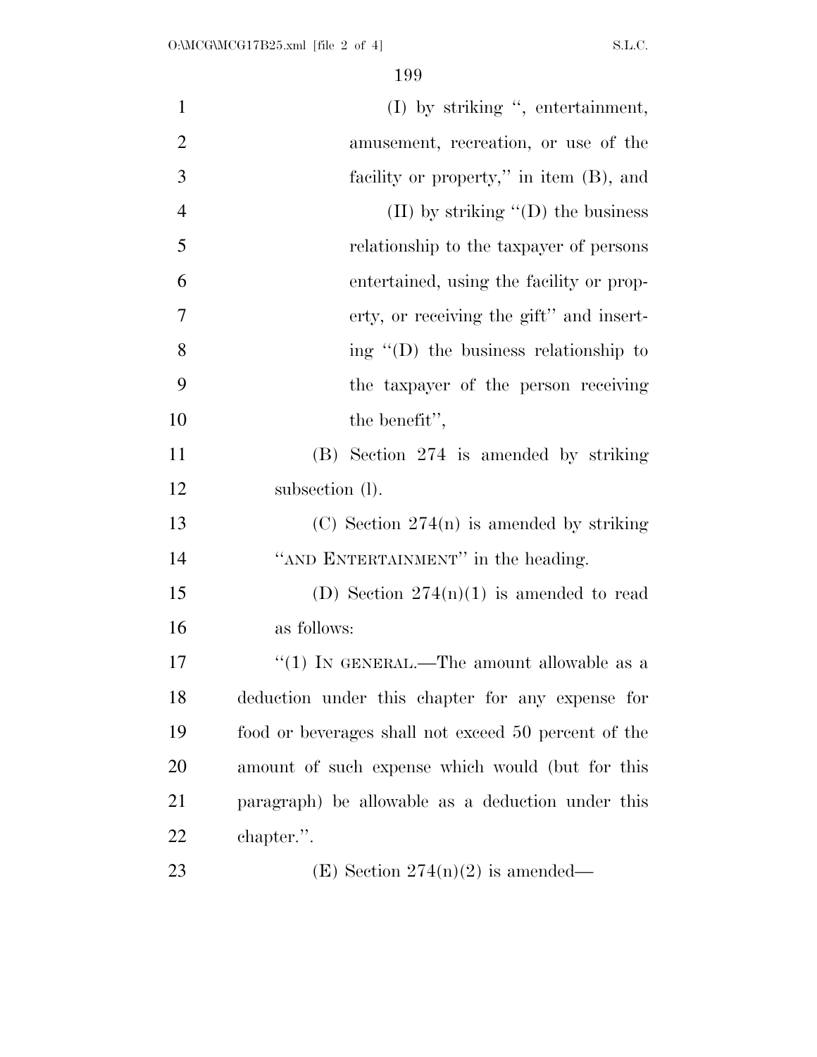(I) by striking ", entertainment, amusement, recreation, or use of the facility or property," in item (B), and

(II) by striking "(D) the business relationship to the taxpayer of persons entertained, using the facility or property, or receiving the gift" and inserting "(D) the business relationship to the taxpayer of the person receiving the benefit",

(B) Section 274 is amended by striking subsection (l).

(C) Section 274(n) is amended by striking "AND ENTERTAINMENT" in the heading.

(D) Section 274(n)(1) is amended to read as follows:

"(1) IN GENERAL.—The amount allowable as a deduction under this chapter for any expense for food or beverages shall not exceed 50 percent of the amount of such expense which would (but for this paragraph) be allowable as a deduction under this chapter.".

(E) Section 274(n)(2) is amended—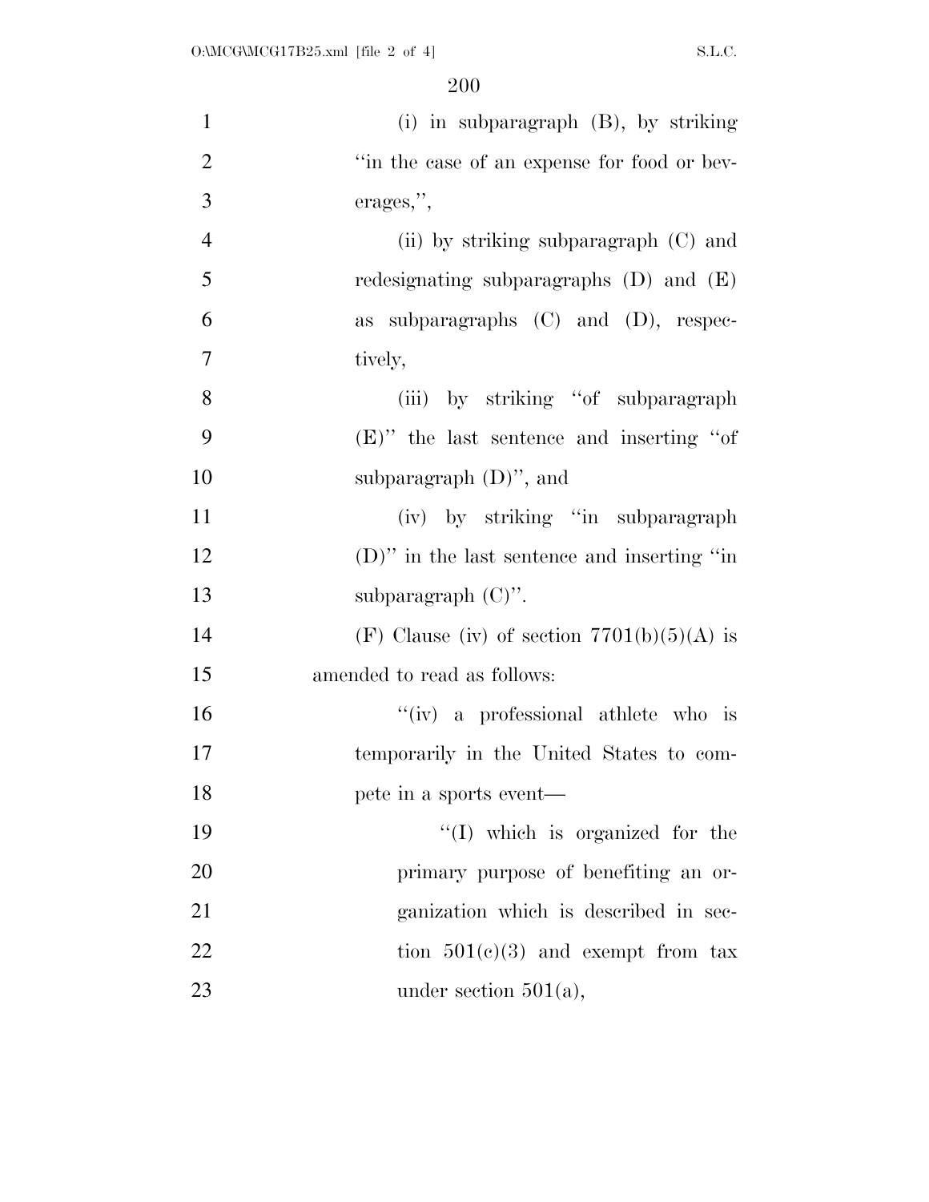(i) in subparagraph (B), by striking "in the case of an expense for food or beverages,",

(ii) by striking subparagraph (C) and redesignating subparagraphs (D) and (E) as subparagraphs (C) and (D), respectively,

(iii) by striking "of subparagraph (E)" the last sentence and inserting "of subparagraph (D)", and

(iv) by striking "in subparagraph (D)" in the last sentence and inserting "in subparagraph (C)".

(F) Clause (iv) of section 7701(b)(5)(A) is amended to read as follows:

"(iv) a professional athlete who is temporarily in the United States to compete in a sports event—

"(I) which is organized for the primary purpose of benefiting an organization which is described in section 501(c)(3) and exempt from tax under section 501(a),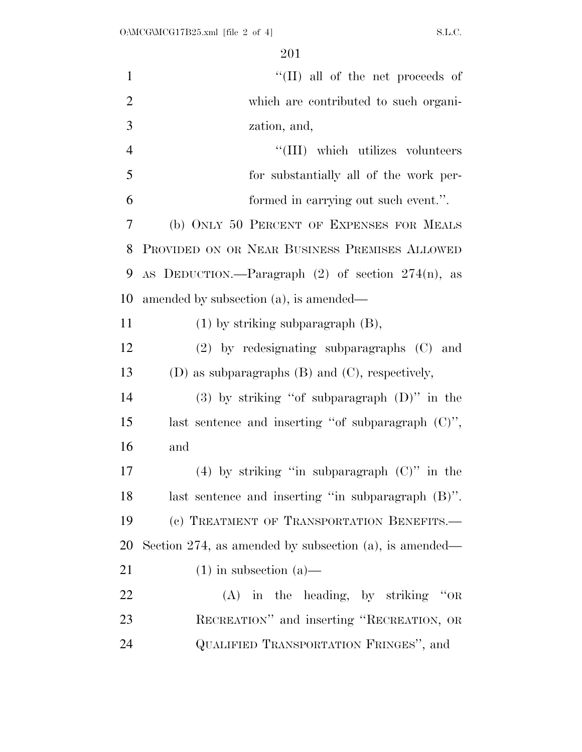"(II) all of the net proceeds of which are contributed to such organization, and,

"(III) which utilizes volunteers for substantially all of the work performed in carrying out such event.".

(b) ONLY 50 PERCENT OF EXPENSES FOR MEALS PROVIDED ON OR NEAR BUSINESS PREMISES ALLOWED AS DEDUCTION.—Paragraph (2) of section 274(n), as amended by subsection (a), is amended—

(1) by striking subparagraph (B),

(2) by redesignating subparagraphs (C) and (D) as subparagraphs (B) and (C), respectively,

(3) by striking "of subparagraph (D)" in the last sentence and inserting "of subparagraph (C)", and

(4) by striking "in subparagraph (C)" in the last sentence and inserting "in subparagraph (B)".

(c) TREATMENT OF TRANSPORTATION BENEFITS.—Section 274, as amended by subsection (a), is amended—

(1) in subsection (a)—

(A) in the heading, by striking "OR RECREATION" and inserting "RECREATION, OR QUALIFIED TRANSPORTATION FRINGES", and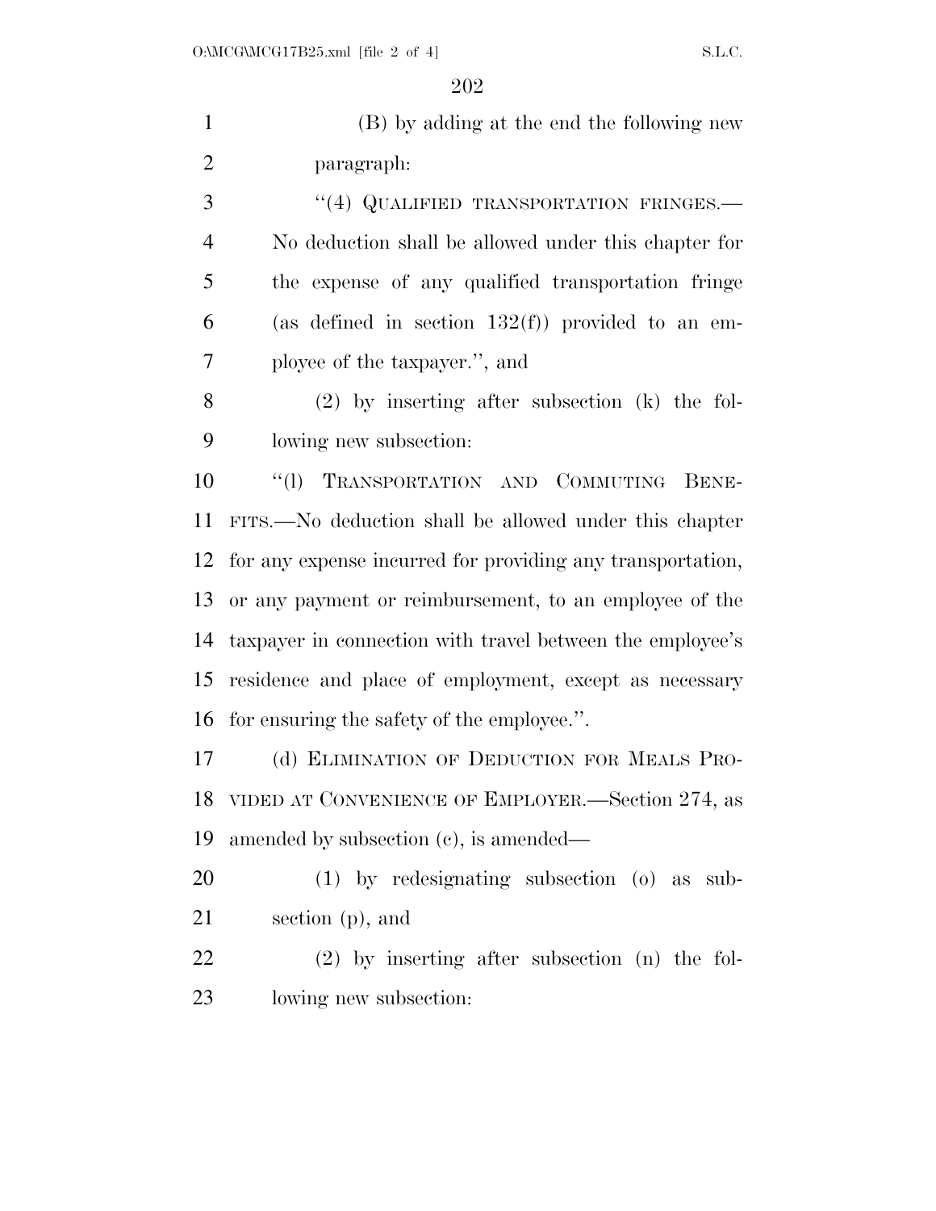(B) by adding at the end the following new paragraph:

"(4) QUALIFIED TRANSPORTATION FRINGES.—No deduction shall be allowed under this chapter for the expense of any qualified transportation fringe (as defined in section 132(f)) provided to an employee of the taxpayer.", and

(2) by inserting after subsection (k) the following new subsection:

"(l) TRANSPORTATION AND COMMUTING BENEFITS.—No deduction shall be allowed under this chapter for any expense incurred for providing any transportation, or any payment or reimbursement, to an employee of the taxpayer in connection with travel between the employee's residence and place of employment, except as necessary for ensuring the safety of the employee.".

(d) ELIMINATION OF DEDUCTION FOR MEALS PROVIDED AT CONVENIENCE OF EMPLOYER.—Section 274, as amended by subsection (c), is amended—

(1) by redesignating subsection (o) as subsection (p), and

(2) by inserting after subsection (n) the following new subsection: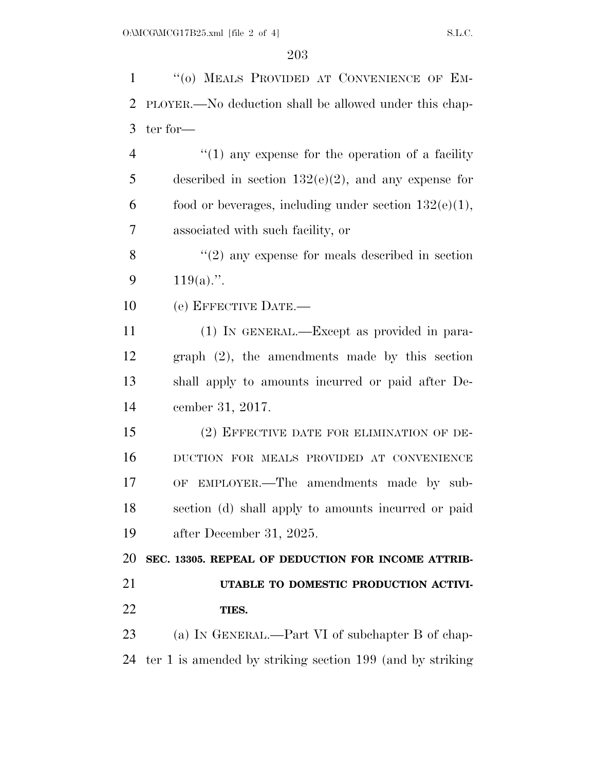''(o) MEALS PROVIDED AT CONVENIENCE OF EMPLOYER.—No deduction shall be allowed under this chapter for—

''(1) any expense for the operation of a facility described in section 132(e)(2), and any expense for food or beverages, including under section 132(e)(1), associated with such facility, or

''(2) any expense for meals described in section 119(a).''.

(e) EFFECTIVE DATE.—

(1) IN GENERAL.—Except as provided in paragraph (2), the amendments made by this section shall apply to amounts incurred or paid after December 31, 2017.

(2) EFFECTIVE DATE FOR ELIMINATION OF DEDUCTION FOR MEALS PROVIDED AT CONVENIENCE OF EMPLOYER.—The amendments made by subsection (d) shall apply to amounts incurred or paid after December 31, 2025.

**SEC. 13305. REPEAL OF DEDUCTION FOR INCOME ATTRIBUTABLE TO DOMESTIC PRODUCTION ACTIVITIES.**

(a) IN GENERAL.—Part VI of subchapter B of chapter 1 is amended by striking section 199 (and by striking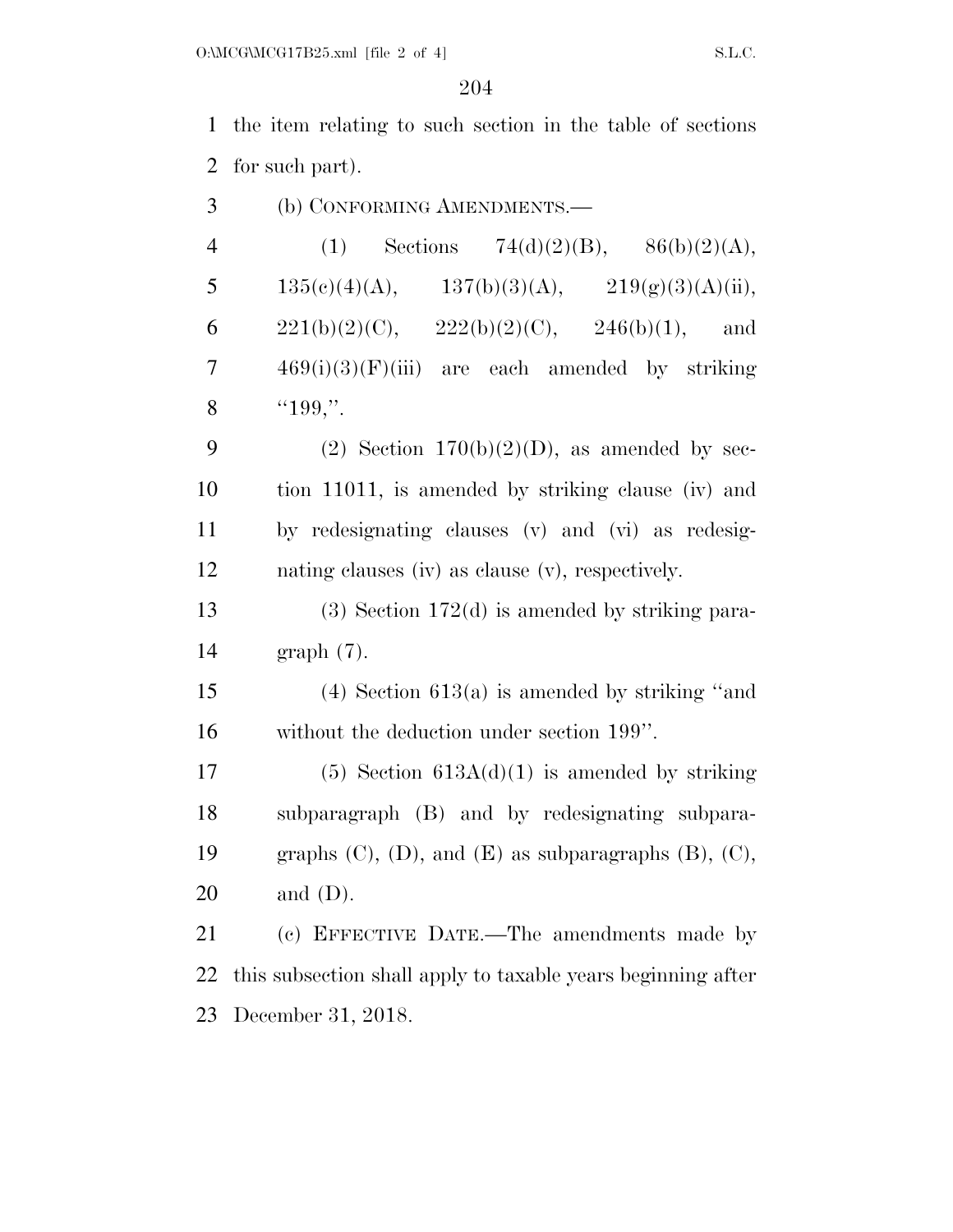the item relating to such section in the table of sections for such part).

(b) CONFORMING AMENDMENTS.—

(1) Sections 74(d)(2)(B), 86(b)(2)(A), 135(c)(4)(A), 137(b)(3)(A), 219(g)(3)(A)(ii), 221(b)(2)(C), 222(b)(2)(C), 246(b)(1), and 469(i)(3)(F)(iii) are each amended by striking "199,".

(2) Section 170(b)(2)(D), as amended by section 11011, is amended by striking clause (iv) and by redesignating clauses (v) and (vi) as redesignating clauses (iv) as clause (v), respectively.

(3) Section 172(d) is amended by striking paragraph (7).

(4) Section 613(a) is amended by striking "and without the deduction under section 199".

(5) Section 613A(d)(1) is amended by striking subparagraph (B) and by redesignating subparagraphs (C), (D), and (E) as subparagraphs (B), (C), and (D).

(c) EFFECTIVE DATE.—The amendments made by this subsection shall apply to taxable years beginning after December 31, 2018.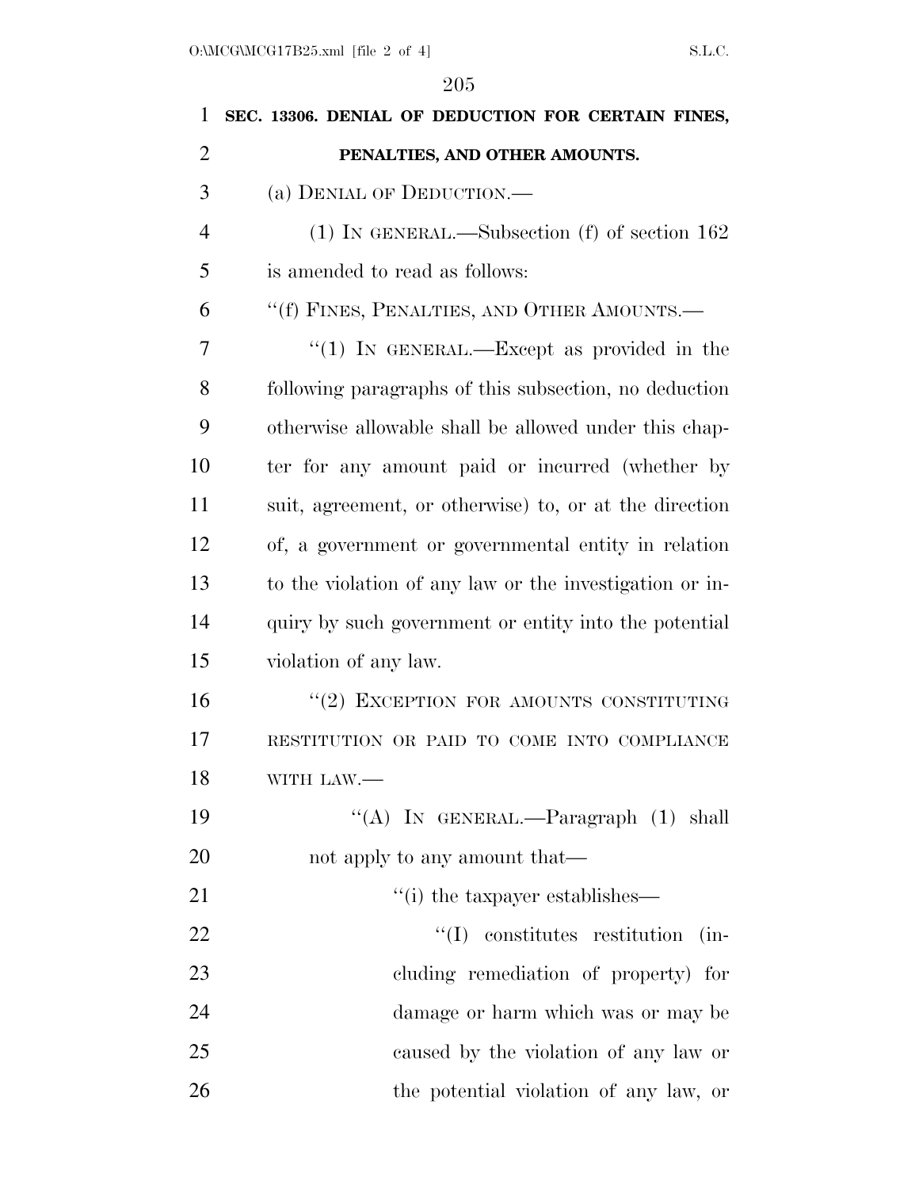**SEC. 13306. DENIAL OF DEDUCTION FOR CERTAIN FINES, PENALTIES, AND OTHER AMOUNTS.**

(a) DENIAL OF DEDUCTION.—

(1) IN GENERAL.—Subsection (f) of section 162 is amended to read as follows:

"(f) FINES, PENALTIES, AND OTHER AMOUNTS.—

"(1) IN GENERAL.—Except as provided in the following paragraphs of this subsection, no deduction otherwise allowable shall be allowed under this chapter for any amount paid or incurred (whether by suit, agreement, or otherwise) to, or at the direction of, a government or governmental entity in relation to the violation of any law or the investigation or inquiry by such government or entity into the potential violation of any law.

"(2) EXCEPTION FOR AMOUNTS CONSTITUTING RESTITUTION OR PAID TO COME INTO COMPLIANCE WITH LAW.—

"(A) IN GENERAL.—Paragraph (1) shall not apply to any amount that—

"(i) the taxpayer establishes—

"(I) constitutes restitution (including remediation of property) for damage or harm which was or may be caused by the violation of any law or the potential violation of any law, or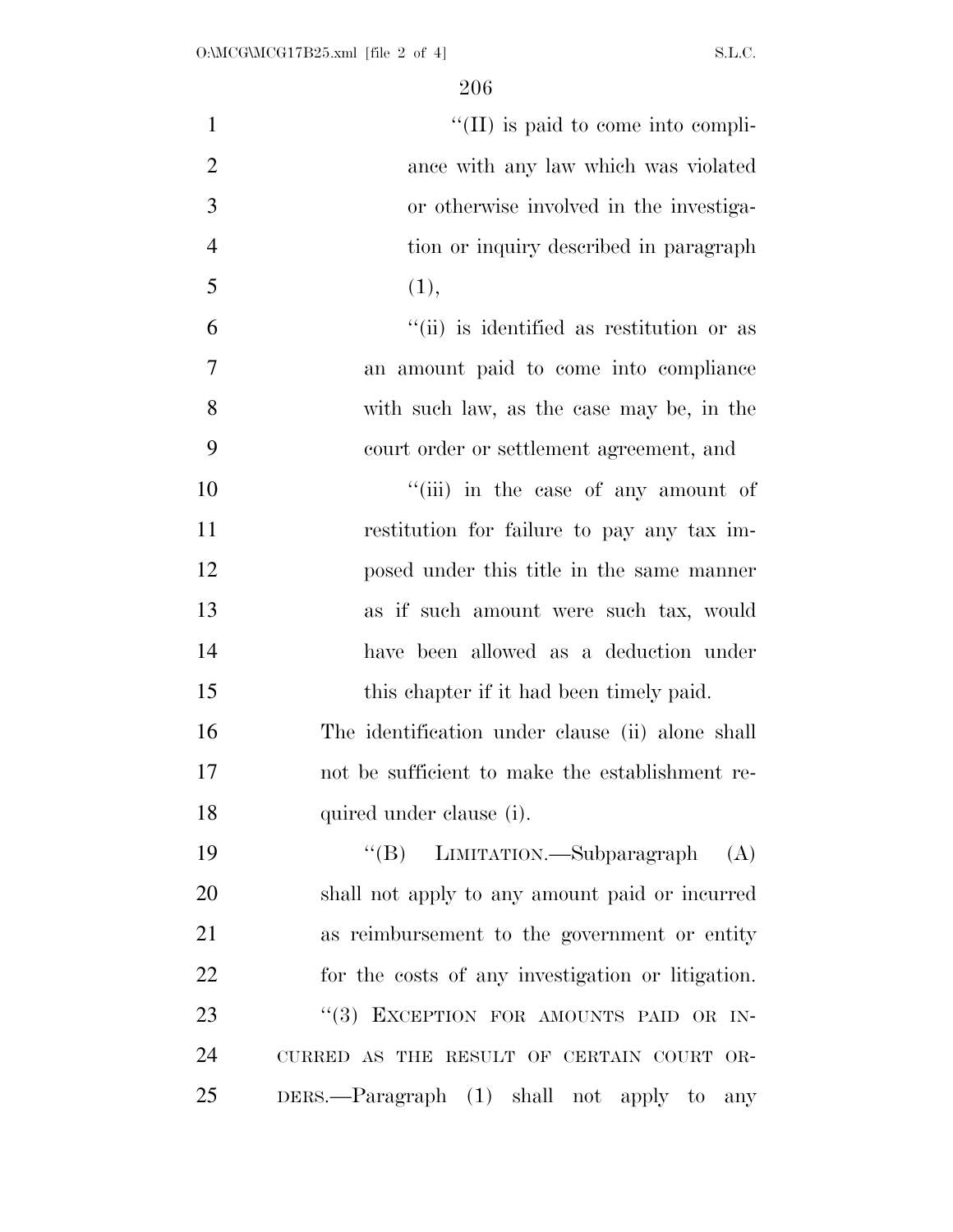"(II) is paid to come into compliance with any law which was violated or otherwise involved in the investigation or inquiry described in paragraph (1),

"(ii) is identified as restitution or as an amount paid to come into compliance with such law, as the case may be, in the court order or settlement agreement, and

"(iii) in the case of any amount of restitution for failure to pay any tax imposed under this title in the same manner as if such amount were such tax, would have been allowed as a deduction under this chapter if it had been timely paid.

The identification under clause (ii) alone shall not be sufficient to make the establishment required under clause (i).

"(B) LIMITATION.—Subparagraph (A) shall not apply to any amount paid or incurred as reimbursement to the government or entity for the costs of any investigation or litigation.

"(3) EXCEPTION FOR AMOUNTS PAID OR INCURRED AS THE RESULT OF CERTAIN COURT ORDERS.—Paragraph (1) shall not apply to any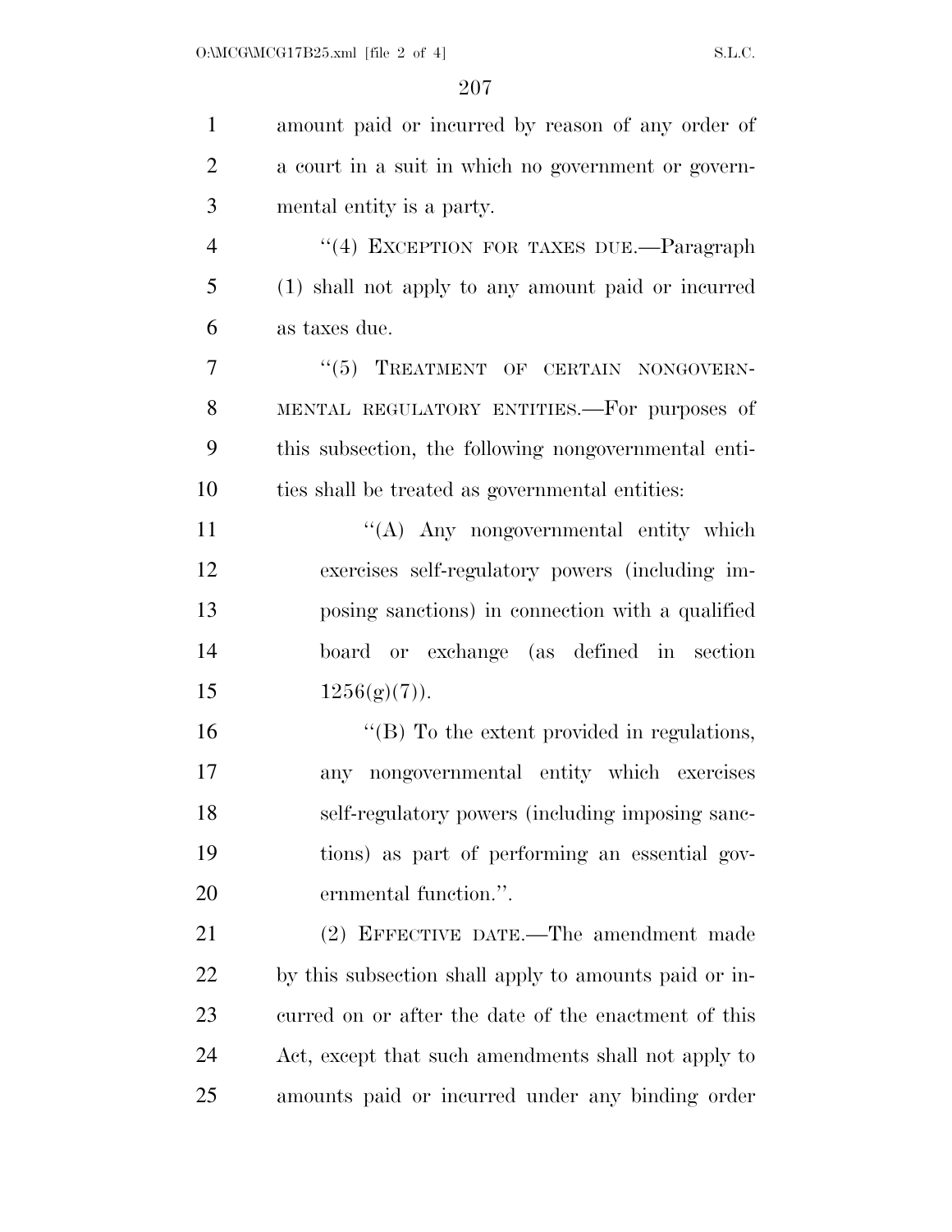amount paid or incurred by reason of any order of a court in a suit in which no government or governmental entity is a party.

"(4) EXCEPTION FOR TAXES DUE.—Paragraph (1) shall not apply to any amount paid or incurred as taxes due.

"(5) TREATMENT OF CERTAIN NONGOVERNMENTAL REGULATORY ENTITIES.—For purposes of this subsection, the following nongovernmental entities shall be treated as governmental entities:

"(A) Any nongovernmental entity which exercises self-regulatory powers (including imposing sanctions) in connection with a qualified board or exchange (as defined in section 1256(g)(7)).

"(B) To the extent provided in regulations, any nongovernmental entity which exercises self-regulatory powers (including imposing sanctions) as part of performing an essential governmental function.".

(2) EFFECTIVE DATE.—The amendment made by this subsection shall apply to amounts paid or incurred on or after the date of the enactment of this Act, except that such amendments shall not apply to amounts paid or incurred under any binding order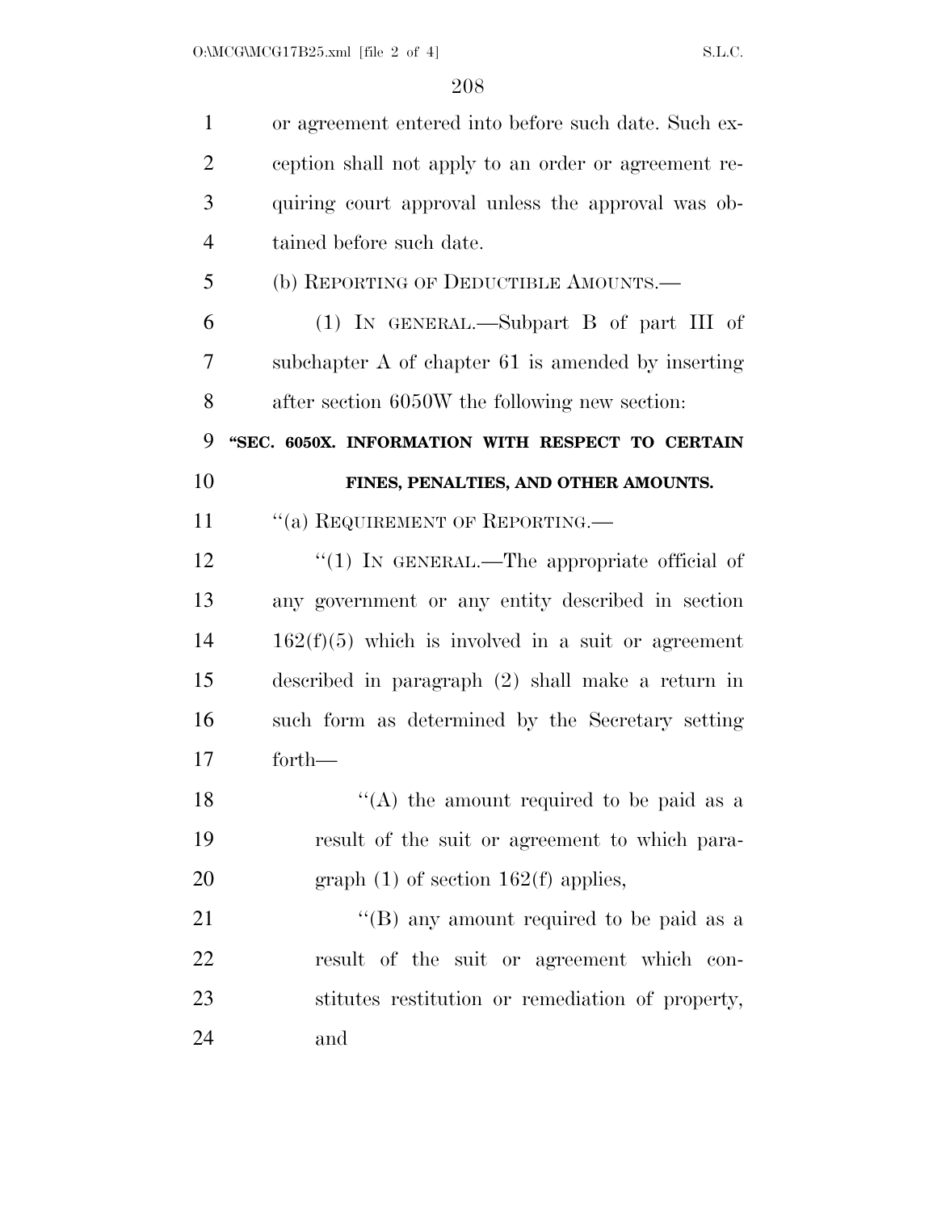or agreement entered into before such date. Such exception shall not apply to an order or agreement requiring court approval unless the approval was obtained before such date.

(b) REPORTING OF DEDUCTIBLE AMOUNTS.—

(1) IN GENERAL.—Subpart B of part III of subchapter A of chapter 61 is amended by inserting after section 6050W the following new section:

**"SEC. 6050X. INFORMATION WITH RESPECT TO CERTAIN FINES, PENALTIES, AND OTHER AMOUNTS.**

"(a) REQUIREMENT OF REPORTING.—

"(1) IN GENERAL.—The appropriate official of any government or any entity described in section 162(f)(5) which is involved in a suit or agreement described in paragraph (2) shall make a return in such form as determined by the Secretary setting forth—

"(A) the amount required to be paid as a result of the suit or agreement to which paragraph (1) of section 162(f) applies,

"(B) any amount required to be paid as a result of the suit or agreement which constitutes restitution or remediation of property, and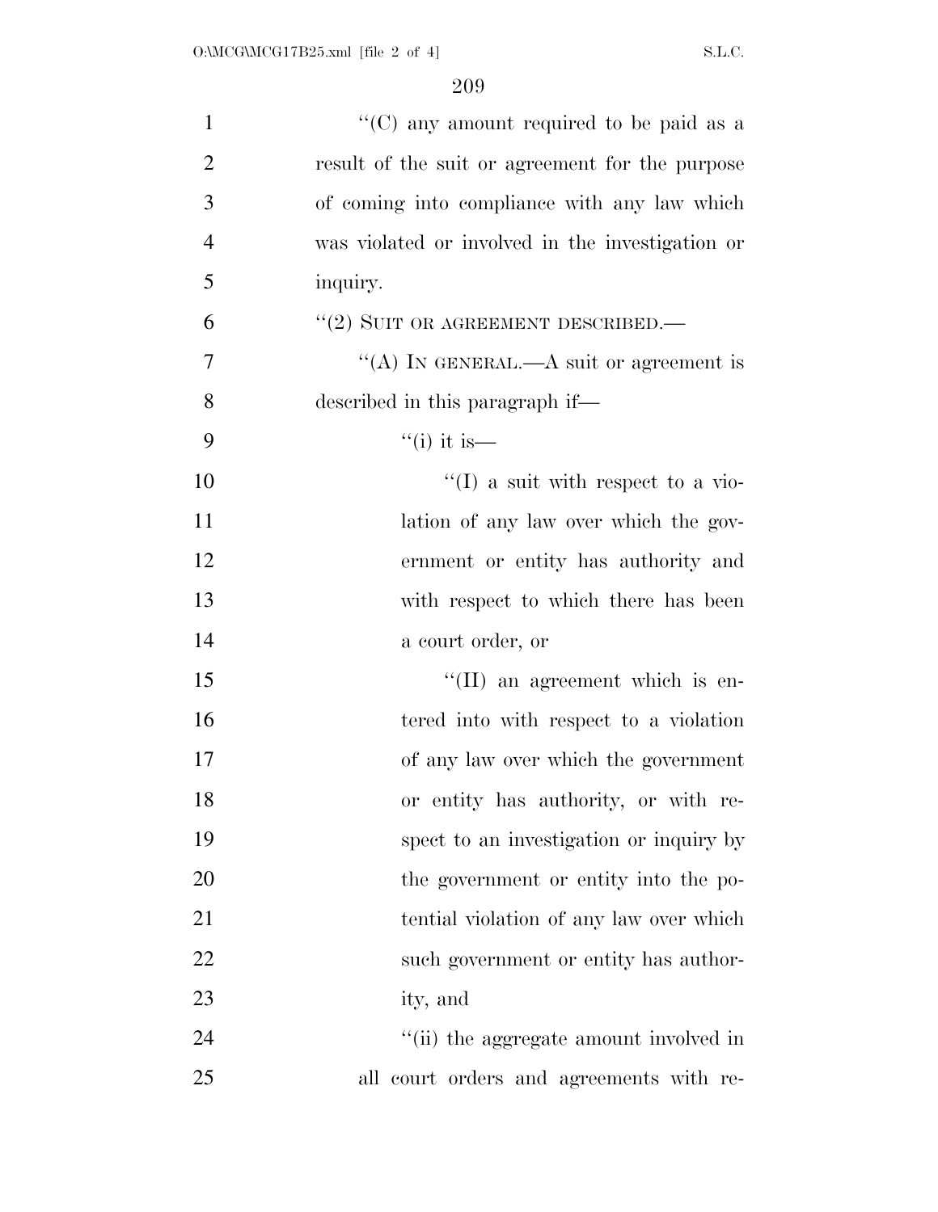''(C) any amount required to be paid as a result of the suit or agreement for the purpose of coming into compliance with any law which was violated or involved in the investigation or inquiry.

''(2) SUIT OR AGREEMENT DESCRIBED.—

''(A) IN GENERAL.—A suit or agreement is described in this paragraph if—

''(i) it is—

''(I) a suit with respect to a violation of any law over which the government or entity has authority and with respect to which there has been a court order, or

''(II) an agreement which is entered into with respect to a violation of any law over which the government or entity has authority, or with respect to an investigation or inquiry by the government or entity into the potential violation of any law over which such government or entity has authority, and

''(ii) the aggregate amount involved in all court orders and agreements with re-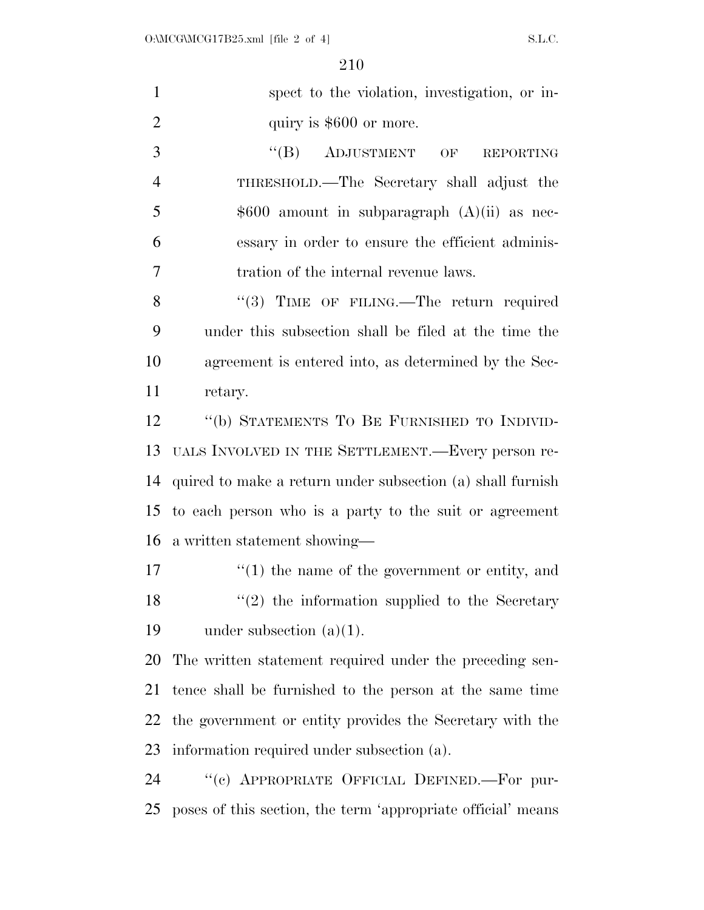spect to the violation, investigation, or inquiry is $600 or more.

“(B) ADJUSTMENT OF REPORTING THRESHOLD.—The Secretary shall adjust the $600 amount in subparagraph (A)(ii) as necessary in order to ensure the efficient administration of the internal revenue laws.

“(3) TIME OF FILING.—The return required under this subsection shall be filed at the time the agreement is entered into, as determined by the Secretary.

“(b) STATEMENTS TO BE FURNISHED TO INDIVIDUALS INVOLVED IN THE SETTLEMENT.—Every person required to make a return under subsection (a) shall furnish to each person who is a party to the suit or agreement a written statement showing—

“(1) the name of the government or entity, and

“(2) the information supplied to the Secretary under subsection (a)(1).

The written statement required under the preceding sentence shall be furnished to the person at the same time the government or entity provides the Secretary with the information required under subsection (a).

“(c) APPROPRIATE OFFICIAL DEFINED.—For purposes of this section, the term ‘appropriate official’ means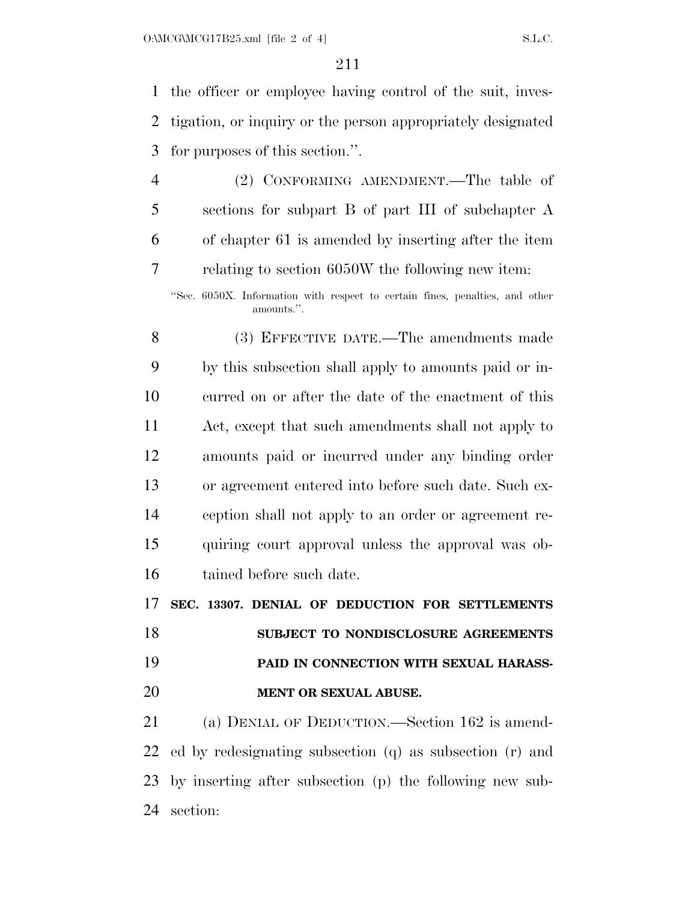the officer or employee having control of the suit, investigation, or inquiry or the person appropriately designated for purposes of this section.''.

(2) CONFORMING AMENDMENT.—The table of sections for subpart B of part III of subchapter A of chapter 61 is amended by inserting after the item relating to section 6050W the following new item:

''Sec. 6050X. Information with respect to certain fines, penalties, and other amounts.''.

(3) EFFECTIVE DATE.—The amendments made by this subsection shall apply to amounts paid or incurred on or after the date of the enactment of this Act, except that such amendments shall not apply to amounts paid or incurred under any binding order or agreement entered into before such date. Such exception shall not apply to an order or agreement requiring court approval unless the approval was obtained before such date.

**SEC. 13307. DENIAL OF DEDUCTION FOR SETTLEMENTS SUBJECT TO NONDISCLOSURE AGREEMENTS PAID IN CONNECTION WITH SEXUAL HARASSMENT OR SEXUAL ABUSE.**

(a) DENIAL OF DEDUCTION.—Section 162 is amended by redesignating subsection (q) as subsection (r) and by inserting after subsection (p) the following new subsection: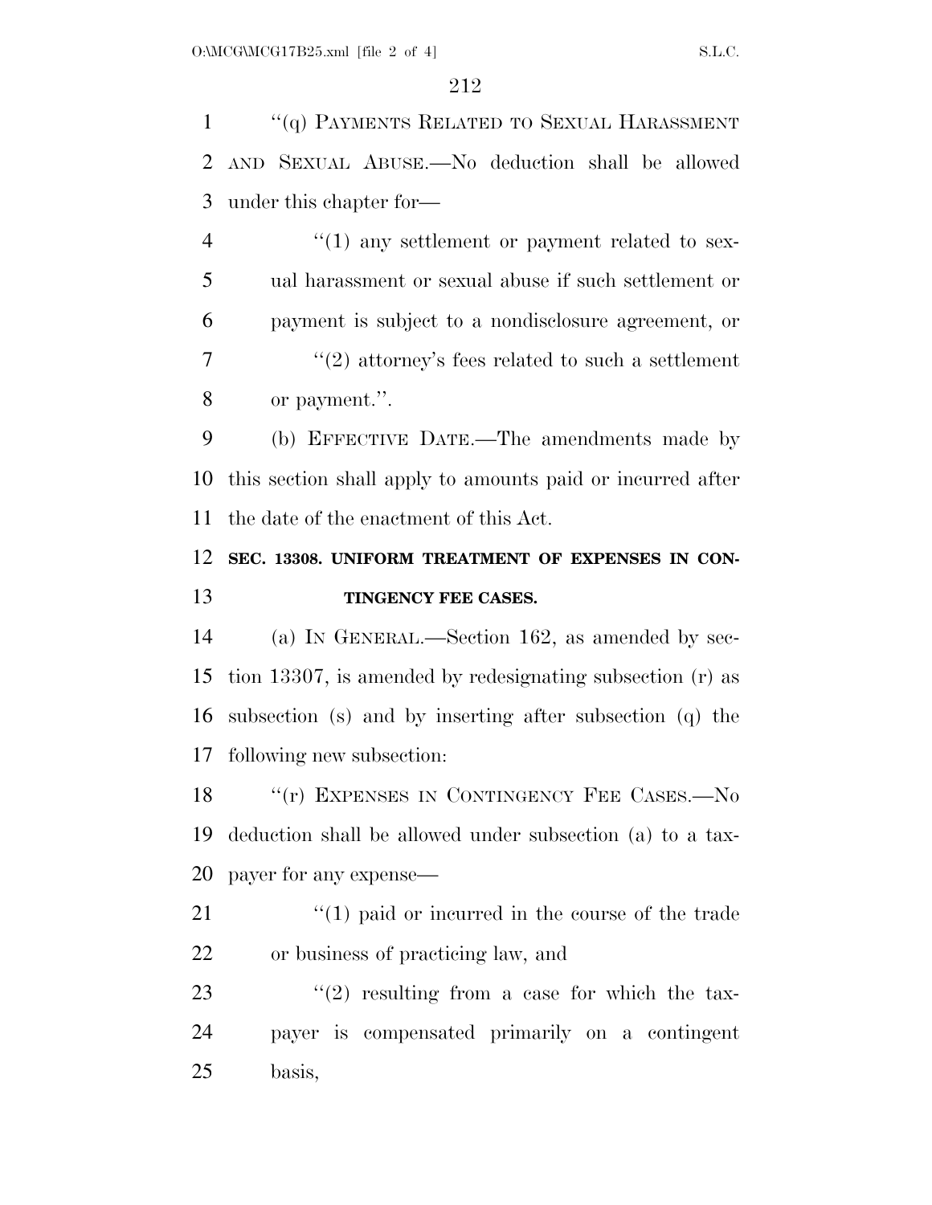"(q) PAYMENTS RELATED TO SEXUAL HARASSMENT AND SEXUAL ABUSE.—No deduction shall be allowed under this chapter for—

"(1) any settlement or payment related to sexual harassment or sexual abuse if such settlement or payment is subject to a nondisclosure agreement, or

"(2) attorney's fees related to such a settlement or payment.".

(b) EFFECTIVE DATE.—The amendments made by this section shall apply to amounts paid or incurred after the date of the enactment of this Act.

**SEC. 13308. UNIFORM TREATMENT OF EXPENSES IN CONTINGENCY FEE CASES.**

(a) IN GENERAL.—Section 162, as amended by section 13307, is amended by redesignating subsection (r) as subsection (s) and by inserting after subsection (q) the following new subsection:

"(r) EXPENSES IN CONTINGENCY FEE CASES.—No deduction shall be allowed under subsection (a) to a taxpayer for any expense—

"(1) paid or incurred in the course of the trade or business of practicing law, and

"(2) resulting from a case for which the taxpayer is compensated primarily on a contingent basis,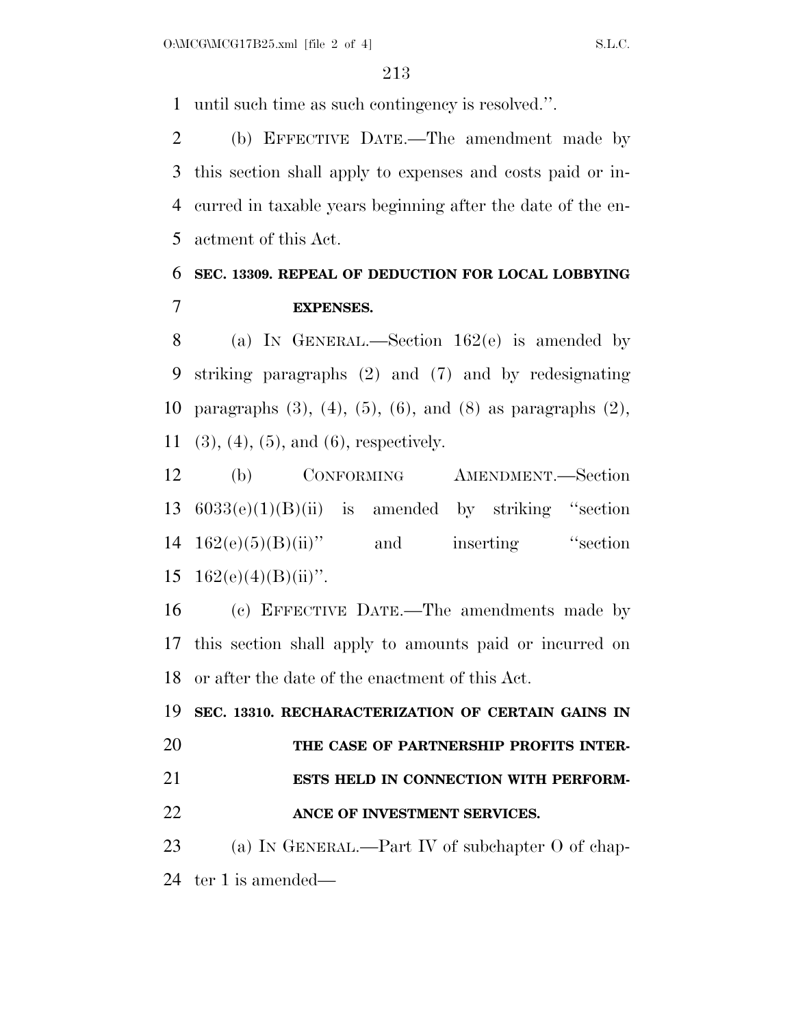until such time as such contingency is resolved.''.

(b) EFFECTIVE DATE.—The amendment made by this section shall apply to expenses and costs paid or incurred in taxable years beginning after the date of the enactment of this Act.

**SEC. 13309. REPEAL OF DEDUCTION FOR LOCAL LOBBYING EXPENSES.**

(a) IN GENERAL.—Section 162(e) is amended by striking paragraphs (2) and (7) and by redesignating paragraphs (3), (4), (5), (6), and (8) as paragraphs (2), (3), (4), (5), and (6), respectively.

(b) CONFORMING AMENDMENT.—Section 6033(e)(1)(B)(ii) is amended by striking ''section 162(e)(5)(B)(ii)'' and inserting ''section 162(e)(4)(B)(ii)''.

(c) EFFECTIVE DATE.—The amendments made by this section shall apply to amounts paid or incurred on or after the date of the enactment of this Act.

**SEC. 13310. RECHARACTERIZATION OF CERTAIN GAINS IN THE CASE OF PARTNERSHIP PROFITS INTERESTS HELD IN CONNECTION WITH PERFORMANCE OF INVESTMENT SERVICES.**

(a) IN GENERAL.—Part IV of subchapter O of chapter 1 is amended—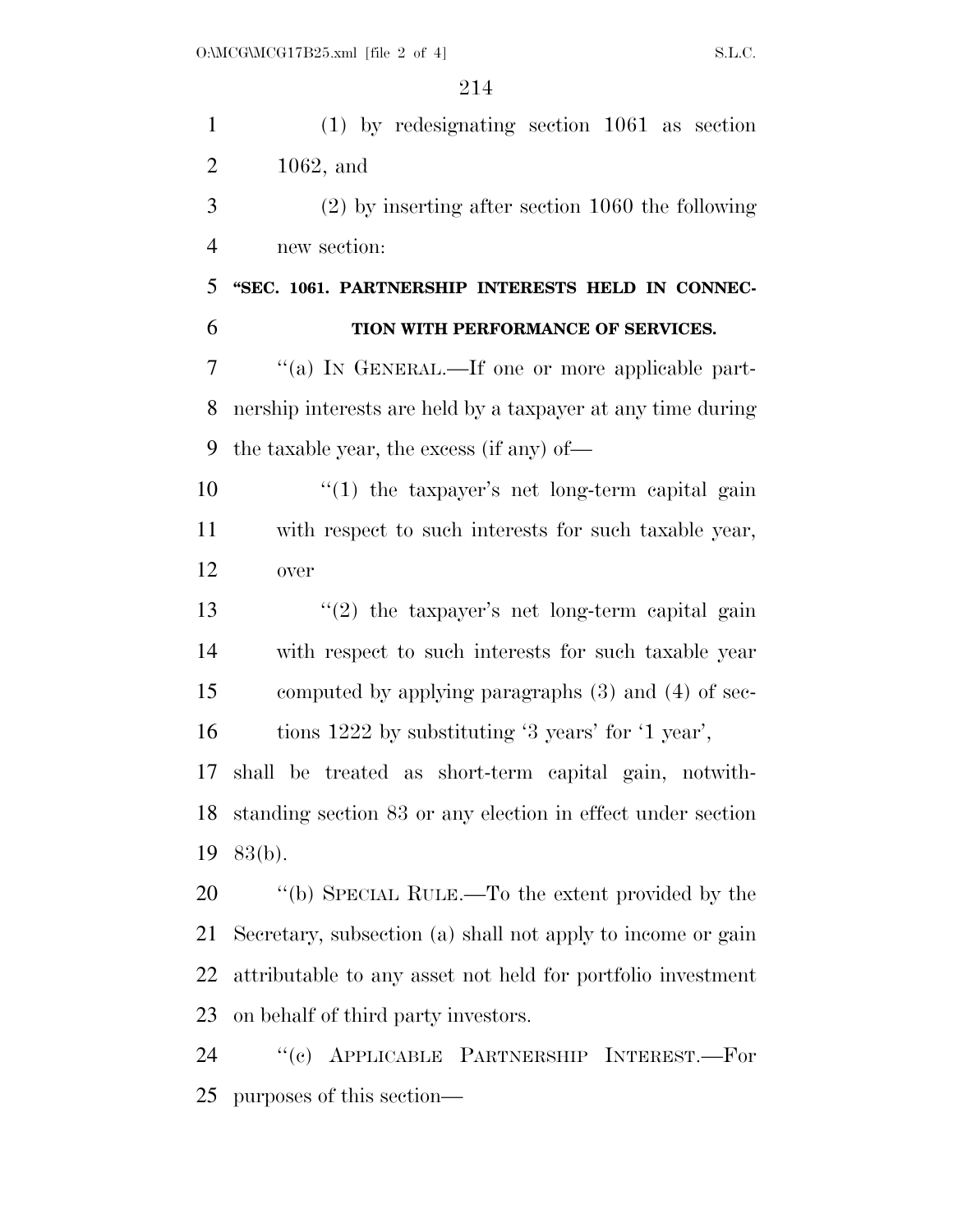(1) by redesignating section 1061 as section 1062, and

(2) by inserting after section 1060 the following new section:

**"SEC. 1061. PARTNERSHIP INTERESTS HELD IN CONNECTION WITH PERFORMANCE OF SERVICES.**

"(a) IN GENERAL.—If one or more applicable partnership interests are held by a taxpayer at any time during the taxable year, the excess (if any) of—

"(1) the taxpayer's net long-term capital gain with respect to such interests for such taxable year, over

"(2) the taxpayer's net long-term capital gain with respect to such interests for such taxable year computed by applying paragraphs (3) and (4) of sections 1222 by substituting '3 years' for '1 year',

shall be treated as short-term capital gain, notwithstanding section 83 or any election in effect under section 83(b).

"(b) SPECIAL RULE.—To the extent provided by the Secretary, subsection (a) shall not apply to income or gain attributable to any asset not held for portfolio investment on behalf of third party investors.

"(c) APPLICABLE PARTNERSHIP INTEREST.—For purposes of this section—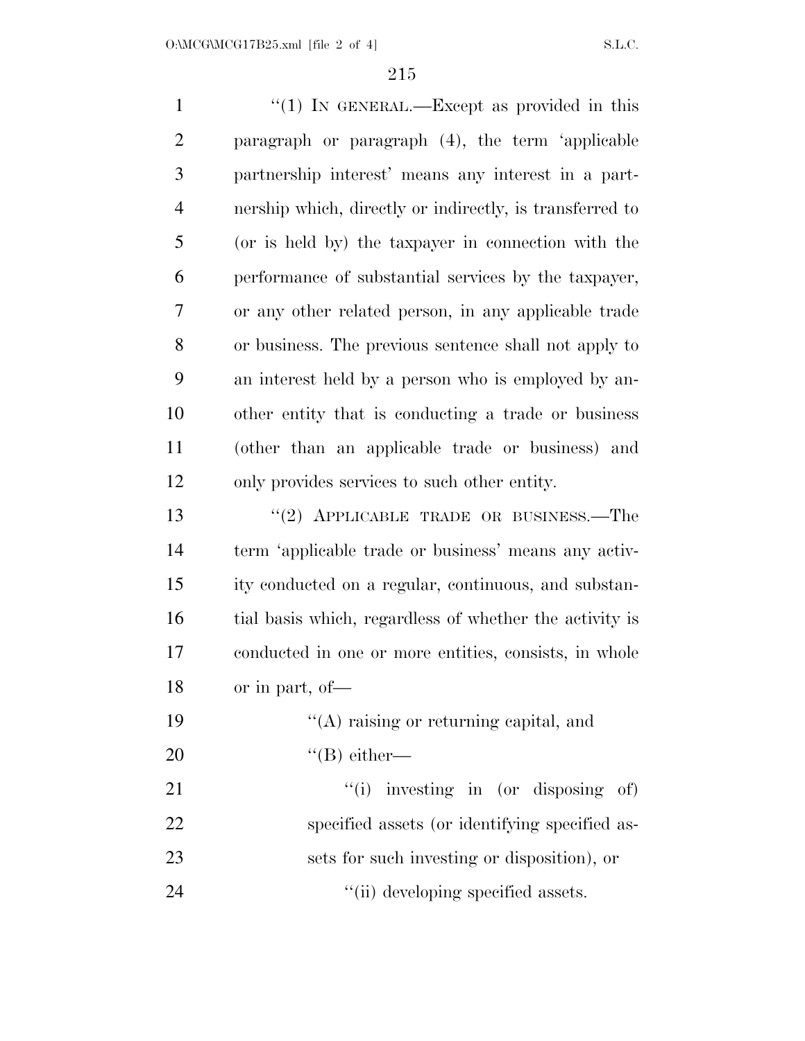"(1) IN GENERAL.—Except as provided in this paragraph or paragraph (4), the term 'applicable partnership interest' means any interest in a partnership which, directly or indirectly, is transferred to (or is held by) the taxpayer in connection with the performance of substantial services by the taxpayer, or any other related person, in any applicable trade or business. The previous sentence shall not apply to an interest held by a person who is employed by another entity that is conducting a trade or business (other than an applicable trade or business) and only provides services to such other entity.

"(2) APPLICABLE TRADE OR BUSINESS.—The term 'applicable trade or business' means any activity conducted on a regular, continuous, and substantial basis which, regardless of whether the activity is conducted in one or more entities, consists, in whole or in part, of—

"(A) raising or returning capital, and

"(B) either—

"(i) investing in (or disposing of) specified assets (or identifying specified assets for such investing or disposition), or

"(ii) developing specified assets.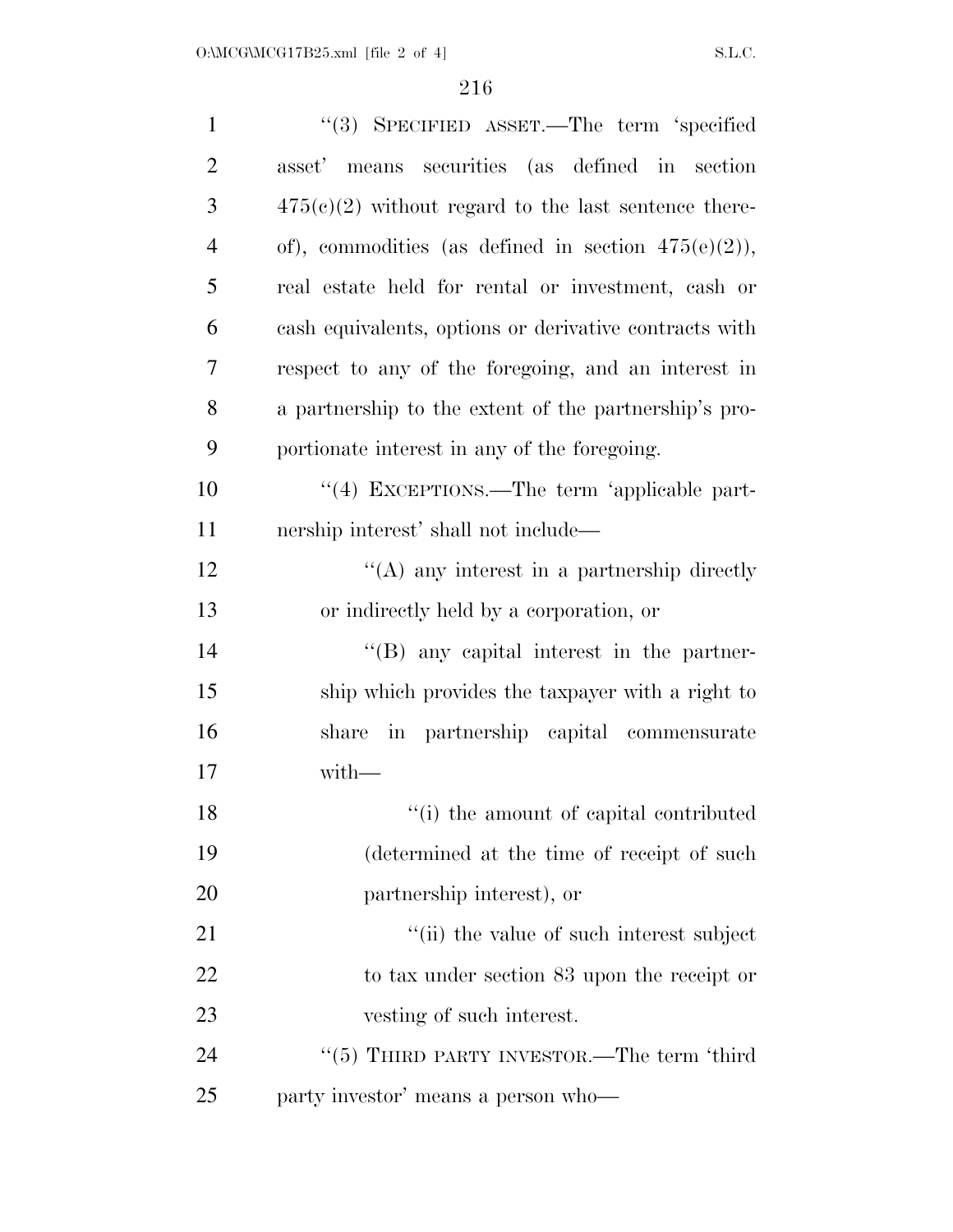"(3) SPECIFIED ASSET.—The term 'specified asset' means securities (as defined in section 475(c)(2) without regard to the last sentence thereof), commodities (as defined in section 475(e)(2)), real estate held for rental or investment, cash or cash equivalents, options or derivative contracts with respect to any of the foregoing, and an interest in a partnership to the extent of the partnership's proportionate interest in any of the foregoing.

"(4) EXCEPTIONS.—The term 'applicable partnership interest' shall not include—

"(A) any interest in a partnership directly or indirectly held by a corporation, or

"(B) any capital interest in the partnership which provides the taxpayer with a right to share in partnership capital commensurate with—

"(i) the amount of capital contributed (determined at the time of receipt of such partnership interest), or

"(ii) the value of such interest subject to tax under section 83 upon the receipt or vesting of such interest.

"(5) THIRD PARTY INVESTOR.—The term 'third party investor' means a person who—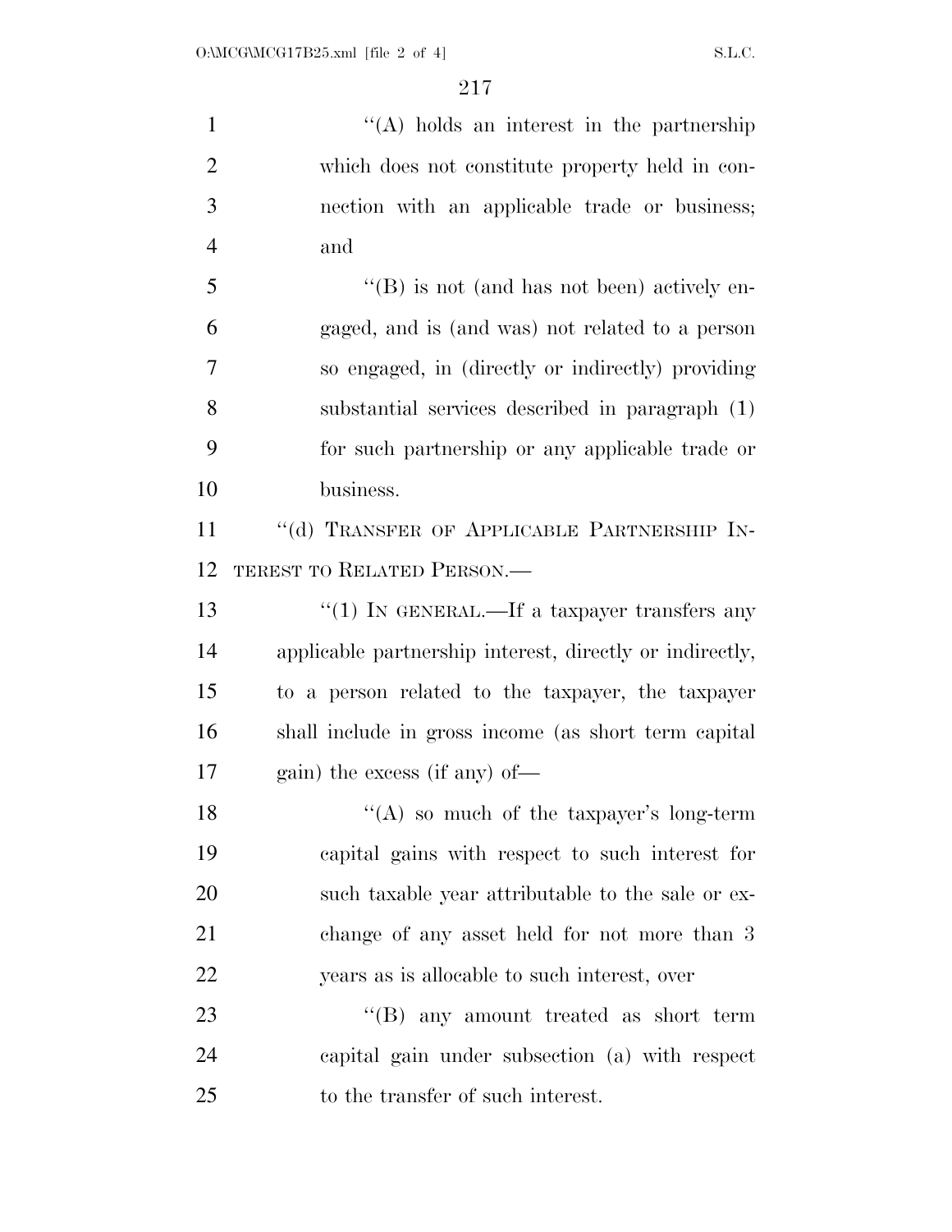"(A) holds an interest in the partnership which does not constitute property held in connection with an applicable trade or business; and

"(B) is not (and has not been) actively engaged, and is (and was) not related to a person so engaged, in (directly or indirectly) providing substantial services described in paragraph (1) for such partnership or any applicable trade or business.

"(d) TRANSFER OF APPLICABLE PARTNERSHIP INTEREST TO RELATED PERSON.—

"(1) IN GENERAL.—If a taxpayer transfers any applicable partnership interest, directly or indirectly, to a person related to the taxpayer, the taxpayer shall include in gross income (as short term capital gain) the excess (if any) of—

"(A) so much of the taxpayer's long-term capital gains with respect to such interest for such taxable year attributable to the sale or exchange of any asset held for not more than 3 years as is allocable to such interest, over

"(B) any amount treated as short term capital gain under subsection (a) with respect to the transfer of such interest.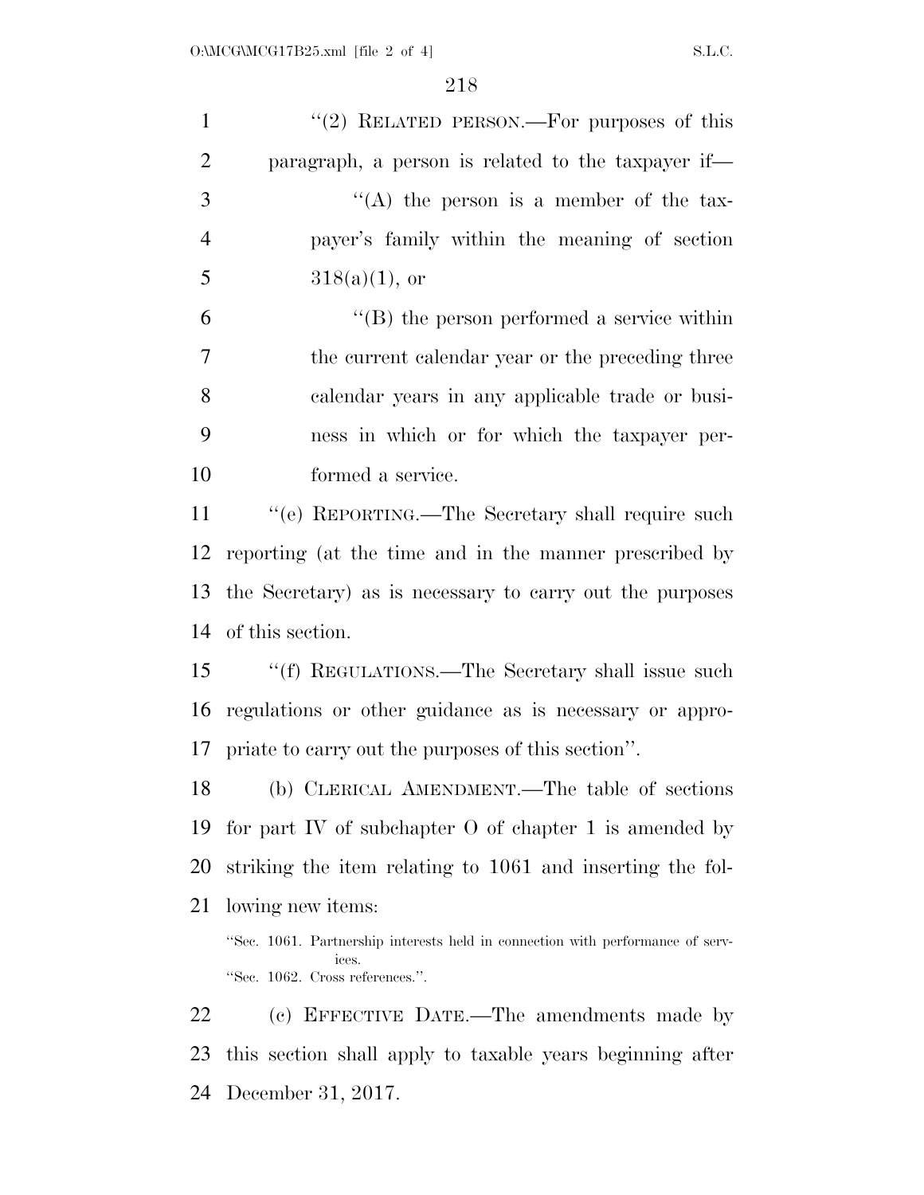"(2) RELATED PERSON.—For purposes of this paragraph, a person is related to the taxpayer if—

"(A) the person is a member of the taxpayer's family within the meaning of section 318(a)(1), or

"(B) the person performed a service within the current calendar year or the preceding three calendar years in any applicable trade or business in which or for which the taxpayer performed a service.

"(e) REPORTING.—The Secretary shall require such reporting (at the time and in the manner prescribed by the Secretary) as is necessary to carry out the purposes of this section.

"(f) REGULATIONS.—The Secretary shall issue such regulations or other guidance as is necessary or appropriate to carry out the purposes of this section".

(b) CLERICAL AMENDMENT.—The table of sections for part IV of subchapter O of chapter 1 is amended by striking the item relating to 1061 and inserting the following new items:

"Sec. 1061. Partnership interests held in connection with performance of services.
"Sec. 1062. Cross references.".

(c) EFFECTIVE DATE.—The amendments made by this section shall apply to taxable years beginning after December 31, 2017.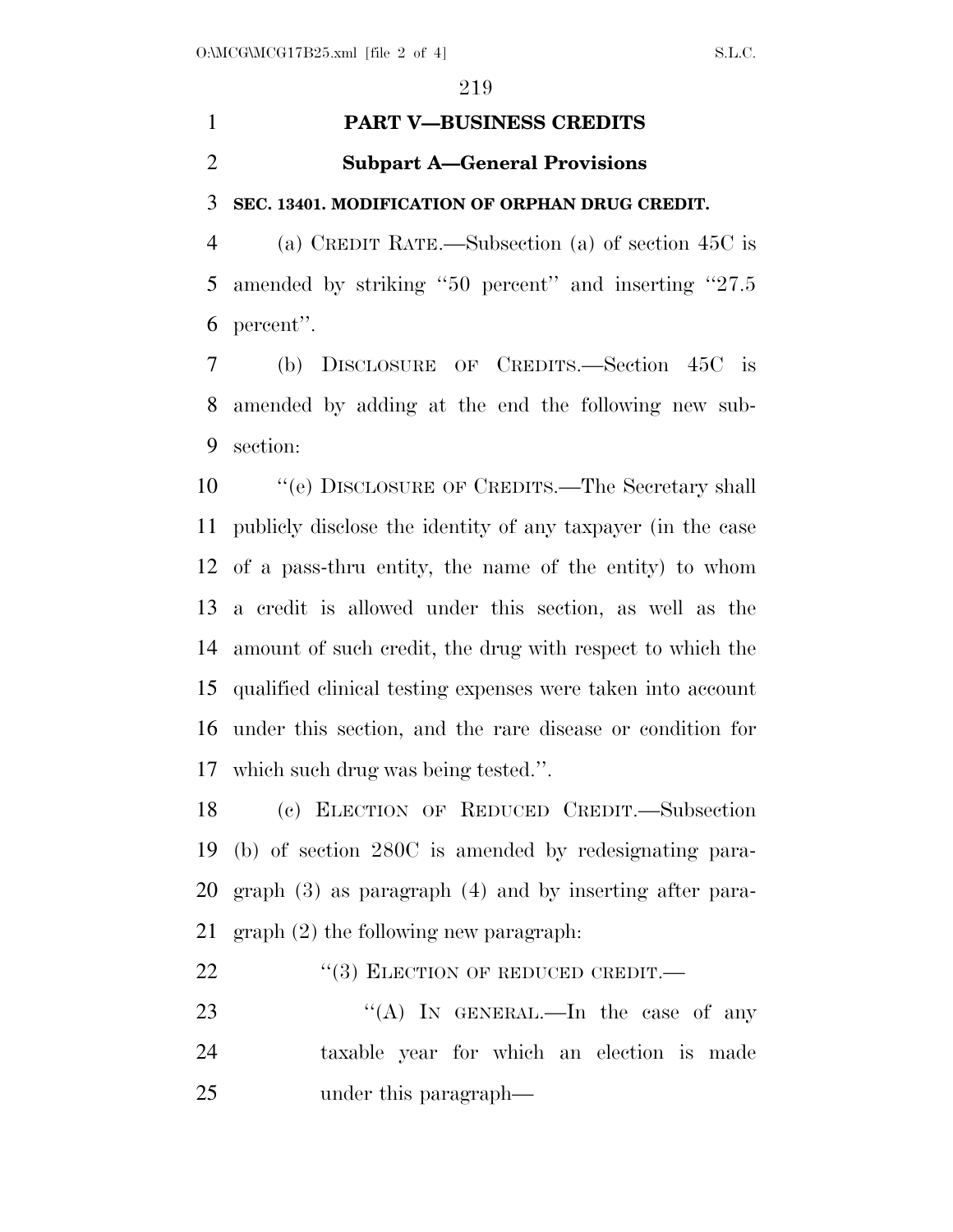# PART V—BUSINESS CREDITS

## Subpart A—General Provisions

### SEC. 13401. MODIFICATION OF ORPHAN DRUG CREDIT.

(a) CREDIT RATE.—Subsection (a) of section 45C is amended by striking ''50 percent'' and inserting ''27.5 percent''.

(b) DISCLOSURE OF CREDITS.—Section 45C is amended by adding at the end the following new subsection:

''(e) DISCLOSURE OF CREDITS.—The Secretary shall publicly disclose the identity of any taxpayer (in the case of a pass-thru entity, the name of the entity) to whom a credit is allowed under this section, as well as the amount of such credit, the drug with respect to which the qualified clinical testing expenses were taken into account under this section, and the rare disease or condition for which such drug was being tested.''.

(c) ELECTION OF REDUCED CREDIT.—Subsection (b) of section 280C is amended by redesignating paragraph (3) as paragraph (4) and by inserting after paragraph (2) the following new paragraph:

''(3) ELECTION OF REDUCED CREDIT.—

''(A) IN GENERAL.—In the case of any taxable year for which an election is made under this paragraph—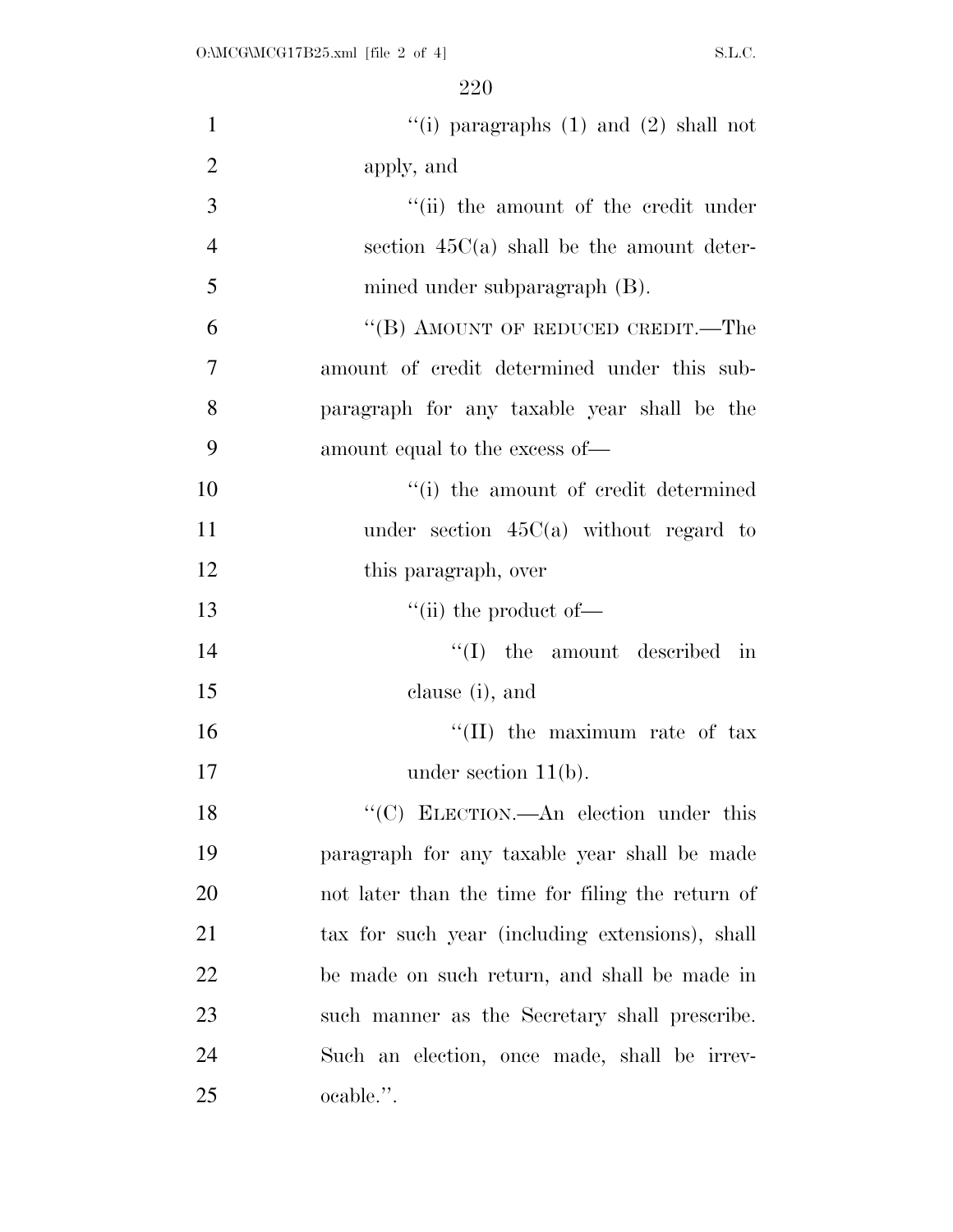"(i) paragraphs (1) and (2) shall not apply, and

"(ii) the amount of the credit under section 45C(a) shall be the amount determined under subparagraph (B).

"(B) AMOUNT OF REDUCED CREDIT.—The amount of credit determined under this subparagraph for any taxable year shall be the amount equal to the excess of—

"(i) the amount of credit determined under section 45C(a) without regard to this paragraph, over

"(ii) the product of—

"(I) the amount described in clause (i), and

"(II) the maximum rate of tax under section 11(b).

"(C) ELECTION.—An election under this paragraph for any taxable year shall be made not later than the time for filing the return of tax for such year (including extensions), shall be made on such return, and shall be made in such manner as the Secretary shall prescribe. Such an election, once made, shall be irrevocable.".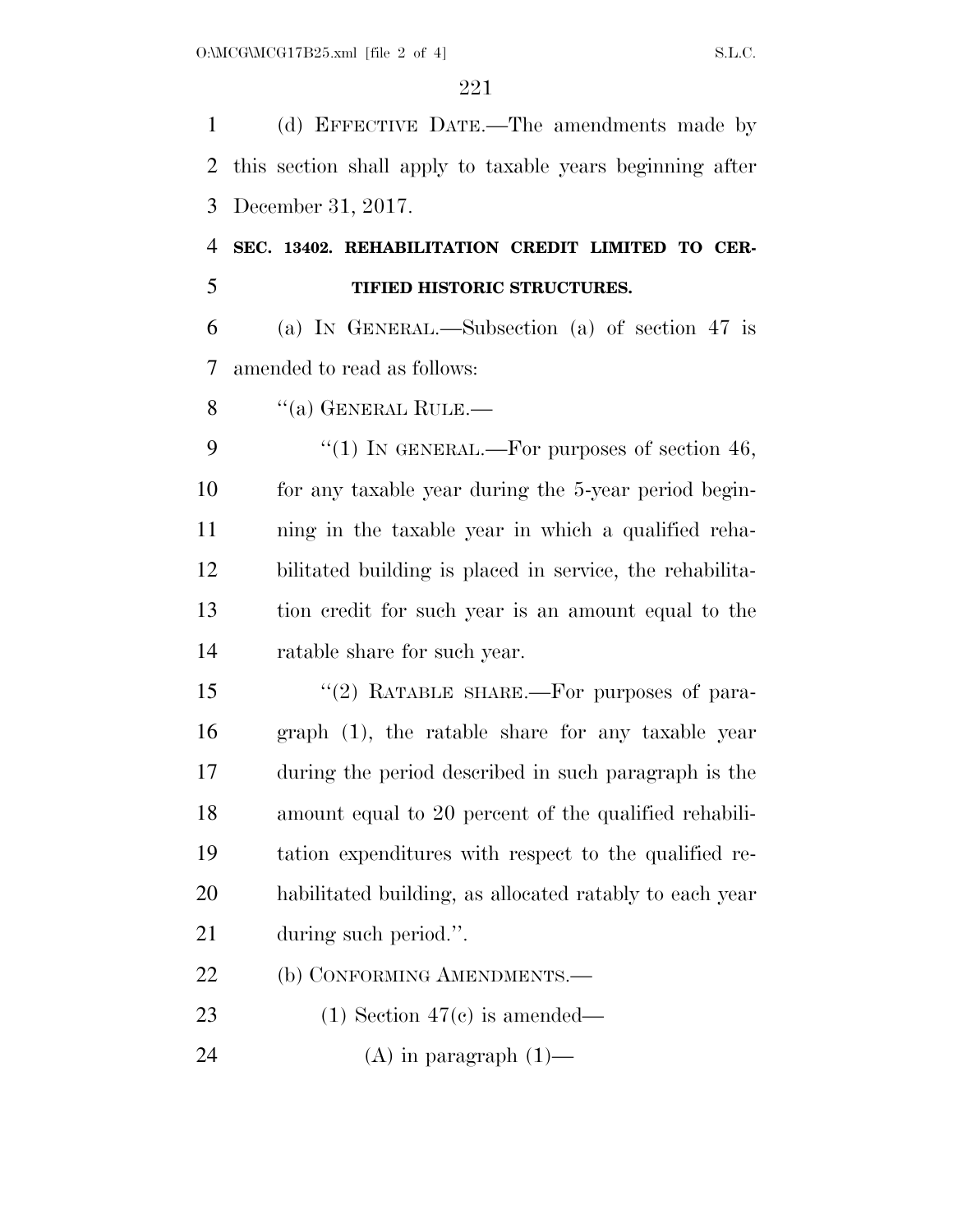(d) EFFECTIVE DATE.—The amendments made by this section shall apply to taxable years beginning after December 31, 2017.

**SEC. 13402. REHABILITATION CREDIT LIMITED TO CERTIFIED HISTORIC STRUCTURES.**

(a) IN GENERAL.—Subsection (a) of section 47 is amended to read as follows:

"(a) GENERAL RULE.—

"(1) IN GENERAL.—For purposes of section 46, for any taxable year during the 5-year period beginning in the taxable year in which a qualified rehabilitated building is placed in service, the rehabilitation credit for such year is an amount equal to the ratable share for such year.

"(2) RATABLE SHARE.—For purposes of paragraph (1), the ratable share for any taxable year during the period described in such paragraph is the amount equal to 20 percent of the qualified rehabilitation expenditures with respect to the qualified rehabilitated building, as allocated ratably to each year during such period.".

(b) CONFORMING AMENDMENTS.—

(1) Section 47(c) is amended—

(A) in paragraph (1)—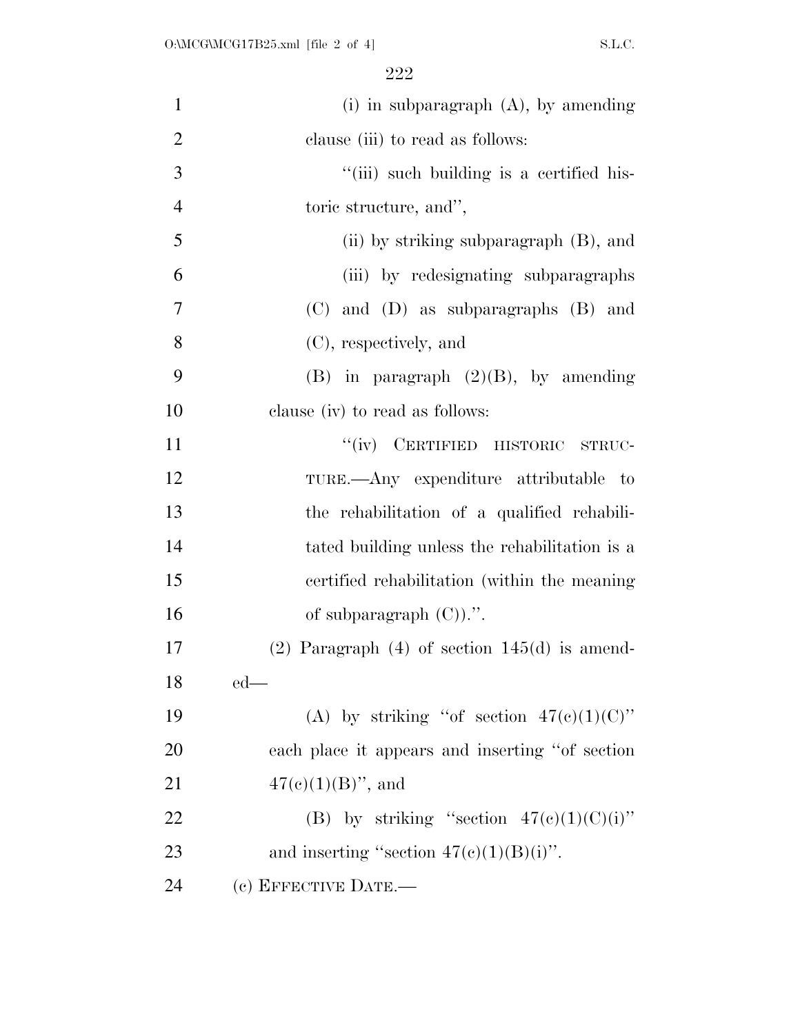(i) in subparagraph (A), by amending clause (iii) to read as follows:

"(iii) such building is a certified historic structure, and",

(ii) by striking subparagraph (B), and

(iii) by redesignating subparagraphs (C) and (D) as subparagraphs (B) and (C), respectively, and

(B) in paragraph (2)(B), by amending clause (iv) to read as follows:

"(iv) CERTIFIED HISTORIC STRUCTURE.—Any expenditure attributable to the rehabilitation of a qualified rehabilitated building unless the rehabilitation is a certified rehabilitation (within the meaning of subparagraph (C)).".

(2) Paragraph (4) of section 145(d) is amended—

(A) by striking "of section 47(c)(1)(C)" each place it appears and inserting "of section 47(c)(1)(B)", and

(B) by striking "section 47(c)(1)(C)(i)" and inserting "section 47(c)(1)(B)(i)".

(c) EFFECTIVE DATE.—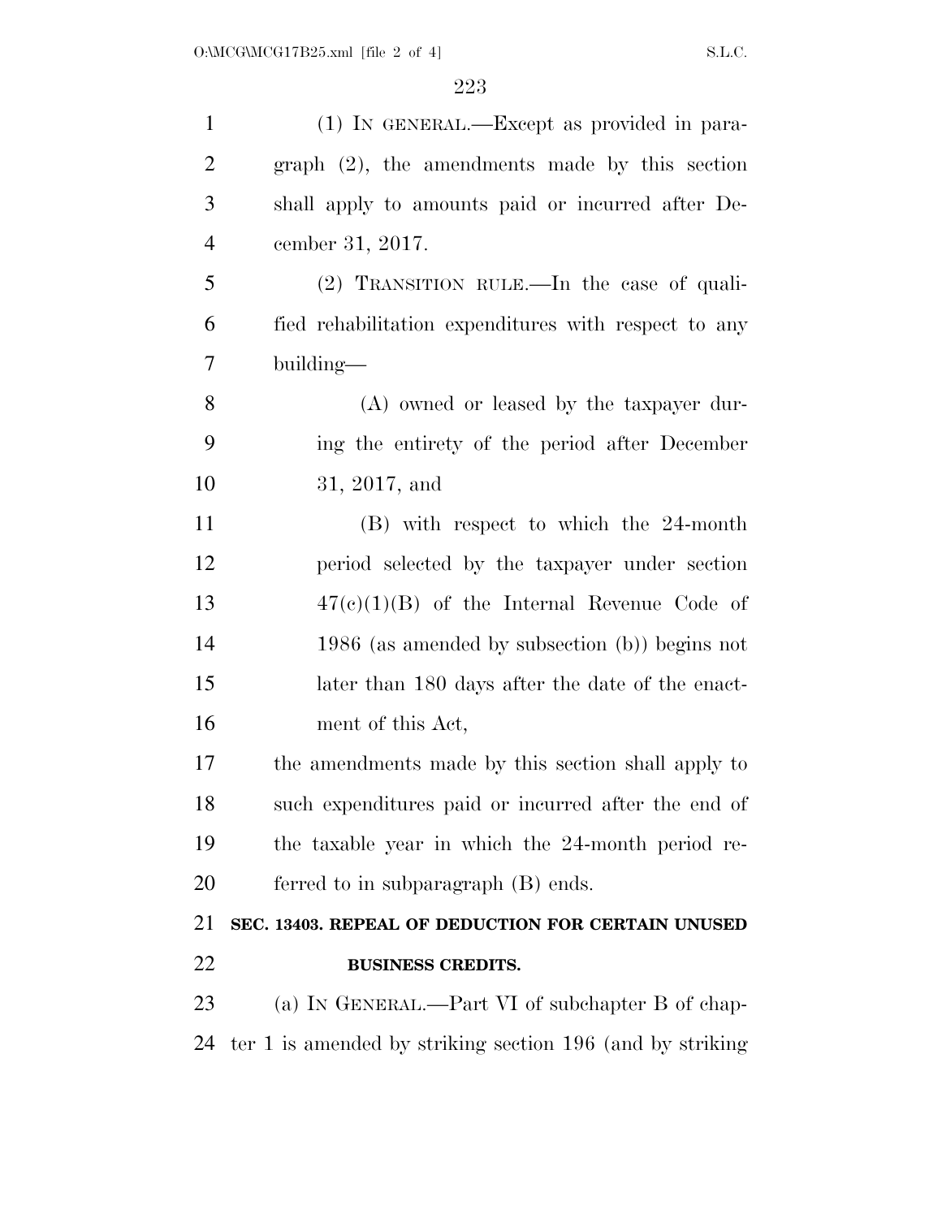(1) IN GENERAL.—Except as provided in paragraph (2), the amendments made by this section shall apply to amounts paid or incurred after December 31, 2017.

(2) TRANSITION RULE.—In the case of qualified rehabilitation expenditures with respect to any building—

(A) owned or leased by the taxpayer during the entirety of the period after December 31, 2017, and

(B) with respect to which the 24-month period selected by the taxpayer under section 47(c)(1)(B) of the Internal Revenue Code of 1986 (as amended by subsection (b)) begins not later than 180 days after the date of the enactment of this Act,

the amendments made by this section shall apply to such expenditures paid or incurred after the end of the taxable year in which the 24-month period referred to in subparagraph (B) ends.

**SEC. 13403. REPEAL OF DEDUCTION FOR CERTAIN UNUSED BUSINESS CREDITS.**

(a) IN GENERAL.—Part VI of subchapter B of chapter 1 is amended by striking section 196 (and by striking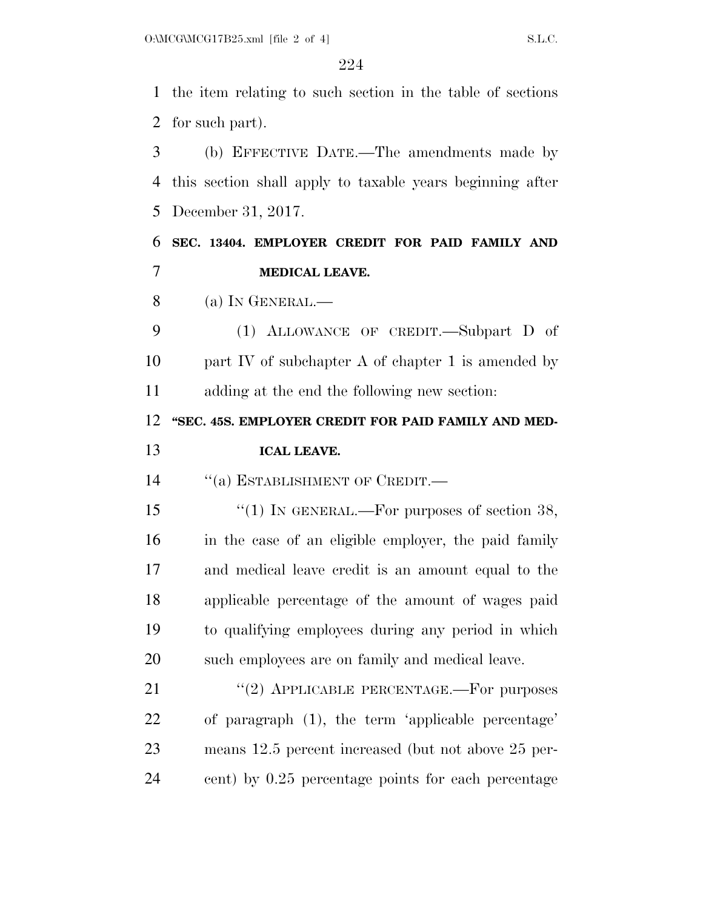the item relating to such section in the table of sections for such part).

(b) EFFECTIVE DATE.—The amendments made by this section shall apply to taxable years beginning after December 31, 2017.

**SEC. 13404. EMPLOYER CREDIT FOR PAID FAMILY AND MEDICAL LEAVE.**

(a) IN GENERAL.—

(1) ALLOWANCE OF CREDIT.—Subpart D of part IV of subchapter A of chapter 1 is amended by adding at the end the following new section:

**"SEC. 45S. EMPLOYER CREDIT FOR PAID FAMILY AND MEDICAL LEAVE.**

"(a) ESTABLISHMENT OF CREDIT.—

"(1) IN GENERAL.—For purposes of section 38, in the case of an eligible employer, the paid family and medical leave credit is an amount equal to the applicable percentage of the amount of wages paid to qualifying employees during any period in which such employees are on family and medical leave.

"(2) APPLICABLE PERCENTAGE.—For purposes of paragraph (1), the term 'applicable percentage' means 12.5 percent increased (but not above 25 percent) by 0.25 percentage points for each percentage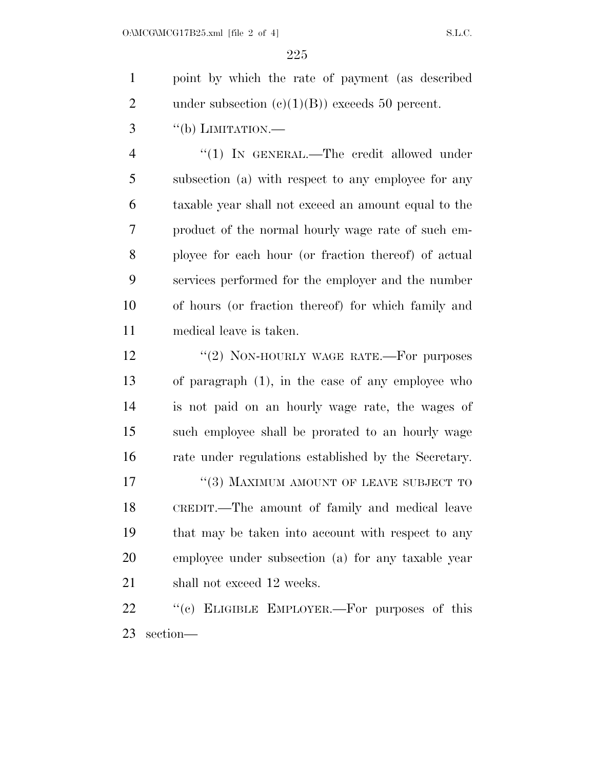point by which the rate of payment (as described under subsection (c)(1)(B)) exceeds 50 percent.

"(b) LIMITATION.—

"(1) IN GENERAL.—The credit allowed under subsection (a) with respect to any employee for any taxable year shall not exceed an amount equal to the product of the normal hourly wage rate of such employee for each hour (or fraction thereof) of actual services performed for the employer and the number of hours (or fraction thereof) for which family and medical leave is taken.

"(2) NON-HOURLY WAGE RATE.—For purposes of paragraph (1), in the case of any employee who is not paid on an hourly wage rate, the wages of such employee shall be prorated to an hourly wage rate under regulations established by the Secretary.

"(3) MAXIMUM AMOUNT OF LEAVE SUBJECT TO CREDIT.—The amount of family and medical leave that may be taken into account with respect to any employee under subsection (a) for any taxable year shall not exceed 12 weeks.

"(c) ELIGIBLE EMPLOYER.—For purposes of this section—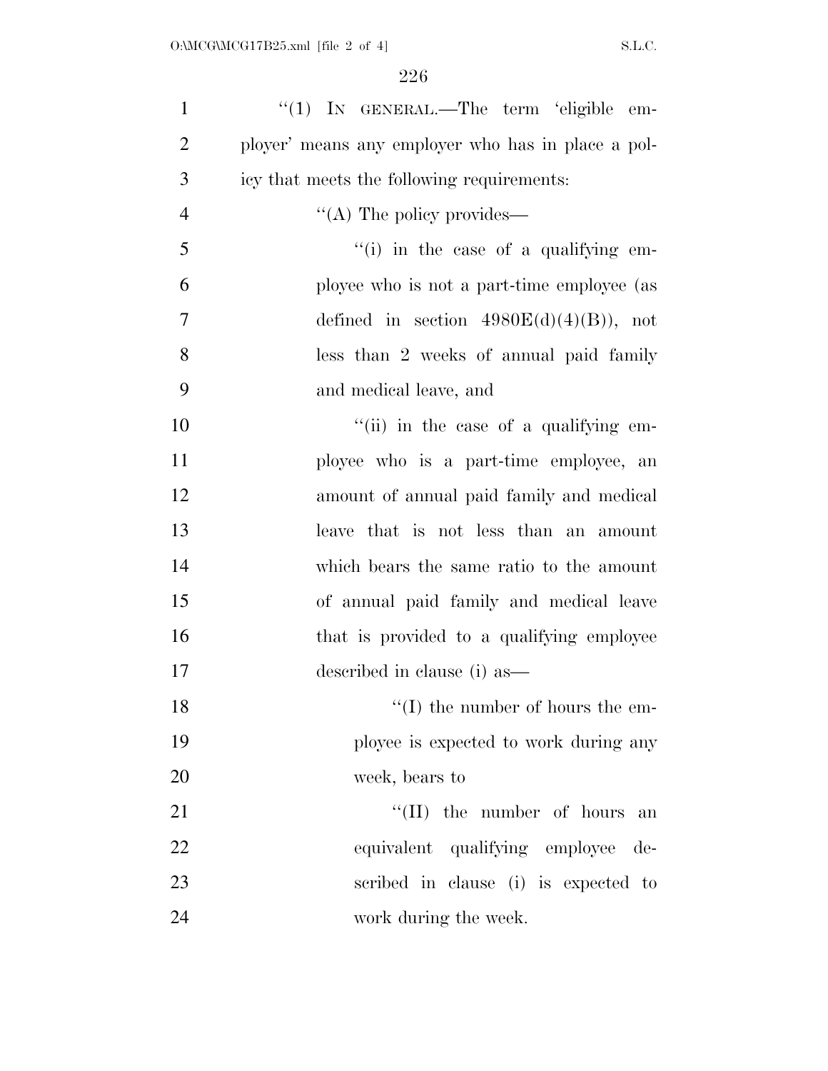"(1) IN GENERAL.—The term 'eligible employer' means any employer who has in place a policy that meets the following requirements:

"(A) The policy provides—

"(i) in the case of a qualifying employee who is not a part-time employee (as defined in section 4980E(d)(4)(B)), not less than 2 weeks of annual paid family and medical leave, and

"(ii) in the case of a qualifying employee who is a part-time employee, an amount of annual paid family and medical leave that is not less than an amount which bears the same ratio to the amount of annual paid family and medical leave that is provided to a qualifying employee described in clause (i) as—

"(I) the number of hours the employee is expected to work during any week, bears to

"(II) the number of hours an equivalent qualifying employee described in clause (i) is expected to work during the week.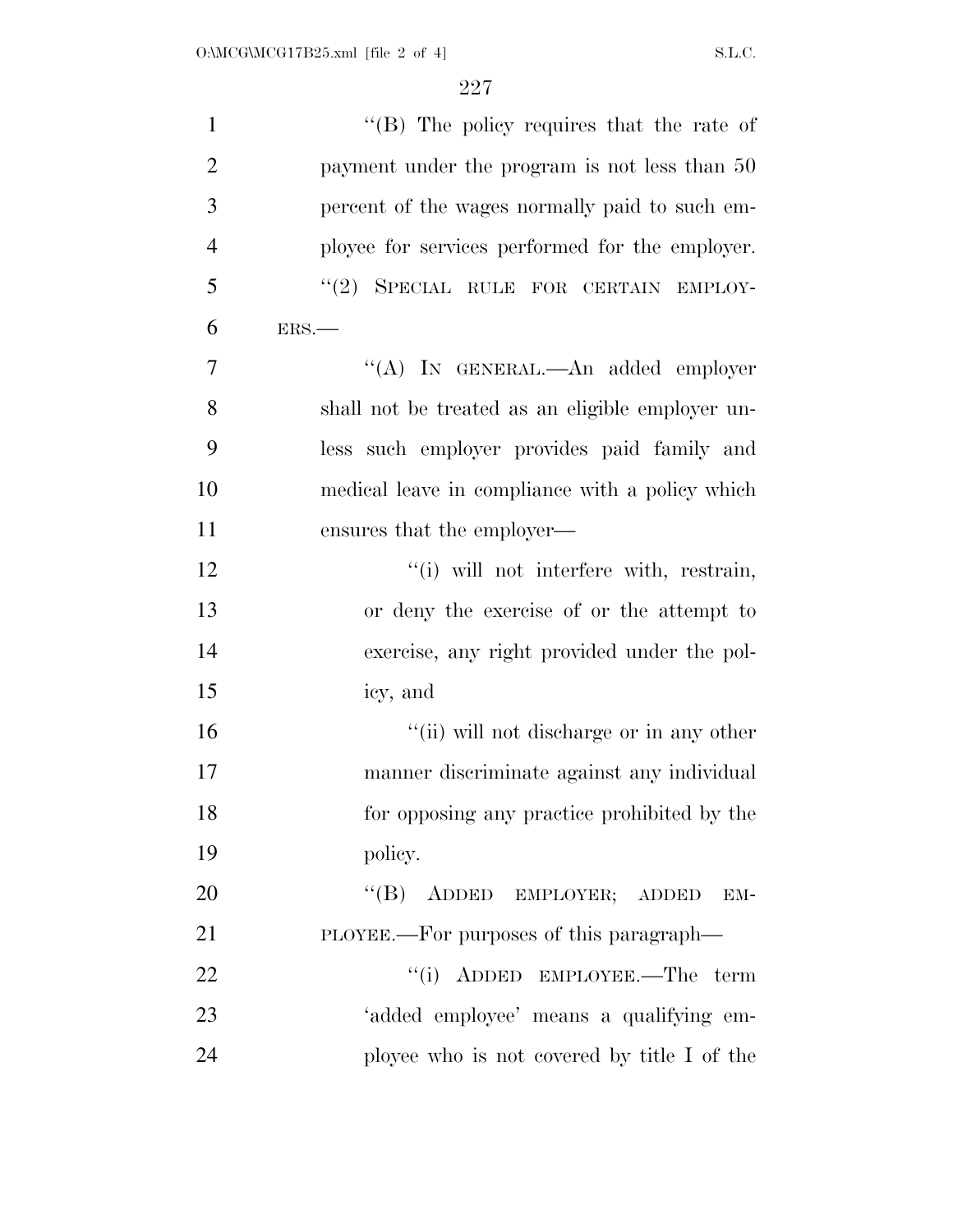"(B) The policy requires that the rate of payment under the program is not less than 50 percent of the wages normally paid to such employee for services performed for the employer.

"(2) SPECIAL RULE FOR CERTAIN EMPLOYERS.—

"(A) IN GENERAL.—An added employer shall not be treated as an eligible employer unless such employer provides paid family and medical leave in compliance with a policy which ensures that the employer—

"(i) will not interfere with, restrain, or deny the exercise of or the attempt to exercise, any right provided under the policy, and

"(ii) will not discharge or in any other manner discriminate against any individual for opposing any practice prohibited by the policy.

"(B) ADDED EMPLOYER; ADDED EMPLOYEE.—For purposes of this paragraph—

"(i) ADDED EMPLOYEE.—The term 'added employee' means a qualifying employee who is not covered by title I of the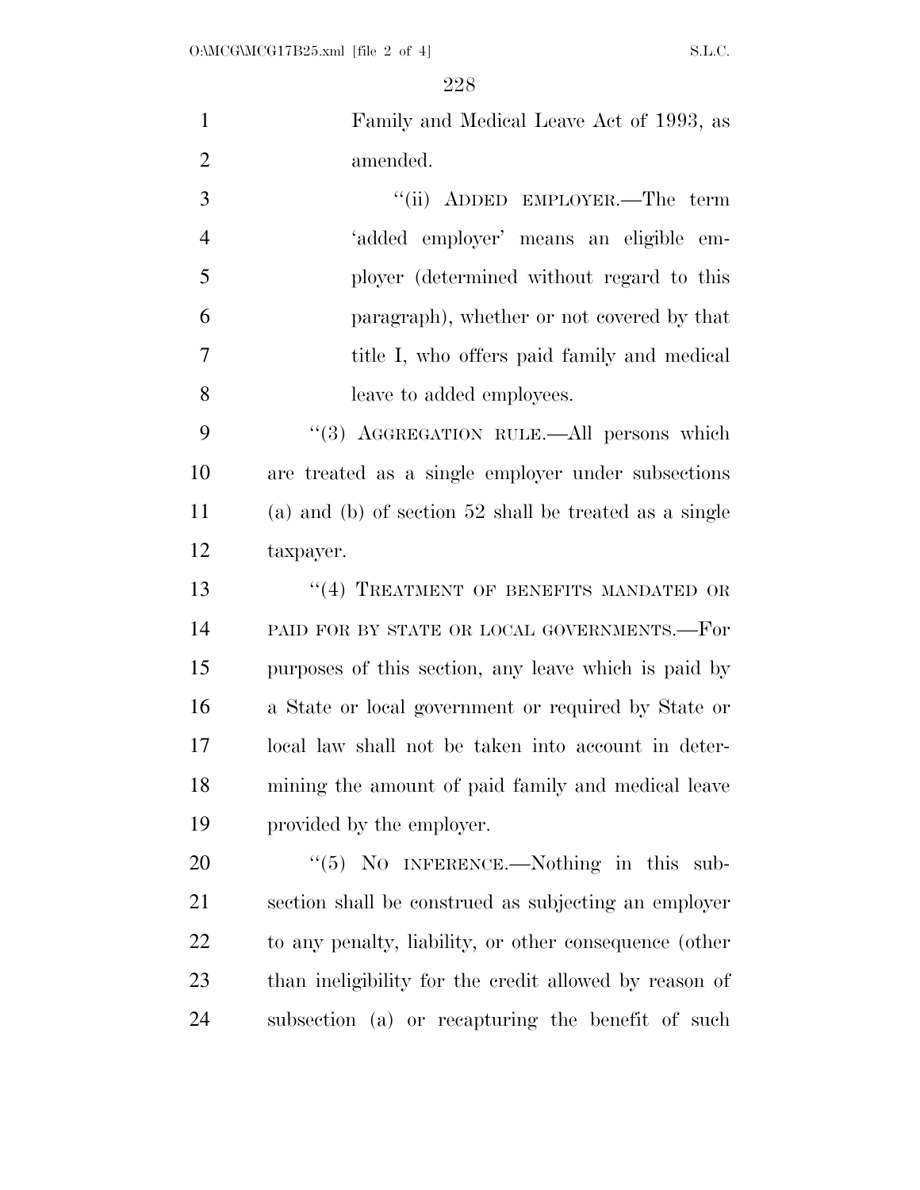Family and Medical Leave Act of 1993, as amended.

"(ii) ADDED EMPLOYER.—The term 'added employer' means an eligible employer (determined without regard to this paragraph), whether or not covered by that title I, who offers paid family and medical leave to added employees.

"(3) AGGREGATION RULE.—All persons which are treated as a single employer under subsections (a) and (b) of section 52 shall be treated as a single taxpayer.

"(4) TREATMENT OF BENEFITS MANDATED OR PAID FOR BY STATE OR LOCAL GOVERNMENTS.—For purposes of this section, any leave which is paid by a State or local government or required by State or local law shall not be taken into account in determining the amount of paid family and medical leave provided by the employer.

"(5) NO INFERENCE.—Nothing in this subsection shall be construed as subjecting an employer to any penalty, liability, or other consequence (other than ineligibility for the credit allowed by reason of subsection (a) or recapturing the benefit of such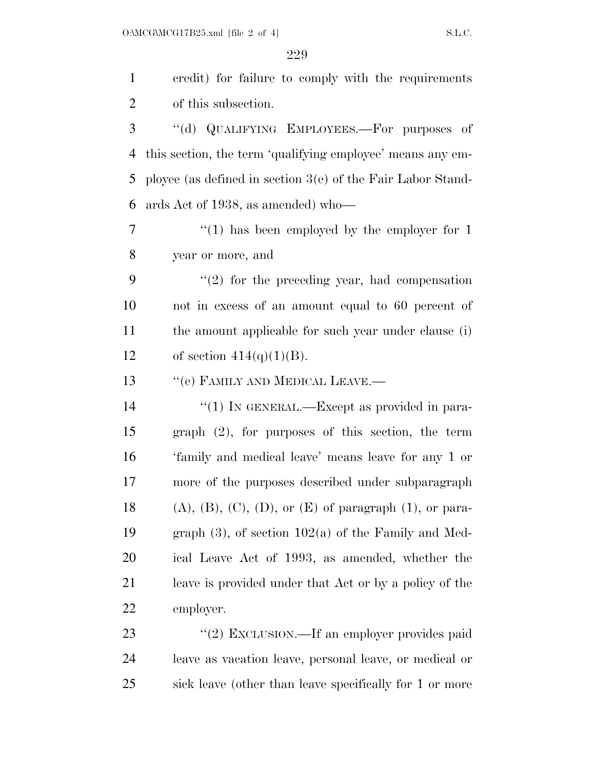credit) for failure to comply with the requirements of this subsection.

''(d) QUALIFYING EMPLOYEES.—For purposes of this section, the term 'qualifying employee' means any employee (as defined in section 3(e) of the Fair Labor Standards Act of 1938, as amended) who—

''(1) has been employed by the employer for 1 year or more, and

''(2) for the preceding year, had compensation not in excess of an amount equal to 60 percent of the amount applicable for such year under clause (i) of section 414(q)(1)(B).

''(e) FAMILY AND MEDICAL LEAVE.—

''(1) IN GENERAL.—Except as provided in paragraph (2), for purposes of this section, the term 'family and medical leave' means leave for any 1 or more of the purposes described under subparagraph (A), (B), (C), (D), or (E) of paragraph (1), or paragraph (3), of section 102(a) of the Family and Medical Leave Act of 1993, as amended, whether the leave is provided under that Act or by a policy of the employer.

''(2) EXCLUSION.—If an employer provides paid leave as vacation leave, personal leave, or medical or sick leave (other than leave specifically for 1 or more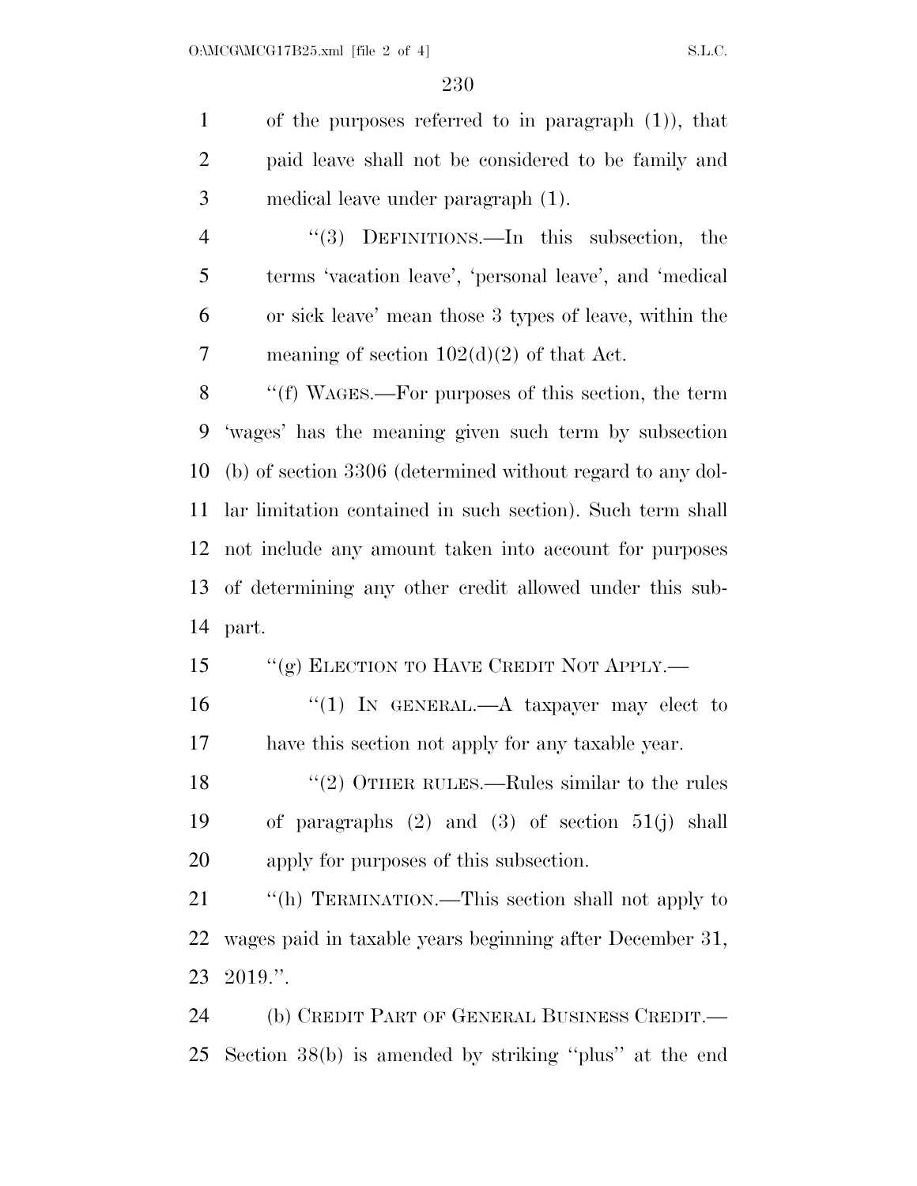of the purposes referred to in paragraph (1)), that paid leave shall not be considered to be family and medical leave under paragraph (1).

"(3) DEFINITIONS.—In this subsection, the terms 'vacation leave', 'personal leave', and 'medical or sick leave' mean those 3 types of leave, within the meaning of section 102(d)(2) of that Act.

"(f) WAGES.—For purposes of this section, the term 'wages' has the meaning given such term by subsection (b) of section 3306 (determined without regard to any dollar limitation contained in such section). Such term shall not include any amount taken into account for purposes of determining any other credit allowed under this subpart.

"(g) ELECTION TO HAVE CREDIT NOT APPLY.—

"(1) IN GENERAL.—A taxpayer may elect to have this section not apply for any taxable year.

"(2) OTHER RULES.—Rules similar to the rules of paragraphs (2) and (3) of section 51(j) shall apply for purposes of this subsection.

"(h) TERMINATION.—This section shall not apply to wages paid in taxable years beginning after December 31, 2019.".

(b) CREDIT PART OF GENERAL BUSINESS CREDIT.— Section 38(b) is amended by striking "plus" at the end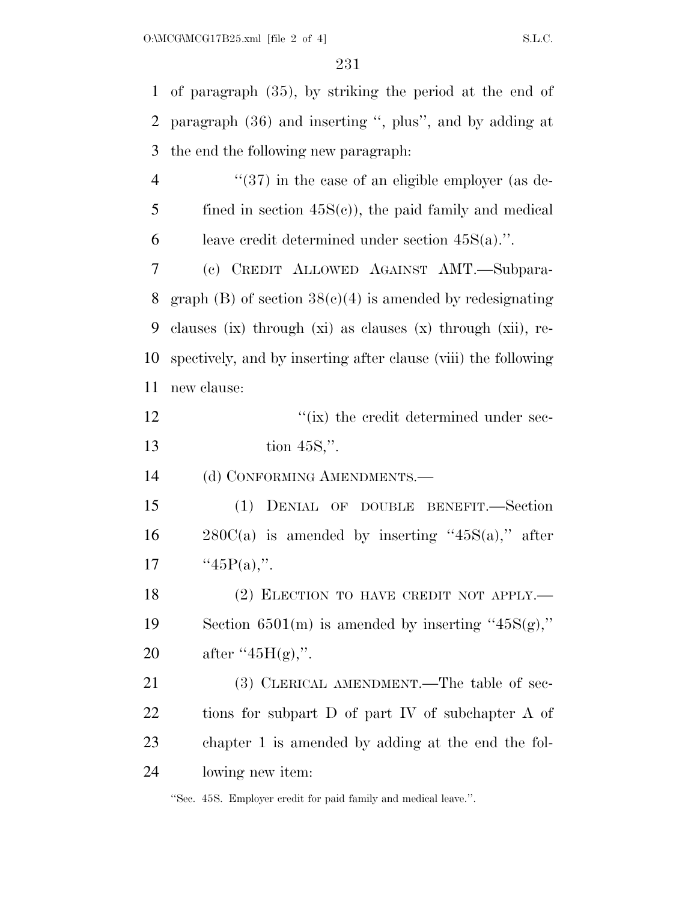of paragraph (35), by striking the period at the end of paragraph (36) and inserting '', plus'', and by adding at the end the following new paragraph:

> ''(37) in the case of an eligible employer (as defined in section 45S(c)), the paid family and medical leave credit determined under section 45S(a).''.

(c) CREDIT ALLOWED AGAINST AMT.—Subparagraph (B) of section 38(c)(4) is amended by redesignating clauses (ix) through (xi) as clauses (x) through (xii), respectively, and by inserting after clause (viii) the following new clause:

> ''(ix) the credit determined under section 45S,''.

(d) CONFORMING AMENDMENTS.—

(1) DENIAL OF DOUBLE BENEFIT.—Section 280C(a) is amended by inserting ''45S(a),'' after ''45P(a),''.

(2) ELECTION TO HAVE CREDIT NOT APPLY.—Section 6501(m) is amended by inserting ''45S(g),'' after ''45H(g),''.

(3) CLERICAL AMENDMENT.—The table of sections for subpart D of part IV of subchapter A of chapter 1 is amended by adding at the end the following new item:

''Sec. 45S. Employer credit for paid family and medical leave.''.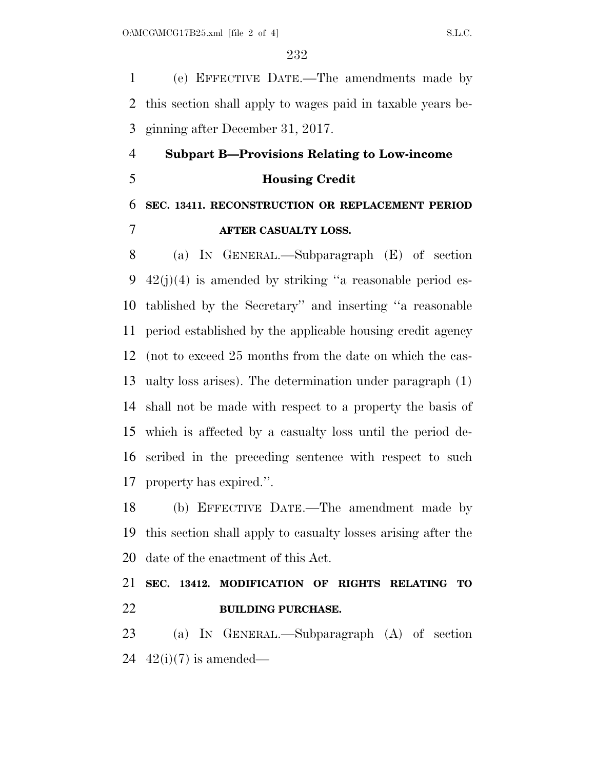(e) EFFECTIVE DATE.—The amendments made by this section shall apply to wages paid in taxable years beginning after December 31, 2017.

### Subpart B—Provisions Relating to Low-income Housing Credit

**SEC. 13411. RECONSTRUCTION OR REPLACEMENT PERIOD AFTER CASUALTY LOSS.**

(a) IN GENERAL.—Subparagraph (E) of section 42(j)(4) is amended by striking ''a reasonable period established by the Secretary'' and inserting ''a reasonable period established by the applicable housing credit agency (not to exceed 25 months from the date on which the casualty loss arises). The determination under paragraph (1) shall not be made with respect to a property the basis of which is affected by a casualty loss until the period described in the preceding sentence with respect to such property has expired.''.

(b) EFFECTIVE DATE.—The amendment made by this section shall apply to casualty losses arising after the date of the enactment of this Act.

**SEC. 13412. MODIFICATION OF RIGHTS RELATING TO BUILDING PURCHASE.**

(a) IN GENERAL.—Subparagraph (A) of section 42(i)(7) is amended—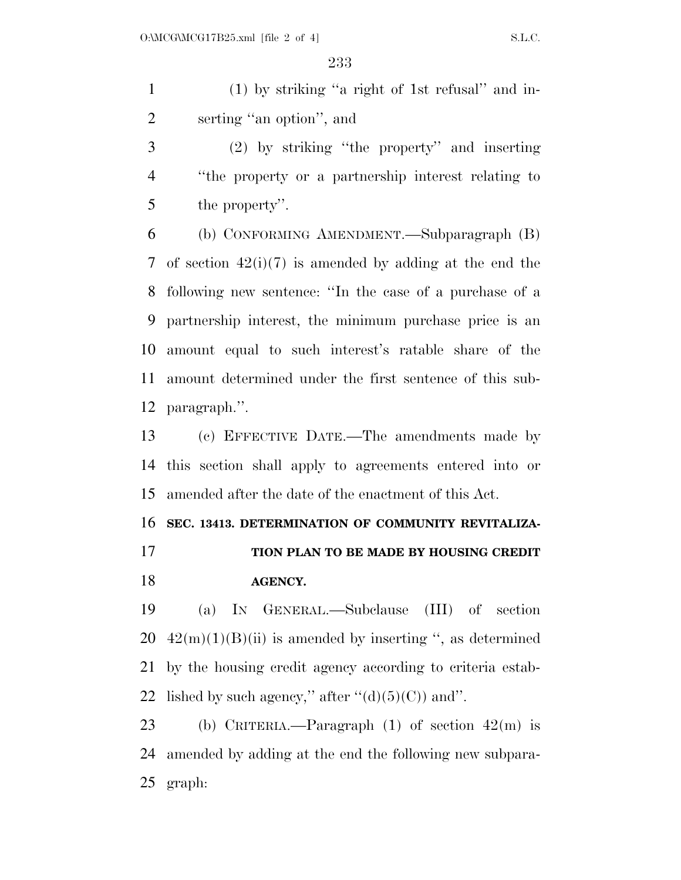(1) by striking ''a right of 1st refusal'' and inserting ''an option'', and

(2) by striking ''the property'' and inserting ''the property or a partnership interest relating to the property''.

(b) CONFORMING AMENDMENT.—Subparagraph (B) of section 42(i)(7) is amended by adding at the end the following new sentence: ''In the case of a purchase of a partnership interest, the minimum purchase price is an amount equal to such interest's ratable share of the amount determined under the first sentence of this subparagraph.''.

(c) EFFECTIVE DATE.—The amendments made by this section shall apply to agreements entered into or amended after the date of the enactment of this Act.

**SEC. 13413. DETERMINATION OF COMMUNITY REVITALIZATION PLAN TO BE MADE BY HOUSING CREDIT AGENCY.**

(a) IN GENERAL.—Subclause (III) of section 42(m)(1)(B)(ii) is amended by inserting '', as determined by the housing credit agency according to criteria established by such agency,'' after ''(d)(5)(C)) and''.

(b) CRITERIA.—Paragraph (1) of section 42(m) is amended by adding at the end the following new subparagraph: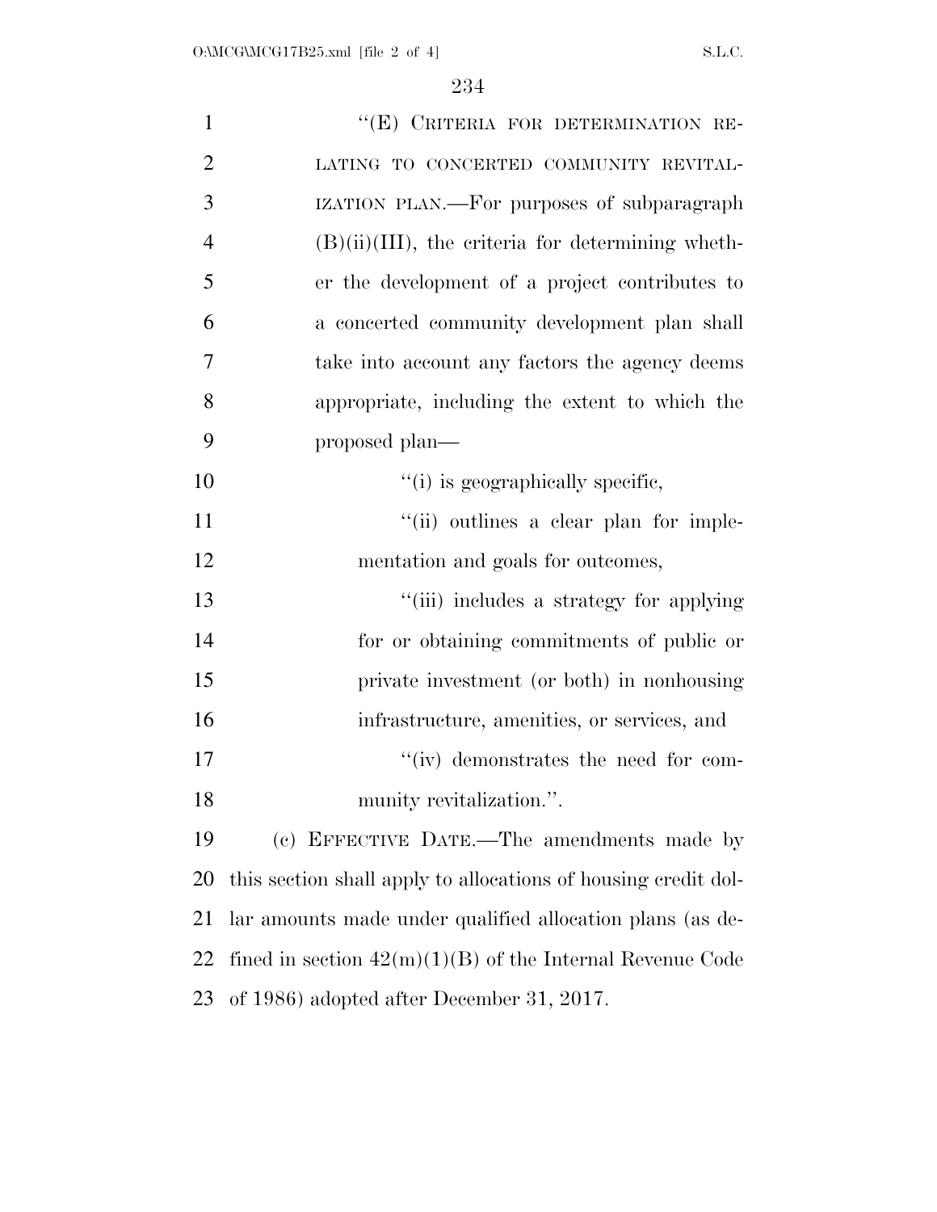"(E) CRITERIA FOR DETERMINATION RELATING TO CONCERTED COMMUNITY REVITALIZATION PLAN.—For purposes of subparagraph (B)(ii)(III), the criteria for determining whether the development of a project contributes to a concerted community development plan shall take into account any factors the agency deems appropriate, including the extent to which the proposed plan—

"(i) is geographically specific,

"(ii) outlines a clear plan for implementation and goals for outcomes,

"(iii) includes a strategy for applying for or obtaining commitments of public or private investment (or both) in nonhousing infrastructure, amenities, or services, and

"(iv) demonstrates the need for community revitalization.".

(c) EFFECTIVE DATE.—The amendments made by this section shall apply to allocations of housing credit dollar amounts made under qualified allocation plans (as defined in section 42(m)(1)(B) of the Internal Revenue Code of 1986) adopted after December 31, 2017.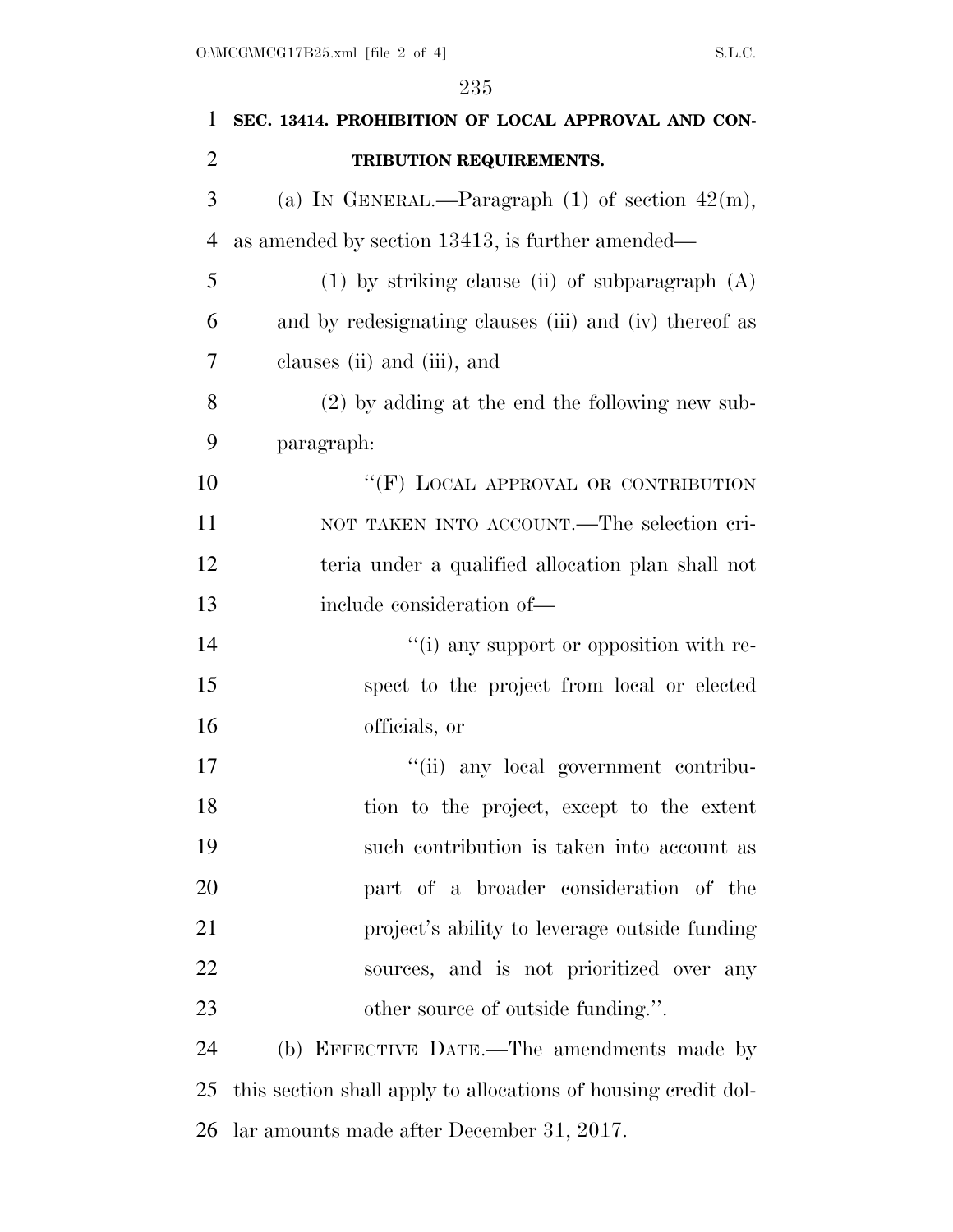**SEC. 13414. PROHIBITION OF LOCAL APPROVAL AND CONTRIBUTION REQUIREMENTS.**

(a) IN GENERAL.—Paragraph (1) of section 42(m), as amended by section 13413, is further amended—

(1) by striking clause (ii) of subparagraph (A) and by redesignating clauses (iii) and (iv) thereof as clauses (ii) and (iii), and

(2) by adding at the end the following new subparagraph:

"(F) LOCAL APPROVAL OR CONTRIBUTION NOT TAKEN INTO ACCOUNT.—The selection criteria under a qualified allocation plan shall not include consideration of—

"(i) any support or opposition with respect to the project from local or elected officials, or

"(ii) any local government contribution to the project, except to the extent such contribution is taken into account as part of a broader consideration of the project's ability to leverage outside funding sources, and is not prioritized over any other source of outside funding.".

(b) EFFECTIVE DATE.—The amendments made by this section shall apply to allocations of housing credit dollar amounts made after December 31, 2017.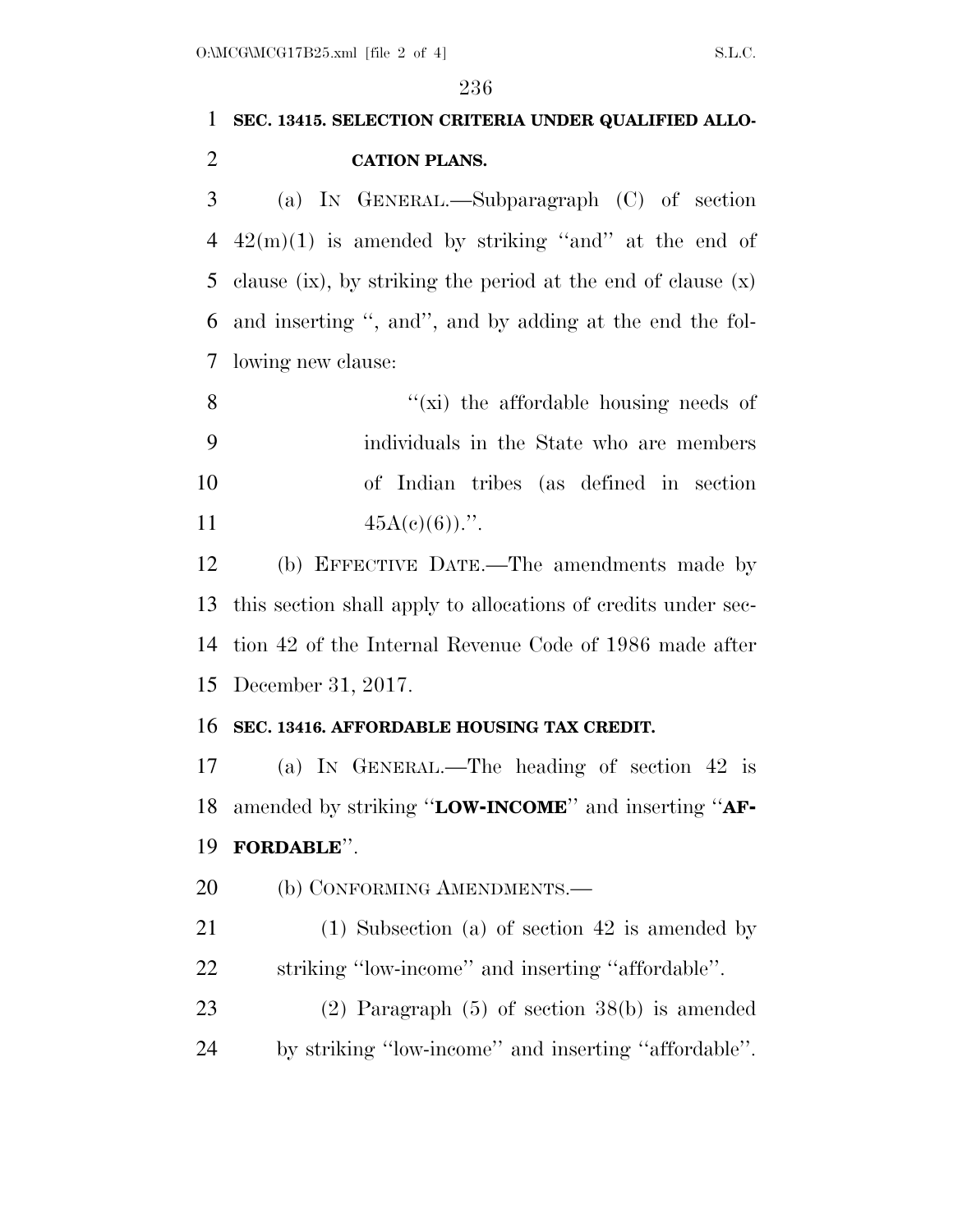**SEC. 13415. SELECTION CRITERIA UNDER QUALIFIED ALLOCATION PLANS.**

(a) IN GENERAL.—Subparagraph (C) of section 42(m)(1) is amended by striking ''and'' at the end of clause (ix), by striking the period at the end of clause (x) and inserting '', and'', and by adding at the end the following new clause:

> ''(xi) the affordable housing needs of individuals in the State who are members of Indian tribes (as defined in section 45A(c)(6)).''.

(b) EFFECTIVE DATE.—The amendments made by this section shall apply to allocations of credits under section 42 of the Internal Revenue Code of 1986 made after December 31, 2017.

**SEC. 13416. AFFORDABLE HOUSING TAX CREDIT.**

(a) IN GENERAL.—The heading of section 42 is amended by striking ''**LOW-INCOME**'' and inserting ''**AFFORDABLE**''.

(b) CONFORMING AMENDMENTS.—

(1) Subsection (a) of section 42 is amended by striking ''low-income'' and inserting ''affordable''.

(2) Paragraph (5) of section 38(b) is amended by striking ''low-income'' and inserting ''affordable''.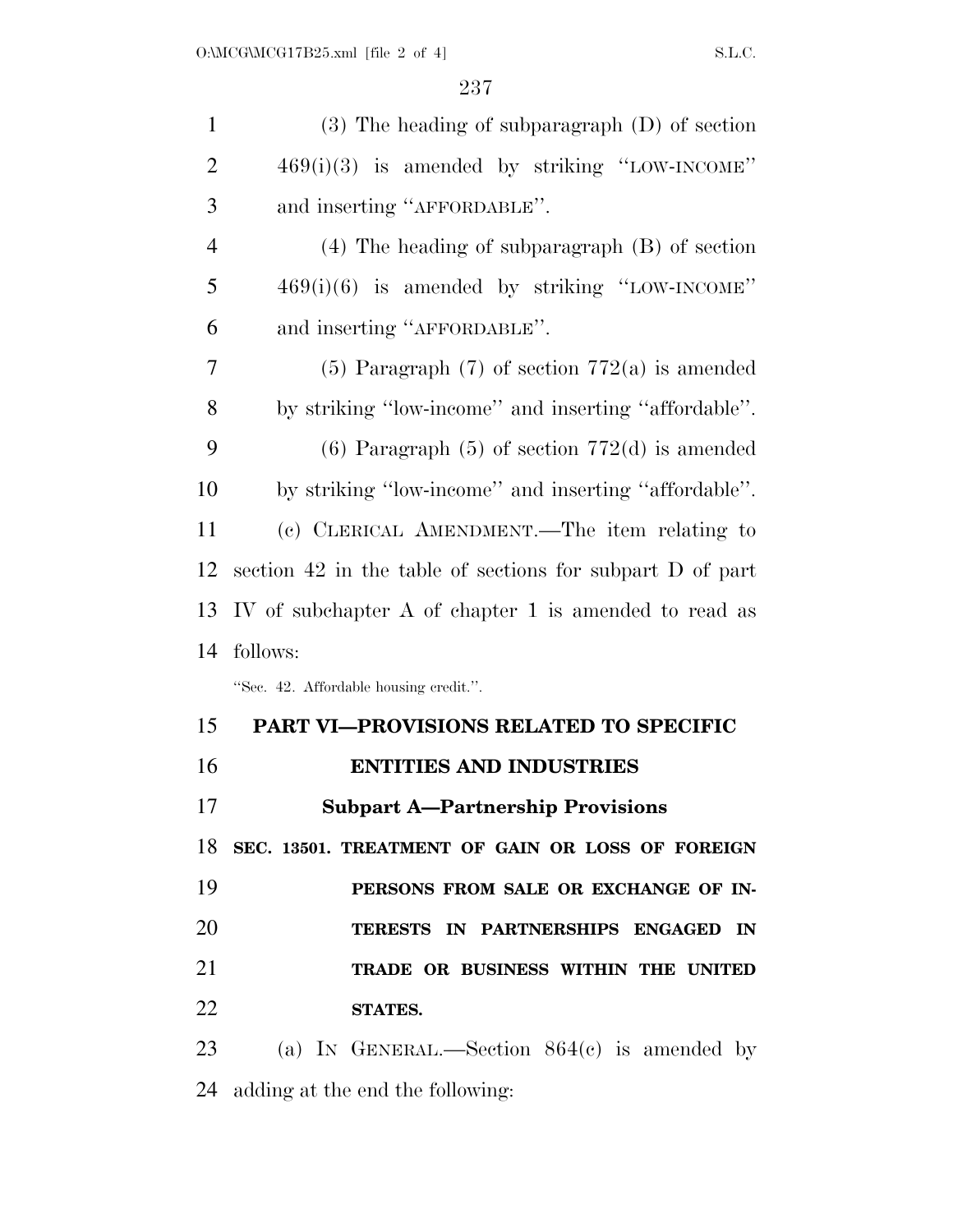(3) The heading of subparagraph (D) of section 469(i)(3) is amended by striking "LOW-INCOME" and inserting "AFFORDABLE".

(4) The heading of subparagraph (B) of section 469(i)(6) is amended by striking "LOW-INCOME" and inserting "AFFORDABLE".

(5) Paragraph (7) of section 772(a) is amended by striking "low-income" and inserting "affordable".

(6) Paragraph (5) of section 772(d) is amended by striking "low-income" and inserting "affordable".

(c) CLERICAL AMENDMENT.—The item relating to section 42 in the table of sections for subpart D of part IV of subchapter A of chapter 1 is amended to read as follows:

"Sec. 42. Affordable housing credit.".

## PART VI—PROVISIONS RELATED TO SPECIFIC ENTITIES AND INDUSTRIES

### Subpart A—Partnership Provisions

**SEC. 13501. TREATMENT OF GAIN OR LOSS OF FOREIGN PERSONS FROM SALE OR EXCHANGE OF INTERESTS IN PARTNERSHIPS ENGAGED IN TRADE OR BUSINESS WITHIN THE UNITED STATES.**

(a) IN GENERAL.—Section 864(c) is amended by adding at the end the following: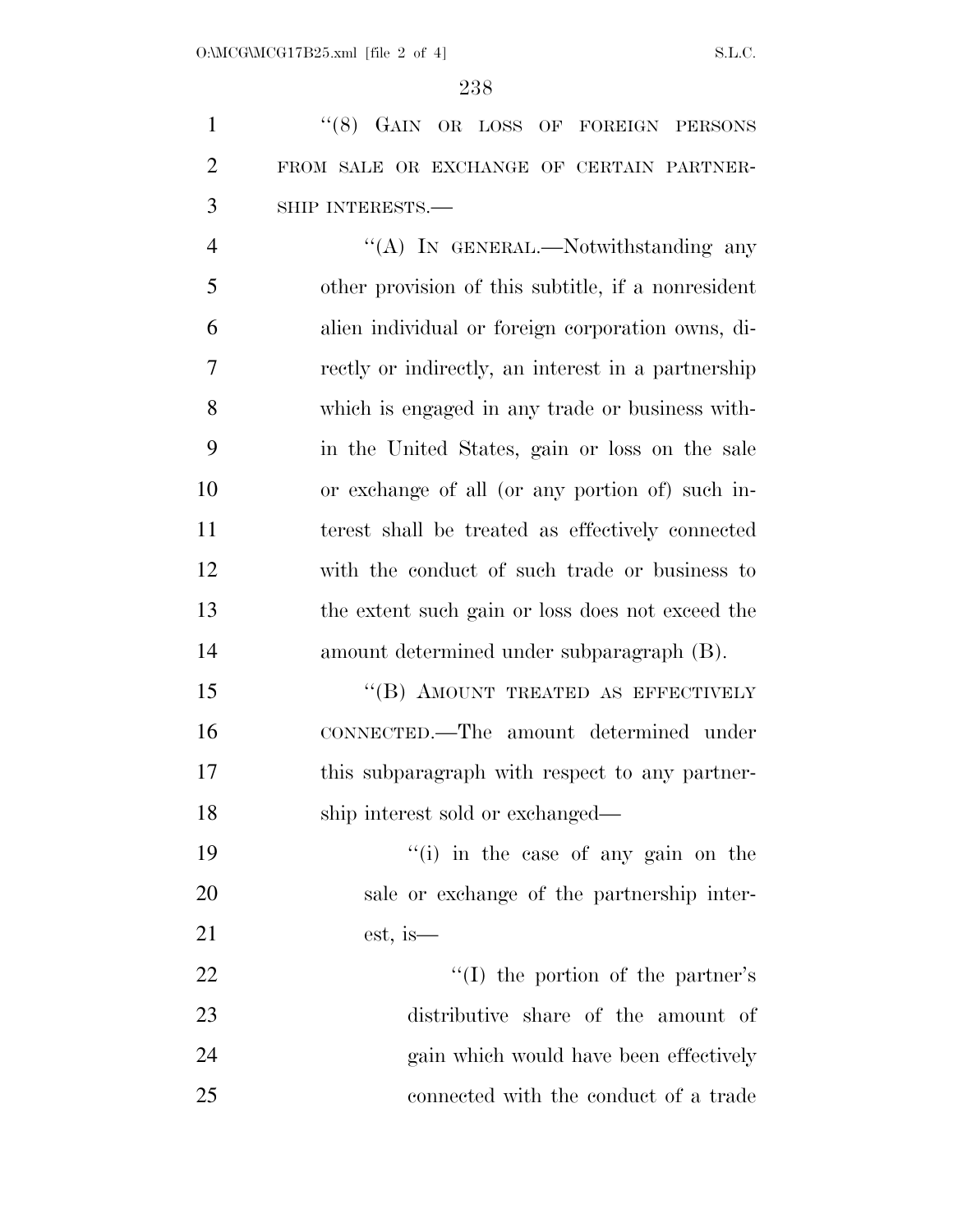"(8) GAIN OR LOSS OF FOREIGN PERSONS FROM SALE OR EXCHANGE OF CERTAIN PARTNERSHIP INTERESTS.—

"(A) IN GENERAL.—Notwithstanding any other provision of this subtitle, if a nonresident alien individual or foreign corporation owns, directly or indirectly, an interest in a partnership which is engaged in any trade or business within the United States, gain or loss on the sale or exchange of all (or any portion of) such interest shall be treated as effectively connected with the conduct of such trade or business to the extent such gain or loss does not exceed the amount determined under subparagraph (B).

"(B) AMOUNT TREATED AS EFFECTIVELY CONNECTED.—The amount determined under this subparagraph with respect to any partnership interest sold or exchanged—

"(i) in the case of any gain on the sale or exchange of the partnership interest, is—

"(I) the portion of the partner's distributive share of the amount of gain which would have been effectively connected with the conduct of a trade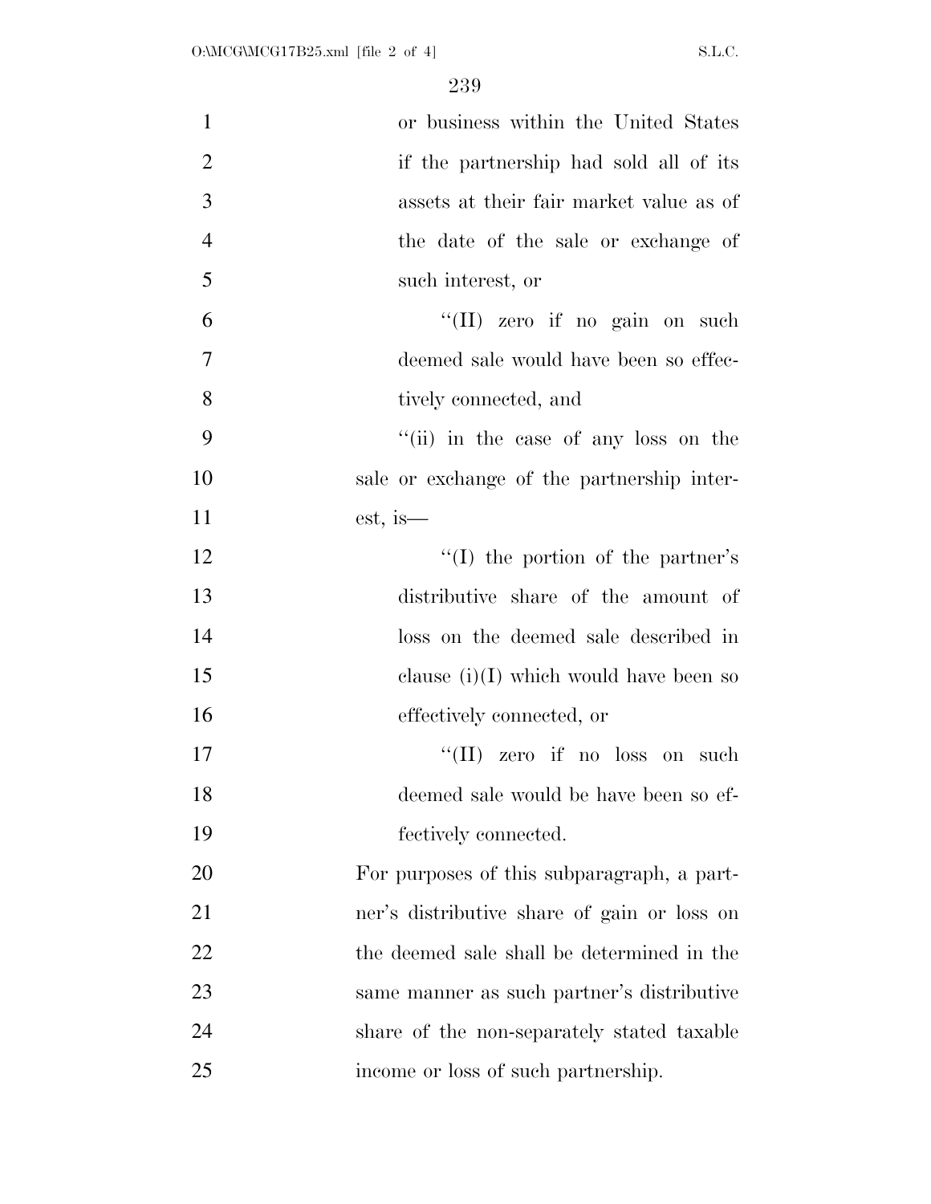or business within the United States if the partnership had sold all of its assets at their fair market value as of the date of the sale or exchange of such interest, or

''(II) zero if no gain on such deemed sale would have been so effectively connected, and

''(ii) in the case of any loss on the sale or exchange of the partnership interest, is—

''(I) the portion of the partner's distributive share of the amount of loss on the deemed sale described in clause (i)(I) which would have been so effectively connected, or

''(II) zero if no loss on such deemed sale would be have been so effectively connected.

For purposes of this subparagraph, a partner's distributive share of gain or loss on the deemed sale shall be determined in the same manner as such partner's distributive share of the non-separately stated taxable income or loss of such partnership.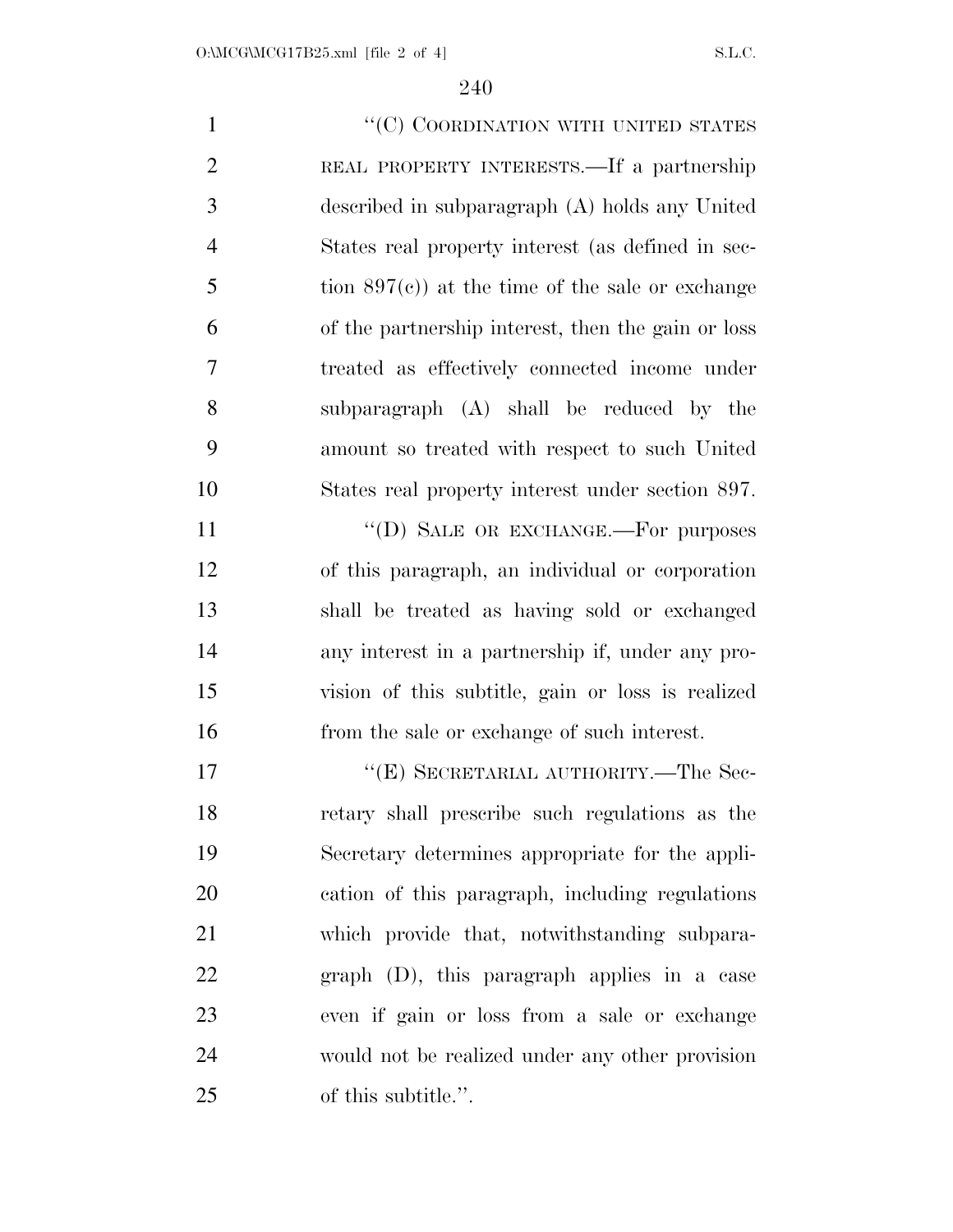"(C) COORDINATION WITH UNITED STATES REAL PROPERTY INTERESTS.—If a partnership described in subparagraph (A) holds any United States real property interest (as defined in section 897(c)) at the time of the sale or exchange of the partnership interest, then the gain or loss treated as effectively connected income under subparagraph (A) shall be reduced by the amount so treated with respect to such United States real property interest under section 897.

"(D) SALE OR EXCHANGE.—For purposes of this paragraph, an individual or corporation shall be treated as having sold or exchanged any interest in a partnership if, under any provision of this subtitle, gain or loss is realized from the sale or exchange of such interest.

"(E) SECRETARIAL AUTHORITY.—The Secretary shall prescribe such regulations as the Secretary determines appropriate for the application of this paragraph, including regulations which provide that, notwithstanding subparagraph (D), this paragraph applies in a case even if gain or loss from a sale or exchange would not be realized under any other provision of this subtitle.".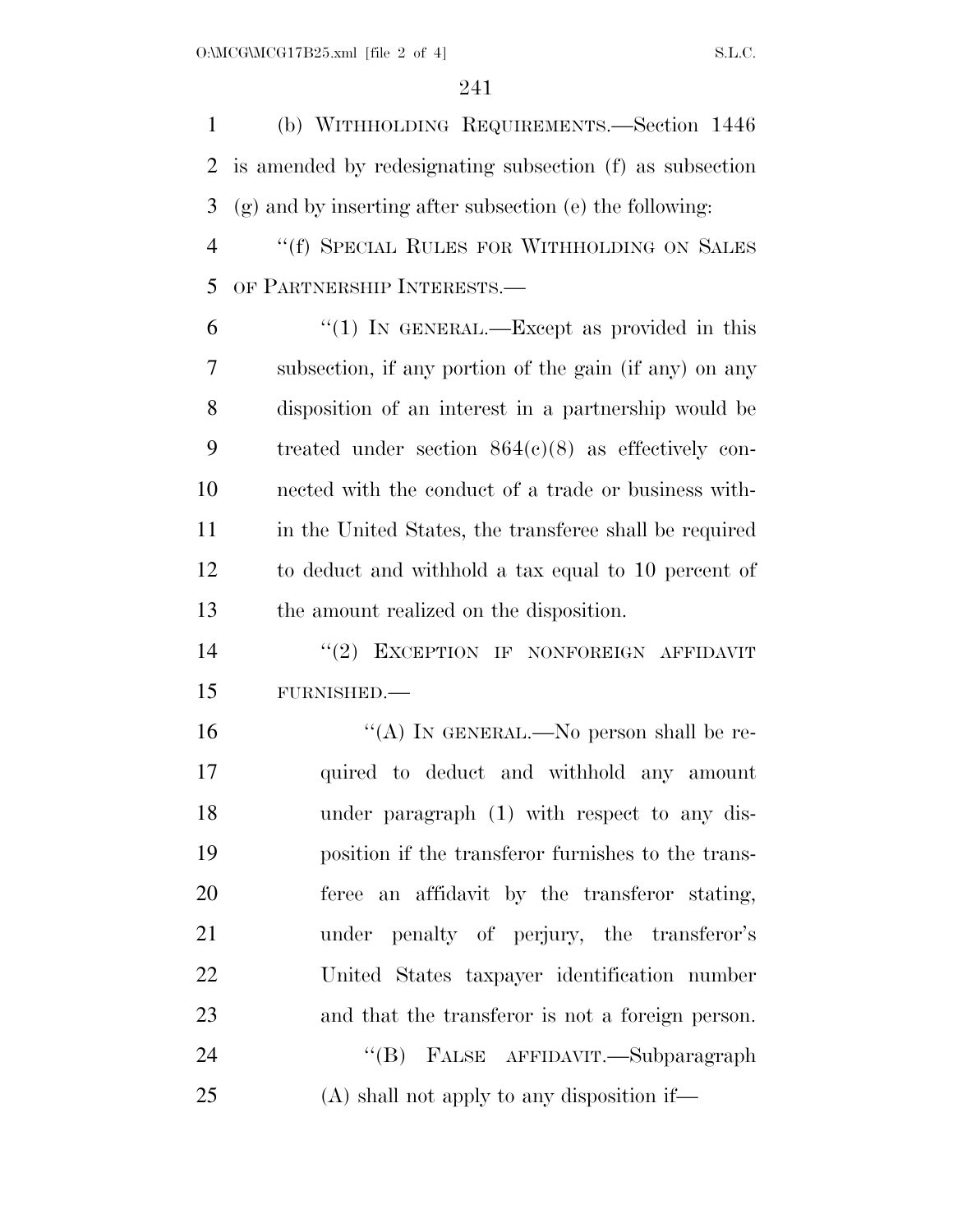(b) WITHHOLDING REQUIREMENTS.—Section 1446 is amended by redesignating subsection (f) as subsection (g) and by inserting after subsection (e) the following:

"(f) SPECIAL RULES FOR WITHHOLDING ON SALES OF PARTNERSHIP INTERESTS.—

"(1) IN GENERAL.—Except as provided in this subsection, if any portion of the gain (if any) on any disposition of an interest in a partnership would be treated under section 864(c)(8) as effectively connected with the conduct of a trade or business within the United States, the transferee shall be required to deduct and withhold a tax equal to 10 percent of the amount realized on the disposition.

"(2) EXCEPTION IF NONFOREIGN AFFIDAVIT FURNISHED.—

"(A) IN GENERAL.—No person shall be required to deduct and withhold any amount under paragraph (1) with respect to any disposition if the transferor furnishes to the transferee an affidavit by the transferor stating, under penalty of perjury, the transferor's United States taxpayer identification number and that the transferor is not a foreign person.

"(B) FALSE AFFIDAVIT.—Subparagraph (A) shall not apply to any disposition if—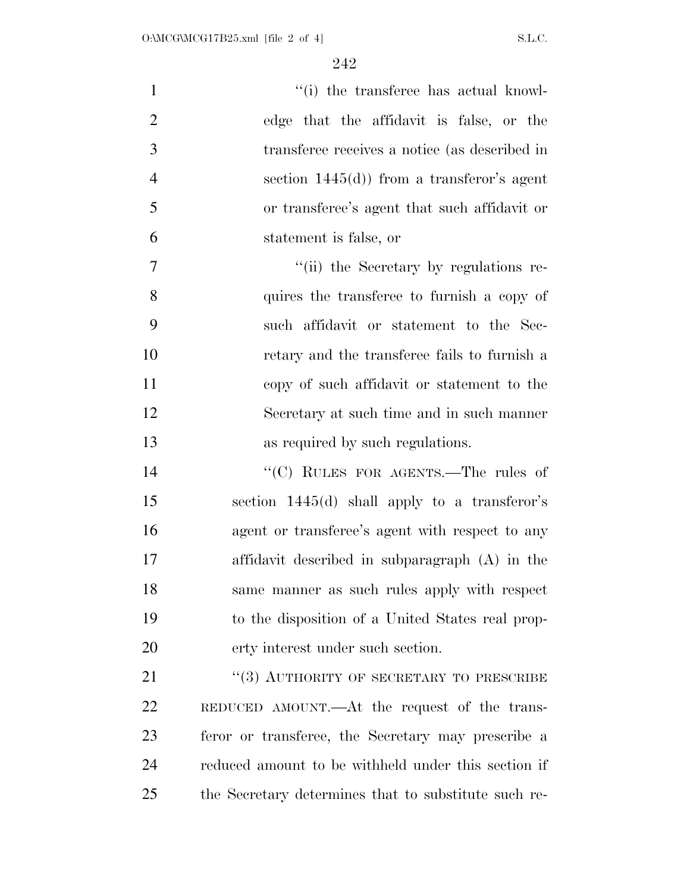"(i) the transferee has actual knowledge that the affidavit is false, or the transferee receives a notice (as described in section 1445(d)) from a transferor's agent or transferee's agent that such affidavit or statement is false, or

"(ii) the Secretary by regulations requires the transferee to furnish a copy of such affidavit or statement to the Secretary and the transferee fails to furnish a copy of such affidavit or statement to the Secretary at such time and in such manner as required by such regulations.

"(C) RULES FOR AGENTS.—The rules of section 1445(d) shall apply to a transferor's agent or transferee's agent with respect to any affidavit described in subparagraph (A) in the same manner as such rules apply with respect to the disposition of a United States real property interest under such section.

"(3) AUTHORITY OF SECRETARY TO PRESCRIBE REDUCED AMOUNT.—At the request of the transferor or transferee, the Secretary may prescribe a reduced amount to be withheld under this section if the Secretary determines that to substitute such re-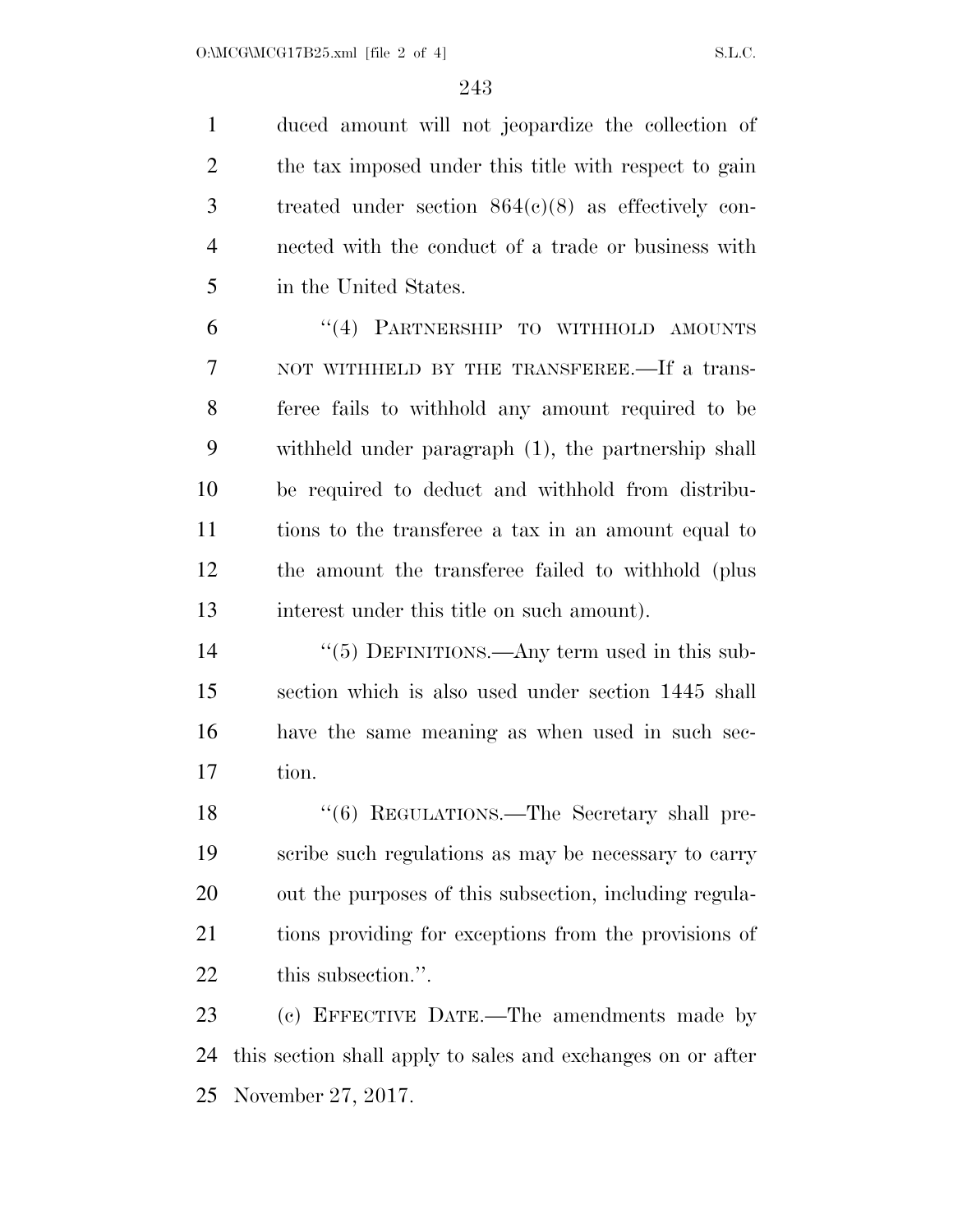duced amount will not jeopardize the collection of the tax imposed under this title with respect to gain treated under section 864(c)(8) as effectively connected with the conduct of a trade or business with in the United States.

"(4) PARTNERSHIP TO WITHHOLD AMOUNTS NOT WITHHELD BY THE TRANSFEREE.—If a transferee fails to withhold any amount required to be withheld under paragraph (1), the partnership shall be required to deduct and withhold from distributions to the transferee a tax in an amount equal to the amount the transferee failed to withhold (plus interest under this title on such amount).

"(5) DEFINITIONS.—Any term used in this subsection which is also used under section 1445 shall have the same meaning as when used in such section.

"(6) REGULATIONS.—The Secretary shall prescribe such regulations as may be necessary to carry out the purposes of this subsection, including regulations providing for exceptions from the provisions of this subsection.".

(c) EFFECTIVE DATE.—The amendments made by this section shall apply to sales and exchanges on or after November 27, 2017.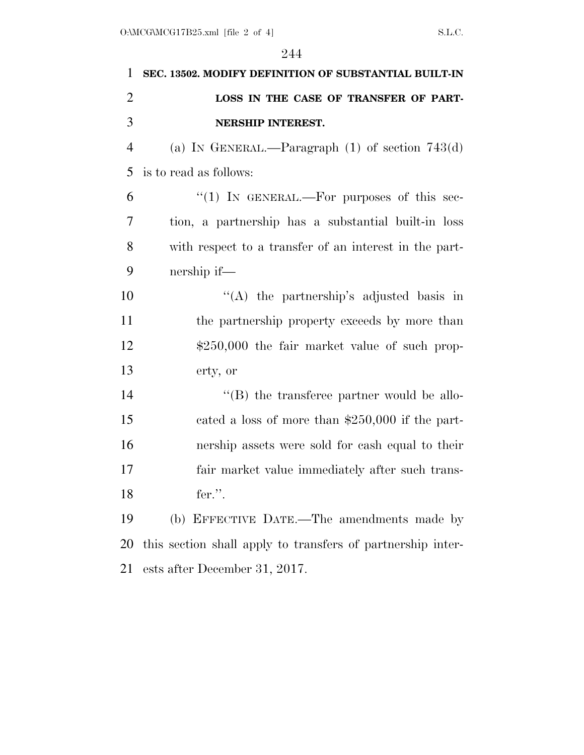### SEC. 13502. MODIFY DEFINITION OF SUBSTANTIAL BUILT-IN LOSS IN THE CASE OF TRANSFER OF PARTNERSHIP INTEREST.

(a) IN GENERAL.—Paragraph (1) of section 743(d) is to read as follows:

"(1) IN GENERAL.—For purposes of this section, a partnership has a substantial built-in loss with respect to a transfer of an interest in the partnership if—

"(A) the partnership's adjusted basis in the partnership property exceeds by more than $250,000 the fair market value of such property, or

"(B) the transferee partner would be allocated a loss of more than $250,000 if the partnership assets were sold for cash equal to their fair market value immediately after such transfer.".

(b) EFFECTIVE DATE.—The amendments made by this section shall apply to transfers of partnership interests after December 31, 2017.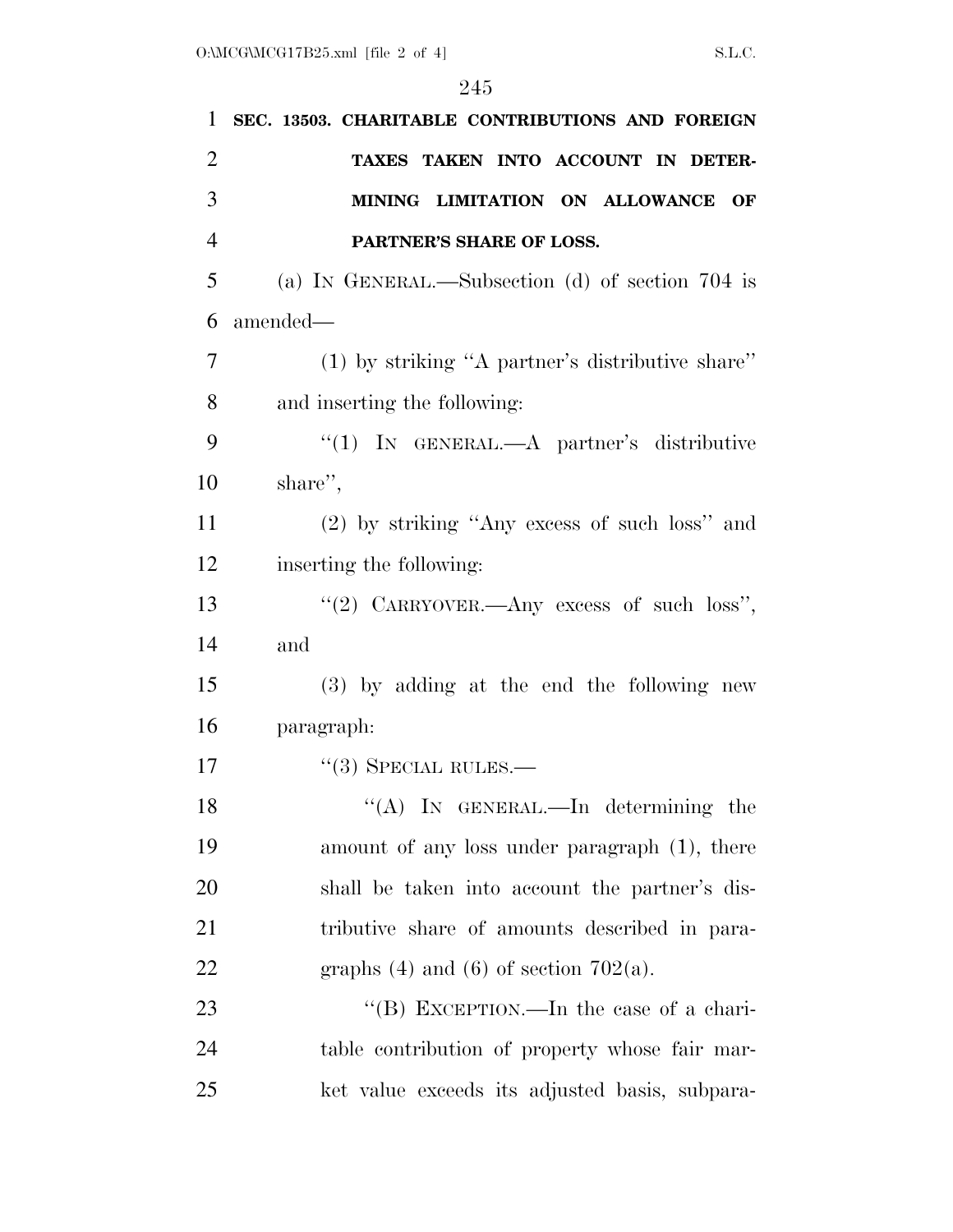**SEC. 13503. CHARITABLE CONTRIBUTIONS AND FOREIGN TAXES TAKEN INTO ACCOUNT IN DETERMINING LIMITATION ON ALLOWANCE OF PARTNER'S SHARE OF LOSS.**

(a) IN GENERAL.—Subsection (d) of section 704 is amended—

(1) by striking "A partner's distributive share" and inserting the following:

"(1) IN GENERAL.—A partner's distributive share",

(2) by striking "Any excess of such loss" and inserting the following:

"(2) CARRYOVER.—Any excess of such loss", and

(3) by adding at the end the following new paragraph:

"(3) SPECIAL RULES.—

"(A) IN GENERAL.—In determining the amount of any loss under paragraph (1), there shall be taken into account the partner's distributive share of amounts described in paragraphs (4) and (6) of section 702(a).

"(B) EXCEPTION.—In the case of a charitable contribution of property whose fair market value exceeds its adjusted basis, subpara-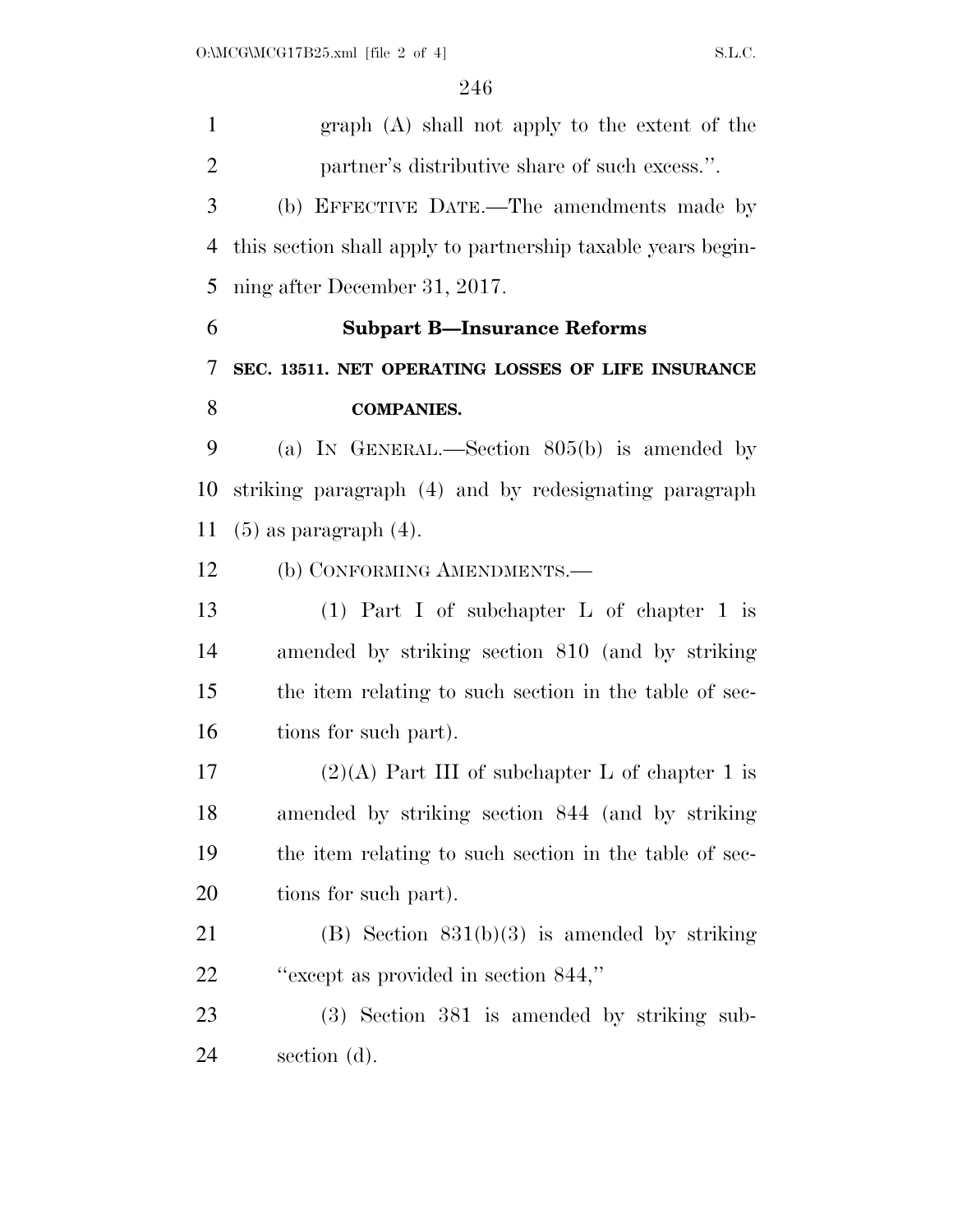graph (A) shall not apply to the extent of the partner's distributive share of such excess.''.

(b) EFFECTIVE DATE.—The amendments made by this section shall apply to partnership taxable years beginning after December 31, 2017.

### Subpart B—Insurance Reforms

**SEC. 13511. NET OPERATING LOSSES OF LIFE INSURANCE COMPANIES.**

(a) IN GENERAL.—Section 805(b) is amended by striking paragraph (4) and by redesignating paragraph (5) as paragraph (4).

(b) CONFORMING AMENDMENTS.—

(1) Part I of subchapter L of chapter 1 is amended by striking section 810 (and by striking the item relating to such section in the table of sections for such part).

(2)(A) Part III of subchapter L of chapter 1 is amended by striking section 844 (and by striking the item relating to such section in the table of sections for such part).

(B) Section 831(b)(3) is amended by striking ''except as provided in section 844,''

(3) Section 381 is amended by striking subsection (d).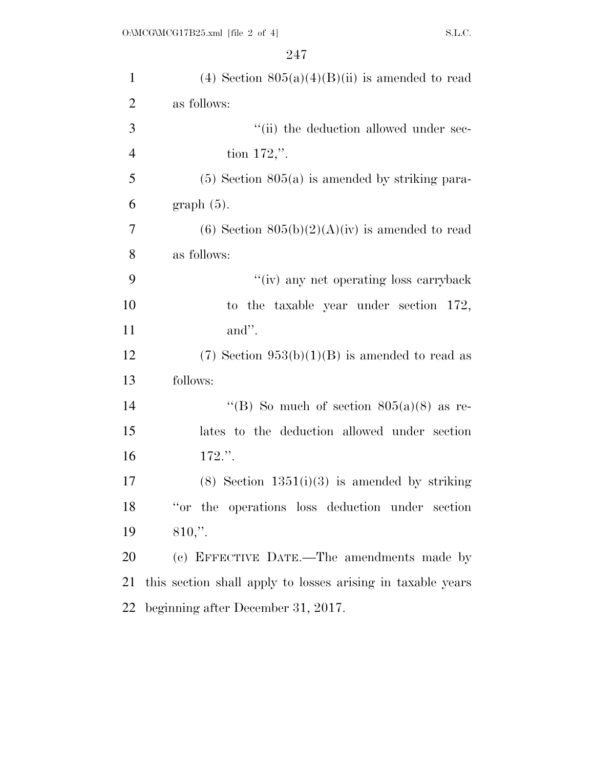(4) Section 805(a)(4)(B)(ii) is amended to read as follows:

"(ii) the deduction allowed under section 172,".

(5) Section 805(a) is amended by striking paragraph (5).

(6) Section 805(b)(2)(A)(iv) is amended to read as follows:

"(iv) any net operating loss carryback to the taxable year under section 172, and".

(7) Section 953(b)(1)(B) is amended to read as follows:

"(B) So much of section 805(a)(8) as relates to the deduction allowed under section 172.".

(8) Section 1351(i)(3) is amended by striking "or the operations loss deduction under section 810,".

(c) EFFECTIVE DATE.—The amendments made by this section shall apply to losses arising in taxable years beginning after December 31, 2017.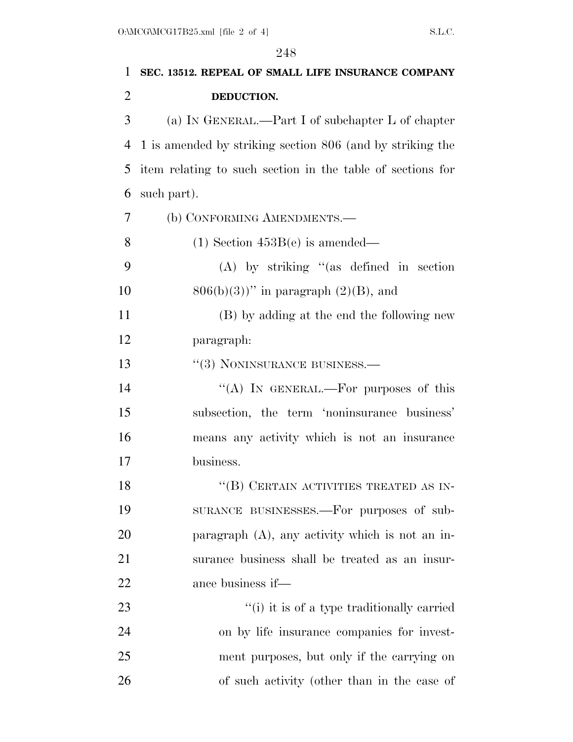**SEC. 13512. REPEAL OF SMALL LIFE INSURANCE COMPANY DEDUCTION.**

(a) IN GENERAL.—Part I of subchapter L of chapter 1 is amended by striking section 806 (and by striking the item relating to such section in the table of sections for such part).

(b) CONFORMING AMENDMENTS.—

(1) Section 453B(e) is amended—

(A) by striking "(as defined in section 806(b)(3))" in paragraph (2)(B), and

(B) by adding at the end the following new paragraph:

"(3) NONINSURANCE BUSINESS.—

"(A) IN GENERAL.—For purposes of this subsection, the term 'noninsurance business' means any activity which is not an insurance business.

"(B) CERTAIN ACTIVITIES TREATED AS INSURANCE BUSINESSES.—For purposes of subparagraph (A), any activity which is not an insurance business shall be treated as an insurance business if—

"(i) it is of a type traditionally carried on by life insurance companies for investment purposes, but only if the carrying on of such activity (other than in the case of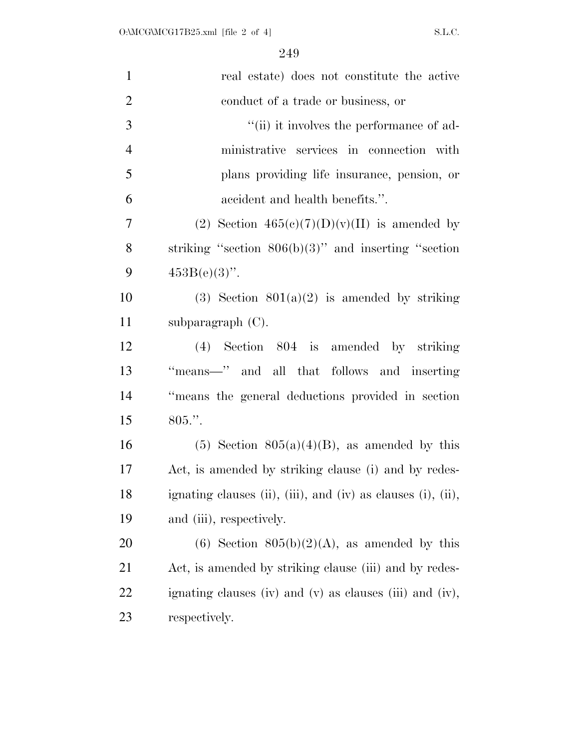real estate) does not constitute the active conduct of a trade or business, or

''(ii) it involves the performance of administrative services in connection with plans providing life insurance, pension, or accident and health benefits.''.

(2) Section 465(c)(7)(D)(v)(II) is amended by striking ''section 806(b)(3)'' and inserting ''section 453B(e)(3)''.

(3) Section 801(a)(2) is amended by striking subparagraph (C).

(4) Section 804 is amended by striking ''means—'' and all that follows and inserting ''means the general deductions provided in section 805.''.

(5) Section 805(a)(4)(B), as amended by this Act, is amended by striking clause (i) and by redesignating clauses (ii), (iii), and (iv) as clauses (i), (ii), and (iii), respectively.

(6) Section 805(b)(2)(A), as amended by this Act, is amended by striking clause (iii) and by redesignating clauses (iv) and (v) as clauses (iii) and (iv), respectively.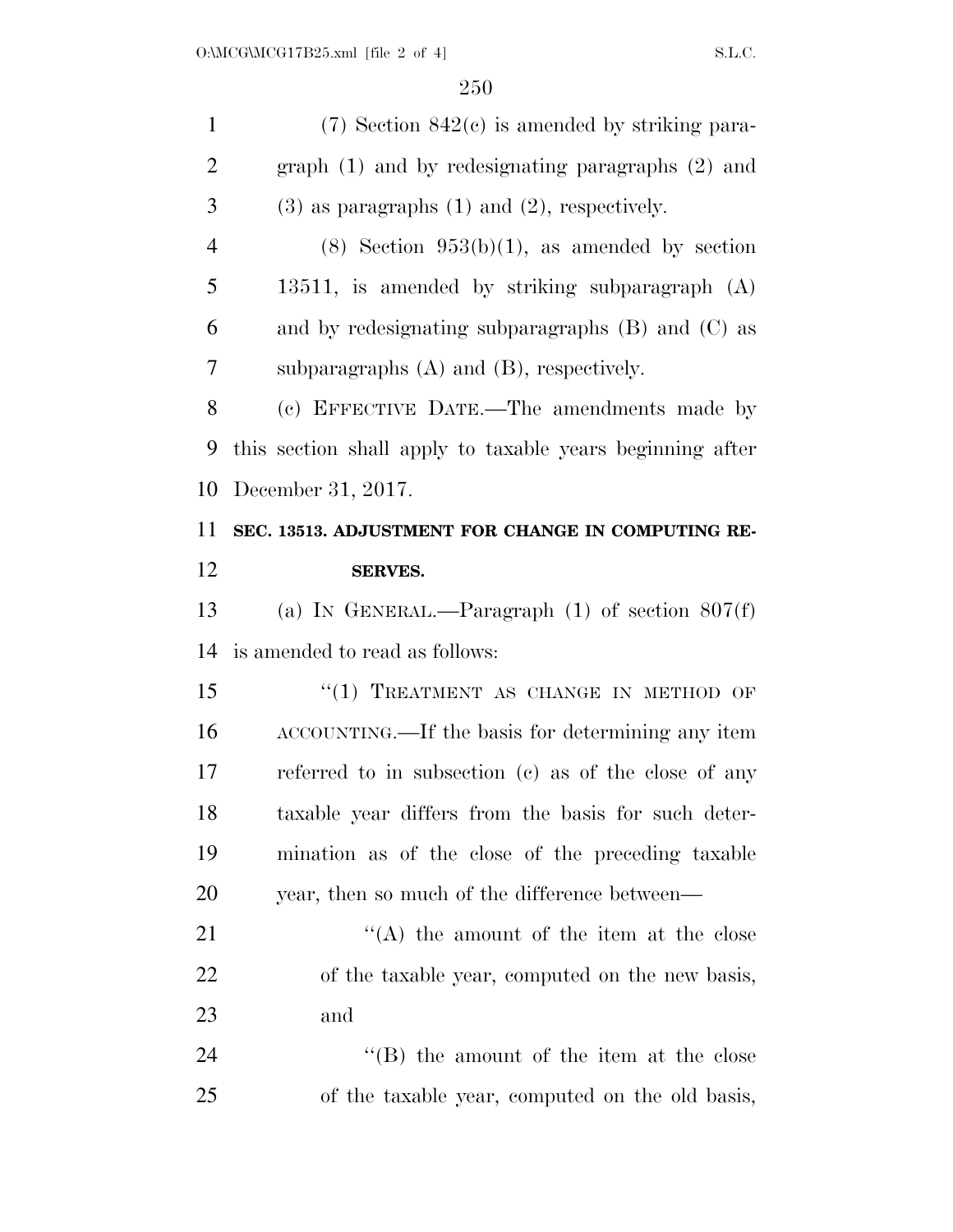(7) Section 842(c) is amended by striking paragraph (1) and by redesignating paragraphs (2) and (3) as paragraphs (1) and (2), respectively.

(8) Section 953(b)(1), as amended by section 13511, is amended by striking subparagraph (A) and by redesignating subparagraphs (B) and (C) as subparagraphs (A) and (B), respectively.

(c) EFFECTIVE DATE.—The amendments made by this section shall apply to taxable years beginning after December 31, 2017.

**SEC. 13513. ADJUSTMENT FOR CHANGE IN COMPUTING RESERVES.**

(a) IN GENERAL.—Paragraph (1) of section 807(f) is amended to read as follows:

"(1) TREATMENT AS CHANGE IN METHOD OF ACCOUNTING.—If the basis for determining any item referred to in subsection (c) as of the close of any taxable year differs from the basis for such determination as of the close of the preceding taxable year, then so much of the difference between—

"(A) the amount of the item at the close of the taxable year, computed on the new basis, and

"(B) the amount of the item at the close of the taxable year, computed on the old basis,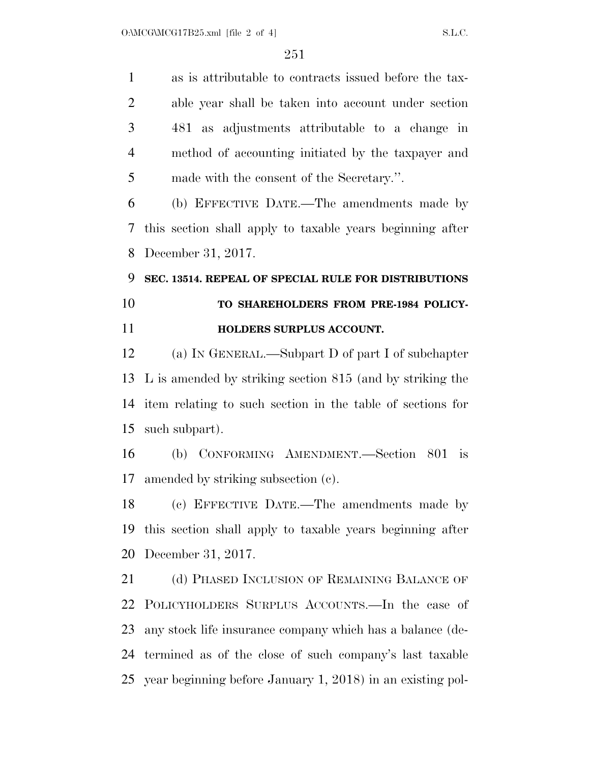as is attributable to contracts issued before the taxable year shall be taken into account under section 481 as adjustments attributable to a change in method of accounting initiated by the taxpayer and made with the consent of the Secretary.''.

(b) EFFECTIVE DATE.—The amendments made by this section shall apply to taxable years beginning after December 31, 2017.

**SEC. 13514. REPEAL OF SPECIAL RULE FOR DISTRIBUTIONS TO SHAREHOLDERS FROM PRE-1984 POLICYHOLDERS SURPLUS ACCOUNT.**

(a) IN GENERAL.—Subpart D of part I of subchapter L is amended by striking section 815 (and by striking the item relating to such section in the table of sections for such subpart).

(b) CONFORMING AMENDMENT.—Section 801 is amended by striking subsection (c).

(c) EFFECTIVE DATE.—The amendments made by this section shall apply to taxable years beginning after December 31, 2017.

(d) PHASED INCLUSION OF REMAINING BALANCE OF POLICYHOLDERS SURPLUS ACCOUNTS.—In the case of any stock life insurance company which has a balance (determined as of the close of such company's last taxable year beginning before January 1, 2018) in an existing pol-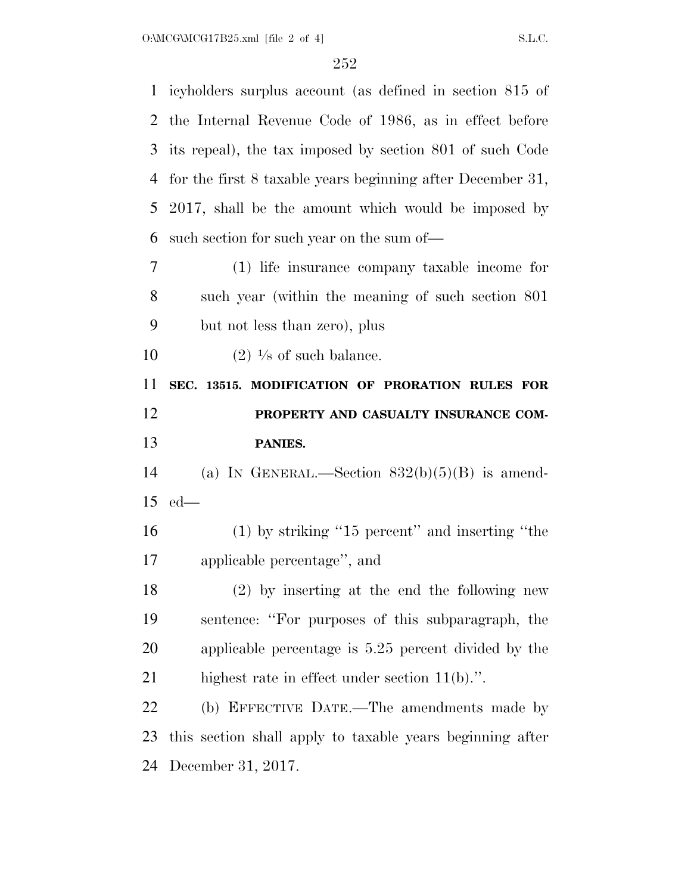icyholders surplus account (as defined in section 815 of the Internal Revenue Code of 1986, as in effect before its repeal), the tax imposed by section 801 of such Code for the first 8 taxable years beginning after December 31, 2017, shall be the amount which would be imposed by such section for such year on the sum of—

(1) life insurance company taxable income for such year (within the meaning of such section 801 but not less than zero), plus

(2) $\frac{1}{8}$ of such balance.

**SEC. 13515. MODIFICATION OF PRORATION RULES FOR PROPERTY AND CASUALTY INSURANCE COMPANIES.**

(a) IN GENERAL.—Section 832(b)(5)(B) is amended—

(1) by striking ''15 percent'' and inserting ''the applicable percentage'', and

(2) by inserting at the end the following new sentence: ''For purposes of this subparagraph, the applicable percentage is 5.25 percent divided by the highest rate in effect under section 11(b).''.

(b) EFFECTIVE DATE.—The amendments made by this section shall apply to taxable years beginning after December 31, 2017.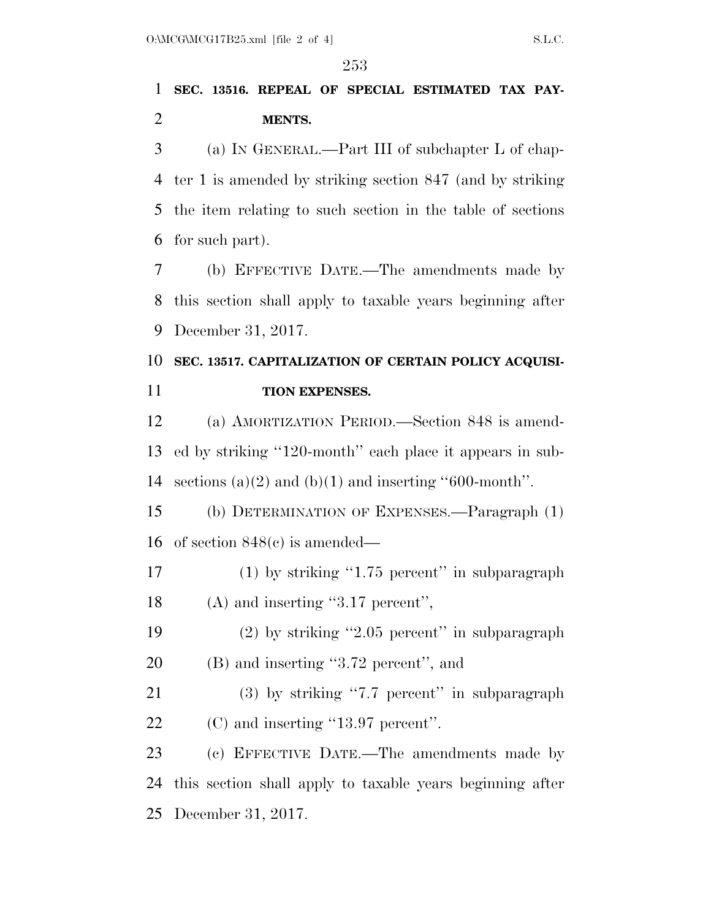**SEC. 13516. REPEAL OF SPECIAL ESTIMATED TAX PAYMENTS.**

(a) IN GENERAL.—Part III of subchapter L of chapter 1 is amended by striking section 847 (and by striking the item relating to such section in the table of sections for such part).

(b) EFFECTIVE DATE.—The amendments made by this section shall apply to taxable years beginning after December 31, 2017.

**SEC. 13517. CAPITALIZATION OF CERTAIN POLICY ACQUISITION EXPENSES.**

(a) AMORTIZATION PERIOD.—Section 848 is amended by striking ''120-month'' each place it appears in subsections (a)(2) and (b)(1) and inserting ''600-month''.

(b) DETERMINATION OF EXPENSES.—Paragraph (1) of section 848(c) is amended—

(1) by striking ''1.75 percent'' in subparagraph (A) and inserting ''3.17 percent'',

(2) by striking ''2.05 percent'' in subparagraph (B) and inserting ''3.72 percent'', and

(3) by striking ''7.7 percent'' in subparagraph (C) and inserting ''13.97 percent''.

(c) EFFECTIVE DATE.—The amendments made by this section shall apply to taxable years beginning after December 31, 2017.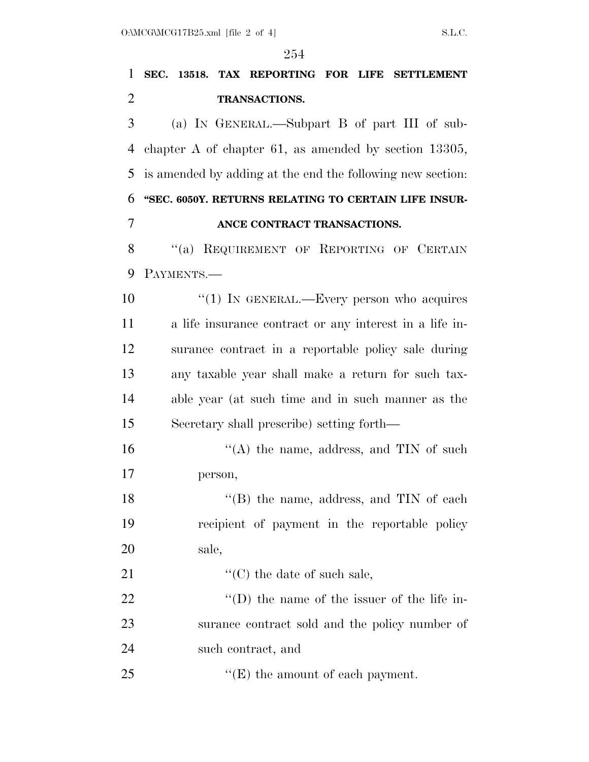**SEC. 13518. TAX REPORTING FOR LIFE SETTLEMENT TRANSACTIONS.**

(a) IN GENERAL.—Subpart B of part III of subchapter A of chapter 61, as amended by section 13305, is amended by adding at the end the following new section:

**"SEC. 6050Y. RETURNS RELATING TO CERTAIN LIFE INSURANCE CONTRACT TRANSACTIONS.**

"(a) REQUIREMENT OF REPORTING OF CERTAIN PAYMENTS.—

"(1) IN GENERAL.—Every person who acquires a life insurance contract or any interest in a life insurance contract in a reportable policy sale during any taxable year shall make a return for such taxable year (at such time and in such manner as the Secretary shall prescribe) setting forth—

"(A) the name, address, and TIN of such person,

"(B) the name, address, and TIN of each recipient of payment in the reportable policy sale,

"(C) the date of such sale,

"(D) the name of the issuer of the life insurance contract sold and the policy number of such contract, and

"(E) the amount of each payment.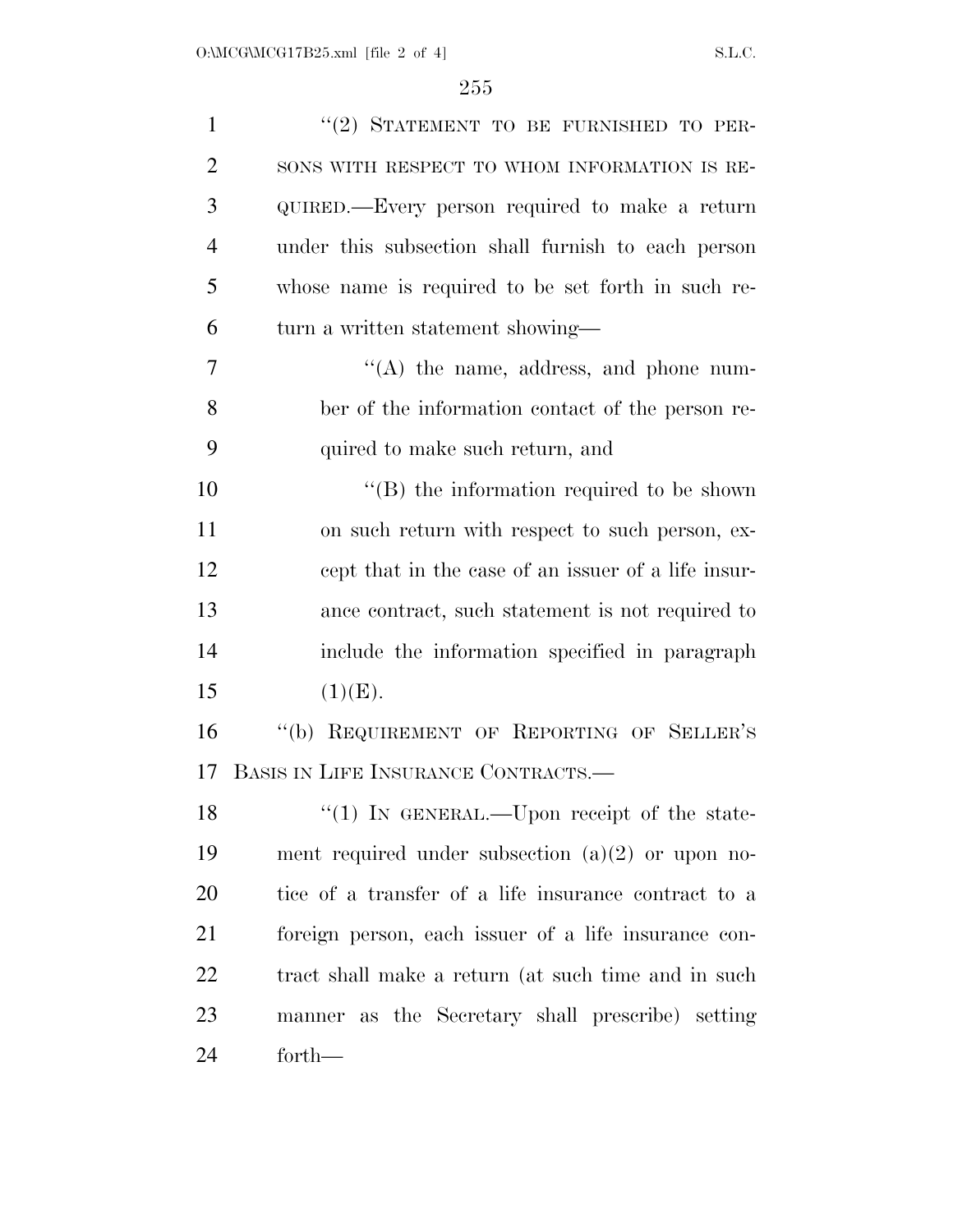"(2) STATEMENT TO BE FURNISHED TO PERSONS WITH RESPECT TO WHOM INFORMATION IS REQUIRED.—Every person required to make a return under this subsection shall furnish to each person whose name is required to be set forth in such return a written statement showing—

"(A) the name, address, and phone number of the information contact of the person required to make such return, and

"(B) the information required to be shown on such return with respect to such person, except that in the case of an issuer of a life insurance contract, such statement is not required to include the information specified in paragraph (1)(E).

"(b) REQUIREMENT OF REPORTING OF SELLER'S BASIS IN LIFE INSURANCE CONTRACTS.—

"(1) IN GENERAL.—Upon receipt of the statement required under subsection (a)(2) or upon notice of a transfer of a life insurance contract to a foreign person, each issuer of a life insurance contract shall make a return (at such time and in such manner as the Secretary shall prescribe) setting forth—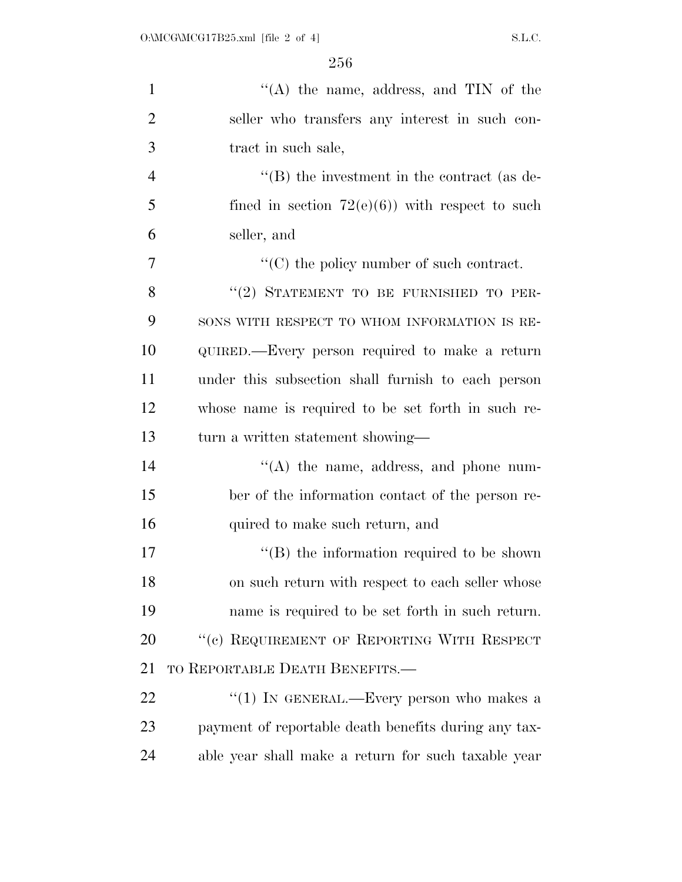''(A) the name, address, and TIN of the seller who transfers any interest in such contract in such sale,

''(B) the investment in the contract (as defined in section 72(e)(6)) with respect to such seller, and

''(C) the policy number of such contract.

''(2) STATEMENT TO BE FURNISHED TO PERSONS WITH RESPECT TO WHOM INFORMATION IS REQUIRED.—Every person required to make a return under this subsection shall furnish to each person whose name is required to be set forth in such return a written statement showing—

''(A) the name, address, and phone number of the information contact of the person required to make such return, and

''(B) the information required to be shown on such return with respect to each seller whose name is required to be set forth in such return.

''(c) REQUIREMENT OF REPORTING WITH RESPECT TO REPORTABLE DEATH BENEFITS.—

''(1) IN GENERAL.—Every person who makes a payment of reportable death benefits during any taxable year shall make a return for such taxable year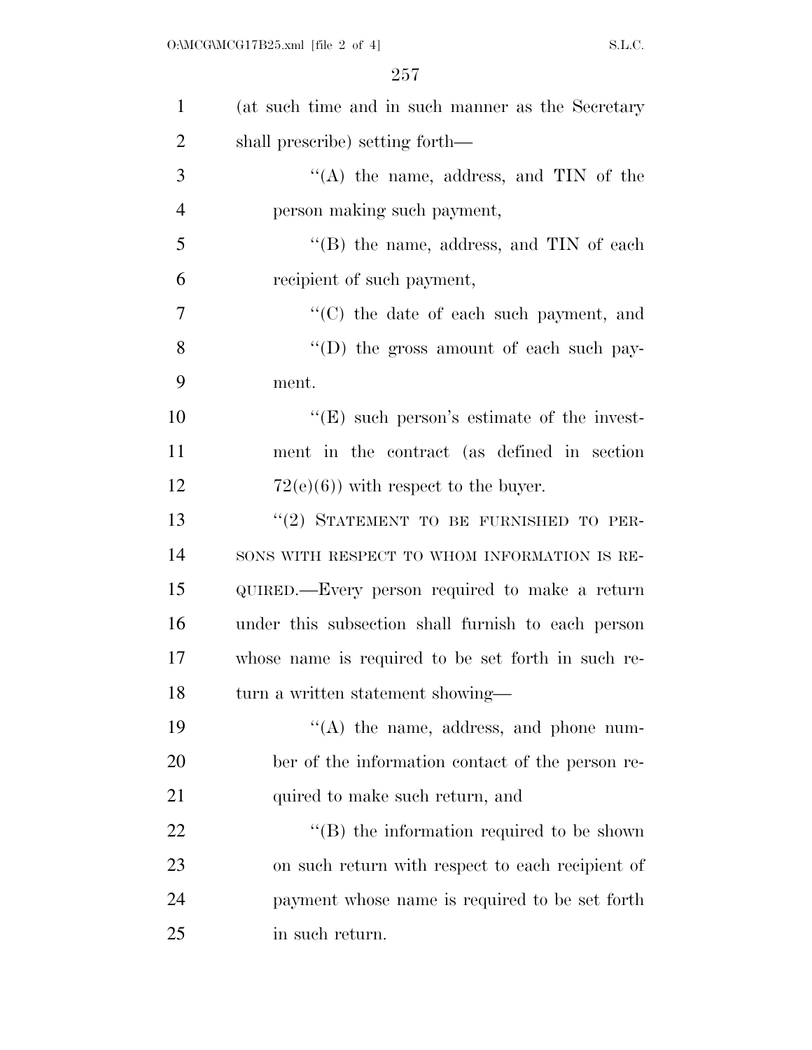(at such time and in such manner as the Secretary shall prescribe) setting forth—

''(A) the name, address, and TIN of the person making such payment,

''(B) the name, address, and TIN of each recipient of such payment,

''(C) the date of each such payment, and

''(D) the gross amount of each such payment.

''(E) such person's estimate of the investment in the contract (as defined in section 72(e)(6)) with respect to the buyer.

''(2) STATEMENT TO BE FURNISHED TO PERSONS WITH RESPECT TO WHOM INFORMATION IS REQUIRED.—Every person required to make a return under this subsection shall furnish to each person whose name is required to be set forth in such return a written statement showing—

''(A) the name, address, and phone number of the information contact of the person required to make such return, and

''(B) the information required to be shown on such return with respect to each recipient of payment whose name is required to be set forth in such return.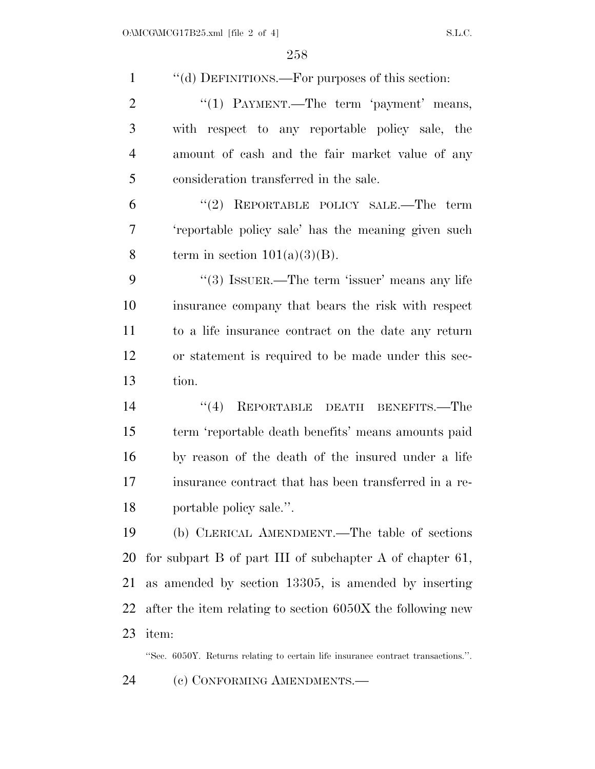"(d) DEFINITIONS.—For purposes of this section:

"(1) PAYMENT.—The term 'payment' means, with respect to any reportable policy sale, the amount of cash and the fair market value of any consideration transferred in the sale.

"(2) REPORTABLE POLICY SALE.—The term 'reportable policy sale' has the meaning given such term in section 101(a)(3)(B).

"(3) ISSUER.—The term 'issuer' means any life insurance company that bears the risk with respect to a life insurance contract on the date any return or statement is required to be made under this section.

"(4) REPORTABLE DEATH BENEFITS.—The term 'reportable death benefits' means amounts paid by reason of the death of the insured under a life insurance contract that has been transferred in a reportable policy sale.".

(b) CLERICAL AMENDMENT.—The table of sections for subpart B of part III of subchapter A of chapter 61, as amended by section 13305, is amended by inserting after the item relating to section 6050X the following new item:

"Sec. 6050Y. Returns relating to certain life insurance contract transactions.".

(c) CONFORMING AMENDMENTS.—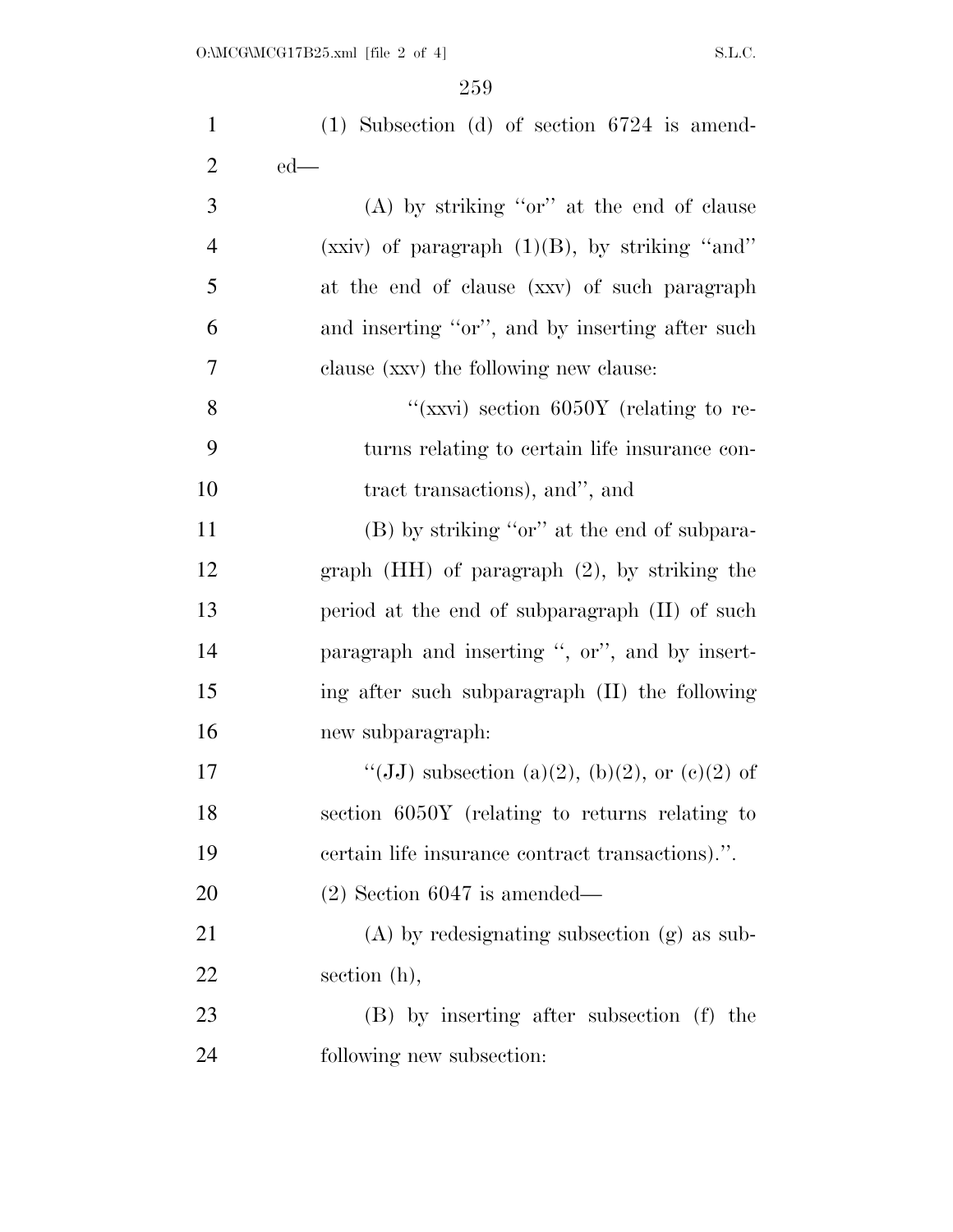(1) Subsection (d) of section 6724 is amended—

(A) by striking "or" at the end of clause (xxiv) of paragraph (1)(B), by striking "and" at the end of clause (xxv) of such paragraph and inserting "or", and by inserting after such clause (xxv) the following new clause:

"(xxvi) section 6050Y (relating to returns relating to certain life insurance contract transactions), and", and

(B) by striking "or" at the end of subparagraph (HH) of paragraph (2), by striking the period at the end of subparagraph (II) of such paragraph and inserting ", or", and by inserting after such subparagraph (II) the following new subparagraph:

"(JJ) subsection (a)(2), (b)(2), or (c)(2) of section 6050Y (relating to returns relating to certain life insurance contract transactions).".

(2) Section 6047 is amended—

(A) by redesignating subsection (g) as subsection (h),

(B) by inserting after subsection (f) the following new subsection: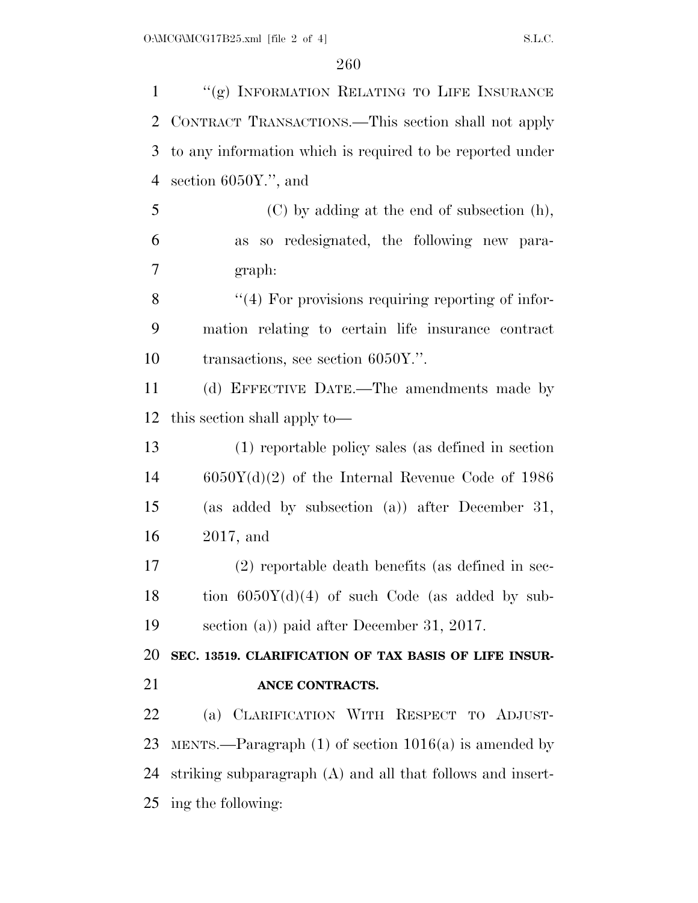"(g) INFORMATION RELATING TO LIFE INSURANCE CONTRACT TRANSACTIONS.—This section shall not apply to any information which is required to be reported under section 6050Y.", and

(C) by adding at the end of subsection (h), as so redesignated, the following new paragraph:

"(4) For provisions requiring reporting of information relating to certain life insurance contract transactions, see section 6050Y.".

(d) EFFECTIVE DATE.—The amendments made by this section shall apply to—

(1) reportable policy sales (as defined in section 6050Y(d)(2) of the Internal Revenue Code of 1986 (as added by subsection (a)) after December 31, 2017, and

(2) reportable death benefits (as defined in section 6050Y(d)(4) of such Code (as added by subsection (a)) paid after December 31, 2017.

**SEC. 13519. CLARIFICATION OF TAX BASIS OF LIFE INSURANCE CONTRACTS.**

(a) CLARIFICATION WITH RESPECT TO ADJUSTMENTS.—Paragraph (1) of section 1016(a) is amended by striking subparagraph (A) and all that follows and inserting the following: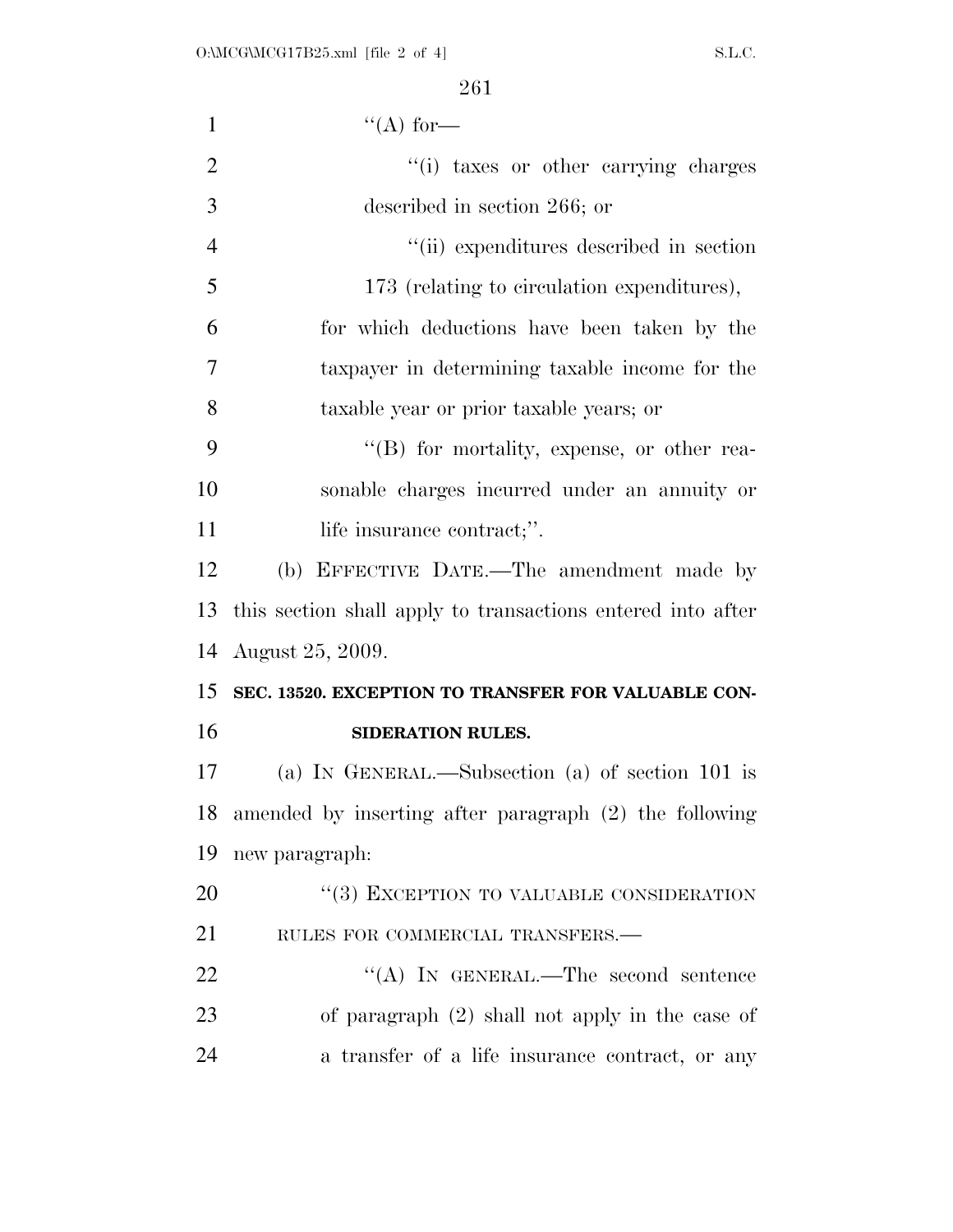"(A) for—

"(i) taxes or other carrying charges described in section 266; or

"(ii) expenditures described in section 173 (relating to circulation expenditures),

for which deductions have been taken by the taxpayer in determining taxable income for the taxable year or prior taxable years; or

"(B) for mortality, expense, or other reasonable charges incurred under an annuity or life insurance contract;".

(b) EFFECTIVE DATE.—The amendment made by this section shall apply to transactions entered into after August 25, 2009.

**SEC. 13520. EXCEPTION TO TRANSFER FOR VALUABLE CONSIDERATION RULES.**

(a) IN GENERAL.—Subsection (a) of section 101 is amended by inserting after paragraph (2) the following new paragraph:

"(3) EXCEPTION TO VALUABLE CONSIDERATION RULES FOR COMMERCIAL TRANSFERS.—

"(A) IN GENERAL.—The second sentence of paragraph (2) shall not apply in the case of a transfer of a life insurance contract, or any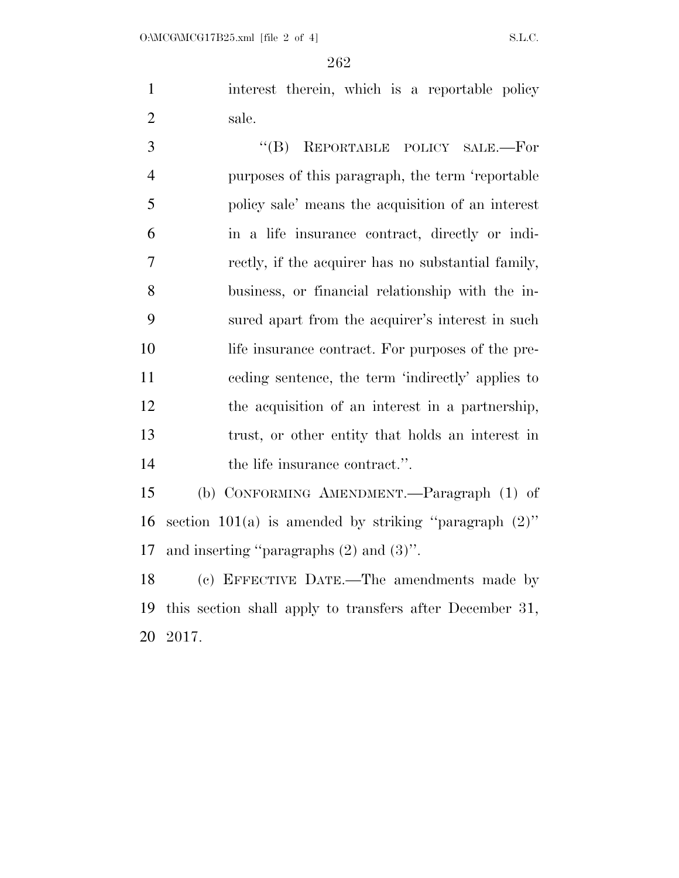interest therein, which is a reportable policy sale.

''(B) REPORTABLE POLICY SALE.—For purposes of this paragraph, the term 'reportable policy sale' means the acquisition of an interest in a life insurance contract, directly or indirectly, if the acquirer has no substantial family, business, or financial relationship with the insured apart from the acquirer's interest in such life insurance contract. For purposes of the preceding sentence, the term 'indirectly' applies to the acquisition of an interest in a partnership, trust, or other entity that holds an interest in the life insurance contract.''.

(b) CONFORMING AMENDMENT.—Paragraph (1) of section 101(a) is amended by striking ''paragraph (2)'' and inserting ''paragraphs (2) and (3)''.

(c) EFFECTIVE DATE.—The amendments made by this section shall apply to transfers after December 31, 2017.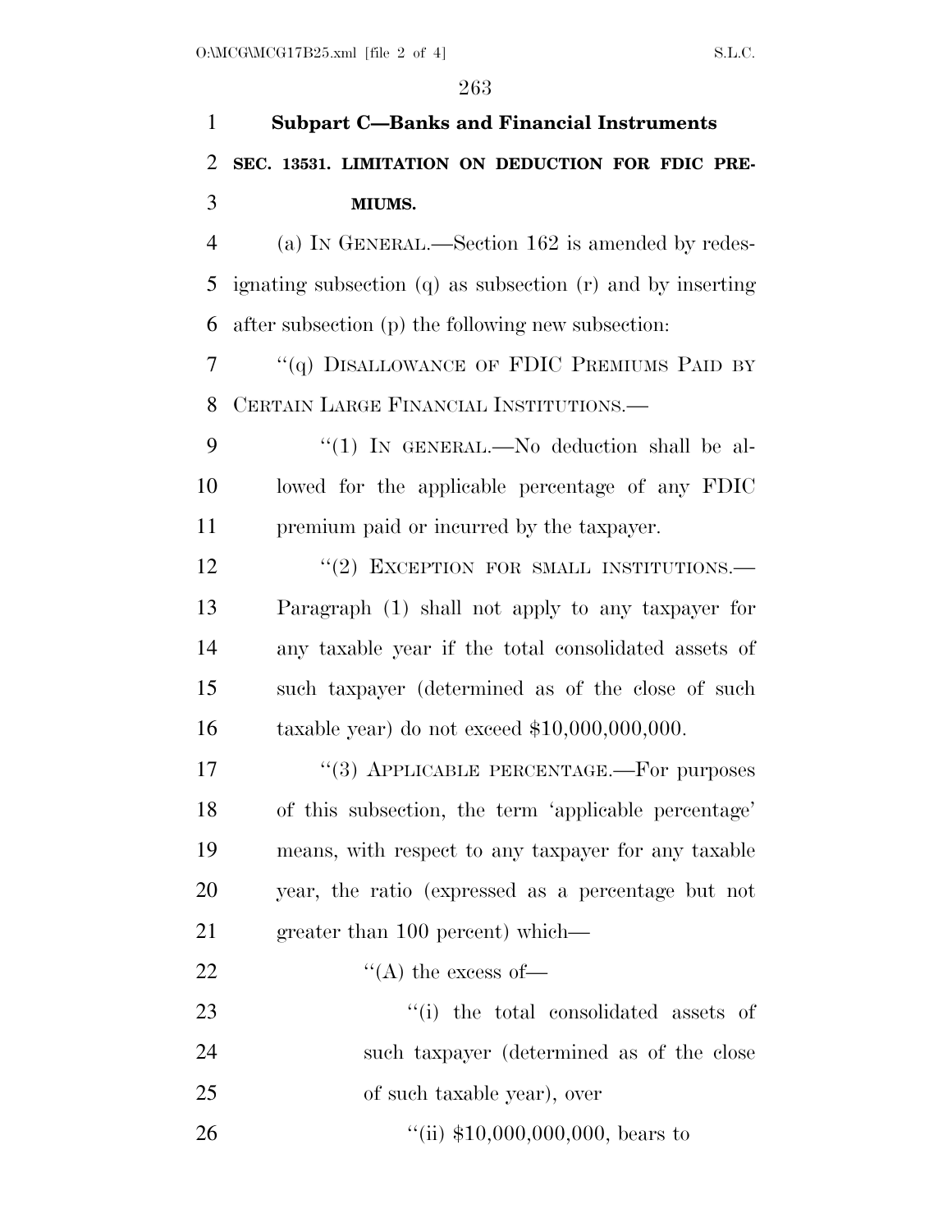### Subpart C—Banks and Financial Instruments

**SEC. 13531. LIMITATION ON DEDUCTION FOR FDIC PREMIUMS.**

(a) IN GENERAL.—Section 162 is amended by redesignating subsection (q) as subsection (r) and by inserting after subsection (p) the following new subsection:

"(q) DISALLOWANCE OF FDIC PREMIUMS PAID BY CERTAIN LARGE FINANCIAL INSTITUTIONS.—

"(1) IN GENERAL.—No deduction shall be allowed for the applicable percentage of any FDIC premium paid or incurred by the taxpayer.

"(2) EXCEPTION FOR SMALL INSTITUTIONS.—Paragraph (1) shall not apply to any taxpayer for any taxable year if the total consolidated assets of such taxpayer (determined as of the close of such taxable year) do not exceed $10,000,000,000.

"(3) APPLICABLE PERCENTAGE.—For purposes of this subsection, the term 'applicable percentage' means, with respect to any taxpayer for any taxable year, the ratio (expressed as a percentage but not greater than 100 percent) which—

"(A) the excess of—

"(i) the total consolidated assets of such taxpayer (determined as of the close of such taxable year), over

"(ii) $10,000,000,000, bears to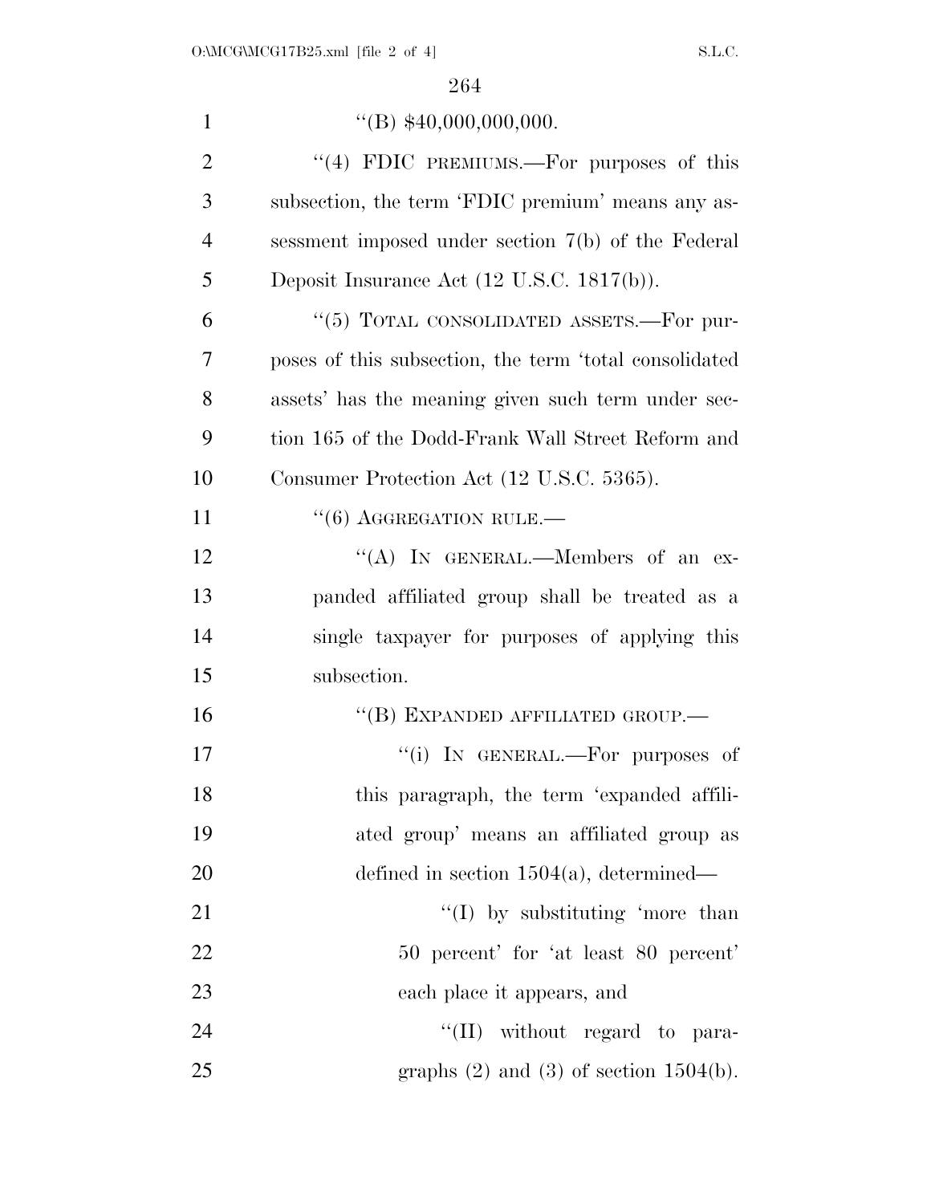"(B) $40,000,000,000.

"(4) FDIC PREMIUMS.—For purposes of this subsection, the term 'FDIC premium' means any assessment imposed under section 7(b) of the Federal Deposit Insurance Act (12 U.S.C. 1817(b)).

"(5) TOTAL CONSOLIDATED ASSETS.—For purposes of this subsection, the term 'total consolidated assets' has the meaning given such term under section 165 of the Dodd-Frank Wall Street Reform and Consumer Protection Act (12 U.S.C. 5365).

"(6) AGGREGATION RULE.—

"(A) IN GENERAL.—Members of an expanded affiliated group shall be treated as a single taxpayer for purposes of applying this subsection.

"(B) EXPANDED AFFILIATED GROUP.—

"(i) IN GENERAL.—For purposes of this paragraph, the term 'expanded affiliated group' means an affiliated group as defined in section 1504(a), determined—

"(I) by substituting 'more than 50 percent' for 'at least 80 percent' each place it appears, and

"(II) without regard to paragraphs (2) and (3) of section 1504(b).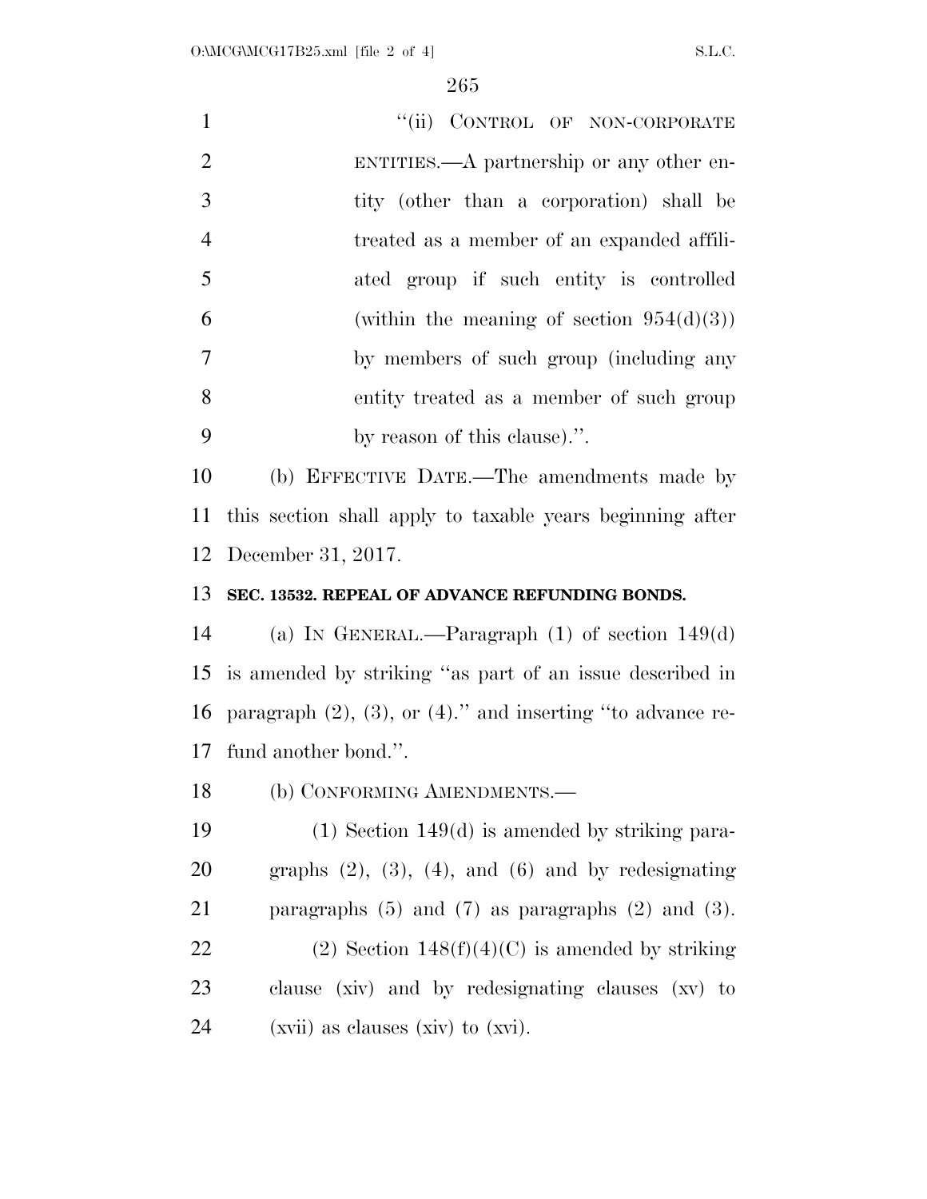"(ii) CONTROL OF NON-CORPORATE ENTITIES.—A partnership or any other entity (other than a corporation) shall be treated as a member of an expanded affiliated group if such entity is controlled (within the meaning of section 954(d)(3)) by members of such group (including any entity treated as a member of such group by reason of this clause).".

(b) EFFECTIVE DATE.—The amendments made by this section shall apply to taxable years beginning after December 31, 2017.

**SEC. 13532. REPEAL OF ADVANCE REFUNDING BONDS.**

(a) IN GENERAL.—Paragraph (1) of section 149(d) is amended by striking "as part of an issue described in paragraph (2), (3), or (4)." and inserting "to advance refund another bond.".

(b) CONFORMING AMENDMENTS.—

(1) Section 149(d) is amended by striking paragraphs (2), (3), (4), and (6) and by redesignating paragraphs (5) and (7) as paragraphs (2) and (3).

(2) Section 148(f)(4)(C) is amended by striking clause (xiv) and by redesignating clauses (xv) to (xvii) as clauses (xiv) to (xvi).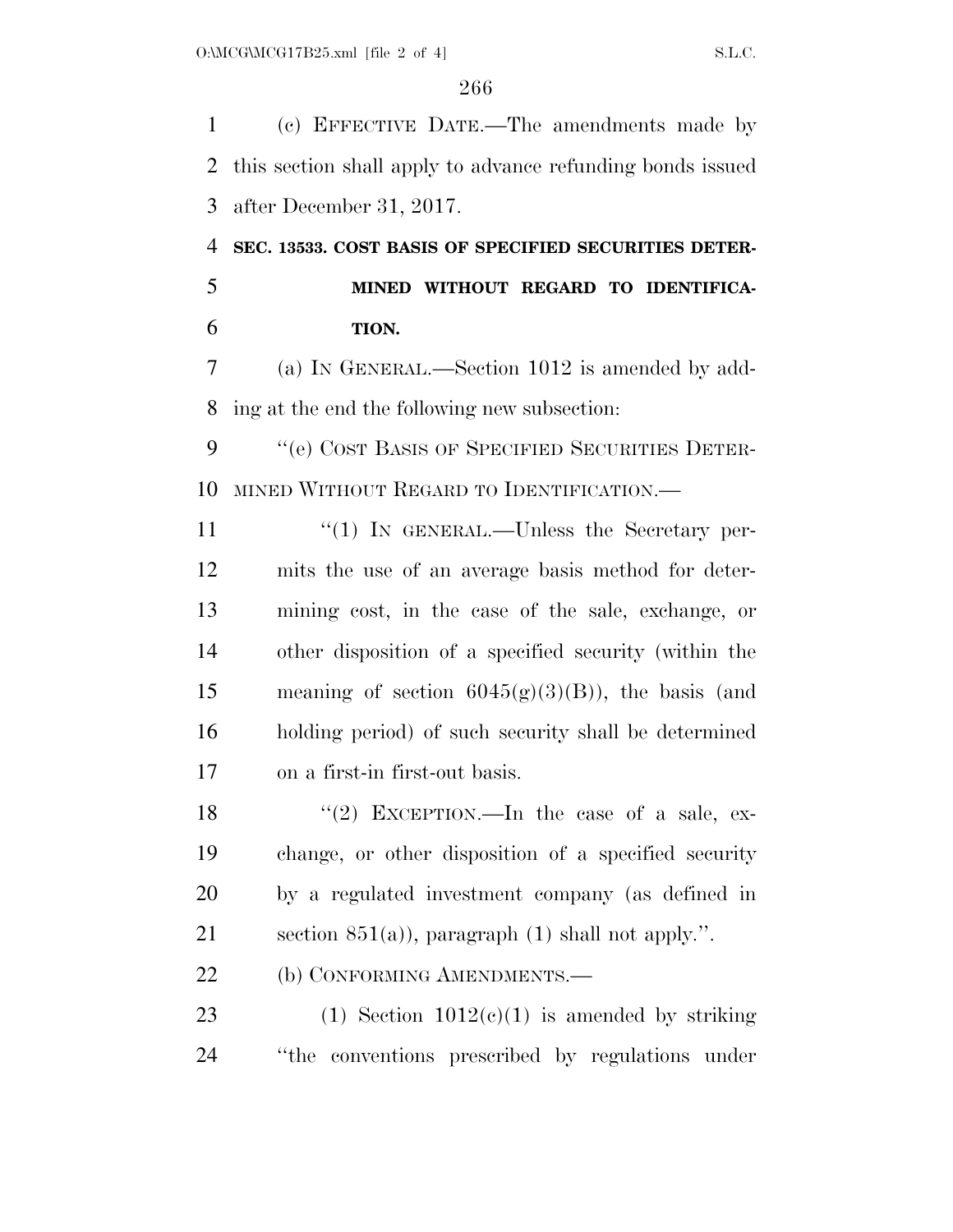(c) EFFECTIVE DATE.—The amendments made by this section shall apply to advance refunding bonds issued after December 31, 2017.

**SEC. 13533. COST BASIS OF SPECIFIED SECURITIES DETERMINED WITHOUT REGARD TO IDENTIFICATION.**

(a) IN GENERAL.—Section 1012 is amended by adding at the end the following new subsection:

"(e) COST BASIS OF SPECIFIED SECURITIES DETERMINED WITHOUT REGARD TO IDENTIFICATION.—

"(1) IN GENERAL.—Unless the Secretary permits the use of an average basis method for determining cost, in the case of the sale, exchange, or other disposition of a specified security (within the meaning of section 6045(g)(3)(B)), the basis (and holding period) of such security shall be determined on a first-in first-out basis.

"(2) EXCEPTION.—In the case of a sale, exchange, or other disposition of a specified security by a regulated investment company (as defined in section 851(a)), paragraph (1) shall not apply.".

(b) CONFORMING AMENDMENTS.—

(1) Section 1012(c)(1) is amended by striking "the conventions prescribed by regulations under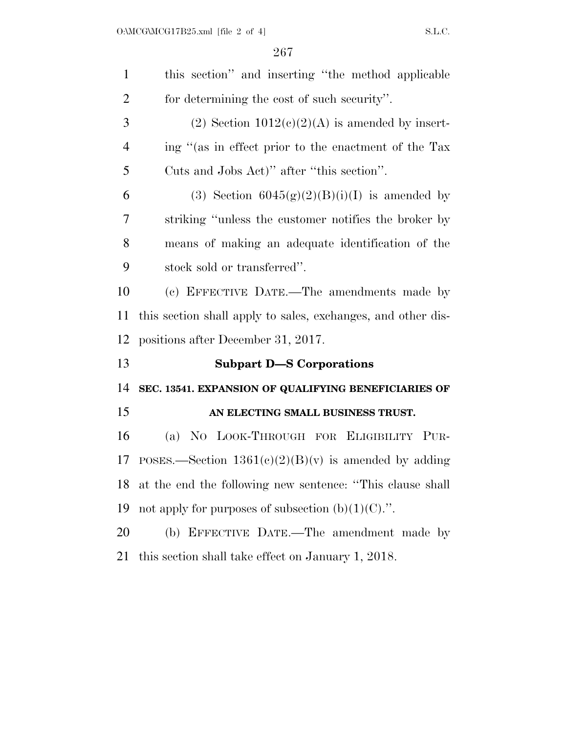this section'' and inserting ''the method applicable for determining the cost of such security''.

(2) Section 1012(c)(2)(A) is amended by inserting ''(as in effect prior to the enactment of the Tax Cuts and Jobs Act)'' after ''this section''.

(3) Section 6045(g)(2)(B)(i)(I) is amended by striking ''unless the customer notifies the broker by means of making an adequate identification of the stock sold or transferred''.

(c) EFFECTIVE DATE.—The amendments made by this section shall apply to sales, exchanges, and other dispositions after December 31, 2017.

### Subpart D—S Corporations

**SEC. 13541. EXPANSION OF QUALIFYING BENEFICIARIES OF AN ELECTING SMALL BUSINESS TRUST.**

(a) NO LOOK-THROUGH FOR ELIGIBILITY PURPOSES.—Section 1361(c)(2)(B)(v) is amended by adding at the end the following new sentence: ''This clause shall not apply for purposes of subsection (b)(1)(C).''.

(b) EFFECTIVE DATE.—The amendment made by this section shall take effect on January 1, 2018.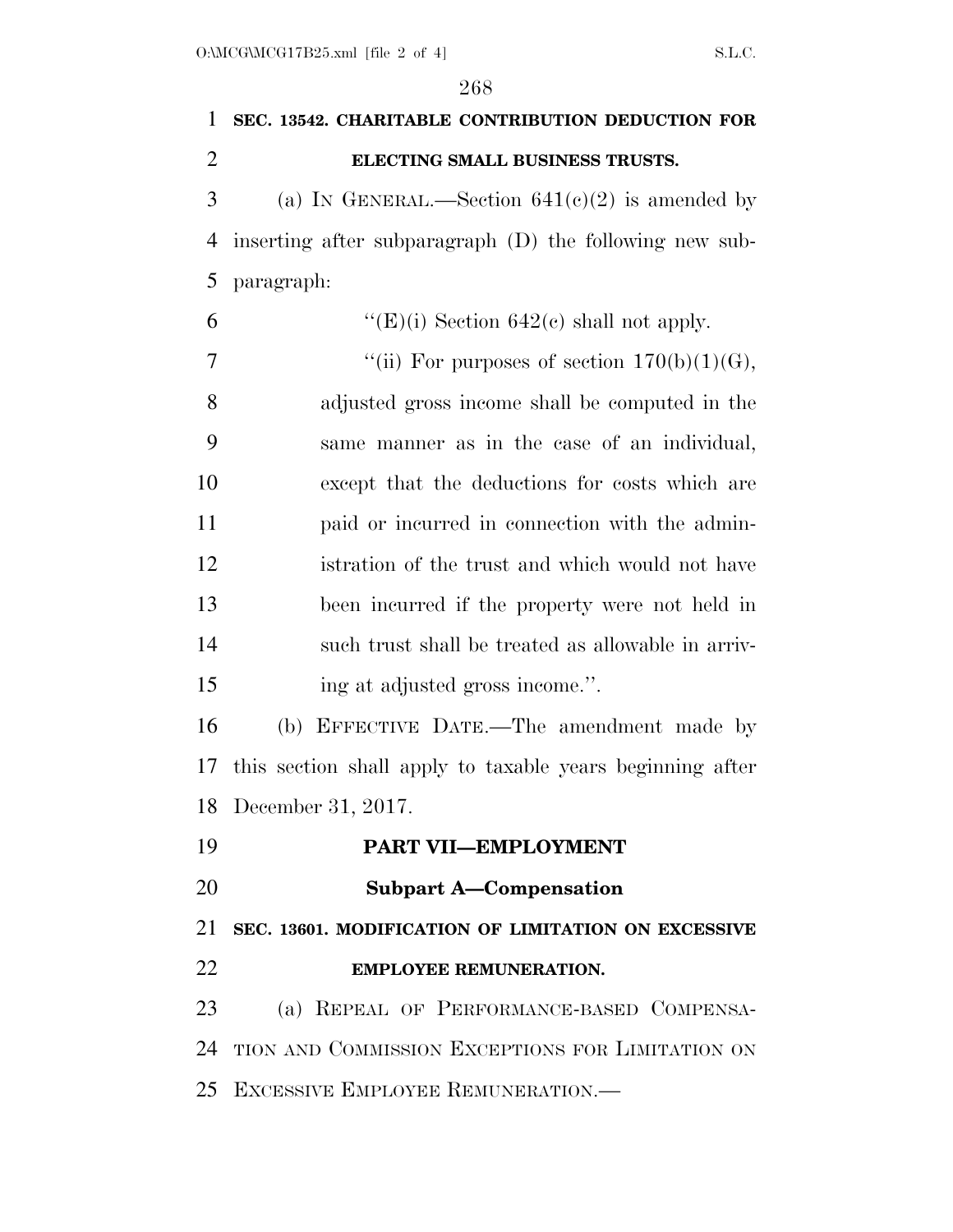**SEC. 13542. CHARITABLE CONTRIBUTION DEDUCTION FOR ELECTING SMALL BUSINESS TRUSTS.**

(a) IN GENERAL.—Section 641(c)(2) is amended by inserting after subparagraph (D) the following new subparagraph:

"(E)(i) Section 642(c) shall not apply.

"(ii) For purposes of section 170(b)(1)(G), adjusted gross income shall be computed in the same manner as in the case of an individual, except that the deductions for costs which are paid or incurred in connection with the administration of the trust and which would not have been incurred if the property were not held in such trust shall be treated as allowable in arriving at adjusted gross income.".

(b) EFFECTIVE DATE.—The amendment made by this section shall apply to taxable years beginning after December 31, 2017.

## PART VII—EMPLOYMENT

### Subpart A—Compensation

**SEC. 13601. MODIFICATION OF LIMITATION ON EXCESSIVE EMPLOYEE REMUNERATION.**

(a) REPEAL OF PERFORMANCE-BASED COMPENSATION AND COMMISSION EXCEPTIONS FOR LIMITATION ON EXCESSIVE EMPLOYEE REMUNERATION.—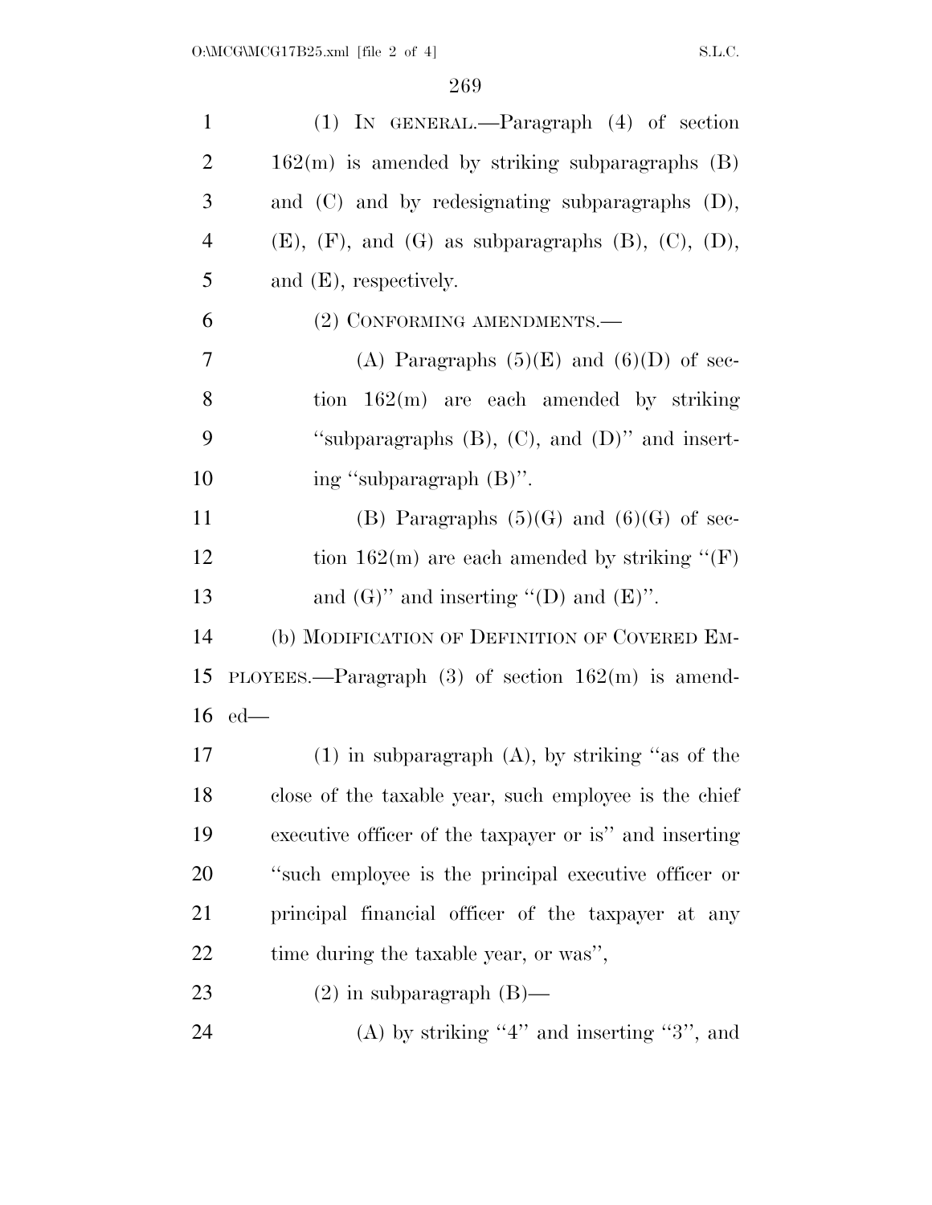(1) IN GENERAL.—Paragraph (4) of section 162(m) is amended by striking subparagraphs (B) and (C) and by redesignating subparagraphs (D), (E), (F), and (G) as subparagraphs (B), (C), (D), and (E), respectively.

(2) CONFORMING AMENDMENTS.—

(A) Paragraphs (5)(E) and (6)(D) of section 162(m) are each amended by striking "subparagraphs (B), (C), and (D)" and inserting "subparagraph (B)".

(B) Paragraphs (5)(G) and (6)(G) of section 162(m) are each amended by striking "(F) and (G)" and inserting "(D) and (E)".

(b) MODIFICATION OF DEFINITION OF COVERED EMPLOYEES.—Paragraph (3) of section 162(m) is amended—

(1) in subparagraph (A), by striking "as of the close of the taxable year, such employee is the chief executive officer of the taxpayer or is" and inserting "such employee is the principal executive officer or principal financial officer of the taxpayer at any time during the taxable year, or was",

(2) in subparagraph (B)—

(A) by striking "4" and inserting "3", and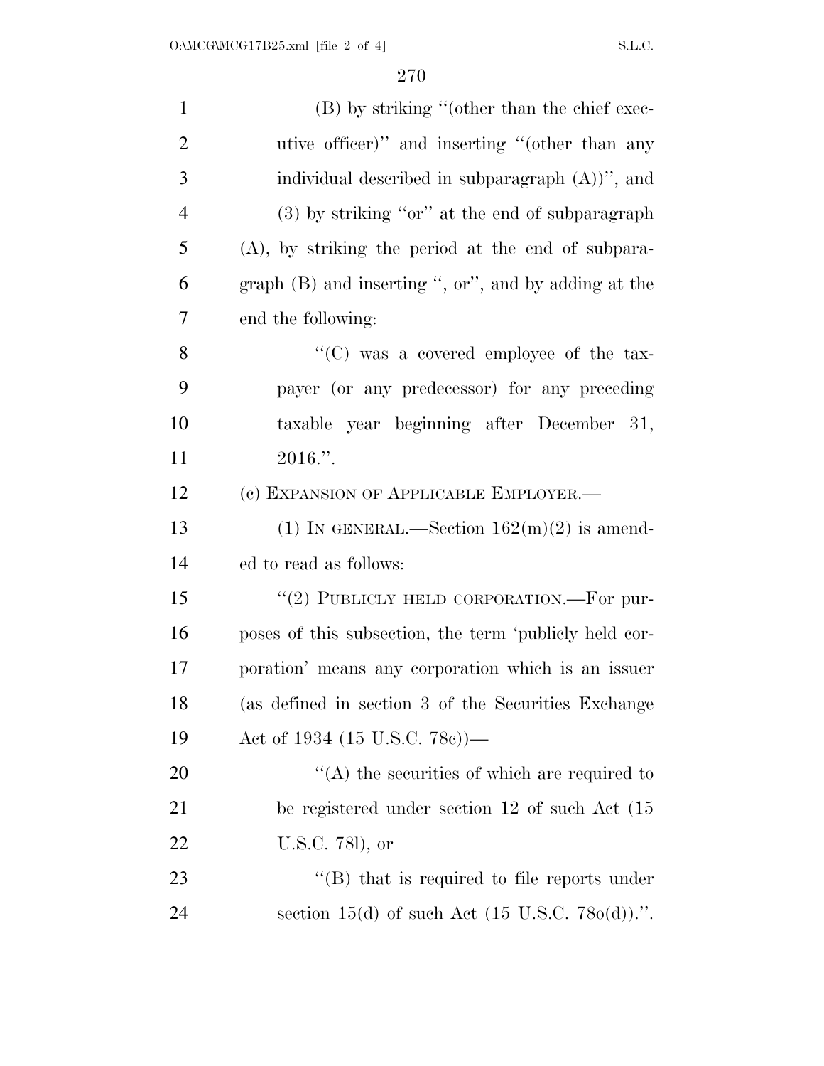(B) by striking "(other than the chief executive officer)" and inserting "(other than any individual described in subparagraph (A))", and

(3) by striking "or" at the end of subparagraph (A), by striking the period at the end of subparagraph (B) and inserting ", or", and by adding at the end the following:

"(C) was a covered employee of the taxpayer (or any predecessor) for any preceding taxable year beginning after December 31, 2016.".

(c) EXPANSION OF APPLICABLE EMPLOYER.—

(1) IN GENERAL.—Section 162(m)(2) is amended to read as follows:

"(2) PUBLICLY HELD CORPORATION.—For purposes of this subsection, the term 'publicly held corporation' means any corporation which is an issuer (as defined in section 3 of the Securities Exchange Act of 1934 (15 U.S.C. 78c))—

"(A) the securities of which are required to be registered under section 12 of such Act (15 U.S.C. 78l), or

"(B) that is required to file reports under section 15(d) of such Act (15 U.S.C. 78o(d)).".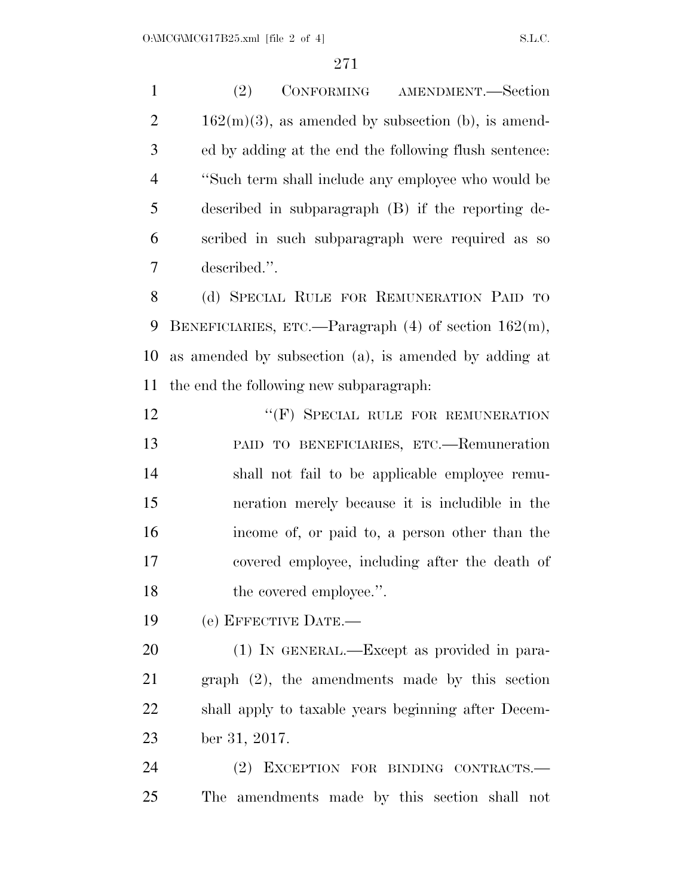(2) CONFORMING AMENDMENT.—Section 162(m)(3), as amended by subsection (b), is amended by adding at the end the following flush sentence: ''Such term shall include any employee who would be described in subparagraph (B) if the reporting described in such subparagraph were required as so described.''.

(d) SPECIAL RULE FOR REMUNERATION PAID TO BENEFICIARIES, ETC.—Paragraph (4) of section 162(m), as amended by subsection (a), is amended by adding at the end the following new subparagraph:

''(F) SPECIAL RULE FOR REMUNERATION PAID TO BENEFICIARIES, ETC.—Remuneration shall not fail to be applicable employee remuneration merely because it is includible in the income of, or paid to, a person other than the covered employee, including after the death of the covered employee.''.

(e) EFFECTIVE DATE.—

(1) IN GENERAL.—Except as provided in paragraph (2), the amendments made by this section shall apply to taxable years beginning after December 31, 2017.

(2) EXCEPTION FOR BINDING CONTRACTS.—The amendments made by this section shall not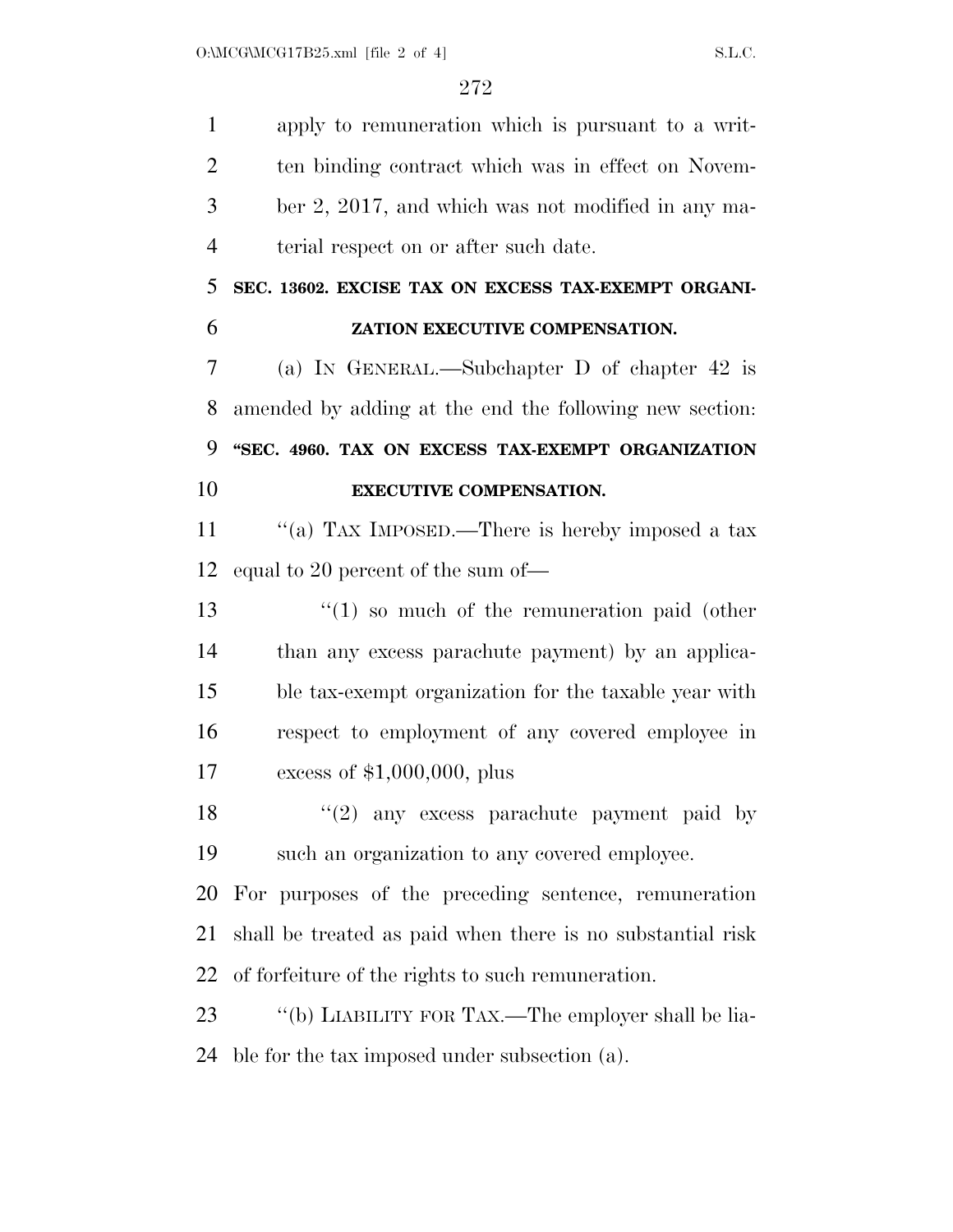apply to remuneration which is pursuant to a written binding contract which was in effect on November 2, 2017, and which was not modified in any material respect on or after such date.

**SEC. 13602. EXCISE TAX ON EXCESS TAX-EXEMPT ORGANIZATION EXECUTIVE COMPENSATION.**

(a) IN GENERAL.—Subchapter D of chapter 42 is amended by adding at the end the following new section:

**"SEC. 4960. TAX ON EXCESS TAX-EXEMPT ORGANIZATION EXECUTIVE COMPENSATION.**

"(a) TAX IMPOSED.—There is hereby imposed a tax equal to 20 percent of the sum of—

"(1) so much of the remuneration paid (other than any excess parachute payment) by an applicable tax-exempt organization for the taxable year with respect to employment of any covered employee in excess of $1,000,000, plus

"(2) any excess parachute payment paid by such an organization to any covered employee.

For purposes of the preceding sentence, remuneration shall be treated as paid when there is no substantial risk of forfeiture of the rights to such remuneration.

"(b) LIABILITY FOR TAX.—The employer shall be liable for the tax imposed under subsection (a).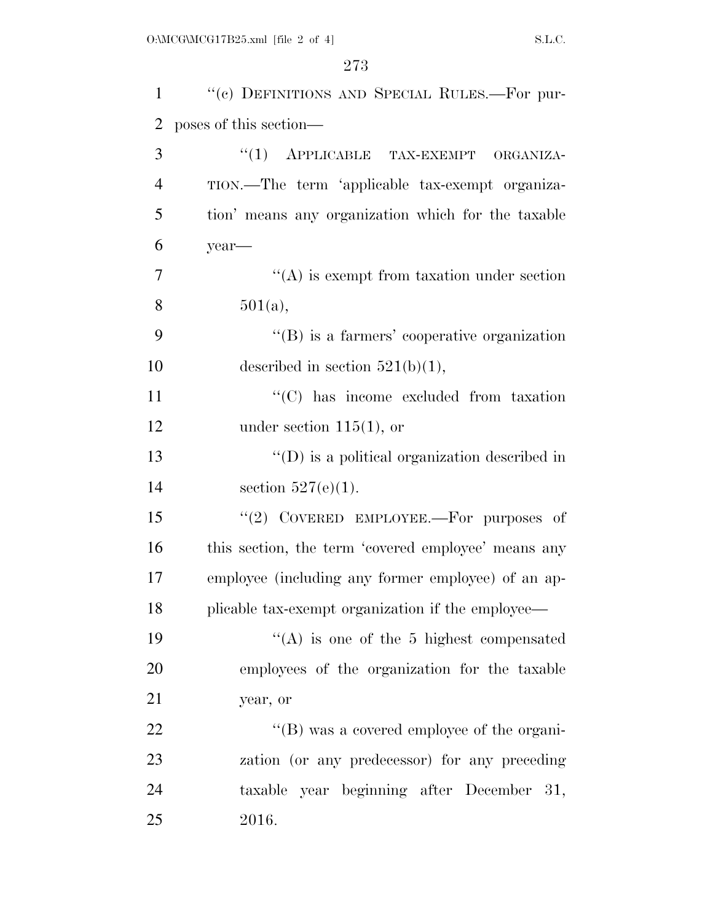"(c) DEFINITIONS AND SPECIAL RULES.—For purposes of this section—

"(1) APPLICABLE TAX-EXEMPT ORGANIZATION.—The term 'applicable tax-exempt organization' means any organization which for the taxable year—

"(A) is exempt from taxation under section 501(a),

"(B) is a farmers' cooperative organization described in section 521(b)(1),

"(C) has income excluded from taxation under section 115(1), or

"(D) is a political organization described in section 527(e)(1).

"(2) COVERED EMPLOYEE.—For purposes of this section, the term 'covered employee' means any employee (including any former employee) of an applicable tax-exempt organization if the employee—

"(A) is one of the 5 highest compensated employees of the organization for the taxable year, or

"(B) was a covered employee of the organization (or any predecessor) for any preceding taxable year beginning after December 31, 2016.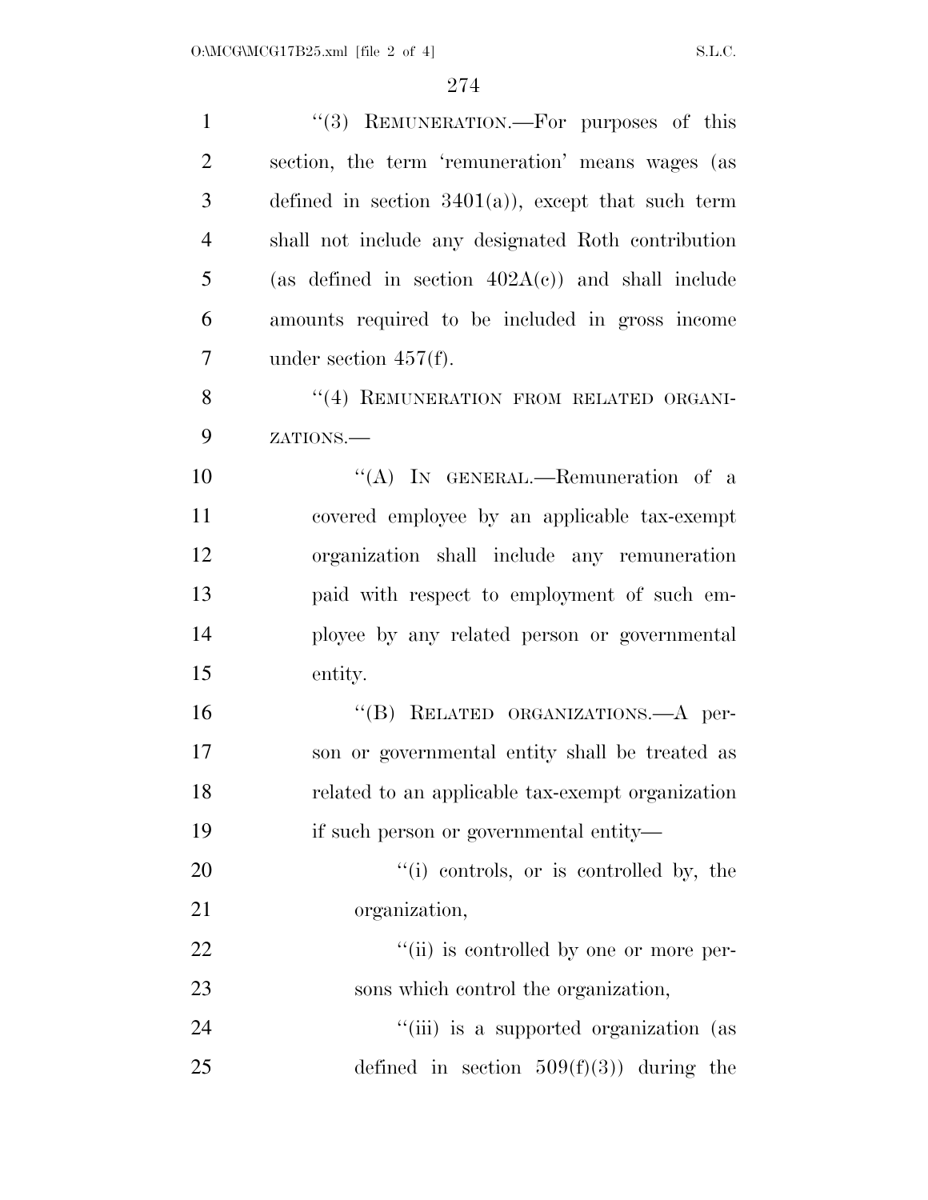''(3) REMUNERATION.—For purposes of this section, the term 'remuneration' means wages (as defined in section 3401(a)), except that such term shall not include any designated Roth contribution (as defined in section 402A(c)) and shall include amounts required to be included in gross income under section 457(f).

''(4) REMUNERATION FROM RELATED ORGANIZATIONS.—

''(A) IN GENERAL.—Remuneration of a covered employee by an applicable tax-exempt organization shall include any remuneration paid with respect to employment of such employee by any related person or governmental entity.

''(B) RELATED ORGANIZATIONS.—A person or governmental entity shall be treated as related to an applicable tax-exempt organization if such person or governmental entity—

''(i) controls, or is controlled by, the organization,

''(ii) is controlled by one or more persons which control the organization,

''(iii) is a supported organization (as defined in section 509(f)(3)) during the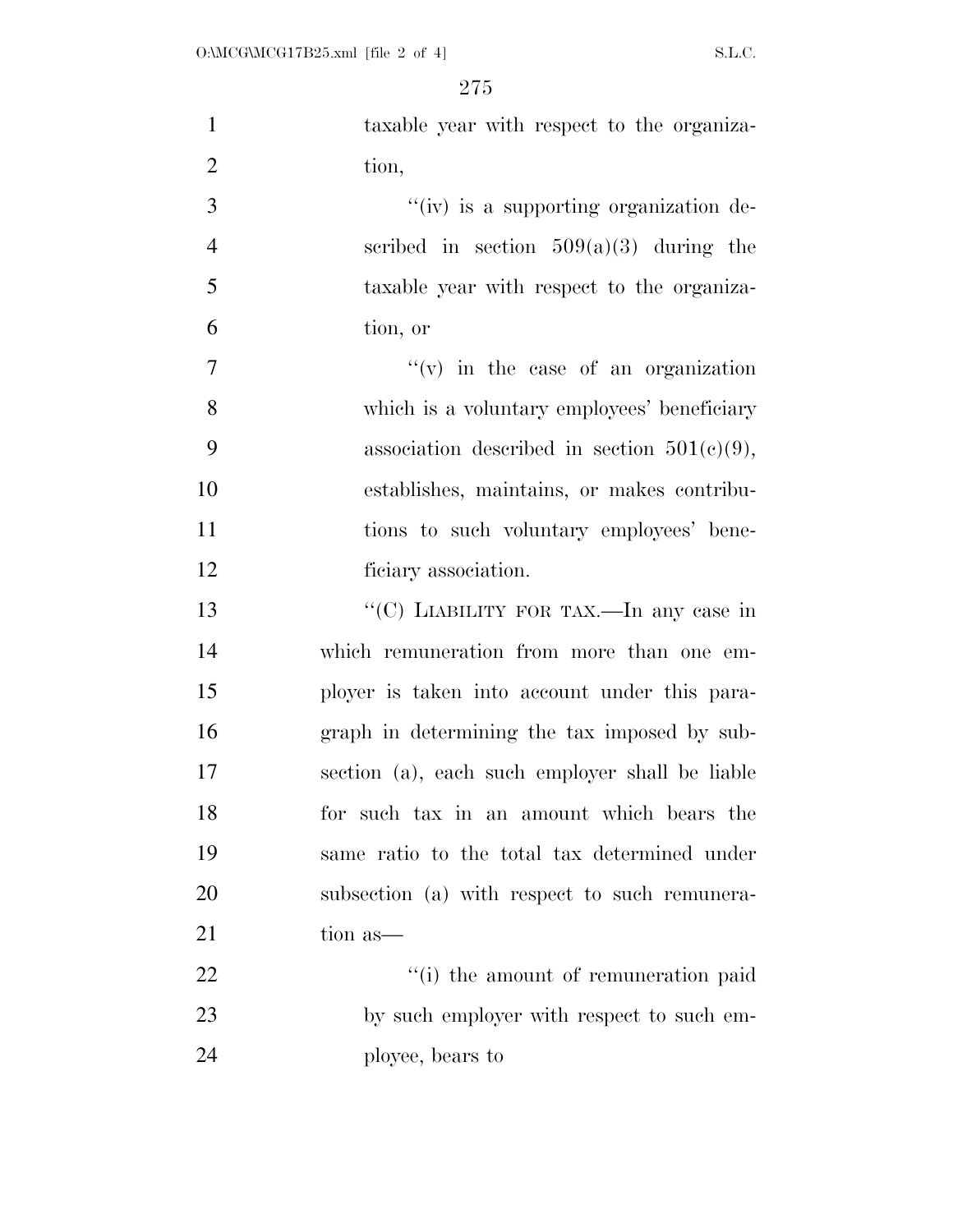taxable year with respect to the organization,

"(iv) is a supporting organization described in section 509(a)(3) during the taxable year with respect to the organization, or

"(v) in the case of an organization which is a voluntary employees' beneficiary association described in section 501(c)(9), establishes, maintains, or makes contributions to such voluntary employees' beneficiary association.

"(C) LIABILITY FOR TAX.—In any case in which remuneration from more than one employer is taken into account under this paragraph in determining the tax imposed by subsection (a), each such employer shall be liable for such tax in an amount which bears the same ratio to the total tax determined under subsection (a) with respect to such remuneration as—

"(i) the amount of remuneration paid by such employer with respect to such employee, bears to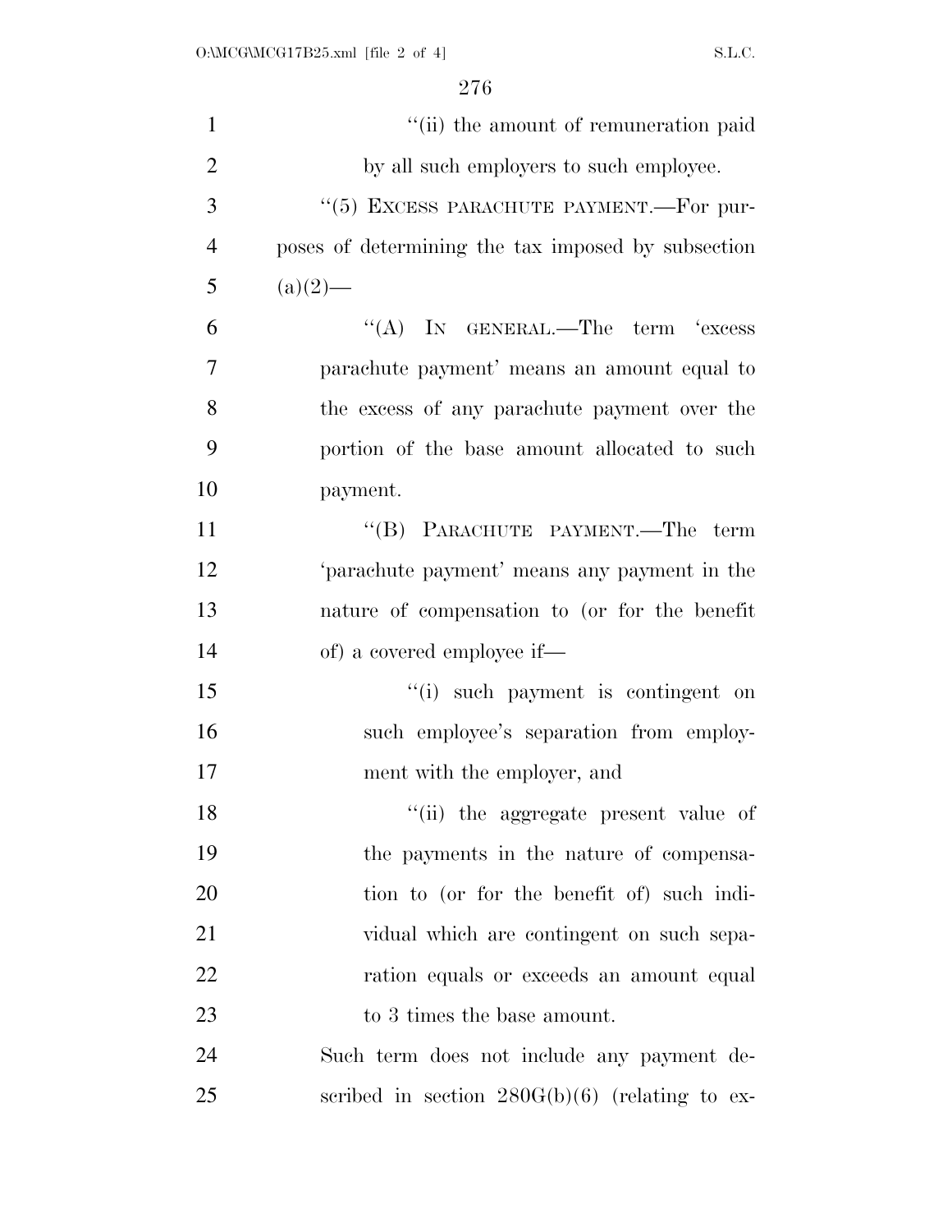"(ii) the amount of remuneration paid by all such employers to such employee.

"(5) EXCESS PARACHUTE PAYMENT.—For purposes of determining the tax imposed by subsection (a)(2)—

"(A) IN GENERAL.—The term 'excess parachute payment' means an amount equal to the excess of any parachute payment over the portion of the base amount allocated to such payment.

"(B) PARACHUTE PAYMENT.—The term 'parachute payment' means any payment in the nature of compensation to (or for the benefit of) a covered employee if—

"(i) such payment is contingent on such employee's separation from employment with the employer, and

"(ii) the aggregate present value of the payments in the nature of compensation to (or for the benefit of) such individual which are contingent on such separation equals or exceeds an amount equal to 3 times the base amount.

Such term does not include any payment described in section 280G(b)(6) (relating to ex-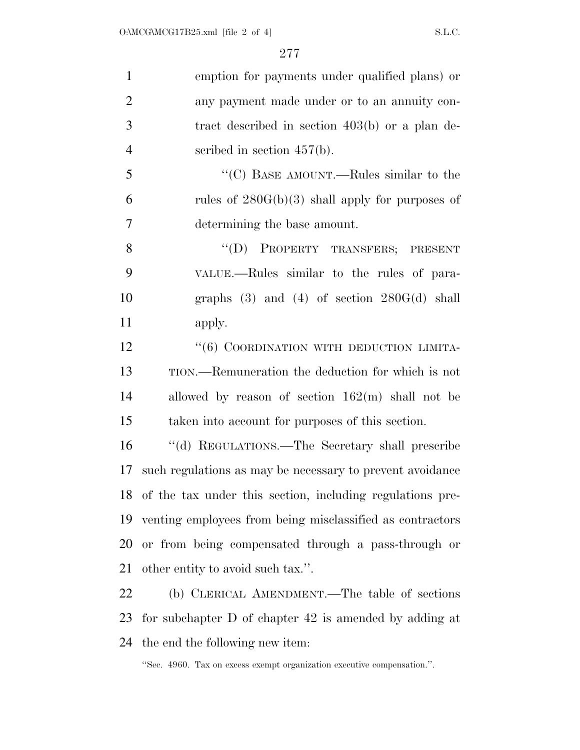emption for payments under qualified plans) or any payment made under or to an annuity contract described in section 403(b) or a plan described in section 457(b).

"(C) BASE AMOUNT.—Rules similar to the rules of 280G(b)(3) shall apply for purposes of determining the base amount.

"(D) PROPERTY TRANSFERS; PRESENT VALUE.—Rules similar to the rules of paragraphs (3) and (4) of section 280G(d) shall apply.

"(6) COORDINATION WITH DEDUCTION LIMITATION.—Remuneration the deduction for which is not allowed by reason of section 162(m) shall not be taken into account for purposes of this section.

"(d) REGULATIONS.—The Secretary shall prescribe such regulations as may be necessary to prevent avoidance of the tax under this section, including regulations preventing employees from being misclassified as contractors or from being compensated through a pass-through or other entity to avoid such tax.".

(b) CLERICAL AMENDMENT.—The table of sections for subchapter D of chapter 42 is amended by adding at the end the following new item:

"Sec. 4960. Tax on excess exempt organization executive compensation.".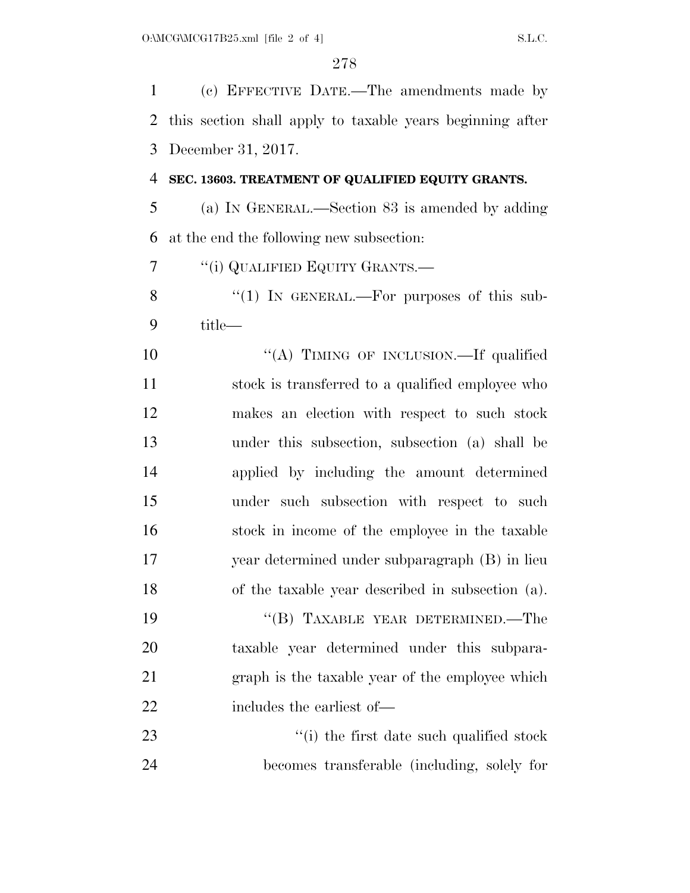(c) EFFECTIVE DATE.—The amendments made by this section shall apply to taxable years beginning after December 31, 2017.

**SEC. 13603. TREATMENT OF QUALIFIED EQUITY GRANTS.**

(a) IN GENERAL.—Section 83 is amended by adding at the end the following new subsection:

"(i) QUALIFIED EQUITY GRANTS.—

"(1) IN GENERAL.—For purposes of this subtitle—

"(A) TIMING OF INCLUSION.—If qualified stock is transferred to a qualified employee who makes an election with respect to such stock under this subsection, subsection (a) shall be applied by including the amount determined under such subsection with respect to such stock in income of the employee in the taxable year determined under subparagraph (B) in lieu of the taxable year described in subsection (a).

"(B) TAXABLE YEAR DETERMINED.—The taxable year determined under this subparagraph is the taxable year of the employee which includes the earliest of—

"(i) the first date such qualified stock becomes transferable (including, solely for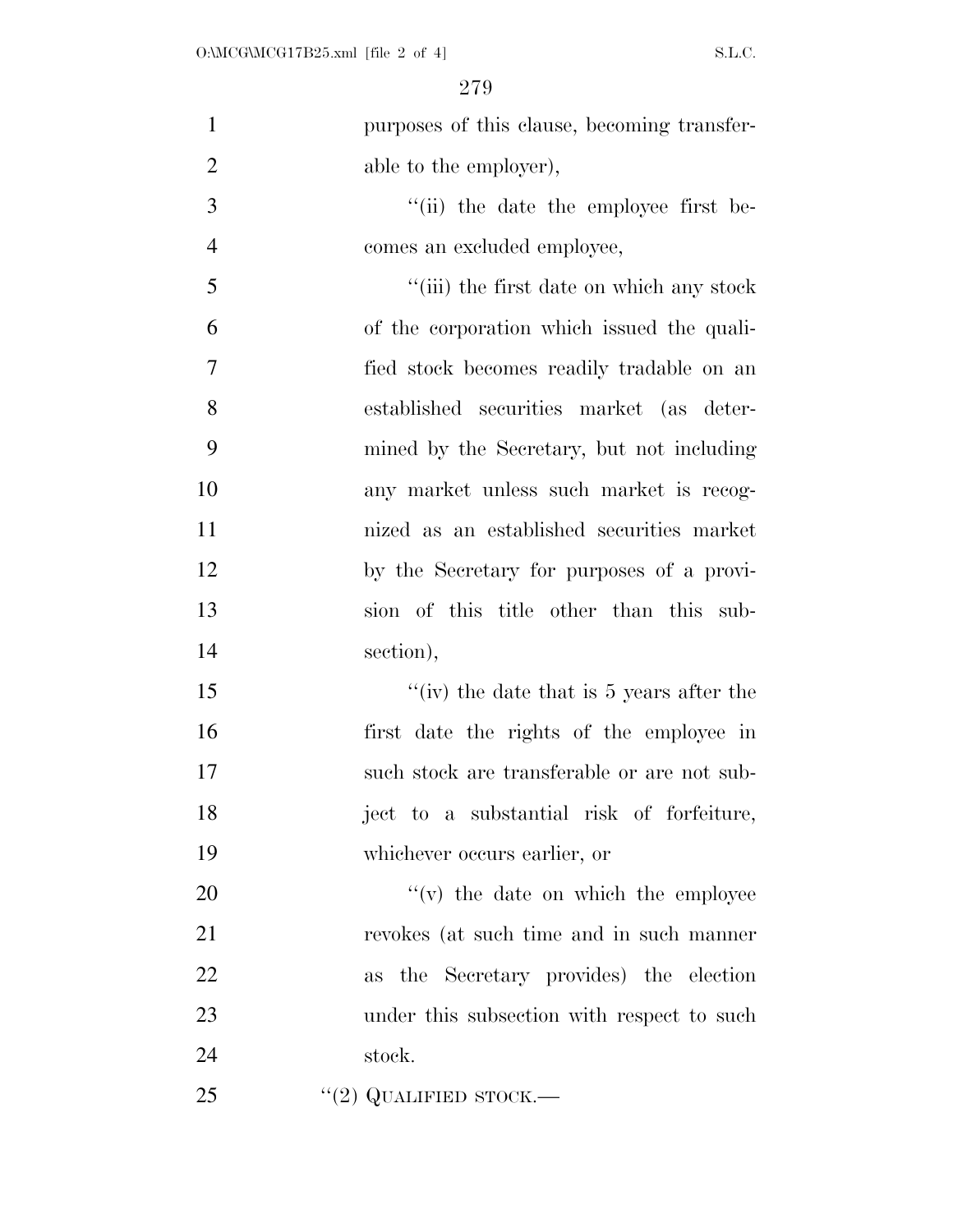purposes of this clause, becoming transferable to the employer),

''(ii) the date the employee first becomes an excluded employee,

''(iii) the first date on which any stock of the corporation which issued the qualified stock becomes readily tradable on an established securities market (as determined by the Secretary, but not including any market unless such market is recognized as an established securities market by the Secretary for purposes of a provision of this title other than this subsection),

''(iv) the date that is 5 years after the first date the rights of the employee in such stock are transferable or are not subject to a substantial risk of forfeiture, whichever occurs earlier, or

''(v) the date on which the employee revokes (at such time and in such manner as the Secretary provides) the election under this subsection with respect to such stock.

''(2) QUALIFIED STOCK.—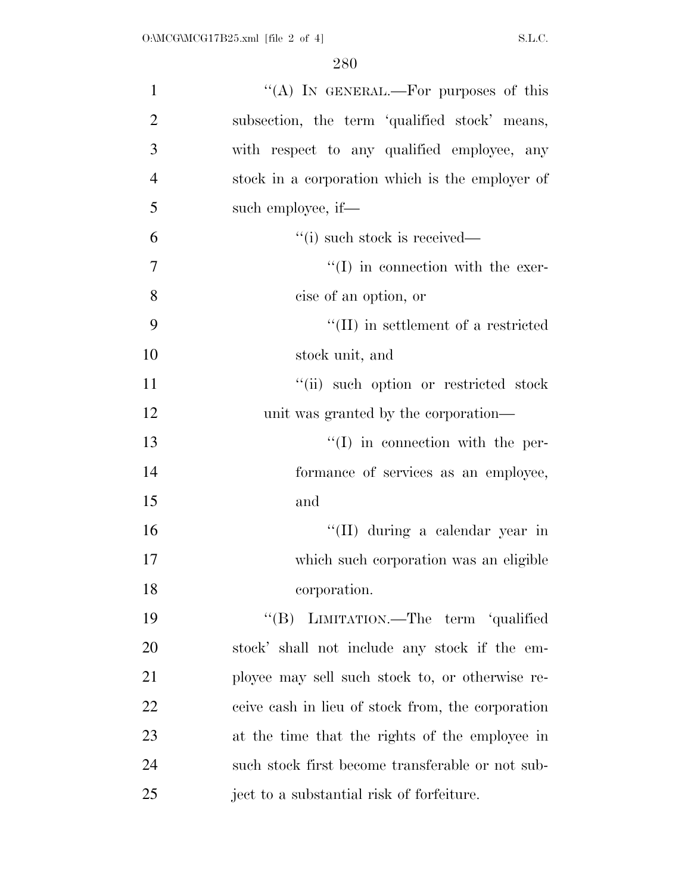"(A) IN GENERAL.—For purposes of this subsection, the term 'qualified stock' means, with respect to any qualified employee, any stock in a corporation which is the employer of such employee, if—

"(i) such stock is received—

"(I) in connection with the exercise of an option, or

"(II) in settlement of a restricted stock unit, and

"(ii) such option or restricted stock unit was granted by the corporation—

"(I) in connection with the performance of services as an employee, and

"(II) during a calendar year in which such corporation was an eligible corporation.

"(B) LIMITATION.—The term 'qualified stock' shall not include any stock if the employee may sell such stock to, or otherwise receive cash in lieu of stock from, the corporation at the time that the rights of the employee in such stock first become transferable or not subject to a substantial risk of forfeiture.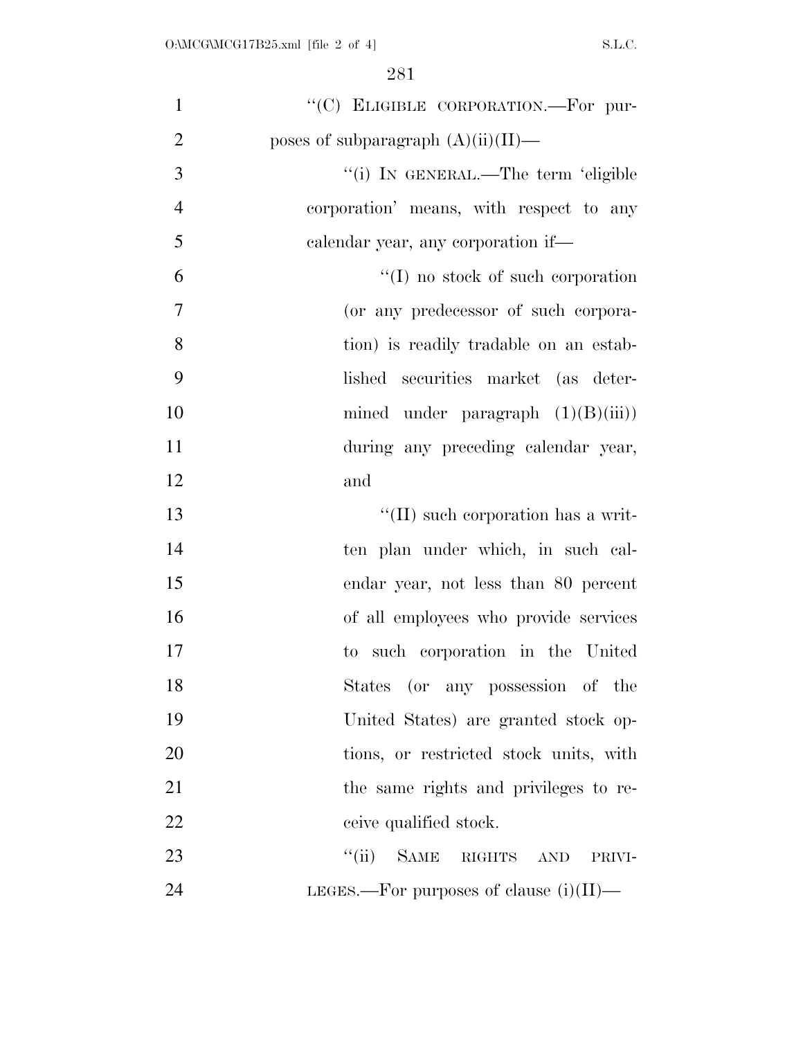"(C) ELIGIBLE CORPORATION.—For purposes of subparagraph (A)(ii)(II)—

"(i) IN GENERAL.—The term 'eligible corporation' means, with respect to any calendar year, any corporation if—

"(I) no stock of such corporation (or any predecessor of such corporation) is readily tradable on an established securities market (as determined under paragraph (1)(B)(iii)) during any preceding calendar year, and

"(II) such corporation has a written plan under which, in such calendar year, not less than 80 percent of all employees who provide services to such corporation in the United States (or any possession of the United States) are granted stock options, or restricted stock units, with the same rights and privileges to receive qualified stock.

"(ii) SAME RIGHTS AND PRIVILEGES.—For purposes of clause (i)(II)—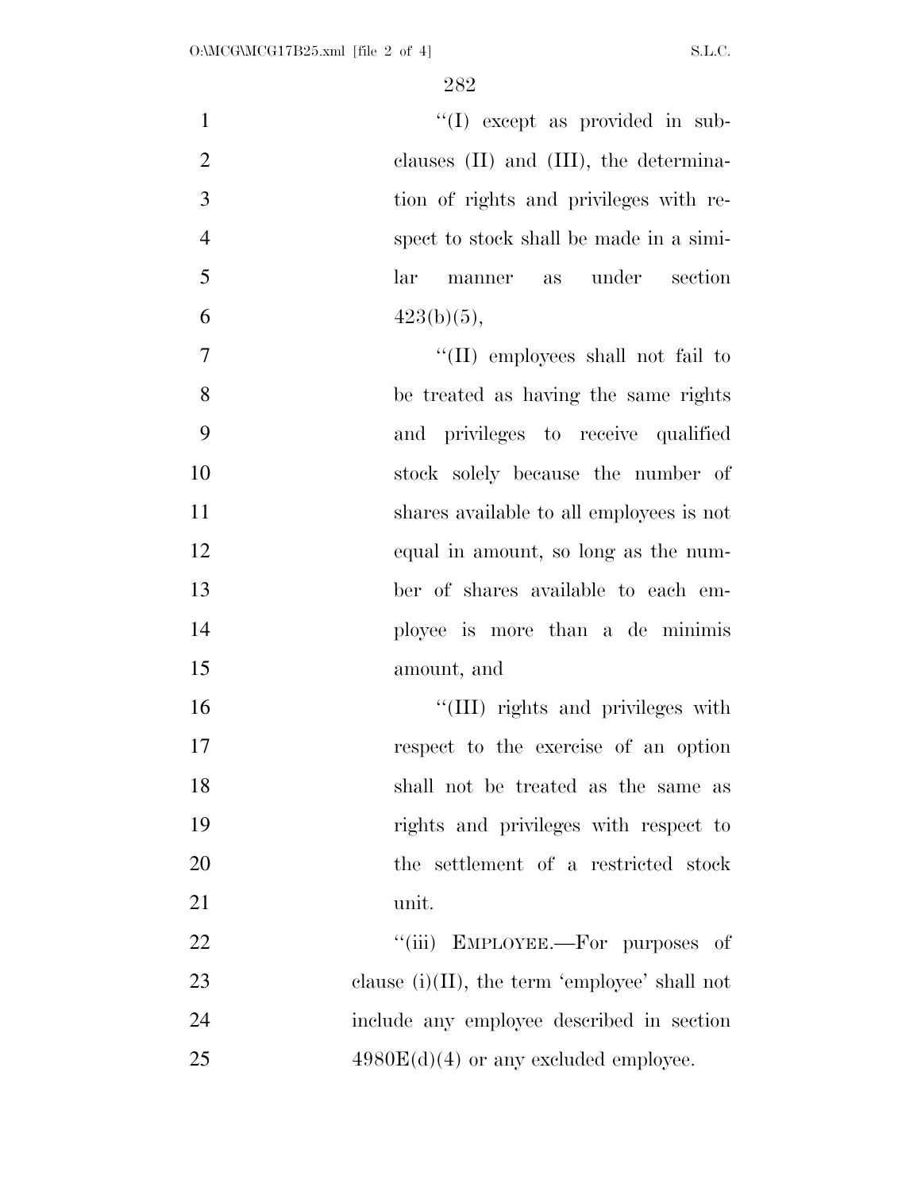''(I) except as provided in subclauses (II) and (III), the determination of rights and privileges with respect to stock shall be made in a similar manner as under section 423(b)(5),

''(II) employees shall not fail to be treated as having the same rights and privileges to receive qualified stock solely because the number of shares available to all employees is not equal in amount, so long as the number of shares available to each employee is more than a de minimis amount, and

''(III) rights and privileges with respect to the exercise of an option shall not be treated as the same as rights and privileges with respect to the settlement of a restricted stock unit.

''(iii) EMPLOYEE.—For purposes of clause (i)(II), the term 'employee' shall not include any employee described in section 4980E(d)(4) or any excluded employee.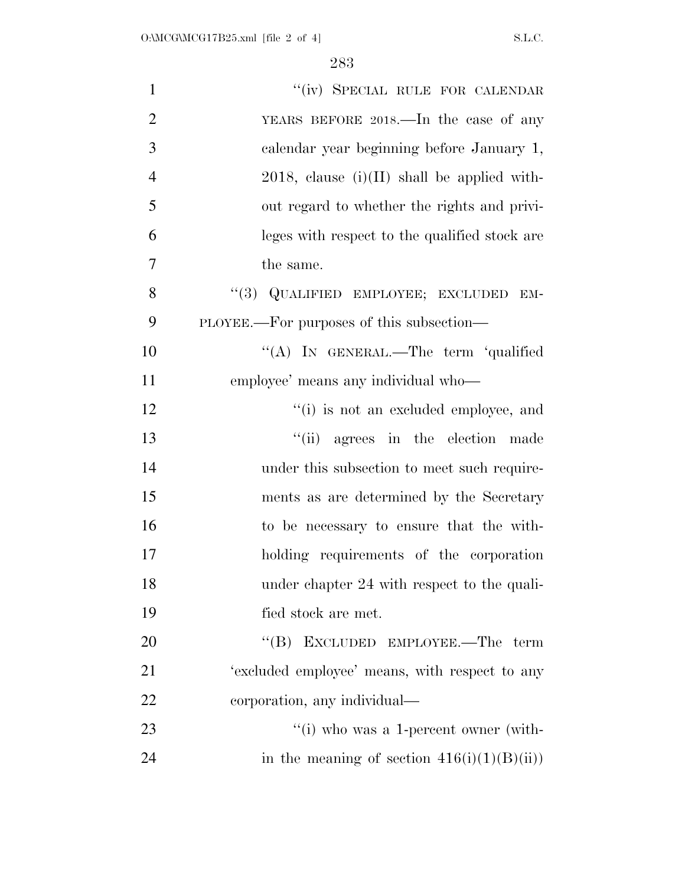"(iv) SPECIAL RULE FOR CALENDAR YEARS BEFORE 2018.—In the case of any calendar year beginning before January 1, 2018, clause (i)(II) shall be applied without regard to whether the rights and privileges with respect to the qualified stock are the same.

"(3) QUALIFIED EMPLOYEE; EXCLUDED EMPLOYEE.—For purposes of this subsection—

"(A) IN GENERAL.—The term 'qualified employee' means any individual who—

"(i) is not an excluded employee, and

"(ii) agrees in the election made under this subsection to meet such requirements as are determined by the Secretary to be necessary to ensure that the withholding requirements of the corporation under chapter 24 with respect to the qualified stock are met.

"(B) EXCLUDED EMPLOYEE.—The term 'excluded employee' means, with respect to any corporation, any individual—

"(i) who was a 1-percent owner (within the meaning of section 416(i)(1)(B)(ii))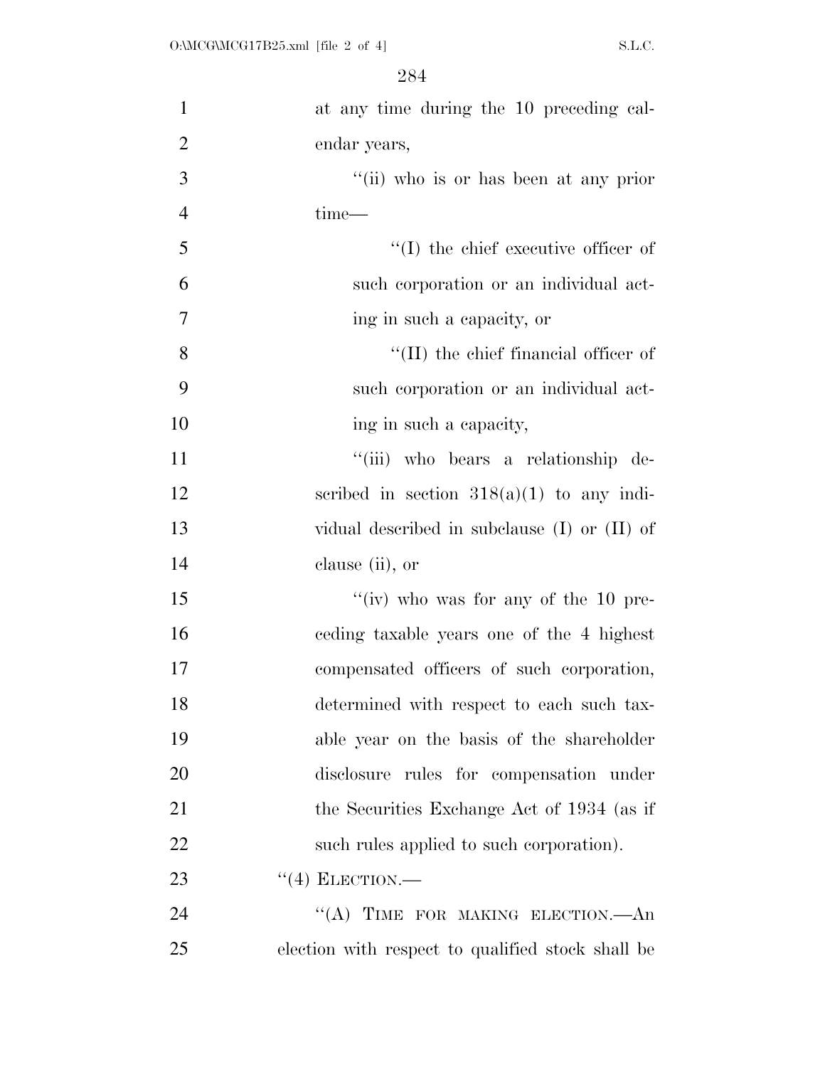at any time during the 10 preceding calendar years,

"(ii) who is or has been at any prior time—

"(I) the chief executive officer of such corporation or an individual acting in such a capacity, or

"(II) the chief financial officer of such corporation or an individual acting in such a capacity,

"(iii) who bears a relationship described in section 318(a)(1) to any individual described in subclause (I) or (II) of clause (ii), or

"(iv) who was for any of the 10 preceding taxable years one of the 4 highest compensated officers of such corporation, determined with respect to each such taxable year on the basis of the shareholder disclosure rules for compensation under the Securities Exchange Act of 1934 (as if such rules applied to such corporation).

"(4) ELECTION.—

"(A) TIME FOR MAKING ELECTION.—An election with respect to qualified stock shall be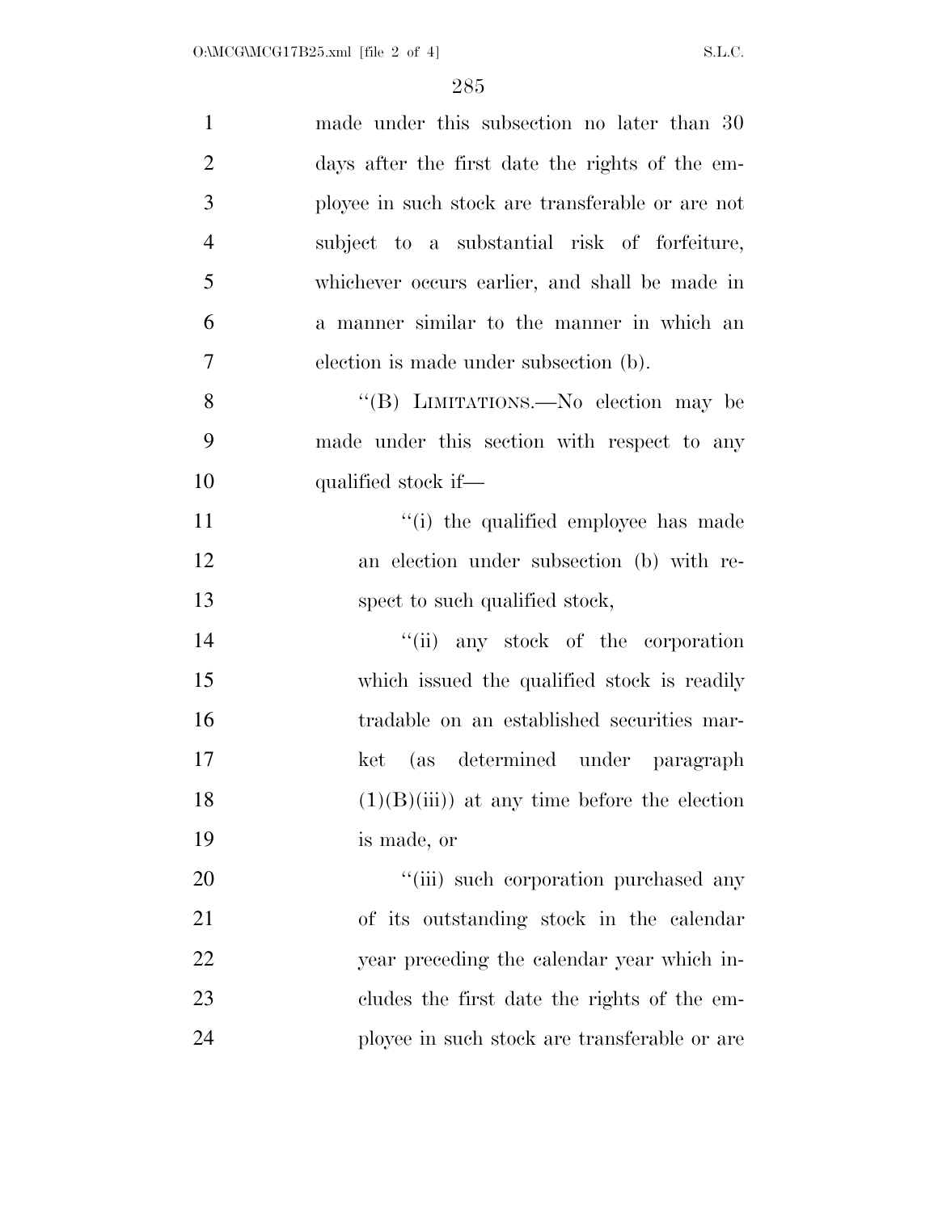made under this subsection no later than 30 days after the first date the rights of the employee in such stock are transferable or are not subject to a substantial risk of forfeiture, whichever occurs earlier, and shall be made in a manner similar to the manner in which an election is made under subsection (b).

''(B) LIMITATIONS.—No election may be made under this section with respect to any qualified stock if—

''(i) the qualified employee has made an election under subsection (b) with respect to such qualified stock,

''(ii) any stock of the corporation which issued the qualified stock is readily tradable on an established securities market (as determined under paragraph (1)(B)(iii)) at any time before the election is made, or

''(iii) such corporation purchased any of its outstanding stock in the calendar year preceding the calendar year which includes the first date the rights of the employee in such stock are transferable or are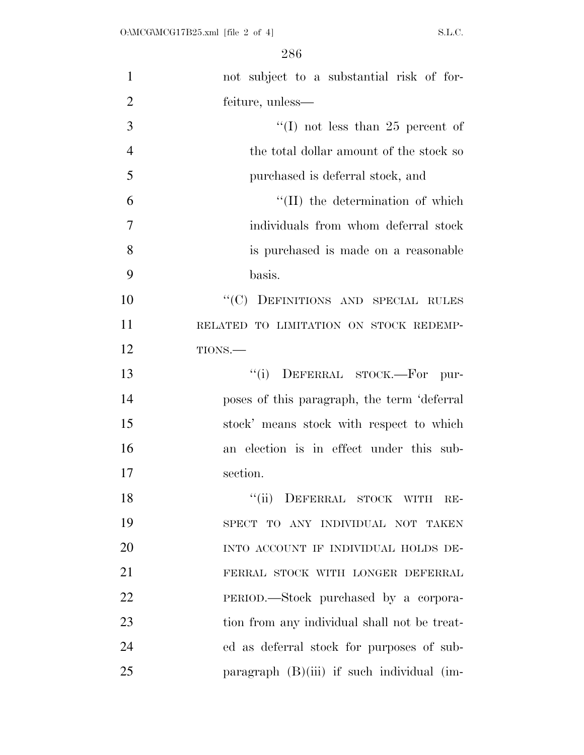not subject to a substantial risk of forfeiture, unless—

"(I) not less than 25 percent of the total dollar amount of the stock so purchased is deferral stock, and

"(II) the determination of which individuals from whom deferral stock is purchased is made on a reasonable basis.

"(C) DEFINITIONS AND SPECIAL RULES RELATED TO LIMITATION ON STOCK REDEMPTIONS.—

"(i) DEFERRAL STOCK.—For purposes of this paragraph, the term 'deferral stock' means stock with respect to which an election is in effect under this subsection.

"(ii) DEFERRAL STOCK WITH RESPECT TO ANY INDIVIDUAL NOT TAKEN INTO ACCOUNT IF INDIVIDUAL HOLDS DEFERRAL STOCK WITH LONGER DEFERRAL PERIOD.—Stock purchased by a corporation from any individual shall not be treated as deferral stock for purposes of subparagraph (B)(iii) if such individual (im-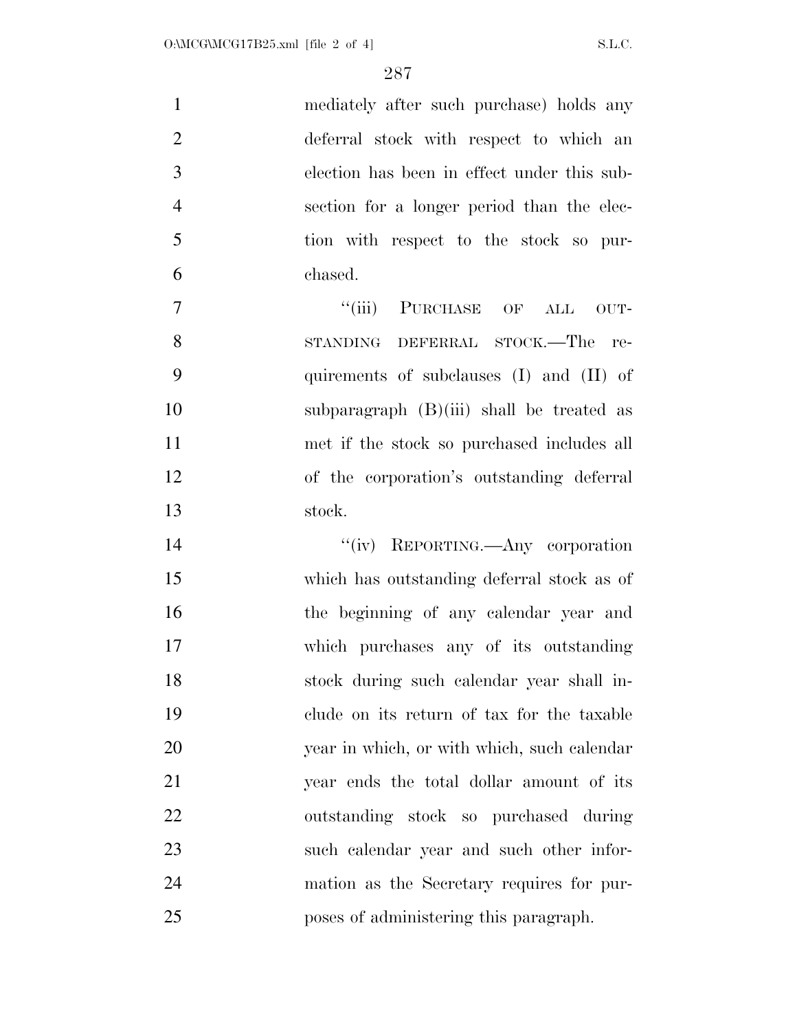mediately after such purchase) holds any deferral stock with respect to which an election has been in effect under this subsection for a longer period than the election with respect to the stock so purchased.

"(iii) PURCHASE OF ALL OUTSTANDING DEFERRAL STOCK.—The requirements of subclauses (I) and (II) of subparagraph (B)(iii) shall be treated as met if the stock so purchased includes all of the corporation's outstanding deferral stock.

"(iv) REPORTING.—Any corporation which has outstanding deferral stock as of the beginning of any calendar year and which purchases any of its outstanding stock during such calendar year shall include on its return of tax for the taxable year in which, or with which, such calendar year ends the total dollar amount of its outstanding stock so purchased during such calendar year and such other information as the Secretary requires for purposes of administering this paragraph.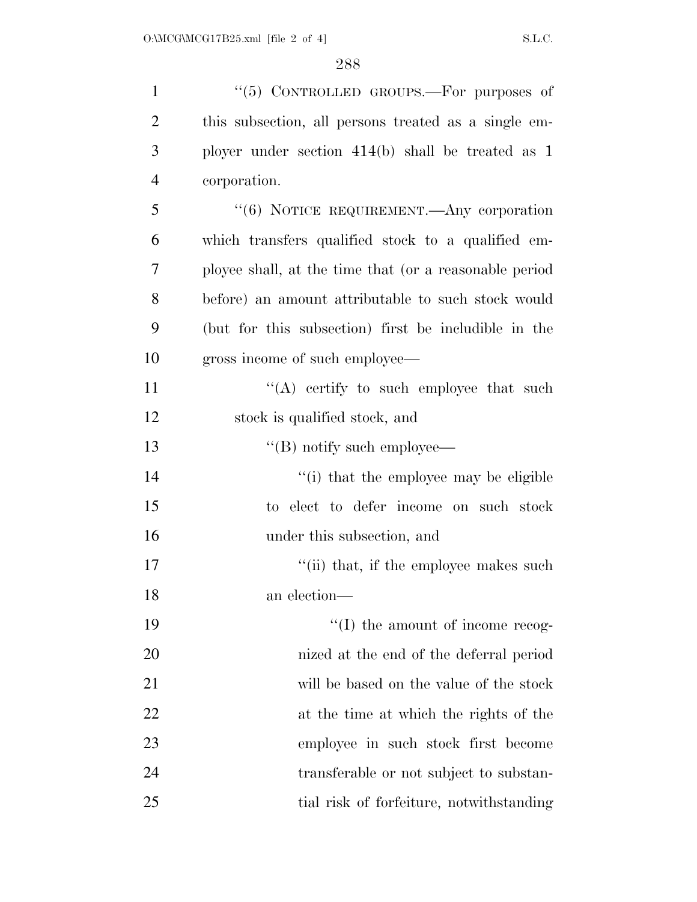"(5) CONTROLLED GROUPS.—For purposes of this subsection, all persons treated as a single employer under section 414(b) shall be treated as 1 corporation.

"(6) NOTICE REQUIREMENT.—Any corporation which transfers qualified stock to a qualified employee shall, at the time that (or a reasonable period before) an amount attributable to such stock would (but for this subsection) first be includible in the gross income of such employee—

"(A) certify to such employee that such stock is qualified stock, and

"(B) notify such employee—

"(i) that the employee may be eligible to elect to defer income on such stock under this subsection, and

"(ii) that, if the employee makes such an election—

"(I) the amount of income recognized at the end of the deferral period will be based on the value of the stock at the time at which the rights of the employee in such stock first become transferable or not subject to substantial risk of forfeiture, notwithstanding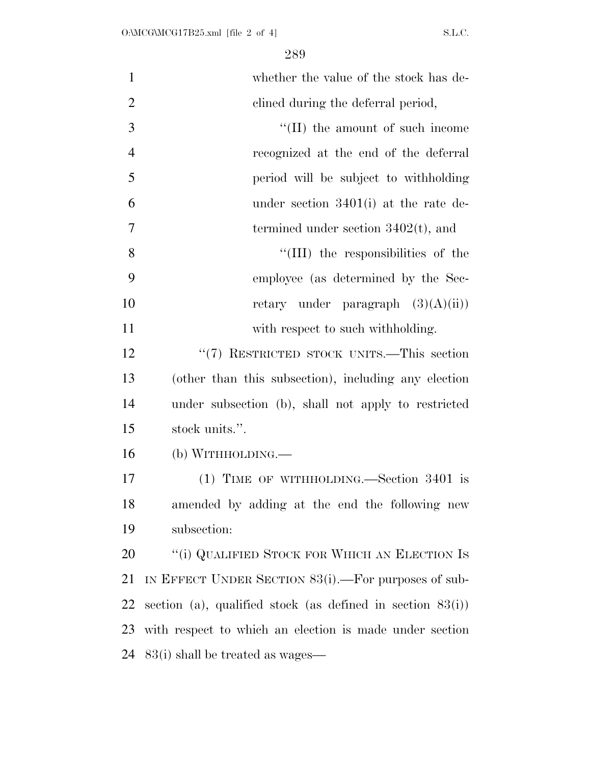whether the value of the stock has declined during the deferral period,

"(II) the amount of such income recognized at the end of the deferral period will be subject to withholding under section 3401(i) at the rate determined under section 3402(t), and

"(III) the responsibilities of the employee (as determined by the Secretary under paragraph (3)(A)(ii)) with respect to such withholding.

"(7) RESTRICTED STOCK UNITS.—This section (other than this subsection), including any election under subsection (b), shall not apply to restricted stock units.".

(b) WITHHOLDING.—

(1) TIME OF WITHHOLDING.—Section 3401 is amended by adding at the end the following new subsection:

"(i) QUALIFIED STOCK FOR WHICH AN ELECTION IS IN EFFECT UNDER SECTION 83(i).—For purposes of subsection (a), qualified stock (as defined in section 83(i)) with respect to which an election is made under section 83(i) shall be treated as wages—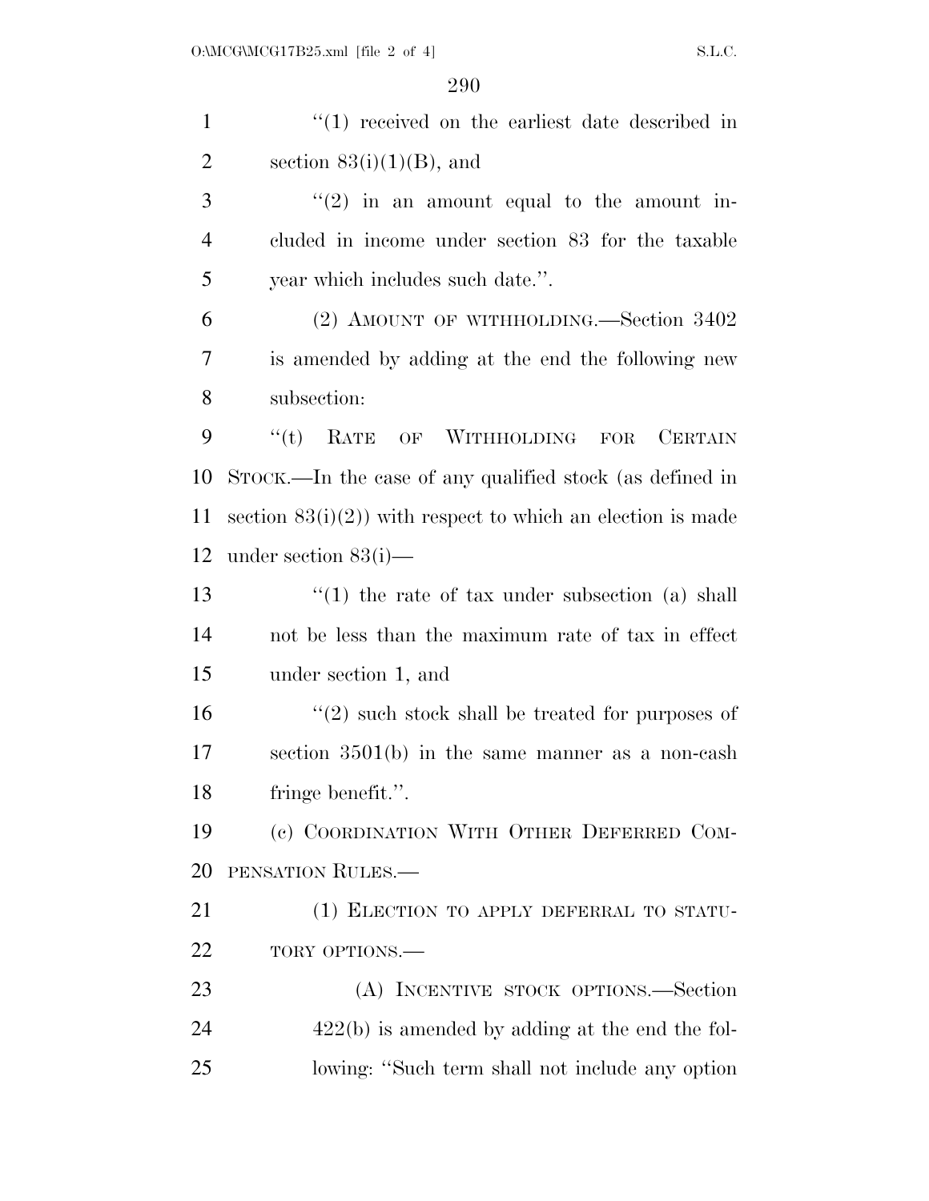"(1) received on the earliest date described in section 83(i)(1)(B), and

"(2) in an amount equal to the amount included in income under section 83 for the taxable year which includes such date.".

(2) AMOUNT OF WITHHOLDING.—Section 3402 is amended by adding at the end the following new subsection:

"(t) RATE OF WITHHOLDING FOR CERTAIN STOCK.—In the case of any qualified stock (as defined in section 83(i)(2)) with respect to which an election is made under section 83(i)—

"(1) the rate of tax under subsection (a) shall not be less than the maximum rate of tax in effect under section 1, and

"(2) such stock shall be treated for purposes of section 3501(b) in the same manner as a non-cash fringe benefit.".

(c) COORDINATION WITH OTHER DEFERRED COMPENSATION RULES.—

(1) ELECTION TO APPLY DEFERRAL TO STATUTORY OPTIONS.—

(A) INCENTIVE STOCK OPTIONS.—Section 422(b) is amended by adding at the end the following: "Such term shall not include any option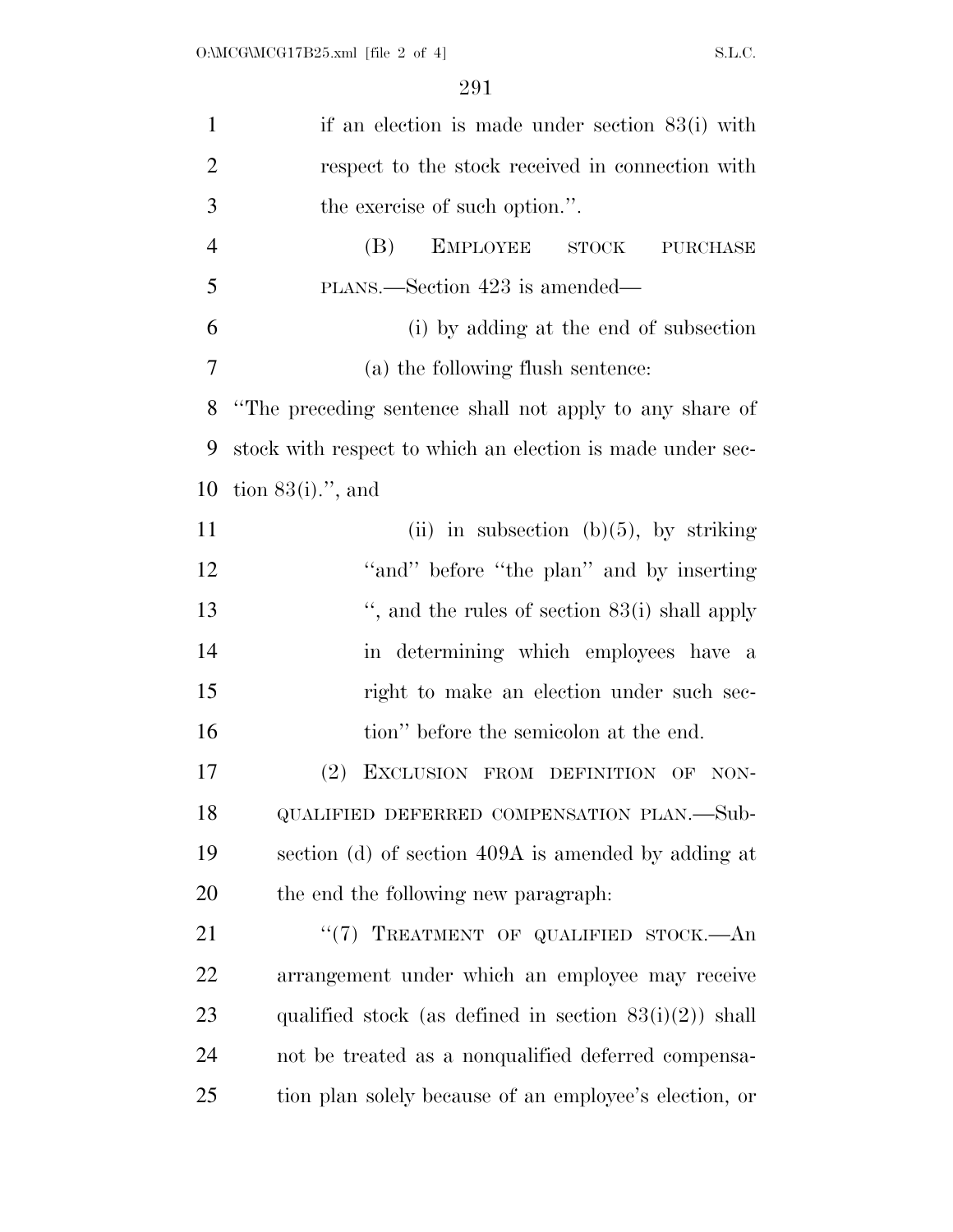if an election is made under section 83(i) with respect to the stock received in connection with the exercise of such option.''.

(B) EMPLOYEE STOCK PURCHASE PLANS.—Section 423 is amended—

(i) by adding at the end of subsection (a) the following flush sentence:

''The preceding sentence shall not apply to any share of stock with respect to which an election is made under section 83(i).'', and

(ii) in subsection (b)(5), by striking ''and'' before ''the plan'' and by inserting '', and the rules of section 83(i) shall apply in determining which employees have a right to make an election under such section'' before the semicolon at the end.

(2) EXCLUSION FROM DEFINITION OF NONQUALIFIED DEFERRED COMPENSATION PLAN.—Subsection (d) of section 409A is amended by adding at the end the following new paragraph:

''(7) TREATMENT OF QUALIFIED STOCK.—An arrangement under which an employee may receive qualified stock (as defined in section 83(i)(2)) shall not be treated as a nonqualified deferred compensation plan solely because of an employee's election, or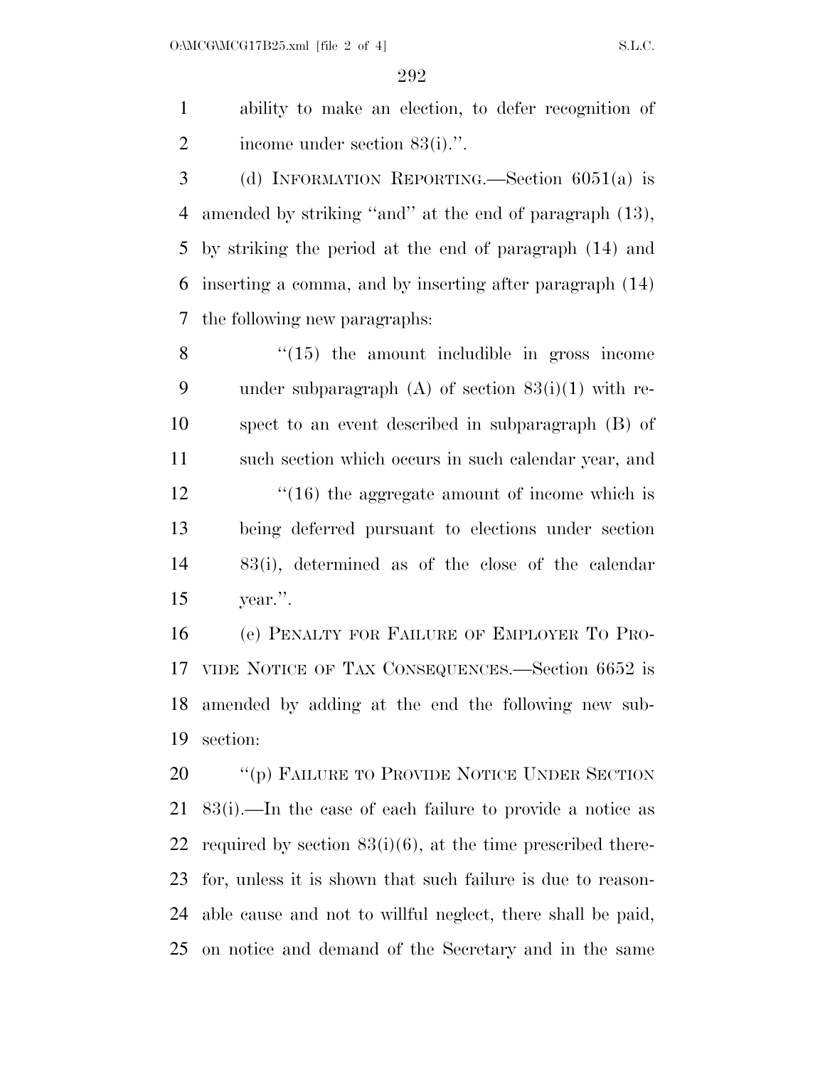ability to make an election, to defer recognition of income under section 83(i).''.

(d) INFORMATION REPORTING.—Section 6051(a) is amended by striking ''and'' at the end of paragraph (13), by striking the period at the end of paragraph (14) and inserting a comma, and by inserting after paragraph (14) the following new paragraphs:

''(15) the amount includible in gross income under subparagraph (A) of section 83(i)(1) with respect to an event described in subparagraph (B) of such section which occurs in such calendar year, and

''(16) the aggregate amount of income which is being deferred pursuant to elections under section 83(i), determined as of the close of the calendar year.''.

(e) PENALTY FOR FAILURE OF EMPLOYER TO PROVIDE NOTICE OF TAX CONSEQUENCES.—Section 6652 is amended by adding at the end the following new subsection:

''(p) FAILURE TO PROVIDE NOTICE UNDER SECTION 83(i).—In the case of each failure to provide a notice as required by section 83(i)(6), at the time prescribed therefor, unless it is shown that such failure is due to reasonable cause and not to willful neglect, there shall be paid, on notice and demand of the Secretary and in the same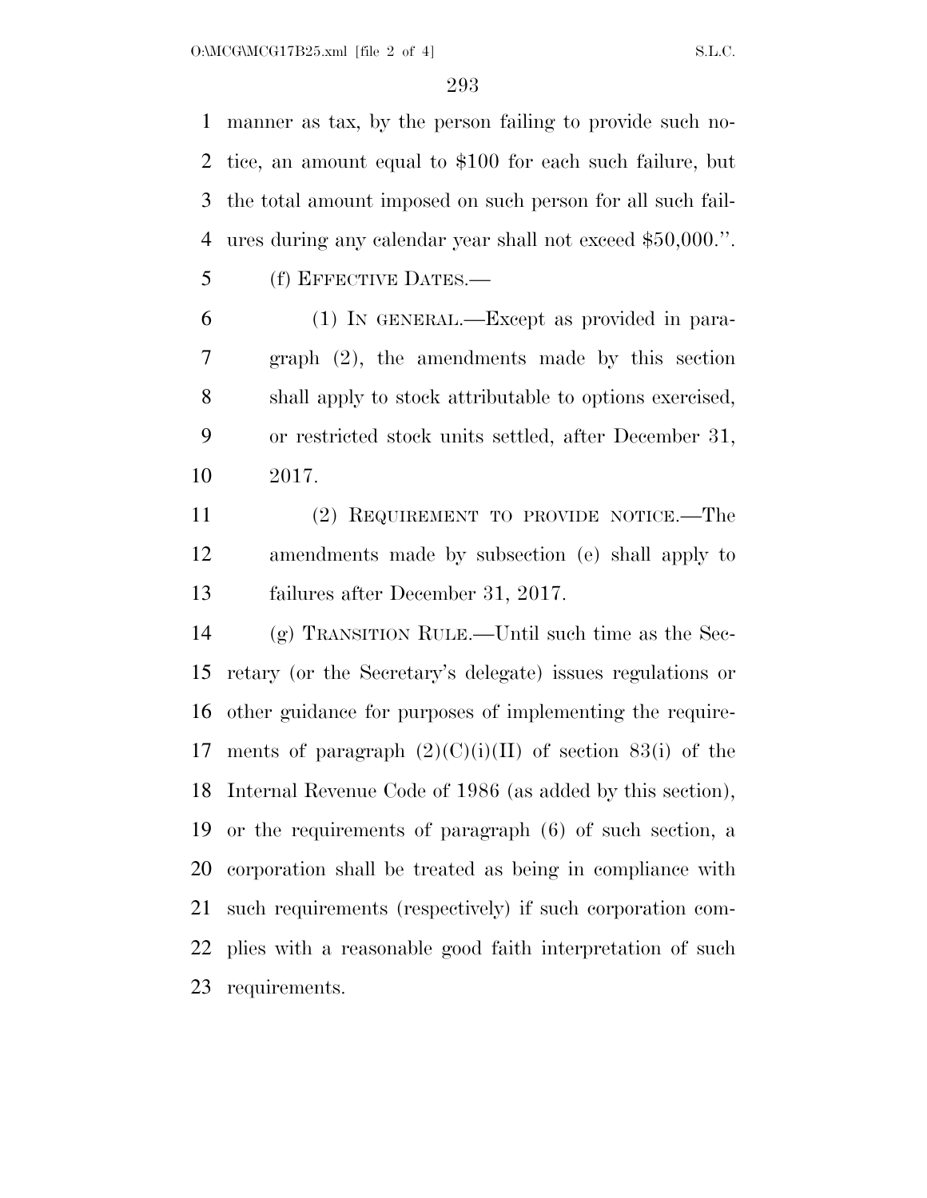manner as tax, by the person failing to provide such notice, an amount equal to $100 for each such failure, but the total amount imposed on such person for all such failures during any calendar year shall not exceed $50,000.''.

(f) EFFECTIVE DATES.—

(1) IN GENERAL.—Except as provided in paragraph (2), the amendments made by this section shall apply to stock attributable to options exercised, or restricted stock units settled, after December 31, 2017.

(2) REQUIREMENT TO PROVIDE NOTICE.—The amendments made by subsection (e) shall apply to failures after December 31, 2017.

(g) TRANSITION RULE.—Until such time as the Secretary (or the Secretary's delegate) issues regulations or other guidance for purposes of implementing the requirements of paragraph (2)(C)(i)(II) of section 83(i) of the Internal Revenue Code of 1986 (as added by this section), or the requirements of paragraph (6) of such section, a corporation shall be treated as being in compliance with such requirements (respectively) if such corporation complies with a reasonable good faith interpretation of such requirements.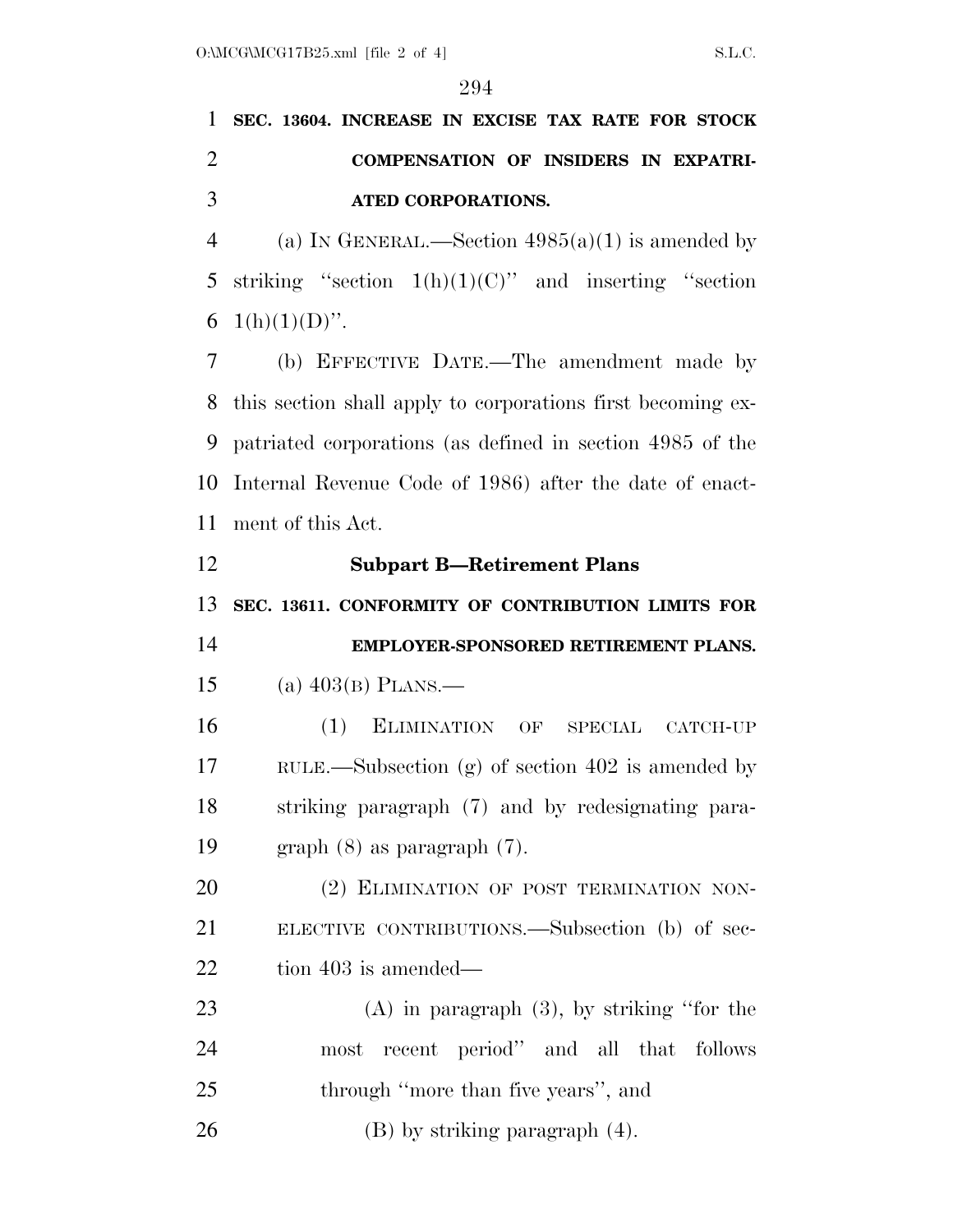**SEC. 13604. INCREASE IN EXCISE TAX RATE FOR STOCK COMPENSATION OF INSIDERS IN EXPATRIATED CORPORATIONS.**

(a) IN GENERAL.—Section 4985(a)(1) is amended by striking "section 1(h)(1)(C)" and inserting "section 1(h)(1)(D)".

(b) EFFECTIVE DATE.—The amendment made by this section shall apply to corporations first becoming expatriated corporations (as defined in section 4985 of the Internal Revenue Code of 1986) after the date of enactment of this Act.

**Subpart B—Retirement Plans**

**SEC. 13611. CONFORMITY OF CONTRIBUTION LIMITS FOR EMPLOYER-SPONSORED RETIREMENT PLANS.**

(a) 403(B) PLANS.—

(1) ELIMINATION OF SPECIAL CATCH-UP RULE.—Subsection (g) of section 402 is amended by striking paragraph (7) and by redesignating paragraph (8) as paragraph (7).

(2) ELIMINATION OF POST TERMINATION NONELECTIVE CONTRIBUTIONS.—Subsection (b) of section 403 is amended—

(A) in paragraph (3), by striking "for the most recent period" and all that follows through "more than five years", and

(B) by striking paragraph (4).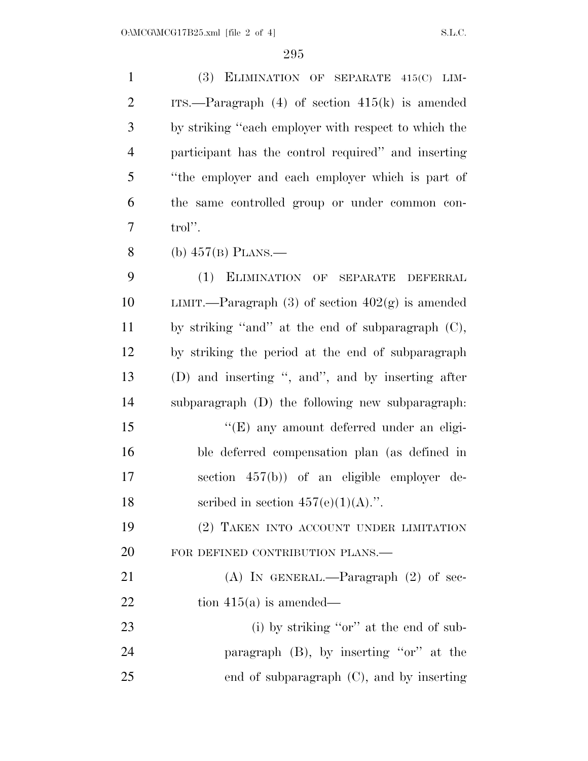(3) ELIMINATION OF SEPARATE 415(C) LIMITS.—Paragraph (4) of section 415(k) is amended by striking "each employer with respect to which the participant has the control required" and inserting "the employer and each employer which is part of the same controlled group or under common control".

(b) 457(B) PLANS.—

(1) ELIMINATION OF SEPARATE DEFERRAL LIMIT.—Paragraph (3) of section 402(g) is amended by striking "and" at the end of subparagraph (C), by striking the period at the end of subparagraph (D) and inserting ", and", and by inserting after subparagraph (D) the following new subparagraph:

"(E) any amount deferred under an eligible deferred compensation plan (as defined in section 457(b)) of an eligible employer described in section 457(e)(1)(A).".

(2) TAKEN INTO ACCOUNT UNDER LIMITATION FOR DEFINED CONTRIBUTION PLANS.—

(A) IN GENERAL.—Paragraph (2) of section 415(a) is amended—

(i) by striking "or" at the end of subparagraph (B), by inserting "or" at the end of subparagraph (C), and by inserting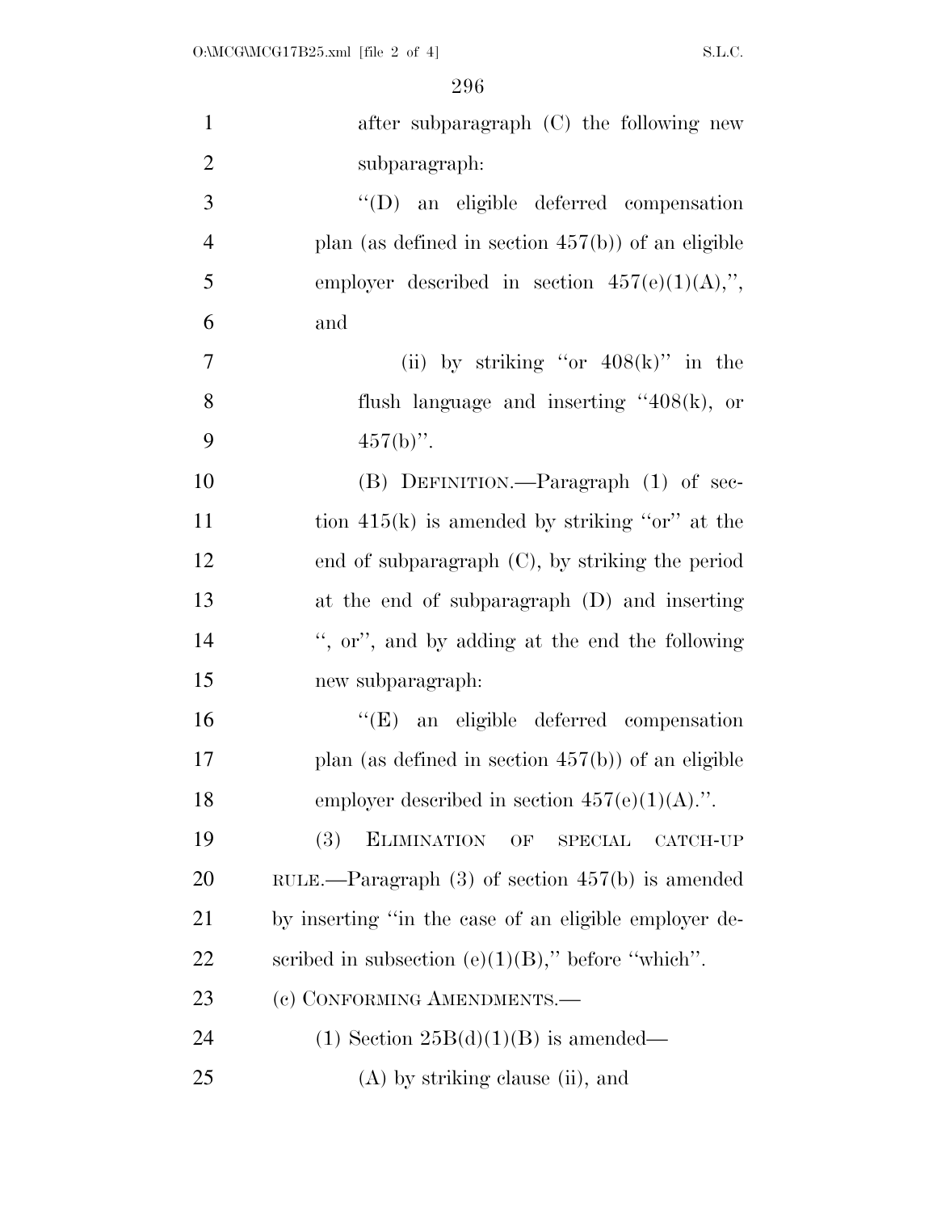after subparagraph (C) the following new subparagraph:

"(D) an eligible deferred compensation plan (as defined in section 457(b)) of an eligible employer described in section 457(e)(1)(A),", and

(ii) by striking "or 408(k)" in the flush language and inserting "408(k), or 457(b)".

(B) DEFINITION.—Paragraph (1) of section 415(k) is amended by striking "or" at the end of subparagraph (C), by striking the period at the end of subparagraph (D) and inserting ", or", and by adding at the end the following new subparagraph:

"(E) an eligible deferred compensation plan (as defined in section 457(b)) of an eligible employer described in section 457(e)(1)(A).".

(3) ELIMINATION OF SPECIAL CATCH-UP RULE.—Paragraph (3) of section 457(b) is amended by inserting "in the case of an eligible employer described in subsection (e)(1)(B)," before "which".

(c) CONFORMING AMENDMENTS.—

(1) Section 25B(d)(1)(B) is amended—

(A) by striking clause (ii), and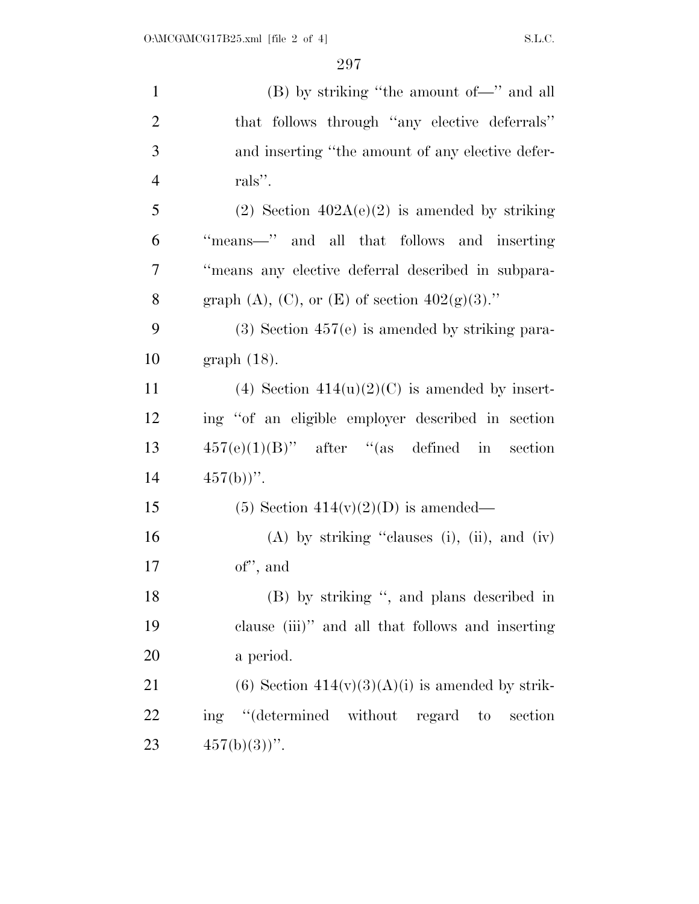(B) by striking "the amount of—" and all that follows through "any elective deferrals" and inserting "the amount of any elective deferrals".

(2) Section 402A(e)(2) is amended by striking "means—" and all that follows and inserting "means any elective deferral described in subparagraph (A), (C), or (E) of section 402(g)(3)."

(3) Section 457(e) is amended by striking paragraph (18).

(4) Section 414(u)(2)(C) is amended by inserting "of an eligible employer described in section 457(e)(1)(B)" after "(as defined in section 457(b))".

(5) Section 414(v)(2)(D) is amended—

(A) by striking "clauses (i), (ii), and (iv) of", and

(B) by striking ", and plans described in clause (iii)" and all that follows and inserting a period.

(6) Section 414(v)(3)(A)(i) is amended by striking "(determined without regard to section 457(b)(3))".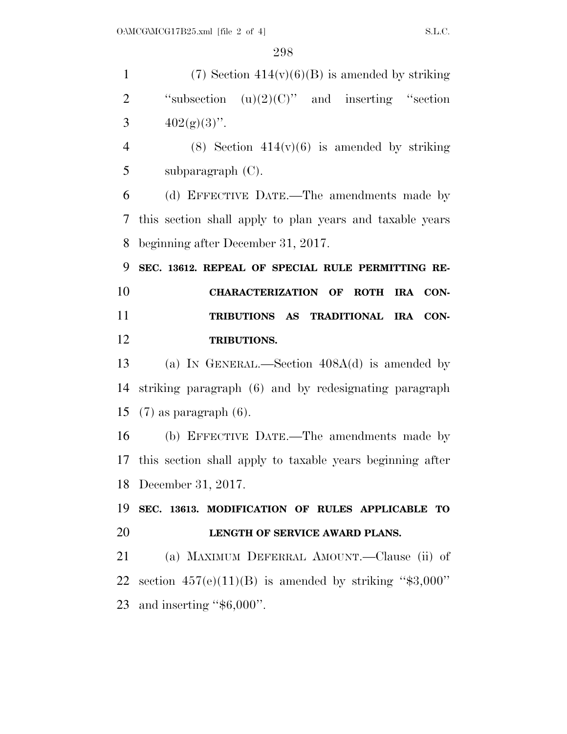(7) Section 414(v)(6)(B) is amended by striking "subsection (u)(2)(C)" and inserting "section 402(g)(3)".

(8) Section 414(v)(6) is amended by striking subparagraph (C).

(d) EFFECTIVE DATE.—The amendments made by this section shall apply to plan years and taxable years beginning after December 31, 2017.

**SEC. 13612. REPEAL OF SPECIAL RULE PERMITTING RECHARACTERIZATION OF ROTH IRA CONTRIBUTIONS AS TRADITIONAL IRA CONTRIBUTIONS.**

(a) IN GENERAL.—Section 408A(d) is amended by striking paragraph (6) and by redesignating paragraph (7) as paragraph (6).

(b) EFFECTIVE DATE.—The amendments made by this section shall apply to taxable years beginning after December 31, 2017.

**SEC. 13613. MODIFICATION OF RULES APPLICABLE TO LENGTH OF SERVICE AWARD PLANS.**

(a) MAXIMUM DEFERRAL AMOUNT.—Clause (ii) of section 457(e)(11)(B) is amended by striking "$3,000" and inserting "$6,000".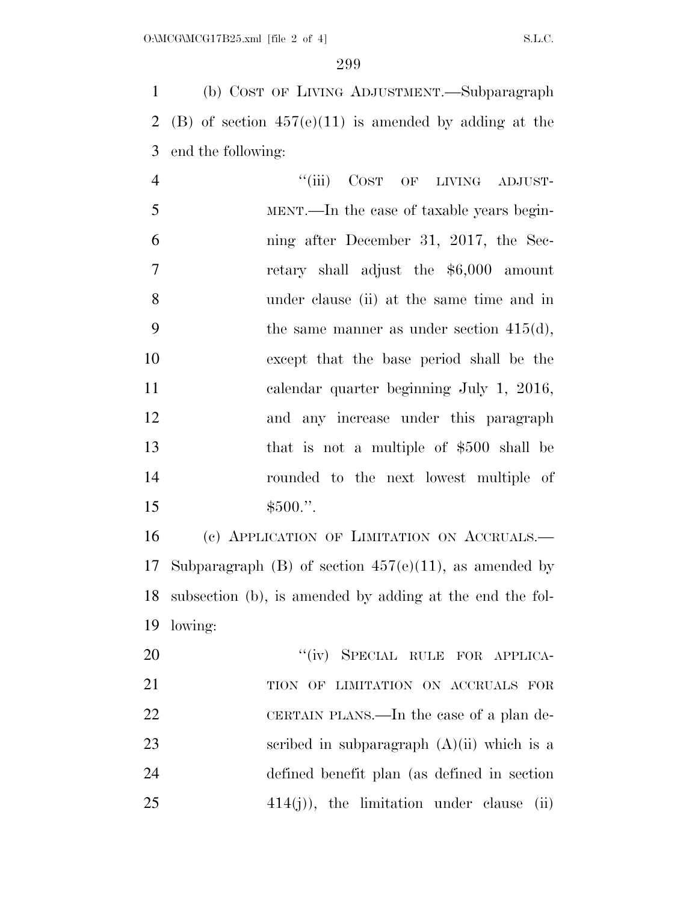(b) COST OF LIVING ADJUSTMENT.—Subparagraph (B) of section 457(e)(11) is amended by adding at the end the following:

"(iii) COST OF LIVING ADJUSTMENT.—In the case of taxable years beginning after December 31, 2017, the Secretary shall adjust the $6,000 amount under clause (ii) at the same time and in the same manner as under section 415(d), except that the base period shall be the calendar quarter beginning July 1, 2016, and any increase under this paragraph that is not a multiple of $500 shall be rounded to the next lowest multiple of $500.".

(c) APPLICATION OF LIMITATION ON ACCRUALS.—Subparagraph (B) of section 457(e)(11), as amended by subsection (b), is amended by adding at the end the following:

"(iv) SPECIAL RULE FOR APPLICATION OF LIMITATION ON ACCRUALS FOR CERTAIN PLANS.—In the case of a plan described in subparagraph (A)(ii) which is a defined benefit plan (as defined in section 414(j)), the limitation under clause (ii)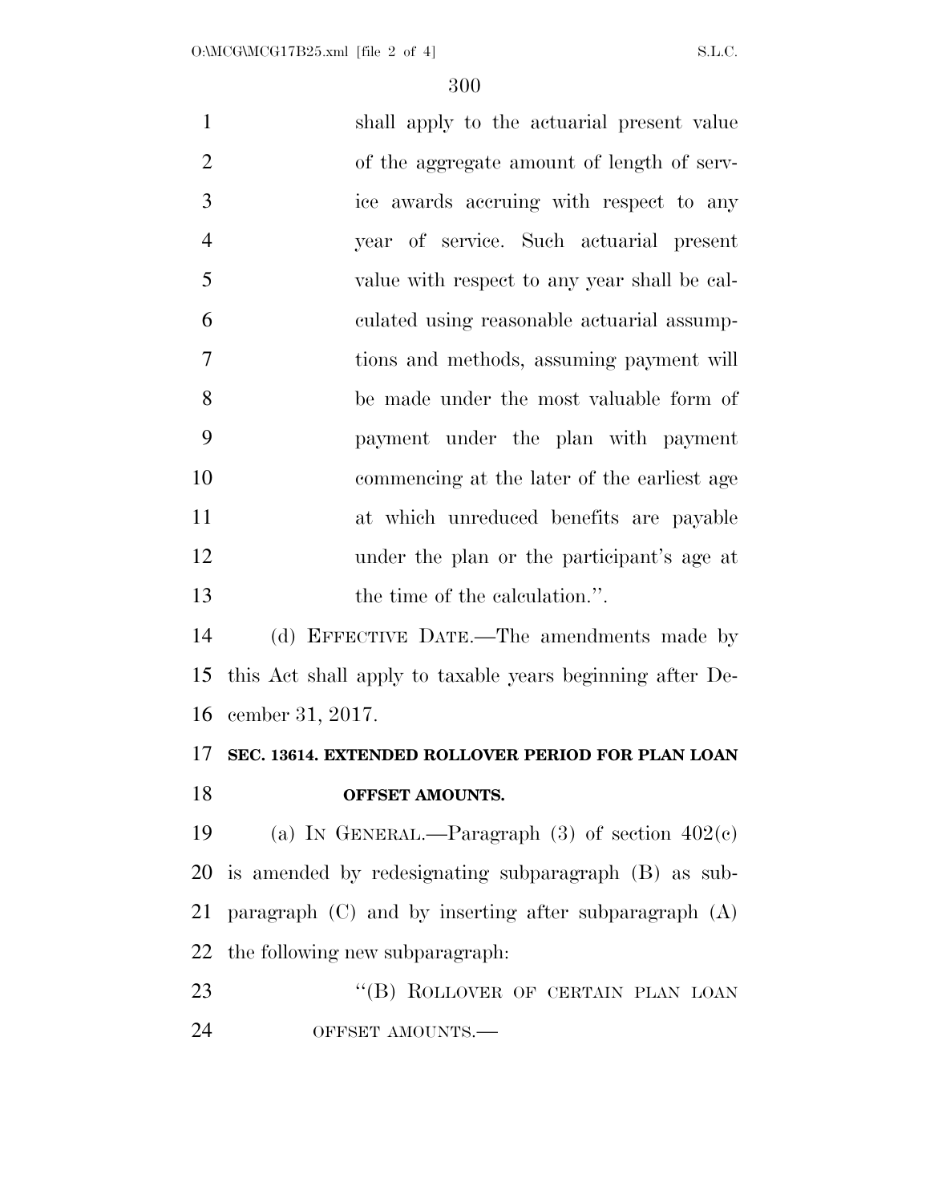shall apply to the actuarial present value of the aggregate amount of length of service awards accruing with respect to any year of service. Such actuarial present value with respect to any year shall be calculated using reasonable actuarial assumptions and methods, assuming payment will be made under the most valuable form of payment under the plan with payment commencing at the later of the earliest age at which unreduced benefits are payable under the plan or the participant's age at the time of the calculation.''.

(d) EFFECTIVE DATE.—The amendments made by this Act shall apply to taxable years beginning after December 31, 2017.

**SEC. 13614. EXTENDED ROLLOVER PERIOD FOR PLAN LOAN OFFSET AMOUNTS.**

(a) IN GENERAL.—Paragraph (3) of section 402(c) is amended by redesignating subparagraph (B) as subparagraph (C) and by inserting after subparagraph (A) the following new subparagraph:

''(B) ROLLOVER OF CERTAIN PLAN LOAN OFFSET AMOUNTS.—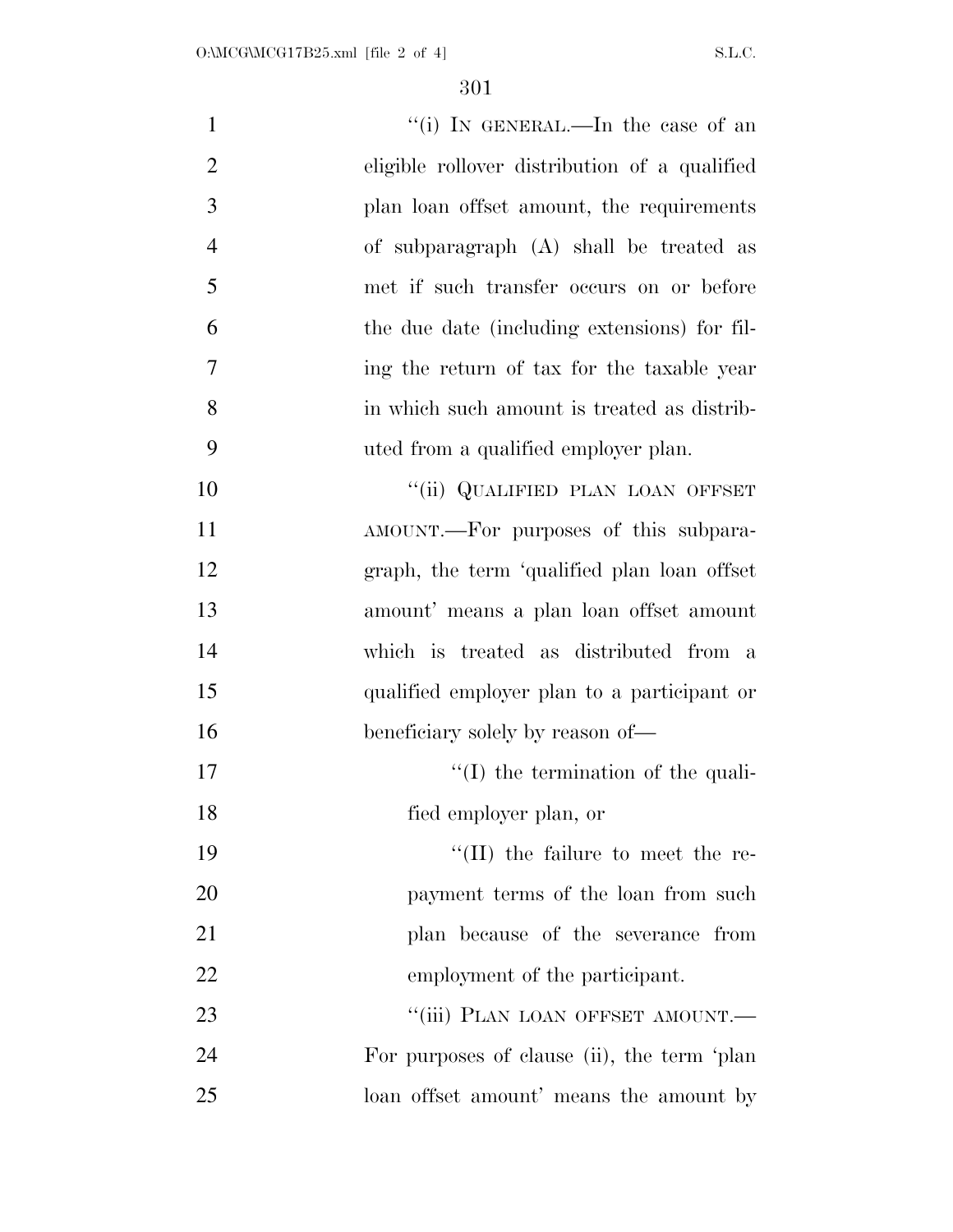"(i) IN GENERAL.—In the case of an eligible rollover distribution of a qualified plan loan offset amount, the requirements of subparagraph (A) shall be treated as met if such transfer occurs on or before the due date (including extensions) for filing the return of tax for the taxable year in which such amount is treated as distributed from a qualified employer plan.

"(ii) QUALIFIED PLAN LOAN OFFSET AMOUNT.—For purposes of this subparagraph, the term 'qualified plan loan offset amount' means a plan loan offset amount which is treated as distributed from a qualified employer plan to a participant or beneficiary solely by reason of—

"(I) the termination of the qualified employer plan, or

"(II) the failure to meet the repayment terms of the loan from such plan because of the severance from employment of the participant.

"(iii) PLAN LOAN OFFSET AMOUNT.—For purposes of clause (ii), the term 'plan loan offset amount' means the amount by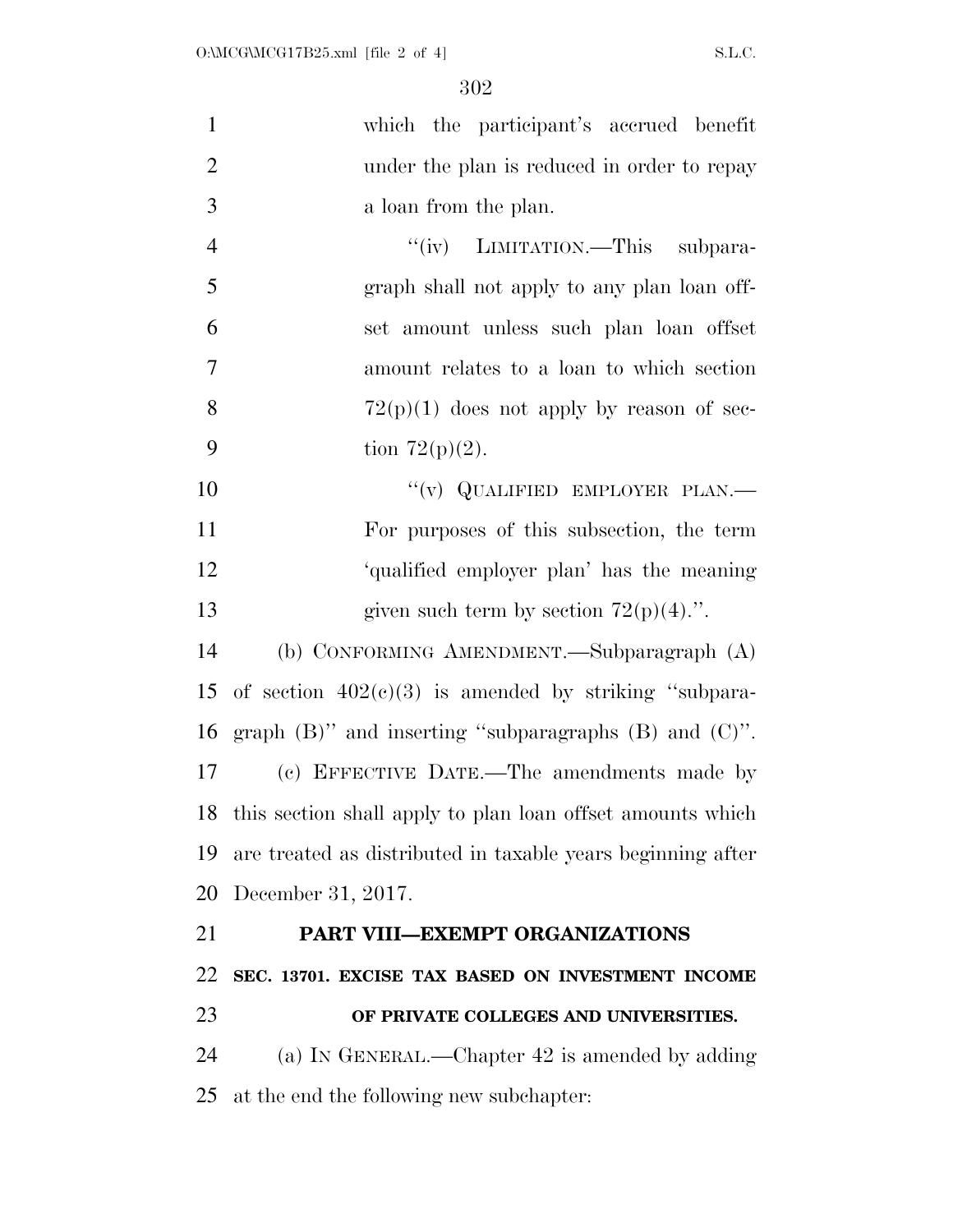which the participant's accrued benefit under the plan is reduced in order to repay a loan from the plan.

"(iv) LIMITATION.—This subparagraph shall not apply to any plan loan offset amount unless such plan loan offset amount relates to a loan to which section 72(p)(1) does not apply by reason of section 72(p)(2).

"(v) QUALIFIED EMPLOYER PLAN.—For purposes of this subsection, the term 'qualified employer plan' has the meaning given such term by section 72(p)(4).".

(b) CONFORMING AMENDMENT.—Subparagraph (A) of section 402(c)(3) is amended by striking "subparagraph (B)" and inserting "subparagraphs (B) and (C)".

(c) EFFECTIVE DATE.—The amendments made by this section shall apply to plan loan offset amounts which are treated as distributed in taxable years beginning after December 31, 2017.

## PART VIII—EXEMPT ORGANIZATIONS

### SEC. 13701. EXCISE TAX BASED ON INVESTMENT INCOME OF PRIVATE COLLEGES AND UNIVERSITIES.

(a) IN GENERAL.—Chapter 42 is amended by adding at the end the following new subchapter: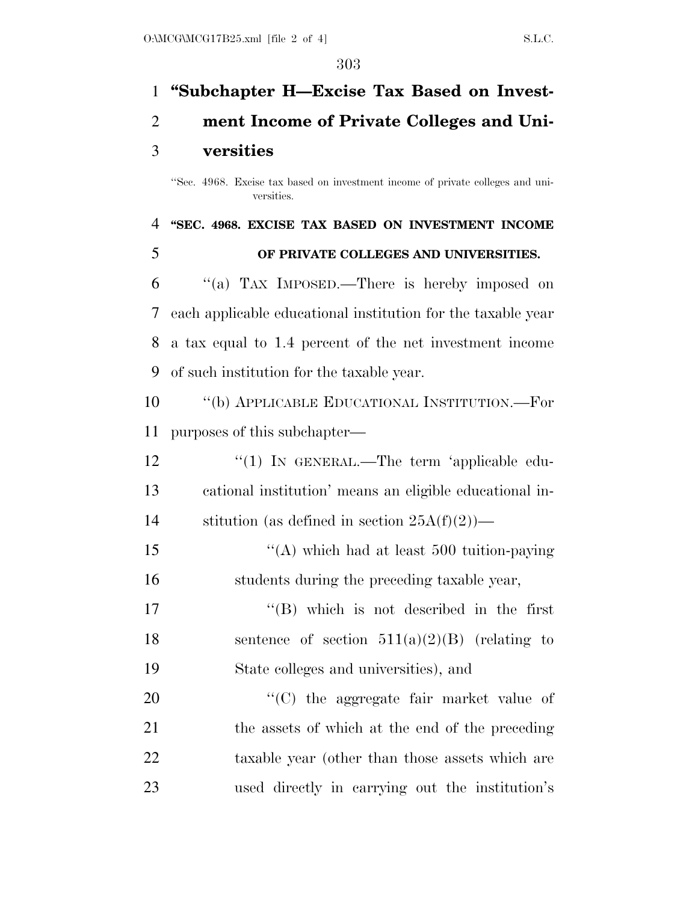## "Subchapter H—Excise Tax Based on Investment Income of Private Colleges and Universities

"Sec. 4968. Excise tax based on investment income of private colleges and universities.

### "SEC. 4968. EXCISE TAX BASED ON INVESTMENT INCOME OF PRIVATE COLLEGES AND UNIVERSITIES.

"(a) TAX IMPOSED.—There is hereby imposed on each applicable educational institution for the taxable year a tax equal to 1.4 percent of the net investment income of such institution for the taxable year.

"(b) APPLICABLE EDUCATIONAL INSTITUTION.—For purposes of this subchapter—

"(1) IN GENERAL.—The term 'applicable educational institution' means an eligible educational institution (as defined in section 25A(f)(2))—

"(A) which had at least 500 tuition-paying students during the preceding taxable year,

"(B) which is not described in the first sentence of section 511(a)(2)(B) (relating to State colleges and universities), and

"(C) the aggregate fair market value of the assets of which at the end of the preceding taxable year (other than those assets which are used directly in carrying out the institution's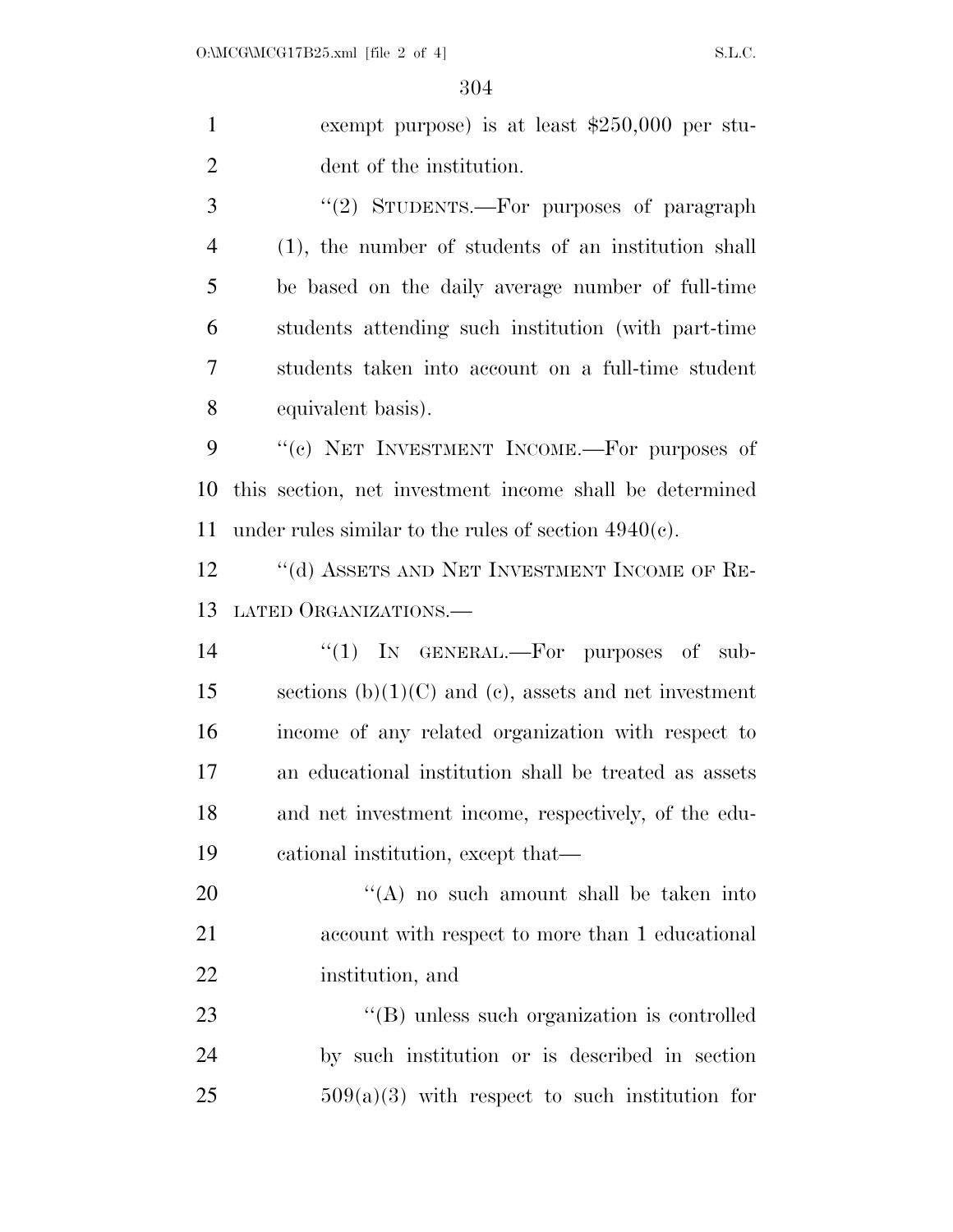exempt purpose) is at least $250,000 per student of the institution.

"(2) STUDENTS.—For purposes of paragraph (1), the number of students of an institution shall be based on the daily average number of full-time students attending such institution (with part-time students taken into account on a full-time student equivalent basis).

"(c) NET INVESTMENT INCOME.—For purposes of this section, net investment income shall be determined under rules similar to the rules of section 4940(c).

"(d) ASSETS AND NET INVESTMENT INCOME OF RELATED ORGANIZATIONS.—

"(1) IN GENERAL.—For purposes of subsections (b)(1)(C) and (c), assets and net investment income of any related organization with respect to an educational institution shall be treated as assets and net investment income, respectively, of the educational institution, except that—

"(A) no such amount shall be taken into account with respect to more than 1 educational institution, and

"(B) unless such organization is controlled by such institution or is described in section 509(a)(3) with respect to such institution for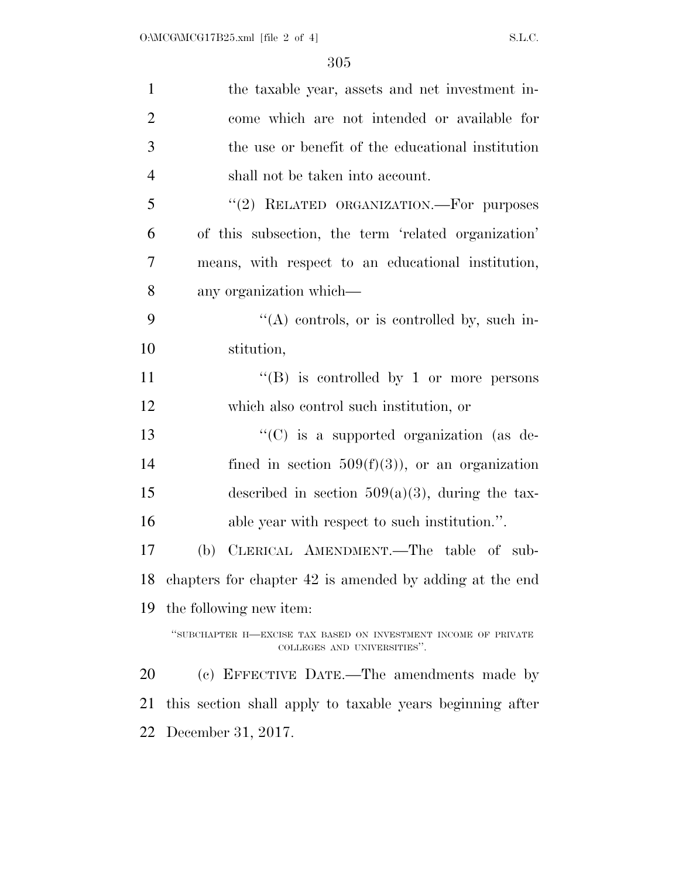the taxable year, assets and net investment income which are not intended or available for the use or benefit of the educational institution shall not be taken into account.

"(2) RELATED ORGANIZATION.—For purposes of this subsection, the term 'related organization' means, with respect to an educational institution, any organization which—

"(A) controls, or is controlled by, such institution,

"(B) is controlled by 1 or more persons which also control such institution, or

"(C) is a supported organization (as defined in section 509(f)(3)), or an organization described in section 509(a)(3), during the taxable year with respect to such institution.".

(b) CLERICAL AMENDMENT.—The table of subchapters for chapter 42 is amended by adding at the end the following new item:

"SUBCHAPTER H—EXCISE TAX BASED ON INVESTMENT INCOME OF PRIVATE COLLEGES AND UNIVERSITIES".

(c) EFFECTIVE DATE.—The amendments made by this section shall apply to taxable years beginning after December 31, 2017.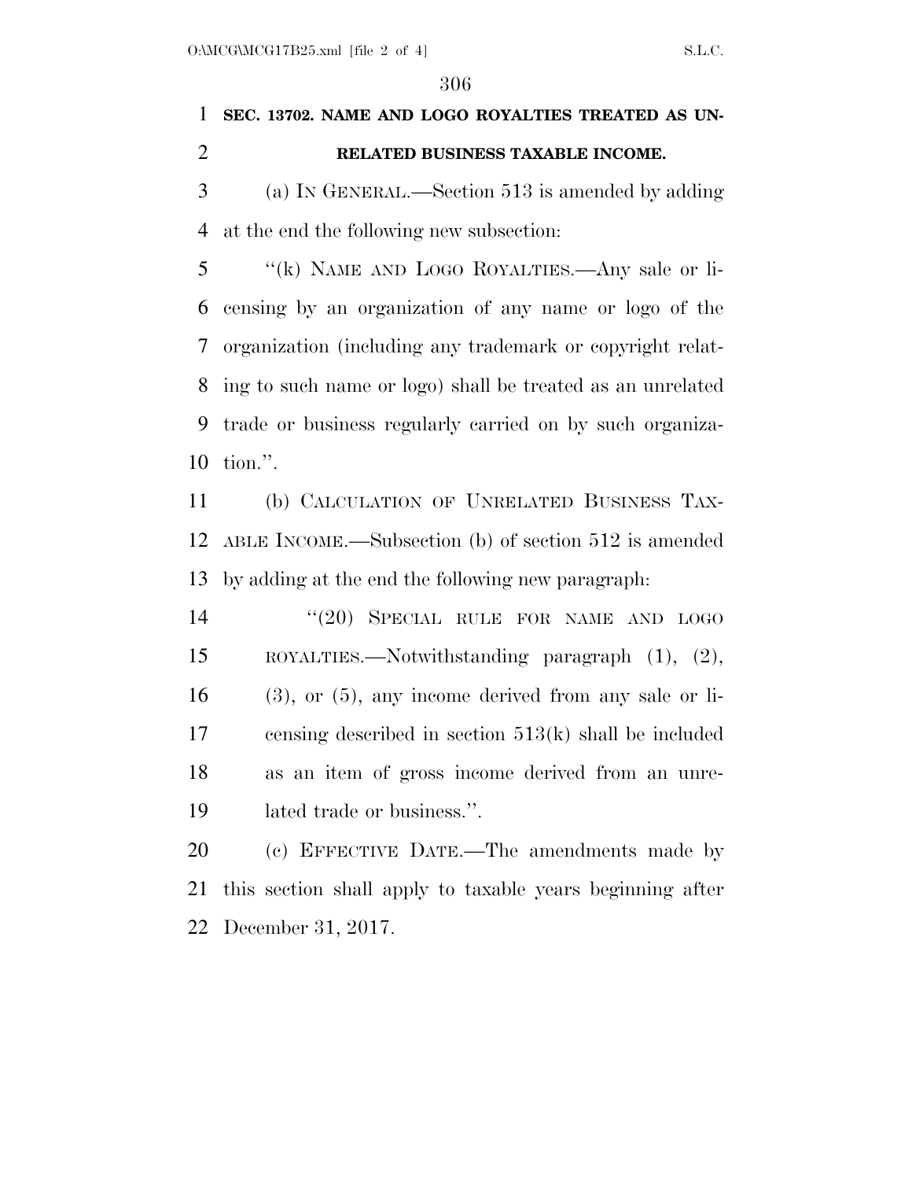**SEC. 13702. NAME AND LOGO ROYALTIES TREATED AS UNRELATED BUSINESS TAXABLE INCOME.**

(a) IN GENERAL.—Section 513 is amended by adding at the end the following new subsection:

"(k) NAME AND LOGO ROYALTIES.—Any sale or licensing by an organization of any name or logo of the organization (including any trademark or copyright relating to such name or logo) shall be treated as an unrelated trade or business regularly carried on by such organization.".

(b) CALCULATION OF UNRELATED BUSINESS TAXABLE INCOME.—Subsection (b) of section 512 is amended by adding at the end the following new paragraph:

"(20) SPECIAL RULE FOR NAME AND LOGO ROYALTIES.—Notwithstanding paragraph (1), (2), (3), or (5), any income derived from any sale or licensing described in section 513(k) shall be included as an item of gross income derived from an unrelated trade or business.".

(c) EFFECTIVE DATE.—The amendments made by this section shall apply to taxable years beginning after December 31, 2017.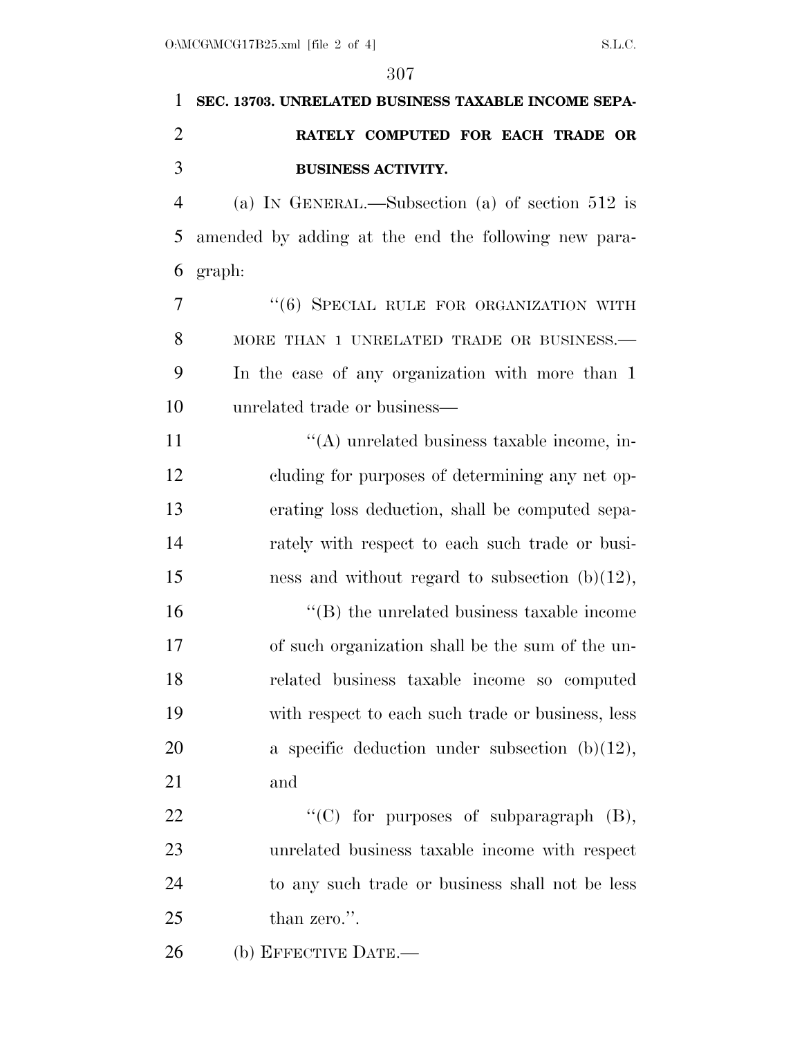**SEC. 13703. UNRELATED BUSINESS TAXABLE INCOME SEPARATELY COMPUTED FOR EACH TRADE OR BUSINESS ACTIVITY.**

(a) IN GENERAL.—Subsection (a) of section 512 is amended by adding at the end the following new paragraph:

"(6) SPECIAL RULE FOR ORGANIZATION WITH MORE THAN 1 UNRELATED TRADE OR BUSINESS.—In the case of any organization with more than 1 unrelated trade or business—

"(A) unrelated business taxable income, including for purposes of determining any net operating loss deduction, shall be computed separately with respect to each such trade or business and without regard to subsection (b)(12),

"(B) the unrelated business taxable income of such organization shall be the sum of the unrelated business taxable income so computed with respect to each such trade or business, less a specific deduction under subsection (b)(12), and

"(C) for purposes of subparagraph (B), unrelated business taxable income with respect to any such trade or business shall not be less than zero.".

(b) EFFECTIVE DATE.—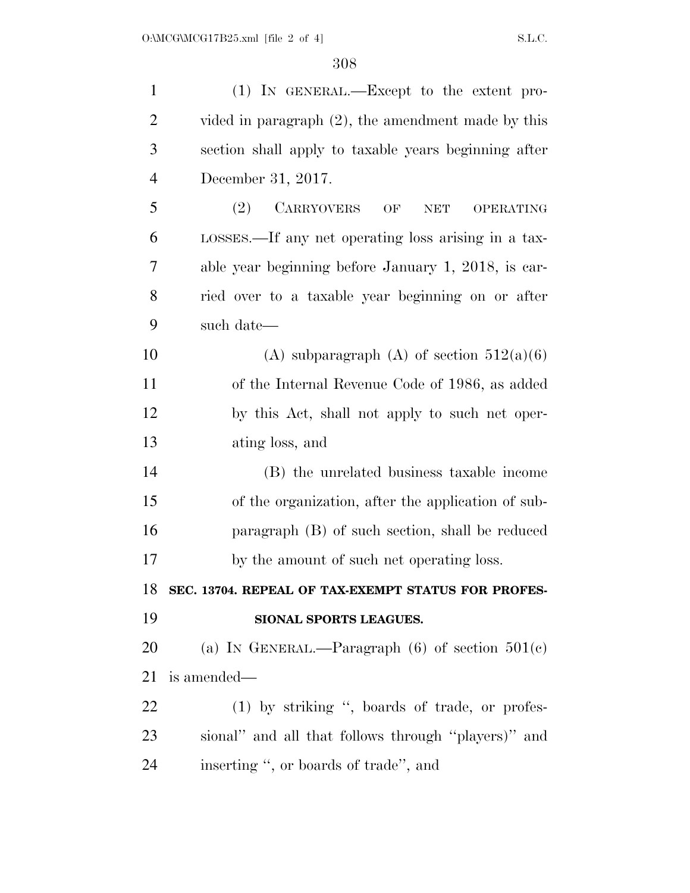(1) IN GENERAL.—Except to the extent provided in paragraph (2), the amendment made by this section shall apply to taxable years beginning after December 31, 2017.

(2) CARRYOVERS OF NET OPERATING LOSSES.—If any net operating loss arising in a taxable year beginning before January 1, 2018, is carried over to a taxable year beginning on or after such date—

(A) subparagraph (A) of section 512(a)(6) of the Internal Revenue Code of 1986, as added by this Act, shall not apply to such net operating loss, and

(B) the unrelated business taxable income of the organization, after the application of subparagraph (B) of such section, shall be reduced by the amount of such net operating loss.

**SEC. 13704. REPEAL OF TAX-EXEMPT STATUS FOR PROFESSIONAL SPORTS LEAGUES.**

(a) IN GENERAL.—Paragraph (6) of section 501(c) is amended—

(1) by striking '', boards of trade, or professional'' and all that follows through ''players)'' and inserting '', or boards of trade'', and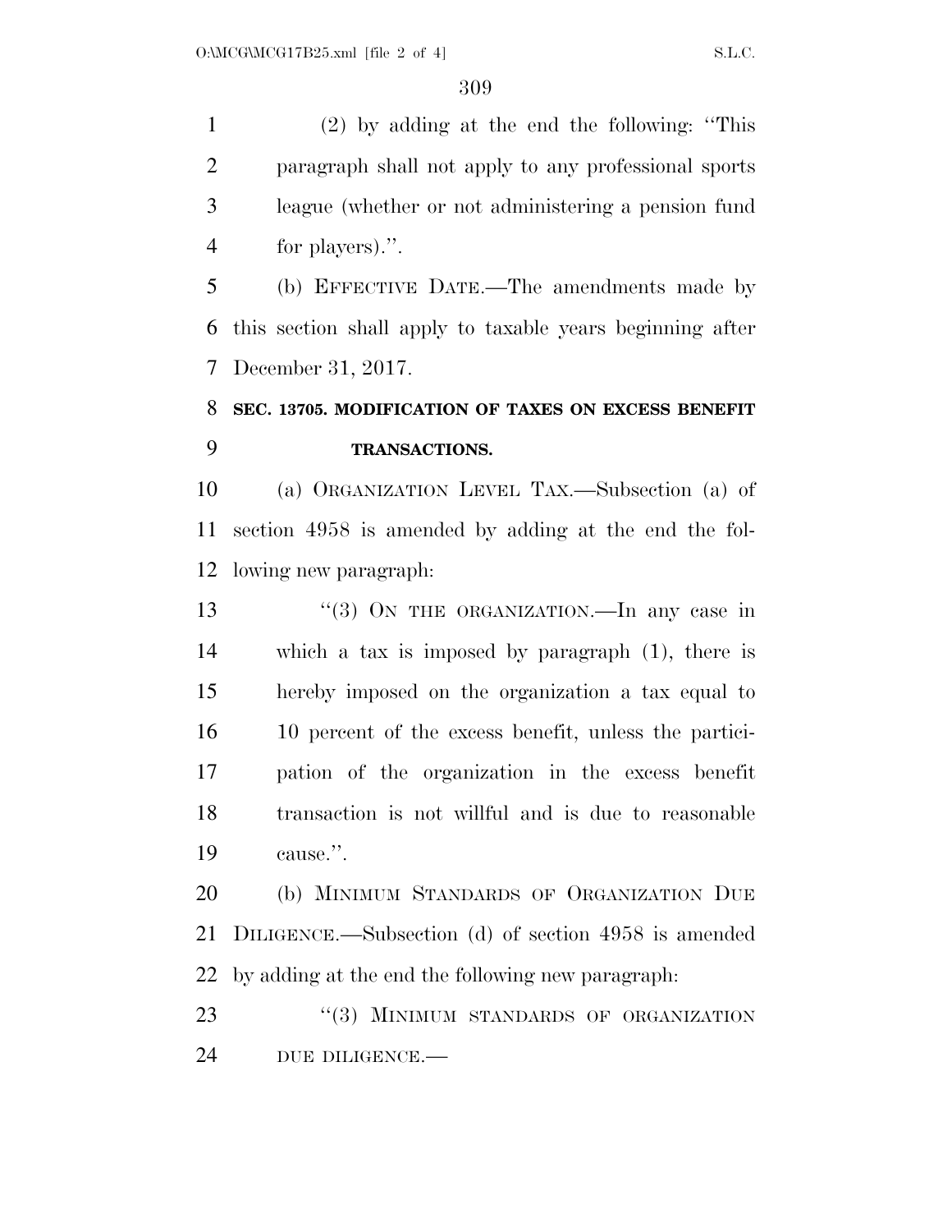(2) by adding at the end the following: ''This paragraph shall not apply to any professional sports league (whether or not administering a pension fund for players).''.

(b) EFFECTIVE DATE.—The amendments made by this section shall apply to taxable years beginning after December 31, 2017.

**SEC. 13705. MODIFICATION OF TAXES ON EXCESS BENEFIT TRANSACTIONS.**

(a) ORGANIZATION LEVEL TAX.—Subsection (a) of section 4958 is amended by adding at the end the following new paragraph:

''(3) ON THE ORGANIZATION.—In any case in which a tax is imposed by paragraph (1), there is hereby imposed on the organization a tax equal to 10 percent of the excess benefit, unless the participation of the organization in the excess benefit transaction is not willful and is due to reasonable cause.''.

(b) MINIMUM STANDARDS OF ORGANIZATION DUE DILIGENCE.—Subsection (d) of section 4958 is amended by adding at the end the following new paragraph:

''(3) MINIMUM STANDARDS OF ORGANIZATION DUE DILIGENCE.—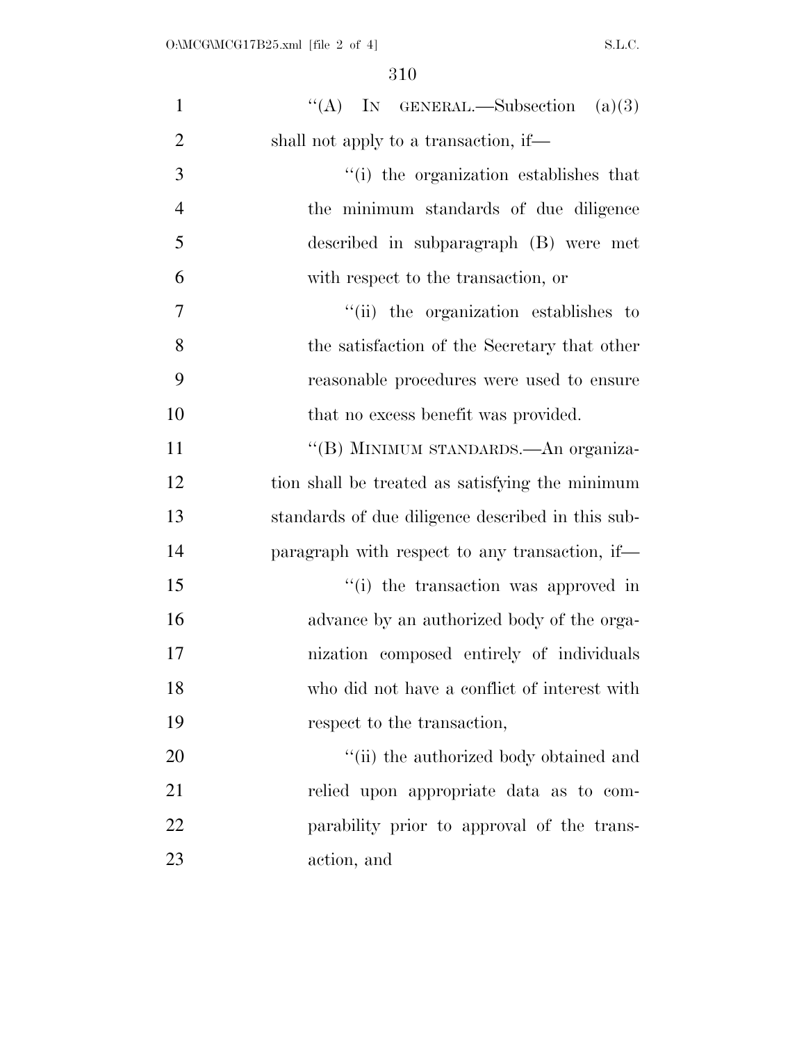"(A) IN GENERAL.—Subsection (a)(3) shall not apply to a transaction, if—

"(i) the organization establishes that the minimum standards of due diligence described in subparagraph (B) were met with respect to the transaction, or

"(ii) the organization establishes to the satisfaction of the Secretary that other reasonable procedures were used to ensure that no excess benefit was provided.

"(B) MINIMUM STANDARDS.—An organization shall be treated as satisfying the minimum standards of due diligence described in this subparagraph with respect to any transaction, if—

"(i) the transaction was approved in advance by an authorized body of the organization composed entirely of individuals who did not have a conflict of interest with respect to the transaction,

"(ii) the authorized body obtained and relied upon appropriate data as to comparability prior to approval of the transaction, and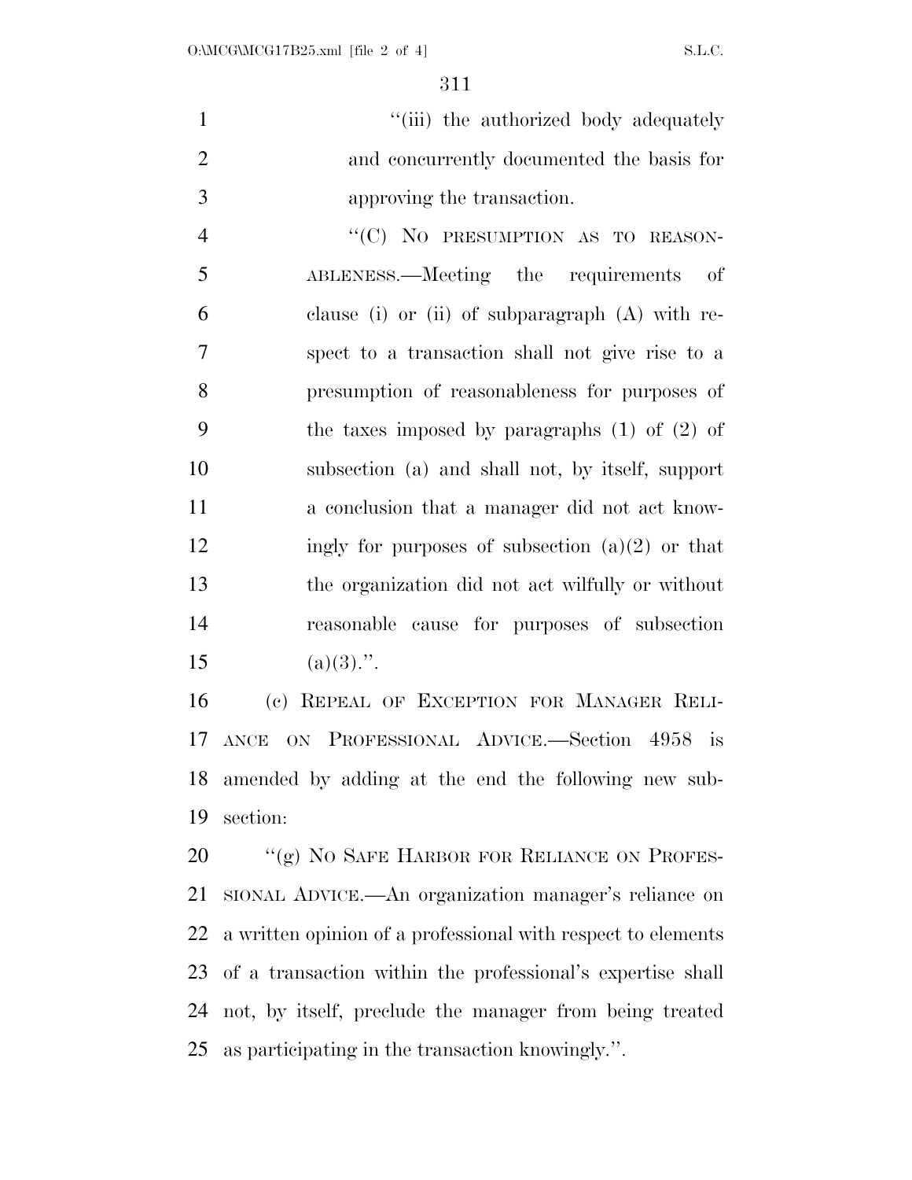"(iii) the authorized body adequately and concurrently documented the basis for approving the transaction.

"(C) NO PRESUMPTION AS TO REASONABLENESS.—Meeting the requirements of clause (i) or (ii) of subparagraph (A) with respect to a transaction shall not give rise to a presumption of reasonableness for purposes of the taxes imposed by paragraphs (1) of (2) of subsection (a) and shall not, by itself, support a conclusion that a manager did not act knowingly for purposes of subsection (a)(2) or that the organization did not act wilfully or without reasonable cause for purposes of subsection (a)(3).".

(c) REPEAL OF EXCEPTION FOR MANAGER RELIANCE ON PROFESSIONAL ADVICE.—Section 4958 is amended by adding at the end the following new subsection:

"(g) NO SAFE HARBOR FOR RELIANCE ON PROFESSIONAL ADVICE.—An organization manager's reliance on a written opinion of a professional with respect to elements of a transaction within the professional's expertise shall not, by itself, preclude the manager from being treated as participating in the transaction knowingly.".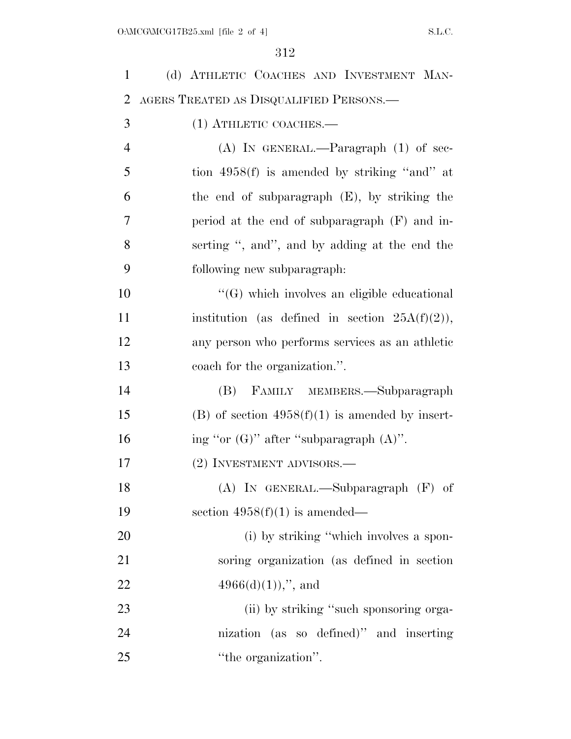(d) ATHLETIC COACHES AND INVESTMENT MANAGERS TREATED AS DISQUALIFIED PERSONS.—

(1) ATHLETIC COACHES.—

(A) IN GENERAL.—Paragraph (1) of section 4958(f) is amended by striking "and" at the end of subparagraph (E), by striking the period at the end of subparagraph (F) and inserting ", and", and by adding at the end the following new subparagraph:

"(G) which involves an eligible educational institution (as defined in section 25A(f)(2)), any person who performs services as an athletic coach for the organization.".

(B) FAMILY MEMBERS.—Subparagraph (B) of section 4958(f)(1) is amended by inserting "or (G)" after "subparagraph (A)".

(2) INVESTMENT ADVISORS.—

(A) IN GENERAL.—Subparagraph (F) of section 4958(f)(1) is amended—

(i) by striking "which involves a sponsoring organization (as defined in section 4966(d)(1)),", and

(ii) by striking "such sponsoring organization (as so defined)" and inserting "the organization".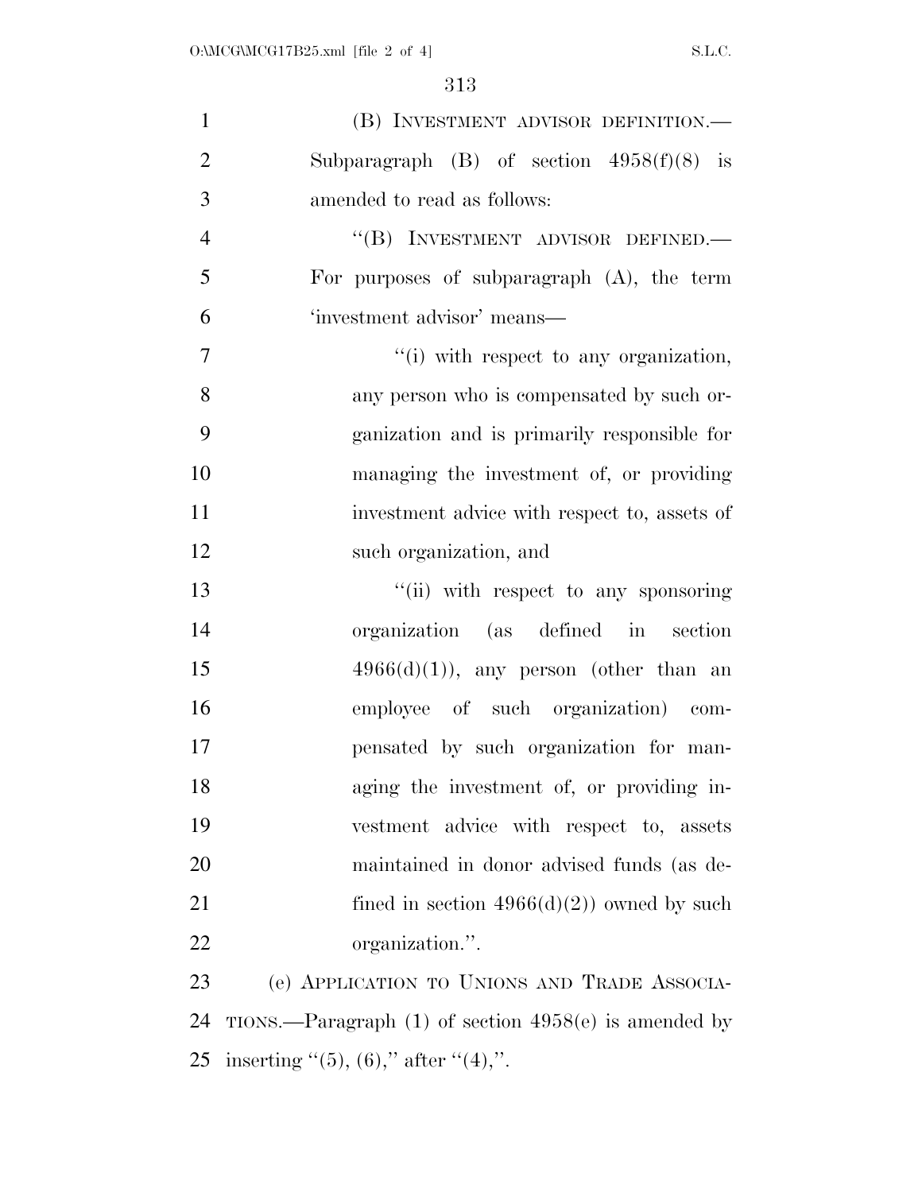(B) INVESTMENT ADVISOR DEFINITION.—Subparagraph (B) of section 4958(f)(8) is amended to read as follows:

"(B) INVESTMENT ADVISOR DEFINED.—For purposes of subparagraph (A), the term 'investment advisor' means—

"(i) with respect to any organization, any person who is compensated by such organization and is primarily responsible for managing the investment of, or providing investment advice with respect to, assets of such organization, and

"(ii) with respect to any sponsoring organization (as defined in section 4966(d)(1)), any person (other than an employee of such organization) compensated by such organization for managing the investment of, or providing investment advice with respect to, assets maintained in donor advised funds (as defined in section 4966(d)(2)) owned by such organization.".

(e) APPLICATION TO UNIONS AND TRADE ASSOCIATIONS.—Paragraph (1) of section 4958(e) is amended by inserting "(5), (6)," after "(4),".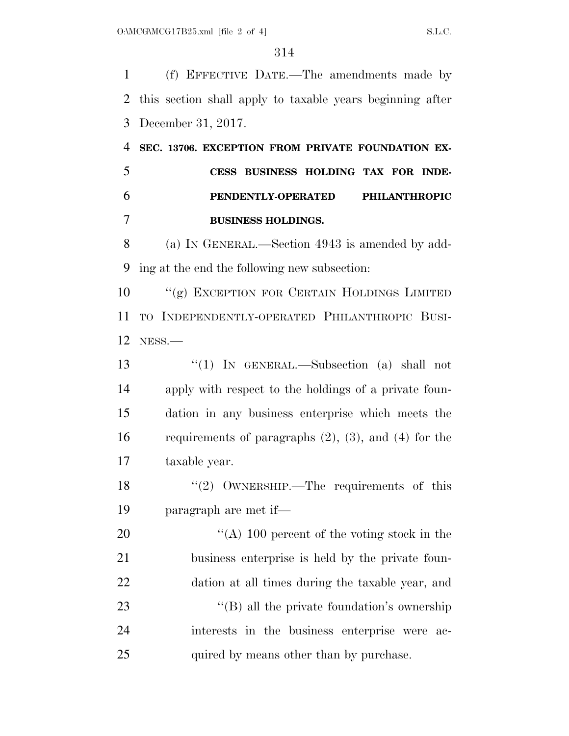(f) EFFECTIVE DATE.—The amendments made by this section shall apply to taxable years beginning after December 31, 2017.

**SEC. 13706. EXCEPTION FROM PRIVATE FOUNDATION EXCESS BUSINESS HOLDING TAX FOR INDEPENDENTLY-OPERATED PHILANTHROPIC BUSINESS HOLDINGS.**

(a) IN GENERAL.—Section 4943 is amended by adding at the end the following new subsection:

"(g) EXCEPTION FOR CERTAIN HOLDINGS LIMITED TO INDEPENDENTLY-OPERATED PHILANTHROPIC BUSINESS.—

"(1) IN GENERAL.—Subsection (a) shall not apply with respect to the holdings of a private foundation in any business enterprise which meets the requirements of paragraphs (2), (3), and (4) for the taxable year.

"(2) OWNERSHIP.—The requirements of this paragraph are met if—

"(A) 100 percent of the voting stock in the business enterprise is held by the private foundation at all times during the taxable year, and

"(B) all the private foundation's ownership interests in the business enterprise were acquired by means other than by purchase.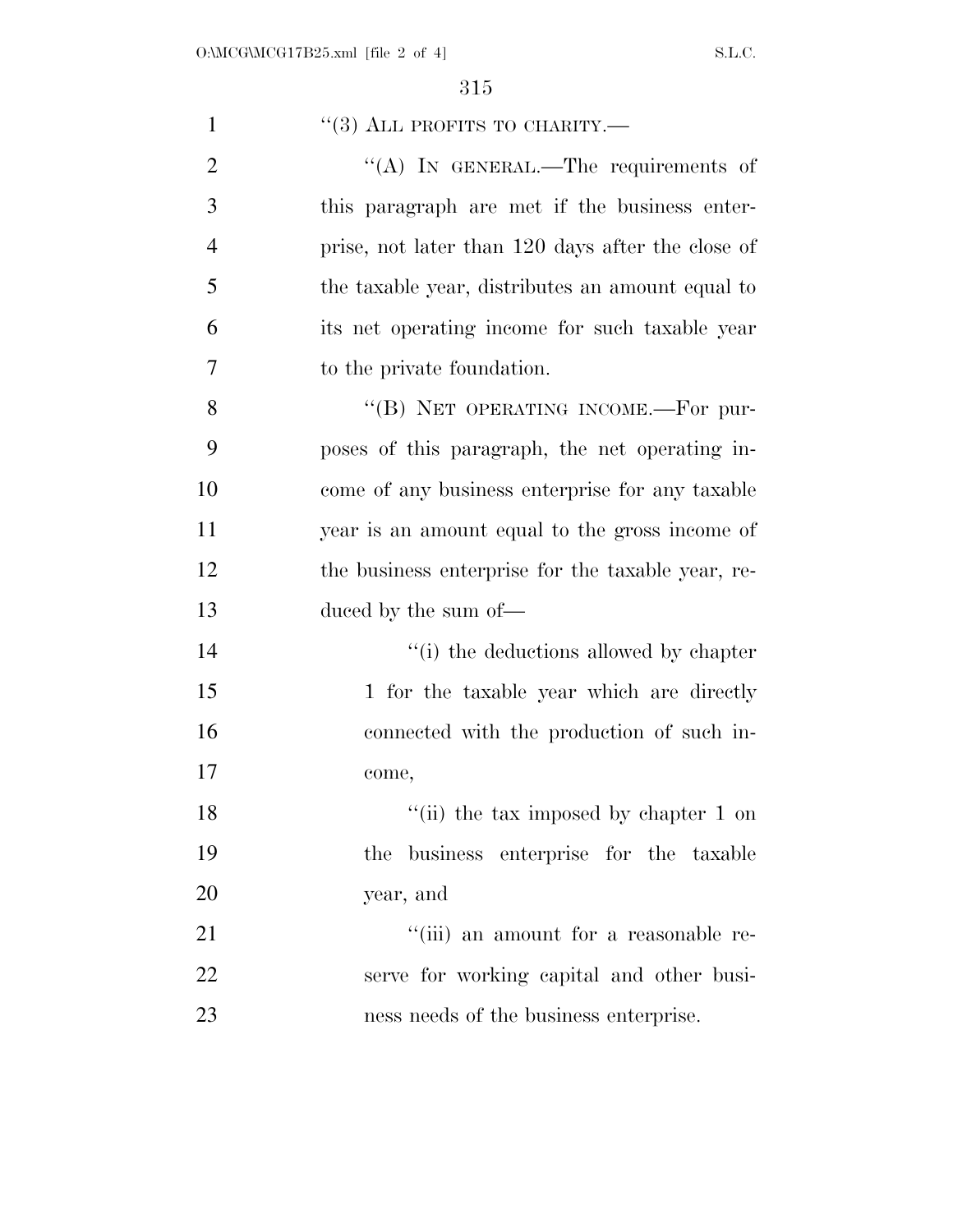"(3) ALL PROFITS TO CHARITY.—

"(A) IN GENERAL.—The requirements of this paragraph are met if the business enterprise, not later than 120 days after the close of the taxable year, distributes an amount equal to its net operating income for such taxable year to the private foundation.

"(B) NET OPERATING INCOME.—For purposes of this paragraph, the net operating income of any business enterprise for any taxable year is an amount equal to the gross income of the business enterprise for the taxable year, reduced by the sum of—

"(i) the deductions allowed by chapter 1 for the taxable year which are directly connected with the production of such income,

"(ii) the tax imposed by chapter 1 on the business enterprise for the taxable year, and

"(iii) an amount for a reasonable reserve for working capital and other business needs of the business enterprise.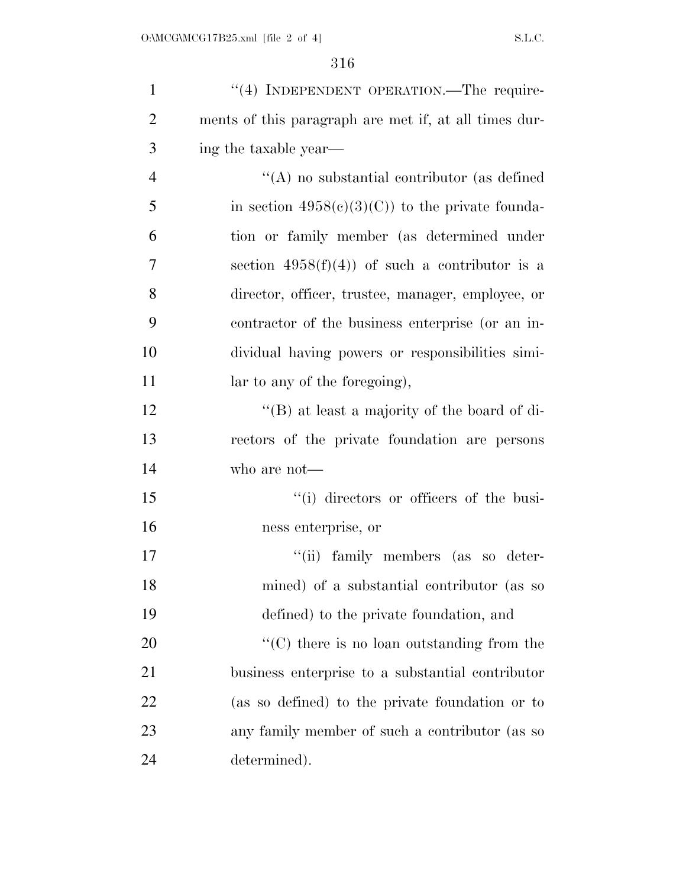''(4) INDEPENDENT OPERATION.—The requirements of this paragraph are met if, at all times during the taxable year—

''(A) no substantial contributor (as defined in section 4958(c)(3)(C)) to the private foundation or family member (as determined under section 4958(f)(4)) of such a contributor is a director, officer, trustee, manager, employee, or contractor of the business enterprise (or an individual having powers or responsibilities similar to any of the foregoing),

''(B) at least a majority of the board of directors of the private foundation are persons who are not—

''(i) directors or officers of the business enterprise, or

''(ii) family members (as so determined) of a substantial contributor (as so defined) to the private foundation, and

''(C) there is no loan outstanding from the business enterprise to a substantial contributor (as so defined) to the private foundation or to any family member of such a contributor (as so determined).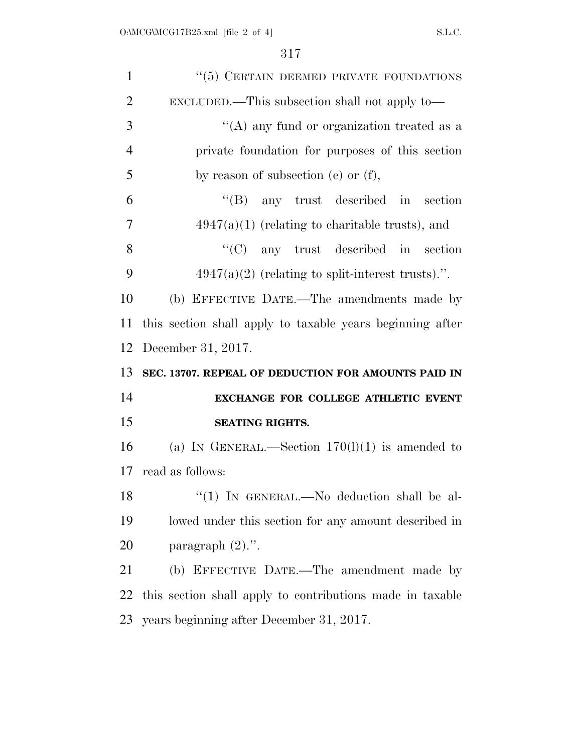"(5) CERTAIN DEEMED PRIVATE FOUNDATIONS EXCLUDED.—This subsection shall not apply to—

"(A) any fund or organization treated as a private foundation for purposes of this section by reason of subsection (e) or (f),

"(B) any trust described in section 4947(a)(1) (relating to charitable trusts), and

"(C) any trust described in section 4947(a)(2) (relating to split-interest trusts).".

(b) EFFECTIVE DATE.—The amendments made by this section shall apply to taxable years beginning after December 31, 2017.

**SEC. 13707. REPEAL OF DEDUCTION FOR AMOUNTS PAID IN EXCHANGE FOR COLLEGE ATHLETIC EVENT SEATING RIGHTS.**

(a) IN GENERAL.—Section 170(l)(1) is amended to read as follows:

"(1) IN GENERAL.—No deduction shall be allowed under this section for any amount described in paragraph (2).".

(b) EFFECTIVE DATE.—The amendment made by this section shall apply to contributions made in taxable years beginning after December 31, 2017.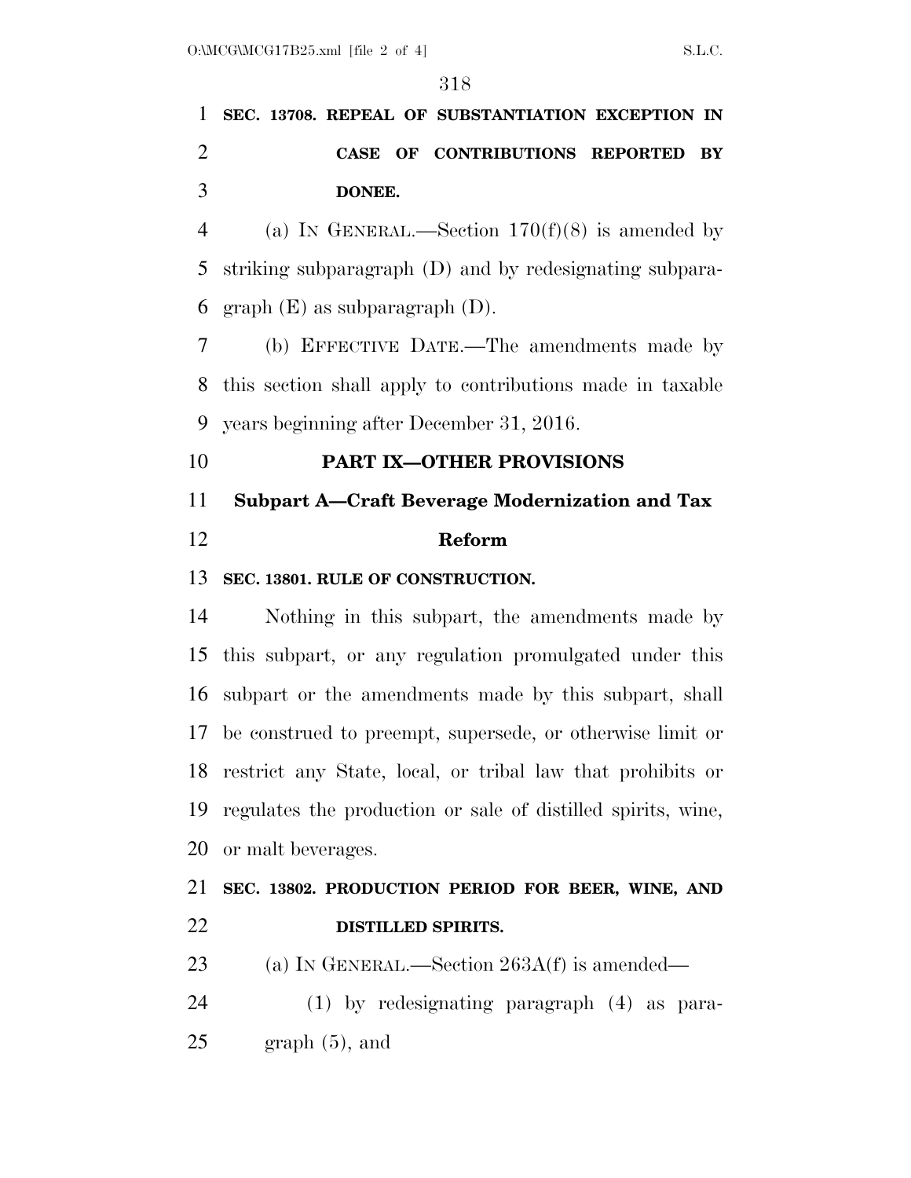**SEC. 13708. REPEAL OF SUBSTANTIATION EXCEPTION IN CASE OF CONTRIBUTIONS REPORTED BY DONEE.**

(a) IN GENERAL.—Section 170(f)(8) is amended by striking subparagraph (D) and by redesignating subparagraph (E) as subparagraph (D).

(b) EFFECTIVE DATE.—The amendments made by this section shall apply to contributions made in taxable years beginning after December 31, 2016.

## PART IX—OTHER PROVISIONS

### Subpart A—Craft Beverage Modernization and Tax Reform

**SEC. 13801. RULE OF CONSTRUCTION.**

Nothing in this subpart, the amendments made by this subpart, or any regulation promulgated under this subpart or the amendments made by this subpart, shall be construed to preempt, supersede, or otherwise limit or restrict any State, local, or tribal law that prohibits or regulates the production or sale of distilled spirits, wine, or malt beverages.

**SEC. 13802. PRODUCTION PERIOD FOR BEER, WINE, AND DISTILLED SPIRITS.**

(a) IN GENERAL.—Section 263A(f) is amended—

(1) by redesignating paragraph (4) as paragraph (5), and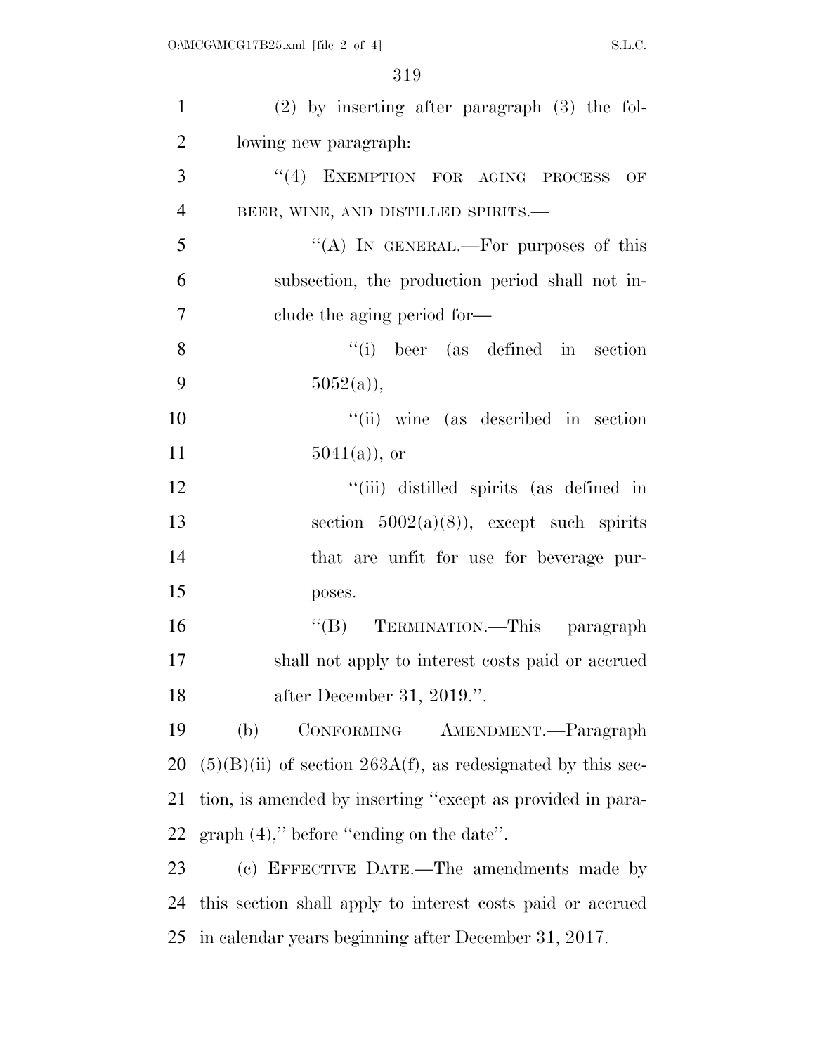(2) by inserting after paragraph (3) the following new paragraph:

"(4) EXEMPTION FOR AGING PROCESS OF BEER, WINE, AND DISTILLED SPIRITS.—

"(A) IN GENERAL.—For purposes of this subsection, the production period shall not include the aging period for—

"(i) beer (as defined in section 5052(a)),

"(ii) wine (as described in section 5041(a)), or

"(iii) distilled spirits (as defined in section 5002(a)(8)), except such spirits that are unfit for use for beverage purposes.

"(B) TERMINATION.—This paragraph shall not apply to interest costs paid or accrued after December 31, 2019.".

(b) CONFORMING AMENDMENT.—Paragraph (5)(B)(ii) of section 263A(f), as redesignated by this section, is amended by inserting "except as provided in paragraph (4)," before "ending on the date".

(c) EFFECTIVE DATE.—The amendments made by this section shall apply to interest costs paid or accrued in calendar years beginning after December 31, 2017.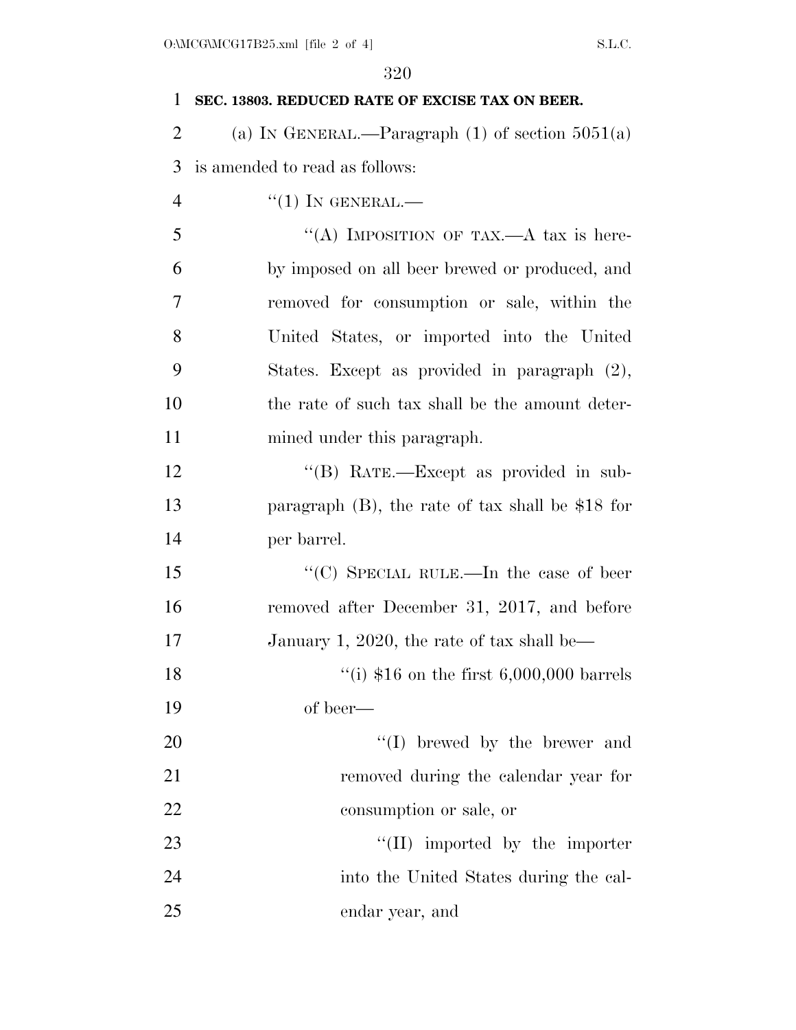**SEC. 13803. REDUCED RATE OF EXCISE TAX ON BEER.**

(a) IN GENERAL.—Paragraph (1) of section 5051(a) is amended to read as follows:

"(1) IN GENERAL.—

"(A) IMPOSITION OF TAX.—A tax is hereby imposed on all beer brewed or produced, and removed for consumption or sale, within the United States, or imported into the United States. Except as provided in paragraph (2), the rate of such tax shall be the amount determined under this paragraph.

"(B) RATE.—Except as provided in subparagraph (B), the rate of tax shall be $18 for per barrel.

"(C) SPECIAL RULE.—In the case of beer removed after December 31, 2017, and before January 1, 2020, the rate of tax shall be—

"(i) $16 on the first 6,000,000 barrels of beer—

"(I) brewed by the brewer and removed during the calendar year for consumption or sale, or

"(II) imported by the importer into the United States during the calendar year, and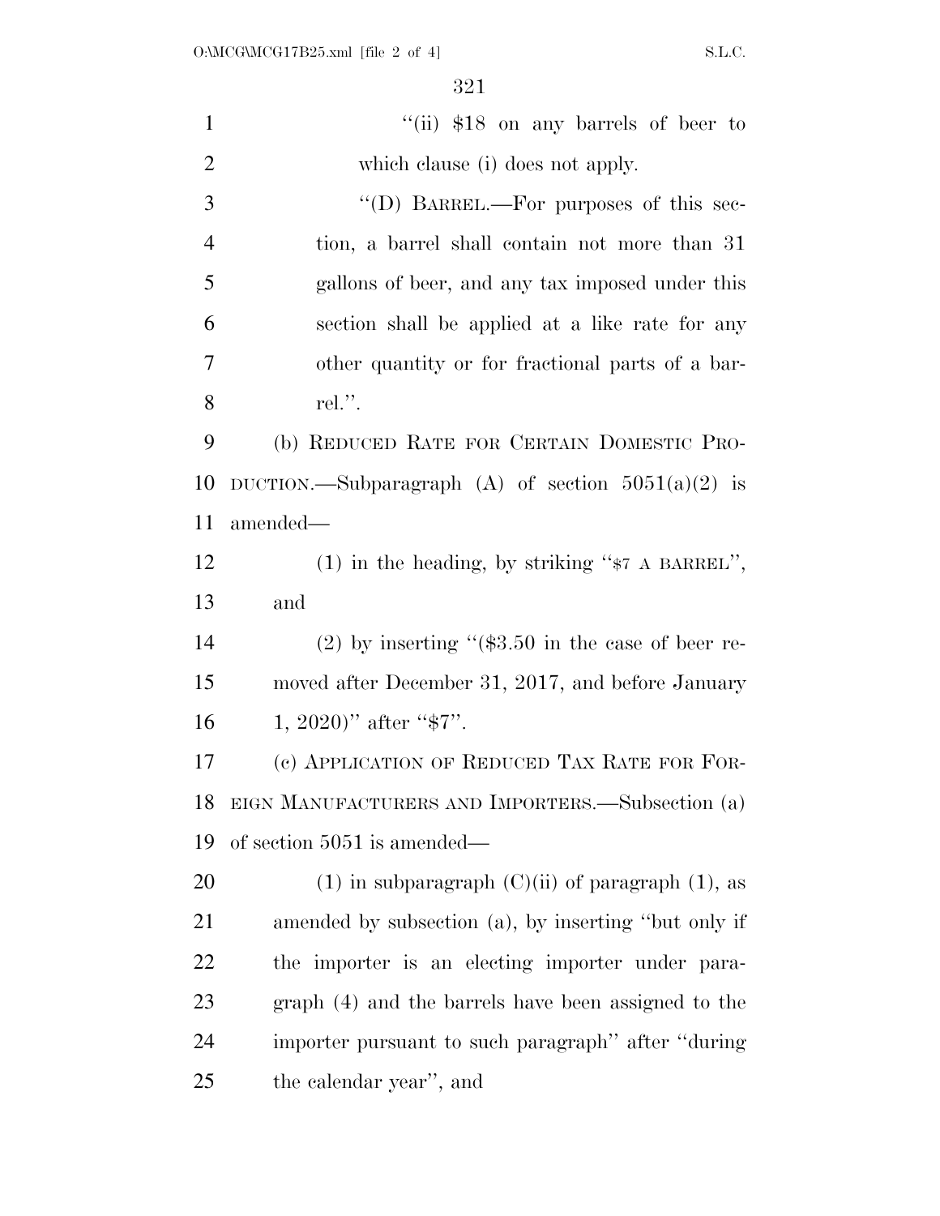"(ii) $18 on any barrels of beer to which clause (i) does not apply.

"(D) BARREL.—For purposes of this section, a barrel shall contain not more than 31 gallons of beer, and any tax imposed under this section shall be applied at a like rate for any other quantity or for fractional parts of a barrel.".

(b) REDUCED RATE FOR CERTAIN DOMESTIC PRODUCTION.—Subparagraph (A) of section 5051(a)(2) is amended—

(1) in the heading, by striking "$7 A BARREL", and

(2) by inserting "($3.50 in the case of beer removed after December 31, 2017, and before January 1, 2020)" after "$7".

(c) APPLICATION OF REDUCED TAX RATE FOR FOREIGN MANUFACTURERS AND IMPORTERS.—Subsection (a) of section 5051 is amended—

(1) in subparagraph (C)(ii) of paragraph (1), as amended by subsection (a), by inserting "but only if the importer is an electing importer under paragraph (4) and the barrels have been assigned to the importer pursuant to such paragraph" after "during the calendar year", and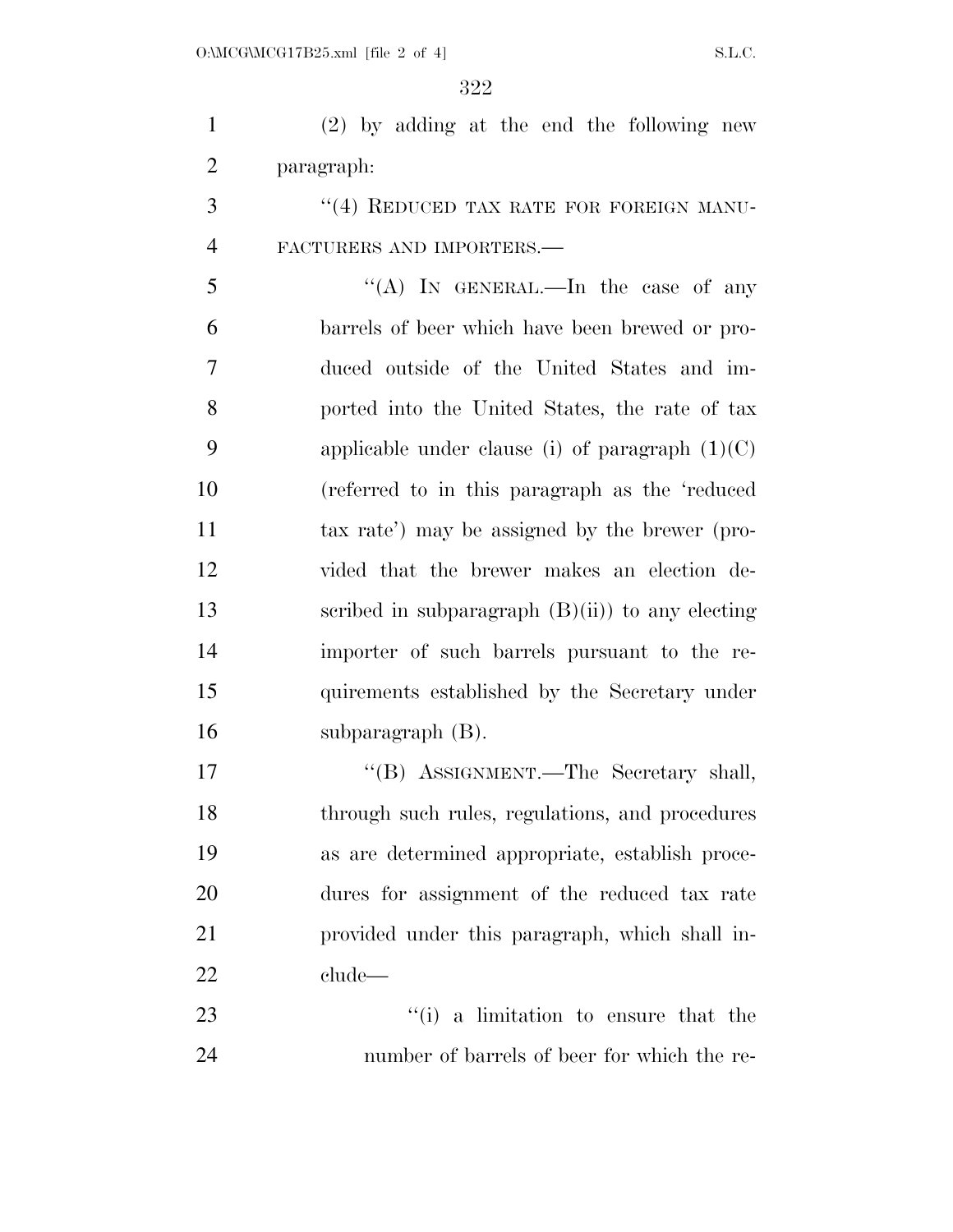(2) by adding at the end the following new paragraph:

"(4) REDUCED TAX RATE FOR FOREIGN MANUFACTURERS AND IMPORTERS.—

"(A) IN GENERAL.—In the case of any barrels of beer which have been brewed or produced outside of the United States and imported into the United States, the rate of tax applicable under clause (i) of paragraph (1)(C) (referred to in this paragraph as the 'reduced tax rate') may be assigned by the brewer (provided that the brewer makes an election described in subparagraph (B)(ii)) to any electing importer of such barrels pursuant to the requirements established by the Secretary under subparagraph (B).

"(B) ASSIGNMENT.—The Secretary shall, through such rules, regulations, and procedures as are determined appropriate, establish procedures for assignment of the reduced tax rate provided under this paragraph, which shall include—

"(i) a limitation to ensure that the number of barrels of beer for which the re-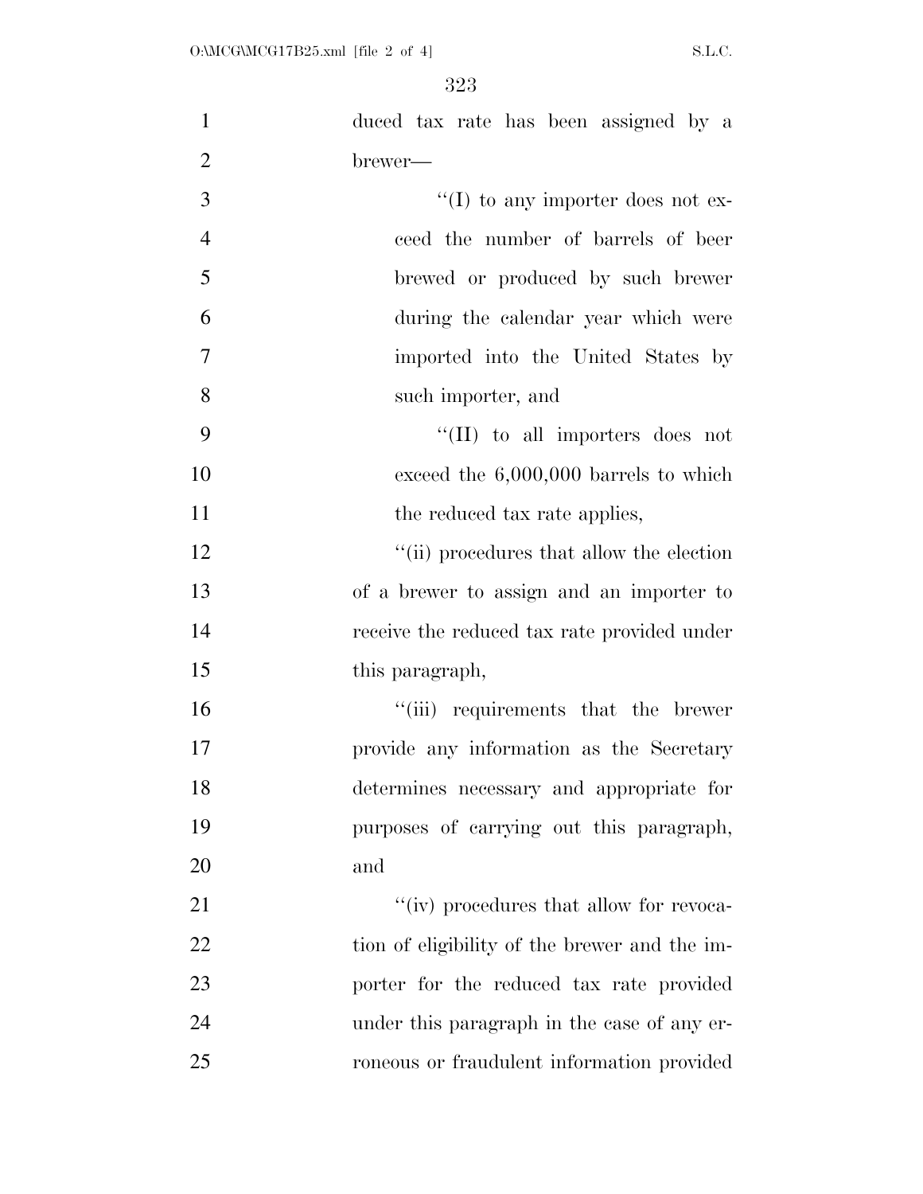duced tax rate has been assigned by a brewer—

''(I) to any importer does not exceed the number of barrels of beer brewed or produced by such brewer during the calendar year which were imported into the United States by such importer, and

''(II) to all importers does not exceed the 6,000,000 barrels to which the reduced tax rate applies,

''(ii) procedures that allow the election of a brewer to assign and an importer to receive the reduced tax rate provided under this paragraph,

''(iii) requirements that the brewer provide any information as the Secretary determines necessary and appropriate for purposes of carrying out this paragraph, and

''(iv) procedures that allow for revocation of eligibility of the brewer and the importer for the reduced tax rate provided under this paragraph in the case of any erroneous or fraudulent information provided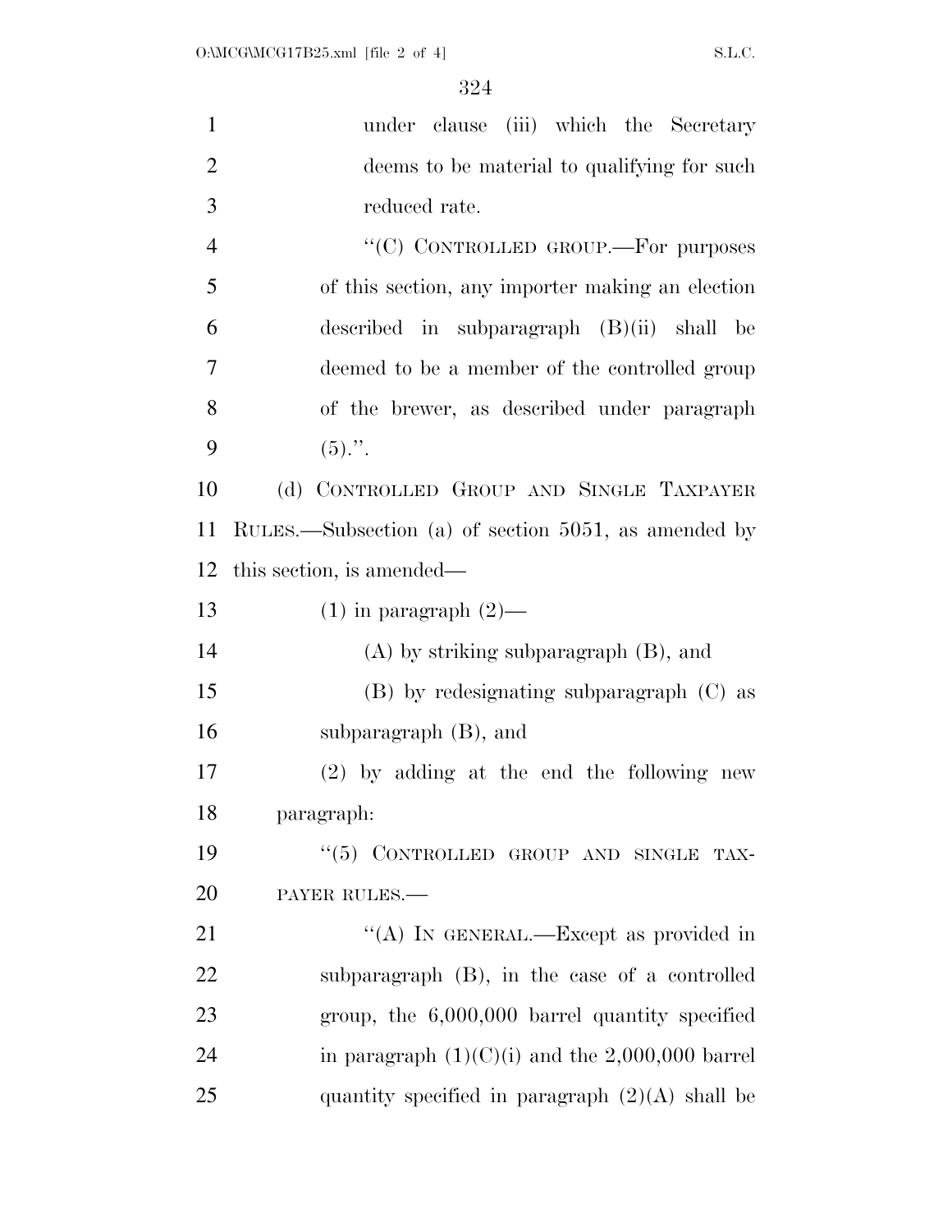under clause (iii) which the Secretary deems to be material to qualifying for such reduced rate.

"(C) CONTROLLED GROUP.—For purposes of this section, any importer making an election described in subparagraph (B)(ii) shall be deemed to be a member of the controlled group of the brewer, as described under paragraph (5).".

(d) CONTROLLED GROUP AND SINGLE TAXPAYER RULES.—Subsection (a) of section 5051, as amended by this section, is amended—

(1) in paragraph (2)—

(A) by striking subparagraph (B), and

(B) by redesignating subparagraph (C) as subparagraph (B), and

(2) by adding at the end the following new paragraph:

"(5) CONTROLLED GROUP AND SINGLE TAXPAYER RULES.—

"(A) IN GENERAL.—Except as provided in subparagraph (B), in the case of a controlled group, the 6,000,000 barrel quantity specified in paragraph (1)(C)(i) and the 2,000,000 barrel quantity specified in paragraph (2)(A) shall be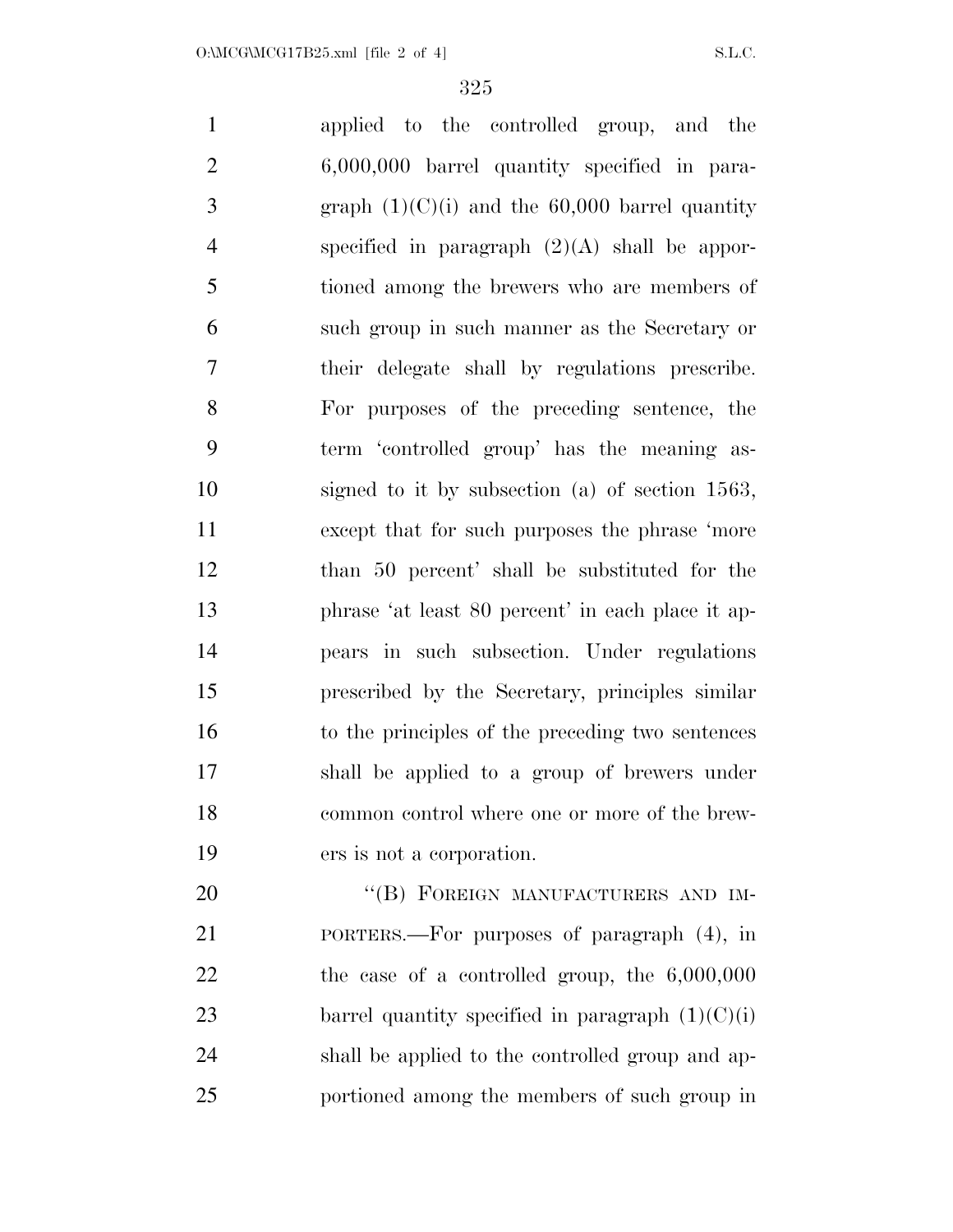applied to the controlled group, and the 6,000,000 barrel quantity specified in paragraph (1)(C)(i) and the 60,000 barrel quantity specified in paragraph (2)(A) shall be apportioned among the brewers who are members of such group in such manner as the Secretary or their delegate shall by regulations prescribe. For purposes of the preceding sentence, the term 'controlled group' has the meaning assigned to it by subsection (a) of section 1563, except that for such purposes the phrase 'more than 50 percent' shall be substituted for the phrase 'at least 80 percent' in each place it appears in such subsection. Under regulations prescribed by the Secretary, principles similar to the principles of the preceding two sentences shall be applied to a group of brewers under common control where one or more of the brewers is not a corporation.

"(B) FOREIGN MANUFACTURERS AND IMPORTERS.—For purposes of paragraph (4), in the case of a controlled group, the 6,000,000 barrel quantity specified in paragraph (1)(C)(i) shall be applied to the controlled group and apportioned among the members of such group in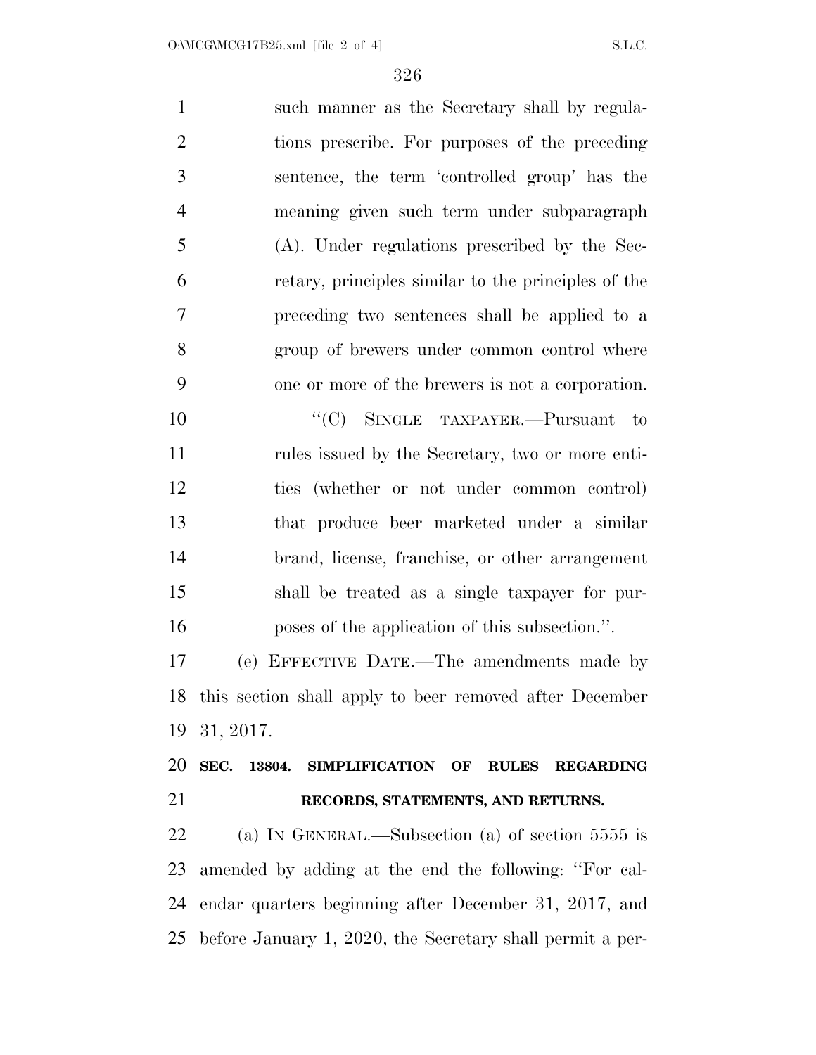such manner as the Secretary shall by regulations prescribe. For purposes of the preceding sentence, the term 'controlled group' has the meaning given such term under subparagraph (A). Under regulations prescribed by the Secretary, principles similar to the principles of the preceding two sentences shall be applied to a group of brewers under common control where one or more of the brewers is not a corporation.

"(C) SINGLE TAXPAYER.—Pursuant to rules issued by the Secretary, two or more entities (whether or not under common control) that produce beer marketed under a similar brand, license, franchise, or other arrangement shall be treated as a single taxpayer for purposes of the application of this subsection.".

(e) EFFECTIVE DATE.—The amendments made by this section shall apply to beer removed after December 31, 2017.

**SEC. 13804. SIMPLIFICATION OF RULES REGARDING RECORDS, STATEMENTS, AND RETURNS.**

(a) IN GENERAL.—Subsection (a) of section 5555 is amended by adding at the end the following: "For calendar quarters beginning after December 31, 2017, and before January 1, 2020, the Secretary shall permit a per-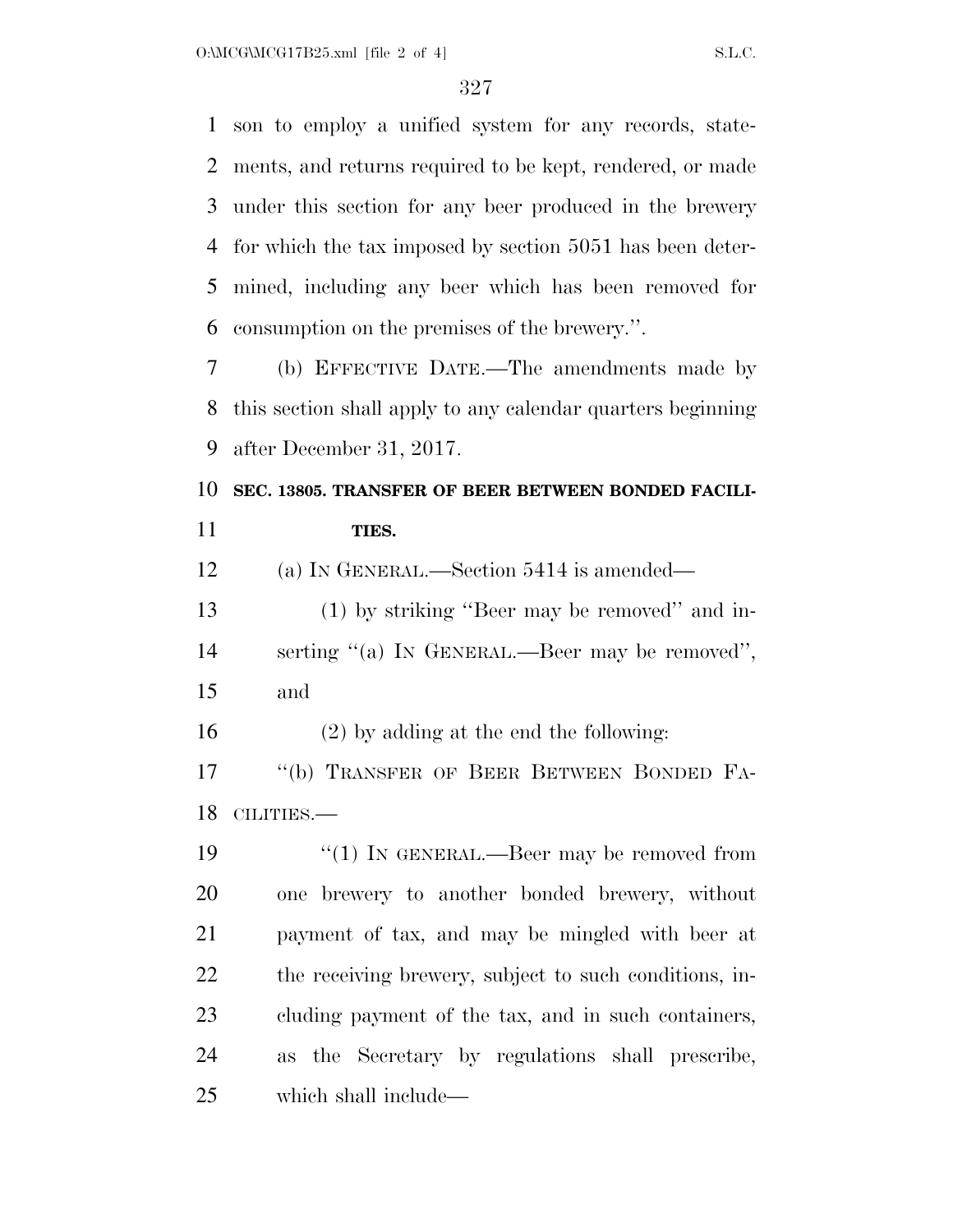son to employ a unified system for any records, statements, and returns required to be kept, rendered, or made under this section for any beer produced in the brewery for which the tax imposed by section 5051 has been determined, including any beer which has been removed for consumption on the premises of the brewery.''.

(b) EFFECTIVE DATE.—The amendments made by this section shall apply to any calendar quarters beginning after December 31, 2017.

**SEC. 13805. TRANSFER OF BEER BETWEEN BONDED FACILITIES.**

(a) IN GENERAL.—Section 5414 is amended—

(1) by striking ''Beer may be removed'' and inserting ''(a) IN GENERAL.—Beer may be removed'', and

(2) by adding at the end the following:

''(b) TRANSFER OF BEER BETWEEN BONDED FACILITIES.—

''(1) IN GENERAL.—Beer may be removed from one brewery to another bonded brewery, without payment of tax, and may be mingled with beer at the receiving brewery, subject to such conditions, including payment of the tax, and in such containers, as the Secretary by regulations shall prescribe, which shall include—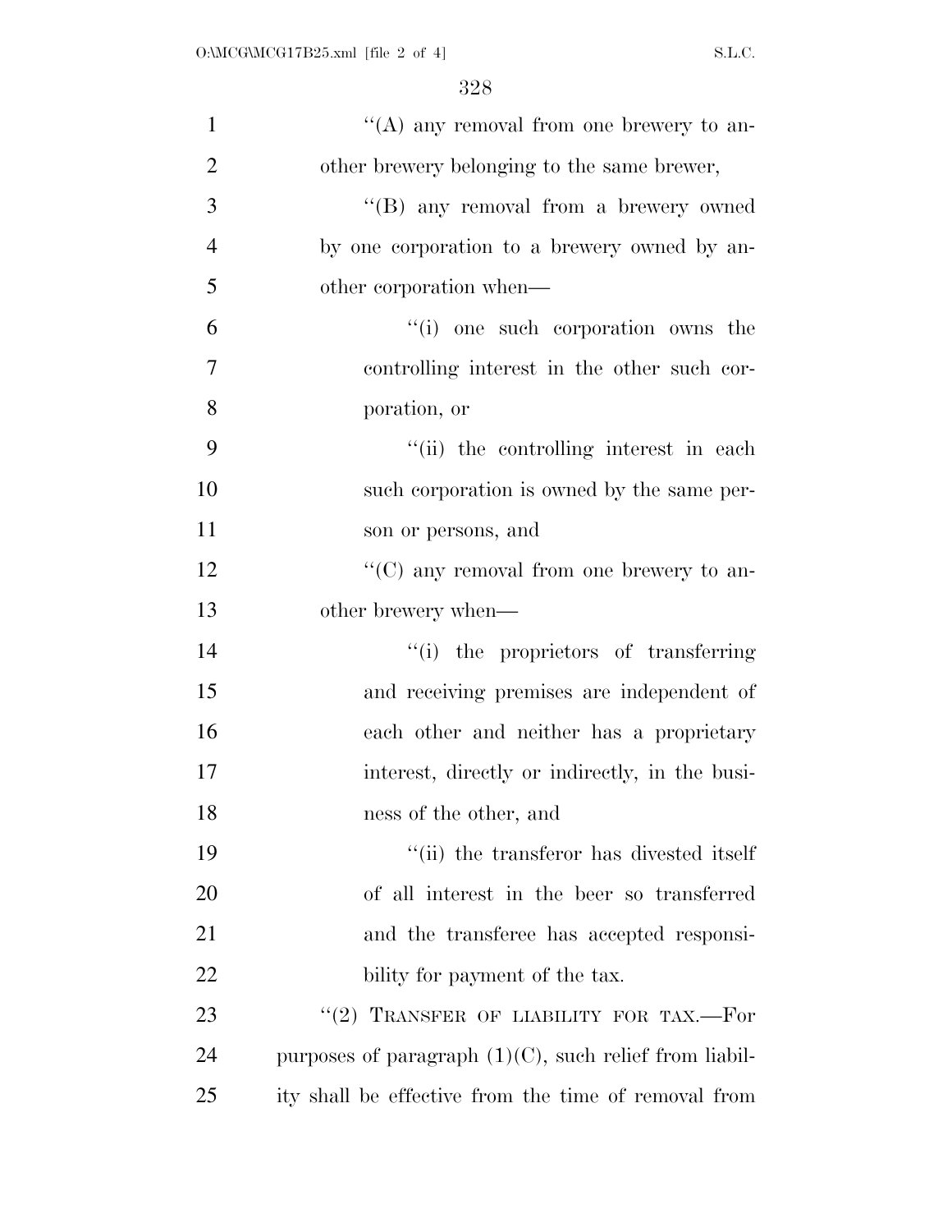''(A) any removal from one brewery to another brewery belonging to the same brewer,

''(B) any removal from a brewery owned by one corporation to a brewery owned by another corporation when—

''(i) one such corporation owns the controlling interest in the other such corporation, or

''(ii) the controlling interest in each such corporation is owned by the same person or persons, and

''(C) any removal from one brewery to another brewery when—

''(i) the proprietors of transferring and receiving premises are independent of each other and neither has a proprietary interest, directly or indirectly, in the business of the other, and

''(ii) the transferor has divested itself of all interest in the beer so transferred and the transferee has accepted responsibility for payment of the tax.

''(2) TRANSFER OF LIABILITY FOR TAX.—For purposes of paragraph (1)(C), such relief from liability shall be effective from the time of removal from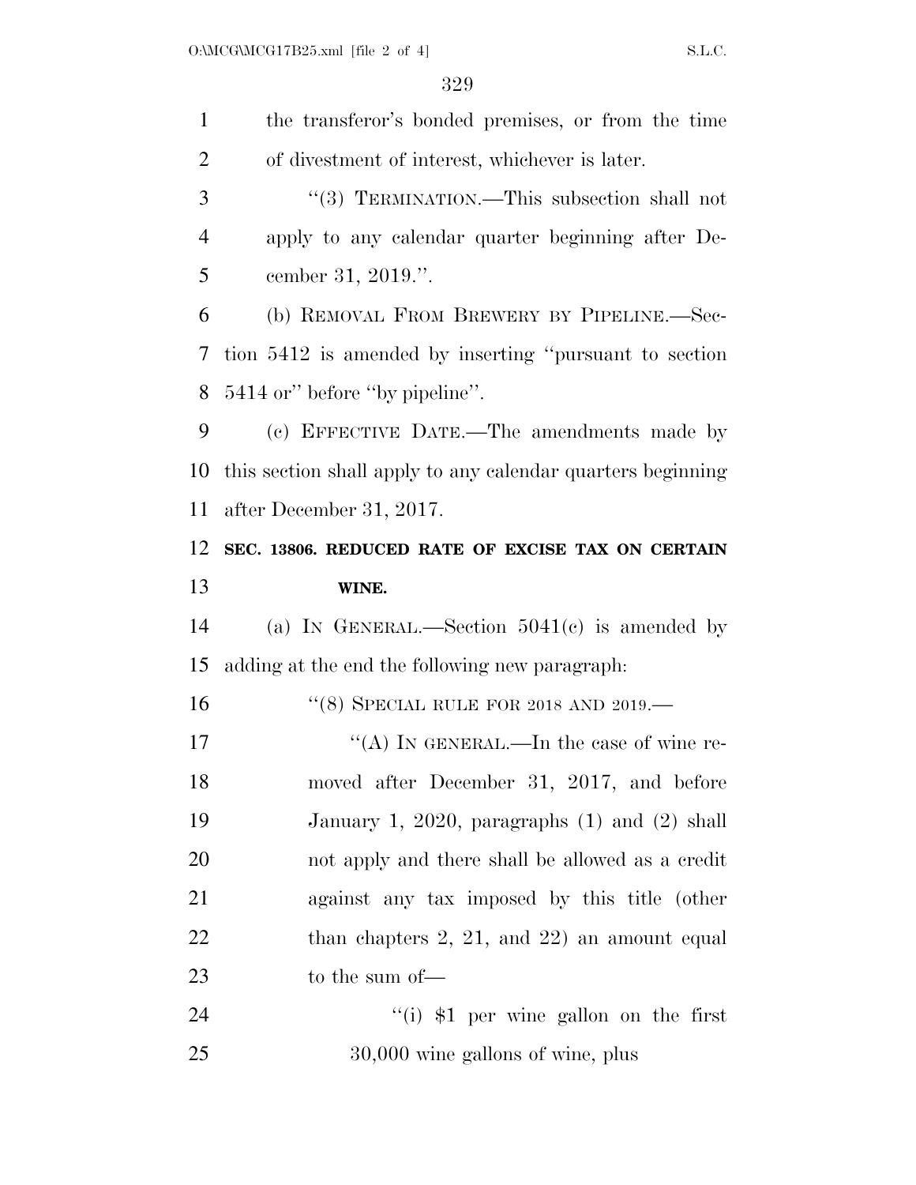the transferor's bonded premises, or from the time of divestment of interest, whichever is later.

"(3) TERMINATION.—This subsection shall not apply to any calendar quarter beginning after December 31, 2019.".

(b) REMOVAL FROM BREWERY BY PIPELINE.—Section 5412 is amended by inserting "pursuant to section 5414 or" before "by pipeline".

(c) EFFECTIVE DATE.—The amendments made by this section shall apply to any calendar quarters beginning after December 31, 2017.

**SEC. 13806. REDUCED RATE OF EXCISE TAX ON CERTAIN WINE.**

(a) IN GENERAL.—Section 5041(c) is amended by adding at the end the following new paragraph:

"(8) SPECIAL RULE FOR 2018 AND 2019.—

"(A) IN GENERAL.—In the case of wine removed after December 31, 2017, and before January 1, 2020, paragraphs (1) and (2) shall not apply and there shall be allowed as a credit against any tax imposed by this title (other than chapters 2, 21, and 22) an amount equal to the sum of—

"(i) $1 per wine gallon on the first 30,000 wine gallons of wine, plus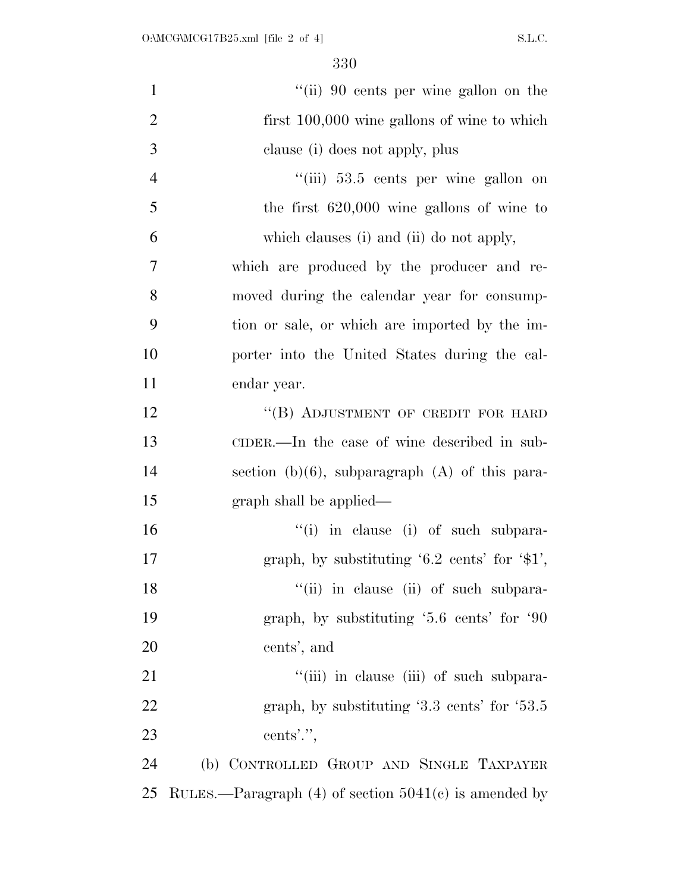"(ii) 90 cents per wine gallon on the first 100,000 wine gallons of wine to which clause (i) does not apply, plus

"(iii) 53.5 cents per wine gallon on the first 620,000 wine gallons of wine to which clauses (i) and (ii) do not apply,

which are produced by the producer and removed during the calendar year for consumption or sale, or which are imported by the importer into the United States during the calendar year.

"(B) ADJUSTMENT OF CREDIT FOR HARD CIDER.—In the case of wine described in subsection (b)(6), subparagraph (A) of this paragraph shall be applied—

"(i) in clause (i) of such subparagraph, by substituting '6.2 cents' for '$1',

"(ii) in clause (ii) of such subparagraph, by substituting '5.6 cents' for '90 cents', and

"(iii) in clause (iii) of such subparagraph, by substituting '3.3 cents' for '53.5 cents'.",

(b) CONTROLLED GROUP AND SINGLE TAXPAYER RULES.—Paragraph (4) of section 5041(c) is amended by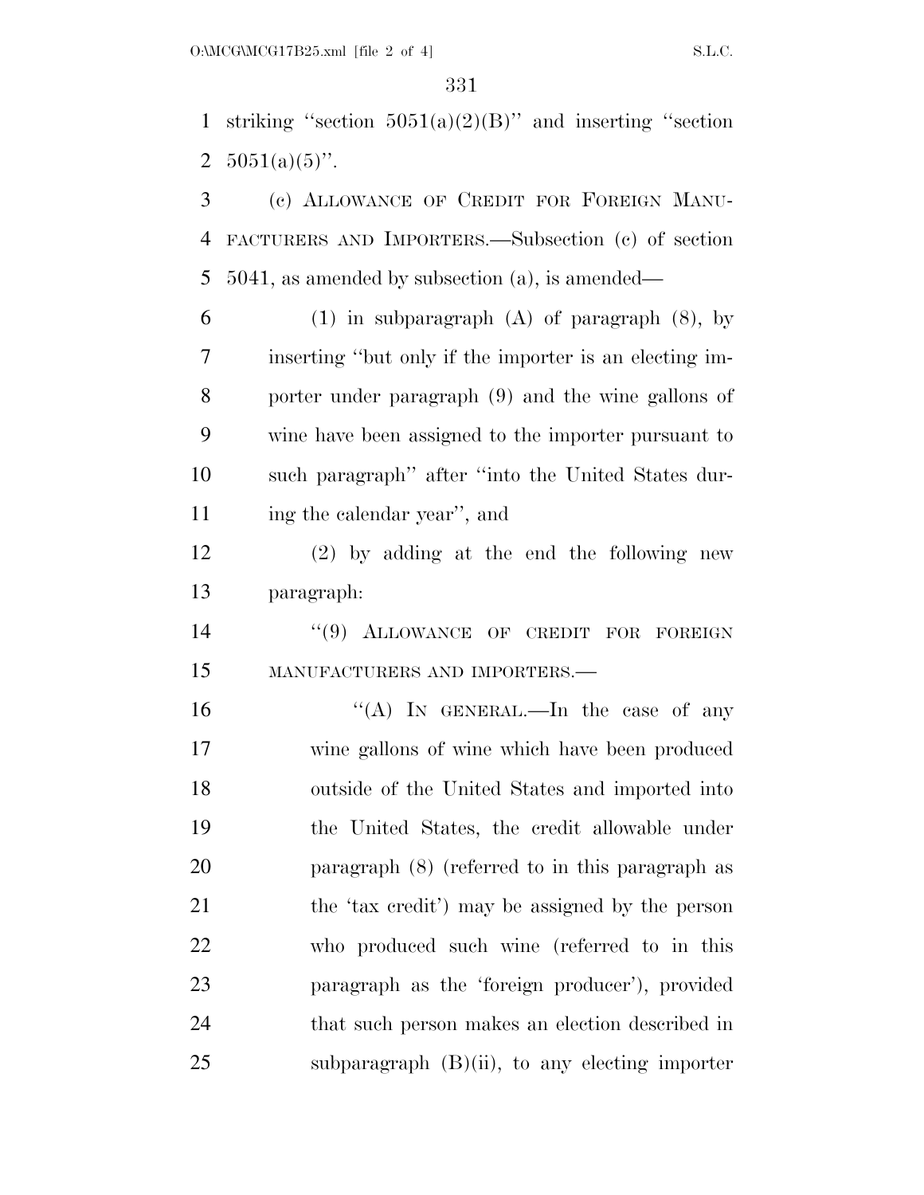striking "section 5051(a)(2)(B)" and inserting "section 5051(a)(5)".

(c) ALLOWANCE OF CREDIT FOR FOREIGN MANUFACTURERS AND IMPORTERS.—Subsection (c) of section 5041, as amended by subsection (a), is amended—

(1) in subparagraph (A) of paragraph (8), by inserting "but only if the importer is an electing importer under paragraph (9) and the wine gallons of wine have been assigned to the importer pursuant to such paragraph" after "into the United States during the calendar year", and

(2) by adding at the end the following new paragraph:

"(9) ALLOWANCE OF CREDIT FOR FOREIGN MANUFACTURERS AND IMPORTERS.—

"(A) IN GENERAL.—In the case of any wine gallons of wine which have been produced outside of the United States and imported into the United States, the credit allowable under paragraph (8) (referred to in this paragraph as the 'tax credit') may be assigned by the person who produced such wine (referred to in this paragraph as the 'foreign producer'), provided that such person makes an election described in subparagraph (B)(ii), to any electing importer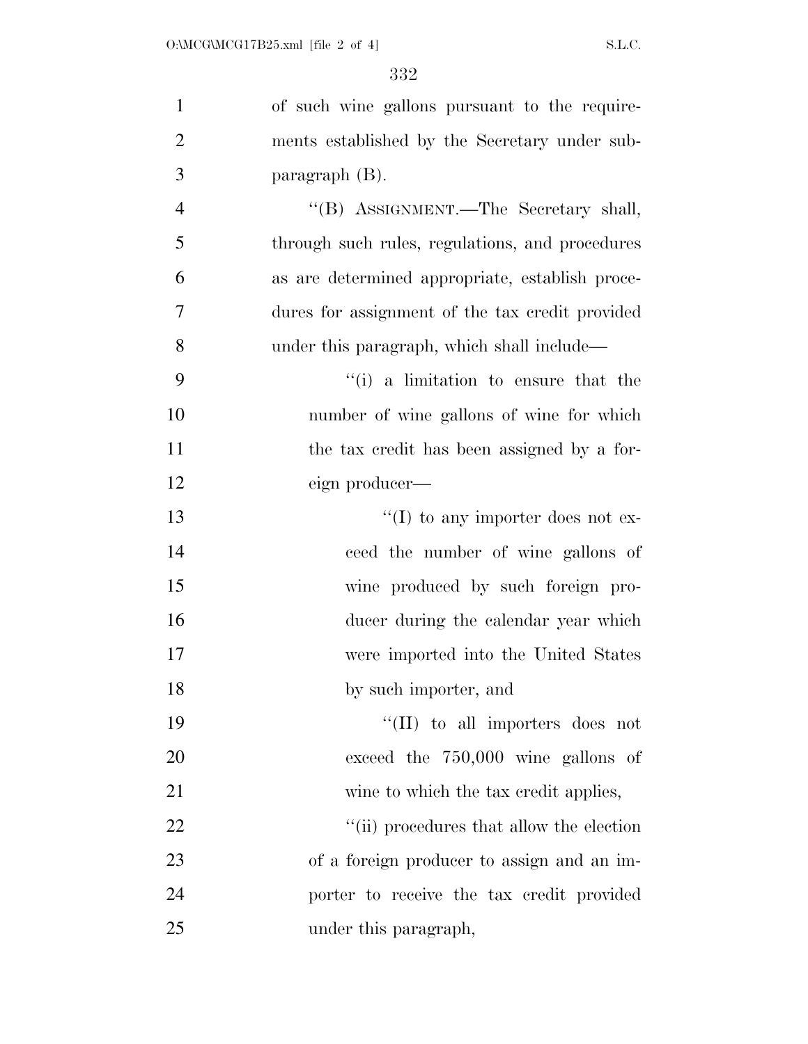of such wine gallons pursuant to the requirements established by the Secretary under subparagraph (B).

"(B) ASSIGNMENT.—The Secretary shall, through such rules, regulations, and procedures as are determined appropriate, establish procedures for assignment of the tax credit provided under this paragraph, which shall include—

"(i) a limitation to ensure that the number of wine gallons of wine for which the tax credit has been assigned by a foreign producer—

"(I) to any importer does not exceed the number of wine gallons of wine produced by such foreign producer during the calendar year which were imported into the United States by such importer, and

"(II) to all importers does not exceed the 750,000 wine gallons of wine to which the tax credit applies,

"(ii) procedures that allow the election of a foreign producer to assign and an importer to receive the tax credit provided under this paragraph,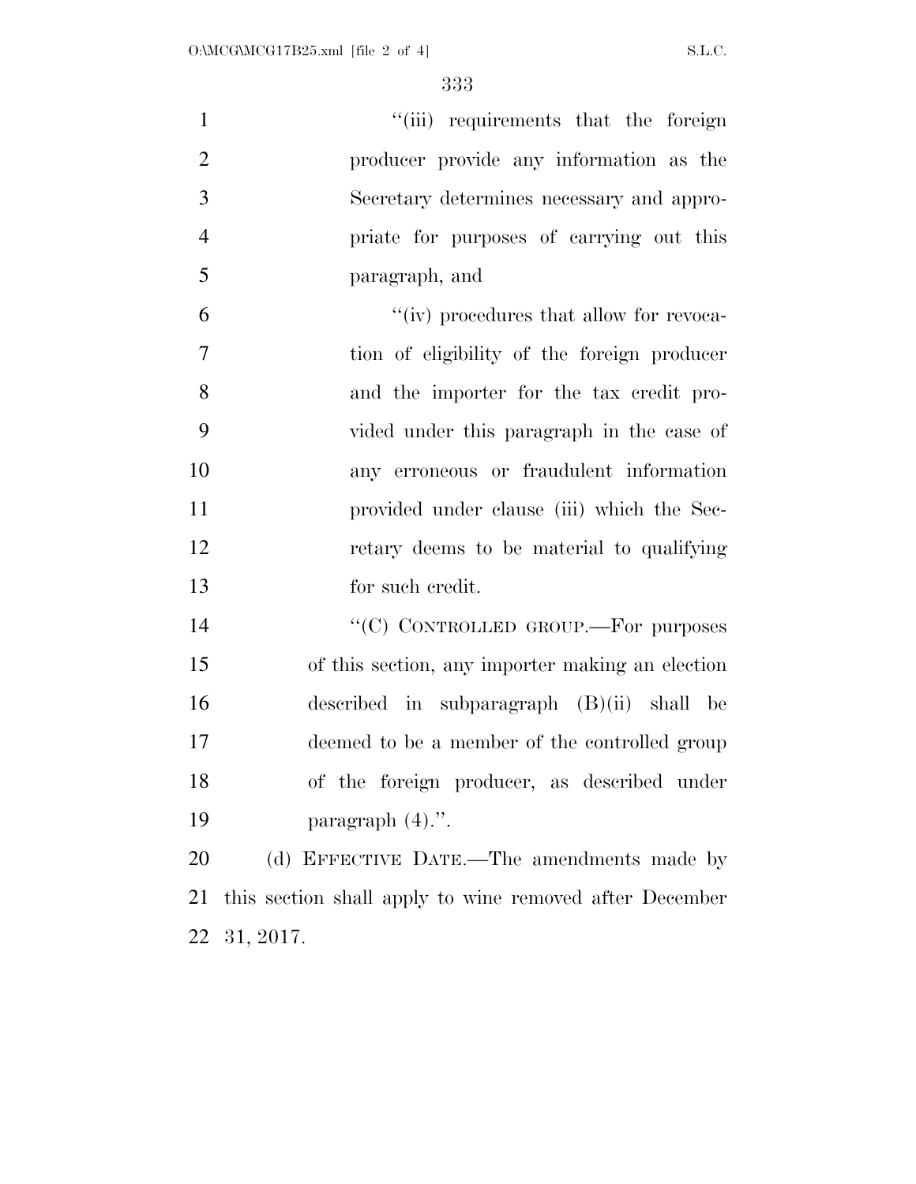''(iii) requirements that the foreign producer provide any information as the Secretary determines necessary and appropriate for purposes of carrying out this paragraph, and

''(iv) procedures that allow for revocation of eligibility of the foreign producer and the importer for the tax credit provided under this paragraph in the case of any erroneous or fraudulent information provided under clause (iii) which the Secretary deems to be material to qualifying for such credit.

''(C) CONTROLLED GROUP.—For purposes of this section, any importer making an election described in subparagraph (B)(ii) shall be deemed to be a member of the controlled group of the foreign producer, as described under paragraph (4).''.

(d) EFFECTIVE DATE.—The amendments made by this section shall apply to wine removed after December 31, 2017.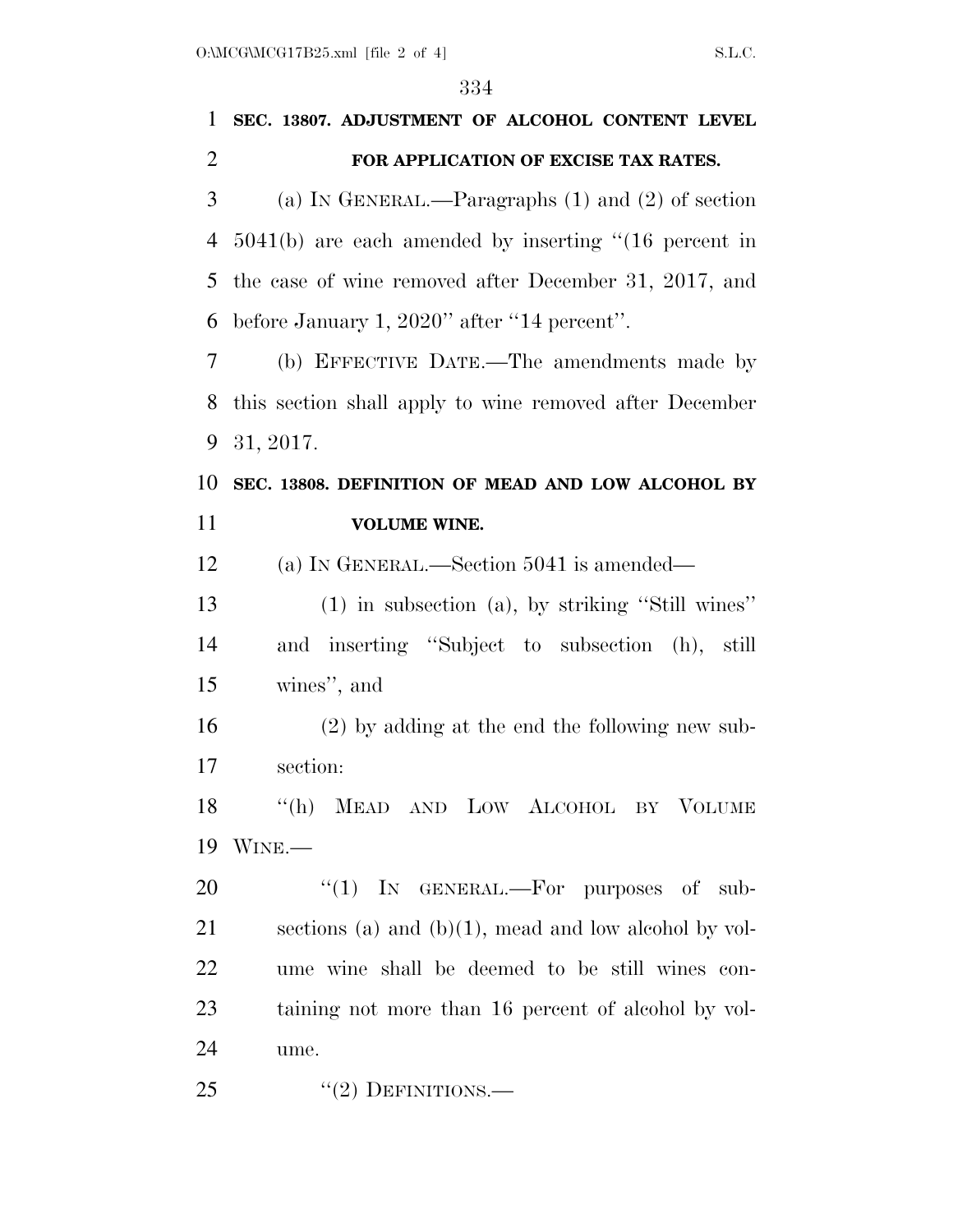**SEC. 13807. ADJUSTMENT OF ALCOHOL CONTENT LEVEL FOR APPLICATION OF EXCISE TAX RATES.**

(a) IN GENERAL.—Paragraphs (1) and (2) of section 5041(b) are each amended by inserting ''(16 percent in the case of wine removed after December 31, 2017, and before January 1, 2020'' after ''14 percent''.

(b) EFFECTIVE DATE.—The amendments made by this section shall apply to wine removed after December 31, 2017.

**SEC. 13808. DEFINITION OF MEAD AND LOW ALCOHOL BY VOLUME WINE.**

(a) IN GENERAL.—Section 5041 is amended—

(1) in subsection (a), by striking ''Still wines'' and inserting ''Subject to subsection (h), still wines'', and

(2) by adding at the end the following new subsection:

''(h) MEAD AND LOW ALCOHOL BY VOLUME WINE.—

''(1) IN GENERAL.—For purposes of subsections (a) and (b)(1), mead and low alcohol by volume wine shall be deemed to be still wines containing not more than 16 percent of alcohol by volume.

''(2) DEFINITIONS.—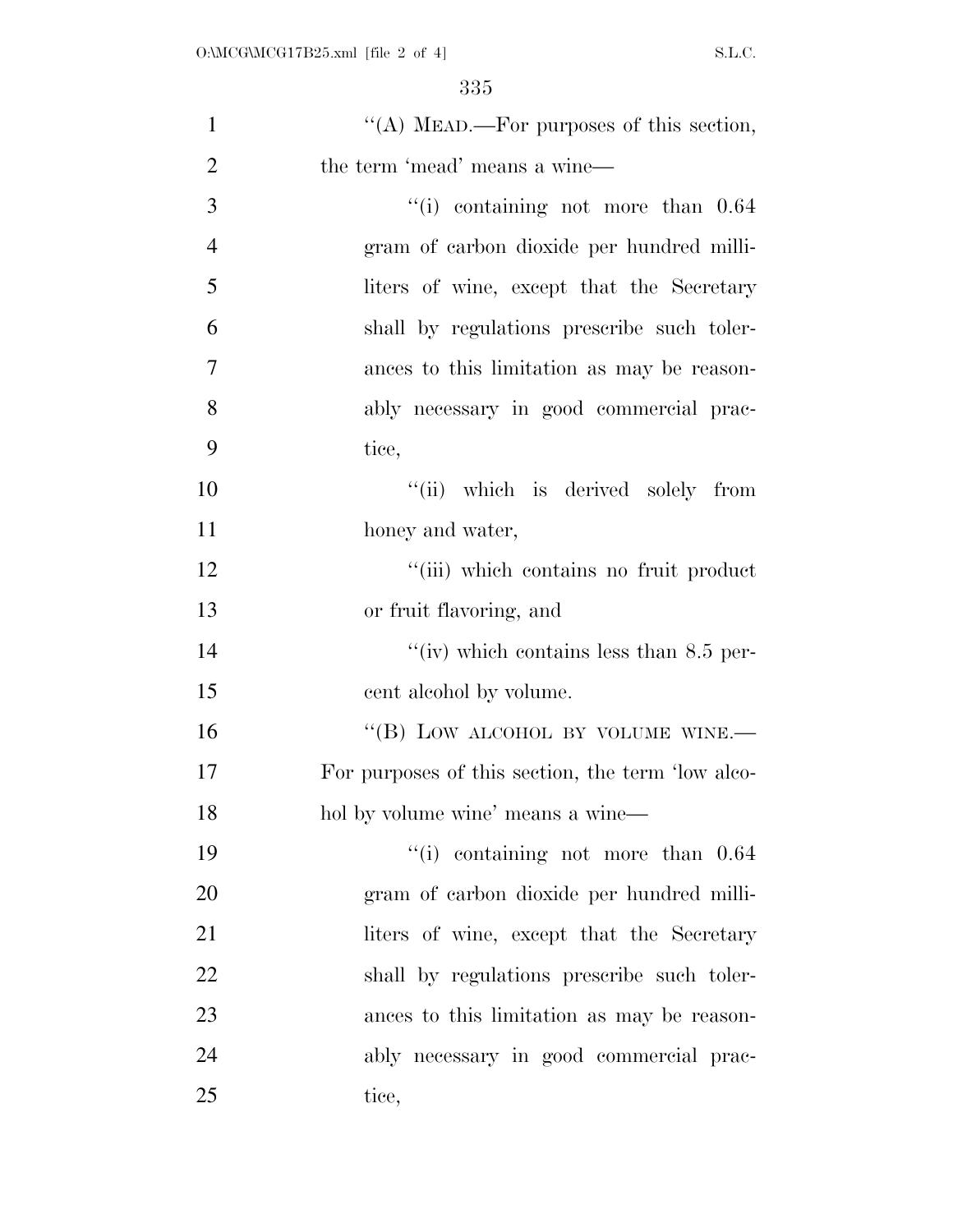"(A) MEAD.—For purposes of this section, the term 'mead' means a wine—

"(i) containing not more than 0.64 gram of carbon dioxide per hundred milliliters of wine, except that the Secretary shall by regulations prescribe such tolerances to this limitation as may be reasonably necessary in good commercial practice,

"(ii) which is derived solely from honey and water,

"(iii) which contains no fruit product or fruit flavoring, and

"(iv) which contains less than 8.5 percent alcohol by volume.

"(B) LOW ALCOHOL BY VOLUME WINE.— For purposes of this section, the term 'low alcohol by volume wine' means a wine—

"(i) containing not more than 0.64 gram of carbon dioxide per hundred milliliters of wine, except that the Secretary shall by regulations prescribe such tolerances to this limitation as may be reasonably necessary in good commercial practice,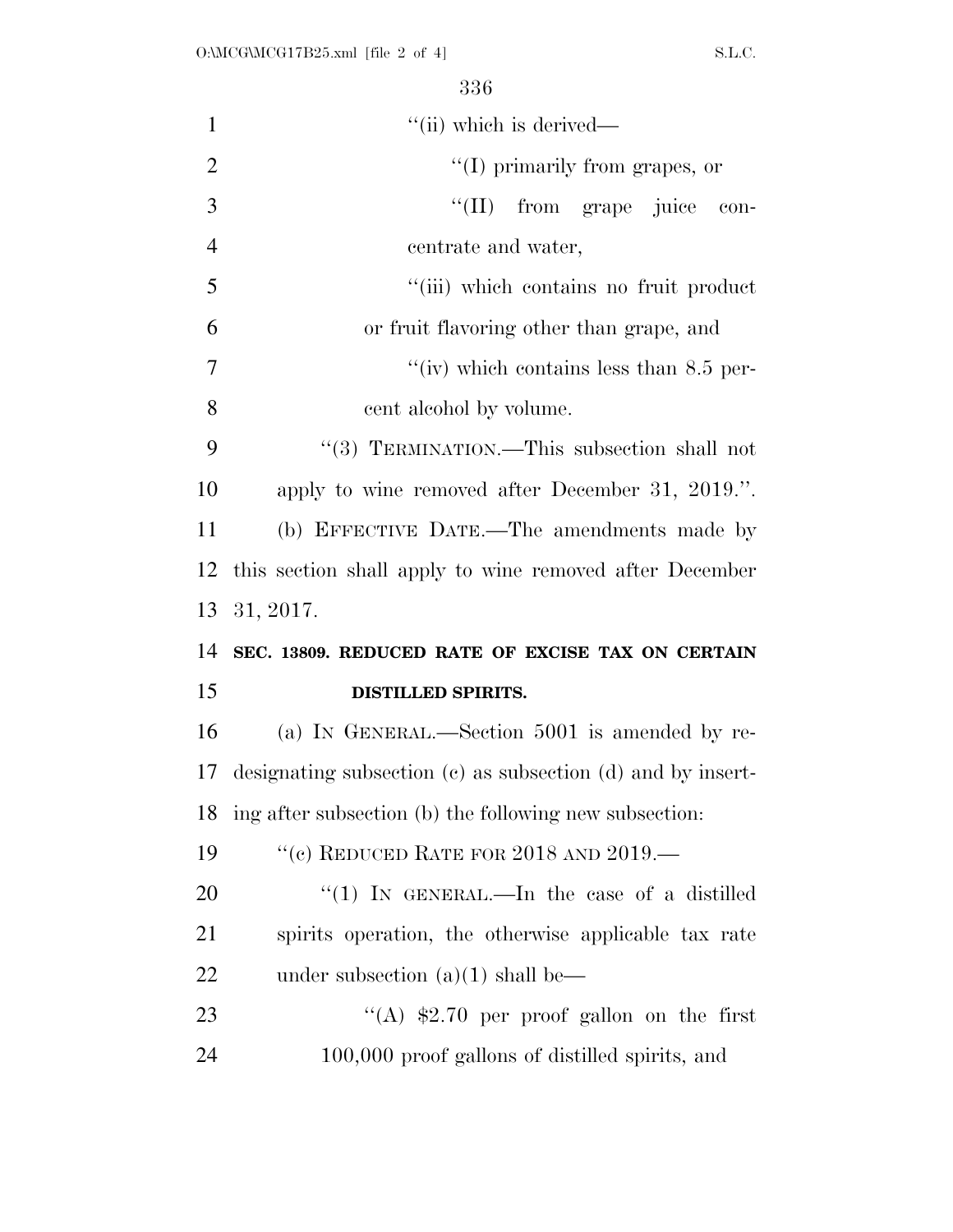"(ii) which is derived—

"(I) primarily from grapes, or

"(II) from grape juice concentrate and water,

"(iii) which contains no fruit product or fruit flavoring other than grape, and

"(iv) which contains less than 8.5 percent alcohol by volume.

"(3) TERMINATION.—This subsection shall not apply to wine removed after December 31, 2019.".

(b) EFFECTIVE DATE.—The amendments made by this section shall apply to wine removed after December 31, 2017.

**SEC. 13809. REDUCED RATE OF EXCISE TAX ON CERTAIN DISTILLED SPIRITS.**

(a) IN GENERAL.—Section 5001 is amended by redesignating subsection (c) as subsection (d) and by inserting after subsection (b) the following new subsection:

"(c) REDUCED RATE FOR 2018 AND 2019.—

"(1) IN GENERAL.—In the case of a distilled spirits operation, the otherwise applicable tax rate under subsection (a)(1) shall be—

"(A) $2.70 per proof gallon on the first 100,000 proof gallons of distilled spirits, and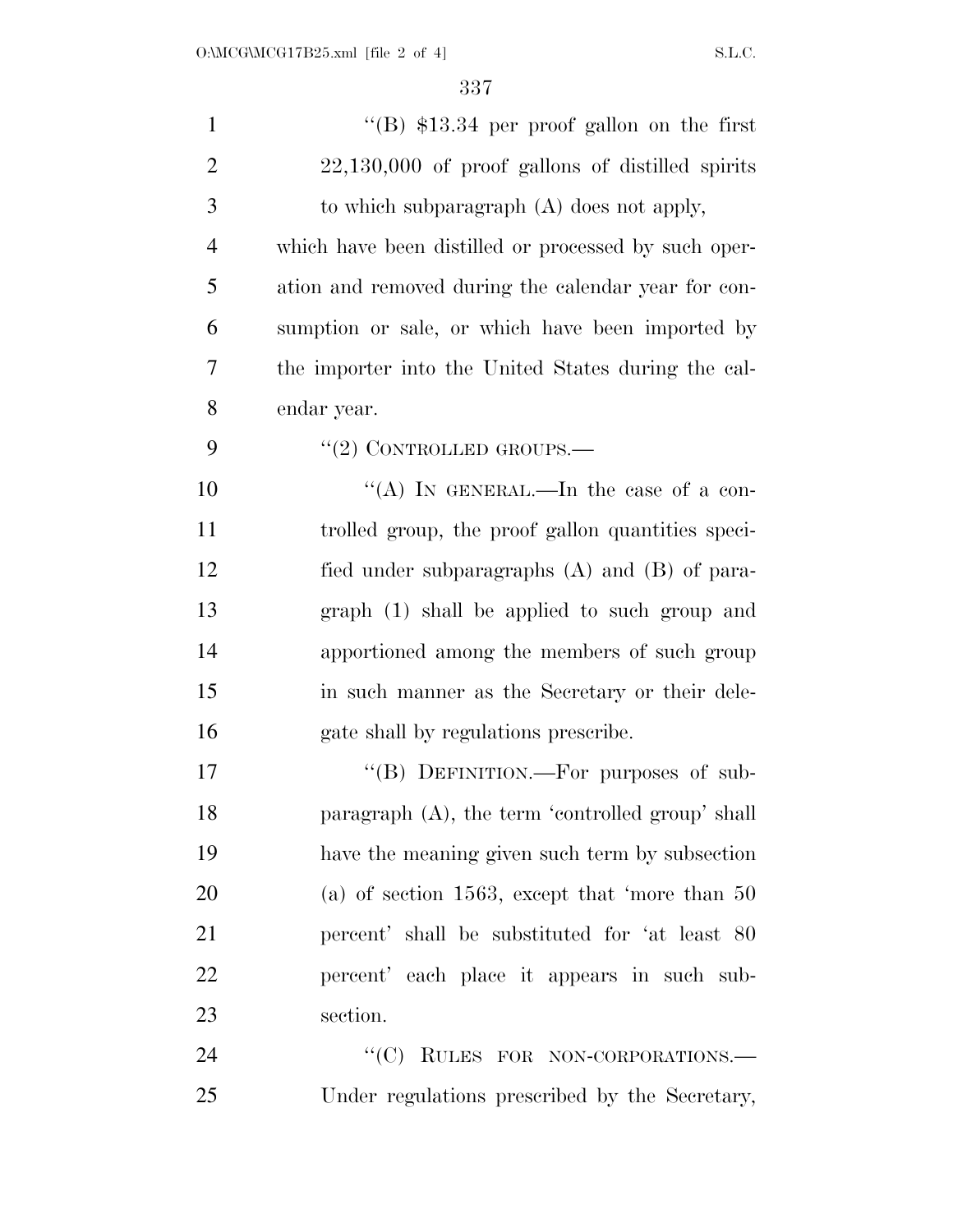"(B) $13.34 per proof gallon on the first 22,130,000 of proof gallons of distilled spirits to which subparagraph (A) does not apply,

which have been distilled or processed by such operation and removed during the calendar year for consumption or sale, or which have been imported by the importer into the United States during the calendar year.

"(2) CONTROLLED GROUPS.—

"(A) IN GENERAL.—In the case of a controlled group, the proof gallon quantities specified under subparagraphs (A) and (B) of paragraph (1) shall be applied to such group and apportioned among the members of such group in such manner as the Secretary or their delegate shall by regulations prescribe.

"(B) DEFINITION.—For purposes of subparagraph (A), the term 'controlled group' shall have the meaning given such term by subsection (a) of section 1563, except that 'more than 50 percent' shall be substituted for 'at least 80 percent' each place it appears in such subsection.

"(C) RULES FOR NON-CORPORATIONS.—Under regulations prescribed by the Secretary,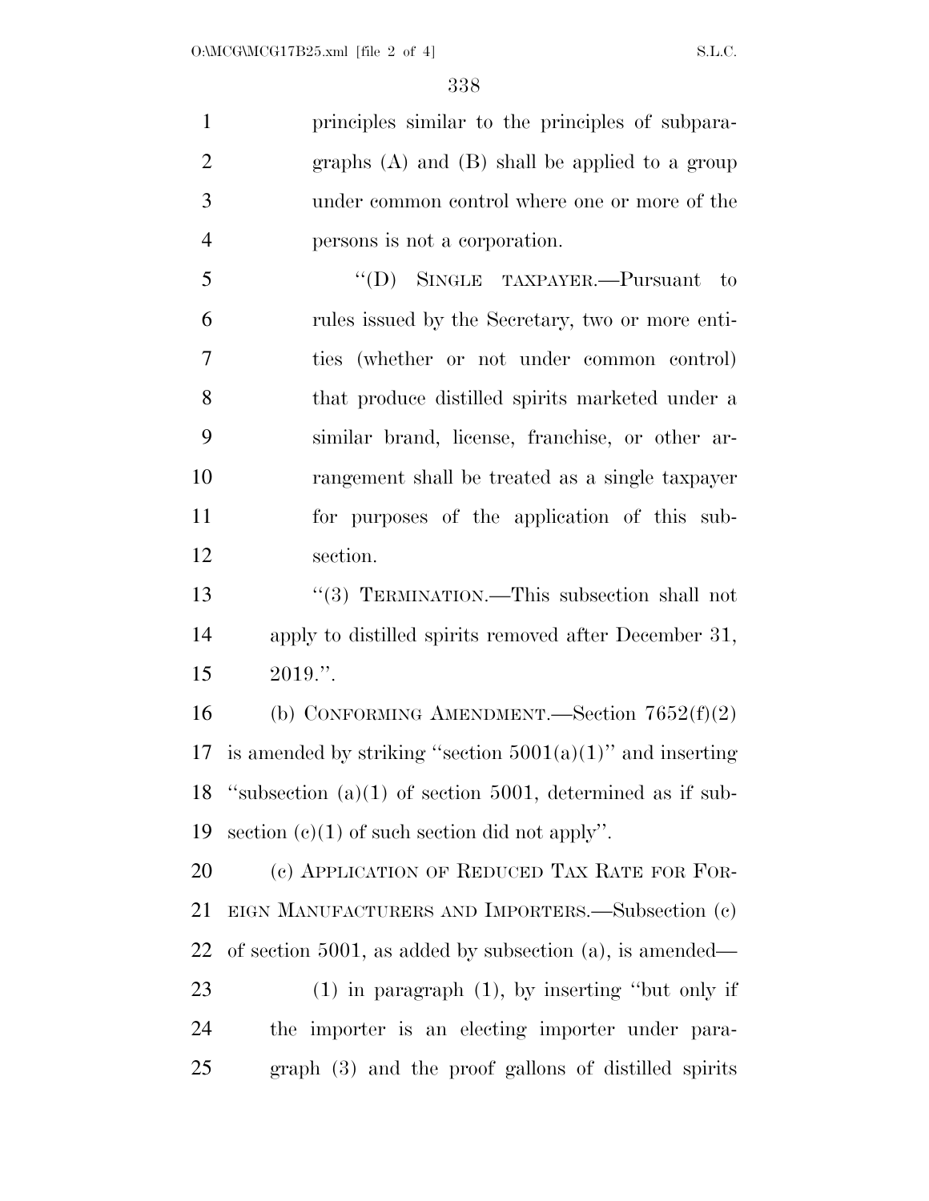principles similar to the principles of subparagraphs (A) and (B) shall be applied to a group under common control where one or more of the persons is not a corporation.

"(D) SINGLE TAXPAYER.—Pursuant to rules issued by the Secretary, two or more entities (whether or not under common control) that produce distilled spirits marketed under a similar brand, license, franchise, or other arrangement shall be treated as a single taxpayer for purposes of the application of this subsection.

"(3) TERMINATION.—This subsection shall not apply to distilled spirits removed after December 31, 2019.".

(b) CONFORMING AMENDMENT.—Section 7652(f)(2) is amended by striking "section 5001(a)(1)" and inserting "subsection (a)(1) of section 5001, determined as if subsection (c)(1) of such section did not apply".

(c) APPLICATION OF REDUCED TAX RATE FOR FOREIGN MANUFACTURERS AND IMPORTERS.—Subsection (c) of section 5001, as added by subsection (a), is amended—

(1) in paragraph (1), by inserting "but only if the importer is an electing importer under paragraph (3) and the proof gallons of distilled spirits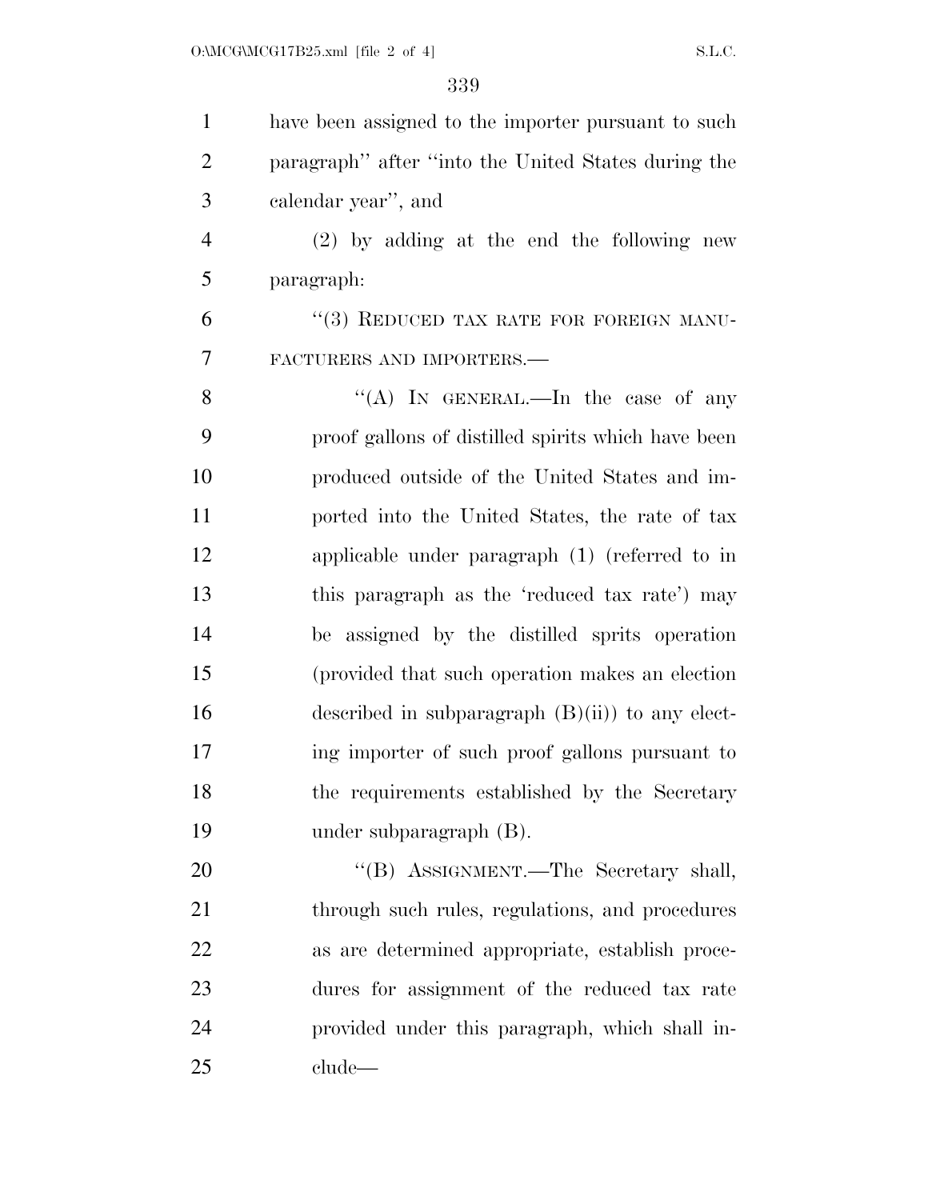have been assigned to the importer pursuant to such paragraph'' after ''into the United States during the calendar year'', and

(2) by adding at the end the following new paragraph:

''(3) REDUCED TAX RATE FOR FOREIGN MANUFACTURERS AND IMPORTERS.—

''(A) IN GENERAL.—In the case of any proof gallons of distilled spirits which have been produced outside of the United States and imported into the United States, the rate of tax applicable under paragraph (1) (referred to in this paragraph as the 'reduced tax rate') may be assigned by the distilled sprits operation (provided that such operation makes an election described in subparagraph (B)(ii)) to any electing importer of such proof gallons pursuant to the requirements established by the Secretary under subparagraph (B).

''(B) ASSIGNMENT.—The Secretary shall, through such rules, regulations, and procedures as are determined appropriate, establish procedures for assignment of the reduced tax rate provided under this paragraph, which shall include—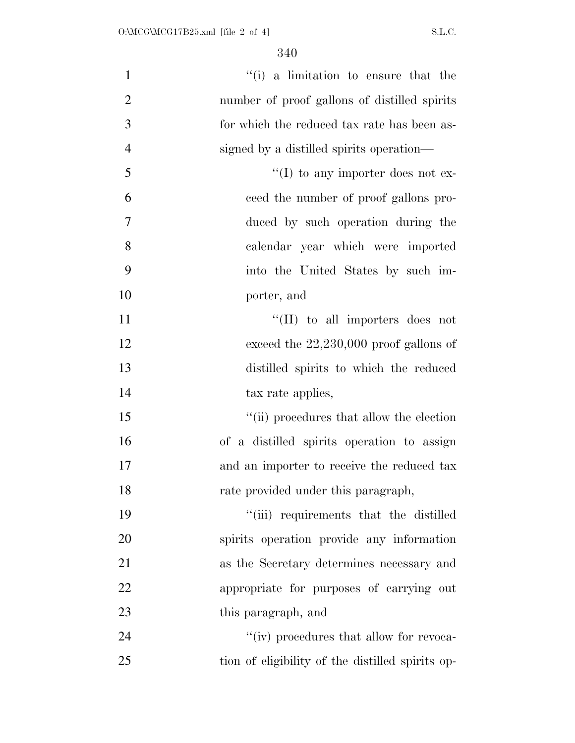"(i) a limitation to ensure that the number of proof gallons of distilled spirits for which the reduced tax rate has been assigned by a distilled spirits operation—

"(I) to any importer does not exceed the number of proof gallons produced by such operation during the calendar year which were imported into the United States by such importer, and

"(II) to all importers does not exceed the 22,230,000 proof gallons of distilled spirits to which the reduced tax rate applies,

"(ii) procedures that allow the election of a distilled spirits operation to assign and an importer to receive the reduced tax rate provided under this paragraph,

"(iii) requirements that the distilled spirits operation provide any information as the Secretary determines necessary and appropriate for purposes of carrying out this paragraph, and

"(iv) procedures that allow for revocation of eligibility of the distilled spirits op-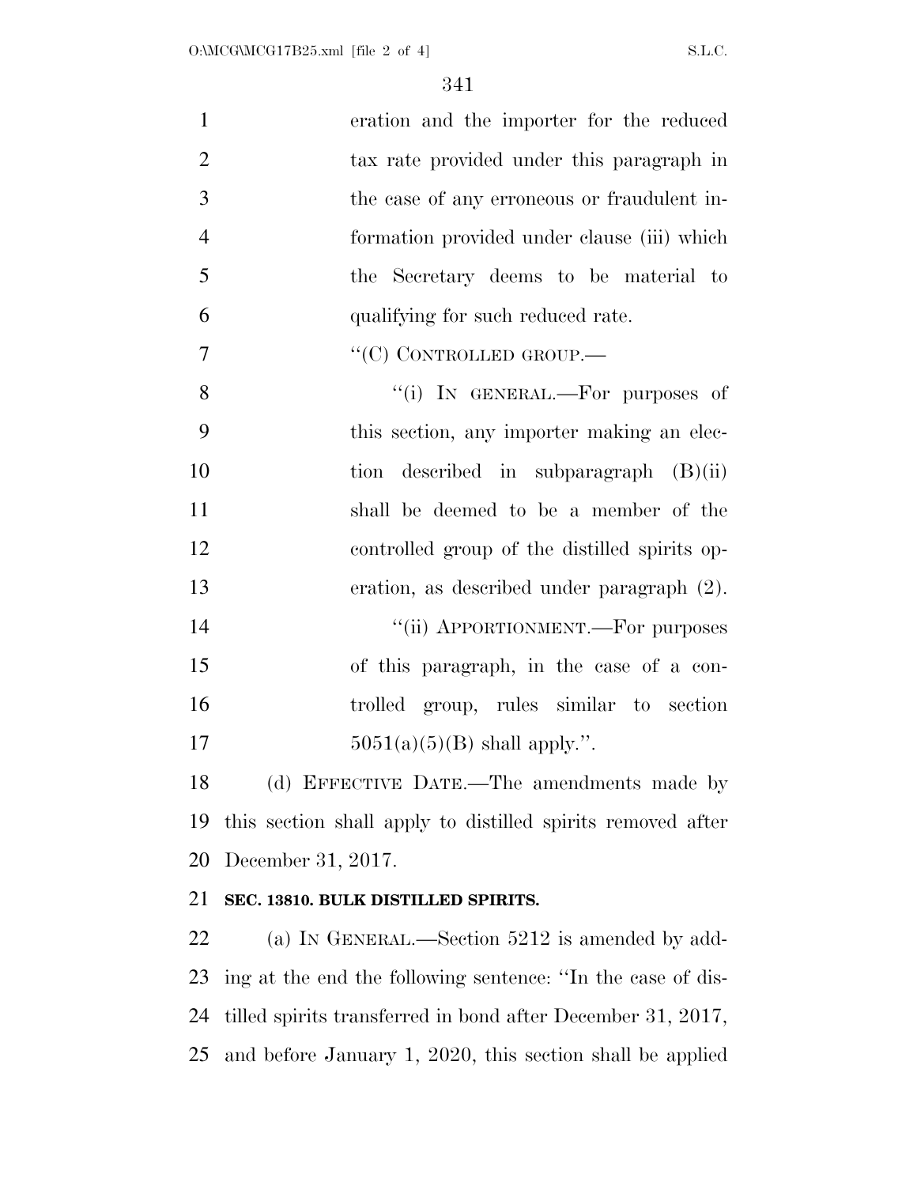eration and the importer for the reduced tax rate provided under this paragraph in the case of any erroneous or fraudulent information provided under clause (iii) which the Secretary deems to be material to qualifying for such reduced rate.

"(C) CONTROLLED GROUP.—

"(i) IN GENERAL.—For purposes of this section, any importer making an election described in subparagraph (B)(ii) shall be deemed to be a member of the controlled group of the distilled spirits operation, as described under paragraph (2).

"(ii) APPORTIONMENT.—For purposes of this paragraph, in the case of a controlled group, rules similar to section 5051(a)(5)(B) shall apply.".

(d) EFFECTIVE DATE.—The amendments made by this section shall apply to distilled spirits removed after December 31, 2017.

**SEC. 13810. BULK DISTILLED SPIRITS.**

(a) IN GENERAL.—Section 5212 is amended by adding at the end the following sentence: "In the case of distilled spirits transferred in bond after December 31, 2017, and before January 1, 2020, this section shall be applied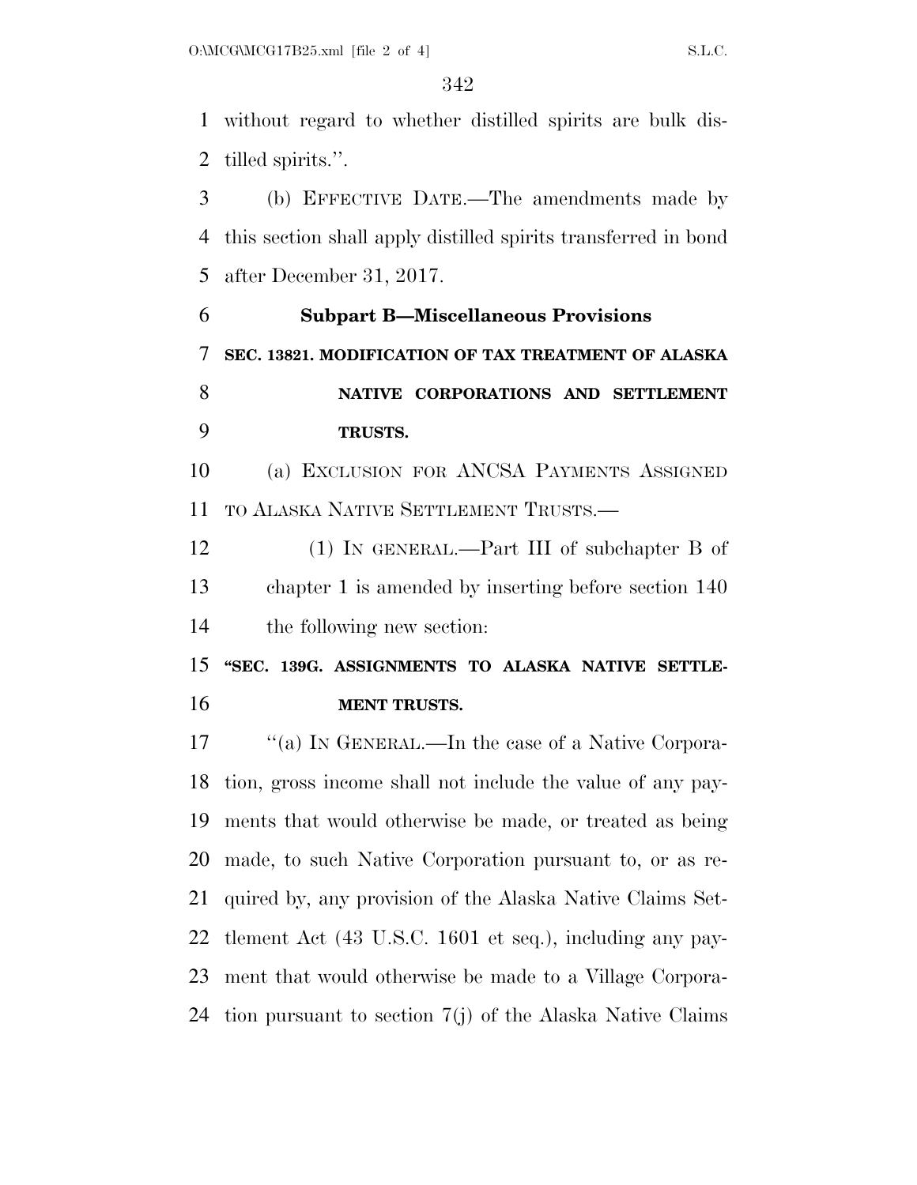without regard to whether distilled spirits are bulk distilled spirits.''.

(b) EFFECTIVE DATE.—The amendments made by this section shall apply distilled spirits transferred in bond after December 31, 2017.

### Subpart B—Miscellaneous Provisions

**SEC. 13821. MODIFICATION OF TAX TREATMENT OF ALASKA NATIVE CORPORATIONS AND SETTLEMENT TRUSTS.**

(a) EXCLUSION FOR ANCSA PAYMENTS ASSIGNED TO ALASKA NATIVE SETTLEMENT TRUSTS.—

(1) IN GENERAL.—Part III of subchapter B of chapter 1 is amended by inserting before section 140 the following new section:

**"SEC. 139G. ASSIGNMENTS TO ALASKA NATIVE SETTLEMENT TRUSTS.**

"(a) IN GENERAL.—In the case of a Native Corporation, gross income shall not include the value of any payments that would otherwise be made, or treated as being made, to such Native Corporation pursuant to, or as required by, any provision of the Alaska Native Claims Settlement Act (43 U.S.C. 1601 et seq.), including any payment that would otherwise be made to a Village Corporation pursuant to section 7(j) of the Alaska Native Claims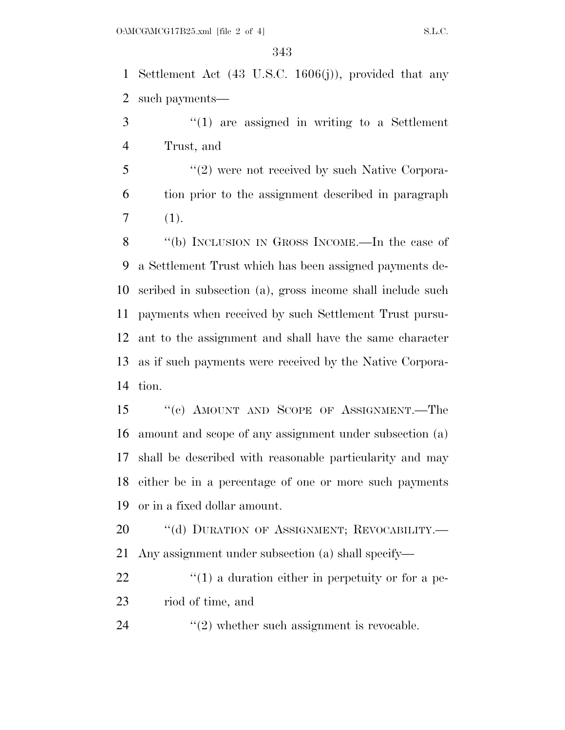Settlement Act (43 U.S.C. 1606(j)), provided that any such payments—

"(1) are assigned in writing to a Settlement Trust, and

"(2) were not received by such Native Corporation prior to the assignment described in paragraph (1).

"(b) INCLUSION IN GROSS INCOME.—In the case of a Settlement Trust which has been assigned payments described in subsection (a), gross income shall include such payments when received by such Settlement Trust pursuant to the assignment and shall have the same character as if such payments were received by the Native Corporation.

"(c) AMOUNT AND SCOPE OF ASSIGNMENT.—The amount and scope of any assignment under subsection (a) shall be described with reasonable particularity and may either be in a percentage of one or more such payments or in a fixed dollar amount.

"(d) DURATION OF ASSIGNMENT; REVOCABILITY.—Any assignment under subsection (a) shall specify—

"(1) a duration either in perpetuity or for a period of time, and

"(2) whether such assignment is revocable.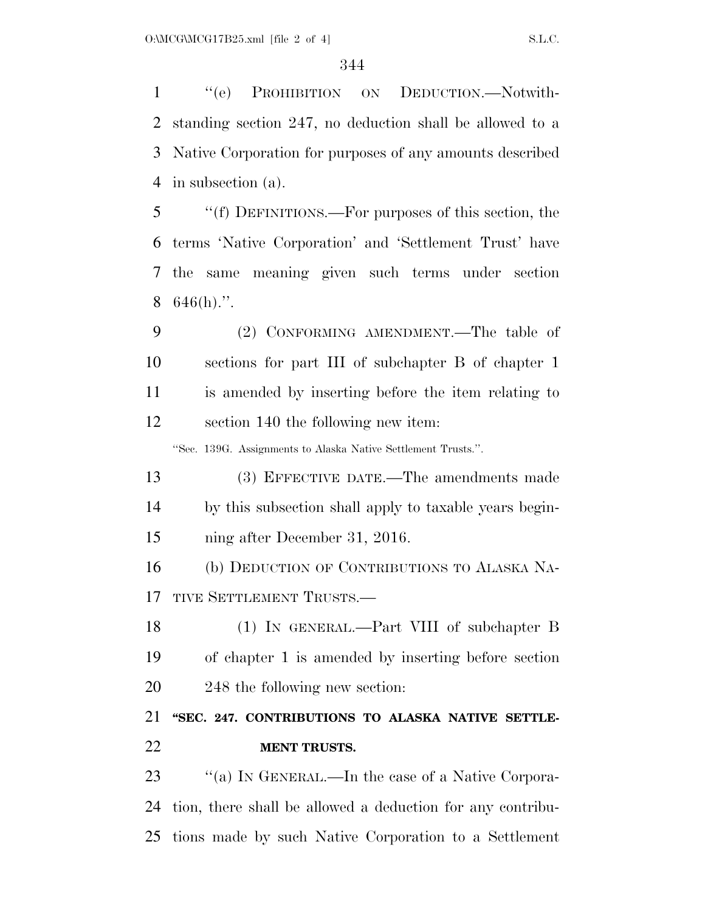"(e) PROHIBITION ON DEDUCTION.—Notwithstanding section 247, no deduction shall be allowed to a Native Corporation for purposes of any amounts described in subsection (a).

"(f) DEFINITIONS.—For purposes of this section, the terms 'Native Corporation' and 'Settlement Trust' have the same meaning given such terms under section 646(h).".

(2) CONFORMING AMENDMENT.—The table of sections for part III of subchapter B of chapter 1 is amended by inserting before the item relating to section 140 the following new item:

"Sec. 139G. Assignments to Alaska Native Settlement Trusts.".

(3) EFFECTIVE DATE.—The amendments made by this subsection shall apply to taxable years beginning after December 31, 2016.

(b) DEDUCTION OF CONTRIBUTIONS TO ALASKA NATIVE SETTLEMENT TRUSTS.—

(1) IN GENERAL.—Part VIII of subchapter B of chapter 1 is amended by inserting before section 248 the following new section:

**"SEC. 247. CONTRIBUTIONS TO ALASKA NATIVE SETTLEMENT TRUSTS.**

"(a) IN GENERAL.—In the case of a Native Corporation, there shall be allowed a deduction for any contributions made by such Native Corporation to a Settlement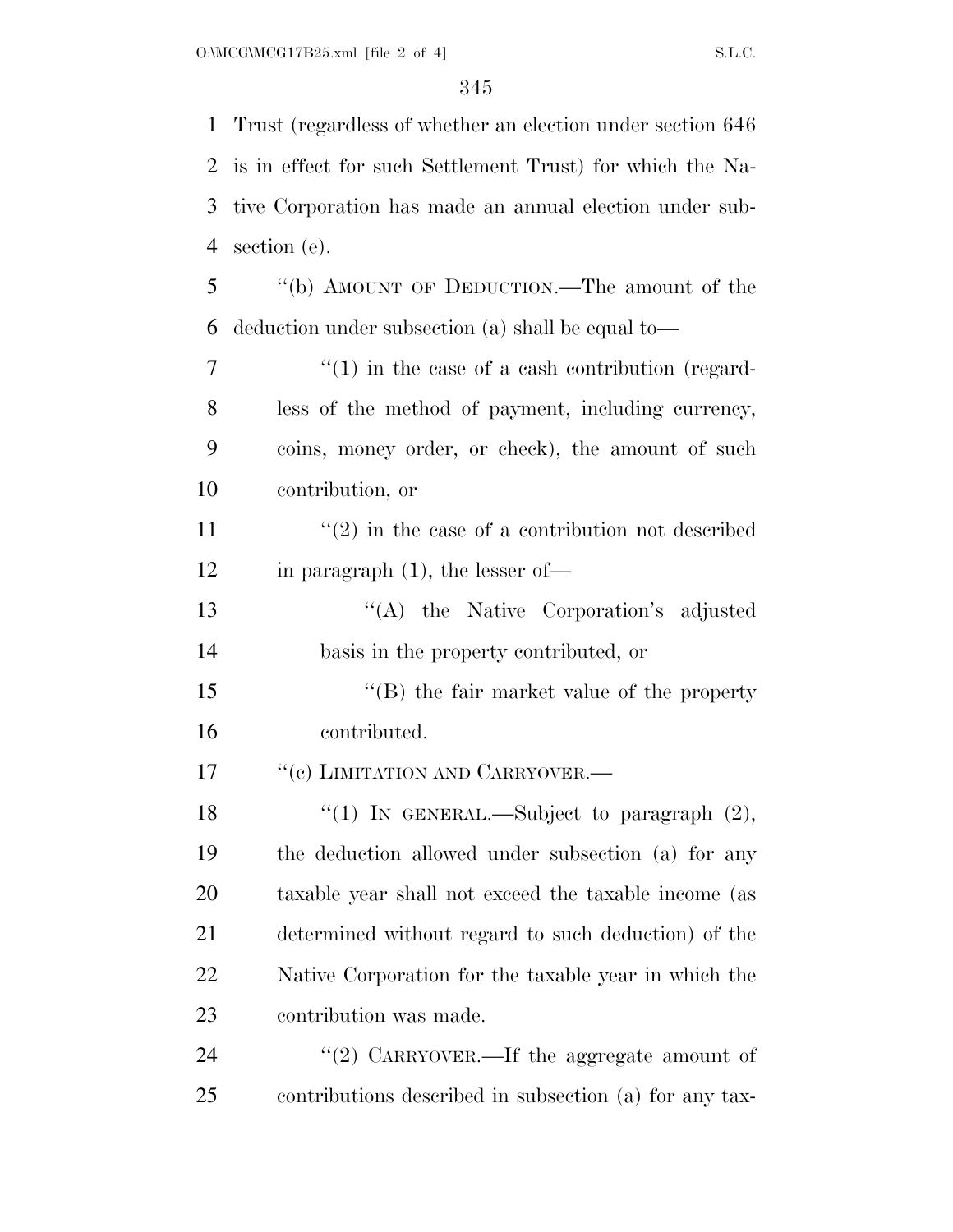Trust (regardless of whether an election under section 646 is in effect for such Settlement Trust) for which the Native Corporation has made an annual election under subsection (e).

''(b) AMOUNT OF DEDUCTION.—The amount of the deduction under subsection (a) shall be equal to—

''(1) in the case of a cash contribution (regardless of the method of payment, including currency, coins, money order, or check), the amount of such contribution, or

''(2) in the case of a contribution not described in paragraph (1), the lesser of—

''(A) the Native Corporation's adjusted basis in the property contributed, or

''(B) the fair market value of the property contributed.

''(c) LIMITATION AND CARRYOVER.—

''(1) IN GENERAL.—Subject to paragraph (2), the deduction allowed under subsection (a) for any taxable year shall not exceed the taxable income (as determined without regard to such deduction) of the Native Corporation for the taxable year in which the contribution was made.

''(2) CARRYOVER.—If the aggregate amount of contributions described in subsection (a) for any tax-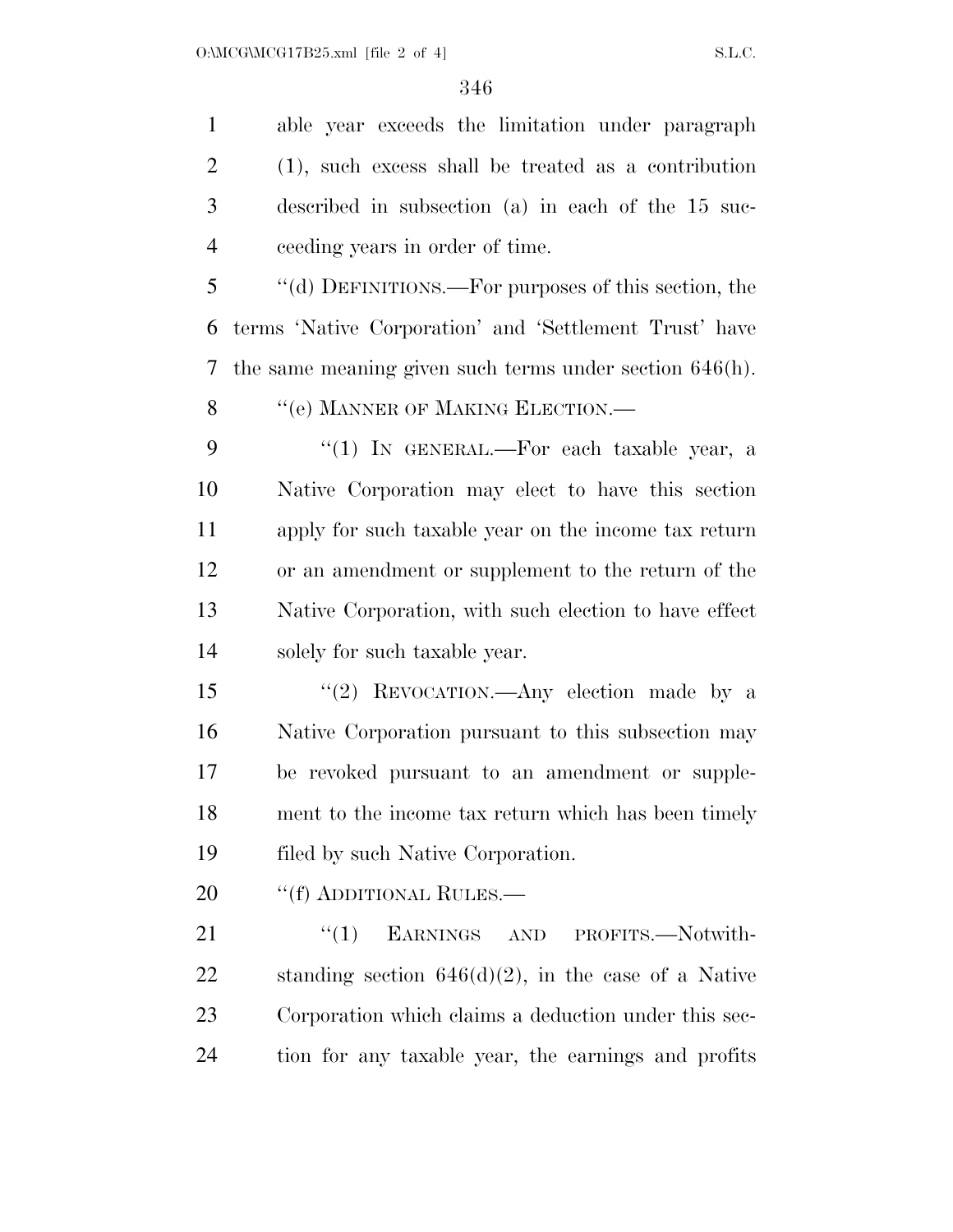able year exceeds the limitation under paragraph (1), such excess shall be treated as a contribution described in subsection (a) in each of the 15 succeeding years in order of time.

''(d) DEFINITIONS.—For purposes of this section, the terms 'Native Corporation' and 'Settlement Trust' have the same meaning given such terms under section 646(h).

''(e) MANNER OF MAKING ELECTION.—

''(1) IN GENERAL.—For each taxable year, a Native Corporation may elect to have this section apply for such taxable year on the income tax return or an amendment or supplement to the return of the Native Corporation, with such election to have effect solely for such taxable year.

''(2) REVOCATION.—Any election made by a Native Corporation pursuant to this subsection may be revoked pursuant to an amendment or supplement to the income tax return which has been timely filed by such Native Corporation.

''(f) ADDITIONAL RULES.—

''(1) EARNINGS AND PROFITS.—Notwithstanding section 646(d)(2), in the case of a Native Corporation which claims a deduction under this section for any taxable year, the earnings and profits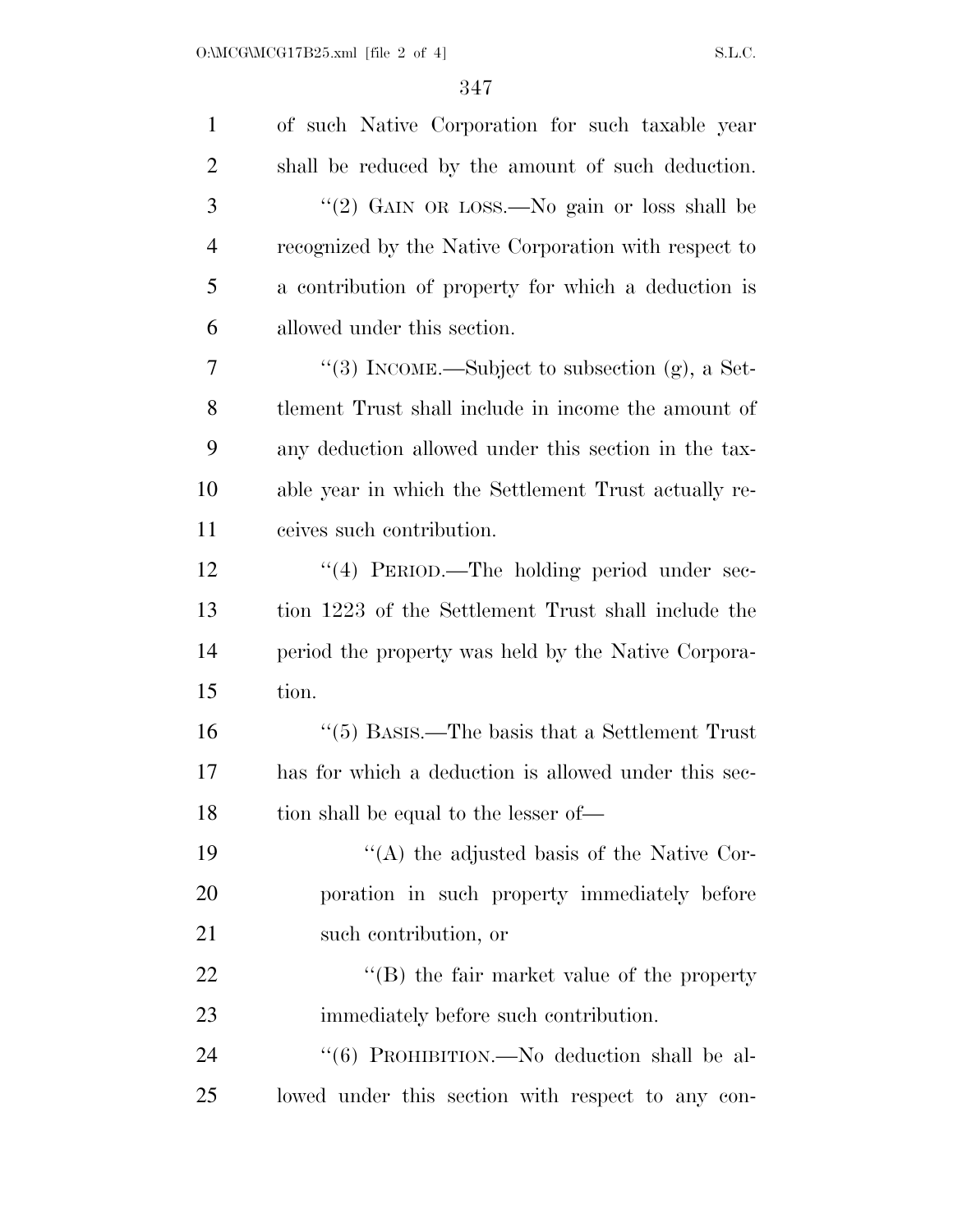of such Native Corporation for such taxable year shall be reduced by the amount of such deduction.

"(2) GAIN OR LOSS.—No gain or loss shall be recognized by the Native Corporation with respect to a contribution of property for which a deduction is allowed under this section.

"(3) INCOME.—Subject to subsection (g), a Settlement Trust shall include in income the amount of any deduction allowed under this section in the taxable year in which the Settlement Trust actually receives such contribution.

"(4) PERIOD.—The holding period under section 1223 of the Settlement Trust shall include the period the property was held by the Native Corporation.

"(5) BASIS.—The basis that a Settlement Trust has for which a deduction is allowed under this section shall be equal to the lesser of—

"(A) the adjusted basis of the Native Corporation in such property immediately before such contribution, or

"(B) the fair market value of the property immediately before such contribution.

"(6) PROHIBITION.—No deduction shall be allowed under this section with respect to any con-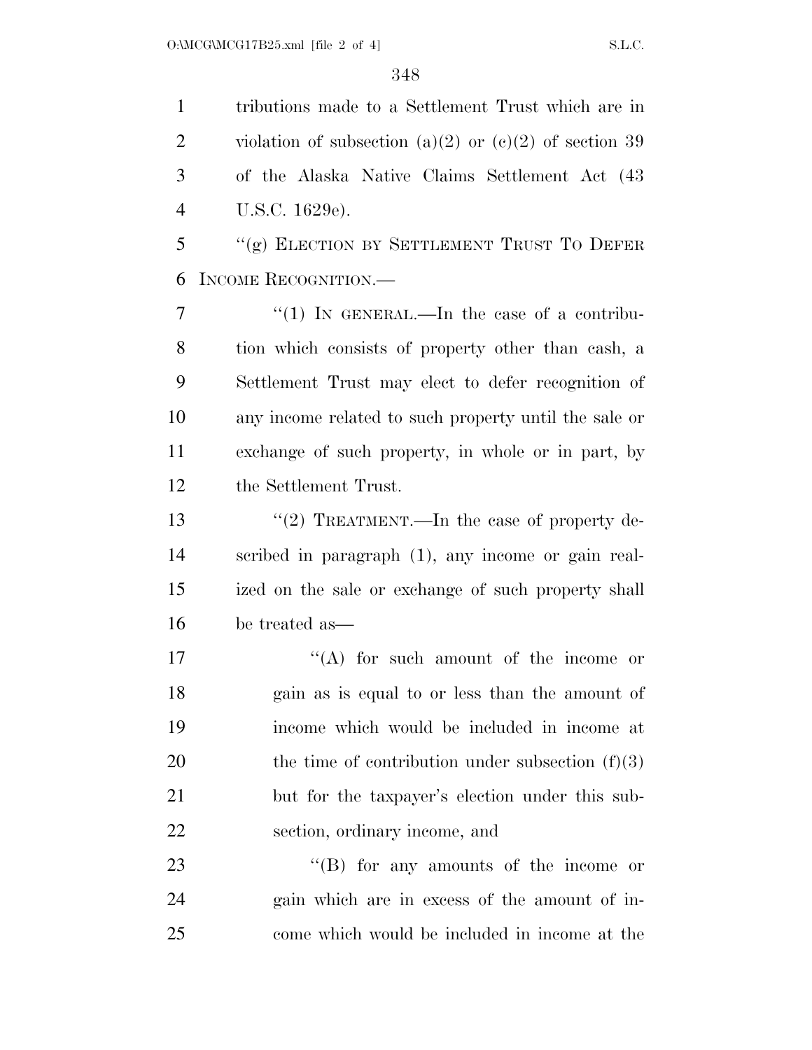tributions made to a Settlement Trust which are in violation of subsection (a)(2) or (c)(2) of section 39 of the Alaska Native Claims Settlement Act (43 U.S.C. 1629e).

"(g) ELECTION BY SETTLEMENT TRUST TO DEFER INCOME RECOGNITION.—

"(1) IN GENERAL.—In the case of a contribution which consists of property other than cash, a Settlement Trust may elect to defer recognition of any income related to such property until the sale or exchange of such property, in whole or in part, by the Settlement Trust.

"(2) TREATMENT.—In the case of property described in paragraph (1), any income or gain realized on the sale or exchange of such property shall be treated as—

"(A) for such amount of the income or gain as is equal to or less than the amount of income which would be included in income at the time of contribution under subsection (f)(3) but for the taxpayer's election under this subsection, ordinary income, and

"(B) for any amounts of the income or gain which are in excess of the amount of income which would be included in income at the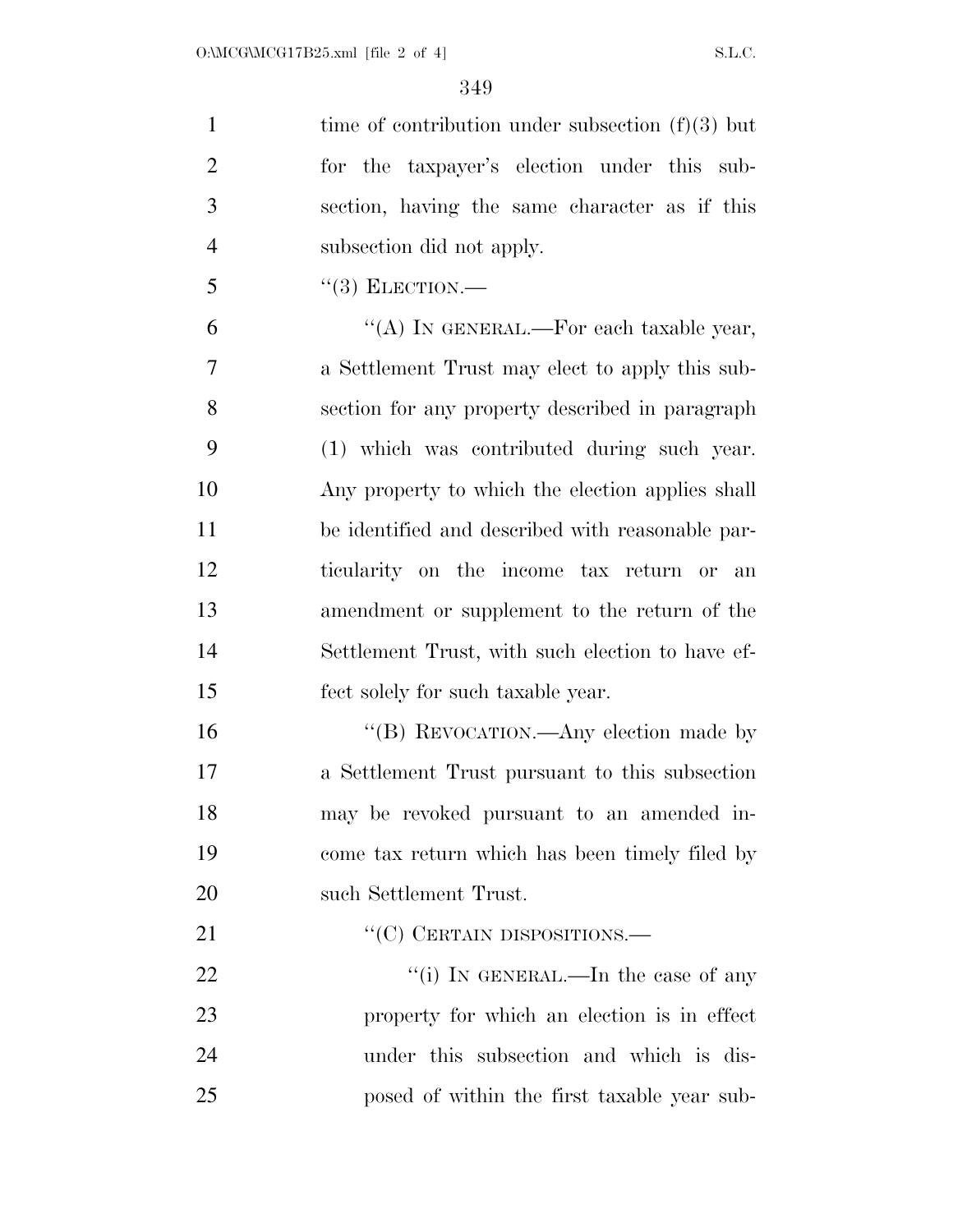time of contribution under subsection (f)(3) but for the taxpayer's election under this subsection, having the same character as if this subsection did not apply.

"(3) ELECTION.—

"(A) IN GENERAL.—For each taxable year, a Settlement Trust may elect to apply this subsection for any property described in paragraph (1) which was contributed during such year. Any property to which the election applies shall be identified and described with reasonable particularity on the income tax return or an amendment or supplement to the return of the Settlement Trust, with such election to have effect solely for such taxable year.

"(B) REVOCATION.—Any election made by a Settlement Trust pursuant to this subsection may be revoked pursuant to an amended income tax return which has been timely filed by such Settlement Trust.

"(C) CERTAIN DISPOSITIONS.—

"(i) IN GENERAL.—In the case of any property for which an election is in effect under this subsection and which is disposed of within the first taxable year sub-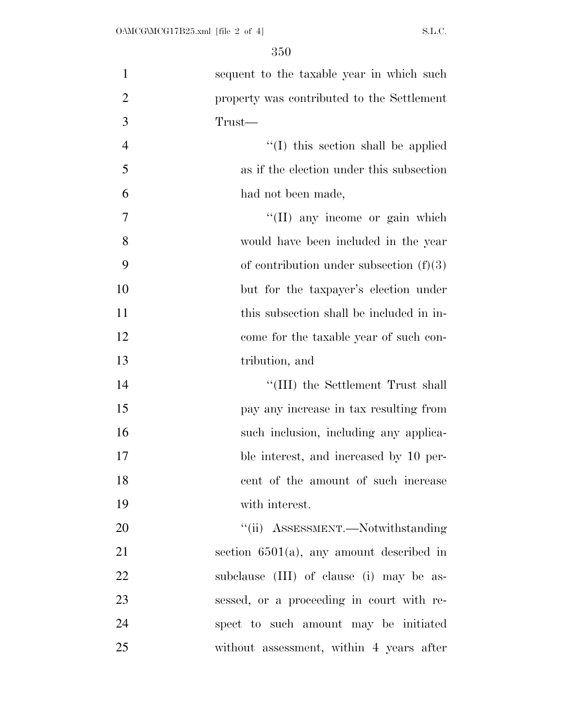sequent to the taxable year in which such property was contributed to the Settlement Trust—

"(I) this section shall be applied as if the election under this subsection had not been made,

"(II) any income or gain which would have been included in the year of contribution under subsection (f)(3) but for the taxpayer's election under this subsection shall be included in income for the taxable year of such contribution, and

"(III) the Settlement Trust shall pay any increase in tax resulting from such inclusion, including any applicable interest, and increased by 10 percent of the amount of such increase with interest.

"(ii) ASSESSMENT.—Notwithstanding section 6501(a), any amount described in subclause (III) of clause (i) may be assessed, or a proceeding in court with respect to such amount may be initiated without assessment, within 4 years after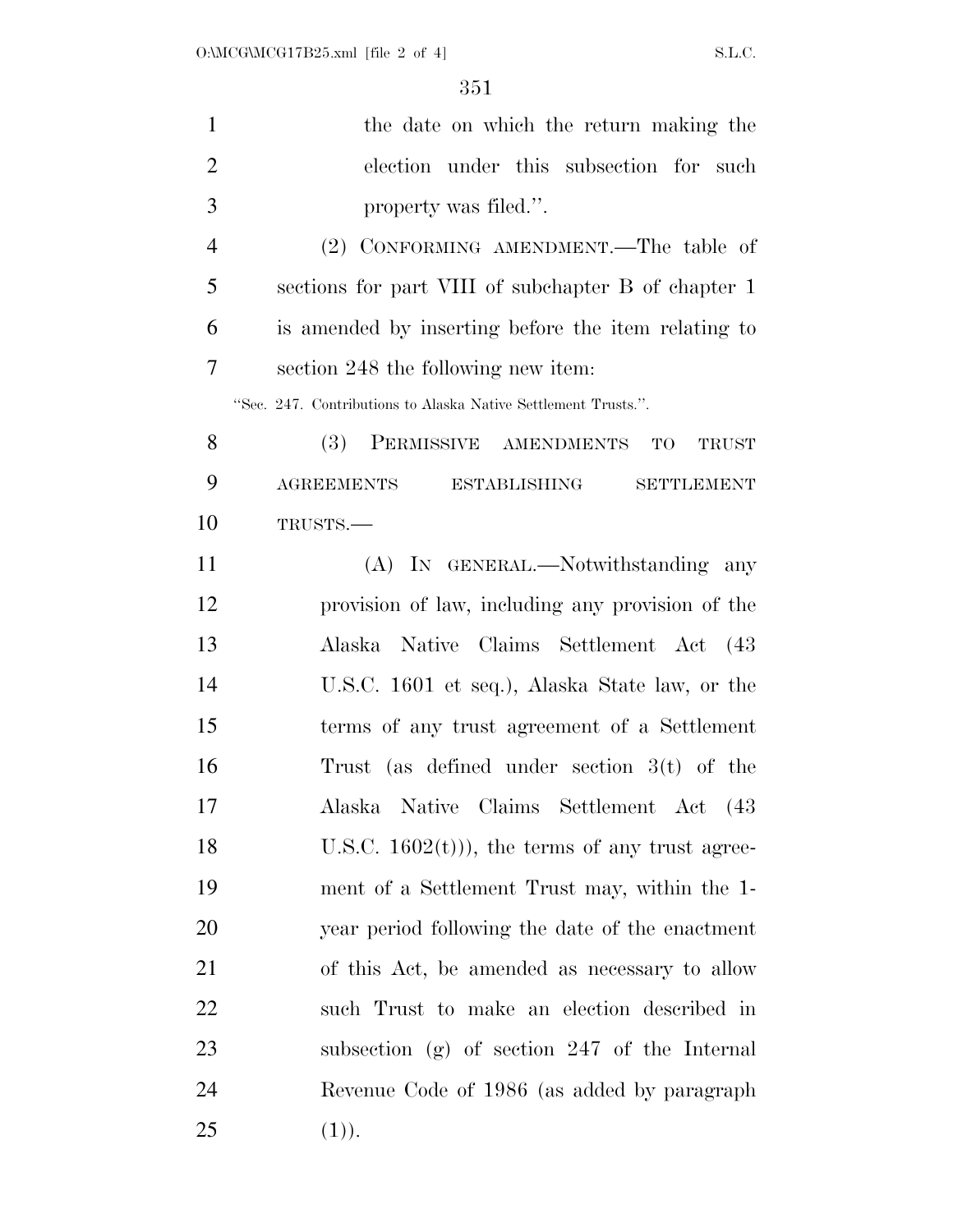the date on which the return making the election under this subsection for such property was filed.''.

(2) CONFORMING AMENDMENT.—The table of sections for part VIII of subchapter B of chapter 1 is amended by inserting before the item relating to section 248 the following new item:

``Sec. 247. Contributions to Alaska Native Settlement Trusts.''.

(3) PERMISSIVE AMENDMENTS TO TRUST AGREEMENTS ESTABLISHING SETTLEMENT TRUSTS.—

(A) IN GENERAL.—Notwithstanding any provision of law, including any provision of the Alaska Native Claims Settlement Act (43 U.S.C. 1601 et seq.), Alaska State law, or the terms of any trust agreement of a Settlement Trust (as defined under section 3(t) of the Alaska Native Claims Settlement Act (43 U.S.C. 1602(t))), the terms of any trust agreement of a Settlement Trust may, within the 1-year period following the date of the enactment of this Act, be amended as necessary to allow such Trust to make an election described in subsection (g) of section 247 of the Internal Revenue Code of 1986 (as added by paragraph (1)).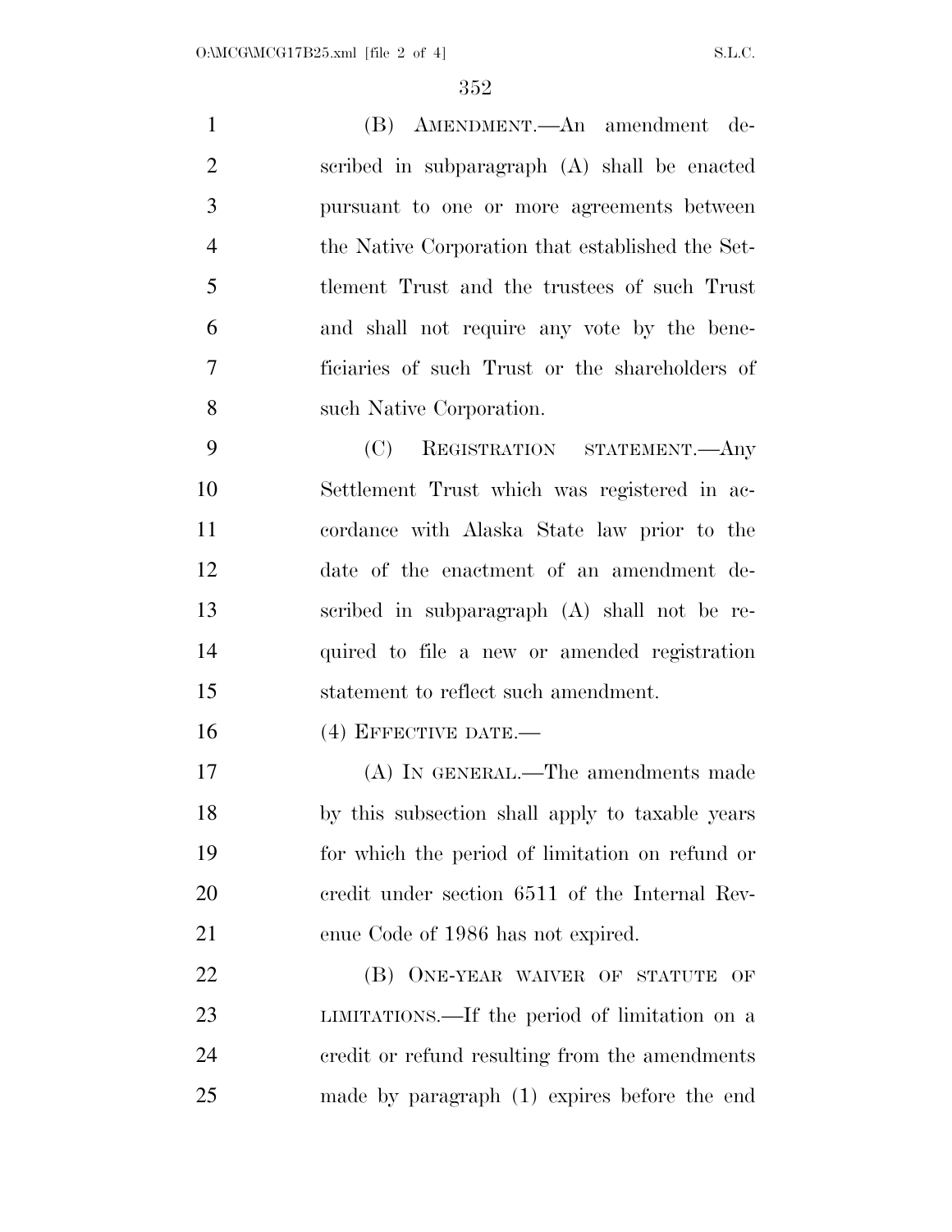(B) AMENDMENT.—An amendment described in subparagraph (A) shall be enacted pursuant to one or more agreements between the Native Corporation that established the Settlement Trust and the trustees of such Trust and shall not require any vote by the beneficiaries of such Trust or the shareholders of such Native Corporation.

(C) REGISTRATION STATEMENT.—Any Settlement Trust which was registered in accordance with Alaska State law prior to the date of the enactment of an amendment described in subparagraph (A) shall not be required to file a new or amended registration statement to reflect such amendment.

(4) EFFECTIVE DATE.—

(A) IN GENERAL.—The amendments made by this subsection shall apply to taxable years for which the period of limitation on refund or credit under section 6511 of the Internal Revenue Code of 1986 has not expired.

(B) ONE-YEAR WAIVER OF STATUTE OF LIMITATIONS.—If the period of limitation on a credit or refund resulting from the amendments made by paragraph (1) expires before the end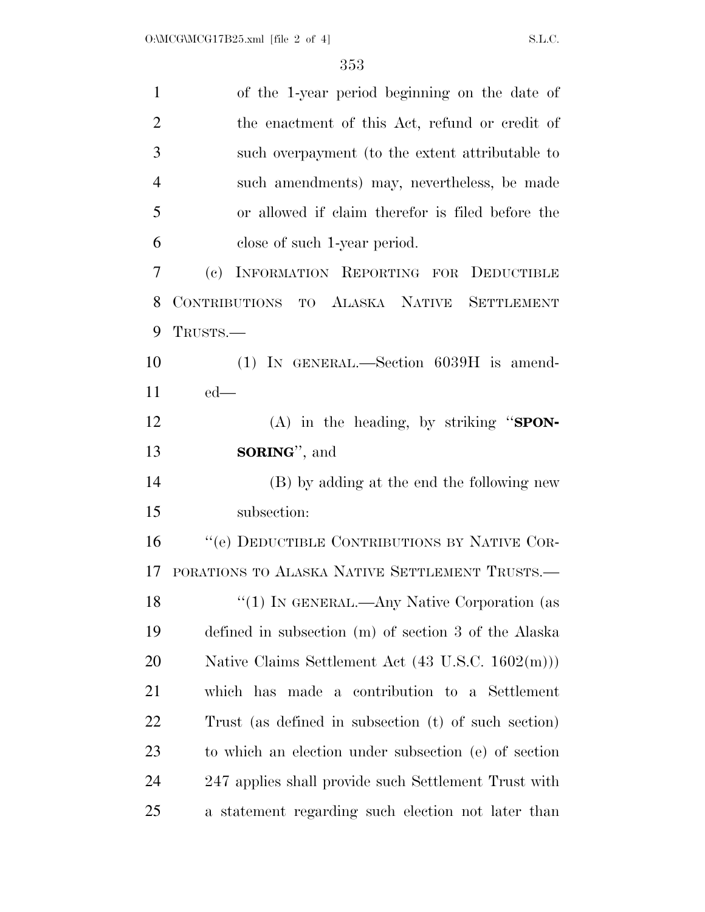of the 1-year period beginning on the date of the enactment of this Act, refund or credit of such overpayment (to the extent attributable to such amendments) may, nevertheless, be made or allowed if claim therefor is filed before the close of such 1-year period.

(c) INFORMATION REPORTING FOR DEDUCTIBLE CONTRIBUTIONS TO ALASKA NATIVE SETTLEMENT TRUSTS.—

(1) IN GENERAL.—Section 6039H is amended—

(A) in the heading, by striking "**SPONSORING**", and

(B) by adding at the end the following new subsection:

"(e) DEDUCTIBLE CONTRIBUTIONS BY NATIVE CORPORATIONS TO ALASKA NATIVE SETTLEMENT TRUSTS.—

"(1) IN GENERAL.—Any Native Corporation (as defined in subsection (m) of section 3 of the Alaska Native Claims Settlement Act (43 U.S.C. 1602(m))) which has made a contribution to a Settlement Trust (as defined in subsection (t) of such section) to which an election under subsection (e) of section 247 applies shall provide such Settlement Trust with a statement regarding such election not later than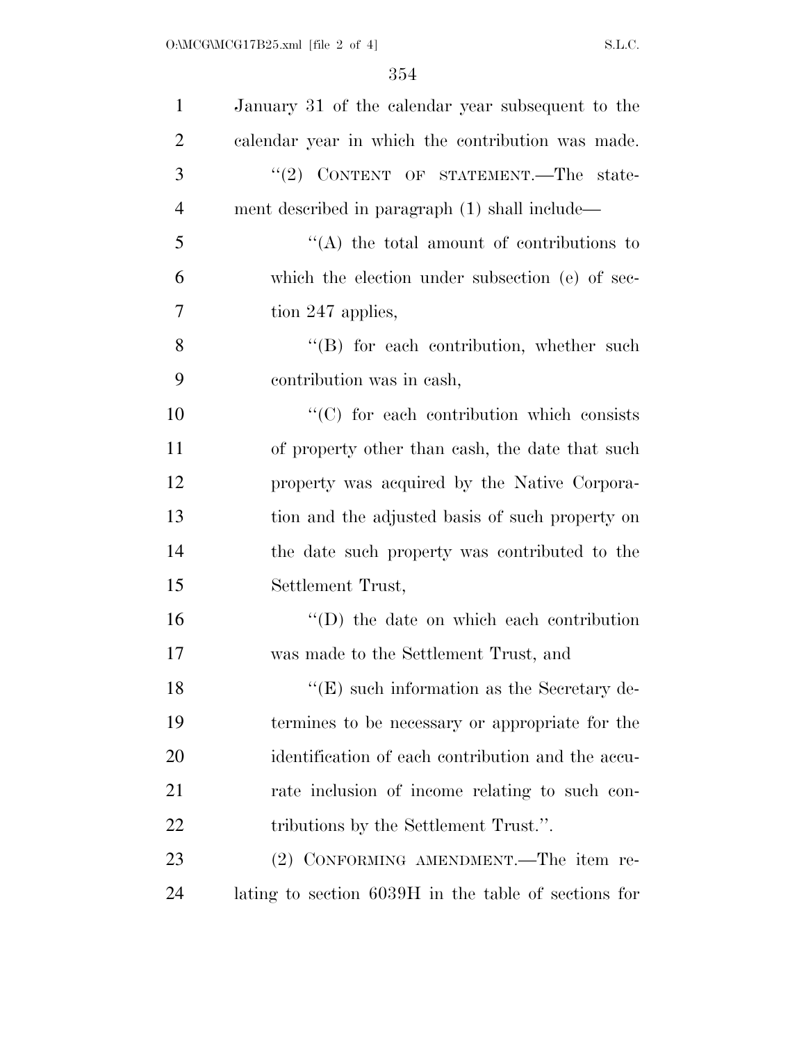January 31 of the calendar year subsequent to the calendar year in which the contribution was made.

''(2) CONTENT OF STATEMENT.—The statement described in paragraph (1) shall include—

''(A) the total amount of contributions to which the election under subsection (e) of section 247 applies,

''(B) for each contribution, whether such contribution was in cash,

''(C) for each contribution which consists of property other than cash, the date that such property was acquired by the Native Corporation and the adjusted basis of such property on the date such property was contributed to the Settlement Trust,

''(D) the date on which each contribution was made to the Settlement Trust, and

''(E) such information as the Secretary determines to be necessary or appropriate for the identification of each contribution and the accurate inclusion of income relating to such contributions by the Settlement Trust.''.

(2) CONFORMING AMENDMENT.—The item relating to section 6039H in the table of sections for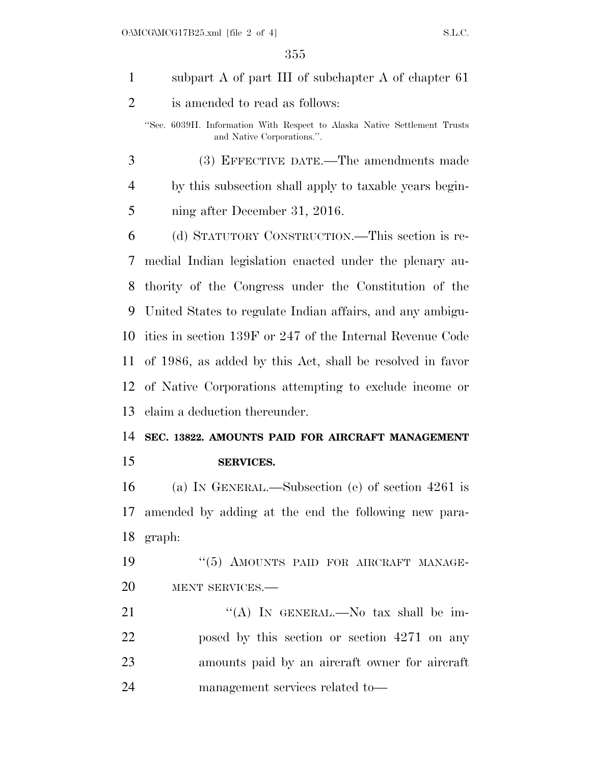subpart A of part III of subchapter A of chapter 61 is amended to read as follows:

"Sec. 6039H. Information With Respect to Alaska Native Settlement Trusts and Native Corporations.".

(3) EFFECTIVE DATE.—The amendments made by this subsection shall apply to taxable years beginning after December 31, 2016.

(d) STATUTORY CONSTRUCTION.—This section is remedial Indian legislation enacted under the plenary authority of the Congress under the Constitution of the United States to regulate Indian affairs, and any ambiguities in section 139F or 247 of the Internal Revenue Code of 1986, as added by this Act, shall be resolved in favor of Native Corporations attempting to exclude income or claim a deduction thereunder.

**SEC. 13822. AMOUNTS PAID FOR AIRCRAFT MANAGEMENT SERVICES.**

(a) IN GENERAL.—Subsection (e) of section 4261 is amended by adding at the end the following new paragraph:

"(5) AMOUNTS PAID FOR AIRCRAFT MANAGEMENT SERVICES.—

"(A) IN GENERAL.—No tax shall be imposed by this section or section 4271 on any amounts paid by an aircraft owner for aircraft management services related to—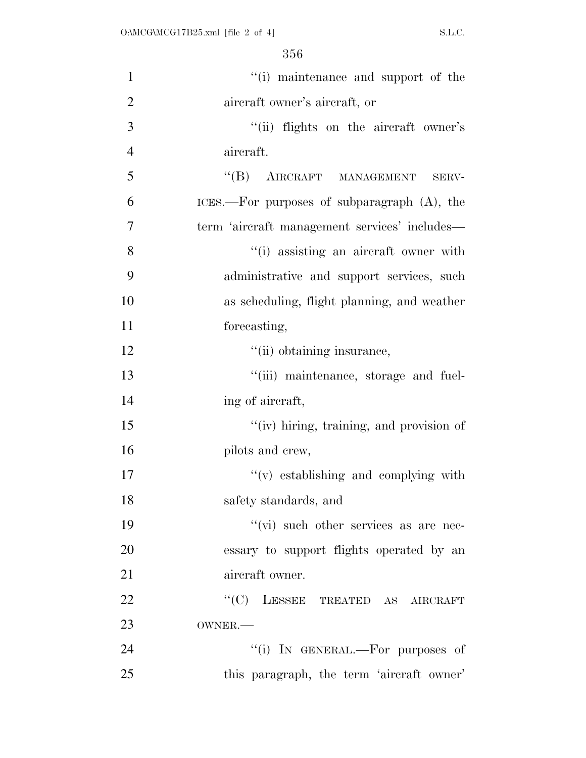"(i) maintenance and support of the aircraft owner's aircraft, or

"(ii) flights on the aircraft owner's aircraft.

"(B) AIRCRAFT MANAGEMENT SERVICES.—For purposes of subparagraph (A), the term 'aircraft management services' includes—

"(i) assisting an aircraft owner with administrative and support services, such as scheduling, flight planning, and weather forecasting,

"(ii) obtaining insurance,

"(iii) maintenance, storage and fueling of aircraft,

"(iv) hiring, training, and provision of pilots and crew,

"(v) establishing and complying with safety standards, and

"(vi) such other services as are necessary to support flights operated by an aircraft owner.

"(C) LESSEE TREATED AS AIRCRAFT OWNER.—

"(i) IN GENERAL.—For purposes of this paragraph, the term 'aircraft owner'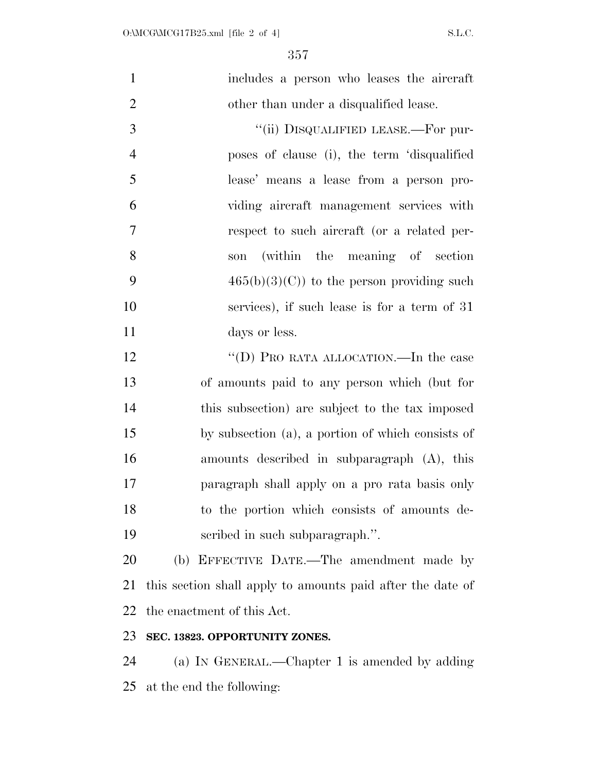includes a person who leases the aircraft other than under a disqualified lease.

"(ii) DISQUALIFIED LEASE.—For purposes of clause (i), the term 'disqualified lease' means a lease from a person providing aircraft management services with respect to such aircraft (or a related person (within the meaning of section 465(b)(3)(C)) to the person providing such services), if such lease is for a term of 31 days or less.

"(D) PRO RATA ALLOCATION.—In the case of amounts paid to any person which (but for this subsection) are subject to the tax imposed by subsection (a), a portion of which consists of amounts described in subparagraph (A), this paragraph shall apply on a pro rata basis only to the portion which consists of amounts described in such subparagraph.".

(b) EFFECTIVE DATE.—The amendment made by this section shall apply to amounts paid after the date of the enactment of this Act.

**SEC. 13823. OPPORTUNITY ZONES.**

(a) IN GENERAL.—Chapter 1 is amended by adding at the end the following: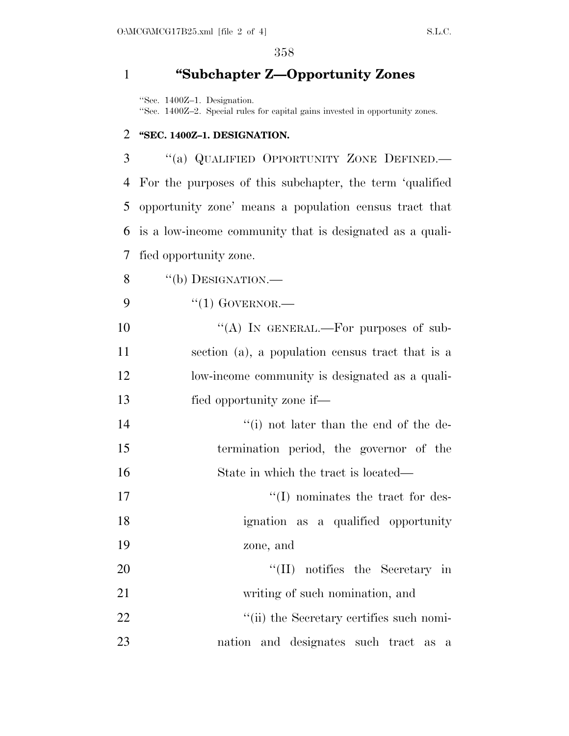## "Subchapter Z—Opportunity Zones

"Sec. 1400Z–1. Designation.
"Sec. 1400Z–2. Special rules for capital gains invested in opportunity zones.

### "SEC. 1400Z–1. DESIGNATION.

"(a) QUALIFIED OPPORTUNITY ZONE DEFINED.—For the purposes of this subchapter, the term 'qualified opportunity zone' means a population census tract that is a low-income community that is designated as a qualified opportunity zone.

"(b) DESIGNATION.—

"(1) GOVERNOR.—

"(A) IN GENERAL.—For purposes of subsection (a), a population census tract that is a low-income community is designated as a qualified opportunity zone if—

"(i) not later than the end of the determination period, the governor of the State in which the tract is located—

"(I) nominates the tract for designation as a qualified opportunity zone, and

"(II) notifies the Secretary in writing of such nomination, and

"(ii) the Secretary certifies such nomination and designates such tract as a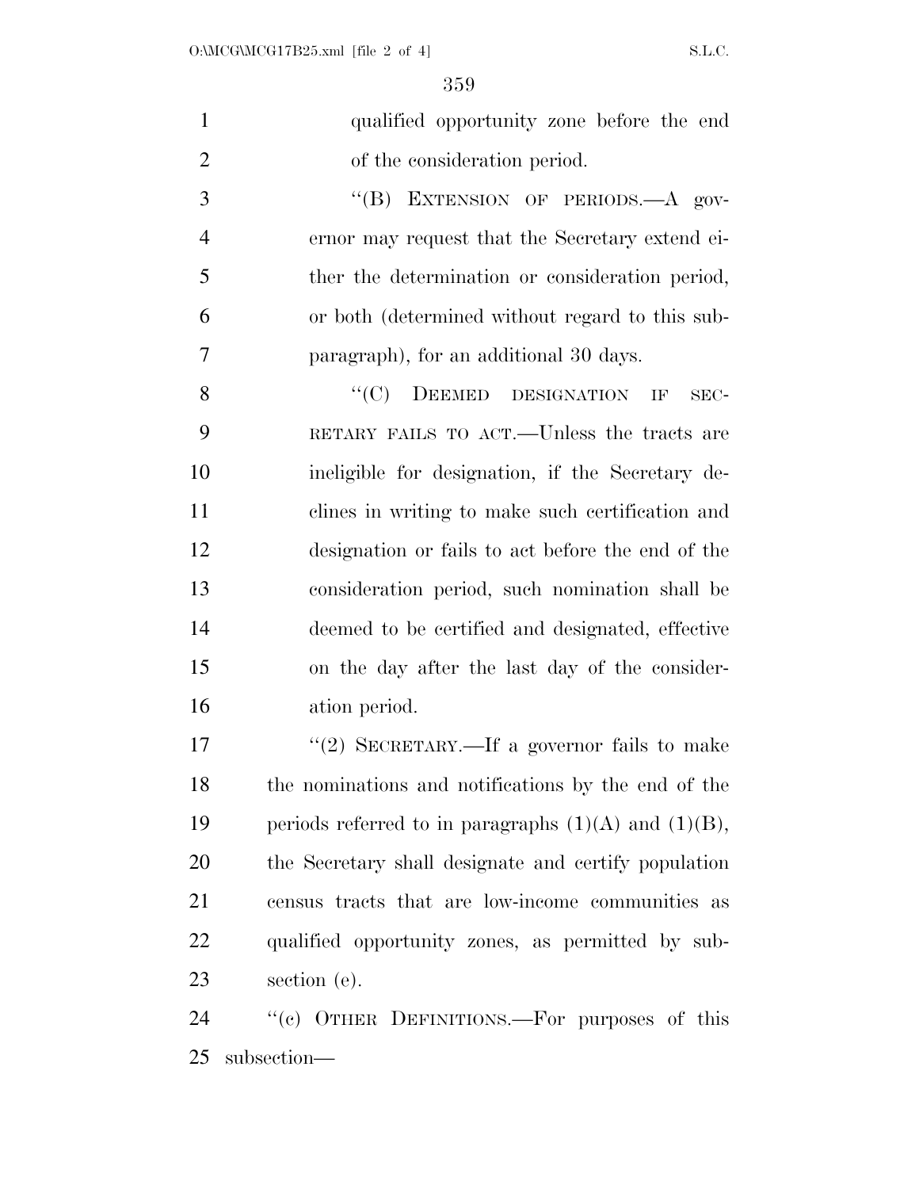qualified opportunity zone before the end of the consideration period.

"(B) EXTENSION OF PERIODS.—A governor may request that the Secretary extend either the determination or consideration period, or both (determined without regard to this subparagraph), for an additional 30 days.

"(C) DEEMED DESIGNATION IF SECRETARY FAILS TO ACT.—Unless the tracts are ineligible for designation, if the Secretary declines in writing to make such certification and designation or fails to act before the end of the consideration period, such nomination shall be deemed to be certified and designated, effective on the day after the last day of the consideration period.

"(2) SECRETARY.—If a governor fails to make the nominations and notifications by the end of the periods referred to in paragraphs (1)(A) and (1)(B), the Secretary shall designate and certify population census tracts that are low-income communities as qualified opportunity zones, as permitted by subsection (e).

"(c) OTHER DEFINITIONS.—For purposes of this subsection—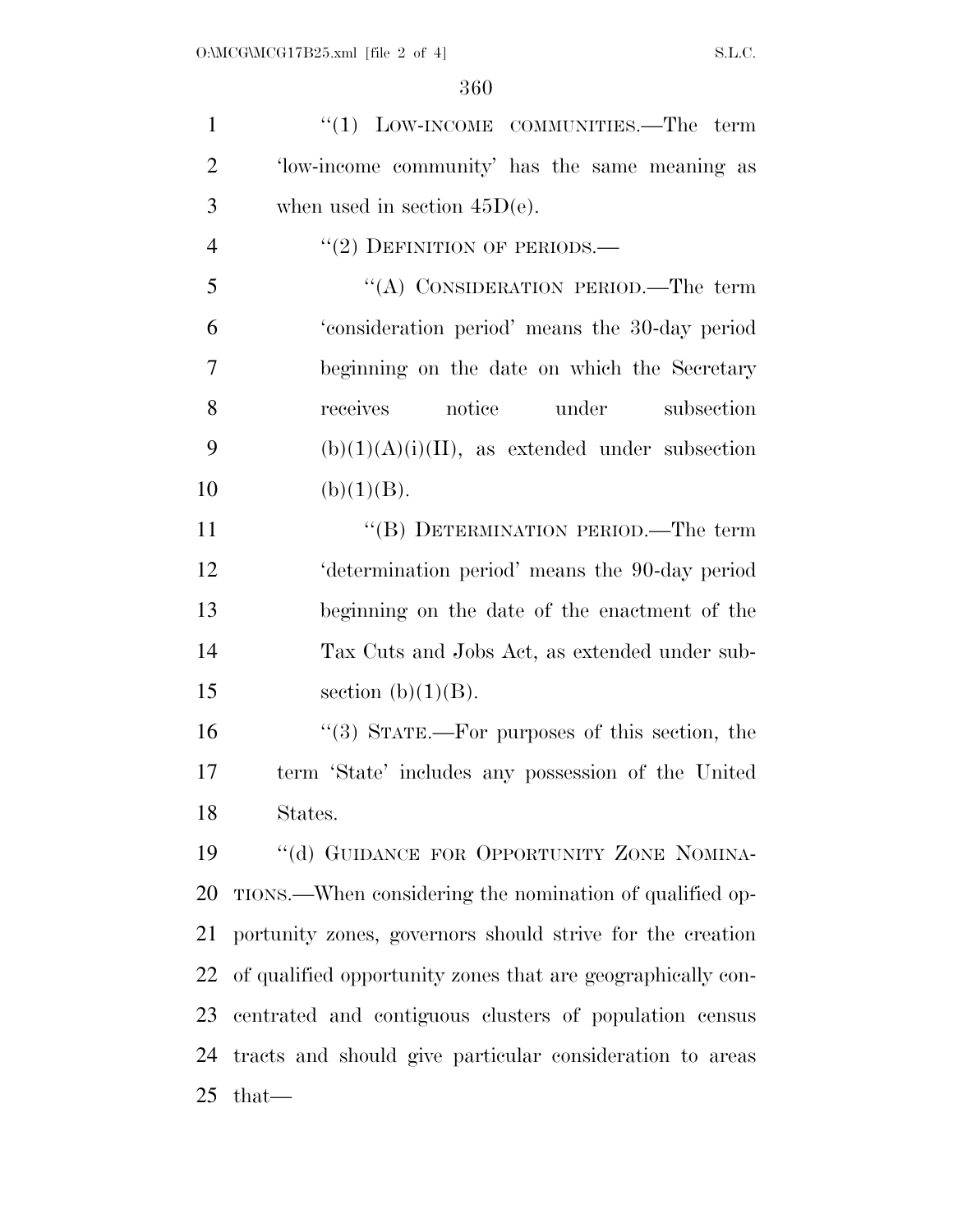"(1) LOW-INCOME COMMUNITIES.—The term 'low-income community' has the same meaning as when used in section 45D(e).

"(2) DEFINITION OF PERIODS.—

"(A) CONSIDERATION PERIOD.—The term 'consideration period' means the 30-day period beginning on the date on which the Secretary receives notice under subsection (b)(1)(A)(i)(II), as extended under subsection (b)(1)(B).

"(B) DETERMINATION PERIOD.—The term 'determination period' means the 90-day period beginning on the date of the enactment of the Tax Cuts and Jobs Act, as extended under subsection (b)(1)(B).

"(3) STATE.—For purposes of this section, the term 'State' includes any possession of the United States.

"(d) GUIDANCE FOR OPPORTUNITY ZONE NOMINATIONS.—When considering the nomination of qualified opportunity zones, governors should strive for the creation of qualified opportunity zones that are geographically concentrated and contiguous clusters of population census tracts and should give particular consideration to areas that—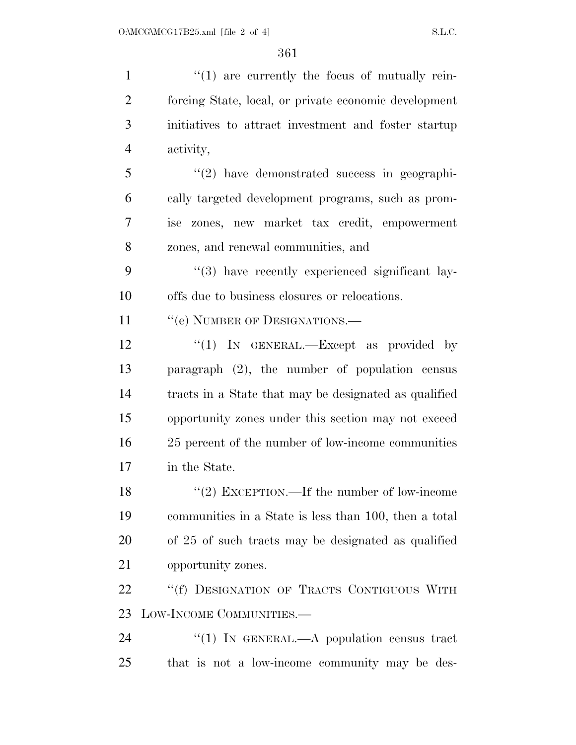"(1) are currently the focus of mutually reinforcing State, local, or private economic development initiatives to attract investment and foster startup activity,

"(2) have demonstrated success in geographically targeted development programs, such as promise zones, new market tax credit, empowerment zones, and renewal communities, and

"(3) have recently experienced significant layoffs due to business closures or relocations.

"(e) NUMBER OF DESIGNATIONS.—

"(1) IN GENERAL.—Except as provided by paragraph (2), the number of population census tracts in a State that may be designated as qualified opportunity zones under this section may not exceed 25 percent of the number of low-income communities in the State.

"(2) EXCEPTION.—If the number of low-income communities in a State is less than 100, then a total of 25 of such tracts may be designated as qualified opportunity zones.

"(f) DESIGNATION OF TRACTS CONTIGUOUS WITH LOW-INCOME COMMUNITIES.—

"(1) IN GENERAL.—A population census tract that is not a low-income community may be des-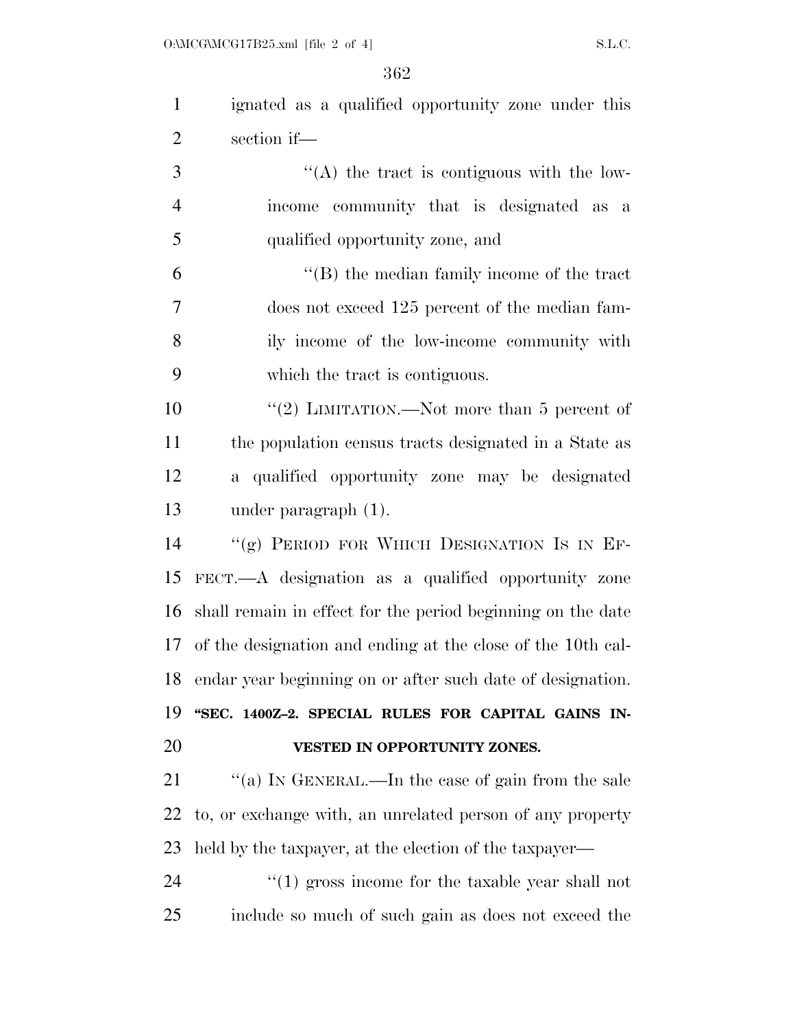ignated as a qualified opportunity zone under this section if—

"(A) the tract is contiguous with the low-income community that is designated as a qualified opportunity zone, and

"(B) the median family income of the tract does not exceed 125 percent of the median family income of the low-income community with which the tract is contiguous.

"(2) LIMITATION.—Not more than 5 percent of the population census tracts designated in a State as a qualified opportunity zone may be designated under paragraph (1).

"(g) PERIOD FOR WHICH DESIGNATION IS IN EFFECT.—A designation as a qualified opportunity zone shall remain in effect for the period beginning on the date of the designation and ending at the close of the 10th calendar year beginning on or after such date of designation.

**"SEC. 1400Z–2. SPECIAL RULES FOR CAPITAL GAINS INVESTED IN OPPORTUNITY ZONES.**

"(a) IN GENERAL.—In the case of gain from the sale to, or exchange with, an unrelated person of any property held by the taxpayer, at the election of the taxpayer—

"(1) gross income for the taxable year shall not include so much of such gain as does not exceed the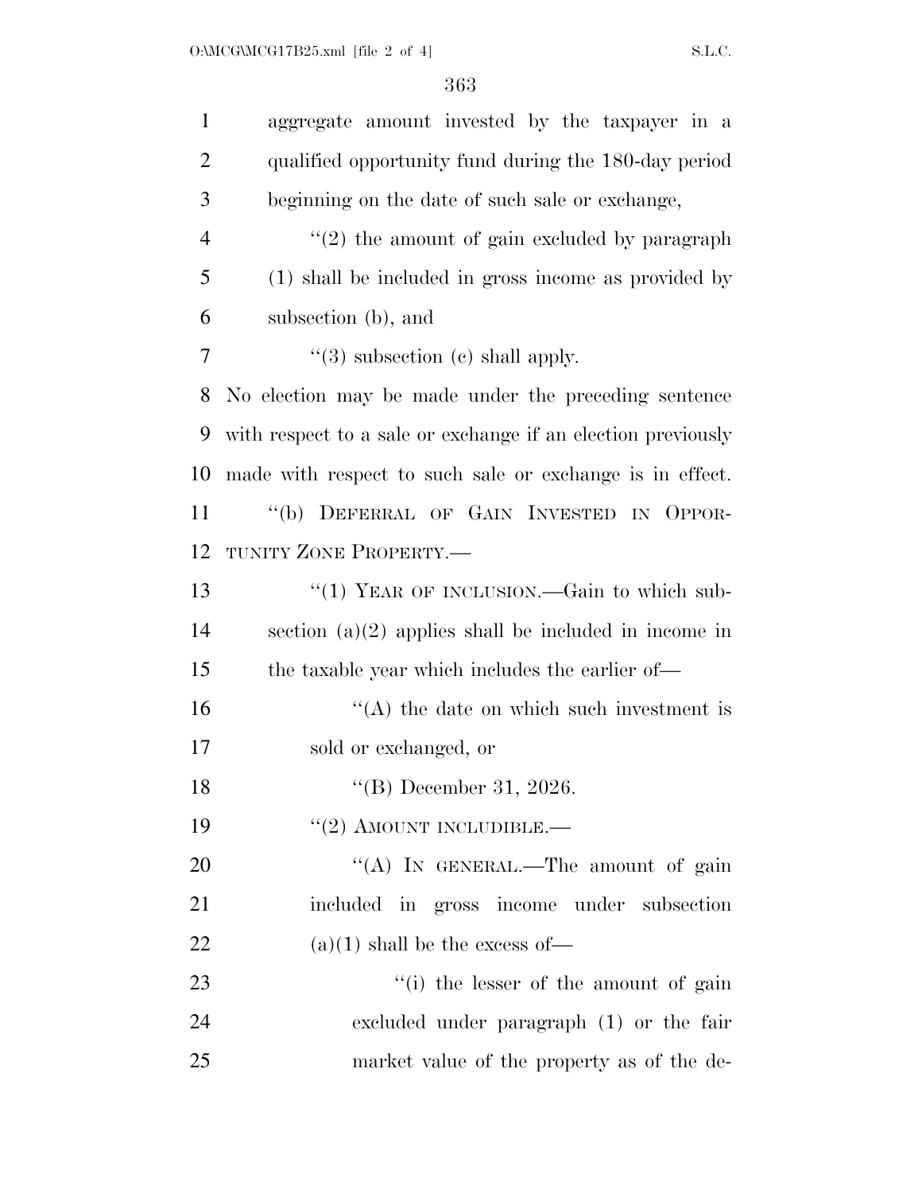aggregate amount invested by the taxpayer in a qualified opportunity fund during the 180-day period beginning on the date of such sale or exchange,

"(2) the amount of gain excluded by paragraph (1) shall be included in gross income as provided by subsection (b), and

"(3) subsection (c) shall apply.

No election may be made under the preceding sentence with respect to a sale or exchange if an election previously made with respect to such sale or exchange is in effect.

"(b) DEFERRAL OF GAIN INVESTED IN OPPORTUNITY ZONE PROPERTY.—

"(1) YEAR OF INCLUSION.—Gain to which subsection (a)(2) applies shall be included in income in the taxable year which includes the earlier of—

"(A) the date on which such investment is sold or exchanged, or

"(B) December 31, 2026.

"(2) AMOUNT INCLUDIBLE.—

"(A) IN GENERAL.—The amount of gain included in gross income under subsection (a)(1) shall be the excess of—

"(i) the lesser of the amount of gain excluded under paragraph (1) or the fair market value of the property as of the de-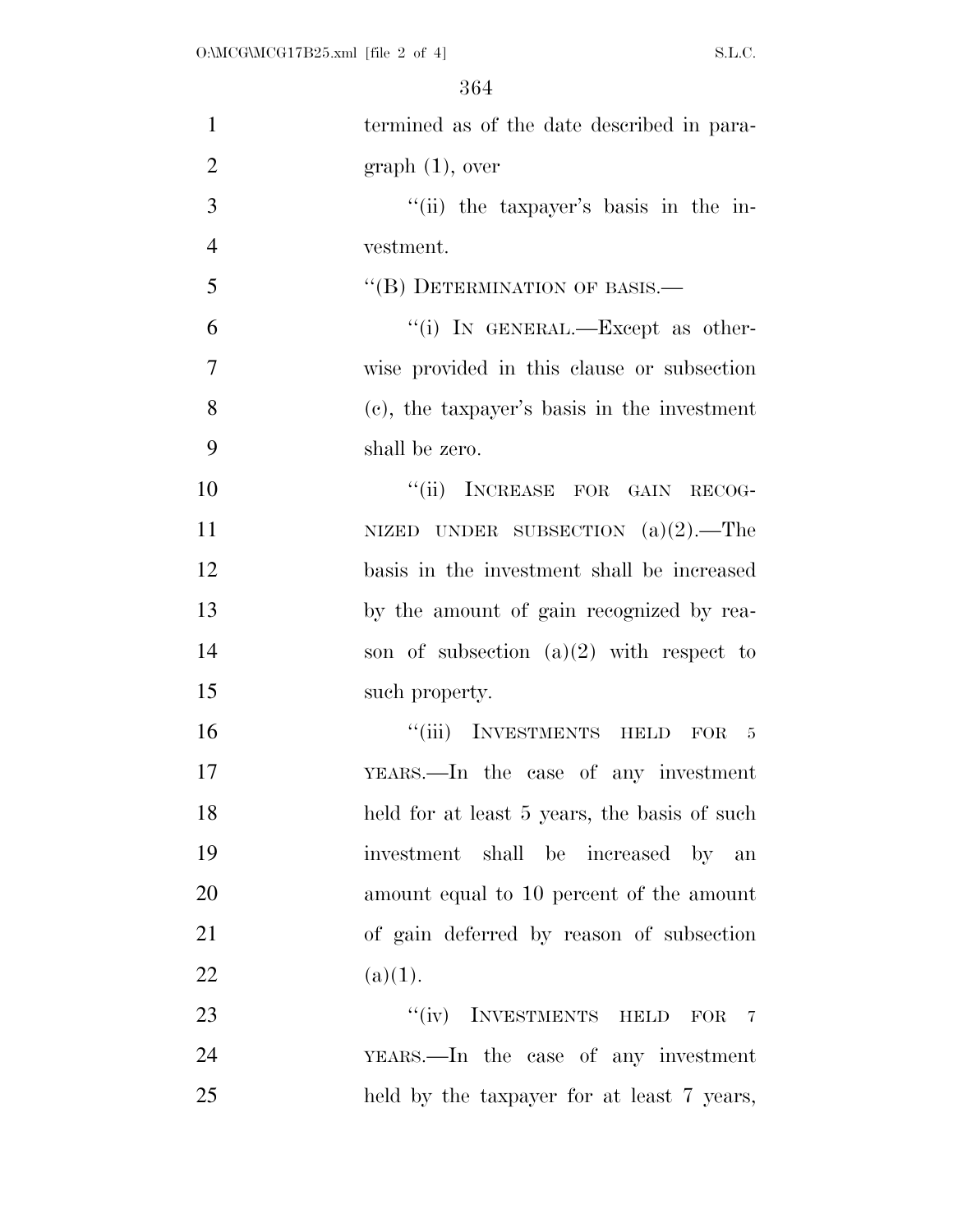termined as of the date described in paragraph (1), over

"(ii) the taxpayer's basis in the investment.

"(B) DETERMINATION OF BASIS.—

"(i) IN GENERAL.—Except as otherwise provided in this clause or subsection (c), the taxpayer's basis in the investment shall be zero.

"(ii) INCREASE FOR GAIN RECOGNIZED UNDER SUBSECTION (a)(2).—The basis in the investment shall be increased by the amount of gain recognized by reason of subsection (a)(2) with respect to such property.

"(iii) INVESTMENTS HELD FOR 5 YEARS.—In the case of any investment held for at least 5 years, the basis of such investment shall be increased by an amount equal to 10 percent of the amount of gain deferred by reason of subsection (a)(1).

"(iv) INVESTMENTS HELD FOR 7 YEARS.—In the case of any investment held by the taxpayer for at least 7 years,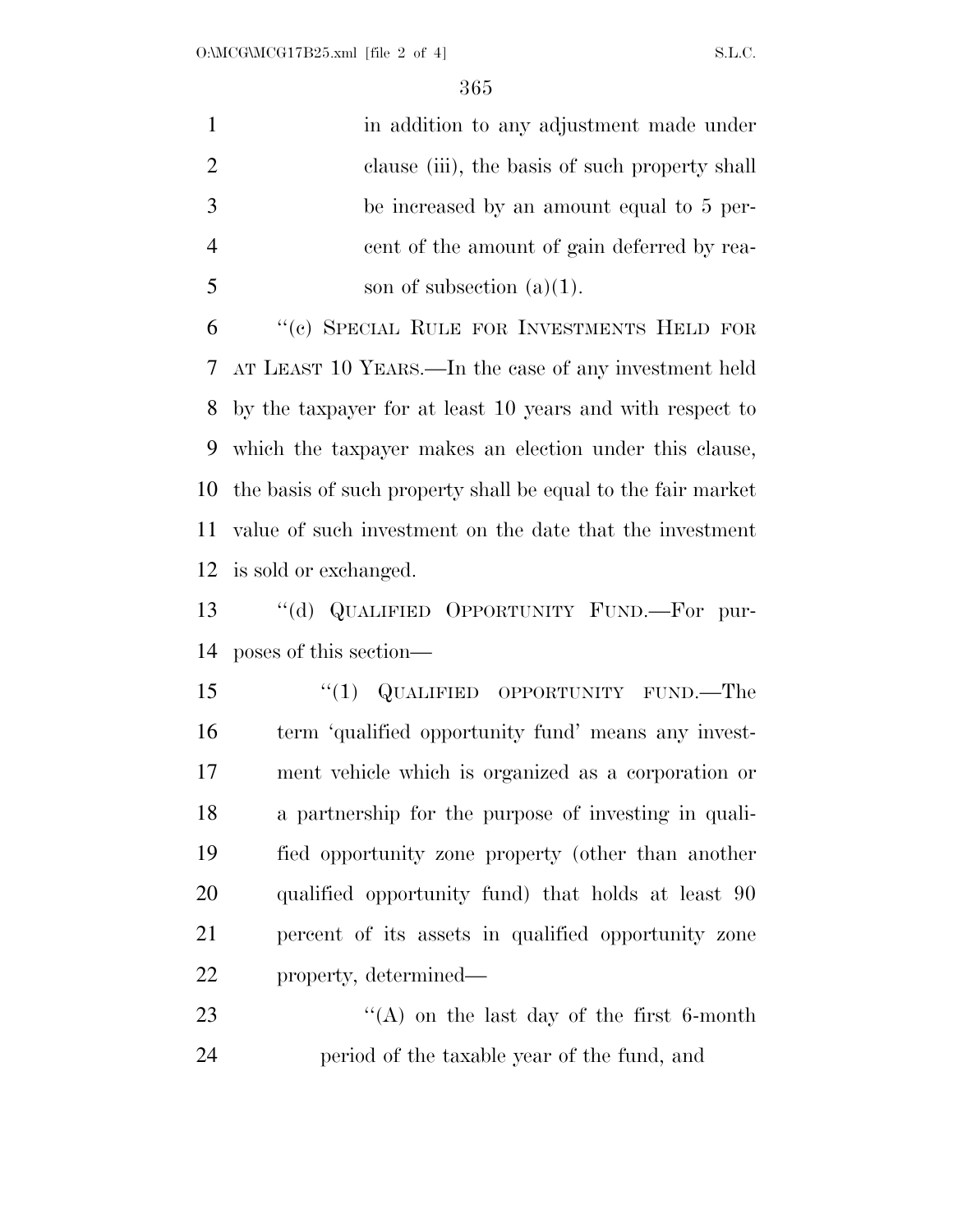in addition to any adjustment made under clause (iii), the basis of such property shall be increased by an amount equal to 5 percent of the amount of gain deferred by reason of subsection (a)(1).

"(c) SPECIAL RULE FOR INVESTMENTS HELD FOR AT LEAST 10 YEARS.—In the case of any investment held by the taxpayer for at least 10 years and with respect to which the taxpayer makes an election under this clause, the basis of such property shall be equal to the fair market value of such investment on the date that the investment is sold or exchanged.

"(d) QUALIFIED OPPORTUNITY FUND.—For purposes of this section—

"(1) QUALIFIED OPPORTUNITY FUND.—The term 'qualified opportunity fund' means any investment vehicle which is organized as a corporation or a partnership for the purpose of investing in qualified opportunity zone property (other than another qualified opportunity fund) that holds at least 90 percent of its assets in qualified opportunity zone property, determined—

"(A) on the last day of the first 6-month period of the taxable year of the fund, and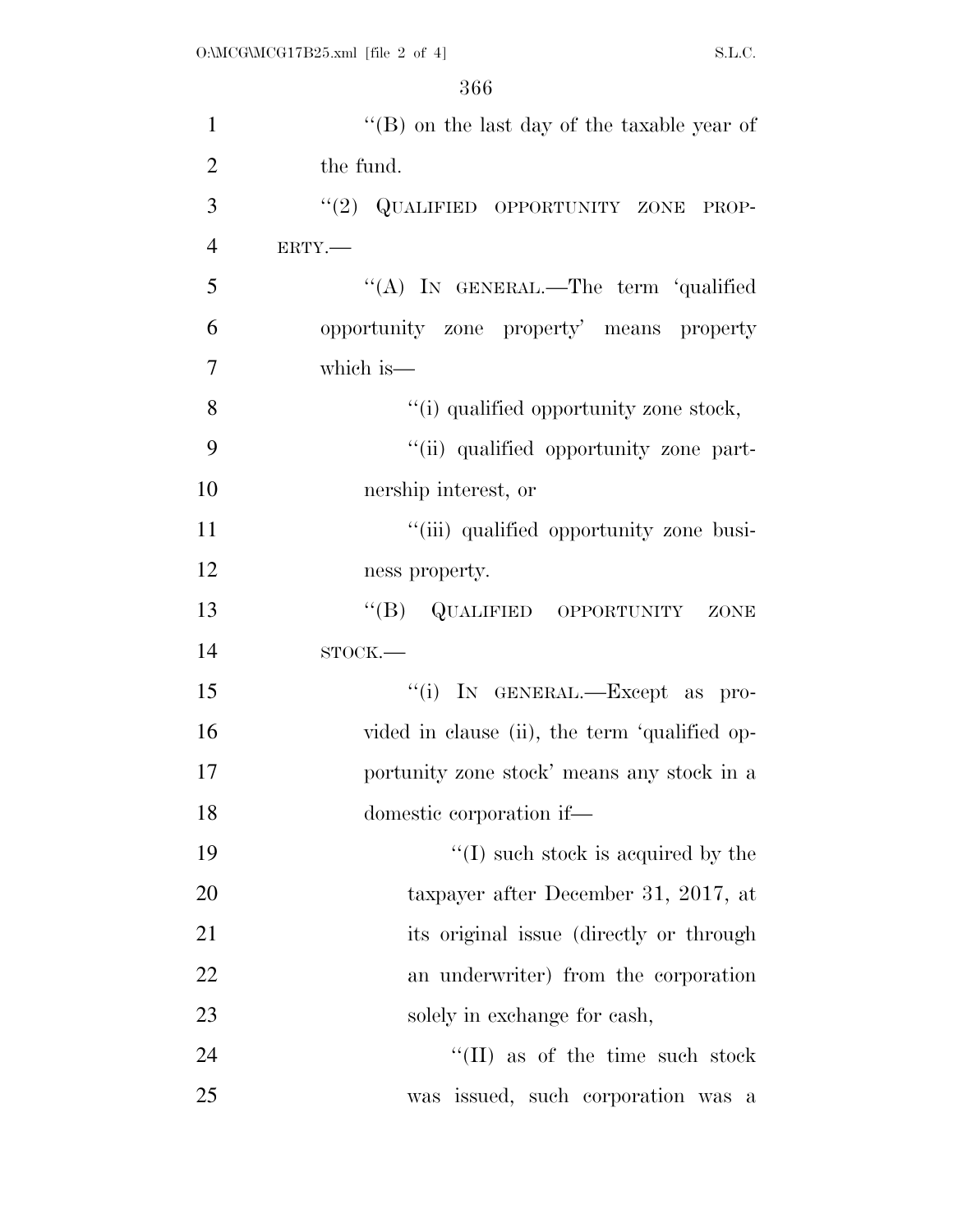''(B) on the last day of the taxable year of the fund.

''(2) QUALIFIED OPPORTUNITY ZONE PROPERTY.—

''(A) IN GENERAL.—The term 'qualified opportunity zone property' means property which is—

''(i) qualified opportunity zone stock,

''(ii) qualified opportunity zone partnership interest, or

''(iii) qualified opportunity zone business property.

''(B) QUALIFIED OPPORTUNITY ZONE STOCK.—

''(i) IN GENERAL.—Except as provided in clause (ii), the term 'qualified opportunity zone stock' means any stock in a domestic corporation if—

''(I) such stock is acquired by the taxpayer after December 31, 2017, at its original issue (directly or through an underwriter) from the corporation solely in exchange for cash,

''(II) as of the time such stock was issued, such corporation was a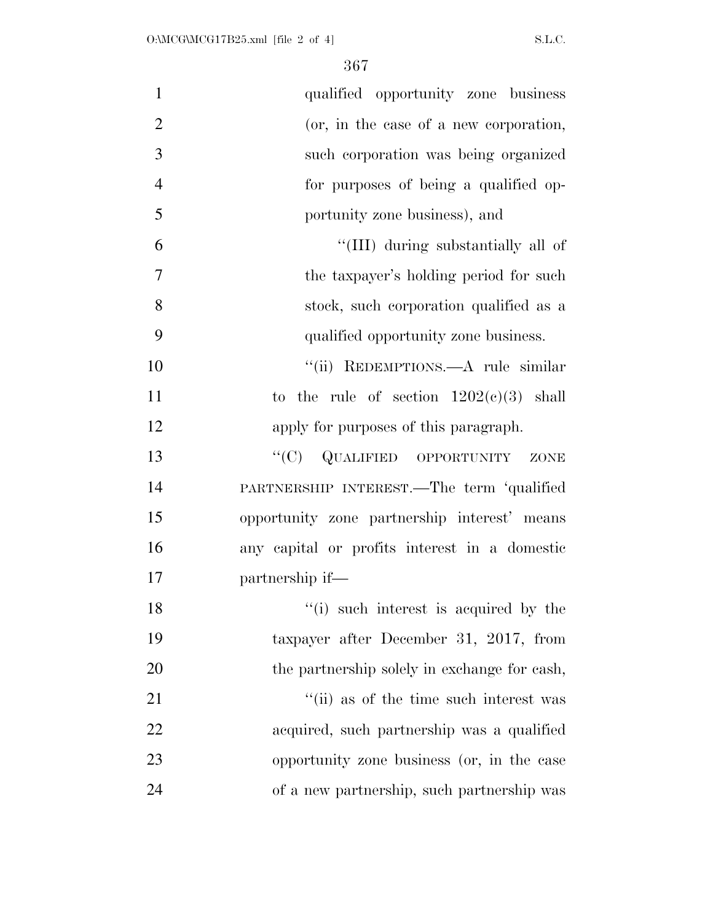qualified opportunity zone business (or, in the case of a new corporation, such corporation was being organized for purposes of being a qualified opportunity zone business), and

''(III) during substantially all of the taxpayer's holding period for such stock, such corporation qualified as a qualified opportunity zone business.

''(ii) REDEMPTIONS.—A rule similar to the rule of section 1202(c)(3) shall apply for purposes of this paragraph.

''(C) QUALIFIED OPPORTUNITY ZONE PARTNERSHIP INTEREST.—The term 'qualified opportunity zone partnership interest' means any capital or profits interest in a domestic partnership if—

''(i) such interest is acquired by the taxpayer after December 31, 2017, from the partnership solely in exchange for cash,

''(ii) as of the time such interest was acquired, such partnership was a qualified opportunity zone business (or, in the case of a new partnership, such partnership was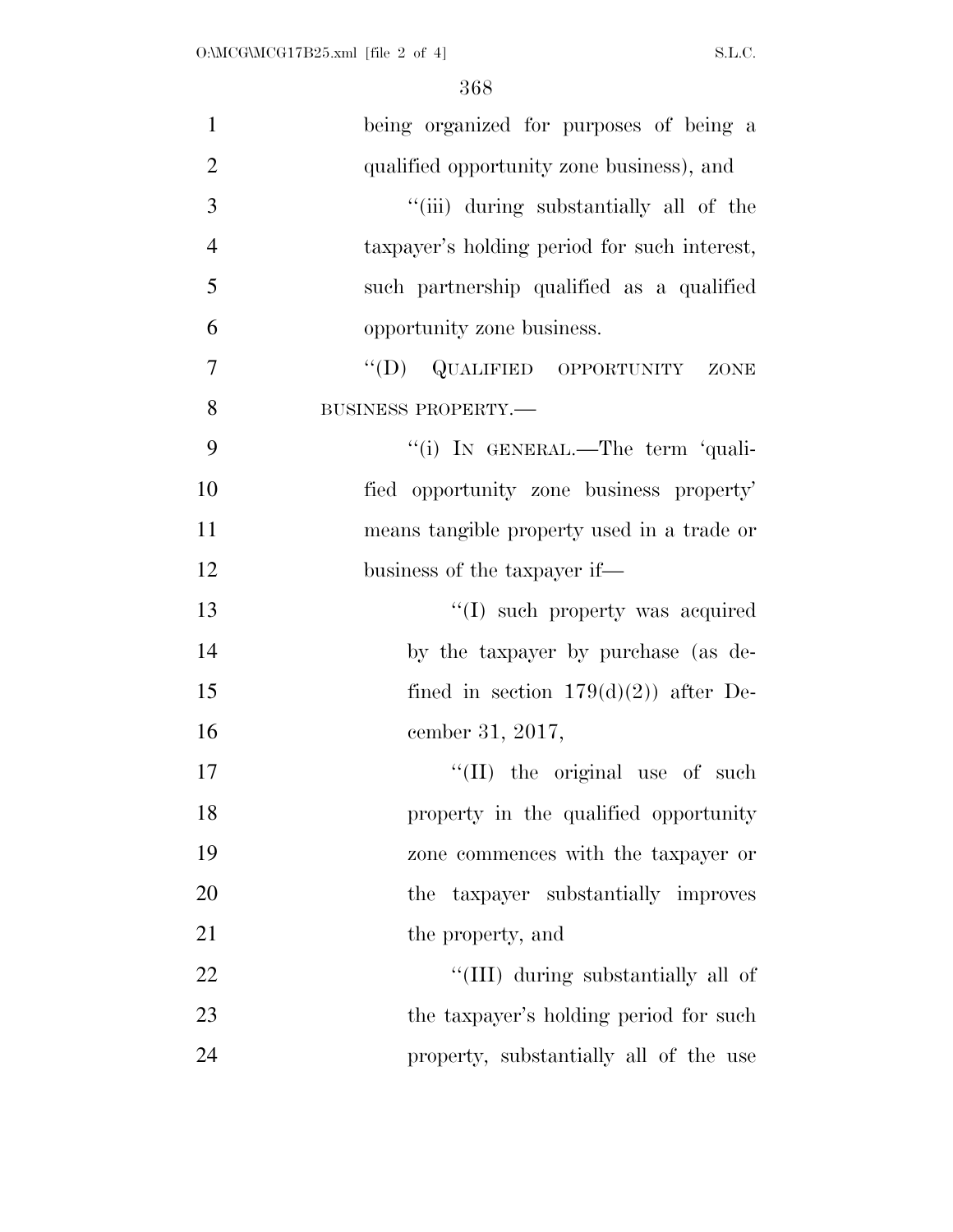being organized for purposes of being a qualified opportunity zone business), and

"(iii) during substantially all of the taxpayer's holding period for such interest, such partnership qualified as a qualified opportunity zone business.

"(D) QUALIFIED OPPORTUNITY ZONE BUSINESS PROPERTY.—

"(i) IN GENERAL.—The term 'qualified opportunity zone business property' means tangible property used in a trade or business of the taxpayer if—

"(I) such property was acquired by the taxpayer by purchase (as defined in section 179(d)(2)) after December 31, 2017,

"(II) the original use of such property in the qualified opportunity zone commences with the taxpayer or the taxpayer substantially improves the property, and

"(III) during substantially all of the taxpayer's holding period for such property, substantially all of the use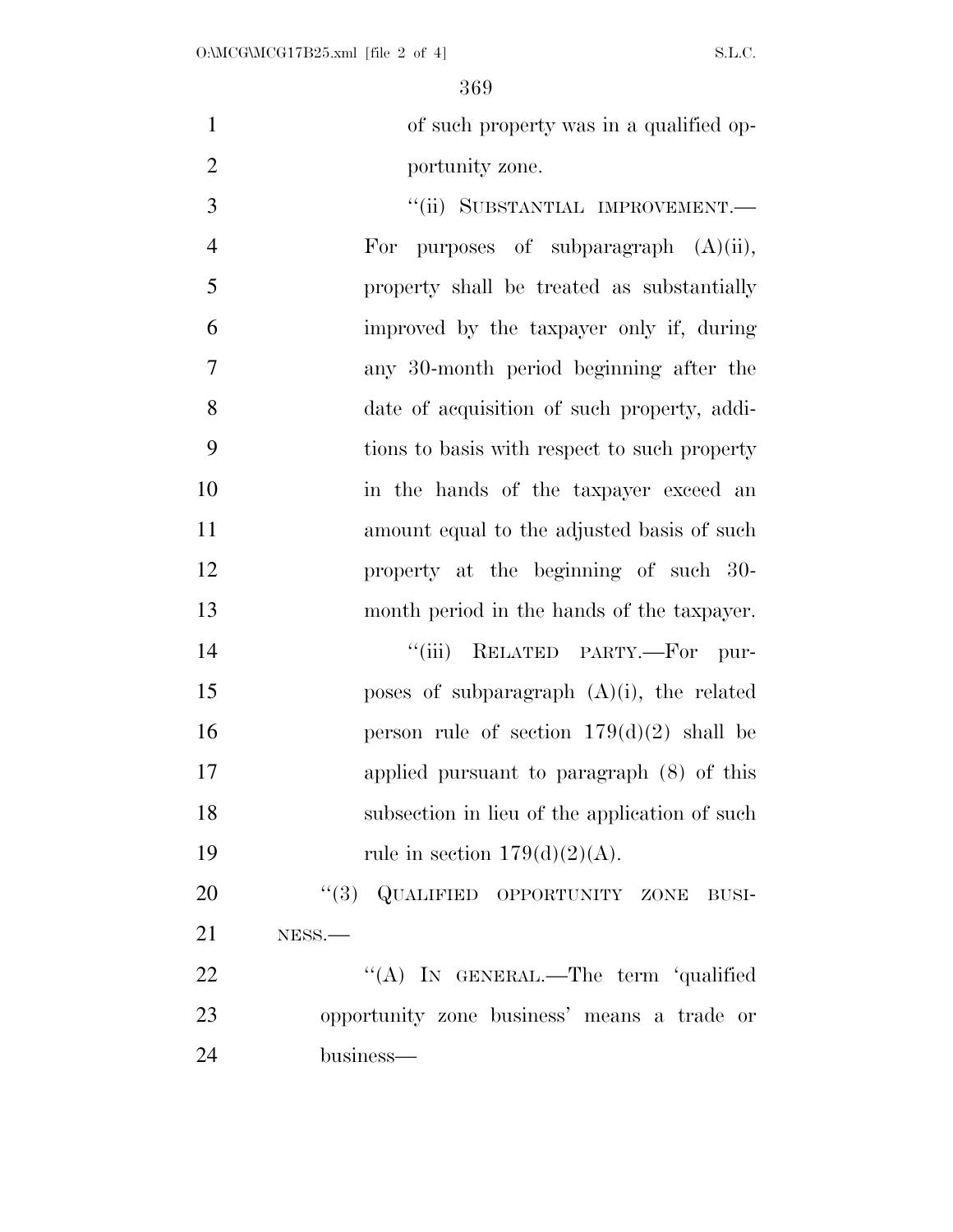of such property was in a qualified opportunity zone.

"(ii) SUBSTANTIAL IMPROVEMENT.—For purposes of subparagraph (A)(ii), property shall be treated as substantially improved by the taxpayer only if, during any 30-month period beginning after the date of acquisition of such property, additions to basis with respect to such property in the hands of the taxpayer exceed an amount equal to the adjusted basis of such property at the beginning of such 30-month period in the hands of the taxpayer.

"(iii) RELATED PARTY.—For purposes of subparagraph (A)(i), the related person rule of section 179(d)(2) shall be applied pursuant to paragraph (8) of this subsection in lieu of the application of such rule in section 179(d)(2)(A).

"(3) QUALIFIED OPPORTUNITY ZONE BUSINESS.—

"(A) IN GENERAL.—The term 'qualified opportunity zone business' means a trade or business—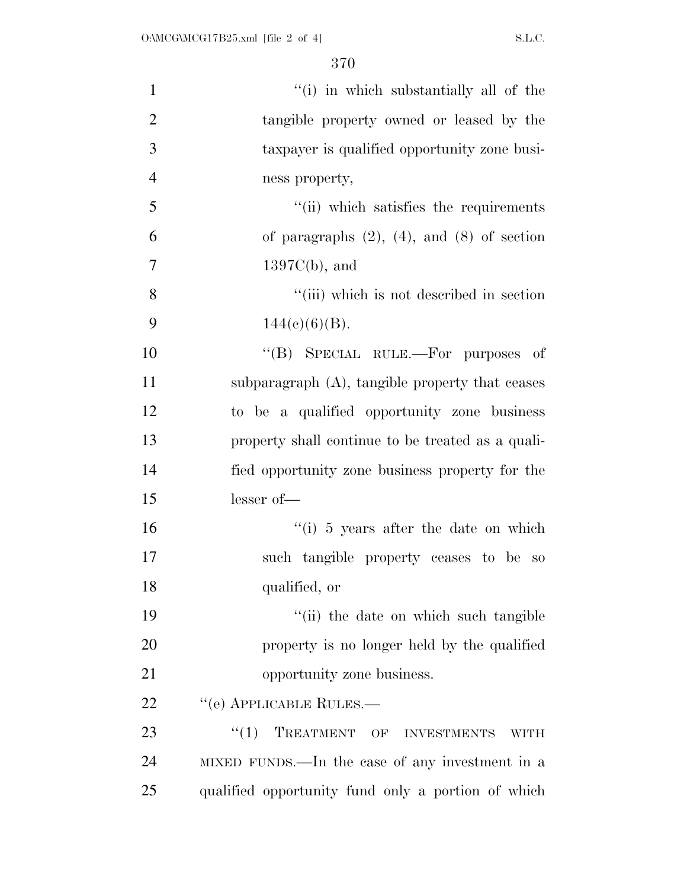"(i) in which substantially all of the tangible property owned or leased by the taxpayer is qualified opportunity zone business property,

"(ii) which satisfies the requirements of paragraphs (2), (4), and (8) of section 1397C(b), and

"(iii) which is not described in section 144(c)(6)(B).

"(B) SPECIAL RULE.—For purposes of subparagraph (A), tangible property that ceases to be a qualified opportunity zone business property shall continue to be treated as a qualified opportunity zone business property for the lesser of—

"(i) 5 years after the date on which such tangible property ceases to be so qualified, or

"(ii) the date on which such tangible property is no longer held by the qualified opportunity zone business.

"(e) APPLICABLE RULES.—

"(1) TREATMENT OF INVESTMENTS WITH MIXED FUNDS.—In the case of any investment in a qualified opportunity fund only a portion of which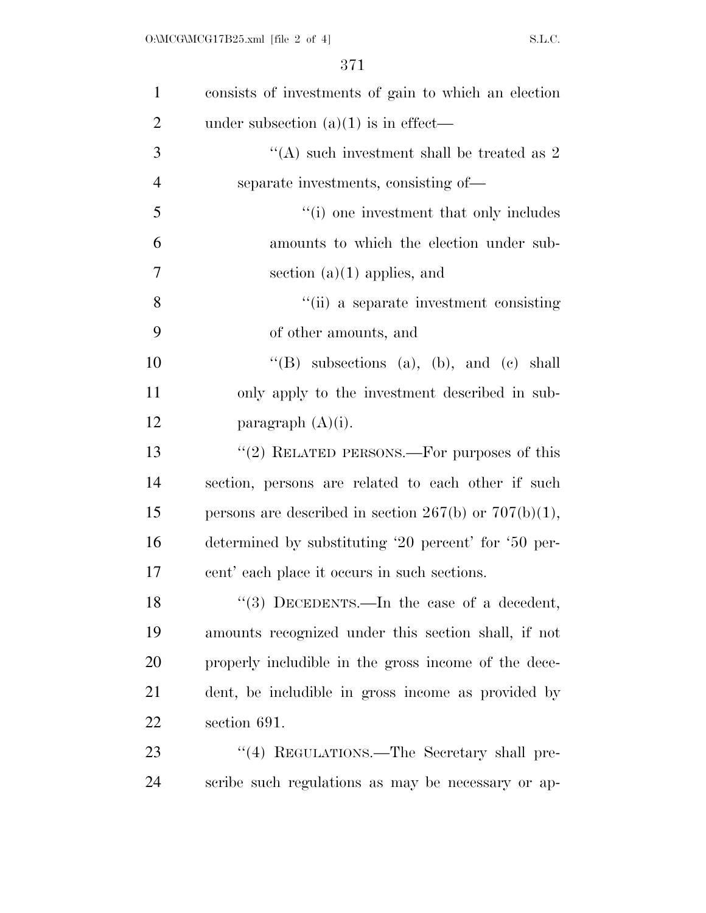consists of investments of gain to which an election under subsection (a)(1) is in effect—

''(A) such investment shall be treated as 2 separate investments, consisting of—

''(i) one investment that only includes amounts to which the election under subsection (a)(1) applies, and

''(ii) a separate investment consisting of other amounts, and

''(B) subsections (a), (b), and (c) shall only apply to the investment described in subparagraph (A)(i).

''(2) RELATED PERSONS.—For purposes of this section, persons are related to each other if such persons are described in section 267(b) or 707(b)(1), determined by substituting '20 percent' for '50 percent' each place it occurs in such sections.

''(3) DECEDENTS.—In the case of a decedent, amounts recognized under this section shall, if not properly includible in the gross income of the decedent, be includible in gross income as provided by section 691.

''(4) REGULATIONS.—The Secretary shall prescribe such regulations as may be necessary or ap-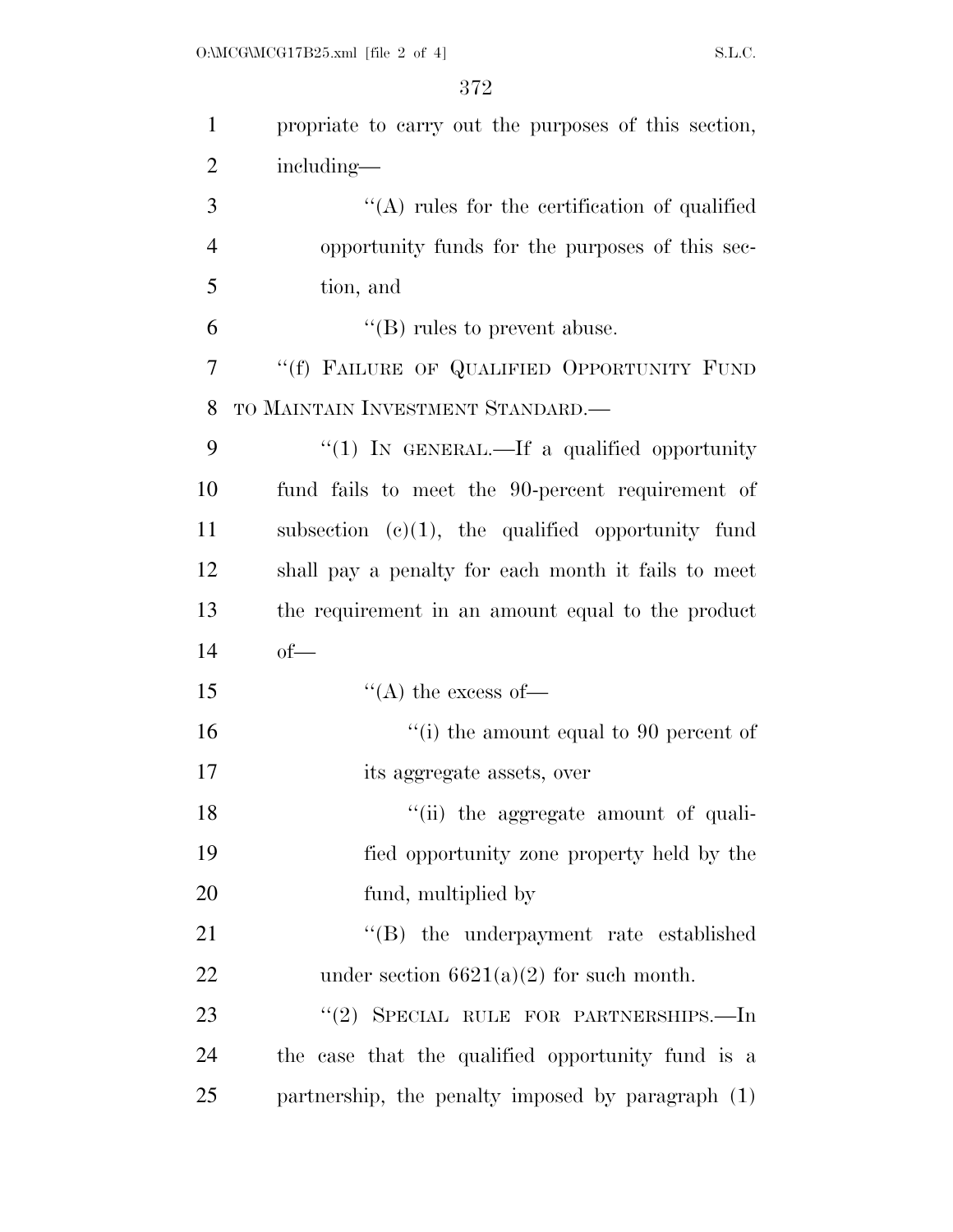propriate to carry out the purposes of this section, including—

"(A) rules for the certification of qualified opportunity funds for the purposes of this section, and

"(B) rules to prevent abuse.

"(f) FAILURE OF QUALIFIED OPPORTUNITY FUND TO MAINTAIN INVESTMENT STANDARD.—

"(1) IN GENERAL.—If a qualified opportunity fund fails to meet the 90-percent requirement of subsection (c)(1), the qualified opportunity fund shall pay a penalty for each month it fails to meet the requirement in an amount equal to the product of—

"(A) the excess of—

"(i) the amount equal to 90 percent of its aggregate assets, over

"(ii) the aggregate amount of qualified opportunity zone property held by the fund, multiplied by

"(B) the underpayment rate established under section 6621(a)(2) for such month.

"(2) SPECIAL RULE FOR PARTNERSHIPS.—In the case that the qualified opportunity fund is a partnership, the penalty imposed by paragraph (1)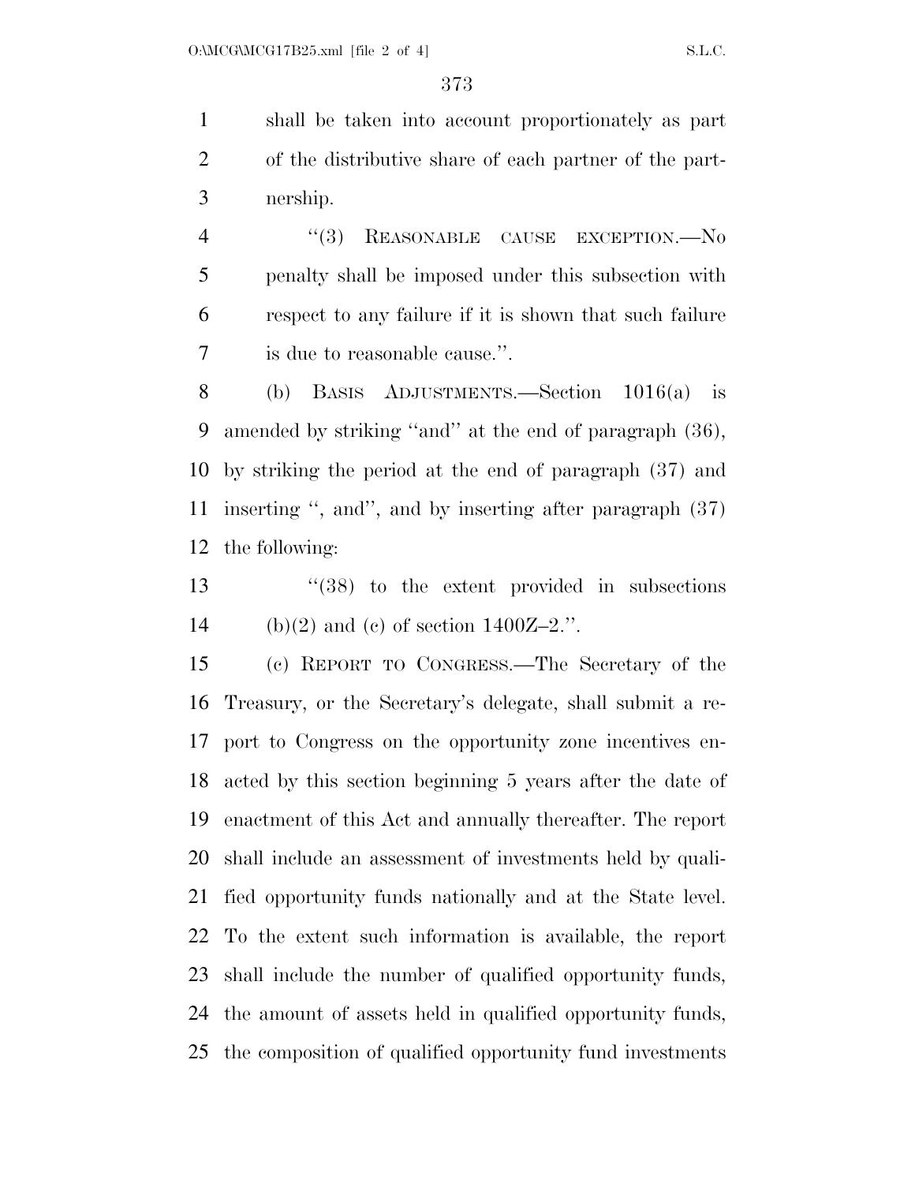shall be taken into account proportionately as part of the distributive share of each partner of the partnership.

"(3) REASONABLE CAUSE EXCEPTION.—No penalty shall be imposed under this subsection with respect to any failure if it is shown that such failure is due to reasonable cause.".

(b) BASIS ADJUSTMENTS.—Section 1016(a) is amended by striking "and" at the end of paragraph (36), by striking the period at the end of paragraph (37) and inserting ", and", and by inserting after paragraph (37) the following:

"(38) to the extent provided in subsections (b)(2) and (c) of section 1400Z–2.".

(c) REPORT TO CONGRESS.—The Secretary of the Treasury, or the Secretary's delegate, shall submit a report to Congress on the opportunity zone incentives enacted by this section beginning 5 years after the date of enactment of this Act and annually thereafter. The report shall include an assessment of investments held by qualified opportunity funds nationally and at the State level. To the extent such information is available, the report shall include the number of qualified opportunity funds, the amount of assets held in qualified opportunity funds, the composition of qualified opportunity fund investments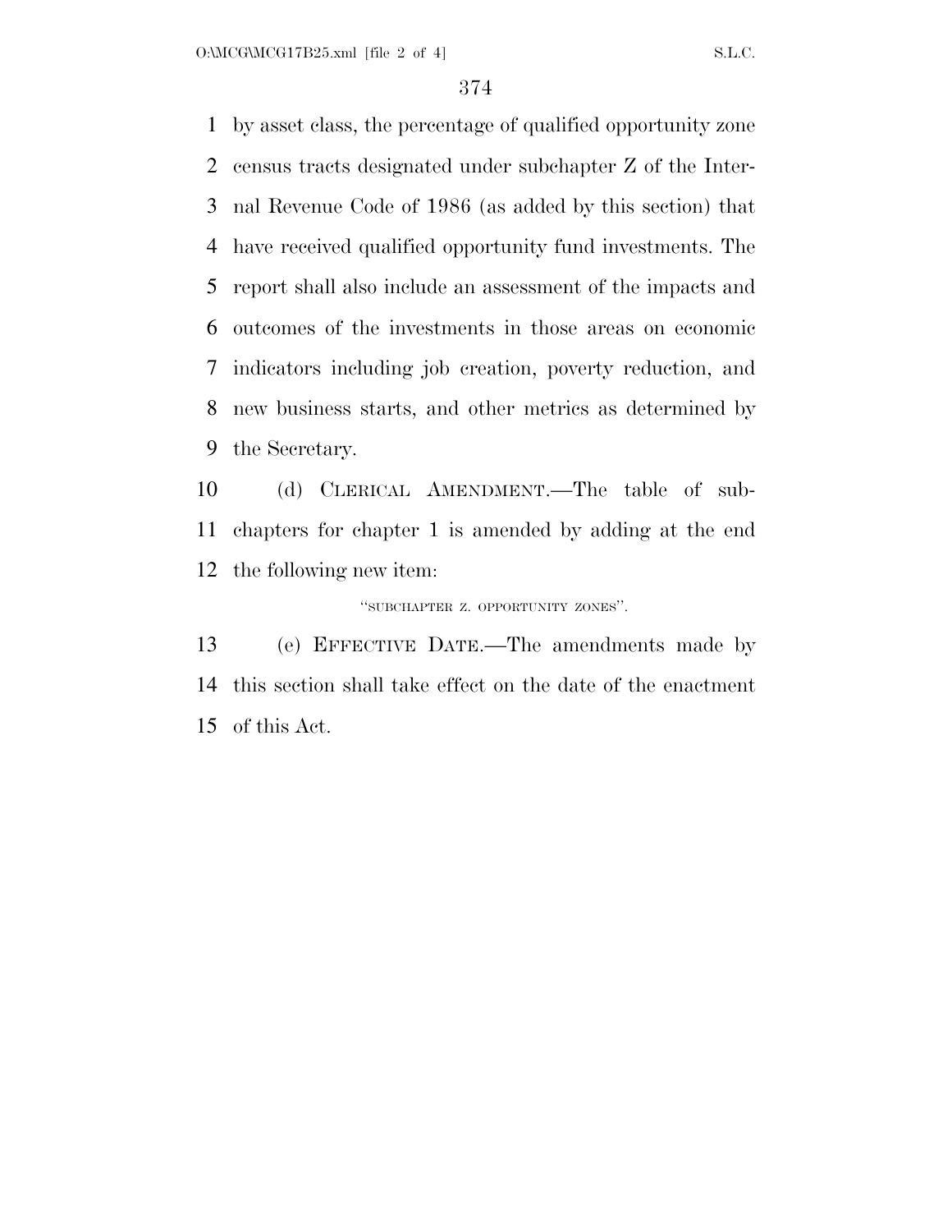by asset class, the percentage of qualified opportunity zone census tracts designated under subchapter Z of the Internal Revenue Code of 1986 (as added by this section) that have received qualified opportunity fund investments. The report shall also include an assessment of the impacts and outcomes of the investments in those areas on economic indicators including job creation, poverty reduction, and new business starts, and other metrics as determined by the Secretary.

(d) CLERICAL AMENDMENT.—The table of subchapters for chapter 1 is amended by adding at the end the following new item:

"SUBCHAPTER Z. OPPORTUNITY ZONES".

(e) EFFECTIVE DATE.—The amendments made by this section shall take effect on the date of the enactment of this Act.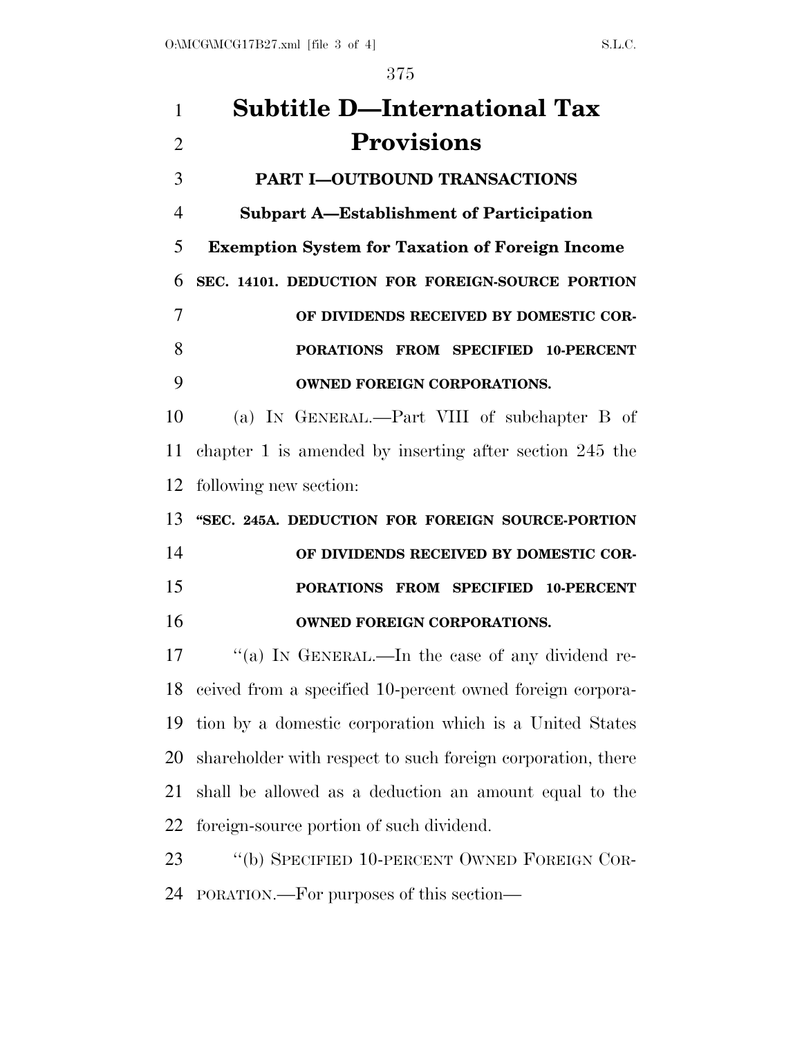# Subtitle D—International Tax Provisions

## PART I—OUTBOUND TRANSACTIONS

### Subpart A—Establishment of Participation Exemption System for Taxation of Foreign Income

**SEC. 14101. DEDUCTION FOR FOREIGN-SOURCE PORTION OF DIVIDENDS RECEIVED BY DOMESTIC CORPORATIONS FROM SPECIFIED 10-PERCENT OWNED FOREIGN CORPORATIONS.**

(a) IN GENERAL.—Part VIII of subchapter B of chapter 1 is amended by inserting after section 245 the following new section:

**"SEC. 245A. DEDUCTION FOR FOREIGN SOURCE-PORTION OF DIVIDENDS RECEIVED BY DOMESTIC CORPORATIONS FROM SPECIFIED 10-PERCENT OWNED FOREIGN CORPORATIONS.**

"(a) IN GENERAL.—In the case of any dividend received from a specified 10-percent owned foreign corporation by a domestic corporation which is a United States shareholder with respect to such foreign corporation, there shall be allowed as a deduction an amount equal to the foreign-source portion of such dividend.

"(b) SPECIFIED 10-PERCENT OWNED FOREIGN CORPORATION.—For purposes of this section—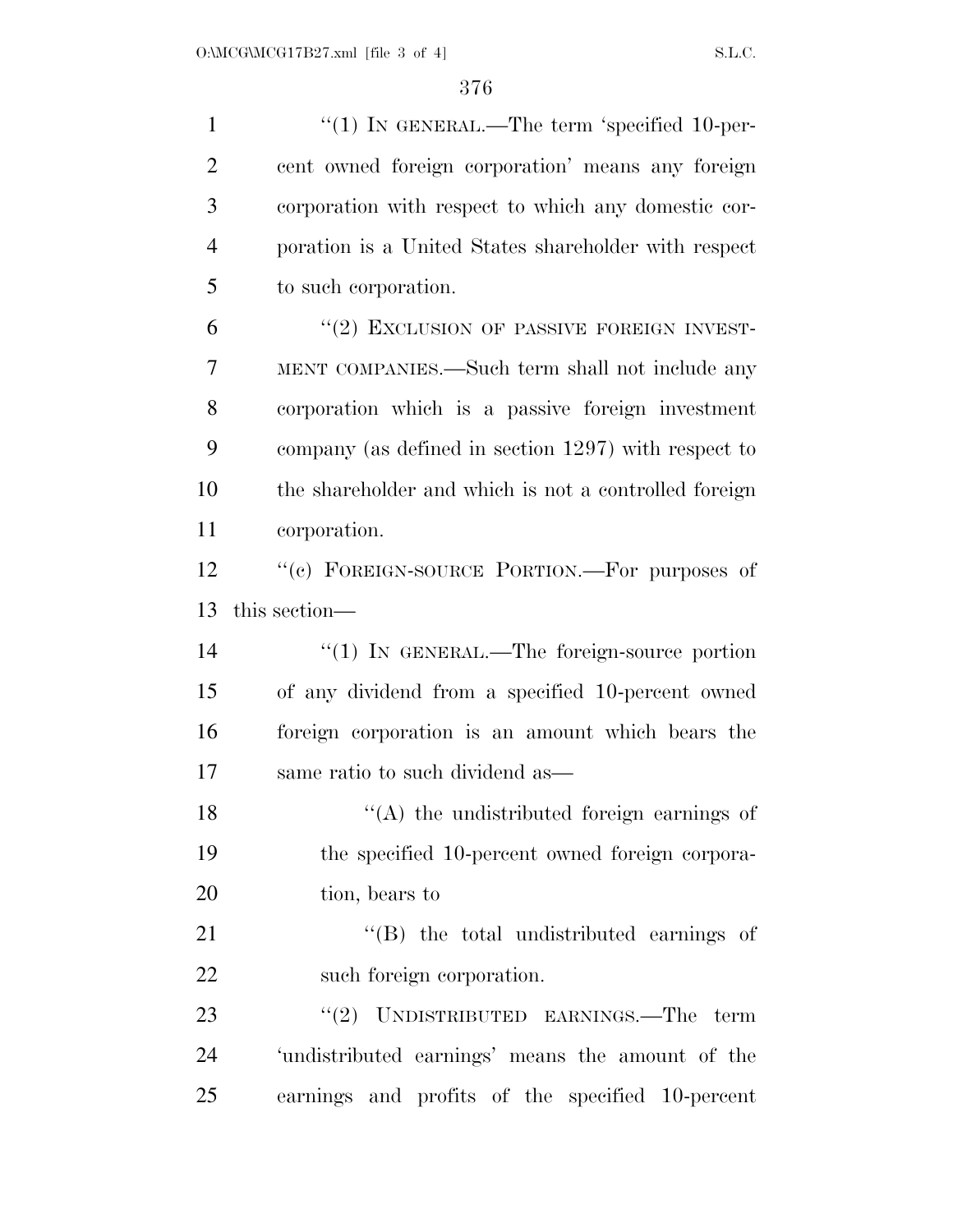"(1) IN GENERAL.—The term 'specified 10-percent owned foreign corporation' means any foreign corporation with respect to which any domestic corporation is a United States shareholder with respect to such corporation.

"(2) EXCLUSION OF PASSIVE FOREIGN INVESTMENT COMPANIES.—Such term shall not include any corporation which is a passive foreign investment company (as defined in section 1297) with respect to the shareholder and which is not a controlled foreign corporation.

"(c) FOREIGN-SOURCE PORTION.—For purposes of this section—

"(1) IN GENERAL.—The foreign-source portion of any dividend from a specified 10-percent owned foreign corporation is an amount which bears the same ratio to such dividend as—

"(A) the undistributed foreign earnings of the specified 10-percent owned foreign corporation, bears to

"(B) the total undistributed earnings of such foreign corporation.

"(2) UNDISTRIBUTED EARNINGS.—The term 'undistributed earnings' means the amount of the earnings and profits of the specified 10-percent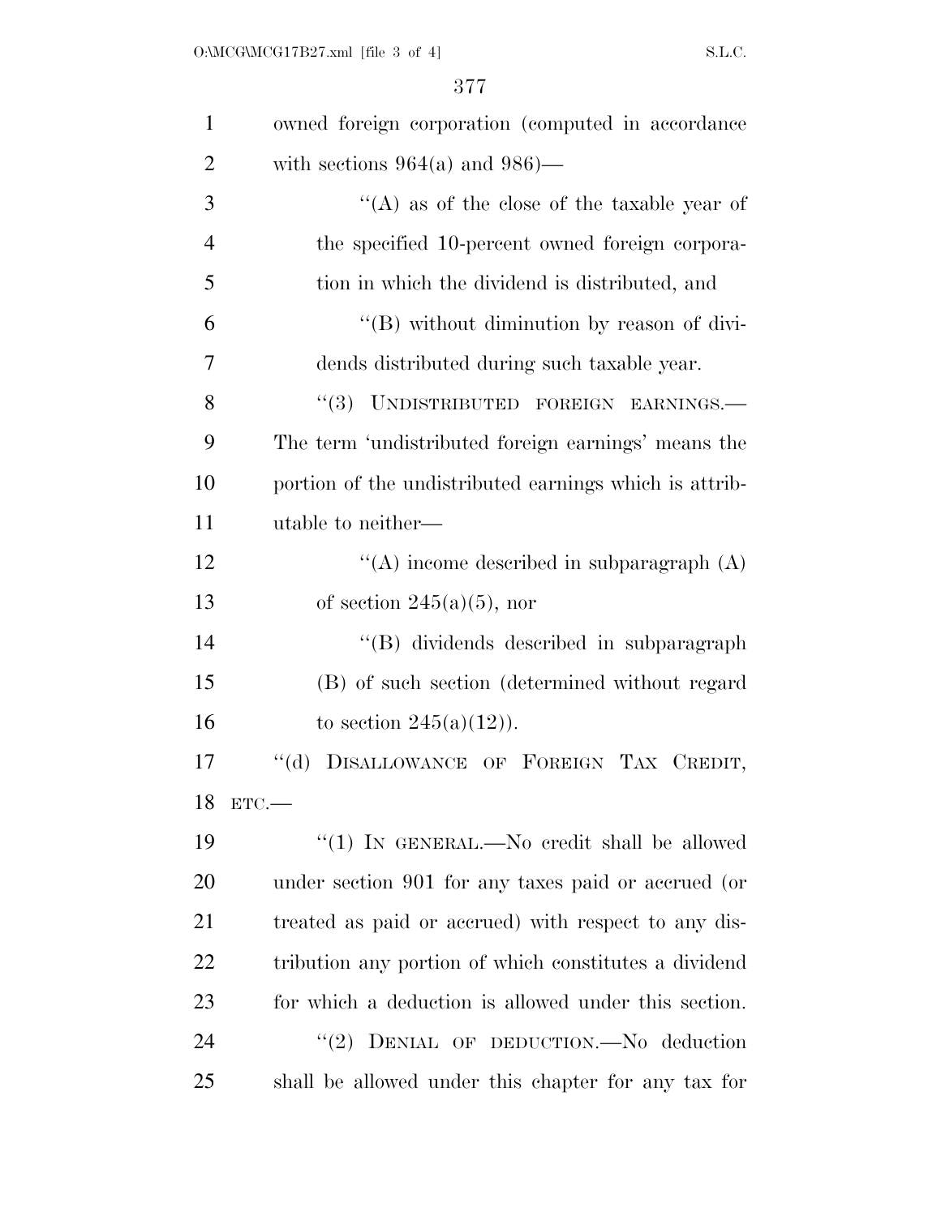owned foreign corporation (computed in accordance with sections 964(a) and 986)—

''(A) as of the close of the taxable year of the specified 10-percent owned foreign corporation in which the dividend is distributed, and

''(B) without diminution by reason of dividends distributed during such taxable year.

''(3) UNDISTRIBUTED FOREIGN EARNINGS.—The term 'undistributed foreign earnings' means the portion of the undistributed earnings which is attributable to neither—

''(A) income described in subparagraph (A) of section 245(a)(5), nor

''(B) dividends described in subparagraph (B) of such section (determined without regard to section 245(a)(12)).

''(d) DISALLOWANCE OF FOREIGN TAX CREDIT, ETC.—

''(1) IN GENERAL.—No credit shall be allowed under section 901 for any taxes paid or accrued (or treated as paid or accrued) with respect to any distribution any portion of which constitutes a dividend for which a deduction is allowed under this section.

''(2) DENIAL OF DEDUCTION.—No deduction shall be allowed under this chapter for any tax for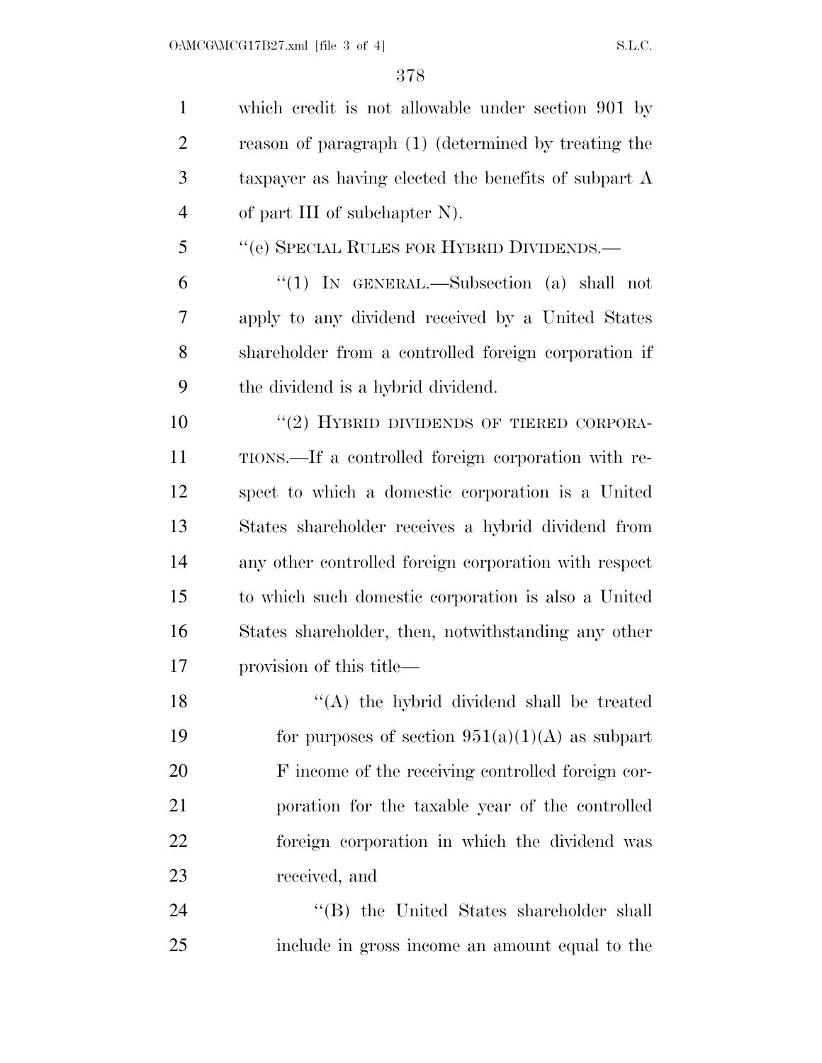which credit is not allowable under section 901 by reason of paragraph (1) (determined by treating the taxpayer as having elected the benefits of subpart A of part III of subchapter N).

"(e) SPECIAL RULES FOR HYBRID DIVIDENDS.—

"(1) IN GENERAL.—Subsection (a) shall not apply to any dividend received by a United States shareholder from a controlled foreign corporation if the dividend is a hybrid dividend.

"(2) HYBRID DIVIDENDS OF TIERED CORPORATIONS.—If a controlled foreign corporation with respect to which a domestic corporation is a United States shareholder receives a hybrid dividend from any other controlled foreign corporation with respect to which such domestic corporation is also a United States shareholder, then, notwithstanding any other provision of this title—

"(A) the hybrid dividend shall be treated for purposes of section 951(a)(1)(A) as subpart F income of the receiving controlled foreign corporation for the taxable year of the controlled foreign corporation in which the dividend was received, and

"(B) the United States shareholder shall include in gross income an amount equal to the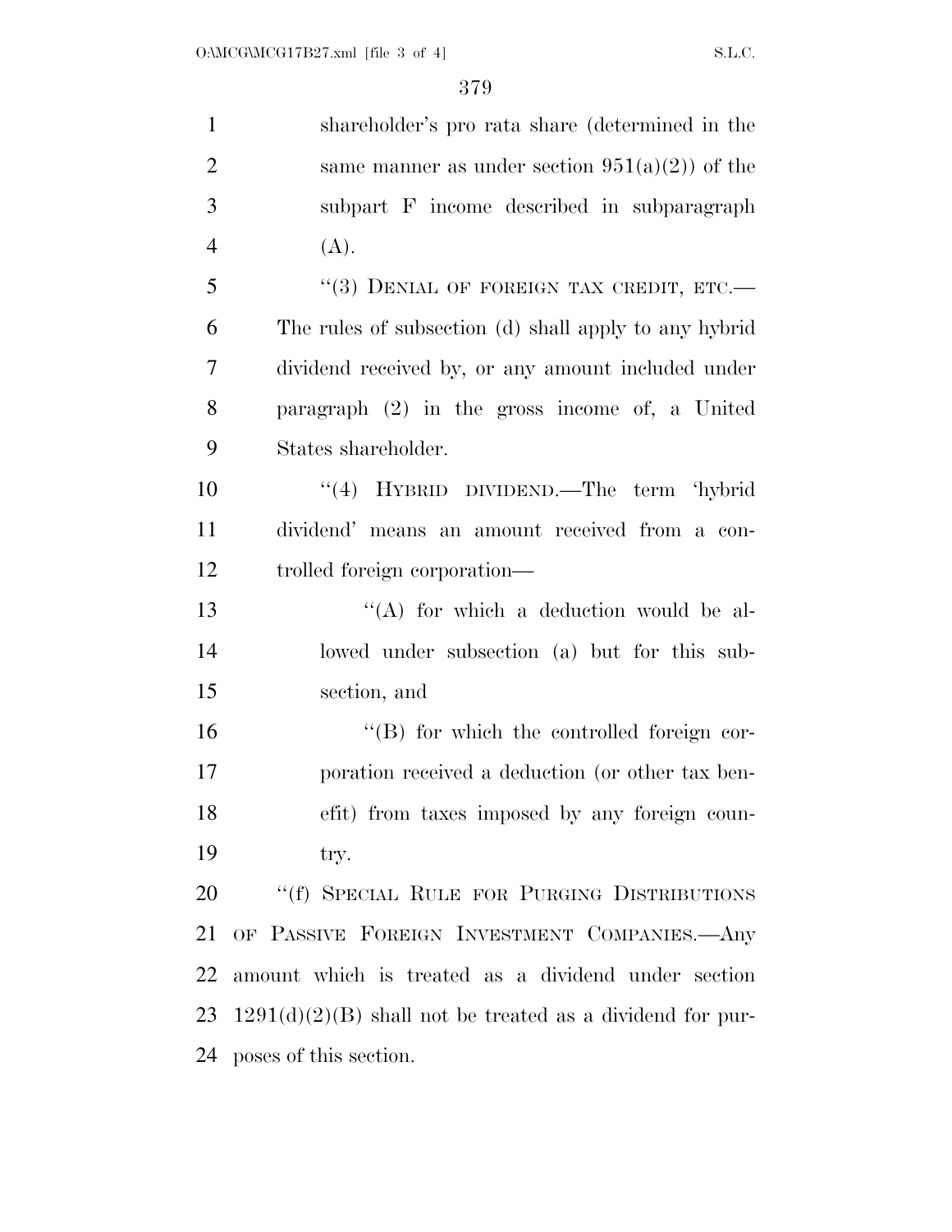shareholder's pro rata share (determined in the same manner as under section 951(a)(2)) of the subpart F income described in subparagraph (A).

"(3) DENIAL OF FOREIGN TAX CREDIT, ETC.—The rules of subsection (d) shall apply to any hybrid dividend received by, or any amount included under paragraph (2) in the gross income of, a United States shareholder.

"(4) HYBRID DIVIDEND.—The term 'hybrid dividend' means an amount received from a controlled foreign corporation—

"(A) for which a deduction would be allowed under subsection (a) but for this subsection, and

"(B) for which the controlled foreign corporation received a deduction (or other tax benefit) from taxes imposed by any foreign country.

"(f) SPECIAL RULE FOR PURGING DISTRIBUTIONS OF PASSIVE FOREIGN INVESTMENT COMPANIES.—Any amount which is treated as a dividend under section 1291(d)(2)(B) shall not be treated as a dividend for purposes of this section.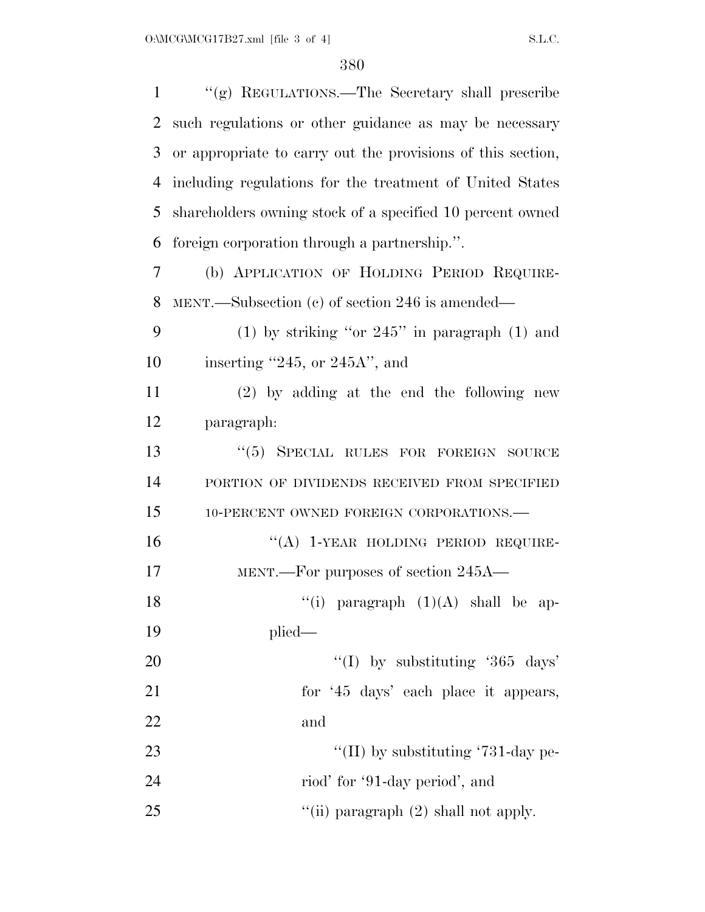"(g) REGULATIONS.—The Secretary shall prescribe such regulations or other guidance as may be necessary or appropriate to carry out the provisions of this section, including regulations for the treatment of United States shareholders owning stock of a specified 10 percent owned foreign corporation through a partnership.".

(b) APPLICATION OF HOLDING PERIOD REQUIREMENT.—Subsection (c) of section 246 is amended—

(1) by striking "or 245" in paragraph (1) and inserting "245, or 245A", and

(2) by adding at the end the following new paragraph:

"(5) SPECIAL RULES FOR FOREIGN SOURCE PORTION OF DIVIDENDS RECEIVED FROM SPECIFIED 10-PERCENT OWNED FOREIGN CORPORATIONS.—

"(A) 1-YEAR HOLDING PERIOD REQUIREMENT.—For purposes of section 245A—

"(i) paragraph (1)(A) shall be applied—

"(I) by substituting '365 days' for '45 days' each place it appears, and

"(II) by substituting '731-day period' for '91-day period', and

"(ii) paragraph (2) shall not apply.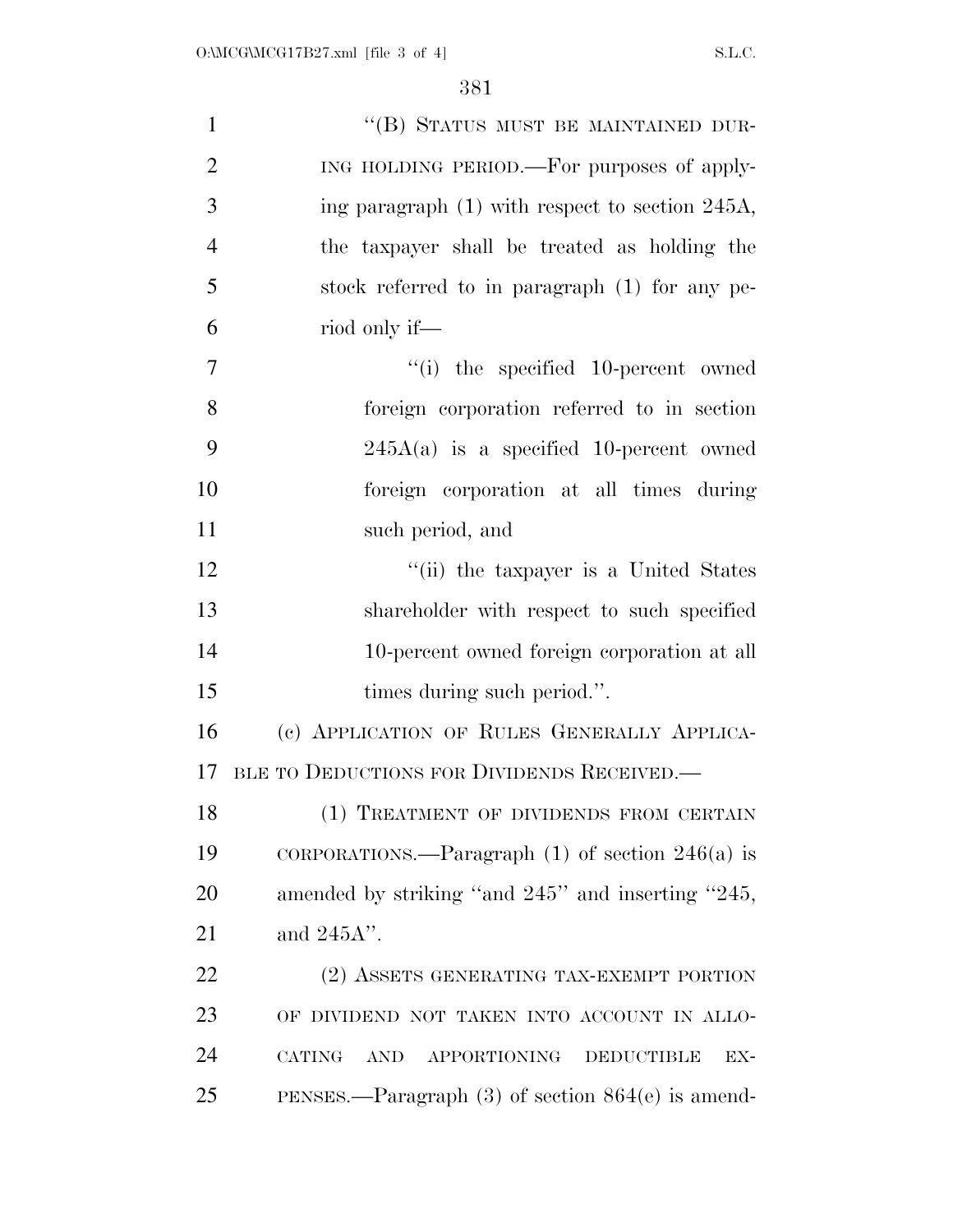''(B) STATUS MUST BE MAINTAINED DURING HOLDING PERIOD.—For purposes of applying paragraph (1) with respect to section 245A, the taxpayer shall be treated as holding the stock referred to in paragraph (1) for any period only if—

''(i) the specified 10-percent owned foreign corporation referred to in section 245A(a) is a specified 10-percent owned foreign corporation at all times during such period, and

''(ii) the taxpayer is a United States shareholder with respect to such specified 10-percent owned foreign corporation at all times during such period.''.

(c) APPLICATION OF RULES GENERALLY APPLICABLE TO DEDUCTIONS FOR DIVIDENDS RECEIVED.—

(1) TREATMENT OF DIVIDENDS FROM CERTAIN CORPORATIONS.—Paragraph (1) of section 246(a) is amended by striking ''and 245'' and inserting ''245, and 245A''.

(2) ASSETS GENERATING TAX-EXEMPT PORTION OF DIVIDEND NOT TAKEN INTO ACCOUNT IN ALLOCATING AND APPORTIONING DEDUCTIBLE EXPENSES.—Paragraph (3) of section 864(e) is amend-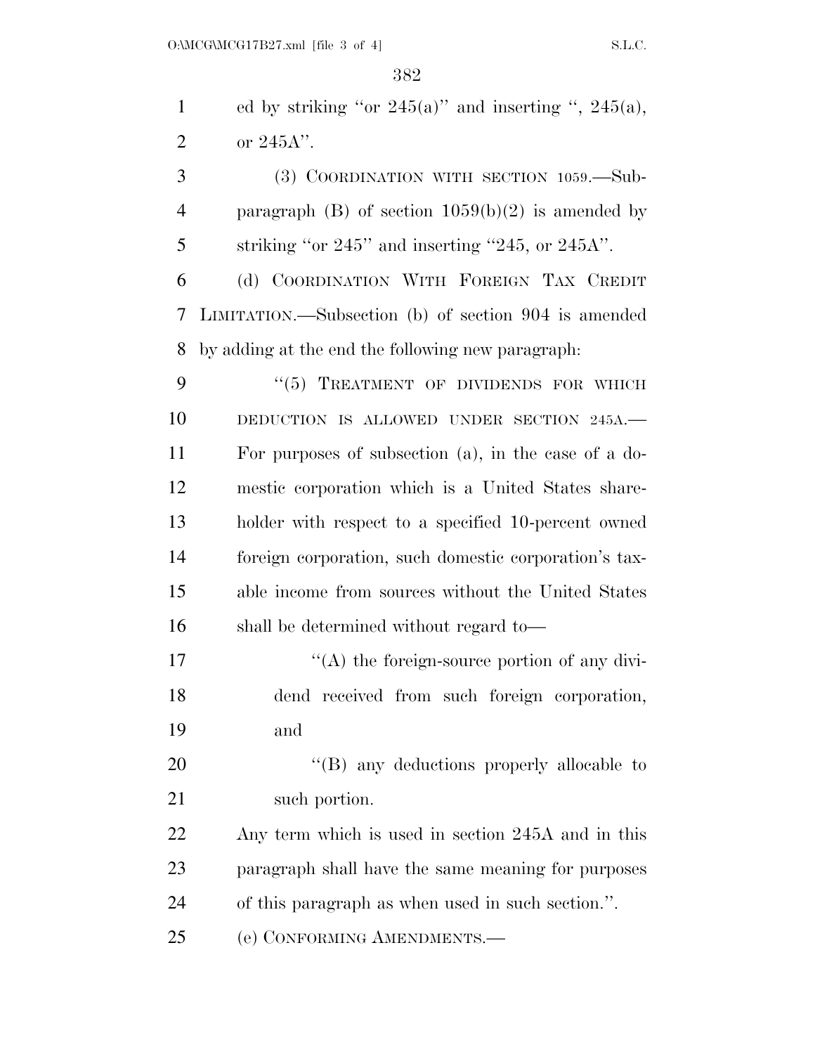ed by striking "or 245(a)" and inserting ", 245(a), or 245A".

(3) COORDINATION WITH SECTION 1059.—Subparagraph (B) of section 1059(b)(2) is amended by striking "or 245" and inserting "245, or 245A".

(d) COORDINATION WITH FOREIGN TAX CREDIT LIMITATION.—Subsection (b) of section 904 is amended by adding at the end the following new paragraph:

"(5) TREATMENT OF DIVIDENDS FOR WHICH DEDUCTION IS ALLOWED UNDER SECTION 245A.—For purposes of subsection (a), in the case of a domestic corporation which is a United States shareholder with respect to a specified 10-percent owned foreign corporation, such domestic corporation's taxable income from sources without the United States shall be determined without regard to—

"(A) the foreign-source portion of any dividend received from such foreign corporation, and

"(B) any deductions properly allocable to such portion.

Any term which is used in section 245A and in this paragraph shall have the same meaning for purposes of this paragraph as when used in such section.".

(e) CONFORMING AMENDMENTS.—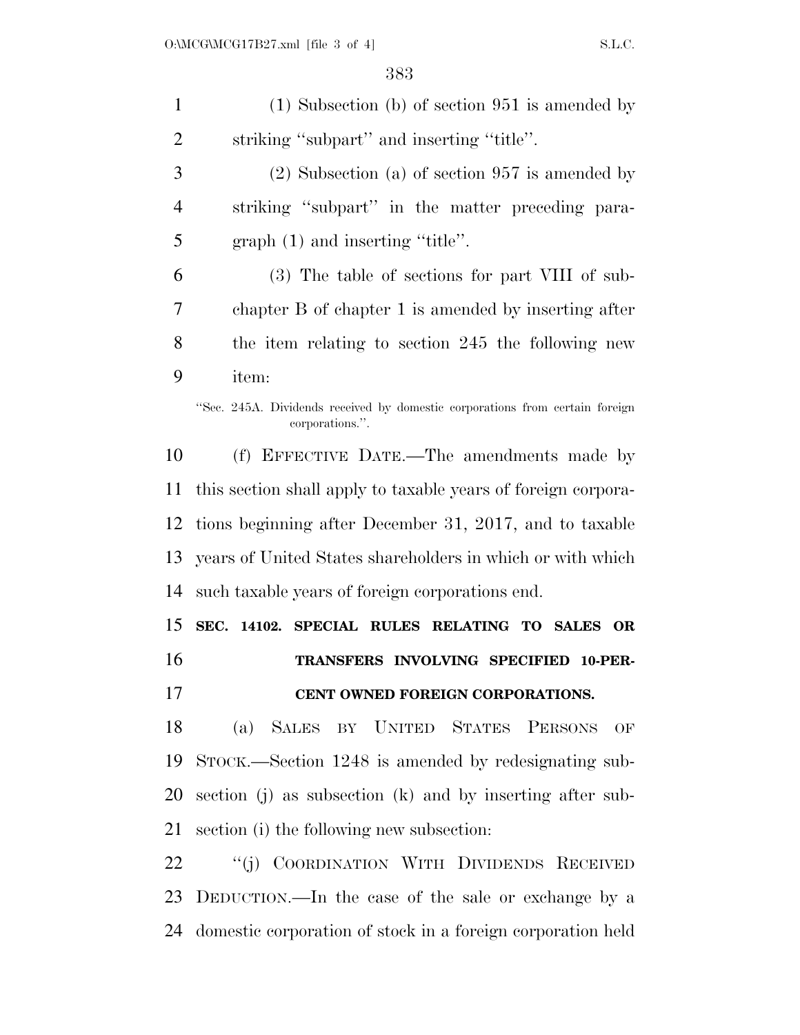(1) Subsection (b) of section 951 is amended by striking "subpart" and inserting "title".

(2) Subsection (a) of section 957 is amended by striking "subpart" in the matter preceding paragraph (1) and inserting "title".

(3) The table of sections for part VIII of subchapter B of chapter 1 is amended by inserting after the item relating to section 245 the following new item:

"Sec. 245A. Dividends received by domestic corporations from certain foreign corporations.".

(f) EFFECTIVE DATE.—The amendments made by this section shall apply to taxable years of foreign corporations beginning after December 31, 2017, and to taxable years of United States shareholders in which or with which such taxable years of foreign corporations end.

**SEC. 14102. SPECIAL RULES RELATING TO SALES OR TRANSFERS INVOLVING SPECIFIED 10-PERCENT OWNED FOREIGN CORPORATIONS.**

(a) SALES BY UNITED STATES PERSONS OF STOCK.—Section 1248 is amended by redesignating subsection (j) as subsection (k) and by inserting after subsection (i) the following new subsection:

"(j) COORDINATION WITH DIVIDENDS RECEIVED DEDUCTION.—In the case of the sale or exchange by a domestic corporation of stock in a foreign corporation held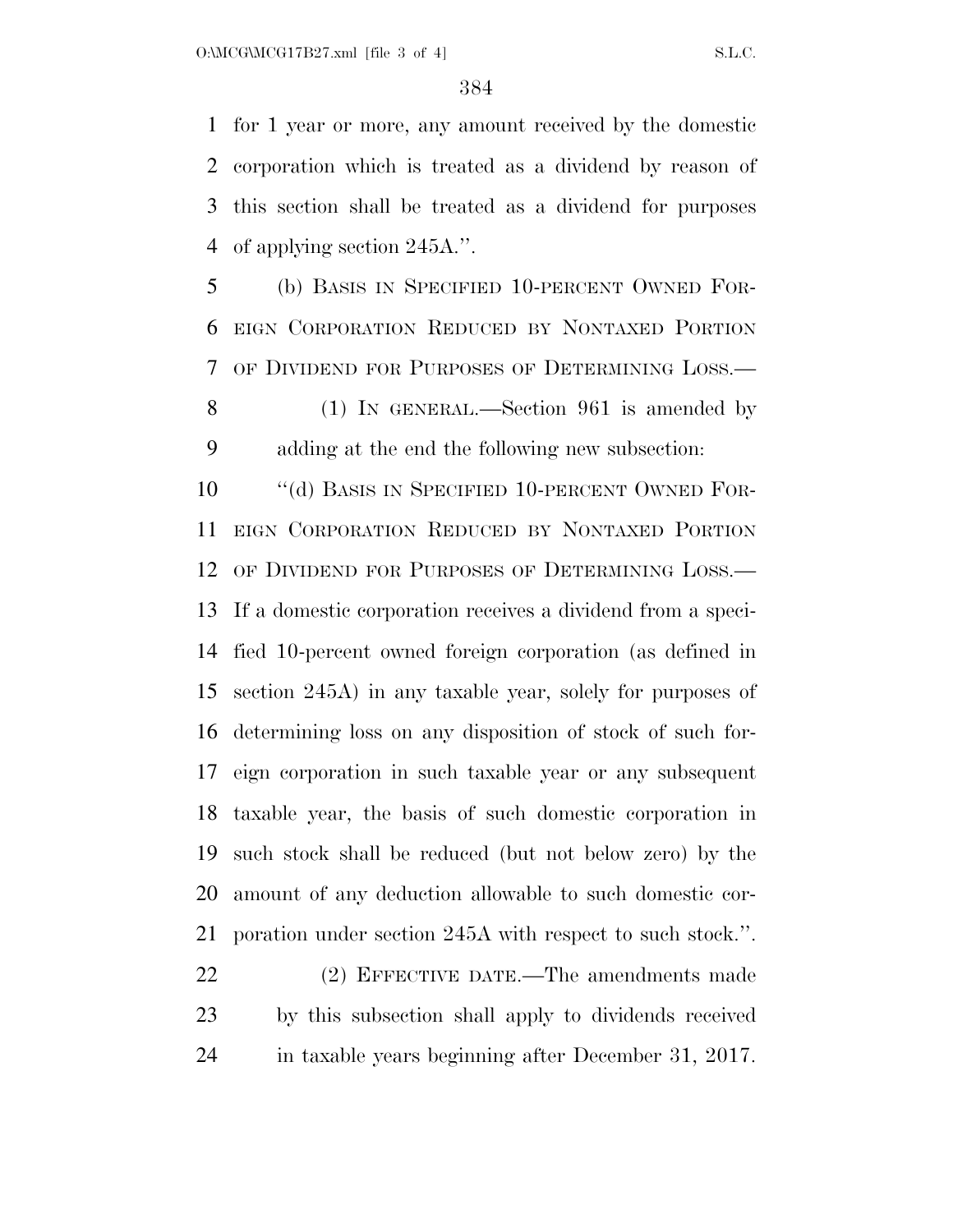for 1 year or more, any amount received by the domestic corporation which is treated as a dividend by reason of this section shall be treated as a dividend for purposes of applying section 245A.''.

(b) BASIS IN SPECIFIED 10-PERCENT OWNED FOREIGN CORPORATION REDUCED BY NONTAXED PORTION OF DIVIDEND FOR PURPOSES OF DETERMINING LOSS.—

(1) IN GENERAL.—Section 961 is amended by adding at the end the following new subsection:

''(d) BASIS IN SPECIFIED 10-PERCENT OWNED FOREIGN CORPORATION REDUCED BY NONTAXED PORTION OF DIVIDEND FOR PURPOSES OF DETERMINING LOSS.—If a domestic corporation receives a dividend from a specified 10-percent owned foreign corporation (as defined in section 245A) in any taxable year, solely for purposes of determining loss on any disposition of stock of such foreign corporation in such taxable year or any subsequent taxable year, the basis of such domestic corporation in such stock shall be reduced (but not below zero) by the amount of any deduction allowable to such domestic corporation under section 245A with respect to such stock.''.

(2) EFFECTIVE DATE.—The amendments made by this subsection shall apply to dividends received in taxable years beginning after December 31, 2017.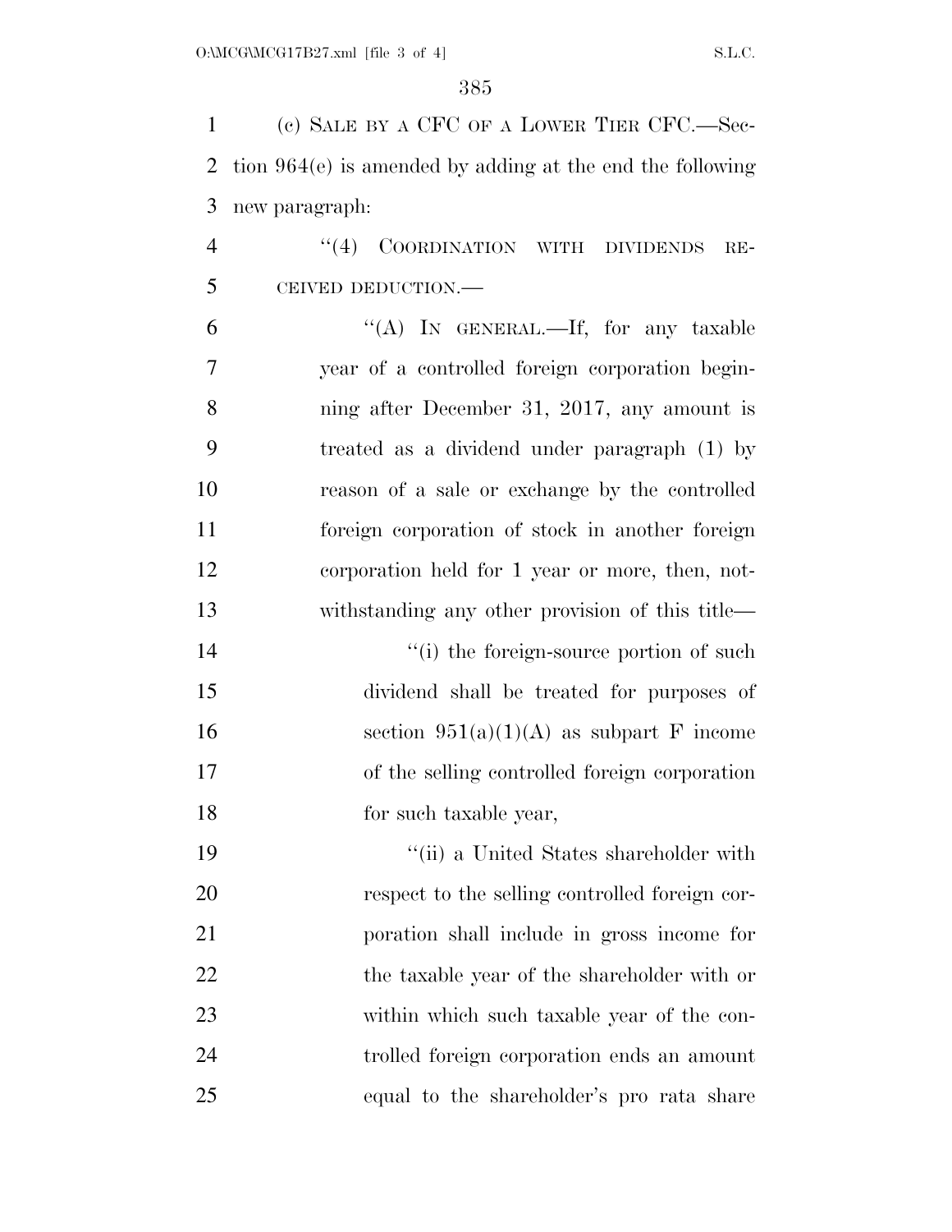(c) SALE BY A CFC OF A LOWER TIER CFC.—Section 964(e) is amended by adding at the end the following new paragraph:

"(4) COORDINATION WITH DIVIDENDS RECEIVED DEDUCTION.—

"(A) IN GENERAL.—If, for any taxable year of a controlled foreign corporation beginning after December 31, 2017, any amount is treated as a dividend under paragraph (1) by reason of a sale or exchange by the controlled foreign corporation of stock in another foreign corporation held for 1 year or more, then, notwithstanding any other provision of this title—

"(i) the foreign-source portion of such dividend shall be treated for purposes of section 951(a)(1)(A) as subpart F income of the selling controlled foreign corporation for such taxable year,

"(ii) a United States shareholder with respect to the selling controlled foreign corporation shall include in gross income for the taxable year of the shareholder with or within which such taxable year of the controlled foreign corporation ends an amount equal to the shareholder's pro rata share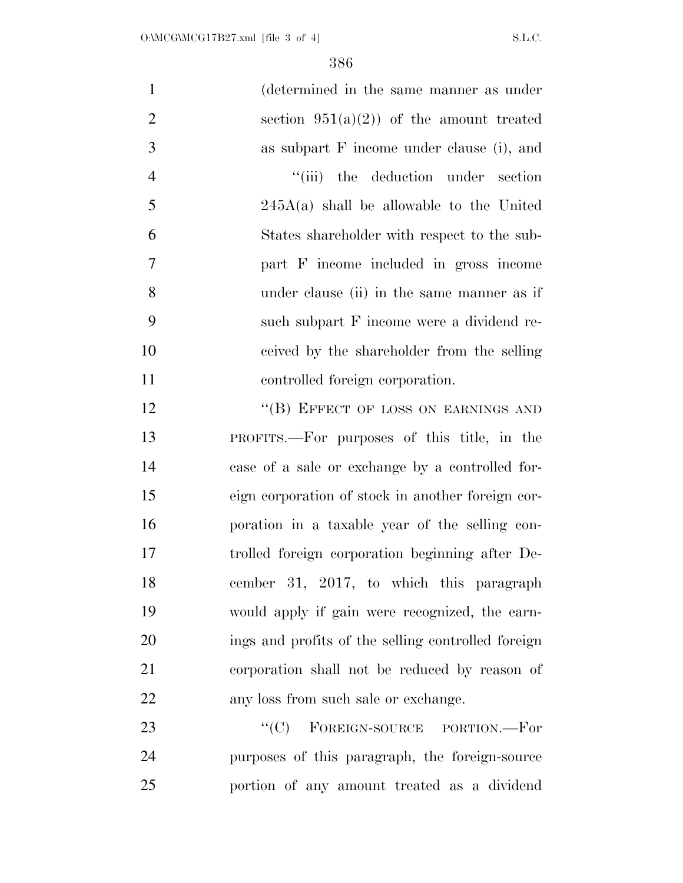(determined in the same manner as under section 951(a)(2)) of the amount treated as subpart F income under clause (i), and

"(iii) the deduction under section 245A(a) shall be allowable to the United States shareholder with respect to the subpart F income included in gross income under clause (ii) in the same manner as if such subpart F income were a dividend received by the shareholder from the selling controlled foreign corporation.

"(B) EFFECT OF LOSS ON EARNINGS AND PROFITS.—For purposes of this title, in the case of a sale or exchange by a controlled foreign corporation of stock in another foreign corporation in a taxable year of the selling controlled foreign corporation beginning after December 31, 2017, to which this paragraph would apply if gain were recognized, the earnings and profits of the selling controlled foreign corporation shall not be reduced by reason of any loss from such sale or exchange.

"(C) FOREIGN-SOURCE PORTION.—For purposes of this paragraph, the foreign-source portion of any amount treated as a dividend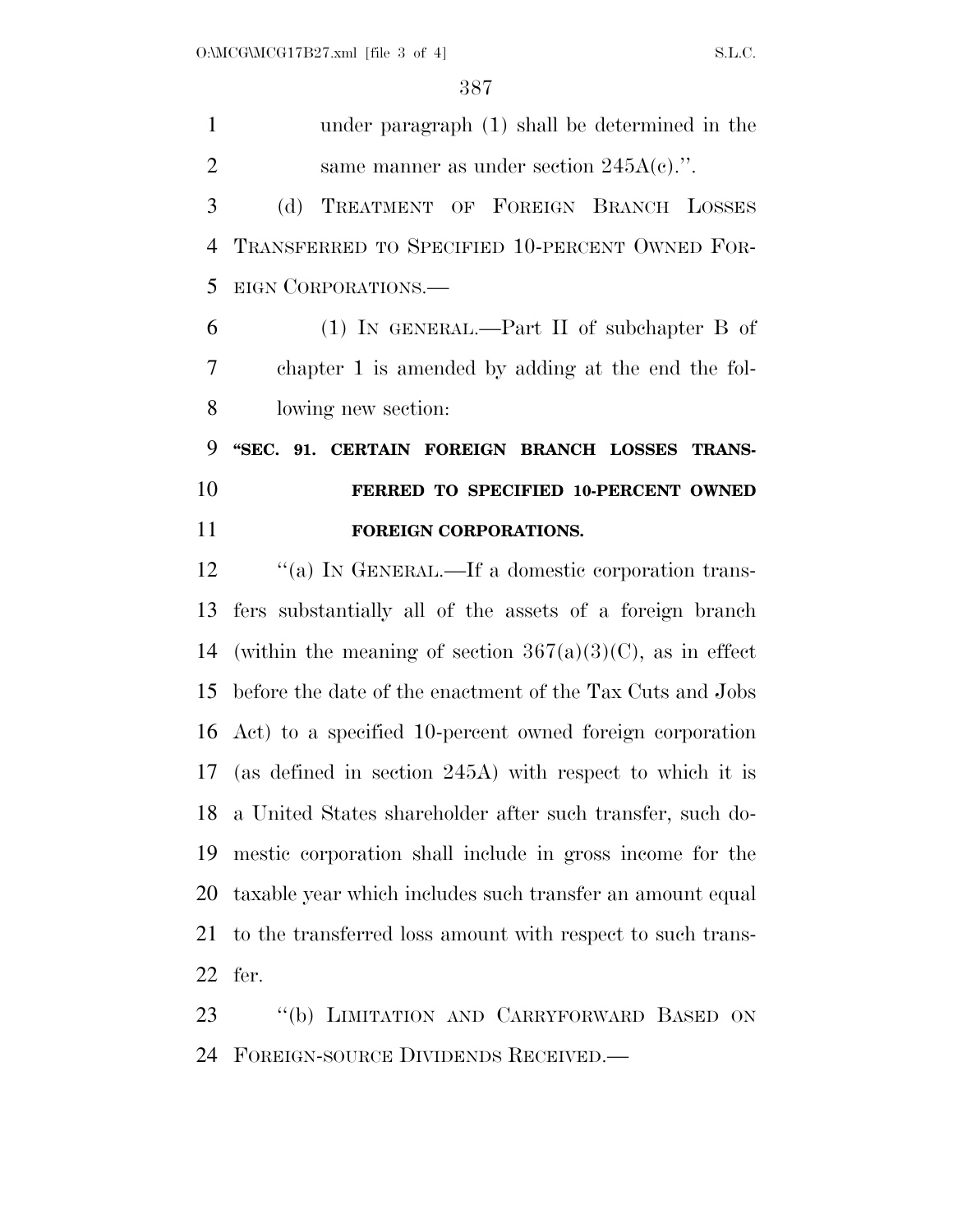under paragraph (1) shall be determined in the same manner as under section 245A(c).''.

(d) TREATMENT OF FOREIGN BRANCH LOSSES TRANSFERRED TO SPECIFIED 10-PERCENT OWNED FOREIGN CORPORATIONS.—

(1) IN GENERAL.—Part II of subchapter B of chapter 1 is amended by adding at the end the following new section:

**''SEC. 91. CERTAIN FOREIGN BRANCH LOSSES TRANSFERRED TO SPECIFIED 10-PERCENT OWNED FOREIGN CORPORATIONS.**

''(a) IN GENERAL.—If a domestic corporation transfers substantially all of the assets of a foreign branch (within the meaning of section 367(a)(3)(C), as in effect before the date of the enactment of the Tax Cuts and Jobs Act) to a specified 10-percent owned foreign corporation (as defined in section 245A) with respect to which it is a United States shareholder after such transfer, such domestic corporation shall include in gross income for the taxable year which includes such transfer an amount equal to the transferred loss amount with respect to such transfer.

''(b) LIMITATION AND CARRYFORWARD BASED ON FOREIGN-SOURCE DIVIDENDS RECEIVED.—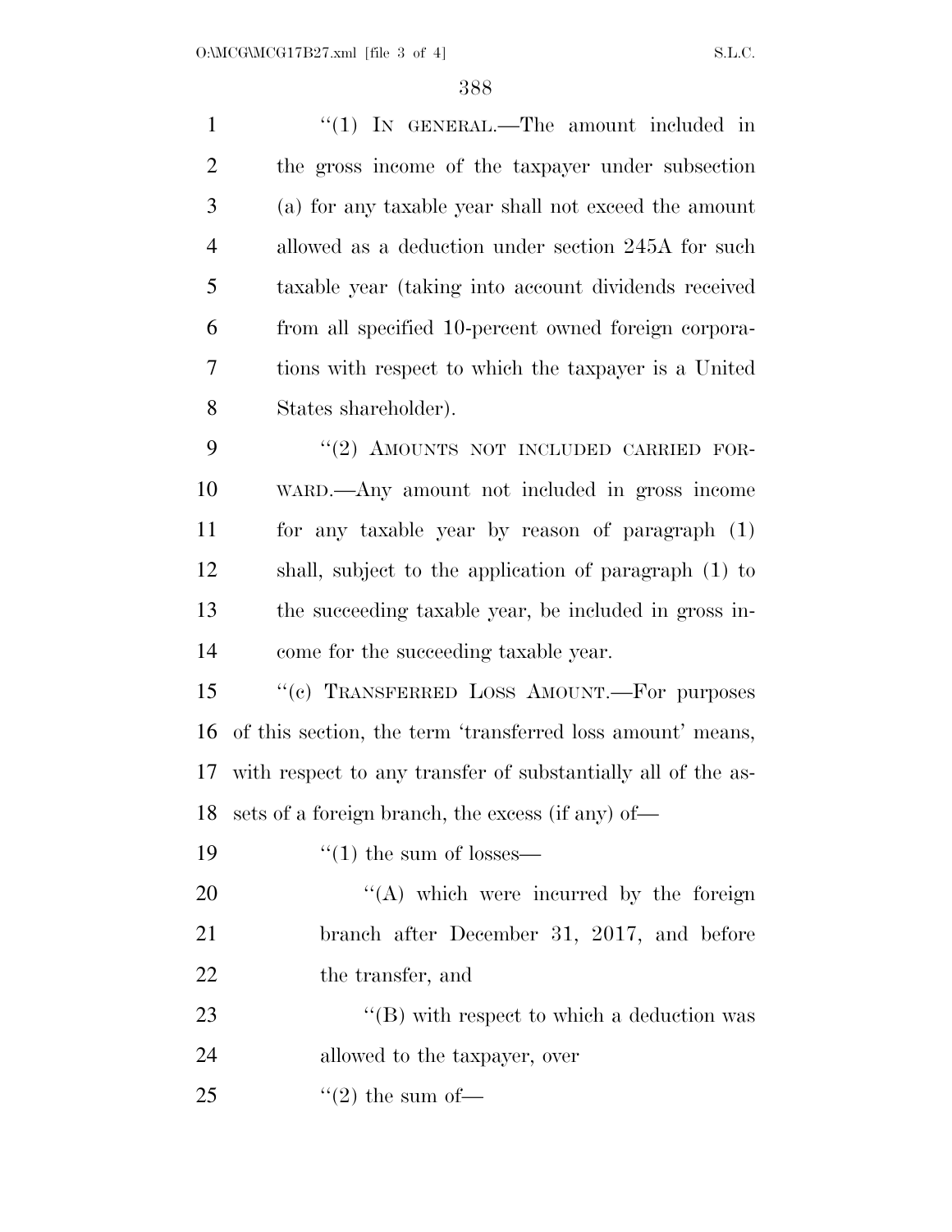"(1) IN GENERAL.—The amount included in the gross income of the taxpayer under subsection (a) for any taxable year shall not exceed the amount allowed as a deduction under section 245A for such taxable year (taking into account dividends received from all specified 10-percent owned foreign corporations with respect to which the taxpayer is a United States shareholder).

"(2) AMOUNTS NOT INCLUDED CARRIED FORWARD.—Any amount not included in gross income for any taxable year by reason of paragraph (1) shall, subject to the application of paragraph (1) to the succeeding taxable year, be included in gross income for the succeeding taxable year.

"(c) TRANSFERRED LOSS AMOUNT.—For purposes of this section, the term 'transferred loss amount' means, with respect to any transfer of substantially all of the assets of a foreign branch, the excess (if any) of—

"(1) the sum of losses—

"(A) which were incurred by the foreign branch after December 31, 2017, and before the transfer, and

"(B) with respect to which a deduction was allowed to the taxpayer, over

"(2) the sum of—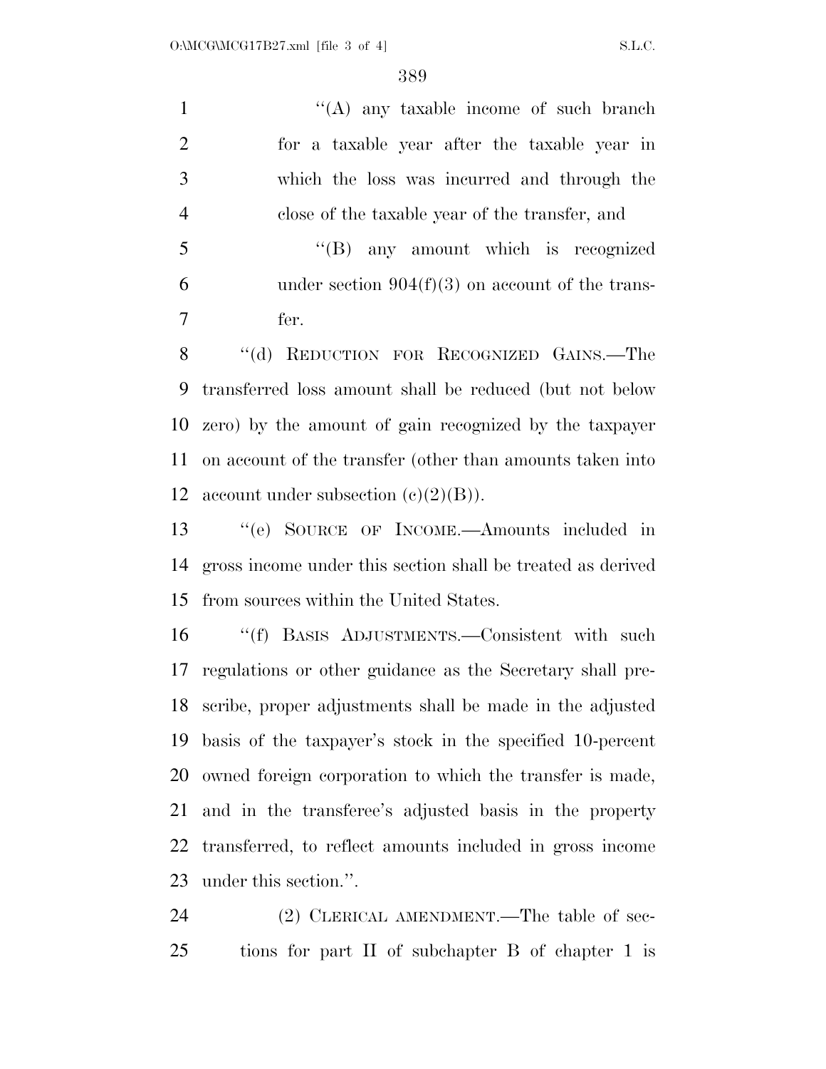''(A) any taxable income of such branch for a taxable year after the taxable year in which the loss was incurred and through the close of the taxable year of the transfer, and

''(B) any amount which is recognized under section 904(f)(3) on account of the transfer.

''(d) REDUCTION FOR RECOGNIZED GAINS.—The transferred loss amount shall be reduced (but not below zero) by the amount of gain recognized by the taxpayer on account of the transfer (other than amounts taken into account under subsection (c)(2)(B)).

''(e) SOURCE OF INCOME.—Amounts included in gross income under this section shall be treated as derived from sources within the United States.

''(f) BASIS ADJUSTMENTS.—Consistent with such regulations or other guidance as the Secretary shall prescribe, proper adjustments shall be made in the adjusted basis of the taxpayer's stock in the specified 10-percent owned foreign corporation to which the transfer is made, and in the transferee's adjusted basis in the property transferred, to reflect amounts included in gross income under this section.''.

(2) CLERICAL AMENDMENT.—The table of sections for part II of subchapter B of chapter 1 is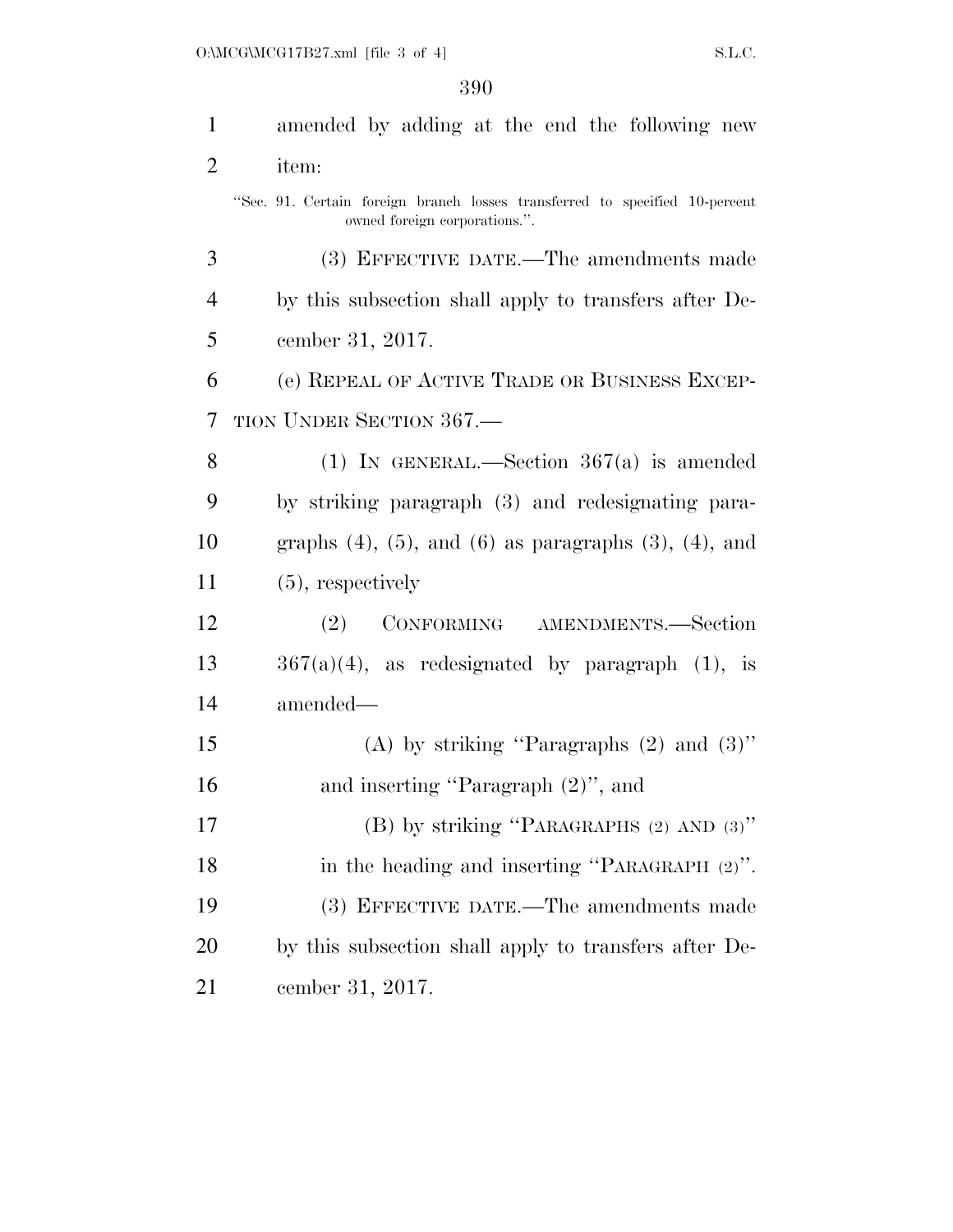amended by adding at the end the following new item:

"Sec. 91. Certain foreign branch losses transferred to specified 10-percent owned foreign corporations.".

(3) EFFECTIVE DATE.—The amendments made by this subsection shall apply to transfers after December 31, 2017.

(e) REPEAL OF ACTIVE TRADE OR BUSINESS EXCEPTION UNDER SECTION 367.—

(1) IN GENERAL.—Section 367(a) is amended by striking paragraph (3) and redesignating paragraphs (4), (5), and (6) as paragraphs (3), (4), and (5), respectively

(2) CONFORMING AMENDMENTS.—Section 367(a)(4), as redesignated by paragraph (1), is amended—

(A) by striking "Paragraphs (2) and (3)" and inserting "Paragraph (2)", and

(B) by striking "PARAGRAPHS (2) AND (3)" in the heading and inserting "PARAGRAPH (2)".

(3) EFFECTIVE DATE.—The amendments made by this subsection shall apply to transfers after December 31, 2017.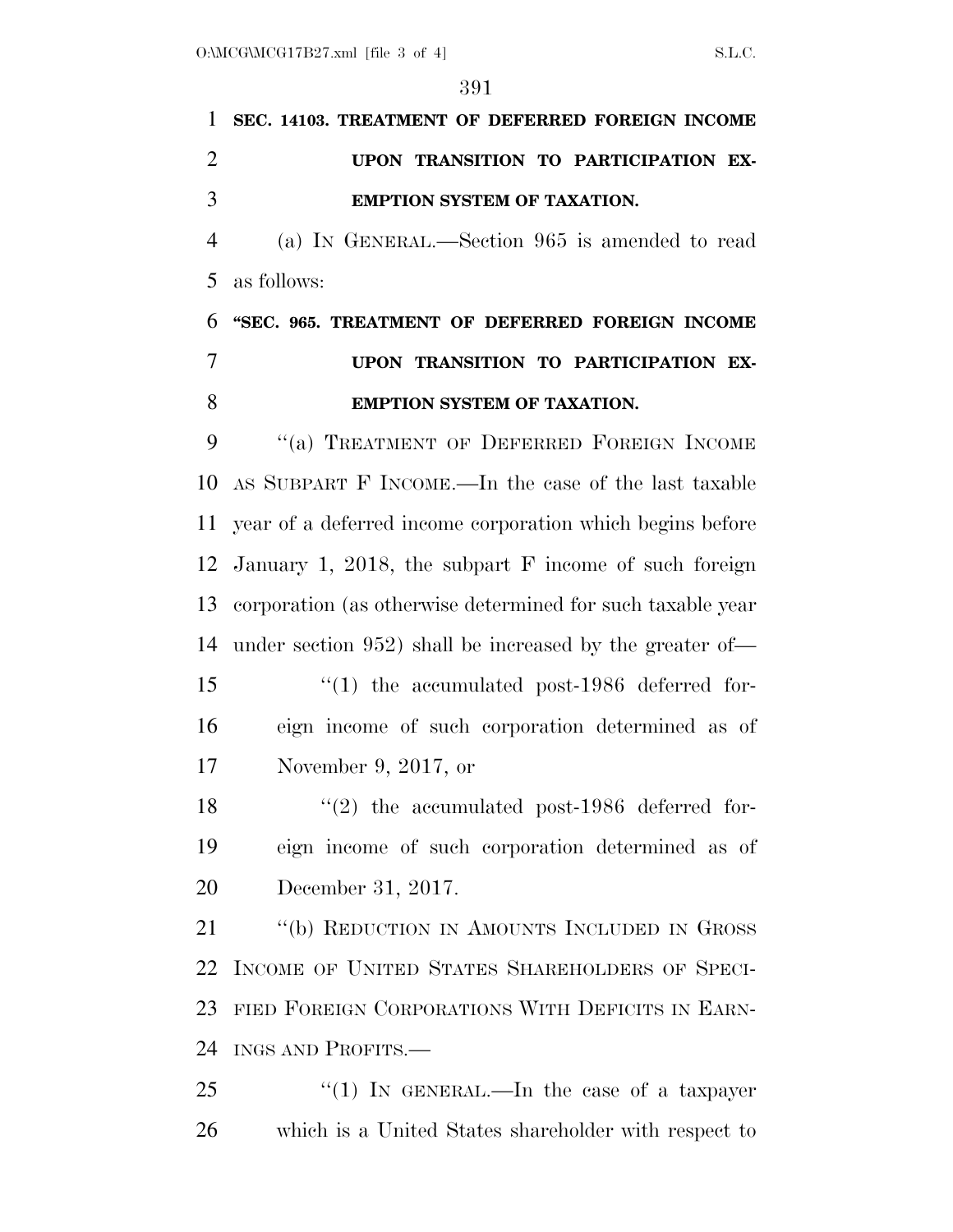**SEC. 14103. TREATMENT OF DEFERRED FOREIGN INCOME UPON TRANSITION TO PARTICIPATION EXEMPTION SYSTEM OF TAXATION.**

(a) IN GENERAL.—Section 965 is amended to read as follows:

**"SEC. 965. TREATMENT OF DEFERRED FOREIGN INCOME UPON TRANSITION TO PARTICIPATION EXEMPTION SYSTEM OF TAXATION.**

"(a) TREATMENT OF DEFERRED FOREIGN INCOME AS SUBPART F INCOME.—In the case of the last taxable year of a deferred income corporation which begins before January 1, 2018, the subpart F income of such foreign corporation (as otherwise determined for such taxable year under section 952) shall be increased by the greater of—

"(1) the accumulated post-1986 deferred foreign income of such corporation determined as of November 9, 2017, or

"(2) the accumulated post-1986 deferred foreign income of such corporation determined as of December 31, 2017.

"(b) REDUCTION IN AMOUNTS INCLUDED IN GROSS INCOME OF UNITED STATES SHAREHOLDERS OF SPECIFIED FOREIGN CORPORATIONS WITH DEFICITS IN EARNINGS AND PROFITS.—

"(1) IN GENERAL.—In the case of a taxpayer which is a United States shareholder with respect to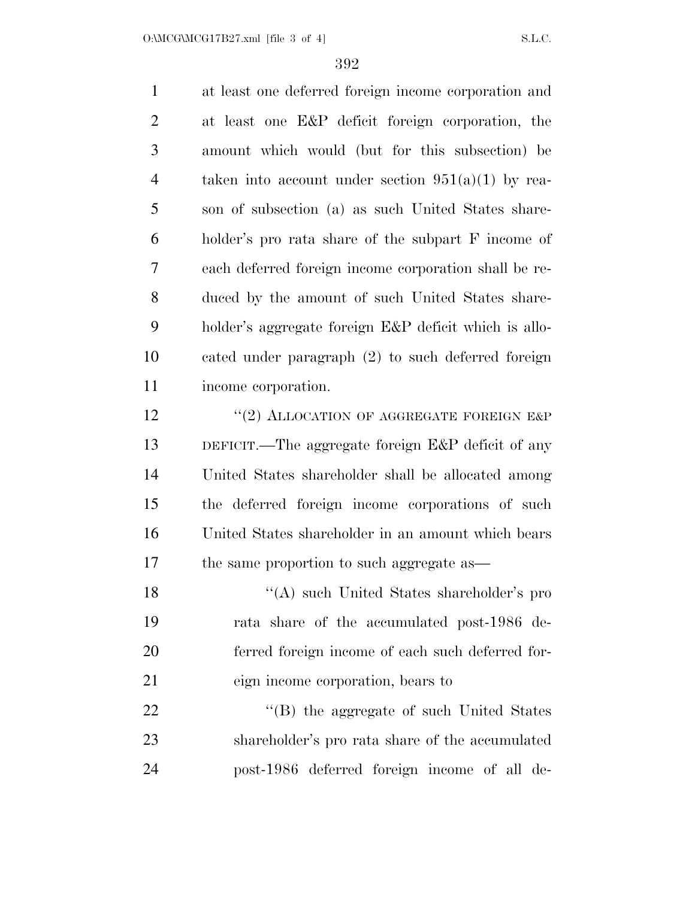at least one deferred foreign income corporation and at least one E&P deficit foreign corporation, the amount which would (but for this subsection) be taken into account under section 951(a)(1) by reason of subsection (a) as such United States shareholder's pro rata share of the subpart F income of each deferred foreign income corporation shall be reduced by the amount of such United States shareholder's aggregate foreign E&P deficit which is allocated under paragraph (2) to such deferred foreign income corporation.

"(2) ALLOCATION OF AGGREGATE FOREIGN E&P DEFICIT.—The aggregate foreign E&P deficit of any United States shareholder shall be allocated among the deferred foreign income corporations of such United States shareholder in an amount which bears the same proportion to such aggregate as—

"(A) such United States shareholder's pro rata share of the accumulated post-1986 deferred foreign income of each such deferred foreign income corporation, bears to

"(B) the aggregate of such United States shareholder's pro rata share of the accumulated post-1986 deferred foreign income of all de-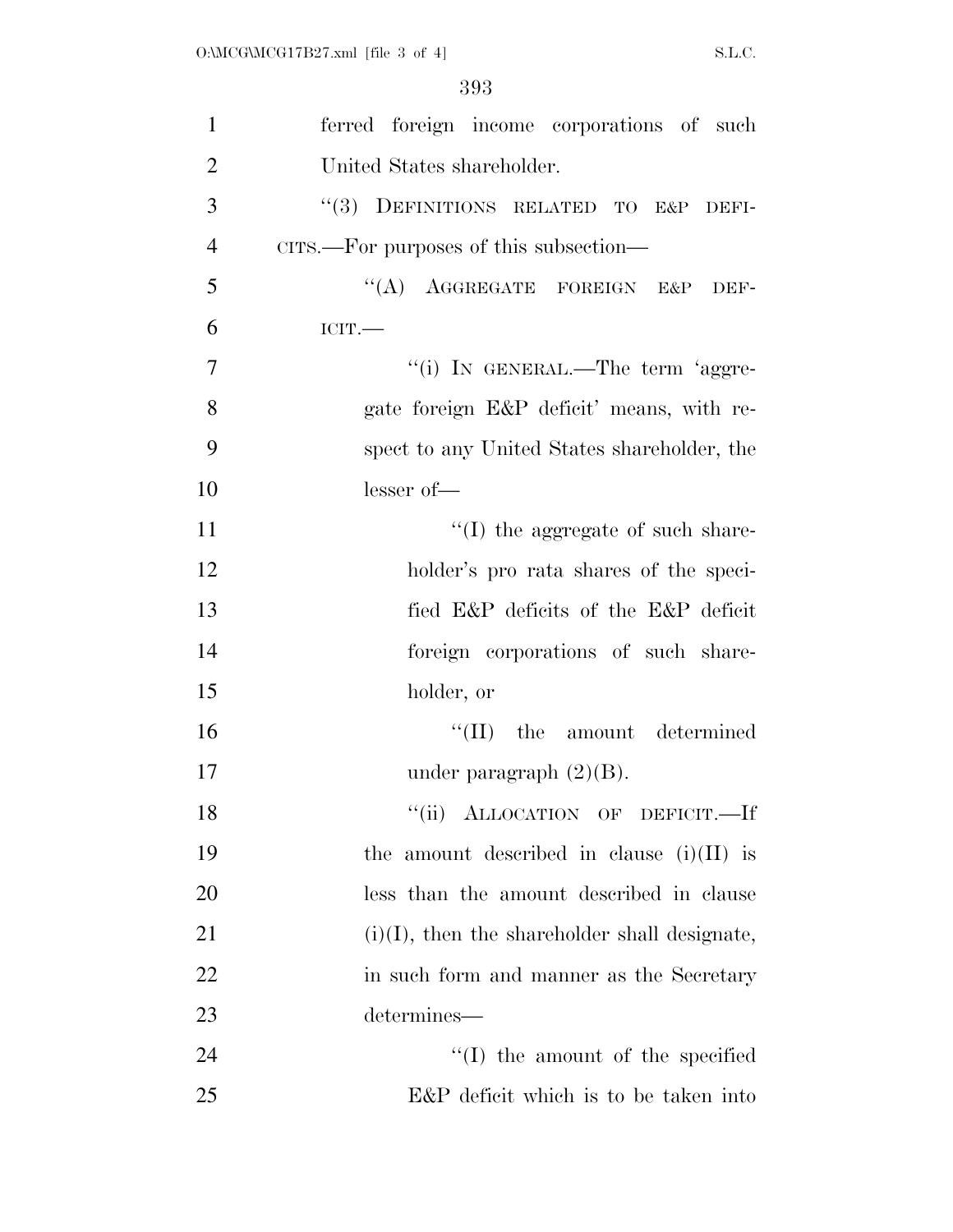ferred foreign income corporations of such United States shareholder.

"(3) DEFINITIONS RELATED TO E&P DEFICITS.—For purposes of this subsection—

"(A) AGGREGATE FOREIGN E&P DEFICIT.—

"(i) IN GENERAL.—The term 'aggregate foreign E&P deficit' means, with respect to any United States shareholder, the lesser of—

"(I) the aggregate of such shareholder's pro rata shares of the specified E&P deficits of the E&P deficit foreign corporations of such shareholder, or

"(II) the amount determined under paragraph (2)(B).

"(ii) ALLOCATION OF DEFICIT.—If the amount described in clause (i)(II) is less than the amount described in clause (i)(I), then the shareholder shall designate, in such form and manner as the Secretary determines—

"(I) the amount of the specified E&P deficit which is to be taken into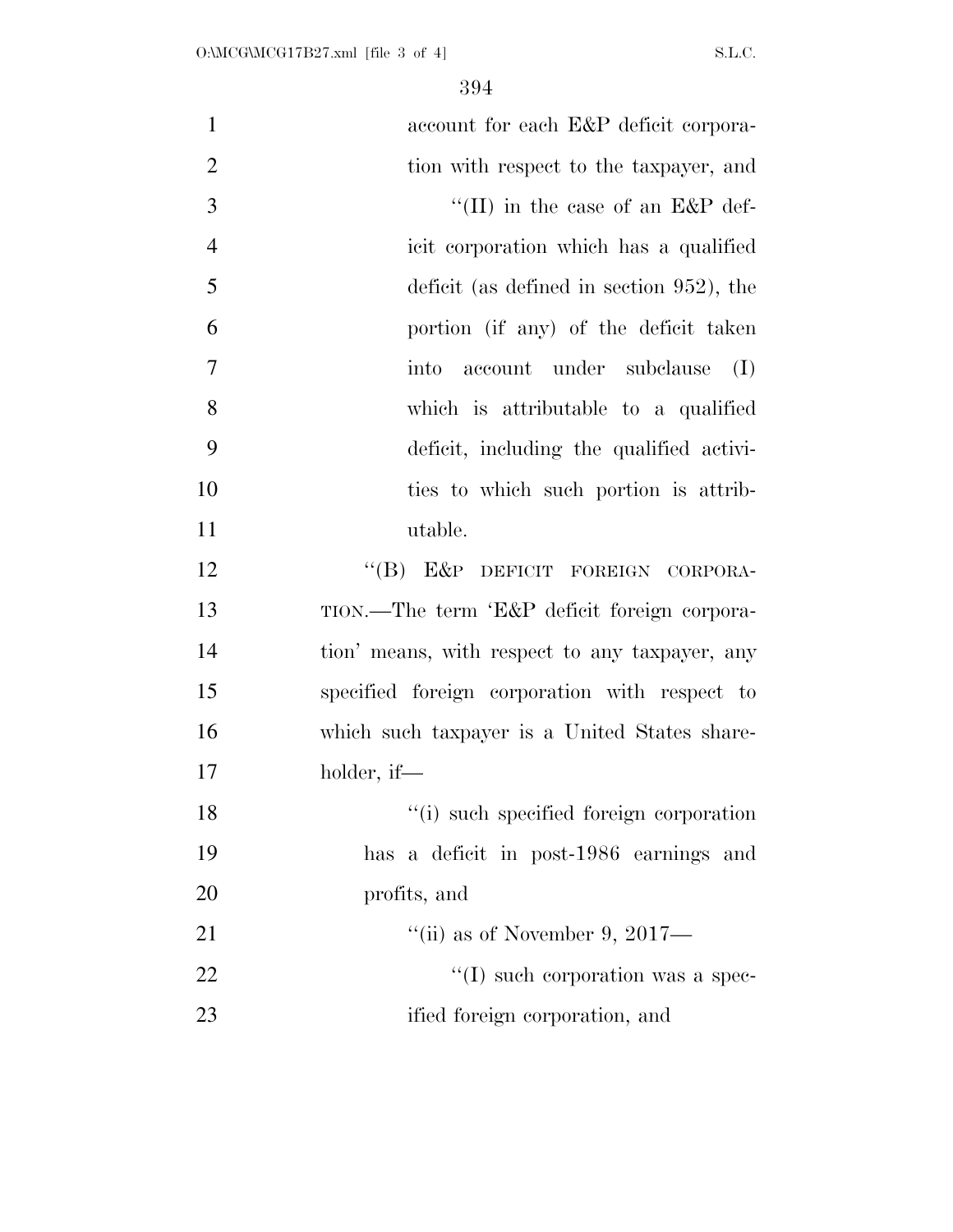account for each E&P deficit corporation with respect to the taxpayer, and

''(II) in the case of an E&P deficit corporation which has a qualified deficit (as defined in section 952), the portion (if any) of the deficit taken into account under subclause (I) which is attributable to a qualified deficit, including the qualified activities to which such portion is attributable.

''(B) E&P DEFICIT FOREIGN CORPORATION.—The term 'E&P deficit foreign corporation' means, with respect to any taxpayer, any specified foreign corporation with respect to which such taxpayer is a United States shareholder, if—

''(i) such specified foreign corporation has a deficit in post-1986 earnings and profits, and

''(ii) as of November 9, 2017—

''(I) such corporation was a specified foreign corporation, and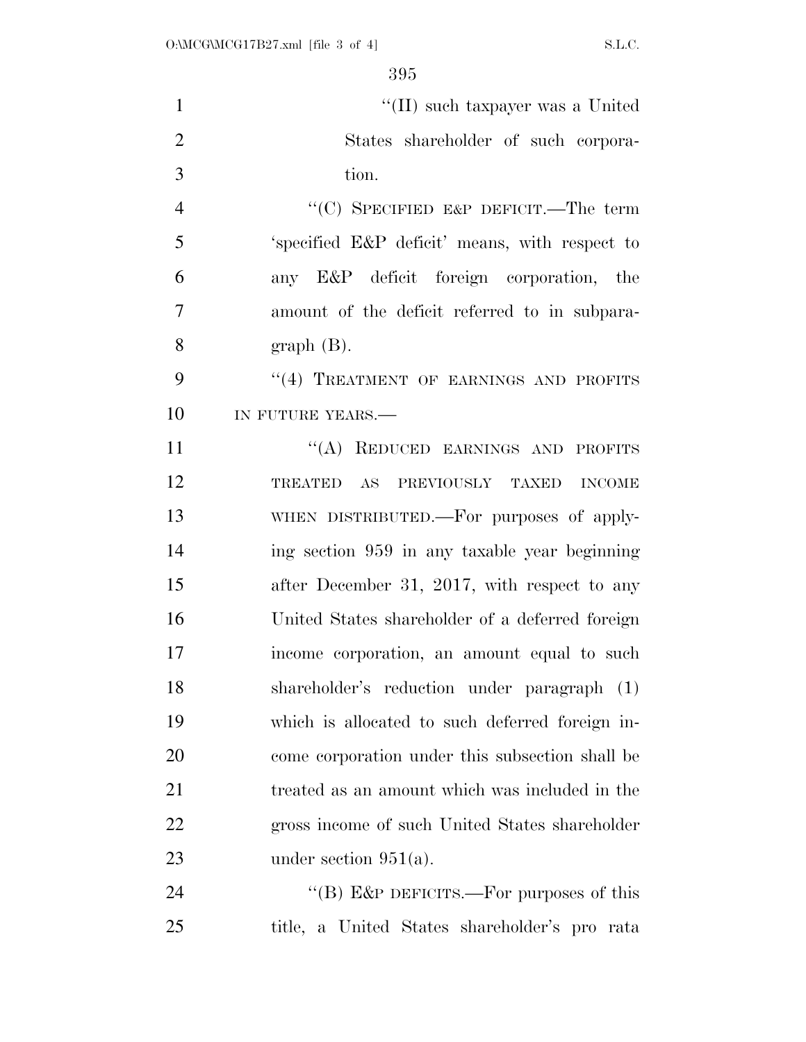"(II) such taxpayer was a United States shareholder of such corporation.

"(C) SPECIFIED E&P DEFICIT.—The term 'specified E&P deficit' means, with respect to any E&P deficit foreign corporation, the amount of the deficit referred to in subparagraph (B).

"(4) TREATMENT OF EARNINGS AND PROFITS IN FUTURE YEARS.—

"(A) REDUCED EARNINGS AND PROFITS TREATED AS PREVIOUSLY TAXED INCOME WHEN DISTRIBUTED.—For purposes of applying section 959 in any taxable year beginning after December 31, 2017, with respect to any United States shareholder of a deferred foreign income corporation, an amount equal to such shareholder's reduction under paragraph (1) which is allocated to such deferred foreign income corporation under this subsection shall be treated as an amount which was included in the gross income of such United States shareholder under section 951(a).

"(B) E&P DEFICITS.—For purposes of this title, a United States shareholder's pro rata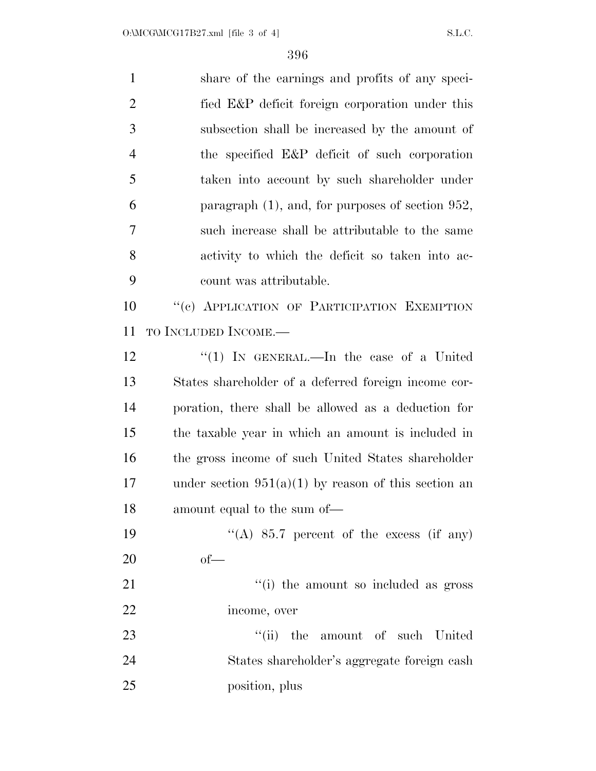share of the earnings and profits of any specified E&P deficit foreign corporation under this subsection shall be increased by the amount of the specified E&P deficit of such corporation taken into account by such shareholder under paragraph (1), and, for purposes of section 952, such increase shall be attributable to the same activity to which the deficit so taken into account was attributable.

"(c) APPLICATION OF PARTICIPATION EXEMPTION TO INCLUDED INCOME.—

"(1) IN GENERAL.—In the case of a United States shareholder of a deferred foreign income corporation, there shall be allowed as a deduction for the taxable year in which an amount is included in the gross income of such United States shareholder under section 951(a)(1) by reason of this section an amount equal to the sum of—

"(A) 85.7 percent of the excess (if any) of—

"(i) the amount so included as gross income, over

"(ii) the amount of such United States shareholder's aggregate foreign cash position, plus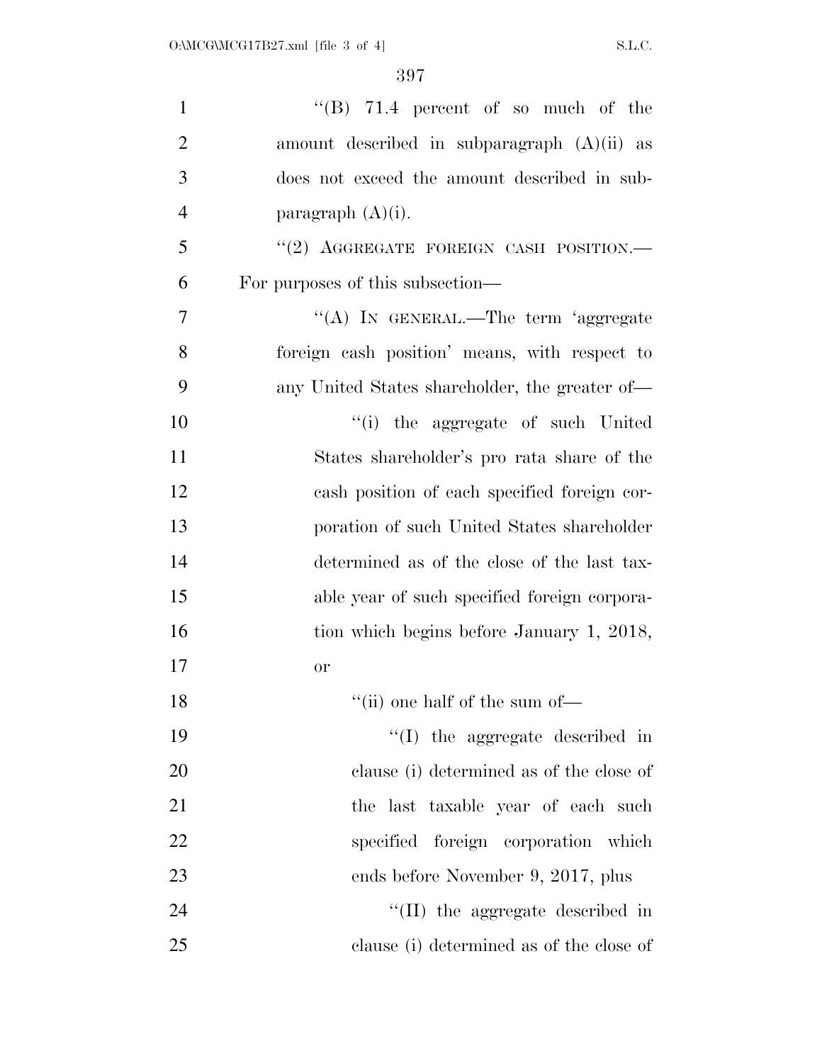"(B) 71.4 percent of so much of the amount described in subparagraph (A)(ii) as does not exceed the amount described in subparagraph (A)(i).

"(2) AGGREGATE FOREIGN CASH POSITION.— For purposes of this subsection—

"(A) IN GENERAL.—The term 'aggregate foreign cash position' means, with respect to any United States shareholder, the greater of—

"(i) the aggregate of such United States shareholder's pro rata share of the cash position of each specified foreign corporation of such United States shareholder determined as of the close of the last taxable year of such specified foreign corporation which begins before January 1, 2018, or

"(ii) one half of the sum of—

"(I) the aggregate described in clause (i) determined as of the close of the last taxable year of each such specified foreign corporation which ends before November 9, 2017, plus

"(II) the aggregate described in clause (i) determined as of the close of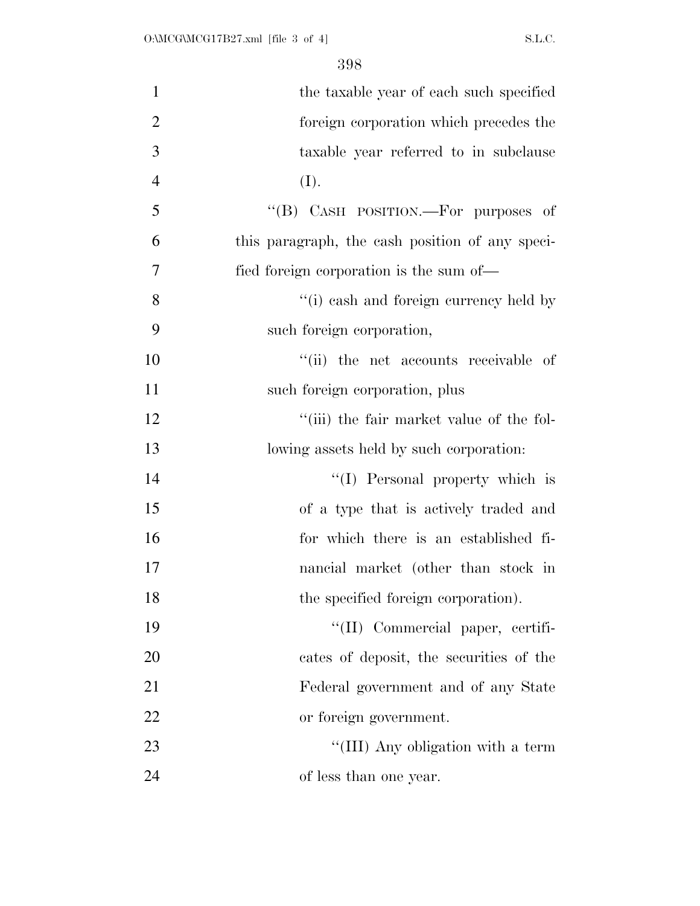the taxable year of each such specified foreign corporation which precedes the taxable year referred to in subclause (I).

"(B) CASH POSITION.—For purposes of this paragraph, the cash position of any specified foreign corporation is the sum of—

"(i) cash and foreign currency held by such foreign corporation,

"(ii) the net accounts receivable of such foreign corporation, plus

"(iii) the fair market value of the following assets held by such corporation:

"(I) Personal property which is of a type that is actively traded and for which there is an established financial market (other than stock in the specified foreign corporation).

"(II) Commercial paper, certificates of deposit, the securities of the Federal government and of any State or foreign government.

"(III) Any obligation with a term of less than one year.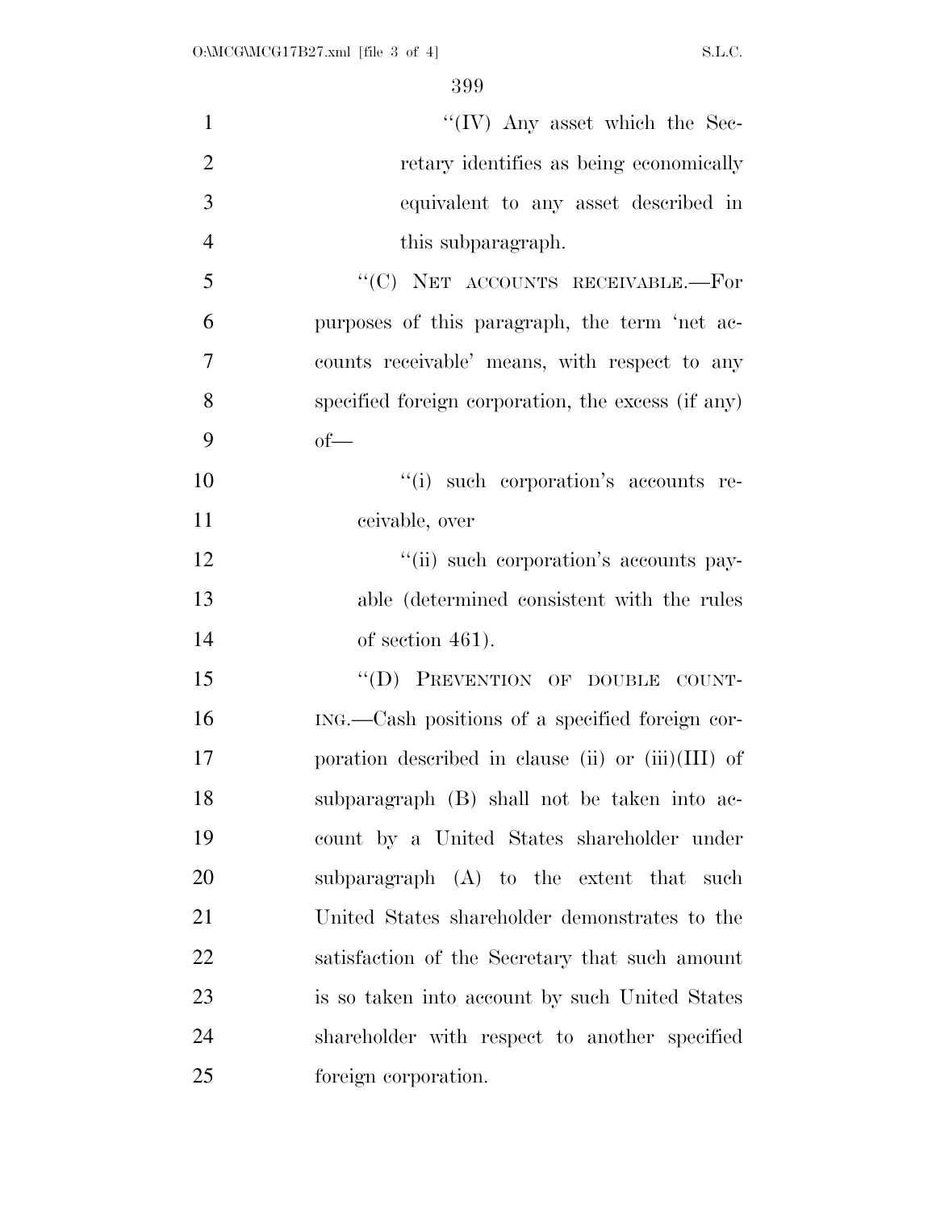"(IV) Any asset which the Secretary identifies as being economically equivalent to any asset described in this subparagraph.

"(C) NET ACCOUNTS RECEIVABLE.—For purposes of this paragraph, the term 'net accounts receivable' means, with respect to any specified foreign corporation, the excess (if any) of—

"(i) such corporation's accounts receivable, over

"(ii) such corporation's accounts payable (determined consistent with the rules of section 461).

"(D) PREVENTION OF DOUBLE COUNTING.—Cash positions of a specified foreign corporation described in clause (ii) or (iii)(III) of subparagraph (B) shall not be taken into account by a United States shareholder under subparagraph (A) to the extent that such United States shareholder demonstrates to the satisfaction of the Secretary that such amount is so taken into account by such United States shareholder with respect to another specified foreign corporation.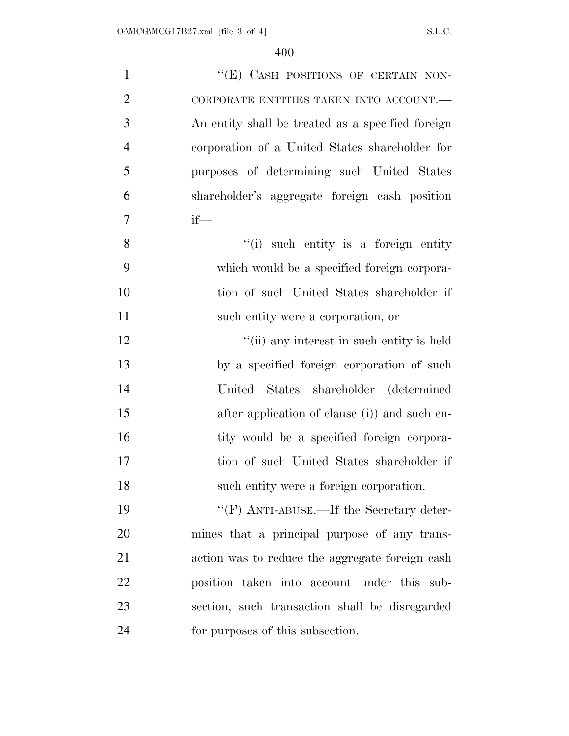"(E) CASH POSITIONS OF CERTAIN NON-CORPORATE ENTITIES TAKEN INTO ACCOUNT.—An entity shall be treated as a specified foreign corporation of a United States shareholder for purposes of determining such United States shareholder's aggregate foreign cash position if—

"(i) such entity is a foreign entity which would be a specified foreign corporation of such United States shareholder if such entity were a corporation, or

"(ii) any interest in such entity is held by a specified foreign corporation of such United States shareholder (determined after application of clause (i)) and such entity would be a specified foreign corporation of such United States shareholder if such entity were a foreign corporation.

"(F) ANTI-ABUSE.—If the Secretary determines that a principal purpose of any transaction was to reduce the aggregate foreign cash position taken into account under this subsection, such transaction shall be disregarded for purposes of this subsection.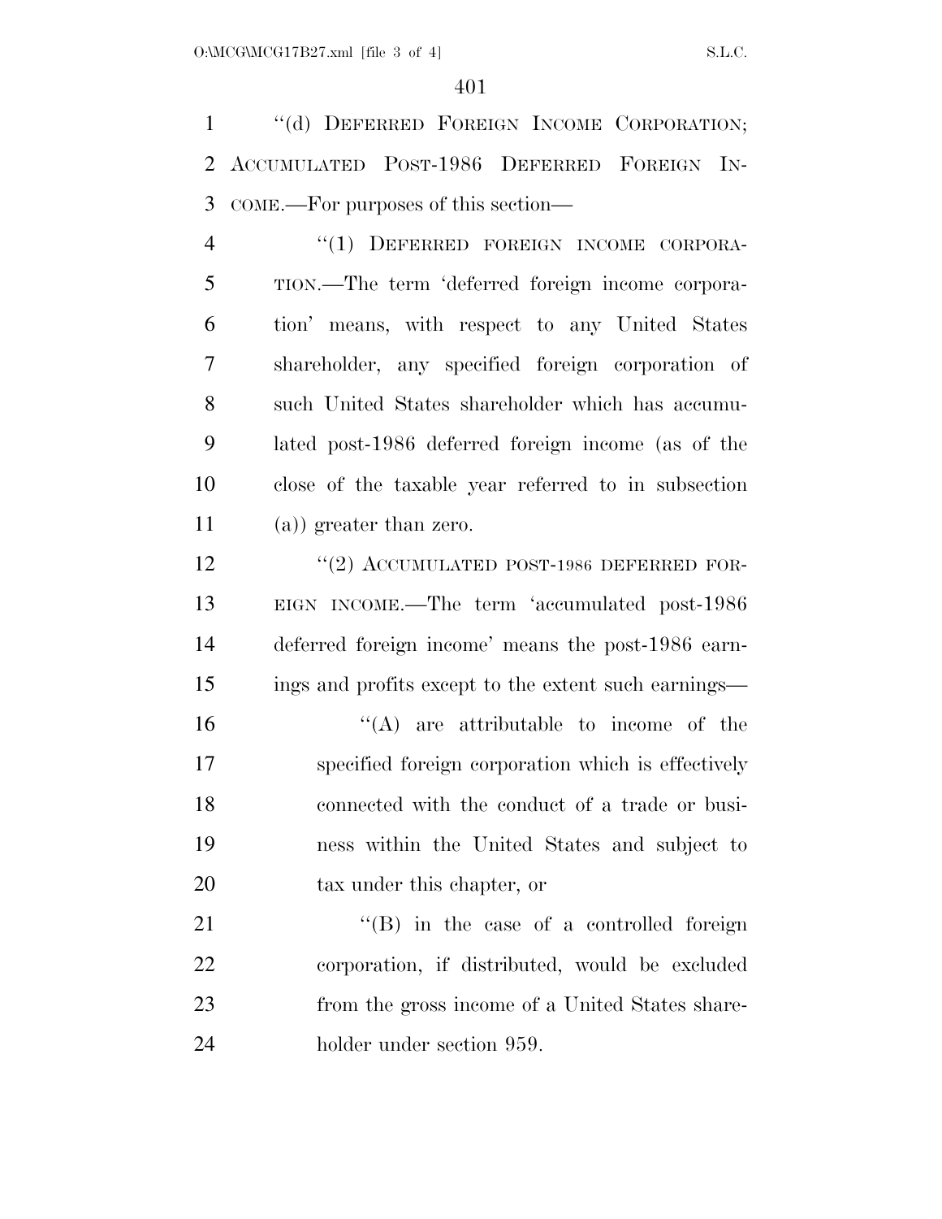"(d) DEFERRED FOREIGN INCOME CORPORATION; ACCUMULATED POST-1986 DEFERRED FOREIGN INCOME.—For purposes of this section—

"(1) DEFERRED FOREIGN INCOME CORPORATION.—The term 'deferred foreign income corporation' means, with respect to any United States shareholder, any specified foreign corporation of such United States shareholder which has accumulated post-1986 deferred foreign income (as of the close of the taxable year referred to in subsection (a)) greater than zero.

"(2) ACCUMULATED POST-1986 DEFERRED FOREIGN INCOME.—The term 'accumulated post-1986 deferred foreign income' means the post-1986 earnings and profits except to the extent such earnings—

"(A) are attributable to income of the specified foreign corporation which is effectively connected with the conduct of a trade or business within the United States and subject to tax under this chapter, or

"(B) in the case of a controlled foreign corporation, if distributed, would be excluded from the gross income of a United States shareholder under section 959.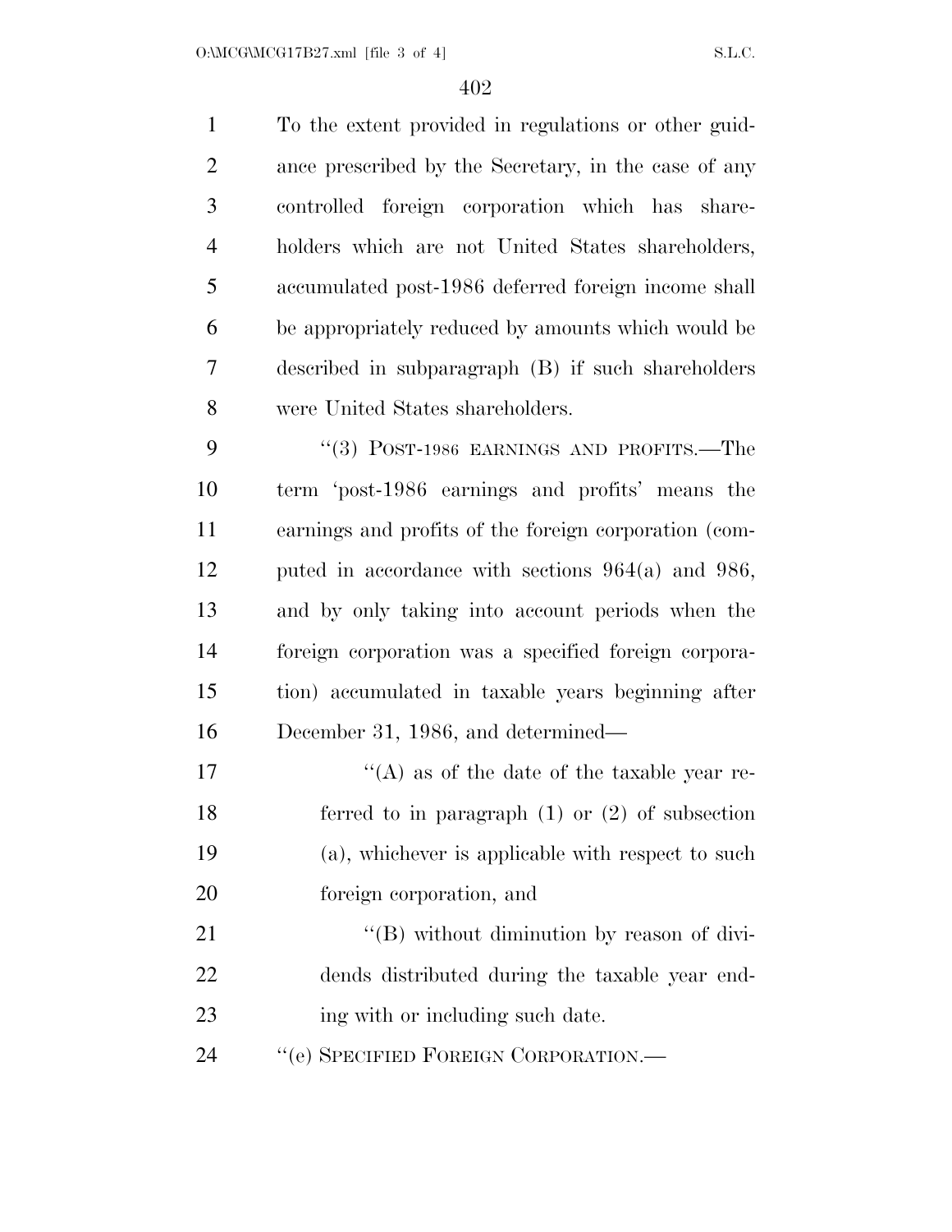To the extent provided in regulations or other guidance prescribed by the Secretary, in the case of any controlled foreign corporation which has shareholders which are not United States shareholders, accumulated post-1986 deferred foreign income shall be appropriately reduced by amounts which would be described in subparagraph (B) if such shareholders were United States shareholders.

"(3) POST-1986 EARNINGS AND PROFITS.—The term 'post-1986 earnings and profits' means the earnings and profits of the foreign corporation (computed in accordance with sections 964(a) and 986, and by only taking into account periods when the foreign corporation was a specified foreign corporation) accumulated in taxable years beginning after December 31, 1986, and determined—

"(A) as of the date of the taxable year referred to in paragraph (1) or (2) of subsection (a), whichever is applicable with respect to such foreign corporation, and

"(B) without diminution by reason of dividends distributed during the taxable year ending with or including such date.

"(e) SPECIFIED FOREIGN CORPORATION.—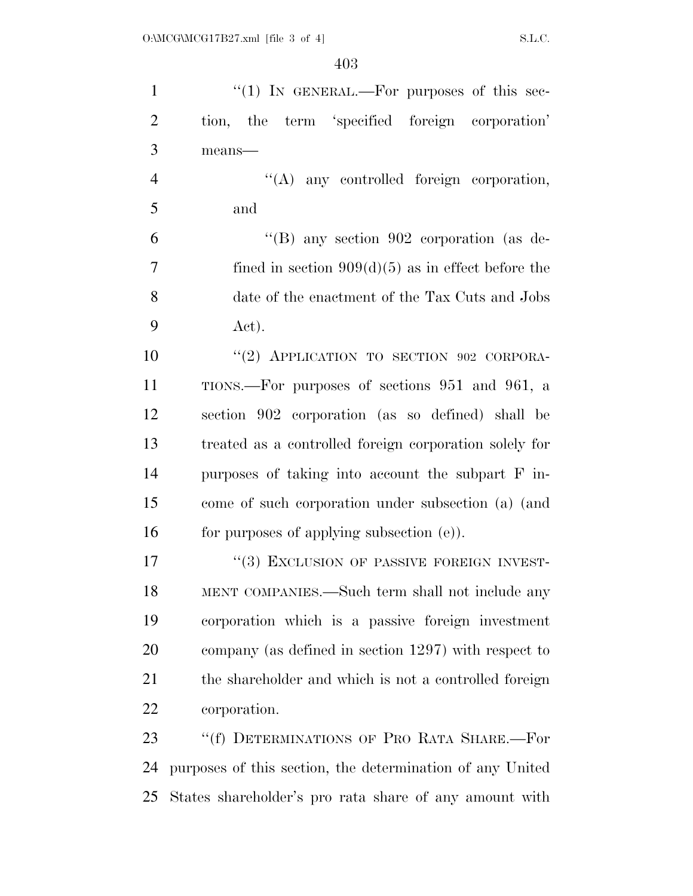"(1) IN GENERAL.—For purposes of this section, the term 'specified foreign corporation' means—

"(A) any controlled foreign corporation, and

"(B) any section 902 corporation (as defined in section 909(d)(5) as in effect before the date of the enactment of the Tax Cuts and Jobs Act).

"(2) APPLICATION TO SECTION 902 CORPORATIONS.—For purposes of sections 951 and 961, a section 902 corporation (as so defined) shall be treated as a controlled foreign corporation solely for purposes of taking into account the subpart F income of such corporation under subsection (a) (and for purposes of applying subsection (e)).

"(3) EXCLUSION OF PASSIVE FOREIGN INVESTMENT COMPANIES.—Such term shall not include any corporation which is a passive foreign investment company (as defined in section 1297) with respect to the shareholder and which is not a controlled foreign corporation.

"(f) DETERMINATIONS OF PRO RATA SHARE.—For purposes of this section, the determination of any United States shareholder's pro rata share of any amount with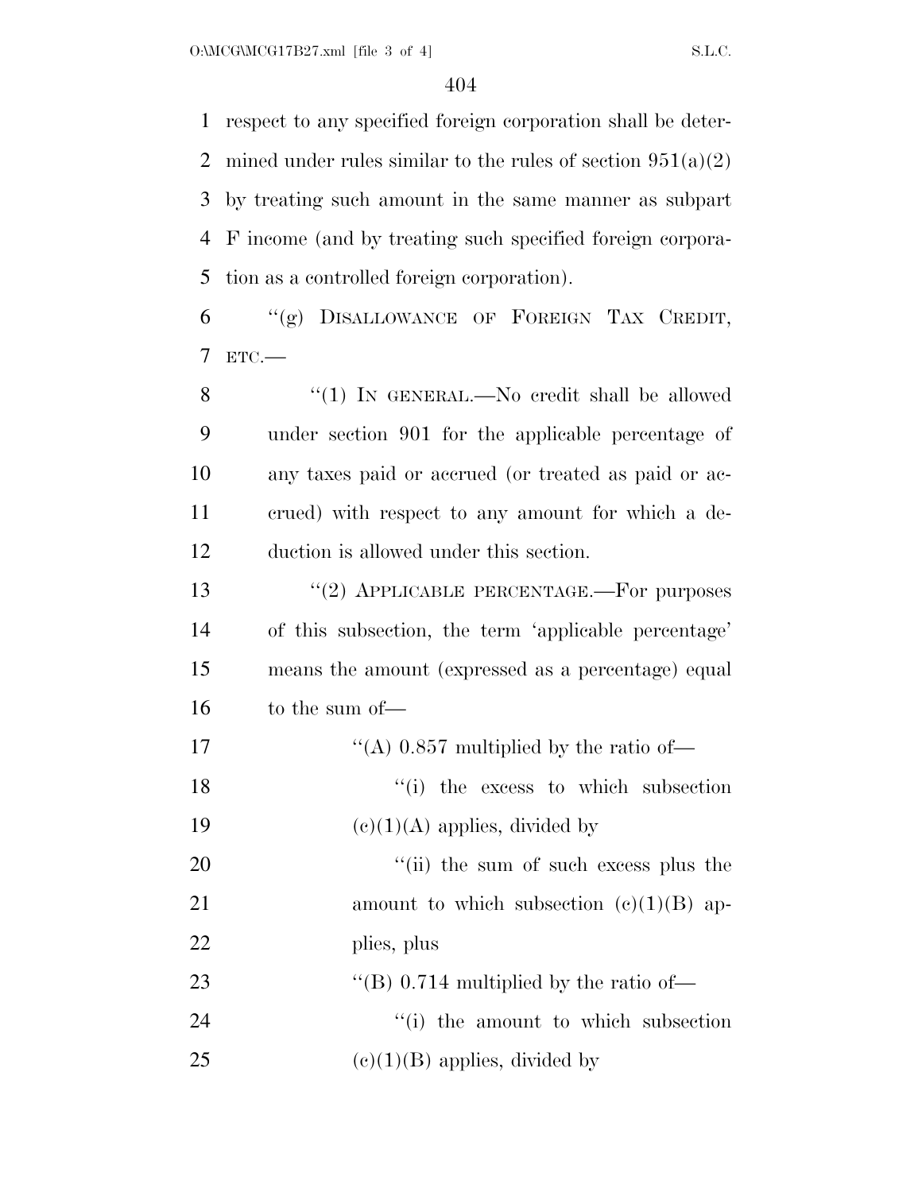respect to any specified foreign corporation shall be determined under rules similar to the rules of section 951(a)(2) by treating such amount in the same manner as subpart F income (and by treating such specified foreign corporation as a controlled foreign corporation).

"(g) DISALLOWANCE OF FOREIGN TAX CREDIT, ETC.—

"(1) IN GENERAL.—No credit shall be allowed under section 901 for the applicable percentage of any taxes paid or accrued (or treated as paid or accrued) with respect to any amount for which a deduction is allowed under this section.

"(2) APPLICABLE PERCENTAGE.—For purposes of this subsection, the term 'applicable percentage' means the amount (expressed as a percentage) equal to the sum of—

"(A) 0.857 multiplied by the ratio of—

"(i) the excess to which subsection (c)(1)(A) applies, divided by

"(ii) the sum of such excess plus the amount to which subsection (c)(1)(B) applies, plus

"(B) 0.714 multiplied by the ratio of—

"(i) the amount to which subsection (c)(1)(B) applies, divided by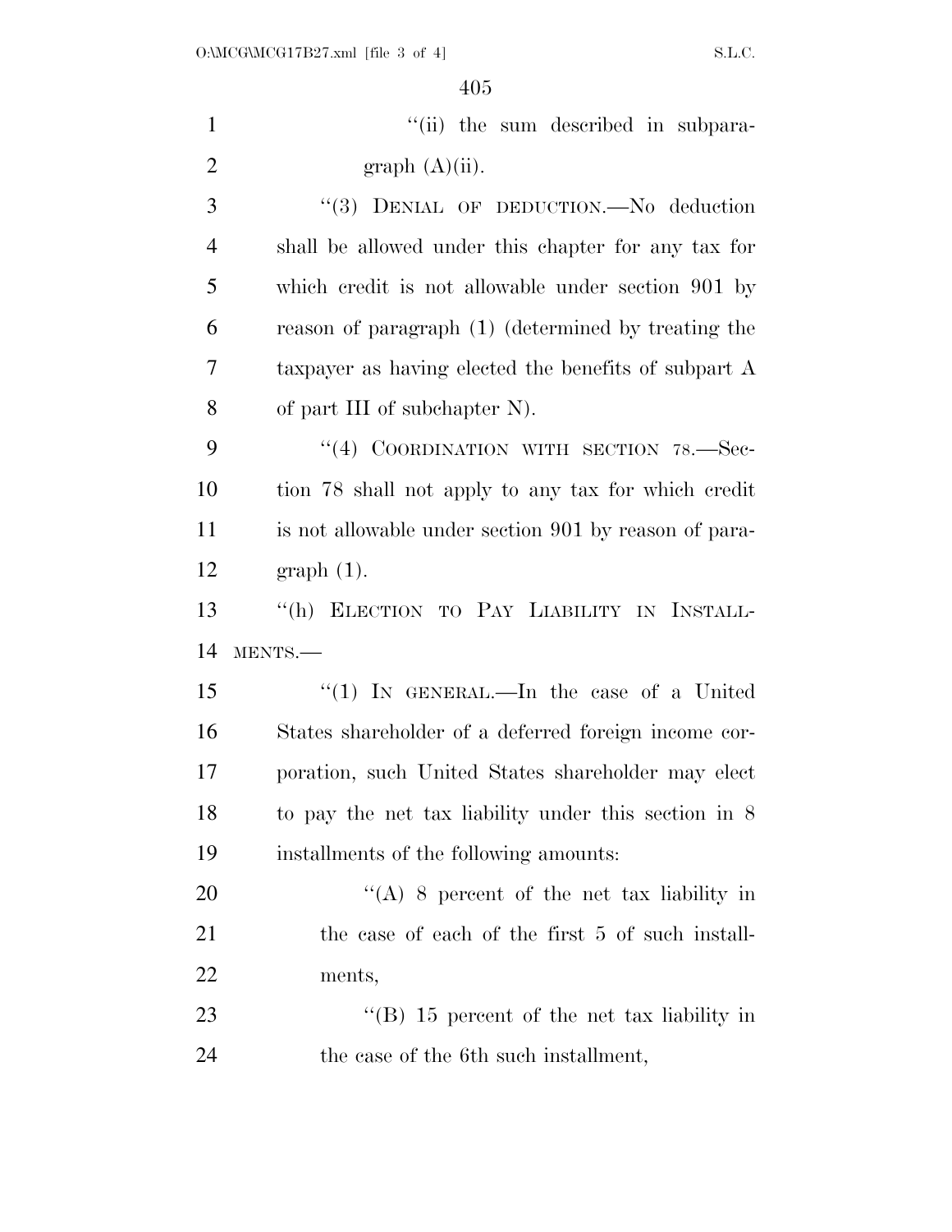"(ii) the sum described in subparagraph (A)(ii).

"(3) DENIAL OF DEDUCTION.—No deduction shall be allowed under this chapter for any tax for which credit is not allowable under section 901 by reason of paragraph (1) (determined by treating the taxpayer as having elected the benefits of subpart A of part III of subchapter N).

"(4) COORDINATION WITH SECTION 78.—Section 78 shall not apply to any tax for which credit is not allowable under section 901 by reason of paragraph (1).

"(h) ELECTION TO PAY LIABILITY IN INSTALLMENTS.—

"(1) IN GENERAL.—In the case of a United States shareholder of a deferred foreign income corporation, such United States shareholder may elect to pay the net tax liability under this section in 8 installments of the following amounts:

"(A) 8 percent of the net tax liability in the case of each of the first 5 of such installments,

"(B) 15 percent of the net tax liability in the case of the 6th such installment,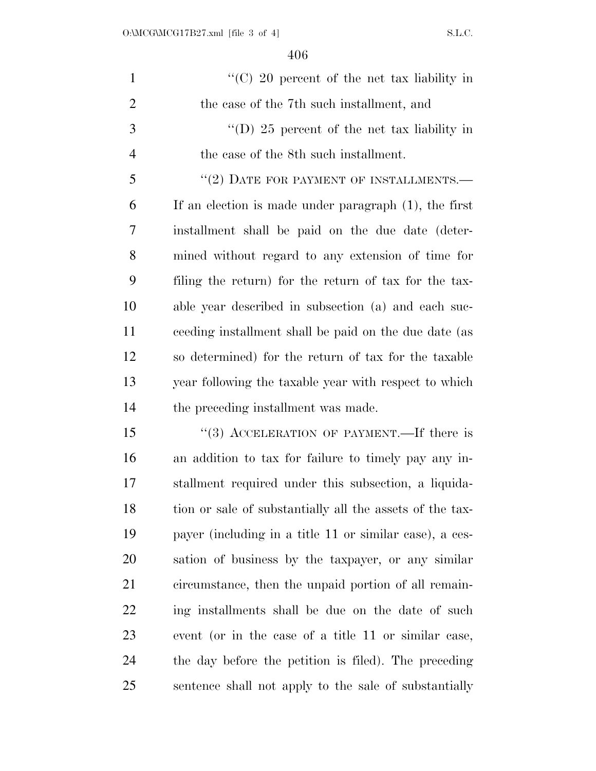"(C) 20 percent of the net tax liability in the case of the 7th such installment, and

"(D) 25 percent of the net tax liability in the case of the 8th such installment.

"(2) DATE FOR PAYMENT OF INSTALLMENTS.—If an election is made under paragraph (1), the first installment shall be paid on the due date (determined without regard to any extension of time for filing the return) for the return of tax for the taxable year described in subsection (a) and each succeeding installment shall be paid on the due date (as so determined) for the return of tax for the taxable year following the taxable year with respect to which the preceding installment was made.

"(3) ACCELERATION OF PAYMENT.—If there is an addition to tax for failure to timely pay any installment required under this subsection, a liquidation or sale of substantially all the assets of the taxpayer (including in a title 11 or similar case), a cessation of business by the taxpayer, or any similar circumstance, then the unpaid portion of all remaining installments shall be due on the date of such event (or in the case of a title 11 or similar case, the day before the petition is filed). The preceding sentence shall not apply to the sale of substantially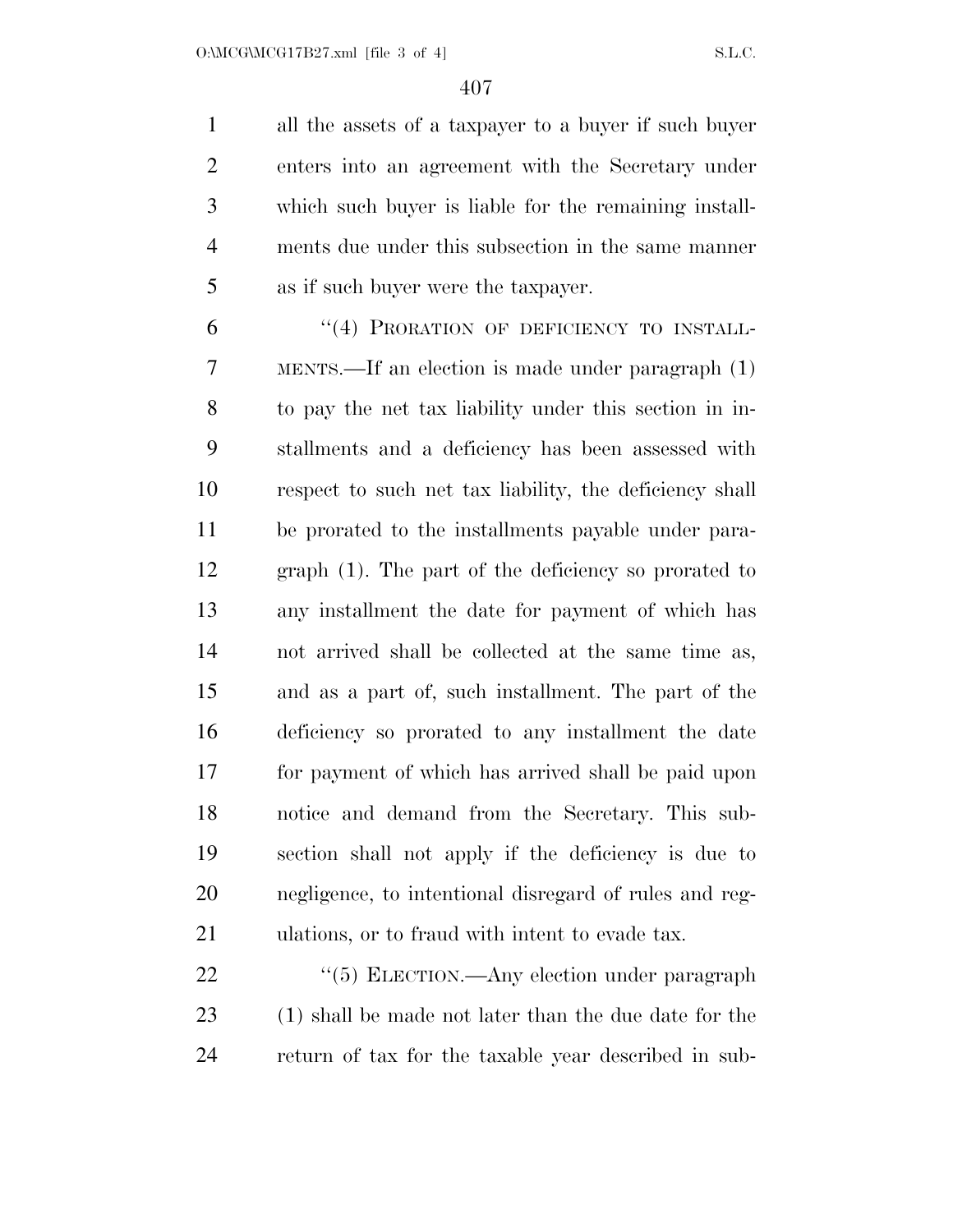all the assets of a taxpayer to a buyer if such buyer enters into an agreement with the Secretary under which such buyer is liable for the remaining installments due under this subsection in the same manner as if such buyer were the taxpayer.

"(4) PRORATION OF DEFICIENCY TO INSTALLMENTS.—If an election is made under paragraph (1) to pay the net tax liability under this section in installments and a deficiency has been assessed with respect to such net tax liability, the deficiency shall be prorated to the installments payable under paragraph (1). The part of the deficiency so prorated to any installment the date for payment of which has not arrived shall be collected at the same time as, and as a part of, such installment. The part of the deficiency so prorated to any installment the date for payment of which has arrived shall be paid upon notice and demand from the Secretary. This subsection shall not apply if the deficiency is due to negligence, to intentional disregard of rules and regulations, or to fraud with intent to evade tax.

"(5) ELECTION.—Any election under paragraph (1) shall be made not later than the due date for the return of tax for the taxable year described in sub-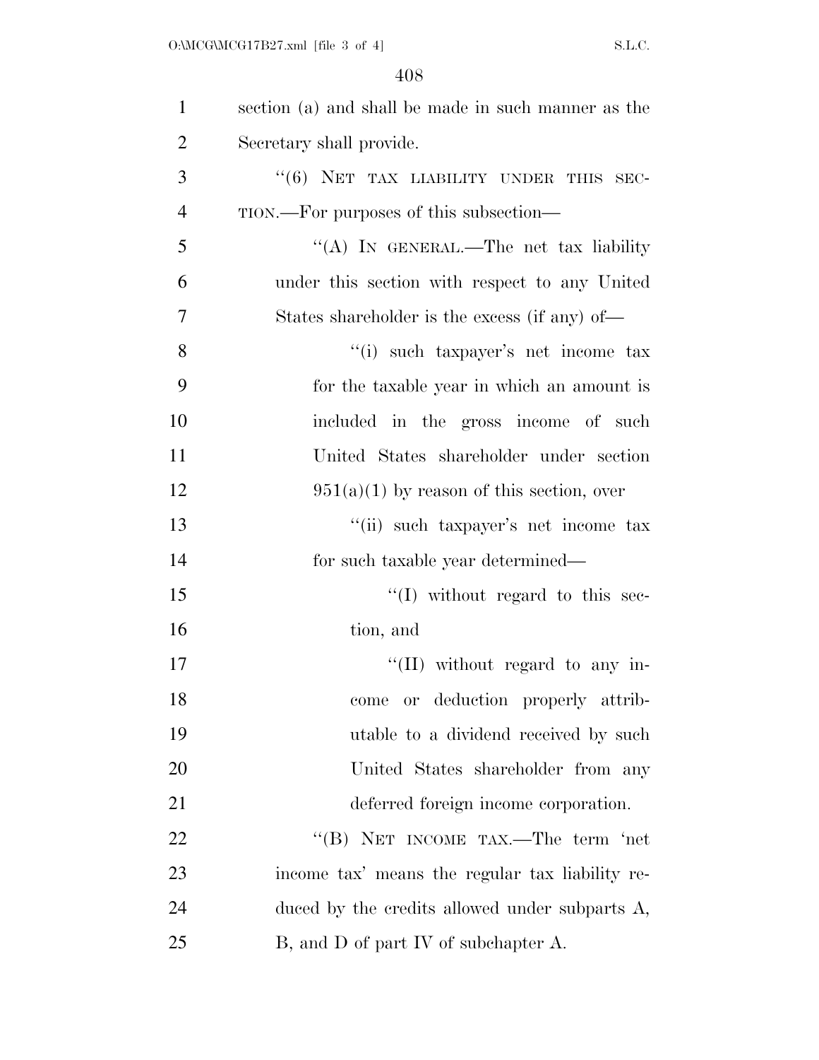section (a) and shall be made in such manner as the Secretary shall provide.

"(6) NET TAX LIABILITY UNDER THIS SECTION.—For purposes of this subsection—

"(A) IN GENERAL.—The net tax liability under this section with respect to any United States shareholder is the excess (if any) of—

"(i) such taxpayer's net income tax for the taxable year in which an amount is included in the gross income of such United States shareholder under section 951(a)(1) by reason of this section, over

"(ii) such taxpayer's net income tax for such taxable year determined—

"(I) without regard to this section, and

"(II) without regard to any income or deduction properly attributable to a dividend received by such United States shareholder from any deferred foreign income corporation.

"(B) NET INCOME TAX.—The term 'net income tax' means the regular tax liability reduced by the credits allowed under subparts A, B, and D of part IV of subchapter A.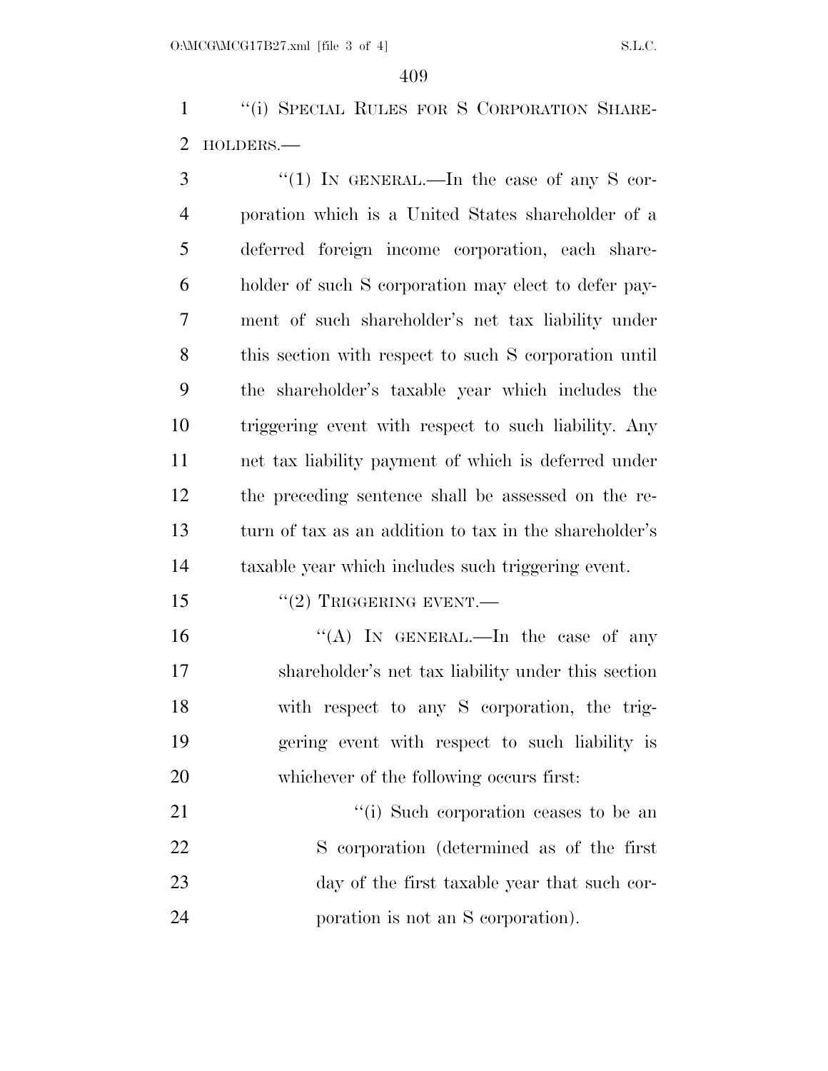"(i) SPECIAL RULES FOR S CORPORATION SHAREHOLDERS.—

"(1) IN GENERAL.—In the case of any S corporation which is a United States shareholder of a deferred foreign income corporation, each shareholder of such S corporation may elect to defer payment of such shareholder's net tax liability under this section with respect to such S corporation until the shareholder's taxable year which includes the triggering event with respect to such liability. Any net tax liability payment of which is deferred under the preceding sentence shall be assessed on the return of tax as an addition to tax in the shareholder's taxable year which includes such triggering event.

"(2) TRIGGERING EVENT.—

"(A) IN GENERAL.—In the case of any shareholder's net tax liability under this section with respect to any S corporation, the triggering event with respect to such liability is whichever of the following occurs first:

"(i) Such corporation ceases to be an S corporation (determined as of the first day of the first taxable year that such corporation is not an S corporation).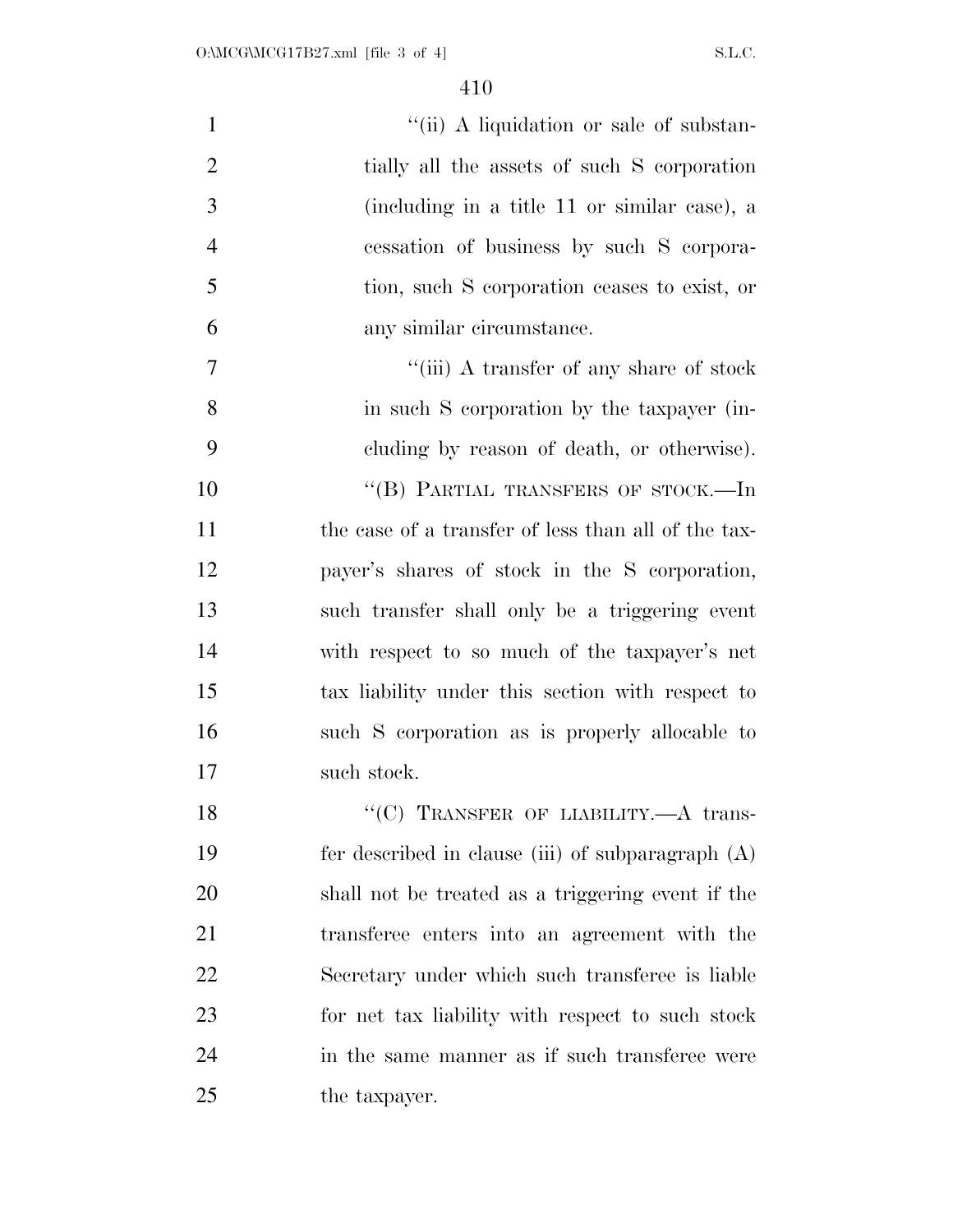"(ii) A liquidation or sale of substantially all the assets of such S corporation (including in a title 11 or similar case), a cessation of business by such S corporation, such S corporation ceases to exist, or any similar circumstance.

"(iii) A transfer of any share of stock in such S corporation by the taxpayer (including by reason of death, or otherwise).

"(B) PARTIAL TRANSFERS OF STOCK.—In the case of a transfer of less than all of the taxpayer's shares of stock in the S corporation, such transfer shall only be a triggering event with respect to so much of the taxpayer's net tax liability under this section with respect to such S corporation as is properly allocable to such stock.

"(C) TRANSFER OF LIABILITY.—A transfer described in clause (iii) of subparagraph (A) shall not be treated as a triggering event if the transferee enters into an agreement with the Secretary under which such transferee is liable for net tax liability with respect to such stock in the same manner as if such transferee were the taxpayer.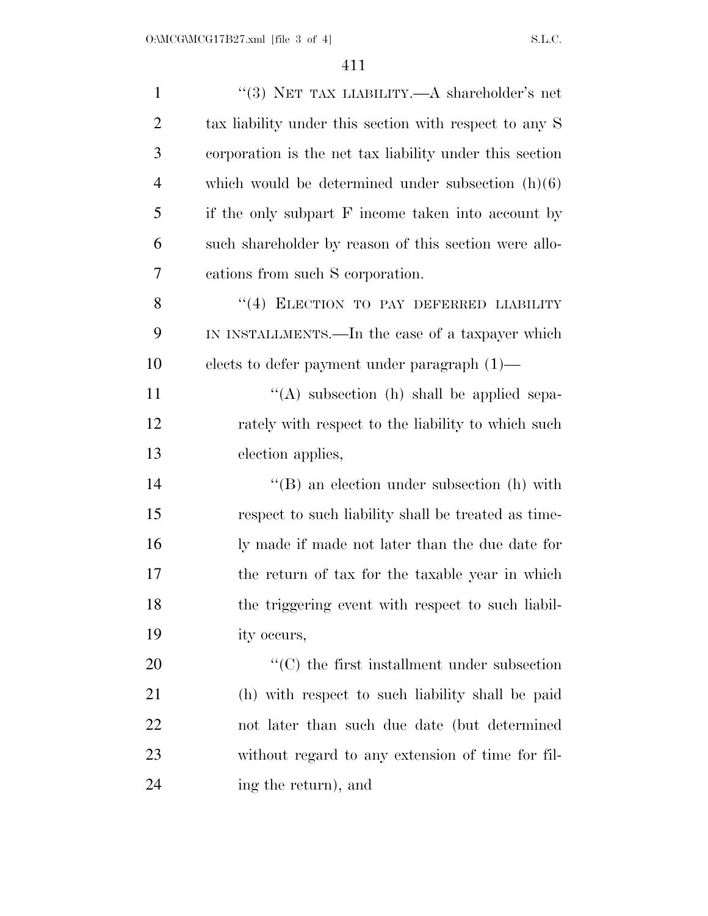''(3) NET TAX LIABILITY.—A shareholder's net tax liability under this section with respect to any S corporation is the net tax liability under this section which would be determined under subsection (h)(6) if the only subpart F income taken into account by such shareholder by reason of this section were allocations from such S corporation.

''(4) ELECTION TO PAY DEFERRED LIABILITY IN INSTALLMENTS.—In the case of a taxpayer which elects to defer payment under paragraph (1)—

''(A) subsection (h) shall be applied separately with respect to the liability to which such election applies,

''(B) an election under subsection (h) with respect to such liability shall be treated as timely made if made not later than the due date for the return of tax for the taxable year in which the triggering event with respect to such liability occurs,

''(C) the first installment under subsection (h) with respect to such liability shall be paid not later than such due date (but determined without regard to any extension of time for filing the return), and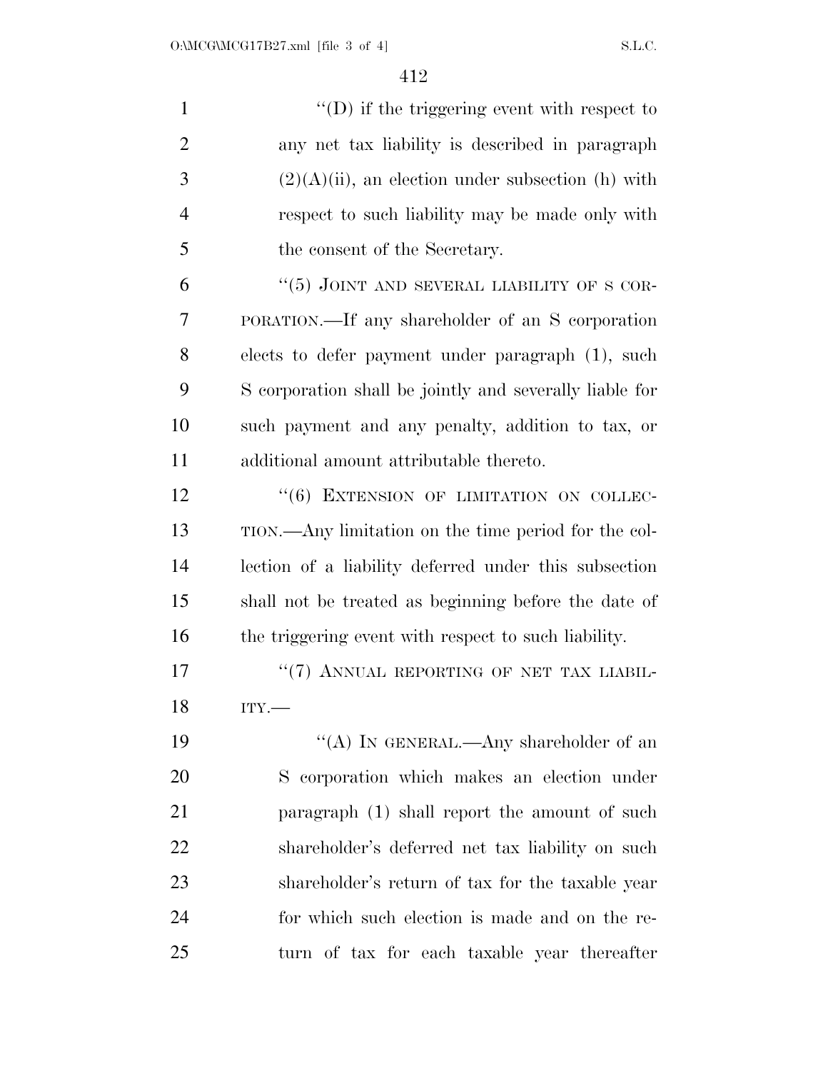"(D) if the triggering event with respect to any net tax liability is described in paragraph (2)(A)(ii), an election under subsection (h) with respect to such liability may be made only with the consent of the Secretary.

"(5) JOINT AND SEVERAL LIABILITY OF S CORPORATION.—If any shareholder of an S corporation elects to defer payment under paragraph (1), such S corporation shall be jointly and severally liable for such payment and any penalty, addition to tax, or additional amount attributable thereto.

"(6) EXTENSION OF LIMITATION ON COLLECTION.—Any limitation on the time period for the collection of a liability deferred under this subsection shall not be treated as beginning before the date of the triggering event with respect to such liability.

"(7) ANNUAL REPORTING OF NET TAX LIABILITY.—

"(A) IN GENERAL.—Any shareholder of an S corporation which makes an election under paragraph (1) shall report the amount of such shareholder's deferred net tax liability on such shareholder's return of tax for the taxable year for which such election is made and on the return of tax for each taxable year thereafter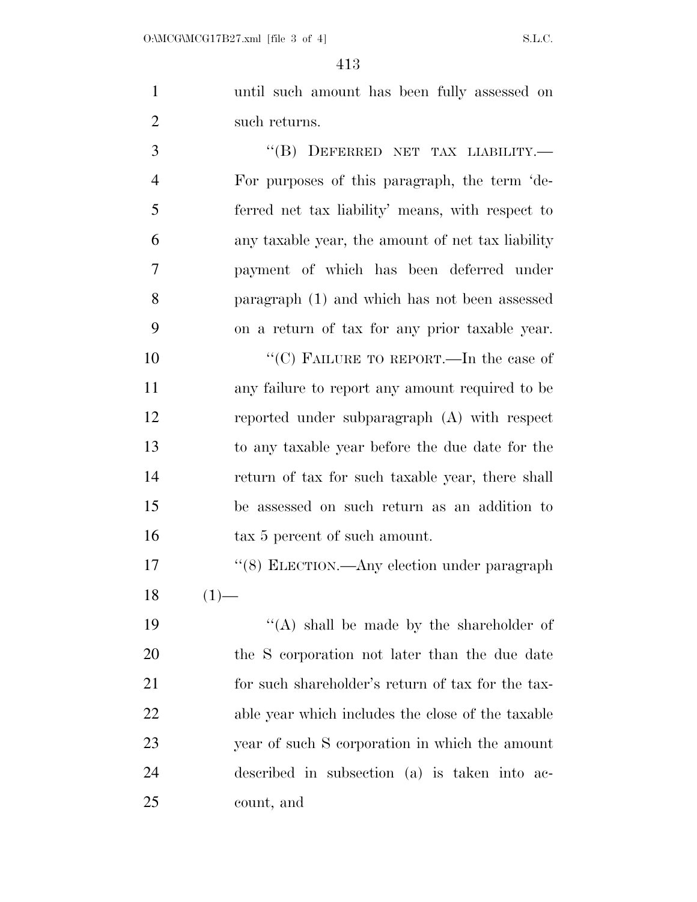until such amount has been fully assessed on such returns.

"(B) DEFERRED NET TAX LIABILITY.—For purposes of this paragraph, the term 'deferred net tax liability' means, with respect to any taxable year, the amount of net tax liability payment of which has been deferred under paragraph (1) and which has not been assessed on a return of tax for any prior taxable year.

"(C) FAILURE TO REPORT.—In the case of any failure to report any amount required to be reported under subparagraph (A) with respect to any taxable year before the due date for the return of tax for such taxable year, there shall be assessed on such return as an addition to tax 5 percent of such amount.

"(8) ELECTION.—Any election under paragraph (1)—

"(A) shall be made by the shareholder of the S corporation not later than the due date for such shareholder's return of tax for the taxable year which includes the close of the taxable year of such S corporation in which the amount described in subsection (a) is taken into account, and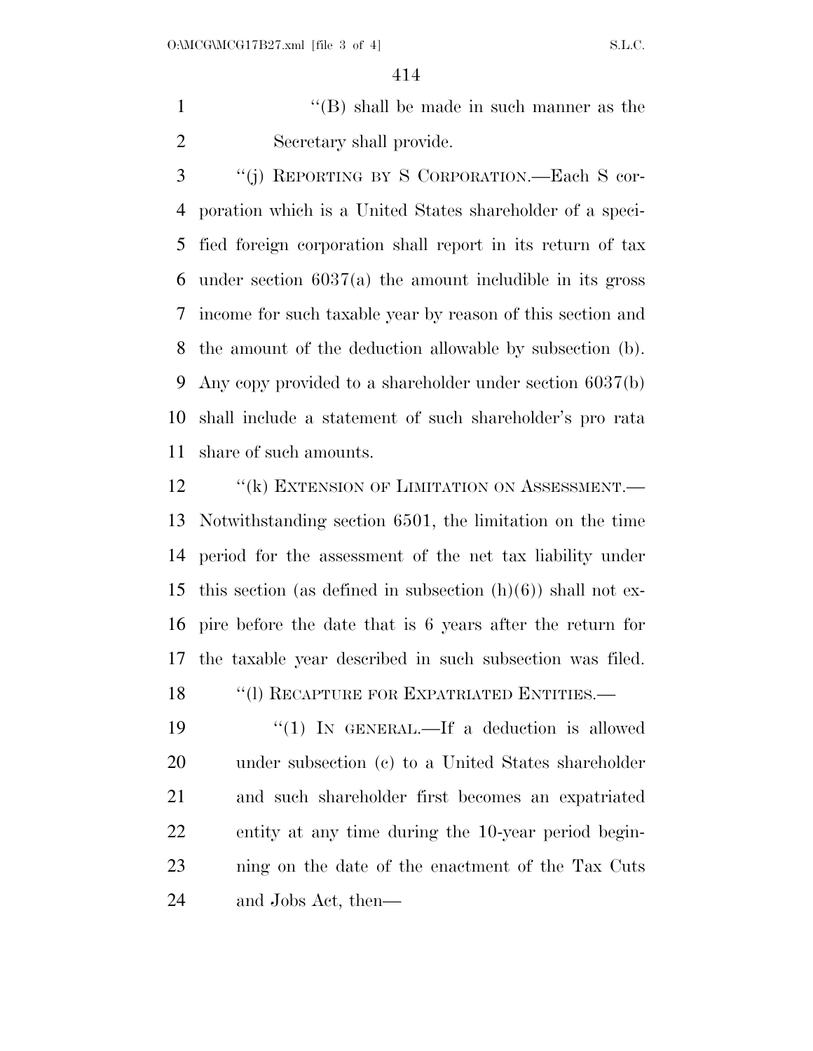"(B) shall be made in such manner as the Secretary shall provide.

"(j) REPORTING BY S CORPORATION.—Each S corporation which is a United States shareholder of a specified foreign corporation shall report in its return of tax under section 6037(a) the amount includible in its gross income for such taxable year by reason of this section and the amount of the deduction allowable by subsection (b). Any copy provided to a shareholder under section 6037(b) shall include a statement of such shareholder's pro rata share of such amounts.

"(k) EXTENSION OF LIMITATION ON ASSESSMENT.—Notwithstanding section 6501, the limitation on the time period for the assessment of the net tax liability under this section (as defined in subsection (h)(6)) shall not expire before the date that is 6 years after the return for the taxable year described in such subsection was filed.

"(l) RECAPTURE FOR EXPATRIATED ENTITIES.—

"(1) IN GENERAL.—If a deduction is allowed under subsection (c) to a United States shareholder and such shareholder first becomes an expatriated entity at any time during the 10-year period beginning on the date of the enactment of the Tax Cuts and Jobs Act, then—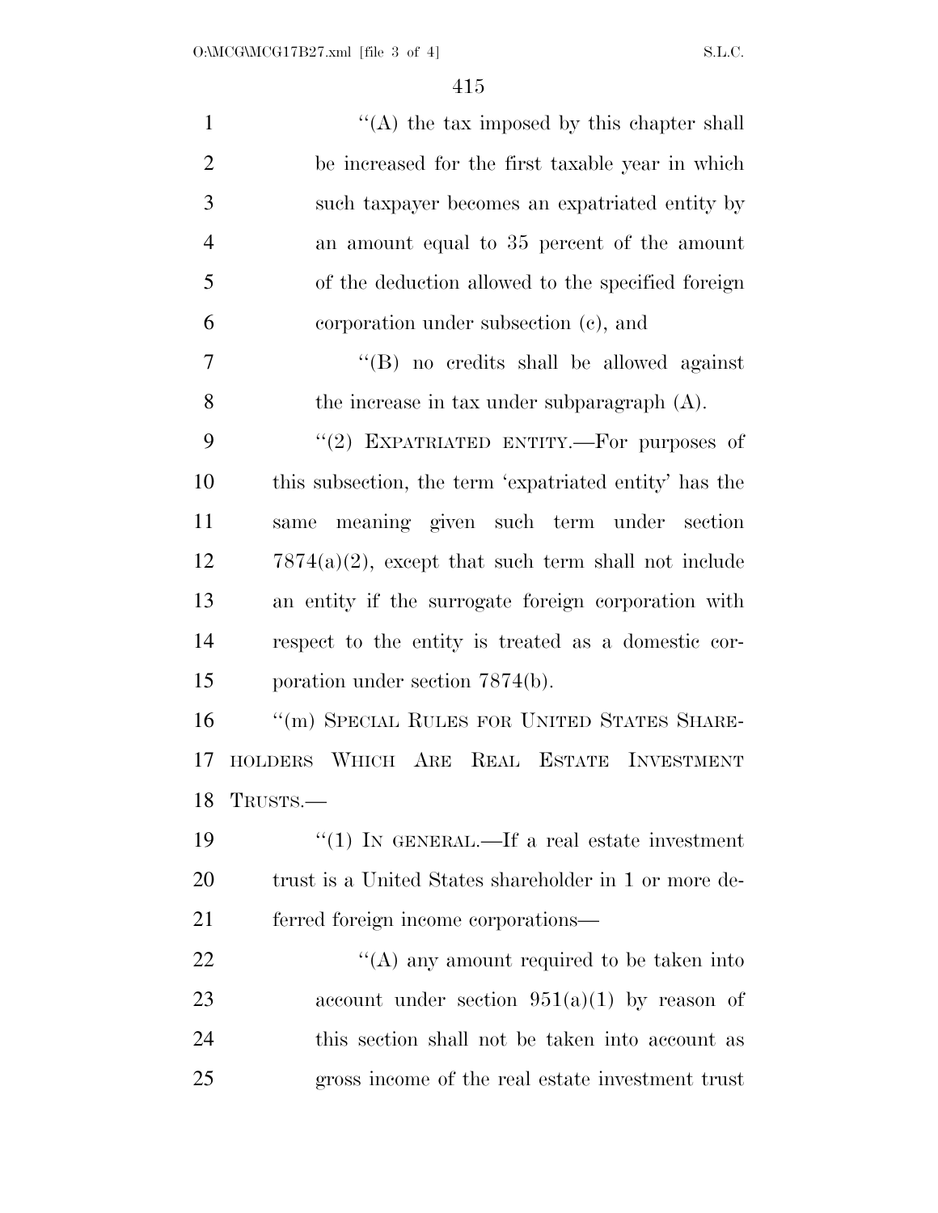"(A) the tax imposed by this chapter shall be increased for the first taxable year in which such taxpayer becomes an expatriated entity by an amount equal to 35 percent of the amount of the deduction allowed to the specified foreign corporation under subsection (c), and

"(B) no credits shall be allowed against the increase in tax under subparagraph (A).

"(2) EXPATRIATED ENTITY.—For purposes of this subsection, the term 'expatriated entity' has the same meaning given such term under section 7874(a)(2), except that such term shall not include an entity if the surrogate foreign corporation with respect to the entity is treated as a domestic corporation under section 7874(b).

"(m) SPECIAL RULES FOR UNITED STATES SHAREHOLDERS WHICH ARE REAL ESTATE INVESTMENT TRUSTS.—

"(1) IN GENERAL.—If a real estate investment trust is a United States shareholder in 1 or more deferred foreign income corporations—

"(A) any amount required to be taken into account under section 951(a)(1) by reason of this section shall not be taken into account as gross income of the real estate investment trust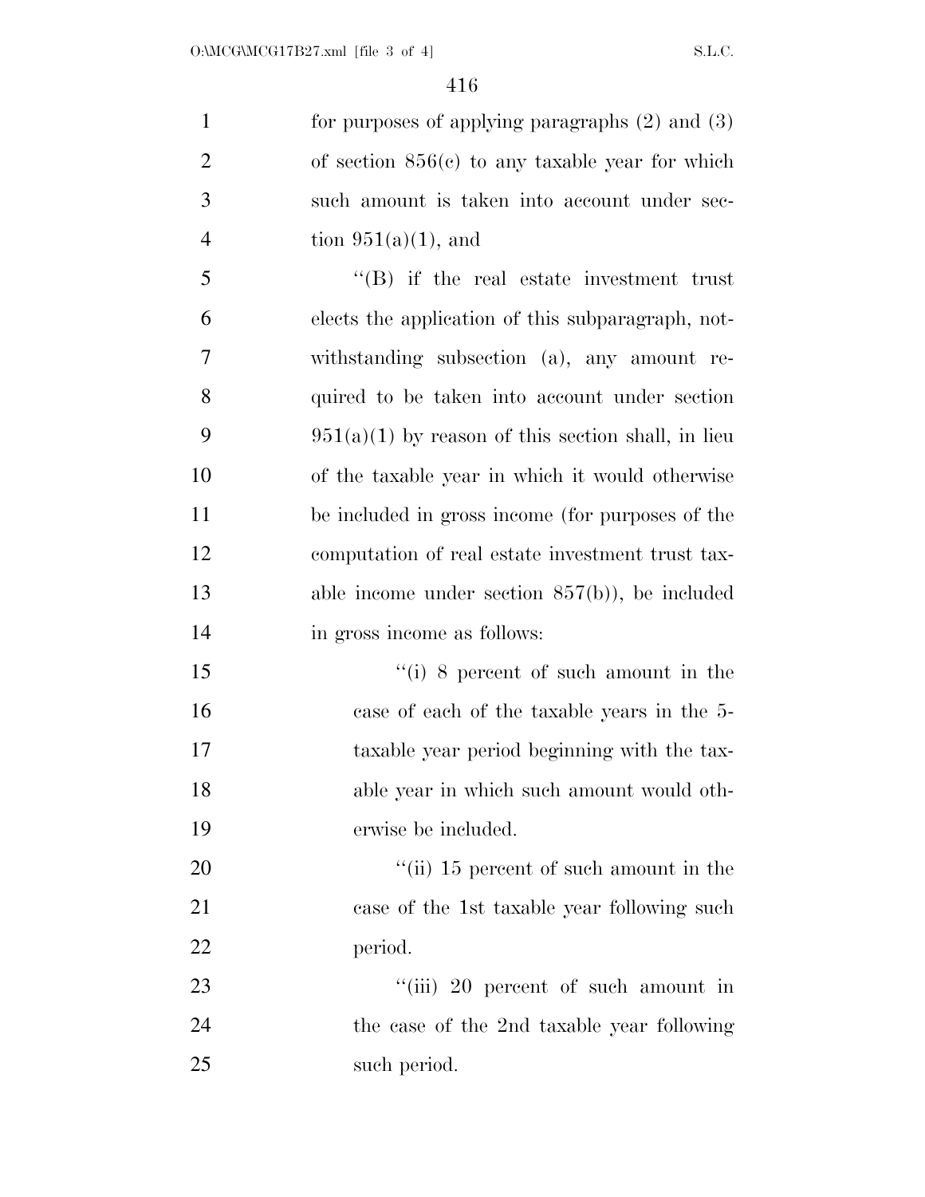for purposes of applying paragraphs (2) and (3) of section 856(c) to any taxable year for which such amount is taken into account under section 951(a)(1), and

"(B) if the real estate investment trust elects the application of this subparagraph, notwithstanding subsection (a), any amount required to be taken into account under section 951(a)(1) by reason of this section shall, in lieu of the taxable year in which it would otherwise be included in gross income (for purposes of the computation of real estate investment trust taxable income under section 857(b)), be included in gross income as follows:

"(i) 8 percent of such amount in the case of each of the taxable years in the 5-taxable year period beginning with the taxable year in which such amount would otherwise be included.

"(ii) 15 percent of such amount in the case of the 1st taxable year following such period.

"(iii) 20 percent of such amount in the case of the 2nd taxable year following such period.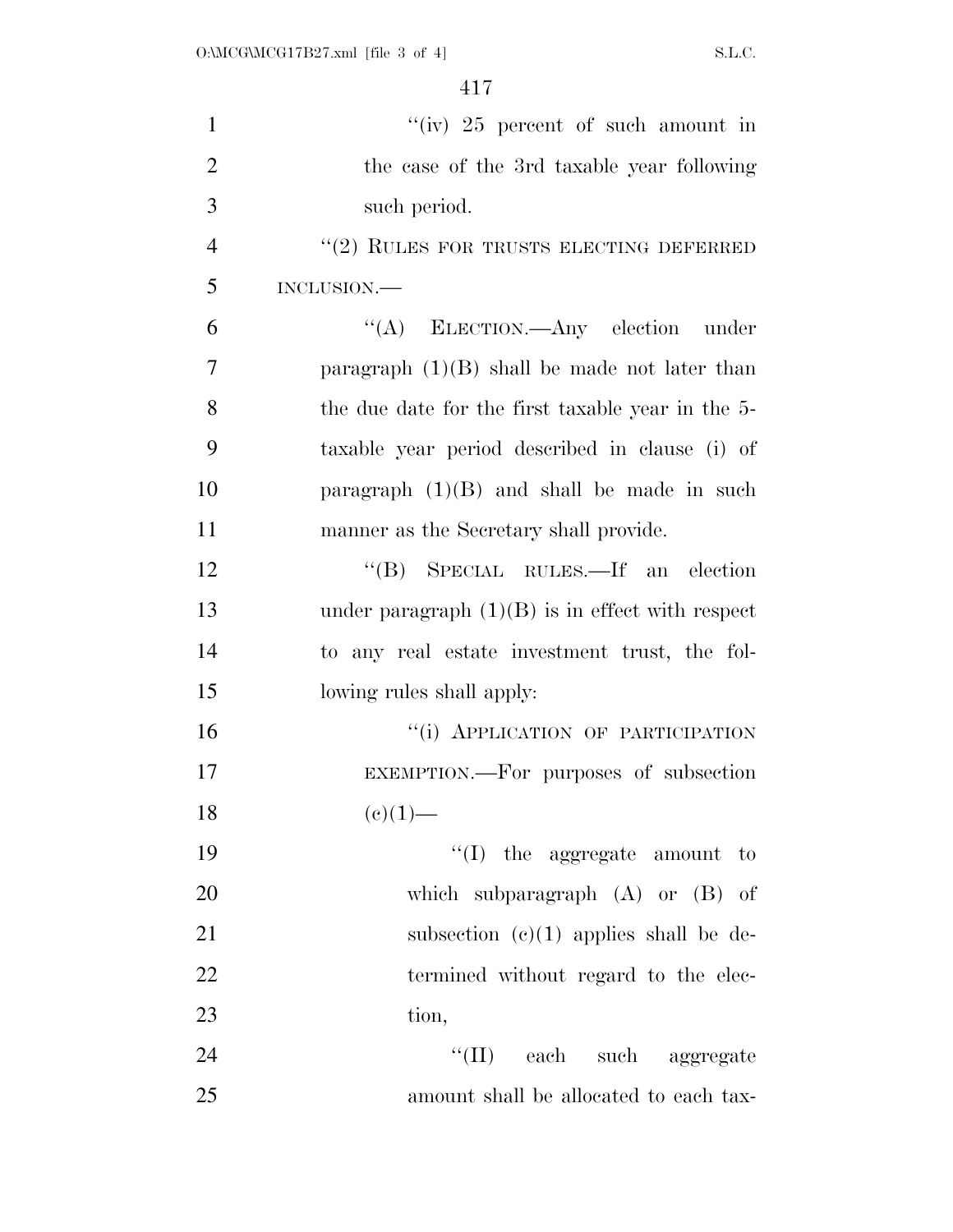"(iv) 25 percent of such amount in the case of the 3rd taxable year following such period.

"(2) RULES FOR TRUSTS ELECTING DEFERRED INCLUSION.—

"(A) ELECTION.—Any election under paragraph (1)(B) shall be made not later than the due date for the first taxable year in the 5-taxable year period described in clause (i) of paragraph (1)(B) and shall be made in such manner as the Secretary shall provide.

"(B) SPECIAL RULES.—If an election under paragraph (1)(B) is in effect with respect to any real estate investment trust, the following rules shall apply:

"(i) APPLICATION OF PARTICIPATION EXEMPTION.—For purposes of subsection (c)(1)—

"(I) the aggregate amount to which subparagraph (A) or (B) of subsection (c)(1) applies shall be determined without regard to the election,

"(II) each such aggregate amount shall be allocated to each tax-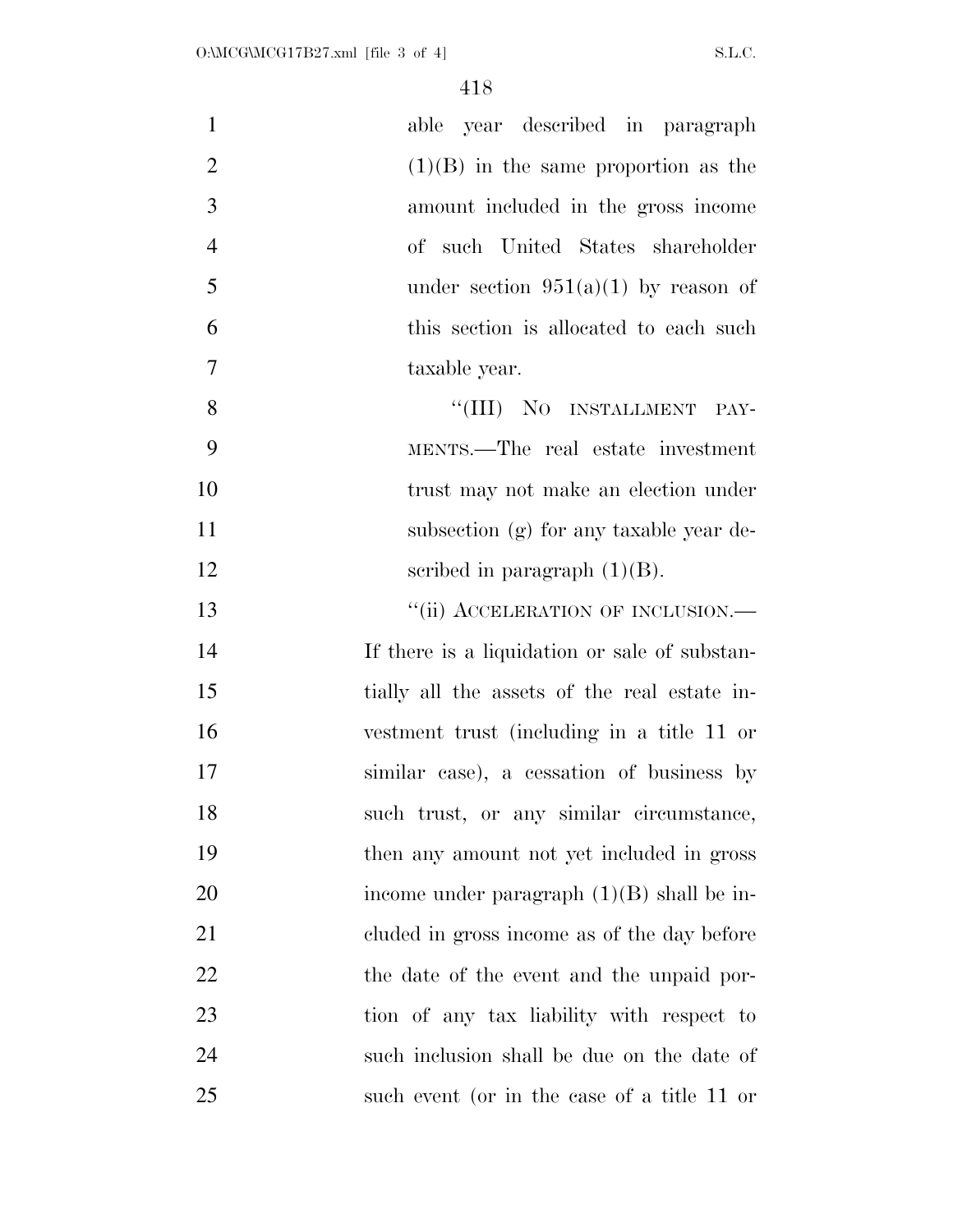able year described in paragraph (1)(B) in the same proportion as the amount included in the gross income of such United States shareholder under section 951(a)(1) by reason of this section is allocated to each such taxable year.

"(III) NO INSTALLMENT PAYMENTS.—The real estate investment trust may not make an election under subsection (g) for any taxable year described in paragraph (1)(B).

"(ii) ACCELERATION OF INCLUSION.—If there is a liquidation or sale of substantially all the assets of the real estate investment trust (including in a title 11 or similar case), a cessation of business by such trust, or any similar circumstance, then any amount not yet included in gross income under paragraph (1)(B) shall be included in gross income as of the day before the date of the event and the unpaid portion of any tax liability with respect to such inclusion shall be due on the date of such event (or in the case of a title 11 or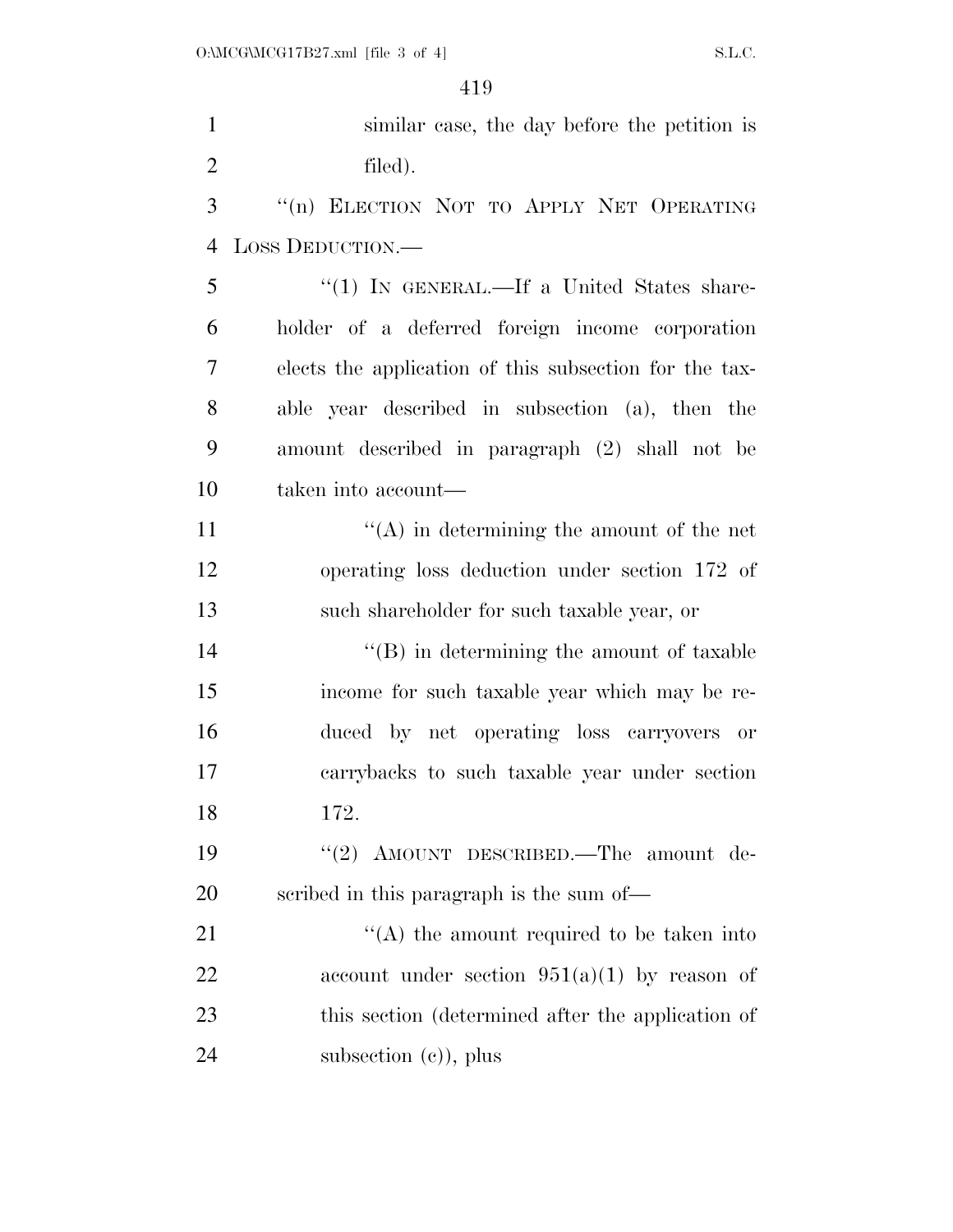similar case, the day before the petition is filed).

"(n) ELECTION NOT TO APPLY NET OPERATING LOSS DEDUCTION.—

"(1) IN GENERAL.—If a United States shareholder of a deferred foreign income corporation elects the application of this subsection for the taxable year described in subsection (a), then the amount described in paragraph (2) shall not be taken into account—

"(A) in determining the amount of the net operating loss deduction under section 172 of such shareholder for such taxable year, or

"(B) in determining the amount of taxable income for such taxable year which may be reduced by net operating loss carryovers or carrybacks to such taxable year under section 172.

"(2) AMOUNT DESCRIBED.—The amount described in this paragraph is the sum of—

"(A) the amount required to be taken into account under section 951(a)(1) by reason of this section (determined after the application of subsection (c)), plus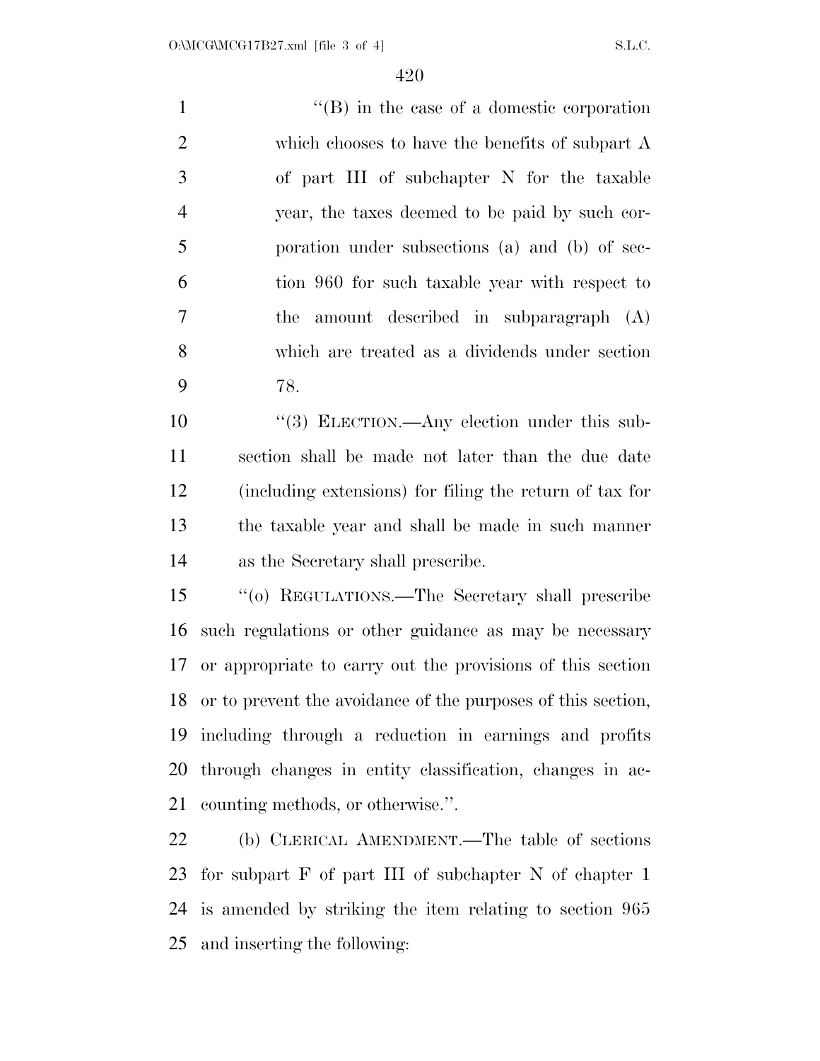''(B) in the case of a domestic corporation which chooses to have the benefits of subpart A of part III of subchapter N for the taxable year, the taxes deemed to be paid by such corporation under subsections (a) and (b) of section 960 for such taxable year with respect to the amount described in subparagraph (A) which are treated as a dividends under section 78.

''(3) ELECTION.—Any election under this subsection shall be made not later than the due date (including extensions) for filing the return of tax for the taxable year and shall be made in such manner as the Secretary shall prescribe.

''(o) REGULATIONS.—The Secretary shall prescribe such regulations or other guidance as may be necessary or appropriate to carry out the provisions of this section or to prevent the avoidance of the purposes of this section, including through a reduction in earnings and profits through changes in entity classification, changes in accounting methods, or otherwise.''.

(b) CLERICAL AMENDMENT.—The table of sections for subpart F of part III of subchapter N of chapter 1 is amended by striking the item relating to section 965 and inserting the following: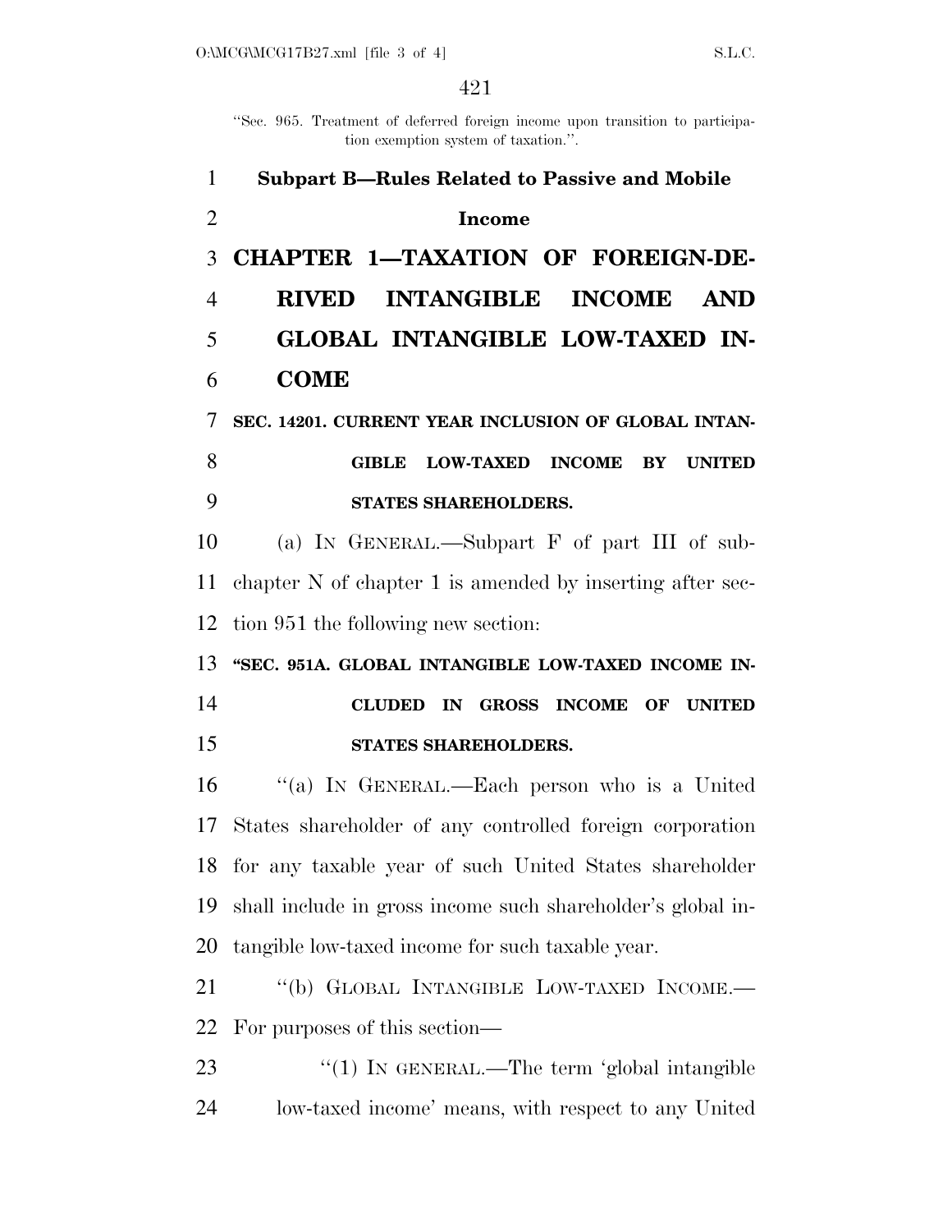"Sec. 965. Treatment of deferred foreign income upon transition to participation exemption system of taxation.".

### Subpart B—Rules Related to Passive and Mobile Income

## CHAPTER 1—TAXATION OF FOREIGN-DERIVED INTANGIBLE INCOME AND GLOBAL INTANGIBLE LOW-TAXED INCOME

**SEC. 14201. CURRENT YEAR INCLUSION OF GLOBAL INTANGIBLE LOW-TAXED INCOME BY UNITED STATES SHAREHOLDERS.**

(a) IN GENERAL.—Subpart F of part III of subchapter N of chapter 1 is amended by inserting after section 951 the following new section:

**"SEC. 951A. GLOBAL INTANGIBLE LOW-TAXED INCOME INCLUDED IN GROSS INCOME OF UNITED STATES SHAREHOLDERS.**

"(a) IN GENERAL.—Each person who is a United States shareholder of any controlled foreign corporation for any taxable year of such United States shareholder shall include in gross income such shareholder's global intangible low-taxed income for such taxable year.

"(b) GLOBAL INTANGIBLE LOW-TAXED INCOME.—For purposes of this section—

"(1) IN GENERAL.—The term 'global intangible low-taxed income' means, with respect to any United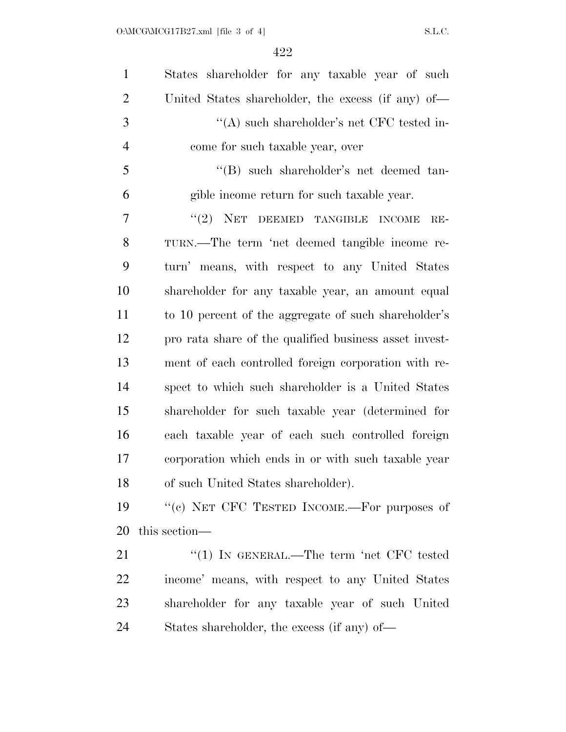States shareholder for any taxable year of such United States shareholder, the excess (if any) of—

"(A) such shareholder's net CFC tested income for such taxable year, over

"(B) such shareholder's net deemed tangible income return for such taxable year.

"(2) NET DEEMED TANGIBLE INCOME RETURN.—The term 'net deemed tangible income return' means, with respect to any United States shareholder for any taxable year, an amount equal to 10 percent of the aggregate of such shareholder's pro rata share of the qualified business asset investment of each controlled foreign corporation with respect to which such shareholder is a United States shareholder for such taxable year (determined for each taxable year of each such controlled foreign corporation which ends in or with such taxable year of such United States shareholder).

"(c) NET CFC TESTED INCOME.—For purposes of this section—

"(1) IN GENERAL.—The term 'net CFC tested income' means, with respect to any United States shareholder for any taxable year of such United States shareholder, the excess (if any) of—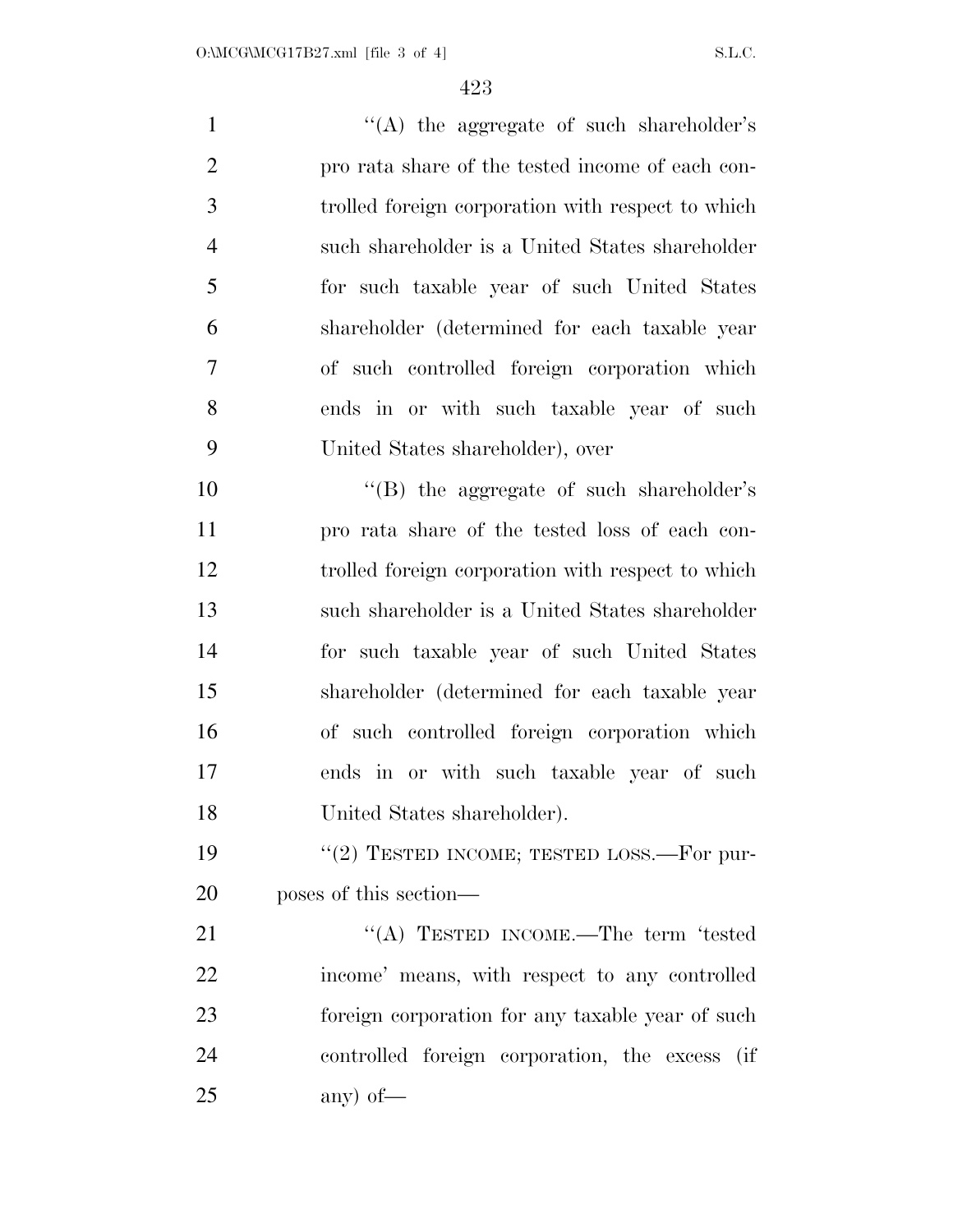"(A) the aggregate of such shareholder's pro rata share of the tested income of each controlled foreign corporation with respect to which such shareholder is a United States shareholder for such taxable year of such United States shareholder (determined for each taxable year of such controlled foreign corporation which ends in or with such taxable year of such United States shareholder), over

"(B) the aggregate of such shareholder's pro rata share of the tested loss of each controlled foreign corporation with respect to which such shareholder is a United States shareholder for such taxable year of such United States shareholder (determined for each taxable year of such controlled foreign corporation which ends in or with such taxable year of such United States shareholder).

"(2) TESTED INCOME; TESTED LOSS.—For purposes of this section—

"(A) TESTED INCOME.—The term 'tested income' means, with respect to any controlled foreign corporation for any taxable year of such controlled foreign corporation, the excess (if any) of—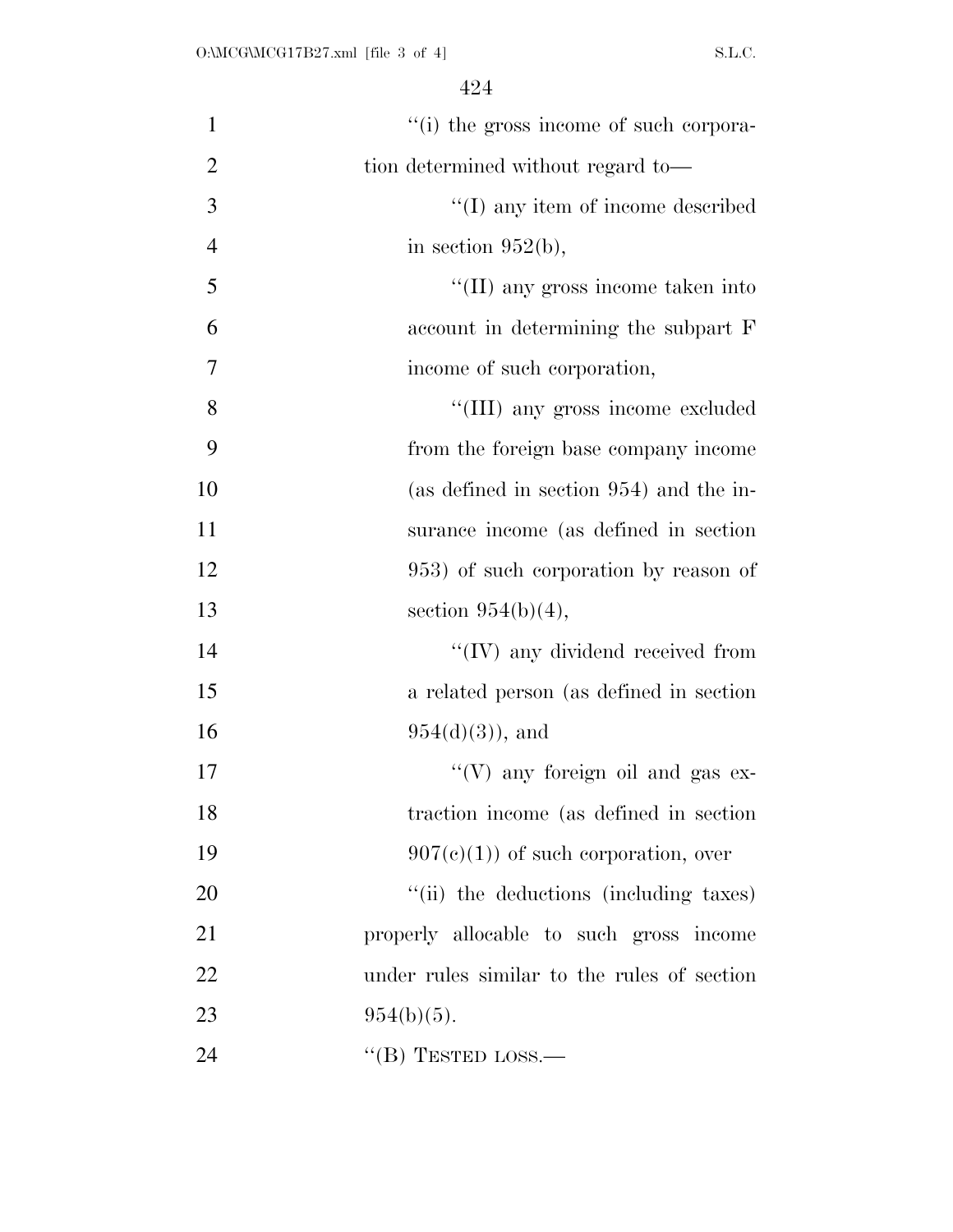''(i) the gross income of such corporation determined without regard to—

''(I) any item of income described in section 952(b),

''(II) any gross income taken into account in determining the subpart F income of such corporation,

''(III) any gross income excluded from the foreign base company income (as defined in section 954) and the insurance income (as defined in section 953) of such corporation by reason of section 954(b)(4),

''(IV) any dividend received from a related person (as defined in section 954(d)(3)), and

''(V) any foreign oil and gas extraction income (as defined in section 907(c)(1)) of such corporation, over

''(ii) the deductions (including taxes) properly allocable to such gross income under rules similar to the rules of section 954(b)(5).

''(B) TESTED LOSS.—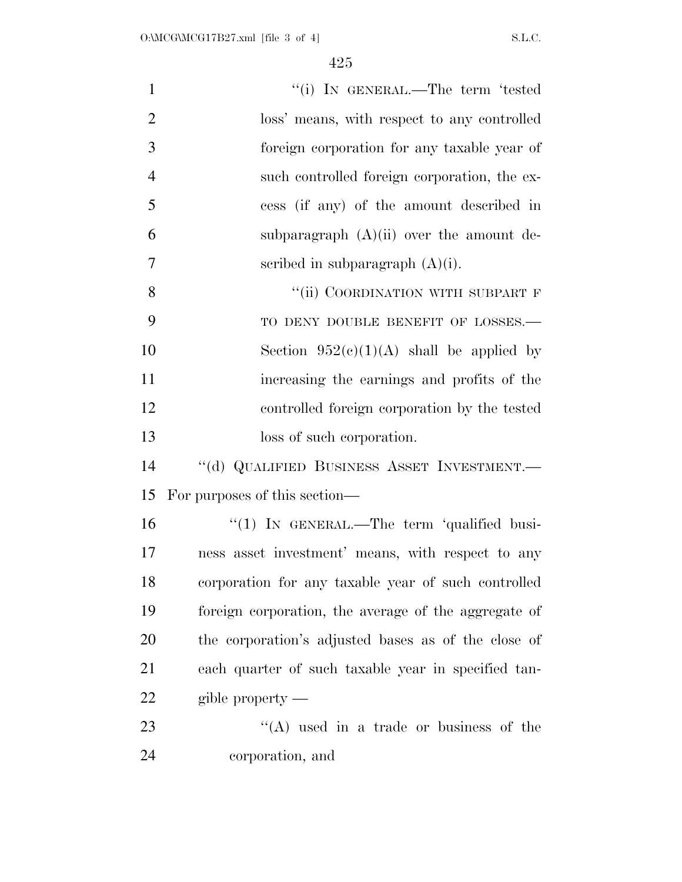"(i) IN GENERAL.—The term 'tested loss' means, with respect to any controlled foreign corporation for any taxable year of such controlled foreign corporation, the excess (if any) of the amount described in subparagraph (A)(ii) over the amount described in subparagraph (A)(i).

"(ii) COORDINATION WITH SUBPART F TO DENY DOUBLE BENEFIT OF LOSSES.— Section 952(c)(1)(A) shall be applied by increasing the earnings and profits of the controlled foreign corporation by the tested loss of such corporation.

"(d) QUALIFIED BUSINESS ASSET INVESTMENT.— For purposes of this section—

"(1) IN GENERAL.—The term 'qualified business asset investment' means, with respect to any corporation for any taxable year of such controlled foreign corporation, the average of the aggregate of the corporation's adjusted bases as of the close of each quarter of such taxable year in specified tangible property —

"(A) used in a trade or business of the corporation, and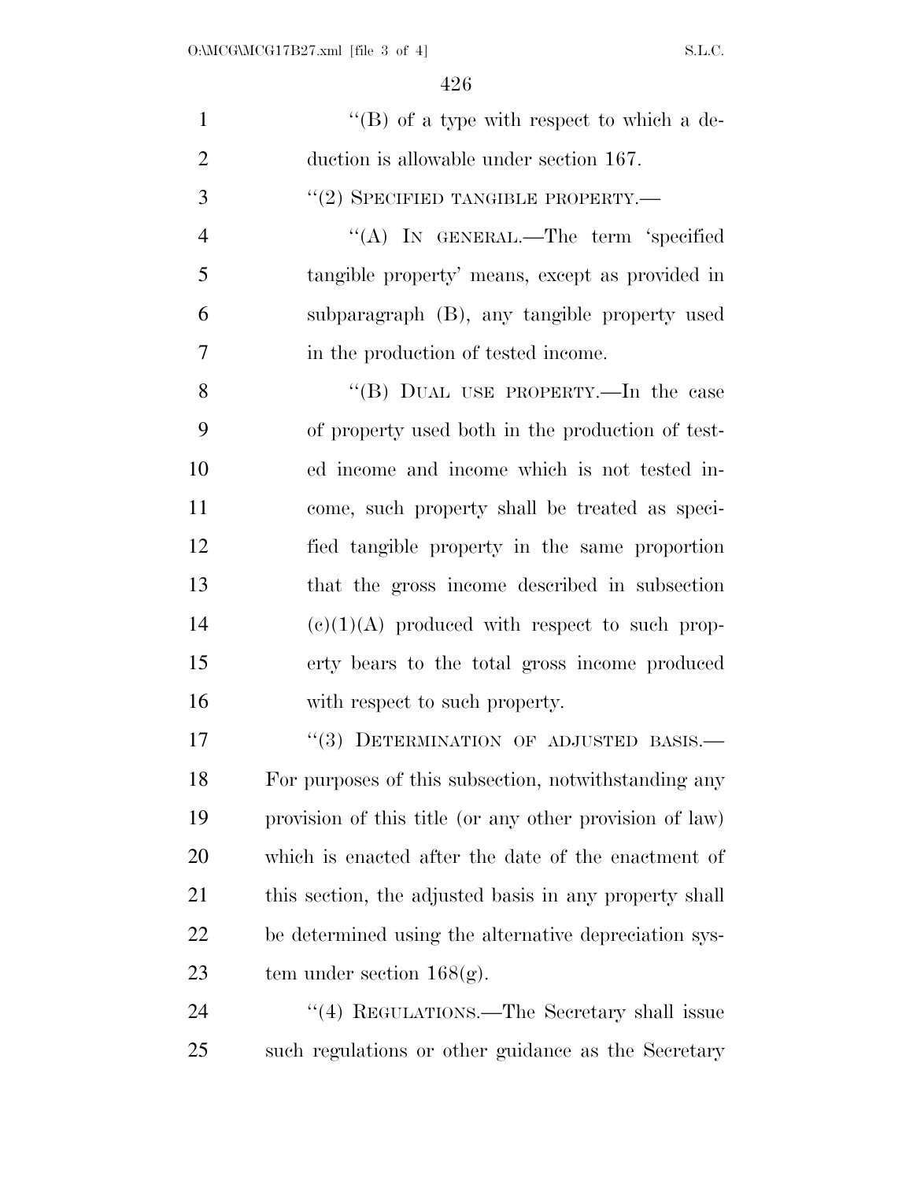"(B) of a type with respect to which a deduction is allowable under section 167.

"(2) SPECIFIED TANGIBLE PROPERTY.—

"(A) IN GENERAL.—The term 'specified tangible property' means, except as provided in subparagraph (B), any tangible property used in the production of tested income.

"(B) DUAL USE PROPERTY.—In the case of property used both in the production of tested income and income which is not tested income, such property shall be treated as specified tangible property in the same proportion that the gross income described in subsection (c)(1)(A) produced with respect to such property bears to the total gross income produced with respect to such property.

"(3) DETERMINATION OF ADJUSTED BASIS.—For purposes of this subsection, notwithstanding any provision of this title (or any other provision of law) which is enacted after the date of the enactment of this section, the adjusted basis in any property shall be determined using the alternative depreciation system under section 168(g).

"(4) REGULATIONS.—The Secretary shall issue such regulations or other guidance as the Secretary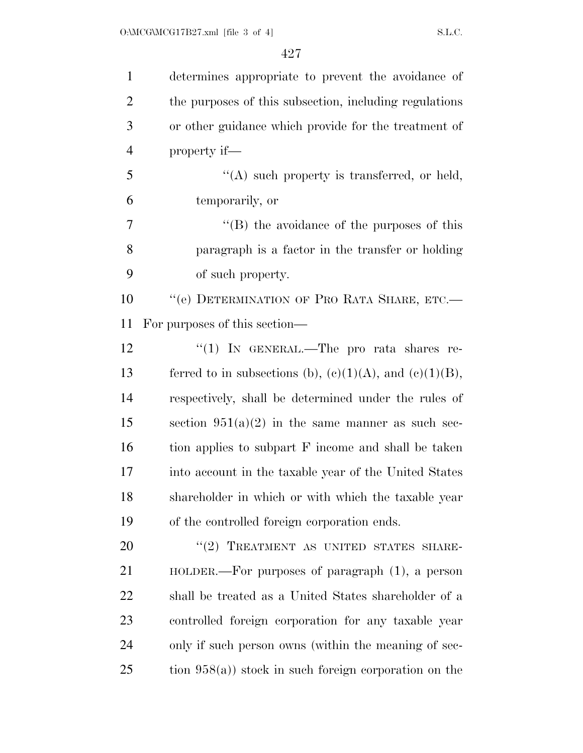determines appropriate to prevent the avoidance of the purposes of this subsection, including regulations or other guidance which provide for the treatment of property if—

"(A) such property is transferred, or held, temporarily, or

"(B) the avoidance of the purposes of this paragraph is a factor in the transfer or holding of such property.

"(e) DETERMINATION OF PRO RATA SHARE, ETC.—For purposes of this section—

"(1) IN GENERAL.—The pro rata shares referred to in subsections (b), (c)(1)(A), and (c)(1)(B), respectively, shall be determined under the rules of section 951(a)(2) in the same manner as such section applies to subpart F income and shall be taken into account in the taxable year of the United States shareholder in which or with which the taxable year of the controlled foreign corporation ends.

"(2) TREATMENT AS UNITED STATES SHAREHOLDER.—For purposes of paragraph (1), a person shall be treated as a United States shareholder of a controlled foreign corporation for any taxable year only if such person owns (within the meaning of section 958(a)) stock in such foreign corporation on the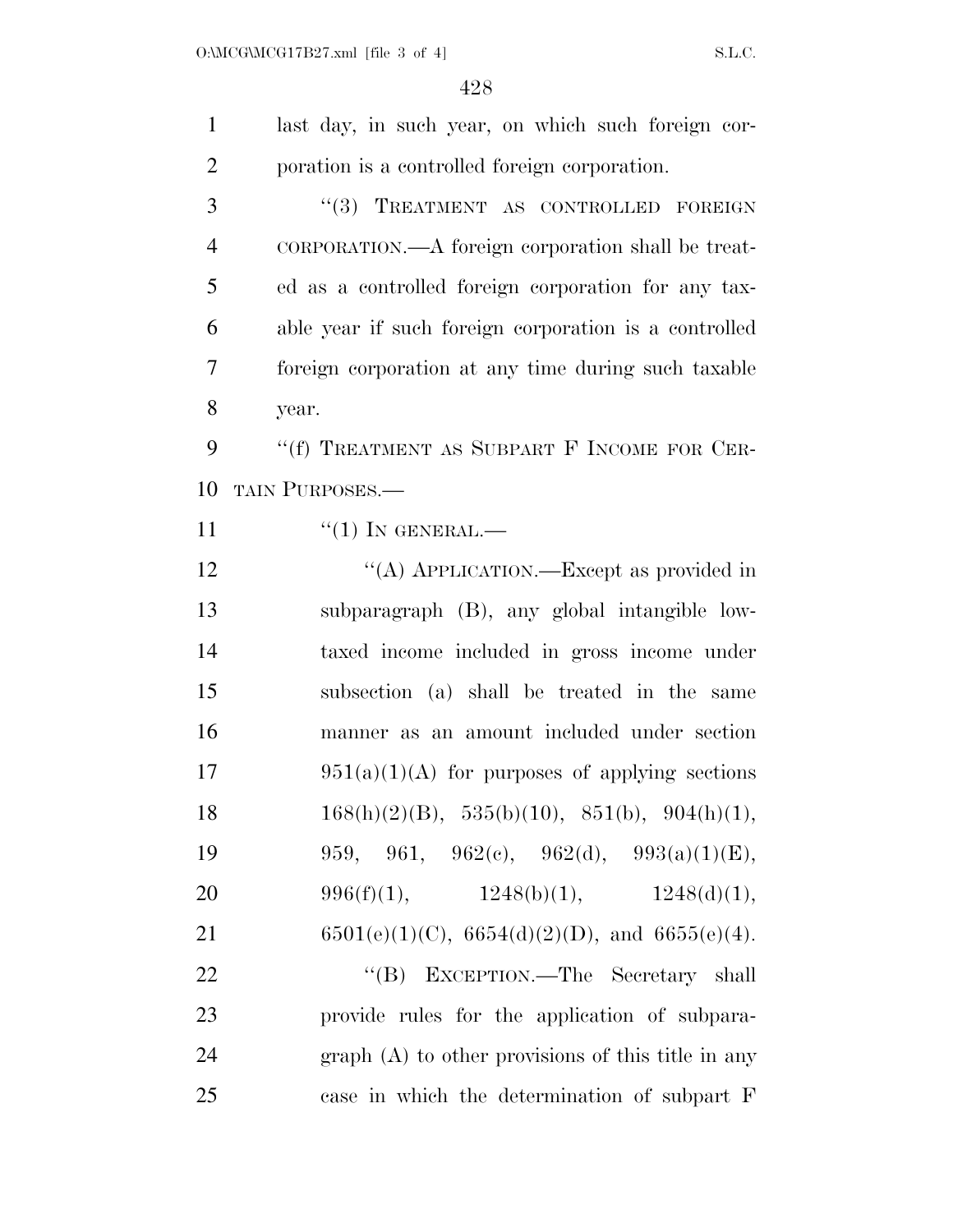last day, in such year, on which such foreign corporation is a controlled foreign corporation.

"(3) TREATMENT AS CONTROLLED FOREIGN CORPORATION.—A foreign corporation shall be treated as a controlled foreign corporation for any taxable year if such foreign corporation is a controlled foreign corporation at any time during such taxable year.

"(f) TREATMENT AS SUBPART F INCOME FOR CERTAIN PURPOSES.—

"(1) IN GENERAL.—

"(A) APPLICATION.—Except as provided in subparagraph (B), any global intangible low-taxed income included in gross income under subsection (a) shall be treated in the same manner as an amount included under section 951(a)(1)(A) for purposes of applying sections 168(h)(2)(B), 535(b)(10), 851(b), 904(h)(1), 959, 961, 962(c), 962(d), 993(a)(1)(E), 996(f)(1), 1248(b)(1), 1248(d)(1), 6501(e)(1)(C), 6654(d)(2)(D), and 6655(e)(4).

"(B) EXCEPTION.—The Secretary shall provide rules for the application of subparagraph (A) to other provisions of this title in any case in which the determination of subpart F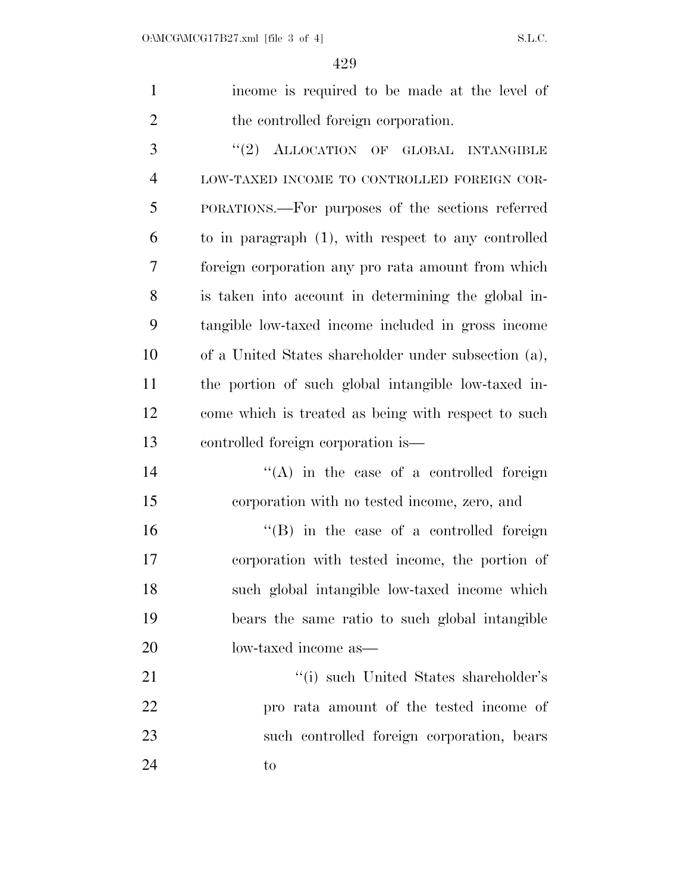income is required to be made at the level of the controlled foreign corporation.

"(2) ALLOCATION OF GLOBAL INTANGIBLE LOW-TAXED INCOME TO CONTROLLED FOREIGN CORPORATIONS.—For purposes of the sections referred to in paragraph (1), with respect to any controlled foreign corporation any pro rata amount from which is taken into account in determining the global intangible low-taxed income included in gross income of a United States shareholder under subsection (a), the portion of such global intangible low-taxed income which is treated as being with respect to such controlled foreign corporation is—

"(A) in the case of a controlled foreign corporation with no tested income, zero, and

"(B) in the case of a controlled foreign corporation with tested income, the portion of such global intangible low-taxed income which bears the same ratio to such global intangible low-taxed income as—

"(i) such United States shareholder's pro rata amount of the tested income of such controlled foreign corporation, bears to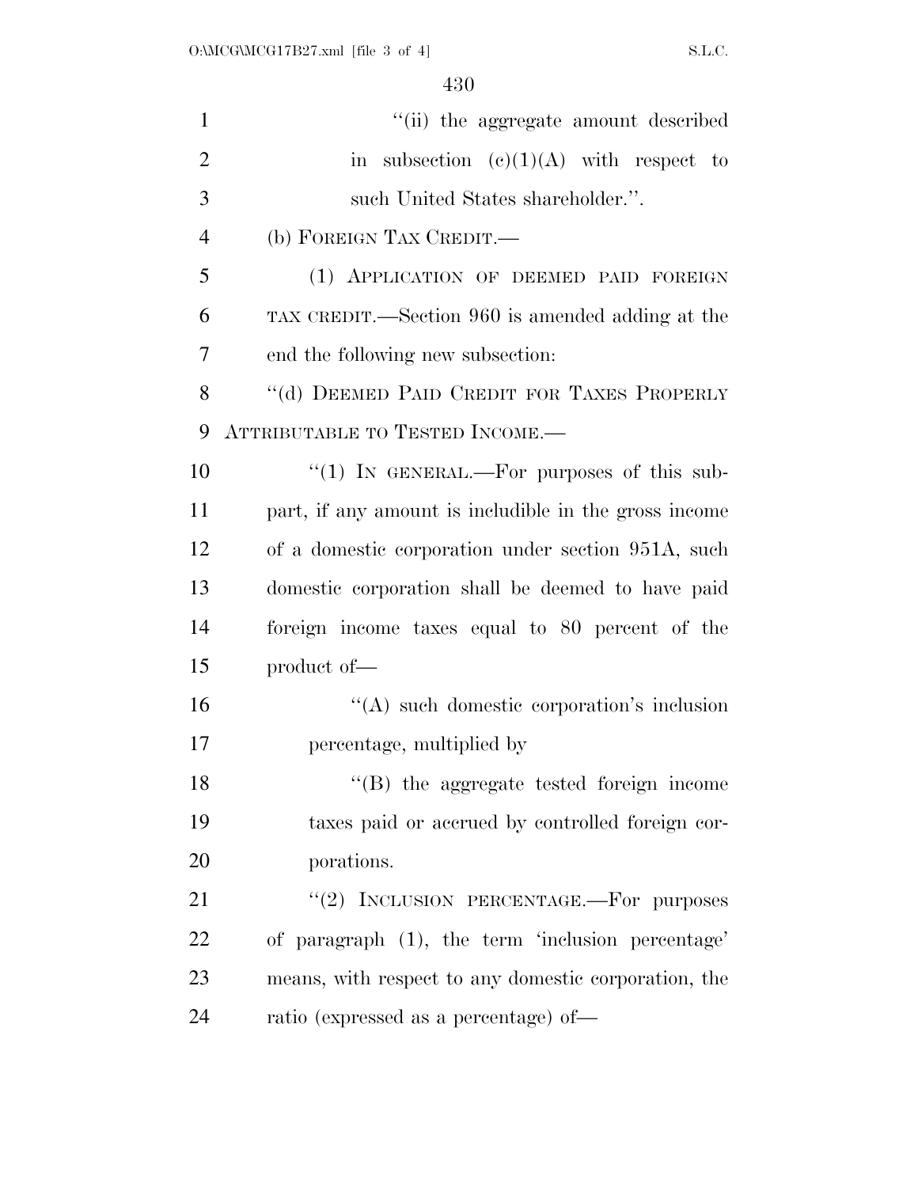"(ii) the aggregate amount described in subsection (c)(1)(A) with respect to such United States shareholder.".

(b) FOREIGN TAX CREDIT.—

(1) APPLICATION OF DEEMED PAID FOREIGN TAX CREDIT.—Section 960 is amended adding at the end the following new subsection:

"(d) DEEMED PAID CREDIT FOR TAXES PROPERLY ATTRIBUTABLE TO TESTED INCOME.—

"(1) IN GENERAL.—For purposes of this subpart, if any amount is includible in the gross income of a domestic corporation under section 951A, such domestic corporation shall be deemed to have paid foreign income taxes equal to 80 percent of the product of—

"(A) such domestic corporation's inclusion percentage, multiplied by

"(B) the aggregate tested foreign income taxes paid or accrued by controlled foreign corporations.

"(2) INCLUSION PERCENTAGE.—For purposes of paragraph (1), the term 'inclusion percentage' means, with respect to any domestic corporation, the ratio (expressed as a percentage) of—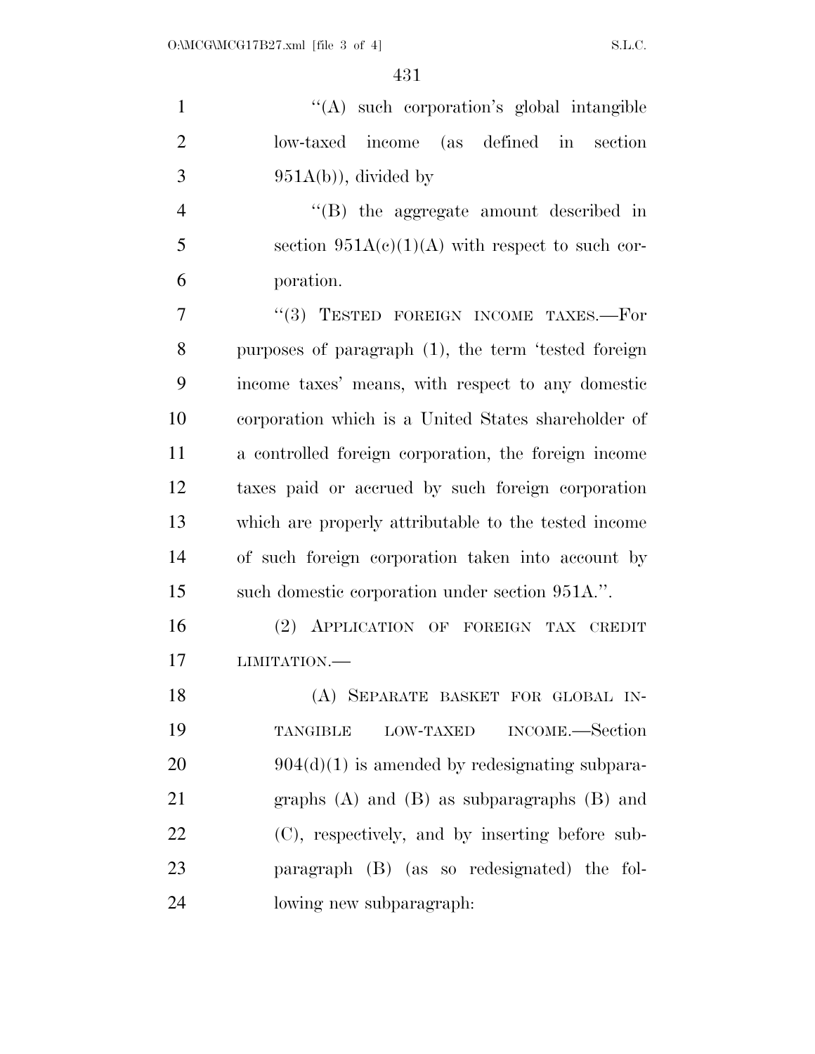"(A) such corporation's global intangible low-taxed income (as defined in section 951A(b)), divided by

"(B) the aggregate amount described in section 951A(c)(1)(A) with respect to such corporation.

"(3) TESTED FOREIGN INCOME TAXES.—For purposes of paragraph (1), the term 'tested foreign income taxes' means, with respect to any domestic corporation which is a United States shareholder of a controlled foreign corporation, the foreign income taxes paid or accrued by such foreign corporation which are properly attributable to the tested income of such foreign corporation taken into account by such domestic corporation under section 951A.".

(2) APPLICATION OF FOREIGN TAX CREDIT LIMITATION.—

(A) SEPARATE BASKET FOR GLOBAL INTANGIBLE LOW-TAXED INCOME.—Section 904(d)(1) is amended by redesignating subparagraphs (A) and (B) as subparagraphs (B) and (C), respectively, and by inserting before subparagraph (B) (as so redesignated) the following new subparagraph: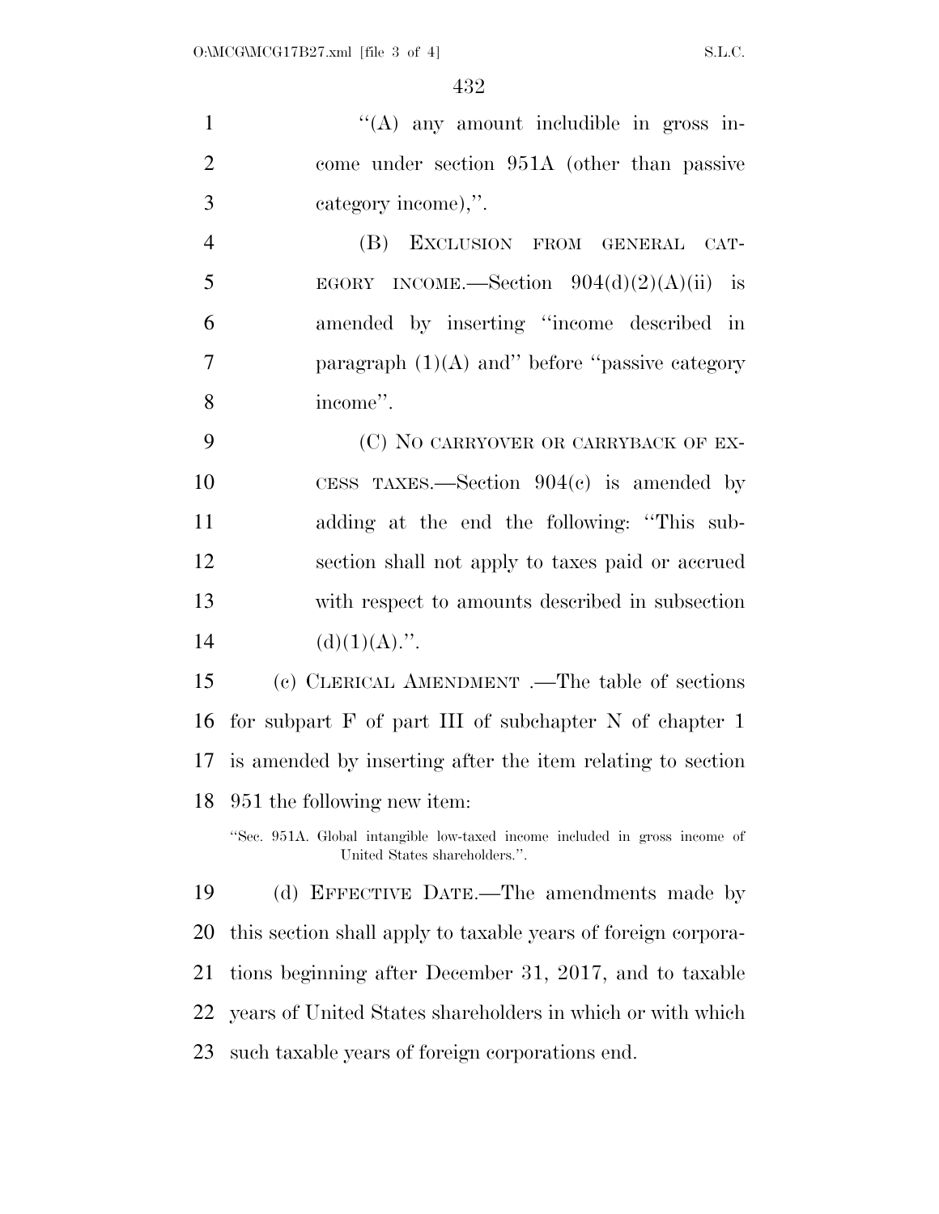"(A) any amount includible in gross income under section 951A (other than passive category income),".

(B) EXCLUSION FROM GENERAL CATEGORY INCOME.—Section 904(d)(2)(A)(ii) is amended by inserting "income described in paragraph (1)(A) and" before "passive category income".

(C) NO CARRYOVER OR CARRYBACK OF EXCESS TAXES.—Section 904(c) is amended by adding at the end the following: "This subsection shall not apply to taxes paid or accrued with respect to amounts described in subsection (d)(1)(A).".

(c) CLERICAL AMENDMENT .—The table of sections for subpart F of part III of subchapter N of chapter 1 is amended by inserting after the item relating to section 951 the following new item:

"Sec. 951A. Global intangible low-taxed income included in gross income of United States shareholders.".

(d) EFFECTIVE DATE.—The amendments made by this section shall apply to taxable years of foreign corporations beginning after December 31, 2017, and to taxable years of United States shareholders in which or with which such taxable years of foreign corporations end.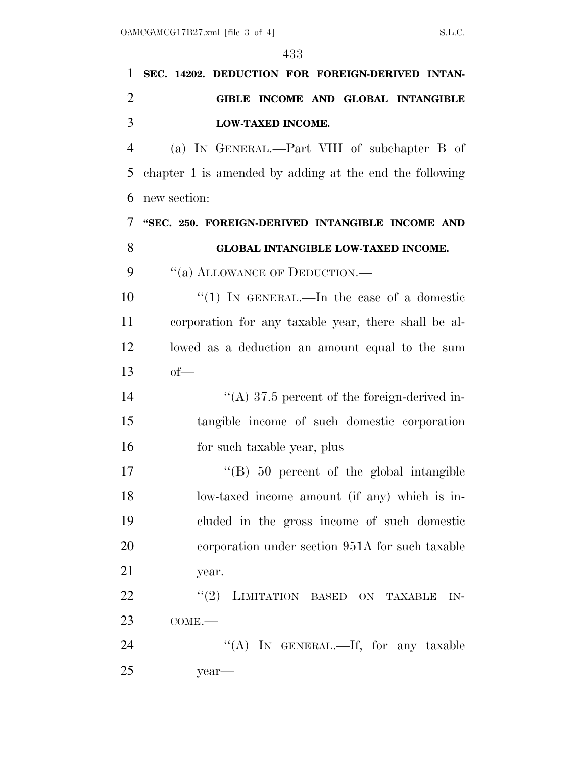**SEC. 14202. DEDUCTION FOR FOREIGN-DERIVED INTANGIBLE INCOME AND GLOBAL INTANGIBLE LOW-TAXED INCOME.**

(a) IN GENERAL.—Part VIII of subchapter B of chapter 1 is amended by adding at the end the following new section:

**"SEC. 250. FOREIGN-DERIVED INTANGIBLE INCOME AND GLOBAL INTANGIBLE LOW-TAXED INCOME.**

"(a) ALLOWANCE OF DEDUCTION.—

"(1) IN GENERAL.—In the case of a domestic corporation for any taxable year, there shall be allowed as a deduction an amount equal to the sum of—

"(A) 37.5 percent of the foreign-derived intangible income of such domestic corporation for such taxable year, plus

"(B) 50 percent of the global intangible low-taxed income amount (if any) which is included in the gross income of such domestic corporation under section 951A for such taxable year.

"(2) LIMITATION BASED ON TAXABLE INCOME.—

"(A) IN GENERAL.—If, for any taxable year—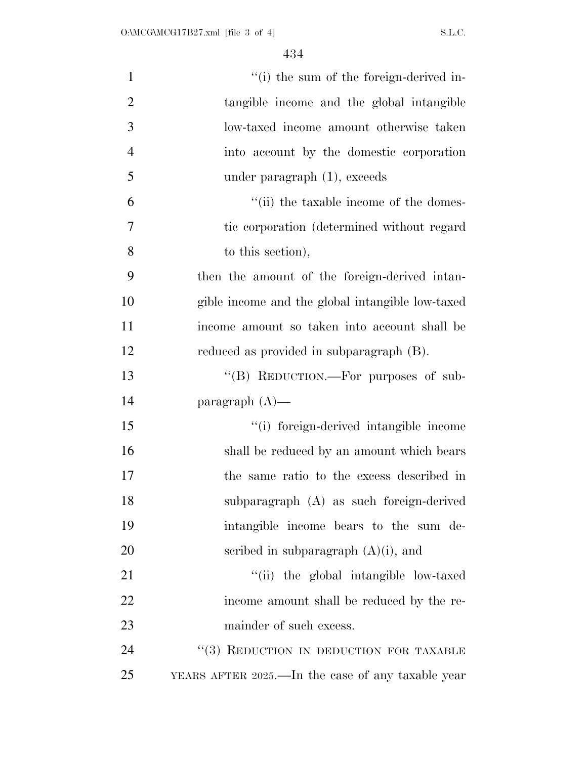"(i) the sum of the foreign-derived intangible income and the global intangible low-taxed income amount otherwise taken into account by the domestic corporation under paragraph (1), exceeds

"(ii) the taxable income of the domestic corporation (determined without regard to this section),

then the amount of the foreign-derived intangible income and the global intangible low-taxed income amount so taken into account shall be reduced as provided in subparagraph (B).

"(B) REDUCTION.—For purposes of subparagraph (A)—

"(i) foreign-derived intangible income shall be reduced by an amount which bears the same ratio to the excess described in subparagraph (A) as such foreign-derived intangible income bears to the sum described in subparagraph (A)(i), and

"(ii) the global intangible low-taxed income amount shall be reduced by the remainder of such excess.

"(3) REDUCTION IN DEDUCTION FOR TAXABLE YEARS AFTER 2025.—In the case of any taxable year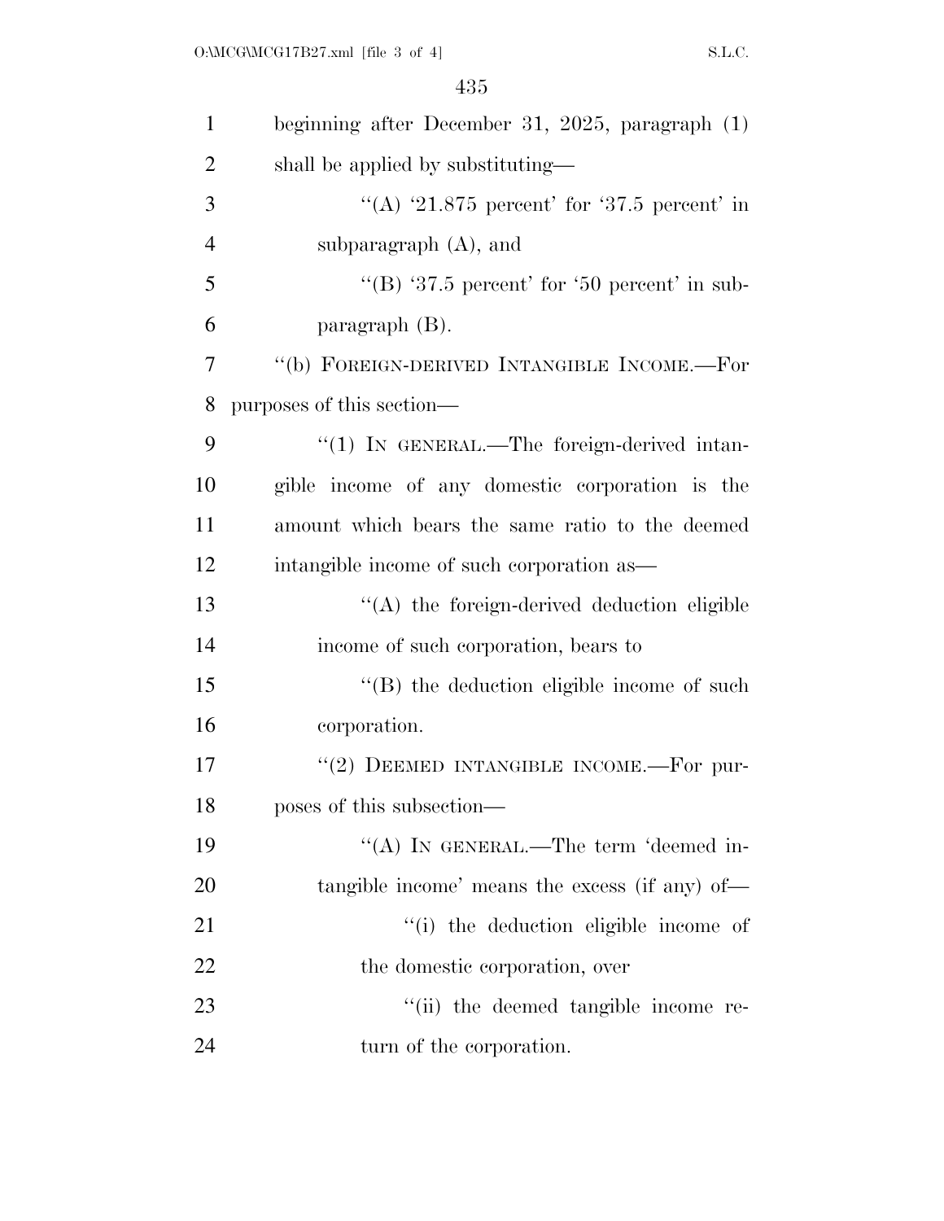beginning after December 31, 2025, paragraph (1) shall be applied by substituting—

''(A) '21.875 percent' for '37.5 percent' in subparagraph (A), and

''(B) '37.5 percent' for '50 percent' in subparagraph (B).

''(b) FOREIGN-DERIVED INTANGIBLE INCOME.—For purposes of this section—

''(1) IN GENERAL.—The foreign-derived intangible income of any domestic corporation is the amount which bears the same ratio to the deemed intangible income of such corporation as—

''(A) the foreign-derived deduction eligible income of such corporation, bears to

''(B) the deduction eligible income of such corporation.

''(2) DEEMED INTANGIBLE INCOME.—For purposes of this subsection—

''(A) IN GENERAL.—The term 'deemed intangible income' means the excess (if any) of—

''(i) the deduction eligible income of the domestic corporation, over

''(ii) the deemed tangible income return of the corporation.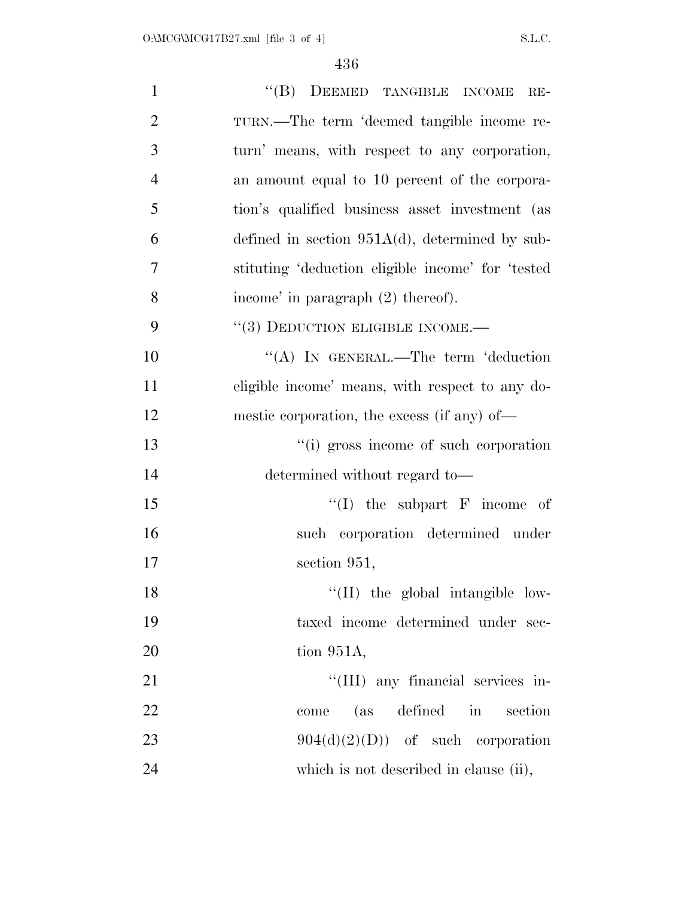"(B) DEEMED TANGIBLE INCOME RETURN.—The term 'deemed tangible income return' means, with respect to any corporation, an amount equal to 10 percent of the corporation's qualified business asset investment (as defined in section 951A(d), determined by substituting 'deduction eligible income' for 'tested income' in paragraph (2) thereof).

"(3) DEDUCTION ELIGIBLE INCOME.—

"(A) IN GENERAL.—The term 'deduction eligible income' means, with respect to any domestic corporation, the excess (if any) of—

"(i) gross income of such corporation determined without regard to—

"(I) the subpart F income of such corporation determined under section 951,

"(II) the global intangible low-taxed income determined under section 951A,

"(III) any financial services income (as defined in section 904(d)(2)(D)) of such corporation which is not described in clause (ii),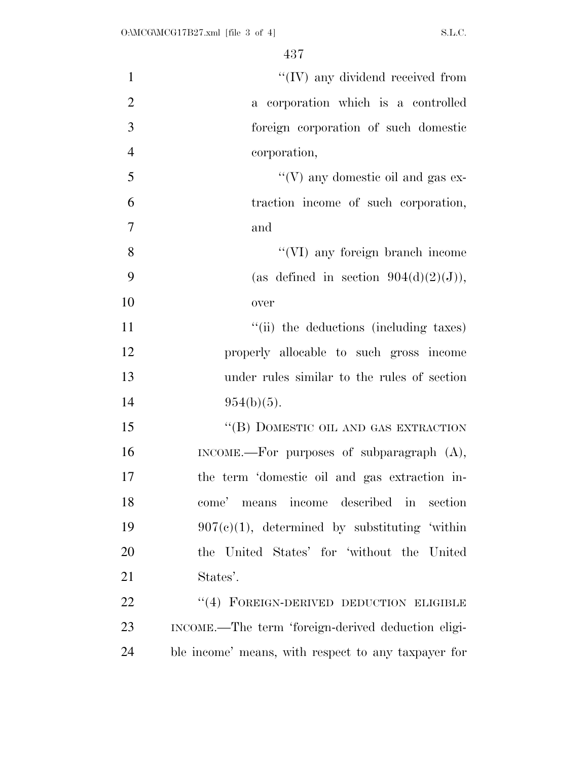"(IV) any dividend received from a corporation which is a controlled foreign corporation of such domestic corporation,

"(V) any domestic oil and gas extraction income of such corporation, and

"(VI) any foreign branch income (as defined in section 904(d)(2)(J)), over

"(ii) the deductions (including taxes) properly allocable to such gross income under rules similar to the rules of section 954(b)(5).

"(B) DOMESTIC OIL AND GAS EXTRACTION INCOME.—For purposes of subparagraph (A), the term 'domestic oil and gas extraction income' means income described in section 907(c)(1), determined by substituting 'within the United States' for 'without the United States'.

"(4) FOREIGN-DERIVED DEDUCTION ELIGIBLE INCOME.—The term 'foreign-derived deduction eligible income' means, with respect to any taxpayer for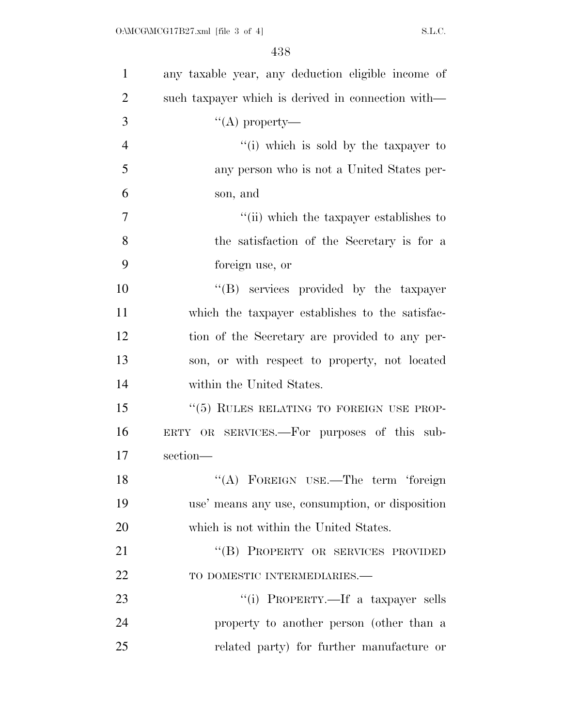any taxable year, any deduction eligible income of such taxpayer which is derived in connection with—

"(A) property—

"(i) which is sold by the taxpayer to any person who is not a United States person, and

"(ii) which the taxpayer establishes to the satisfaction of the Secretary is for a foreign use, or

"(B) services provided by the taxpayer which the taxpayer establishes to the satisfaction of the Secretary are provided to any person, or with respect to property, not located within the United States.

"(5) RULES RELATING TO FOREIGN USE PROPERTY OR SERVICES.—For purposes of this subsection—

"(A) FOREIGN USE.—The term 'foreign use' means any use, consumption, or disposition which is not within the United States.

"(B) PROPERTY OR SERVICES PROVIDED TO DOMESTIC INTERMEDIARIES.—

"(i) PROPERTY.—If a taxpayer sells property to another person (other than a related party) for further manufacture or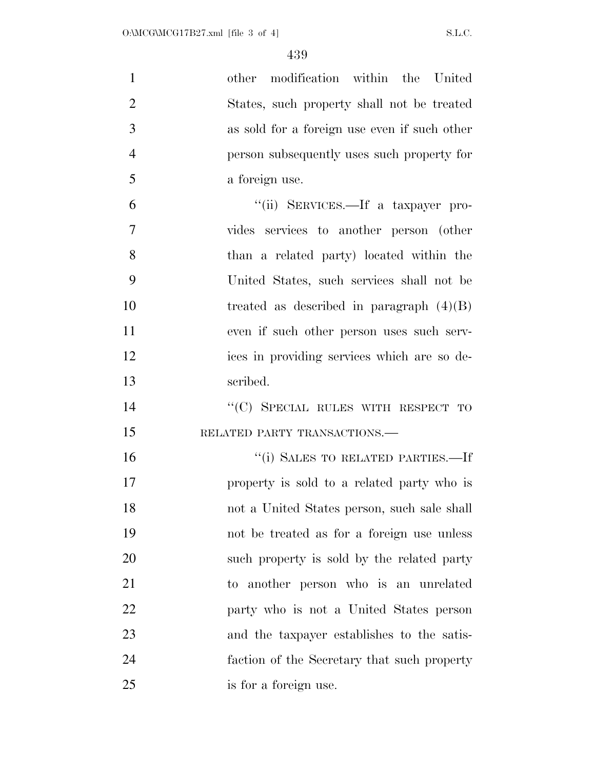other modification within the United States, such property shall not be treated as sold for a foreign use even if such other person subsequently uses such property for a foreign use.

"(ii) SERVICES.—If a taxpayer provides services to another person (other than a related party) located within the United States, such services shall not be treated as described in paragraph (4)(B) even if such other person uses such services in providing services which are so described.

"(C) SPECIAL RULES WITH RESPECT TO RELATED PARTY TRANSACTIONS.—

"(i) SALES TO RELATED PARTIES.—If property is sold to a related party who is not a United States person, such sale shall not be treated as for a foreign use unless such property is sold by the related party to another person who is an unrelated party who is not a United States person and the taxpayer establishes to the satisfaction of the Secretary that such property is for a foreign use.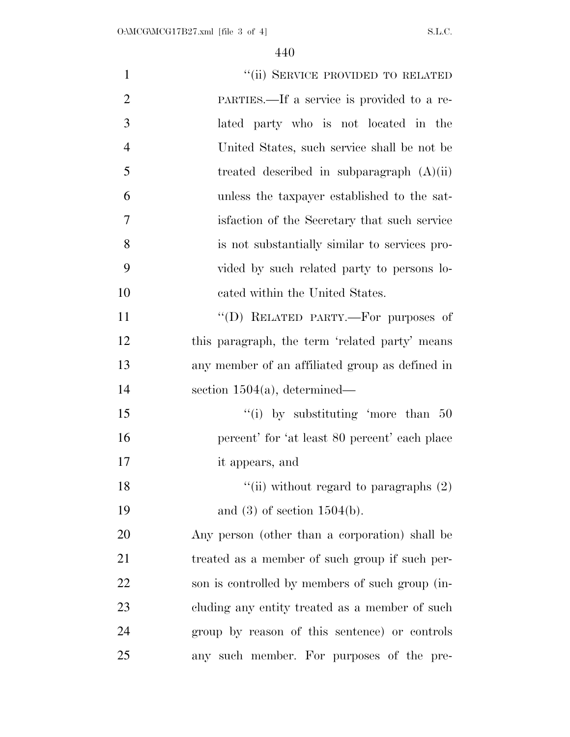"(ii) SERVICE PROVIDED TO RELATED PARTIES.—If a service is provided to a related party who is not located in the United States, such service shall be not be treated described in subparagraph (A)(ii) unless the taxpayer established to the satisfaction of the Secretary that such service is not substantially similar to services provided by such related party to persons located within the United States.

"(D) RELATED PARTY.—For purposes of this paragraph, the term 'related party' means any member of an affiliated group as defined in section 1504(a), determined—

"(i) by substituting 'more than 50 percent' for 'at least 80 percent' each place it appears, and

"(ii) without regard to paragraphs (2) and (3) of section 1504(b).

Any person (other than a corporation) shall be treated as a member of such group if such person is controlled by members of such group (including any entity treated as a member of such group by reason of this sentence) or controls any such member. For purposes of the pre-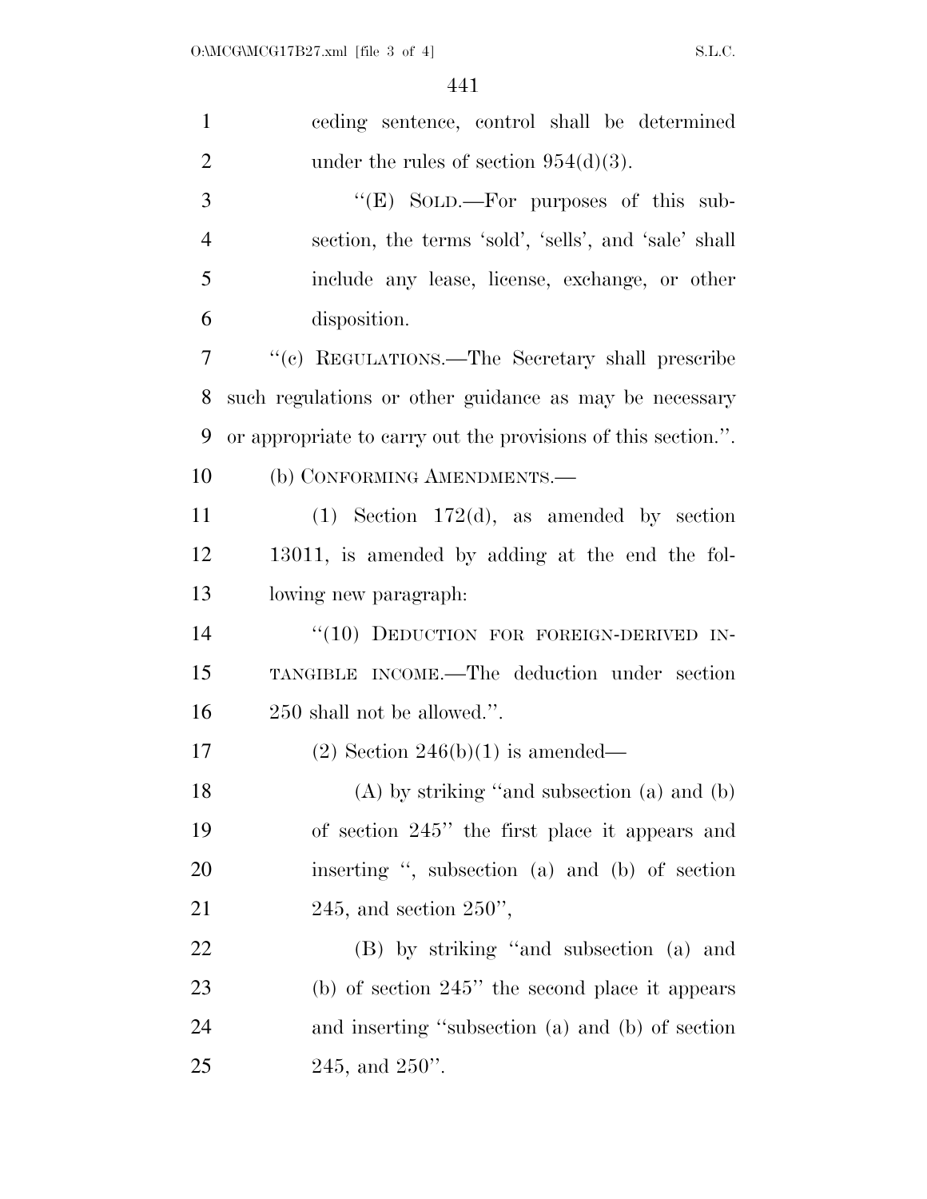ceding sentence, control shall be determined under the rules of section 954(d)(3).

''(E) SOLD.—For purposes of this subsection, the terms 'sold', 'sells', and 'sale' shall include any lease, license, exchange, or other disposition.

''(c) REGULATIONS.—The Secretary shall prescribe such regulations or other guidance as may be necessary or appropriate to carry out the provisions of this section.''.

(b) CONFORMING AMENDMENTS.—

(1) Section 172(d), as amended by section 13011, is amended by adding at the end the following new paragraph:

''(10) DEDUCTION FOR FOREIGN-DERIVED INTANGIBLE INCOME.—The deduction under section 250 shall not be allowed.''.

(2) Section 246(b)(1) is amended—

(A) by striking ''and subsection (a) and (b) of section 245'' the first place it appears and inserting '', subsection (a) and (b) of section 245, and section 250'',

(B) by striking ''and subsection (a) and (b) of section 245'' the second place it appears and inserting ''subsection (a) and (b) of section 245, and 250''.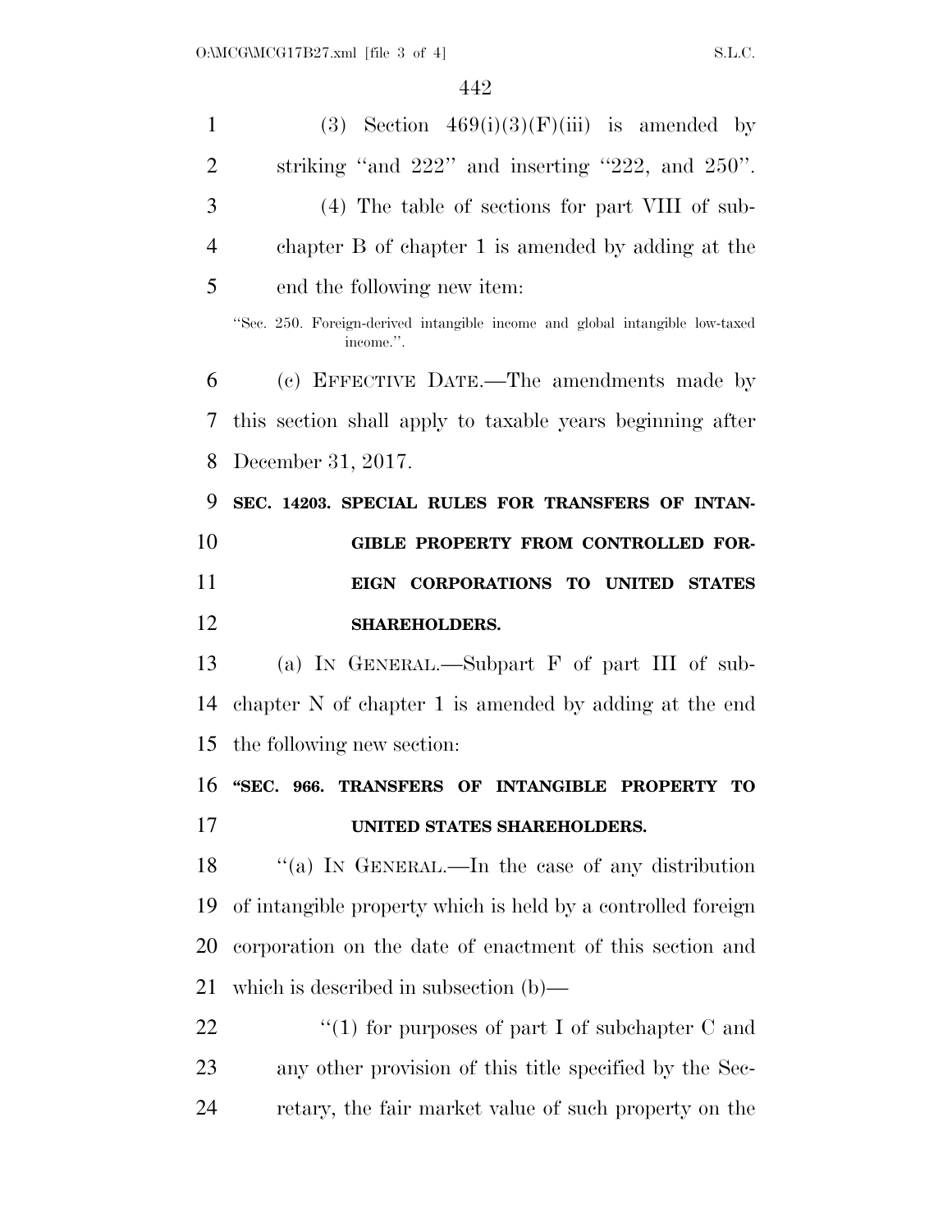(3) Section 469(i)(3)(F)(iii) is amended by striking "and 222" and inserting "222, and 250".

(4) The table of sections for part VIII of subchapter B of chapter 1 is amended by adding at the end the following new item:

"Sec. 250. Foreign-derived intangible income and global intangible low-taxed income.".

(c) EFFECTIVE DATE.—The amendments made by this section shall apply to taxable years beginning after December 31, 2017.

**SEC. 14203. SPECIAL RULES FOR TRANSFERS OF INTANGIBLE PROPERTY FROM CONTROLLED FOREIGN CORPORATIONS TO UNITED STATES SHAREHOLDERS.**

(a) IN GENERAL.—Subpart F of part III of subchapter N of chapter 1 is amended by adding at the end the following new section:

**"SEC. 966. TRANSFERS OF INTANGIBLE PROPERTY TO UNITED STATES SHAREHOLDERS.**

"(a) IN GENERAL.—In the case of any distribution of intangible property which is held by a controlled foreign corporation on the date of enactment of this section and which is described in subsection (b)—

"(1) for purposes of part I of subchapter C and any other provision of this title specified by the Secretary, the fair market value of such property on the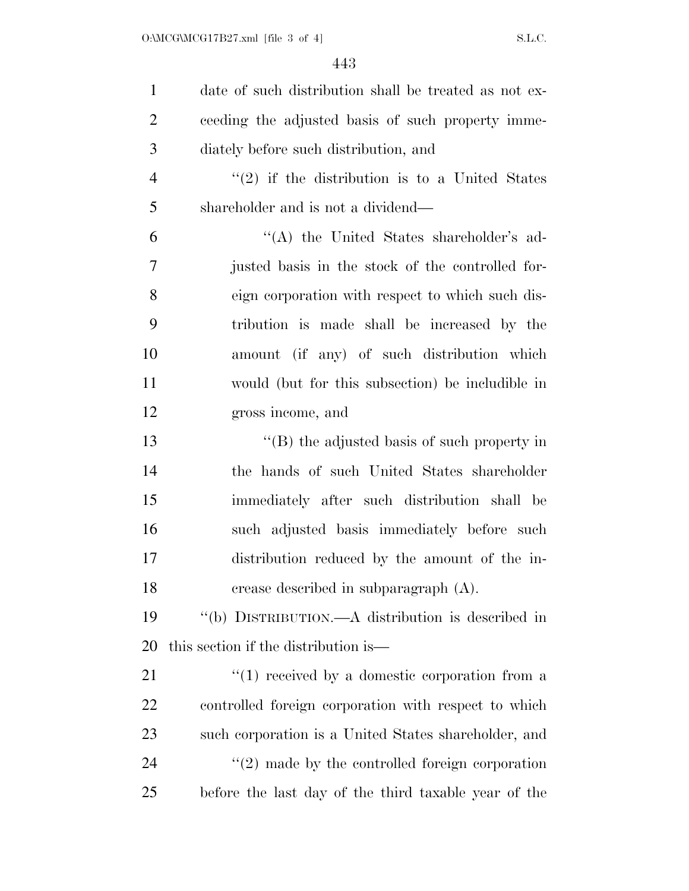date of such distribution shall be treated as not exceeding the adjusted basis of such property immediately before such distribution, and

"(2) if the distribution is to a United States shareholder and is not a dividend—

"(A) the United States shareholder's adjusted basis in the stock of the controlled foreign corporation with respect to which such distribution is made shall be increased by the amount (if any) of such distribution which would (but for this subsection) be includible in gross income, and

"(B) the adjusted basis of such property in the hands of such United States shareholder immediately after such distribution shall be such adjusted basis immediately before such distribution reduced by the amount of the increase described in subparagraph (A).

"(b) DISTRIBUTION.—A distribution is described in this section if the distribution is—

"(1) received by a domestic corporation from a controlled foreign corporation with respect to which such corporation is a United States shareholder, and

"(2) made by the controlled foreign corporation before the last day of the third taxable year of the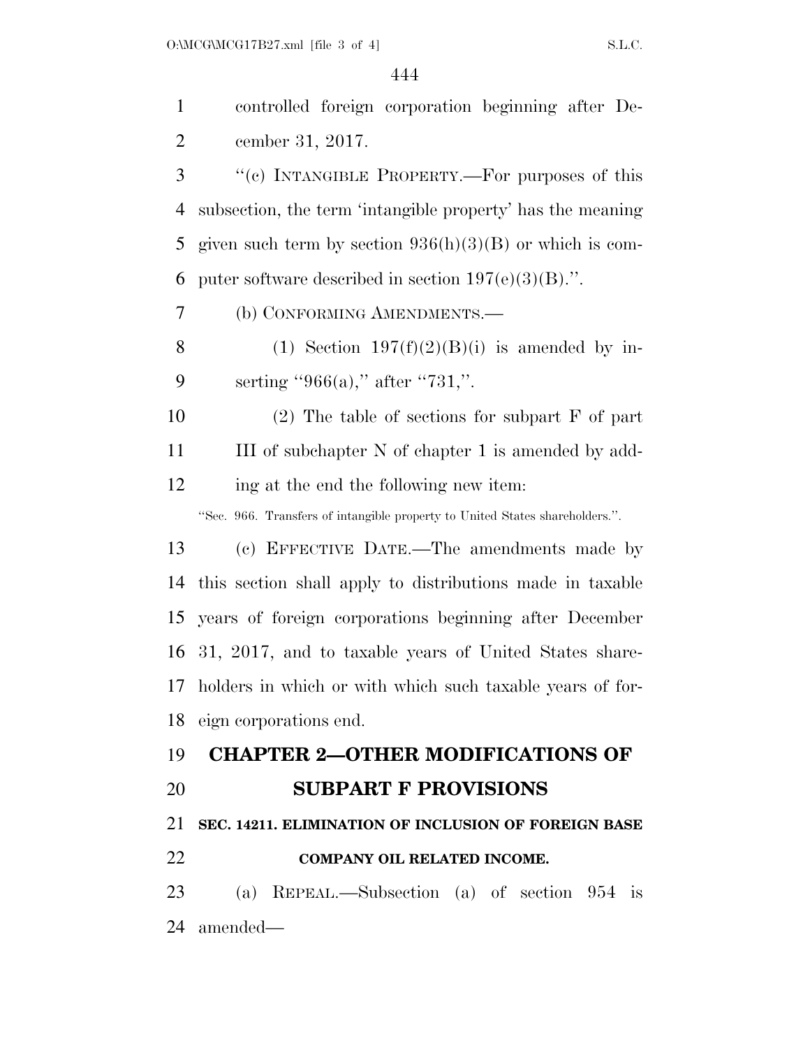controlled foreign corporation beginning after December 31, 2017.

"(c) INTANGIBLE PROPERTY.—For purposes of this subsection, the term 'intangible property' has the meaning given such term by section 936(h)(3)(B) or which is computer software described in section 197(e)(3)(B).".

(b) CONFORMING AMENDMENTS.—

(1) Section 197(f)(2)(B)(i) is amended by inserting "966(a)," after "731,".

(2) The table of sections for subpart F of part III of subchapter N of chapter 1 is amended by adding at the end the following new item:

"Sec. 966. Transfers of intangible property to United States shareholders.".

(c) EFFECTIVE DATE.—The amendments made by this section shall apply to distributions made in taxable years of foreign corporations beginning after December 31, 2017, and to taxable years of United States shareholders in which or with which such taxable years of foreign corporations end.

## CHAPTER 2—OTHER MODIFICATIONS OF SUBPART F PROVISIONS

### SEC. 14211. ELIMINATION OF INCLUSION OF FOREIGN BASE COMPANY OIL RELATED INCOME.

(a) REPEAL.—Subsection (a) of section 954 is amended—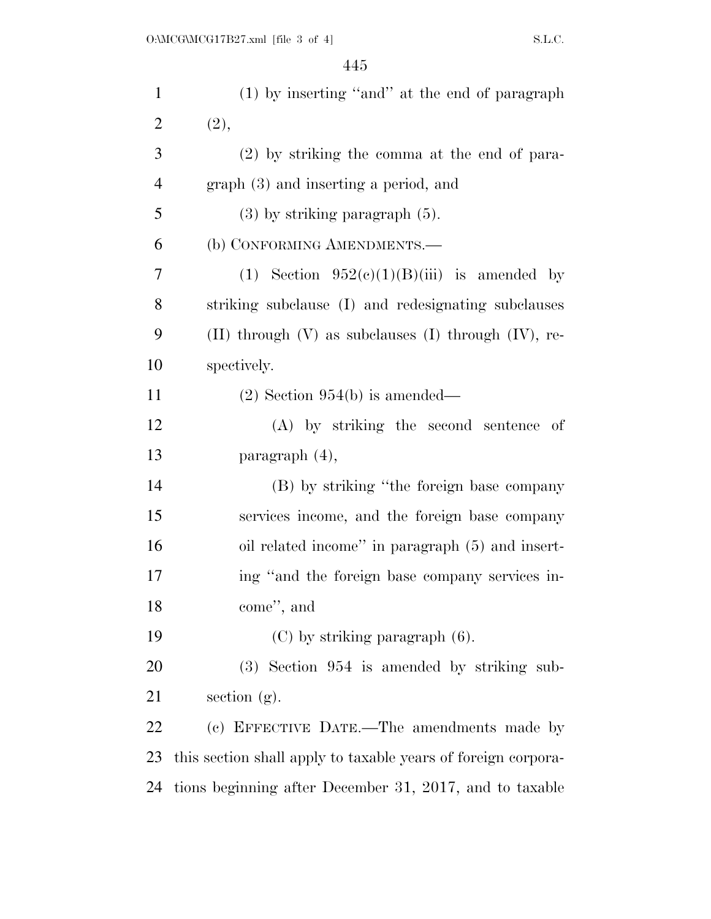(1) by inserting "and" at the end of paragraph (2),

(2) by striking the comma at the end of paragraph (3) and inserting a period, and

(3) by striking paragraph (5).

(b) CONFORMING AMENDMENTS.—

(1) Section 952(c)(1)(B)(iii) is amended by striking subclause (I) and redesignating subclauses (II) through (V) as subclauses (I) through (IV), respectively.

(2) Section 954(b) is amended—

(A) by striking the second sentence of paragraph (4),

(B) by striking "the foreign base company services income, and the foreign base company oil related income" in paragraph (5) and inserting "and the foreign base company services income", and

(C) by striking paragraph (6).

(3) Section 954 is amended by striking subsection (g).

(c) EFFECTIVE DATE.—The amendments made by this section shall apply to taxable years of foreign corporations beginning after December 31, 2017, and to taxable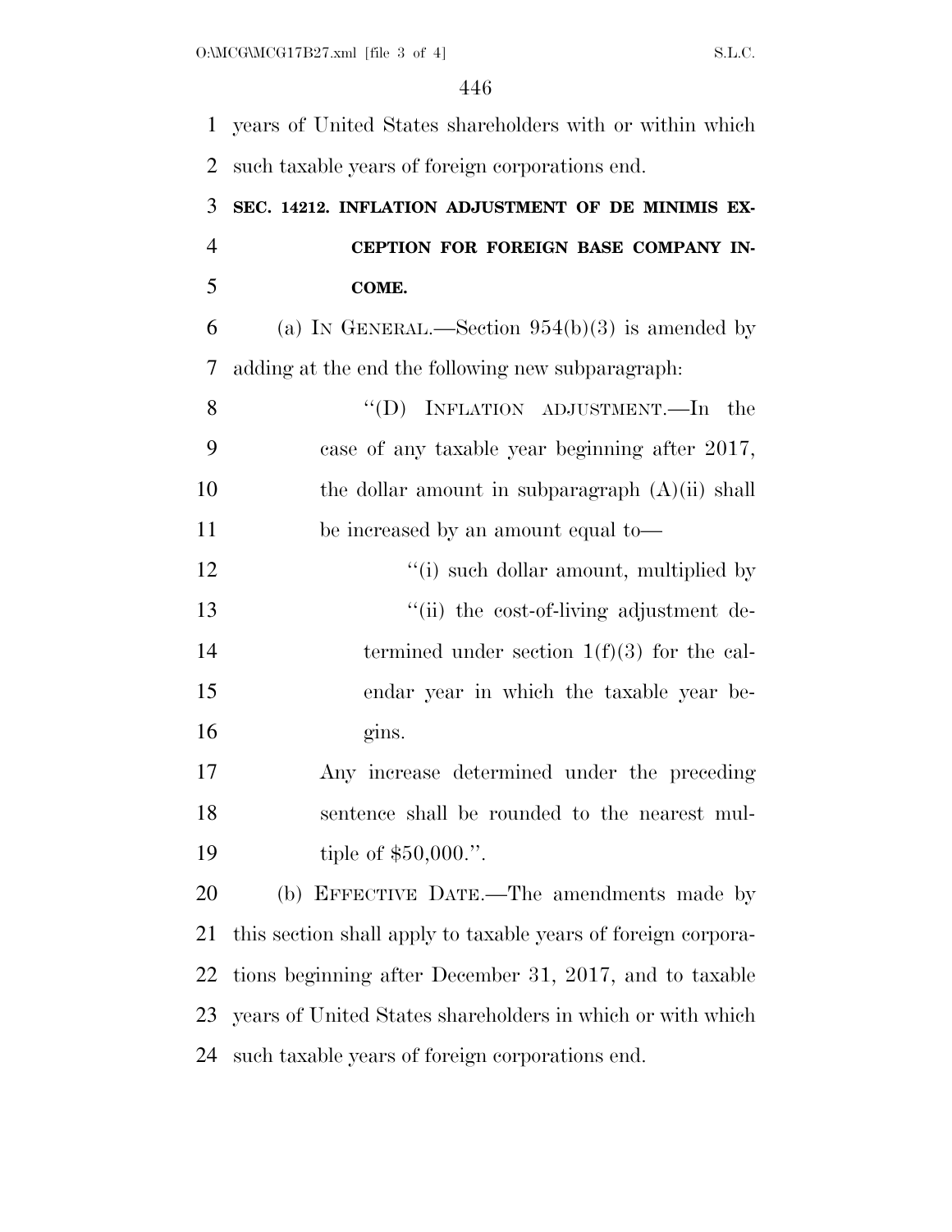years of United States shareholders with or within which such taxable years of foreign corporations end.

**SEC. 14212. INFLATION ADJUSTMENT OF DE MINIMIS EXCEPTION FOR FOREIGN BASE COMPANY INCOME.**

(a) IN GENERAL.—Section 954(b)(3) is amended by adding at the end the following new subparagraph:

"(D) INFLATION ADJUSTMENT.—In the case of any taxable year beginning after 2017, the dollar amount in subparagraph (A)(ii) shall be increased by an amount equal to—

"(i) such dollar amount, multiplied by

"(ii) the cost-of-living adjustment determined under section 1(f)(3) for the calendar year in which the taxable year begins.

Any increase determined under the preceding sentence shall be rounded to the nearest multiple of $50,000.".

(b) EFFECTIVE DATE.—The amendments made by this section shall apply to taxable years of foreign corporations beginning after December 31, 2017, and to taxable years of United States shareholders in which or with which such taxable years of foreign corporations end.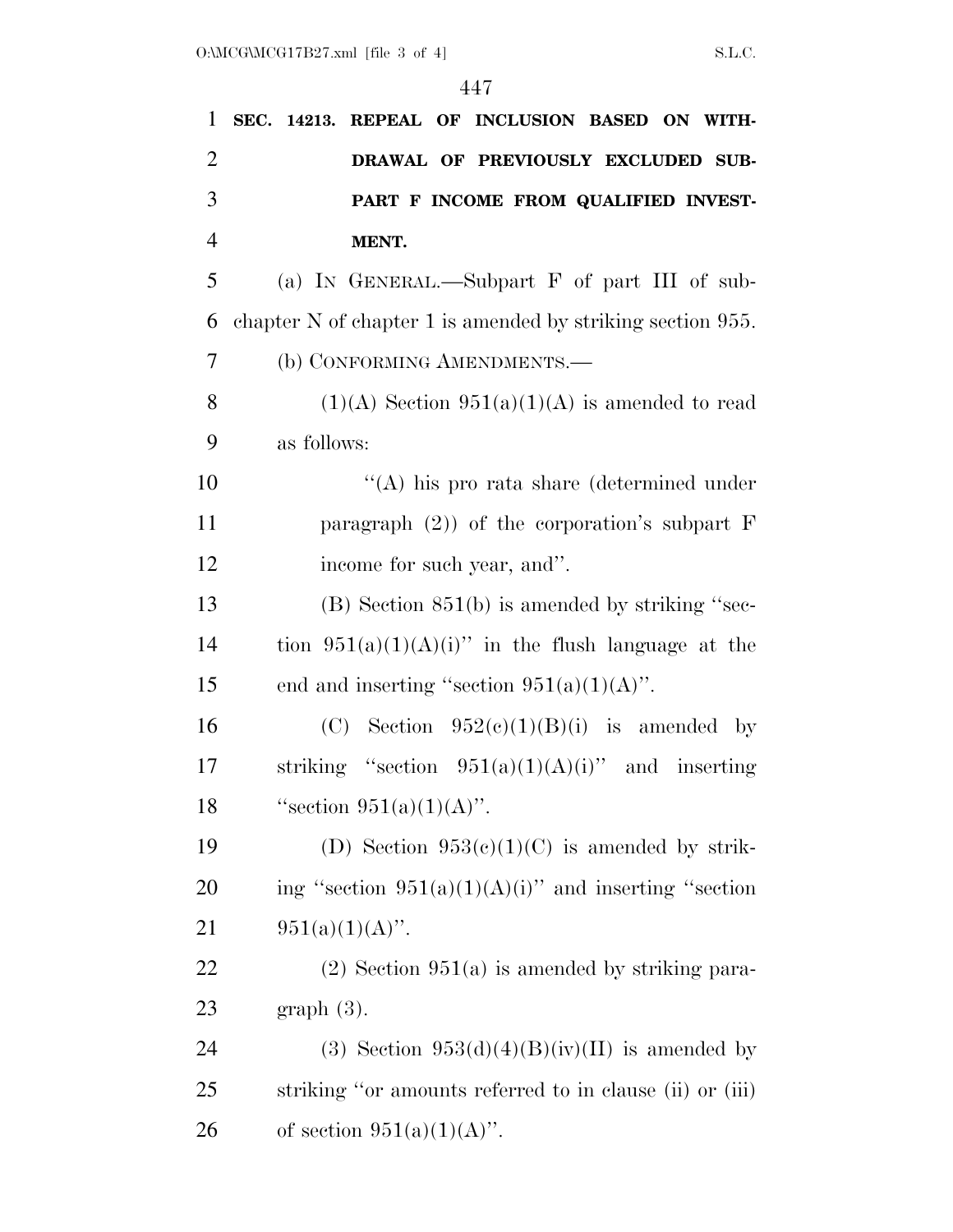**SEC. 14213. REPEAL OF INCLUSION BASED ON WITHDRAWAL OF PREVIOUSLY EXCLUDED SUBPART F INCOME FROM QUALIFIED INVESTMENT.**

(a) IN GENERAL.—Subpart F of part III of subchapter N of chapter 1 is amended by striking section 955.

(b) CONFORMING AMENDMENTS.—

(1)(A) Section 951(a)(1)(A) is amended to read as follows:

"(A) his pro rata share (determined under paragraph (2)) of the corporation's subpart F income for such year, and".

(B) Section 851(b) is amended by striking "section 951(a)(1)(A)(i)" in the flush language at the end and inserting "section 951(a)(1)(A)".

(C) Section 952(c)(1)(B)(i) is amended by striking "section 951(a)(1)(A)(i)" and inserting "section 951(a)(1)(A)".

(D) Section 953(c)(1)(C) is amended by striking "section 951(a)(1)(A)(i)" and inserting "section 951(a)(1)(A)".

(2) Section 951(a) is amended by striking paragraph (3).

(3) Section 953(d)(4)(B)(iv)(II) is amended by striking "or amounts referred to in clause (ii) or (iii) of section 951(a)(1)(A)".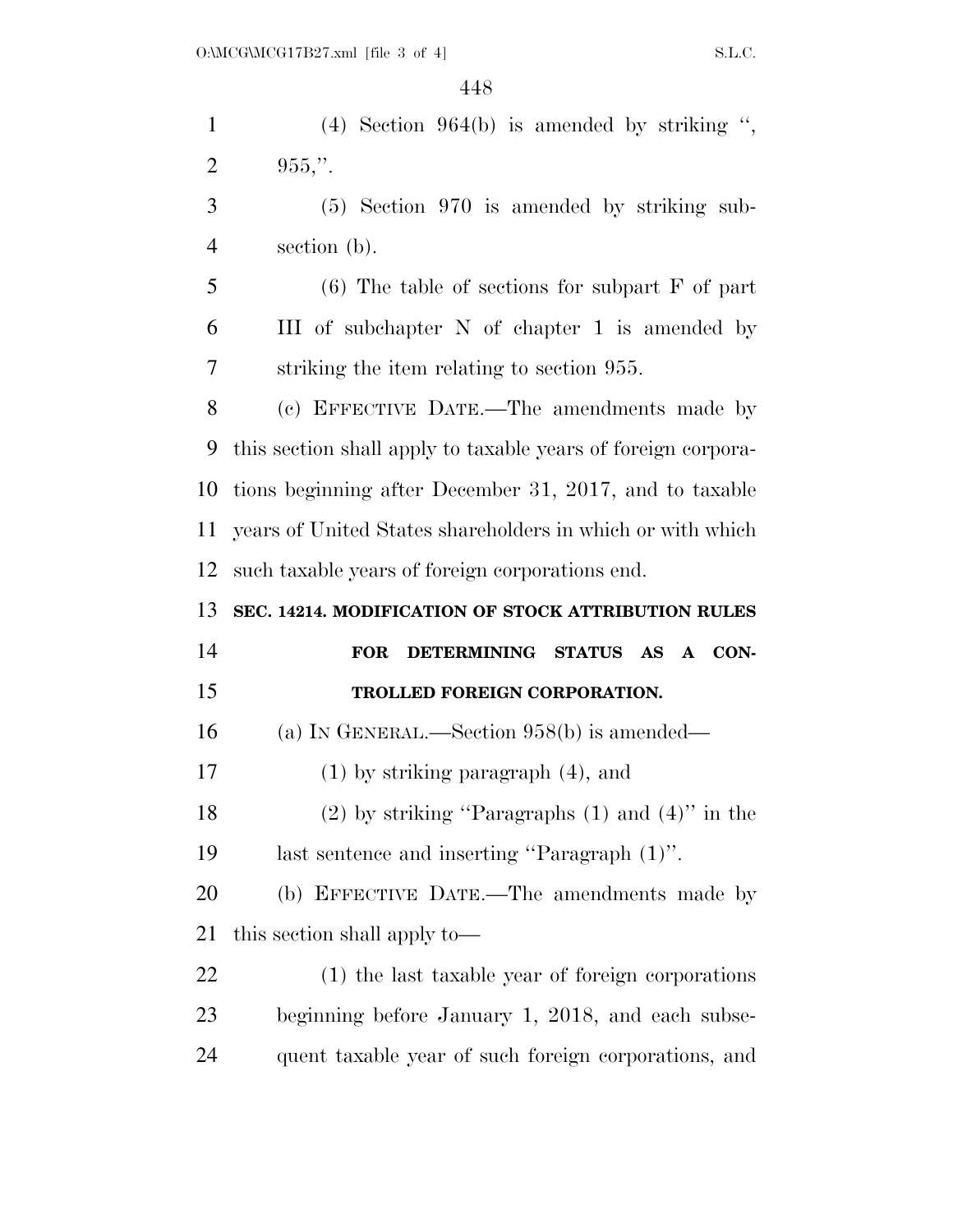(4) Section 964(b) is amended by striking ", 955,".

(5) Section 970 is amended by striking subsection (b).

(6) The table of sections for subpart F of part III of subchapter N of chapter 1 is amended by striking the item relating to section 955.

(c) EFFECTIVE DATE.—The amendments made by this section shall apply to taxable years of foreign corporations beginning after December 31, 2017, and to taxable years of United States shareholders in which or with which such taxable years of foreign corporations end.

**SEC. 14214. MODIFICATION OF STOCK ATTRIBUTION RULES FOR DETERMINING STATUS AS A CONTROLLED FOREIGN CORPORATION.**

(a) IN GENERAL.—Section 958(b) is amended—

(1) by striking paragraph (4), and

(2) by striking "Paragraphs (1) and (4)" in the last sentence and inserting "Paragraph (1)".

(b) EFFECTIVE DATE.—The amendments made by this section shall apply to—

(1) the last taxable year of foreign corporations beginning before January 1, 2018, and each subsequent taxable year of such foreign corporations, and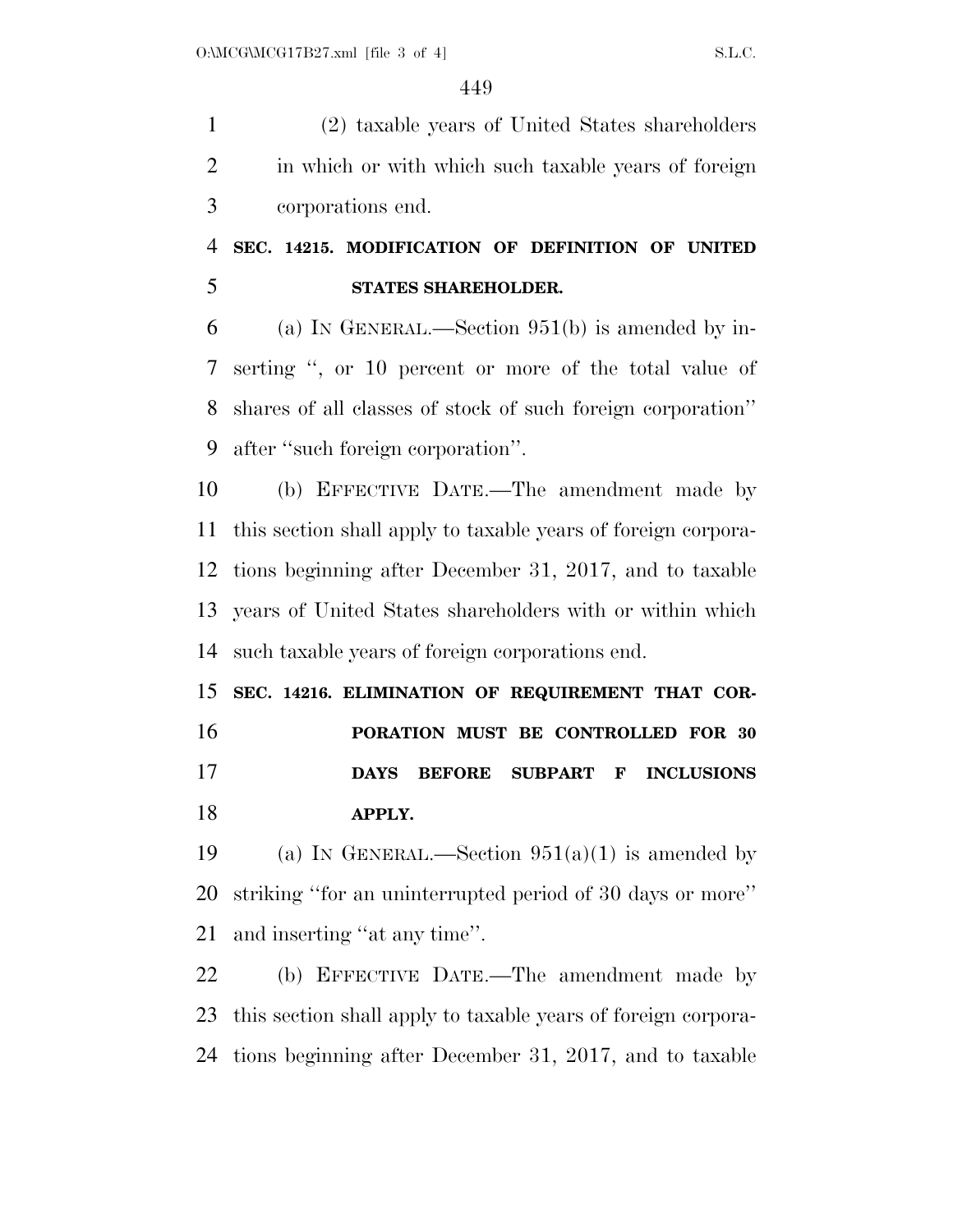(2) taxable years of United States shareholders in which or with which such taxable years of foreign corporations end.

**SEC. 14215. MODIFICATION OF DEFINITION OF UNITED STATES SHAREHOLDER.**

(a) IN GENERAL.—Section 951(b) is amended by inserting ", or 10 percent or more of the total value of shares of all classes of stock of such foreign corporation" after "such foreign corporation".

(b) EFFECTIVE DATE.—The amendment made by this section shall apply to taxable years of foreign corporations beginning after December 31, 2017, and to taxable years of United States shareholders with or within which such taxable years of foreign corporations end.

**SEC. 14216. ELIMINATION OF REQUIREMENT THAT CORPORATION MUST BE CONTROLLED FOR 30 DAYS BEFORE SUBPART F INCLUSIONS APPLY.**

(a) IN GENERAL.—Section 951(a)(1) is amended by striking "for an uninterrupted period of 30 days or more" and inserting "at any time".

(b) EFFECTIVE DATE.—The amendment made by this section shall apply to taxable years of foreign corporations beginning after December 31, 2017, and to taxable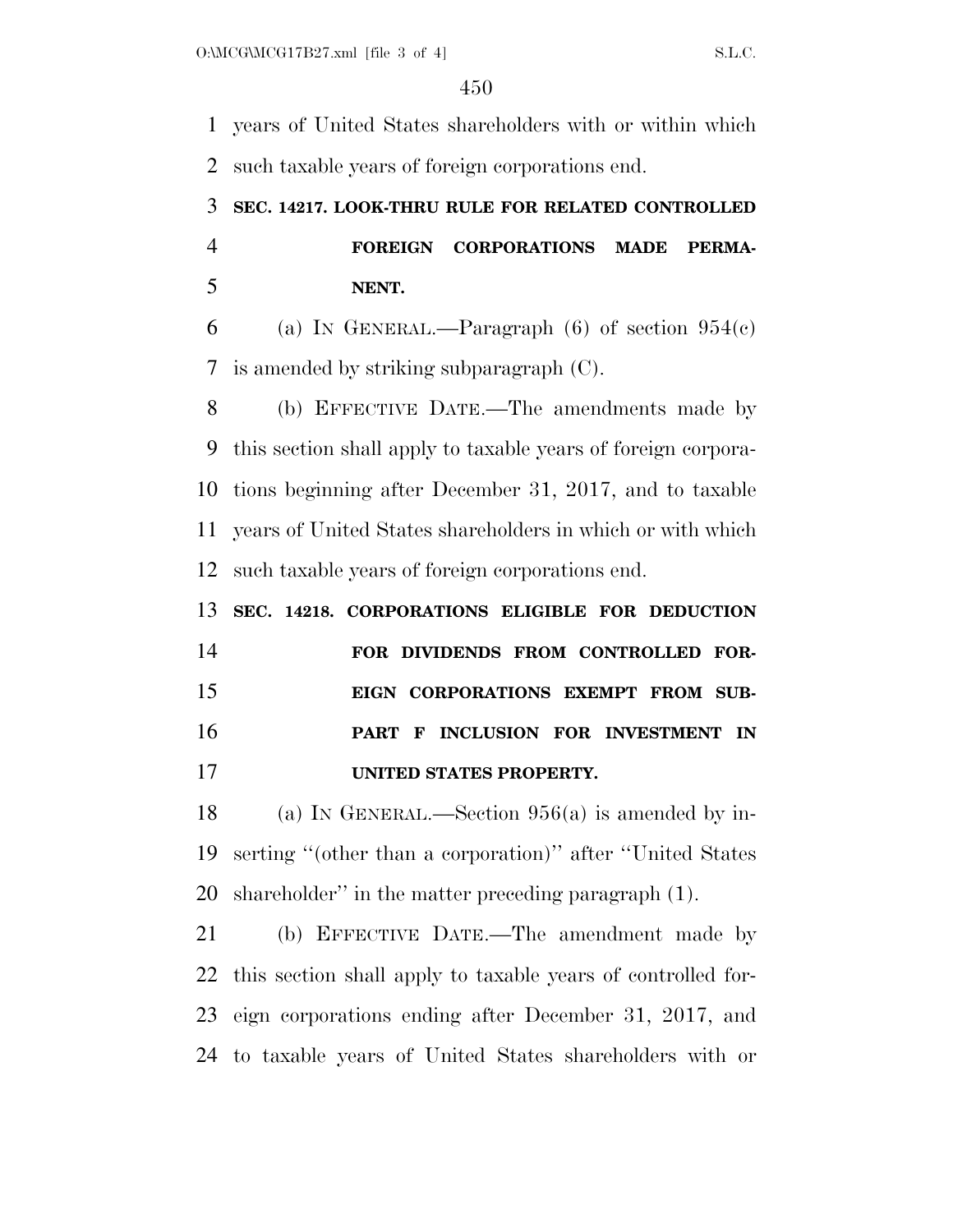years of United States shareholders with or within which such taxable years of foreign corporations end.

**SEC. 14217. LOOK-THRU RULE FOR RELATED CONTROLLED FOREIGN CORPORATIONS MADE PERMANENT.**

(a) IN GENERAL.—Paragraph (6) of section 954(c) is amended by striking subparagraph (C).

(b) EFFECTIVE DATE.—The amendments made by this section shall apply to taxable years of foreign corporations beginning after December 31, 2017, and to taxable years of United States shareholders in which or with which such taxable years of foreign corporations end.

**SEC. 14218. CORPORATIONS ELIGIBLE FOR DEDUCTION FOR DIVIDENDS FROM CONTROLLED FOREIGN CORPORATIONS EXEMPT FROM SUBPART F INCLUSION FOR INVESTMENT IN UNITED STATES PROPERTY.**

(a) IN GENERAL.—Section 956(a) is amended by inserting "(other than a corporation)" after "United States shareholder" in the matter preceding paragraph (1).

(b) EFFECTIVE DATE.—The amendment made by this section shall apply to taxable years of controlled foreign corporations ending after December 31, 2017, and to taxable years of United States shareholders with or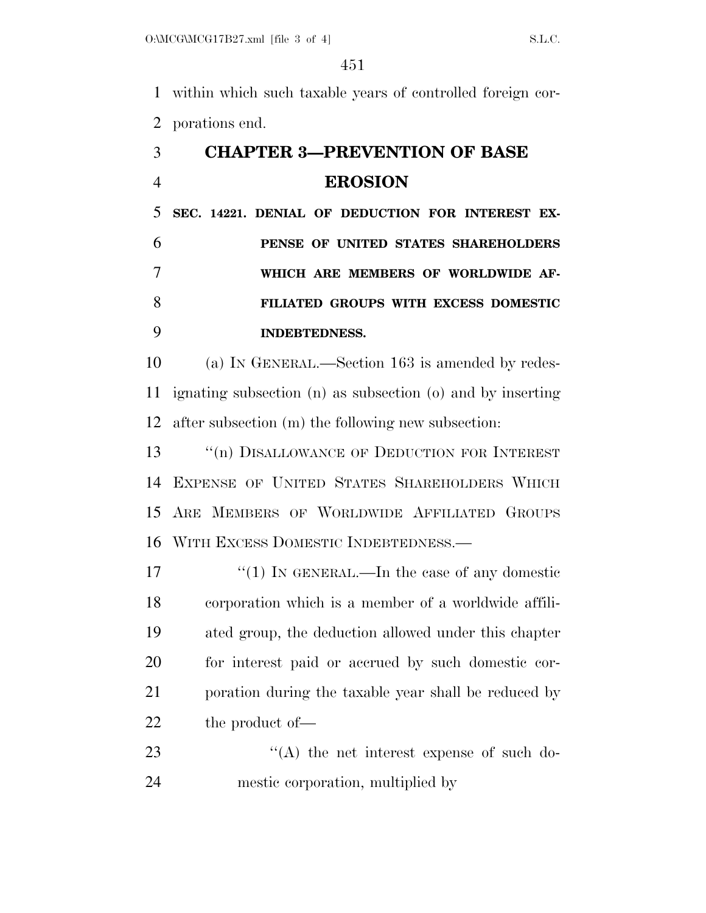within which such taxable years of controlled foreign corporations end.

## CHAPTER 3—PREVENTION OF BASE EROSION

### SEC. 14221. DENIAL OF DEDUCTION FOR INTEREST EXPENSE OF UNITED STATES SHAREHOLDERS WHICH ARE MEMBERS OF WORLDWIDE AFFILIATED GROUPS WITH EXCESS DOMESTIC INDEBTEDNESS.

(a) IN GENERAL.—Section 163 is amended by redesignating subsection (n) as subsection (o) and by inserting after subsection (m) the following new subsection:

"(n) DISALLOWANCE OF DEDUCTION FOR INTEREST EXPENSE OF UNITED STATES SHAREHOLDERS WHICH ARE MEMBERS OF WORLDWIDE AFFILIATED GROUPS WITH EXCESS DOMESTIC INDEBTEDNESS.—

"(1) IN GENERAL.—In the case of any domestic corporation which is a member of a worldwide affiliated group, the deduction allowed under this chapter for interest paid or accrued by such domestic corporation during the taxable year shall be reduced by the product of—

"(A) the net interest expense of such domestic corporation, multiplied by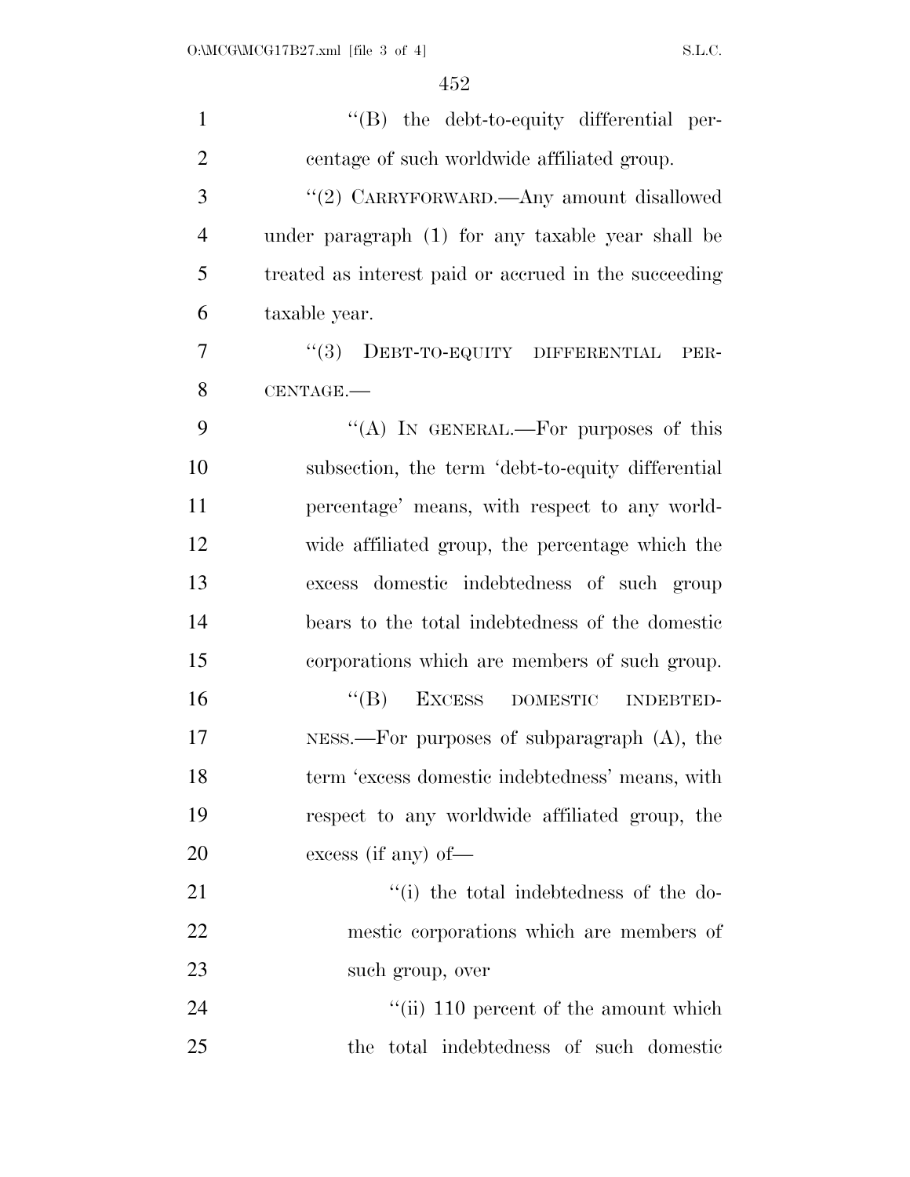''(B) the debt-to-equity differential percentage of such worldwide affiliated group.

''(2) CARRYFORWARD.—Any amount disallowed under paragraph (1) for any taxable year shall be treated as interest paid or accrued in the succeeding taxable year.

''(3) DEBT-TO-EQUITY DIFFERENTIAL PERCENTAGE.—

''(A) IN GENERAL.—For purposes of this subsection, the term 'debt-to-equity differential percentage' means, with respect to any worldwide affiliated group, the percentage which the excess domestic indebtedness of such group bears to the total indebtedness of the domestic corporations which are members of such group.

''(B) EXCESS DOMESTIC INDEBTEDNESS.—For purposes of subparagraph (A), the term 'excess domestic indebtedness' means, with respect to any worldwide affiliated group, the excess (if any) of—

''(i) the total indebtedness of the domestic corporations which are members of such group, over

''(ii) 110 percent of the amount which the total indebtedness of such domestic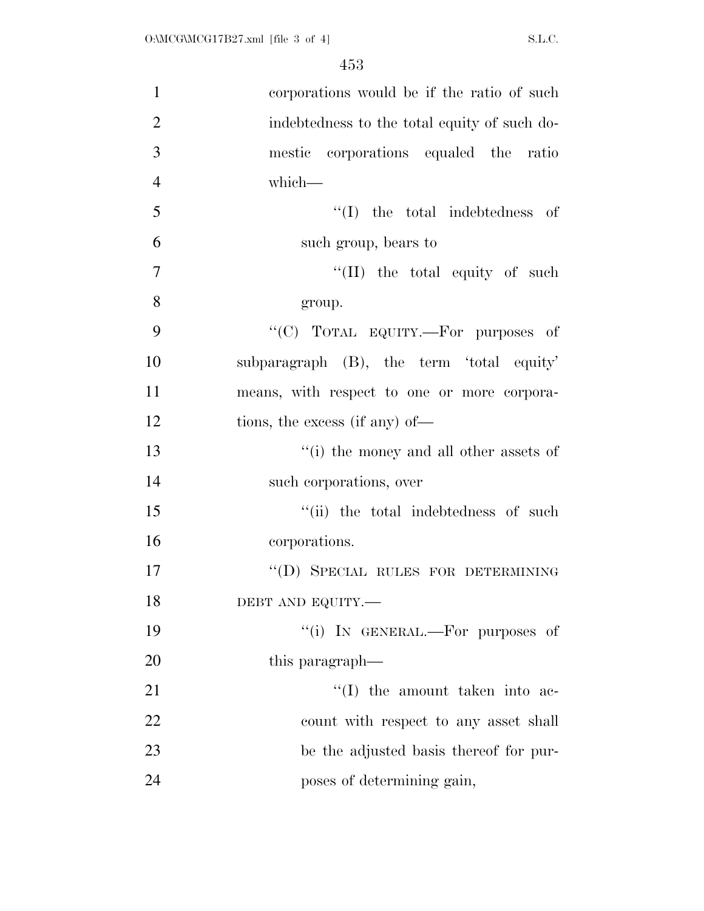corporations would be if the ratio of such indebtedness to the total equity of such domestic corporations equaled the ratio which—

''(I) the total indebtedness of such group, bears to

''(II) the total equity of such group.

''(C) TOTAL EQUITY.—For purposes of subparagraph (B), the term 'total equity' means, with respect to one or more corporations, the excess (if any) of—

''(i) the money and all other assets of such corporations, over

''(ii) the total indebtedness of such corporations.

''(D) SPECIAL RULES FOR DETERMINING DEBT AND EQUITY.—

''(i) IN GENERAL.—For purposes of this paragraph—

''(I) the amount taken into account with respect to any asset shall be the adjusted basis thereof for purposes of determining gain,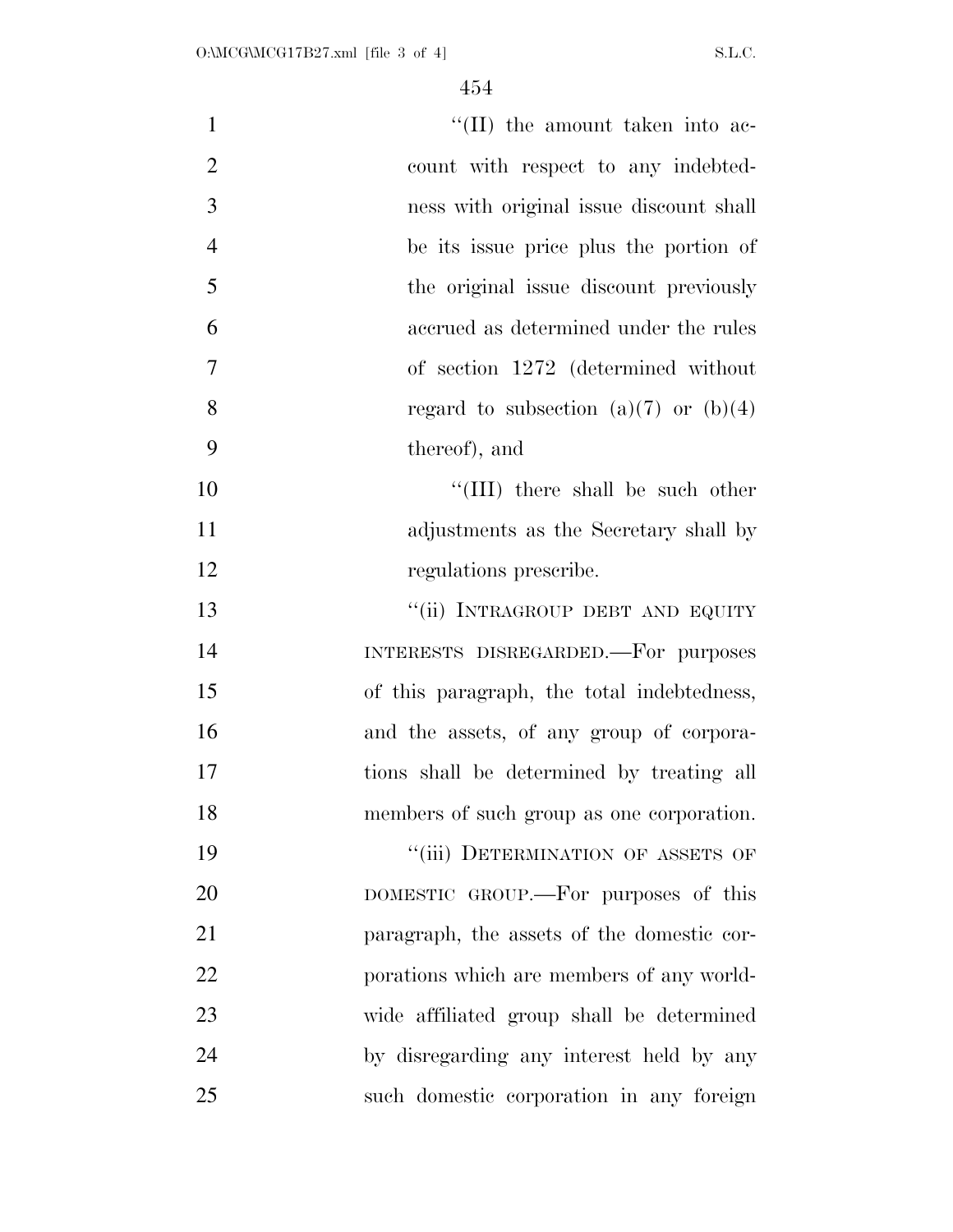"(II) the amount taken into account with respect to any indebtedness with original issue discount shall be its issue price plus the portion of the original issue discount previously accrued as determined under the rules of section 1272 (determined without regard to subsection (a)(7) or (b)(4) thereof), and

"(III) there shall be such other adjustments as the Secretary shall by regulations prescribe.

"(ii) INTRAGROUP DEBT AND EQUITY INTERESTS DISREGARDED.—For purposes of this paragraph, the total indebtedness, and the assets, of any group of corporations shall be determined by treating all members of such group as one corporation.

"(iii) DETERMINATION OF ASSETS OF DOMESTIC GROUP.—For purposes of this paragraph, the assets of the domestic corporations which are members of any worldwide affiliated group shall be determined by disregarding any interest held by any such domestic corporation in any foreign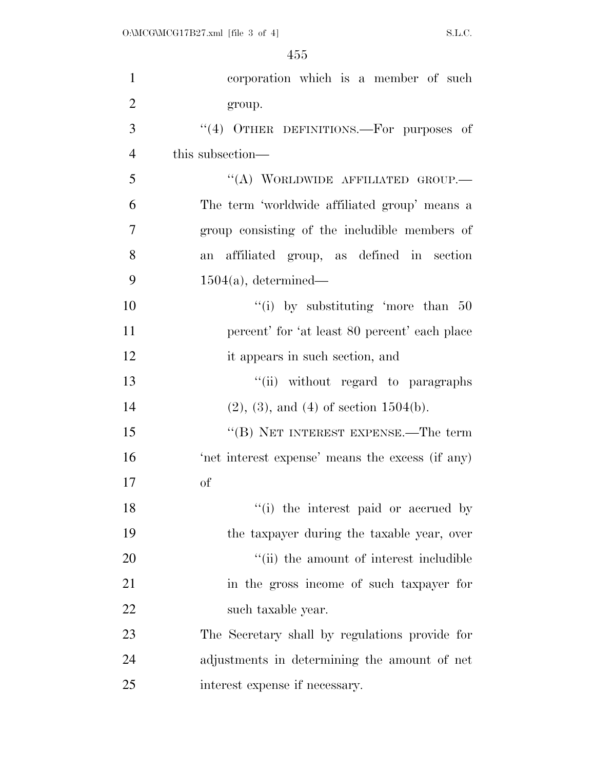corporation which is a member of such group.

"(4) OTHER DEFINITIONS.—For purposes of this subsection—

"(A) WORLDWIDE AFFILIATED GROUP.— The term 'worldwide affiliated group' means a group consisting of the includible members of an affiliated group, as defined in section 1504(a), determined—

"(i) by substituting 'more than 50 percent' for 'at least 80 percent' each place it appears in such section, and

"(ii) without regard to paragraphs (2), (3), and (4) of section 1504(b).

"(B) NET INTEREST EXPENSE.—The term 'net interest expense' means the excess (if any) of

"(i) the interest paid or accrued by the taxpayer during the taxable year, over

"(ii) the amount of interest includible in the gross income of such taxpayer for such taxable year.

The Secretary shall by regulations provide for adjustments in determining the amount of net interest expense if necessary.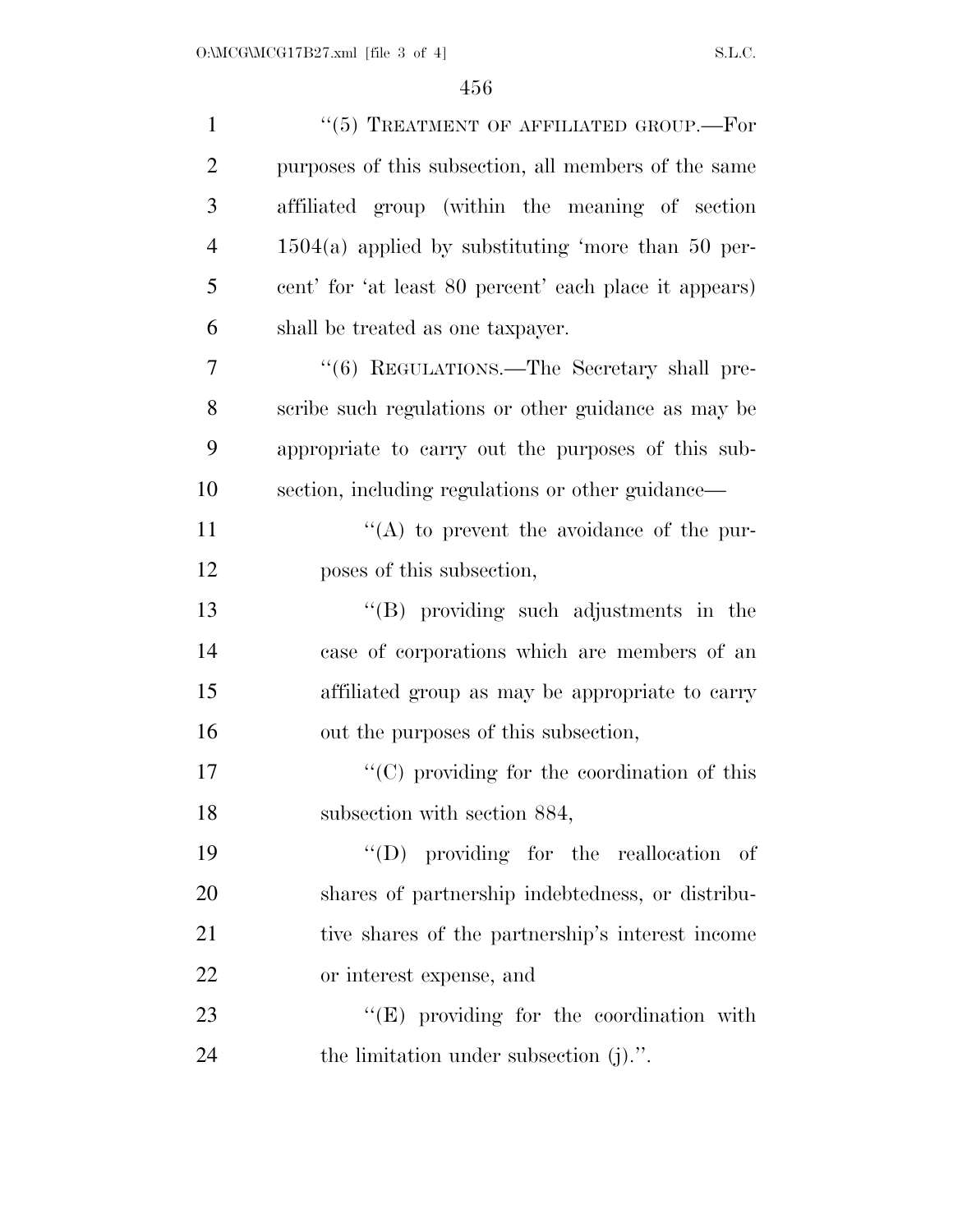''(5) TREATMENT OF AFFILIATED GROUP.—For purposes of this subsection, all members of the same affiliated group (within the meaning of section 1504(a) applied by substituting 'more than 50 percent' for 'at least 80 percent' each place it appears) shall be treated as one taxpayer.

''(6) REGULATIONS.—The Secretary shall prescribe such regulations or other guidance as may be appropriate to carry out the purposes of this subsection, including regulations or other guidance—

''(A) to prevent the avoidance of the purposes of this subsection,

''(B) providing such adjustments in the case of corporations which are members of an affiliated group as may be appropriate to carry out the purposes of this subsection,

''(C) providing for the coordination of this subsection with section 884,

''(D) providing for the reallocation of shares of partnership indebtedness, or distributive shares of the partnership's interest income or interest expense, and

''(E) providing for the coordination with the limitation under subsection (j).''.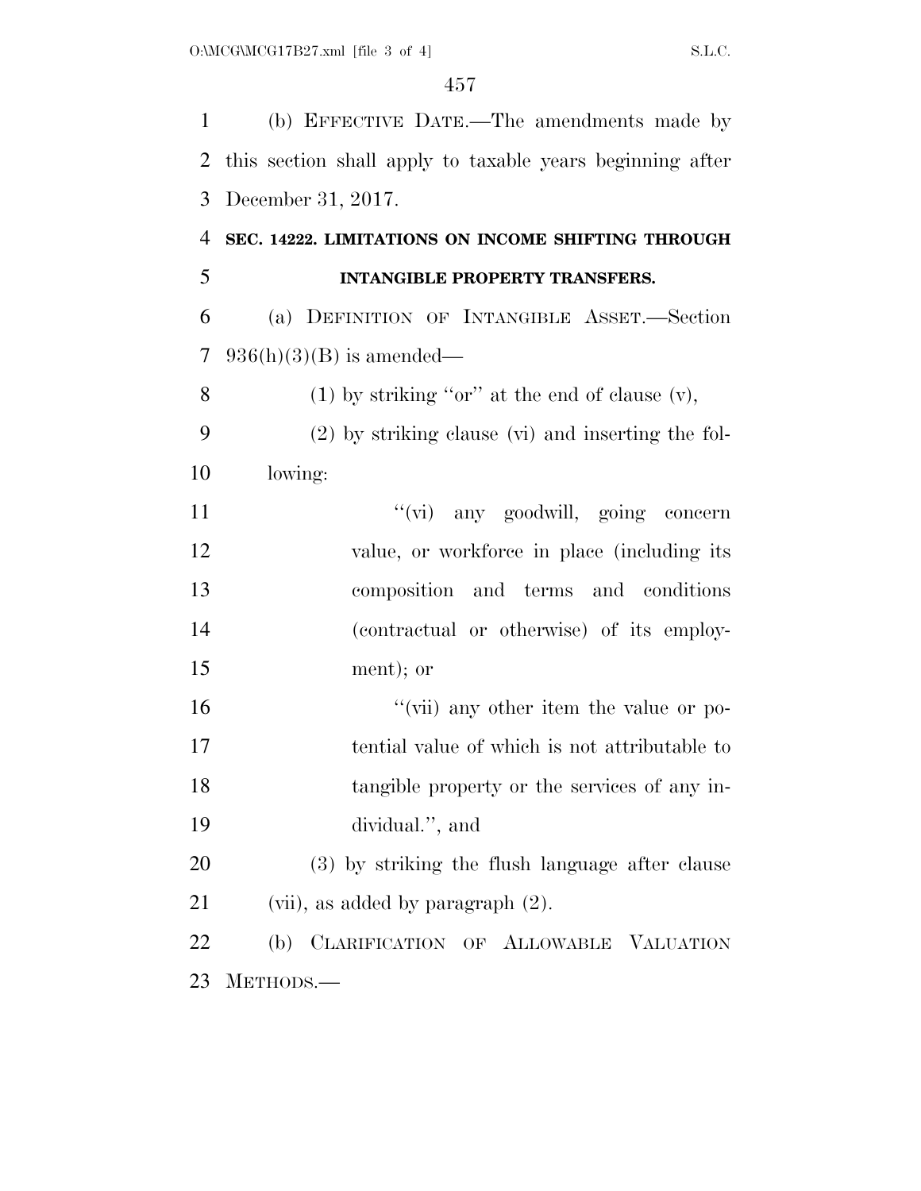(b) EFFECTIVE DATE.—The amendments made by this section shall apply to taxable years beginning after December 31, 2017.

**SEC. 14222. LIMITATIONS ON INCOME SHIFTING THROUGH INTANGIBLE PROPERTY TRANSFERS.**

(a) DEFINITION OF INTANGIBLE ASSET.—Section 936(h)(3)(B) is amended—

(1) by striking ''or'' at the end of clause (v),

(2) by striking clause (vi) and inserting the following:

''(vi) any goodwill, going concern value, or workforce in place (including its composition and terms and conditions (contractual or otherwise) of its employment); or

''(vii) any other item the value or potential value of which is not attributable to tangible property or the services of any individual.'', and

(3) by striking the flush language after clause (vii), as added by paragraph (2).

(b) CLARIFICATION OF ALLOWABLE VALUATION METHODS.—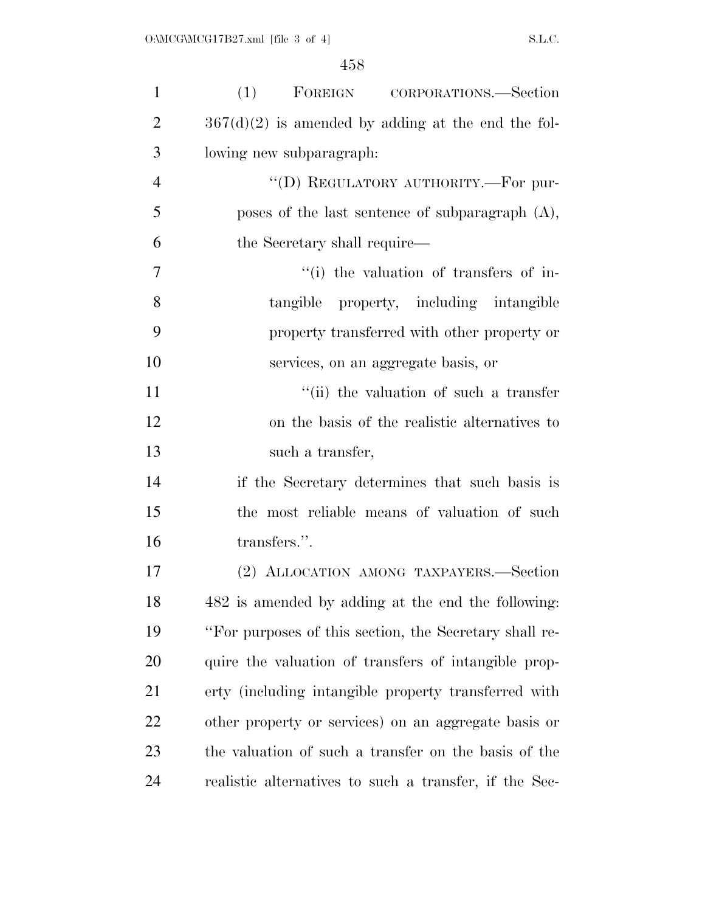(1) FOREIGN CORPORATIONS.—Section 367(d)(2) is amended by adding at the end the following new subparagraph:

"(D) REGULATORY AUTHORITY.—For purposes of the last sentence of subparagraph (A), the Secretary shall require—

"(i) the valuation of transfers of intangible property, including intangible property transferred with other property or services, on an aggregate basis, or

"(ii) the valuation of such a transfer on the basis of the realistic alternatives to such a transfer,

if the Secretary determines that such basis is the most reliable means of valuation of such transfers.".

(2) ALLOCATION AMONG TAXPAYERS.—Section 482 is amended by adding at the end the following: "For purposes of this section, the Secretary shall require the valuation of transfers of intangible property (including intangible property transferred with other property or services) on an aggregate basis or the valuation of such a transfer on the basis of the realistic alternatives to such a transfer, if the Sec-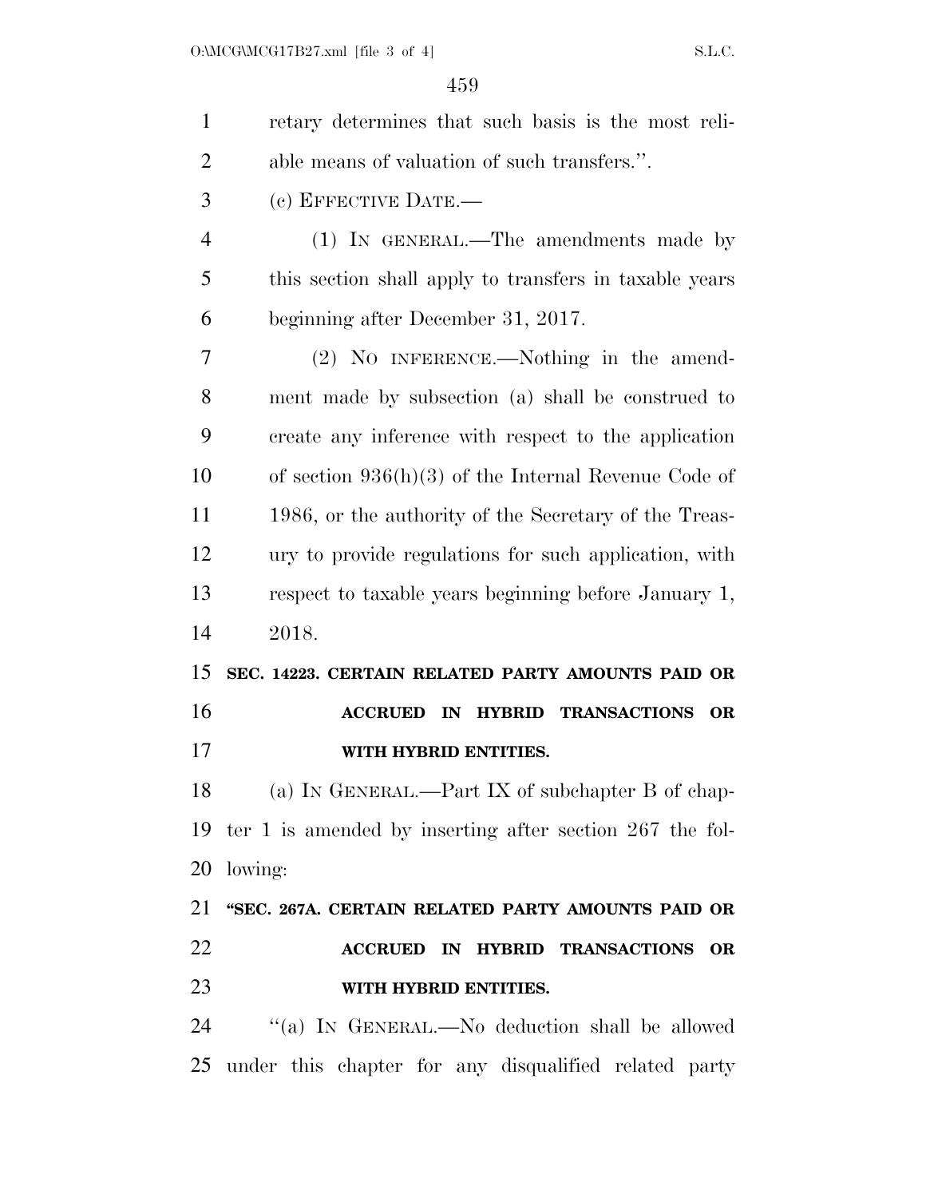retary determines that such basis is the most reliable means of valuation of such transfers.''.

(c) EFFECTIVE DATE.—

(1) IN GENERAL.—The amendments made by this section shall apply to transfers in taxable years beginning after December 31, 2017.

(2) NO INFERENCE.—Nothing in the amendment made by subsection (a) shall be construed to create any inference with respect to the application of section 936(h)(3) of the Internal Revenue Code of 1986, or the authority of the Secretary of the Treasury to provide regulations for such application, with respect to taxable years beginning before January 1, 2018.

**SEC. 14223. CERTAIN RELATED PARTY AMOUNTS PAID OR ACCRUED IN HYBRID TRANSACTIONS OR WITH HYBRID ENTITIES.**

(a) IN GENERAL.—Part IX of subchapter B of chapter 1 is amended by inserting after section 267 the following:

**''SEC. 267A. CERTAIN RELATED PARTY AMOUNTS PAID OR ACCRUED IN HYBRID TRANSACTIONS OR WITH HYBRID ENTITIES.**

''(a) IN GENERAL.—No deduction shall be allowed under this chapter for any disqualified related party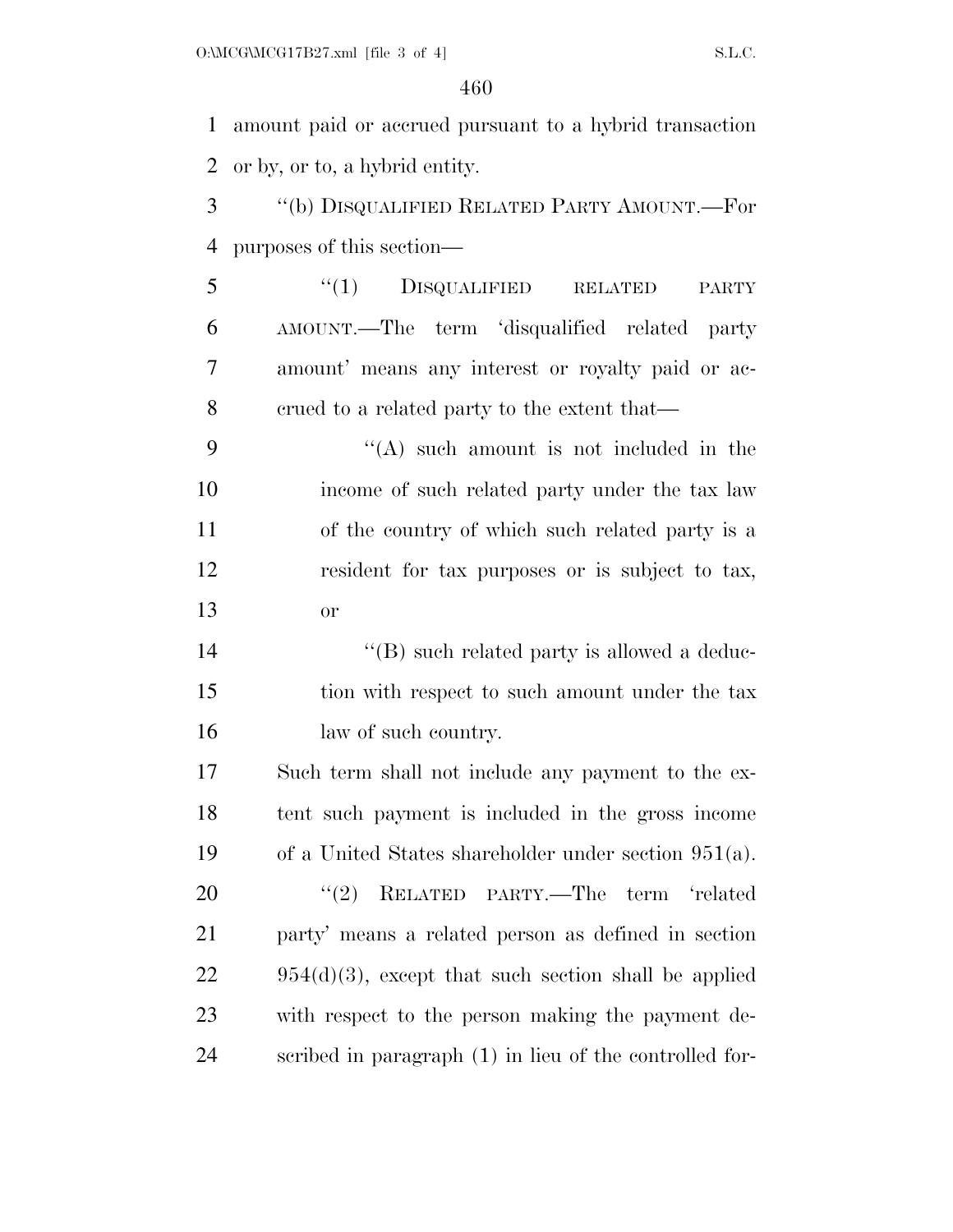amount paid or accrued pursuant to a hybrid transaction or by, or to, a hybrid entity.

"(b) DISQUALIFIED RELATED PARTY AMOUNT.—For purposes of this section—

"(1) DISQUALIFIED RELATED PARTY AMOUNT.—The term 'disqualified related party amount' means any interest or royalty paid or accrued to a related party to the extent that—

"(A) such amount is not included in the income of such related party under the tax law of the country of which such related party is a resident for tax purposes or is subject to tax, or

"(B) such related party is allowed a deduction with respect to such amount under the tax law of such country.

Such term shall not include any payment to the extent such payment is included in the gross income of a United States shareholder under section 951(a).

"(2) RELATED PARTY.—The term 'related party' means a related person as defined in section 954(d)(3), except that such section shall be applied with respect to the person making the payment described in paragraph (1) in lieu of the controlled for-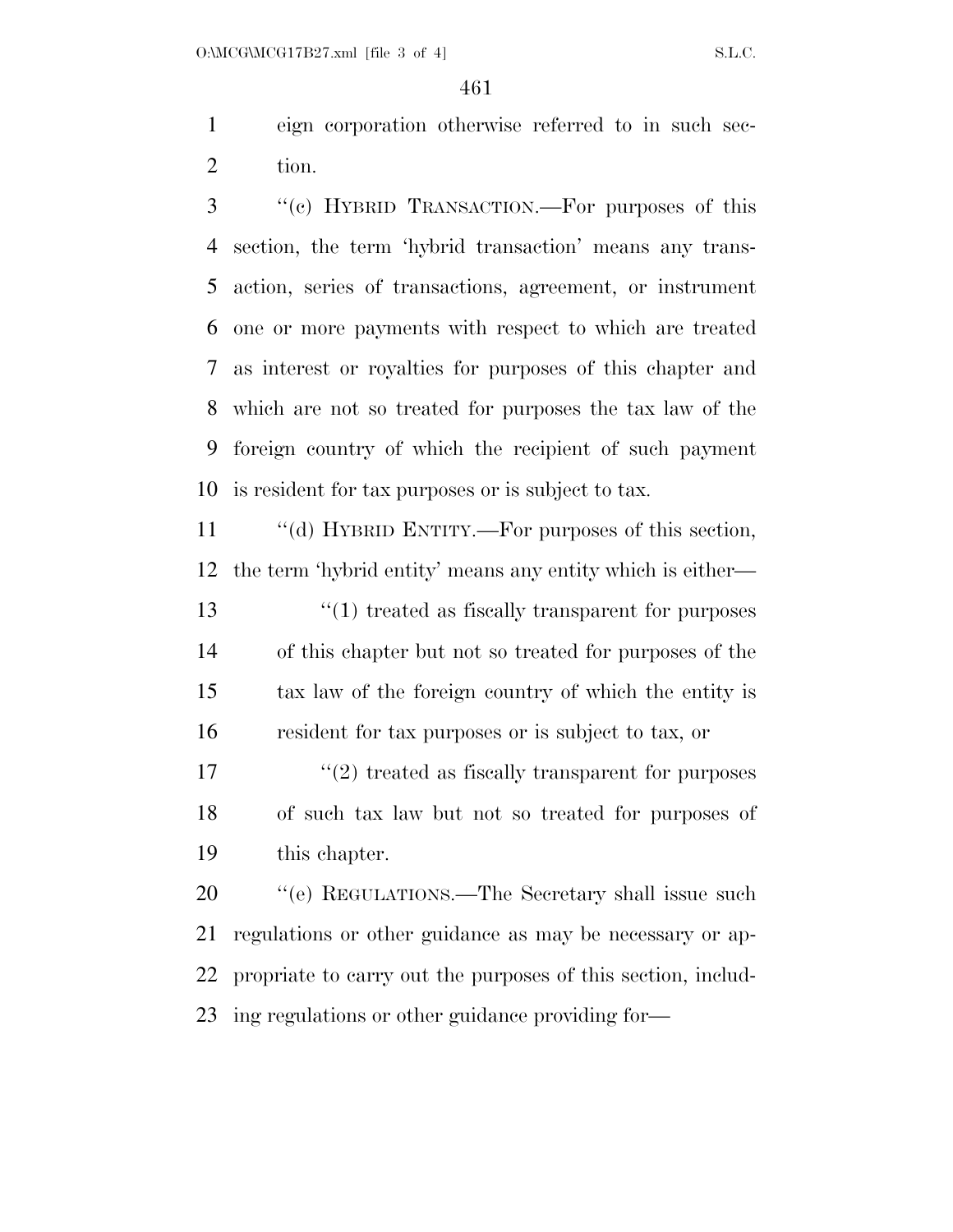eign corporation otherwise referred to in such section.

"(c) HYBRID TRANSACTION.—For purposes of this section, the term 'hybrid transaction' means any transaction, series of transactions, agreement, or instrument one or more payments with respect to which are treated as interest or royalties for purposes of this chapter and which are not so treated for purposes the tax law of the foreign country of which the recipient of such payment is resident for tax purposes or is subject to tax.

"(d) HYBRID ENTITY.—For purposes of this section, the term 'hybrid entity' means any entity which is either—

"(1) treated as fiscally transparent for purposes of this chapter but not so treated for purposes of the tax law of the foreign country of which the entity is resident for tax purposes or is subject to tax, or

"(2) treated as fiscally transparent for purposes of such tax law but not so treated for purposes of this chapter.

"(e) REGULATIONS.—The Secretary shall issue such regulations or other guidance as may be necessary or appropriate to carry out the purposes of this section, including regulations or other guidance providing for—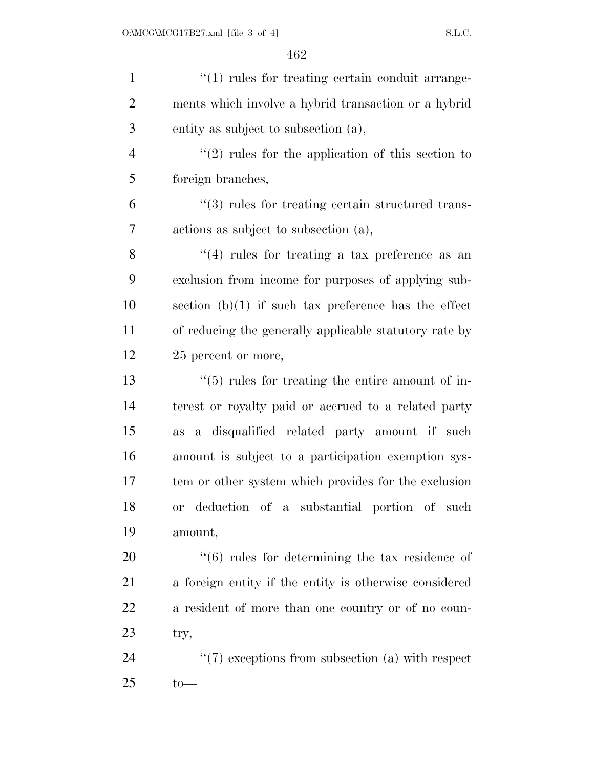''(1) rules for treating certain conduit arrangements which involve a hybrid transaction or a hybrid entity as subject to subsection (a),

''(2) rules for the application of this section to foreign branches,

''(3) rules for treating certain structured transactions as subject to subsection (a),

''(4) rules for treating a tax preference as an exclusion from income for purposes of applying subsection (b)(1) if such tax preference has the effect of reducing the generally applicable statutory rate by 25 percent or more,

''(5) rules for treating the entire amount of interest or royalty paid or accrued to a related party as a disqualified related party amount if such amount is subject to a participation exemption system or other system which provides for the exclusion or deduction of a substantial portion of such amount,

''(6) rules for determining the tax residence of a foreign entity if the entity is otherwise considered a resident of more than one country or of no country,

''(7) exceptions from subsection (a) with respect to—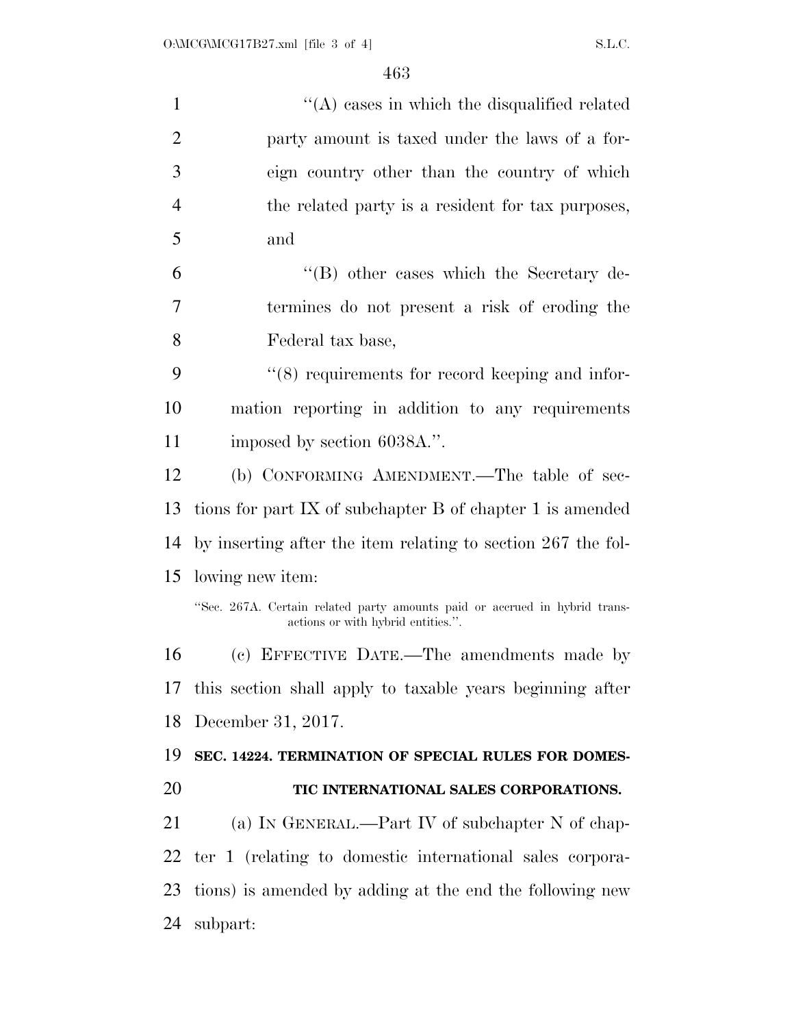"(A) cases in which the disqualified related party amount is taxed under the laws of a foreign country other than the country of which the related party is a resident for tax purposes, and

"(B) other cases which the Secretary determines do not present a risk of eroding the Federal tax base,

"(8) requirements for record keeping and information reporting in addition to any requirements imposed by section 6038A.".

(b) CONFORMING AMENDMENT.—The table of sections for part IX of subchapter B of chapter 1 is amended by inserting after the item relating to section 267 the following new item:

"Sec. 267A. Certain related party amounts paid or accrued in hybrid transactions or with hybrid entities.".

(c) EFFECTIVE DATE.—The amendments made by this section shall apply to taxable years beginning after December 31, 2017.

**SEC. 14224. TERMINATION OF SPECIAL RULES FOR DOMESTIC INTERNATIONAL SALES CORPORATIONS.**

(a) IN GENERAL.—Part IV of subchapter N of chapter 1 (relating to domestic international sales corporations) is amended by adding at the end the following new subpart: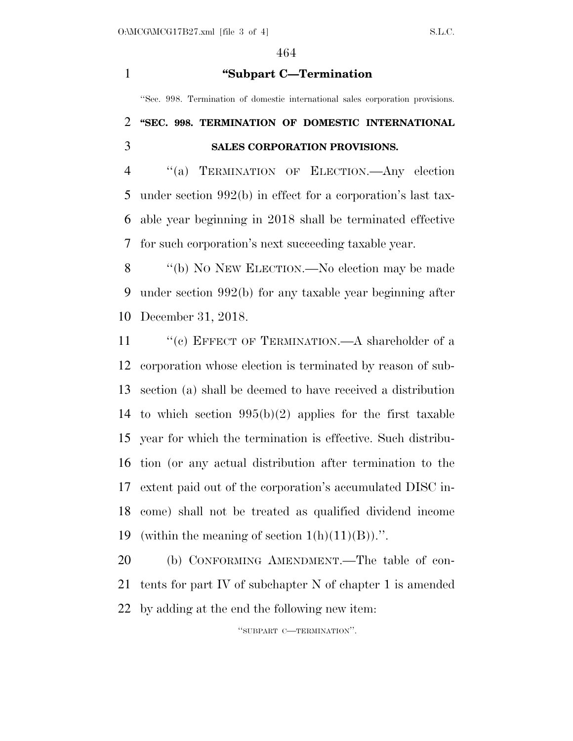**"Subpart C—Termination**

"Sec. 998. Termination of domestic international sales corporation provisions.

**"SEC. 998. TERMINATION OF DOMESTIC INTERNATIONAL SALES CORPORATION PROVISIONS.**

"(a) TERMINATION OF ELECTION.—Any election under section 992(b) in effect for a corporation's last taxable year beginning in 2018 shall be terminated effective for such corporation's next succeeding taxable year.

"(b) NO NEW ELECTION.—No election may be made under section 992(b) for any taxable year beginning after December 31, 2018.

"(c) EFFECT OF TERMINATION.—A shareholder of a corporation whose election is terminated by reason of subsection (a) shall be deemed to have received a distribution to which section 995(b)(2) applies for the first taxable year for which the termination is effective. Such distribution (or any actual distribution after termination to the extent paid out of the corporation's accumulated DISC income) shall not be treated as qualified dividend income (within the meaning of section 1(h)(11)(B)).".

(b) CONFORMING AMENDMENT.—The table of contents for part IV of subchapter N of chapter 1 is amended by adding at the end the following new item:

"SUBPART C—TERMINATION".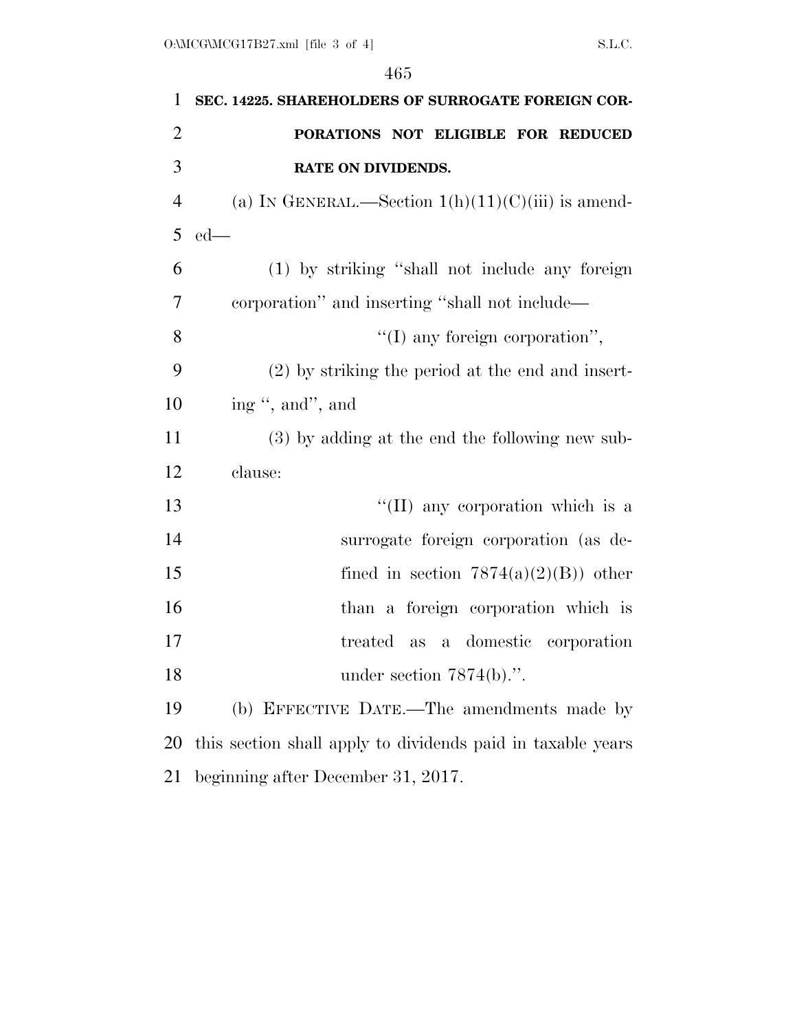**SEC. 14225. SHAREHOLDERS OF SURROGATE FOREIGN CORPORATIONS NOT ELIGIBLE FOR REDUCED RATE ON DIVIDENDS.**

(a) IN GENERAL.—Section 1(h)(11)(C)(iii) is amended—

(1) by striking "shall not include any foreign corporation" and inserting "shall not include—

"(I) any foreign corporation",

(2) by striking the period at the end and inserting ", and", and

(3) by adding at the end the following new subclause:

"(II) any corporation which is a surrogate foreign corporation (as defined in section 7874(a)(2)(B)) other than a foreign corporation which is treated as a domestic corporation under section 7874(b).".

(b) EFFECTIVE DATE.—The amendments made by this section shall apply to dividends paid in taxable years beginning after December 31, 2017.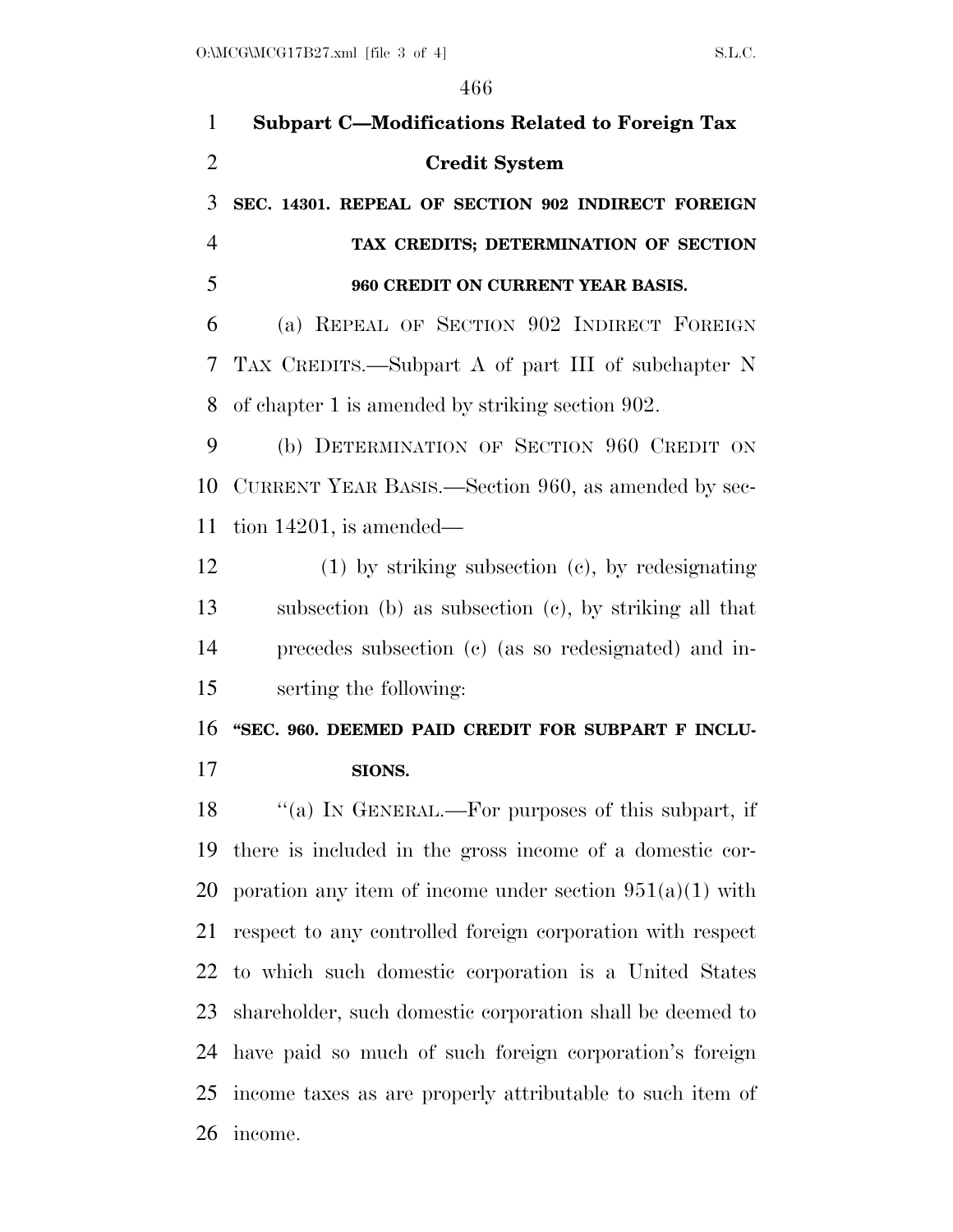## Subpart C—Modifications Related to Foreign Tax Credit System

### SEC. 14301. REPEAL OF SECTION 902 INDIRECT FOREIGN TAX CREDITS; DETERMINATION OF SECTION 960 CREDIT ON CURRENT YEAR BASIS.

(a) REPEAL OF SECTION 902 INDIRECT FOREIGN TAX CREDITS.—Subpart A of part III of subchapter N of chapter 1 is amended by striking section 902.

(b) DETERMINATION OF SECTION 960 CREDIT ON CURRENT YEAR BASIS.—Section 960, as amended by section 14201, is amended—

(1) by striking subsection (c), by redesignating subsection (b) as subsection (c), by striking all that precedes subsection (c) (as so redesignated) and inserting the following:

**"SEC. 960. DEEMED PAID CREDIT FOR SUBPART F INCLUSIONS.**

"(a) IN GENERAL.—For purposes of this subpart, if there is included in the gross income of a domestic corporation any item of income under section 951(a)(1) with respect to any controlled foreign corporation with respect to which such domestic corporation is a United States shareholder, such domestic corporation shall be deemed to have paid so much of such foreign corporation's foreign income taxes as are properly attributable to such item of income.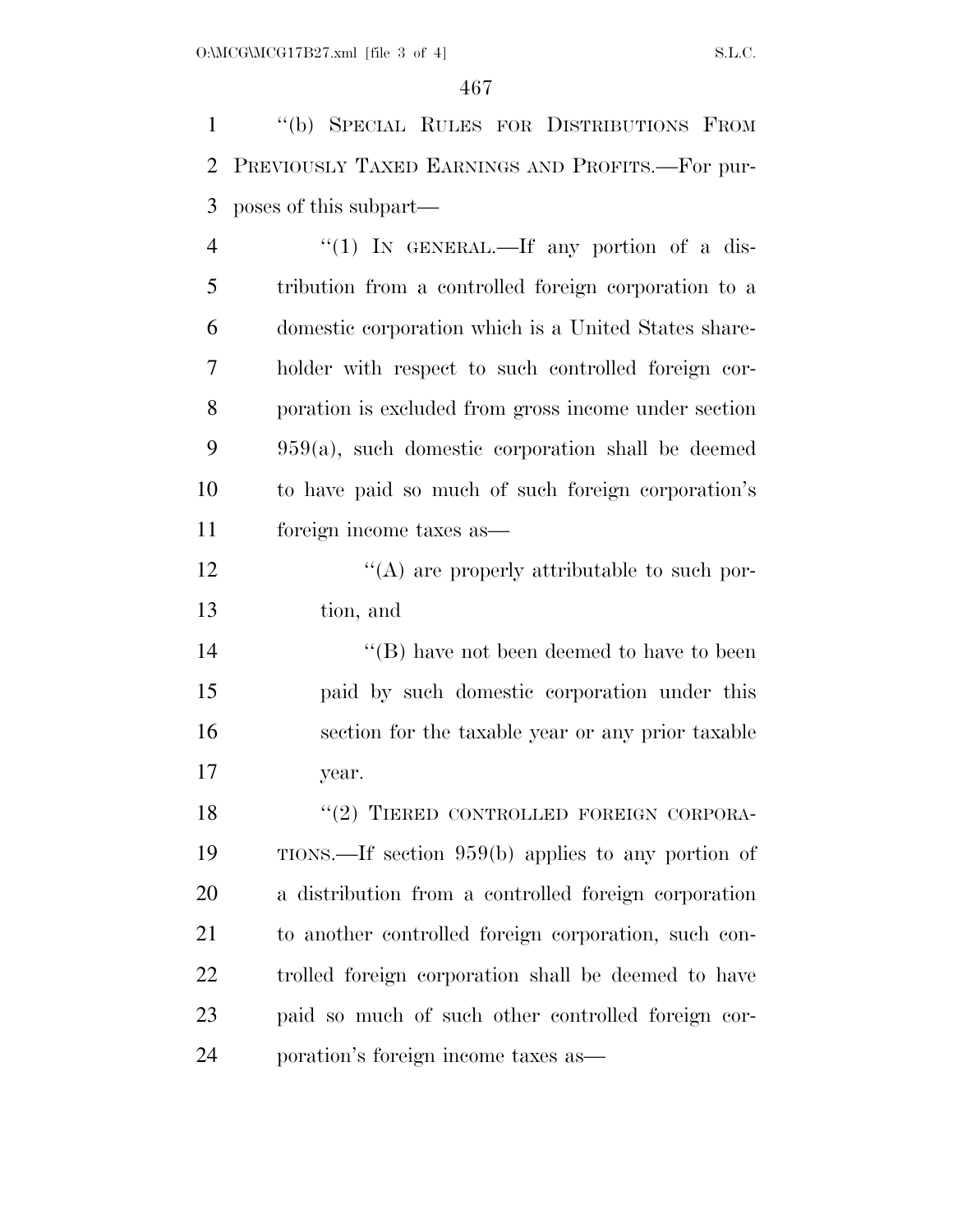"(b) SPECIAL RULES FOR DISTRIBUTIONS FROM PREVIOUSLY TAXED EARNINGS AND PROFITS.—For purposes of this subpart—

"(1) IN GENERAL.—If any portion of a distribution from a controlled foreign corporation to a domestic corporation which is a United States shareholder with respect to such controlled foreign corporation is excluded from gross income under section 959(a), such domestic corporation shall be deemed to have paid so much of such foreign corporation's foreign income taxes as—

"(A) are properly attributable to such portion, and

"(B) have not been deemed to have to been paid by such domestic corporation under this section for the taxable year or any prior taxable year.

"(2) TIERED CONTROLLED FOREIGN CORPORATIONS.—If section 959(b) applies to any portion of a distribution from a controlled foreign corporation to another controlled foreign corporation, such controlled foreign corporation shall be deemed to have paid so much of such other controlled foreign corporation's foreign income taxes as—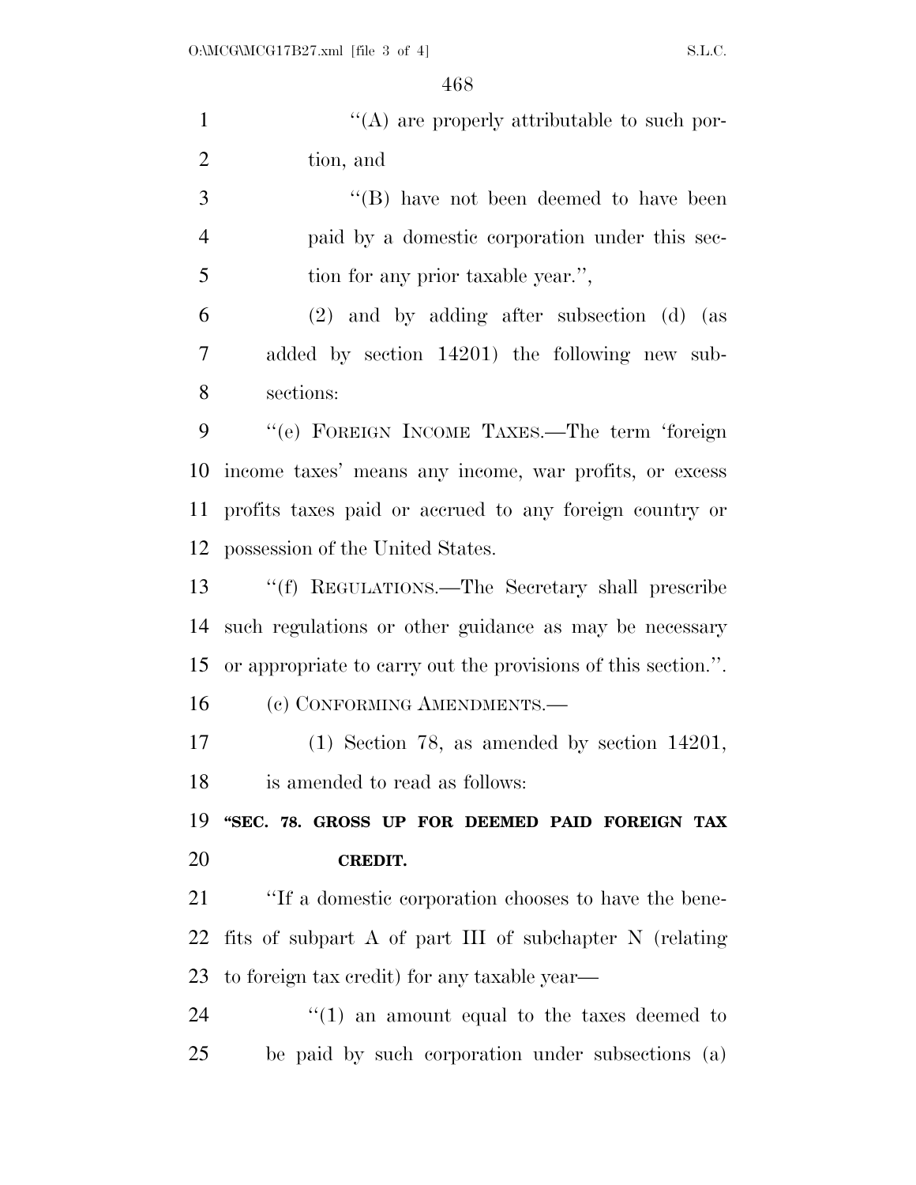"(A) are properly attributable to such portion, and

"(B) have not been deemed to have been paid by a domestic corporation under this section for any prior taxable year.",

(2) and by adding after subsection (d) (as added by section 14201) the following new subsections:

"(e) FOREIGN INCOME TAXES.—The term 'foreign income taxes' means any income, war profits, or excess profits taxes paid or accrued to any foreign country or possession of the United States.

"(f) REGULATIONS.—The Secretary shall prescribe such regulations or other guidance as may be necessary or appropriate to carry out the provisions of this section.".

(c) CONFORMING AMENDMENTS.—

(1) Section 78, as amended by section 14201, is amended to read as follows:

**"SEC. 78. GROSS UP FOR DEEMED PAID FOREIGN TAX CREDIT.**

"If a domestic corporation chooses to have the benefits of subpart A of part III of subchapter N (relating to foreign tax credit) for any taxable year—

"(1) an amount equal to the taxes deemed to be paid by such corporation under subsections (a)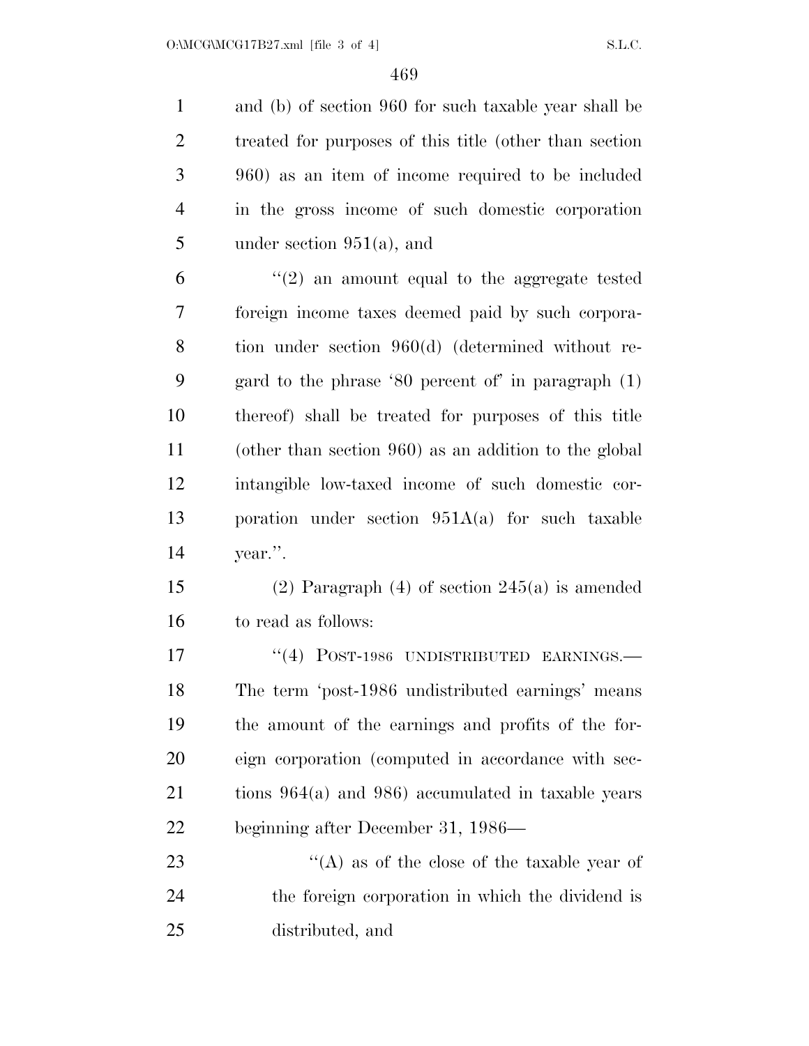and (b) of section 960 for such taxable year shall be treated for purposes of this title (other than section 960) as an item of income required to be included in the gross income of such domestic corporation under section 951(a), and

"(2) an amount equal to the aggregate tested foreign income taxes deemed paid by such corporation under section 960(d) (determined without regard to the phrase '80 percent of' in paragraph (1) thereof) shall be treated for purposes of this title (other than section 960) as an addition to the global intangible low-taxed income of such domestic corporation under section 951A(a) for such taxable year.".

(2) Paragraph (4) of section 245(a) is amended to read as follows:

"(4) POST-1986 UNDISTRIBUTED EARNINGS.—The term 'post-1986 undistributed earnings' means the amount of the earnings and profits of the foreign corporation (computed in accordance with sections 964(a) and 986) accumulated in taxable years beginning after December 31, 1986—

"(A) as of the close of the taxable year of the foreign corporation in which the dividend is distributed, and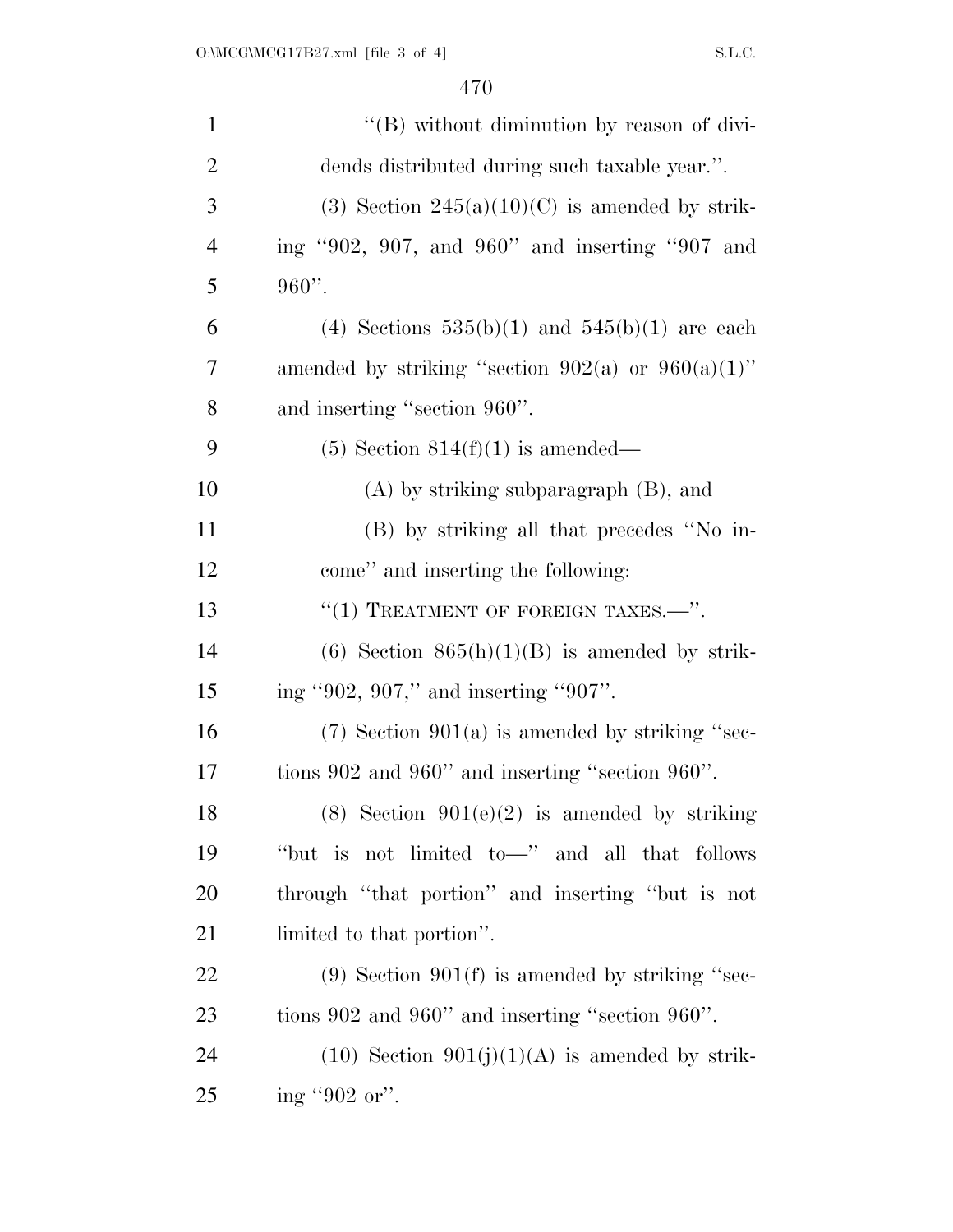''(B) without diminution by reason of dividends distributed during such taxable year.''.

(3) Section 245(a)(10)(C) is amended by striking ''902, 907, and 960'' and inserting ''907 and 960''.

(4) Sections 535(b)(1) and 545(b)(1) are each amended by striking ''section 902(a) or 960(a)(1)'' and inserting ''section 960''.

(5) Section 814(f)(1) is amended—

(A) by striking subparagraph (B), and

(B) by striking all that precedes ''No income'' and inserting the following:

''(1) TREATMENT OF FOREIGN TAXES.—''.

(6) Section 865(h)(1)(B) is amended by striking ''902, 907,'' and inserting ''907''.

(7) Section 901(a) is amended by striking ''sections 902 and 960'' and inserting ''section 960''.

(8) Section 901(e)(2) is amended by striking ''but is not limited to—'' and all that follows through ''that portion'' and inserting ''but is not limited to that portion''.

(9) Section 901(f) is amended by striking ''sections 902 and 960'' and inserting ''section 960''.

(10) Section 901(j)(1)(A) is amended by striking ''902 or''.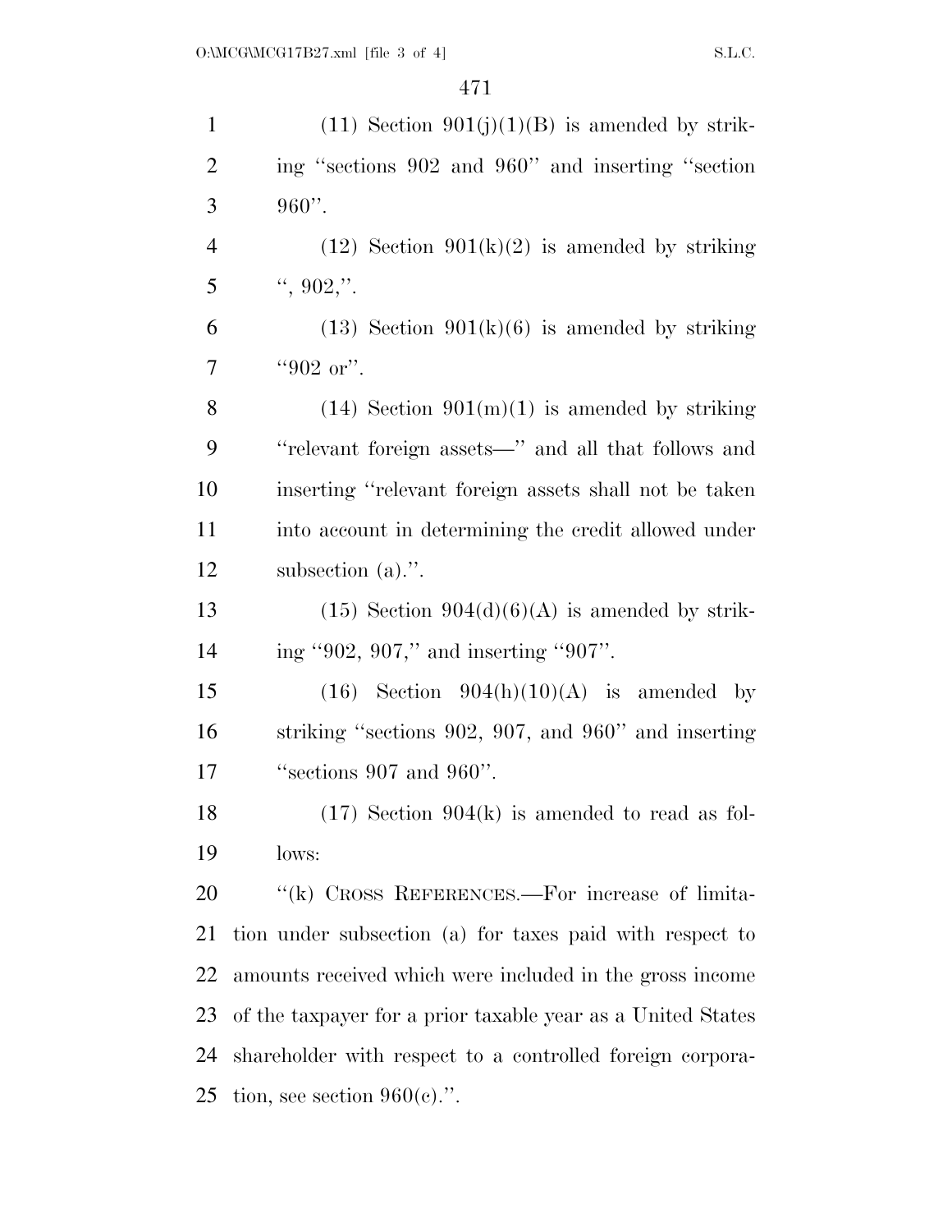(11) Section 901(j)(1)(B) is amended by striking "sections 902 and 960" and inserting "section 960".

(12) Section 901(k)(2) is amended by striking ", 902,".

(13) Section 901(k)(6) is amended by striking "902 or".

(14) Section 901(m)(1) is amended by striking "relevant foreign assets—" and all that follows and inserting "relevant foreign assets shall not be taken into account in determining the credit allowed under subsection (a).".

(15) Section 904(d)(6)(A) is amended by striking "902, 907," and inserting "907".

(16) Section 904(h)(10)(A) is amended by striking "sections 902, 907, and 960" and inserting "sections 907 and 960".

(17) Section 904(k) is amended to read as follows:

"(k) CROSS REFERENCES.—For increase of limitation under subsection (a) for taxes paid with respect to amounts received which were included in the gross income of the taxpayer for a prior taxable year as a United States shareholder with respect to a controlled foreign corporation, see section 960(c).".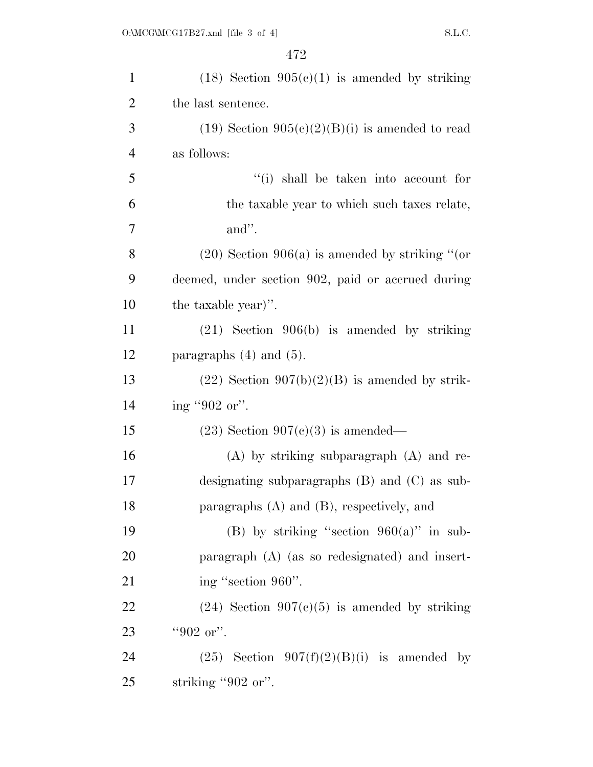(18) Section 905(c)(1) is amended by striking the last sentence.

(19) Section 905(c)(2)(B)(i) is amended to read as follows:

> "(i) shall be taken into account for the taxable year to which such taxes relate, and".

(20) Section 906(a) is amended by striking "(or deemed, under section 902, paid or accrued during the taxable year)".

(21) Section 906(b) is amended by striking paragraphs (4) and (5).

(22) Section 907(b)(2)(B) is amended by striking "902 or".

(23) Section 907(c)(3) is amended—

> (A) by striking subparagraph (A) and redesignating subparagraphs (B) and (C) as subparagraphs (A) and (B), respectively, and
>
> (B) by striking "section 960(a)" in subparagraph (A) (as so redesignated) and inserting "section 960".

(24) Section 907(c)(5) is amended by striking "902 or".

(25) Section 907(f)(2)(B)(i) is amended by striking "902 or".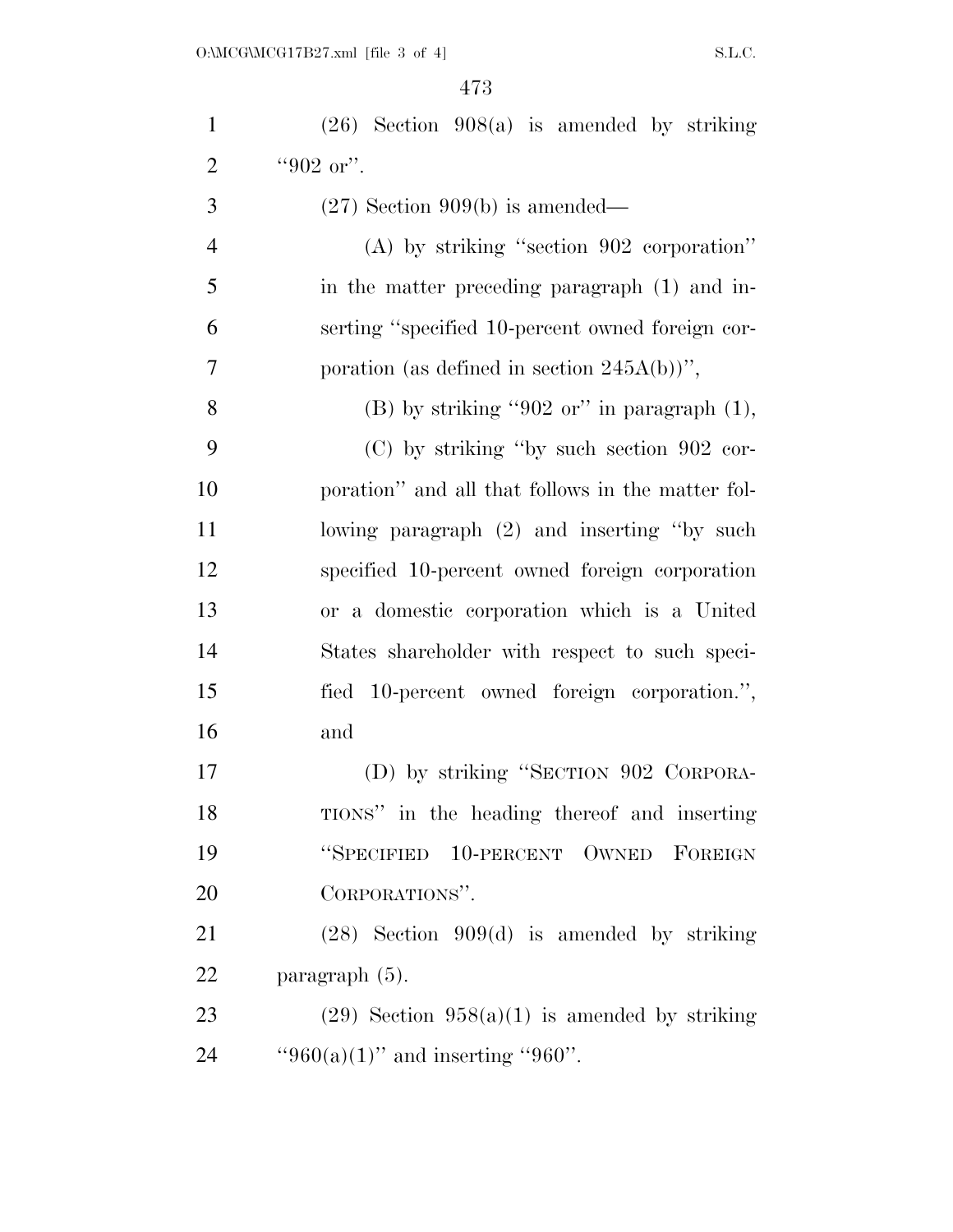(26) Section 908(a) is amended by striking "902 or".

(27) Section 909(b) is amended—

(A) by striking "section 902 corporation" in the matter preceding paragraph (1) and inserting "specified 10-percent owned foreign corporation (as defined in section 245A(b))",

(B) by striking "902 or" in paragraph (1),

(C) by striking "by such section 902 corporation" and all that follows in the matter following paragraph (2) and inserting "by such specified 10-percent owned foreign corporation or a domestic corporation which is a United States shareholder with respect to such specified 10-percent owned foreign corporation.", and

(D) by striking "SECTION 902 CORPORATIONS" in the heading thereof and inserting "SPECIFIED 10-PERCENT OWNED FOREIGN CORPORATIONS".

(28) Section 909(d) is amended by striking paragraph (5).

(29) Section 958(a)(1) is amended by striking "960(a)(1)" and inserting "960".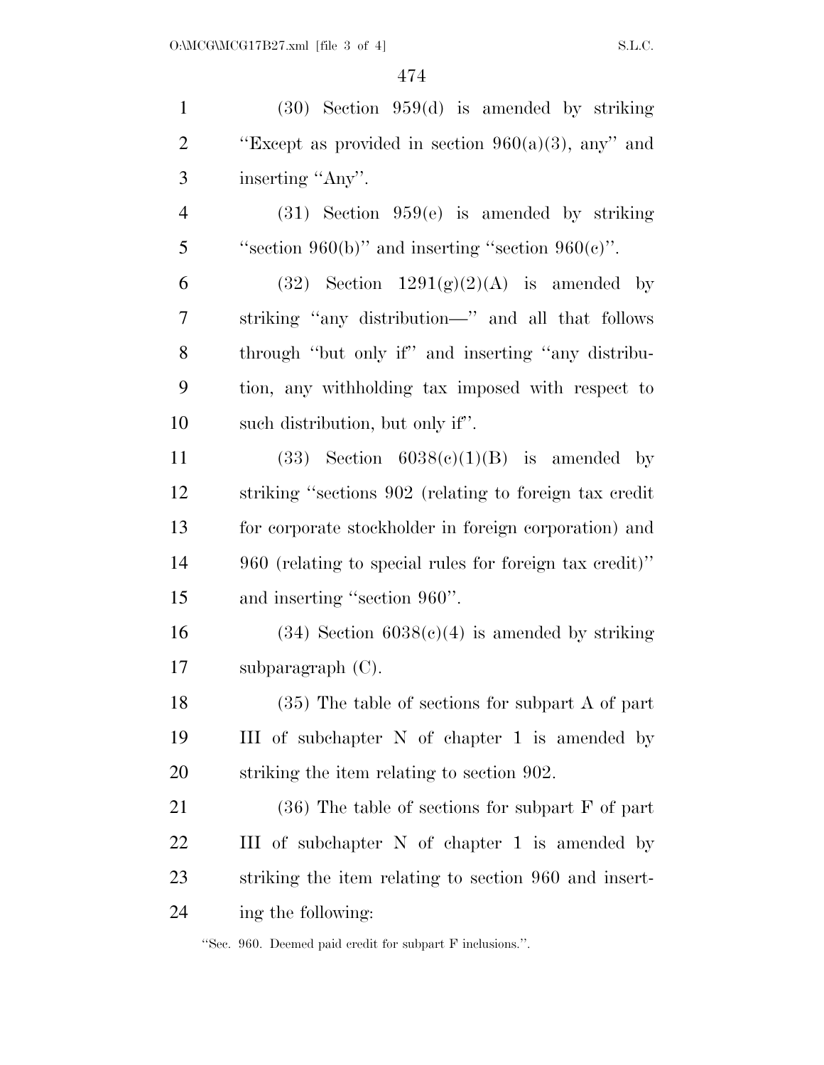(30) Section 959(d) is amended by striking "Except as provided in section 960(a)(3), any" and inserting "Any".

(31) Section 959(e) is amended by striking "section 960(b)" and inserting "section 960(c)".

(32) Section 1291(g)(2)(A) is amended by striking "any distribution—" and all that follows through "but only if" and inserting "any distribution, any withholding tax imposed with respect to such distribution, but only if".

(33) Section 6038(c)(1)(B) is amended by striking "sections 902 (relating to foreign tax credit for corporate stockholder in foreign corporation) and 960 (relating to special rules for foreign tax credit)" and inserting "section 960".

(34) Section 6038(c)(4) is amended by striking subparagraph (C).

(35) The table of sections for subpart A of part III of subchapter N of chapter 1 is amended by striking the item relating to section 902.

(36) The table of sections for subpart F of part III of subchapter N of chapter 1 is amended by striking the item relating to section 960 and inserting the following:

"Sec. 960. Deemed paid credit for subpart F inclusions.".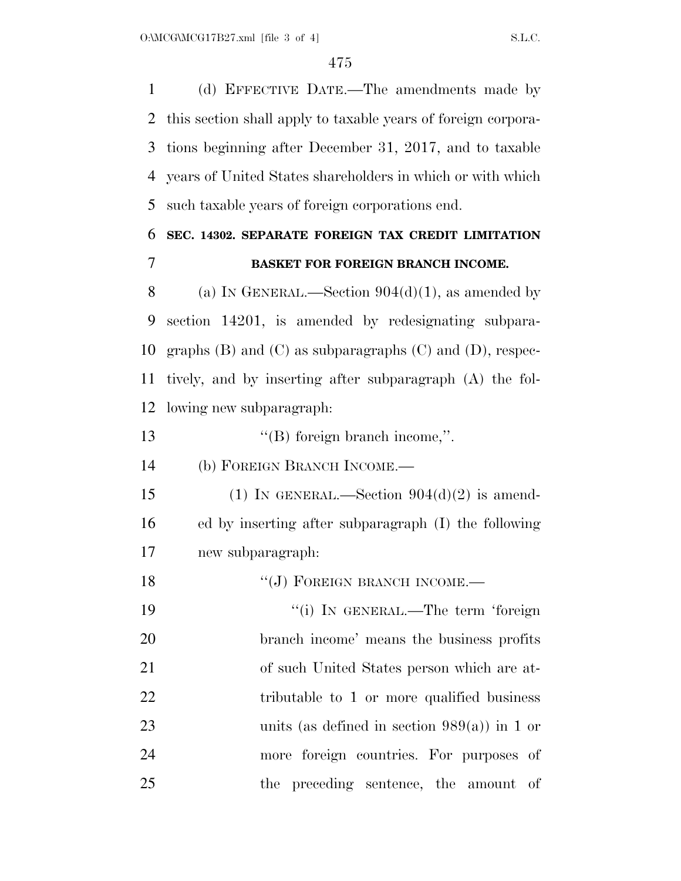(d) EFFECTIVE DATE.—The amendments made by this section shall apply to taxable years of foreign corporations beginning after December 31, 2017, and to taxable years of United States shareholders in which or with which such taxable years of foreign corporations end.

**SEC. 14302. SEPARATE FOREIGN TAX CREDIT LIMITATION BASKET FOR FOREIGN BRANCH INCOME.**

(a) IN GENERAL.—Section 904(d)(1), as amended by section 14201, is amended by redesignating subparagraphs (B) and (C) as subparagraphs (C) and (D), respectively, and by inserting after subparagraph (A) the following new subparagraph:

''(B) foreign branch income,''.

(b) FOREIGN BRANCH INCOME.—

(1) IN GENERAL.—Section 904(d)(2) is amended by inserting after subparagraph (I) the following new subparagraph:

''(J) FOREIGN BRANCH INCOME.—

''(i) IN GENERAL.—The term 'foreign branch income' means the business profits of such United States person which are attributable to 1 or more qualified business units (as defined in section 989(a)) in 1 or more foreign countries. For purposes of the preceding sentence, the amount of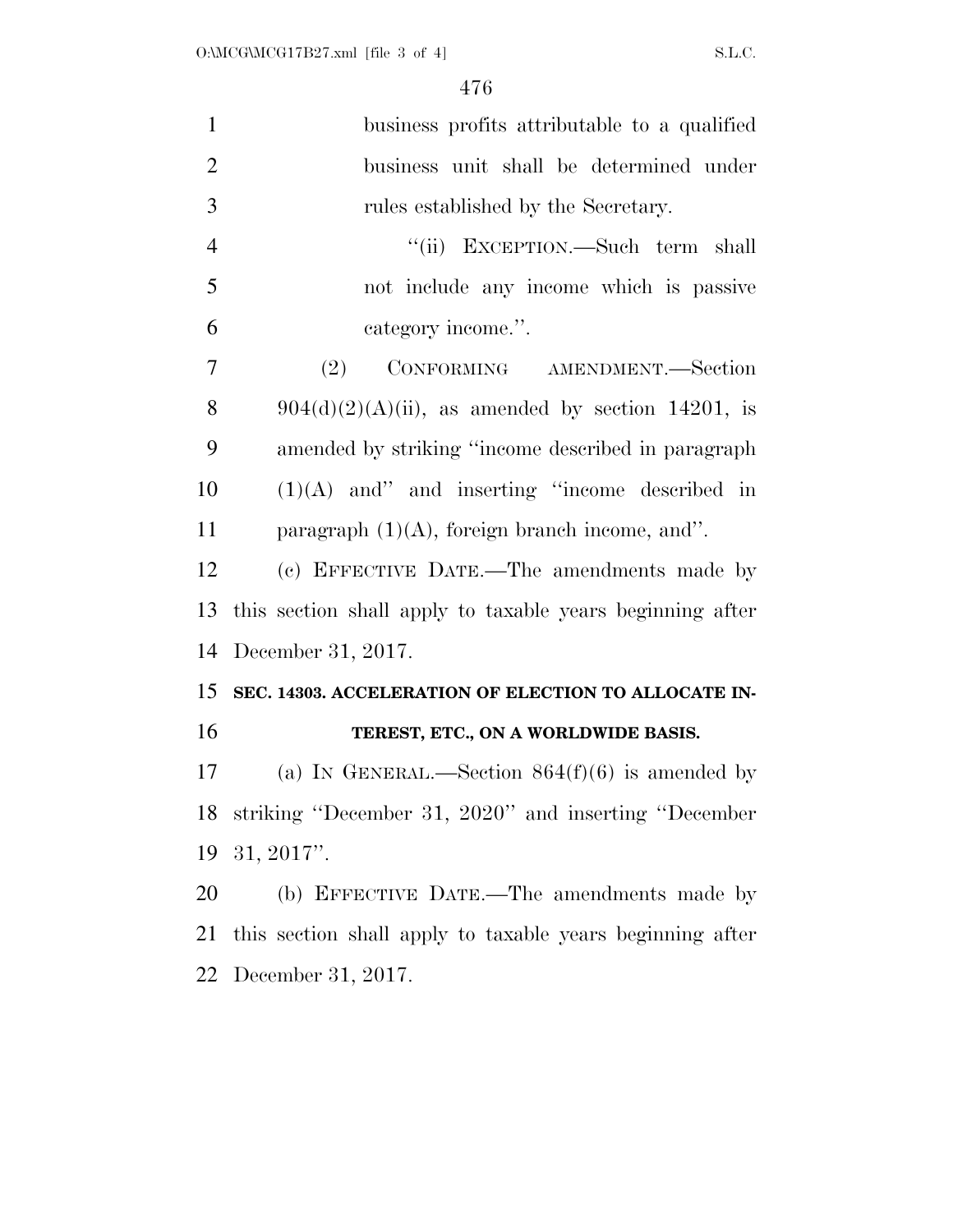business profits attributable to a qualified business unit shall be determined under rules established by the Secretary.

"(ii) EXCEPTION.—Such term shall not include any income which is passive category income.".

(2) CONFORMING AMENDMENT.—Section 904(d)(2)(A)(ii), as amended by section 14201, is amended by striking "income described in paragraph (1)(A) and" and inserting "income described in paragraph (1)(A), foreign branch income, and".

(c) EFFECTIVE DATE.—The amendments made by this section shall apply to taxable years beginning after December 31, 2017.

**SEC. 14303. ACCELERATION OF ELECTION TO ALLOCATE INTEREST, ETC., ON A WORLDWIDE BASIS.**

(a) IN GENERAL.—Section 864(f)(6) is amended by striking "December 31, 2020" and inserting "December 31, 2017".

(b) EFFECTIVE DATE.—The amendments made by this section shall apply to taxable years beginning after December 31, 2017.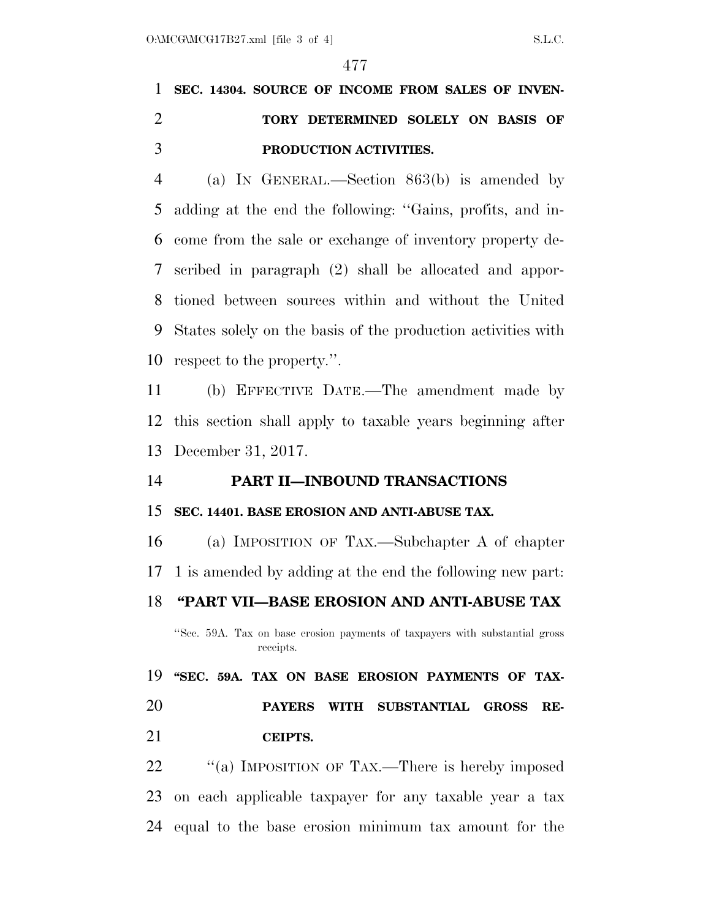**SEC. 14304. SOURCE OF INCOME FROM SALES OF INVENTORY DETERMINED SOLELY ON BASIS OF PRODUCTION ACTIVITIES.**

(a) IN GENERAL.—Section 863(b) is amended by adding at the end the following: ''Gains, profits, and income from the sale or exchange of inventory property described in paragraph (2) shall be allocated and apportioned between sources within and without the United States solely on the basis of the production activities with respect to the property.''.

(b) EFFECTIVE DATE.—The amendment made by this section shall apply to taxable years beginning after December 31, 2017.

## PART II—INBOUND TRANSACTIONS

**SEC. 14401. BASE EROSION AND ANTI-ABUSE TAX.**

(a) IMPOSITION OF TAX.—Subchapter A of chapter 1 is amended by adding at the end the following new part:

## ''PART VII—BASE EROSION AND ANTI-ABUSE TAX

''Sec. 59A. Tax on base erosion payments of taxpayers with substantial gross receipts.

**''SEC. 59A. TAX ON BASE EROSION PAYMENTS OF TAXPAYERS WITH SUBSTANTIAL GROSS RECEIPTS.**

''(a) IMPOSITION OF TAX.—There is hereby imposed on each applicable taxpayer for any taxable year a tax equal to the base erosion minimum tax amount for the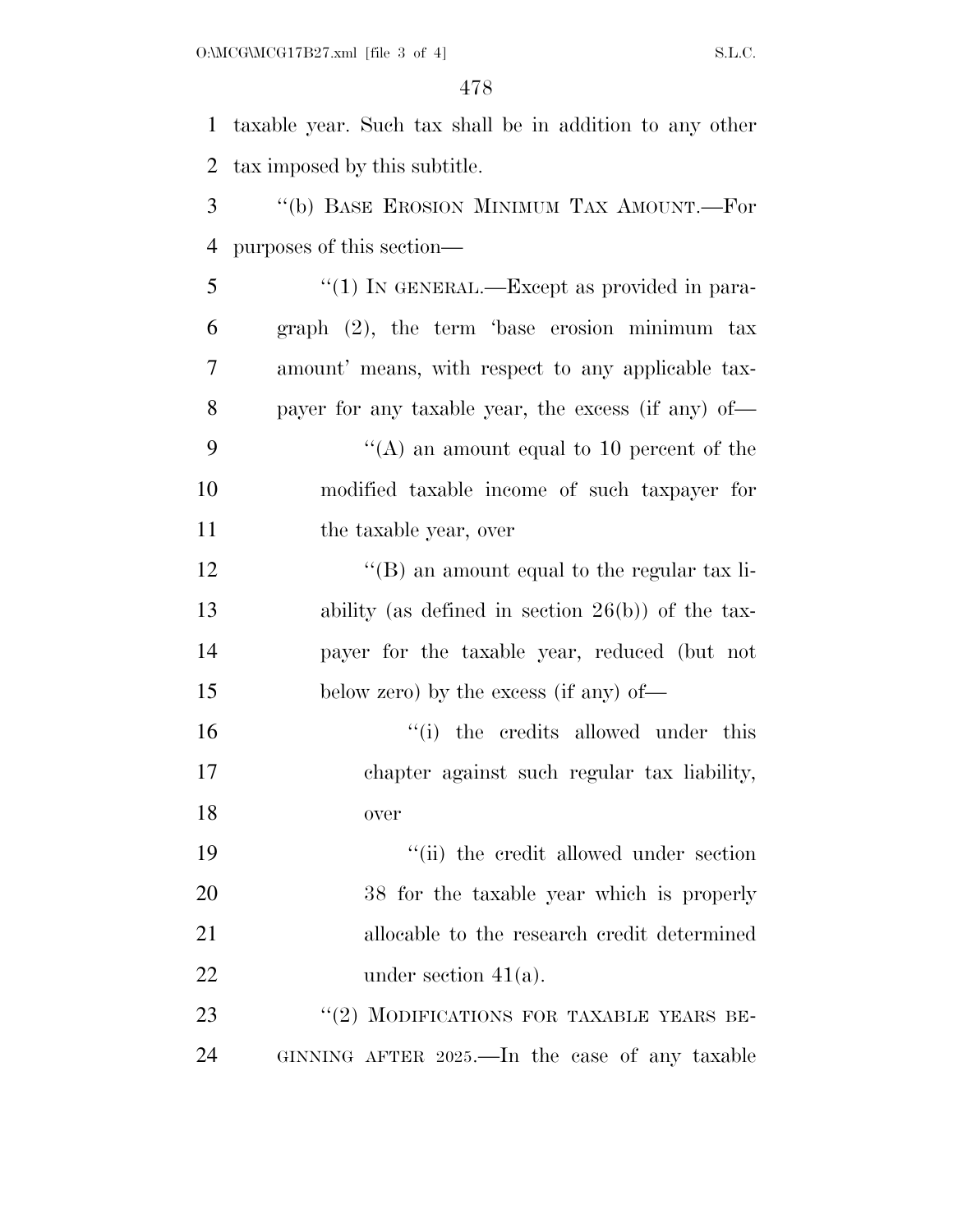taxable year. Such tax shall be in addition to any other tax imposed by this subtitle.

"(b) BASE EROSION MINIMUM TAX AMOUNT.—For purposes of this section—

"(1) IN GENERAL.—Except as provided in paragraph (2), the term 'base erosion minimum tax amount' means, with respect to any applicable taxpayer for any taxable year, the excess (if any) of—

"(A) an amount equal to 10 percent of the modified taxable income of such taxpayer for the taxable year, over

"(B) an amount equal to the regular tax liability (as defined in section 26(b)) of the taxpayer for the taxable year, reduced (but not below zero) by the excess (if any) of—

"(i) the credits allowed under this chapter against such regular tax liability, over

"(ii) the credit allowed under section 38 for the taxable year which is properly allocable to the research credit determined under section 41(a).

"(2) MODIFICATIONS FOR TAXABLE YEARS BEGINNING AFTER 2025.—In the case of any taxable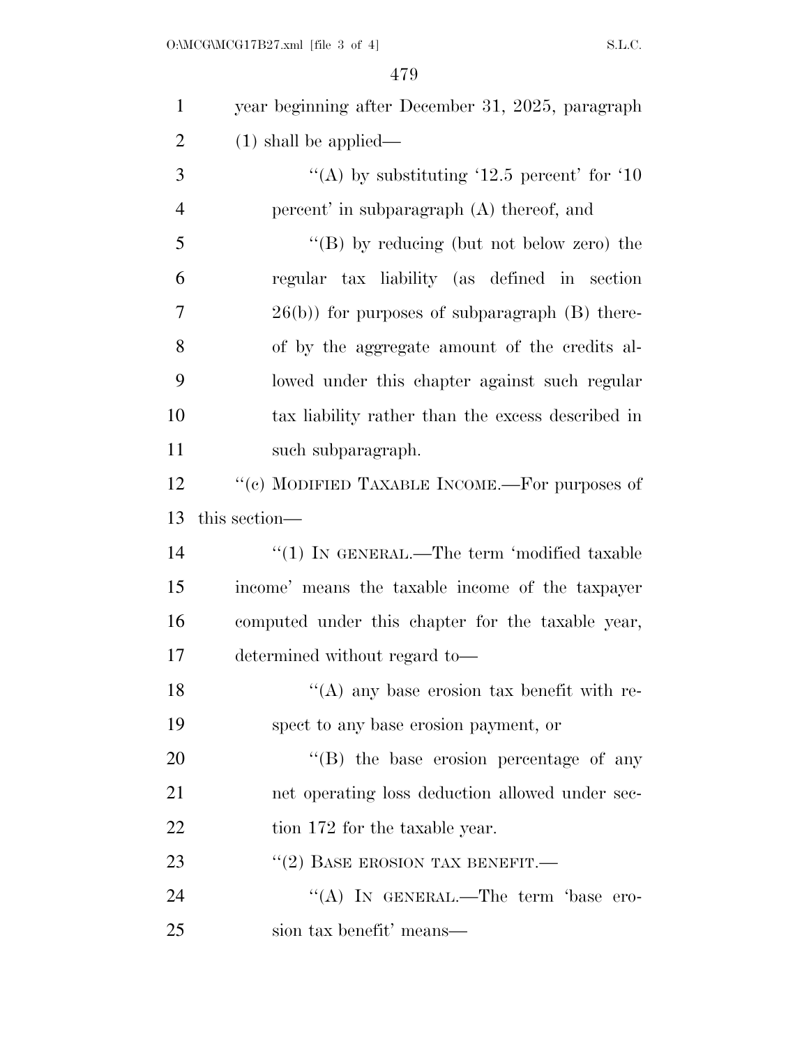year beginning after December 31, 2025, paragraph (1) shall be applied—

''(A) by substituting '12.5 percent' for '10 percent' in subparagraph (A) thereof, and

''(B) by reducing (but not below zero) the regular tax liability (as defined in section 26(b)) for purposes of subparagraph (B) thereof by the aggregate amount of the credits allowed under this chapter against such regular tax liability rather than the excess described in such subparagraph.

''(c) MODIFIED TAXABLE INCOME.—For purposes of this section—

''(1) IN GENERAL.—The term 'modified taxable income' means the taxable income of the taxpayer computed under this chapter for the taxable year, determined without regard to—

''(A) any base erosion tax benefit with respect to any base erosion payment, or

''(B) the base erosion percentage of any net operating loss deduction allowed under section 172 for the taxable year.

''(2) BASE EROSION TAX BENEFIT.—

''(A) IN GENERAL.—The term 'base erosion tax benefit' means—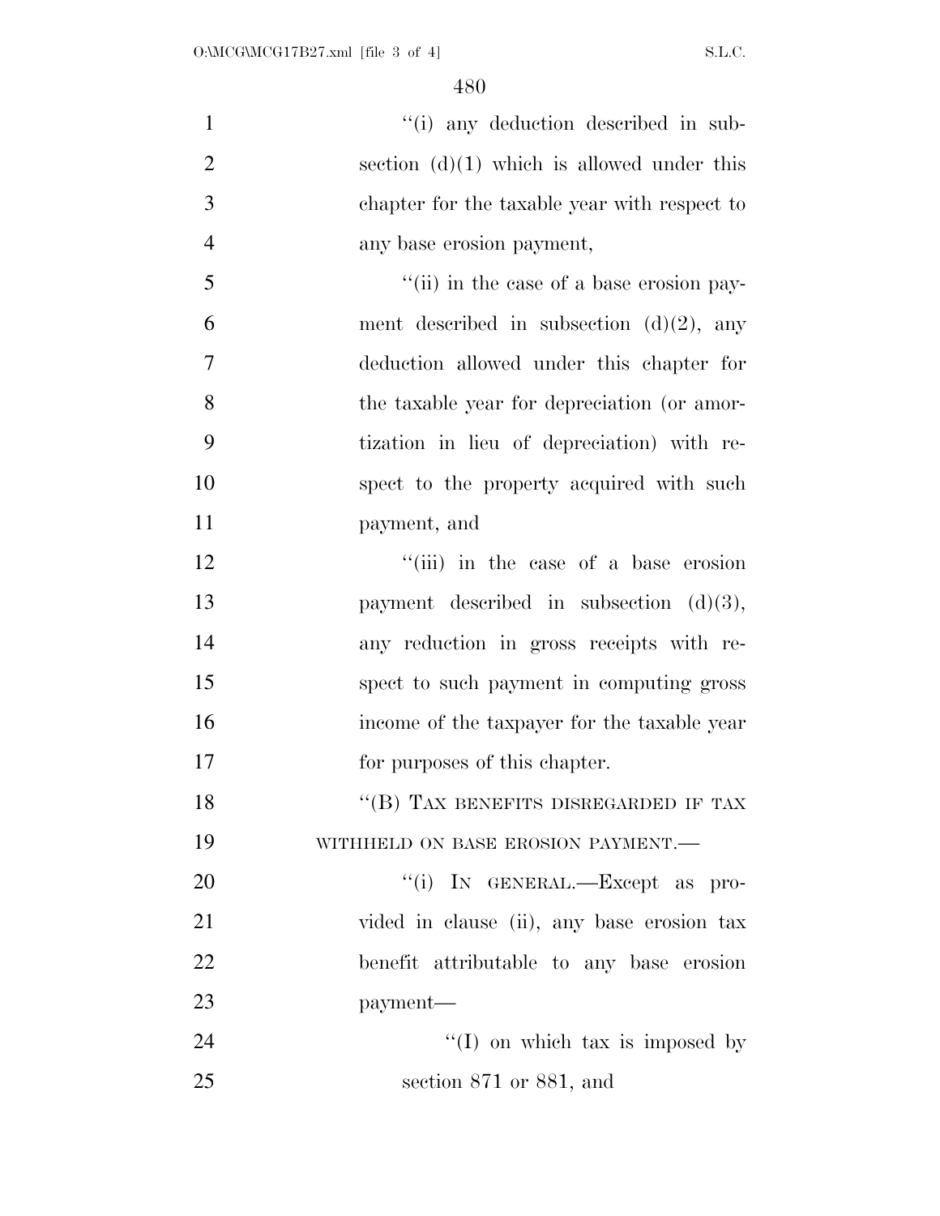"(i) any deduction described in subsection (d)(1) which is allowed under this chapter for the taxable year with respect to any base erosion payment,

"(ii) in the case of a base erosion payment described in subsection (d)(2), any deduction allowed under this chapter for the taxable year for depreciation (or amortization in lieu of depreciation) with respect to the property acquired with such payment, and

"(iii) in the case of a base erosion payment described in subsection (d)(3), any reduction in gross receipts with respect to such payment in computing gross income of the taxpayer for the taxable year for purposes of this chapter.

"(B) TAX BENEFITS DISREGARDED IF TAX WITHHELD ON BASE EROSION PAYMENT.—

"(i) IN GENERAL.—Except as provided in clause (ii), any base erosion tax benefit attributable to any base erosion payment—

"(I) on which tax is imposed by section 871 or 881, and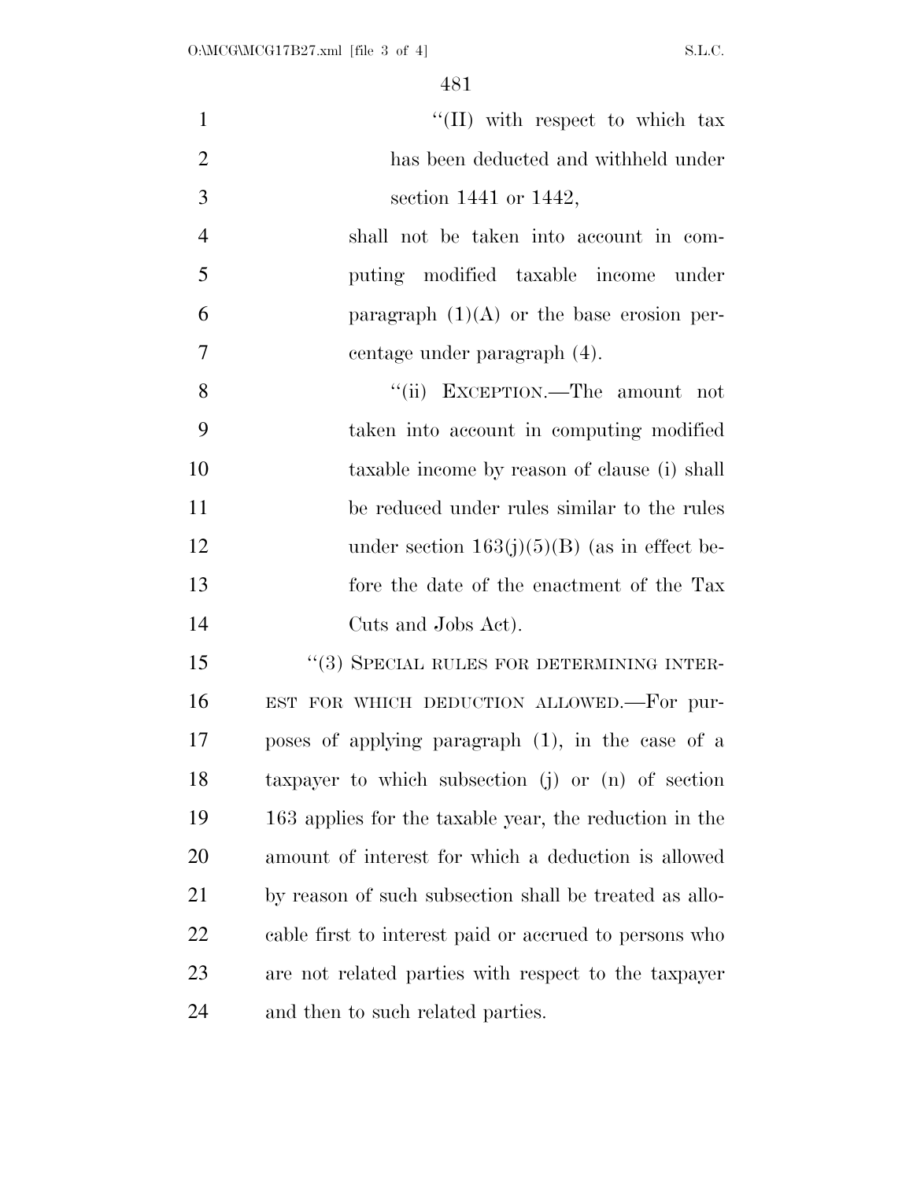"(II) with respect to which tax has been deducted and withheld under section 1441 or 1442,

shall not be taken into account in computing modified taxable income under paragraph (1)(A) or the base erosion percentage under paragraph (4).

"(ii) EXCEPTION.—The amount not taken into account in computing modified taxable income by reason of clause (i) shall be reduced under rules similar to the rules under section 163(j)(5)(B) (as in effect before the date of the enactment of the Tax Cuts and Jobs Act).

"(3) SPECIAL RULES FOR DETERMINING INTEREST FOR WHICH DEDUCTION ALLOWED.—For purposes of applying paragraph (1), in the case of a taxpayer to which subsection (j) or (n) of section 163 applies for the taxable year, the reduction in the amount of interest for which a deduction is allowed by reason of such subsection shall be treated as allocable first to interest paid or accrued to persons who are not related parties with respect to the taxpayer and then to such related parties.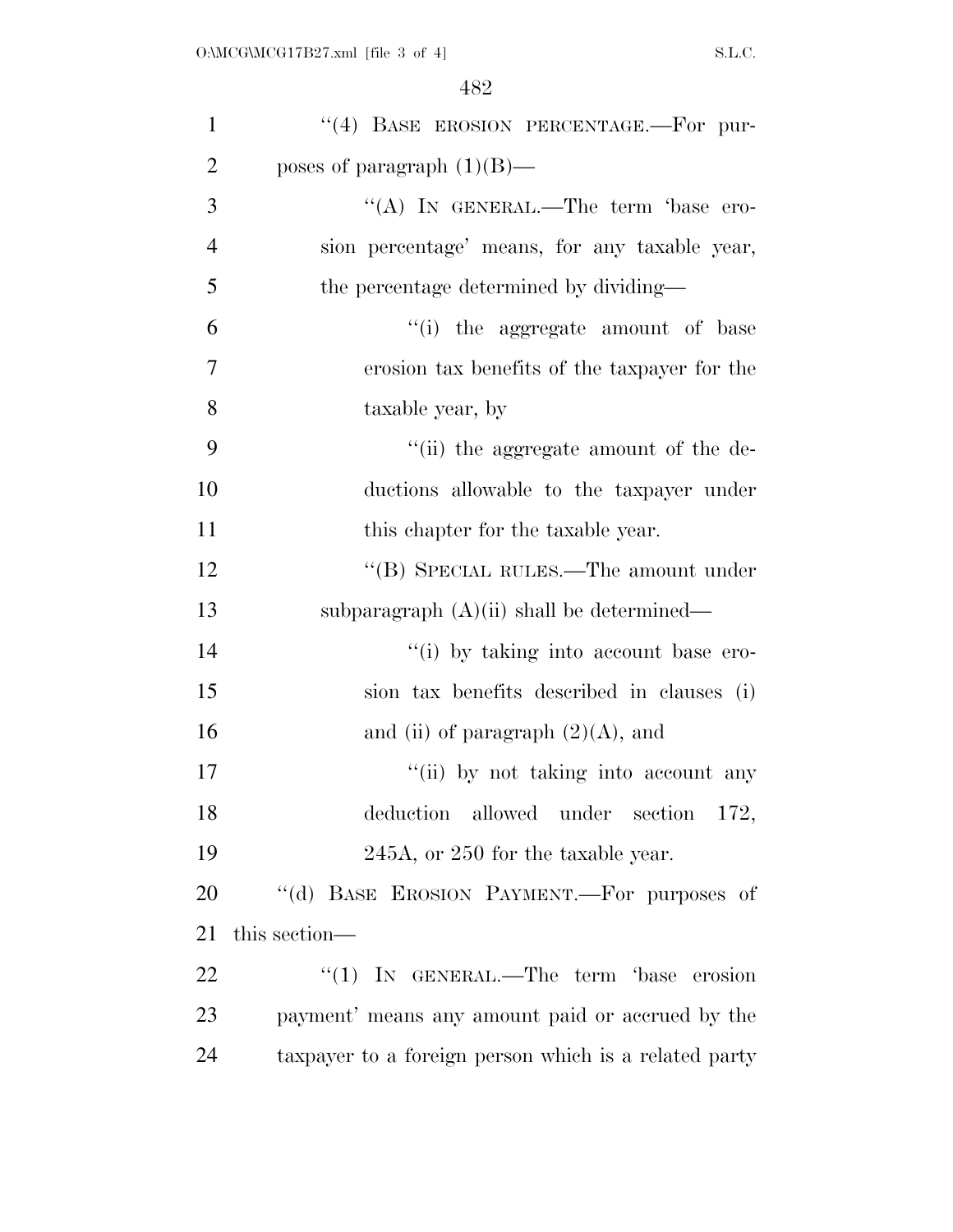"(4) BASE EROSION PERCENTAGE.—For purposes of paragraph (1)(B)—

"(A) IN GENERAL.—The term 'base erosion percentage' means, for any taxable year, the percentage determined by dividing—

"(i) the aggregate amount of base erosion tax benefits of the taxpayer for the taxable year, by

"(ii) the aggregate amount of the deductions allowable to the taxpayer under this chapter for the taxable year.

"(B) SPECIAL RULES.—The amount under subparagraph (A)(ii) shall be determined—

"(i) by taking into account base erosion tax benefits described in clauses (i) and (ii) of paragraph (2)(A), and

"(ii) by not taking into account any deduction allowed under section 172, 245A, or 250 for the taxable year.

"(d) BASE EROSION PAYMENT.—For purposes of this section—

"(1) IN GENERAL.—The term 'base erosion payment' means any amount paid or accrued by the taxpayer to a foreign person which is a related party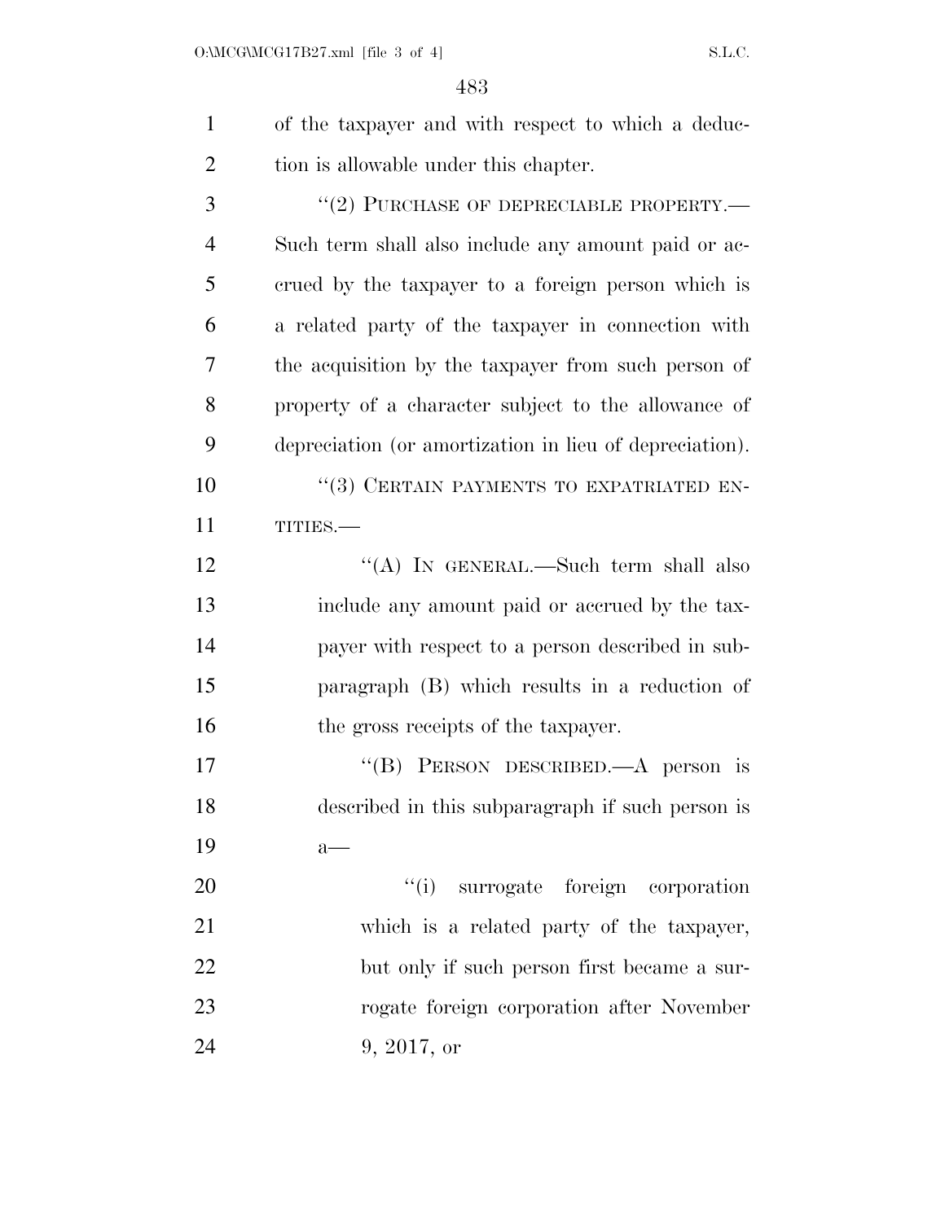of the taxpayer and with respect to which a deduction is allowable under this chapter.

"(2) PURCHASE OF DEPRECIABLE PROPERTY.—Such term shall also include any amount paid or accrued by the taxpayer to a foreign person which is a related party of the taxpayer in connection with the acquisition by the taxpayer from such person of property of a character subject to the allowance of depreciation (or amortization in lieu of depreciation).

"(3) CERTAIN PAYMENTS TO EXPATRIATED ENTITIES.—

"(A) IN GENERAL.—Such term shall also include any amount paid or accrued by the taxpayer with respect to a person described in subparagraph (B) which results in a reduction of the gross receipts of the taxpayer.

"(B) PERSON DESCRIBED.—A person is described in this subparagraph if such person is a—

"(i) surrogate foreign corporation which is a related party of the taxpayer, but only if such person first became a surrogate foreign corporation after November 9, 2017, or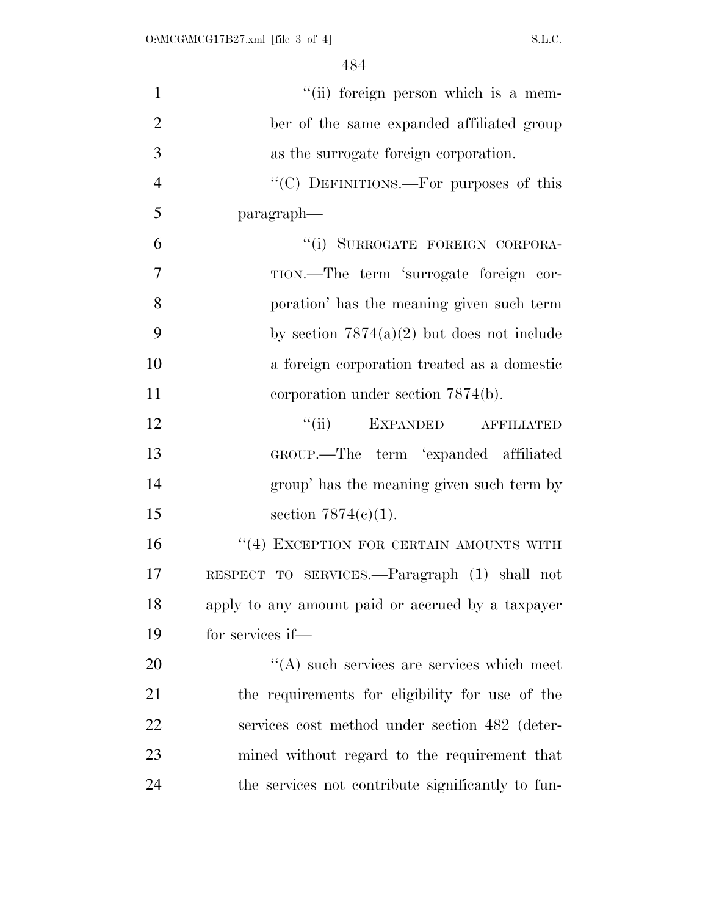''(ii) foreign person which is a member of the same expanded affiliated group as the surrogate foreign corporation.

''(C) DEFINITIONS.—For purposes of this paragraph—

''(i) SURROGATE FOREIGN CORPORATION.—The term 'surrogate foreign corporation' has the meaning given such term by section 7874(a)(2) but does not include a foreign corporation treated as a domestic corporation under section 7874(b).

''(ii) EXPANDED AFFILIATED GROUP.—The term 'expanded affiliated group' has the meaning given such term by section 7874(c)(1).

''(4) EXCEPTION FOR CERTAIN AMOUNTS WITH RESPECT TO SERVICES.—Paragraph (1) shall not apply to any amount paid or accrued by a taxpayer for services if—

''(A) such services are services which meet the requirements for eligibility for use of the services cost method under section 482 (determined without regard to the requirement that the services not contribute significantly to fun-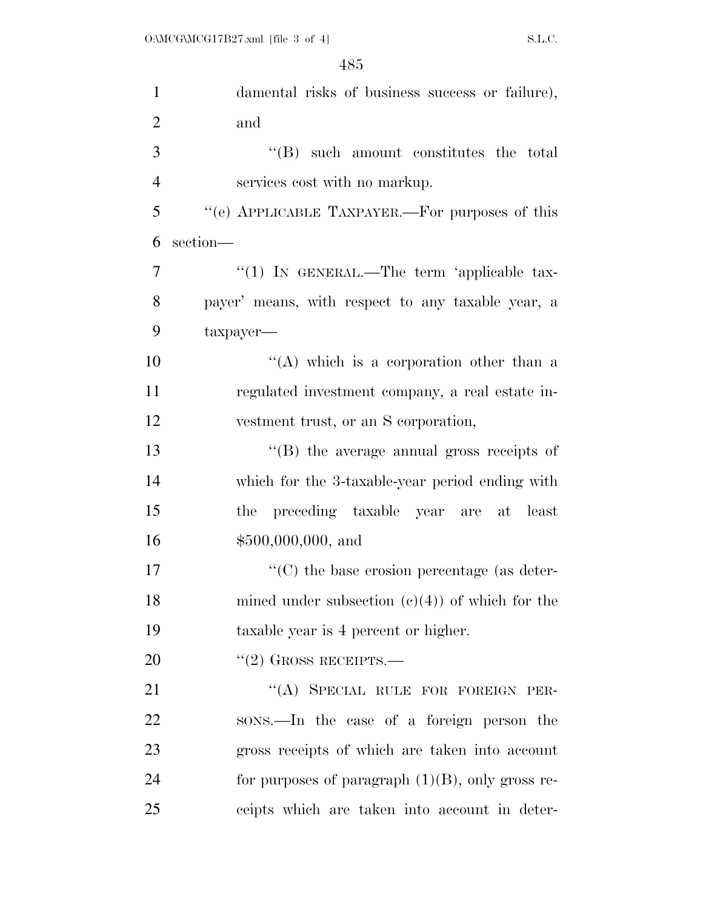damental risks of business success or failure), and

''(B) such amount constitutes the total services cost with no markup.

''(e) APPLICABLE TAXPAYER.—For purposes of this section—

''(1) IN GENERAL.—The term 'applicable taxpayer' means, with respect to any taxable year, a taxpayer—

''(A) which is a corporation other than a regulated investment company, a real estate investment trust, or an S corporation,

''(B) the average annual gross receipts of which for the 3-taxable-year period ending with the preceding taxable year are at least $500,000,000, and

''(C) the base erosion percentage (as determined under subsection (c)(4)) of which for the taxable year is 4 percent or higher.

''(2) GROSS RECEIPTS.—

''(A) SPECIAL RULE FOR FOREIGN PERSONS.—In the case of a foreign person the gross receipts of which are taken into account for purposes of paragraph (1)(B), only gross receipts which are taken into account in deter-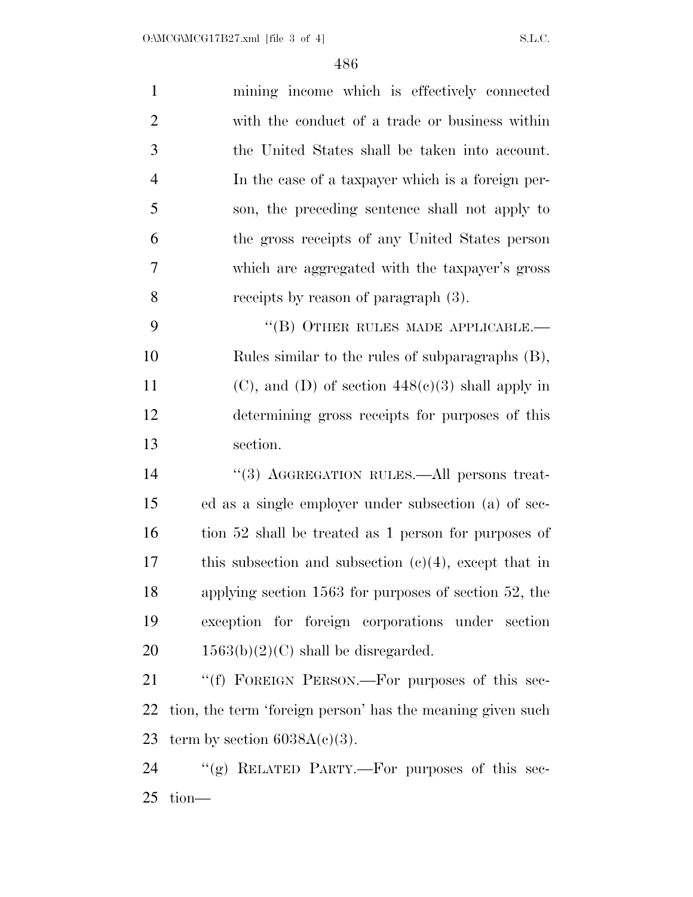mining income which is effectively connected with the conduct of a trade or business within the United States shall be taken into account. In the case of a taxpayer which is a foreign person, the preceding sentence shall not apply to the gross receipts of any United States person which are aggregated with the taxpayer's gross receipts by reason of paragraph (3).

"(B) OTHER RULES MADE APPLICABLE.—Rules similar to the rules of subparagraphs (B), (C), and (D) of section 448(c)(3) shall apply in determining gross receipts for purposes of this section.

"(3) AGGREGATION RULES.—All persons treated as a single employer under subsection (a) of section 52 shall be treated as 1 person for purposes of this subsection and subsection (c)(4), except that in applying section 1563 for purposes of section 52, the exception for foreign corporations under section 1563(b)(2)(C) shall be disregarded.

"(f) FOREIGN PERSON.—For purposes of this section, the term 'foreign person' has the meaning given such term by section 6038A(c)(3).

"(g) RELATED PARTY.—For purposes of this section—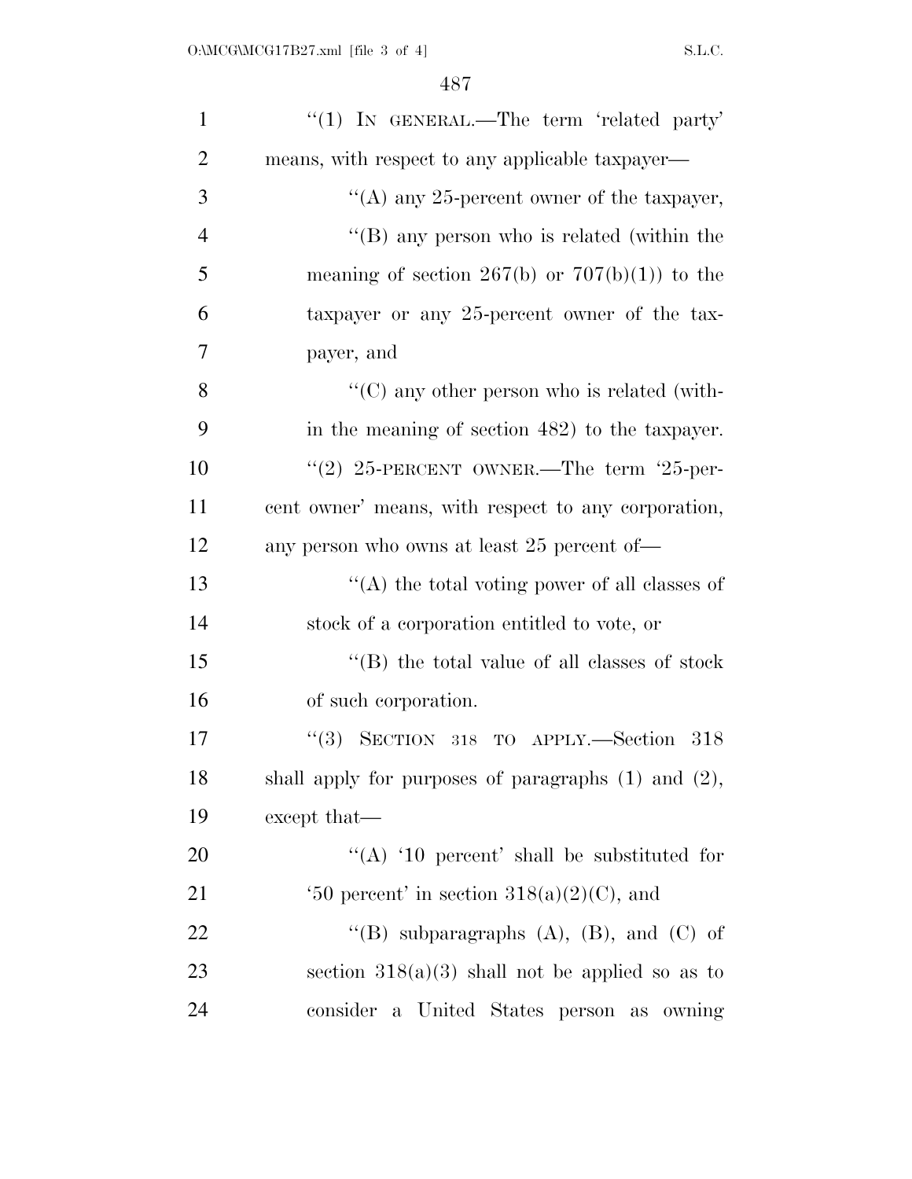"(1) IN GENERAL.—The term 'related party' means, with respect to any applicable taxpayer—

"(A) any 25-percent owner of the taxpayer,

"(B) any person who is related (within the meaning of section 267(b) or 707(b)(1)) to the taxpayer or any 25-percent owner of the taxpayer, and

"(C) any other person who is related (within the meaning of section 482) to the taxpayer.

"(2) 25-PERCENT OWNER.—The term '25-percent owner' means, with respect to any corporation, any person who owns at least 25 percent of—

"(A) the total voting power of all classes of stock of a corporation entitled to vote, or

"(B) the total value of all classes of stock of such corporation.

"(3) SECTION 318 TO APPLY.—Section 318 shall apply for purposes of paragraphs (1) and (2), except that—

"(A) '10 percent' shall be substituted for '50 percent' in section 318(a)(2)(C), and

"(B) subparagraphs (A), (B), and (C) of section 318(a)(3) shall not be applied so as to consider a United States person as owning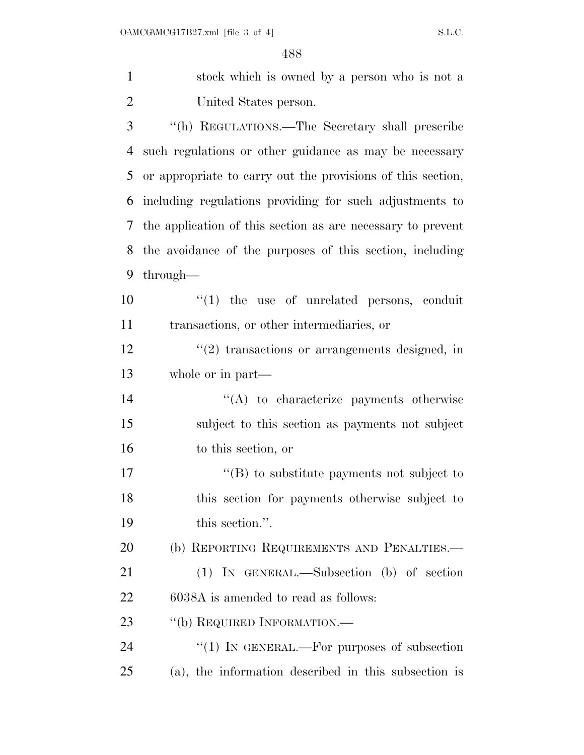stock which is owned by a person who is not a United States person.

''(h) REGULATIONS.—The Secretary shall prescribe such regulations or other guidance as may be necessary or appropriate to carry out the provisions of this section, including regulations providing for such adjustments to the application of this section as are necessary to prevent the avoidance of the purposes of this section, including through—

''(1) the use of unrelated persons, conduit transactions, or other intermediaries, or

''(2) transactions or arrangements designed, in whole or in part—

''(A) to characterize payments otherwise subject to this section as payments not subject to this section, or

''(B) to substitute payments not subject to this section for payments otherwise subject to this section.''.

(b) REPORTING REQUIREMENTS AND PENALTIES.—

(1) IN GENERAL.—Subsection (b) of section 6038A is amended to read as follows:

''(b) REQUIRED INFORMATION.—

''(1) IN GENERAL.—For purposes of subsection (a), the information described in this subsection is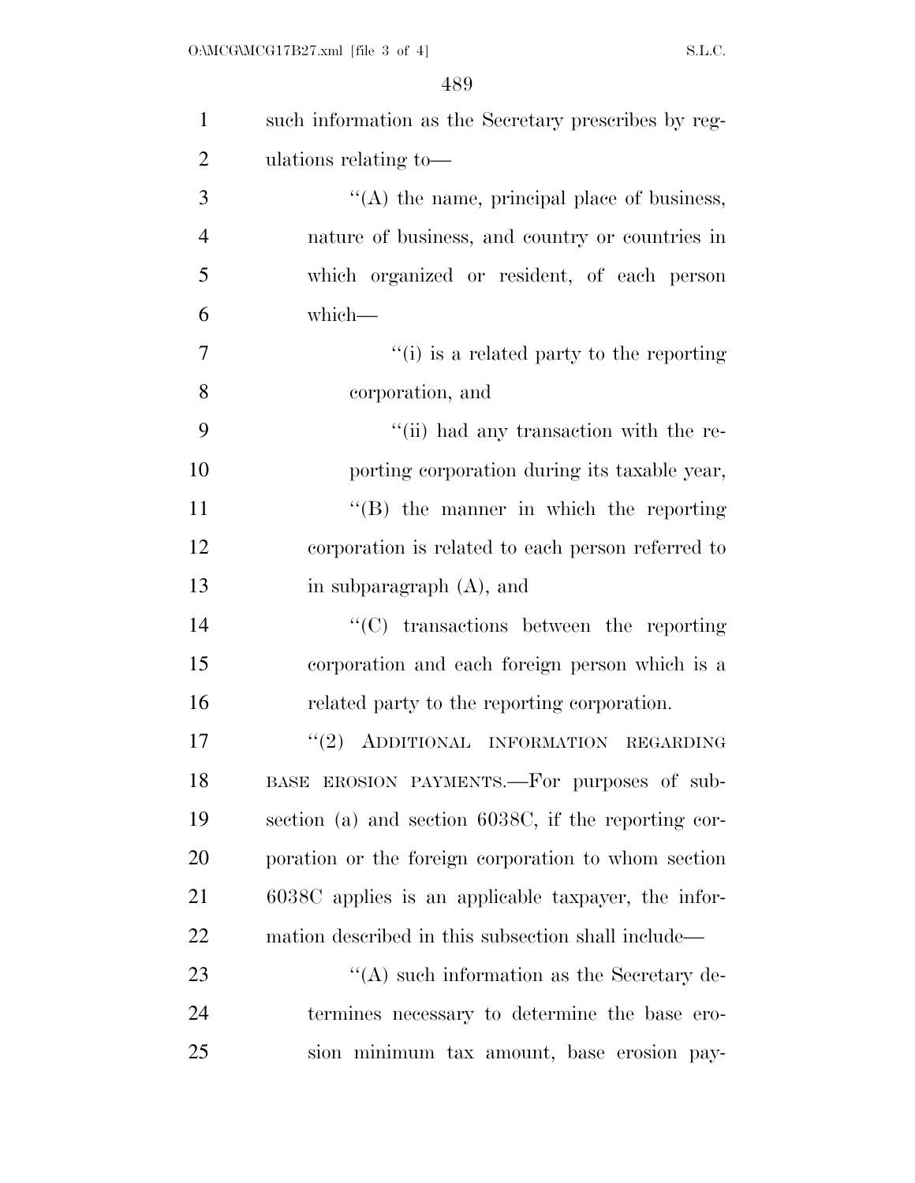such information as the Secretary prescribes by regulations relating to—

''(A) the name, principal place of business, nature of business, and country or countries in which organized or resident, of each person which—

''(i) is a related party to the reporting corporation, and

''(ii) had any transaction with the reporting corporation during its taxable year,

''(B) the manner in which the reporting corporation is related to each person referred to in subparagraph (A), and

''(C) transactions between the reporting corporation and each foreign person which is a related party to the reporting corporation.

''(2) ADDITIONAL INFORMATION REGARDING BASE EROSION PAYMENTS.—For purposes of subsection (a) and section 6038C, if the reporting corporation or the foreign corporation to whom section 6038C applies is an applicable taxpayer, the information described in this subsection shall include—

''(A) such information as the Secretary determines necessary to determine the base erosion minimum tax amount, base erosion pay-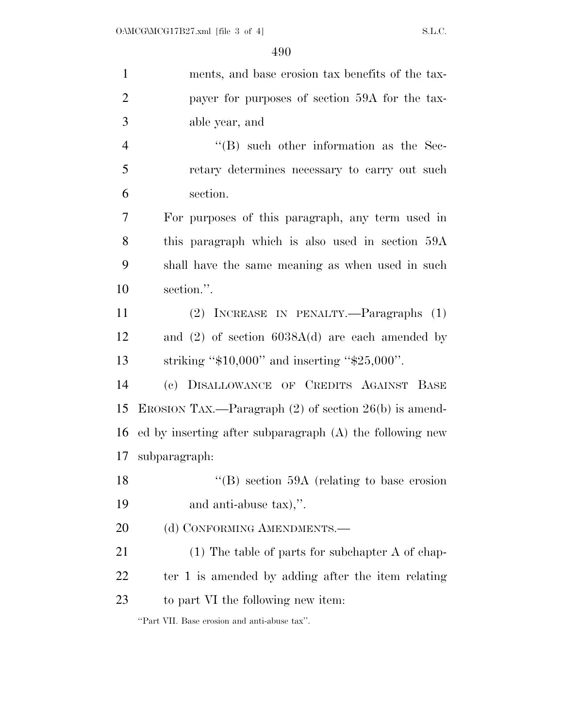ments, and base erosion tax benefits of the taxpayer for purposes of section 59A for the taxable year, and

"(B) such other information as the Secretary determines necessary to carry out such section.

For purposes of this paragraph, any term used in this paragraph which is also used in section 59A shall have the same meaning as when used in such section.".

(2) INCREASE IN PENALTY.—Paragraphs (1) and (2) of section 6038A(d) are each amended by striking "$10,000" and inserting "$25,000".

(c) DISALLOWANCE OF CREDITS AGAINST BASE EROSION TAX.—Paragraph (2) of section 26(b) is amended by inserting after subparagraph (A) the following new subparagraph:

"(B) section 59A (relating to base erosion and anti-abuse tax),".

(d) CONFORMING AMENDMENTS.—

(1) The table of parts for subchapter A of chapter 1 is amended by adding after the item relating to part VI the following new item:

"Part VII. Base erosion and anti-abuse tax".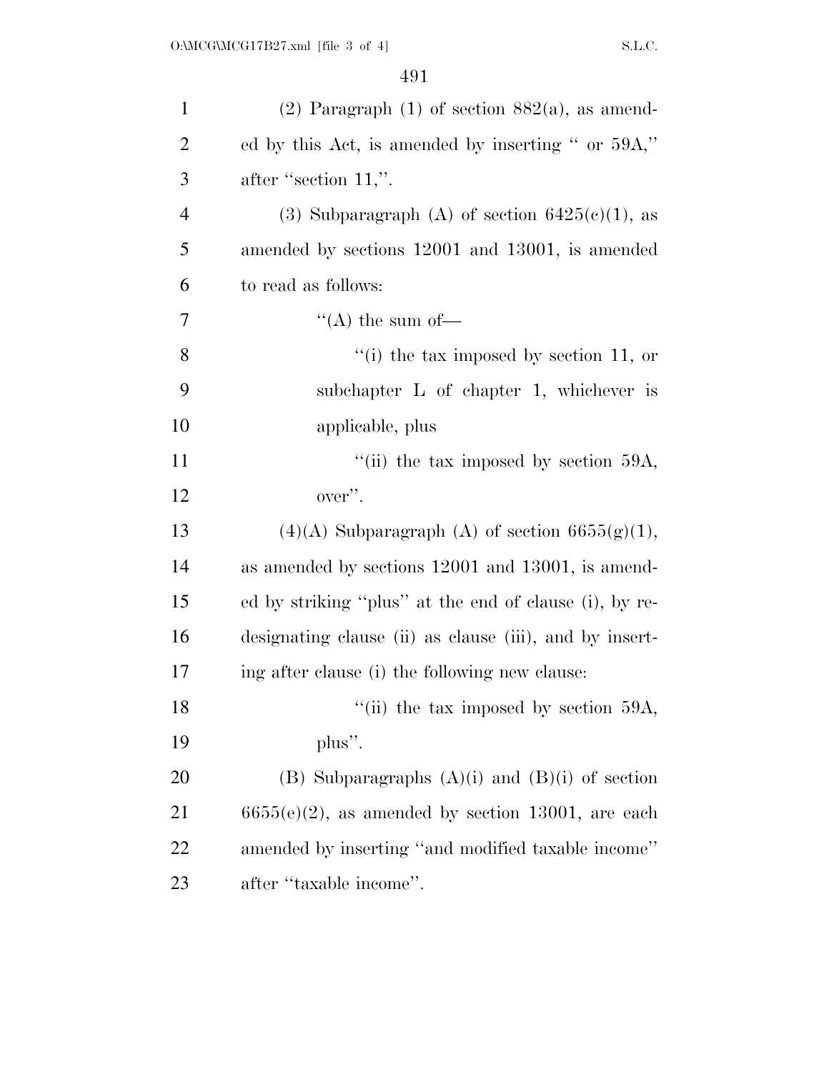(2) Paragraph (1) of section 882(a), as amended by this Act, is amended by inserting " or 59A," after "section 11,".

(3) Subparagraph (A) of section 6425(c)(1), as amended by sections 12001 and 13001, is amended to read as follows:

"(A) the sum of—

"(i) the tax imposed by section 11, or subchapter L of chapter 1, whichever is applicable, plus

"(ii) the tax imposed by section 59A, over".

(4)(A) Subparagraph (A) of section 6655(g)(1), as amended by sections 12001 and 13001, is amended by striking "plus" at the end of clause (i), by redesignating clause (ii) as clause (iii), and by inserting after clause (i) the following new clause:

"(ii) the tax imposed by section 59A, plus".

(B) Subparagraphs (A)(i) and (B)(i) of section 6655(e)(2), as amended by section 13001, are each amended by inserting "and modified taxable income" after "taxable income".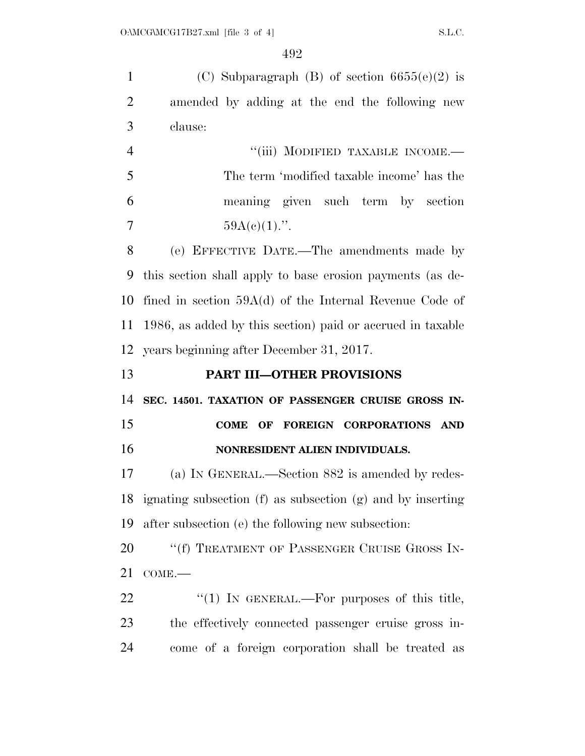(C) Subparagraph (B) of section 6655(e)(2) is amended by adding at the end the following new clause:

"(iii) MODIFIED TAXABLE INCOME.—The term 'modified taxable income' has the meaning given such term by section 59A(c)(1).".

(e) EFFECTIVE DATE.—The amendments made by this section shall apply to base erosion payments (as defined in section 59A(d) of the Internal Revenue Code of 1986, as added by this section) paid or accrued in taxable years beginning after December 31, 2017.

## PART III—OTHER PROVISIONS

### SEC. 14501. TAXATION OF PASSENGER CRUISE GROSS INCOME OF FOREIGN CORPORATIONS AND NONRESIDENT ALIEN INDIVIDUALS.

(a) IN GENERAL.—Section 882 is amended by redesignating subsection (f) as subsection (g) and by inserting after subsection (e) the following new subsection:

"(f) TREATMENT OF PASSENGER CRUISE GROSS INCOME.—

"(1) IN GENERAL.—For purposes of this title, the effectively connected passenger cruise gross income of a foreign corporation shall be treated as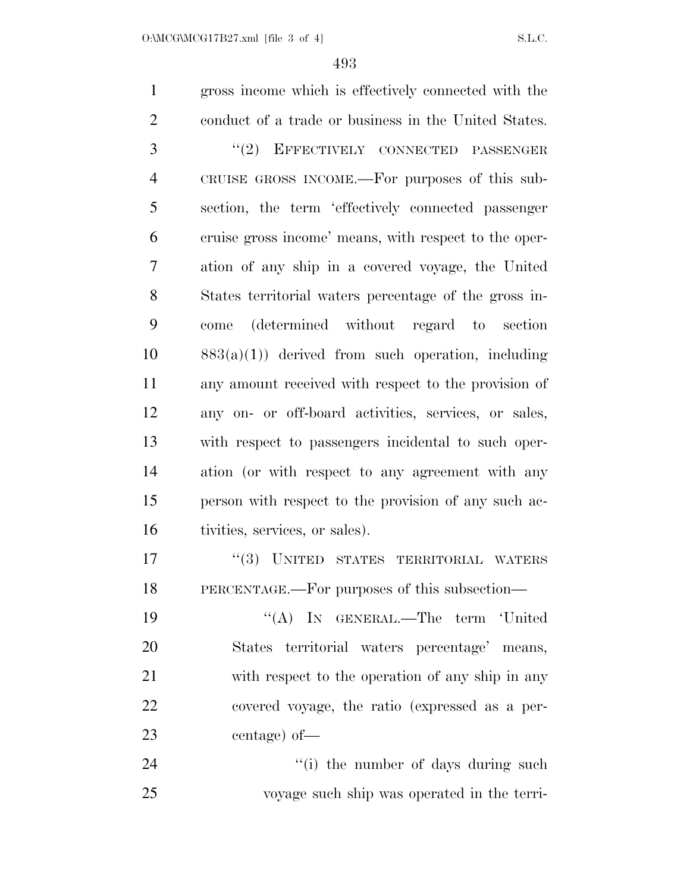gross income which is effectively connected with the conduct of a trade or business in the United States.

"(2) EFFECTIVELY CONNECTED PASSENGER CRUISE GROSS INCOME.—For purposes of this subsection, the term 'effectively connected passenger cruise gross income' means, with respect to the operation of any ship in a covered voyage, the United States territorial waters percentage of the gross income (determined without regard to section 883(a)(1)) derived from such operation, including any amount received with respect to the provision of any on- or off-board activities, services, or sales, with respect to passengers incidental to such operation (or with respect to any agreement with any person with respect to the provision of any such activities, services, or sales).

"(3) UNITED STATES TERRITORIAL WATERS PERCENTAGE.—For purposes of this subsection—

"(A) IN GENERAL.—The term 'United States territorial waters percentage' means, with respect to the operation of any ship in any covered voyage, the ratio (expressed as a percentage) of—

"(i) the number of days during such voyage such ship was operated in the terri-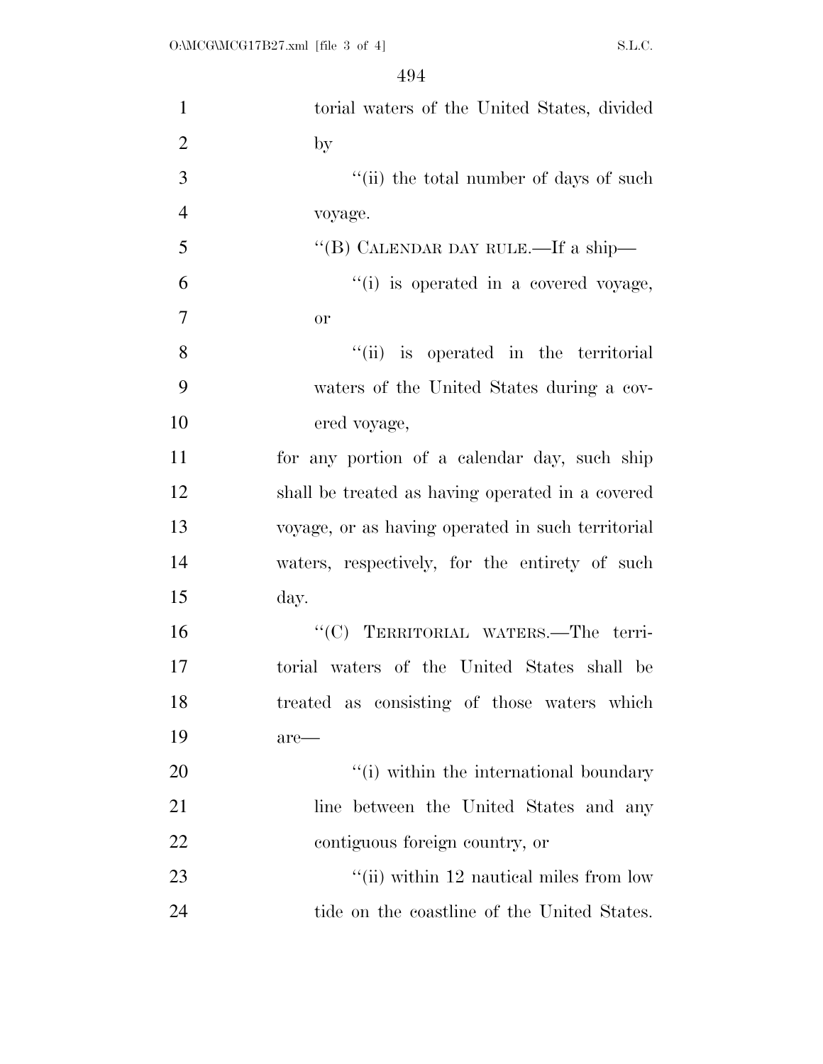torial waters of the United States, divided by

''(ii) the total number of days of such voyage.

''(B) CALENDAR DAY RULE.—If a ship—

''(i) is operated in a covered voyage, or

''(ii) is operated in the territorial waters of the United States during a covered voyage,

for any portion of a calendar day, such ship shall be treated as having operated in a covered voyage, or as having operated in such territorial waters, respectively, for the entirety of such day.

''(C) TERRITORIAL WATERS.—The territorial waters of the United States shall be treated as consisting of those waters which are—

''(i) within the international boundary line between the United States and any contiguous foreign country, or

''(ii) within 12 nautical miles from low tide on the coastline of the United States.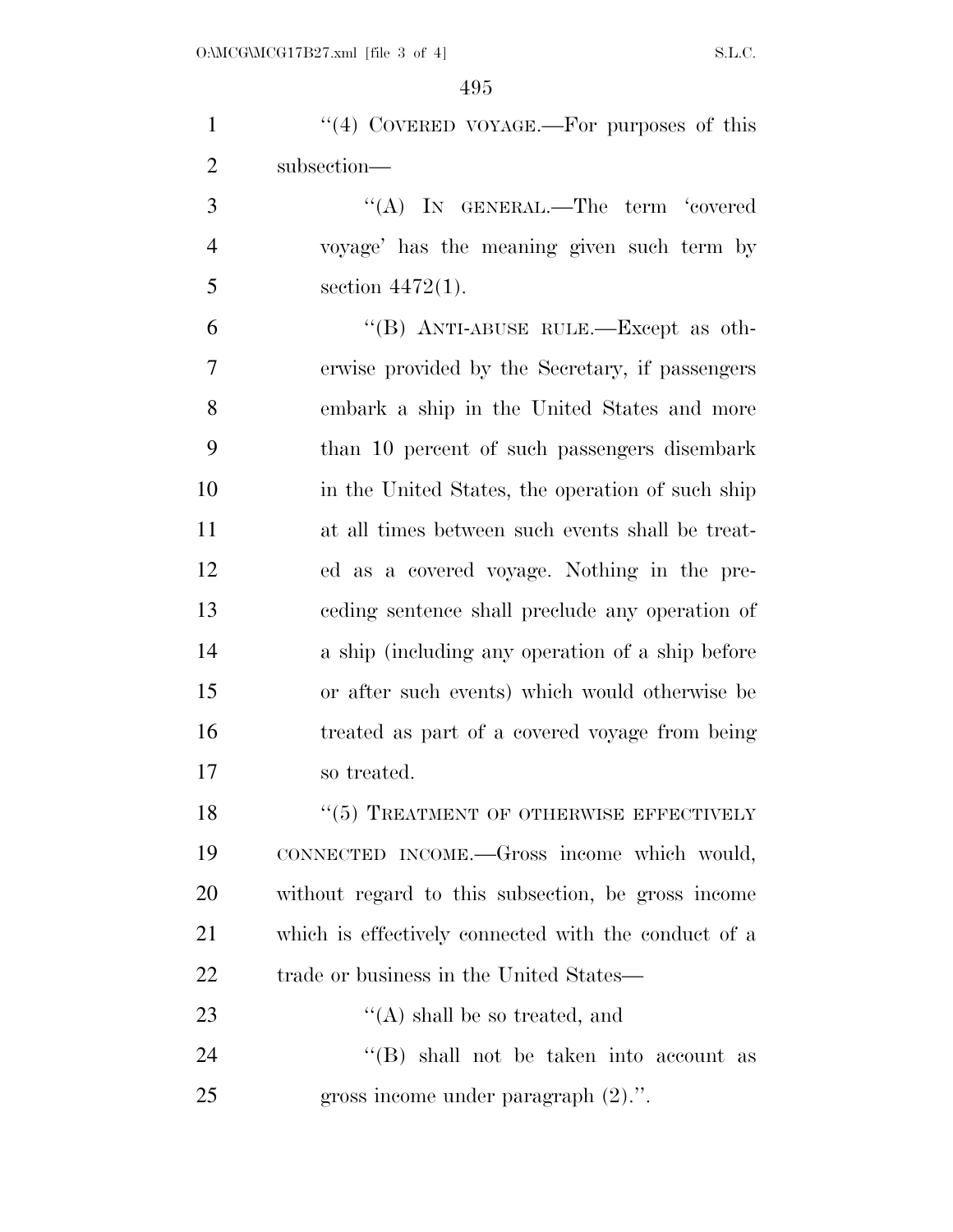"(4) COVERED VOYAGE.—For purposes of this subsection—

"(A) IN GENERAL.—The term 'covered voyage' has the meaning given such term by section 4472(1).

"(B) ANTI-ABUSE RULE.—Except as otherwise provided by the Secretary, if passengers embark a ship in the United States and more than 10 percent of such passengers disembark in the United States, the operation of such ship at all times between such events shall be treated as a covered voyage. Nothing in the preceding sentence shall preclude any operation of a ship (including any operation of a ship before or after such events) which would otherwise be treated as part of a covered voyage from being so treated.

"(5) TREATMENT OF OTHERWISE EFFECTIVELY CONNECTED INCOME.—Gross income which would, without regard to this subsection, be gross income which is effectively connected with the conduct of a trade or business in the United States—

"(A) shall be so treated, and

"(B) shall not be taken into account as gross income under paragraph (2).".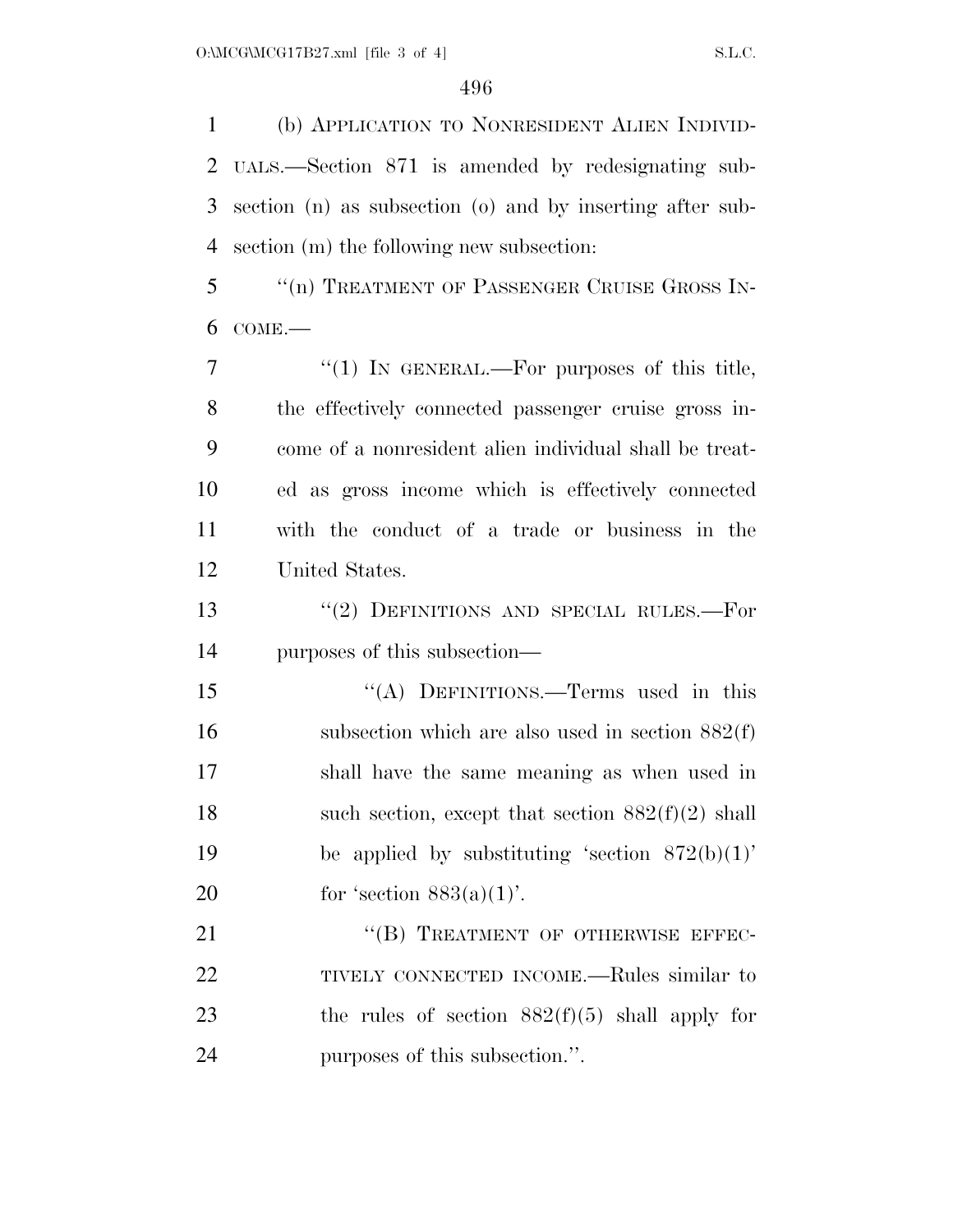(b) APPLICATION TO NONRESIDENT ALIEN INDIVIDUALS.—Section 871 is amended by redesignating subsection (n) as subsection (o) and by inserting after subsection (m) the following new subsection:

"(n) TREATMENT OF PASSENGER CRUISE GROSS INCOME.—

"(1) IN GENERAL.—For purposes of this title, the effectively connected passenger cruise gross income of a nonresident alien individual shall be treated as gross income which is effectively connected with the conduct of a trade or business in the United States.

"(2) DEFINITIONS AND SPECIAL RULES.—For purposes of this subsection—

"(A) DEFINITIONS.—Terms used in this subsection which are also used in section 882(f) shall have the same meaning as when used in such section, except that section 882(f)(2) shall be applied by substituting 'section 872(b)(1)' for 'section 883(a)(1)'.

"(B) TREATMENT OF OTHERWISE EFFECTIVELY CONNECTED INCOME.—Rules similar to the rules of section 882(f)(5) shall apply for purposes of this subsection.".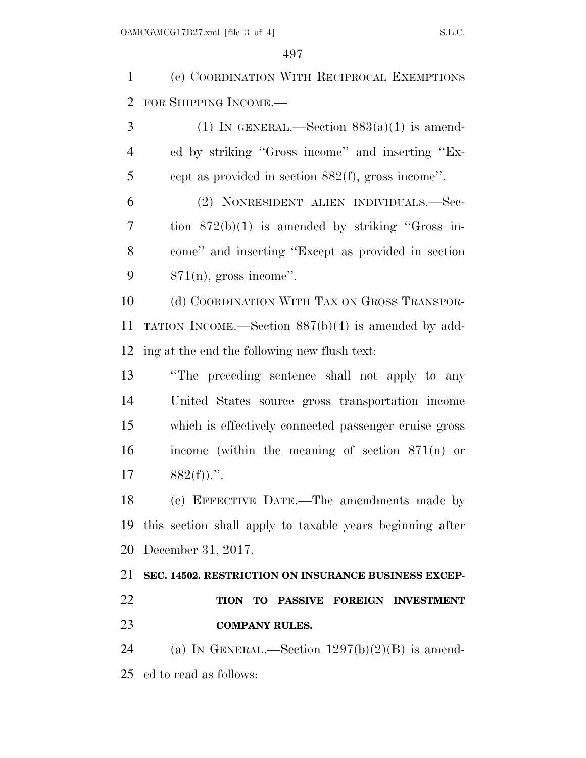(c) COORDINATION WITH RECIPROCAL EXEMPTIONS FOR SHIPPING INCOME.—

(1) IN GENERAL.—Section 883(a)(1) is amended by striking ''Gross income'' and inserting ''Except as provided in section 882(f), gross income''.

(2) NONRESIDENT ALIEN INDIVIDUALS.—Section 872(b)(1) is amended by striking ''Gross income'' and inserting ''Except as provided in section 871(n), gross income''.

(d) COORDINATION WITH TAX ON GROSS TRANSPORTATION INCOME.—Section 887(b)(4) is amended by adding at the end the following new flush text:

''The preceding sentence shall not apply to any United States source gross transportation income which is effectively connected passenger cruise gross income (within the meaning of section 871(n) or 882(f)).''.

(e) EFFECTIVE DATE.—The amendments made by this section shall apply to taxable years beginning after December 31, 2017.

**SEC. 14502. RESTRICTION ON INSURANCE BUSINESS EXCEPTION TO PASSIVE FOREIGN INVESTMENT COMPANY RULES.**

(a) IN GENERAL.—Section 1297(b)(2)(B) is amended to read as follows: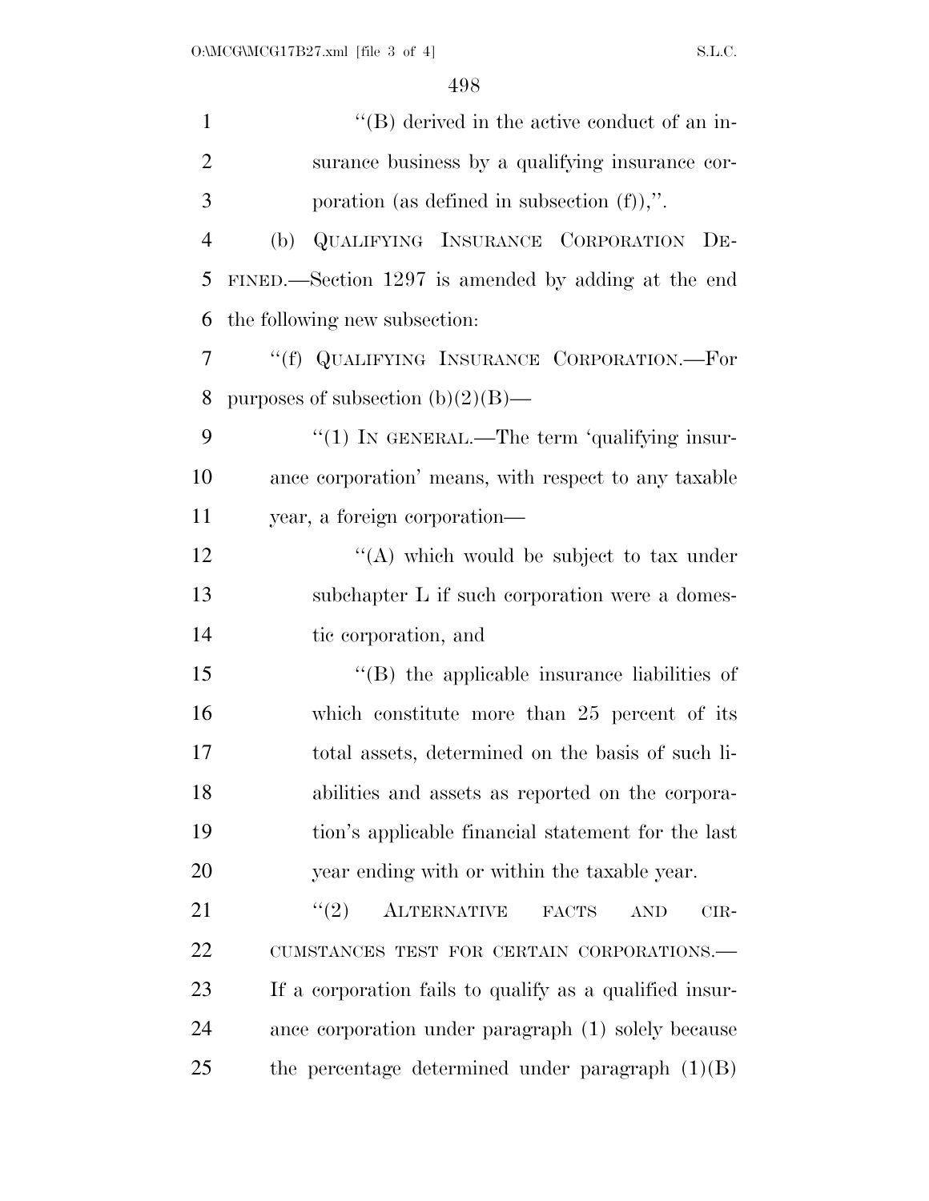''(B) derived in the active conduct of an insurance business by a qualifying insurance corporation (as defined in subsection (f)),''.

(b) QUALIFYING INSURANCE CORPORATION DEFINED.—Section 1297 is amended by adding at the end the following new subsection:

''(f) QUALIFYING INSURANCE CORPORATION.—For purposes of subsection (b)(2)(B)—

''(1) IN GENERAL.—The term 'qualifying insurance corporation' means, with respect to any taxable year, a foreign corporation—

''(A) which would be subject to tax under subchapter L if such corporation were a domestic corporation, and

''(B) the applicable insurance liabilities of which constitute more than 25 percent of its total assets, determined on the basis of such liabilities and assets as reported on the corporation's applicable financial statement for the last year ending with or within the taxable year.

''(2) ALTERNATIVE FACTS AND CIRCUMSTANCES TEST FOR CERTAIN CORPORATIONS.—If a corporation fails to qualify as a qualified insurance corporation under paragraph (1) solely because the percentage determined under paragraph (1)(B)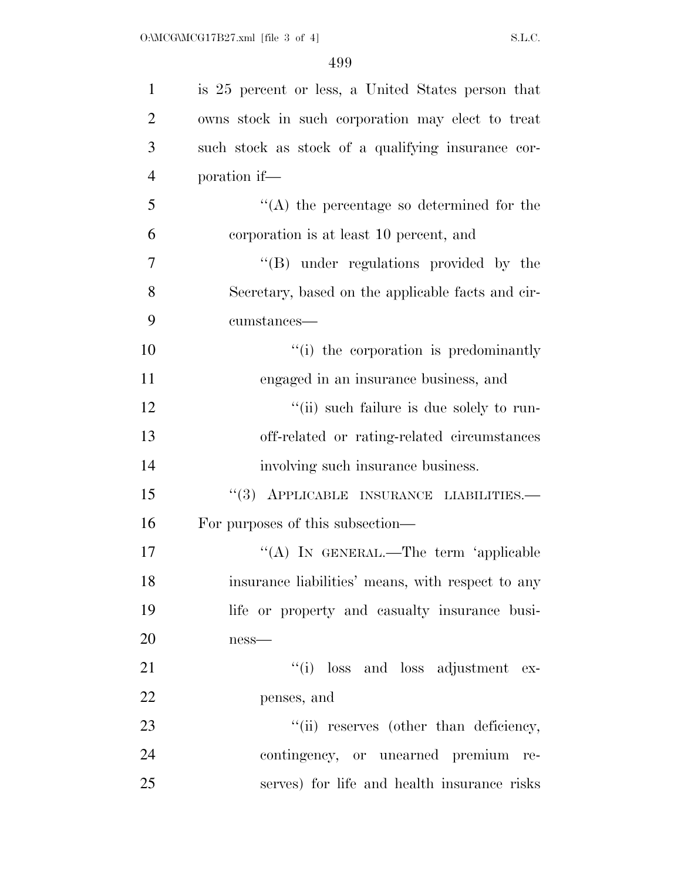is 25 percent or less, a United States person that owns stock in such corporation may elect to treat such stock as stock of a qualifying insurance corporation if—

"(A) the percentage so determined for the corporation is at least 10 percent, and

"(B) under regulations provided by the Secretary, based on the applicable facts and circumstances—

"(i) the corporation is predominantly engaged in an insurance business, and

"(ii) such failure is due solely to run-off-related or rating-related circumstances involving such insurance business.

"(3) APPLICABLE INSURANCE LIABILITIES.— For purposes of this subsection—

"(A) IN GENERAL.—The term 'applicable insurance liabilities' means, with respect to any life or property and casualty insurance business—

"(i) loss and loss adjustment expenses, and

"(ii) reserves (other than deficiency, contingency, or unearned premium reserves) for life and health insurance risks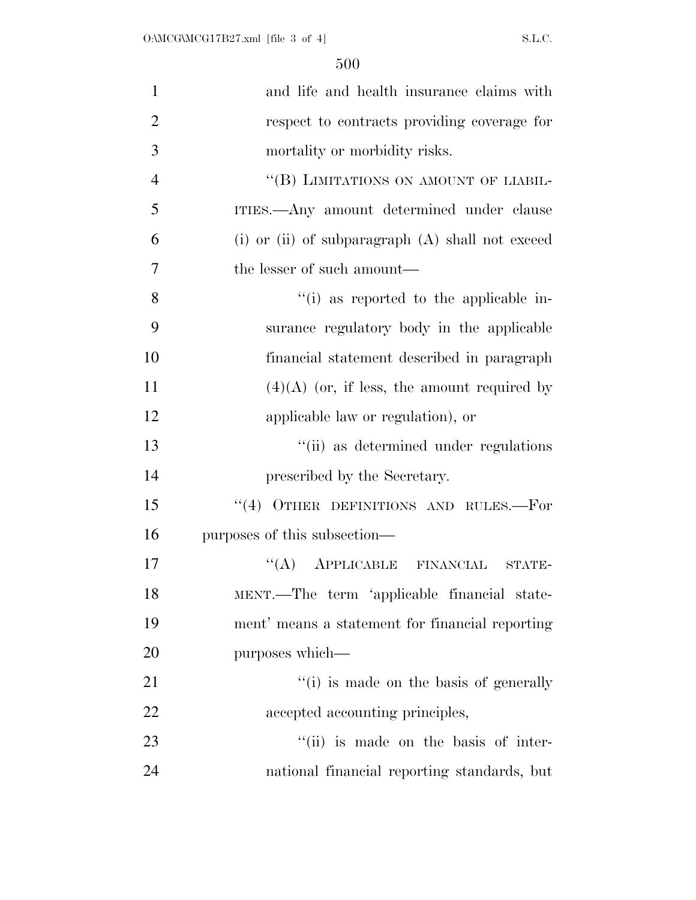and life and health insurance claims with respect to contracts providing coverage for mortality or morbidity risks.

"(B) LIMITATIONS ON AMOUNT OF LIABILITIES.—Any amount determined under clause (i) or (ii) of subparagraph (A) shall not exceed the lesser of such amount—

"(i) as reported to the applicable insurance regulatory body in the applicable financial statement described in paragraph (4)(A) (or, if less, the amount required by applicable law or regulation), or

"(ii) as determined under regulations prescribed by the Secretary.

"(4) OTHER DEFINITIONS AND RULES.—For purposes of this subsection—

"(A) APPLICABLE FINANCIAL STATEMENT.—The term 'applicable financial statement' means a statement for financial reporting purposes which—

"(i) is made on the basis of generally accepted accounting principles,

"(ii) is made on the basis of international financial reporting standards, but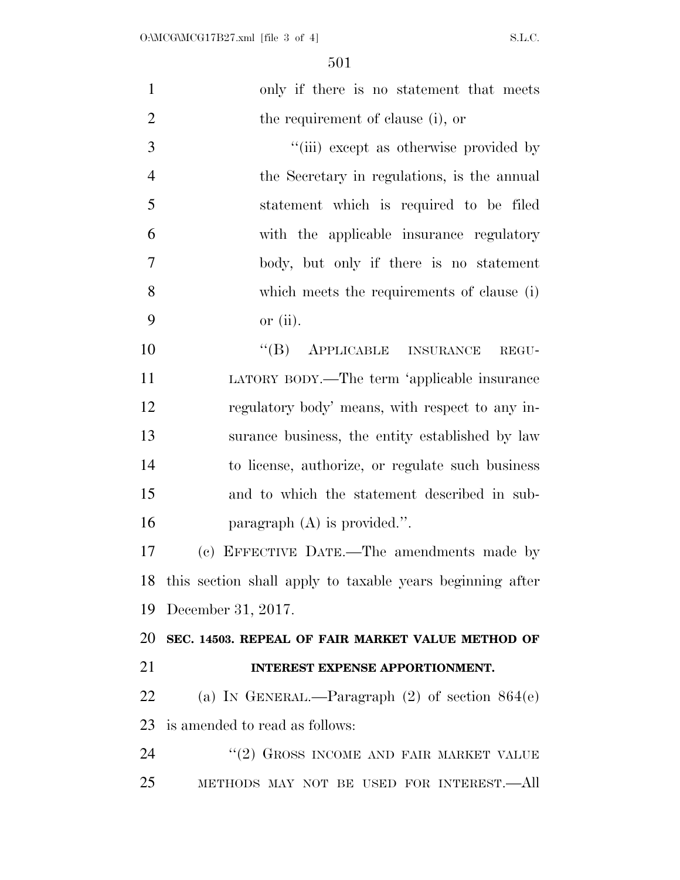only if there is no statement that meets the requirement of clause (i), or

"(iii) except as otherwise provided by the Secretary in regulations, is the annual statement which is required to be filed with the applicable insurance regulatory body, but only if there is no statement which meets the requirements of clause (i) or (ii).

"(B) APPLICABLE INSURANCE REGULATORY BODY.—The term 'applicable insurance regulatory body' means, with respect to any insurance business, the entity established by law to license, authorize, or regulate such business and to which the statement described in subparagraph (A) is provided.".

(c) EFFECTIVE DATE.—The amendments made by this section shall apply to taxable years beginning after December 31, 2017.

**SEC. 14503. REPEAL OF FAIR MARKET VALUE METHOD OF INTEREST EXPENSE APPORTIONMENT.**

(a) IN GENERAL.—Paragraph (2) of section 864(e) is amended to read as follows:

"(2) GROSS INCOME AND FAIR MARKET VALUE METHODS MAY NOT BE USED FOR INTEREST.—All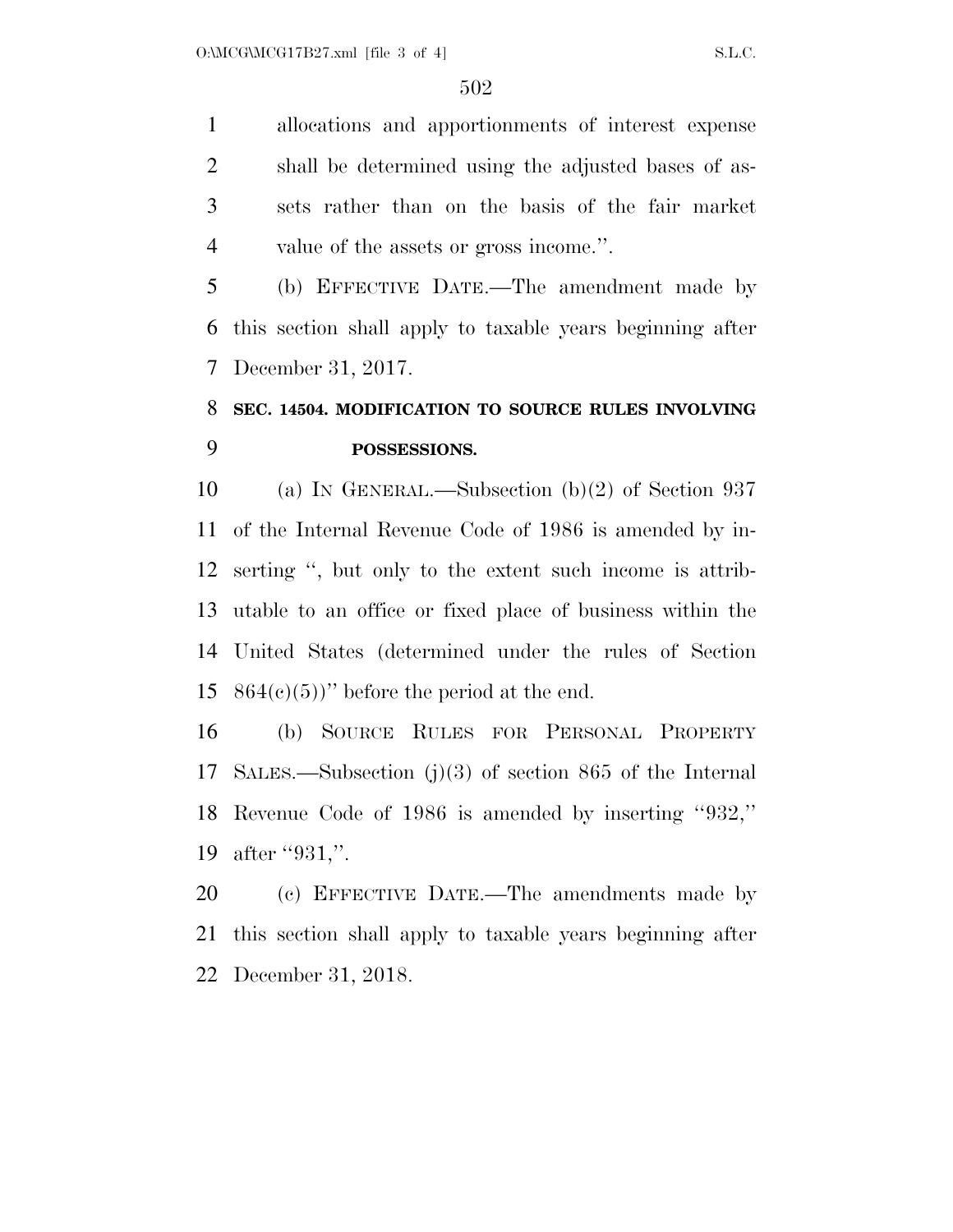allocations and apportionments of interest expense shall be determined using the adjusted bases of assets rather than on the basis of the fair market value of the assets or gross income.''.

(b) EFFECTIVE DATE.—The amendment made by this section shall apply to taxable years beginning after December 31, 2017.

**SEC. 14504. MODIFICATION TO SOURCE RULES INVOLVING POSSESSIONS.**

(a) IN GENERAL.—Subsection (b)(2) of Section 937 of the Internal Revenue Code of 1986 is amended by inserting '', but only to the extent such income is attributable to an office or fixed place of business within the United States (determined under the rules of Section 864(c)(5))'' before the period at the end.

(b) SOURCE RULES FOR PERSONAL PROPERTY SALES.—Subsection (j)(3) of section 865 of the Internal Revenue Code of 1986 is amended by inserting ''932,'' after ''931,''.

(c) EFFECTIVE DATE.—The amendments made by this section shall apply to taxable years beginning after December 31, 2018.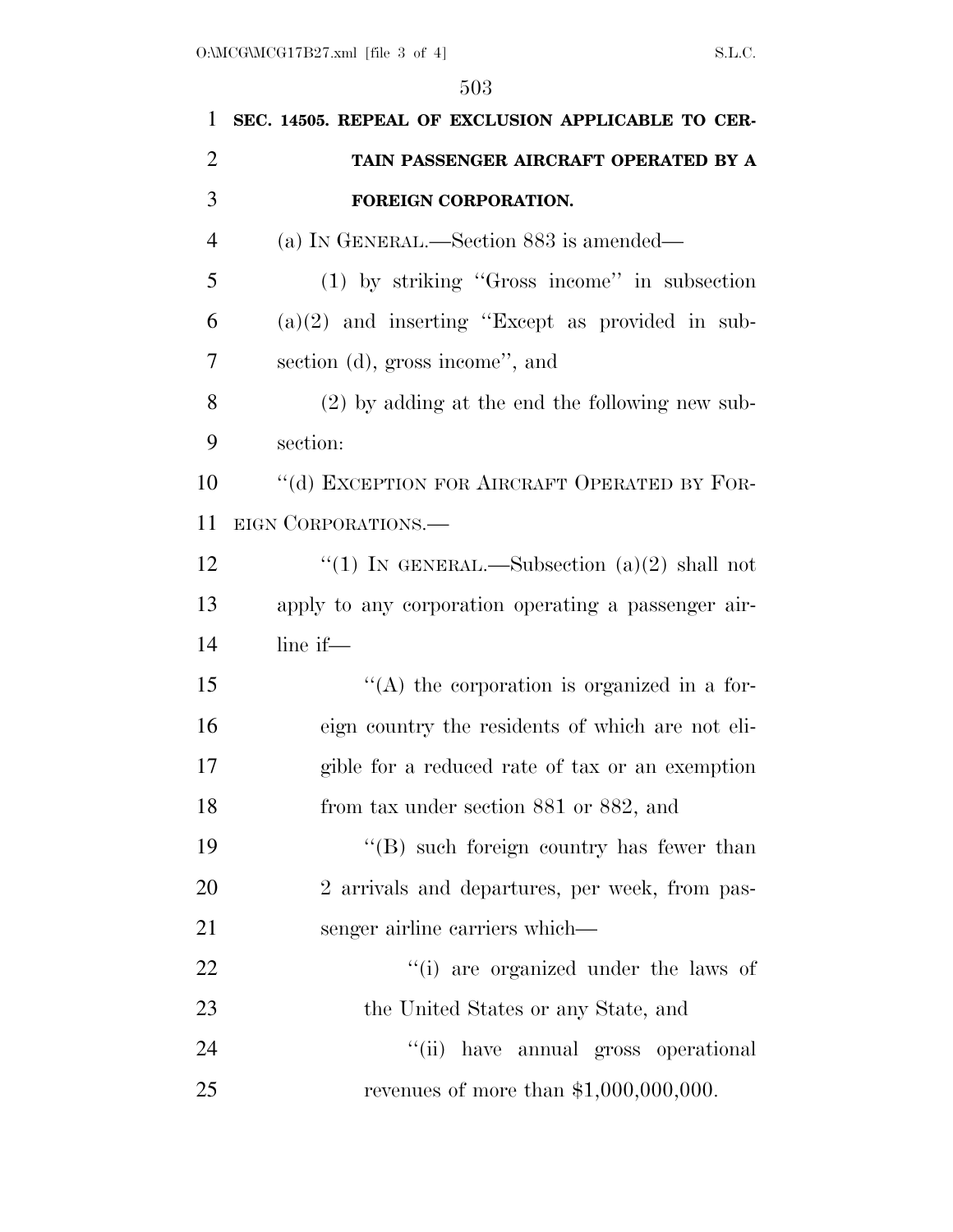**SEC. 14505. REPEAL OF EXCLUSION APPLICABLE TO CERTAIN PASSENGER AIRCRAFT OPERATED BY A FOREIGN CORPORATION.**

(a) IN GENERAL.—Section 883 is amended—

(1) by striking "Gross income" in subsection (a)(2) and inserting "Except as provided in subsection (d), gross income", and

(2) by adding at the end the following new subsection:

"(d) EXCEPTION FOR AIRCRAFT OPERATED BY FOREIGN CORPORATIONS.—

"(1) IN GENERAL.—Subsection (a)(2) shall not apply to any corporation operating a passenger airline if—

"(A) the corporation is organized in a foreign country the residents of which are not eligible for a reduced rate of tax or an exemption from tax under section 881 or 882, and

"(B) such foreign country has fewer than 2 arrivals and departures, per week, from passenger airline carriers which—

"(i) are organized under the laws of the United States or any State, and

"(ii) have annual gross operational revenues of more than $1,000,000,000.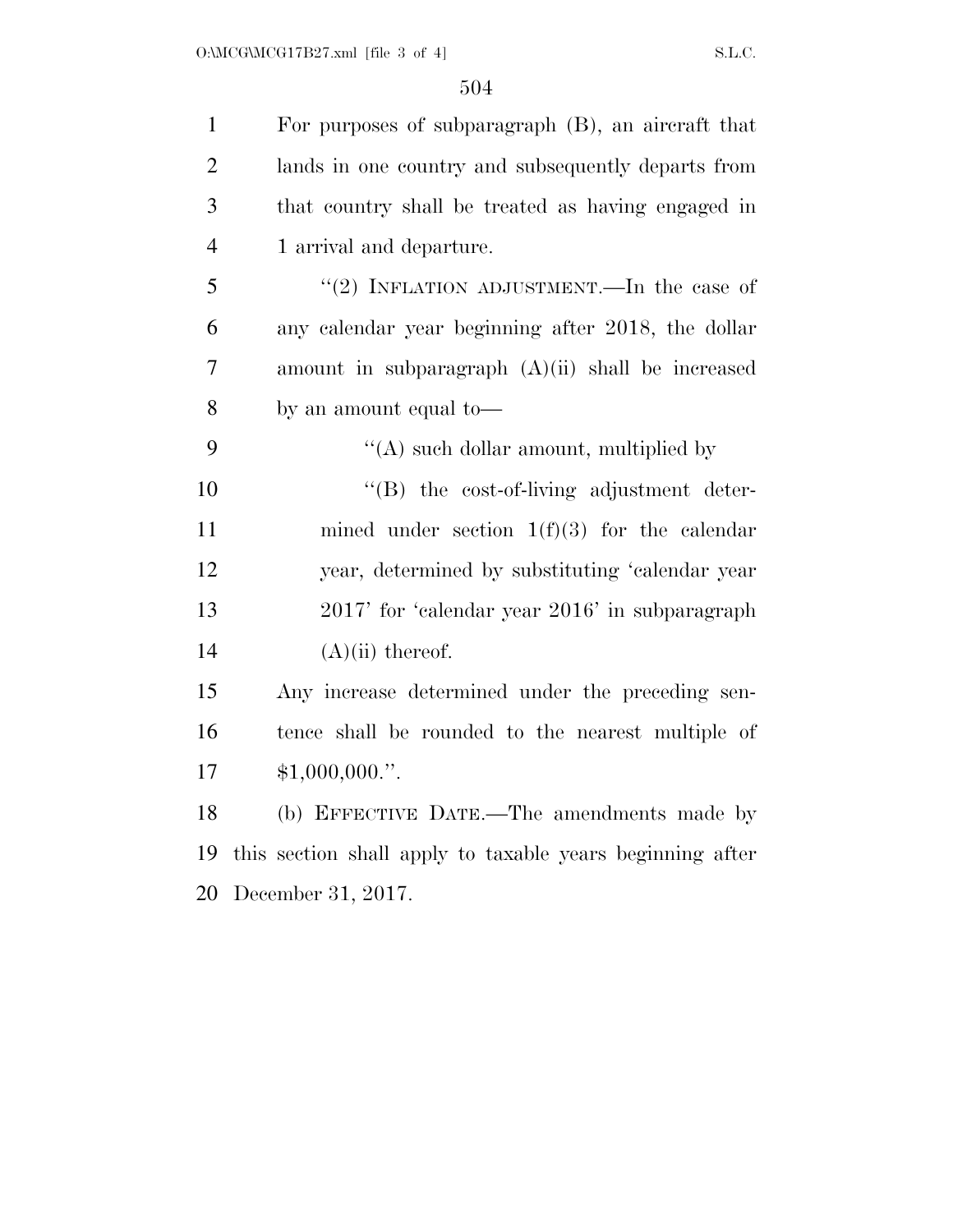For purposes of subparagraph (B), an aircraft that lands in one country and subsequently departs from that country shall be treated as having engaged in 1 arrival and departure.

"(2) INFLATION ADJUSTMENT.—In the case of any calendar year beginning after 2018, the dollar amount in subparagraph (A)(ii) shall be increased by an amount equal to—

"(A) such dollar amount, multiplied by

"(B) the cost-of-living adjustment determined under section 1(f)(3) for the calendar year, determined by substituting 'calendar year 2017' for 'calendar year 2016' in subparagraph (A)(ii) thereof.

Any increase determined under the preceding sentence shall be rounded to the nearest multiple of $1,000,000.".

(b) EFFECTIVE DATE.—The amendments made by this section shall apply to taxable years beginning after December 31, 2017.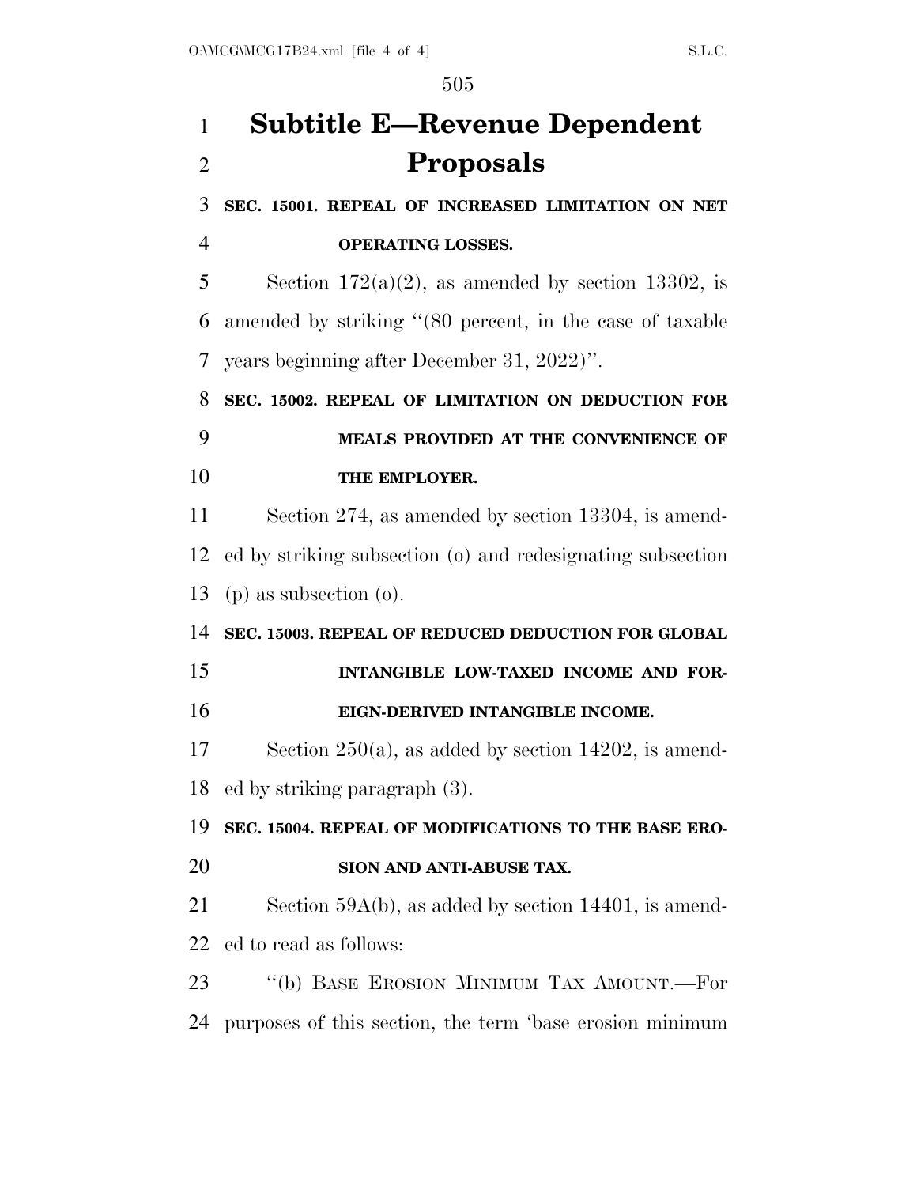# Subtitle E—Revenue Dependent Proposals

**SEC. 15001. REPEAL OF INCREASED LIMITATION ON NET OPERATING LOSSES.**

Section 172(a)(2), as amended by section 13302, is amended by striking "(80 percent, in the case of taxable years beginning after December 31, 2022)".

**SEC. 15002. REPEAL OF LIMITATION ON DEDUCTION FOR MEALS PROVIDED AT THE CONVENIENCE OF THE EMPLOYER.**

Section 274, as amended by section 13304, is amended by striking subsection (o) and redesignating subsection (p) as subsection (o).

**SEC. 15003. REPEAL OF REDUCED DEDUCTION FOR GLOBAL INTANGIBLE LOW-TAXED INCOME AND FOREIGN-DERIVED INTANGIBLE INCOME.**

Section 250(a), as added by section 14202, is amended by striking paragraph (3).

**SEC. 15004. REPEAL OF MODIFICATIONS TO THE BASE EROSION AND ANTI-ABUSE TAX.**

Section 59A(b), as added by section 14401, is amended to read as follows:

"(b) BASE EROSION MINIMUM TAX AMOUNT.—For purposes of this section, the term 'base erosion minimum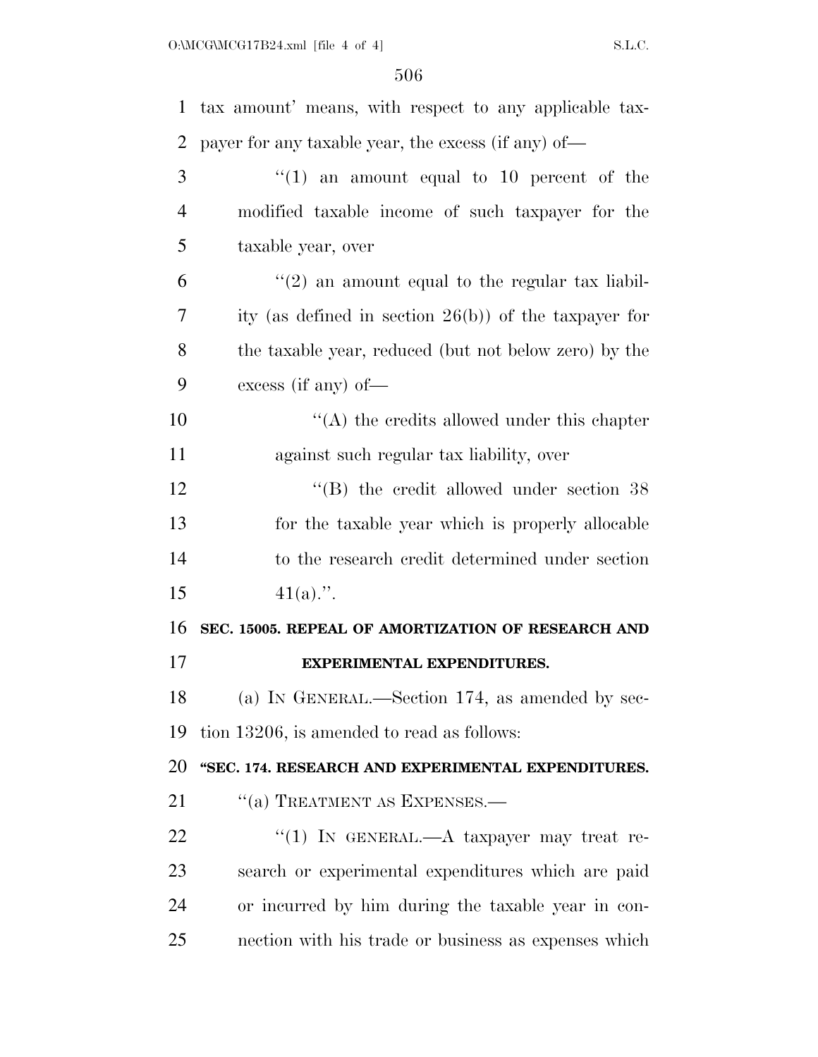tax amount' means, with respect to any applicable taxpayer for any taxable year, the excess (if any) of—

"(1) an amount equal to 10 percent of the modified taxable income of such taxpayer for the taxable year, over

"(2) an amount equal to the regular tax liability (as defined in section 26(b)) of the taxpayer for the taxable year, reduced (but not below zero) by the excess (if any) of—

"(A) the credits allowed under this chapter against such regular tax liability, over

"(B) the credit allowed under section 38 for the taxable year which is properly allocable to the research credit determined under section 41(a).".

**SEC. 15005. REPEAL OF AMORTIZATION OF RESEARCH AND EXPERIMENTAL EXPENDITURES.**

(a) IN GENERAL.—Section 174, as amended by section 13206, is amended to read as follows:

**"SEC. 174. RESEARCH AND EXPERIMENTAL EXPENDITURES.**

"(a) TREATMENT AS EXPENSES.—

"(1) IN GENERAL.—A taxpayer may treat research or experimental expenditures which are paid or incurred by him during the taxable year in connection with his trade or business as expenses which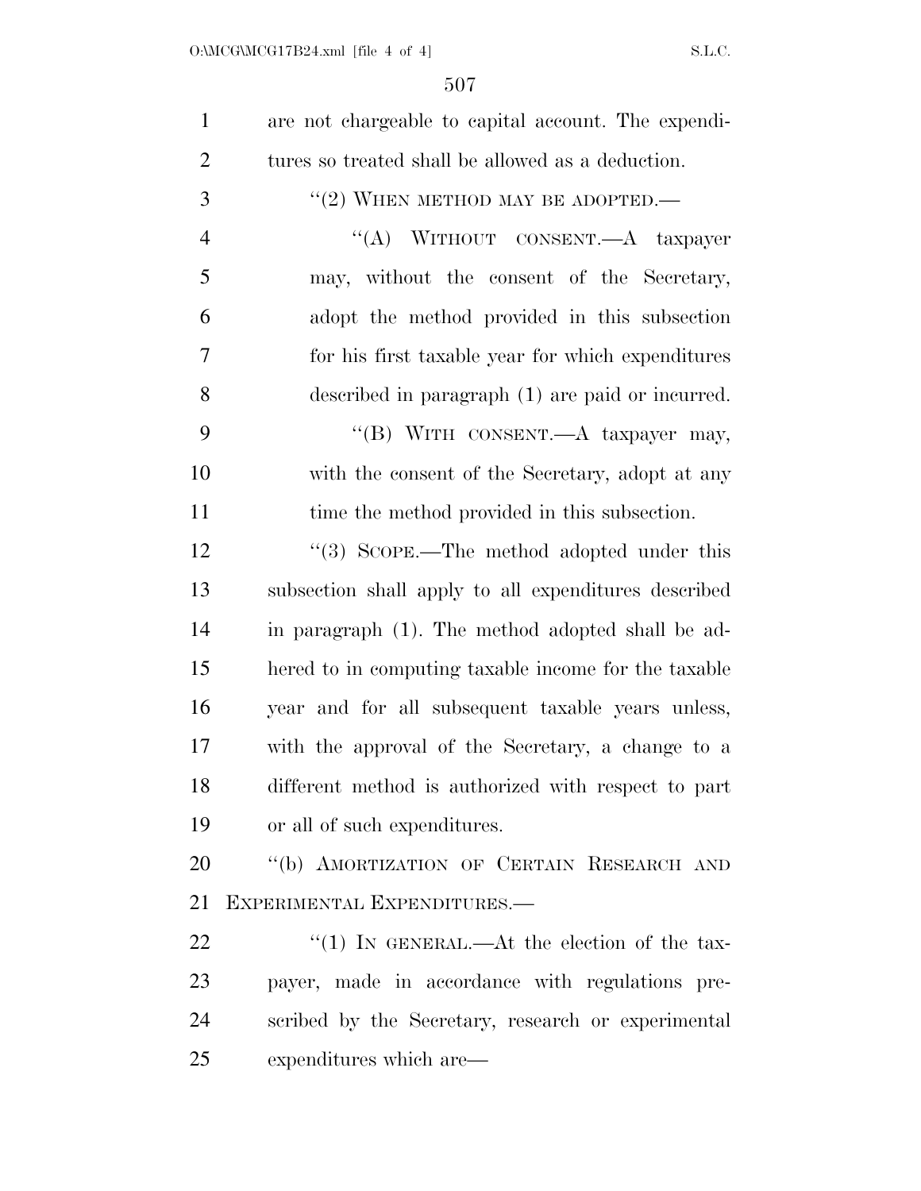are not chargeable to capital account. The expenditures so treated shall be allowed as a deduction.

"(2) WHEN METHOD MAY BE ADOPTED.—

"(A) WITHOUT CONSENT.—A taxpayer may, without the consent of the Secretary, adopt the method provided in this subsection for his first taxable year for which expenditures described in paragraph (1) are paid or incurred.

"(B) WITH CONSENT.—A taxpayer may, with the consent of the Secretary, adopt at any time the method provided in this subsection.

"(3) SCOPE.—The method adopted under this subsection shall apply to all expenditures described in paragraph (1). The method adopted shall be adhered to in computing taxable income for the taxable year and for all subsequent taxable years unless, with the approval of the Secretary, a change to a different method is authorized with respect to part or all of such expenditures.

"(b) AMORTIZATION OF CERTAIN RESEARCH AND EXPERIMENTAL EXPENDITURES.—

"(1) IN GENERAL.—At the election of the taxpayer, made in accordance with regulations prescribed by the Secretary, research or experimental expenditures which are—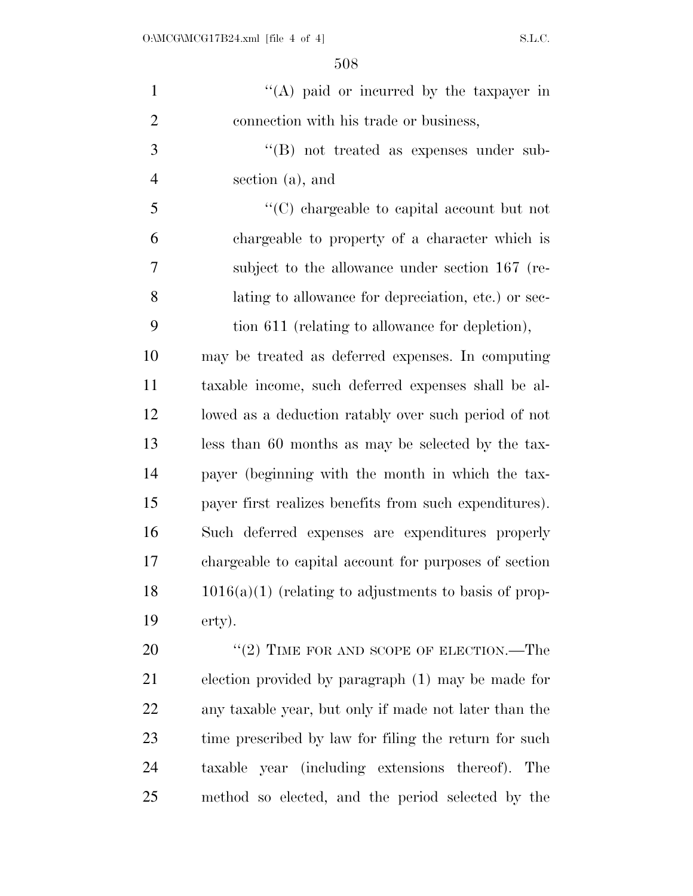''(A) paid or incurred by the taxpayer in connection with his trade or business,

''(B) not treated as expenses under subsection (a), and

''(C) chargeable to capital account but not chargeable to property of a character which is subject to the allowance under section 167 (relating to allowance for depreciation, etc.) or section 611 (relating to allowance for depletion),

may be treated as deferred expenses. In computing taxable income, such deferred expenses shall be allowed as a deduction ratably over such period of not less than 60 months as may be selected by the taxpayer (beginning with the month in which the taxpayer first realizes benefits from such expenditures). Such deferred expenses are expenditures properly chargeable to capital account for purposes of section 1016(a)(1) (relating to adjustments to basis of property).

''(2) TIME FOR AND SCOPE OF ELECTION.—The election provided by paragraph (1) may be made for any taxable year, but only if made not later than the time prescribed by law for filing the return for such taxable year (including extensions thereof). The method so elected, and the period selected by the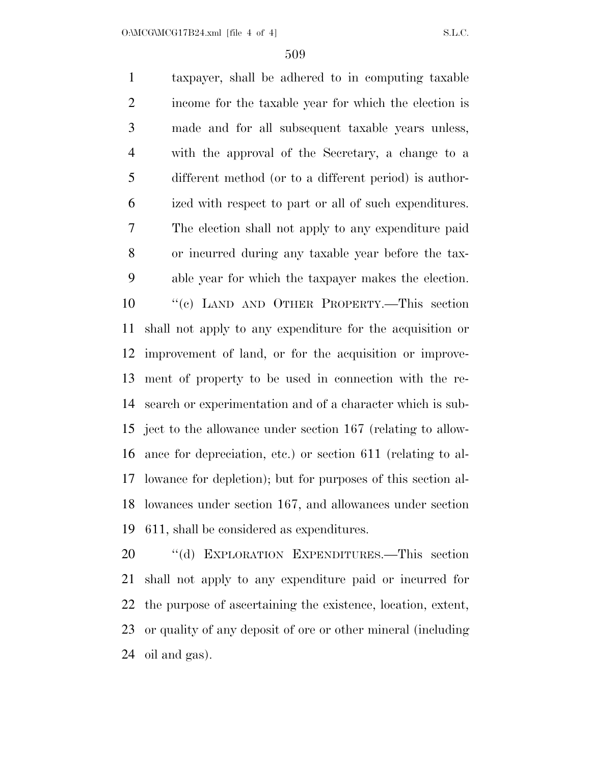taxpayer, shall be adhered to in computing taxable income for the taxable year for which the election is made and for all subsequent taxable years unless, with the approval of the Secretary, a change to a different method (or to a different period) is authorized with respect to part or all of such expenditures. The election shall not apply to any expenditure paid or incurred during any taxable year before the taxable year for which the taxpayer makes the election.

''(c) LAND AND OTHER PROPERTY.—This section shall not apply to any expenditure for the acquisition or improvement of land, or for the acquisition or improvement of property to be used in connection with the research or experimentation and of a character which is subject to the allowance under section 167 (relating to allowance for depreciation, etc.) or section 611 (relating to allowance for depletion); but for purposes of this section allowances under section 167, and allowances under section 611, shall be considered as expenditures.

''(d) EXPLORATION EXPENDITURES.—This section shall not apply to any expenditure paid or incurred for the purpose of ascertaining the existence, location, extent, or quality of any deposit of ore or other mineral (including oil and gas).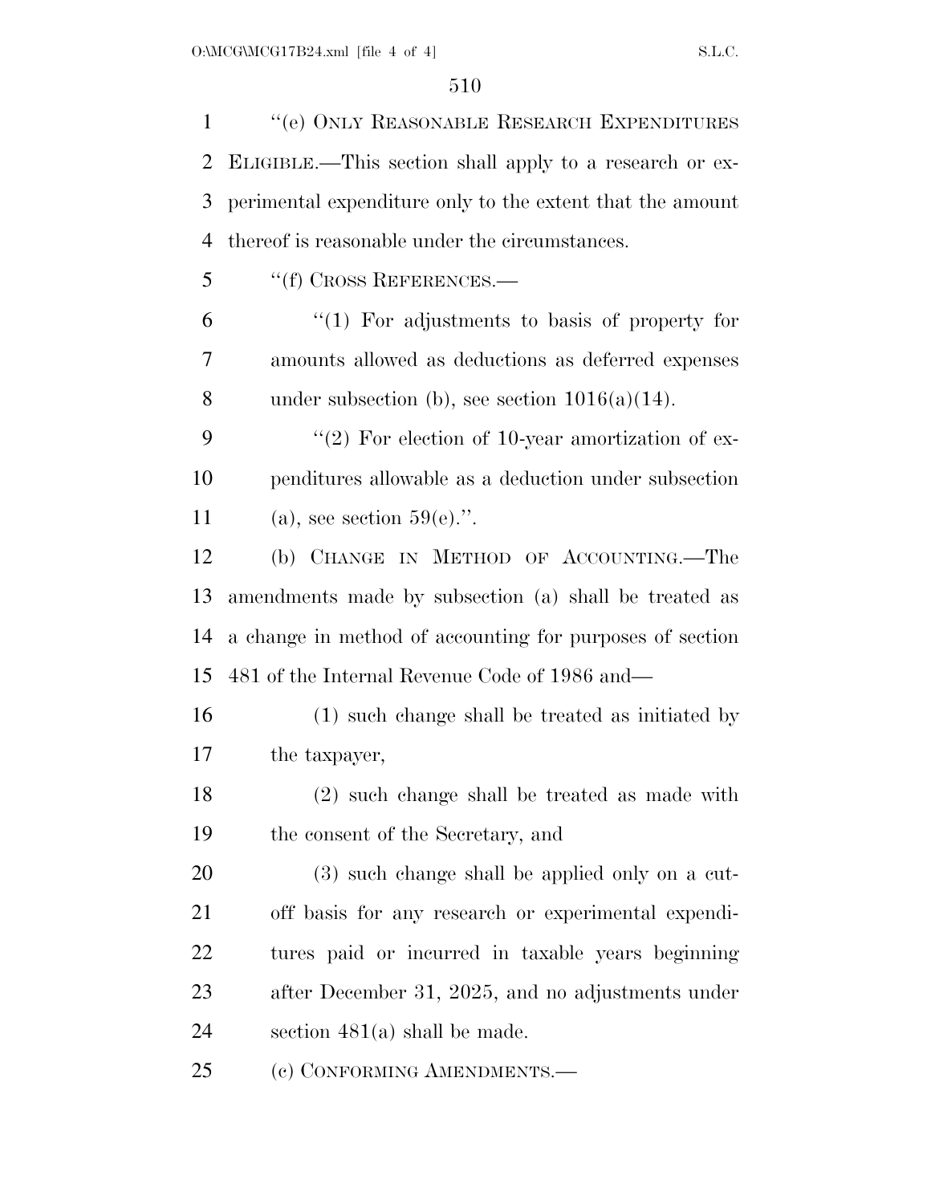"(e) ONLY REASONABLE RESEARCH EXPENDITURES ELIGIBLE.—This section shall apply to a research or experimental expenditure only to the extent that the amount thereof is reasonable under the circumstances.

"(f) CROSS REFERENCES.—

"(1) For adjustments to basis of property for amounts allowed as deductions as deferred expenses under subsection (b), see section 1016(a)(14).

"(2) For election of 10-year amortization of expenditures allowable as a deduction under subsection (a), see section 59(e).".

(b) CHANGE IN METHOD OF ACCOUNTING.—The amendments made by subsection (a) shall be treated as a change in method of accounting for purposes of section 481 of the Internal Revenue Code of 1986 and—

(1) such change shall be treated as initiated by the taxpayer,

(2) such change shall be treated as made with the consent of the Secretary, and

(3) such change shall be applied only on a cut-off basis for any research or experimental expenditures paid or incurred in taxable years beginning after December 31, 2025, and no adjustments under section 481(a) shall be made.

(c) CONFORMING AMENDMENTS.—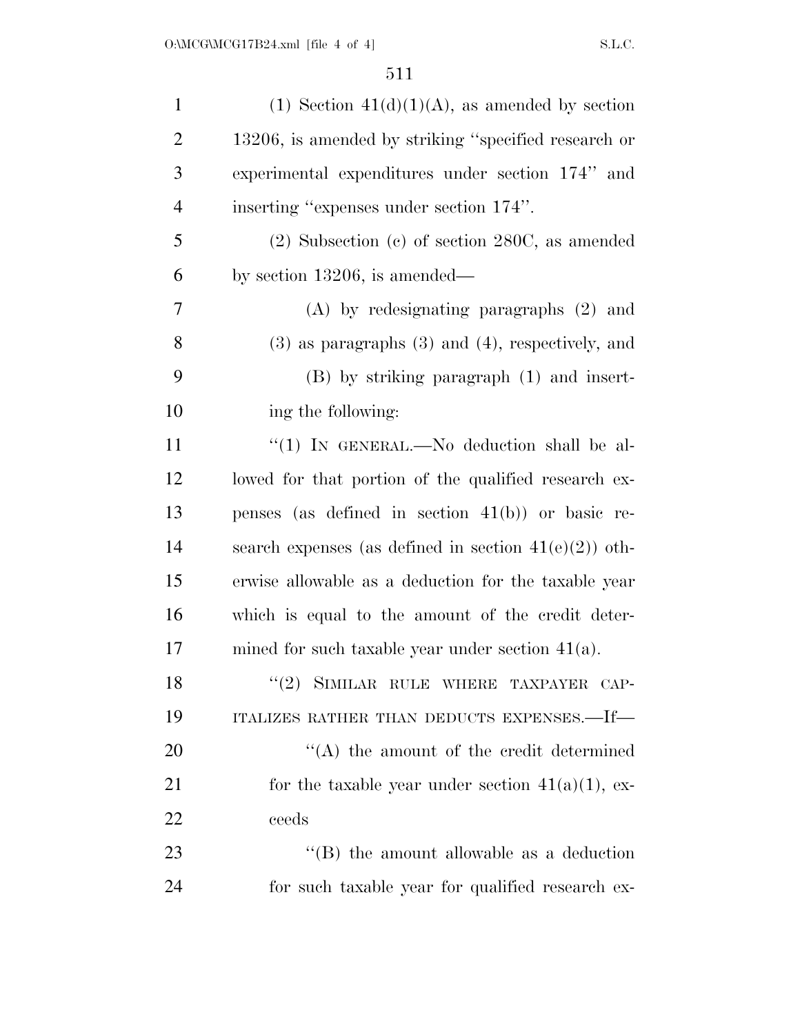(1) Section 41(d)(1)(A), as amended by section 13206, is amended by striking "specified research or experimental expenditures under section 174" and inserting "expenses under section 174".

(2) Subsection (c) of section 280C, as amended by section 13206, is amended—

(A) by redesignating paragraphs (2) and (3) as paragraphs (3) and (4), respectively, and

(B) by striking paragraph (1) and inserting the following:

"(1) IN GENERAL.—No deduction shall be allowed for that portion of the qualified research expenses (as defined in section 41(b)) or basic research expenses (as defined in section 41(e)(2)) otherwise allowable as a deduction for the taxable year which is equal to the amount of the credit determined for such taxable year under section 41(a).

"(2) SIMILAR RULE WHERE TAXPAYER CAPITALIZES RATHER THAN DEDUCTS EXPENSES.—If—

"(A) the amount of the credit determined for the taxable year under section 41(a)(1), exceeds

"(B) the amount allowable as a deduction for such taxable year for qualified research ex-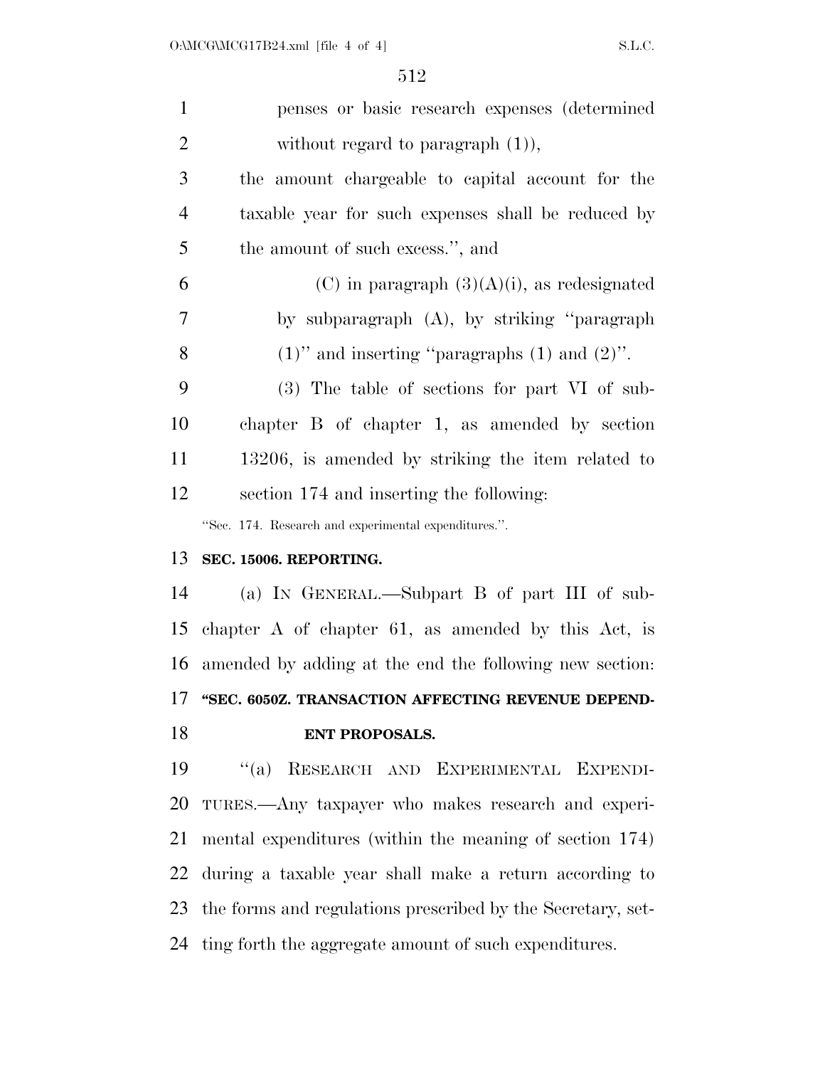penses or basic research expenses (determined without regard to paragraph (1)),

the amount chargeable to capital account for the taxable year for such expenses shall be reduced by the amount of such excess.'', and

(C) in paragraph (3)(A)(i), as redesignated by subparagraph (A), by striking ''paragraph (1)'' and inserting ''paragraphs (1) and (2)''.

(3) The table of sections for part VI of subchapter B of chapter 1, as amended by section 13206, is amended by striking the item related to section 174 and inserting the following:

''Sec. 174. Research and experimental expenditures.''.

**SEC. 15006. REPORTING.**

(a) IN GENERAL.—Subpart B of part III of subchapter A of chapter 61, as amended by this Act, is amended by adding at the end the following new section:

**''SEC. 6050Z. TRANSACTION AFFECTING REVENUE DEPENDENT PROPOSALS.**

''(a) RESEARCH AND EXPERIMENTAL EXPENDITURES.—Any taxpayer who makes research and experimental expenditures (within the meaning of section 174) during a taxable year shall make a return according to the forms and regulations prescribed by the Secretary, setting forth the aggregate amount of such expenditures.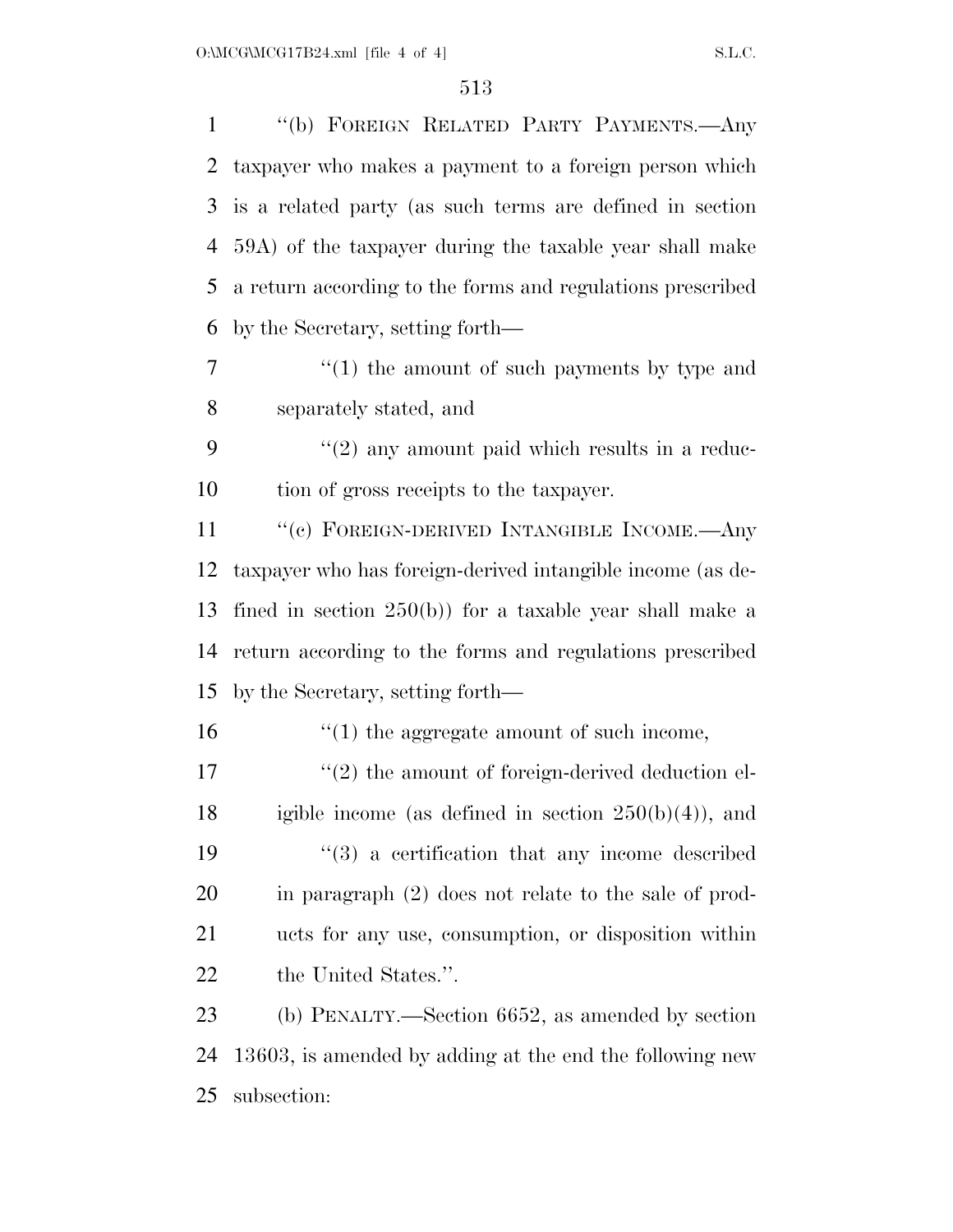''(b) FOREIGN RELATED PARTY PAYMENTS.—Any taxpayer who makes a payment to a foreign person which is a related party (as such terms are defined in section 59A) of the taxpayer during the taxable year shall make a return according to the forms and regulations prescribed by the Secretary, setting forth—

''(1) the amount of such payments by type and separately stated, and

''(2) any amount paid which results in a reduction of gross receipts to the taxpayer.

''(c) FOREIGN-DERIVED INTANGIBLE INCOME.—Any taxpayer who has foreign-derived intangible income (as defined in section 250(b)) for a taxable year shall make a return according to the forms and regulations prescribed by the Secretary, setting forth—

''(1) the aggregate amount of such income,

''(2) the amount of foreign-derived deduction eligible income (as defined in section 250(b)(4)), and

''(3) a certification that any income described in paragraph (2) does not relate to the sale of products for any use, consumption, or disposition within the United States.''.

(b) PENALTY.—Section 6652, as amended by section 13603, is amended by adding at the end the following new subsection: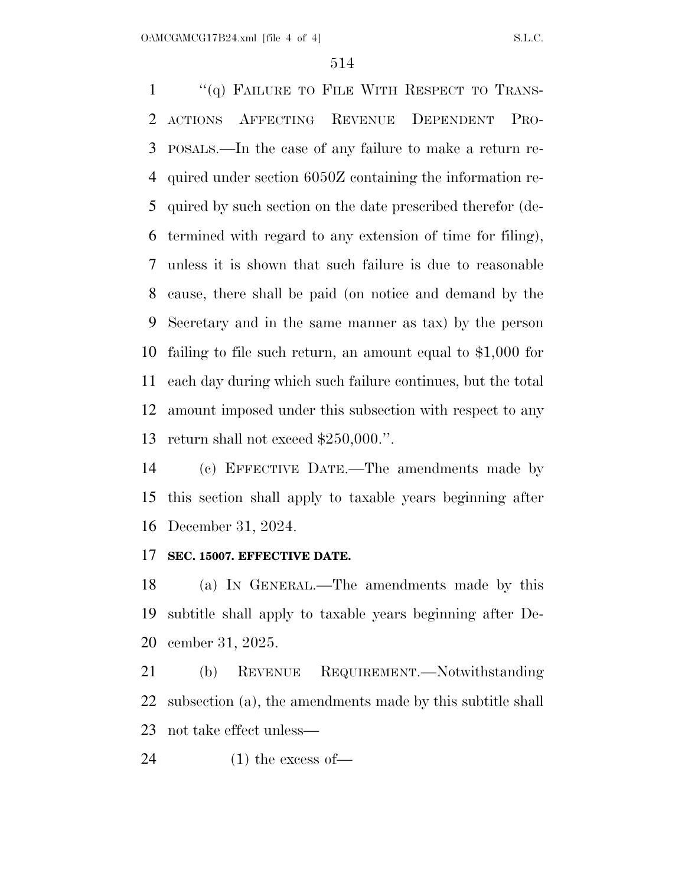"(q) FAILURE TO FILE WITH RESPECT TO TRANSACTIONS AFFECTING REVENUE DEPENDENT PROPOSALS.—In the case of any failure to make a return required under section 6050Z containing the information required by such section on the date prescribed therefor (determined with regard to any extension of time for filing), unless it is shown that such failure is due to reasonable cause, there shall be paid (on notice and demand by the Secretary and in the same manner as tax) by the person failing to file such return, an amount equal to $1,000 for each day during which such failure continues, but the total amount imposed under this subsection with respect to any return shall not exceed $250,000.".

(c) EFFECTIVE DATE.—The amendments made by this section shall apply to taxable years beginning after December 31, 2024.

**SEC. 15007. EFFECTIVE DATE.**

(a) IN GENERAL.—The amendments made by this subtitle shall apply to taxable years beginning after December 31, 2025.

(b) REVENUE REQUIREMENT.—Notwithstanding subsection (a), the amendments made by this subtitle shall not take effect unless—

(1) the excess of—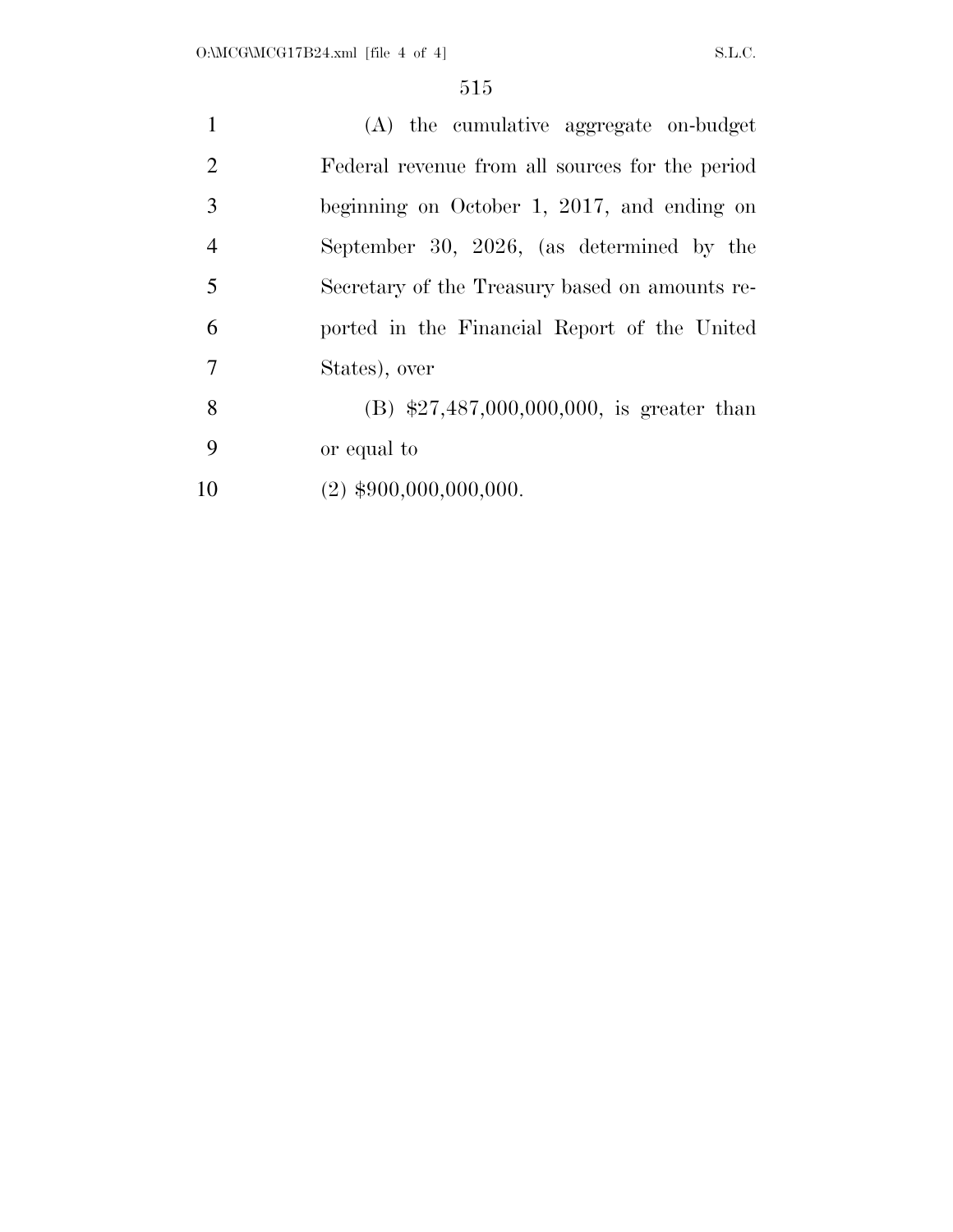(A) the cumulative aggregate on-budget Federal revenue from all sources for the period beginning on October 1, 2017, and ending on September 30, 2026, (as determined by the Secretary of the Treasury based on amounts reported in the Financial Report of the United States), over

(B) $27,487,000,000,000, is greater than or equal to

(2) $900,000,000,000.